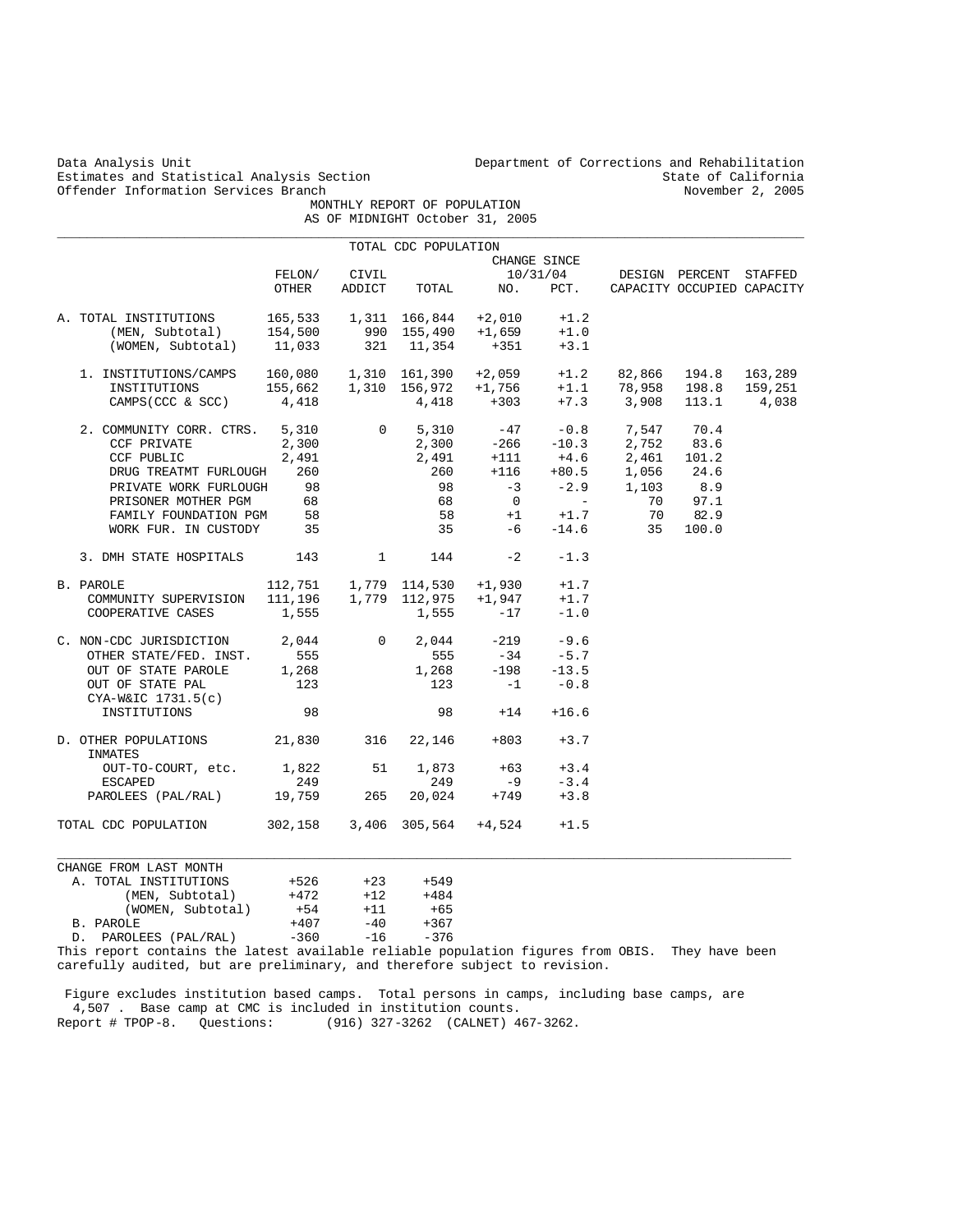Data Analysis Unit
Estimates and Statistical Analysis Section
Offender Information Services Branch

Department of Corrections and Rehabilitation
State of California
November 2, 2005

# MONTHLY REPORT OF POPULATION
## AS OF MIDNIGHT October 31, 2005

### TOTAL CDC POPULATION

| | FELON/ OTHER | CIVIL ADDICT | TOTAL | CHANGE SINCE 10/31/04 NO. | PCT. | DESIGN CAPACITY | PERCENT OCCUPIED | STAFFED CAPACITY |
|---|---|---|---|---|---|---|---|---|
| A. TOTAL INSTITUTIONS | 165,533 | 1,311 | 166,844 | +2,010 | +1.2 | | | |
| (MEN, Subtotal) | 154,500 | 990 | 155,490 | +1,659 | +1.0 | | | |
| (WOMEN, Subtotal) | 11,033 | 321 | 11,354 | +351 | +3.1 | | | |
| 1. INSTITUTIONS/CAMPS | 160,080 | 1,310 | 161,390 | +2,059 | +1.2 | 82,866 | 194.8 | 163,289 |
| INSTITUTIONS | 155,662 | 1,310 | 156,972 | +1,756 | +1.1 | 78,958 | 198.8 | 159,251 |
| CAMPS(CCC & SCC) | 4,418 | | 4,418 | +303 | +7.3 | 3,908 | 113.1 | 4,038 |
| 2. COMMUNITY CORR. CTRS. | 5,310 | 0 | 5,310 | -47 | -0.8 | 7,547 | 70.4 | |
| CCF PRIVATE | 2,300 | | 2,300 | -266 | -10.3 | 2,752 | 83.6 | |
| CCF PUBLIC | 2,491 | | 2,491 | +111 | +4.6 | 2,461 | 101.2 | |
| DRUG TREATMT FURLOUGH | 260 | | 260 | +116 | +80.5 | 1,056 | 24.6 | |
| PRIVATE WORK FURLOUGH | 98 | | 98 | -3 | -2.9 | 1,103 | 8.9 | |
| PRISONER MOTHER PGM | 68 | | 68 | 0 | - | 70 | 97.1 | |
| FAMILY FOUNDATION PGM | 58 | | 58 | +1 | +1.7 | 70 | 82.9 | |
| WORK FUR. IN CUSTODY | 35 | | 35 | -6 | -14.6 | 35 | 100.0 | |
| 3. DMH STATE HOSPITALS | 143 | 1 | 144 | -2 | -1.3 | | | |
| B. PAROLE | 112,751 | 1,779 | 114,530 | +1,930 | +1.7 | | | |
| COMMUNITY SUPERVISION | 111,196 | 1,779 | 112,975 | +1,947 | +1.7 | | | |
| COOPERATIVE CASES | 1,555 | | 1,555 | -17 | -1.0 | | | |
| C. NON-CDC JURISDICTION | 2,044 | 0 | 2,044 | -219 | -9.6 | | | |
| OTHER STATE/FED. INST. | 555 | | 555 | -34 | -5.7 | | | |
| OUT OF STATE PAROLE | 1,268 | | 1,268 | -198 | -13.5 | | | |
| OUT OF STATE PAL | 123 | | 123 | -1 | -0.8 | | | |
| CYA-W&IC 1731.5(c) INSTITUTIONS | 98 | | 98 | +14 | +16.6 | | | |
| D. OTHER POPULATIONS | 21,830 | 316 | 22,146 | +803 | +3.7 | | | |
| INMATES OUT-TO-COURT, etc. | 1,822 | 51 | 1,873 | +63 | +3.4 | | | |
| ESCAPED | 249 | | 249 | -9 | -3.4 | | | |
| PAROLEES (PAL/RAL) | 19,759 | 265 | 20,024 | +749 | +3.8 | | | |
| TOTAL CDC POPULATION | 302,158 | 3,406 | 305,564 | +4,524 | +1.5 | | | |

| CHANGE FROM LAST MONTH | | | |
|---|---|---|---|
| A. TOTAL INSTITUTIONS | +526 | +23 | +549 |
| (MEN, Subtotal) | +472 | +12 | +484 |
| (WOMEN, Subtotal) | +54 | +11 | +65 |
| B. PAROLE | +407 | -40 | +367 |
| D. PAROLEES (PAL/RAL) | -360 | -16 | -376 |

This report contains the latest available reliable population figures from OBIS. They have been carefully audited, but are preliminary, and therefore subject to revision.

Figure excludes institution based camps. Total persons in camps, including base camps, are 4,507 . Base camp at CMC is included in institution counts.

Report # TPOP-8. Questions: (916) 327-3262 (CALNET) 467-3262.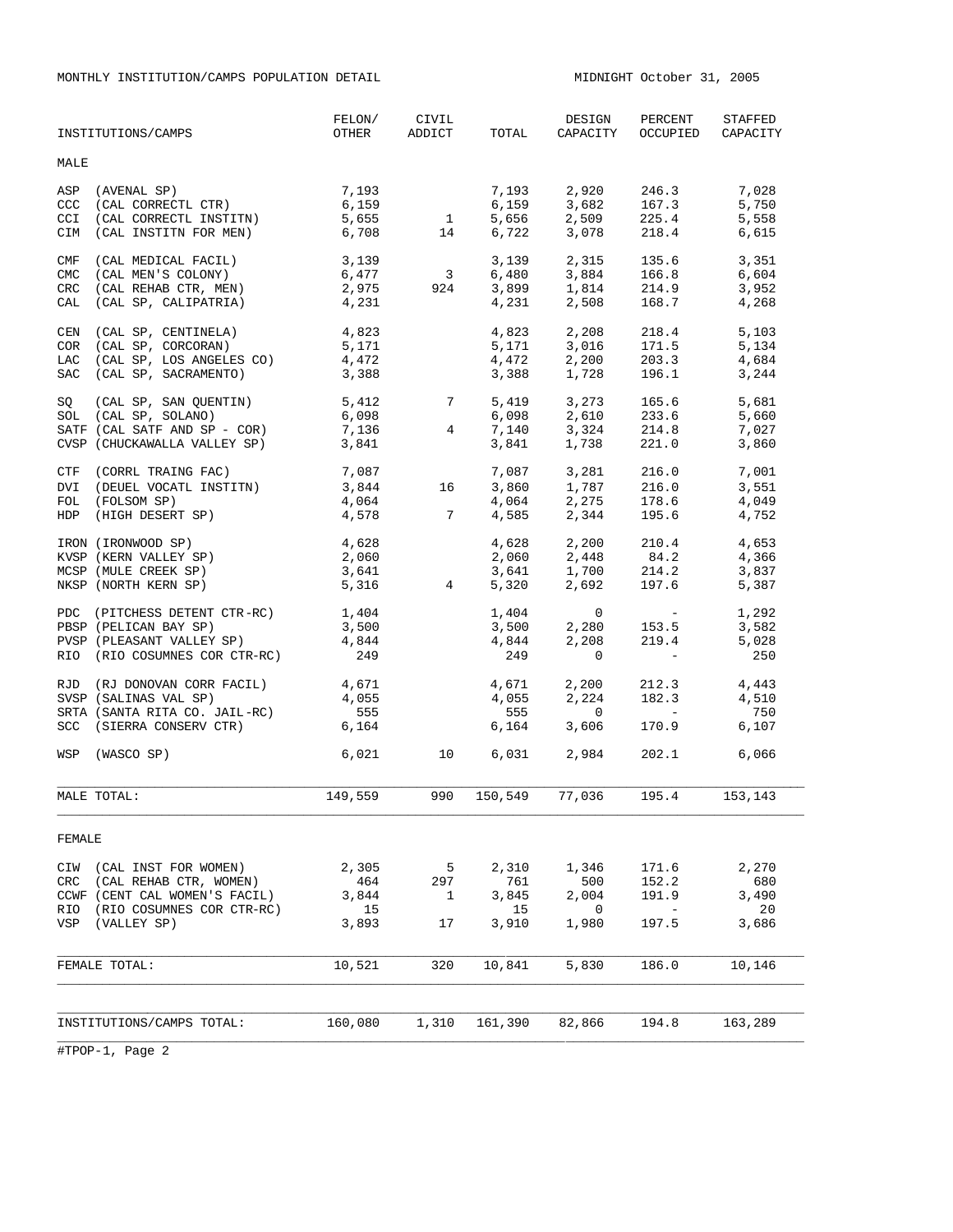MONTHLY INSTITUTION/CAMPS POPULATION DETAIL

MIDNIGHT October 31, 2005

| INSTITUTIONS/CAMPS | FELON/ OTHER | CIVIL ADDICT | TOTAL | DESIGN CAPACITY | PERCENT OCCUPIED | STAFFED CAPACITY |
|---|---|---|---|---|---|---|
| **MALE** | | | | | | |
| ASP (AVENAL SP) | 7,193 | | 7,193 | 2,920 | 246.3 | 7,028 |
| CCC (CAL CORRECTL CTR) | 6,159 | | 6,159 | 3,682 | 167.3 | 5,750 |
| CCI (CAL CORRECTL INSTITN) | 5,655 | 1 | 5,656 | 2,509 | 225.4 | 5,558 |
| CIM (CAL INSTITN FOR MEN) | 6,708 | 14 | 6,722 | 3,078 | 218.4 | 6,615 |
| CMF (CAL MEDICAL FACIL) | 3,139 | | 3,139 | 2,315 | 135.6 | 3,351 |
| CMC (CAL MEN'S COLONY) | 6,477 | 3 | 6,480 | 3,884 | 166.8 | 6,604 |
| CRC (CAL REHAB CTR, MEN) | 2,975 | 924 | 3,899 | 1,814 | 214.9 | 3,952 |
| CAL (CAL SP, CALIPATRIA) | 4,231 | | 4,231 | 2,508 | 168.7 | 4,268 |
| CEN (CAL SP, CENTINELA) | 4,823 | | 4,823 | 2,208 | 218.4 | 5,103 |
| COR (CAL SP, CORCORAN) | 5,171 | | 5,171 | 3,016 | 171.5 | 5,134 |
| LAC (CAL SP, LOS ANGELES CO) | 4,472 | | 4,472 | 2,200 | 203.3 | 4,684 |
| SAC (CAL SP, SACRAMENTO) | 3,388 | | 3,388 | 1,728 | 196.1 | 3,244 |
| SQ (CAL SP, SAN QUENTIN) | 5,412 | 7 | 5,419 | 3,273 | 165.6 | 5,681 |
| SOL (CAL SP, SOLANO) | 6,098 | | 6,098 | 2,610 | 233.6 | 5,660 |
| SATF (CAL SATF AND SP - COR) | 7,136 | 4 | 7,140 | 3,324 | 214.8 | 7,027 |
| CVSP (CHUCKAWALLA VALLEY SP) | 3,841 | | 3,841 | 1,738 | 221.0 | 3,860 |
| CTF (CORRL TRAING FAC) | 7,087 | | 7,087 | 3,281 | 216.0 | 7,001 |
| DVI (DEUEL VOCATL INSTITN) | 3,844 | 16 | 3,860 | 1,787 | 216.0 | 3,551 |
| FOL (FOLSOM SP) | 4,064 | | 4,064 | 2,275 | 178.6 | 4,049 |
| HDP (HIGH DESERT SP) | 4,578 | 7 | 4,585 | 2,344 | 195.6 | 4,752 |
| IRON (IRONWOOD SP) | 4,628 | | 4,628 | 2,200 | 210.4 | 4,653 |
| KVSP (KERN VALLEY SP) | 2,060 | | 2,060 | 2,448 | 84.2 | 4,366 |
| MCSP (MULE CREEK SP) | 3,641 | | 3,641 | 1,700 | 214.2 | 3,837 |
| NKSP (NORTH KERN SP) | 5,316 | 4 | 5,320 | 2,692 | 197.6 | 5,387 |
| PDC (PITCHESS DETENT CTR-RC) | 1,404 | | 1,404 | 0 | - | 1,292 |
| PBSP (PELICAN BAY SP) | 3,500 | | 3,500 | 2,280 | 153.5 | 3,582 |
| PVSP (PLEASANT VALLEY SP) | 4,844 | | 4,844 | 2,208 | 219.4 | 5,028 |
| RIO (RIO COSUMNES COR CTR-RC) | 249 | | 249 | 0 | - | 250 |
| RJD (RJ DONOVAN CORR FACIL) | 4,671 | | 4,671 | 2,200 | 212.3 | 4,443 |
| SVSP (SALINAS VAL SP) | 4,055 | | 4,055 | 2,224 | 182.3 | 4,510 |
| SRTA (SANTA RITA CO. JAIL-RC) | 555 | | 555 | 0 | - | 750 |
| SCC (SIERRA CONSERV CTR) | 6,164 | | 6,164 | 3,606 | 170.9 | 6,107 |
| WSP (WASCO SP) | 6,021 | 10 | 6,031 | 2,984 | 202.1 | 6,066 |
| MALE TOTAL: | 149,559 | 990 | 150,549 | 77,036 | 195.4 | 153,143 |
| **FEMALE** | | | | | | |
| CIW (CAL INST FOR WOMEN) | 2,305 | 5 | 2,310 | 1,346 | 171.6 | 2,270 |
| CRC (CAL REHAB CTR, WOMEN) | 464 | 297 | 761 | 500 | 152.2 | 680 |
| CCWF (CENT CAL WOMEN'S FACIL) | 3,844 | 1 | 3,845 | 2,004 | 191.9 | 3,490 |
| RIO (RIO COSUMNES COR CTR-RC) | 15 | | 15 | 0 | - | 20 |
| VSP (VALLEY SP) | 3,893 | 17 | 3,910 | 1,980 | 197.5 | 3,686 |
| FEMALE TOTAL: | 10,521 | 320 | 10,841 | 5,830 | 186.0 | 10,146 |
| INSTITUTIONS/CAMPS TOTAL: | 160,080 | 1,310 | 161,390 | 82,866 | 194.8 | 163,289 |

#TPOP-1, Page 2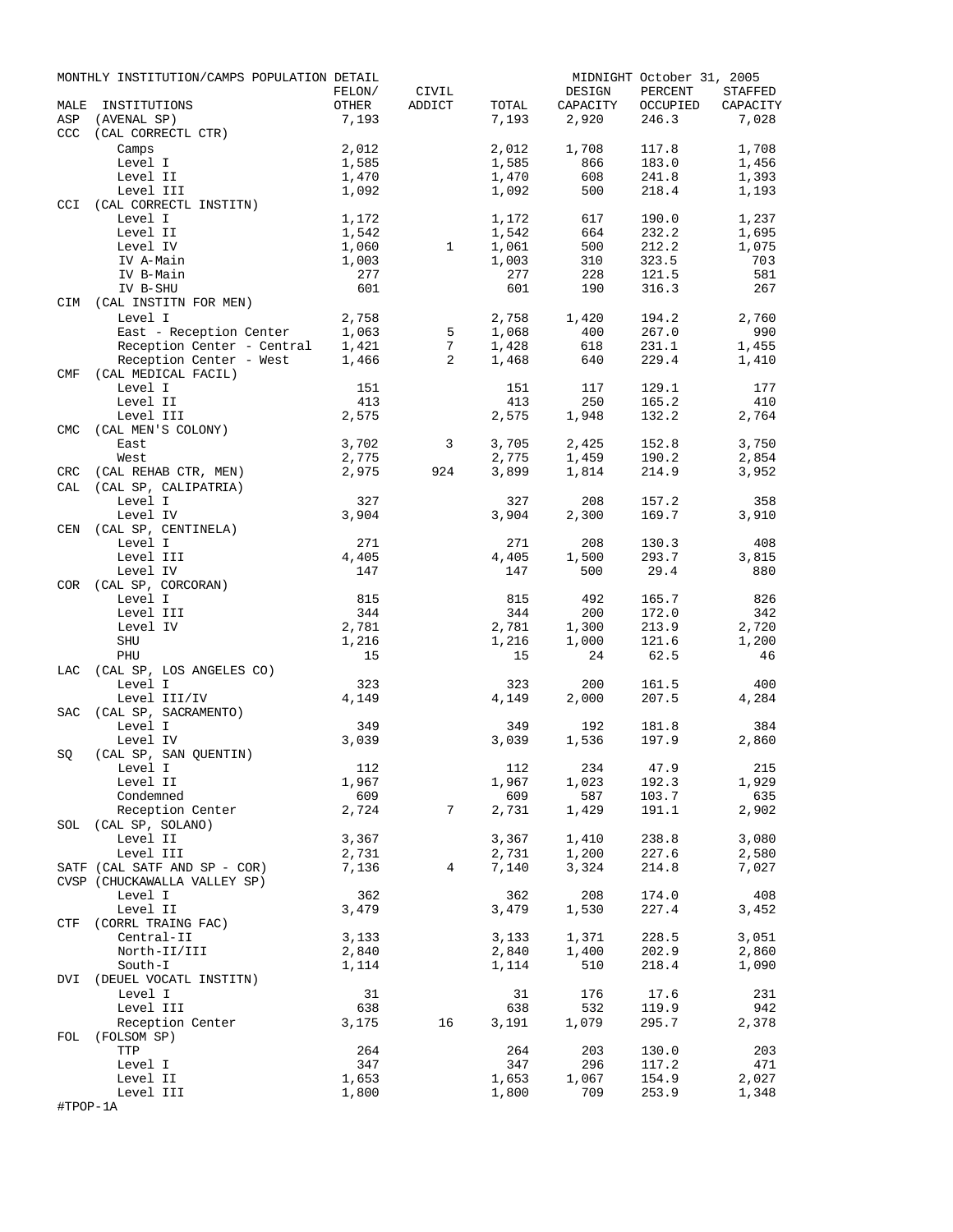MONTHLY INSTITUTION/CAMPS POPULATION DETAIL — MIDNIGHT October 31, 2005

| MALE | INSTITUTIONS | FELON/ OTHER | CIVIL ADDICT | TOTAL | DESIGN CAPACITY | PERCENT OCCUPIED | STAFFED CAPACITY |
|---|---|---|---|---|---|---|---|
| ASP | (AVENAL SP) | 7,193 | | 7,193 | 2,920 | 246.3 | 7,028 |
| CCC | (CAL CORRECTL CTR) | | | | | | |
| | Camps | 2,012 | | 2,012 | 1,708 | 117.8 | 1,708 |
| | Level I | 1,585 | | 1,585 | 866 | 183.0 | 1,456 |
| | Level II | 1,470 | | 1,470 | 608 | 241.8 | 1,393 |
| | Level III | 1,092 | | 1,092 | 500 | 218.4 | 1,193 |
| CCI | (CAL CORRECTL INSTITN) | | | | | | |
| | Level I | 1,172 | | 1,172 | 617 | 190.0 | 1,237 |
| | Level II | 1,542 | | 1,542 | 664 | 232.2 | 1,695 |
| | Level IV | 1,060 | 1 | 1,061 | 500 | 212.2 | 1,075 |
| | IV A-Main | 1,003 | | 1,003 | 310 | 323.5 | 703 |
| | IV B-Main | 277 | | 277 | 228 | 121.5 | 581 |
| | IV B-SHU | 601 | | 601 | 190 | 316.3 | 267 |
| CIM | (CAL INSTITN FOR MEN) | | | | | | |
| | Level I | 2,758 | | 2,758 | 1,420 | 194.2 | 2,760 |
| | East - Reception Center | 1,063 | 5 | 1,068 | 400 | 267.0 | 990 |
| | Reception Center - Central | 1,421 | 7 | 1,428 | 618 | 231.1 | 1,455 |
| | Reception Center - West | 1,466 | 2 | 1,468 | 640 | 229.4 | 1,410 |
| CMF | (CAL MEDICAL FACIL) | | | | | | |
| | Level I | 151 | | 151 | 117 | 129.1 | 177 |
| | Level II | 413 | | 413 | 250 | 165.2 | 410 |
| | Level III | 2,575 | | 2,575 | 1,948 | 132.2 | 2,764 |
| CMC | (CAL MEN'S COLONY) | | | | | | |
| | East | 3,702 | 3 | 3,705 | 2,425 | 152.8 | 3,750 |
| | West | 2,775 | | 2,775 | 1,459 | 190.2 | 2,854 |
| CRC | (CAL REHAB CTR, MEN) | 2,975 | 924 | 3,899 | 1,814 | 214.9 | 3,952 |
| CAL | (CAL SP, CALIPATRIA) | | | | | | |
| | Level I | 327 | | 327 | 208 | 157.2 | 358 |
| | Level IV | 3,904 | | 3,904 | 2,300 | 169.7 | 3,910 |
| CEN | (CAL SP, CENTINELA) | | | | | | |
| | Level I | 271 | | 271 | 208 | 130.3 | 408 |
| | Level III | 4,405 | | 4,405 | 1,500 | 293.7 | 3,815 |
| | Level IV | 147 | | 147 | 500 | 29.4 | 880 |
| COR | (CAL SP, CORCORAN) | | | | | | |
| | Level I | 815 | | 815 | 492 | 165.7 | 826 |
| | Level III | 344 | | 344 | 200 | 172.0 | 342 |
| | Level IV | 2,781 | | 2,781 | 1,300 | 213.9 | 2,720 |
| | SHU | 1,216 | | 1,216 | 1,000 | 121.6 | 1,200 |
| | PHU | 15 | | 15 | 24 | 62.5 | 46 |
| LAC | (CAL SP, LOS ANGELES CO) | | | | | | |
| | Level I | 323 | | 323 | 200 | 161.5 | 400 |
| | Level III/IV | 4,149 | | 4,149 | 2,000 | 207.5 | 4,284 |
| SAC | (CAL SP, SACRAMENTO) | | | | | | |
| | Level I | 349 | | 349 | 192 | 181.8 | 384 |
| | Level IV | 3,039 | | 3,039 | 1,536 | 197.9 | 2,860 |
| SQ | (CAL SP, SAN QUENTIN) | | | | | | |
| | Level I | 112 | | 112 | 234 | 47.9 | 215 |
| | Level II | 1,967 | | 1,967 | 1,023 | 192.3 | 1,929 |
| | Condemned | 609 | | 609 | 587 | 103.7 | 635 |
| | Reception Center | 2,724 | 7 | 2,731 | 1,429 | 191.1 | 2,902 |
| SOL | (CAL SP, SOLANO) | | | | | | |
| | Level II | 3,367 | | 3,367 | 1,410 | 238.8 | 3,080 |
| | Level III | 2,731 | | 2,731 | 1,200 | 227.6 | 2,580 |
| SATF | (CAL SATF AND SP - COR) | 7,136 | 4 | 7,140 | 3,324 | 214.8 | 7,027 |
| CVSP | (CHUCKAWALLA VALLEY SP) | | | | | | |
| | Level I | 362 | | 362 | 208 | 174.0 | 408 |
| | Level II | 3,479 | | 3,479 | 1,530 | 227.4 | 3,452 |
| CTF | (CORRL TRAING FAC) | | | | | | |
| | Central-II | 3,133 | | 3,133 | 1,371 | 228.5 | 3,051 |
| | North-II/III | 2,840 | | 2,840 | 1,400 | 202.9 | 2,860 |
| | South-I | 1,114 | | 1,114 | 510 | 218.4 | 1,090 |
| DVI | (DEUEL VOCATL INSTITN) | | | | | | |
| | Level I | 31 | | 31 | 176 | 17.6 | 231 |
| | Level III | 638 | | 638 | 532 | 119.9 | 942 |
| | Reception Center | 3,175 | 16 | 3,191 | 1,079 | 295.7 | 2,378 |
| FOL | (FOLSOM SP) | | | | | | |
| | TTP | 264 | | 264 | 203 | 130.0 | 203 |
| | Level I | 347 | | 347 | 296 | 117.2 | 471 |
| | Level II | 1,653 | | 1,653 | 1,067 | 154.9 | 2,027 |
| | Level III | 1,800 | | 1,800 | 709 | 253.9 | 1,348 |

#TPOP-1A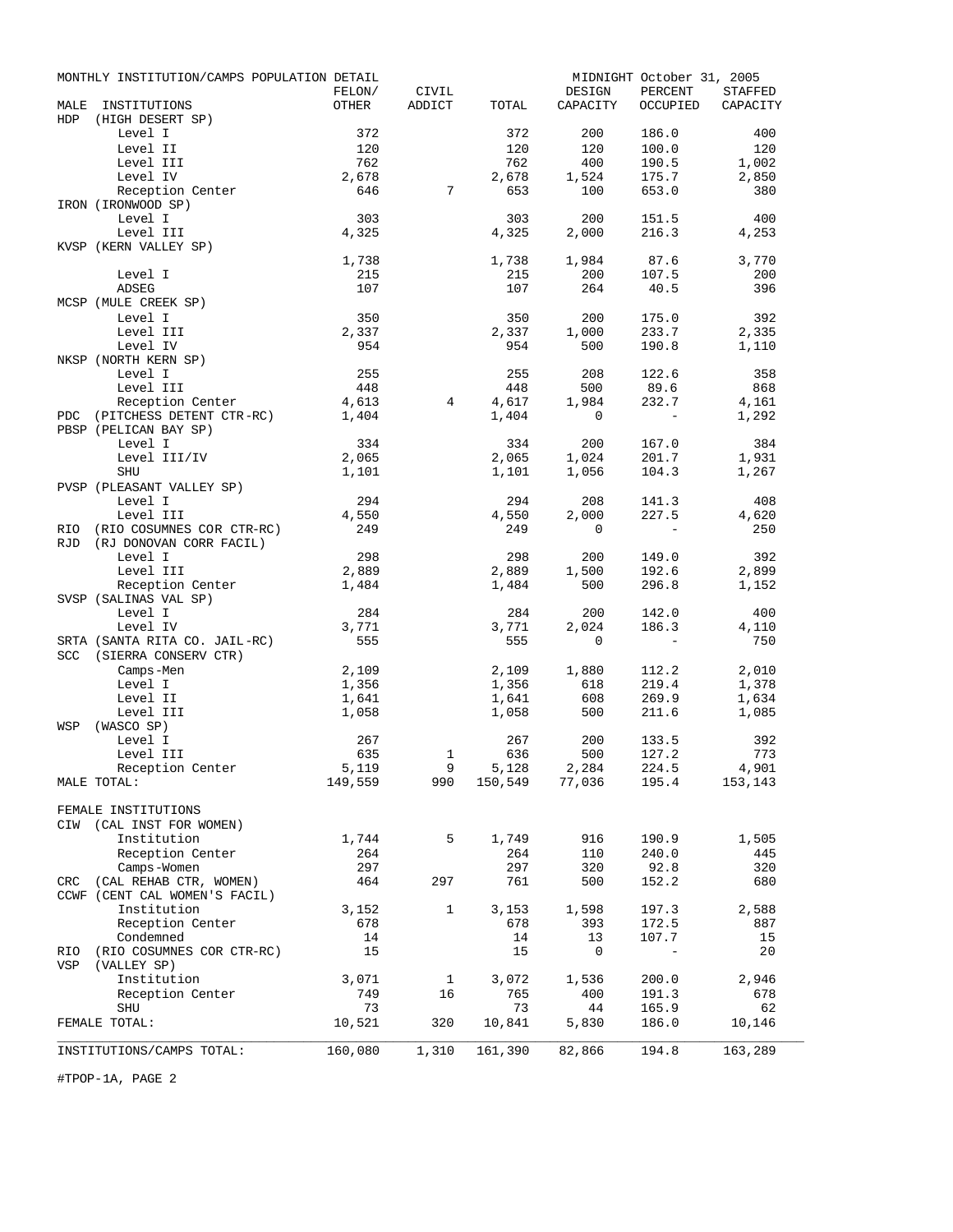MONTHLY INSTITUTION/CAMPS POPULATION DETAIL — MIDNIGHT October 31, 2005

| MALE INSTITUTIONS | FELON/ OTHER | CIVIL ADDICT | TOTAL | DESIGN CAPACITY | PERCENT OCCUPIED | STAFFED CAPACITY |
|---|---|---|---|---|---|---|
| HDP (HIGH DESERT SP) | | | | | | |
| Level I | 372 | | 372 | 200 | 186.0 | 400 |
| Level II | 120 | | 120 | 120 | 100.0 | 120 |
| Level III | 762 | | 762 | 400 | 190.5 | 1,002 |
| Level IV | 2,678 | | 2,678 | 1,524 | 175.7 | 2,850 |
| Reception Center | 646 | 7 | 653 | 100 | 653.0 | 380 |
| IRON (IRONWOOD SP) | | | | | | |
| Level I | 303 | | 303 | 200 | 151.5 | 400 |
| Level III | 4,325 | | 4,325 | 2,000 | 216.3 | 4,253 |
| KVSP (KERN VALLEY SP) | | | | | | |
| | 1,738 | | 1,738 | 1,984 | 87.6 | 3,770 |
| Level I | 215 | | 215 | 200 | 107.5 | 200 |
| ADSEG | 107 | | 107 | 264 | 40.5 | 396 |
| MCSP (MULE CREEK SP) | | | | | | |
| Level I | 350 | | 350 | 200 | 175.0 | 392 |
| Level III | 2,337 | | 2,337 | 1,000 | 233.7 | 2,335 |
| Level IV | 954 | | 954 | 500 | 190.8 | 1,110 |
| NKSP (NORTH KERN SP) | | | | | | |
| Level I | 255 | | 255 | 208 | 122.6 | 358 |
| Level III | 448 | | 448 | 500 | 89.6 | 868 |
| Reception Center | 4,613 | 4 | 4,617 | 1,984 | 232.7 | 4,161 |
| PDC (PITCHESS DETENT CTR-RC) | 1,404 | | 1,404 | 0 | - | 1,292 |
| PBSP (PELICAN BAY SP) | | | | | | |
| Level I | 334 | | 334 | 200 | 167.0 | 384 |
| Level III/IV | 2,065 | | 2,065 | 1,024 | 201.7 | 1,931 |
| SHU | 1,101 | | 1,101 | 1,056 | 104.3 | 1,267 |
| PVSP (PLEASANT VALLEY SP) | | | | | | |
| Level I | 294 | | 294 | 208 | 141.3 | 408 |
| Level III | 4,550 | | 4,550 | 2,000 | 227.5 | 4,620 |
| RIO (RIO COSUMNES COR CTR-RC) | 249 | | 249 | 0 | - | 250 |
| RJD (RJ DONOVAN CORR FACIL) | | | | | | |
| Level I | 298 | | 298 | 200 | 149.0 | 392 |
| Level III | 2,889 | | 2,889 | 1,500 | 192.6 | 2,899 |
| Reception Center | 1,484 | | 1,484 | 500 | 296.8 | 1,152 |
| SVSP (SALINAS VAL SP) | | | | | | |
| Level I | 284 | | 284 | 200 | 142.0 | 400 |
| Level IV | 3,771 | | 3,771 | 2,024 | 186.3 | 4,110 |
| SRTA (SANTA RITA CO. JAIL-RC) | 555 | | 555 | 0 | - | 750 |
| SCC (SIERRA CONSERV CTR) | | | | | | |
| Camps-Men | 2,109 | | 2,109 | 1,880 | 112.2 | 2,010 |
| Level I | 1,356 | | 1,356 | 618 | 219.4 | 1,378 |
| Level II | 1,641 | | 1,641 | 608 | 269.9 | 1,634 |
| Level III | 1,058 | | 1,058 | 500 | 211.6 | 1,085 |
| WSP (WASCO SP) | | | | | | |
| Level I | 267 | | 267 | 200 | 133.5 | 392 |
| Level III | 635 | 1 | 636 | 500 | 127.2 | 773 |
| Reception Center | 5,119 | 9 | 5,128 | 2,284 | 224.5 | 4,901 |
| MALE TOTAL: | 149,559 | 990 | 150,549 | 77,036 | 195.4 | 153,143 |
| FEMALE INSTITUTIONS | | | | | | |
| CIW (CAL INST FOR WOMEN) | | | | | | |
| Institution | 1,744 | 5 | 1,749 | 916 | 190.9 | 1,505 |
| Reception Center | 264 | | 264 | 110 | 240.0 | 445 |
| Camps-Women | 297 | | 297 | 320 | 92.8 | 320 |
| CRC (CAL REHAB CTR, WOMEN) | 464 | 297 | 761 | 500 | 152.2 | 680 |
| CCWF (CENT CAL WOMEN'S FACIL) | | | | | | |
| Institution | 3,152 | 1 | 3,153 | 1,598 | 197.3 | 2,588 |
| Reception Center | 678 | | 678 | 393 | 172.5 | 887 |
| Condemned | 14 | | 14 | 13 | 107.7 | 15 |
| RIO (RIO COSUMNES COR CTR-RC) | 15 | | 15 | 0 | - | 20 |
| VSP (VALLEY SP) | | | | | | |
| Institution | 3,071 | 1 | 3,072 | 1,536 | 200.0 | 2,946 |
| Reception Center | 749 | 16 | 765 | 400 | 191.3 | 678 |
| SHU | 73 | | 73 | 44 | 165.9 | 62 |
| FEMALE TOTAL: | 10,521 | 320 | 10,841 | 5,830 | 186.0 | 10,146 |
| INSTITUTIONS/CAMPS TOTAL: | 160,080 | 1,310 | 161,390 | 82,866 | 194.8 | 163,289 |

#TPOP-1A, PAGE 2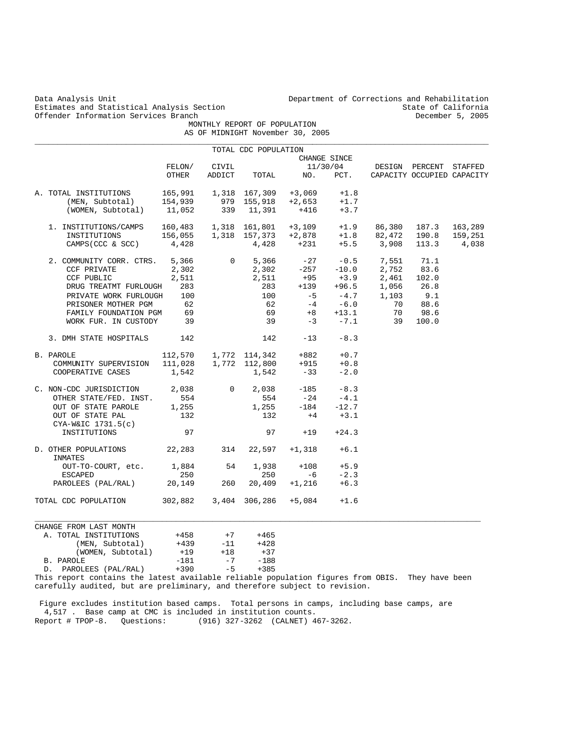Data Analysis Unit
Estimates and Statistical Analysis Section
Offender Information Services Branch

Department of Corrections and Rehabilitation
State of California
December 5, 2005

# MONTHLY REPORT OF POPULATION
## AS OF MIDNIGHT November 30, 2005

TOTAL CDC POPULATION

| | FELON/ OTHER | CIVIL ADDICT | TOTAL | CHANGE SINCE 11/30/04 NO. | PCT. | DESIGN CAPACITY | PERCENT OCCUPIED | STAFFED CAPACITY |
|---|---|---|---|---|---|---|---|---|
| A. TOTAL INSTITUTIONS | 165,991 | 1,318 | 167,309 | +3,069 | +1.8 | | | |
| (MEN, Subtotal) | 154,939 | 979 | 155,918 | +2,653 | +1.7 | | | |
| (WOMEN, Subtotal) | 11,052 | 339 | 11,391 | +416 | +3.7 | | | |
| 1. INSTITUTIONS/CAMPS | 160,483 | 1,318 | 161,801 | +3,109 | +1.9 | 86,380 | 187.3 | 163,289 |
| INSTITUTIONS | 156,055 | 1,318 | 157,373 | +2,878 | +1.8 | 82,472 | 190.8 | 159,251 |
| CAMPS(CCC & SCC) | 4,428 | | 4,428 | +231 | +5.5 | 3,908 | 113.3 | 4,038 |
| 2. COMMUNITY CORR. CTRS. | 5,366 | 0 | 5,366 | -27 | -0.5 | 7,551 | 71.1 | |
| CCF PRIVATE | 2,302 | | 2,302 | -257 | -10.0 | 2,752 | 83.6 | |
| CCF PUBLIC | 2,511 | | 2,511 | +95 | +3.9 | 2,461 | 102.0 | |
| DRUG TREATMT FURLOUGH | 283 | | 283 | +139 | +96.5 | 1,056 | 26.8 | |
| PRIVATE WORK FURLOUGH | 100 | | 100 | -5 | -4.7 | 1,103 | 9.1 | |
| PRISONER MOTHER PGM | 62 | | 62 | -4 | -6.0 | 70 | 88.6 | |
| FAMILY FOUNDATION PGM | 69 | | 69 | +8 | +13.1 | 70 | 98.6 | |
| WORK FUR. IN CUSTODY | 39 | | 39 | -3 | -7.1 | 39 | 100.0 | |
| 3. DMH STATE HOSPITALS | 142 | | 142 | -13 | -8.3 | | | |
| B. PAROLE | 112,570 | 1,772 | 114,342 | +882 | +0.7 | | | |
| COMMUNITY SUPERVISION | 111,028 | 1,772 | 112,800 | +915 | +0.8 | | | |
| COOPERATIVE CASES | 1,542 | | 1,542 | -33 | -2.0 | | | |
| C. NON-CDC JURISDICTION | 2,038 | 0 | 2,038 | -185 | -8.3 | | | |
| OTHER STATE/FED. INST. | 554 | | 554 | -24 | -4.1 | | | |
| OUT OF STATE PAROLE | 1,255 | | 1,255 | -184 | -12.7 | | | |
| OUT OF STATE PAL | 132 | | 132 | +4 | +3.1 | | | |
| CYA-W&IC 1731.5(c) INSTITUTIONS | 97 | | 97 | +19 | +24.3 | | | |
| D. OTHER POPULATIONS | 22,283 | 314 | 22,597 | +1,318 | +6.1 | | | |
| INMATES OUT-TO-COURT, etc. | 1,884 | 54 | 1,938 | +108 | +5.9 | | | |
| ESCAPED | 250 | | 250 | -6 | -2.3 | | | |
| PAROLEES (PAL/RAL) | 20,149 | 260 | 20,409 | +1,216 | +6.3 | | | |
| TOTAL CDC POPULATION | 302,882 | 3,404 | 306,286 | +5,084 | +1.6 | | | |

| CHANGE FROM LAST MONTH | | | |
|---|---|---|---|
| A. TOTAL INSTITUTIONS | +458 | +7 | +465 |
| (MEN, Subtotal) | +439 | -11 | +428 |
| (WOMEN, Subtotal) | +19 | +18 | +37 |
| B. PAROLE | -181 | -7 | -188 |
| D. PAROLEES (PAL/RAL) | +390 | -5 | +385 |

This report contains the latest available reliable population figures from OBIS. They have been carefully audited, but are preliminary, and therefore subject to revision.

Figure excludes institution based camps. Total persons in camps, including base camps, are 4,517 . Base camp at CMC is included in institution counts.

Report # TPOP-8. Questions: (916) 327-3262 (CALNET) 467-3262.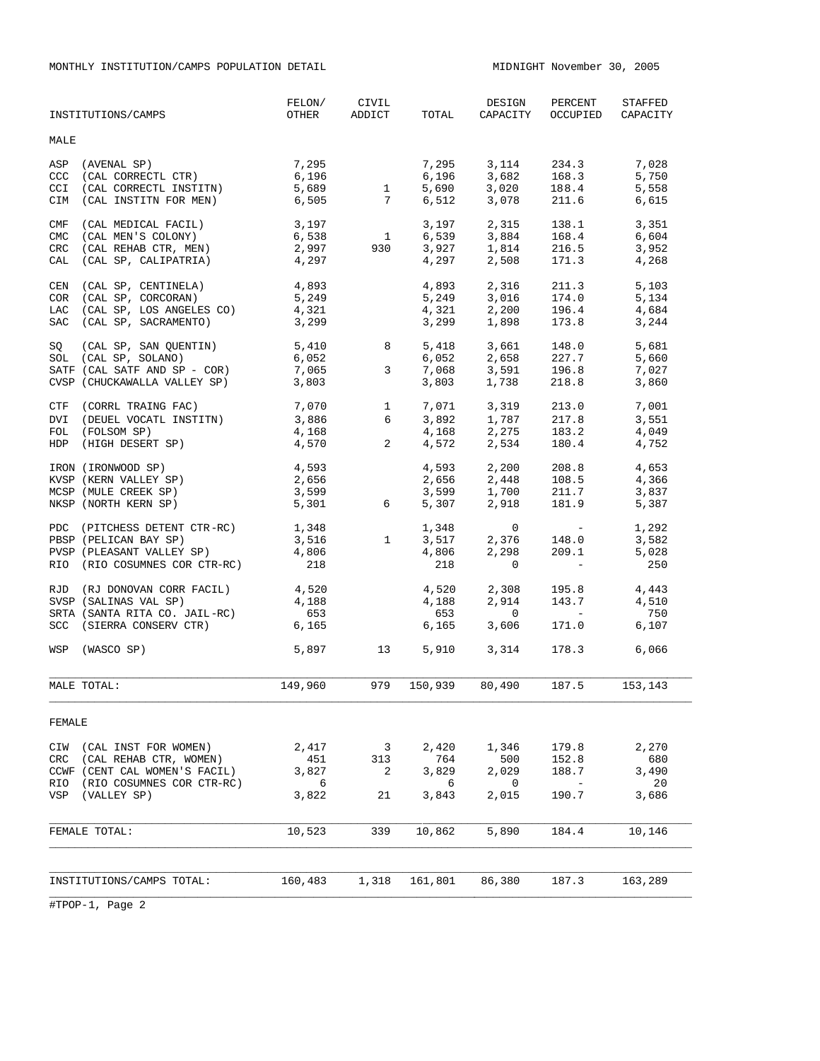MONTHLY INSTITUTION/CAMPS POPULATION DETAIL

MIDNIGHT November 30, 2005

| INSTITUTIONS/CAMPS | FELON/ OTHER | CIVIL ADDICT | TOTAL | DESIGN CAPACITY | PERCENT OCCUPIED | STAFFED CAPACITY |
|---|---|---|---|---|---|---|
| MALE | | | | | | |
| ASP (AVENAL SP) | 7,295 | | 7,295 | 3,114 | 234.3 | 7,028 |
| CCC (CAL CORRECTL CTR) | 6,196 | | 6,196 | 3,682 | 168.3 | 5,750 |
| CCI (CAL CORRECTL INSTITN) | 5,689 | 1 | 5,690 | 3,020 | 188.4 | 5,558 |
| CIM (CAL INSTITN FOR MEN) | 6,505 | 7 | 6,512 | 3,078 | 211.6 | 6,615 |
| CMF (CAL MEDICAL FACIL) | 3,197 | | 3,197 | 2,315 | 138.1 | 3,351 |
| CMC (CAL MEN'S COLONY) | 6,538 | 1 | 6,539 | 3,884 | 168.4 | 6,604 |
| CRC (CAL REHAB CTR, MEN) | 2,997 | 930 | 3,927 | 1,814 | 216.5 | 3,952 |
| CAL (CAL SP, CALIPATRIA) | 4,297 | | 4,297 | 2,508 | 171.3 | 4,268 |
| CEN (CAL SP, CENTINELA) | 4,893 | | 4,893 | 2,316 | 211.3 | 5,103 |
| COR (CAL SP, CORCORAN) | 5,249 | | 5,249 | 3,016 | 174.0 | 5,134 |
| LAC (CAL SP, LOS ANGELES CO) | 4,321 | | 4,321 | 2,200 | 196.4 | 4,684 |
| SAC (CAL SP, SACRAMENTO) | 3,299 | | 3,299 | 1,898 | 173.8 | 3,244 |
| SQ (CAL SP, SAN QUENTIN) | 5,410 | 8 | 5,418 | 3,661 | 148.0 | 5,681 |
| SOL (CAL SP, SOLANO) | 6,052 | | 6,052 | 2,658 | 227.7 | 5,660 |
| SATF (CAL SATF AND SP - COR) | 7,065 | 3 | 7,068 | 3,591 | 196.8 | 7,027 |
| CVSP (CHUCKAWALLA VALLEY SP) | 3,803 | | 3,803 | 1,738 | 218.8 | 3,860 |
| CTF (CORRL TRAING FAC) | 7,070 | 1 | 7,071 | 3,319 | 213.0 | 7,001 |
| DVI (DEUEL VOCATL INSTITN) | 3,886 | 6 | 3,892 | 1,787 | 217.8 | 3,551 |
| FOL (FOLSOM SP) | 4,168 | | 4,168 | 2,275 | 183.2 | 4,049 |
| HDP (HIGH DESERT SP) | 4,570 | 2 | 4,572 | 2,534 | 180.4 | 4,752 |
| IRON (IRONWOOD SP) | 4,593 | | 4,593 | 2,200 | 208.8 | 4,653 |
| KVSP (KERN VALLEY SP) | 2,656 | | 2,656 | 2,448 | 108.5 | 4,366 |
| MCSP (MULE CREEK SP) | 3,599 | | 3,599 | 1,700 | 211.7 | 3,837 |
| NKSP (NORTH KERN SP) | 5,301 | 6 | 5,307 | 2,918 | 181.9 | 5,387 |
| PDC (PITCHESS DETENT CTR-RC) | 1,348 | | 1,348 | 0 | - | 1,292 |
| PBSP (PELICAN BAY SP) | 3,516 | 1 | 3,517 | 2,376 | 148.0 | 3,582 |
| PVSP (PLEASANT VALLEY SP) | 4,806 | | 4,806 | 2,298 | 209.1 | 5,028 |
| RIO (RIO COSUMNES COR CTR-RC) | 218 | | 218 | 0 | - | 250 |
| RJD (RJ DONOVAN CORR FACIL) | 4,520 | | 4,520 | 2,308 | 195.8 | 4,443 |
| SVSP (SALINAS VAL SP) | 4,188 | | 4,188 | 2,914 | 143.7 | 4,510 |
| SRTA (SANTA RITA CO. JAIL-RC) | 653 | | 653 | 0 | - | 750 |
| SCC (SIERRA CONSERV CTR) | 6,165 | | 6,165 | 3,606 | 171.0 | 6,107 |
| WSP (WASCO SP) | 5,897 | 13 | 5,910 | 3,314 | 178.3 | 6,066 |
| MALE TOTAL: | 149,960 | 979 | 150,939 | 80,490 | 187.5 | 153,143 |
| FEMALE | | | | | | |
| CIW (CAL INST FOR WOMEN) | 2,417 | 3 | 2,420 | 1,346 | 179.8 | 2,270 |
| CRC (CAL REHAB CTR, WOMEN) | 451 | 313 | 764 | 500 | 152.8 | 680 |
| CCWF (CENT CAL WOMEN'S FACIL) | 3,827 | 2 | 3,829 | 2,029 | 188.7 | 3,490 |
| RIO (RIO COSUMNES COR CTR-RC) | 6 | | 6 | 0 | - | 20 |
| VSP (VALLEY SP) | 3,822 | 21 | 3,843 | 2,015 | 190.7 | 3,686 |
| FEMALE TOTAL: | 10,523 | 339 | 10,862 | 5,890 | 184.4 | 10,146 |
| INSTITUTIONS/CAMPS TOTAL: | 160,483 | 1,318 | 161,801 | 86,380 | 187.3 | 163,289 |

#TPOP-1, Page 2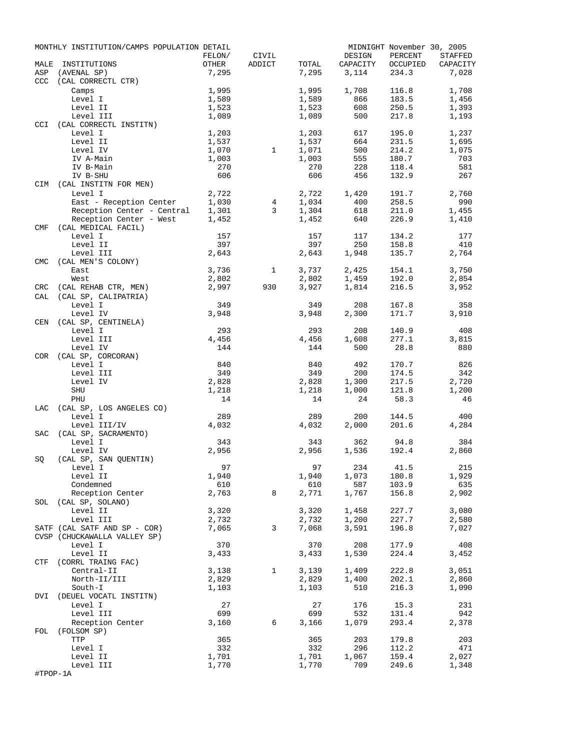MONTHLY INSTITUTION/CAMPS POPULATION DETAIL — MIDNIGHT November 30, 2005

| MALE INSTITUTIONS | FELON/ OTHER | CIVIL ADDICT | TOTAL | DESIGN CAPACITY | PERCENT OCCUPIED | STAFFED CAPACITY |
|---|---|---|---|---|---|---|
| ASP (AVENAL SP) | 7,295 | | 7,295 | 3,114 | 234.3 | 7,028 |
| CCC (CAL CORRECTL CTR) | | | | | | |
| Camps | 1,995 | | 1,995 | 1,708 | 116.8 | 1,708 |
| Level I | 1,589 | | 1,589 | 866 | 183.5 | 1,456 |
| Level II | 1,523 | | 1,523 | 608 | 250.5 | 1,393 |
| Level III | 1,089 | | 1,089 | 500 | 217.8 | 1,193 |
| CCI (CAL CORRECTL INSTITN) | | | | | | |
| Level I | 1,203 | | 1,203 | 617 | 195.0 | 1,237 |
| Level II | 1,537 | | 1,537 | 664 | 231.5 | 1,695 |
| Level IV | 1,070 | 1 | 1,071 | 500 | 214.2 | 1,075 |
| IV A-Main | 1,003 | | 1,003 | 555 | 180.7 | 703 |
| IV B-Main | 270 | | 270 | 228 | 118.4 | 581 |
| IV B-SHU | 606 | | 606 | 456 | 132.9 | 267 |
| CIM (CAL INSTITN FOR MEN) | | | | | | |
| Level I | 2,722 | | 2,722 | 1,420 | 191.7 | 2,760 |
| East - Reception Center | 1,030 | 4 | 1,034 | 400 | 258.5 | 990 |
| Reception Center - Central | 1,301 | 3 | 1,304 | 618 | 211.0 | 1,455 |
| Reception Center - West | 1,452 | | 1,452 | 640 | 226.9 | 1,410 |
| CMF (CAL MEDICAL FACIL) | | | | | | |
| Level I | 157 | | 157 | 117 | 134.2 | 177 |
| Level II | 397 | | 397 | 250 | 158.8 | 410 |
| Level III | 2,643 | | 2,643 | 1,948 | 135.7 | 2,764 |
| CMC (CAL MEN'S COLONY) | | | | | | |
| East | 3,736 | 1 | 3,737 | 2,425 | 154.1 | 3,750 |
| West | 2,802 | | 2,802 | 1,459 | 192.0 | 2,854 |
| CRC (CAL REHAB CTR, MEN) | 2,997 | 930 | 3,927 | 1,814 | 216.5 | 3,952 |
| CAL (CAL SP, CALIPATRIA) | | | | | | |
| Level I | 349 | | 349 | 208 | 167.8 | 358 |
| Level IV | 3,948 | | 3,948 | 2,300 | 171.7 | 3,910 |
| CEN (CAL SP, CENTINELA) | | | | | | |
| Level I | 293 | | 293 | 208 | 140.9 | 408 |
| Level III | 4,456 | | 4,456 | 1,608 | 277.1 | 3,815 |
| Level IV | 144 | | 144 | 500 | 28.8 | 880 |
| COR (CAL SP, CORCORAN) | | | | | | |
| Level I | 840 | | 840 | 492 | 170.7 | 826 |
| Level III | 349 | | 349 | 200 | 174.5 | 342 |
| Level IV | 2,828 | | 2,828 | 1,300 | 217.5 | 2,720 |
| SHU | 1,218 | | 1,218 | 1,000 | 121.8 | 1,200 |
| PHU | 14 | | 14 | 24 | 58.3 | 46 |
| LAC (CAL SP, LOS ANGELES CO) | | | | | | |
| Level I | 289 | | 289 | 200 | 144.5 | 400 |
| Level III/IV | 4,032 | | 4,032 | 2,000 | 201.6 | 4,284 |
| SAC (CAL SP, SACRAMENTO) | | | | | | |
| Level I | 343 | | 343 | 362 | 94.8 | 384 |
| Level IV | 2,956 | | 2,956 | 1,536 | 192.4 | 2,860 |
| SQ (CAL SP, SAN QUENTIN) | | | | | | |
| Level I | 97 | | 97 | 234 | 41.5 | 215 |
| Level II | 1,940 | | 1,940 | 1,073 | 180.8 | 1,929 |
| Condemned | 610 | | 610 | 587 | 103.9 | 635 |
| Reception Center | 2,763 | 8 | 2,771 | 1,767 | 156.8 | 2,902 |
| SOL (CAL SP, SOLANO) | | | | | | |
| Level II | 3,320 | | 3,320 | 1,458 | 227.7 | 3,080 |
| Level III | 2,732 | | 2,732 | 1,200 | 227.7 | 2,580 |
| SATF (CAL SATF AND SP - COR) | 7,065 | 3 | 7,068 | 3,591 | 196.8 | 7,027 |
| CVSP (CHUCKAWALLA VALLEY SP) | | | | | | |
| Level I | 370 | | 370 | 208 | 177.9 | 408 |
| Level II | 3,433 | | 3,433 | 1,530 | 224.4 | 3,452 |
| CTF (CORRL TRAING FAC) | | | | | | |
| Central-II | 3,138 | 1 | 3,139 | 1,409 | 222.8 | 3,051 |
| North-II/III | 2,829 | | 2,829 | 1,400 | 202.1 | 2,860 |
| South-I | 1,103 | | 1,103 | 510 | 216.3 | 1,090 |
| DVI (DEUEL VOCATL INSTITN) | | | | | | |
| Level I | 27 | | 27 | 176 | 15.3 | 231 |
| Level III | 699 | | 699 | 532 | 131.4 | 942 |
| Reception Center | 3,160 | 6 | 3,166 | 1,079 | 293.4 | 2,378 |
| FOL (FOLSOM SP) | | | | | | |
| TTP | 365 | | 365 | 203 | 179.8 | 203 |
| Level I | 332 | | 332 | 296 | 112.2 | 471 |
| Level II | 1,701 | | 1,701 | 1,067 | 159.4 | 2,027 |
| Level III | 1,770 | | 1,770 | 709 | 249.6 | 1,348 |

#TPOP-1A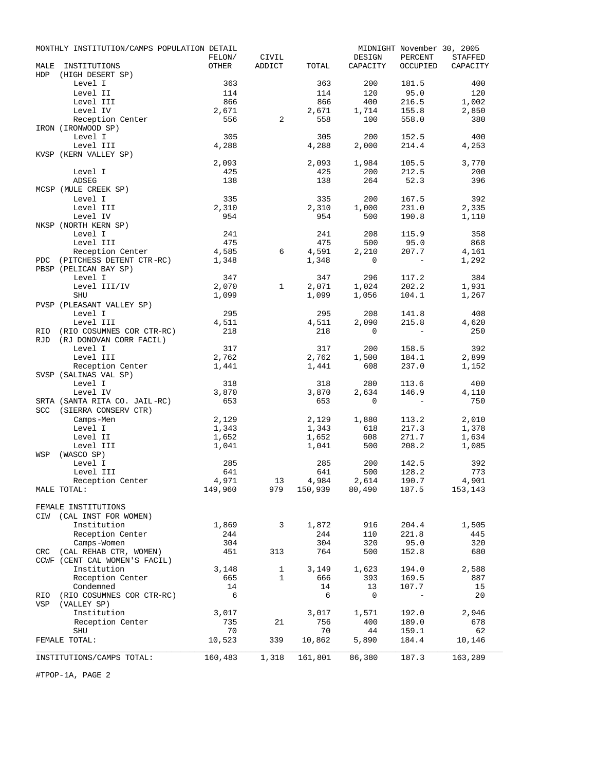MONTHLY INSTITUTION/CAMPS POPULATION DETAIL — MIDNIGHT November 30, 2005

| MALE INSTITUTIONS | FELON/ OTHER | CIVIL ADDICT | TOTAL | DESIGN CAPACITY | PERCENT OCCUPIED | STAFFED CAPACITY |
|---|---|---|---|---|---|---|
| HDP (HIGH DESERT SP) | | | | | | |
| Level I | 363 | | 363 | 200 | 181.5 | 400 |
| Level II | 114 | | 114 | 120 | 95.0 | 120 |
| Level III | 866 | | 866 | 400 | 216.5 | 1,002 |
| Level IV | 2,671 | | 2,671 | 1,714 | 155.8 | 2,850 |
| Reception Center | 556 | 2 | 558 | 100 | 558.0 | 380 |
| IRON (IRONWOOD SP) | | | | | | |
| Level I | 305 | | 305 | 200 | 152.5 | 400 |
| Level III | 4,288 | | 4,288 | 2,000 | 214.4 | 4,253 |
| KVSP (KERN VALLEY SP) | | | | | | |
| | 2,093 | | 2,093 | 1,984 | 105.5 | 3,770 |
| Level I | 425 | | 425 | 200 | 212.5 | 200 |
| ADSEG | 138 | | 138 | 264 | 52.3 | 396 |
| MCSP (MULE CREEK SP) | | | | | | |
| Level I | 335 | | 335 | 200 | 167.5 | 392 |
| Level III | 2,310 | | 2,310 | 1,000 | 231.0 | 2,335 |
| Level IV | 954 | | 954 | 500 | 190.8 | 1,110 |
| NKSP (NORTH KERN SP) | | | | | | |
| Level I | 241 | | 241 | 208 | 115.9 | 358 |
| Level III | 475 | | 475 | 500 | 95.0 | 868 |
| Reception Center | 4,585 | 6 | 4,591 | 2,210 | 207.7 | 4,161 |
| PDC (PITCHESS DETENT CTR-RC) | 1,348 | | 1,348 | 0 | - | 1,292 |
| PBSP (PELICAN BAY SP) | | | | | | |
| Level I | 347 | | 347 | 296 | 117.2 | 384 |
| Level III/IV | 2,070 | 1 | 2,071 | 1,024 | 202.2 | 1,931 |
| SHU | 1,099 | | 1,099 | 1,056 | 104.1 | 1,267 |
| PVSP (PLEASANT VALLEY SP) | | | | | | |
| Level I | 295 | | 295 | 208 | 141.8 | 408 |
| Level III | 4,511 | | 4,511 | 2,090 | 215.8 | 4,620 |
| RIO (RIO COSUMNES COR CTR-RC) | 218 | | 218 | 0 | - | 250 |
| RJD (RJ DONOVAN CORR FACIL) | | | | | | |
| Level I | 317 | | 317 | 200 | 158.5 | 392 |
| Level III | 2,762 | | 2,762 | 1,500 | 184.1 | 2,899 |
| Reception Center | 1,441 | | 1,441 | 608 | 237.0 | 1,152 |
| SVSP (SALINAS VAL SP) | | | | | | |
| Level I | 318 | | 318 | 280 | 113.6 | 400 |
| Level IV | 3,870 | | 3,870 | 2,634 | 146.9 | 4,110 |
| SRTA (SANTA RITA CO. JAIL-RC) | 653 | | 653 | 0 | - | 750 |
| SCC (SIERRA CONSERV CTR) | | | | | | |
| Camps-Men | 2,129 | | 2,129 | 1,880 | 113.2 | 2,010 |
| Level I | 1,343 | | 1,343 | 618 | 217.3 | 1,378 |
| Level II | 1,652 | | 1,652 | 608 | 271.7 | 1,634 |
| Level III | 1,041 | | 1,041 | 500 | 208.2 | 1,085 |
| WSP (WASCO SP) | | | | | | |
| Level I | 285 | | 285 | 200 | 142.5 | 392 |
| Level III | 641 | | 641 | 500 | 128.2 | 773 |
| Reception Center | 4,971 | 13 | 4,984 | 2,614 | 190.7 | 4,901 |
| MALE TOTAL: | 149,960 | 979 | 150,939 | 80,490 | 187.5 | 153,143 |
| FEMALE INSTITUTIONS | | | | | | |
| CIW (CAL INST FOR WOMEN) | | | | | | |
| Institution | 1,869 | 3 | 1,872 | 916 | 204.4 | 1,505 |
| Reception Center | 244 | | 244 | 110 | 221.8 | 445 |
| Camps-Women | 304 | | 304 | 320 | 95.0 | 320 |
| CRC (CAL REHAB CTR, WOMEN) | 451 | 313 | 764 | 500 | 152.8 | 680 |
| CCWF (CENT CAL WOMEN'S FACIL) | | | | | | |
| Institution | 3,148 | 1 | 3,149 | 1,623 | 194.0 | 2,588 |
| Reception Center | 665 | 1 | 666 | 393 | 169.5 | 887 |
| Condemned | 14 | | 14 | 13 | 107.7 | 15 |
| RIO (RIO COSUMNES COR CTR-RC) | 6 | | 6 | 0 | - | 20 |
| VSP (VALLEY SP) | | | | | | |
| Institution | 3,017 | | 3,017 | 1,571 | 192.0 | 2,946 |
| Reception Center | 735 | 21 | 756 | 400 | 189.0 | 678 |
| SHU | 70 | | 70 | 44 | 159.1 | 62 |
| FEMALE TOTAL: | 10,523 | 339 | 10,862 | 5,890 | 184.4 | 10,146 |
| INSTITUTIONS/CAMPS TOTAL: | 160,483 | 1,318 | 161,801 | 86,380 | 187.3 | 163,289 |

#TPOP-1A, PAGE 2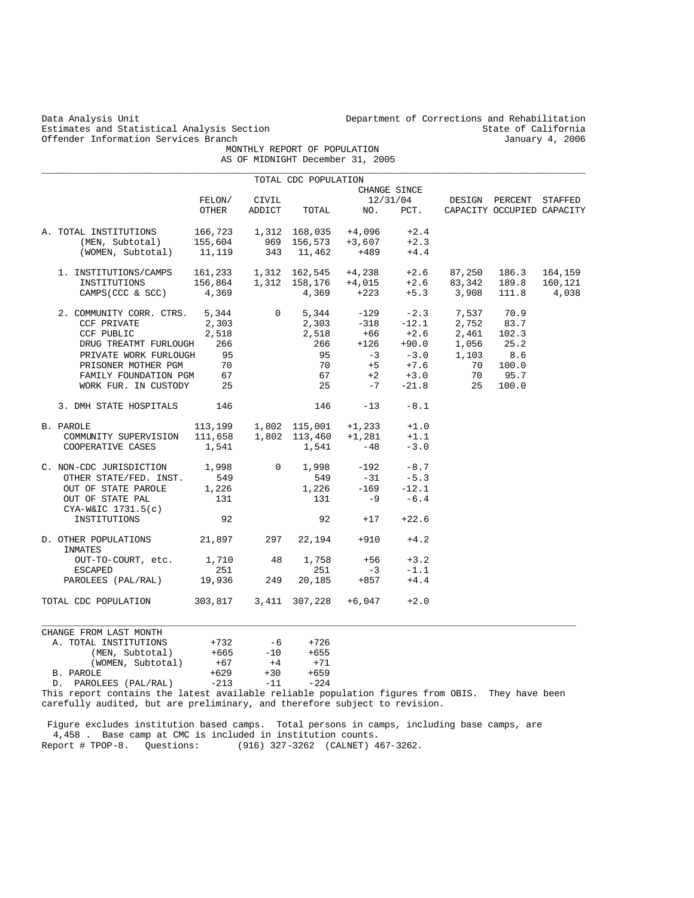Data Analysis Unit
Estimates and Statistical Analysis Section
Offender Information Services Branch

Department of Corrections and Rehabilitation
State of California
January 4, 2006

# MONTHLY REPORT OF POPULATION
## AS OF MIDNIGHT December 31, 2005

TOTAL CDC POPULATION

| | FELON/ OTHER | CIVIL ADDICT | TOTAL | CHANGE SINCE 12/31/04 NO. | PCT. | DESIGN CAPACITY | PERCENT OCCUPIED | STAFFED CAPACITY |
|---|---|---|---|---|---|---|---|---|
| A. TOTAL INSTITUTIONS | 166,723 | 1,312 | 168,035 | +4,096 | +2.4 | | | |
| (MEN, Subtotal) | 155,604 | 969 | 156,573 | +3,607 | +2.3 | | | |
| (WOMEN, Subtotal) | 11,119 | 343 | 11,462 | +489 | +4.4 | | | |
| 1. INSTITUTIONS/CAMPS | 161,233 | 1,312 | 162,545 | +4,238 | +2.6 | 87,250 | 186.3 | 164,159 |
| INSTITUTIONS | 156,864 | 1,312 | 158,176 | +4,015 | +2.6 | 83,342 | 189.8 | 160,121 |
| CAMPS(CCC & SCC) | 4,369 | | 4,369 | +223 | +5.3 | 3,908 | 111.8 | 4,038 |
| 2. COMMUNITY CORR. CTRS. | 5,344 | 0 | 5,344 | -129 | -2.3 | 7,537 | 70.9 | |
| CCF PRIVATE | 2,303 | | 2,303 | -318 | -12.1 | 2,752 | 83.7 | |
| CCF PUBLIC | 2,518 | | 2,518 | +66 | +2.6 | 2,461 | 102.3 | |
| DRUG TREATMT FURLOUGH | 266 | | 266 | +126 | +90.0 | 1,056 | 25.2 | |
| PRIVATE WORK FURLOUGH | 95 | | 95 | -3 | -3.0 | 1,103 | 8.6 | |
| PRISONER MOTHER PGM | 70 | | 70 | +5 | +7.6 | 70 | 100.0 | |
| FAMILY FOUNDATION PGM | 67 | | 67 | +2 | +3.0 | 70 | 95.7 | |
| WORK FUR. IN CUSTODY | 25 | | 25 | -7 | -21.8 | 25 | 100.0 | |
| 3. DMH STATE HOSPITALS | 146 | | 146 | -13 | -8.1 | | | |
| B. PAROLE | 113,199 | 1,802 | 115,001 | +1,233 | +1.0 | | | |
| COMMUNITY SUPERVISION | 111,658 | 1,802 | 113,460 | +1,281 | +1.1 | | | |
| COOPERATIVE CASES | 1,541 | | 1,541 | -48 | -3.0 | | | |
| C. NON-CDC JURISDICTION | 1,998 | 0 | 1,998 | -192 | -8.7 | | | |
| OTHER STATE/FED. INST. | 549 | | 549 | -31 | -5.3 | | | |
| OUT OF STATE PAROLE | 1,226 | | 1,226 | -169 | -12.1 | | | |
| OUT OF STATE PAL | 131 | | 131 | -9 | -6.4 | | | |
| CYA-W&IC 1731.5(c) INSTITUTIONS | 92 | | 92 | +17 | +22.6 | | | |
| D. OTHER POPULATIONS | 21,897 | 297 | 22,194 | +910 | +4.2 | | | |
| INMATES OUT-TO-COURT, etc. | 1,710 | 48 | 1,758 | +56 | +3.2 | | | |
| ESCAPED | 251 | | 251 | -3 | -1.1 | | | |
| PAROLEES (PAL/RAL) | 19,936 | 249 | 20,185 | +857 | +4.4 | | | |
| TOTAL CDC POPULATION | 303,817 | 3,411 | 307,228 | +6,047 | +2.0 | | | |

| CHANGE FROM LAST MONTH | | | |
|---|---|---|---|
| A. TOTAL INSTITUTIONS | +732 | -6 | +726 |
| (MEN, Subtotal) | +665 | -10 | +655 |
| (WOMEN, Subtotal) | +67 | +4 | +71 |
| B. PAROLE | +629 | +30 | +659 |
| D. PAROLEES (PAL/RAL) | -213 | -11 | -224 |

This report contains the latest available reliable population figures from OBIS. They have been carefully audited, but are preliminary, and therefore subject to revision.

Figure excludes institution based camps. Total persons in camps, including base camps, are 4,458 . Base camp at CMC is included in institution counts.

Report # TPOP-8. Questions: (916) 327-3262 (CALNET) 467-3262.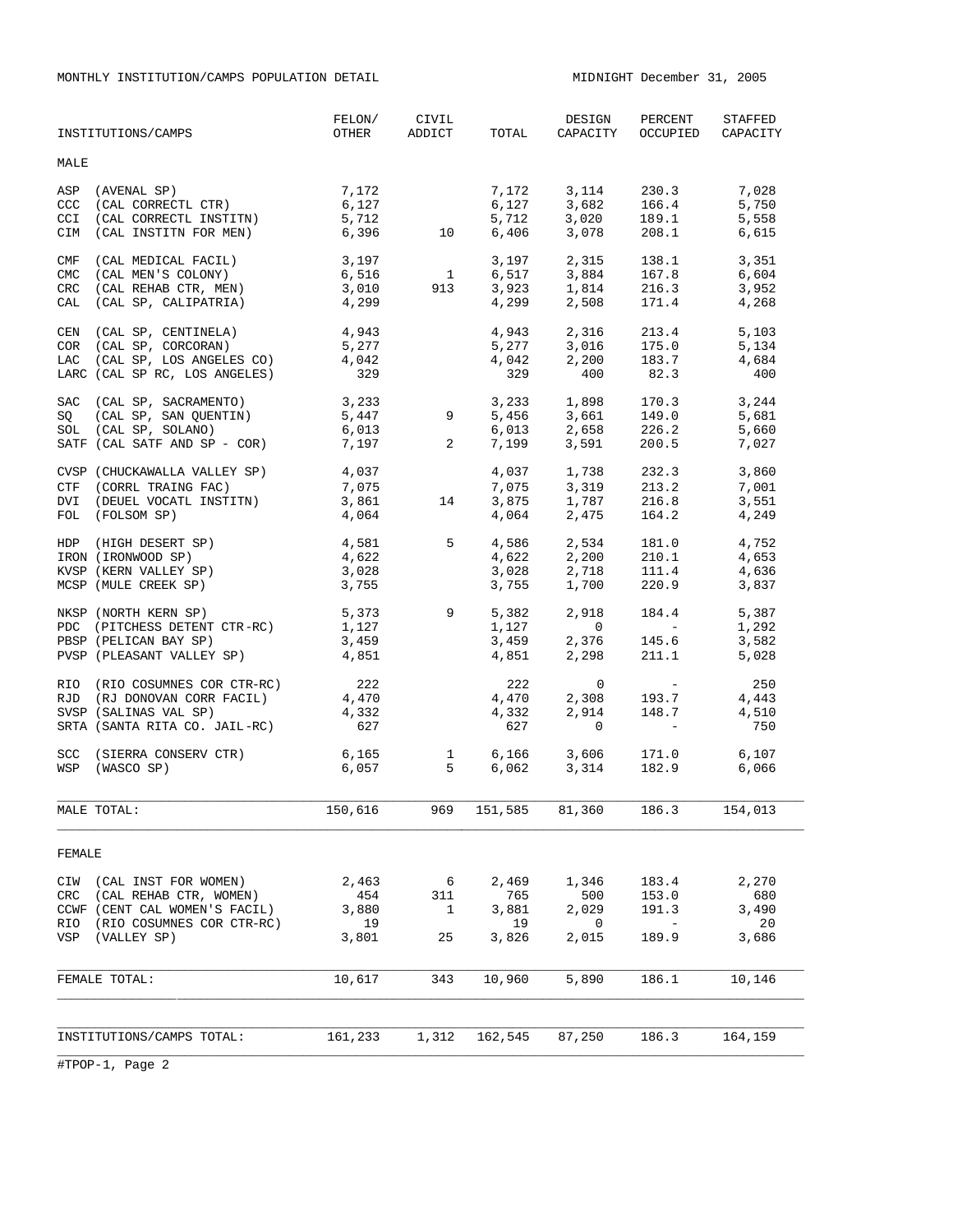MONTHLY INSTITUTION/CAMPS POPULATION DETAIL

MIDNIGHT December 31, 2005

| INSTITUTIONS/CAMPS | FELON/ OTHER | CIVIL ADDICT | TOTAL | DESIGN CAPACITY | PERCENT OCCUPIED | STAFFED CAPACITY |
|---|---|---|---|---|---|---|
| **MALE** | | | | | | |
| ASP (AVENAL SP) | 7,172 | | 7,172 | 3,114 | 230.3 | 7,028 |
| CCC (CAL CORRECTL CTR) | 6,127 | | 6,127 | 3,682 | 166.4 | 5,750 |
| CCI (CAL CORRECTL INSTITN) | 5,712 | | 5,712 | 3,020 | 189.1 | 5,558 |
| CIM (CAL INSTITN FOR MEN) | 6,396 | 10 | 6,406 | 3,078 | 208.1 | 6,615 |
| CMF (CAL MEDICAL FACIL) | 3,197 | | 3,197 | 2,315 | 138.1 | 3,351 |
| CMC (CAL MEN'S COLONY) | 6,516 | 1 | 6,517 | 3,884 | 167.8 | 6,604 |
| CRC (CAL REHAB CTR, MEN) | 3,010 | 913 | 3,923 | 1,814 | 216.3 | 3,952 |
| CAL (CAL SP, CALIPATRIA) | 4,299 | | 4,299 | 2,508 | 171.4 | 4,268 |
| CEN (CAL SP, CENTINELA) | 4,943 | | 4,943 | 2,316 | 213.4 | 5,103 |
| COR (CAL SP, CORCORAN) | 5,277 | | 5,277 | 3,016 | 175.0 | 5,134 |
| LAC (CAL SP, LOS ANGELES CO) | 4,042 | | 4,042 | 2,200 | 183.7 | 4,684 |
| LARC (CAL SP RC, LOS ANGELES) | 329 | | 329 | 400 | 82.3 | 400 |
| SAC (CAL SP, SACRAMENTO) | 3,233 | | 3,233 | 1,898 | 170.3 | 3,244 |
| SQ (CAL SP, SAN QUENTIN) | 5,447 | 9 | 5,456 | 3,661 | 149.0 | 5,681 |
| SOL (CAL SP, SOLANO) | 6,013 | | 6,013 | 2,658 | 226.2 | 5,660 |
| SATF (CAL SATF AND SP - COR) | 7,197 | 2 | 7,199 | 3,591 | 200.5 | 7,027 |
| CVSP (CHUCKAWALLA VALLEY SP) | 4,037 | | 4,037 | 1,738 | 232.3 | 3,860 |
| CTF (CORRL TRAING FAC) | 7,075 | | 7,075 | 3,319 | 213.2 | 7,001 |
| DVI (DEUEL VOCATL INSTITN) | 3,861 | 14 | 3,875 | 1,787 | 216.8 | 3,551 |
| FOL (FOLSOM SP) | 4,064 | | 4,064 | 2,475 | 164.2 | 4,249 |
| HDP (HIGH DESERT SP) | 4,581 | 5 | 4,586 | 2,534 | 181.0 | 4,752 |
| IRON (IRONWOOD SP) | 4,622 | | 4,622 | 2,200 | 210.1 | 4,653 |
| KVSP (KERN VALLEY SP) | 3,028 | | 3,028 | 2,718 | 111.4 | 4,636 |
| MCSP (MULE CREEK SP) | 3,755 | | 3,755 | 1,700 | 220.9 | 3,837 |
| NKSP (NORTH KERN SP) | 5,373 | 9 | 5,382 | 2,918 | 184.4 | 5,387 |
| PDC (PITCHESS DETENT CTR-RC) | 1,127 | | 1,127 | 0 | - | 1,292 |
| PBSP (PELICAN BAY SP) | 3,459 | | 3,459 | 2,376 | 145.6 | 3,582 |
| PVSP (PLEASANT VALLEY SP) | 4,851 | | 4,851 | 2,298 | 211.1 | 5,028 |
| RIO (RIO COSUMNES COR CTR-RC) | 222 | | 222 | 0 | - | 250 |
| RJD (RJ DONOVAN CORR FACIL) | 4,470 | | 4,470 | 2,308 | 193.7 | 4,443 |
| SVSP (SALINAS VAL SP) | 4,332 | | 4,332 | 2,914 | 148.7 | 4,510 |
| SRTA (SANTA RITA CO. JAIL-RC) | 627 | | 627 | 0 | - | 750 |
| SCC (SIERRA CONSERV CTR) | 6,165 | 1 | 6,166 | 3,606 | 171.0 | 6,107 |
| WSP (WASCO SP) | 6,057 | 5 | 6,062 | 3,314 | 182.9 | 6,066 |
| MALE TOTAL: | 150,616 | 969 | 151,585 | 81,360 | 186.3 | 154,013 |
| **FEMALE** | | | | | | |
| CIW (CAL INST FOR WOMEN) | 2,463 | 6 | 2,469 | 1,346 | 183.4 | 2,270 |
| CRC (CAL REHAB CTR, WOMEN) | 454 | 311 | 765 | 500 | 153.0 | 680 |
| CCWF (CENT CAL WOMEN'S FACIL) | 3,880 | 1 | 3,881 | 2,029 | 191.3 | 3,490 |
| RIO (RIO COSUMNES COR CTR-RC) | 19 | | 19 | 0 | - | 20 |
| VSP (VALLEY SP) | 3,801 | 25 | 3,826 | 2,015 | 189.9 | 3,686 |
| FEMALE TOTAL: | 10,617 | 343 | 10,960 | 5,890 | 186.1 | 10,146 |
| INSTITUTIONS/CAMPS TOTAL: | 161,233 | 1,312 | 162,545 | 87,250 | 186.3 | 164,159 |

#TPOP-1, Page 2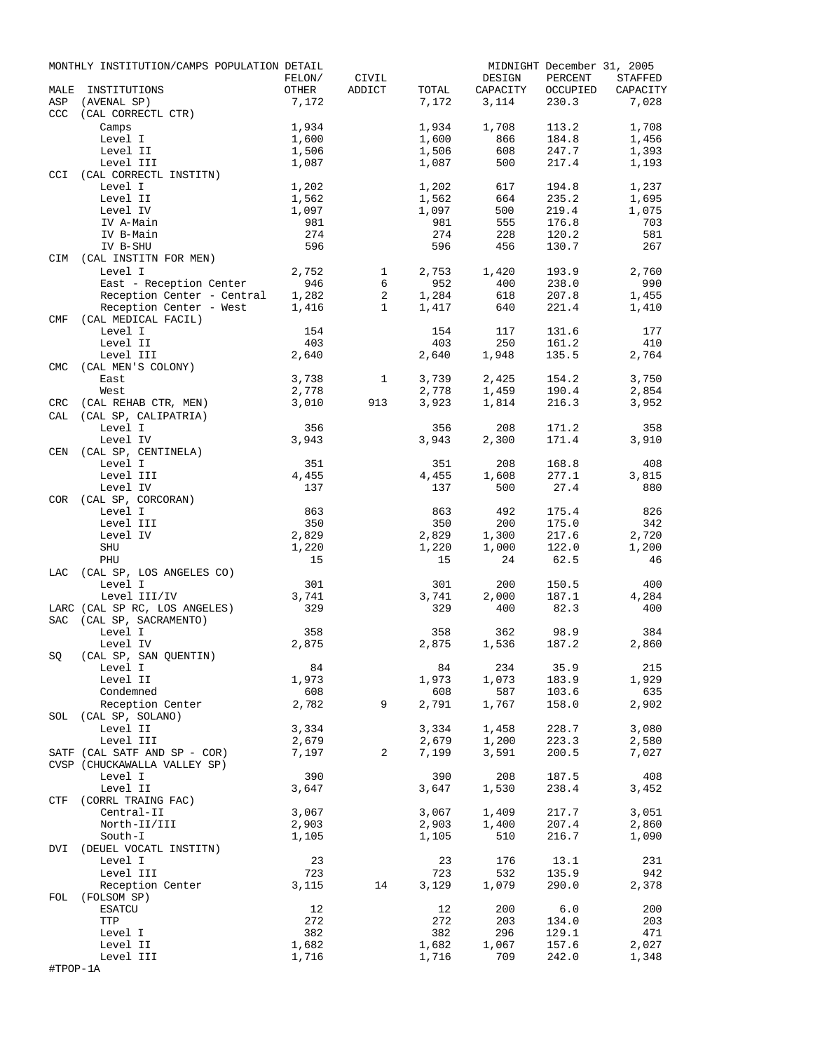MONTHLY INSTITUTION/CAMPS POPULATION DETAIL — MIDNIGHT December 31, 2005

| MALE INSTITUTIONS | FELON/ OTHER | CIVIL ADDICT | TOTAL | DESIGN CAPACITY | PERCENT OCCUPIED | STAFFED CAPACITY |
|---|---|---|---|---|---|---|
| ASP (AVENAL SP) | 7,172 | | 7,172 | 3,114 | 230.3 | 7,028 |
| CCC (CAL CORRECTL CTR) | | | | | | |
| Camps | 1,934 | | 1,934 | 1,708 | 113.2 | 1,708 |
| Level I | 1,600 | | 1,600 | 866 | 184.8 | 1,456 |
| Level II | 1,506 | | 1,506 | 608 | 247.7 | 1,393 |
| Level III | 1,087 | | 1,087 | 500 | 217.4 | 1,193 |
| CCI (CAL CORRECTL INSTITN) | | | | | | |
| Level I | 1,202 | | 1,202 | 617 | 194.8 | 1,237 |
| Level II | 1,562 | | 1,562 | 664 | 235.2 | 1,695 |
| Level IV | 1,097 | | 1,097 | 500 | 219.4 | 1,075 |
| IV A-Main | 981 | | 981 | 555 | 176.8 | 703 |
| IV B-Main | 274 | | 274 | 228 | 120.2 | 581 |
| IV B-SHU | 596 | | 596 | 456 | 130.7 | 267 |
| CIM (CAL INSTITN FOR MEN) | | | | | | |
| Level I | 2,752 | 1 | 2,753 | 1,420 | 193.9 | 2,760 |
| East - Reception Center | 946 | 6 | 952 | 400 | 238.0 | 990 |
| Reception Center - Central | 1,282 | 2 | 1,284 | 618 | 207.8 | 1,455 |
| Reception Center - West | 1,416 | 1 | 1,417 | 640 | 221.4 | 1,410 |
| CMF (CAL MEDICAL FACIL) | | | | | | |
| Level I | 154 | | 154 | 117 | 131.6 | 177 |
| Level II | 403 | | 403 | 250 | 161.2 | 410 |
| Level III | 2,640 | | 2,640 | 1,948 | 135.5 | 2,764 |
| CMC (CAL MEN'S COLONY) | | | | | | |
| East | 3,738 | 1 | 3,739 | 2,425 | 154.2 | 3,750 |
| West | 2,778 | | 2,778 | 1,459 | 190.4 | 2,854 |
| CRC (CAL REHAB CTR, MEN) | 3,010 | 913 | 3,923 | 1,814 | 216.3 | 3,952 |
| CAL (CAL SP, CALIPATRIA) | | | | | | |
| Level I | 356 | | 356 | 208 | 171.2 | 358 |
| Level IV | 3,943 | | 3,943 | 2,300 | 171.4 | 3,910 |
| CEN (CAL SP, CENTINELA) | | | | | | |
| Level I | 351 | | 351 | 208 | 168.8 | 408 |
| Level III | 4,455 | | 4,455 | 1,608 | 277.1 | 3,815 |
| Level IV | 137 | | 137 | 500 | 27.4 | 880 |
| COR (CAL SP, CORCORAN) | | | | | | |
| Level I | 863 | | 863 | 492 | 175.4 | 826 |
| Level III | 350 | | 350 | 200 | 175.0 | 342 |
| Level IV | 2,829 | | 2,829 | 1,300 | 217.6 | 2,720 |
| SHU | 1,220 | | 1,220 | 1,000 | 122.0 | 1,200 |
| PHU | 15 | | 15 | 24 | 62.5 | 46 |
| LAC (CAL SP, LOS ANGELES CO) | | | | | | |
| Level I | 301 | | 301 | 200 | 150.5 | 400 |
| Level III/IV | 3,741 | | 3,741 | 2,000 | 187.1 | 4,284 |
| LARC (CAL SP RC, LOS ANGELES) | 329 | | 329 | 400 | 82.3 | 400 |
| SAC (CAL SP, SACRAMENTO) | | | | | | |
| Level I | 358 | | 358 | 362 | 98.9 | 384 |
| Level IV | 2,875 | | 2,875 | 1,536 | 187.2 | 2,860 |
| SQ (CAL SP, SAN QUENTIN) | | | | | | |
| Level I | 84 | | 84 | 234 | 35.9 | 215 |
| Level II | 1,973 | | 1,973 | 1,073 | 183.9 | 1,929 |
| Condemned | 608 | | 608 | 587 | 103.6 | 635 |
| Reception Center | 2,782 | 9 | 2,791 | 1,767 | 158.0 | 2,902 |
| SOL (CAL SP, SOLANO) | | | | | | |
| Level II | 3,334 | | 3,334 | 1,458 | 228.7 | 3,080 |
| Level III | 2,679 | | 2,679 | 1,200 | 223.3 | 2,580 |
| SATF (CAL SATF AND SP - COR) | 7,197 | 2 | 7,199 | 3,591 | 200.5 | 7,027 |
| CVSP (CHUCKAWALLA VALLEY SP) | | | | | | |
| Level I | 390 | | 390 | 208 | 187.5 | 408 |
| Level II | 3,647 | | 3,647 | 1,530 | 238.4 | 3,452 |
| CTF (CORRL TRAING FAC) | | | | | | |
| Central-II | 3,067 | | 3,067 | 1,409 | 217.7 | 3,051 |
| North-II/III | 2,903 | | 2,903 | 1,400 | 207.4 | 2,860 |
| South-I | 1,105 | | 1,105 | 510 | 216.7 | 1,090 |
| DVI (DEUEL VOCATL INSTITN) | | | | | | |
| Level I | 23 | | 23 | 176 | 13.1 | 231 |
| Level III | 723 | | 723 | 532 | 135.9 | 942 |
| Reception Center | 3,115 | 14 | 3,129 | 1,079 | 290.0 | 2,378 |
| FOL (FOLSOM SP) | | | | | | |
| ESATCU | 12 | | 12 | 200 | 6.0 | 200 |
| TTP | 272 | | 272 | 203 | 134.0 | 203 |
| Level I | 382 | | 382 | 296 | 129.1 | 471 |
| Level II | 1,682 | | 1,682 | 1,067 | 157.6 | 2,027 |
| Level III | 1,716 | | 1,716 | 709 | 242.0 | 1,348 |

#TPOP-1A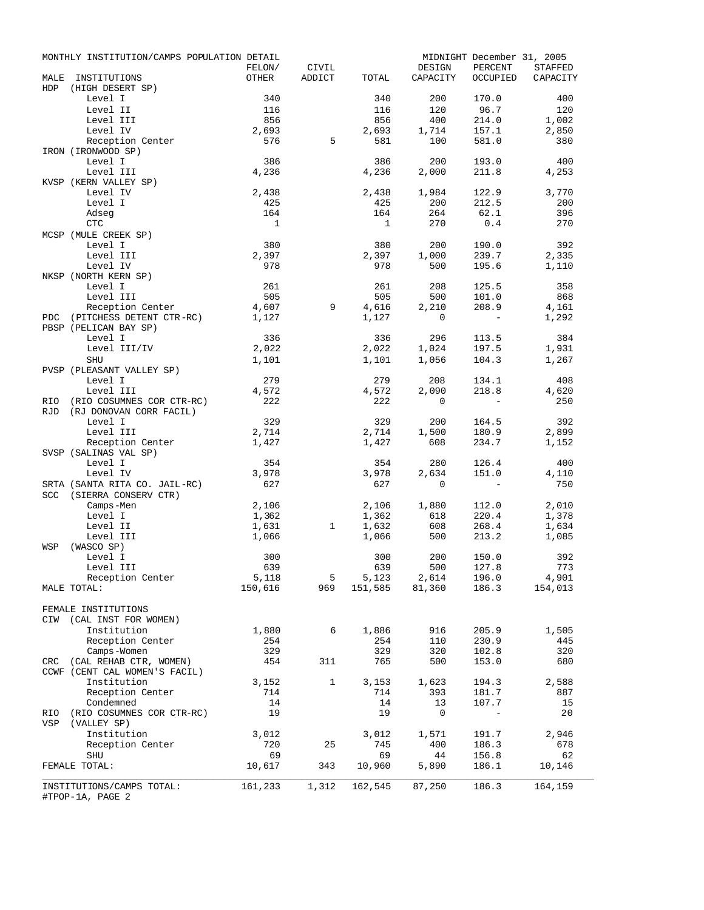MONTHLY INSTITUTION/CAMPS POPULATION DETAIL — MIDNIGHT December 31, 2005

| MALE INSTITUTIONS | FELON/ OTHER | CIVIL ADDICT | TOTAL | DESIGN CAPACITY | PERCENT OCCUPIED | STAFFED CAPACITY |
|---|---|---|---|---|---|---|
| HDP (HIGH DESERT SP) | | | | | | |
| Level I | 340 | | 340 | 200 | 170.0 | 400 |
| Level II | 116 | | 116 | 120 | 96.7 | 120 |
| Level III | 856 | | 856 | 400 | 214.0 | 1,002 |
| Level IV | 2,693 | | 2,693 | 1,714 | 157.1 | 2,850 |
| Reception Center | 576 | 5 | 581 | 100 | 581.0 | 380 |
| IRON (IRONWOOD SP) | | | | | | |
| Level I | 386 | | 386 | 200 | 193.0 | 400 |
| Level III | 4,236 | | 4,236 | 2,000 | 211.8 | 4,253 |
| KVSP (KERN VALLEY SP) | | | | | | |
| Level IV | 2,438 | | 2,438 | 1,984 | 122.9 | 3,770 |
| Level I | 425 | | 425 | 200 | 212.5 | 200 |
| Adseg | 164 | | 164 | 264 | 62.1 | 396 |
| CTC | 1 | | 1 | 270 | 0.4 | 270 |
| MCSP (MULE CREEK SP) | | | | | | |
| Level I | 380 | | 380 | 200 | 190.0 | 392 |
| Level III | 2,397 | | 2,397 | 1,000 | 239.7 | 2,335 |
| Level IV | 978 | | 978 | 500 | 195.6 | 1,110 |
| NKSP (NORTH KERN SP) | | | | | | |
| Level I | 261 | | 261 | 208 | 125.5 | 358 |
| Level III | 505 | | 505 | 500 | 101.0 | 868 |
| Reception Center | 4,607 | 9 | 4,616 | 2,210 | 208.9 | 4,161 |
| PDC (PITCHESS DETENT CTR-RC) | 1,127 | | 1,127 | 0 | - | 1,292 |
| PBSP (PELICAN BAY SP) | | | | | | |
| Level I | 336 | | 336 | 296 | 113.5 | 384 |
| Level III/IV | 2,022 | | 2,022 | 1,024 | 197.5 | 1,931 |
| SHU | 1,101 | | 1,101 | 1,056 | 104.3 | 1,267 |
| PVSP (PLEASANT VALLEY SP) | | | | | | |
| Level I | 279 | | 279 | 208 | 134.1 | 408 |
| Level III | 4,572 | | 4,572 | 2,090 | 218.8 | 4,620 |
| RIO (RIO COSUMNES COR CTR-RC) | 222 | | 222 | 0 | - | 250 |
| RJD (RJ DONOVAN CORR FACIL) | | | | | | |
| Level I | 329 | | 329 | 200 | 164.5 | 392 |
| Level III | 2,714 | | 2,714 | 1,500 | 180.9 | 2,899 |
| Reception Center | 1,427 | | 1,427 | 608 | 234.7 | 1,152 |
| SVSP (SALINAS VAL SP) | | | | | | |
| Level I | 354 | | 354 | 280 | 126.4 | 400 |
| Level IV | 3,978 | | 3,978 | 2,634 | 151.0 | 4,110 |
| SRTA (SANTA RITA CO. JAIL-RC) | 627 | | 627 | 0 | - | 750 |
| SCC (SIERRA CONSERV CTR) | | | | | | |
| Camps-Men | 2,106 | | 2,106 | 1,880 | 112.0 | 2,010 |
| Level I | 1,362 | | 1,362 | 618 | 220.4 | 1,378 |
| Level II | 1,631 | 1 | 1,632 | 608 | 268.4 | 1,634 |
| Level III | 1,066 | | 1,066 | 500 | 213.2 | 1,085 |
| WSP (WASCO SP) | | | | | | |
| Level I | 300 | | 300 | 200 | 150.0 | 392 |
| Level III | 639 | | 639 | 500 | 127.8 | 773 |
| Reception Center | 5,118 | 5 | 5,123 | 2,614 | 196.0 | 4,901 |
| MALE TOTAL: | 150,616 | 969 | 151,585 | 81,360 | 186.3 | 154,013 |
| FEMALE INSTITUTIONS | | | | | | |
| CIW (CAL INST FOR WOMEN) | | | | | | |
| Institution | 1,880 | 6 | 1,886 | 916 | 205.9 | 1,505 |
| Reception Center | 254 | | 254 | 110 | 230.9 | 445 |
| Camps-Women | 329 | | 329 | 320 | 102.8 | 320 |
| CRC (CAL REHAB CTR, WOMEN) | 454 | 311 | 765 | 500 | 153.0 | 680 |
| CCWF (CENT CAL WOMEN'S FACIL) | | | | | | |
| Institution | 3,152 | 1 | 3,153 | 1,623 | 194.3 | 2,588 |
| Reception Center | 714 | | 714 | 393 | 181.7 | 887 |
| Condemned | 14 | | 14 | 13 | 107.7 | 15 |
| RIO (RIO COSUMNES COR CTR-RC) | 19 | | 19 | 0 | - | 20 |
| VSP (VALLEY SP) | | | | | | |
| Institution | 3,012 | | 3,012 | 1,571 | 191.7 | 2,946 |
| Reception Center | 720 | 25 | 745 | 400 | 186.3 | 678 |
| SHU | 69 | | 69 | 44 | 156.8 | 62 |
| FEMALE TOTAL: | 10,617 | 343 | 10,960 | 5,890 | 186.1 | 10,146 |
| INSTITUTIONS/CAMPS TOTAL: | 161,233 | 1,312 | 162,545 | 87,250 | 186.3 | 164,159 |

#TPOP-1A, PAGE 2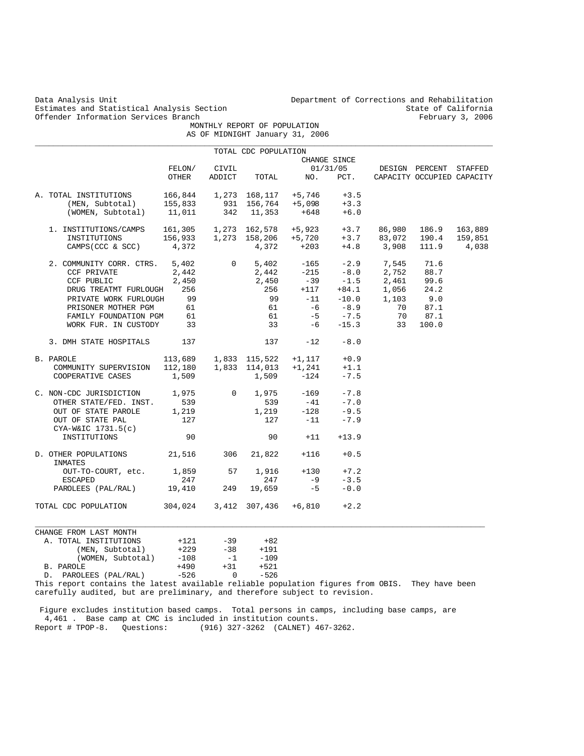Data Analysis Unit
Estimates and Statistical Analysis Section
Offender Information Services Branch

Department of Corrections and Rehabilitation
State of California
February 3, 2006

# MONTHLY REPORT OF POPULATION
## AS OF MIDNIGHT January 31, 2006

TOTAL CDC POPULATION

| | FELON/ OTHER | CIVIL ADDICT | TOTAL | CHANGE SINCE 01/31/05 NO. | PCT. | DESIGN CAPACITY | PERCENT OCCUPIED | STAFFED CAPACITY |
|---|---|---|---|---|---|---|---|---|
| A. TOTAL INSTITUTIONS | 166,844 | 1,273 | 168,117 | +5,746 | +3.5 | | | |
| (MEN, Subtotal) | 155,833 | 931 | 156,764 | +5,098 | +3.3 | | | |
| (WOMEN, Subtotal) | 11,011 | 342 | 11,353 | +648 | +6.0 | | | |
| 1. INSTITUTIONS/CAMPS | 161,305 | 1,273 | 162,578 | +5,923 | +3.7 | 86,980 | 186.9 | 163,889 |
| INSTITUTIONS | 156,933 | 1,273 | 158,206 | +5,720 | +3.7 | 83,072 | 190.4 | 159,851 |
| CAMPS(CCC & SCC) | 4,372 | | 4,372 | +203 | +4.8 | 3,908 | 111.9 | 4,038 |
| 2. COMMUNITY CORR. CTRS. | 5,402 | 0 | 5,402 | -165 | -2.9 | 7,545 | 71.6 | |
| CCF PRIVATE | 2,442 | | 2,442 | -215 | -8.0 | 2,752 | 88.7 | |
| CCF PUBLIC | 2,450 | | 2,450 | -39 | -1.5 | 2,461 | 99.6 | |
| DRUG TREATMT FURLOUGH | 256 | | 256 | +117 | +84.1 | 1,056 | 24.2 | |
| PRIVATE WORK FURLOUGH | 99 | | 99 | -11 | -10.0 | 1,103 | 9.0 | |
| PRISONER MOTHER PGM | 61 | | 61 | -6 | -8.9 | 70 | 87.1 | |
| FAMILY FOUNDATION PGM | 61 | | 61 | -5 | -7.5 | 70 | 87.1 | |
| WORK FUR. IN CUSTODY | 33 | | 33 | -6 | -15.3 | 33 | 100.0 | |
| 3. DMH STATE HOSPITALS | 137 | | 137 | -12 | -8.0 | | | |
| B. PAROLE | 113,689 | 1,833 | 115,522 | +1,117 | +0.9 | | | |
| COMMUNITY SUPERVISION | 112,180 | 1,833 | 114,013 | +1,241 | +1.1 | | | |
| COOPERATIVE CASES | 1,509 | | 1,509 | -124 | -7.5 | | | |
| C. NON-CDC JURISDICTION | 1,975 | 0 | 1,975 | -169 | -7.8 | | | |
| OTHER STATE/FED. INST. | 539 | | 539 | -41 | -7.0 | | | |
| OUT OF STATE PAROLE | 1,219 | | 1,219 | -128 | -9.5 | | | |
| OUT OF STATE PAL | 127 | | 127 | -11 | -7.9 | | | |
| CYA-W&IC 1731.5(c) INSTITUTIONS | 90 | | 90 | +11 | +13.9 | | | |
| D. OTHER POPULATIONS | 21,516 | 306 | 21,822 | +116 | +0.5 | | | |
| INMATES OUT-TO-COURT, etc. | 1,859 | 57 | 1,916 | +130 | +7.2 | | | |
| ESCAPED | 247 | | 247 | -9 | -3.5 | | | |
| PAROLEES (PAL/RAL) | 19,410 | 249 | 19,659 | -5 | -0.0 | | | |
| TOTAL CDC POPULATION | 304,024 | 3,412 | 307,436 | +6,810 | +2.2 | | | |

| CHANGE FROM LAST MONTH | | | |
|---|---|---|---|
| A. TOTAL INSTITUTIONS | +121 | -39 | +82 |
| (MEN, Subtotal) | +229 | -38 | +191 |
| (WOMEN, Subtotal) | -108 | -1 | -109 |
| B. PAROLE | +490 | +31 | +521 |
| D. PAROLEES (PAL/RAL) | -526 | 0 | -526 |

This report contains the latest available reliable population figures from OBIS. They have been carefully audited, but are preliminary, and therefore subject to revision.

Figure excludes institution based camps. Total persons in camps, including base camps, are 4,461 . Base camp at CMC is included in institution counts.

Report # TPOP-8. Questions: (916) 327-3262 (CALNET) 467-3262.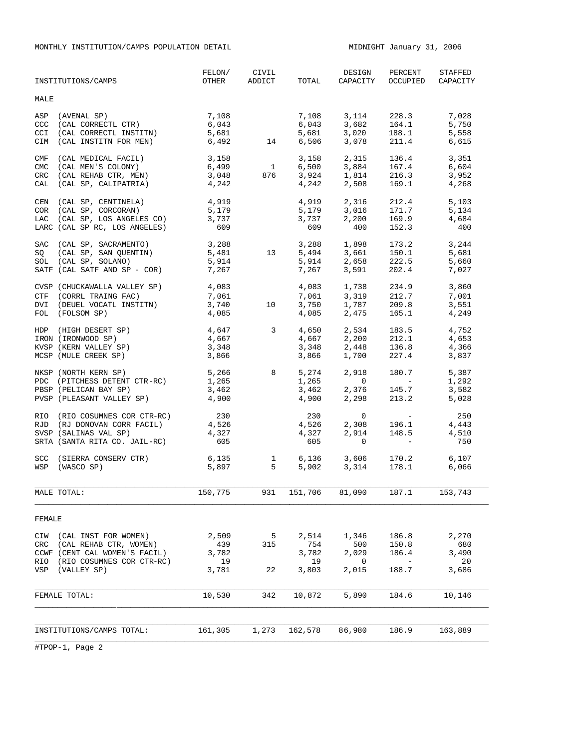MONTHLY INSTITUTION/CAMPS POPULATION DETAIL

MIDNIGHT January 31, 2006

| INSTITUTIONS/CAMPS | FELON/ OTHER | CIVIL ADDICT | TOTAL | DESIGN CAPACITY | PERCENT OCCUPIED | STAFFED CAPACITY |
|---|---|---|---|---|---|---|
| MALE | | | | | | |
| ASP (AVENAL SP) | 7,108 | | 7,108 | 3,114 | 228.3 | 7,028 |
| CCC (CAL CORRECTL CTR) | 6,043 | | 6,043 | 3,682 | 164.1 | 5,750 |
| CCI (CAL CORRECTL INSTITN) | 5,681 | | 5,681 | 3,020 | 188.1 | 5,558 |
| CIM (CAL INSTITN FOR MEN) | 6,492 | 14 | 6,506 | 3,078 | 211.4 | 6,615 |
| CMF (CAL MEDICAL FACIL) | 3,158 | | 3,158 | 2,315 | 136.4 | 3,351 |
| CMC (CAL MEN'S COLONY) | 6,499 | 1 | 6,500 | 3,884 | 167.4 | 6,604 |
| CRC (CAL REHAB CTR, MEN) | 3,048 | 876 | 3,924 | 1,814 | 216.3 | 3,952 |
| CAL (CAL SP, CALIPATRIA) | 4,242 | | 4,242 | 2,508 | 169.1 | 4,268 |
| CEN (CAL SP, CENTINELA) | 4,919 | | 4,919 | 2,316 | 212.4 | 5,103 |
| COR (CAL SP, CORCORAN) | 5,179 | | 5,179 | 3,016 | 171.7 | 5,134 |
| LAC (CAL SP, LOS ANGELES CO) | 3,737 | | 3,737 | 2,200 | 169.9 | 4,684 |
| LARC (CAL SP RC, LOS ANGELES) | 609 | | 609 | 400 | 152.3 | 400 |
| SAC (CAL SP, SACRAMENTO) | 3,288 | | 3,288 | 1,898 | 173.2 | 3,244 |
| SQ (CAL SP, SAN QUENTIN) | 5,481 | 13 | 5,494 | 3,661 | 150.1 | 5,681 |
| SOL (CAL SP, SOLANO) | 5,914 | | 5,914 | 2,658 | 222.5 | 5,660 |
| SATF (CAL SATF AND SP - COR) | 7,267 | | 7,267 | 3,591 | 202.4 | 7,027 |
| CVSP (CHUCKAWALLA VALLEY SP) | 4,083 | | 4,083 | 1,738 | 234.9 | 3,860 |
| CTF (CORRL TRAING FAC) | 7,061 | | 7,061 | 3,319 | 212.7 | 7,001 |
| DVI (DEUEL VOCATL INSTITN) | 3,740 | 10 | 3,750 | 1,787 | 209.8 | 3,551 |
| FOL (FOLSOM SP) | 4,085 | | 4,085 | 2,475 | 165.1 | 4,249 |
| HDP (HIGH DESERT SP) | 4,647 | 3 | 4,650 | 2,534 | 183.5 | 4,752 |
| IRON (IRONWOOD SP) | 4,667 | | 4,667 | 2,200 | 212.1 | 4,653 |
| KVSP (KERN VALLEY SP) | 3,348 | | 3,348 | 2,448 | 136.8 | 4,366 |
| MCSP (MULE CREEK SP) | 3,866 | | 3,866 | 1,700 | 227.4 | 3,837 |
| NKSP (NORTH KERN SP) | 5,266 | 8 | 5,274 | 2,918 | 180.7 | 5,387 |
| PDC (PITCHESS DETENT CTR-RC) | 1,265 | | 1,265 | 0 | - | 1,292 |
| PBSP (PELICAN BAY SP) | 3,462 | | 3,462 | 2,376 | 145.7 | 3,582 |
| PVSP (PLEASANT VALLEY SP) | 4,900 | | 4,900 | 2,298 | 213.2 | 5,028 |
| RIO (RIO COSUMNES COR CTR-RC) | 230 | | 230 | 0 | - | 250 |
| RJD (RJ DONOVAN CORR FACIL) | 4,526 | | 4,526 | 2,308 | 196.1 | 4,443 |
| SVSP (SALINAS VAL SP) | 4,327 | | 4,327 | 2,914 | 148.5 | 4,510 |
| SRTA (SANTA RITA CO. JAIL-RC) | 605 | | 605 | 0 | - | 750 |
| SCC (SIERRA CONSERV CTR) | 6,135 | 1 | 6,136 | 3,606 | 170.2 | 6,107 |
| WSP (WASCO SP) | 5,897 | 5 | 5,902 | 3,314 | 178.1 | 6,066 |
| MALE TOTAL: | 150,775 | 931 | 151,706 | 81,090 | 187.1 | 153,743 |
| FEMALE | | | | | | |
| CIW (CAL INST FOR WOMEN) | 2,509 | 5 | 2,514 | 1,346 | 186.8 | 2,270 |
| CRC (CAL REHAB CTR, WOMEN) | 439 | 315 | 754 | 500 | 150.8 | 680 |
| CCWF (CENT CAL WOMEN'S FACIL) | 3,782 | | 3,782 | 2,029 | 186.4 | 3,490 |
| RIO (RIO COSUMNES COR CTR-RC) | 19 | | 19 | 0 | - | 20 |
| VSP (VALLEY SP) | 3,781 | 22 | 3,803 | 2,015 | 188.7 | 3,686 |
| FEMALE TOTAL: | 10,530 | 342 | 10,872 | 5,890 | 184.6 | 10,146 |
| INSTITUTIONS/CAMPS TOTAL: | 161,305 | 1,273 | 162,578 | 86,980 | 186.9 | 163,889 |

#TPOP-1, Page 2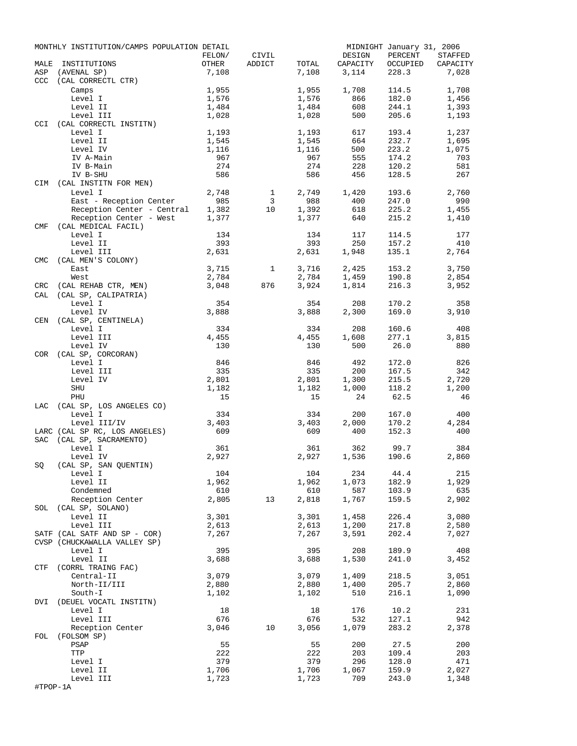MONTHLY INSTITUTION/CAMPS POPULATION DETAIL — MIDNIGHT January 31, 2006

| MALE | INSTITUTIONS | FELON/ OTHER | CIVIL ADDICT | TOTAL | DESIGN CAPACITY | PERCENT OCCUPIED | STAFFED CAPACITY |
|---|---|---|---|---|---|---|---|
| ASP | (AVENAL SP) | 7,108 | | 7,108 | 3,114 | 228.3 | 7,028 |
| CCC | (CAL CORRECTL CTR) | | | | | | |
| | Camps | 1,955 | | 1,955 | 1,708 | 114.5 | 1,708 |
| | Level I | 1,576 | | 1,576 | 866 | 182.0 | 1,456 |
| | Level II | 1,484 | | 1,484 | 608 | 244.1 | 1,393 |
| | Level III | 1,028 | | 1,028 | 500 | 205.6 | 1,193 |
| CCI | (CAL CORRECTL INSTITN) | | | | | | |
| | Level I | 1,193 | | 1,193 | 617 | 193.4 | 1,237 |
| | Level II | 1,545 | | 1,545 | 664 | 232.7 | 1,695 |
| | Level IV | 1,116 | | 1,116 | 500 | 223.2 | 1,075 |
| | IV A-Main | 967 | | 967 | 555 | 174.2 | 703 |
| | IV B-Main | 274 | | 274 | 228 | 120.2 | 581 |
| | IV B-SHU | 586 | | 586 | 456 | 128.5 | 267 |
| CIM | (CAL INSTITN FOR MEN) | | | | | | |
| | Level I | 2,748 | 1 | 2,749 | 1,420 | 193.6 | 2,760 |
| | East - Reception Center | 985 | 3 | 988 | 400 | 247.0 | 990 |
| | Reception Center - Central | 1,382 | 10 | 1,392 | 618 | 225.2 | 1,455 |
| | Reception Center - West | 1,377 | | 1,377 | 640 | 215.2 | 1,410 |
| CMF | (CAL MEDICAL FACIL) | | | | | | |
| | Level I | 134 | | 134 | 117 | 114.5 | 177 |
| | Level II | 393 | | 393 | 250 | 157.2 | 410 |
| | Level III | 2,631 | | 2,631 | 1,948 | 135.1 | 2,764 |
| CMC | (CAL MEN'S COLONY) | | | | | | |
| | East | 3,715 | 1 | 3,716 | 2,425 | 153.2 | 3,750 |
| | West | 2,784 | | 2,784 | 1,459 | 190.8 | 2,854 |
| CRC | (CAL REHAB CTR, MEN) | 3,048 | 876 | 3,924 | 1,814 | 216.3 | 3,952 |
| CAL | (CAL SP, CALIPATRIA) | | | | | | |
| | Level I | 354 | | 354 | 208 | 170.2 | 358 |
| | Level IV | 3,888 | | 3,888 | 2,300 | 169.0 | 3,910 |
| CEN | (CAL SP, CENTINELA) | | | | | | |
| | Level I | 334 | | 334 | 208 | 160.6 | 408 |
| | Level III | 4,455 | | 4,455 | 1,608 | 277.1 | 3,815 |
| | Level IV | 130 | | 130 | 500 | 26.0 | 880 |
| COR | (CAL SP, CORCORAN) | | | | | | |
| | Level I | 846 | | 846 | 492 | 172.0 | 826 |
| | Level III | 335 | | 335 | 200 | 167.5 | 342 |
| | Level IV | 2,801 | | 2,801 | 1,300 | 215.5 | 2,720 |
| | SHU | 1,182 | | 1,182 | 1,000 | 118.2 | 1,200 |
| | PHU | 15 | | 15 | 24 | 62.5 | 46 |
| LAC | (CAL SP, LOS ANGELES CO) | | | | | | |
| | Level I | 334 | | 334 | 200 | 167.0 | 400 |
| | Level III/IV | 3,403 | | 3,403 | 2,000 | 170.2 | 4,284 |
| LARC | (CAL SP RC, LOS ANGELES) | 609 | | 609 | 400 | 152.3 | 400 |
| SAC | (CAL SP, SACRAMENTO) | | | | | | |
| | Level I | 361 | | 361 | 362 | 99.7 | 384 |
| | Level IV | 2,927 | | 2,927 | 1,536 | 190.6 | 2,860 |
| SQ | (CAL SP, SAN QUENTIN) | | | | | | |
| | Level I | 104 | | 104 | 234 | 44.4 | 215 |
| | Level II | 1,962 | | 1,962 | 1,073 | 182.9 | 1,929 |
| | Condemned | 610 | | 610 | 587 | 103.9 | 635 |
| | Reception Center | 2,805 | 13 | 2,818 | 1,767 | 159.5 | 2,902 |
| SOL | (CAL SP, SOLANO) | | | | | | |
| | Level II | 3,301 | | 3,301 | 1,458 | 226.4 | 3,080 |
| | Level III | 2,613 | | 2,613 | 1,200 | 217.8 | 2,580 |
| SATF | (CAL SATF AND SP - COR) | 7,267 | | 7,267 | 3,591 | 202.4 | 7,027 |
| CVSP | (CHUCKAWALLA VALLEY SP) | | | | | | |
| | Level I | 395 | | 395 | 208 | 189.9 | 408 |
| | Level II | 3,688 | | 3,688 | 1,530 | 241.0 | 3,452 |
| CTF | (CORRL TRAING FAC) | | | | | | |
| | Central-II | 3,079 | | 3,079 | 1,409 | 218.5 | 3,051 |
| | North-II/III | 2,880 | | 2,880 | 1,400 | 205.7 | 2,860 |
| | South-I | 1,102 | | 1,102 | 510 | 216.1 | 1,090 |
| DVI | (DEUEL VOCATL INSTITN) | | | | | | |
| | Level I | 18 | | 18 | 176 | 10.2 | 231 |
| | Level III | 676 | | 676 | 532 | 127.1 | 942 |
| | Reception Center | 3,046 | 10 | 3,056 | 1,079 | 283.2 | 2,378 |
| FOL | (FOLSOM SP) | | | | | | |
| | PSAP | 55 | | 55 | 200 | 27.5 | 200 |
| | TTP | 222 | | 222 | 203 | 109.4 | 203 |
| | Level I | 379 | | 379 | 296 | 128.0 | 471 |
| | Level II | 1,706 | | 1,706 | 1,067 | 159.9 | 2,027 |
| | Level III | 1,723 | | 1,723 | 709 | 243.0 | 1,348 |

#TPOP-1A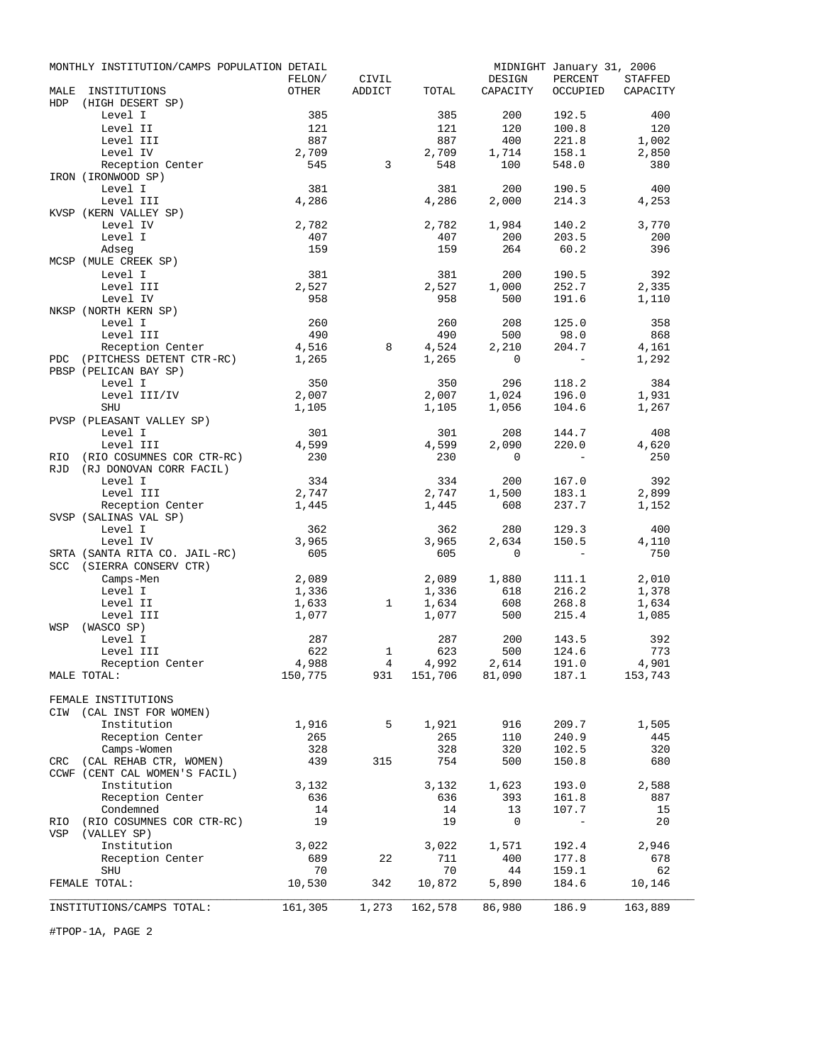MONTHLY INSTITUTION/CAMPS POPULATION DETAIL — MIDNIGHT January 31, 2006

| MALE INSTITUTIONS | FELON/ OTHER | CIVIL ADDICT | TOTAL | DESIGN CAPACITY | PERCENT OCCUPIED | STAFFED CAPACITY |
|---|---|---|---|---|---|---|
| HDP (HIGH DESERT SP) | | | | | | |
| Level I | 385 | | 385 | 200 | 192.5 | 400 |
| Level II | 121 | | 121 | 120 | 100.8 | 120 |
| Level III | 887 | | 887 | 400 | 221.8 | 1,002 |
| Level IV | 2,709 | | 2,709 | 1,714 | 158.1 | 2,850 |
| Reception Center | 545 | 3 | 548 | 100 | 548.0 | 380 |
| IRON (IRONWOOD SP) | | | | | | |
| Level I | 381 | | 381 | 200 | 190.5 | 400 |
| Level III | 4,286 | | 4,286 | 2,000 | 214.3 | 4,253 |
| KVSP (KERN VALLEY SP) | | | | | | |
| Level IV | 2,782 | | 2,782 | 1,984 | 140.2 | 3,770 |
| Level I | 407 | | 407 | 200 | 203.5 | 200 |
| Adseg | 159 | | 159 | 264 | 60.2 | 396 |
| MCSP (MULE CREEK SP) | | | | | | |
| Level I | 381 | | 381 | 200 | 190.5 | 392 |
| Level III | 2,527 | | 2,527 | 1,000 | 252.7 | 2,335 |
| Level IV | 958 | | 958 | 500 | 191.6 | 1,110 |
| NKSP (NORTH KERN SP) | | | | | | |
| Level I | 260 | | 260 | 208 | 125.0 | 358 |
| Level III | 490 | | 490 | 500 | 98.0 | 868 |
| Reception Center | 4,516 | 8 | 4,524 | 2,210 | 204.7 | 4,161 |
| PDC (PITCHESS DETENT CTR-RC) | 1,265 | | 1,265 | 0 | - | 1,292 |
| PBSP (PELICAN BAY SP) | | | | | | |
| Level I | 350 | | 350 | 296 | 118.2 | 384 |
| Level III/IV | 2,007 | | 2,007 | 1,024 | 196.0 | 1,931 |
| SHU | 1,105 | | 1,105 | 1,056 | 104.6 | 1,267 |
| PVSP (PLEASANT VALLEY SP) | | | | | | |
| Level I | 301 | | 301 | 208 | 144.7 | 408 |
| Level III | 4,599 | | 4,599 | 2,090 | 220.0 | 4,620 |
| RIO (RIO COSUMNES COR CTR-RC) | 230 | | 230 | 0 | - | 250 |
| RJD (RJ DONOVAN CORR FACIL) | | | | | | |
| Level I | 334 | | 334 | 200 | 167.0 | 392 |
| Level III | 2,747 | | 2,747 | 1,500 | 183.1 | 2,899 |
| Reception Center | 1,445 | | 1,445 | 608 | 237.7 | 1,152 |
| SVSP (SALINAS VAL SP) | | | | | | |
| Level I | 362 | | 362 | 280 | 129.3 | 400 |
| Level IV | 3,965 | | 3,965 | 2,634 | 150.5 | 4,110 |
| SRTA (SANTA RITA CO. JAIL-RC) | 605 | | 605 | 0 | - | 750 |
| SCC (SIERRA CONSERV CTR) | | | | | | |
| Camps-Men | 2,089 | | 2,089 | 1,880 | 111.1 | 2,010 |
| Level I | 1,336 | | 1,336 | 618 | 216.2 | 1,378 |
| Level II | 1,633 | 1 | 1,634 | 608 | 268.8 | 1,634 |
| Level III | 1,077 | | 1,077 | 500 | 215.4 | 1,085 |
| WSP (WASCO SP) | | | | | | |
| Level I | 287 | | 287 | 200 | 143.5 | 392 |
| Level III | 622 | 1 | 623 | 500 | 124.6 | 773 |
| Reception Center | 4,988 | 4 | 4,992 | 2,614 | 191.0 | 4,901 |
| MALE TOTAL: | 150,775 | 931 | 151,706 | 81,090 | 187.1 | 153,743 |
| FEMALE INSTITUTIONS | | | | | | |
| CIW (CAL INST FOR WOMEN) | | | | | | |
| Institution | 1,916 | 5 | 1,921 | 916 | 209.7 | 1,505 |
| Reception Center | 265 | | 265 | 110 | 240.9 | 445 |
| Camps-Women | 328 | | 328 | 320 | 102.5 | 320 |
| CRC (CAL REHAB CTR, WOMEN) | 439 | 315 | 754 | 500 | 150.8 | 680 |
| CCWF (CENT CAL WOMEN'S FACIL) | | | | | | |
| Institution | 3,132 | | 3,132 | 1,623 | 193.0 | 2,588 |
| Reception Center | 636 | | 636 | 393 | 161.8 | 887 |
| Condemned | 14 | | 14 | 13 | 107.7 | 15 |
| RIO (RIO COSUMNES COR CTR-RC) | 19 | | 19 | 0 | - | 20 |
| VSP (VALLEY SP) | | | | | | |
| Institution | 3,022 | | 3,022 | 1,571 | 192.4 | 2,946 |
| Reception Center | 689 | 22 | 711 | 400 | 177.8 | 678 |
| SHU | 70 | | 70 | 44 | 159.1 | 62 |
| FEMALE TOTAL: | 10,530 | 342 | 10,872 | 5,890 | 184.6 | 10,146 |
| INSTITUTIONS/CAMPS TOTAL: | 161,305 | 1,273 | 162,578 | 86,980 | 186.9 | 163,889 |

#TPOP-1A, PAGE 2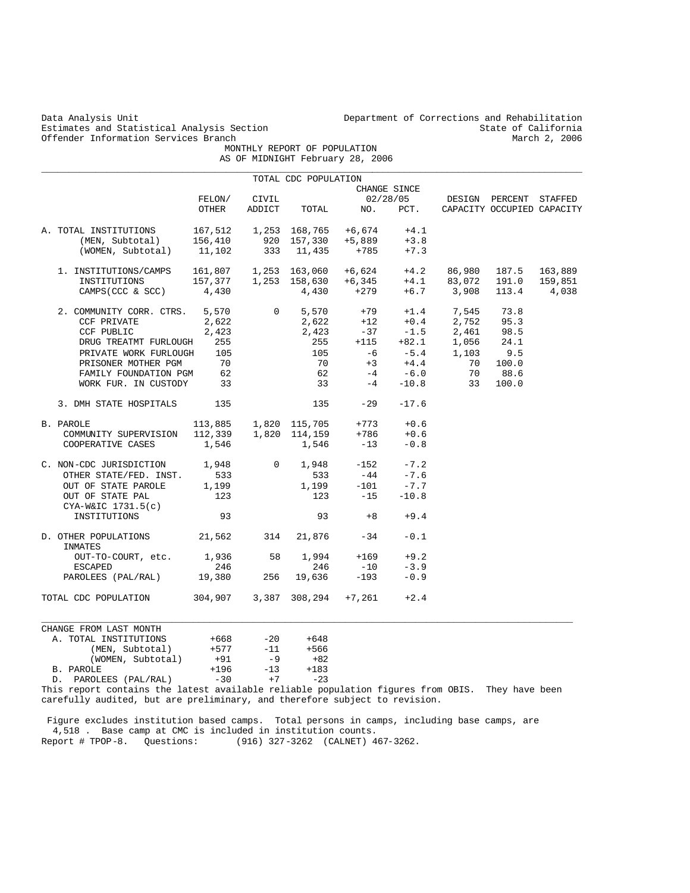Data Analysis Unit
Estimates and Statistical Analysis Section
Offender Information Services Branch

Department of Corrections and Rehabilitation
State of California
March 2, 2006

# MONTHLY REPORT OF POPULATION
## AS OF MIDNIGHT February 28, 2006

TOTAL CDC POPULATION

| | FELON/ OTHER | CIVIL ADDICT | TOTAL | CHANGE SINCE 02/28/05 NO. | PCT. | DESIGN CAPACITY | PERCENT OCCUPIED | STAFFED CAPACITY |
|---|---|---|---|---|---|---|---|---|
| A. TOTAL INSTITUTIONS | 167,512 | 1,253 | 168,765 | +6,674 | +4.1 | | | |
| (MEN, Subtotal) | 156,410 | 920 | 157,330 | +5,889 | +3.8 | | | |
| (WOMEN, Subtotal) | 11,102 | 333 | 11,435 | +785 | +7.3 | | | |
| 1. INSTITUTIONS/CAMPS | 161,807 | 1,253 | 163,060 | +6,624 | +4.2 | 86,980 | 187.5 | 163,889 |
| INSTITUTIONS | 157,377 | 1,253 | 158,630 | +6,345 | +4.1 | 83,072 | 191.0 | 159,851 |
| CAMPS(CCC & SCC) | 4,430 | | 4,430 | +279 | +6.7 | 3,908 | 113.4 | 4,038 |
| 2. COMMUNITY CORR. CTRS. | 5,570 | 0 | 5,570 | +79 | +1.4 | 7,545 | 73.8 | |
| CCF PRIVATE | 2,622 | | 2,622 | +12 | +0.4 | 2,752 | 95.3 | |
| CCF PUBLIC | 2,423 | | 2,423 | -37 | -1.5 | 2,461 | 98.5 | |
| DRUG TREATMT FURLOUGH | 255 | | 255 | +115 | +82.1 | 1,056 | 24.1 | |
| PRIVATE WORK FURLOUGH | 105 | | 105 | -6 | -5.4 | 1,103 | 9.5 | |
| PRISONER MOTHER PGM | 70 | | 70 | +3 | +4.4 | 70 | 100.0 | |
| FAMILY FOUNDATION PGM | 62 | | 62 | -4 | -6.0 | 70 | 88.6 | |
| WORK FUR. IN CUSTODY | 33 | | 33 | -4 | -10.8 | 33 | 100.0 | |
| 3. DMH STATE HOSPITALS | 135 | | 135 | -29 | -17.6 | | | |
| B. PAROLE | 113,885 | 1,820 | 115,705 | +773 | +0.6 | | | |
| COMMUNITY SUPERVISION | 112,339 | 1,820 | 114,159 | +786 | +0.6 | | | |
| COOPERATIVE CASES | 1,546 | | 1,546 | -13 | -0.8 | | | |
| C. NON-CDC JURISDICTION | 1,948 | 0 | 1,948 | -152 | -7.2 | | | |
| OTHER STATE/FED. INST. | 533 | | 533 | -44 | -7.6 | | | |
| OUT OF STATE PAROLE | 1,199 | | 1,199 | -101 | -7.7 | | | |
| OUT OF STATE PAL | 123 | | 123 | -15 | -10.8 | | | |
| CYA-W&IC 1731.5(c) INSTITUTIONS | 93 | | 93 | +8 | +9.4 | | | |
| D. OTHER POPULATIONS | 21,562 | 314 | 21,876 | -34 | -0.1 | | | |
| INMATES OUT-TO-COURT, etc. | 1,936 | 58 | 1,994 | +169 | +9.2 | | | |
| ESCAPED | 246 | | 246 | -10 | -3.9 | | | |
| PAROLEES (PAL/RAL) | 19,380 | 256 | 19,636 | -193 | -0.9 | | | |
| TOTAL CDC POPULATION | 304,907 | 3,387 | 308,294 | +7,261 | +2.4 | | | |

| CHANGE FROM LAST MONTH | | | |
|---|---|---|---|
| A. TOTAL INSTITUTIONS | +668 | -20 | +648 |
| (MEN, Subtotal) | +577 | -11 | +566 |
| (WOMEN, Subtotal) | +91 | -9 | +82 |
| B. PAROLE | +196 | -13 | +183 |
| D. PAROLEES (PAL/RAL) | -30 | +7 | -23 |

This report contains the latest available reliable population figures from OBIS. They have been carefully audited, but are preliminary, and therefore subject to revision.

Figure excludes institution based camps. Total persons in camps, including base camps, are 4,518 . Base camp at CMC is included in institution counts.

Report # TPOP-8. Questions: (916) 327-3262 (CALNET) 467-3262.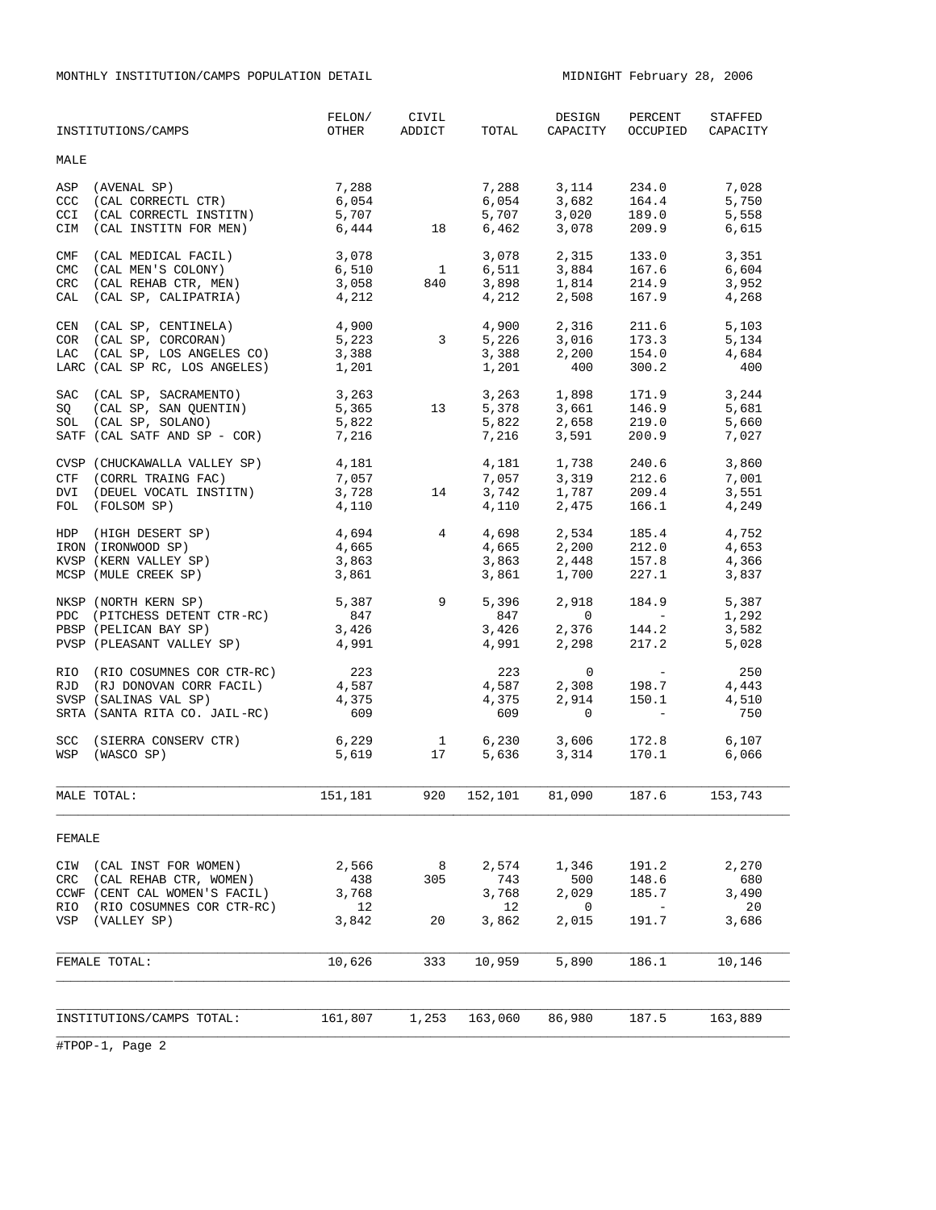MONTHLY INSTITUTION/CAMPS POPULATION DETAIL

MIDNIGHT February 28, 2006

| INSTITUTIONS/CAMPS | FELON/ OTHER | CIVIL ADDICT | TOTAL | DESIGN CAPACITY | PERCENT OCCUPIED | STAFFED CAPACITY |
|---|---|---|---|---|---|---|
| **MALE** | | | | | | |
| ASP (AVENAL SP) | 7,288 | | 7,288 | 3,114 | 234.0 | 7,028 |
| CCC (CAL CORRECTL CTR) | 6,054 | | 6,054 | 3,682 | 164.4 | 5,750 |
| CCI (CAL CORRECTL INSTITN) | 5,707 | | 5,707 | 3,020 | 189.0 | 5,558 |
| CIM (CAL INSTITN FOR MEN) | 6,444 | 18 | 6,462 | 3,078 | 209.9 | 6,615 |
| CMF (CAL MEDICAL FACIL) | 3,078 | | 3,078 | 2,315 | 133.0 | 3,351 |
| CMC (CAL MEN'S COLONY) | 6,510 | 1 | 6,511 | 3,884 | 167.6 | 6,604 |
| CRC (CAL REHAB CTR, MEN) | 3,058 | 840 | 3,898 | 1,814 | 214.9 | 3,952 |
| CAL (CAL SP, CALIPATRIA) | 4,212 | | 4,212 | 2,508 | 167.9 | 4,268 |
| CEN (CAL SP, CENTINELA) | 4,900 | | 4,900 | 2,316 | 211.6 | 5,103 |
| COR (CAL SP, CORCORAN) | 5,223 | 3 | 5,226 | 3,016 | 173.3 | 5,134 |
| LAC (CAL SP, LOS ANGELES CO) | 3,388 | | 3,388 | 2,200 | 154.0 | 4,684 |
| LARC (CAL SP RC, LOS ANGELES) | 1,201 | | 1,201 | 400 | 300.2 | 400 |
| SAC (CAL SP, SACRAMENTO) | 3,263 | | 3,263 | 1,898 | 171.9 | 3,244 |
| SQ (CAL SP, SAN QUENTIN) | 5,365 | 13 | 5,378 | 3,661 | 146.9 | 5,681 |
| SOL (CAL SP, SOLANO) | 5,822 | | 5,822 | 2,658 | 219.0 | 5,660 |
| SATF (CAL SATF AND SP - COR) | 7,216 | | 7,216 | 3,591 | 200.9 | 7,027 |
| CVSP (CHUCKAWALLA VALLEY SP) | 4,181 | | 4,181 | 1,738 | 240.6 | 3,860 |
| CTF (CORRL TRAING FAC) | 7,057 | | 7,057 | 3,319 | 212.6 | 7,001 |
| DVI (DEUEL VOCATL INSTITN) | 3,728 | 14 | 3,742 | 1,787 | 209.4 | 3,551 |
| FOL (FOLSOM SP) | 4,110 | | 4,110 | 2,475 | 166.1 | 4,249 |
| HDP (HIGH DESERT SP) | 4,694 | 4 | 4,698 | 2,534 | 185.4 | 4,752 |
| IRON (IRONWOOD SP) | 4,665 | | 4,665 | 2,200 | 212.0 | 4,653 |
| KVSP (KERN VALLEY SP) | 3,863 | | 3,863 | 2,448 | 157.8 | 4,366 |
| MCSP (MULE CREEK SP) | 3,861 | | 3,861 | 1,700 | 227.1 | 3,837 |
| NKSP (NORTH KERN SP) | 5,387 | 9 | 5,396 | 2,918 | 184.9 | 5,387 |
| PDC (PITCHESS DETENT CTR-RC) | 847 | | 847 | 0 | - | 1,292 |
| PBSP (PELICAN BAY SP) | 3,426 | | 3,426 | 2,376 | 144.2 | 3,582 |
| PVSP (PLEASANT VALLEY SP) | 4,991 | | 4,991 | 2,298 | 217.2 | 5,028 |
| RIO (RIO COSUMNES COR CTR-RC) | 223 | | 223 | 0 | - | 250 |
| RJD (RJ DONOVAN CORR FACIL) | 4,587 | | 4,587 | 2,308 | 198.7 | 4,443 |
| SVSP (SALINAS VAL SP) | 4,375 | | 4,375 | 2,914 | 150.1 | 4,510 |
| SRTA (SANTA RITA CO. JAIL-RC) | 609 | | 609 | 0 | - | 750 |
| SCC (SIERRA CONSERV CTR) | 6,229 | 1 | 6,230 | 3,606 | 172.8 | 6,107 |
| WSP (WASCO SP) | 5,619 | 17 | 5,636 | 3,314 | 170.1 | 6,066 |
| MALE TOTAL: | 151,181 | 920 | 152,101 | 81,090 | 187.6 | 153,743 |
| **FEMALE** | | | | | | |
| CIW (CAL INST FOR WOMEN) | 2,566 | 8 | 2,574 | 1,346 | 191.2 | 2,270 |
| CRC (CAL REHAB CTR, WOMEN) | 438 | 305 | 743 | 500 | 148.6 | 680 |
| CCWF (CENT CAL WOMEN'S FACIL) | 3,768 | | 3,768 | 2,029 | 185.7 | 3,490 |
| RIO (RIO COSUMNES COR CTR-RC) | 12 | | 12 | 0 | - | 20 |
| VSP (VALLEY SP) | 3,842 | 20 | 3,862 | 2,015 | 191.7 | 3,686 |
| FEMALE TOTAL: | 10,626 | 333 | 10,959 | 5,890 | 186.1 | 10,146 |
| INSTITUTIONS/CAMPS TOTAL: | 161,807 | 1,253 | 163,060 | 86,980 | 187.5 | 163,889 |

#TPOP-1, Page 2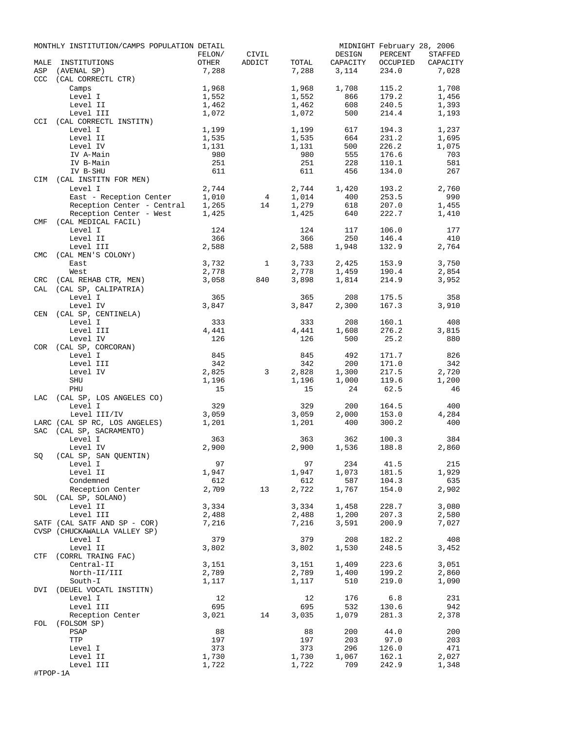MONTHLY INSTITUTION/CAMPS POPULATION DETAIL — MIDNIGHT February 28, 2006

| MALE | INSTITUTIONS | FELON/ OTHER | CIVIL ADDICT | TOTAL | DESIGN CAPACITY | PERCENT OCCUPIED | STAFFED CAPACITY |
|---|---|---|---|---|---|---|---|
| ASP | (AVENAL SP) | 7,288 | | 7,288 | 3,114 | 234.0 | 7,028 |
| CCC | (CAL CORRECTL CTR) | | | | | | |
| | Camps | 1,968 | | 1,968 | 1,708 | 115.2 | 1,708 |
| | Level I | 1,552 | | 1,552 | 866 | 179.2 | 1,456 |
| | Level II | 1,462 | | 1,462 | 608 | 240.5 | 1,393 |
| | Level III | 1,072 | | 1,072 | 500 | 214.4 | 1,193 |
| CCI | (CAL CORRECTL INSTITN) | | | | | | |
| | Level I | 1,199 | | 1,199 | 617 | 194.3 | 1,237 |
| | Level II | 1,535 | | 1,535 | 664 | 231.2 | 1,695 |
| | Level IV | 1,131 | | 1,131 | 500 | 226.2 | 1,075 |
| | IV A-Main | 980 | | 980 | 555 | 176.6 | 703 |
| | IV B-Main | 251 | | 251 | 228 | 110.1 | 581 |
| | IV B-SHU | 611 | | 611 | 456 | 134.0 | 267 |
| CIM | (CAL INSTITN FOR MEN) | | | | | | |
| | Level I | 2,744 | | 2,744 | 1,420 | 193.2 | 2,760 |
| | East - Reception Center | 1,010 | 4 | 1,014 | 400 | 253.5 | 990 |
| | Reception Center - Central | 1,265 | 14 | 1,279 | 618 | 207.0 | 1,455 |
| | Reception Center - West | 1,425 | | 1,425 | 640 | 222.7 | 1,410 |
| CMF | (CAL MEDICAL FACIL) | | | | | | |
| | Level I | 124 | | 124 | 117 | 106.0 | 177 |
| | Level II | 366 | | 366 | 250 | 146.4 | 410 |
| | Level III | 2,588 | | 2,588 | 1,948 | 132.9 | 2,764 |
| CMC | (CAL MEN'S COLONY) | | | | | | |
| | East | 3,732 | 1 | 3,733 | 2,425 | 153.9 | 3,750 |
| | West | 2,778 | | 2,778 | 1,459 | 190.4 | 2,854 |
| CRC | (CAL REHAB CTR, MEN) | 3,058 | 840 | 3,898 | 1,814 | 214.9 | 3,952 |
| CAL | (CAL SP, CALIPATRIA) | | | | | | |
| | Level I | 365 | | 365 | 208 | 175.5 | 358 |
| | Level IV | 3,847 | | 3,847 | 2,300 | 167.3 | 3,910 |
| CEN | (CAL SP, CENTINELA) | | | | | | |
| | Level I | 333 | | 333 | 208 | 160.1 | 408 |
| | Level III | 4,441 | | 4,441 | 1,608 | 276.2 | 3,815 |
| | Level IV | 126 | | 126 | 500 | 25.2 | 880 |
| COR | (CAL SP, CORCORAN) | | | | | | |
| | Level I | 845 | | 845 | 492 | 171.7 | 826 |
| | Level III | 342 | | 342 | 200 | 171.0 | 342 |
| | Level IV | 2,825 | 3 | 2,828 | 1,300 | 217.5 | 2,720 |
| | SHU | 1,196 | | 1,196 | 1,000 | 119.6 | 1,200 |
| | PHU | 15 | | 15 | 24 | 62.5 | 46 |
| LAC | (CAL SP, LOS ANGELES CO) | | | | | | |
| | Level I | 329 | | 329 | 200 | 164.5 | 400 |
| | Level III/IV | 3,059 | | 3,059 | 2,000 | 153.0 | 4,284 |
| LARC | (CAL SP RC, LOS ANGELES) | 1,201 | | 1,201 | 400 | 300.2 | 400 |
| SAC | (CAL SP, SACRAMENTO) | | | | | | |
| | Level I | 363 | | 363 | 362 | 100.3 | 384 |
| | Level IV | 2,900 | | 2,900 | 1,536 | 188.8 | 2,860 |
| SQ | (CAL SP, SAN QUENTIN) | | | | | | |
| | Level I | 97 | | 97 | 234 | 41.5 | 215 |
| | Level II | 1,947 | | 1,947 | 1,073 | 181.5 | 1,929 |
| | Condemned | 612 | | 612 | 587 | 104.3 | 635 |
| | Reception Center | 2,709 | 13 | 2,722 | 1,767 | 154.0 | 2,902 |
| SOL | (CAL SP, SOLANO) | | | | | | |
| | Level II | 3,334 | | 3,334 | 1,458 | 228.7 | 3,080 |
| | Level III | 2,488 | | 2,488 | 1,200 | 207.3 | 2,580 |
| SATF | (CAL SATF AND SP - COR) | 7,216 | | 7,216 | 3,591 | 200.9 | 7,027 |
| CVSP | (CHUCKAWALLA VALLEY SP) | | | | | | |
| | Level I | 379 | | 379 | 208 | 182.2 | 408 |
| | Level II | 3,802 | | 3,802 | 1,530 | 248.5 | 3,452 |
| CTF | (CORRL TRAING FAC) | | | | | | |
| | Central-II | 3,151 | | 3,151 | 1,409 | 223.6 | 3,051 |
| | North-II/III | 2,789 | | 2,789 | 1,400 | 199.2 | 2,860 |
| | South-I | 1,117 | | 1,117 | 510 | 219.0 | 1,090 |
| DVI | (DEUEL VOCATL INSTITN) | | | | | | |
| | Level I | 12 | | 12 | 176 | 6.8 | 231 |
| | Level III | 695 | | 695 | 532 | 130.6 | 942 |
| | Reception Center | 3,021 | 14 | 3,035 | 1,079 | 281.3 | 2,378 |
| FOL | (FOLSOM SP) | | | | | | |
| | PSAP | 88 | | 88 | 200 | 44.0 | 200 |
| | TTP | 197 | | 197 | 203 | 97.0 | 203 |
| | Level I | 373 | | 373 | 296 | 126.0 | 471 |
| | Level II | 1,730 | | 1,730 | 1,067 | 162.1 | 2,027 |
| | Level III | 1,722 | | 1,722 | 709 | 242.9 | 1,348 |

#TPOP-1A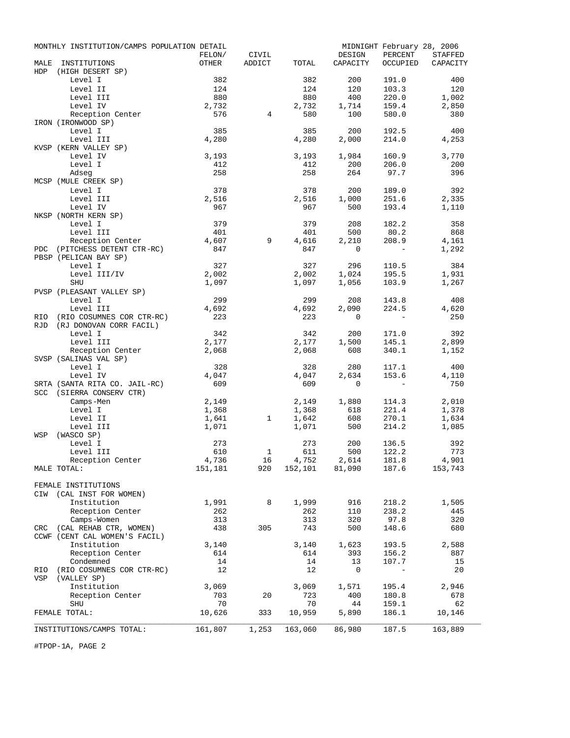MONTHLY INSTITUTION/CAMPS POPULATION DETAIL — MIDNIGHT February 28, 2006

| MALE INSTITUTIONS | FELON/ OTHER | CIVIL ADDICT | TOTAL | DESIGN CAPACITY | PERCENT OCCUPIED | STAFFED CAPACITY |
|---|---|---|---|---|---|---|
| HDP (HIGH DESERT SP) | | | | | | |
| Level I | 382 | | 382 | 200 | 191.0 | 400 |
| Level II | 124 | | 124 | 120 | 103.3 | 120 |
| Level III | 880 | | 880 | 400 | 220.0 | 1,002 |
| Level IV | 2,732 | | 2,732 | 1,714 | 159.4 | 2,850 |
| Reception Center | 576 | 4 | 580 | 100 | 580.0 | 380 |
| IRON (IRONWOOD SP) | | | | | | |
| Level I | 385 | | 385 | 200 | 192.5 | 400 |
| Level III | 4,280 | | 4,280 | 2,000 | 214.0 | 4,253 |
| KVSP (KERN VALLEY SP) | | | | | | |
| Level IV | 3,193 | | 3,193 | 1,984 | 160.9 | 3,770 |
| Level I | 412 | | 412 | 200 | 206.0 | 200 |
| Adseg | 258 | | 258 | 264 | 97.7 | 396 |
| MCSP (MULE CREEK SP) | | | | | | |
| Level I | 378 | | 378 | 200 | 189.0 | 392 |
| Level III | 2,516 | | 2,516 | 1,000 | 251.6 | 2,335 |
| Level IV | 967 | | 967 | 500 | 193.4 | 1,110 |
| NKSP (NORTH KERN SP) | | | | | | |
| Level I | 379 | | 379 | 208 | 182.2 | 358 |
| Level III | 401 | | 401 | 500 | 80.2 | 868 |
| Reception Center | 4,607 | 9 | 4,616 | 2,210 | 208.9 | 4,161 |
| PDC (PITCHESS DETENT CTR-RC) | 847 | | 847 | 0 | - | 1,292 |
| PBSP (PELICAN BAY SP) | | | | | | |
| Level I | 327 | | 327 | 296 | 110.5 | 384 |
| Level III/IV | 2,002 | | 2,002 | 1,024 | 195.5 | 1,931 |
| SHU | 1,097 | | 1,097 | 1,056 | 103.9 | 1,267 |
| PVSP (PLEASANT VALLEY SP) | | | | | | |
| Level I | 299 | | 299 | 208 | 143.8 | 408 |
| Level III | 4,692 | | 4,692 | 2,090 | 224.5 | 4,620 |
| RIO (RIO COSUMNES COR CTR-RC) | 223 | | 223 | 0 | - | 250 |
| RJD (RJ DONOVAN CORR FACIL) | | | | | | |
| Level I | 342 | | 342 | 200 | 171.0 | 392 |
| Level III | 2,177 | | 2,177 | 1,500 | 145.1 | 2,899 |
| Reception Center | 2,068 | | 2,068 | 608 | 340.1 | 1,152 |
| SVSP (SALINAS VAL SP) | | | | | | |
| Level I | 328 | | 328 | 280 | 117.1 | 400 |
| Level IV | 4,047 | | 4,047 | 2,634 | 153.6 | 4,110 |
| SRTA (SANTA RITA CO. JAIL-RC) | 609 | | 609 | 0 | - | 750 |
| SCC (SIERRA CONSERV CTR) | | | | | | |
| Camps-Men | 2,149 | | 2,149 | 1,880 | 114.3 | 2,010 |
| Level I | 1,368 | | 1,368 | 618 | 221.4 | 1,378 |
| Level II | 1,641 | 1 | 1,642 | 608 | 270.1 | 1,634 |
| Level III | 1,071 | | 1,071 | 500 | 214.2 | 1,085 |
| WSP (WASCO SP) | | | | | | |
| Level I | 273 | | 273 | 200 | 136.5 | 392 |
| Level III | 610 | 1 | 611 | 500 | 122.2 | 773 |
| Reception Center | 4,736 | 16 | 4,752 | 2,614 | 181.8 | 4,901 |
| MALE TOTAL: | 151,181 | 920 | 152,101 | 81,090 | 187.6 | 153,743 |
| FEMALE INSTITUTIONS | | | | | | |
| CIW (CAL INST FOR WOMEN) | | | | | | |
| Institution | 1,991 | 8 | 1,999 | 916 | 218.2 | 1,505 |
| Reception Center | 262 | | 262 | 110 | 238.2 | 445 |
| Camps-Women | 313 | | 313 | 320 | 97.8 | 320 |
| CRC (CAL REHAB CTR, WOMEN) | 438 | 305 | 743 | 500 | 148.6 | 680 |
| CCWF (CENT CAL WOMEN'S FACIL) | | | | | | |
| Institution | 3,140 | | 3,140 | 1,623 | 193.5 | 2,588 |
| Reception Center | 614 | | 614 | 393 | 156.2 | 887 |
| Condemned | 14 | | 14 | 13 | 107.7 | 15 |
| RIO (RIO COSUMNES COR CTR-RC) | 12 | | 12 | 0 | - | 20 |
| VSP (VALLEY SP) | | | | | | |
| Institution | 3,069 | | 3,069 | 1,571 | 195.4 | 2,946 |
| Reception Center | 703 | 20 | 723 | 400 | 180.8 | 678 |
| SHU | 70 | | 70 | 44 | 159.1 | 62 |
| FEMALE TOTAL: | 10,626 | 333 | 10,959 | 5,890 | 186.1 | 10,146 |
| INSTITUTIONS/CAMPS TOTAL: | 161,807 | 1,253 | 163,060 | 86,980 | 187.5 | 163,889 |

#TPOP-1A, PAGE 2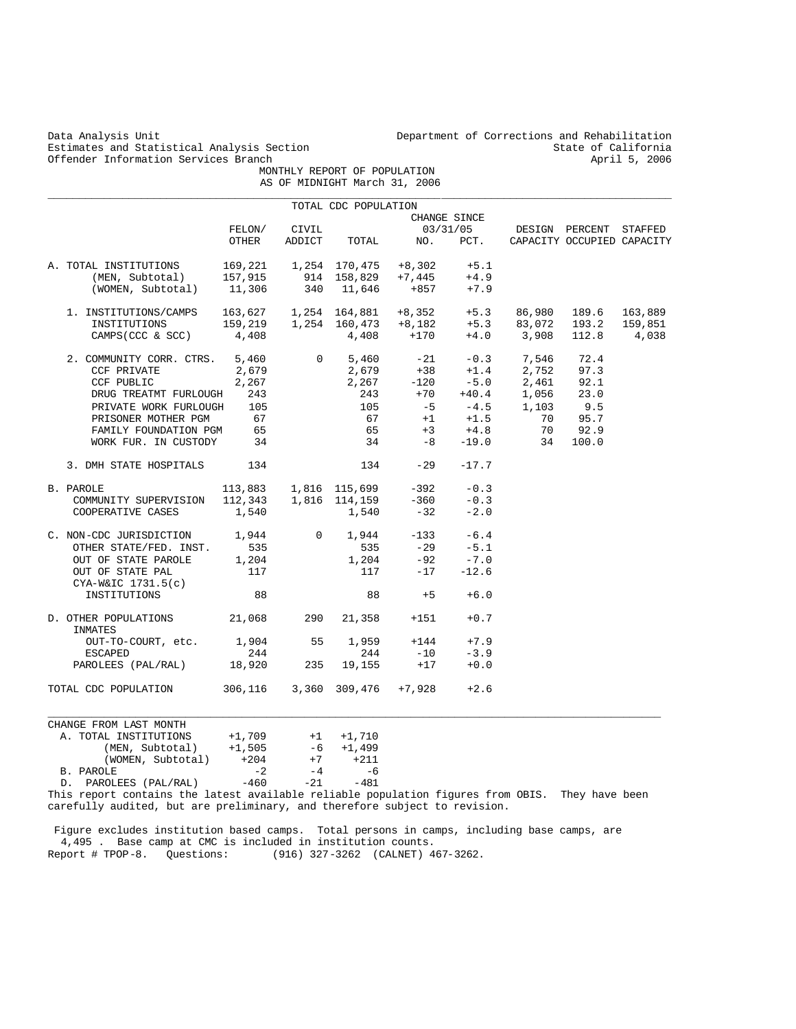Data Analysis Unit
Estimates and Statistical Analysis Section
Offender Information Services Branch

Department of Corrections and Rehabilitation
State of California
April 5, 2006

# MONTHLY REPORT OF POPULATION
## AS OF MIDNIGHT March 31, 2006

### TOTAL CDC POPULATION

| | FELON/ OTHER | CIVIL ADDICT | TOTAL | CHANGE SINCE 03/31/05 NO. | PCT. | DESIGN CAPACITY | PERCENT OCCUPIED | STAFFED CAPACITY |
|---|---|---|---|---|---|---|---|---|
| A. TOTAL INSTITUTIONS | 169,221 | 1,254 | 170,475 | +8,302 | +5.1 | | | |
| (MEN, Subtotal) | 157,915 | 914 | 158,829 | +7,445 | +4.9 | | | |
| (WOMEN, Subtotal) | 11,306 | 340 | 11,646 | +857 | +7.9 | | | |
| 1. INSTITUTIONS/CAMPS | 163,627 | 1,254 | 164,881 | +8,352 | +5.3 | 86,980 | 189.6 | 163,889 |
| INSTITUTIONS | 159,219 | 1,254 | 160,473 | +8,182 | +5.3 | 83,072 | 193.2 | 159,851 |
| CAMPS(CCC & SCC) | 4,408 | | 4,408 | +170 | +4.0 | 3,908 | 112.8 | 4,038 |
| 2. COMMUNITY CORR. CTRS. | 5,460 | 0 | 5,460 | -21 | -0.3 | 7,546 | 72.4 | |
| CCF PRIVATE | 2,679 | | 2,679 | +38 | +1.4 | 2,752 | 97.3 | |
| CCF PUBLIC | 2,267 | | 2,267 | -120 | -5.0 | 2,461 | 92.1 | |
| DRUG TREATMT FURLOUGH | 243 | | 243 | +70 | +40.4 | 1,056 | 23.0 | |
| PRIVATE WORK FURLOUGH | 105 | | 105 | -5 | -4.5 | 1,103 | 9.5 | |
| PRISONER MOTHER PGM | 67 | | 67 | +1 | +1.5 | 70 | 95.7 | |
| FAMILY FOUNDATION PGM | 65 | | 65 | +3 | +4.8 | 70 | 92.9 | |
| WORK FUR. IN CUSTODY | 34 | | 34 | -8 | -19.0 | 34 | 100.0 | |
| 3. DMH STATE HOSPITALS | 134 | | 134 | -29 | -17.7 | | | |
| B. PAROLE | 113,883 | 1,816 | 115,699 | -392 | -0.3 | | | |
| COMMUNITY SUPERVISION | 112,343 | 1,816 | 114,159 | -360 | -0.3 | | | |
| COOPERATIVE CASES | 1,540 | | 1,540 | -32 | -2.0 | | | |
| C. NON-CDC JURISDICTION | 1,944 | 0 | 1,944 | -133 | -6.4 | | | |
| OTHER STATE/FED. INST. | 535 | | 535 | -29 | -5.1 | | | |
| OUT OF STATE PAROLE | 1,204 | | 1,204 | -92 | -7.0 | | | |
| OUT OF STATE PAL | 117 | | 117 | -17 | -12.6 | | | |
| CYA-W&IC 1731.5(c) INSTITUTIONS | 88 | | 88 | +5 | +6.0 | | | |
| D. OTHER POPULATIONS | 21,068 | 290 | 21,358 | +151 | +0.7 | | | |
| INMATES OUT-TO-COURT, etc. | 1,904 | 55 | 1,959 | +144 | +7.9 | | | |
| ESCAPED | 244 | | 244 | -10 | -3.9 | | | |
| PAROLEES (PAL/RAL) | 18,920 | 235 | 19,155 | +17 | +0.0 | | | |
| TOTAL CDC POPULATION | 306,116 | 3,360 | 309,476 | +7,928 | +2.6 | | | |

| CHANGE FROM LAST MONTH | | | |
|---|---|---|---|
| A. TOTAL INSTITUTIONS | +1,709 | +1 | +1,710 |
| (MEN, Subtotal) | +1,505 | -6 | +1,499 |
| (WOMEN, Subtotal) | +204 | +7 | +211 |
| B. PAROLE | -2 | -4 | -6 |
| D. PAROLEES (PAL/RAL) | -460 | -21 | -481 |

This report contains the latest available reliable population figures from OBIS. They have been carefully audited, but are preliminary, and therefore subject to revision.

Figure excludes institution based camps. Total persons in camps, including base camps, are 4,495 . Base camp at CMC is included in institution counts.

Report # TPOP-8. Questions: (916) 327-3262 (CALNET) 467-3262.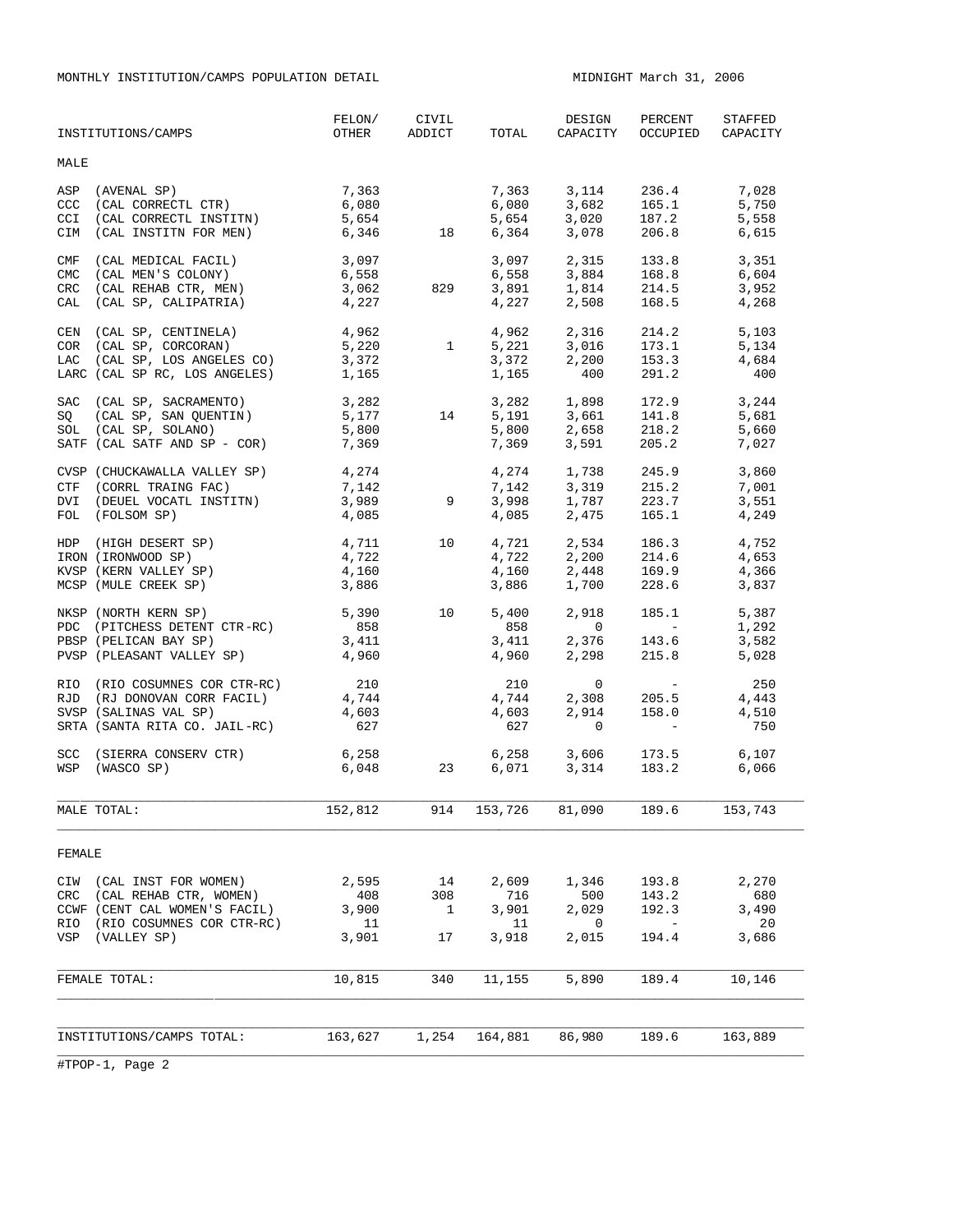MONTHLY INSTITUTION/CAMPS POPULATION DETAIL

MIDNIGHT March 31, 2006

| INSTITUTIONS/CAMPS | FELON/ OTHER | CIVIL ADDICT | TOTAL | DESIGN CAPACITY | PERCENT OCCUPIED | STAFFED CAPACITY |
|---|---|---|---|---|---|---|
| MALE | | | | | | |
| ASP (AVENAL SP) | 7,363 | | 7,363 | 3,114 | 236.4 | 7,028 |
| CCC (CAL CORRECTL CTR) | 6,080 | | 6,080 | 3,682 | 165.1 | 5,750 |
| CCI (CAL CORRECTL INSTITN) | 5,654 | | 5,654 | 3,020 | 187.2 | 5,558 |
| CIM (CAL INSTITN FOR MEN) | 6,346 | 18 | 6,364 | 3,078 | 206.8 | 6,615 |
| CMF (CAL MEDICAL FACIL) | 3,097 | | 3,097 | 2,315 | 133.8 | 3,351 |
| CMC (CAL MEN'S COLONY) | 6,558 | | 6,558 | 3,884 | 168.8 | 6,604 |
| CRC (CAL REHAB CTR, MEN) | 3,062 | 829 | 3,891 | 1,814 | 214.5 | 3,952 |
| CAL (CAL SP, CALIPATRIA) | 4,227 | | 4,227 | 2,508 | 168.5 | 4,268 |
| CEN (CAL SP, CENTINELA) | 4,962 | | 4,962 | 2,316 | 214.2 | 5,103 |
| COR (CAL SP, CORCORAN) | 5,220 | 1 | 5,221 | 3,016 | 173.1 | 5,134 |
| LAC (CAL SP, LOS ANGELES CO) | 3,372 | | 3,372 | 2,200 | 153.3 | 4,684 |
| LARC (CAL SP RC, LOS ANGELES) | 1,165 | | 1,165 | 400 | 291.2 | 400 |
| SAC (CAL SP, SACRAMENTO) | 3,282 | | 3,282 | 1,898 | 172.9 | 3,244 |
| SQ (CAL SP, SAN QUENTIN) | 5,177 | 14 | 5,191 | 3,661 | 141.8 | 5,681 |
| SOL (CAL SP, SOLANO) | 5,800 | | 5,800 | 2,658 | 218.2 | 5,660 |
| SATF (CAL SATF AND SP - COR) | 7,369 | | 7,369 | 3,591 | 205.2 | 7,027 |
| CVSP (CHUCKAWALLA VALLEY SP) | 4,274 | | 4,274 | 1,738 | 245.9 | 3,860 |
| CTF (CORRL TRAING FAC) | 7,142 | | 7,142 | 3,319 | 215.2 | 7,001 |
| DVI (DEUEL VOCATL INSTITN) | 3,989 | 9 | 3,998 | 1,787 | 223.7 | 3,551 |
| FOL (FOLSOM SP) | 4,085 | | 4,085 | 2,475 | 165.1 | 4,249 |
| HDP (HIGH DESERT SP) | 4,711 | 10 | 4,721 | 2,534 | 186.3 | 4,752 |
| IRON (IRONWOOD SP) | 4,722 | | 4,722 | 2,200 | 214.6 | 4,653 |
| KVSP (KERN VALLEY SP) | 4,160 | | 4,160 | 2,448 | 169.9 | 4,366 |
| MCSP (MULE CREEK SP) | 3,886 | | 3,886 | 1,700 | 228.6 | 3,837 |
| NKSP (NORTH KERN SP) | 5,390 | 10 | 5,400 | 2,918 | 185.1 | 5,387 |
| PDC (PITCHESS DETENT CTR-RC) | 858 | | 858 | 0 | - | 1,292 |
| PBSP (PELICAN BAY SP) | 3,411 | | 3,411 | 2,376 | 143.6 | 3,582 |
| PVSP (PLEASANT VALLEY SP) | 4,960 | | 4,960 | 2,298 | 215.8 | 5,028 |
| RIO (RIO COSUMNES COR CTR-RC) | 210 | | 210 | 0 | - | 250 |
| RJD (RJ DONOVAN CORR FACIL) | 4,744 | | 4,744 | 2,308 | 205.5 | 4,443 |
| SVSP (SALINAS VAL SP) | 4,603 | | 4,603 | 2,914 | 158.0 | 4,510 |
| SRTA (SANTA RITA CO. JAIL-RC) | 627 | | 627 | 0 | - | 750 |
| SCC (SIERRA CONSERV CTR) | 6,258 | | 6,258 | 3,606 | 173.5 | 6,107 |
| WSP (WASCO SP) | 6,048 | 23 | 6,071 | 3,314 | 183.2 | 6,066 |
| MALE TOTAL: | 152,812 | 914 | 153,726 | 81,090 | 189.6 | 153,743 |
| FEMALE | | | | | | |
| CIW (CAL INST FOR WOMEN) | 2,595 | 14 | 2,609 | 1,346 | 193.8 | 2,270 |
| CRC (CAL REHAB CTR, WOMEN) | 408 | 308 | 716 | 500 | 143.2 | 680 |
| CCWF (CENT CAL WOMEN'S FACIL) | 3,900 | 1 | 3,901 | 2,029 | 192.3 | 3,490 |
| RIO (RIO COSUMNES COR CTR-RC) | 11 | | 11 | 0 | - | 20 |
| VSP (VALLEY SP) | 3,901 | 17 | 3,918 | 2,015 | 194.4 | 3,686 |
| FEMALE TOTAL: | 10,815 | 340 | 11,155 | 5,890 | 189.4 | 10,146 |
| INSTITUTIONS/CAMPS TOTAL: | 163,627 | 1,254 | 164,881 | 86,980 | 189.6 | 163,889 |

#TPOP-1, Page 2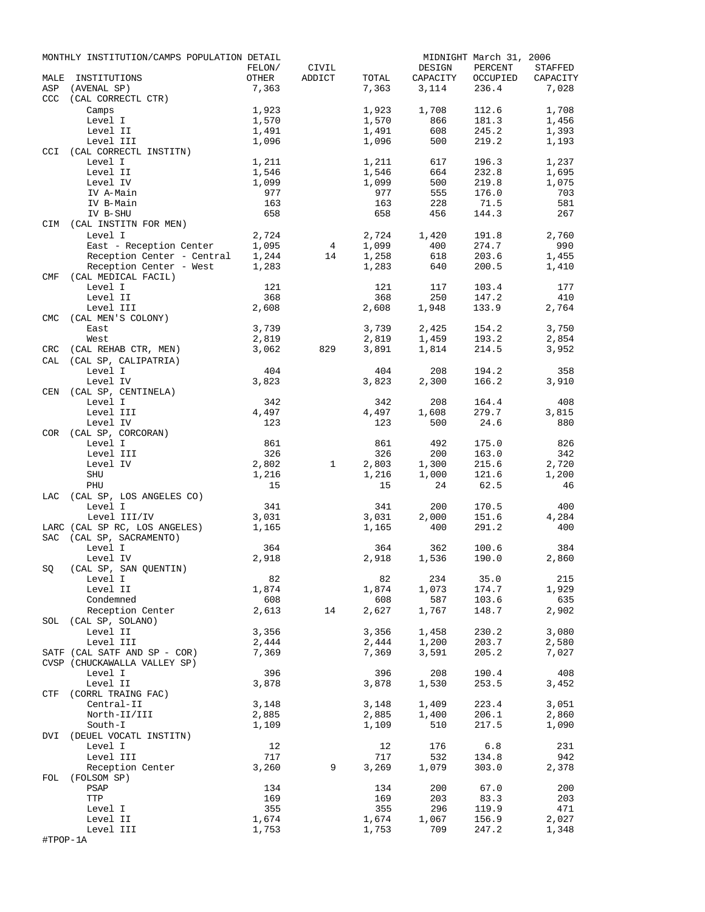MONTHLY INSTITUTION/CAMPS POPULATION DETAIL — MIDNIGHT March 31, 2006

| MALE INSTITUTIONS | FELON/ OTHER | CIVIL ADDICT | TOTAL | DESIGN CAPACITY | PERCENT OCCUPIED | STAFFED CAPACITY |
|---|---|---|---|---|---|---|
| ASP (AVENAL SP) | 7,363 | | 7,363 | 3,114 | 236.4 | 7,028 |
| CCC (CAL CORRECTL CTR) | | | | | | |
| Camps | 1,923 | | 1,923 | 1,708 | 112.6 | 1,708 |
| Level I | 1,570 | | 1,570 | 866 | 181.3 | 1,456 |
| Level II | 1,491 | | 1,491 | 608 | 245.2 | 1,393 |
| Level III | 1,096 | | 1,096 | 500 | 219.2 | 1,193 |
| CCI (CAL CORRECTL INSTITN) | | | | | | |
| Level I | 1,211 | | 1,211 | 617 | 196.3 | 1,237 |
| Level II | 1,546 | | 1,546 | 664 | 232.8 | 1,695 |
| Level IV | 1,099 | | 1,099 | 500 | 219.8 | 1,075 |
| IV A-Main | 977 | | 977 | 555 | 176.0 | 703 |
| IV B-Main | 163 | | 163 | 228 | 71.5 | 581 |
| IV B-SHU | 658 | | 658 | 456 | 144.3 | 267 |
| CIM (CAL INSTITN FOR MEN) | | | | | | |
| Level I | 2,724 | | 2,724 | 1,420 | 191.8 | 2,760 |
| East - Reception Center | 1,095 | 4 | 1,099 | 400 | 274.7 | 990 |
| Reception Center - Central | 1,244 | 14 | 1,258 | 618 | 203.6 | 1,455 |
| Reception Center - West | 1,283 | | 1,283 | 640 | 200.5 | 1,410 |
| CMF (CAL MEDICAL FACIL) | | | | | | |
| Level I | 121 | | 121 | 117 | 103.4 | 177 |
| Level II | 368 | | 368 | 250 | 147.2 | 410 |
| Level III | 2,608 | | 2,608 | 1,948 | 133.9 | 2,764 |
| CMC (CAL MEN'S COLONY) | | | | | | |
| East | 3,739 | | 3,739 | 2,425 | 154.2 | 3,750 |
| West | 2,819 | | 2,819 | 1,459 | 193.2 | 2,854 |
| CRC (CAL REHAB CTR, MEN) | 3,062 | 829 | 3,891 | 1,814 | 214.5 | 3,952 |
| CAL (CAL SP, CALIPATRIA) | | | | | | |
| Level I | 404 | | 404 | 208 | 194.2 | 358 |
| Level IV | 3,823 | | 3,823 | 2,300 | 166.2 | 3,910 |
| CEN (CAL SP, CENTINELA) | | | | | | |
| Level I | 342 | | 342 | 208 | 164.4 | 408 |
| Level III | 4,497 | | 4,497 | 1,608 | 279.7 | 3,815 |
| Level IV | 123 | | 123 | 500 | 24.6 | 880 |
| COR (CAL SP, CORCORAN) | | | | | | |
| Level I | 861 | | 861 | 492 | 175.0 | 826 |
| Level III | 326 | | 326 | 200 | 163.0 | 342 |
| Level IV | 2,802 | 1 | 2,803 | 1,300 | 215.6 | 2,720 |
| SHU | 1,216 | | 1,216 | 1,000 | 121.6 | 1,200 |
| PHU | 15 | | 15 | 24 | 62.5 | 46 |
| LAC (CAL SP, LOS ANGELES CO) | | | | | | |
| Level I | 341 | | 341 | 200 | 170.5 | 400 |
| Level III/IV | 3,031 | | 3,031 | 2,000 | 151.6 | 4,284 |
| LARC (CAL SP RC, LOS ANGELES) | 1,165 | | 1,165 | 400 | 291.2 | 400 |
| SAC (CAL SP, SACRAMENTO) | | | | | | |
| Level I | 364 | | 364 | 362 | 100.6 | 384 |
| Level IV | 2,918 | | 2,918 | 1,536 | 190.0 | 2,860 |
| SQ (CAL SP, SAN QUENTIN) | | | | | | |
| Level I | 82 | | 82 | 234 | 35.0 | 215 |
| Level II | 1,874 | | 1,874 | 1,073 | 174.7 | 1,929 |
| Condemned | 608 | | 608 | 587 | 103.6 | 635 |
| Reception Center | 2,613 | 14 | 2,627 | 1,767 | 148.7 | 2,902 |
| SOL (CAL SP, SOLANO) | | | | | | |
| Level II | 3,356 | | 3,356 | 1,458 | 230.2 | 3,080 |
| Level III | 2,444 | | 2,444 | 1,200 | 203.7 | 2,580 |
| SATF (CAL SATF AND SP - COR) | 7,369 | | 7,369 | 3,591 | 205.2 | 7,027 |
| CVSP (CHUCKAWALLA VALLEY SP) | | | | | | |
| Level I | 396 | | 396 | 208 | 190.4 | 408 |
| Level II | 3,878 | | 3,878 | 1,530 | 253.5 | 3,452 |
| CTF (CORRL TRAING FAC) | | | | | | |
| Central-II | 3,148 | | 3,148 | 1,409 | 223.4 | 3,051 |
| North-II/III | 2,885 | | 2,885 | 1,400 | 206.1 | 2,860 |
| South-I | 1,109 | | 1,109 | 510 | 217.5 | 1,090 |
| DVI (DEUEL VOCATL INSTITN) | | | | | | |
| Level I | 12 | | 12 | 176 | 6.8 | 231 |
| Level III | 717 | | 717 | 532 | 134.8 | 942 |
| Reception Center | 3,260 | 9 | 3,269 | 1,079 | 303.0 | 2,378 |
| FOL (FOLSOM SP) | | | | | | |
| PSAP | 134 | | 134 | 200 | 67.0 | 200 |
| TTP | 169 | | 169 | 203 | 83.3 | 203 |
| Level I | 355 | | 355 | 296 | 119.9 | 471 |
| Level II | 1,674 | | 1,674 | 1,067 | 156.9 | 2,027 |
| Level III | 1,753 | | 1,753 | 709 | 247.2 | 1,348 |

#TPOP-1A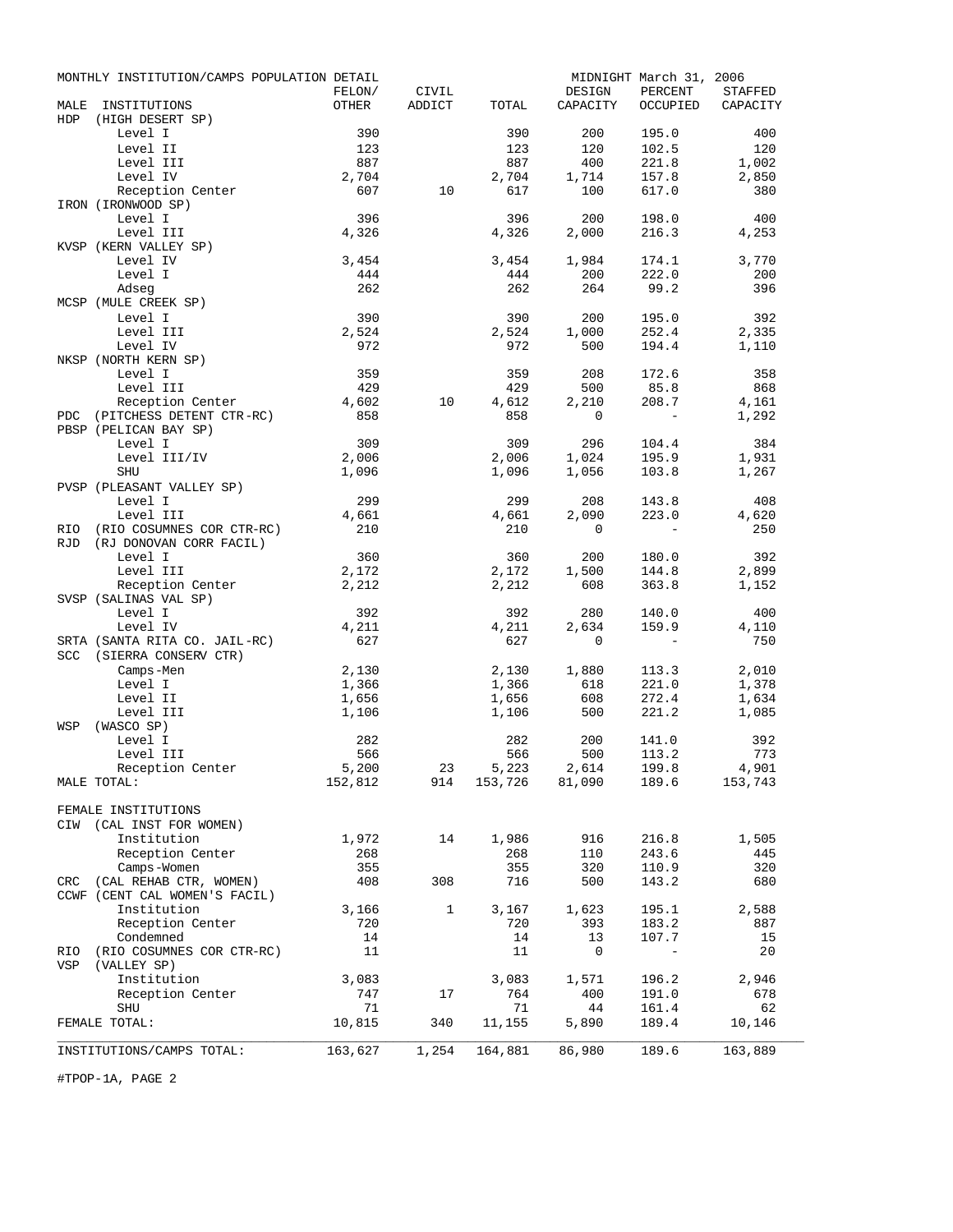MONTHLY INSTITUTION/CAMPS POPULATION DETAIL — MIDNIGHT March 31, 2006

| MALE INSTITUTIONS | FELON/ OTHER | CIVIL ADDICT | TOTAL | DESIGN CAPACITY | PERCENT OCCUPIED | STAFFED CAPACITY |
|---|---|---|---|---|---|---|
| HDP (HIGH DESERT SP) | | | | | | |
| Level I | 390 | | 390 | 200 | 195.0 | 400 |
| Level II | 123 | | 123 | 120 | 102.5 | 120 |
| Level III | 887 | | 887 | 400 | 221.8 | 1,002 |
| Level IV | 2,704 | | 2,704 | 1,714 | 157.8 | 2,850 |
| Reception Center | 607 | 10 | 617 | 100 | 617.0 | 380 |
| IRON (IRONWOOD SP) | | | | | | |
| Level I | 396 | | 396 | 200 | 198.0 | 400 |
| Level III | 4,326 | | 4,326 | 2,000 | 216.3 | 4,253 |
| KVSP (KERN VALLEY SP) | | | | | | |
| Level IV | 3,454 | | 3,454 | 1,984 | 174.1 | 3,770 |
| Level I | 444 | | 444 | 200 | 222.0 | 200 |
| Adseg | 262 | | 262 | 264 | 99.2 | 396 |
| MCSP (MULE CREEK SP) | | | | | | |
| Level I | 390 | | 390 | 200 | 195.0 | 392 |
| Level III | 2,524 | | 2,524 | 1,000 | 252.4 | 2,335 |
| Level IV | 972 | | 972 | 500 | 194.4 | 1,110 |
| NKSP (NORTH KERN SP) | | | | | | |
| Level I | 359 | | 359 | 208 | 172.6 | 358 |
| Level III | 429 | | 429 | 500 | 85.8 | 868 |
| Reception Center | 4,602 | 10 | 4,612 | 2,210 | 208.7 | 4,161 |
| PDC (PITCHESS DETENT CTR-RC) | 858 | | 858 | 0 | - | 1,292 |
| PBSP (PELICAN BAY SP) | | | | | | |
| Level I | 309 | | 309 | 296 | 104.4 | 384 |
| Level III/IV | 2,006 | | 2,006 | 1,024 | 195.9 | 1,931 |
| SHU | 1,096 | | 1,096 | 1,056 | 103.8 | 1,267 |
| PVSP (PLEASANT VALLEY SP) | | | | | | |
| Level I | 299 | | 299 | 208 | 143.8 | 408 |
| Level III | 4,661 | | 4,661 | 2,090 | 223.0 | 4,620 |
| RIO (RIO COSUMNES COR CTR-RC) | 210 | | 210 | 0 | - | 250 |
| RJD (RJ DONOVAN CORR FACIL) | | | | | | |
| Level I | 360 | | 360 | 200 | 180.0 | 392 |
| Level III | 2,172 | | 2,172 | 1,500 | 144.8 | 2,899 |
| Reception Center | 2,212 | | 2,212 | 608 | 363.8 | 1,152 |
| SVSP (SALINAS VAL SP) | | | | | | |
| Level I | 392 | | 392 | 280 | 140.0 | 400 |
| Level IV | 4,211 | | 4,211 | 2,634 | 159.9 | 4,110 |
| SRTA (SANTA RITA CO. JAIL-RC) | 627 | | 627 | 0 | - | 750 |
| SCC (SIERRA CONSERV CTR) | | | | | | |
| Camps-Men | 2,130 | | 2,130 | 1,880 | 113.3 | 2,010 |
| Level I | 1,366 | | 1,366 | 618 | 221.0 | 1,378 |
| Level II | 1,656 | | 1,656 | 608 | 272.4 | 1,634 |
| Level III | 1,106 | | 1,106 | 500 | 221.2 | 1,085 |
| WSP (WASCO SP) | | | | | | |
| Level I | 282 | | 282 | 200 | 141.0 | 392 |
| Level III | 566 | | 566 | 500 | 113.2 | 773 |
| Reception Center | 5,200 | 23 | 5,223 | 2,614 | 199.8 | 4,901 |
| MALE TOTAL: | 152,812 | 914 | 153,726 | 81,090 | 189.6 | 153,743 |
| | | | | | | |
| FEMALE INSTITUTIONS | | | | | | |
| CIW (CAL INST FOR WOMEN) | | | | | | |
| Institution | 1,972 | 14 | 1,986 | 916 | 216.8 | 1,505 |
| Reception Center | 268 | | 268 | 110 | 243.6 | 445 |
| Camps-Women | 355 | | 355 | 320 | 110.9 | 320 |
| CRC (CAL REHAB CTR, WOMEN) | 408 | 308 | 716 | 500 | 143.2 | 680 |
| CCWF (CENT CAL WOMEN'S FACIL) | | | | | | |
| Institution | 3,166 | 1 | 3,167 | 1,623 | 195.1 | 2,588 |
| Reception Center | 720 | | 720 | 393 | 183.2 | 887 |
| Condemned | 14 | | 14 | 13 | 107.7 | 15 |
| RIO (RIO COSUMNES COR CTR-RC) | 11 | | 11 | 0 | - | 20 |
| VSP (VALLEY SP) | | | | | | |
| Institution | 3,083 | | 3,083 | 1,571 | 196.2 | 2,946 |
| Reception Center | 747 | 17 | 764 | 400 | 191.0 | 678 |
| SHU | 71 | | 71 | 44 | 161.4 | 62 |
| FEMALE TOTAL: | 10,815 | 340 | 11,155 | 5,890 | 189.4 | 10,146 |
| INSTITUTIONS/CAMPS TOTAL: | 163,627 | 1,254 | 164,881 | 86,980 | 189.6 | 163,889 |

#TPOP-1A, PAGE 2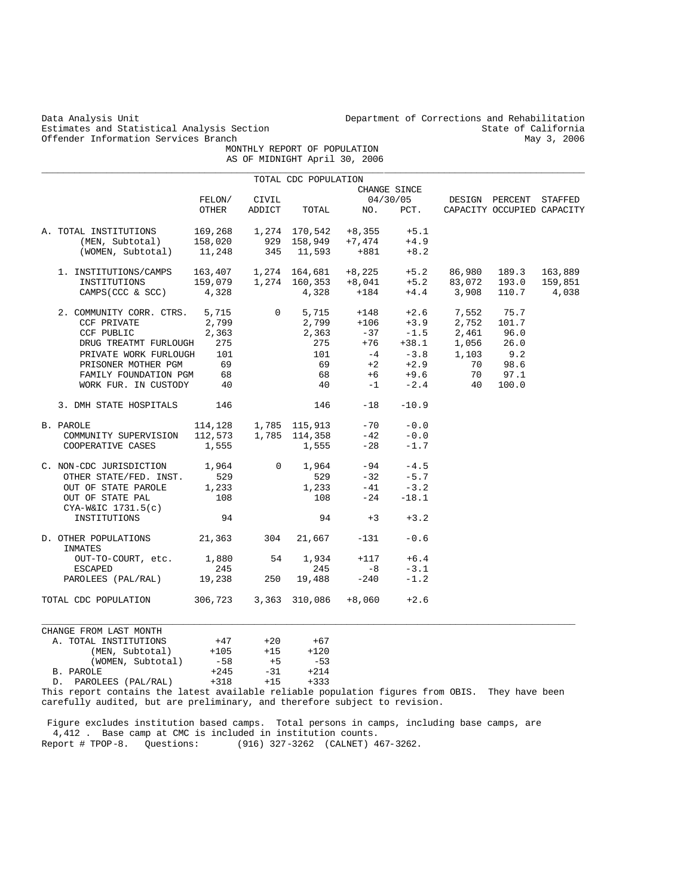Data Analysis Unit
Estimates and Statistical Analysis Section
Offender Information Services Branch

Department of Corrections and Rehabilitation
State of California
May 3, 2006

MONTHLY REPORT OF POPULATION
AS OF MIDNIGHT April 30, 2006

TOTAL CDC POPULATION

| | FELON/ OTHER | CIVIL ADDICT | TOTAL | CHANGE SINCE 04/30/05 NO. | PCT. | DESIGN CAPACITY | PERCENT OCCUPIED | STAFFED CAPACITY |
|---|---|---|---|---|---|---|---|---|
| A. TOTAL INSTITUTIONS | 169,268 | 1,274 | 170,542 | +8,355 | +5.1 | | | |
| (MEN, Subtotal) | 158,020 | 929 | 158,949 | +7,474 | +4.9 | | | |
| (WOMEN, Subtotal) | 11,248 | 345 | 11,593 | +881 | +8.2 | | | |
| 1. INSTITUTIONS/CAMPS | 163,407 | 1,274 | 164,681 | +8,225 | +5.2 | 86,980 | 189.3 | 163,889 |
| INSTITUTIONS | 159,079 | 1,274 | 160,353 | +8,041 | +5.2 | 83,072 | 193.0 | 159,851 |
| CAMPS(CCC & SCC) | 4,328 | | 4,328 | +184 | +4.4 | 3,908 | 110.7 | 4,038 |
| 2. COMMUNITY CORR. CTRS. | 5,715 | 0 | 5,715 | +148 | +2.6 | 7,552 | 75.7 | |
| CCF PRIVATE | 2,799 | | 2,799 | +106 | +3.9 | 2,752 | 101.7 | |
| CCF PUBLIC | 2,363 | | 2,363 | -37 | -1.5 | 2,461 | 96.0 | |
| DRUG TREATMT FURLOUGH | 275 | | 275 | +76 | +38.1 | 1,056 | 26.0 | |
| PRIVATE WORK FURLOUGH | 101 | | 101 | -4 | -3.8 | 1,103 | 9.2 | |
| PRISONER MOTHER PGM | 69 | | 69 | +2 | +2.9 | 70 | 98.6 | |
| FAMILY FOUNDATION PGM | 68 | | 68 | +6 | +9.6 | 70 | 97.1 | |
| WORK FUR. IN CUSTODY | 40 | | 40 | -1 | -2.4 | 40 | 100.0 | |
| 3. DMH STATE HOSPITALS | 146 | | 146 | -18 | -10.9 | | | |
| B. PAROLE | 114,128 | 1,785 | 115,913 | -70 | -0.0 | | | |
| COMMUNITY SUPERVISION | 112,573 | 1,785 | 114,358 | -42 | -0.0 | | | |
| COOPERATIVE CASES | 1,555 | | 1,555 | -28 | -1.7 | | | |
| C. NON-CDC JURISDICTION | 1,964 | 0 | 1,964 | -94 | -4.5 | | | |
| OTHER STATE/FED. INST. | 529 | | 529 | -32 | -5.7 | | | |
| OUT OF STATE PAROLE | 1,233 | | 1,233 | -41 | -3.2 | | | |
| OUT OF STATE PAL | 108 | | 108 | -24 | -18.1 | | | |
| CYA-W&IC 1731.5(c) INSTITUTIONS | 94 | | 94 | +3 | +3.2 | | | |
| D. OTHER POPULATIONS | 21,363 | 304 | 21,667 | -131 | -0.6 | | | |
| INMATES OUT-TO-COURT, etc. | 1,880 | 54 | 1,934 | +117 | +6.4 | | | |
| ESCAPED | 245 | | 245 | -8 | -3.1 | | | |
| PAROLEES (PAL/RAL) | 19,238 | 250 | 19,488 | -240 | -1.2 | | | |
| TOTAL CDC POPULATION | 306,723 | 3,363 | 310,086 | +8,060 | +2.6 | | | |

| CHANGE FROM LAST MONTH | | | |
|---|---|---|---|
| A. TOTAL INSTITUTIONS | +47 | +20 | +67 |
| (MEN, Subtotal) | +105 | +15 | +120 |
| (WOMEN, Subtotal) | -58 | +5 | -53 |
| B. PAROLE | +245 | -31 | +214 |
| D. PAROLEES (PAL/RAL) | +318 | +15 | +333 |

This report contains the latest available reliable population figures from OBIS. They have been carefully audited, but are preliminary, and therefore subject to revision.

Figure excludes institution based camps. Total persons in camps, including base camps, are 4,412 . Base camp at CMC is included in institution counts.

Report # TPOP-8. Questions: (916) 327-3262 (CALNET) 467-3262.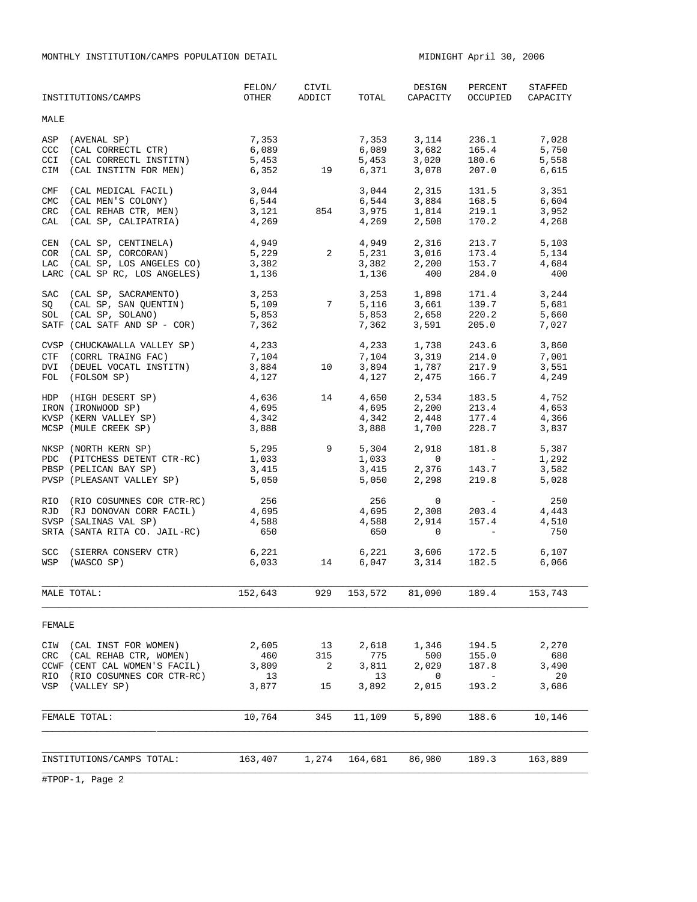MONTHLY INSTITUTION/CAMPS POPULATION DETAIL

MIDNIGHT April 30, 2006

| INSTITUTIONS/CAMPS | FELON/ OTHER | CIVIL ADDICT | TOTAL | DESIGN CAPACITY | PERCENT OCCUPIED | STAFFED CAPACITY |
|---|---|---|---|---|---|---|
| MALE | | | | | | |
| ASP (AVENAL SP) | 7,353 | | 7,353 | 3,114 | 236.1 | 7,028 |
| CCC (CAL CORRECTL CTR) | 6,089 | | 6,089 | 3,682 | 165.4 | 5,750 |
| CCI (CAL CORRECTL INSTITN) | 5,453 | | 5,453 | 3,020 | 180.6 | 5,558 |
| CIM (CAL INSTITN FOR MEN) | 6,352 | 19 | 6,371 | 3,078 | 207.0 | 6,615 |
| CMF (CAL MEDICAL FACIL) | 3,044 | | 3,044 | 2,315 | 131.5 | 3,351 |
| CMC (CAL MEN'S COLONY) | 6,544 | | 6,544 | 3,884 | 168.5 | 6,604 |
| CRC (CAL REHAB CTR, MEN) | 3,121 | 854 | 3,975 | 1,814 | 219.1 | 3,952 |
| CAL (CAL SP, CALIPATRIA) | 4,269 | | 4,269 | 2,508 | 170.2 | 4,268 |
| CEN (CAL SP, CENTINELA) | 4,949 | | 4,949 | 2,316 | 213.7 | 5,103 |
| COR (CAL SP, CORCORAN) | 5,229 | 2 | 5,231 | 3,016 | 173.4 | 5,134 |
| LAC (CAL SP, LOS ANGELES CO) | 3,382 | | 3,382 | 2,200 | 153.7 | 4,684 |
| LARC (CAL SP RC, LOS ANGELES) | 1,136 | | 1,136 | 400 | 284.0 | 400 |
| SAC (CAL SP, SACRAMENTO) | 3,253 | | 3,253 | 1,898 | 171.4 | 3,244 |
| SQ (CAL SP, SAN QUENTIN) | 5,109 | 7 | 5,116 | 3,661 | 139.7 | 5,681 |
| SOL (CAL SP, SOLANO) | 5,853 | | 5,853 | 2,658 | 220.2 | 5,660 |
| SATF (CAL SATF AND SP - COR) | 7,362 | | 7,362 | 3,591 | 205.0 | 7,027 |
| CVSP (CHUCKAWALLA VALLEY SP) | 4,233 | | 4,233 | 1,738 | 243.6 | 3,860 |
| CTF (CORRL TRAING FAC) | 7,104 | | 7,104 | 3,319 | 214.0 | 7,001 |
| DVI (DEUEL VOCATL INSTITN) | 3,884 | 10 | 3,894 | 1,787 | 217.9 | 3,551 |
| FOL (FOLSOM SP) | 4,127 | | 4,127 | 2,475 | 166.7 | 4,249 |
| HDP (HIGH DESERT SP) | 4,636 | 14 | 4,650 | 2,534 | 183.5 | 4,752 |
| IRON (IRONWOOD SP) | 4,695 | | 4,695 | 2,200 | 213.4 | 4,653 |
| KVSP (KERN VALLEY SP) | 4,342 | | 4,342 | 2,448 | 177.4 | 4,366 |
| MCSP (MULE CREEK SP) | 3,888 | | 3,888 | 1,700 | 228.7 | 3,837 |
| NKSP (NORTH KERN SP) | 5,295 | 9 | 5,304 | 2,918 | 181.8 | 5,387 |
| PDC (PITCHESS DETENT CTR-RC) | 1,033 | | 1,033 | 0 | - | 1,292 |
| PBSP (PELICAN BAY SP) | 3,415 | | 3,415 | 2,376 | 143.7 | 3,582 |
| PVSP (PLEASANT VALLEY SP) | 5,050 | | 5,050 | 2,298 | 219.8 | 5,028 |
| RIO (RIO COSUMNES COR CTR-RC) | 256 | | 256 | 0 | - | 250 |
| RJD (RJ DONOVAN CORR FACIL) | 4,695 | | 4,695 | 2,308 | 203.4 | 4,443 |
| SVSP (SALINAS VAL SP) | 4,588 | | 4,588 | 2,914 | 157.4 | 4,510 |
| SRTA (SANTA RITA CO. JAIL-RC) | 650 | | 650 | 0 | - | 750 |
| SCC (SIERRA CONSERV CTR) | 6,221 | | 6,221 | 3,606 | 172.5 | 6,107 |
| WSP (WASCO SP) | 6,033 | 14 | 6,047 | 3,314 | 182.5 | 6,066 |
| MALE TOTAL: | 152,643 | 929 | 153,572 | 81,090 | 189.4 | 153,743 |
| FEMALE | | | | | | |
| CIW (CAL INST FOR WOMEN) | 2,605 | 13 | 2,618 | 1,346 | 194.5 | 2,270 |
| CRC (CAL REHAB CTR, WOMEN) | 460 | 315 | 775 | 500 | 155.0 | 680 |
| CCWF (CENT CAL WOMEN'S FACIL) | 3,809 | 2 | 3,811 | 2,029 | 187.8 | 3,490 |
| RIO (RIO COSUMNES COR CTR-RC) | 13 | | 13 | 0 | - | 20 |
| VSP (VALLEY SP) | 3,877 | 15 | 3,892 | 2,015 | 193.2 | 3,686 |
| FEMALE TOTAL: | 10,764 | 345 | 11,109 | 5,890 | 188.6 | 10,146 |
| INSTITUTIONS/CAMPS TOTAL: | 163,407 | 1,274 | 164,681 | 86,980 | 189.3 | 163,889 |

#TPOP-1, Page 2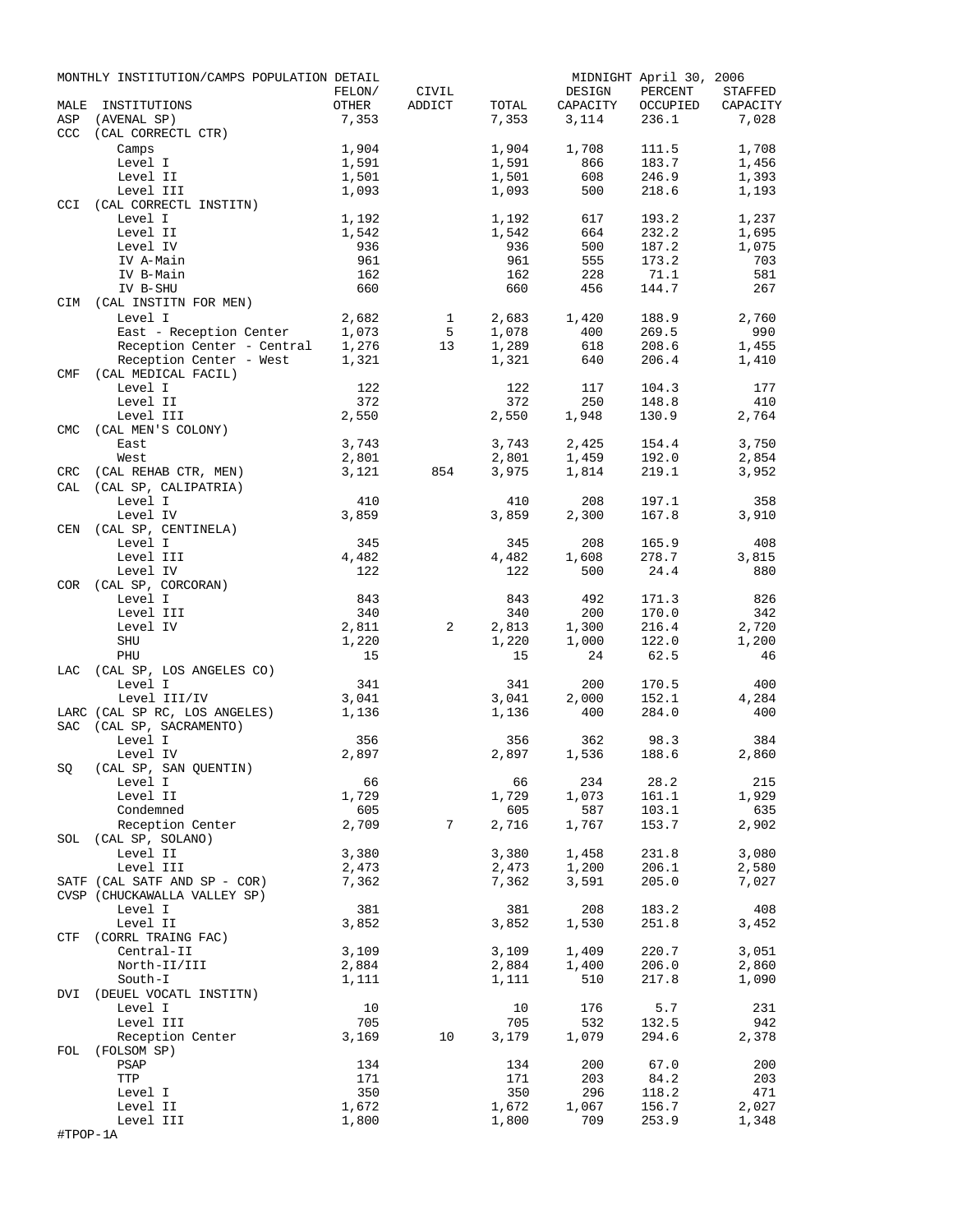MONTHLY INSTITUTION/CAMPS POPULATION DETAIL — MIDNIGHT April 30, 2006

| MALE INSTITUTIONS | FELON/ OTHER | CIVIL ADDICT | TOTAL | DESIGN CAPACITY | PERCENT OCCUPIED | STAFFED CAPACITY |
|---|---|---|---|---|---|---|
| ASP (AVENAL SP) | 7,353 | | 7,353 | 3,114 | 236.1 | 7,028 |
| CCC (CAL CORRECTL CTR) | | | | | | |
| Camps | 1,904 | | 1,904 | 1,708 | 111.5 | 1,708 |
| Level I | 1,591 | | 1,591 | 866 | 183.7 | 1,456 |
| Level II | 1,501 | | 1,501 | 608 | 246.9 | 1,393 |
| Level III | 1,093 | | 1,093 | 500 | 218.6 | 1,193 |
| CCI (CAL CORRECTL INSTITN) | | | | | | |
| Level I | 1,192 | | 1,192 | 617 | 193.2 | 1,237 |
| Level II | 1,542 | | 1,542 | 664 | 232.2 | 1,695 |
| Level IV | 936 | | 936 | 500 | 187.2 | 1,075 |
| IV A-Main | 961 | | 961 | 555 | 173.2 | 703 |
| IV B-Main | 162 | | 162 | 228 | 71.1 | 581 |
| IV B-SHU | 660 | | 660 | 456 | 144.7 | 267 |
| CIM (CAL INSTITN FOR MEN) | | | | | | |
| Level I | 2,682 | 1 | 2,683 | 1,420 | 188.9 | 2,760 |
| East - Reception Center | 1,073 | 5 | 1,078 | 400 | 269.5 | 990 |
| Reception Center - Central | 1,276 | 13 | 1,289 | 618 | 208.6 | 1,455 |
| Reception Center - West | 1,321 | | 1,321 | 640 | 206.4 | 1,410 |
| CMF (CAL MEDICAL FACIL) | | | | | | |
| Level I | 122 | | 122 | 117 | 104.3 | 177 |
| Level II | 372 | | 372 | 250 | 148.8 | 410 |
| Level III | 2,550 | | 2,550 | 1,948 | 130.9 | 2,764 |
| CMC (CAL MEN'S COLONY) | | | | | | |
| East | 3,743 | | 3,743 | 2,425 | 154.4 | 3,750 |
| West | 2,801 | | 2,801 | 1,459 | 192.0 | 2,854 |
| CRC (CAL REHAB CTR, MEN) | 3,121 | 854 | 3,975 | 1,814 | 219.1 | 3,952 |
| CAL (CAL SP, CALIPATRIA) | | | | | | |
| Level I | 410 | | 410 | 208 | 197.1 | 358 |
| Level IV | 3,859 | | 3,859 | 2,300 | 167.8 | 3,910 |
| CEN (CAL SP, CENTINELA) | | | | | | |
| Level I | 345 | | 345 | 208 | 165.9 | 408 |
| Level III | 4,482 | | 4,482 | 1,608 | 278.7 | 3,815 |
| Level IV | 122 | | 122 | 500 | 24.4 | 880 |
| COR (CAL SP, CORCORAN) | | | | | | |
| Level I | 843 | | 843 | 492 | 171.3 | 826 |
| Level III | 340 | | 340 | 200 | 170.0 | 342 |
| Level IV | 2,811 | 2 | 2,813 | 1,300 | 216.4 | 2,720 |
| SHU | 1,220 | | 1,220 | 1,000 | 122.0 | 1,200 |
| PHU | 15 | | 15 | 24 | 62.5 | 46 |
| LAC (CAL SP, LOS ANGELES CO) | | | | | | |
| Level I | 341 | | 341 | 200 | 170.5 | 400 |
| Level III/IV | 3,041 | | 3,041 | 2,000 | 152.1 | 4,284 |
| LARC (CAL SP RC, LOS ANGELES) | 1,136 | | 1,136 | 400 | 284.0 | 400 |
| SAC (CAL SP, SACRAMENTO) | | | | | | |
| Level I | 356 | | 356 | 362 | 98.3 | 384 |
| Level IV | 2,897 | | 2,897 | 1,536 | 188.6 | 2,860 |
| SQ (CAL SP, SAN QUENTIN) | | | | | | |
| Level I | 66 | | 66 | 234 | 28.2 | 215 |
| Level II | 1,729 | | 1,729 | 1,073 | 161.1 | 1,929 |
| Condemned | 605 | | 605 | 587 | 103.1 | 635 |
| Reception Center | 2,709 | 7 | 2,716 | 1,767 | 153.7 | 2,902 |
| SOL (CAL SP, SOLANO) | | | | | | |
| Level II | 3,380 | | 3,380 | 1,458 | 231.8 | 3,080 |
| Level III | 2,473 | | 2,473 | 1,200 | 206.1 | 2,580 |
| SATF (CAL SATF AND SP - COR) | 7,362 | | 7,362 | 3,591 | 205.0 | 7,027 |
| CVSP (CHUCKAWALLA VALLEY SP) | | | | | | |
| Level I | 381 | | 381 | 208 | 183.2 | 408 |
| Level II | 3,852 | | 3,852 | 1,530 | 251.8 | 3,452 |
| CTF (CORRL TRAING FAC) | | | | | | |
| Central-II | 3,109 | | 3,109 | 1,409 | 220.7 | 3,051 |
| North-II/III | 2,884 | | 2,884 | 1,400 | 206.0 | 2,860 |
| South-I | 1,111 | | 1,111 | 510 | 217.8 | 1,090 |
| DVI (DEUEL VOCATL INSTITN) | | | | | | |
| Level I | 10 | | 10 | 176 | 5.7 | 231 |
| Level III | 705 | | 705 | 532 | 132.5 | 942 |
| Reception Center | 3,169 | 10 | 3,179 | 1,079 | 294.6 | 2,378 |
| FOL (FOLSOM SP) | | | | | | |
| PSAP | 134 | | 134 | 200 | 67.0 | 200 |
| TTP | 171 | | 171 | 203 | 84.2 | 203 |
| Level I | 350 | | 350 | 296 | 118.2 | 471 |
| Level II | 1,672 | | 1,672 | 1,067 | 156.7 | 2,027 |
| Level III | 1,800 | | 1,800 | 709 | 253.9 | 1,348 |

#TPOP-1A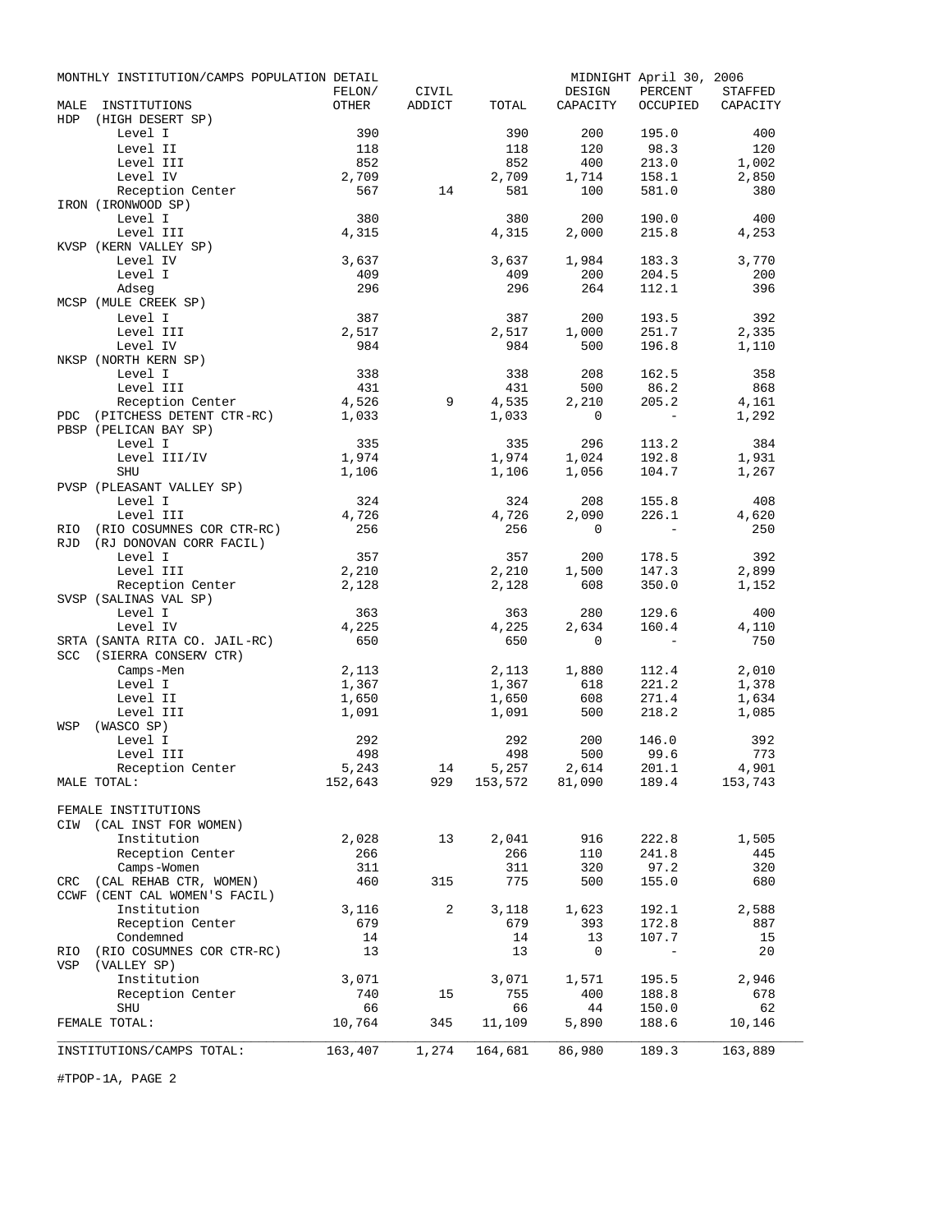MONTHLY INSTITUTION/CAMPS POPULATION DETAIL — MIDNIGHT April 30, 2006

| MALE INSTITUTIONS | FELON/ OTHER | CIVIL ADDICT | TOTAL | DESIGN CAPACITY | PERCENT OCCUPIED | STAFFED CAPACITY |
|---|---|---|---|---|---|---|
| HDP (HIGH DESERT SP) | | | | | | |
| Level I | 390 | | 390 | 200 | 195.0 | 400 |
| Level II | 118 | | 118 | 120 | 98.3 | 120 |
| Level III | 852 | | 852 | 400 | 213.0 | 1,002 |
| Level IV | 2,709 | | 2,709 | 1,714 | 158.1 | 2,850 |
| Reception Center | 567 | 14 | 581 | 100 | 581.0 | 380 |
| IRON (IRONWOOD SP) | | | | | | |
| Level I | 380 | | 380 | 200 | 190.0 | 400 |
| Level III | 4,315 | | 4,315 | 2,000 | 215.8 | 4,253 |
| KVSP (KERN VALLEY SP) | | | | | | |
| Level IV | 3,637 | | 3,637 | 1,984 | 183.3 | 3,770 |
| Level I | 409 | | 409 | 200 | 204.5 | 200 |
| Adseg | 296 | | 296 | 264 | 112.1 | 396 |
| MCSP (MULE CREEK SP) | | | | | | |
| Level I | 387 | | 387 | 200 | 193.5 | 392 |
| Level III | 2,517 | | 2,517 | 1,000 | 251.7 | 2,335 |
| Level IV | 984 | | 984 | 500 | 196.8 | 1,110 |
| NKSP (NORTH KERN SP) | | | | | | |
| Level I | 338 | | 338 | 208 | 162.5 | 358 |
| Level III | 431 | | 431 | 500 | 86.2 | 868 |
| Reception Center | 4,526 | 9 | 4,535 | 2,210 | 205.2 | 4,161 |
| PDC (PITCHESS DETENT CTR-RC) | 1,033 | | 1,033 | 0 | - | 1,292 |
| PBSP (PELICAN BAY SP) | | | | | | |
| Level I | 335 | | 335 | 296 | 113.2 | 384 |
| Level III/IV | 1,974 | | 1,974 | 1,024 | 192.8 | 1,931 |
| SHU | 1,106 | | 1,106 | 1,056 | 104.7 | 1,267 |
| PVSP (PLEASANT VALLEY SP) | | | | | | |
| Level I | 324 | | 324 | 208 | 155.8 | 408 |
| Level III | 4,726 | | 4,726 | 2,090 | 226.1 | 4,620 |
| RIO (RIO COSUMNES COR CTR-RC) | 256 | | 256 | 0 | - | 250 |
| RJD (RJ DONOVAN CORR FACIL) | | | | | | |
| Level I | 357 | | 357 | 200 | 178.5 | 392 |
| Level III | 2,210 | | 2,210 | 1,500 | 147.3 | 2,899 |
| Reception Center | 2,128 | | 2,128 | 608 | 350.0 | 1,152 |
| SVSP (SALINAS VAL SP) | | | | | | |
| Level I | 363 | | 363 | 280 | 129.6 | 400 |
| Level IV | 4,225 | | 4,225 | 2,634 | 160.4 | 4,110 |
| SRTA (SANTA RITA CO. JAIL-RC) | 650 | | 650 | 0 | - | 750 |
| SCC (SIERRA CONSERV CTR) | | | | | | |
| Camps-Men | 2,113 | | 2,113 | 1,880 | 112.4 | 2,010 |
| Level I | 1,367 | | 1,367 | 618 | 221.2 | 1,378 |
| Level II | 1,650 | | 1,650 | 608 | 271.4 | 1,634 |
| Level III | 1,091 | | 1,091 | 500 | 218.2 | 1,085 |
| WSP (WASCO SP) | | | | | | |
| Level I | 292 | | 292 | 200 | 146.0 | 392 |
| Level III | 498 | | 498 | 500 | 99.6 | 773 |
| Reception Center | 5,243 | 14 | 5,257 | 2,614 | 201.1 | 4,901 |
| MALE TOTAL: | 152,643 | 929 | 153,572 | 81,090 | 189.4 | 153,743 |
| FEMALE INSTITUTIONS | | | | | | |
| CIW (CAL INST FOR WOMEN) | | | | | | |
| Institution | 2,028 | 13 | 2,041 | 916 | 222.8 | 1,505 |
| Reception Center | 266 | | 266 | 110 | 241.8 | 445 |
| Camps-Women | 311 | | 311 | 320 | 97.2 | 320 |
| CRC (CAL REHAB CTR, WOMEN) | 460 | 315 | 775 | 500 | 155.0 | 680 |
| CCWF (CENT CAL WOMEN'S FACIL) | | | | | | |
| Institution | 3,116 | 2 | 3,118 | 1,623 | 192.1 | 2,588 |
| Reception Center | 679 | | 679 | 393 | 172.8 | 887 |
| Condemned | 14 | | 14 | 13 | 107.7 | 15 |
| RIO (RIO COSUMNES COR CTR-RC) | 13 | | 13 | 0 | - | 20 |
| VSP (VALLEY SP) | | | | | | |
| Institution | 3,071 | | 3,071 | 1,571 | 195.5 | 2,946 |
| Reception Center | 740 | 15 | 755 | 400 | 188.8 | 678 |
| SHU | 66 | | 66 | 44 | 150.0 | 62 |
| FEMALE TOTAL: | 10,764 | 345 | 11,109 | 5,890 | 188.6 | 10,146 |
| INSTITUTIONS/CAMPS TOTAL: | 163,407 | 1,274 | 164,681 | 86,980 | 189.3 | 163,889 |

#TPOP-1A, PAGE 2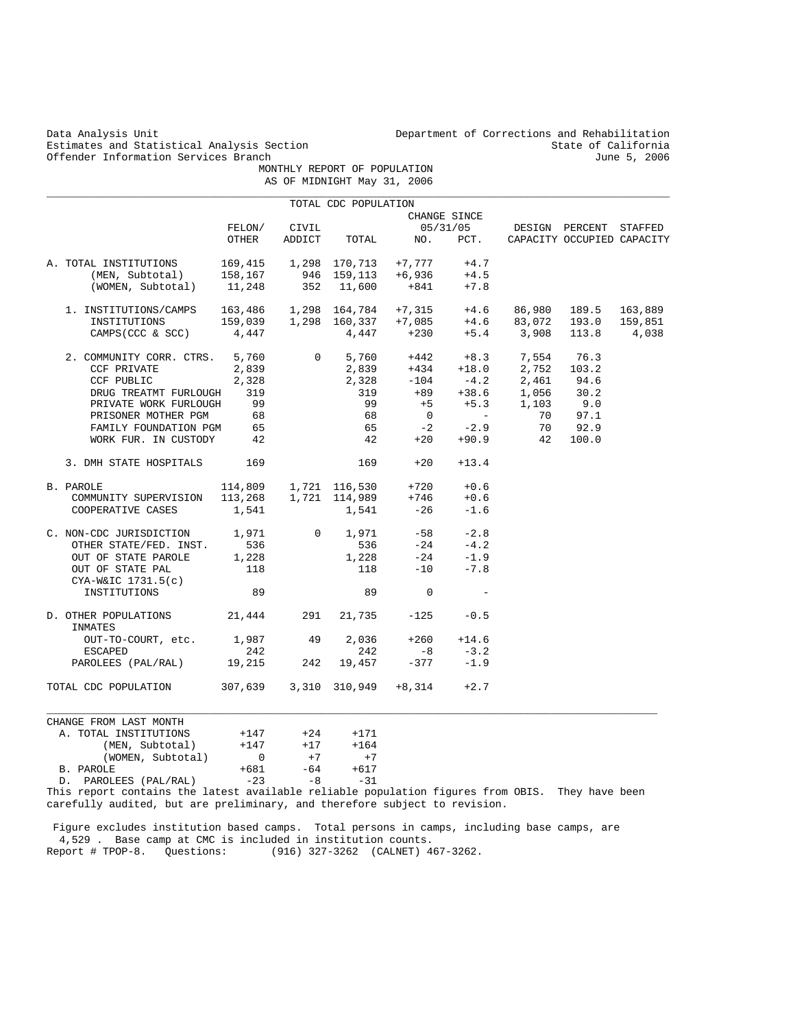Data Analysis Unit
Estimates and Statistical Analysis Section
Offender Information Services Branch

Department of Corrections and Rehabilitation
State of California
June 5, 2006

# MONTHLY REPORT OF POPULATION
## AS OF MIDNIGHT May 31, 2006

TOTAL CDC POPULATION

| | FELON/ OTHER | CIVIL ADDICT | TOTAL | CHANGE SINCE 05/31/05 NO. | PCT. | DESIGN CAPACITY | PERCENT OCCUPIED | STAFFED CAPACITY |
|---|---|---|---|---|---|---|---|---|
| A. TOTAL INSTITUTIONS | 169,415 | 1,298 | 170,713 | +7,777 | +4.7 | | | |
| (MEN, Subtotal) | 158,167 | 946 | 159,113 | +6,936 | +4.5 | | | |
| (WOMEN, Subtotal) | 11,248 | 352 | 11,600 | +841 | +7.8 | | | |
| 1. INSTITUTIONS/CAMPS | 163,486 | 1,298 | 164,784 | +7,315 | +4.6 | 86,980 | 189.5 | 163,889 |
| INSTITUTIONS | 159,039 | 1,298 | 160,337 | +7,085 | +4.6 | 83,072 | 193.0 | 159,851 |
| CAMPS(CCC & SCC) | 4,447 | | 4,447 | +230 | +5.4 | 3,908 | 113.8 | 4,038 |
| 2. COMMUNITY CORR. CTRS. | 5,760 | 0 | 5,760 | +442 | +8.3 | 7,554 | 76.3 | |
| CCF PRIVATE | 2,839 | | 2,839 | +434 | +18.0 | 2,752 | 103.2 | |
| CCF PUBLIC | 2,328 | | 2,328 | -104 | -4.2 | 2,461 | 94.6 | |
| DRUG TREATMT FURLOUGH | 319 | | 319 | +89 | +38.6 | 1,056 | 30.2 | |
| PRIVATE WORK FURLOUGH | 99 | | 99 | +5 | +5.3 | 1,103 | 9.0 | |
| PRISONER MOTHER PGM | 68 | | 68 | 0 | - | 70 | 97.1 | |
| FAMILY FOUNDATION PGM | 65 | | 65 | -2 | -2.9 | 70 | 92.9 | |
| WORK FUR. IN CUSTODY | 42 | | 42 | +20 | +90.9 | 42 | 100.0 | |
| 3. DMH STATE HOSPITALS | 169 | | 169 | +20 | +13.4 | | | |
| B. PAROLE | 114,809 | 1,721 | 116,530 | +720 | +0.6 | | | |
| COMMUNITY SUPERVISION | 113,268 | 1,721 | 114,989 | +746 | +0.6 | | | |
| COOPERATIVE CASES | 1,541 | | 1,541 | -26 | -1.6 | | | |
| C. NON-CDC JURISDICTION | 1,971 | 0 | 1,971 | -58 | -2.8 | | | |
| OTHER STATE/FED. INST. | 536 | | 536 | -24 | -4.2 | | | |
| OUT OF STATE PAROLE | 1,228 | | 1,228 | -24 | -1.9 | | | |
| OUT OF STATE PAL | 118 | | 118 | -10 | -7.8 | | | |
| CYA-W&IC 1731.5(c) INSTITUTIONS | 89 | | 89 | 0 | - | | | |
| D. OTHER POPULATIONS | 21,444 | 291 | 21,735 | -125 | -0.5 | | | |
| INMATES OUT-TO-COURT, etc. | 1,987 | 49 | 2,036 | +260 | +14.6 | | | |
| ESCAPED | 242 | | 242 | -8 | -3.2 | | | |
| PAROLEES (PAL/RAL) | 19,215 | 242 | 19,457 | -377 | -1.9 | | | |
| TOTAL CDC POPULATION | 307,639 | 3,310 | 310,949 | +8,314 | +2.7 | | | |

| CHANGE FROM LAST MONTH | | | |
|---|---|---|---|
| A. TOTAL INSTITUTIONS | +147 | +24 | +171 |
| (MEN, Subtotal) | +147 | +17 | +164 |
| (WOMEN, Subtotal) | 0 | +7 | +7 |
| B. PAROLE | +681 | -64 | +617 |
| D. PAROLEES (PAL/RAL) | -23 | -8 | -31 |

This report contains the latest available reliable population figures from OBIS. They have been carefully audited, but are preliminary, and therefore subject to revision.

Figure excludes institution based camps. Total persons in camps, including base camps, are 4,529 . Base camp at CMC is included in institution counts.

Report # TPOP-8. Questions: (916) 327-3262 (CALNET) 467-3262.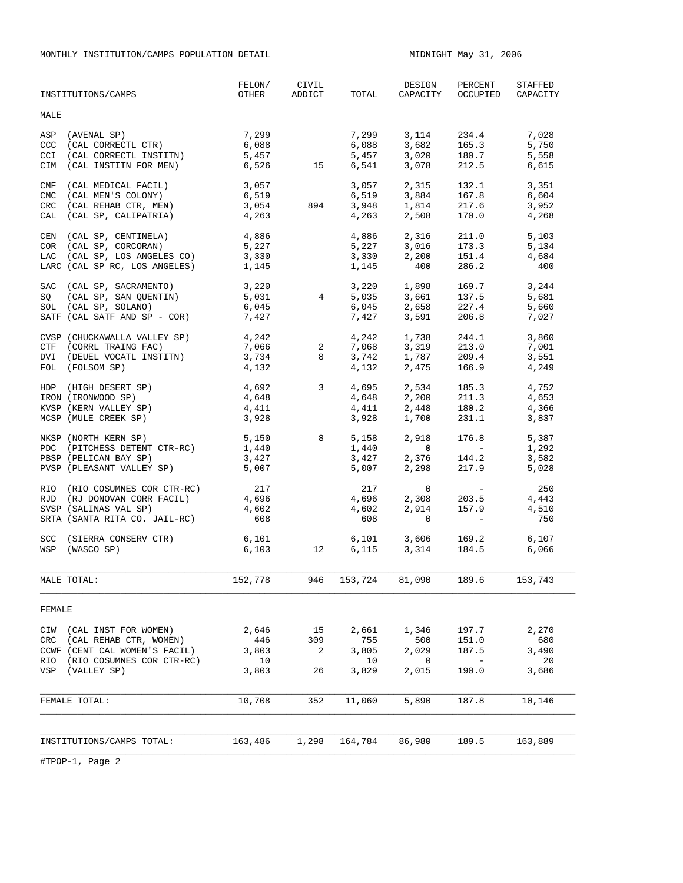MONTHLY INSTITUTION/CAMPS POPULATION DETAIL

MIDNIGHT May 31, 2006

| INSTITUTIONS/CAMPS | FELON/ OTHER | CIVIL ADDICT | TOTAL | DESIGN CAPACITY | PERCENT OCCUPIED | STAFFED CAPACITY |
|---|---|---|---|---|---|---|
| **MALE** | | | | | | |
| ASP (AVENAL SP) | 7,299 | | 7,299 | 3,114 | 234.4 | 7,028 |
| CCC (CAL CORRECTL CTR) | 6,088 | | 6,088 | 3,682 | 165.3 | 5,750 |
| CCI (CAL CORRECTL INSTITN) | 5,457 | | 5,457 | 3,020 | 180.7 | 5,558 |
| CIM (CAL INSTITN FOR MEN) | 6,526 | 15 | 6,541 | 3,078 | 212.5 | 6,615 |
| CMF (CAL MEDICAL FACIL) | 3,057 | | 3,057 | 2,315 | 132.1 | 3,351 |
| CMC (CAL MEN'S COLONY) | 6,519 | | 6,519 | 3,884 | 167.8 | 6,604 |
| CRC (CAL REHAB CTR, MEN) | 3,054 | 894 | 3,948 | 1,814 | 217.6 | 3,952 |
| CAL (CAL SP, CALIPATRIA) | 4,263 | | 4,263 | 2,508 | 170.0 | 4,268 |
| CEN (CAL SP, CENTINELA) | 4,886 | | 4,886 | 2,316 | 211.0 | 5,103 |
| COR (CAL SP, CORCORAN) | 5,227 | | 5,227 | 3,016 | 173.3 | 5,134 |
| LAC (CAL SP, LOS ANGELES CO) | 3,330 | | 3,330 | 2,200 | 151.4 | 4,684 |
| LARC (CAL SP RC, LOS ANGELES) | 1,145 | | 1,145 | 400 | 286.2 | 400 |
| SAC (CAL SP, SACRAMENTO) | 3,220 | | 3,220 | 1,898 | 169.7 | 3,244 |
| SQ (CAL SP, SAN QUENTIN) | 5,031 | 4 | 5,035 | 3,661 | 137.5 | 5,681 |
| SOL (CAL SP, SOLANO) | 6,045 | | 6,045 | 2,658 | 227.4 | 5,660 |
| SATF (CAL SATF AND SP - COR) | 7,427 | | 7,427 | 3,591 | 206.8 | 7,027 |
| CVSP (CHUCKAWALLA VALLEY SP) | 4,242 | | 4,242 | 1,738 | 244.1 | 3,860 |
| CTF (CORRL TRAING FAC) | 7,066 | 2 | 7,068 | 3,319 | 213.0 | 7,001 |
| DVI (DEUEL VOCATL INSTITN) | 3,734 | 8 | 3,742 | 1,787 | 209.4 | 3,551 |
| FOL (FOLSOM SP) | 4,132 | | 4,132 | 2,475 | 166.9 | 4,249 |
| HDP (HIGH DESERT SP) | 4,692 | 3 | 4,695 | 2,534 | 185.3 | 4,752 |
| IRON (IRONWOOD SP) | 4,648 | | 4,648 | 2,200 | 211.3 | 4,653 |
| KVSP (KERN VALLEY SP) | 4,411 | | 4,411 | 2,448 | 180.2 | 4,366 |
| MCSP (MULE CREEK SP) | 3,928 | | 3,928 | 1,700 | 231.1 | 3,837 |
| NKSP (NORTH KERN SP) | 5,150 | 8 | 5,158 | 2,918 | 176.8 | 5,387 |
| PDC (PITCHESS DETENT CTR-RC) | 1,440 | | 1,440 | 0 | - | 1,292 |
| PBSP (PELICAN BAY SP) | 3,427 | | 3,427 | 2,376 | 144.2 | 3,582 |
| PVSP (PLEASANT VALLEY SP) | 5,007 | | 5,007 | 2,298 | 217.9 | 5,028 |
| RIO (RIO COSUMNES COR CTR-RC) | 217 | | 217 | 0 | - | 250 |
| RJD (RJ DONOVAN CORR FACIL) | 4,696 | | 4,696 | 2,308 | 203.5 | 4,443 |
| SVSP (SALINAS VAL SP) | 4,602 | | 4,602 | 2,914 | 157.9 | 4,510 |
| SRTA (SANTA RITA CO. JAIL-RC) | 608 | | 608 | 0 | - | 750 |
| SCC (SIERRA CONSERV CTR) | 6,101 | | 6,101 | 3,606 | 169.2 | 6,107 |
| WSP (WASCO SP) | 6,103 | 12 | 6,115 | 3,314 | 184.5 | 6,066 |
| MALE TOTAL: | 152,778 | 946 | 153,724 | 81,090 | 189.6 | 153,743 |
| **FEMALE** | | | | | | |
| CIW (CAL INST FOR WOMEN) | 2,646 | 15 | 2,661 | 1,346 | 197.7 | 2,270 |
| CRC (CAL REHAB CTR, WOMEN) | 446 | 309 | 755 | 500 | 151.0 | 680 |
| CCWF (CENT CAL WOMEN'S FACIL) | 3,803 | 2 | 3,805 | 2,029 | 187.5 | 3,490 |
| RIO (RIO COSUMNES COR CTR-RC) | 10 | | 10 | 0 | - | 20 |
| VSP (VALLEY SP) | 3,803 | 26 | 3,829 | 2,015 | 190.0 | 3,686 |
| FEMALE TOTAL: | 10,708 | 352 | 11,060 | 5,890 | 187.8 | 10,146 |
| INSTITUTIONS/CAMPS TOTAL: | 163,486 | 1,298 | 164,784 | 86,980 | 189.5 | 163,889 |

#TPOP-1, Page 2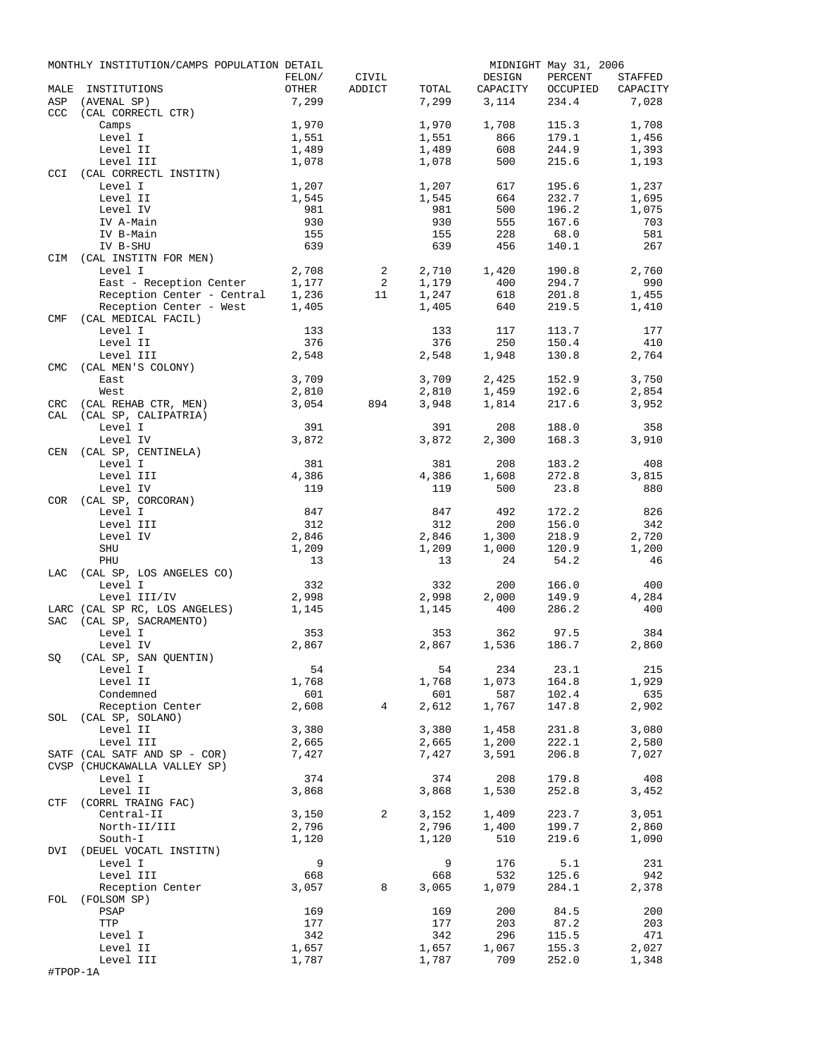MONTHLY INSTITUTION/CAMPS POPULATION DETAIL — MIDNIGHT May 31, 2006

| MALE | INSTITUTIONS | FELON/ OTHER | CIVIL ADDICT | TOTAL | DESIGN CAPACITY | PERCENT OCCUPIED | STAFFED CAPACITY |
|---|---|---|---|---|---|---|---|
| ASP | (AVENAL SP) | 7,299 | | 7,299 | 3,114 | 234.4 | 7,028 |
| CCC | (CAL CORRECTL CTR) | | | | | | |
| | Camps | 1,970 | | 1,970 | 1,708 | 115.3 | 1,708 |
| | Level I | 1,551 | | 1,551 | 866 | 179.1 | 1,456 |
| | Level II | 1,489 | | 1,489 | 608 | 244.9 | 1,393 |
| | Level III | 1,078 | | 1,078 | 500 | 215.6 | 1,193 |
| CCI | (CAL CORRECTL INSTITN) | | | | | | |
| | Level I | 1,207 | | 1,207 | 617 | 195.6 | 1,237 |
| | Level II | 1,545 | | 1,545 | 664 | 232.7 | 1,695 |
| | Level IV | 981 | | 981 | 500 | 196.2 | 1,075 |
| | IV A-Main | 930 | | 930 | 555 | 167.6 | 703 |
| | IV B-Main | 155 | | 155 | 228 | 68.0 | 581 |
| | IV B-SHU | 639 | | 639 | 456 | 140.1 | 267 |
| CIM | (CAL INSTITN FOR MEN) | | | | | | |
| | Level I | 2,708 | 2 | 2,710 | 1,420 | 190.8 | 2,760 |
| | East - Reception Center | 1,177 | 2 | 1,179 | 400 | 294.7 | 990 |
| | Reception Center - Central | 1,236 | 11 | 1,247 | 618 | 201.8 | 1,455 |
| | Reception Center - West | 1,405 | | 1,405 | 640 | 219.5 | 1,410 |
| CMF | (CAL MEDICAL FACIL) | | | | | | |
| | Level I | 133 | | 133 | 117 | 113.7 | 177 |
| | Level II | 376 | | 376 | 250 | 150.4 | 410 |
| | Level III | 2,548 | | 2,548 | 1,948 | 130.8 | 2,764 |
| CMC | (CAL MEN'S COLONY) | | | | | | |
| | East | 3,709 | | 3,709 | 2,425 | 152.9 | 3,750 |
| | West | 2,810 | | 2,810 | 1,459 | 192.6 | 2,854 |
| CRC | (CAL REHAB CTR, MEN) | 3,054 | 894 | 3,948 | 1,814 | 217.6 | 3,952 |
| CAL | (CAL SP, CALIPATRIA) | | | | | | |
| | Level I | 391 | | 391 | 208 | 188.0 | 358 |
| | Level IV | 3,872 | | 3,872 | 2,300 | 168.3 | 3,910 |
| CEN | (CAL SP, CENTINELA) | | | | | | |
| | Level I | 381 | | 381 | 208 | 183.2 | 408 |
| | Level III | 4,386 | | 4,386 | 1,608 | 272.8 | 3,815 |
| | Level IV | 119 | | 119 | 500 | 23.8 | 880 |
| COR | (CAL SP, CORCORAN) | | | | | | |
| | Level I | 847 | | 847 | 492 | 172.2 | 826 |
| | Level III | 312 | | 312 | 200 | 156.0 | 342 |
| | Level IV | 2,846 | | 2,846 | 1,300 | 218.9 | 2,720 |
| | SHU | 1,209 | | 1,209 | 1,000 | 120.9 | 1,200 |
| | PHU | 13 | | 13 | 24 | 54.2 | 46 |
| LAC | (CAL SP, LOS ANGELES CO) | | | | | | |
| | Level I | 332 | | 332 | 200 | 166.0 | 400 |
| | Level III/IV | 2,998 | | 2,998 | 2,000 | 149.9 | 4,284 |
| LARC | (CAL SP RC, LOS ANGELES) | 1,145 | | 1,145 | 400 | 286.2 | 400 |
| SAC | (CAL SP, SACRAMENTO) | | | | | | |
| | Level I | 353 | | 353 | 362 | 97.5 | 384 |
| | Level IV | 2,867 | | 2,867 | 1,536 | 186.7 | 2,860 |
| SQ | (CAL SP, SAN QUENTIN) | | | | | | |
| | Level I | 54 | | 54 | 234 | 23.1 | 215 |
| | Level II | 1,768 | | 1,768 | 1,073 | 164.8 | 1,929 |
| | Condemned | 601 | | 601 | 587 | 102.4 | 635 |
| | Reception Center | 2,608 | 4 | 2,612 | 1,767 | 147.8 | 2,902 |
| SOL | (CAL SP, SOLANO) | | | | | | |
| | Level II | 3,380 | | 3,380 | 1,458 | 231.8 | 3,080 |
| | Level III | 2,665 | | 2,665 | 1,200 | 222.1 | 2,580 |
| SATF | (CAL SATF AND SP - COR) | 7,427 | | 7,427 | 3,591 | 206.8 | 7,027 |
| CVSP | (CHUCKAWALLA VALLEY SP) | | | | | | |
| | Level I | 374 | | 374 | 208 | 179.8 | 408 |
| | Level II | 3,868 | | 3,868 | 1,530 | 252.8 | 3,452 |
| CTF | (CORRL TRAING FAC) | | | | | | |
| | Central-II | 3,150 | 2 | 3,152 | 1,409 | 223.7 | 3,051 |
| | North-II/III | 2,796 | | 2,796 | 1,400 | 199.7 | 2,860 |
| | South-I | 1,120 | | 1,120 | 510 | 219.6 | 1,090 |
| DVI | (DEUEL VOCATL INSTITN) | | | | | | |
| | Level I | 9 | | 9 | 176 | 5.1 | 231 |
| | Level III | 668 | | 668 | 532 | 125.6 | 942 |
| | Reception Center | 3,057 | 8 | 3,065 | 1,079 | 284.1 | 2,378 |
| FOL | (FOLSOM SP) | | | | | | |
| | PSAP | 169 | | 169 | 200 | 84.5 | 200 |
| | TTP | 177 | | 177 | 203 | 87.2 | 203 |
| | Level I | 342 | | 342 | 296 | 115.5 | 471 |
| | Level II | 1,657 | | 1,657 | 1,067 | 155.3 | 2,027 |
| | Level III | 1,787 | | 1,787 | 709 | 252.0 | 1,348 |

#TPOP-1A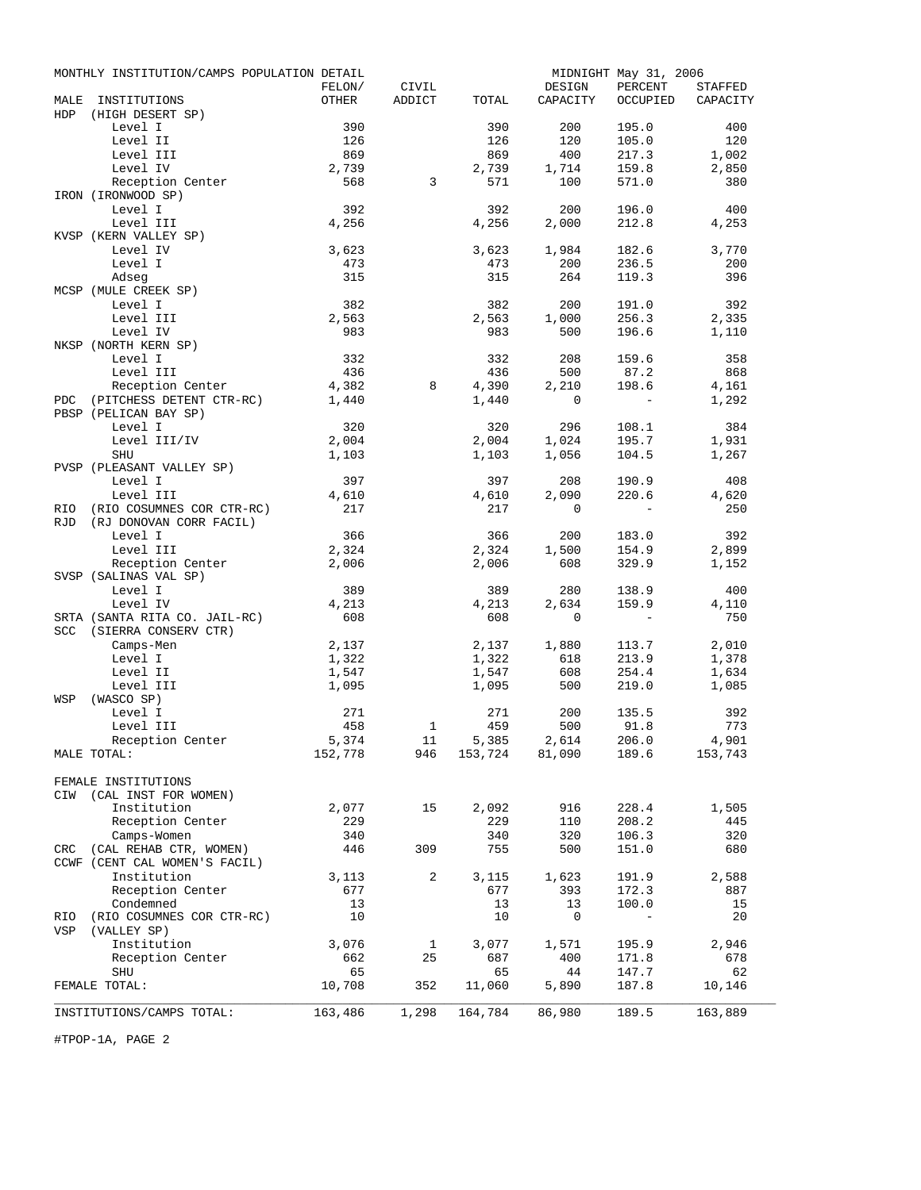MONTHLY INSTITUTION/CAMPS POPULATION DETAIL — MIDNIGHT May 31, 2006

| MALE INSTITUTIONS | FELON/ OTHER | CIVIL ADDICT | TOTAL | DESIGN CAPACITY | PERCENT OCCUPIED | STAFFED CAPACITY |
|---|---|---|---|---|---|---|
| HDP (HIGH DESERT SP) | | | | | | |
| Level I | 390 | | 390 | 200 | 195.0 | 400 |
| Level II | 126 | | 126 | 120 | 105.0 | 120 |
| Level III | 869 | | 869 | 400 | 217.3 | 1,002 |
| Level IV | 2,739 | | 2,739 | 1,714 | 159.8 | 2,850 |
| Reception Center | 568 | 3 | 571 | 100 | 571.0 | 380 |
| IRON (IRONWOOD SP) | | | | | | |
| Level I | 392 | | 392 | 200 | 196.0 | 400 |
| Level III | 4,256 | | 4,256 | 2,000 | 212.8 | 4,253 |
| KVSP (KERN VALLEY SP) | | | | | | |
| Level IV | 3,623 | | 3,623 | 1,984 | 182.6 | 3,770 |
| Level I | 473 | | 473 | 200 | 236.5 | 200 |
| Adseg | 315 | | 315 | 264 | 119.3 | 396 |
| MCSP (MULE CREEK SP) | | | | | | |
| Level I | 382 | | 382 | 200 | 191.0 | 392 |
| Level III | 2,563 | | 2,563 | 1,000 | 256.3 | 2,335 |
| Level IV | 983 | | 983 | 500 | 196.6 | 1,110 |
| NKSP (NORTH KERN SP) | | | | | | |
| Level I | 332 | | 332 | 208 | 159.6 | 358 |
| Level III | 436 | | 436 | 500 | 87.2 | 868 |
| Reception Center | 4,382 | 8 | 4,390 | 2,210 | 198.6 | 4,161 |
| PDC (PITCHESS DETENT CTR-RC) | 1,440 | | 1,440 | 0 | - | 1,292 |
| PBSP (PELICAN BAY SP) | | | | | | |
| Level I | 320 | | 320 | 296 | 108.1 | 384 |
| Level III/IV | 2,004 | | 2,004 | 1,024 | 195.7 | 1,931 |
| SHU | 1,103 | | 1,103 | 1,056 | 104.5 | 1,267 |
| PVSP (PLEASANT VALLEY SP) | | | | | | |
| Level I | 397 | | 397 | 208 | 190.9 | 408 |
| Level III | 4,610 | | 4,610 | 2,090 | 220.6 | 4,620 |
| RIO (RIO COSUMNES COR CTR-RC) | 217 | | 217 | 0 | - | 250 |
| RJD (RJ DONOVAN CORR FACIL) | | | | | | |
| Level I | 366 | | 366 | 200 | 183.0 | 392 |
| Level III | 2,324 | | 2,324 | 1,500 | 154.9 | 2,899 |
| Reception Center | 2,006 | | 2,006 | 608 | 329.9 | 1,152 |
| SVSP (SALINAS VAL SP) | | | | | | |
| Level I | 389 | | 389 | 280 | 138.9 | 400 |
| Level IV | 4,213 | | 4,213 | 2,634 | 159.9 | 4,110 |
| SRTA (SANTA RITA CO. JAIL-RC) | 608 | | 608 | 0 | - | 750 |
| SCC (SIERRA CONSERV CTR) | | | | | | |
| Camps-Men | 2,137 | | 2,137 | 1,880 | 113.7 | 2,010 |
| Level I | 1,322 | | 1,322 | 618 | 213.9 | 1,378 |
| Level II | 1,547 | | 1,547 | 608 | 254.4 | 1,634 |
| Level III | 1,095 | | 1,095 | 500 | 219.0 | 1,085 |
| WSP (WASCO SP) | | | | | | |
| Level I | 271 | | 271 | 200 | 135.5 | 392 |
| Level III | 458 | 1 | 459 | 500 | 91.8 | 773 |
| Reception Center | 5,374 | 11 | 5,385 | 2,614 | 206.0 | 4,901 |
| MALE TOTAL: | 152,778 | 946 | 153,724 | 81,090 | 189.6 | 153,743 |
| FEMALE INSTITUTIONS | | | | | | |
| CIW (CAL INST FOR WOMEN) | | | | | | |
| Institution | 2,077 | 15 | 2,092 | 916 | 228.4 | 1,505 |
| Reception Center | 229 | | 229 | 110 | 208.2 | 445 |
| Camps-Women | 340 | | 340 | 320 | 106.3 | 320 |
| CRC (CAL REHAB CTR, WOMEN) | 446 | 309 | 755 | 500 | 151.0 | 680 |
| CCWF (CENT CAL WOMEN'S FACIL) | | | | | | |
| Institution | 3,113 | 2 | 3,115 | 1,623 | 191.9 | 2,588 |
| Reception Center | 677 | | 677 | 393 | 172.3 | 887 |
| Condemned | 13 | | 13 | 13 | 100.0 | 15 |
| RIO (RIO COSUMNES COR CTR-RC) | 10 | | 10 | 0 | - | 20 |
| VSP (VALLEY SP) | | | | | | |
| Institution | 3,076 | 1 | 3,077 | 1,571 | 195.9 | 2,946 |
| Reception Center | 662 | 25 | 687 | 400 | 171.8 | 678 |
| SHU | 65 | | 65 | 44 | 147.7 | 62 |
| FEMALE TOTAL: | 10,708 | 352 | 11,060 | 5,890 | 187.8 | 10,146 |
| INSTITUTIONS/CAMPS TOTAL: | 163,486 | 1,298 | 164,784 | 86,980 | 189.5 | 163,889 |

#TPOP-1A, PAGE 2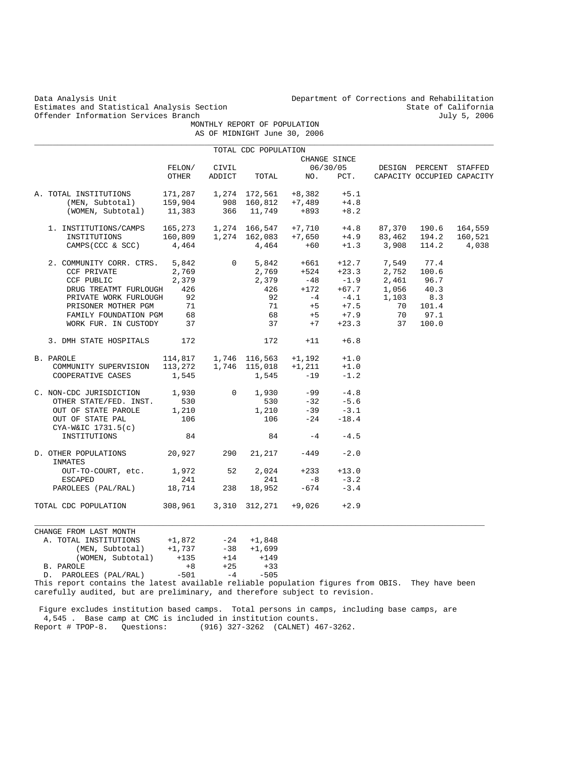Data Analysis Unit
Estimates and Statistical Analysis Section
Offender Information Services Branch

Department of Corrections and Rehabilitation
State of California
July 5, 2006

MONTHLY REPORT OF POPULATION
AS OF MIDNIGHT June 30, 2006

TOTAL CDC POPULATION

| | FELON/ OTHER | CIVIL ADDICT | TOTAL | CHANGE SINCE 06/30/05 NO. | PCT. | DESIGN CAPACITY | PERCENT OCCUPIED | STAFFED CAPACITY |
|---|---|---|---|---|---|---|---|---|
| A. TOTAL INSTITUTIONS | 171,287 | 1,274 | 172,561 | +8,382 | +5.1 | | | |
| (MEN, Subtotal) | 159,904 | 908 | 160,812 | +7,489 | +4.8 | | | |
| (WOMEN, Subtotal) | 11,383 | 366 | 11,749 | +893 | +8.2 | | | |
| 1. INSTITUTIONS/CAMPS | 165,273 | 1,274 | 166,547 | +7,710 | +4.8 | 87,370 | 190.6 | 164,559 |
| INSTITUTIONS | 160,809 | 1,274 | 162,083 | +7,650 | +4.9 | 83,462 | 194.2 | 160,521 |
| CAMPS(CCC & SCC) | 4,464 | | 4,464 | +60 | +1.3 | 3,908 | 114.2 | 4,038 |
| 2. COMMUNITY CORR. CTRS. | 5,842 | 0 | 5,842 | +661 | +12.7 | 7,549 | 77.4 | |
| CCF PRIVATE | 2,769 | | 2,769 | +524 | +23.3 | 2,752 | 100.6 | |
| CCF PUBLIC | 2,379 | | 2,379 | -48 | -1.9 | 2,461 | 96.7 | |
| DRUG TREATMT FURLOUGH | 426 | | 426 | +172 | +67.7 | 1,056 | 40.3 | |
| PRIVATE WORK FURLOUGH | 92 | | 92 | -4 | -4.1 | 1,103 | 8.3 | |
| PRISONER MOTHER PGM | 71 | | 71 | +5 | +7.5 | 70 | 101.4 | |
| FAMILY FOUNDATION PGM | 68 | | 68 | +5 | +7.9 | 70 | 97.1 | |
| WORK FUR. IN CUSTODY | 37 | | 37 | +7 | +23.3 | 37 | 100.0 | |
| 3. DMH STATE HOSPITALS | 172 | | 172 | +11 | +6.8 | | | |
| B. PAROLE | 114,817 | 1,746 | 116,563 | +1,192 | +1.0 | | | |
| COMMUNITY SUPERVISION | 113,272 | 1,746 | 115,018 | +1,211 | +1.0 | | | |
| COOPERATIVE CASES | 1,545 | | 1,545 | -19 | -1.2 | | | |
| C. NON-CDC JURISDICTION | 1,930 | 0 | 1,930 | -99 | -4.8 | | | |
| OTHER STATE/FED. INST. | 530 | | 530 | -32 | -5.6 | | | |
| OUT OF STATE PAROLE | 1,210 | | 1,210 | -39 | -3.1 | | | |
| OUT OF STATE PAL | 106 | | 106 | -24 | -18.4 | | | |
| CYA-W&IC 1731.5(c) INSTITUTIONS | 84 | | 84 | -4 | -4.5 | | | |
| D. OTHER POPULATIONS | 20,927 | 290 | 21,217 | -449 | -2.0 | | | |
| INMATES OUT-TO-COURT, etc. | 1,972 | 52 | 2,024 | +233 | +13.0 | | | |
| ESCAPED | 241 | | 241 | -8 | -3.2 | | | |
| PAROLEES (PAL/RAL) | 18,714 | 238 | 18,952 | -674 | -3.4 | | | |
| TOTAL CDC POPULATION | 308,961 | 3,310 | 312,271 | +9,026 | +2.9 | | | |

| CHANGE FROM LAST MONTH | | | |
|---|---|---|---|
| A. TOTAL INSTITUTIONS | +1,872 | -24 | +1,848 |
| (MEN, Subtotal) | +1,737 | -38 | +1,699 |
| (WOMEN, Subtotal) | +135 | +14 | +149 |
| B. PAROLE | +8 | +25 | +33 |
| D. PAROLEES (PAL/RAL) | -501 | -4 | -505 |

This report contains the latest available reliable population figures from OBIS. They have been carefully audited, but are preliminary, and therefore subject to revision.

Figure excludes institution based camps. Total persons in camps, including base camps, are 4,545 . Base camp at CMC is included in institution counts.

Report # TPOP-8. Questions: (916) 327-3262 (CALNET) 467-3262.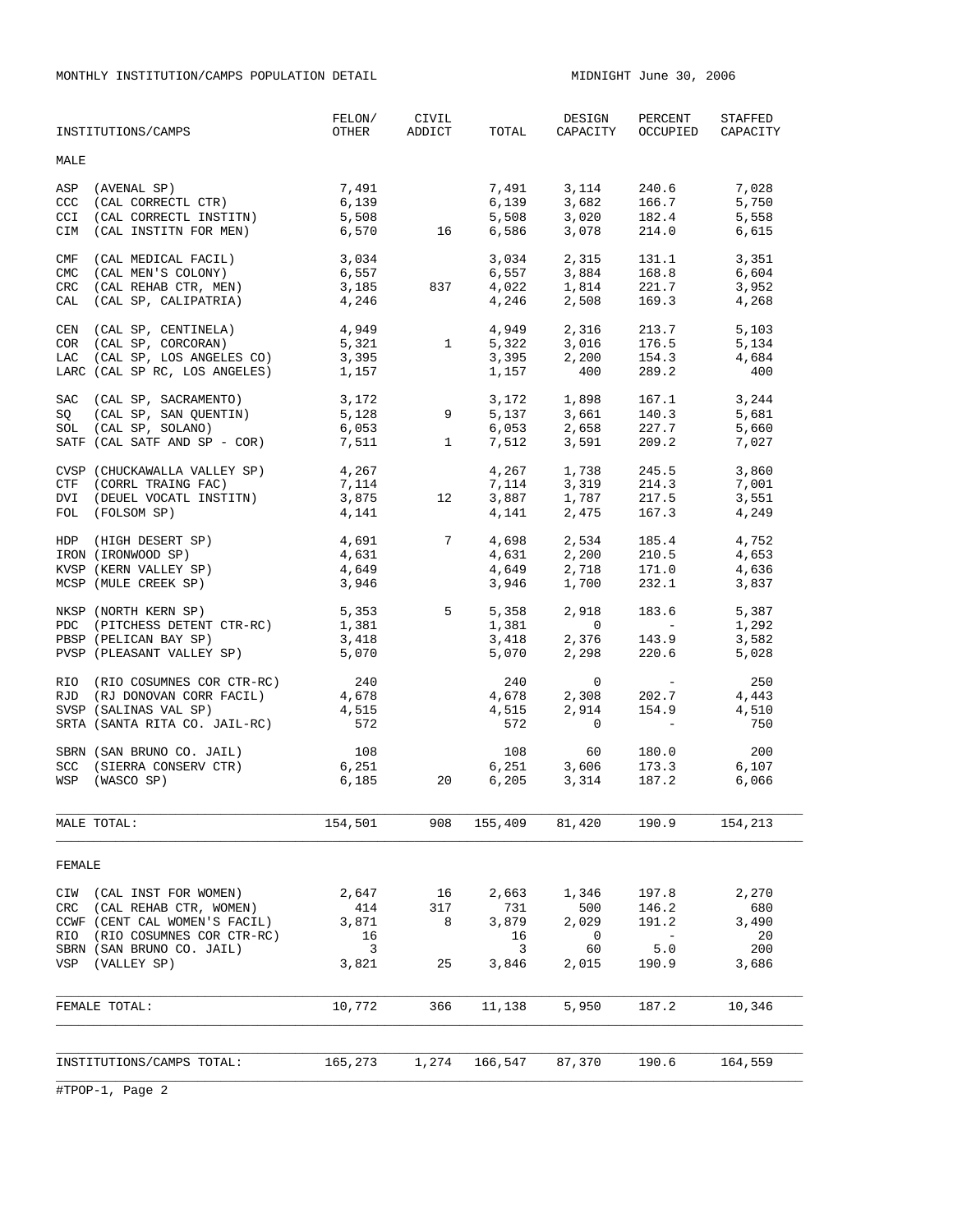MONTHLY INSTITUTION/CAMPS POPULATION DETAIL — MIDNIGHT June 30, 2006

| INSTITUTIONS/CAMPS | FELON/ OTHER | CIVIL ADDICT | TOTAL | DESIGN CAPACITY | PERCENT OCCUPIED | STAFFED CAPACITY |
|---|---|---|---|---|---|---|
| **MALE** | | | | | | |
| ASP (AVENAL SP) | 7,491 | | 7,491 | 3,114 | 240.6 | 7,028 |
| CCC (CAL CORRECTL CTR) | 6,139 | | 6,139 | 3,682 | 166.7 | 5,750 |
| CCI (CAL CORRECTL INSTITN) | 5,508 | | 5,508 | 3,020 | 182.4 | 5,558 |
| CIM (CAL INSTITN FOR MEN) | 6,570 | 16 | 6,586 | 3,078 | 214.0 | 6,615 |
| CMF (CAL MEDICAL FACIL) | 3,034 | | 3,034 | 2,315 | 131.1 | 3,351 |
| CMC (CAL MEN'S COLONY) | 6,557 | | 6,557 | 3,884 | 168.8 | 6,604 |
| CRC (CAL REHAB CTR, MEN) | 3,185 | 837 | 4,022 | 1,814 | 221.7 | 3,952 |
| CAL (CAL SP, CALIPATRIA) | 4,246 | | 4,246 | 2,508 | 169.3 | 4,268 |
| CEN (CAL SP, CENTINELA) | 4,949 | | 4,949 | 2,316 | 213.7 | 5,103 |
| COR (CAL SP, CORCORAN) | 5,321 | 1 | 5,322 | 3,016 | 176.5 | 5,134 |
| LAC (CAL SP, LOS ANGELES CO) | 3,395 | | 3,395 | 2,200 | 154.3 | 4,684 |
| LARC (CAL SP RC, LOS ANGELES) | 1,157 | | 1,157 | 400 | 289.2 | 400 |
| SAC (CAL SP, SACRAMENTO) | 3,172 | | 3,172 | 1,898 | 167.1 | 3,244 |
| SQ (CAL SP, SAN QUENTIN) | 5,128 | 9 | 5,137 | 3,661 | 140.3 | 5,681 |
| SOL (CAL SP, SOLANO) | 6,053 | | 6,053 | 2,658 | 227.7 | 5,660 |
| SATF (CAL SATF AND SP - COR) | 7,511 | 1 | 7,512 | 3,591 | 209.2 | 7,027 |
| CVSP (CHUCKAWALLA VALLEY SP) | 4,267 | | 4,267 | 1,738 | 245.5 | 3,860 |
| CTF (CORRL TRAING FAC) | 7,114 | | 7,114 | 3,319 | 214.3 | 7,001 |
| DVI (DEUEL VOCATL INSTITN) | 3,875 | 12 | 3,887 | 1,787 | 217.5 | 3,551 |
| FOL (FOLSOM SP) | 4,141 | | 4,141 | 2,475 | 167.3 | 4,249 |
| HDP (HIGH DESERT SP) | 4,691 | 7 | 4,698 | 2,534 | 185.4 | 4,752 |
| IRON (IRONWOOD SP) | 4,631 | | 4,631 | 2,200 | 210.5 | 4,653 |
| KVSP (KERN VALLEY SP) | 4,649 | | 4,649 | 2,718 | 171.0 | 4,636 |
| MCSP (MULE CREEK SP) | 3,946 | | 3,946 | 1,700 | 232.1 | 3,837 |
| NKSP (NORTH KERN SP) | 5,353 | 5 | 5,358 | 2,918 | 183.6 | 5,387 |
| PDC (PITCHESS DETENT CTR-RC) | 1,381 | | 1,381 | 0 | - | 1,292 |
| PBSP (PELICAN BAY SP) | 3,418 | | 3,418 | 2,376 | 143.9 | 3,582 |
| PVSP (PLEASANT VALLEY SP) | 5,070 | | 5,070 | 2,298 | 220.6 | 5,028 |
| RIO (RIO COSUMNES COR CTR-RC) | 240 | | 240 | 0 | - | 250 |
| RJD (RJ DONOVAN CORR FACIL) | 4,678 | | 4,678 | 2,308 | 202.7 | 4,443 |
| SVSP (SALINAS VAL SP) | 4,515 | | 4,515 | 2,914 | 154.9 | 4,510 |
| SRTA (SANTA RITA CO. JAIL-RC) | 572 | | 572 | 0 | - | 750 |
| SBRN (SAN BRUNO CO. JAIL) | 108 | | 108 | 60 | 180.0 | 200 |
| SCC (SIERRA CONSERV CTR) | 6,251 | | 6,251 | 3,606 | 173.3 | 6,107 |
| WSP (WASCO SP) | 6,185 | 20 | 6,205 | 3,314 | 187.2 | 6,066 |
| MALE TOTAL: | 154,501 | 908 | 155,409 | 81,420 | 190.9 | 154,213 |
| **FEMALE** | | | | | | |
| CIW (CAL INST FOR WOMEN) | 2,647 | 16 | 2,663 | 1,346 | 197.8 | 2,270 |
| CRC (CAL REHAB CTR, WOMEN) | 414 | 317 | 731 | 500 | 146.2 | 680 |
| CCWF (CENT CAL WOMEN'S FACIL) | 3,871 | 8 | 3,879 | 2,029 | 191.2 | 3,490 |
| RIO (RIO COSUMNES COR CTR-RC) | 16 | | 16 | 0 | - | 20 |
| SBRN (SAN BRUNO CO. JAIL) | 3 | | 3 | 60 | 5.0 | 200 |
| VSP (VALLEY SP) | 3,821 | 25 | 3,846 | 2,015 | 190.9 | 3,686 |
| FEMALE TOTAL: | 10,772 | 366 | 11,138 | 5,950 | 187.2 | 10,346 |
| INSTITUTIONS/CAMPS TOTAL: | 165,273 | 1,274 | 166,547 | 87,370 | 190.6 | 164,559 |

#TPOP-1, Page 2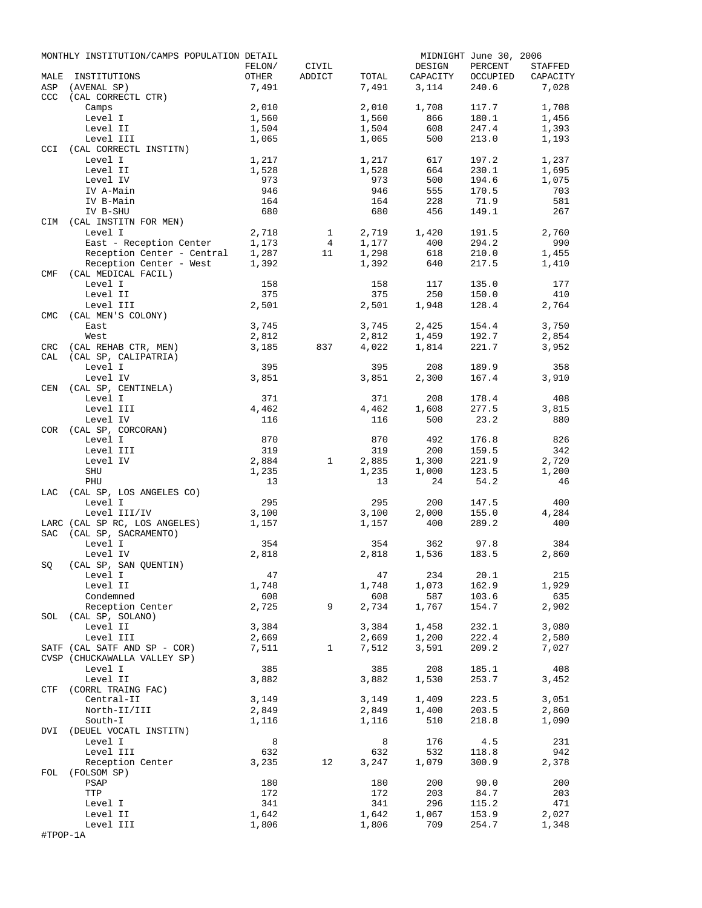MONTHLY INSTITUTION/CAMPS POPULATION DETAIL — MIDNIGHT June 30, 2006

| MALE | INSTITUTIONS | FELON/ OTHER | CIVIL ADDICT | TOTAL | DESIGN CAPACITY | PERCENT OCCUPIED | STAFFED CAPACITY |
|---|---|---|---|---|---|---|---|
| ASP | (AVENAL SP) | 7,491 | | 7,491 | 3,114 | 240.6 | 7,028 |
| CCC | (CAL CORRECTL CTR) | | | | | | |
| | Camps | 2,010 | | 2,010 | 1,708 | 117.7 | 1,708 |
| | Level I | 1,560 | | 1,560 | 866 | 180.1 | 1,456 |
| | Level II | 1,504 | | 1,504 | 608 | 247.4 | 1,393 |
| | Level III | 1,065 | | 1,065 | 500 | 213.0 | 1,193 |
| CCI | (CAL CORRECTL INSTITN) | | | | | | |
| | Level I | 1,217 | | 1,217 | 617 | 197.2 | 1,237 |
| | Level II | 1,528 | | 1,528 | 664 | 230.1 | 1,695 |
| | Level IV | 973 | | 973 | 500 | 194.6 | 1,075 |
| | IV A-Main | 946 | | 946 | 555 | 170.5 | 703 |
| | IV B-Main | 164 | | 164 | 228 | 71.9 | 581 |
| | IV B-SHU | 680 | | 680 | 456 | 149.1 | 267 |
| CIM | (CAL INSTITN FOR MEN) | | | | | | |
| | Level I | 2,718 | 1 | 2,719 | 1,420 | 191.5 | 2,760 |
| | East - Reception Center | 1,173 | 4 | 1,177 | 400 | 294.2 | 990 |
| | Reception Center - Central | 1,287 | 11 | 1,298 | 618 | 210.0 | 1,455 |
| | Reception Center - West | 1,392 | | 1,392 | 640 | 217.5 | 1,410 |
| CMF | (CAL MEDICAL FACIL) | | | | | | |
| | Level I | 158 | | 158 | 117 | 135.0 | 177 |
| | Level II | 375 | | 375 | 250 | 150.0 | 410 |
| | Level III | 2,501 | | 2,501 | 1,948 | 128.4 | 2,764 |
| CMC | (CAL MEN'S COLONY) | | | | | | |
| | East | 3,745 | | 3,745 | 2,425 | 154.4 | 3,750 |
| | West | 2,812 | | 2,812 | 1,459 | 192.7 | 2,854 |
| CRC | (CAL REHAB CTR, MEN) | 3,185 | 837 | 4,022 | 1,814 | 221.7 | 3,952 |
| CAL | (CAL SP, CALIPATRIA) | | | | | | |
| | Level I | 395 | | 395 | 208 | 189.9 | 358 |
| | Level IV | 3,851 | | 3,851 | 2,300 | 167.4 | 3,910 |
| CEN | (CAL SP, CENTINELA) | | | | | | |
| | Level I | 371 | | 371 | 208 | 178.4 | 408 |
| | Level III | 4,462 | | 4,462 | 1,608 | 277.5 | 3,815 |
| | Level IV | 116 | | 116 | 500 | 23.2 | 880 |
| COR | (CAL SP, CORCORAN) | | | | | | |
| | Level I | 870 | | 870 | 492 | 176.8 | 826 |
| | Level III | 319 | | 319 | 200 | 159.5 | 342 |
| | Level IV | 2,884 | 1 | 2,885 | 1,300 | 221.9 | 2,720 |
| | SHU | 1,235 | | 1,235 | 1,000 | 123.5 | 1,200 |
| | PHU | 13 | | 13 | 24 | 54.2 | 46 |
| LAC | (CAL SP, LOS ANGELES CO) | | | | | | |
| | Level I | 295 | | 295 | 200 | 147.5 | 400 |
| | Level III/IV | 3,100 | | 3,100 | 2,000 | 155.0 | 4,284 |
| LARC | (CAL SP RC, LOS ANGELES) | 1,157 | | 1,157 | 400 | 289.2 | 400 |
| SAC | (CAL SP, SACRAMENTO) | | | | | | |
| | Level I | 354 | | 354 | 362 | 97.8 | 384 |
| | Level IV | 2,818 | | 2,818 | 1,536 | 183.5 | 2,860 |
| SQ | (CAL SP, SAN QUENTIN) | | | | | | |
| | Level I | 47 | | 47 | 234 | 20.1 | 215 |
| | Level II | 1,748 | | 1,748 | 1,073 | 162.9 | 1,929 |
| | Condemned | 608 | | 608 | 587 | 103.6 | 635 |
| | Reception Center | 2,725 | 9 | 2,734 | 1,767 | 154.7 | 2,902 |
| SOL | (CAL SP, SOLANO) | | | | | | |
| | Level II | 3,384 | | 3,384 | 1,458 | 232.1 | 3,080 |
| | Level III | 2,669 | | 2,669 | 1,200 | 222.4 | 2,580 |
| SATF | (CAL SATF AND SP - COR) | 7,511 | 1 | 7,512 | 3,591 | 209.2 | 7,027 |
| CVSP | (CHUCKAWALLA VALLEY SP) | | | | | | |
| | Level I | 385 | | 385 | 208 | 185.1 | 408 |
| | Level II | 3,882 | | 3,882 | 1,530 | 253.7 | 3,452 |
| CTF | (CORRL TRAING FAC) | | | | | | |
| | Central-II | 3,149 | | 3,149 | 1,409 | 223.5 | 3,051 |
| | North-II/III | 2,849 | | 2,849 | 1,400 | 203.5 | 2,860 |
| | South-I | 1,116 | | 1,116 | 510 | 218.8 | 1,090 |
| DVI | (DEUEL VOCATL INSTITN) | | | | | | |
| | Level I | 8 | | 8 | 176 | 4.5 | 231 |
| | Level III | 632 | | 632 | 532 | 118.8 | 942 |
| | Reception Center | 3,235 | 12 | 3,247 | 1,079 | 300.9 | 2,378 |
| FOL | (FOLSOM SP) | | | | | | |
| | PSAP | 180 | | 180 | 200 | 90.0 | 200 |
| | TTP | 172 | | 172 | 203 | 84.7 | 203 |
| | Level I | 341 | | 341 | 296 | 115.2 | 471 |
| | Level II | 1,642 | | 1,642 | 1,067 | 153.9 | 2,027 |
| | Level III | 1,806 | | 1,806 | 709 | 254.7 | 1,348 |

#TPOP-1A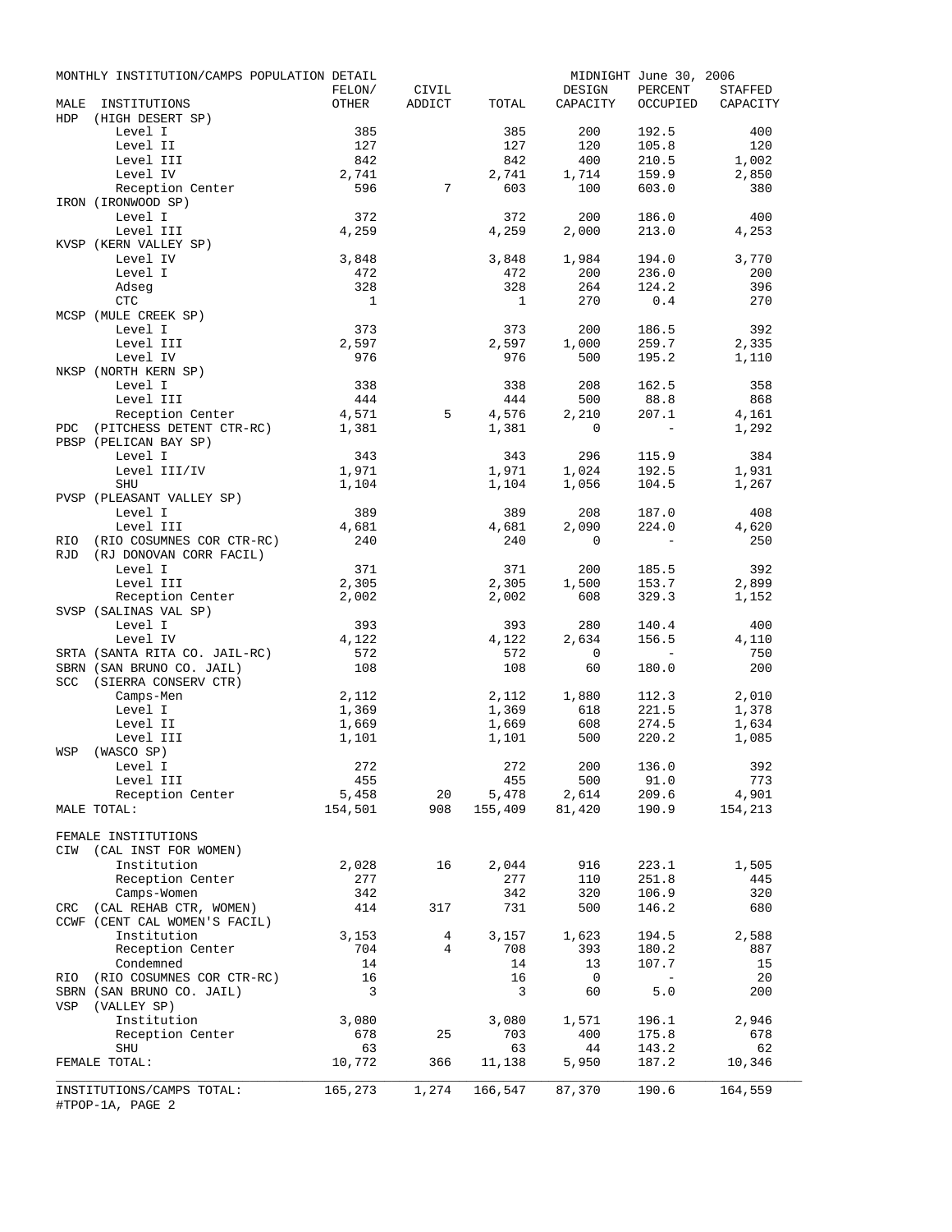MONTHLY INSTITUTION/CAMPS POPULATION DETAIL — MIDNIGHT June 30, 2006

| MALE INSTITUTIONS | FELON/ OTHER | CIVIL ADDICT | TOTAL | DESIGN CAPACITY | PERCENT OCCUPIED | STAFFED CAPACITY |
|---|---|---|---|---|---|---|
| HDP (HIGH DESERT SP) | | | | | | |
| Level I | 385 | | 385 | 200 | 192.5 | 400 |
| Level II | 127 | | 127 | 120 | 105.8 | 120 |
| Level III | 842 | | 842 | 400 | 210.5 | 1,002 |
| Level IV | 2,741 | | 2,741 | 1,714 | 159.9 | 2,850 |
| Reception Center | 596 | 7 | 603 | 100 | 603.0 | 380 |
| IRON (IRONWOOD SP) | | | | | | |
| Level I | 372 | | 372 | 200 | 186.0 | 400 |
| Level III | 4,259 | | 4,259 | 2,000 | 213.0 | 4,253 |
| KVSP (KERN VALLEY SP) | | | | | | |
| Level IV | 3,848 | | 3,848 | 1,984 | 194.0 | 3,770 |
| Level I | 472 | | 472 | 200 | 236.0 | 200 |
| Adseg | 328 | | 328 | 264 | 124.2 | 396 |
| CTC | 1 | | 1 | 270 | 0.4 | 270 |
| MCSP (MULE CREEK SP) | | | | | | |
| Level I | 373 | | 373 | 200 | 186.5 | 392 |
| Level III | 2,597 | | 2,597 | 1,000 | 259.7 | 2,335 |
| Level IV | 976 | | 976 | 500 | 195.2 | 1,110 |
| NKSP (NORTH KERN SP) | | | | | | |
| Level I | 338 | | 338 | 208 | 162.5 | 358 |
| Level III | 444 | | 444 | 500 | 88.8 | 868 |
| Reception Center | 4,571 | 5 | 4,576 | 2,210 | 207.1 | 4,161 |
| PDC (PITCHESS DETENT CTR-RC) | 1,381 | | 1,381 | 0 | - | 1,292 |
| PBSP (PELICAN BAY SP) | | | | | | |
| Level I | 343 | | 343 | 296 | 115.9 | 384 |
| Level III/IV | 1,971 | | 1,971 | 1,024 | 192.5 | 1,931 |
| SHU | 1,104 | | 1,104 | 1,056 | 104.5 | 1,267 |
| PVSP (PLEASANT VALLEY SP) | | | | | | |
| Level I | 389 | | 389 | 208 | 187.0 | 408 |
| Level III | 4,681 | | 4,681 | 2,090 | 224.0 | 4,620 |
| RIO (RIO COSUMNES COR CTR-RC) | 240 | | 240 | 0 | - | 250 |
| RJD (RJ DONOVAN CORR FACIL) | | | | | | |
| Level I | 371 | | 371 | 200 | 185.5 | 392 |
| Level III | 2,305 | | 2,305 | 1,500 | 153.7 | 2,899 |
| Reception Center | 2,002 | | 2,002 | 608 | 329.3 | 1,152 |
| SVSP (SALINAS VAL SP) | | | | | | |
| Level I | 393 | | 393 | 280 | 140.4 | 400 |
| Level IV | 4,122 | | 4,122 | 2,634 | 156.5 | 4,110 |
| SRTA (SANTA RITA CO. JAIL-RC) | 572 | | 572 | 0 | - | 750 |
| SBRN (SAN BRUNO CO. JAIL) | 108 | | 108 | 60 | 180.0 | 200 |
| SCC (SIERRA CONSERV CTR) | | | | | | |
| Camps-Men | 2,112 | | 2,112 | 1,880 | 112.3 | 2,010 |
| Level I | 1,369 | | 1,369 | 618 | 221.5 | 1,378 |
| Level II | 1,669 | | 1,669 | 608 | 274.5 | 1,634 |
| Level III | 1,101 | | 1,101 | 500 | 220.2 | 1,085 |
| WSP (WASCO SP) | | | | | | |
| Level I | 272 | | 272 | 200 | 136.0 | 392 |
| Level III | 455 | | 455 | 500 | 91.0 | 773 |
| Reception Center | 5,458 | 20 | 5,478 | 2,614 | 209.6 | 4,901 |
| MALE TOTAL: | 154,501 | 908 | 155,409 | 81,420 | 190.9 | 154,213 |
| FEMALE INSTITUTIONS | | | | | | |
| CIW (CAL INST FOR WOMEN) | | | | | | |
| Institution | 2,028 | 16 | 2,044 | 916 | 223.1 | 1,505 |
| Reception Center | 277 | | 277 | 110 | 251.8 | 445 |
| Camps-Women | 342 | | 342 | 320 | 106.9 | 320 |
| CRC (CAL REHAB CTR, WOMEN) | 414 | 317 | 731 | 500 | 146.2 | 680 |
| CCWF (CENT CAL WOMEN'S FACIL) | | | | | | |
| Institution | 3,153 | 4 | 3,157 | 1,623 | 194.5 | 2,588 |
| Reception Center | 704 | 4 | 708 | 393 | 180.2 | 887 |
| Condemned | 14 | | 14 | 13 | 107.7 | 15 |
| RIO (RIO COSUMNES COR CTR-RC) | 16 | | 16 | 0 | - | 20 |
| SBRN (SAN BRUNO CO. JAIL) | 3 | | 3 | 60 | 5.0 | 200 |
| VSP (VALLEY SP) | | | | | | |
| Institution | 3,080 | | 3,080 | 1,571 | 196.1 | 2,946 |
| Reception Center | 678 | 25 | 703 | 400 | 175.8 | 678 |
| SHU | 63 | | 63 | 44 | 143.2 | 62 |
| FEMALE TOTAL: | 10,772 | 366 | 11,138 | 5,950 | 187.2 | 10,346 |
| INSTITUTIONS/CAMPS TOTAL: | 165,273 | 1,274 | 166,547 | 87,370 | 190.6 | 164,559 |

#TPOP-1A, PAGE 2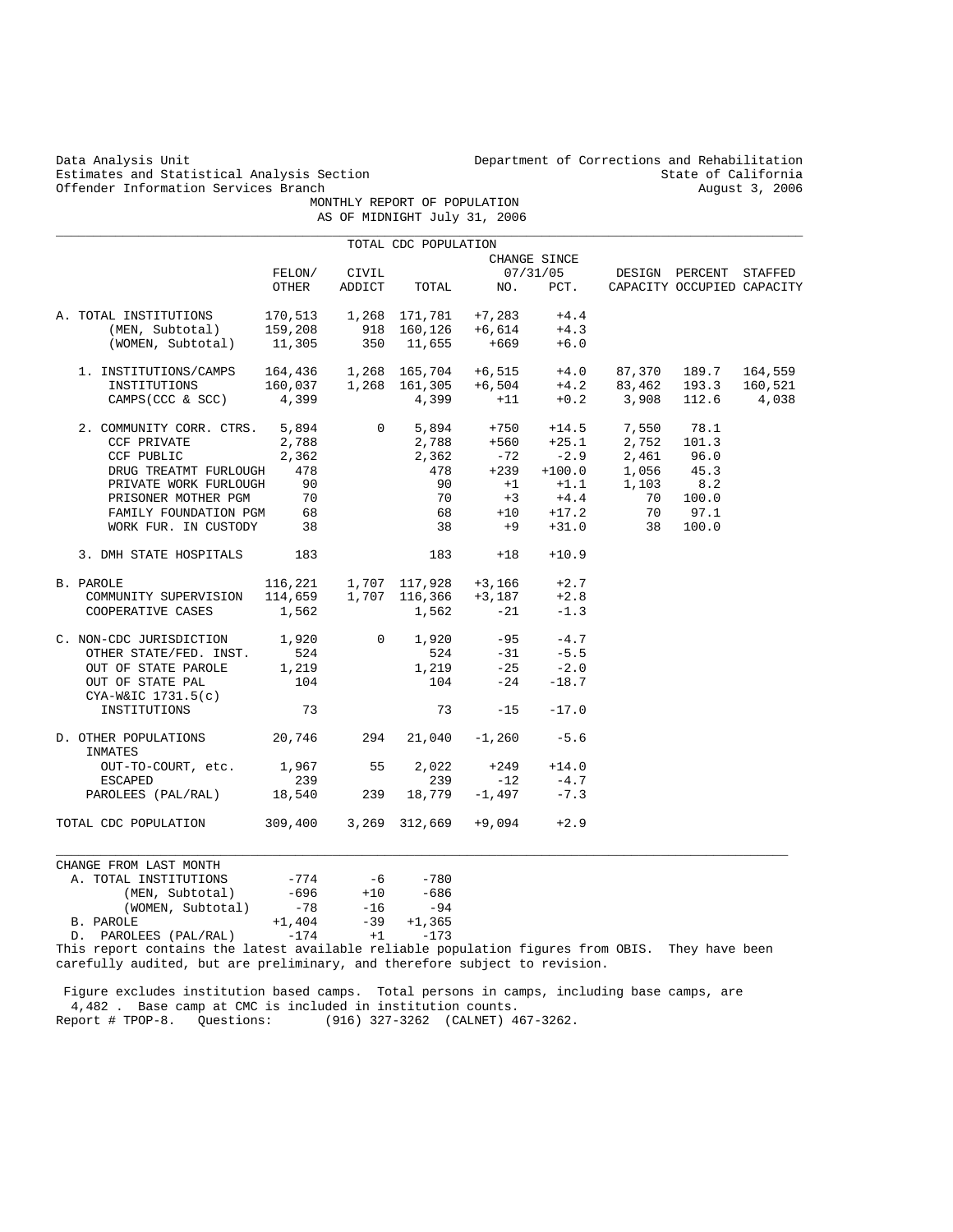Data Analysis Unit
Estimates and Statistical Analysis Section
Offender Information Services Branch

Department of Corrections and Rehabilitation
State of California
August 3, 2006

# MONTHLY REPORT OF POPULATION
## AS OF MIDNIGHT July 31, 2006

TOTAL CDC POPULATION

| | FELON/ OTHER | CIVIL ADDICT | TOTAL | CHANGE SINCE 07/31/05 NO. | CHANGE SINCE 07/31/05 PCT. | DESIGN CAPACITY | PERCENT OCCUPIED | STAFFED CAPACITY |
|---|---|---|---|---|---|---|---|---|
| A. TOTAL INSTITUTIONS | 170,513 | 1,268 | 171,781 | +7,283 | +4.4 | | | |
| (MEN, Subtotal) | 159,208 | 918 | 160,126 | +6,614 | +4.3 | | | |
| (WOMEN, Subtotal) | 11,305 | 350 | 11,655 | +669 | +6.0 | | | |
| 1. INSTITUTIONS/CAMPS | 164,436 | 1,268 | 165,704 | +6,515 | +4.0 | 87,370 | 189.7 | 164,559 |
| INSTITUTIONS | 160,037 | 1,268 | 161,305 | +6,504 | +4.2 | 83,462 | 193.3 | 160,521 |
| CAMPS(CCC & SCC) | 4,399 | | 4,399 | +11 | +0.2 | 3,908 | 112.6 | 4,038 |
| 2. COMMUNITY CORR. CTRS. | 5,894 | 0 | 5,894 | +750 | +14.5 | 7,550 | 78.1 | |
| CCF PRIVATE | 2,788 | | 2,788 | +560 | +25.1 | 2,752 | 101.3 | |
| CCF PUBLIC | 2,362 | | 2,362 | -72 | -2.9 | 2,461 | 96.0 | |
| DRUG TREATMT FURLOUGH | 478 | | 478 | +239 | +100.0 | 1,056 | 45.3 | |
| PRIVATE WORK FURLOUGH | 90 | | 90 | +1 | +1.1 | 1,103 | 8.2 | |
| PRISONER MOTHER PGM | 70 | | 70 | +3 | +4.4 | 70 | 100.0 | |
| FAMILY FOUNDATION PGM | 68 | | 68 | +10 | +17.2 | 70 | 97.1 | |
| WORK FUR. IN CUSTODY | 38 | | 38 | +9 | +31.0 | 38 | 100.0 | |
| 3. DMH STATE HOSPITALS | 183 | | 183 | +18 | +10.9 | | | |
| B. PAROLE | 116,221 | 1,707 | 117,928 | +3,166 | +2.7 | | | |
| COMMUNITY SUPERVISION | 114,659 | 1,707 | 116,366 | +3,187 | +2.8 | | | |
| COOPERATIVE CASES | 1,562 | | 1,562 | -21 | -1.3 | | | |
| C. NON-CDC JURISDICTION | 1,920 | 0 | 1,920 | -95 | -4.7 | | | |
| OTHER STATE/FED. INST. | 524 | | 524 | -31 | -5.5 | | | |
| OUT OF STATE PAROLE | 1,219 | | 1,219 | -25 | -2.0 | | | |
| OUT OF STATE PAL | 104 | | 104 | -24 | -18.7 | | | |
| CYA-W&IC 1731.5(c) INSTITUTIONS | 73 | | 73 | -15 | -17.0 | | | |
| D. OTHER POPULATIONS | 20,746 | 294 | 21,040 | -1,260 | -5.6 | | | |
| INMATES OUT-TO-COURT, etc. | 1,967 | 55 | 2,022 | +249 | +14.0 | | | |
| ESCAPED | 239 | | 239 | -12 | -4.7 | | | |
| PAROLEES (PAL/RAL) | 18,540 | 239 | 18,779 | -1,497 | -7.3 | | | |
| TOTAL CDC POPULATION | 309,400 | 3,269 | 312,669 | +9,094 | +2.9 | | | |

CHANGE FROM LAST MONTH

| | | | |
|---|---|---|---|
| A. TOTAL INSTITUTIONS | -774 | -6 | -780 |
| (MEN, Subtotal) | -696 | +10 | -686 |
| (WOMEN, Subtotal) | -78 | -16 | -94 |
| B. PAROLE | +1,404 | -39 | +1,365 |
| D. PAROLEES (PAL/RAL) | -174 | +1 | -173 |

This report contains the latest available reliable population figures from OBIS. They have been carefully audited, but are preliminary, and therefore subject to revision.

Figure excludes institution based camps. Total persons in camps, including base camps, are 4,482 . Base camp at CMC is included in institution counts.

Report # TPOP-8. Questions: (916) 327-3262 (CALNET) 467-3262.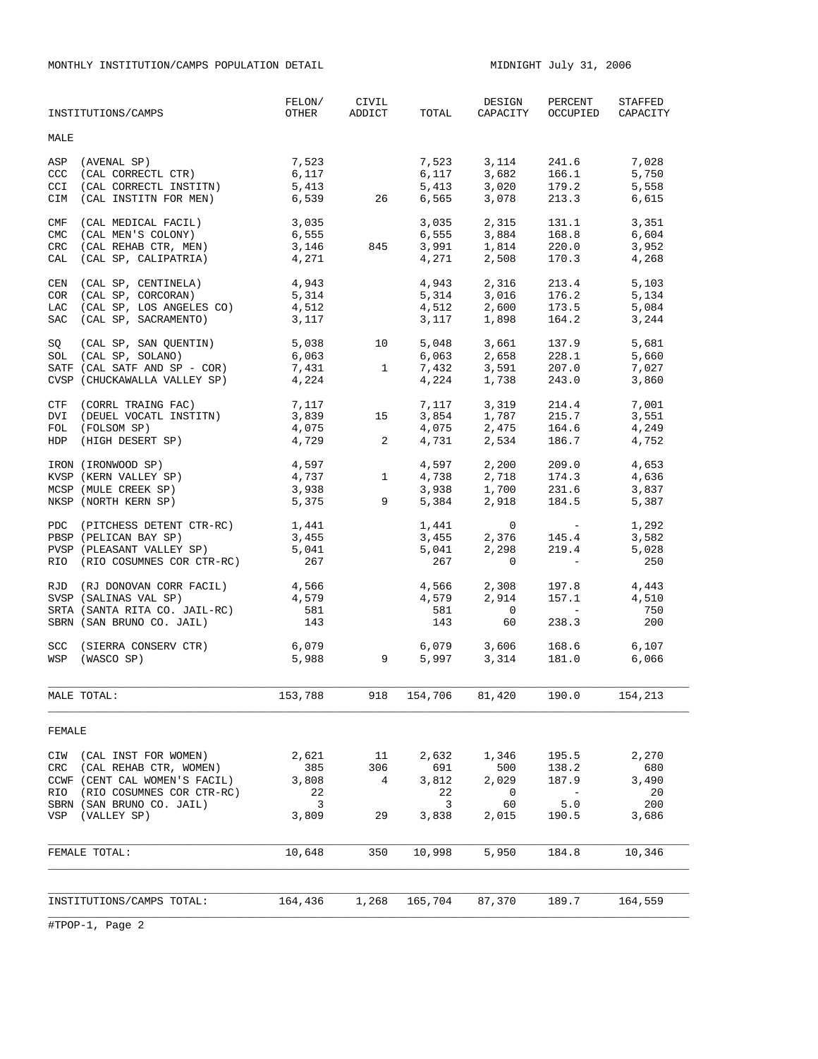MONTHLY INSTITUTION/CAMPS POPULATION DETAIL

MIDNIGHT July 31, 2006

| INSTITUTIONS/CAMPS | FELON/ OTHER | CIVIL ADDICT | TOTAL | DESIGN CAPACITY | PERCENT OCCUPIED | STAFFED CAPACITY |
|---|---|---|---|---|---|---|
| **MALE** | | | | | | |
| ASP (AVENAL SP) | 7,523 | | 7,523 | 3,114 | 241.6 | 7,028 |
| CCC (CAL CORRECTL CTR) | 6,117 | | 6,117 | 3,682 | 166.1 | 5,750 |
| CCI (CAL CORRECTL INSTITN) | 5,413 | | 5,413 | 3,020 | 179.2 | 5,558 |
| CIM (CAL INSTITN FOR MEN) | 6,539 | 26 | 6,565 | 3,078 | 213.3 | 6,615 |
| CMF (CAL MEDICAL FACIL) | 3,035 | | 3,035 | 2,315 | 131.1 | 3,351 |
| CMC (CAL MEN'S COLONY) | 6,555 | | 6,555 | 3,884 | 168.8 | 6,604 |
| CRC (CAL REHAB CTR, MEN) | 3,146 | 845 | 3,991 | 1,814 | 220.0 | 3,952 |
| CAL (CAL SP, CALIPATRIA) | 4,271 | | 4,271 | 2,508 | 170.3 | 4,268 |
| CEN (CAL SP, CENTINELA) | 4,943 | | 4,943 | 2,316 | 213.4 | 5,103 |
| COR (CAL SP, CORCORAN) | 5,314 | | 5,314 | 3,016 | 176.2 | 5,134 |
| LAC (CAL SP, LOS ANGELES CO) | 4,512 | | 4,512 | 2,600 | 173.5 | 5,084 |
| SAC (CAL SP, SACRAMENTO) | 3,117 | | 3,117 | 1,898 | 164.2 | 3,244 |
| SQ (CAL SP, SAN QUENTIN) | 5,038 | 10 | 5,048 | 3,661 | 137.9 | 5,681 |
| SOL (CAL SP, SOLANO) | 6,063 | | 6,063 | 2,658 | 228.1 | 5,660 |
| SATF (CAL SATF AND SP - COR) | 7,431 | 1 | 7,432 | 3,591 | 207.0 | 7,027 |
| CVSP (CHUCKAWALLA VALLEY SP) | 4,224 | | 4,224 | 1,738 | 243.0 | 3,860 |
| CTF (CORRL TRAING FAC) | 7,117 | | 7,117 | 3,319 | 214.4 | 7,001 |
| DVI (DEUEL VOCATL INSTITN) | 3,839 | 15 | 3,854 | 1,787 | 215.7 | 3,551 |
| FOL (FOLSOM SP) | 4,075 | | 4,075 | 2,475 | 164.6 | 4,249 |
| HDP (HIGH DESERT SP) | 4,729 | 2 | 4,731 | 2,534 | 186.7 | 4,752 |
| IRON (IRONWOOD SP) | 4,597 | | 4,597 | 2,200 | 209.0 | 4,653 |
| KVSP (KERN VALLEY SP) | 4,737 | 1 | 4,738 | 2,718 | 174.3 | 4,636 |
| MCSP (MULE CREEK SP) | 3,938 | | 3,938 | 1,700 | 231.6 | 3,837 |
| NKSP (NORTH KERN SP) | 5,375 | 9 | 5,384 | 2,918 | 184.5 | 5,387 |
| PDC (PITCHESS DETENT CTR-RC) | 1,441 | | 1,441 | 0 | - | 1,292 |
| PBSP (PELICAN BAY SP) | 3,455 | | 3,455 | 2,376 | 145.4 | 3,582 |
| PVSP (PLEASANT VALLEY SP) | 5,041 | | 5,041 | 2,298 | 219.4 | 5,028 |
| RIO (RIO COSUMNES COR CTR-RC) | 267 | | 267 | 0 | - | 250 |
| RJD (RJ DONOVAN CORR FACIL) | 4,566 | | 4,566 | 2,308 | 197.8 | 4,443 |
| SVSP (SALINAS VAL SP) | 4,579 | | 4,579 | 2,914 | 157.1 | 4,510 |
| SRTA (SANTA RITA CO. JAIL-RC) | 581 | | 581 | 0 | - | 750 |
| SBRN (SAN BRUNO CO. JAIL) | 143 | | 143 | 60 | 238.3 | 200 |
| SCC (SIERRA CONSERV CTR) | 6,079 | | 6,079 | 3,606 | 168.6 | 6,107 |
| WSP (WASCO SP) | 5,988 | 9 | 5,997 | 3,314 | 181.0 | 6,066 |
| MALE TOTAL: | 153,788 | 918 | 154,706 | 81,420 | 190.0 | 154,213 |
| **FEMALE** | | | | | | |
| CIW (CAL INST FOR WOMEN) | 2,621 | 11 | 2,632 | 1,346 | 195.5 | 2,270 |
| CRC (CAL REHAB CTR, WOMEN) | 385 | 306 | 691 | 500 | 138.2 | 680 |
| CCWF (CENT CAL WOMEN'S FACIL) | 3,808 | 4 | 3,812 | 2,029 | 187.9 | 3,490 |
| RIO (RIO COSUMNES COR CTR-RC) | 22 | | 22 | 0 | - | 20 |
| SBRN (SAN BRUNO CO. JAIL) | 3 | | 3 | 60 | 5.0 | 200 |
| VSP (VALLEY SP) | 3,809 | 29 | 3,838 | 2,015 | 190.5 | 3,686 |
| FEMALE TOTAL: | 10,648 | 350 | 10,998 | 5,950 | 184.8 | 10,346 |
| INSTITUTIONS/CAMPS TOTAL: | 164,436 | 1,268 | 165,704 | 87,370 | 189.7 | 164,559 |

#TPOP-1, Page 2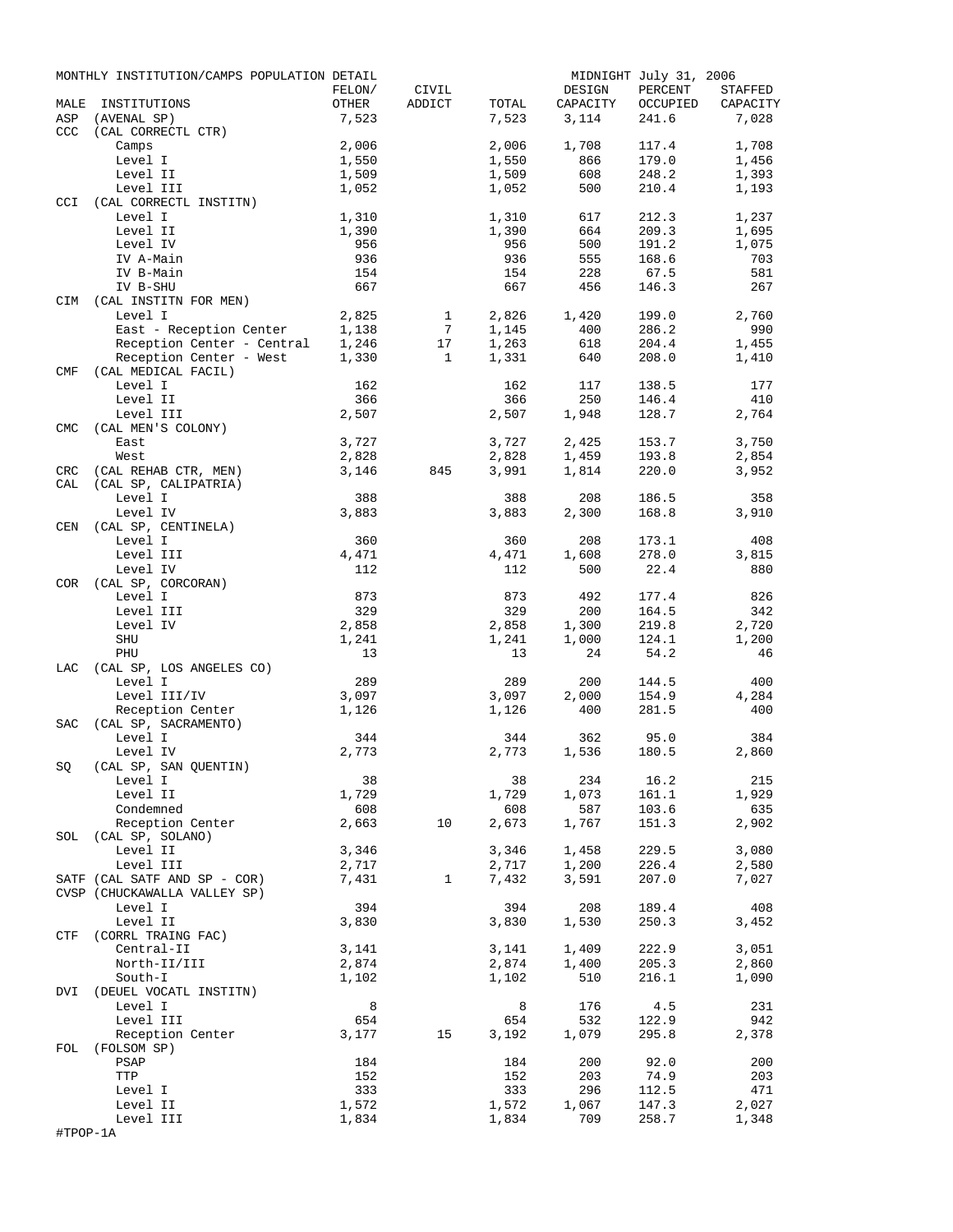MONTHLY INSTITUTION/CAMPS POPULATION DETAIL — MIDNIGHT July 31, 2006

| MALE | INSTITUTIONS | FELON/ OTHER | CIVIL ADDICT | TOTAL | DESIGN CAPACITY | PERCENT OCCUPIED | STAFFED CAPACITY |
|---|---|---|---|---|---|---|---|
| ASP | (AVENAL SP) | 7,523 | | 7,523 | 3,114 | 241.6 | 7,028 |
| CCC | (CAL CORRECTL CTR) | | | | | | |
| | Camps | 2,006 | | 2,006 | 1,708 | 117.4 | 1,708 |
| | Level I | 1,550 | | 1,550 | 866 | 179.0 | 1,456 |
| | Level II | 1,509 | | 1,509 | 608 | 248.2 | 1,393 |
| | Level III | 1,052 | | 1,052 | 500 | 210.4 | 1,193 |
| CCI | (CAL CORRECTL INSTITN) | | | | | | |
| | Level I | 1,310 | | 1,310 | 617 | 212.3 | 1,237 |
| | Level II | 1,390 | | 1,390 | 664 | 209.3 | 1,695 |
| | Level IV | 956 | | 956 | 500 | 191.2 | 1,075 |
| | IV A-Main | 936 | | 936 | 555 | 168.6 | 703 |
| | IV B-Main | 154 | | 154 | 228 | 67.5 | 581 |
| | IV B-SHU | 667 | | 667 | 456 | 146.3 | 267 |
| CIM | (CAL INSTITN FOR MEN) | | | | | | |
| | Level I | 2,825 | 1 | 2,826 | 1,420 | 199.0 | 2,760 |
| | East - Reception Center | 1,138 | 7 | 1,145 | 400 | 286.2 | 990 |
| | Reception Center - Central | 1,246 | 17 | 1,263 | 618 | 204.4 | 1,455 |
| | Reception Center - West | 1,330 | 1 | 1,331 | 640 | 208.0 | 1,410 |
| CMF | (CAL MEDICAL FACIL) | | | | | | |
| | Level I | 162 | | 162 | 117 | 138.5 | 177 |
| | Level II | 366 | | 366 | 250 | 146.4 | 410 |
| | Level III | 2,507 | | 2,507 | 1,948 | 128.7 | 2,764 |
| CMC | (CAL MEN'S COLONY) | | | | | | |
| | East | 3,727 | | 3,727 | 2,425 | 153.7 | 3,750 |
| | West | 2,828 | | 2,828 | 1,459 | 193.8 | 2,854 |
| CRC | (CAL REHAB CTR, MEN) | 3,146 | 845 | 3,991 | 1,814 | 220.0 | 3,952 |
| CAL | (CAL SP, CALIPATRIA) | | | | | | |
| | Level I | 388 | | 388 | 208 | 186.5 | 358 |
| | Level IV | 3,883 | | 3,883 | 2,300 | 168.8 | 3,910 |
| CEN | (CAL SP, CENTINELA) | | | | | | |
| | Level I | 360 | | 360 | 208 | 173.1 | 408 |
| | Level III | 4,471 | | 4,471 | 1,608 | 278.0 | 3,815 |
| | Level IV | 112 | | 112 | 500 | 22.4 | 880 |
| COR | (CAL SP, CORCORAN) | | | | | | |
| | Level I | 873 | | 873 | 492 | 177.4 | 826 |
| | Level III | 329 | | 329 | 200 | 164.5 | 342 |
| | Level IV | 2,858 | | 2,858 | 1,300 | 219.8 | 2,720 |
| | SHU | 1,241 | | 1,241 | 1,000 | 124.1 | 1,200 |
| | PHU | 13 | | 13 | 24 | 54.2 | 46 |
| LAC | (CAL SP, LOS ANGELES CO) | | | | | | |
| | Level I | 289 | | 289 | 200 | 144.5 | 400 |
| | Level III/IV | 3,097 | | 3,097 | 2,000 | 154.9 | 4,284 |
| | Reception Center | 1,126 | | 1,126 | 400 | 281.5 | 400 |
| SAC | (CAL SP, SACRAMENTO) | | | | | | |
| | Level I | 344 | | 344 | 362 | 95.0 | 384 |
| | Level IV | 2,773 | | 2,773 | 1,536 | 180.5 | 2,860 |
| SQ | (CAL SP, SAN QUENTIN) | | | | | | |
| | Level I | 38 | | 38 | 234 | 16.2 | 215 |
| | Level II | 1,729 | | 1,729 | 1,073 | 161.1 | 1,929 |
| | Condemned | 608 | | 608 | 587 | 103.6 | 635 |
| | Reception Center | 2,663 | 10 | 2,673 | 1,767 | 151.3 | 2,902 |
| SOL | (CAL SP, SOLANO) | | | | | | |
| | Level II | 3,346 | | 3,346 | 1,458 | 229.5 | 3,080 |
| | Level III | 2,717 | | 2,717 | 1,200 | 226.4 | 2,580 |
| SATF | (CAL SATF AND SP - COR) | 7,431 | 1 | 7,432 | 3,591 | 207.0 | 7,027 |
| CVSP | (CHUCKAWALLA VALLEY SP) | | | | | | |
| | Level I | 394 | | 394 | 208 | 189.4 | 408 |
| | Level II | 3,830 | | 3,830 | 1,530 | 250.3 | 3,452 |
| CTF | (CORRL TRAING FAC) | | | | | | |
| | Central-II | 3,141 | | 3,141 | 1,409 | 222.9 | 3,051 |
| | North-II/III | 2,874 | | 2,874 | 1,400 | 205.3 | 2,860 |
| | South-I | 1,102 | | 1,102 | 510 | 216.1 | 1,090 |
| DVI | (DEUEL VOCATL INSTITN) | | | | | | |
| | Level I | 8 | | 8 | 176 | 4.5 | 231 |
| | Level III | 654 | | 654 | 532 | 122.9 | 942 |
| | Reception Center | 3,177 | 15 | 3,192 | 1,079 | 295.8 | 2,378 |
| FOL | (FOLSOM SP) | | | | | | |
| | PSAP | 184 | | 184 | 200 | 92.0 | 200 |
| | TTP | 152 | | 152 | 203 | 74.9 | 203 |
| | Level I | 333 | | 333 | 296 | 112.5 | 471 |
| | Level II | 1,572 | | 1,572 | 1,067 | 147.3 | 2,027 |
| | Level III | 1,834 | | 1,834 | 709 | 258.7 | 1,348 |

#TPOP-1A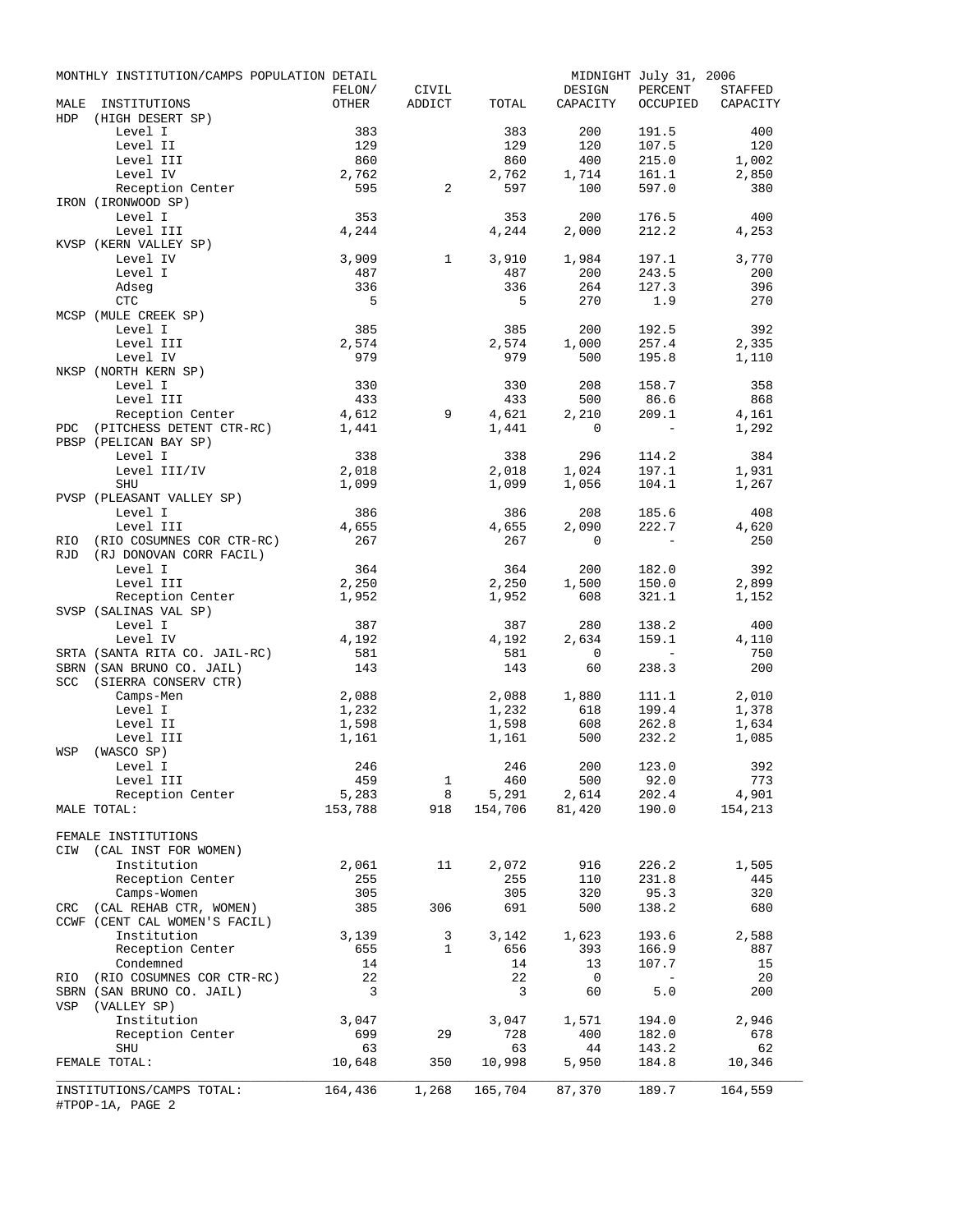MONTHLY INSTITUTION/CAMPS POPULATION DETAIL — MIDNIGHT July 31, 2006

| MALE INSTITUTIONS | FELON/ OTHER | CIVIL ADDICT | TOTAL | DESIGN CAPACITY | PERCENT OCCUPIED | STAFFED CAPACITY |
|---|---|---|---|---|---|---|
| HDP (HIGH DESERT SP) | | | | | | |
| Level I | 383 | | 383 | 200 | 191.5 | 400 |
| Level II | 129 | | 129 | 120 | 107.5 | 120 |
| Level III | 860 | | 860 | 400 | 215.0 | 1,002 |
| Level IV | 2,762 | | 2,762 | 1,714 | 161.1 | 2,850 |
| Reception Center | 595 | 2 | 597 | 100 | 597.0 | 380 |
| IRON (IRONWOOD SP) | | | | | | |
| Level I | 353 | | 353 | 200 | 176.5 | 400 |
| Level III | 4,244 | | 4,244 | 2,000 | 212.2 | 4,253 |
| KVSP (KERN VALLEY SP) | | | | | | |
| Level IV | 3,909 | 1 | 3,910 | 1,984 | 197.1 | 3,770 |
| Level I | 487 | | 487 | 200 | 243.5 | 200 |
| Adseg | 336 | | 336 | 264 | 127.3 | 396 |
| CTC | 5 | | 5 | 270 | 1.9 | 270 |
| MCSP (MULE CREEK SP) | | | | | | |
| Level I | 385 | | 385 | 200 | 192.5 | 392 |
| Level III | 2,574 | | 2,574 | 1,000 | 257.4 | 2,335 |
| Level IV | 979 | | 979 | 500 | 195.8 | 1,110 |
| NKSP (NORTH KERN SP) | | | | | | |
| Level I | 330 | | 330 | 208 | 158.7 | 358 |
| Level III | 433 | | 433 | 500 | 86.6 | 868 |
| Reception Center | 4,612 | 9 | 4,621 | 2,210 | 209.1 | 4,161 |
| PDC (PITCHESS DETENT CTR-RC) | 1,441 | | 1,441 | 0 | - | 1,292 |
| PBSP (PELICAN BAY SP) | | | | | | |
| Level I | 338 | | 338 | 296 | 114.2 | 384 |
| Level III/IV | 2,018 | | 2,018 | 1,024 | 197.1 | 1,931 |
| SHU | 1,099 | | 1,099 | 1,056 | 104.1 | 1,267 |
| PVSP (PLEASANT VALLEY SP) | | | | | | |
| Level I | 386 | | 386 | 208 | 185.6 | 408 |
| Level III | 4,655 | | 4,655 | 2,090 | 222.7 | 4,620 |
| RIO (RIO COSUMNES COR CTR-RC) | 267 | | 267 | 0 | - | 250 |
| RJD (RJ DONOVAN CORR FACIL) | | | | | | |
| Level I | 364 | | 364 | 200 | 182.0 | 392 |
| Level III | 2,250 | | 2,250 | 1,500 | 150.0 | 2,899 |
| Reception Center | 1,952 | | 1,952 | 608 | 321.1 | 1,152 |
| SVSP (SALINAS VAL SP) | | | | | | |
| Level I | 387 | | 387 | 280 | 138.2 | 400 |
| Level IV | 4,192 | | 4,192 | 2,634 | 159.1 | 4,110 |
| SRTA (SANTA RITA CO. JAIL-RC) | 581 | | 581 | 0 | - | 750 |
| SBRN (SAN BRUNO CO. JAIL) | 143 | | 143 | 60 | 238.3 | 200 |
| SCC (SIERRA CONSERV CTR) | | | | | | |
| Camps-Men | 2,088 | | 2,088 | 1,880 | 111.1 | 2,010 |
| Level I | 1,232 | | 1,232 | 618 | 199.4 | 1,378 |
| Level II | 1,598 | | 1,598 | 608 | 262.8 | 1,634 |
| Level III | 1,161 | | 1,161 | 500 | 232.2 | 1,085 |
| WSP (WASCO SP) | | | | | | |
| Level I | 246 | | 246 | 200 | 123.0 | 392 |
| Level III | 459 | 1 | 460 | 500 | 92.0 | 773 |
| Reception Center | 5,283 | 8 | 5,291 | 2,614 | 202.4 | 4,901 |
| MALE TOTAL: | 153,788 | 918 | 154,706 | 81,420 | 190.0 | 154,213 |
| FEMALE INSTITUTIONS | | | | | | |
| CIW (CAL INST FOR WOMEN) | | | | | | |
| Institution | 2,061 | 11 | 2,072 | 916 | 226.2 | 1,505 |
| Reception Center | 255 | | 255 | 110 | 231.8 | 445 |
| Camps-Women | 305 | | 305 | 320 | 95.3 | 320 |
| CRC (CAL REHAB CTR, WOMEN) | 385 | 306 | 691 | 500 | 138.2 | 680 |
| CCWF (CENT CAL WOMEN'S FACIL) | | | | | | |
| Institution | 3,139 | 3 | 3,142 | 1,623 | 193.6 | 2,588 |
| Reception Center | 655 | 1 | 656 | 393 | 166.9 | 887 |
| Condemned | 14 | | 14 | 13 | 107.7 | 15 |
| RIO (RIO COSUMNES COR CTR-RC) | 22 | | 22 | 0 | - | 20 |
| SBRN (SAN BRUNO CO. JAIL) | 3 | | 3 | 60 | 5.0 | 200 |
| VSP (VALLEY SP) | | | | | | |
| Institution | 3,047 | | 3,047 | 1,571 | 194.0 | 2,946 |
| Reception Center | 699 | 29 | 728 | 400 | 182.0 | 678 |
| SHU | 63 | | 63 | 44 | 143.2 | 62 |
| FEMALE TOTAL: | 10,648 | 350 | 10,998 | 5,950 | 184.8 | 10,346 |
| INSTITUTIONS/CAMPS TOTAL: | 164,436 | 1,268 | 165,704 | 87,370 | 189.7 | 164,559 |

#TPOP-1A, PAGE 2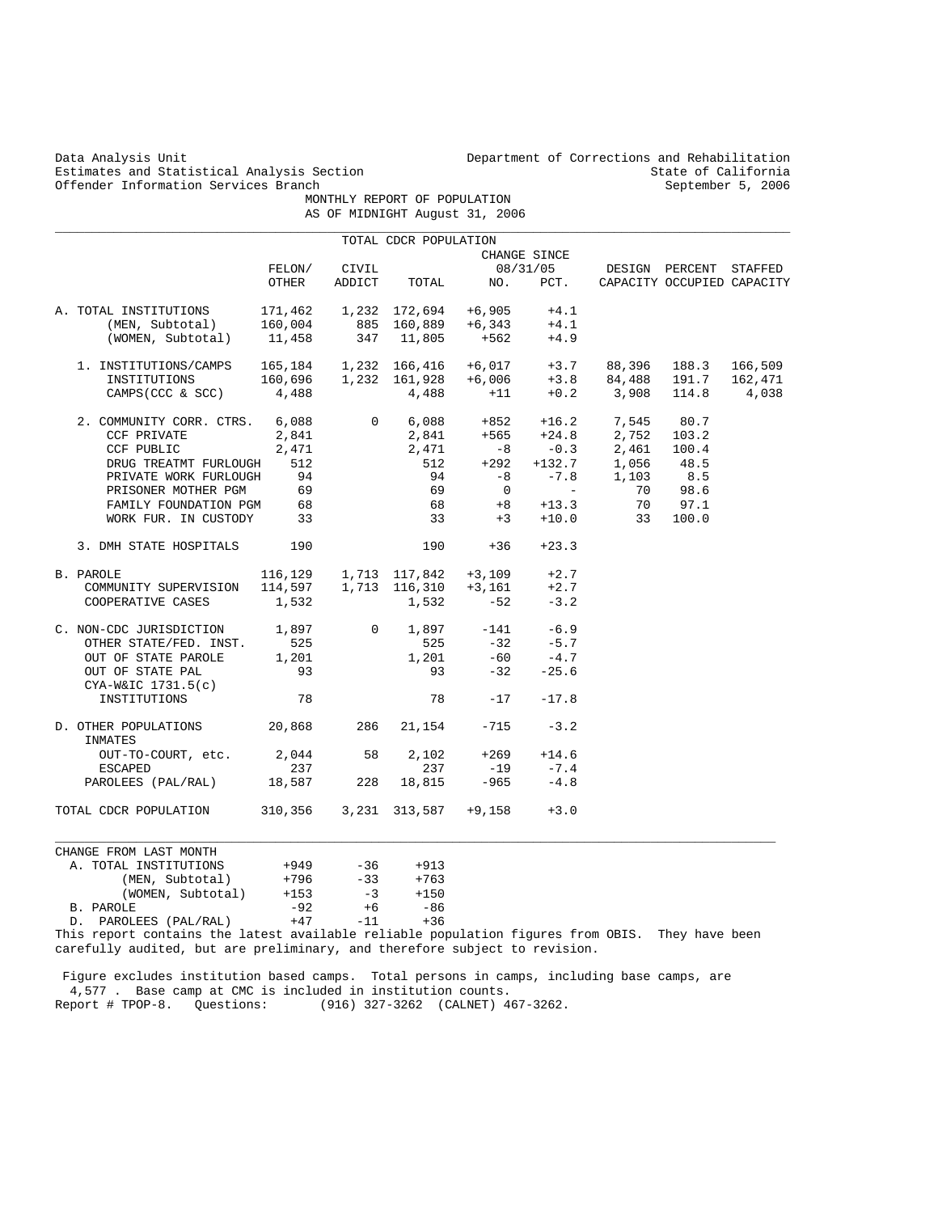Data Analysis Unit
Estimates and Statistical Analysis Section
Offender Information Services Branch

Department of Corrections and Rehabilitation
State of California
September 5, 2006

MONTHLY REPORT OF POPULATION
AS OF MIDNIGHT August 31, 2006

TOTAL CDCR POPULATION

| | FELON/ OTHER | CIVIL ADDICT | TOTAL | CHANGE SINCE 08/31/05 NO. | PCT. | DESIGN CAPACITY | PERCENT OCCUPIED | STAFFED CAPACITY |
|---|---|---|---|---|---|---|---|---|
| A. TOTAL INSTITUTIONS | 171,462 | 1,232 | 172,694 | +6,905 | +4.1 | | | |
| (MEN, Subtotal) | 160,004 | 885 | 160,889 | +6,343 | +4.1 | | | |
| (WOMEN, Subtotal) | 11,458 | 347 | 11,805 | +562 | +4.9 | | | |
| 1. INSTITUTIONS/CAMPS | 165,184 | 1,232 | 166,416 | +6,017 | +3.7 | 88,396 | 188.3 | 166,509 |
| INSTITUTIONS | 160,696 | 1,232 | 161,928 | +6,006 | +3.8 | 84,488 | 191.7 | 162,471 |
| CAMPS(CCC & SCC) | 4,488 | | 4,488 | +11 | +0.2 | 3,908 | 114.8 | 4,038 |
| 2. COMMUNITY CORR. CTRS. | 6,088 | 0 | 6,088 | +852 | +16.2 | 7,545 | 80.7 | |
| CCF PRIVATE | 2,841 | | 2,841 | +565 | +24.8 | 2,752 | 103.2 | |
| CCF PUBLIC | 2,471 | | 2,471 | -8 | -0.3 | 2,461 | 100.4 | |
| DRUG TREATMT FURLOUGH | 512 | | 512 | +292 | +132.7 | 1,056 | 48.5 | |
| PRIVATE WORK FURLOUGH | 94 | | 94 | -8 | -7.8 | 1,103 | 8.5 | |
| PRISONER MOTHER PGM | 69 | | 69 | 0 | - | 70 | 98.6 | |
| FAMILY FOUNDATION PGM | 68 | | 68 | +8 | +13.3 | 70 | 97.1 | |
| WORK FUR. IN CUSTODY | 33 | | 33 | +3 | +10.0 | 33 | 100.0 | |
| 3. DMH STATE HOSPITALS | 190 | | 190 | +36 | +23.3 | | | |
| B. PAROLE | 116,129 | 1,713 | 117,842 | +3,109 | +2.7 | | | |
| COMMUNITY SUPERVISION | 114,597 | 1,713 | 116,310 | +3,161 | +2.7 | | | |
| COOPERATIVE CASES | 1,532 | | 1,532 | -52 | -3.2 | | | |
| C. NON-CDC JURISDICTION | 1,897 | 0 | 1,897 | -141 | -6.9 | | | |
| OTHER STATE/FED. INST. | 525 | | 525 | -32 | -5.7 | | | |
| OUT OF STATE PAROLE | 1,201 | | 1,201 | -60 | -4.7 | | | |
| OUT OF STATE PAL | 93 | | 93 | -32 | -25.6 | | | |
| CYA-W&IC 1731.5(c) INSTITUTIONS | 78 | | 78 | -17 | -17.8 | | | |
| D. OTHER POPULATIONS | 20,868 | 286 | 21,154 | -715 | -3.2 | | | |
| INMATES OUT-TO-COURT, etc. | 2,044 | 58 | 2,102 | +269 | +14.6 | | | |
| ESCAPED | 237 | | 237 | -19 | -7.4 | | | |
| PAROLEES (PAL/RAL) | 18,587 | 228 | 18,815 | -965 | -4.8 | | | |
| TOTAL CDCR POPULATION | 310,356 | 3,231 | 313,587 | +9,158 | +3.0 | | | |

| CHANGE FROM LAST MONTH | | | |
|---|---|---|---|
| A. TOTAL INSTITUTIONS | +949 | -36 | +913 |
| (MEN, Subtotal) | +796 | -33 | +763 |
| (WOMEN, Subtotal) | +153 | -3 | +150 |
| B. PAROLE | -92 | +6 | -86 |
| D. PAROLEES (PAL/RAL) | +47 | -11 | +36 |

This report contains the latest available reliable population figures from OBIS. They have been carefully audited, but are preliminary, and therefore subject to revision.

Figure excludes institution based camps. Total persons in camps, including base camps, are 4,577 . Base camp at CMC is included in institution counts.

Report # TPOP-8. Questions: (916) 327-3262 (CALNET) 467-3262.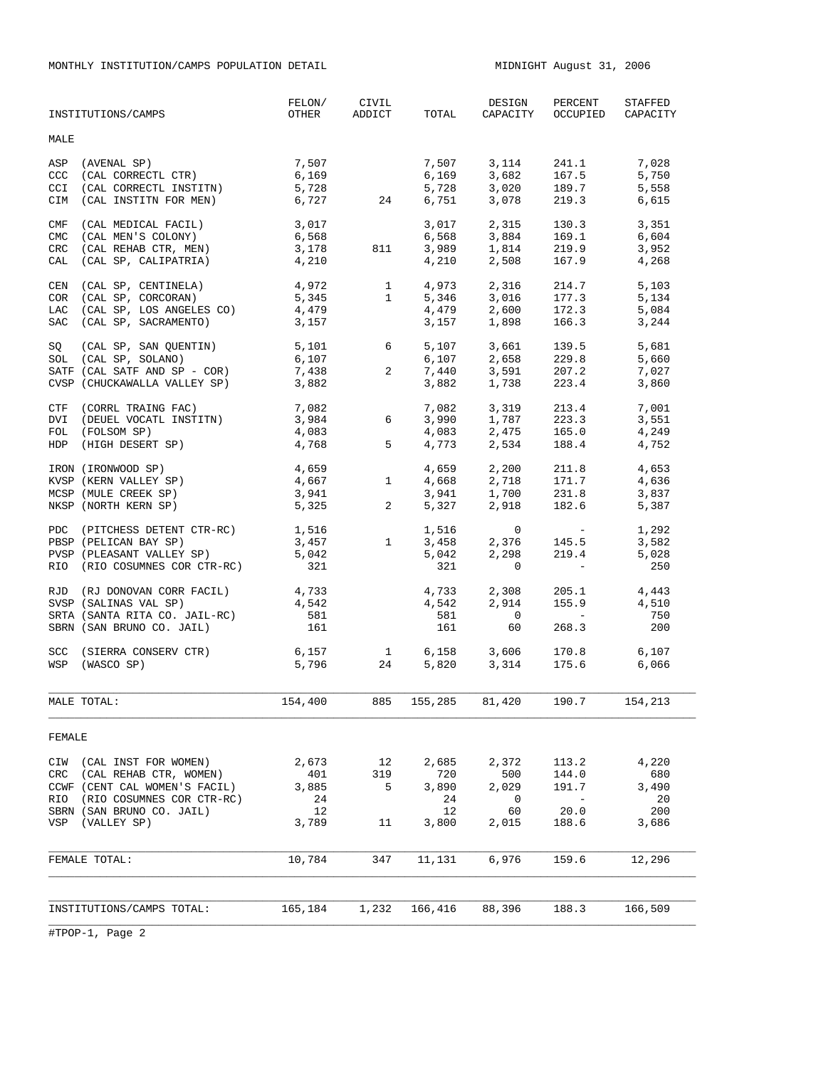MONTHLY INSTITUTION/CAMPS POPULATION DETAIL MIDNIGHT August 31, 2006

| INSTITUTIONS/CAMPS | FELON/ OTHER | CIVIL ADDICT | TOTAL | DESIGN CAPACITY | PERCENT OCCUPIED | STAFFED CAPACITY |
|---|---|---|---|---|---|---|
| **MALE** | | | | | | |
| ASP (AVENAL SP) | 7,507 | | 7,507 | 3,114 | 241.1 | 7,028 |
| CCC (CAL CORRECTL CTR) | 6,169 | | 6,169 | 3,682 | 167.5 | 5,750 |
| CCI (CAL CORRECTL INSTITN) | 5,728 | | 5,728 | 3,020 | 189.7 | 5,558 |
| CIM (CAL INSTITN FOR MEN) | 6,727 | 24 | 6,751 | 3,078 | 219.3 | 6,615 |
| CMF (CAL MEDICAL FACIL) | 3,017 | | 3,017 | 2,315 | 130.3 | 3,351 |
| CMC (CAL MEN'S COLONY) | 6,568 | | 6,568 | 3,884 | 169.1 | 6,604 |
| CRC (CAL REHAB CTR, MEN) | 3,178 | 811 | 3,989 | 1,814 | 219.9 | 3,952 |
| CAL (CAL SP, CALIPATRIA) | 4,210 | | 4,210 | 2,508 | 167.9 | 4,268 |
| CEN (CAL SP, CENTINELA) | 4,972 | 1 | 4,973 | 2,316 | 214.7 | 5,103 |
| COR (CAL SP, CORCORAN) | 5,345 | 1 | 5,346 | 3,016 | 177.3 | 5,134 |
| LAC (CAL SP, LOS ANGELES CO) | 4,479 | | 4,479 | 2,600 | 172.3 | 5,084 |
| SAC (CAL SP, SACRAMENTO) | 3,157 | | 3,157 | 1,898 | 166.3 | 3,244 |
| SQ (CAL SP, SAN QUENTIN) | 5,101 | 6 | 5,107 | 3,661 | 139.5 | 5,681 |
| SOL (CAL SP, SOLANO) | 6,107 | | 6,107 | 2,658 | 229.8 | 5,660 |
| SATF (CAL SATF AND SP - COR) | 7,438 | 2 | 7,440 | 3,591 | 207.2 | 7,027 |
| CVSP (CHUCKAWALLA VALLEY SP) | 3,882 | | 3,882 | 1,738 | 223.4 | 3,860 |
| CTF (CORRL TRAING FAC) | 7,082 | | 7,082 | 3,319 | 213.4 | 7,001 |
| DVI (DEUEL VOCATL INSTITN) | 3,984 | 6 | 3,990 | 1,787 | 223.3 | 3,551 |
| FOL (FOLSOM SP) | 4,083 | | 4,083 | 2,475 | 165.0 | 4,249 |
| HDP (HIGH DESERT SP) | 4,768 | 5 | 4,773 | 2,534 | 188.4 | 4,752 |
| IRON (IRONWOOD SP) | 4,659 | | 4,659 | 2,200 | 211.8 | 4,653 |
| KVSP (KERN VALLEY SP) | 4,667 | 1 | 4,668 | 2,718 | 171.7 | 4,636 |
| MCSP (MULE CREEK SP) | 3,941 | | 3,941 | 1,700 | 231.8 | 3,837 |
| NKSP (NORTH KERN SP) | 5,325 | 2 | 5,327 | 2,918 | 182.6 | 5,387 |
| PDC (PITCHESS DETENT CTR-RC) | 1,516 | | 1,516 | 0 | - | 1,292 |
| PBSP (PELICAN BAY SP) | 3,457 | 1 | 3,458 | 2,376 | 145.5 | 3,582 |
| PVSP (PLEASANT VALLEY SP) | 5,042 | | 5,042 | 2,298 | 219.4 | 5,028 |
| RIO (RIO COSUMNES COR CTR-RC) | 321 | | 321 | 0 | - | 250 |
| RJD (RJ DONOVAN CORR FACIL) | 4,733 | | 4,733 | 2,308 | 205.1 | 4,443 |
| SVSP (SALINAS VAL SP) | 4,542 | | 4,542 | 2,914 | 155.9 | 4,510 |
| SRTA (SANTA RITA CO. JAIL-RC) | 581 | | 581 | 0 | - | 750 |
| SBRN (SAN BRUNO CO. JAIL) | 161 | | 161 | 60 | 268.3 | 200 |
| SCC (SIERRA CONSERV CTR) | 6,157 | 1 | 6,158 | 3,606 | 170.8 | 6,107 |
| WSP (WASCO SP) | 5,796 | 24 | 5,820 | 3,314 | 175.6 | 6,066 |
| MALE TOTAL: | 154,400 | 885 | 155,285 | 81,420 | 190.7 | 154,213 |
| **FEMALE** | | | | | | |
| CIW (CAL INST FOR WOMEN) | 2,673 | 12 | 2,685 | 2,372 | 113.2 | 4,220 |
| CRC (CAL REHAB CTR, WOMEN) | 401 | 319 | 720 | 500 | 144.0 | 680 |
| CCWF (CENT CAL WOMEN'S FACIL) | 3,885 | 5 | 3,890 | 2,029 | 191.7 | 3,490 |
| RIO (RIO COSUMNES COR CTR-RC) | 24 | | 24 | 0 | - | 20 |
| SBRN (SAN BRUNO CO. JAIL) | 12 | | 12 | 60 | 20.0 | 200 |
| VSP (VALLEY SP) | 3,789 | 11 | 3,800 | 2,015 | 188.6 | 3,686 |
| FEMALE TOTAL: | 10,784 | 347 | 11,131 | 6,976 | 159.6 | 12,296 |
| INSTITUTIONS/CAMPS TOTAL: | 165,184 | 1,232 | 166,416 | 88,396 | 188.3 | 166,509 |

#TPOP-1, Page 2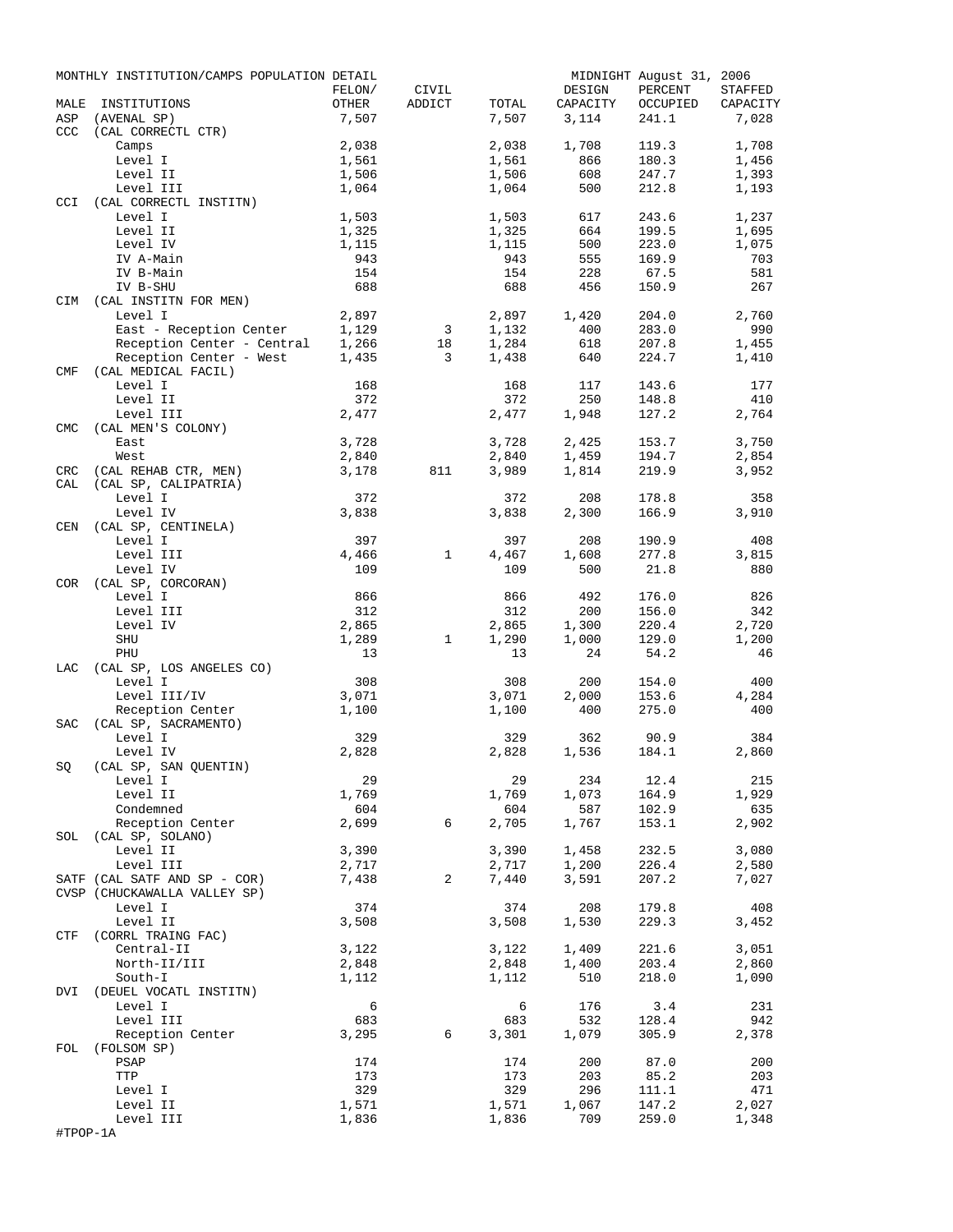MONTHLY INSTITUTION/CAMPS POPULATION DETAIL — MIDNIGHT August 31, 2006

| MALE | INSTITUTIONS | FELON/ OTHER | CIVIL ADDICT | TOTAL | DESIGN CAPACITY | PERCENT OCCUPIED | STAFFED CAPACITY |
|---|---|---|---|---|---|---|---|
| ASP | (AVENAL SP) | 7,507 | | 7,507 | 3,114 | 241.1 | 7,028 |
| CCC | (CAL CORRECTL CTR) | | | | | | |
| | Camps | 2,038 | | 2,038 | 1,708 | 119.3 | 1,708 |
| | Level I | 1,561 | | 1,561 | 866 | 180.3 | 1,456 |
| | Level II | 1,506 | | 1,506 | 608 | 247.7 | 1,393 |
| | Level III | 1,064 | | 1,064 | 500 | 212.8 | 1,193 |
| CCI | (CAL CORRECTL INSTITN) | | | | | | |
| | Level I | 1,503 | | 1,503 | 617 | 243.6 | 1,237 |
| | Level II | 1,325 | | 1,325 | 664 | 199.5 | 1,695 |
| | Level IV | 1,115 | | 1,115 | 500 | 223.0 | 1,075 |
| | IV A-Main | 943 | | 943 | 555 | 169.9 | 703 |
| | IV B-Main | 154 | | 154 | 228 | 67.5 | 581 |
| | IV B-SHU | 688 | | 688 | 456 | 150.9 | 267 |
| CIM | (CAL INSTITN FOR MEN) | | | | | | |
| | Level I | 2,897 | | 2,897 | 1,420 | 204.0 | 2,760 |
| | East - Reception Center | 1,129 | 3 | 1,132 | 400 | 283.0 | 990 |
| | Reception Center - Central | 1,266 | 18 | 1,284 | 618 | 207.8 | 1,455 |
| | Reception Center - West | 1,435 | 3 | 1,438 | 640 | 224.7 | 1,410 |
| CMF | (CAL MEDICAL FACIL) | | | | | | |
| | Level I | 168 | | 168 | 117 | 143.6 | 177 |
| | Level II | 372 | | 372 | 250 | 148.8 | 410 |
| | Level III | 2,477 | | 2,477 | 1,948 | 127.2 | 2,764 |
| CMC | (CAL MEN'S COLONY) | | | | | | |
| | East | 3,728 | | 3,728 | 2,425 | 153.7 | 3,750 |
| | West | 2,840 | | 2,840 | 1,459 | 194.7 | 2,854 |
| CRC | (CAL REHAB CTR, MEN) | 3,178 | 811 | 3,989 | 1,814 | 219.9 | 3,952 |
| CAL | (CAL SP, CALIPATRIA) | | | | | | |
| | Level I | 372 | | 372 | 208 | 178.8 | 358 |
| | Level IV | 3,838 | | 3,838 | 2,300 | 166.9 | 3,910 |
| CEN | (CAL SP, CENTINELA) | | | | | | |
| | Level I | 397 | | 397 | 208 | 190.9 | 408 |
| | Level III | 4,466 | 1 | 4,467 | 1,608 | 277.8 | 3,815 |
| | Level IV | 109 | | 109 | 500 | 21.8 | 880 |
| COR | (CAL SP, CORCORAN) | | | | | | |
| | Level I | 866 | | 866 | 492 | 176.0 | 826 |
| | Level III | 312 | | 312 | 200 | 156.0 | 342 |
| | Level IV | 2,865 | | 2,865 | 1,300 | 220.4 | 2,720 |
| | SHU | 1,289 | 1 | 1,290 | 1,000 | 129.0 | 1,200 |
| | PHU | 13 | | 13 | 24 | 54.2 | 46 |
| LAC | (CAL SP, LOS ANGELES CO) | | | | | | |
| | Level I | 308 | | 308 | 200 | 154.0 | 400 |
| | Level III/IV | 3,071 | | 3,071 | 2,000 | 153.6 | 4,284 |
| | Reception Center | 1,100 | | 1,100 | 400 | 275.0 | 400 |
| SAC | (CAL SP, SACRAMENTO) | | | | | | |
| | Level I | 329 | | 329 | 362 | 90.9 | 384 |
| | Level IV | 2,828 | | 2,828 | 1,536 | 184.1 | 2,860 |
| SQ | (CAL SP, SAN QUENTIN) | | | | | | |
| | Level I | 29 | | 29 | 234 | 12.4 | 215 |
| | Level II | 1,769 | | 1,769 | 1,073 | 164.9 | 1,929 |
| | Condemned | 604 | | 604 | 587 | 102.9 | 635 |
| | Reception Center | 2,699 | 6 | 2,705 | 1,767 | 153.1 | 2,902 |
| SOL | (CAL SP, SOLANO) | | | | | | |
| | Level II | 3,390 | | 3,390 | 1,458 | 232.5 | 3,080 |
| | Level III | 2,717 | | 2,717 | 1,200 | 226.4 | 2,580 |
| SATF | (CAL SATF AND SP - COR) | 7,438 | 2 | 7,440 | 3,591 | 207.2 | 7,027 |
| CVSP | (CHUCKAWALLA VALLEY SP) | | | | | | |
| | Level I | 374 | | 374 | 208 | 179.8 | 408 |
| | Level II | 3,508 | | 3,508 | 1,530 | 229.3 | 3,452 |
| CTF | (CORRL TRAING FAC) | | | | | | |
| | Central-II | 3,122 | | 3,122 | 1,409 | 221.6 | 3,051 |
| | North-II/III | 2,848 | | 2,848 | 1,400 | 203.4 | 2,860 |
| | South-I | 1,112 | | 1,112 | 510 | 218.0 | 1,090 |
| DVI | (DEUEL VOCATL INSTITN) | | | | | | |
| | Level I | 6 | | 6 | 176 | 3.4 | 231 |
| | Level III | 683 | | 683 | 532 | 128.4 | 942 |
| | Reception Center | 3,295 | 6 | 3,301 | 1,079 | 305.9 | 2,378 |
| FOL | (FOLSOM SP) | | | | | | |
| | PSAP | 174 | | 174 | 200 | 87.0 | 200 |
| | TTP | 173 | | 173 | 203 | 85.2 | 203 |
| | Level I | 329 | | 329 | 296 | 111.1 | 471 |
| | Level II | 1,571 | | 1,571 | 1,067 | 147.2 | 2,027 |
| | Level III | 1,836 | | 1,836 | 709 | 259.0 | 1,348 |

#TPOP-1A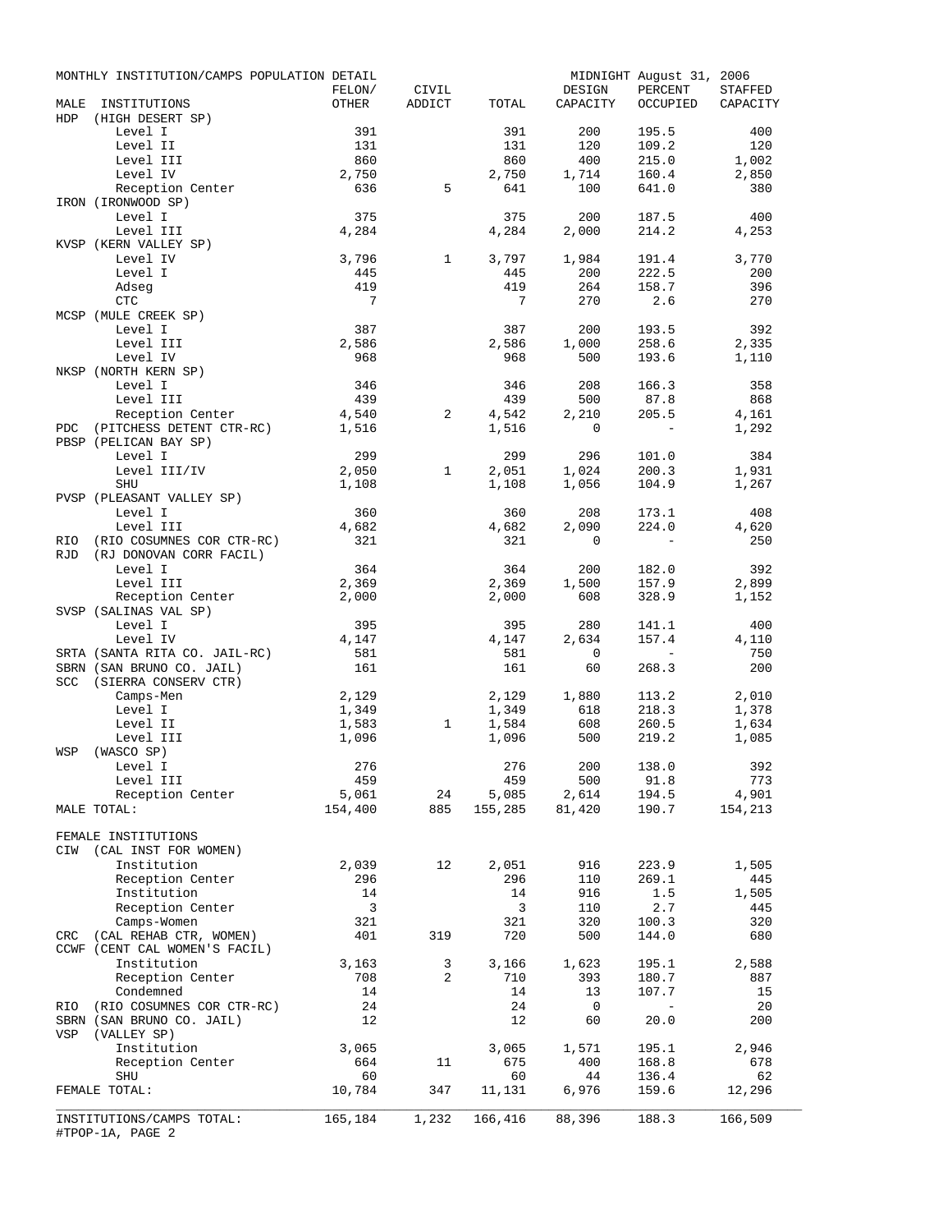MONTHLY INSTITUTION/CAMPS POPULATION DETAIL — MIDNIGHT August 31, 2006

| MALE INSTITUTIONS | FELON/ OTHER | CIVIL ADDICT | TOTAL | DESIGN CAPACITY | PERCENT OCCUPIED | STAFFED CAPACITY |
|---|---|---|---|---|---|---|
| HDP (HIGH DESERT SP) | | | | | | |
| Level I | 391 | | 391 | 200 | 195.5 | 400 |
| Level II | 131 | | 131 | 120 | 109.2 | 120 |
| Level III | 860 | | 860 | 400 | 215.0 | 1,002 |
| Level IV | 2,750 | | 2,750 | 1,714 | 160.4 | 2,850 |
| Reception Center | 636 | 5 | 641 | 100 | 641.0 | 380 |
| IRON (IRONWOOD SP) | | | | | | |
| Level I | 375 | | 375 | 200 | 187.5 | 400 |
| Level III | 4,284 | | 4,284 | 2,000 | 214.2 | 4,253 |
| KVSP (KERN VALLEY SP) | | | | | | |
| Level IV | 3,796 | 1 | 3,797 | 1,984 | 191.4 | 3,770 |
| Level I | 445 | | 445 | 200 | 222.5 | 200 |
| Adseg | 419 | | 419 | 264 | 158.7 | 396 |
| CTC | 7 | | 7 | 270 | 2.6 | 270 |
| MCSP (MULE CREEK SP) | | | | | | |
| Level I | 387 | | 387 | 200 | 193.5 | 392 |
| Level III | 2,586 | | 2,586 | 1,000 | 258.6 | 2,335 |
| Level IV | 968 | | 968 | 500 | 193.6 | 1,110 |
| NKSP (NORTH KERN SP) | | | | | | |
| Level I | 346 | | 346 | 208 | 166.3 | 358 |
| Level III | 439 | | 439 | 500 | 87.8 | 868 |
| Reception Center | 4,540 | 2 | 4,542 | 2,210 | 205.5 | 4,161 |
| PDC (PITCHESS DETENT CTR-RC) | 1,516 | | 1,516 | 0 | - | 1,292 |
| PBSP (PELICAN BAY SP) | | | | | | |
| Level I | 299 | | 299 | 296 | 101.0 | 384 |
| Level III/IV | 2,050 | 1 | 2,051 | 1,024 | 200.3 | 1,931 |
| SHU | 1,108 | | 1,108 | 1,056 | 104.9 | 1,267 |
| PVSP (PLEASANT VALLEY SP) | | | | | | |
| Level I | 360 | | 360 | 208 | 173.1 | 408 |
| Level III | 4,682 | | 4,682 | 2,090 | 224.0 | 4,620 |
| RIO (RIO COSUMNES COR CTR-RC) | 321 | | 321 | 0 | - | 250 |
| RJD (RJ DONOVAN CORR FACIL) | | | | | | |
| Level I | 364 | | 364 | 200 | 182.0 | 392 |
| Level III | 2,369 | | 2,369 | 1,500 | 157.9 | 2,899 |
| Reception Center | 2,000 | | 2,000 | 608 | 328.9 | 1,152 |
| SVSP (SALINAS VAL SP) | | | | | | |
| Level I | 395 | | 395 | 280 | 141.1 | 400 |
| Level IV | 4,147 | | 4,147 | 2,634 | 157.4 | 4,110 |
| SRTA (SANTA RITA CO. JAIL-RC) | 581 | | 581 | 0 | - | 750 |
| SBRN (SAN BRUNO CO. JAIL) | 161 | | 161 | 60 | 268.3 | 200 |
| SCC (SIERRA CONSERV CTR) | | | | | | |
| Camps-Men | 2,129 | | 2,129 | 1,880 | 113.2 | 2,010 |
| Level I | 1,349 | | 1,349 | 618 | 218.3 | 1,378 |
| Level II | 1,583 | 1 | 1,584 | 608 | 260.5 | 1,634 |
| Level III | 1,096 | | 1,096 | 500 | 219.2 | 1,085 |
| WSP (WASCO SP) | | | | | | |
| Level I | 276 | | 276 | 200 | 138.0 | 392 |
| Level III | 459 | | 459 | 500 | 91.8 | 773 |
| Reception Center | 5,061 | 24 | 5,085 | 2,614 | 194.5 | 4,901 |
| MALE TOTAL: | 154,400 | 885 | 155,285 | 81,420 | 190.7 | 154,213 |
| **FEMALE INSTITUTIONS** | | | | | | |
| CIW (CAL INST FOR WOMEN) | | | | | | |
| Institution | 2,039 | 12 | 2,051 | 916 | 223.9 | 1,505 |
| Reception Center | 296 | | 296 | 110 | 269.1 | 445 |
| Institution | 14 | | 14 | 916 | 1.5 | 1,505 |
| Reception Center | 3 | | 3 | 110 | 2.7 | 445 |
| Camps-Women | 321 | | 321 | 320 | 100.3 | 320 |
| CRC (CAL REHAB CTR, WOMEN) | 401 | 319 | 720 | 500 | 144.0 | 680 |
| CCWF (CENT CAL WOMEN'S FACIL) | | | | | | |
| Institution | 3,163 | 3 | 3,166 | 1,623 | 195.1 | 2,588 |
| Reception Center | 708 | 2 | 710 | 393 | 180.7 | 887 |
| Condemned | 14 | | 14 | 13 | 107.7 | 15 |
| RIO (RIO COSUMNES COR CTR-RC) | 24 | | 24 | 0 | - | 20 |
| SBRN (SAN BRUNO CO. JAIL) | 12 | | 12 | 60 | 20.0 | 200 |
| VSP (VALLEY SP) | | | | | | |
| Institution | 3,065 | | 3,065 | 1,571 | 195.1 | 2,946 |
| Reception Center | 664 | 11 | 675 | 400 | 168.8 | 678 |
| SHU | 60 | | 60 | 44 | 136.4 | 62 |
| FEMALE TOTAL: | 10,784 | 347 | 11,131 | 6,976 | 159.6 | 12,296 |
| INSTITUTIONS/CAMPS TOTAL: | 165,184 | 1,232 | 166,416 | 88,396 | 188.3 | 166,509 |

#TPOP-1A, PAGE 2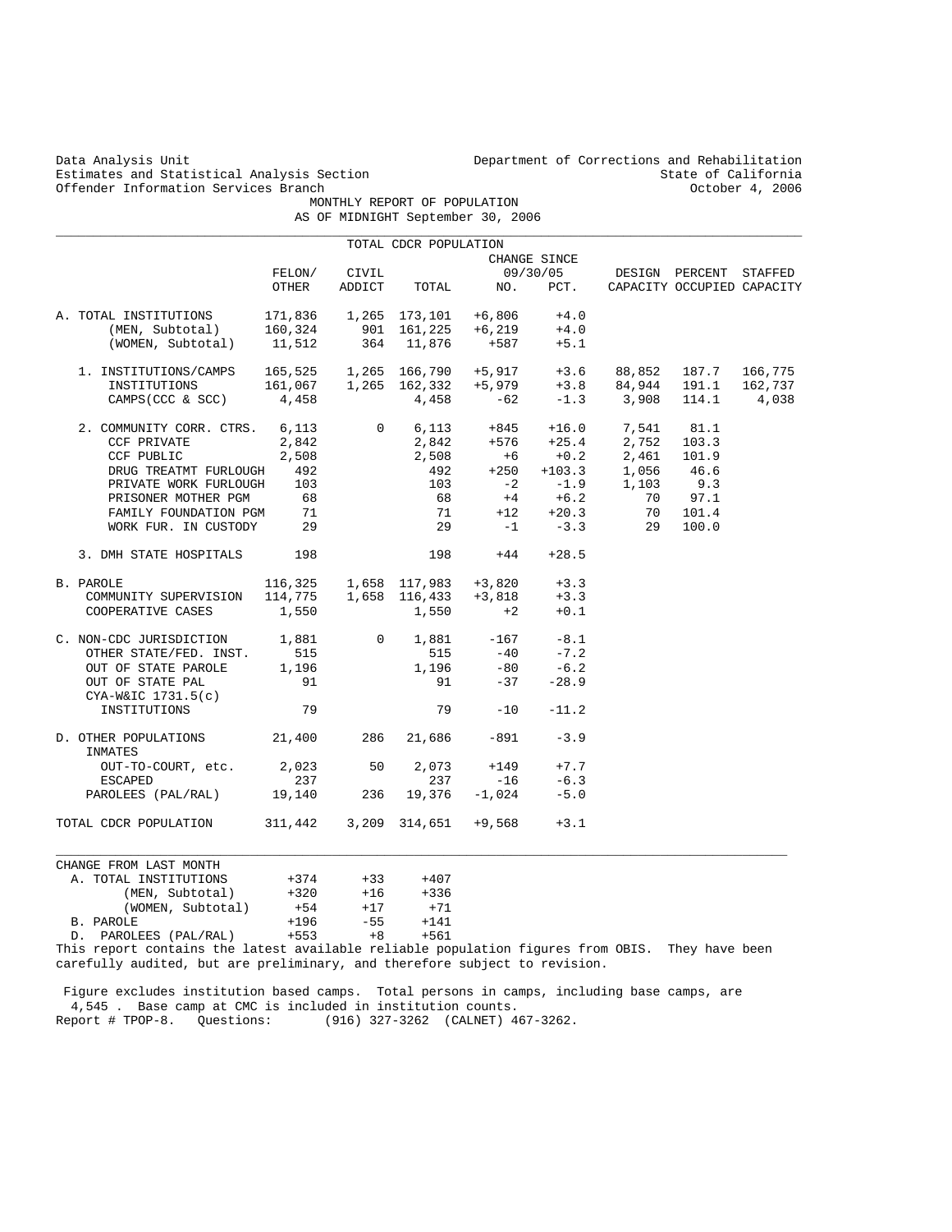Data Analysis Unit
Estimates and Statistical Analysis Section
Offender Information Services Branch

Department of Corrections and Rehabilitation
State of California
October 4, 2006

# MONTHLY REPORT OF POPULATION
## AS OF MIDNIGHT September 30, 2006

### TOTAL CDCR POPULATION

| | FELON/ OTHER | CIVIL ADDICT | TOTAL | CHANGE SINCE 09/30/05 NO. | CHANGE SINCE 09/30/05 PCT. | DESIGN CAPACITY | PERCENT OCCUPIED | STAFFED CAPACITY |
|---|---|---|---|---|---|---|---|---|
| A. TOTAL INSTITUTIONS | 171,836 | 1,265 | 173,101 | +6,806 | +4.0 | | | |
| (MEN, Subtotal) | 160,324 | 901 | 161,225 | +6,219 | +4.0 | | | |
| (WOMEN, Subtotal) | 11,512 | 364 | 11,876 | +587 | +5.1 | | | |
| 1. INSTITUTIONS/CAMPS | 165,525 | 1,265 | 166,790 | +5,917 | +3.6 | 88,852 | 187.7 | 166,775 |
| INSTITUTIONS | 161,067 | 1,265 | 162,332 | +5,979 | +3.8 | 84,944 | 191.1 | 162,737 |
| CAMPS(CCC & SCC) | 4,458 | | 4,458 | -62 | -1.3 | 3,908 | 114.1 | 4,038 |
| 2. COMMUNITY CORR. CTRS. | 6,113 | 0 | 6,113 | +845 | +16.0 | 7,541 | 81.1 | |
| CCF PRIVATE | 2,842 | | 2,842 | +576 | +25.4 | 2,752 | 103.3 | |
| CCF PUBLIC | 2,508 | | 2,508 | +6 | +0.2 | 2,461 | 101.9 | |
| DRUG TREATMT FURLOUGH | 492 | | 492 | +250 | +103.3 | 1,056 | 46.6 | |
| PRIVATE WORK FURLOUGH | 103 | | 103 | -2 | -1.9 | 1,103 | 9.3 | |
| PRISONER MOTHER PGM | 68 | | 68 | +4 | +6.2 | 70 | 97.1 | |
| FAMILY FOUNDATION PGM | 71 | | 71 | +12 | +20.3 | 70 | 101.4 | |
| WORK FUR. IN CUSTODY | 29 | | 29 | -1 | -3.3 | 29 | 100.0 | |
| 3. DMH STATE HOSPITALS | 198 | | 198 | +44 | +28.5 | | | |
| B. PAROLE | 116,325 | 1,658 | 117,983 | +3,820 | +3.3 | | | |
| COMMUNITY SUPERVISION | 114,775 | 1,658 | 116,433 | +3,818 | +3.3 | | | |
| COOPERATIVE CASES | 1,550 | | 1,550 | +2 | +0.1 | | | |
| C. NON-CDC JURISDICTION | 1,881 | 0 | 1,881 | -167 | -8.1 | | | |
| OTHER STATE/FED. INST. | 515 | | 515 | -40 | -7.2 | | | |
| OUT OF STATE PAROLE | 1,196 | | 1,196 | -80 | -6.2 | | | |
| OUT OF STATE PAL | 91 | | 91 | -37 | -28.9 | | | |
| CYA-W&IC 1731.5(c) INSTITUTIONS | 79 | | 79 | -10 | -11.2 | | | |
| D. OTHER POPULATIONS | 21,400 | 286 | 21,686 | -891 | -3.9 | | | |
| INMATES OUT-TO-COURT, etc. | 2,023 | 50 | 2,073 | +149 | +7.7 | | | |
| ESCAPED | 237 | | 237 | -16 | -6.3 | | | |
| PAROLEES (PAL/RAL) | 19,140 | 236 | 19,376 | -1,024 | -5.0 | | | |
| TOTAL CDCR POPULATION | 311,442 | 3,209 | 314,651 | +9,568 | +3.1 | | | |

| CHANGE FROM LAST MONTH | | | |
|---|---|---|---|
| A. TOTAL INSTITUTIONS | +374 | +33 | +407 |
| (MEN, Subtotal) | +320 | +16 | +336 |
| (WOMEN, Subtotal) | +54 | +17 | +71 |
| B. PAROLE | +196 | -55 | +141 |
| D. PAROLEES (PAL/RAL) | +553 | +8 | +561 |

This report contains the latest available reliable population figures from OBIS. They have been carefully audited, but are preliminary, and therefore subject to revision.

Figure excludes institution based camps. Total persons in camps, including base camps, are 4,545 . Base camp at CMC is included in institution counts.

Report # TPOP-8. Questions: (916) 327-3262 (CALNET) 467-3262.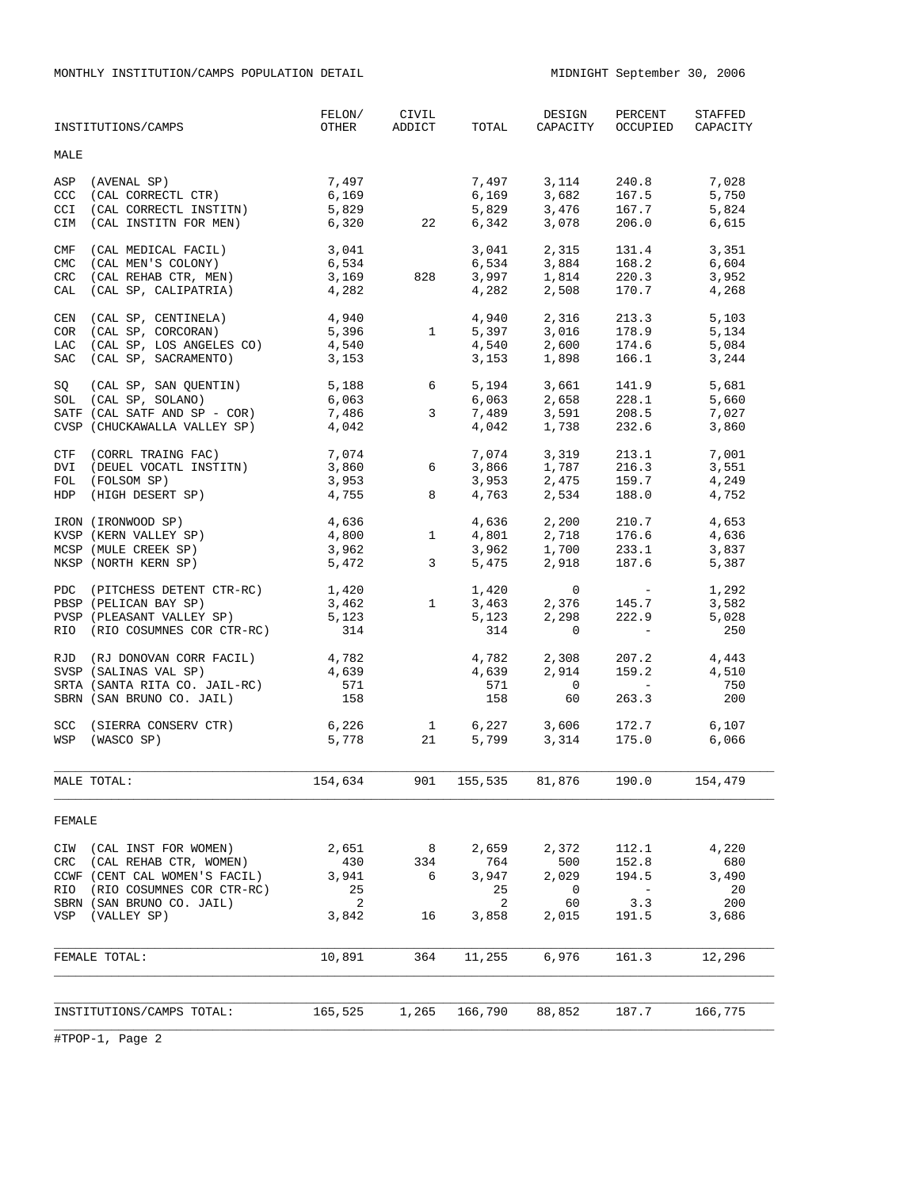MONTHLY INSTITUTION/CAMPS POPULATION DETAIL

MIDNIGHT September 30, 2006

| INSTITUTIONS/CAMPS | FELON/ OTHER | CIVIL ADDICT | TOTAL | DESIGN CAPACITY | PERCENT OCCUPIED | STAFFED CAPACITY |
|---|---|---|---|---|---|---|
| **MALE** | | | | | | |
| ASP (AVENAL SP) | 7,497 | | 7,497 | 3,114 | 240.8 | 7,028 |
| CCC (CAL CORRECTL CTR) | 6,169 | | 6,169 | 3,682 | 167.5 | 5,750 |
| CCI (CAL CORRECTL INSTITN) | 5,829 | | 5,829 | 3,476 | 167.7 | 5,824 |
| CIM (CAL INSTITN FOR MEN) | 6,320 | 22 | 6,342 | 3,078 | 206.0 | 6,615 |
| CMF (CAL MEDICAL FACIL) | 3,041 | | 3,041 | 2,315 | 131.4 | 3,351 |
| CMC (CAL MEN'S COLONY) | 6,534 | | 6,534 | 3,884 | 168.2 | 6,604 |
| CRC (CAL REHAB CTR, MEN) | 3,169 | 828 | 3,997 | 1,814 | 220.3 | 3,952 |
| CAL (CAL SP, CALIPATRIA) | 4,282 | | 4,282 | 2,508 | 170.7 | 4,268 |
| CEN (CAL SP, CENTINELA) | 4,940 | | 4,940 | 2,316 | 213.3 | 5,103 |
| COR (CAL SP, CORCORAN) | 5,396 | 1 | 5,397 | 3,016 | 178.9 | 5,134 |
| LAC (CAL SP, LOS ANGELES CO) | 4,540 | | 4,540 | 2,600 | 174.6 | 5,084 |
| SAC (CAL SP, SACRAMENTO) | 3,153 | | 3,153 | 1,898 | 166.1 | 3,244 |
| SQ (CAL SP, SAN QUENTIN) | 5,188 | 6 | 5,194 | 3,661 | 141.9 | 5,681 |
| SOL (CAL SP, SOLANO) | 6,063 | | 6,063 | 2,658 | 228.1 | 5,660 |
| SATF (CAL SATF AND SP - COR) | 7,486 | 3 | 7,489 | 3,591 | 208.5 | 7,027 |
| CVSP (CHUCKAWALLA VALLEY SP) | 4,042 | | 4,042 | 1,738 | 232.6 | 3,860 |
| CTF (CORRL TRAING FAC) | 7,074 | | 7,074 | 3,319 | 213.1 | 7,001 |
| DVI (DEUEL VOCATL INSTITN) | 3,860 | 6 | 3,866 | 1,787 | 216.3 | 3,551 |
| FOL (FOLSOM SP) | 3,953 | | 3,953 | 2,475 | 159.7 | 4,249 |
| HDP (HIGH DESERT SP) | 4,755 | 8 | 4,763 | 2,534 | 188.0 | 4,752 |
| IRON (IRONWOOD SP) | 4,636 | | 4,636 | 2,200 | 210.7 | 4,653 |
| KVSP (KERN VALLEY SP) | 4,800 | 1 | 4,801 | 2,718 | 176.6 | 4,636 |
| MCSP (MULE CREEK SP) | 3,962 | | 3,962 | 1,700 | 233.1 | 3,837 |
| NKSP (NORTH KERN SP) | 5,472 | 3 | 5,475 | 2,918 | 187.6 | 5,387 |
| PDC (PITCHESS DETENT CTR-RC) | 1,420 | | 1,420 | 0 | - | 1,292 |
| PBSP (PELICAN BAY SP) | 3,462 | 1 | 3,463 | 2,376 | 145.7 | 3,582 |
| PVSP (PLEASANT VALLEY SP) | 5,123 | | 5,123 | 2,298 | 222.9 | 5,028 |
| RIO (RIO COSUMNES COR CTR-RC) | 314 | | 314 | 0 | - | 250 |
| RJD (RJ DONOVAN CORR FACIL) | 4,782 | | 4,782 | 2,308 | 207.2 | 4,443 |
| SVSP (SALINAS VAL SP) | 4,639 | | 4,639 | 2,914 | 159.2 | 4,510 |
| SRTA (SANTA RITA CO. JAIL-RC) | 571 | | 571 | 0 | - | 750 |
| SBRN (SAN BRUNO CO. JAIL) | 158 | | 158 | 60 | 263.3 | 200 |
| SCC (SIERRA CONSERV CTR) | 6,226 | 1 | 6,227 | 3,606 | 172.7 | 6,107 |
| WSP (WASCO SP) | 5,778 | 21 | 5,799 | 3,314 | 175.0 | 6,066 |
| MALE TOTAL: | 154,634 | 901 | 155,535 | 81,876 | 190.0 | 154,479 |
| **FEMALE** | | | | | | |
| CIW (CAL INST FOR WOMEN) | 2,651 | 8 | 2,659 | 2,372 | 112.1 | 4,220 |
| CRC (CAL REHAB CTR, WOMEN) | 430 | 334 | 764 | 500 | 152.8 | 680 |
| CCWF (CENT CAL WOMEN'S FACIL) | 3,941 | 6 | 3,947 | 2,029 | 194.5 | 3,490 |
| RIO (RIO COSUMNES COR CTR-RC) | 25 | | 25 | 0 | - | 20 |
| SBRN (SAN BRUNO CO. JAIL) | 2 | | 2 | 60 | 3.3 | 200 |
| VSP (VALLEY SP) | 3,842 | 16 | 3,858 | 2,015 | 191.5 | 3,686 |
| FEMALE TOTAL: | 10,891 | 364 | 11,255 | 6,976 | 161.3 | 12,296 |
| INSTITUTIONS/CAMPS TOTAL: | 165,525 | 1,265 | 166,790 | 88,852 | 187.7 | 166,775 |

#TPOP-1, Page 2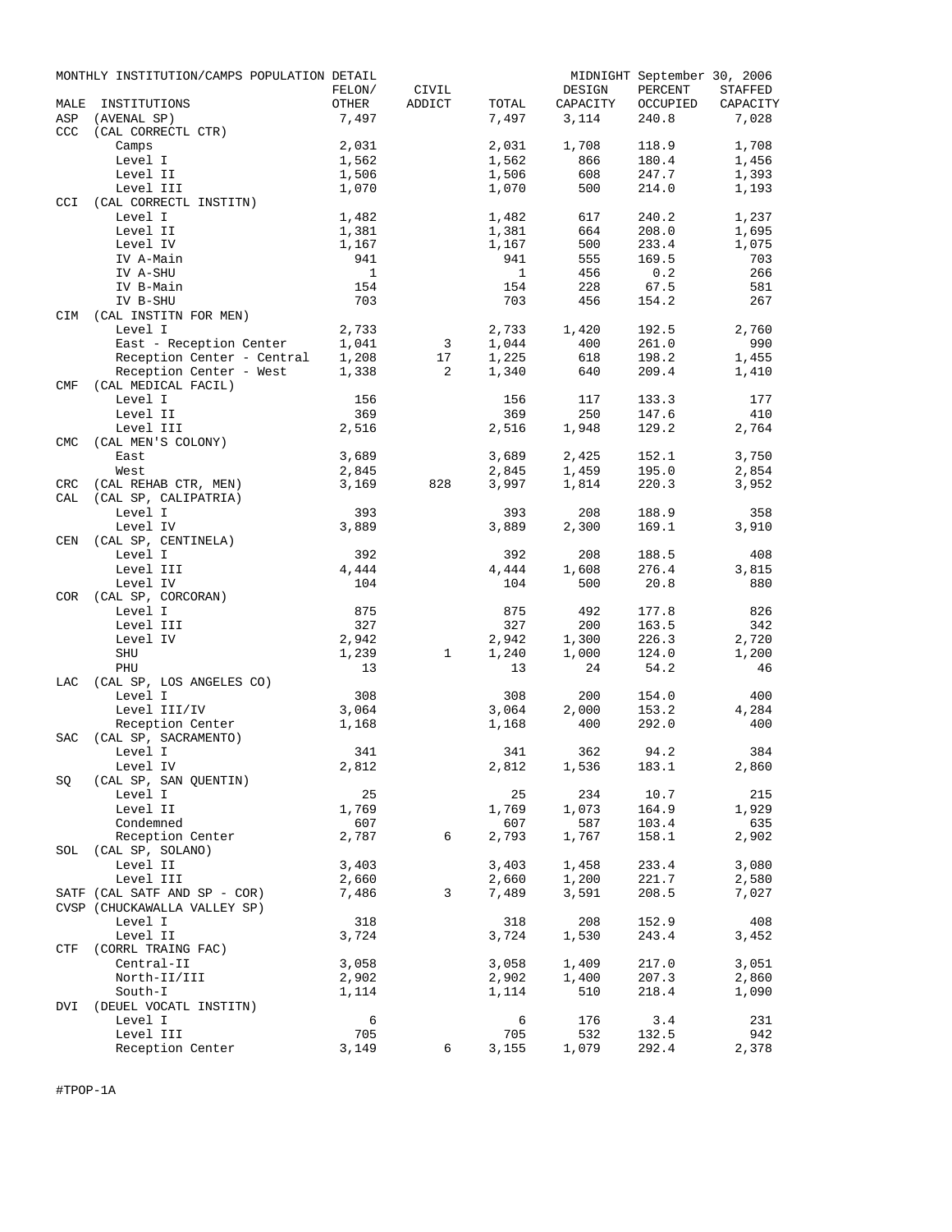MONTHLY INSTITUTION/CAMPS POPULATION DETAIL — MIDNIGHT September 30, 2006

| MALE | INSTITUTIONS | FELON/ OTHER | CIVIL ADDICT | TOTAL | DESIGN CAPACITY | PERCENT OCCUPIED | STAFFED CAPACITY |
|---|---|---|---|---|---|---|---|
| ASP | (AVENAL SP) | 7,497 | | 7,497 | 3,114 | 240.8 | 7,028 |
| CCC | (CAL CORRECTL CTR) | | | | | | |
| | Camps | 2,031 | | 2,031 | 1,708 | 118.9 | 1,708 |
| | Level I | 1,562 | | 1,562 | 866 | 180.4 | 1,456 |
| | Level II | 1,506 | | 1,506 | 608 | 247.7 | 1,393 |
| | Level III | 1,070 | | 1,070 | 500 | 214.0 | 1,193 |
| CCI | (CAL CORRECTL INSTITN) | | | | | | |
| | Level I | 1,482 | | 1,482 | 617 | 240.2 | 1,237 |
| | Level II | 1,381 | | 1,381 | 664 | 208.0 | 1,695 |
| | Level IV | 1,167 | | 1,167 | 500 | 233.4 | 1,075 |
| | IV A-Main | 941 | | 941 | 555 | 169.5 | 703 |
| | IV A-SHU | 1 | | 1 | 456 | 0.2 | 266 |
| | IV B-Main | 154 | | 154 | 228 | 67.5 | 581 |
| | IV B-SHU | 703 | | 703 | 456 | 154.2 | 267 |
| CIM | (CAL INSTITN FOR MEN) | | | | | | |
| | Level I | 2,733 | | 2,733 | 1,420 | 192.5 | 2,760 |
| | East - Reception Center | 1,041 | 3 | 1,044 | 400 | 261.0 | 990 |
| | Reception Center - Central | 1,208 | 17 | 1,225 | 618 | 198.2 | 1,455 |
| | Reception Center - West | 1,338 | 2 | 1,340 | 640 | 209.4 | 1,410 |
| CMF | (CAL MEDICAL FACIL) | | | | | | |
| | Level I | 156 | | 156 | 117 | 133.3 | 177 |
| | Level II | 369 | | 369 | 250 | 147.6 | 410 |
| | Level III | 2,516 | | 2,516 | 1,948 | 129.2 | 2,764 |
| CMC | (CAL MEN'S COLONY) | | | | | | |
| | East | 3,689 | | 3,689 | 2,425 | 152.1 | 3,750 |
| | West | 2,845 | | 2,845 | 1,459 | 195.0 | 2,854 |
| CRC | (CAL REHAB CTR, MEN) | 3,169 | 828 | 3,997 | 1,814 | 220.3 | 3,952 |
| CAL | (CAL SP, CALIPATRIA) | | | | | | |
| | Level I | 393 | | 393 | 208 | 188.9 | 358 |
| | Level IV | 3,889 | | 3,889 | 2,300 | 169.1 | 3,910 |
| CEN | (CAL SP, CENTINELA) | | | | | | |
| | Level I | 392 | | 392 | 208 | 188.5 | 408 |
| | Level III | 4,444 | | 4,444 | 1,608 | 276.4 | 3,815 |
| | Level IV | 104 | | 104 | 500 | 20.8 | 880 |
| COR | (CAL SP, CORCORAN) | | | | | | |
| | Level I | 875 | | 875 | 492 | 177.8 | 826 |
| | Level III | 327 | | 327 | 200 | 163.5 | 342 |
| | Level IV | 2,942 | | 2,942 | 1,300 | 226.3 | 2,720 |
| | SHU | 1,239 | 1 | 1,240 | 1,000 | 124.0 | 1,200 |
| | PHU | 13 | | 13 | 24 | 54.2 | 46 |
| LAC | (CAL SP, LOS ANGELES CO) | | | | | | |
| | Level I | 308 | | 308 | 200 | 154.0 | 400 |
| | Level III/IV | 3,064 | | 3,064 | 2,000 | 153.2 | 4,284 |
| | Reception Center | 1,168 | | 1,168 | 400 | 292.0 | 400 |
| SAC | (CAL SP, SACRAMENTO) | | | | | | |
| | Level I | 341 | | 341 | 362 | 94.2 | 384 |
| | Level IV | 2,812 | | 2,812 | 1,536 | 183.1 | 2,860 |
| SQ | (CAL SP, SAN QUENTIN) | | | | | | |
| | Level I | 25 | | 25 | 234 | 10.7 | 215 |
| | Level II | 1,769 | | 1,769 | 1,073 | 164.9 | 1,929 |
| | Condemned | 607 | | 607 | 587 | 103.4 | 635 |
| | Reception Center | 2,787 | 6 | 2,793 | 1,767 | 158.1 | 2,902 |
| SOL | (CAL SP, SOLANO) | | | | | | |
| | Level II | 3,403 | | 3,403 | 1,458 | 233.4 | 3,080 |
| | Level III | 2,660 | | 2,660 | 1,200 | 221.7 | 2,580 |
| SATF | (CAL SATF AND SP - COR) | 7,486 | 3 | 7,489 | 3,591 | 208.5 | 7,027 |
| CVSP | (CHUCKAWALLA VALLEY SP) | | | | | | |
| | Level I | 318 | | 318 | 208 | 152.9 | 408 |
| | Level II | 3,724 | | 3,724 | 1,530 | 243.4 | 3,452 |
| CTF | (CORRL TRAING FAC) | | | | | | |
| | Central-II | 3,058 | | 3,058 | 1,409 | 217.0 | 3,051 |
| | North-II/III | 2,902 | | 2,902 | 1,400 | 207.3 | 2,860 |
| | South-I | 1,114 | | 1,114 | 510 | 218.4 | 1,090 |
| DVI | (DEUEL VOCATL INSTITN) | | | | | | |
| | Level I | 6 | | 6 | 176 | 3.4 | 231 |
| | Level III | 705 | | 705 | 532 | 132.5 | 942 |
| | Reception Center | 3,149 | 6 | 3,155 | 1,079 | 292.4 | 2,378 |

#TPOP-1A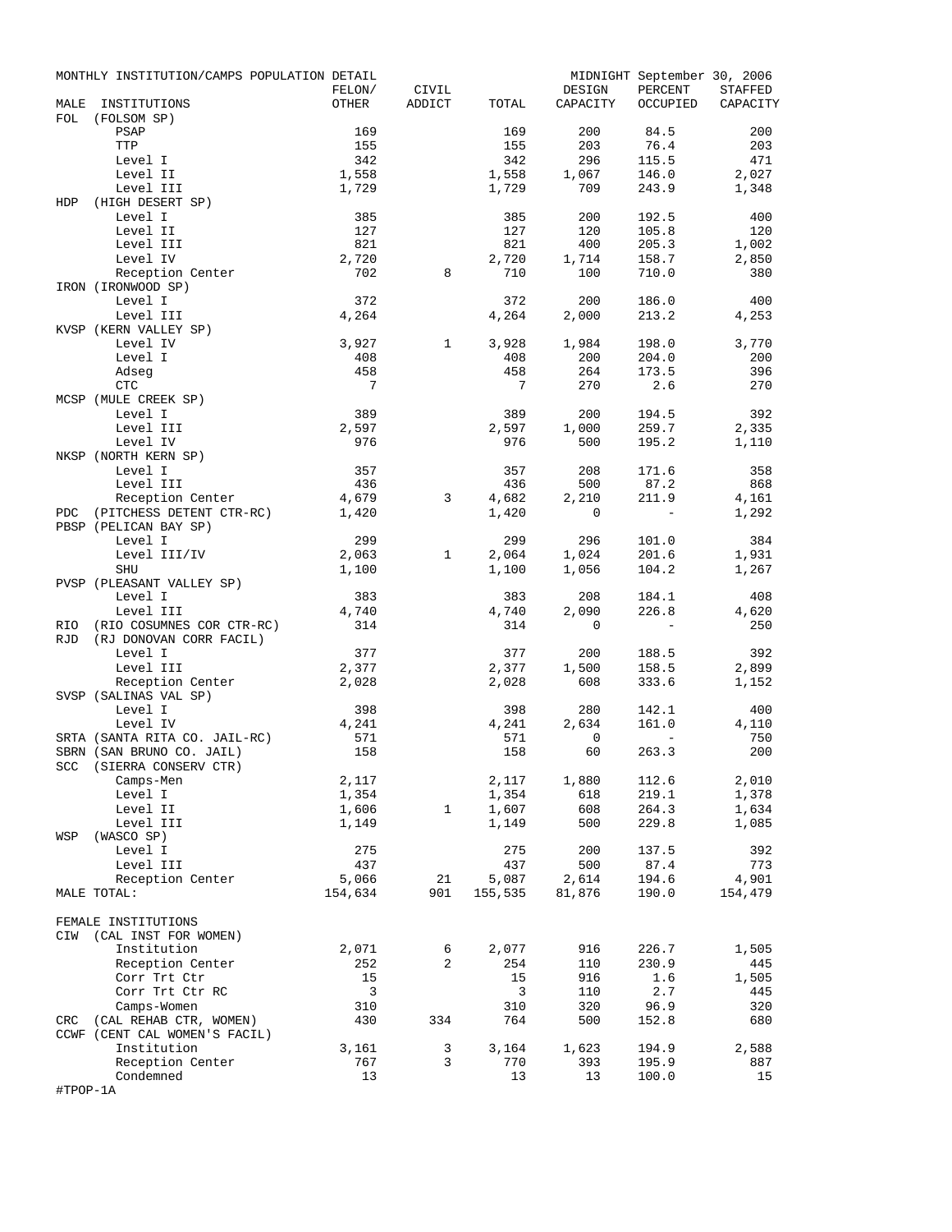MONTHLY INSTITUTION/CAMPS POPULATION DETAIL — MIDNIGHT September 30, 2006

| MALE INSTITUTIONS | FELON/ OTHER | CIVIL ADDICT | TOTAL | DESIGN CAPACITY | PERCENT OCCUPIED | STAFFED CAPACITY |
|---|---|---|---|---|---|---|
| FOL (FOLSOM SP) | | | | | | |
| PSAP | 169 | | 169 | 200 | 84.5 | 200 |
| TTP | 155 | | 155 | 203 | 76.4 | 203 |
| Level I | 342 | | 342 | 296 | 115.5 | 471 |
| Level II | 1,558 | | 1,558 | 1,067 | 146.0 | 2,027 |
| Level III | 1,729 | | 1,729 | 709 | 243.9 | 1,348 |
| HDP (HIGH DESERT SP) | | | | | | |
| Level I | 385 | | 385 | 200 | 192.5 | 400 |
| Level II | 127 | | 127 | 120 | 105.8 | 120 |
| Level III | 821 | | 821 | 400 | 205.3 | 1,002 |
| Level IV | 2,720 | | 2,720 | 1,714 | 158.7 | 2,850 |
| Reception Center | 702 | 8 | 710 | 100 | 710.0 | 380 |
| IRON (IRONWOOD SP) | | | | | | |
| Level I | 372 | | 372 | 200 | 186.0 | 400 |
| Level III | 4,264 | | 4,264 | 2,000 | 213.2 | 4,253 |
| KVSP (KERN VALLEY SP) | | | | | | |
| Level IV | 3,927 | 1 | 3,928 | 1,984 | 198.0 | 3,770 |
| Level I | 408 | | 408 | 200 | 204.0 | 200 |
| Adseg | 458 | | 458 | 264 | 173.5 | 396 |
| CTC | 7 | | 7 | 270 | 2.6 | 270 |
| MCSP (MULE CREEK SP) | | | | | | |
| Level I | 389 | | 389 | 200 | 194.5 | 392 |
| Level III | 2,597 | | 2,597 | 1,000 | 259.7 | 2,335 |
| Level IV | 976 | | 976 | 500 | 195.2 | 1,110 |
| NKSP (NORTH KERN SP) | | | | | | |
| Level I | 357 | | 357 | 208 | 171.6 | 358 |
| Level III | 436 | | 436 | 500 | 87.2 | 868 |
| Reception Center | 4,679 | 3 | 4,682 | 2,210 | 211.9 | 4,161 |
| PDC (PITCHESS DETENT CTR-RC) | 1,420 | | 1,420 | 0 | - | 1,292 |
| PBSP (PELICAN BAY SP) | | | | | | |
| Level I | 299 | | 299 | 296 | 101.0 | 384 |
| Level III/IV | 2,063 | 1 | 2,064 | 1,024 | 201.6 | 1,931 |
| SHU | 1,100 | | 1,100 | 1,056 | 104.2 | 1,267 |
| PVSP (PLEASANT VALLEY SP) | | | | | | |
| Level I | 383 | | 383 | 208 | 184.1 | 408 |
| Level III | 4,740 | | 4,740 | 2,090 | 226.8 | 4,620 |
| RIO (RIO COSUMNES COR CTR-RC) | 314 | | 314 | 0 | - | 250 |
| RJD (RJ DONOVAN CORR FACIL) | | | | | | |
| Level I | 377 | | 377 | 200 | 188.5 | 392 |
| Level III | 2,377 | | 2,377 | 1,500 | 158.5 | 2,899 |
| Reception Center | 2,028 | | 2,028 | 608 | 333.6 | 1,152 |
| SVSP (SALINAS VAL SP) | | | | | | |
| Level I | 398 | | 398 | 280 | 142.1 | 400 |
| Level IV | 4,241 | | 4,241 | 2,634 | 161.0 | 4,110 |
| SRTA (SANTA RITA CO. JAIL-RC) | 571 | | 571 | 0 | - | 750 |
| SBRN (SAN BRUNO CO. JAIL) | 158 | | 158 | 60 | 263.3 | 200 |
| SCC (SIERRA CONSERV CTR) | | | | | | |
| Camps-Men | 2,117 | | 2,117 | 1,880 | 112.6 | 2,010 |
| Level I | 1,354 | | 1,354 | 618 | 219.1 | 1,378 |
| Level II | 1,606 | 1 | 1,607 | 608 | 264.3 | 1,634 |
| Level III | 1,149 | | 1,149 | 500 | 229.8 | 1,085 |
| WSP (WASCO SP) | | | | | | |
| Level I | 275 | | 275 | 200 | 137.5 | 392 |
| Level III | 437 | | 437 | 500 | 87.4 | 773 |
| Reception Center | 5,066 | 21 | 5,087 | 2,614 | 194.6 | 4,901 |
| MALE TOTAL: | 154,634 | 901 | 155,535 | 81,876 | 190.0 | 154,479 |
| | | | | | | |
| FEMALE INSTITUTIONS | | | | | | |
| CIW (CAL INST FOR WOMEN) | | | | | | |
| Institution | 2,071 | 6 | 2,077 | 916 | 226.7 | 1,505 |
| Reception Center | 252 | 2 | 254 | 110 | 230.9 | 445 |
| Corr Trt Ctr | 15 | | 15 | 916 | 1.6 | 1,505 |
| Corr Trt Ctr RC | 3 | | 3 | 110 | 2.7 | 445 |
| Camps-Women | 310 | | 310 | 320 | 96.9 | 320 |
| CRC (CAL REHAB CTR, WOMEN) | 430 | 334 | 764 | 500 | 152.8 | 680 |
| CCWF (CENT CAL WOMEN'S FACIL) | | | | | | |
| Institution | 3,161 | 3 | 3,164 | 1,623 | 194.9 | 2,588 |
| Reception Center | 767 | 3 | 770 | 393 | 195.9 | 887 |
| Condemned | 13 | | 13 | 13 | 100.0 | 15 |

#TPOP-1A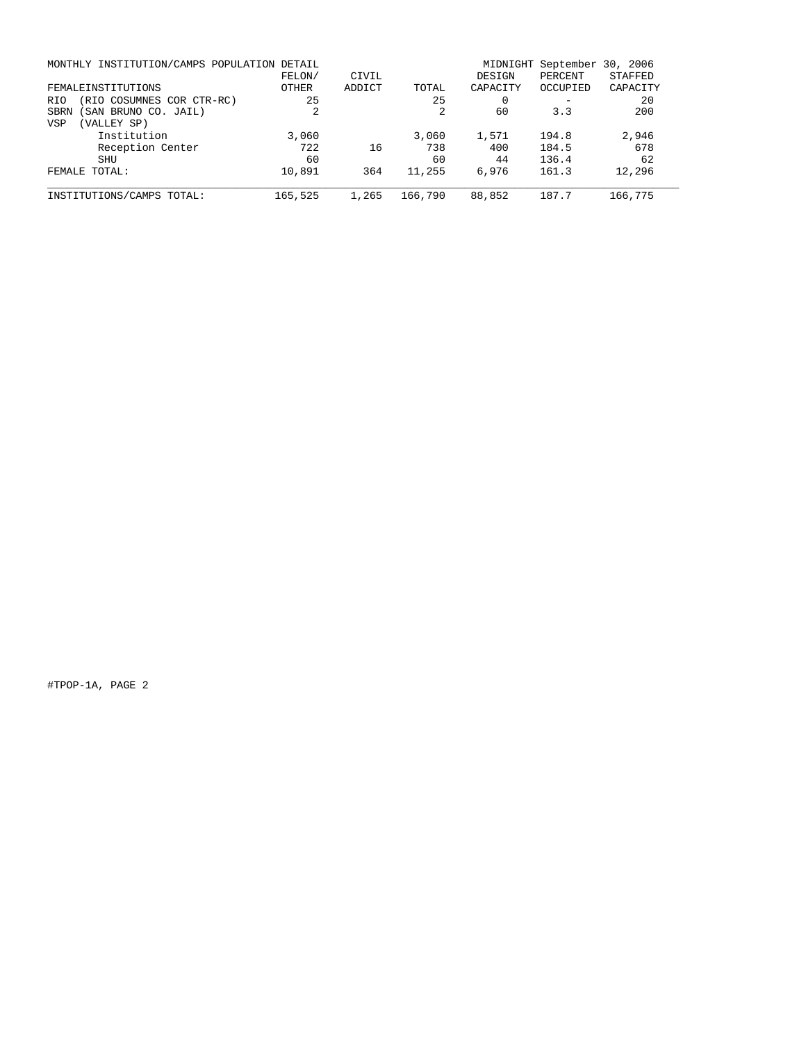MONTHLY INSTITUTION/CAMPS POPULATION DETAIL — MIDNIGHT September 30, 2006

| FEMALEINSTITUTIONS | FELON/ OTHER | CIVIL ADDICT | TOTAL | DESIGN CAPACITY | PERCENT OCCUPIED | STAFFED CAPACITY |
|---|---|---|---|---|---|---|
| RIO (RIO COSUMNES COR CTR-RC) | 25 | | 25 | 0 | - | 20 |
| SBRN (SAN BRUNO CO. JAIL) | 2 | | 2 | 60 | 3.3 | 200 |
| VSP (VALLEY SP) | | | | | | |
| Institution | 3,060 | | 3,060 | 1,571 | 194.8 | 2,946 |
| Reception Center | 722 | 16 | 738 | 400 | 184.5 | 678 |
| SHU | 60 | | 60 | 44 | 136.4 | 62 |
| FEMALE TOTAL: | 10,891 | 364 | 11,255 | 6,976 | 161.3 | 12,296 |
| INSTITUTIONS/CAMPS TOTAL: | 165,525 | 1,265 | 166,790 | 88,852 | 187.7 | 166,775 |

#TPOP-1A, PAGE 2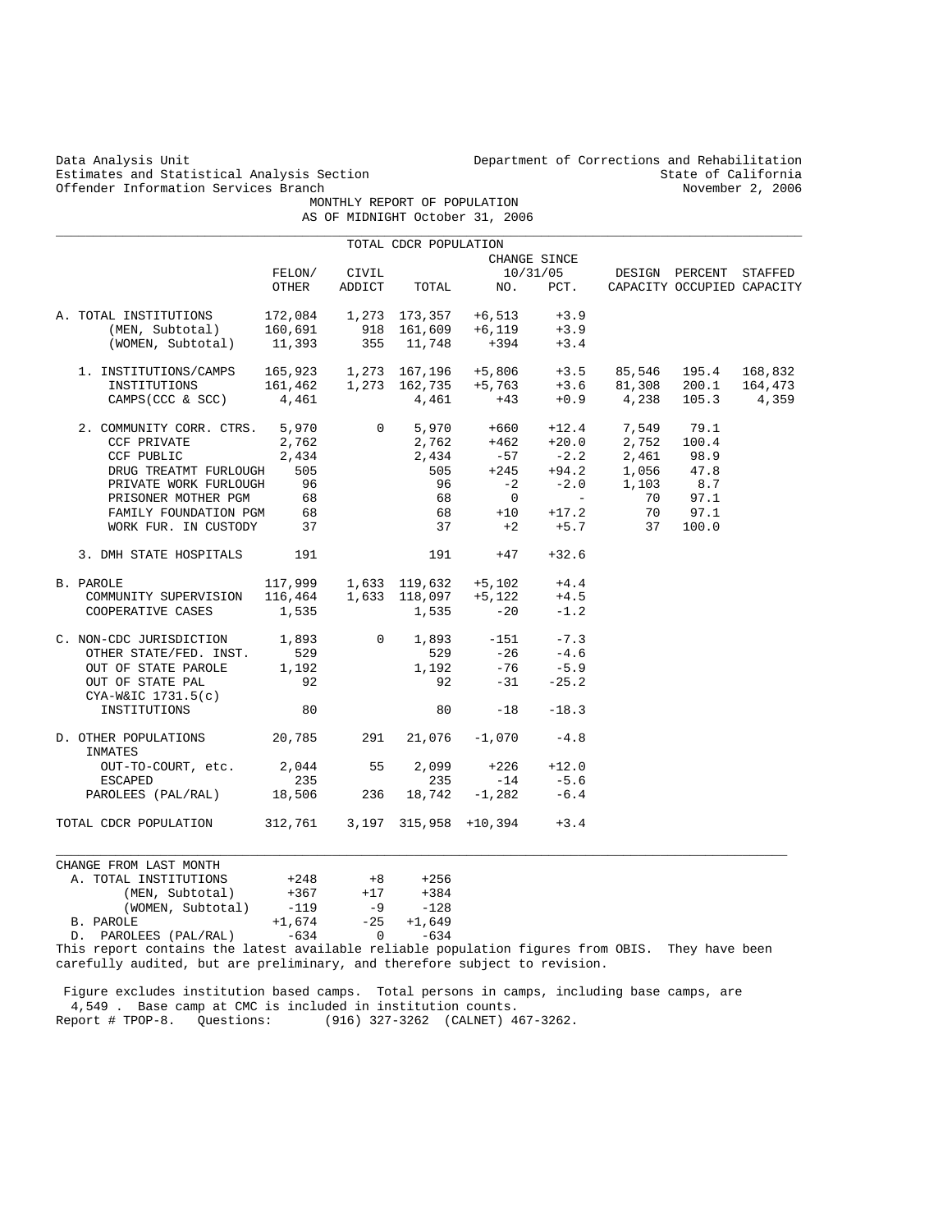Data Analysis Unit
Estimates and Statistical Analysis Section
Offender Information Services Branch

Department of Corrections and Rehabilitation
State of California
November 2, 2006

# MONTHLY REPORT OF POPULATION
## AS OF MIDNIGHT October 31, 2006

### TOTAL CDCR POPULATION

| | FELON/ OTHER | CIVIL ADDICT | TOTAL | CHANGE SINCE 10/31/05 NO. | PCT. | DESIGN CAPACITY | PERCENT OCCUPIED | STAFFED CAPACITY |
|---|---|---|---|---|---|---|---|---|
| A. TOTAL INSTITUTIONS | 172,084 | 1,273 | 173,357 | +6,513 | +3.9 | | | |
| (MEN, Subtotal) | 160,691 | 918 | 161,609 | +6,119 | +3.9 | | | |
| (WOMEN, Subtotal) | 11,393 | 355 | 11,748 | +394 | +3.4 | | | |
| 1. INSTITUTIONS/CAMPS | 165,923 | 1,273 | 167,196 | +5,806 | +3.5 | 85,546 | 195.4 | 168,832 |
| INSTITUTIONS | 161,462 | 1,273 | 162,735 | +5,763 | +3.6 | 81,308 | 200.1 | 164,473 |
| CAMPS(CCC & SCC) | 4,461 | | 4,461 | +43 | +0.9 | 4,238 | 105.3 | 4,359 |
| 2. COMMUNITY CORR. CTRS. | 5,970 | 0 | 5,970 | +660 | +12.4 | 7,549 | 79.1 | |
| CCF PRIVATE | 2,762 | | 2,762 | +462 | +20.0 | 2,752 | 100.4 | |
| CCF PUBLIC | 2,434 | | 2,434 | -57 | -2.2 | 2,461 | 98.9 | |
| DRUG TREATMT FURLOUGH | 505 | | 505 | +245 | +94.2 | 1,056 | 47.8 | |
| PRIVATE WORK FURLOUGH | 96 | | 96 | -2 | -2.0 | 1,103 | 8.7 | |
| PRISONER MOTHER PGM | 68 | | 68 | 0 | - | 70 | 97.1 | |
| FAMILY FOUNDATION PGM | 68 | | 68 | +10 | +17.2 | 70 | 97.1 | |
| WORK FUR. IN CUSTODY | 37 | | 37 | +2 | +5.7 | 37 | 100.0 | |
| 3. DMH STATE HOSPITALS | 191 | | 191 | +47 | +32.6 | | | |
| B. PAROLE | 117,999 | 1,633 | 119,632 | +5,102 | +4.4 | | | |
| COMMUNITY SUPERVISION | 116,464 | 1,633 | 118,097 | +5,122 | +4.5 | | | |
| COOPERATIVE CASES | 1,535 | | 1,535 | -20 | -1.2 | | | |
| C. NON-CDC JURISDICTION | 1,893 | 0 | 1,893 | -151 | -7.3 | | | |
| OTHER STATE/FED. INST. | 529 | | 529 | -26 | -4.6 | | | |
| OUT OF STATE PAROLE | 1,192 | | 1,192 | -76 | -5.9 | | | |
| OUT OF STATE PAL | 92 | | 92 | -31 | -25.2 | | | |
| CYA-W&IC 1731.5(c) INSTITUTIONS | 80 | | 80 | -18 | -18.3 | | | |
| D. OTHER POPULATIONS | 20,785 | 291 | 21,076 | -1,070 | -4.8 | | | |
| INMATES OUT-TO-COURT, etc. | 2,044 | 55 | 2,099 | +226 | +12.0 | | | |
| ESCAPED | 235 | | 235 | -14 | -5.6 | | | |
| PAROLEES (PAL/RAL) | 18,506 | 236 | 18,742 | -1,282 | -6.4 | | | |
| TOTAL CDCR POPULATION | 312,761 | 3,197 | 315,958 | +10,394 | +3.4 | | | |

| CHANGE FROM LAST MONTH | | | |
|---|---|---|---|
| A. TOTAL INSTITUTIONS | +248 | +8 | +256 |
| (MEN, Subtotal) | +367 | +17 | +384 |
| (WOMEN, Subtotal) | -119 | -9 | -128 |
| B. PAROLE | +1,674 | -25 | +1,649 |
| D. PAROLEES (PAL/RAL) | -634 | 0 | -634 |

This report contains the latest available reliable population figures from OBIS. They have been carefully audited, but are preliminary, and therefore subject to revision.

Figure excludes institution based camps. Total persons in camps, including base camps, are 4,549 . Base camp at CMC is included in institution counts.

Report # TPOP-8. Questions: (916) 327-3262 (CALNET) 467-3262.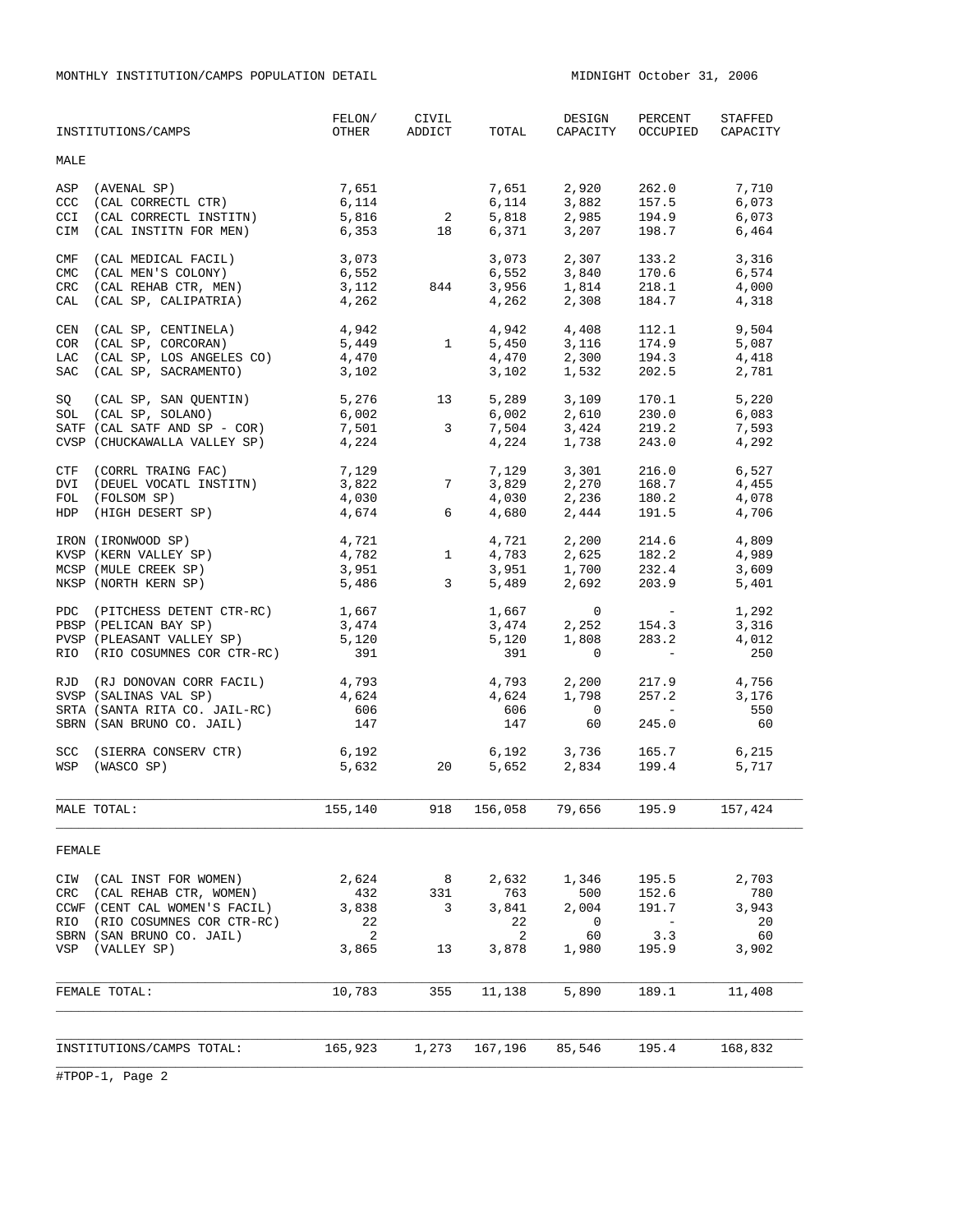MONTHLY INSTITUTION/CAMPS POPULATION DETAIL MIDNIGHT October 31, 2006

| INSTITUTIONS/CAMPS | FELON/ OTHER | CIVIL ADDICT | TOTAL | DESIGN CAPACITY | PERCENT OCCUPIED | STAFFED CAPACITY |
|---|---|---|---|---|---|---|
| **MALE** | | | | | | |
| ASP (AVENAL SP) | 7,651 | | 7,651 | 2,920 | 262.0 | 7,710 |
| CCC (CAL CORRECTL CTR) | 6,114 | | 6,114 | 3,882 | 157.5 | 6,073 |
| CCI (CAL CORRECTL INSTITN) | 5,816 | 2 | 5,818 | 2,985 | 194.9 | 6,073 |
| CIM (CAL INSTITN FOR MEN) | 6,353 | 18 | 6,371 | 3,207 | 198.7 | 6,464 |
| CMF (CAL MEDICAL FACIL) | 3,073 | | 3,073 | 2,307 | 133.2 | 3,316 |
| CMC (CAL MEN'S COLONY) | 6,552 | | 6,552 | 3,840 | 170.6 | 6,574 |
| CRC (CAL REHAB CTR, MEN) | 3,112 | 844 | 3,956 | 1,814 | 218.1 | 4,000 |
| CAL (CAL SP, CALIPATRIA) | 4,262 | | 4,262 | 2,308 | 184.7 | 4,318 |
| CEN (CAL SP, CENTINELA) | 4,942 | | 4,942 | 4,408 | 112.1 | 9,504 |
| COR (CAL SP, CORCORAN) | 5,449 | 1 | 5,450 | 3,116 | 174.9 | 5,087 |
| LAC (CAL SP, LOS ANGELES CO) | 4,470 | | 4,470 | 2,300 | 194.3 | 4,418 |
| SAC (CAL SP, SACRAMENTO) | 3,102 | | 3,102 | 1,532 | 202.5 | 2,781 |
| SQ (CAL SP, SAN QUENTIN) | 5,276 | 13 | 5,289 | 3,109 | 170.1 | 5,220 |
| SOL (CAL SP, SOLANO) | 6,002 | | 6,002 | 2,610 | 230.0 | 6,083 |
| SATF (CAL SATF AND SP - COR) | 7,501 | 3 | 7,504 | 3,424 | 219.2 | 7,593 |
| CVSP (CHUCKAWALLA VALLEY SP) | 4,224 | | 4,224 | 1,738 | 243.0 | 4,292 |
| CTF (CORRL TRAING FAC) | 7,129 | | 7,129 | 3,301 | 216.0 | 6,527 |
| DVI (DEUEL VOCATL INSTITN) | 3,822 | 7 | 3,829 | 2,270 | 168.7 | 4,455 |
| FOL (FOLSOM SP) | 4,030 | | 4,030 | 2,236 | 180.2 | 4,078 |
| HDP (HIGH DESERT SP) | 4,674 | 6 | 4,680 | 2,444 | 191.5 | 4,706 |
| IRON (IRONWOOD SP) | 4,721 | | 4,721 | 2,200 | 214.6 | 4,809 |
| KVSP (KERN VALLEY SP) | 4,782 | 1 | 4,783 | 2,625 | 182.2 | 4,989 |
| MCSP (MULE CREEK SP) | 3,951 | | 3,951 | 1,700 | 232.4 | 3,609 |
| NKSP (NORTH KERN SP) | 5,486 | 3 | 5,489 | 2,692 | 203.9 | 5,401 |
| PDC (PITCHESS DETENT CTR-RC) | 1,667 | | 1,667 | 0 | - | 1,292 |
| PBSP (PELICAN BAY SP) | 3,474 | | 3,474 | 2,252 | 154.3 | 3,316 |
| PVSP (PLEASANT VALLEY SP) | 5,120 | | 5,120 | 1,808 | 283.2 | 4,012 |
| RIO (RIO COSUMNES COR CTR-RC) | 391 | | 391 | 0 | - | 250 |
| RJD (RJ DONOVAN CORR FACIL) | 4,793 | | 4,793 | 2,200 | 217.9 | 4,756 |
| SVSP (SALINAS VAL SP) | 4,624 | | 4,624 | 1,798 | 257.2 | 3,176 |
| SRTA (SANTA RITA CO. JAIL-RC) | 606 | | 606 | 0 | - | 550 |
| SBRN (SAN BRUNO CO. JAIL) | 147 | | 147 | 60 | 245.0 | 60 |
| SCC (SIERRA CONSERV CTR) | 6,192 | | 6,192 | 3,736 | 165.7 | 6,215 |
| WSP (WASCO SP) | 5,632 | 20 | 5,652 | 2,834 | 199.4 | 5,717 |
| MALE TOTAL: | 155,140 | 918 | 156,058 | 79,656 | 195.9 | 157,424 |
| **FEMALE** | | | | | | |
| CIW (CAL INST FOR WOMEN) | 2,624 | 8 | 2,632 | 1,346 | 195.5 | 2,703 |
| CRC (CAL REHAB CTR, WOMEN) | 432 | 331 | 763 | 500 | 152.6 | 780 |
| CCWF (CENT CAL WOMEN'S FACIL) | 3,838 | 3 | 3,841 | 2,004 | 191.7 | 3,943 |
| RIO (RIO COSUMNES COR CTR-RC) | 22 | | 22 | 0 | - | 20 |
| SBRN (SAN BRUNO CO. JAIL) | 2 | | 2 | 60 | 3.3 | 60 |
| VSP (VALLEY SP) | 3,865 | 13 | 3,878 | 1,980 | 195.9 | 3,902 |
| FEMALE TOTAL: | 10,783 | 355 | 11,138 | 5,890 | 189.1 | 11,408 |
| INSTITUTIONS/CAMPS TOTAL: | 165,923 | 1,273 | 167,196 | 85,546 | 195.4 | 168,832 |

#TPOP-1, Page 2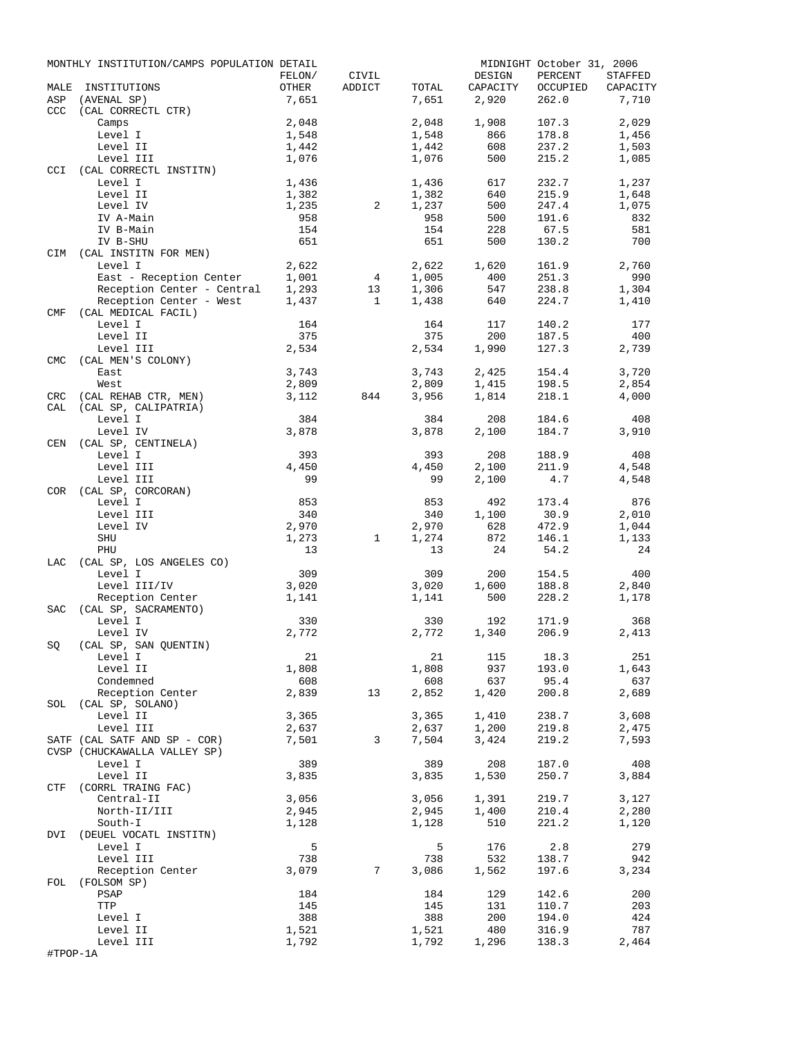MONTHLY INSTITUTION/CAMPS POPULATION DETAIL — MIDNIGHT October 31, 2006

| MALE | INSTITUTIONS | FELON/ OTHER | CIVIL ADDICT | TOTAL | DESIGN CAPACITY | PERCENT OCCUPIED | STAFFED CAPACITY |
|---|---|---|---|---|---|---|---|
| ASP | (AVENAL SP) | 7,651 | | 7,651 | 2,920 | 262.0 | 7,710 |
| CCC | (CAL CORRECTL CTR) | | | | | | |
| | Camps | 2,048 | | 2,048 | 1,908 | 107.3 | 2,029 |
| | Level I | 1,548 | | 1,548 | 866 | 178.8 | 1,456 |
| | Level II | 1,442 | | 1,442 | 608 | 237.2 | 1,503 |
| | Level III | 1,076 | | 1,076 | 500 | 215.2 | 1,085 |
| CCI | (CAL CORRECTL INSTITN) | | | | | | |
| | Level I | 1,436 | | 1,436 | 617 | 232.7 | 1,237 |
| | Level II | 1,382 | | 1,382 | 640 | 215.9 | 1,648 |
| | Level IV | 1,235 | 2 | 1,237 | 500 | 247.4 | 1,075 |
| | IV A-Main | 958 | | 958 | 500 | 191.6 | 832 |
| | IV B-Main | 154 | | 154 | 228 | 67.5 | 581 |
| | IV B-SHU | 651 | | 651 | 500 | 130.2 | 700 |
| CIM | (CAL INSTITN FOR MEN) | | | | | | |
| | Level I | 2,622 | | 2,622 | 1,620 | 161.9 | 2,760 |
| | East - Reception Center | 1,001 | 4 | 1,005 | 400 | 251.3 | 990 |
| | Reception Center - Central | 1,293 | 13 | 1,306 | 547 | 238.8 | 1,304 |
| | Reception Center - West | 1,437 | 1 | 1,438 | 640 | 224.7 | 1,410 |
| CMF | (CAL MEDICAL FACIL) | | | | | | |
| | Level I | 164 | | 164 | 117 | 140.2 | 177 |
| | Level II | 375 | | 375 | 200 | 187.5 | 400 |
| | Level III | 2,534 | | 2,534 | 1,990 | 127.3 | 2,739 |
| CMC | (CAL MEN'S COLONY) | | | | | | |
| | East | 3,743 | | 3,743 | 2,425 | 154.4 | 3,720 |
| | West | 2,809 | | 2,809 | 1,415 | 198.5 | 2,854 |
| CRC | (CAL REHAB CTR, MEN) | 3,112 | 844 | 3,956 | 1,814 | 218.1 | 4,000 |
| CAL | (CAL SP, CALIPATRIA) | | | | | | |
| | Level I | 384 | | 384 | 208 | 184.6 | 408 |
| | Level IV | 3,878 | | 3,878 | 2,100 | 184.7 | 3,910 |
| CEN | (CAL SP, CENTINELA) | | | | | | |
| | Level I | 393 | | 393 | 208 | 188.9 | 408 |
| | Level III | 4,450 | | 4,450 | 2,100 | 211.9 | 4,548 |
| | Level III | 99 | | 99 | 2,100 | 4.7 | 4,548 |
| COR | (CAL SP, CORCORAN) | | | | | | |
| | Level I | 853 | | 853 | 492 | 173.4 | 876 |
| | Level III | 340 | | 340 | 1,100 | 30.9 | 2,010 |
| | Level IV | 2,970 | | 2,970 | 628 | 472.9 | 1,044 |
| | SHU | 1,273 | 1 | 1,274 | 872 | 146.1 | 1,133 |
| | PHU | 13 | | 13 | 24 | 54.2 | 24 |
| LAC | (CAL SP, LOS ANGELES CO) | | | | | | |
| | Level I | 309 | | 309 | 200 | 154.5 | 400 |
| | Level III/IV | 3,020 | | 3,020 | 1,600 | 188.8 | 2,840 |
| | Reception Center | 1,141 | | 1,141 | 500 | 228.2 | 1,178 |
| SAC | (CAL SP, SACRAMENTO) | | | | | | |
| | Level I | 330 | | 330 | 192 | 171.9 | 368 |
| | Level IV | 2,772 | | 2,772 | 1,340 | 206.9 | 2,413 |
| SQ | (CAL SP, SAN QUENTIN) | | | | | | |
| | Level I | 21 | | 21 | 115 | 18.3 | 251 |
| | Level II | 1,808 | | 1,808 | 937 | 193.0 | 1,643 |
| | Condemned | 608 | | 608 | 637 | 95.4 | 637 |
| | Reception Center | 2,839 | 13 | 2,852 | 1,420 | 200.8 | 2,689 |
| SOL | (CAL SP, SOLANO) | | | | | | |
| | Level II | 3,365 | | 3,365 | 1,410 | 238.7 | 3,608 |
| | Level III | 2,637 | | 2,637 | 1,200 | 219.8 | 2,475 |
| SATF | (CAL SATF AND SP - COR) | 7,501 | 3 | 7,504 | 3,424 | 219.2 | 7,593 |
| CVSP | (CHUCKAWALLA VALLEY SP) | | | | | | |
| | Level I | 389 | | 389 | 208 | 187.0 | 408 |
| | Level II | 3,835 | | 3,835 | 1,530 | 250.7 | 3,884 |
| CTF | (CORRL TRAING FAC) | | | | | | |
| | Central-II | 3,056 | | 3,056 | 1,391 | 219.7 | 3,127 |
| | North-II/III | 2,945 | | 2,945 | 1,400 | 210.4 | 2,280 |
| | South-I | 1,128 | | 1,128 | 510 | 221.2 | 1,120 |
| DVI | (DEUEL VOCATL INSTITN) | | | | | | |
| | Level I | 5 | | 5 | 176 | 2.8 | 279 |
| | Level III | 738 | | 738 | 532 | 138.7 | 942 |
| | Reception Center | 3,079 | 7 | 3,086 | 1,562 | 197.6 | 3,234 |
| FOL | (FOLSOM SP) | | | | | | |
| | PSAP | 184 | | 184 | 129 | 142.6 | 200 |
| | TTP | 145 | | 145 | 131 | 110.7 | 203 |
| | Level I | 388 | | 388 | 200 | 194.0 | 424 |
| | Level II | 1,521 | | 1,521 | 480 | 316.9 | 787 |
| | Level III | 1,792 | | 1,792 | 1,296 | 138.3 | 2,464 |

#TPOP-1A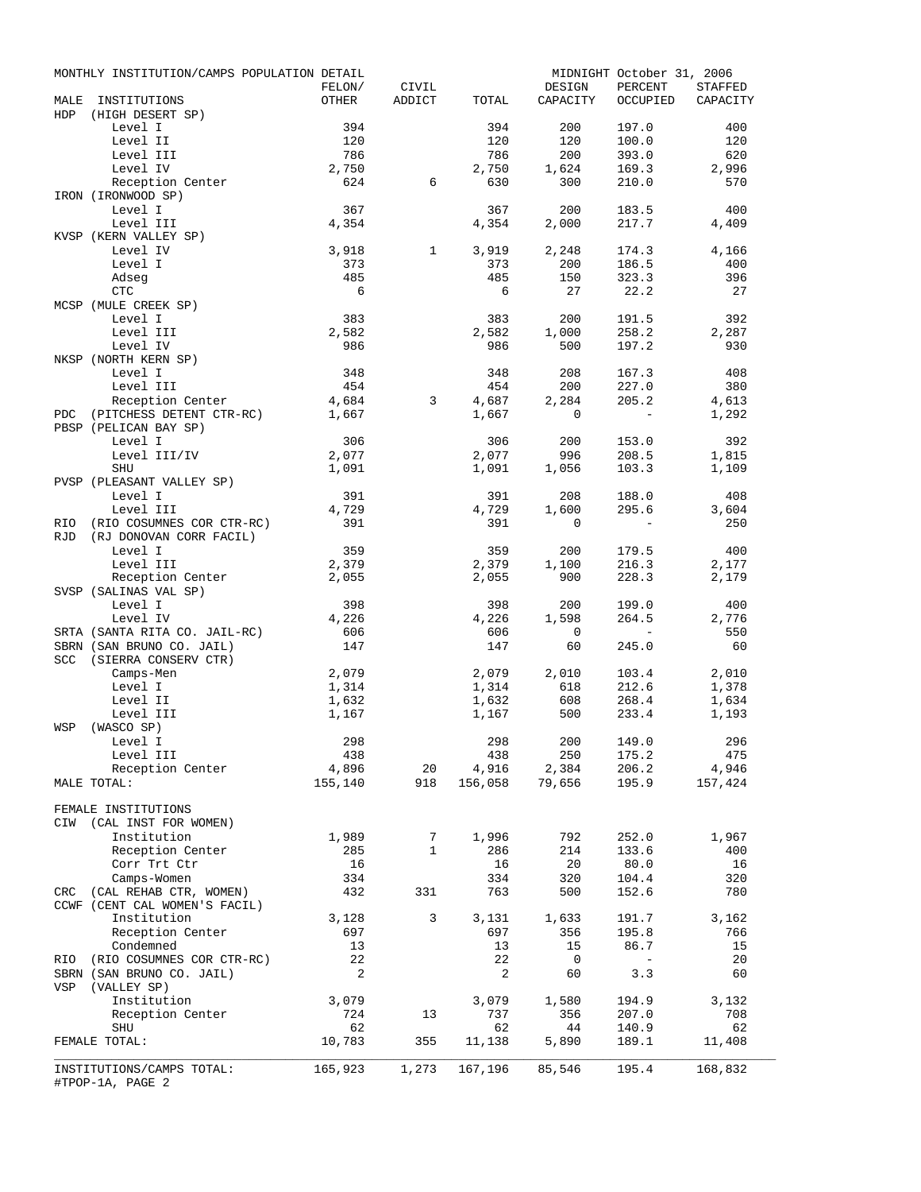MONTHLY INSTITUTION/CAMPS POPULATION DETAIL — MIDNIGHT October 31, 2006

| MALE INSTITUTIONS | FELON/ OTHER | CIVIL ADDICT | TOTAL | DESIGN CAPACITY | PERCENT OCCUPIED | STAFFED CAPACITY |
|---|---|---|---|---|---|---|
| HDP (HIGH DESERT SP) | | | | | | |
| Level I | 394 | | 394 | 200 | 197.0 | 400 |
| Level II | 120 | | 120 | 120 | 100.0 | 120 |
| Level III | 786 | | 786 | 200 | 393.0 | 620 |
| Level IV | 2,750 | | 2,750 | 1,624 | 169.3 | 2,996 |
| Reception Center | 624 | 6 | 630 | 300 | 210.0 | 570 |
| IRON (IRONWOOD SP) | | | | | | |
| Level I | 367 | | 367 | 200 | 183.5 | 400 |
| Level III | 4,354 | | 4,354 | 2,000 | 217.7 | 4,409 |
| KVSP (KERN VALLEY SP) | | | | | | |
| Level IV | 3,918 | 1 | 3,919 | 2,248 | 174.3 | 4,166 |
| Level I | 373 | | 373 | 200 | 186.5 | 400 |
| Adseg | 485 | | 485 | 150 | 323.3 | 396 |
| CTC | 6 | | 6 | 27 | 22.2 | 27 |
| MCSP (MULE CREEK SP) | | | | | | |
| Level I | 383 | | 383 | 200 | 191.5 | 392 |
| Level III | 2,582 | | 2,582 | 1,000 | 258.2 | 2,287 |
| Level IV | 986 | | 986 | 500 | 197.2 | 930 |
| NKSP (NORTH KERN SP) | | | | | | |
| Level I | 348 | | 348 | 208 | 167.3 | 408 |
| Level III | 454 | | 454 | 200 | 227.0 | 380 |
| Reception Center | 4,684 | 3 | 4,687 | 2,284 | 205.2 | 4,613 |
| PDC (PITCHESS DETENT CTR-RC) | 1,667 | | 1,667 | 0 | - | 1,292 |
| PBSP (PELICAN BAY SP) | | | | | | |
| Level I | 306 | | 306 | 200 | 153.0 | 392 |
| Level III/IV | 2,077 | | 2,077 | 996 | 208.5 | 1,815 |
| SHU | 1,091 | | 1,091 | 1,056 | 103.3 | 1,109 |
| PVSP (PLEASANT VALLEY SP) | | | | | | |
| Level I | 391 | | 391 | 208 | 188.0 | 408 |
| Level III | 4,729 | | 4,729 | 1,600 | 295.6 | 3,604 |
| RIO (RIO COSUMNES COR CTR-RC) | 391 | | 391 | 0 | - | 250 |
| RJD (RJ DONOVAN CORR FACIL) | | | | | | |
| Level I | 359 | | 359 | 200 | 179.5 | 400 |
| Level III | 2,379 | | 2,379 | 1,100 | 216.3 | 2,177 |
| Reception Center | 2,055 | | 2,055 | 900 | 228.3 | 2,179 |
| SVSP (SALINAS VAL SP) | | | | | | |
| Level I | 398 | | 398 | 200 | 199.0 | 400 |
| Level IV | 4,226 | | 4,226 | 1,598 | 264.5 | 2,776 |
| SRTA (SANTA RITA CO. JAIL-RC) | 606 | | 606 | 0 | - | 550 |
| SBRN (SAN BRUNO CO. JAIL) | 147 | | 147 | 60 | 245.0 | 60 |
| SCC (SIERRA CONSERV CTR) | | | | | | |
| Camps-Men | 2,079 | | 2,079 | 2,010 | 103.4 | 2,010 |
| Level I | 1,314 | | 1,314 | 618 | 212.6 | 1,378 |
| Level II | 1,632 | | 1,632 | 608 | 268.4 | 1,634 |
| Level III | 1,167 | | 1,167 | 500 | 233.4 | 1,193 |
| WSP (WASCO SP) | | | | | | |
| Level I | 298 | | 298 | 200 | 149.0 | 296 |
| Level III | 438 | | 438 | 250 | 175.2 | 475 |
| Reception Center | 4,896 | 20 | 4,916 | 2,384 | 206.2 | 4,946 |
| MALE TOTAL: | 155,140 | 918 | 156,058 | 79,656 | 195.9 | 157,424 |
| | | | | | | |
| FEMALE INSTITUTIONS | | | | | | |
| CIW (CAL INST FOR WOMEN) | | | | | | |
| Institution | 1,989 | 7 | 1,996 | 792 | 252.0 | 1,967 |
| Reception Center | 285 | 1 | 286 | 214 | 133.6 | 400 |
| Corr Trt Ctr | 16 | | 16 | 20 | 80.0 | 16 |
| Camps-Women | 334 | | 334 | 320 | 104.4 | 320 |
| CRC (CAL REHAB CTR, WOMEN) | 432 | 331 | 763 | 500 | 152.6 | 780 |
| CCWF (CENT CAL WOMEN'S FACIL) | | | | | | |
| Institution | 3,128 | 3 | 3,131 | 1,633 | 191.7 | 3,162 |
| Reception Center | 697 | | 697 | 356 | 195.8 | 766 |
| Condemned | 13 | | 13 | 15 | 86.7 | 15 |
| RIO (RIO COSUMNES COR CTR-RC) | 22 | | 22 | 0 | - | 20 |
| SBRN (SAN BRUNO CO. JAIL) | 2 | | 2 | 60 | 3.3 | 60 |
| VSP (VALLEY SP) | | | | | | |
| Institution | 3,079 | | 3,079 | 1,580 | 194.9 | 3,132 |
| Reception Center | 724 | 13 | 737 | 356 | 207.0 | 708 |
| SHU | 62 | | 62 | 44 | 140.9 | 62 |
| FEMALE TOTAL: | 10,783 | 355 | 11,138 | 5,890 | 189.1 | 11,408 |
| | | | | | | |
| INSTITUTIONS/CAMPS TOTAL: | 165,923 | 1,273 | 167,196 | 85,546 | 195.4 | 168,832 |

#TPOP-1A, PAGE 2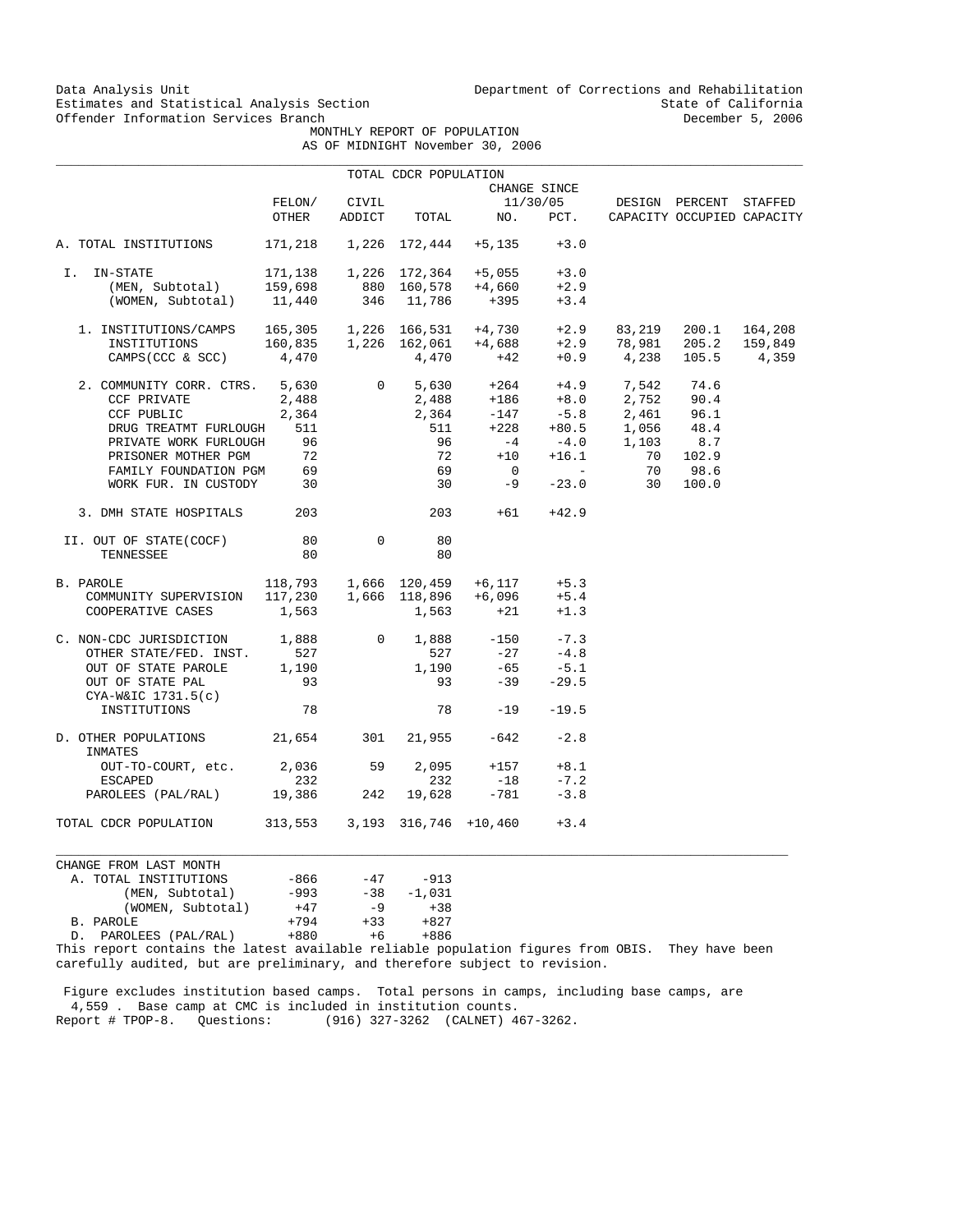Data Analysis Unit
Estimates and Statistical Analysis Section
Offender Information Services Branch

Department of Corrections and Rehabilitation
State of California
December 5, 2006

# MONTHLY REPORT OF POPULATION
## AS OF MIDNIGHT November 30, 2006

| TOTAL CDCR POPULATION | FELON/ OTHER | CIVIL ADDICT | TOTAL | CHANGE SINCE 11/30/05 NO. | PCT. | DESIGN CAPACITY | PERCENT OCCUPIED | STAFFED CAPACITY |
|---|---|---|---|---|---|---|---|---|
| A. TOTAL INSTITUTIONS | 171,218 | 1,226 | 172,444 | +5,135 | +3.0 | | | |
| I. IN-STATE | 171,138 | 1,226 | 172,364 | +5,055 | +3.0 | | | |
| (MEN, Subtotal) | 159,698 | 880 | 160,578 | +4,660 | +2.9 | | | |
| (WOMEN, Subtotal) | 11,440 | 346 | 11,786 | +395 | +3.4 | | | |
| 1. INSTITUTIONS/CAMPS | 165,305 | 1,226 | 166,531 | +4,730 | +2.9 | 83,219 | 200.1 | 164,208 |
| INSTITUTIONS | 160,835 | 1,226 | 162,061 | +4,688 | +2.9 | 78,981 | 205.2 | 159,849 |
| CAMPS(CCC & SCC) | 4,470 | | 4,470 | +42 | +0.9 | 4,238 | 105.5 | 4,359 |
| 2. COMMUNITY CORR. CTRS. | 5,630 | 0 | 5,630 | +264 | +4.9 | 7,542 | 74.6 | |
| CCF PRIVATE | 2,488 | | 2,488 | +186 | +8.0 | 2,752 | 90.4 | |
| CCF PUBLIC | 2,364 | | 2,364 | -147 | -5.8 | 2,461 | 96.1 | |
| DRUG TREATMT FURLOUGH | 511 | | 511 | +228 | +80.5 | 1,056 | 48.4 | |
| PRIVATE WORK FURLOUGH | 96 | | 96 | -4 | -4.0 | 1,103 | 8.7 | |
| PRISONER MOTHER PGM | 72 | | 72 | +10 | +16.1 | 70 | 102.9 | |
| FAMILY FOUNDATION PGM | 69 | | 69 | 0 | - | 70 | 98.6 | |
| WORK FUR. IN CUSTODY | 30 | | 30 | -9 | -23.0 | 30 | 100.0 | |
| 3. DMH STATE HOSPITALS | 203 | | 203 | +61 | +42.9 | | | |
| II. OUT OF STATE(COCF) | 80 | 0 | 80 | | | | | |
| TENNESSEE | 80 | | 80 | | | | | |
| B. PAROLE | 118,793 | 1,666 | 120,459 | +6,117 | +5.3 | | | |
| COMMUNITY SUPERVISION | 117,230 | 1,666 | 118,896 | +6,096 | +5.4 | | | |
| COOPERATIVE CASES | 1,563 | | 1,563 | +21 | +1.3 | | | |
| C. NON-CDC JURISDICTION | 1,888 | 0 | 1,888 | -150 | -7.3 | | | |
| OTHER STATE/FED. INST. | 527 | | 527 | -27 | -4.8 | | | |
| OUT OF STATE PAROLE | 1,190 | | 1,190 | -65 | -5.1 | | | |
| OUT OF STATE PAL | 93 | | 93 | -39 | -29.5 | | | |
| CYA-W&IC 1731.5(c) INSTITUTIONS | 78 | | 78 | -19 | -19.5 | | | |
| D. OTHER POPULATIONS | 21,654 | 301 | 21,955 | -642 | -2.8 | | | |
| INMATES OUT-TO-COURT, etc. | 2,036 | 59 | 2,095 | +157 | +8.1 | | | |
| ESCAPED | 232 | | 232 | -18 | -7.2 | | | |
| PAROLEES (PAL/RAL) | 19,386 | 242 | 19,628 | -781 | -3.8 | | | |
| TOTAL CDCR POPULATION | 313,553 | 3,193 | 316,746 | +10,460 | +3.4 | | | |

| CHANGE FROM LAST MONTH | | | |
|---|---|---|---|
| A. TOTAL INSTITUTIONS | -866 | -47 | -913 |
| (MEN, Subtotal) | -993 | -38 | -1,031 |
| (WOMEN, Subtotal) | +47 | -9 | +38 |
| B. PAROLE | +794 | +33 | +827 |
| D. PAROLEES (PAL/RAL) | +880 | +6 | +886 |

This report contains the latest available reliable population figures from OBIS. They have been carefully audited, but are preliminary, and therefore subject to revision.

Figure excludes institution based camps. Total persons in camps, including base camps, are 4,559 . Base camp at CMC is included in institution counts.

Report # TPOP-8. Questions: (916) 327-3262 (CALNET) 467-3262.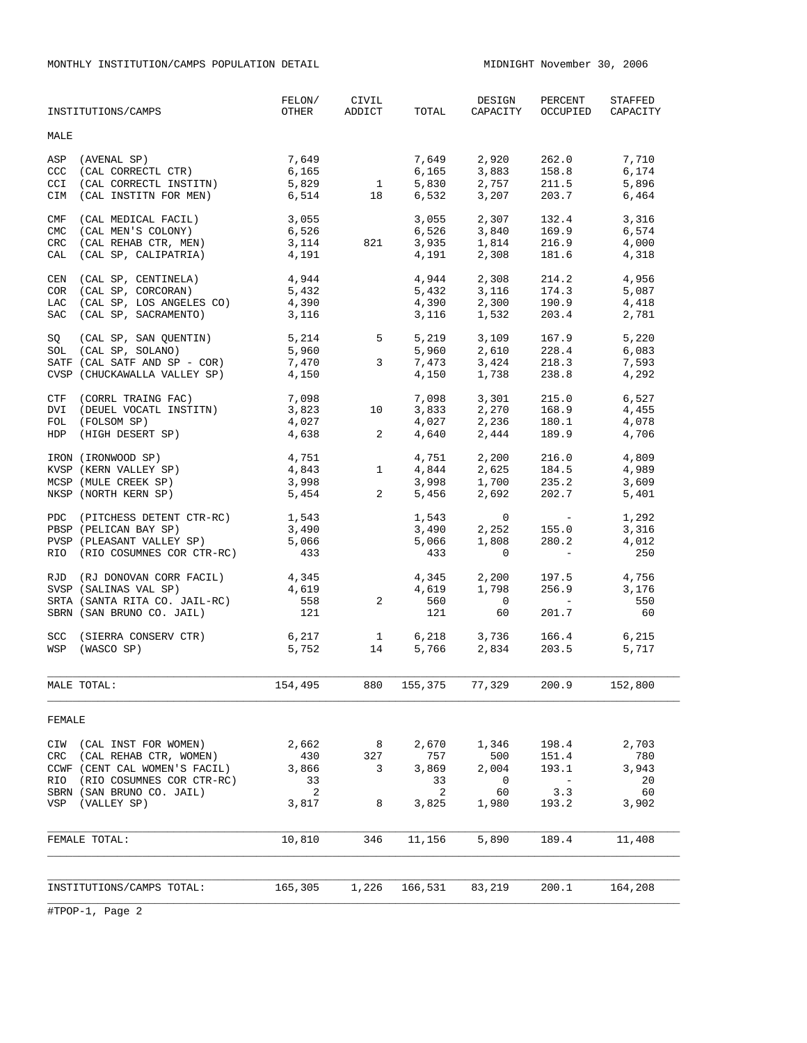MONTHLY INSTITUTION/CAMPS POPULATION DETAIL — MIDNIGHT November 30, 2006

| INSTITUTIONS/CAMPS | FELON/ OTHER | CIVIL ADDICT | TOTAL | DESIGN CAPACITY | PERCENT OCCUPIED | STAFFED CAPACITY |
|---|---|---|---|---|---|---|
| **MALE** | | | | | | |
| ASP (AVENAL SP) | 7,649 | | 7,649 | 2,920 | 262.0 | 7,710 |
| CCC (CAL CORRECTL CTR) | 6,165 | | 6,165 | 3,883 | 158.8 | 6,174 |
| CCI (CAL CORRECTL INSTITN) | 5,829 | 1 | 5,830 | 2,757 | 211.5 | 5,896 |
| CIM (CAL INSTITN FOR MEN) | 6,514 | 18 | 6,532 | 3,207 | 203.7 | 6,464 |
| CMF (CAL MEDICAL FACIL) | 3,055 | | 3,055 | 2,307 | 132.4 | 3,316 |
| CMC (CAL MEN'S COLONY) | 6,526 | | 6,526 | 3,840 | 169.9 | 6,574 |
| CRC (CAL REHAB CTR, MEN) | 3,114 | 821 | 3,935 | 1,814 | 216.9 | 4,000 |
| CAL (CAL SP, CALIPATRIA) | 4,191 | | 4,191 | 2,308 | 181.6 | 4,318 |
| CEN (CAL SP, CENTINELA) | 4,944 | | 4,944 | 2,308 | 214.2 | 4,956 |
| COR (CAL SP, CORCORAN) | 5,432 | | 5,432 | 3,116 | 174.3 | 5,087 |
| LAC (CAL SP, LOS ANGELES CO) | 4,390 | | 4,390 | 2,300 | 190.9 | 4,418 |
| SAC (CAL SP, SACRAMENTO) | 3,116 | | 3,116 | 1,532 | 203.4 | 2,781 |
| SQ (CAL SP, SAN QUENTIN) | 5,214 | 5 | 5,219 | 3,109 | 167.9 | 5,220 |
| SOL (CAL SP, SOLANO) | 5,960 | | 5,960 | 2,610 | 228.4 | 6,083 |
| SATF (CAL SATF AND SP - COR) | 7,470 | 3 | 7,473 | 3,424 | 218.3 | 7,593 |
| CVSP (CHUCKAWALLA VALLEY SP) | 4,150 | | 4,150 | 1,738 | 238.8 | 4,292 |
| CTF (CORRL TRAING FAC) | 7,098 | | 7,098 | 3,301 | 215.0 | 6,527 |
| DVI (DEUEL VOCATL INSTITN) | 3,823 | 10 | 3,833 | 2,270 | 168.9 | 4,455 |
| FOL (FOLSOM SP) | 4,027 | | 4,027 | 2,236 | 180.1 | 4,078 |
| HDP (HIGH DESERT SP) | 4,638 | 2 | 4,640 | 2,444 | 189.9 | 4,706 |
| IRON (IRONWOOD SP) | 4,751 | | 4,751 | 2,200 | 216.0 | 4,809 |
| KVSP (KERN VALLEY SP) | 4,843 | 1 | 4,844 | 2,625 | 184.5 | 4,989 |
| MCSP (MULE CREEK SP) | 3,998 | | 3,998 | 1,700 | 235.2 | 3,609 |
| NKSP (NORTH KERN SP) | 5,454 | 2 | 5,456 | 2,692 | 202.7 | 5,401 |
| PDC (PITCHESS DETENT CTR-RC) | 1,543 | | 1,543 | 0 | - | 1,292 |
| PBSP (PELICAN BAY SP) | 3,490 | | 3,490 | 2,252 | 155.0 | 3,316 |
| PVSP (PLEASANT VALLEY SP) | 5,066 | | 5,066 | 1,808 | 280.2 | 4,012 |
| RIO (RIO COSUMNES COR CTR-RC) | 433 | | 433 | 0 | - | 250 |
| RJD (RJ DONOVAN CORR FACIL) | 4,345 | | 4,345 | 2,200 | 197.5 | 4,756 |
| SVSP (SALINAS VAL SP) | 4,619 | | 4,619 | 1,798 | 256.9 | 3,176 |
| SRTA (SANTA RITA CO. JAIL-RC) | 558 | 2 | 560 | 0 | - | 550 |
| SBRN (SAN BRUNO CO. JAIL) | 121 | | 121 | 60 | 201.7 | 60 |
| SCC (SIERRA CONSERV CTR) | 6,217 | 1 | 6,218 | 3,736 | 166.4 | 6,215 |
| WSP (WASCO SP) | 5,752 | 14 | 5,766 | 2,834 | 203.5 | 5,717 |
| MALE TOTAL: | 154,495 | 880 | 155,375 | 77,329 | 200.9 | 152,800 |
| **FEMALE** | | | | | | |
| CIW (CAL INST FOR WOMEN) | 2,662 | 8 | 2,670 | 1,346 | 198.4 | 2,703 |
| CRC (CAL REHAB CTR, WOMEN) | 430 | 327 | 757 | 500 | 151.4 | 780 |
| CCWF (CENT CAL WOMEN'S FACIL) | 3,866 | 3 | 3,869 | 2,004 | 193.1 | 3,943 |
| RIO (RIO COSUMNES COR CTR-RC) | 33 | | 33 | 0 | - | 20 |
| SBRN (SAN BRUNO CO. JAIL) | 2 | | 2 | 60 | 3.3 | 60 |
| VSP (VALLEY SP) | 3,817 | 8 | 3,825 | 1,980 | 193.2 | 3,902 |
| FEMALE TOTAL: | 10,810 | 346 | 11,156 | 5,890 | 189.4 | 11,408 |
| INSTITUTIONS/CAMPS TOTAL: | 165,305 | 1,226 | 166,531 | 83,219 | 200.1 | 164,208 |

#TPOP-1, Page 2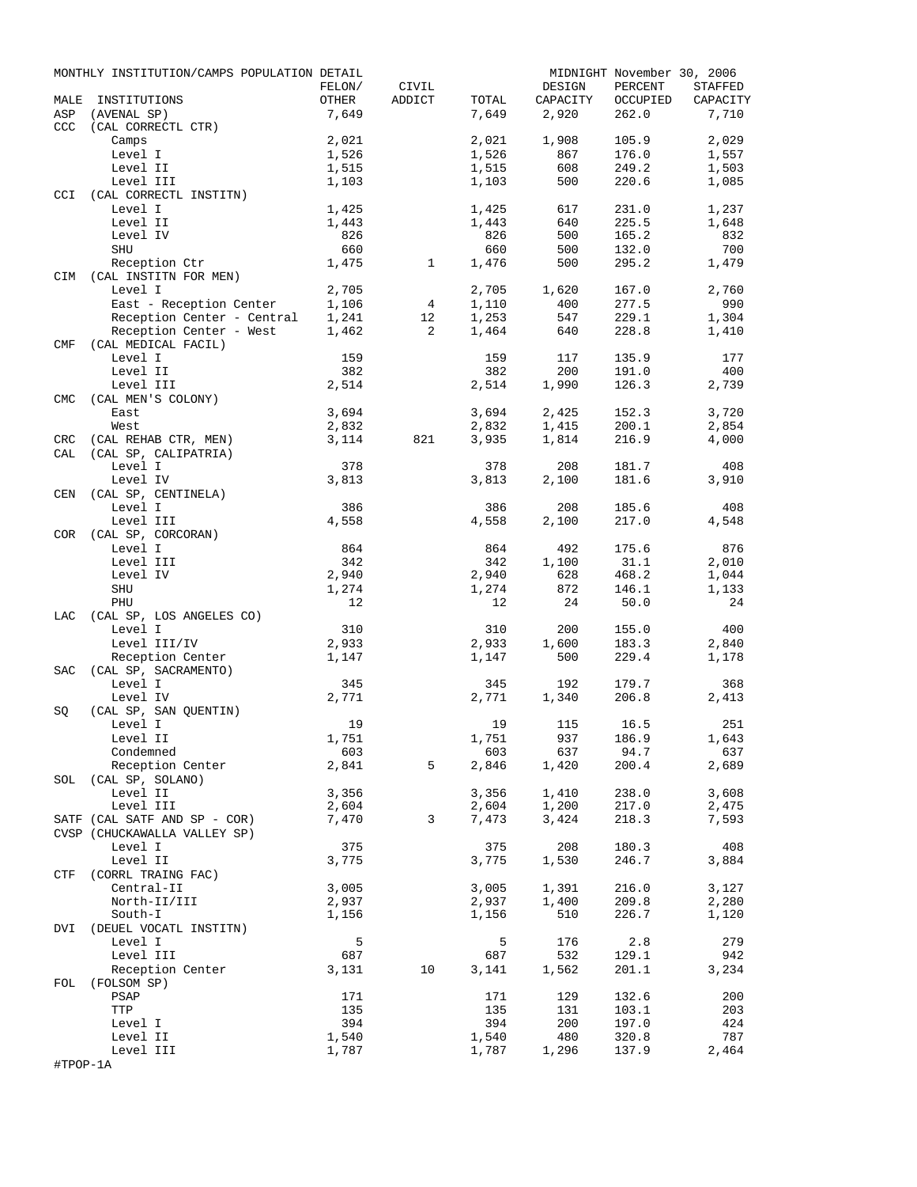MONTHLY INSTITUTION/CAMPS POPULATION DETAIL — MIDNIGHT November 30, 2006

| MALE | INSTITUTIONS | FELON/ OTHER | CIVIL ADDICT | TOTAL | DESIGN CAPACITY | PERCENT OCCUPIED | STAFFED CAPACITY |
|---|---|---|---|---|---|---|---|
| ASP | (AVENAL SP) | 7,649 | | 7,649 | 2,920 | 262.0 | 7,710 |
| CCC | (CAL CORRECTL CTR) | | | | | | |
| | Camps | 2,021 | | 2,021 | 1,908 | 105.9 | 2,029 |
| | Level I | 1,526 | | 1,526 | 867 | 176.0 | 1,557 |
| | Level II | 1,515 | | 1,515 | 608 | 249.2 | 1,503 |
| | Level III | 1,103 | | 1,103 | 500 | 220.6 | 1,085 |
| CCI | (CAL CORRECTL INSTITN) | | | | | | |
| | Level I | 1,425 | | 1,425 | 617 | 231.0 | 1,237 |
| | Level II | 1,443 | | 1,443 | 640 | 225.5 | 1,648 |
| | Level IV | 826 | | 826 | 500 | 165.2 | 832 |
| | SHU | 660 | | 660 | 500 | 132.0 | 700 |
| | Reception Ctr | 1,475 | 1 | 1,476 | 500 | 295.2 | 1,479 |
| CIM | (CAL INSTITN FOR MEN) | | | | | | |
| | Level I | 2,705 | | 2,705 | 1,620 | 167.0 | 2,760 |
| | East - Reception Center | 1,106 | 4 | 1,110 | 400 | 277.5 | 990 |
| | Reception Center - Central | 1,241 | 12 | 1,253 | 547 | 229.1 | 1,304 |
| | Reception Center - West | 1,462 | 2 | 1,464 | 640 | 228.8 | 1,410 |
| CMF | (CAL MEDICAL FACIL) | | | | | | |
| | Level I | 159 | | 159 | 117 | 135.9 | 177 |
| | Level II | 382 | | 382 | 200 | 191.0 | 400 |
| | Level III | 2,514 | | 2,514 | 1,990 | 126.3 | 2,739 |
| CMC | (CAL MEN'S COLONY) | | | | | | |
| | East | 3,694 | | 3,694 | 2,425 | 152.3 | 3,720 |
| | West | 2,832 | | 2,832 | 1,415 | 200.1 | 2,854 |
| CRC | (CAL REHAB CTR, MEN) | 3,114 | 821 | 3,935 | 1,814 | 216.9 | 4,000 |
| CAL | (CAL SP, CALIPATRIA) | | | | | | |
| | Level I | 378 | | 378 | 208 | 181.7 | 408 |
| | Level IV | 3,813 | | 3,813 | 2,100 | 181.6 | 3,910 |
| CEN | (CAL SP, CENTINELA) | | | | | | |
| | Level I | 386 | | 386 | 208 | 185.6 | 408 |
| | Level III | 4,558 | | 4,558 | 2,100 | 217.0 | 4,548 |
| COR | (CAL SP, CORCORAN) | | | | | | |
| | Level I | 864 | | 864 | 492 | 175.6 | 876 |
| | Level III | 342 | | 342 | 1,100 | 31.1 | 2,010 |
| | Level IV | 2,940 | | 2,940 | 628 | 468.2 | 1,044 |
| | SHU | 1,274 | | 1,274 | 872 | 146.1 | 1,133 |
| | PHU | 12 | | 12 | 24 | 50.0 | 24 |
| LAC | (CAL SP, LOS ANGELES CO) | | | | | | |
| | Level I | 310 | | 310 | 200 | 155.0 | 400 |
| | Level III/IV | 2,933 | | 2,933 | 1,600 | 183.3 | 2,840 |
| | Reception Center | 1,147 | | 1,147 | 500 | 229.4 | 1,178 |
| SAC | (CAL SP, SACRAMENTO) | | | | | | |
| | Level I | 345 | | 345 | 192 | 179.7 | 368 |
| | Level IV | 2,771 | | 2,771 | 1,340 | 206.8 | 2,413 |
| SQ | (CAL SP, SAN QUENTIN) | | | | | | |
| | Level I | 19 | | 19 | 115 | 16.5 | 251 |
| | Level II | 1,751 | | 1,751 | 937 | 186.9 | 1,643 |
| | Condemned | 603 | | 603 | 637 | 94.7 | 637 |
| | Reception Center | 2,841 | 5 | 2,846 | 1,420 | 200.4 | 2,689 |
| SOL | (CAL SP, SOLANO) | | | | | | |
| | Level II | 3,356 | | 3,356 | 1,410 | 238.0 | 3,608 |
| | Level III | 2,604 | | 2,604 | 1,200 | 217.0 | 2,475 |
| SATF | (CAL SATF AND SP - COR) | 7,470 | 3 | 7,473 | 3,424 | 218.3 | 7,593 |
| CVSP | (CHUCKAWALLA VALLEY SP) | | | | | | |
| | Level I | 375 | | 375 | 208 | 180.3 | 408 |
| | Level II | 3,775 | | 3,775 | 1,530 | 246.7 | 3,884 |
| CTF | (CORRL TRAING FAC) | | | | | | |
| | Central-II | 3,005 | | 3,005 | 1,391 | 216.0 | 3,127 |
| | North-II/III | 2,937 | | 2,937 | 1,400 | 209.8 | 2,280 |
| | South-I | 1,156 | | 1,156 | 510 | 226.7 | 1,120 |
| DVI | (DEUEL VOCATL INSTITN) | | | | | | |
| | Level I | 5 | | 5 | 176 | 2.8 | 279 |
| | Level III | 687 | | 687 | 532 | 129.1 | 942 |
| | Reception Center | 3,131 | 10 | 3,141 | 1,562 | 201.1 | 3,234 |
| FOL | (FOLSOM SP) | | | | | | |
| | PSAP | 171 | | 171 | 129 | 132.6 | 200 |
| | TTP | 135 | | 135 | 131 | 103.1 | 203 |
| | Level I | 394 | | 394 | 200 | 197.0 | 424 |
| | Level II | 1,540 | | 1,540 | 480 | 320.8 | 787 |
| | Level III | 1,787 | | 1,787 | 1,296 | 137.9 | 2,464 |

#TPOP-1A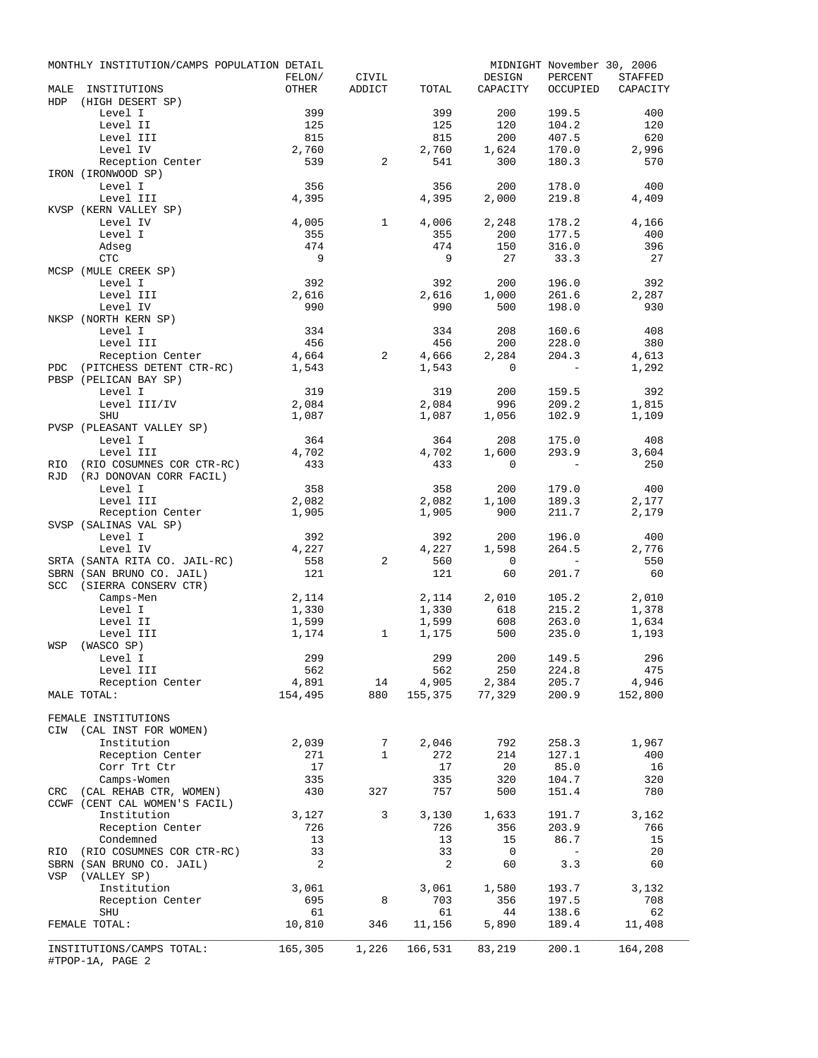MONTHLY INSTITUTION/CAMPS POPULATION DETAIL — MIDNIGHT November 30, 2006

| MALE INSTITUTIONS | FELON/ OTHER | CIVIL ADDICT | TOTAL | DESIGN CAPACITY | PERCENT OCCUPIED | STAFFED CAPACITY |
|---|---|---|---|---|---|---|
| HDP (HIGH DESERT SP) | | | | | | |
| Level I | 399 | | 399 | 200 | 199.5 | 400 |
| Level II | 125 | | 125 | 120 | 104.2 | 120 |
| Level III | 815 | | 815 | 200 | 407.5 | 620 |
| Level IV | 2,760 | | 2,760 | 1,624 | 170.0 | 2,996 |
| Reception Center | 539 | 2 | 541 | 300 | 180.3 | 570 |
| IRON (IRONWOOD SP) | | | | | | |
| Level I | 356 | | 356 | 200 | 178.0 | 400 |
| Level III | 4,395 | | 4,395 | 2,000 | 219.8 | 4,409 |
| KVSP (KERN VALLEY SP) | | | | | | |
| Level IV | 4,005 | 1 | 4,006 | 2,248 | 178.2 | 4,166 |
| Level I | 355 | | 355 | 200 | 177.5 | 400 |
| Adseg | 474 | | 474 | 150 | 316.0 | 396 |
| CTC | 9 | | 9 | 27 | 33.3 | 27 |
| MCSP (MULE CREEK SP) | | | | | | |
| Level I | 392 | | 392 | 200 | 196.0 | 392 |
| Level III | 2,616 | | 2,616 | 1,000 | 261.6 | 2,287 |
| Level IV | 990 | | 990 | 500 | 198.0 | 930 |
| NKSP (NORTH KERN SP) | | | | | | |
| Level I | 334 | | 334 | 208 | 160.6 | 408 |
| Level III | 456 | | 456 | 200 | 228.0 | 380 |
| Reception Center | 4,664 | 2 | 4,666 | 2,284 | 204.3 | 4,613 |
| PDC (PITCHESS DETENT CTR-RC) | 1,543 | | 1,543 | 0 | - | 1,292 |
| PBSP (PELICAN BAY SP) | | | | | | |
| Level I | 319 | | 319 | 200 | 159.5 | 392 |
| Level III/IV | 2,084 | | 2,084 | 996 | 209.2 | 1,815 |
| SHU | 1,087 | | 1,087 | 1,056 | 102.9 | 1,109 |
| PVSP (PLEASANT VALLEY SP) | | | | | | |
| Level I | 364 | | 364 | 208 | 175.0 | 408 |
| Level III | 4,702 | | 4,702 | 1,600 | 293.9 | 3,604 |
| RIO (RIO COSUMNES COR CTR-RC) | 433 | | 433 | 0 | - | 250 |
| RJD (RJ DONOVAN CORR FACIL) | | | | | | |
| Level I | 358 | | 358 | 200 | 179.0 | 400 |
| Level III | 2,082 | | 2,082 | 1,100 | 189.3 | 2,177 |
| Reception Center | 1,905 | | 1,905 | 900 | 211.7 | 2,179 |
| SVSP (SALINAS VAL SP) | | | | | | |
| Level I | 392 | | 392 | 200 | 196.0 | 400 |
| Level IV | 4,227 | | 4,227 | 1,598 | 264.5 | 2,776 |
| SRTA (SANTA RITA CO. JAIL-RC) | 558 | 2 | 560 | 0 | - | 550 |
| SBRN (SAN BRUNO CO. JAIL) | 121 | | 121 | 60 | 201.7 | 60 |
| SCC (SIERRA CONSERV CTR) | | | | | | |
| Camps-Men | 2,114 | | 2,114 | 2,010 | 105.2 | 2,010 |
| Level I | 1,330 | | 1,330 | 618 | 215.2 | 1,378 |
| Level II | 1,599 | | 1,599 | 608 | 263.0 | 1,634 |
| Level III | 1,174 | 1 | 1,175 | 500 | 235.0 | 1,193 |
| WSP (WASCO SP) | | | | | | |
| Level I | 299 | | 299 | 200 | 149.5 | 296 |
| Level III | 562 | | 562 | 250 | 224.8 | 475 |
| Reception Center | 4,891 | 14 | 4,905 | 2,384 | 205.7 | 4,946 |
| MALE TOTAL: | 154,495 | 880 | 155,375 | 77,329 | 200.9 | 152,800 |
| FEMALE INSTITUTIONS | | | | | | |
| CIW (CAL INST FOR WOMEN) | | | | | | |
| Institution | 2,039 | 7 | 2,046 | 792 | 258.3 | 1,967 |
| Reception Center | 271 | 1 | 272 | 214 | 127.1 | 400 |
| Corr Trt Ctr | 17 | | 17 | 20 | 85.0 | 16 |
| Camps-Women | 335 | | 335 | 320 | 104.7 | 320 |
| CRC (CAL REHAB CTR, WOMEN) | 430 | 327 | 757 | 500 | 151.4 | 780 |
| CCWF (CENT CAL WOMEN'S FACIL) | | | | | | |
| Institution | 3,127 | 3 | 3,130 | 1,633 | 191.7 | 3,162 |
| Reception Center | 726 | | 726 | 356 | 203.9 | 766 |
| Condemned | 13 | | 13 | 15 | 86.7 | 15 |
| RIO (RIO COSUMNES COR CTR-RC) | 33 | | 33 | 0 | - | 20 |
| SBRN (SAN BRUNO CO. JAIL) | 2 | | 2 | 60 | 3.3 | 60 |
| VSP (VALLEY SP) | | | | | | |
| Institution | 3,061 | | 3,061 | 1,580 | 193.7 | 3,132 |
| Reception Center | 695 | 8 | 703 | 356 | 197.5 | 708 |
| SHU | 61 | | 61 | 44 | 138.6 | 62 |
| FEMALE TOTAL: | 10,810 | 346 | 11,156 | 5,890 | 189.4 | 11,408 |
| INSTITUTIONS/CAMPS TOTAL: | 165,305 | 1,226 | 166,531 | 83,219 | 200.1 | 164,208 |

#TPOP-1A, PAGE 2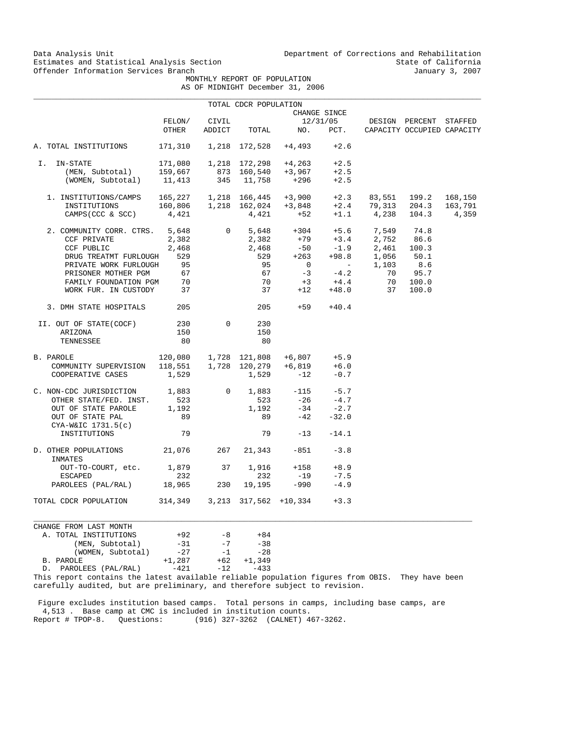Data Analysis Unit
Estimates and Statistical Analysis Section
Offender Information Services Branch

Department of Corrections and Rehabilitation
State of California
January 3, 2007

# MONTHLY REPORT OF POPULATION
## AS OF MIDNIGHT December 31, 2006

TOTAL CDCR POPULATION

| | FELON/ OTHER | CIVIL ADDICT | TOTAL | CHANGE SINCE 12/31/05 NO. | PCT. | DESIGN CAPACITY | PERCENT OCCUPIED | STAFFED CAPACITY |
|---|---|---|---|---|---|---|---|---|
| A. TOTAL INSTITUTIONS | 171,310 | 1,218 | 172,528 | +4,493 | +2.6 | | | |
| I. IN-STATE | 171,080 | 1,218 | 172,298 | +4,263 | +2.5 | | | |
| (MEN, Subtotal) | 159,667 | 873 | 160,540 | +3,967 | +2.5 | | | |
| (WOMEN, Subtotal) | 11,413 | 345 | 11,758 | +296 | +2.5 | | | |
| 1. INSTITUTIONS/CAMPS | 165,227 | 1,218 | 166,445 | +3,900 | +2.3 | 83,551 | 199.2 | 168,150 |
| INSTITUTIONS | 160,806 | 1,218 | 162,024 | +3,848 | +2.4 | 79,313 | 204.3 | 163,791 |
| CAMPS(CCC & SCC) | 4,421 | | 4,421 | +52 | +1.1 | 4,238 | 104.3 | 4,359 |
| 2. COMMUNITY CORR. CTRS. | 5,648 | 0 | 5,648 | +304 | +5.6 | 7,549 | 74.8 | |
| CCF PRIVATE | 2,382 | | 2,382 | +79 | +3.4 | 2,752 | 86.6 | |
| CCF PUBLIC | 2,468 | | 2,468 | -50 | -1.9 | 2,461 | 100.3 | |
| DRUG TREATMT FURLOUGH | 529 | | 529 | +263 | +98.8 | 1,056 | 50.1 | |
| PRIVATE WORK FURLOUGH | 95 | | 95 | 0 | - | 1,103 | 8.6 | |
| PRISONER MOTHER PGM | 67 | | 67 | -3 | -4.2 | 70 | 95.7 | |
| FAMILY FOUNDATION PGM | 70 | | 70 | +3 | +4.4 | 70 | 100.0 | |
| WORK FUR. IN CUSTODY | 37 | | 37 | +12 | +48.0 | 37 | 100.0 | |
| 3. DMH STATE HOSPITALS | 205 | | 205 | +59 | +40.4 | | | |
| II. OUT OF STATE(COCF) | 230 | 0 | 230 | | | | | |
| ARIZONA | 150 | | 150 | | | | | |
| TENNESSEE | 80 | | 80 | | | | | |
| B. PAROLE | 120,080 | 1,728 | 121,808 | +6,807 | +5.9 | | | |
| COMMUNITY SUPERVISION | 118,551 | 1,728 | 120,279 | +6,819 | +6.0 | | | |
| COOPERATIVE CASES | 1,529 | | 1,529 | -12 | -0.7 | | | |
| C. NON-CDC JURISDICTION | 1,883 | 0 | 1,883 | -115 | -5.7 | | | |
| OTHER STATE/FED. INST. | 523 | | 523 | -26 | -4.7 | | | |
| OUT OF STATE PAROLE | 1,192 | | 1,192 | -34 | -2.7 | | | |
| OUT OF STATE PAL | 89 | | 89 | -42 | -32.0 | | | |
| CYA-W&IC 1731.5(c) INSTITUTIONS | 79 | | 79 | -13 | -14.1 | | | |
| D. OTHER POPULATIONS | 21,076 | 267 | 21,343 | -851 | -3.8 | | | |
| INMATES OUT-TO-COURT, etc. | 1,879 | 37 | 1,916 | +158 | +8.9 | | | |
| ESCAPED | 232 | | 232 | -19 | -7.5 | | | |
| PAROLEES (PAL/RAL) | 18,965 | 230 | 19,195 | -990 | -4.9 | | | |
| TOTAL CDCR POPULATION | 314,349 | 3,213 | 317,562 | +10,334 | +3.3 | | | |

| CHANGE FROM LAST MONTH | | | |
|---|---|---|---|
| A. TOTAL INSTITUTIONS | +92 | -8 | +84 |
| (MEN, Subtotal) | -31 | -7 | -38 |
| (WOMEN, Subtotal) | -27 | -1 | -28 |
| B. PAROLE | +1,287 | +62 | +1,349 |
| D. PAROLEES (PAL/RAL) | -421 | -12 | -433 |

This report contains the latest available reliable population figures from OBIS. They have been carefully audited, but are preliminary, and therefore subject to revision.

Figure excludes institution based camps. Total persons in camps, including base camps, are 4,513 . Base camp at CMC is included in institution counts.

Report # TPOP-8. Questions: (916) 327-3262 (CALNET) 467-3262.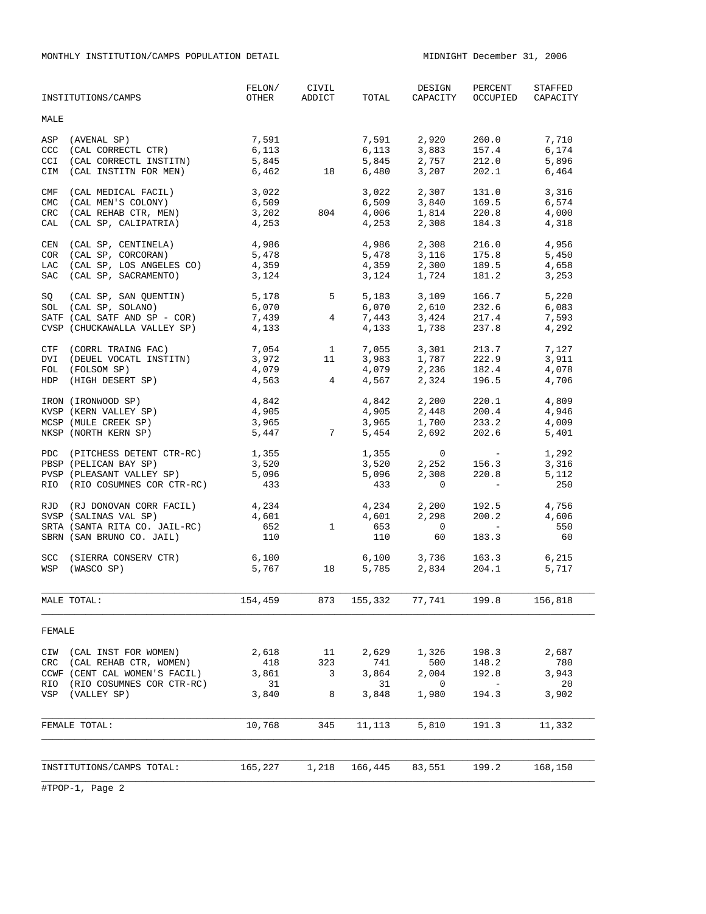MONTHLY INSTITUTION/CAMPS POPULATION DETAIL

MIDNIGHT December 31, 2006

| INSTITUTIONS/CAMPS | FELON/ OTHER | CIVIL ADDICT | TOTAL | DESIGN CAPACITY | PERCENT OCCUPIED | STAFFED CAPACITY |
|---|---|---|---|---|---|---|
| **MALE** | | | | | | |
| ASP (AVENAL SP) | 7,591 | | 7,591 | 2,920 | 260.0 | 7,710 |
| CCC (CAL CORRECTL CTR) | 6,113 | | 6,113 | 3,883 | 157.4 | 6,174 |
| CCI (CAL CORRECTL INSTITN) | 5,845 | | 5,845 | 2,757 | 212.0 | 5,896 |
| CIM (CAL INSTITN FOR MEN) | 6,462 | 18 | 6,480 | 3,207 | 202.1 | 6,464 |
| CMF (CAL MEDICAL FACIL) | 3,022 | | 3,022 | 2,307 | 131.0 | 3,316 |
| CMC (CAL MEN'S COLONY) | 6,509 | | 6,509 | 3,840 | 169.5 | 6,574 |
| CRC (CAL REHAB CTR, MEN) | 3,202 | 804 | 4,006 | 1,814 | 220.8 | 4,000 |
| CAL (CAL SP, CALIPATRIA) | 4,253 | | 4,253 | 2,308 | 184.3 | 4,318 |
| CEN (CAL SP, CENTINELA) | 4,986 | | 4,986 | 2,308 | 216.0 | 4,956 |
| COR (CAL SP, CORCORAN) | 5,478 | | 5,478 | 3,116 | 175.8 | 5,450 |
| LAC (CAL SP, LOS ANGELES CO) | 4,359 | | 4,359 | 2,300 | 189.5 | 4,658 |
| SAC (CAL SP, SACRAMENTO) | 3,124 | | 3,124 | 1,724 | 181.2 | 3,253 |
| SQ (CAL SP, SAN QUENTIN) | 5,178 | 5 | 5,183 | 3,109 | 166.7 | 5,220 |
| SOL (CAL SP, SOLANO) | 6,070 | | 6,070 | 2,610 | 232.6 | 6,083 |
| SATF (CAL SATF AND SP - COR) | 7,439 | 4 | 7,443 | 3,424 | 217.4 | 7,593 |
| CVSP (CHUCKAWALLA VALLEY SP) | 4,133 | | 4,133 | 1,738 | 237.8 | 4,292 |
| CTF (CORRL TRAING FAC) | 7,054 | 1 | 7,055 | 3,301 | 213.7 | 7,127 |
| DVI (DEUEL VOCATL INSTITN) | 3,972 | 11 | 3,983 | 1,787 | 222.9 | 3,911 |
| FOL (FOLSOM SP) | 4,079 | | 4,079 | 2,236 | 182.4 | 4,078 |
| HDP (HIGH DESERT SP) | 4,563 | 4 | 4,567 | 2,324 | 196.5 | 4,706 |
| IRON (IRONWOOD SP) | 4,842 | | 4,842 | 2,200 | 220.1 | 4,809 |
| KVSP (KERN VALLEY SP) | 4,905 | | 4,905 | 2,448 | 200.4 | 4,946 |
| MCSP (MULE CREEK SP) | 3,965 | | 3,965 | 1,700 | 233.2 | 4,009 |
| NKSP (NORTH KERN SP) | 5,447 | 7 | 5,454 | 2,692 | 202.6 | 5,401 |
| PDC (PITCHESS DETENT CTR-RC) | 1,355 | | 1,355 | 0 | - | 1,292 |
| PBSP (PELICAN BAY SP) | 3,520 | | 3,520 | 2,252 | 156.3 | 3,316 |
| PVSP (PLEASANT VALLEY SP) | 5,096 | | 5,096 | 2,308 | 220.8 | 5,112 |
| RIO (RIO COSUMNES COR CTR-RC) | 433 | | 433 | 0 | - | 250 |
| RJD (RJ DONOVAN CORR FACIL) | 4,234 | | 4,234 | 2,200 | 192.5 | 4,756 |
| SVSP (SALINAS VAL SP) | 4,601 | | 4,601 | 2,298 | 200.2 | 4,606 |
| SRTA (SANTA RITA CO. JAIL-RC) | 652 | 1 | 653 | 0 | - | 550 |
| SBRN (SAN BRUNO CO. JAIL) | 110 | | 110 | 60 | 183.3 | 60 |
| SCC (SIERRA CONSERV CTR) | 6,100 | | 6,100 | 3,736 | 163.3 | 6,215 |
| WSP (WASCO SP) | 5,767 | 18 | 5,785 | 2,834 | 204.1 | 5,717 |
| MALE TOTAL: | 154,459 | 873 | 155,332 | 77,741 | 199.8 | 156,818 |
| **FEMALE** | | | | | | |
| CIW (CAL INST FOR WOMEN) | 2,618 | 11 | 2,629 | 1,326 | 198.3 | 2,687 |
| CRC (CAL REHAB CTR, WOMEN) | 418 | 323 | 741 | 500 | 148.2 | 780 |
| CCWF (CENT CAL WOMEN'S FACIL) | 3,861 | 3 | 3,864 | 2,004 | 192.8 | 3,943 |
| RIO (RIO COSUMNES COR CTR-RC) | 31 | | 31 | 0 | - | 20 |
| VSP (VALLEY SP) | 3,840 | 8 | 3,848 | 1,980 | 194.3 | 3,902 |
| FEMALE TOTAL: | 10,768 | 345 | 11,113 | 5,810 | 191.3 | 11,332 |
| INSTITUTIONS/CAMPS TOTAL: | 165,227 | 1,218 | 166,445 | 83,551 | 199.2 | 168,150 |

#TPOP-1, Page 2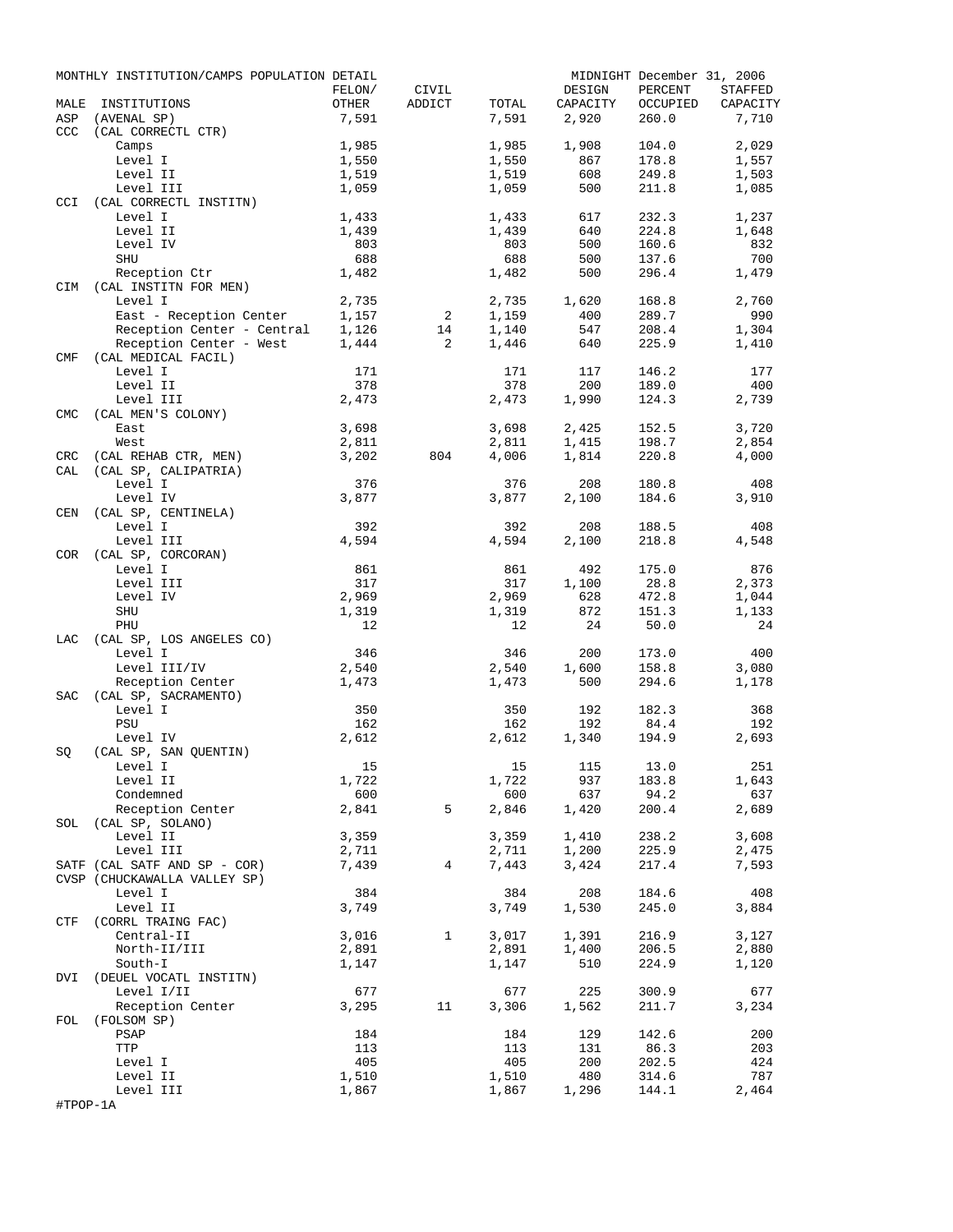MONTHLY INSTITUTION/CAMPS POPULATION DETAIL — MIDNIGHT December 31, 2006

| MALE | INSTITUTIONS | FELON/ OTHER | CIVIL ADDICT | TOTAL | DESIGN CAPACITY | PERCENT OCCUPIED | STAFFED CAPACITY |
|---|---|---|---|---|---|---|---|
| ASP | (AVENAL SP) | 7,591 | | 7,591 | 2,920 | 260.0 | 7,710 |
| CCC | (CAL CORRECTL CTR) | | | | | | |
| | Camps | 1,985 | | 1,985 | 1,908 | 104.0 | 2,029 |
| | Level I | 1,550 | | 1,550 | 867 | 178.8 | 1,557 |
| | Level II | 1,519 | | 1,519 | 608 | 249.8 | 1,503 |
| | Level III | 1,059 | | 1,059 | 500 | 211.8 | 1,085 |
| CCI | (CAL CORRECTL INSTITN) | | | | | | |
| | Level I | 1,433 | | 1,433 | 617 | 232.3 | 1,237 |
| | Level II | 1,439 | | 1,439 | 640 | 224.8 | 1,648 |
| | Level IV | 803 | | 803 | 500 | 160.6 | 832 |
| | SHU | 688 | | 688 | 500 | 137.6 | 700 |
| | Reception Ctr | 1,482 | | 1,482 | 500 | 296.4 | 1,479 |
| CIM | (CAL INSTITN FOR MEN) | | | | | | |
| | Level I | 2,735 | | 2,735 | 1,620 | 168.8 | 2,760 |
| | East - Reception Center | 1,157 | 2 | 1,159 | 400 | 289.7 | 990 |
| | Reception Center - Central | 1,126 | 14 | 1,140 | 547 | 208.4 | 1,304 |
| | Reception Center - West | 1,444 | 2 | 1,446 | 640 | 225.9 | 1,410 |
| CMF | (CAL MEDICAL FACIL) | | | | | | |
| | Level I | 171 | | 171 | 117 | 146.2 | 177 |
| | Level II | 378 | | 378 | 200 | 189.0 | 400 |
| | Level III | 2,473 | | 2,473 | 1,990 | 124.3 | 2,739 |
| CMC | (CAL MEN'S COLONY) | | | | | | |
| | East | 3,698 | | 3,698 | 2,425 | 152.5 | 3,720 |
| | West | 2,811 | | 2,811 | 1,415 | 198.7 | 2,854 |
| CRC | (CAL REHAB CTR, MEN) | 3,202 | 804 | 4,006 | 1,814 | 220.8 | 4,000 |
| CAL | (CAL SP, CALIPATRIA) | | | | | | |
| | Level I | 376 | | 376 | 208 | 180.8 | 408 |
| | Level IV | 3,877 | | 3,877 | 2,100 | 184.6 | 3,910 |
| CEN | (CAL SP, CENTINELA) | | | | | | |
| | Level I | 392 | | 392 | 208 | 188.5 | 408 |
| | Level III | 4,594 | | 4,594 | 2,100 | 218.8 | 4,548 |
| COR | (CAL SP, CORCORAN) | | | | | | |
| | Level I | 861 | | 861 | 492 | 175.0 | 876 |
| | Level III | 317 | | 317 | 1,100 | 28.8 | 2,373 |
| | Level IV | 2,969 | | 2,969 | 628 | 472.8 | 1,044 |
| | SHU | 1,319 | | 1,319 | 872 | 151.3 | 1,133 |
| | PHU | 12 | | 12 | 24 | 50.0 | 24 |
| LAC | (CAL SP, LOS ANGELES CO) | | | | | | |
| | Level I | 346 | | 346 | 200 | 173.0 | 400 |
| | Level III/IV | 2,540 | | 2,540 | 1,600 | 158.8 | 3,080 |
| | Reception Center | 1,473 | | 1,473 | 500 | 294.6 | 1,178 |
| SAC | (CAL SP, SACRAMENTO) | | | | | | |
| | Level I | 350 | | 350 | 192 | 182.3 | 368 |
| | PSU | 162 | | 162 | 192 | 84.4 | 192 |
| | Level IV | 2,612 | | 2,612 | 1,340 | 194.9 | 2,693 |
| SQ | (CAL SP, SAN QUENTIN) | | | | | | |
| | Level I | 15 | | 15 | 115 | 13.0 | 251 |
| | Level II | 1,722 | | 1,722 | 937 | 183.8 | 1,643 |
| | Condemned | 600 | | 600 | 637 | 94.2 | 637 |
| | Reception Center | 2,841 | 5 | 2,846 | 1,420 | 200.4 | 2,689 |
| SOL | (CAL SP, SOLANO) | | | | | | |
| | Level II | 3,359 | | 3,359 | 1,410 | 238.2 | 3,608 |
| | Level III | 2,711 | | 2,711 | 1,200 | 225.9 | 2,475 |
| SATF | (CAL SATF AND SP - COR) | 7,439 | 4 | 7,443 | 3,424 | 217.4 | 7,593 |
| CVSP | (CHUCKAWALLA VALLEY SP) | | | | | | |
| | Level I | 384 | | 384 | 208 | 184.6 | 408 |
| | Level II | 3,749 | | 3,749 | 1,530 | 245.0 | 3,884 |
| CTF | (CORRL TRAING FAC) | | | | | | |
| | Central-II | 3,016 | 1 | 3,017 | 1,391 | 216.9 | 3,127 |
| | North-II/III | 2,891 | | 2,891 | 1,400 | 206.5 | 2,880 |
| | South-I | 1,147 | | 1,147 | 510 | 224.9 | 1,120 |
| DVI | (DEUEL VOCATL INSTITN) | | | | | | |
| | Level I/II | 677 | | 677 | 225 | 300.9 | 677 |
| | Reception Center | 3,295 | 11 | 3,306 | 1,562 | 211.7 | 3,234 |
| FOL | (FOLSOM SP) | | | | | | |
| | PSAP | 184 | | 184 | 129 | 142.6 | 200 |
| | TTP | 113 | | 113 | 131 | 86.3 | 203 |
| | Level I | 405 | | 405 | 200 | 202.5 | 424 |
| | Level II | 1,510 | | 1,510 | 480 | 314.6 | 787 |
| | Level III | 1,867 | | 1,867 | 1,296 | 144.1 | 2,464 |

#TPOP-1A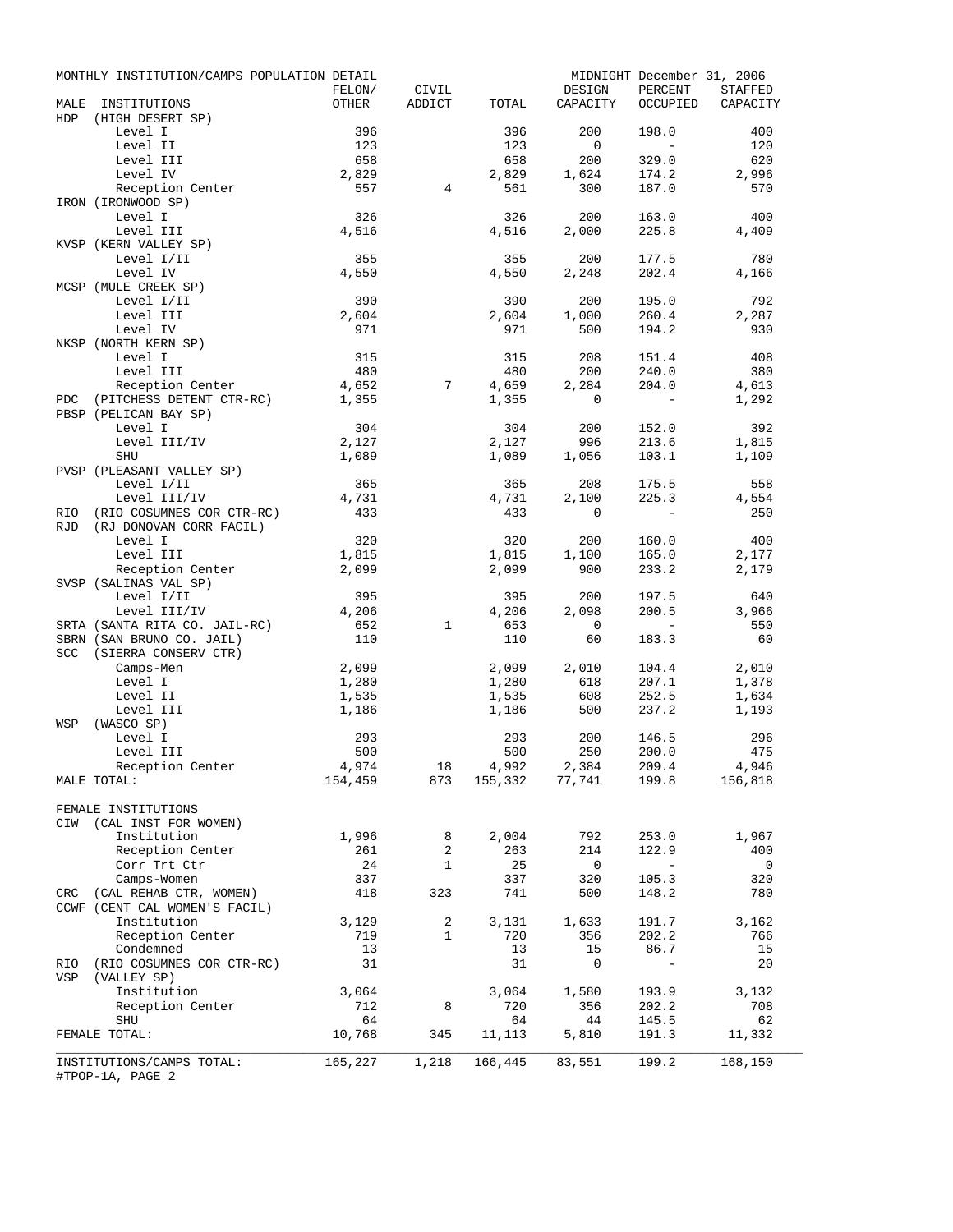MONTHLY INSTITUTION/CAMPS POPULATION DETAIL — MIDNIGHT December 31, 2006

| MALE INSTITUTIONS | FELON/ OTHER | CIVIL ADDICT | TOTAL | DESIGN CAPACITY | PERCENT OCCUPIED | STAFFED CAPACITY |
|---|---|---|---|---|---|---|
| HDP (HIGH DESERT SP) | | | | | | |
| Level I | 396 | | 396 | 200 | 198.0 | 400 |
| Level II | 123 | | 123 | 0 | - | 120 |
| Level III | 658 | | 658 | 200 | 329.0 | 620 |
| Level IV | 2,829 | | 2,829 | 1,624 | 174.2 | 2,996 |
| Reception Center | 557 | 4 | 561 | 300 | 187.0 | 570 |
| IRON (IRONWOOD SP) | | | | | | |
| Level I | 326 | | 326 | 200 | 163.0 | 400 |
| Level III | 4,516 | | 4,516 | 2,000 | 225.8 | 4,409 |
| KVSP (KERN VALLEY SP) | | | | | | |
| Level I/II | 355 | | 355 | 200 | 177.5 | 780 |
| Level IV | 4,550 | | 4,550 | 2,248 | 202.4 | 4,166 |
| MCSP (MULE CREEK SP) | | | | | | |
| Level I/II | 390 | | 390 | 200 | 195.0 | 792 |
| Level III | 2,604 | | 2,604 | 1,000 | 260.4 | 2,287 |
| Level IV | 971 | | 971 | 500 | 194.2 | 930 |
| NKSP (NORTH KERN SP) | | | | | | |
| Level I | 315 | | 315 | 208 | 151.4 | 408 |
| Level III | 480 | | 480 | 200 | 240.0 | 380 |
| Reception Center | 4,652 | 7 | 4,659 | 2,284 | 204.0 | 4,613 |
| PDC (PITCHESS DETENT CTR-RC) | 1,355 | | 1,355 | 0 | - | 1,292 |
| PBSP (PELICAN BAY SP) | | | | | | |
| Level I | 304 | | 304 | 200 | 152.0 | 392 |
| Level III/IV | 2,127 | | 2,127 | 996 | 213.6 | 1,815 |
| SHU | 1,089 | | 1,089 | 1,056 | 103.1 | 1,109 |
| PVSP (PLEASANT VALLEY SP) | | | | | | |
| Level I/II | 365 | | 365 | 208 | 175.5 | 558 |
| Level III/IV | 4,731 | | 4,731 | 2,100 | 225.3 | 4,554 |
| RIO (RIO COSUMNES COR CTR-RC) | 433 | | 433 | 0 | - | 250 |
| RJD (RJ DONOVAN CORR FACIL) | | | | | | |
| Level I | 320 | | 320 | 200 | 160.0 | 400 |
| Level III | 1,815 | | 1,815 | 1,100 | 165.0 | 2,177 |
| Reception Center | 2,099 | | 2,099 | 900 | 233.2 | 2,179 |
| SVSP (SALINAS VAL SP) | | | | | | |
| Level I/II | 395 | | 395 | 200 | 197.5 | 640 |
| Level III/IV | 4,206 | | 4,206 | 2,098 | 200.5 | 3,966 |
| SRTA (SANTA RITA CO. JAIL-RC) | 652 | 1 | 653 | 0 | - | 550 |
| SBRN (SAN BRUNO CO. JAIL) | 110 | | 110 | 60 | 183.3 | 60 |
| SCC (SIERRA CONSERV CTR) | | | | | | |
| Camps-Men | 2,099 | | 2,099 | 2,010 | 104.4 | 2,010 |
| Level I | 1,280 | | 1,280 | 618 | 207.1 | 1,378 |
| Level II | 1,535 | | 1,535 | 608 | 252.5 | 1,634 |
| Level III | 1,186 | | 1,186 | 500 | 237.2 | 1,193 |
| WSP (WASCO SP) | | | | | | |
| Level I | 293 | | 293 | 200 | 146.5 | 296 |
| Level III | 500 | | 500 | 250 | 200.0 | 475 |
| Reception Center | 4,974 | 18 | 4,992 | 2,384 | 209.4 | 4,946 |
| MALE TOTAL: | 154,459 | 873 | 155,332 | 77,741 | 199.8 | 156,818 |
| | | | | | | |
| FEMALE INSTITUTIONS | | | | | | |
| CIW (CAL INST FOR WOMEN) | | | | | | |
| Institution | 1,996 | 8 | 2,004 | 792 | 253.0 | 1,967 |
| Reception Center | 261 | 2 | 263 | 214 | 122.9 | 400 |
| Corr Trt Ctr | 24 | 1 | 25 | 0 | - | 0 |
| Camps-Women | 337 | | 337 | 320 | 105.3 | 320 |
| CRC (CAL REHAB CTR, WOMEN) | 418 | 323 | 741 | 500 | 148.2 | 780 |
| CCWF (CENT CAL WOMEN'S FACIL) | | | | | | |
| Institution | 3,129 | 2 | 3,131 | 1,633 | 191.7 | 3,162 |
| Reception Center | 719 | 1 | 720 | 356 | 202.2 | 766 |
| Condemned | 13 | | 13 | 15 | 86.7 | 15 |
| RIO (RIO COSUMNES COR CTR-RC) | 31 | | 31 | 0 | - | 20 |
| VSP (VALLEY SP) | | | | | | |
| Institution | 3,064 | | 3,064 | 1,580 | 193.9 | 3,132 |
| Reception Center | 712 | 8 | 720 | 356 | 202.2 | 708 |
| SHU | 64 | | 64 | 44 | 145.5 | 62 |
| FEMALE TOTAL: | 10,768 | 345 | 11,113 | 5,810 | 191.3 | 11,332 |
| INSTITUTIONS/CAMPS TOTAL: | 165,227 | 1,218 | 166,445 | 83,551 | 199.2 | 168,150 |

#TPOP-1A, PAGE 2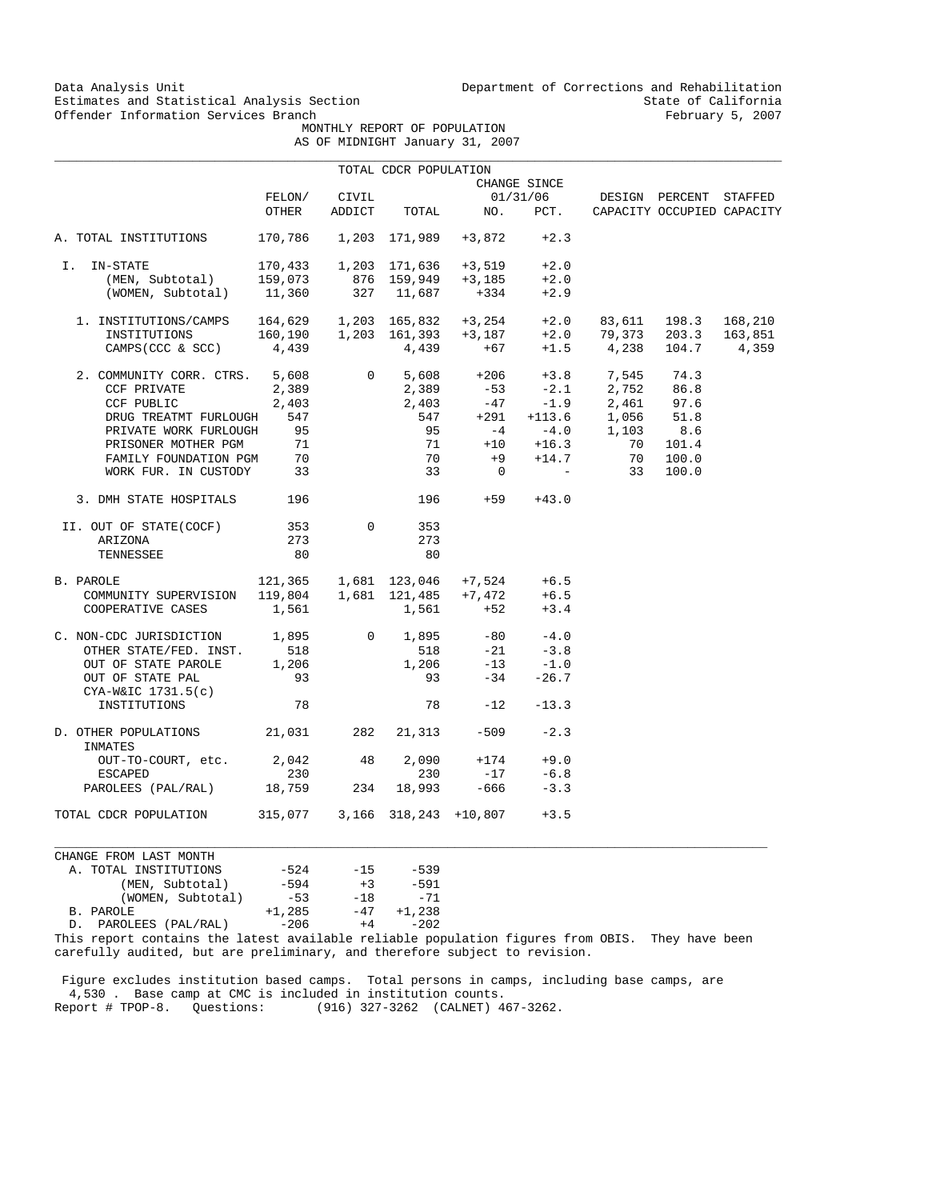Data Analysis Unit
Estimates and Statistical Analysis Section
Offender Information Services Branch

Department of Corrections and Rehabilitation
State of California
February 5, 2007

# MONTHLY REPORT OF POPULATION
## AS OF MIDNIGHT January 31, 2007

### TOTAL CDCR POPULATION

| | FELON/ OTHER | CIVIL ADDICT | TOTAL | CHANGE SINCE 01/31/06 NO. | PCT. | DESIGN CAPACITY | PERCENT OCCUPIED | STAFFED CAPACITY |
|---|---|---|---|---|---|---|---|---|
| A. TOTAL INSTITUTIONS | 170,786 | 1,203 | 171,989 | +3,872 | +2.3 | | | |
| I. IN-STATE | 170,433 | 1,203 | 171,636 | +3,519 | +2.0 | | | |
| (MEN, Subtotal) | 159,073 | 876 | 159,949 | +3,185 | +2.0 | | | |
| (WOMEN, Subtotal) | 11,360 | 327 | 11,687 | +334 | +2.9 | | | |
| 1. INSTITUTIONS/CAMPS | 164,629 | 1,203 | 165,832 | +3,254 | +2.0 | 83,611 | 198.3 | 168,210 |
| INSTITUTIONS | 160,190 | 1,203 | 161,393 | +3,187 | +2.0 | 79,373 | 203.3 | 163,851 |
| CAMPS(CCC & SCC) | 4,439 | | 4,439 | +67 | +1.5 | 4,238 | 104.7 | 4,359 |
| 2. COMMUNITY CORR. CTRS. | 5,608 | 0 | 5,608 | +206 | +3.8 | 7,545 | 74.3 | |
| CCF PRIVATE | 2,389 | | 2,389 | -53 | -2.1 | 2,752 | 86.8 | |
| CCF PUBLIC | 2,403 | | 2,403 | -47 | -1.9 | 2,461 | 97.6 | |
| DRUG TREATMT FURLOUGH | 547 | | 547 | +291 | +113.6 | 1,056 | 51.8 | |
| PRIVATE WORK FURLOUGH | 95 | | 95 | -4 | -4.0 | 1,103 | 8.6 | |
| PRISONER MOTHER PGM | 71 | | 71 | +10 | +16.3 | 70 | 101.4 | |
| FAMILY FOUNDATION PGM | 70 | | 70 | +9 | +14.7 | 70 | 100.0 | |
| WORK FUR. IN CUSTODY | 33 | | 33 | 0 | - | 33 | 100.0 | |
| 3. DMH STATE HOSPITALS | 196 | | 196 | +59 | +43.0 | | | |
| II. OUT OF STATE(COCF) | 353 | 0 | 353 | | | | | |
| ARIZONA | 273 | | 273 | | | | | |
| TENNESSEE | 80 | | 80 | | | | | |
| B. PAROLE | 121,365 | 1,681 | 123,046 | +7,524 | +6.5 | | | |
| COMMUNITY SUPERVISION | 119,804 | 1,681 | 121,485 | +7,472 | +6.5 | | | |
| COOPERATIVE CASES | 1,561 | | 1,561 | +52 | +3.4 | | | |
| C. NON-CDC JURISDICTION | 1,895 | 0 | 1,895 | -80 | -4.0 | | | |
| OTHER STATE/FED. INST. | 518 | | 518 | -21 | -3.8 | | | |
| OUT OF STATE PAROLE | 1,206 | | 1,206 | -13 | -1.0 | | | |
| OUT OF STATE PAL | 93 | | 93 | -34 | -26.7 | | | |
| CYA-W&IC 1731.5(c) INSTITUTIONS | 78 | | 78 | -12 | -13.3 | | | |
| D. OTHER POPULATIONS | 21,031 | 282 | 21,313 | -509 | -2.3 | | | |
| INMATES OUT-TO-COURT, etc. | 2,042 | 48 | 2,090 | +174 | +9.0 | | | |
| ESCAPED | 230 | | 230 | -17 | -6.8 | | | |
| PAROLEES (PAL/RAL) | 18,759 | 234 | 18,993 | -666 | -3.3 | | | |
| TOTAL CDCR POPULATION | 315,077 | 3,166 | 318,243 | +10,807 | +3.5 | | | |

| CHANGE FROM LAST MONTH | | | |
|---|---|---|---|
| A. TOTAL INSTITUTIONS | -524 | -15 | -539 |
| (MEN, Subtotal) | -594 | +3 | -591 |
| (WOMEN, Subtotal) | -53 | -18 | -71 |
| B. PAROLE | +1,285 | -47 | +1,238 |
| D. PAROLEES (PAL/RAL) | -206 | +4 | -202 |

This report contains the latest available reliable population figures from OBIS. They have been carefully audited, but are preliminary, and therefore subject to revision.

Figure excludes institution based camps. Total persons in camps, including base camps, are 4,530 . Base camp at CMC is included in institution counts.

Report # TPOP-8. Questions: (916) 327-3262 (CALNET) 467-3262.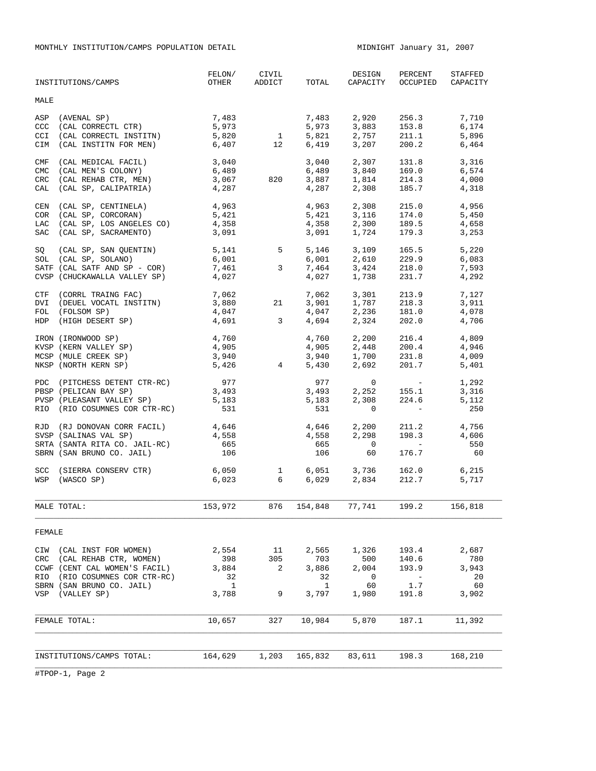MONTHLY INSTITUTION/CAMPS POPULATION DETAIL

MIDNIGHT January 31, 2007

| INSTITUTIONS/CAMPS | FELON/ OTHER | CIVIL ADDICT | TOTAL | DESIGN CAPACITY | PERCENT OCCUPIED | STAFFED CAPACITY |
|---|---|---|---|---|---|---|
| **MALE** | | | | | | |
| ASP (AVENAL SP) | 7,483 | | 7,483 | 2,920 | 256.3 | 7,710 |
| CCC (CAL CORRECTL CTR) | 5,973 | | 5,973 | 3,883 | 153.8 | 6,174 |
| CCI (CAL CORRECTL INSTITN) | 5,820 | 1 | 5,821 | 2,757 | 211.1 | 5,896 |
| CIM (CAL INSTITN FOR MEN) | 6,407 | 12 | 6,419 | 3,207 | 200.2 | 6,464 |
| CMF (CAL MEDICAL FACIL) | 3,040 | | 3,040 | 2,307 | 131.8 | 3,316 |
| CMC (CAL MEN'S COLONY) | 6,489 | | 6,489 | 3,840 | 169.0 | 6,574 |
| CRC (CAL REHAB CTR, MEN) | 3,067 | 820 | 3,887 | 1,814 | 214.3 | 4,000 |
| CAL (CAL SP, CALIPATRIA) | 4,287 | | 4,287 | 2,308 | 185.7 | 4,318 |
| CEN (CAL SP, CENTINELA) | 4,963 | | 4,963 | 2,308 | 215.0 | 4,956 |
| COR (CAL SP, CORCORAN) | 5,421 | | 5,421 | 3,116 | 174.0 | 5,450 |
| LAC (CAL SP, LOS ANGELES CO) | 4,358 | | 4,358 | 2,300 | 189.5 | 4,658 |
| SAC (CAL SP, SACRAMENTO) | 3,091 | | 3,091 | 1,724 | 179.3 | 3,253 |
| SQ (CAL SP, SAN QUENTIN) | 5,141 | 5 | 5,146 | 3,109 | 165.5 | 5,220 |
| SOL (CAL SP, SOLANO) | 6,001 | | 6,001 | 2,610 | 229.9 | 6,083 |
| SATF (CAL SATF AND SP - COR) | 7,461 | 3 | 7,464 | 3,424 | 218.0 | 7,593 |
| CVSP (CHUCKAWALLA VALLEY SP) | 4,027 | | 4,027 | 1,738 | 231.7 | 4,292 |
| CTF (CORRL TRAING FAC) | 7,062 | | 7,062 | 3,301 | 213.9 | 7,127 |
| DVI (DEUEL VOCATL INSTITN) | 3,880 | 21 | 3,901 | 1,787 | 218.3 | 3,911 |
| FOL (FOLSOM SP) | 4,047 | | 4,047 | 2,236 | 181.0 | 4,078 |
| HDP (HIGH DESERT SP) | 4,691 | 3 | 4,694 | 2,324 | 202.0 | 4,706 |
| IRON (IRONWOOD SP) | 4,760 | | 4,760 | 2,200 | 216.4 | 4,809 |
| KVSP (KERN VALLEY SP) | 4,905 | | 4,905 | 2,448 | 200.4 | 4,946 |
| MCSP (MULE CREEK SP) | 3,940 | | 3,940 | 1,700 | 231.8 | 4,009 |
| NKSP (NORTH KERN SP) | 5,426 | 4 | 5,430 | 2,692 | 201.7 | 5,401 |
| PDC (PITCHESS DETENT CTR-RC) | 977 | | 977 | 0 | - | 1,292 |
| PBSP (PELICAN BAY SP) | 3,493 | | 3,493 | 2,252 | 155.1 | 3,316 |
| PVSP (PLEASANT VALLEY SP) | 5,183 | | 5,183 | 2,308 | 224.6 | 5,112 |
| RIO (RIO COSUMNES COR CTR-RC) | 531 | | 531 | 0 | - | 250 |
| RJD (RJ DONOVAN CORR FACIL) | 4,646 | | 4,646 | 2,200 | 211.2 | 4,756 |
| SVSP (SALINAS VAL SP) | 4,558 | | 4,558 | 2,298 | 198.3 | 4,606 |
| SRTA (SANTA RITA CO. JAIL-RC) | 665 | | 665 | 0 | - | 550 |
| SBRN (SAN BRUNO CO. JAIL) | 106 | | 106 | 60 | 176.7 | 60 |
| SCC (SIERRA CONSERV CTR) | 6,050 | 1 | 6,051 | 3,736 | 162.0 | 6,215 |
| WSP (WASCO SP) | 6,023 | 6 | 6,029 | 2,834 | 212.7 | 5,717 |
| MALE TOTAL: | 153,972 | 876 | 154,848 | 77,741 | 199.2 | 156,818 |
| **FEMALE** | | | | | | |
| CIW (CAL INST FOR WOMEN) | 2,554 | 11 | 2,565 | 1,326 | 193.4 | 2,687 |
| CRC (CAL REHAB CTR, WOMEN) | 398 | 305 | 703 | 500 | 140.6 | 780 |
| CCWF (CENT CAL WOMEN'S FACIL) | 3,884 | 2 | 3,886 | 2,004 | 193.9 | 3,943 |
| RIO (RIO COSUMNES COR CTR-RC) | 32 | | 32 | 0 | - | 20 |
| SBRN (SAN BRUNO CO. JAIL) | 1 | | 1 | 60 | 1.7 | 60 |
| VSP (VALLEY SP) | 3,788 | 9 | 3,797 | 1,980 | 191.8 | 3,902 |
| FEMALE TOTAL: | 10,657 | 327 | 10,984 | 5,870 | 187.1 | 11,392 |
| INSTITUTIONS/CAMPS TOTAL: | 164,629 | 1,203 | 165,832 | 83,611 | 198.3 | 168,210 |

#TPOP-1, Page 2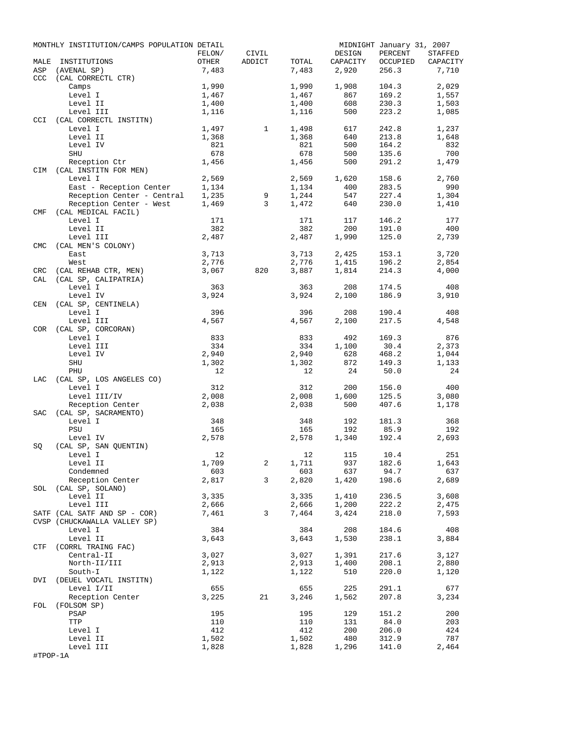MONTHLY INSTITUTION/CAMPS POPULATION DETAIL — MIDNIGHT January 31, 2007

| MALE | INSTITUTIONS | FELON/ OTHER | CIVIL ADDICT | TOTAL | DESIGN CAPACITY | PERCENT OCCUPIED | STAFFED CAPACITY |
|---|---|---|---|---|---|---|---|
| ASP | (AVENAL SP) | 7,483 | | 7,483 | 2,920 | 256.3 | 7,710 |
| CCC | (CAL CORRECTL CTR) | | | | | | |
| | Camps | 1,990 | | 1,990 | 1,908 | 104.3 | 2,029 |
| | Level I | 1,467 | | 1,467 | 867 | 169.2 | 1,557 |
| | Level II | 1,400 | | 1,400 | 608 | 230.3 | 1,503 |
| | Level III | 1,116 | | 1,116 | 500 | 223.2 | 1,085 |
| CCI | (CAL CORRECTL INSTITN) | | | | | | |
| | Level I | 1,497 | 1 | 1,498 | 617 | 242.8 | 1,237 |
| | Level II | 1,368 | | 1,368 | 640 | 213.8 | 1,648 |
| | Level IV | 821 | | 821 | 500 | 164.2 | 832 |
| | SHU | 678 | | 678 | 500 | 135.6 | 700 |
| | Reception Ctr | 1,456 | | 1,456 | 500 | 291.2 | 1,479 |
| CIM | (CAL INSTITN FOR MEN) | | | | | | |
| | Level I | 2,569 | | 2,569 | 1,620 | 158.6 | 2,760 |
| | East - Reception Center | 1,134 | | 1,134 | 400 | 283.5 | 990 |
| | Reception Center - Central | 1,235 | 9 | 1,244 | 547 | 227.4 | 1,304 |
| | Reception Center - West | 1,469 | 3 | 1,472 | 640 | 230.0 | 1,410 |
| CMF | (CAL MEDICAL FACIL) | | | | | | |
| | Level I | 171 | | 171 | 117 | 146.2 | 177 |
| | Level II | 382 | | 382 | 200 | 191.0 | 400 |
| | Level III | 2,487 | | 2,487 | 1,990 | 125.0 | 2,739 |
| CMC | (CAL MEN'S COLONY) | | | | | | |
| | East | 3,713 | | 3,713 | 2,425 | 153.1 | 3,720 |
| | West | 2,776 | | 2,776 | 1,415 | 196.2 | 2,854 |
| CRC | (CAL REHAB CTR, MEN) | 3,067 | 820 | 3,887 | 1,814 | 214.3 | 4,000 |
| CAL | (CAL SP, CALIPATRIA) | | | | | | |
| | Level I | 363 | | 363 | 208 | 174.5 | 408 |
| | Level IV | 3,924 | | 3,924 | 2,100 | 186.9 | 3,910 |
| CEN | (CAL SP, CENTINELA) | | | | | | |
| | Level I | 396 | | 396 | 208 | 190.4 | 408 |
| | Level III | 4,567 | | 4,567 | 2,100 | 217.5 | 4,548 |
| COR | (CAL SP, CORCORAN) | | | | | | |
| | Level I | 833 | | 833 | 492 | 169.3 | 876 |
| | Level III | 334 | | 334 | 1,100 | 30.4 | 2,373 |
| | Level IV | 2,940 | | 2,940 | 628 | 468.2 | 1,044 |
| | SHU | 1,302 | | 1,302 | 872 | 149.3 | 1,133 |
| | PHU | 12 | | 12 | 24 | 50.0 | 24 |
| LAC | (CAL SP, LOS ANGELES CO) | | | | | | |
| | Level I | 312 | | 312 | 200 | 156.0 | 400 |
| | Level III/IV | 2,008 | | 2,008 | 1,600 | 125.5 | 3,080 |
| | Reception Center | 2,038 | | 2,038 | 500 | 407.6 | 1,178 |
| SAC | (CAL SP, SACRAMENTO) | | | | | | |
| | Level I | 348 | | 348 | 192 | 181.3 | 368 |
| | PSU | 165 | | 165 | 192 | 85.9 | 192 |
| | Level IV | 2,578 | | 2,578 | 1,340 | 192.4 | 2,693 |
| SQ | (CAL SP, SAN QUENTIN) | | | | | | |
| | Level I | 12 | | 12 | 115 | 10.4 | 251 |
| | Level II | 1,709 | 2 | 1,711 | 937 | 182.6 | 1,643 |
| | Condemned | 603 | | 603 | 637 | 94.7 | 637 |
| | Reception Center | 2,817 | 3 | 2,820 | 1,420 | 198.6 | 2,689 |
| SOL | (CAL SP, SOLANO) | | | | | | |
| | Level II | 3,335 | | 3,335 | 1,410 | 236.5 | 3,608 |
| | Level III | 2,666 | | 2,666 | 1,200 | 222.2 | 2,475 |
| SATF | (CAL SATF AND SP - COR) | 7,461 | 3 | 7,464 | 3,424 | 218.0 | 7,593 |
| CVSP | (CHUCKAWALLA VALLEY SP) | | | | | | |
| | Level I | 384 | | 384 | 208 | 184.6 | 408 |
| | Level II | 3,643 | | 3,643 | 1,530 | 238.1 | 3,884 |
| CTF | (CORRL TRAING FAC) | | | | | | |
| | Central-II | 3,027 | | 3,027 | 1,391 | 217.6 | 3,127 |
| | North-II/III | 2,913 | | 2,913 | 1,400 | 208.1 | 2,880 |
| | South-I | 1,122 | | 1,122 | 510 | 220.0 | 1,120 |
| DVI | (DEUEL VOCATL INSTITN) | | | | | | |
| | Level I/II | 655 | | 655 | 225 | 291.1 | 677 |
| | Reception Center | 3,225 | 21 | 3,246 | 1,562 | 207.8 | 3,234 |
| FOL | (FOLSOM SP) | | | | | | |
| | PSAP | 195 | | 195 | 129 | 151.2 | 200 |
| | TTP | 110 | | 110 | 131 | 84.0 | 203 |
| | Level I | 412 | | 412 | 200 | 206.0 | 424 |
| | Level II | 1,502 | | 1,502 | 480 | 312.9 | 787 |
| | Level III | 1,828 | | 1,828 | 1,296 | 141.0 | 2,464 |

#TPOP-1A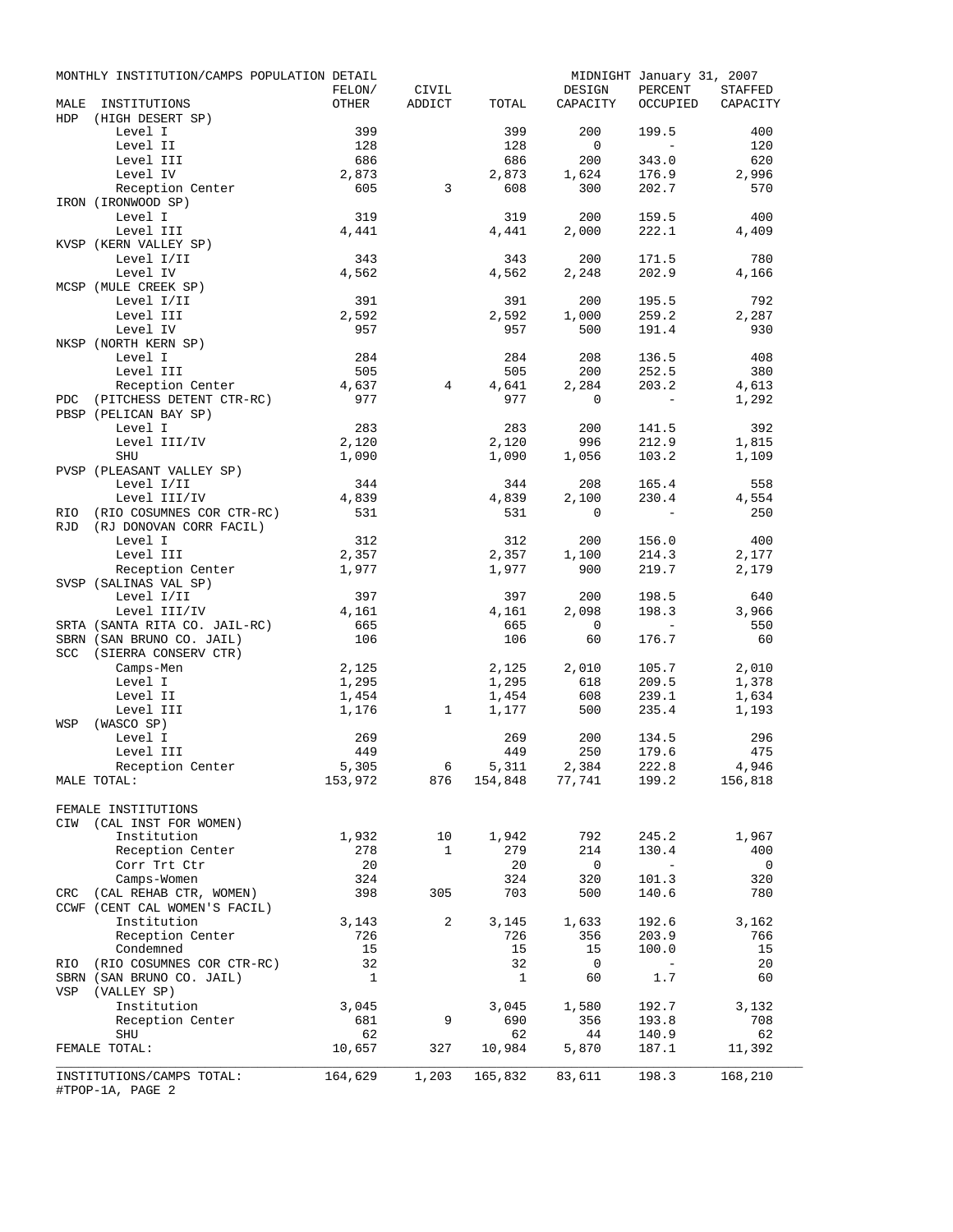MONTHLY INSTITUTION/CAMPS POPULATION DETAIL — MIDNIGHT January 31, 2007

| MALE INSTITUTIONS | FELON/ OTHER | CIVIL ADDICT | TOTAL | DESIGN CAPACITY | PERCENT OCCUPIED | STAFFED CAPACITY |
|---|---|---|---|---|---|---|
| HDP (HIGH DESERT SP) | | | | | | |
| Level I | 399 | | 399 | 200 | 199.5 | 400 |
| Level II | 128 | | 128 | 0 | - | 120 |
| Level III | 686 | | 686 | 200 | 343.0 | 620 |
| Level IV | 2,873 | | 2,873 | 1,624 | 176.9 | 2,996 |
| Reception Center | 605 | 3 | 608 | 300 | 202.7 | 570 |
| IRON (IRONWOOD SP) | | | | | | |
| Level I | 319 | | 319 | 200 | 159.5 | 400 |
| Level III | 4,441 | | 4,441 | 2,000 | 222.1 | 4,409 |
| KVSP (KERN VALLEY SP) | | | | | | |
| Level I/II | 343 | | 343 | 200 | 171.5 | 780 |
| Level IV | 4,562 | | 4,562 | 2,248 | 202.9 | 4,166 |
| MCSP (MULE CREEK SP) | | | | | | |
| Level I/II | 391 | | 391 | 200 | 195.5 | 792 |
| Level III | 2,592 | | 2,592 | 1,000 | 259.2 | 2,287 |
| Level IV | 957 | | 957 | 500 | 191.4 | 930 |
| NKSP (NORTH KERN SP) | | | | | | |
| Level I | 284 | | 284 | 208 | 136.5 | 408 |
| Level III | 505 | | 505 | 200 | 252.5 | 380 |
| Reception Center | 4,637 | 4 | 4,641 | 2,284 | 203.2 | 4,613 |
| PDC (PITCHESS DETENT CTR-RC) | 977 | | 977 | 0 | - | 1,292 |
| PBSP (PELICAN BAY SP) | | | | | | |
| Level I | 283 | | 283 | 200 | 141.5 | 392 |
| Level III/IV | 2,120 | | 2,120 | 996 | 212.9 | 1,815 |
| SHU | 1,090 | | 1,090 | 1,056 | 103.2 | 1,109 |
| PVSP (PLEASANT VALLEY SP) | | | | | | |
| Level I/II | 344 | | 344 | 208 | 165.4 | 558 |
| Level III/IV | 4,839 | | 4,839 | 2,100 | 230.4 | 4,554 |
| RIO (RIO COSUMNES COR CTR-RC) | 531 | | 531 | 0 | - | 250 |
| RJD (RJ DONOVAN CORR FACIL) | | | | | | |
| Level I | 312 | | 312 | 200 | 156.0 | 400 |
| Level III | 2,357 | | 2,357 | 1,100 | 214.3 | 2,177 |
| Reception Center | 1,977 | | 1,977 | 900 | 219.7 | 2,179 |
| SVSP (SALINAS VAL SP) | | | | | | |
| Level I/II | 397 | | 397 | 200 | 198.5 | 640 |
| Level III/IV | 4,161 | | 4,161 | 2,098 | 198.3 | 3,966 |
| SRTA (SANTA RITA CO. JAIL-RC) | 665 | | 665 | 0 | - | 550 |
| SBRN (SAN BRUNO CO. JAIL) | 106 | | 106 | 60 | 176.7 | 60 |
| SCC (SIERRA CONSERV CTR) | | | | | | |
| Camps-Men | 2,125 | | 2,125 | 2,010 | 105.7 | 2,010 |
| Level I | 1,295 | | 1,295 | 618 | 209.5 | 1,378 |
| Level II | 1,454 | | 1,454 | 608 | 239.1 | 1,634 |
| Level III | 1,176 | 1 | 1,177 | 500 | 235.4 | 1,193 |
| WSP (WASCO SP) | | | | | | |
| Level I | 269 | | 269 | 200 | 134.5 | 296 |
| Level III | 449 | | 449 | 250 | 179.6 | 475 |
| Reception Center | 5,305 | 6 | 5,311 | 2,384 | 222.8 | 4,946 |
| MALE TOTAL: | 153,972 | 876 | 154,848 | 77,741 | 199.2 | 156,818 |
| FEMALE INSTITUTIONS | | | | | | |
| CIW (CAL INST FOR WOMEN) | | | | | | |
| Institution | 1,932 | 10 | 1,942 | 792 | 245.2 | 1,967 |
| Reception Center | 278 | 1 | 279 | 214 | 130.4 | 400 |
| Corr Trt Ctr | 20 | | 20 | 0 | - | 0 |
| Camps-Women | 324 | | 324 | 320 | 101.3 | 320 |
| CRC (CAL REHAB CTR, WOMEN) | 398 | 305 | 703 | 500 | 140.6 | 780 |
| CCWF (CENT CAL WOMEN'S FACIL) | | | | | | |
| Institution | 3,143 | 2 | 3,145 | 1,633 | 192.6 | 3,162 |
| Reception Center | 726 | | 726 | 356 | 203.9 | 766 |
| Condemned | 15 | | 15 | 15 | 100.0 | 15 |
| RIO (RIO COSUMNES COR CTR-RC) | 32 | | 32 | 0 | - | 20 |
| SBRN (SAN BRUNO CO. JAIL) | 1 | | 1 | 60 | 1.7 | 60 |
| VSP (VALLEY SP) | | | | | | |
| Institution | 3,045 | | 3,045 | 1,580 | 192.7 | 3,132 |
| Reception Center | 681 | 9 | 690 | 356 | 193.8 | 708 |
| SHU | 62 | | 62 | 44 | 140.9 | 62 |
| FEMALE TOTAL: | 10,657 | 327 | 10,984 | 5,870 | 187.1 | 11,392 |
| INSTITUTIONS/CAMPS TOTAL: | 164,629 | 1,203 | 165,832 | 83,611 | 198.3 | 168,210 |

#TPOP-1A, PAGE 2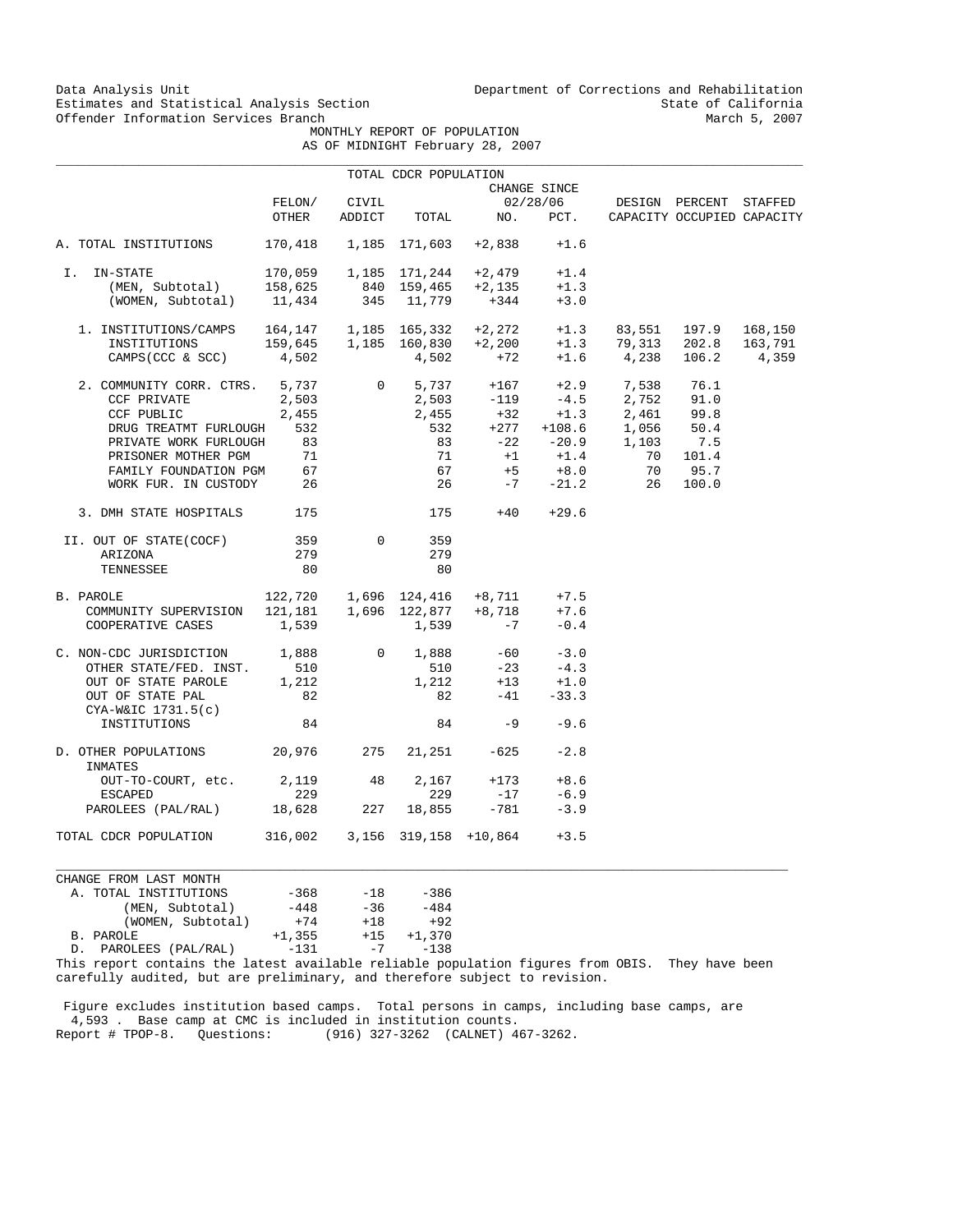Data Analysis Unit
Estimates and Statistical Analysis Section
Offender Information Services Branch

Department of Corrections and Rehabilitation
State of California
March 5, 2007

# MONTHLY REPORT OF POPULATION
## AS OF MIDNIGHT February 28, 2007

TOTAL CDCR POPULATION

| | FELON/ OTHER | CIVIL ADDICT | TOTAL | CHANGE SINCE 02/28/06 NO. | PCT. | DESIGN CAPACITY | PERCENT OCCUPIED | STAFFED CAPACITY |
|---|---|---|---|---|---|---|---|---|
| A. TOTAL INSTITUTIONS | 170,418 | 1,185 | 171,603 | +2,838 | +1.6 | | | |
| I. IN-STATE | 170,059 | 1,185 | 171,244 | +2,479 | +1.4 | | | |
| (MEN, Subtotal) | 158,625 | 840 | 159,465 | +2,135 | +1.3 | | | |
| (WOMEN, Subtotal) | 11,434 | 345 | 11,779 | +344 | +3.0 | | | |
| 1. INSTITUTIONS/CAMPS | 164,147 | 1,185 | 165,332 | +2,272 | +1.3 | 83,551 | 197.9 | 168,150 |
| INSTITUTIONS | 159,645 | 1,185 | 160,830 | +2,200 | +1.3 | 79,313 | 202.8 | 163,791 |
| CAMPS(CCC & SCC) | 4,502 | | 4,502 | +72 | +1.6 | 4,238 | 106.2 | 4,359 |
| 2. COMMUNITY CORR. CTRS. | 5,737 | 0 | 5,737 | +167 | +2.9 | 7,538 | 76.1 | |
| CCF PRIVATE | 2,503 | | 2,503 | -119 | -4.5 | 2,752 | 91.0 | |
| CCF PUBLIC | 2,455 | | 2,455 | +32 | +1.3 | 2,461 | 99.8 | |
| DRUG TREATMT FURLOUGH | 532 | | 532 | +277 | +108.6 | 1,056 | 50.4 | |
| PRIVATE WORK FURLOUGH | 83 | | 83 | -22 | -20.9 | 1,103 | 7.5 | |
| PRISONER MOTHER PGM | 71 | | 71 | +1 | +1.4 | 70 | 101.4 | |
| FAMILY FOUNDATION PGM | 67 | | 67 | +5 | +8.0 | 70 | 95.7 | |
| WORK FUR. IN CUSTODY | 26 | | 26 | -7 | -21.2 | 26 | 100.0 | |
| 3. DMH STATE HOSPITALS | 175 | | 175 | +40 | +29.6 | | | |
| II. OUT OF STATE(COCF) | 359 | 0 | 359 | | | | | |
| ARIZONA | 279 | | 279 | | | | | |
| TENNESSEE | 80 | | 80 | | | | | |
| B. PAROLE | 122,720 | 1,696 | 124,416 | +8,711 | +7.5 | | | |
| COMMUNITY SUPERVISION | 121,181 | 1,696 | 122,877 | +8,718 | +7.6 | | | |
| COOPERATIVE CASES | 1,539 | | 1,539 | -7 | -0.4 | | | |
| C. NON-CDC JURISDICTION | 1,888 | 0 | 1,888 | -60 | -3.0 | | | |
| OTHER STATE/FED. INST. | 510 | | 510 | -23 | -4.3 | | | |
| OUT OF STATE PAROLE | 1,212 | | 1,212 | +13 | +1.0 | | | |
| OUT OF STATE PAL | 82 | | 82 | -41 | -33.3 | | | |
| CYA-W&IC 1731.5(c) INSTITUTIONS | 84 | | 84 | -9 | -9.6 | | | |
| D. OTHER POPULATIONS | 20,976 | 275 | 21,251 | -625 | -2.8 | | | |
| INMATES OUT-TO-COURT, etc. | 2,119 | 48 | 2,167 | +173 | +8.6 | | | |
| ESCAPED | 229 | | 229 | -17 | -6.9 | | | |
| PAROLEES (PAL/RAL) | 18,628 | 227 | 18,855 | -781 | -3.9 | | | |
| TOTAL CDCR POPULATION | 316,002 | 3,156 | 319,158 | +10,864 | +3.5 | | | |

CHANGE FROM LAST MONTH

| | | | |
|---|---|---|---|
| A. TOTAL INSTITUTIONS | -368 | -18 | -386 |
| (MEN, Subtotal) | -448 | -36 | -484 |
| (WOMEN, Subtotal) | +74 | +18 | +92 |
| B. PAROLE | +1,355 | +15 | +1,370 |
| D. PAROLEES (PAL/RAL) | -131 | -7 | -138 |

This report contains the latest available reliable population figures from OBIS. They have been carefully audited, but are preliminary, and therefore subject to revision.

Figure excludes institution based camps. Total persons in camps, including base camps, are 4,593 . Base camp at CMC is included in institution counts.

Report # TPOP-8. Questions: (916) 327-3262 (CALNET) 467-3262.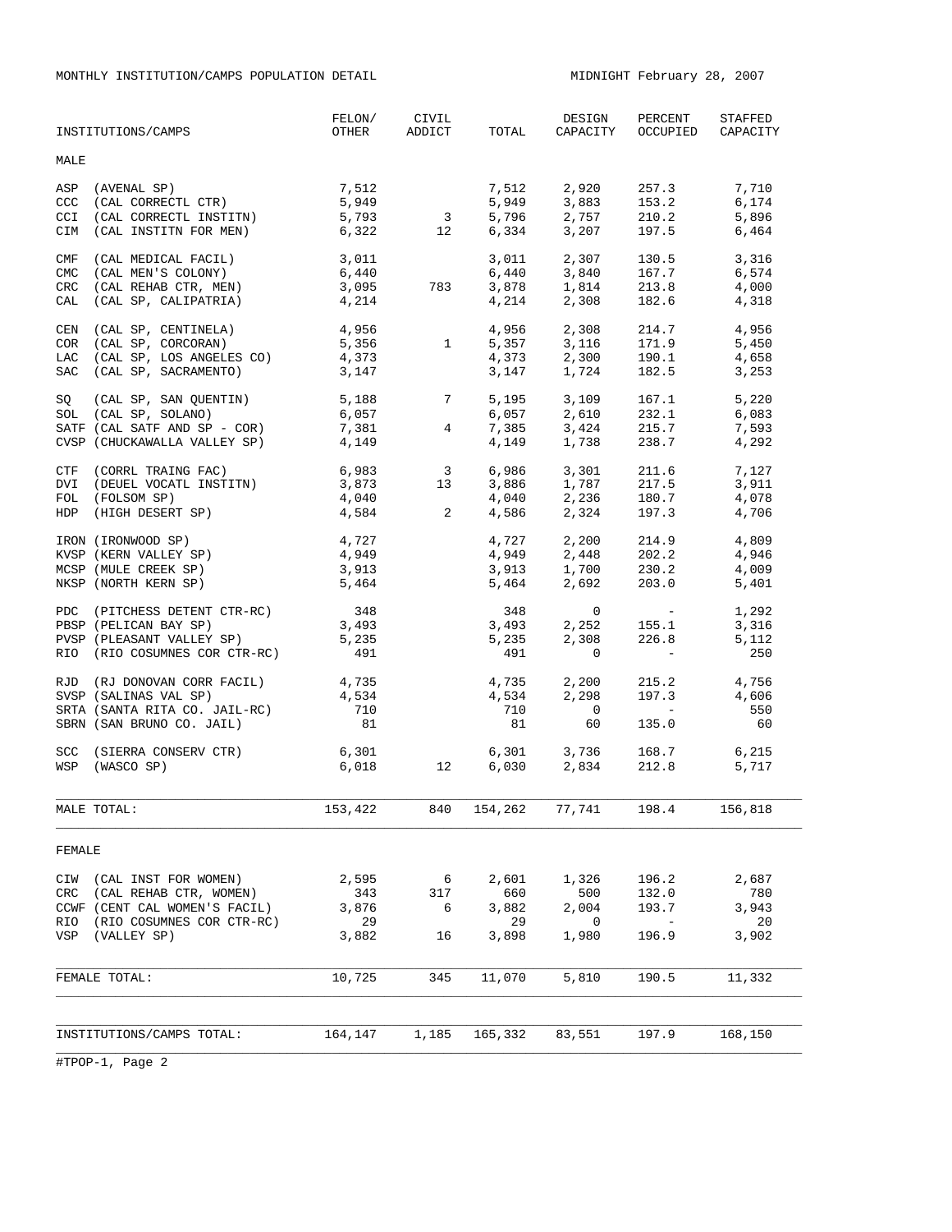MONTHLY INSTITUTION/CAMPS POPULATION DETAIL

MIDNIGHT February 28, 2007

| INSTITUTIONS/CAMPS | FELON/ OTHER | CIVIL ADDICT | TOTAL | DESIGN CAPACITY | PERCENT OCCUPIED | STAFFED CAPACITY |
|---|---|---|---|---|---|---|
| **MALE** | | | | | | |
| ASP (AVENAL SP) | 7,512 | | 7,512 | 2,920 | 257.3 | 7,710 |
| CCC (CAL CORRECTL CTR) | 5,949 | | 5,949 | 3,883 | 153.2 | 6,174 |
| CCI (CAL CORRECTL INSTITN) | 5,793 | 3 | 5,796 | 2,757 | 210.2 | 5,896 |
| CIM (CAL INSTITN FOR MEN) | 6,322 | 12 | 6,334 | 3,207 | 197.5 | 6,464 |
| CMF (CAL MEDICAL FACIL) | 3,011 | | 3,011 | 2,307 | 130.5 | 3,316 |
| CMC (CAL MEN'S COLONY) | 6,440 | | 6,440 | 3,840 | 167.7 | 6,574 |
| CRC (CAL REHAB CTR, MEN) | 3,095 | 783 | 3,878 | 1,814 | 213.8 | 4,000 |
| CAL (CAL SP, CALIPATRIA) | 4,214 | | 4,214 | 2,308 | 182.6 | 4,318 |
| CEN (CAL SP, CENTINELA) | 4,956 | | 4,956 | 2,308 | 214.7 | 4,956 |
| COR (CAL SP, CORCORAN) | 5,356 | 1 | 5,357 | 3,116 | 171.9 | 5,450 |
| LAC (CAL SP, LOS ANGELES CO) | 4,373 | | 4,373 | 2,300 | 190.1 | 4,658 |
| SAC (CAL SP, SACRAMENTO) | 3,147 | | 3,147 | 1,724 | 182.5 | 3,253 |
| SQ (CAL SP, SAN QUENTIN) | 5,188 | 7 | 5,195 | 3,109 | 167.1 | 5,220 |
| SOL (CAL SP, SOLANO) | 6,057 | | 6,057 | 2,610 | 232.1 | 6,083 |
| SATF (CAL SATF AND SP - COR) | 7,381 | 4 | 7,385 | 3,424 | 215.7 | 7,593 |
| CVSP (CHUCKAWALLA VALLEY SP) | 4,149 | | 4,149 | 1,738 | 238.7 | 4,292 |
| CTF (CORRL TRAING FAC) | 6,983 | 3 | 6,986 | 3,301 | 211.6 | 7,127 |
| DVI (DEUEL VOCATL INSTITN) | 3,873 | 13 | 3,886 | 1,787 | 217.5 | 3,911 |
| FOL (FOLSOM SP) | 4,040 | | 4,040 | 2,236 | 180.7 | 4,078 |
| HDP (HIGH DESERT SP) | 4,584 | 2 | 4,586 | 2,324 | 197.3 | 4,706 |
| IRON (IRONWOOD SP) | 4,727 | | 4,727 | 2,200 | 214.9 | 4,809 |
| KVSP (KERN VALLEY SP) | 4,949 | | 4,949 | 2,448 | 202.2 | 4,946 |
| MCSP (MULE CREEK SP) | 3,913 | | 3,913 | 1,700 | 230.2 | 4,009 |
| NKSP (NORTH KERN SP) | 5,464 | | 5,464 | 2,692 | 203.0 | 5,401 |
| PDC (PITCHESS DETENT CTR-RC) | 348 | | 348 | 0 | - | 1,292 |
| PBSP (PELICAN BAY SP) | 3,493 | | 3,493 | 2,252 | 155.1 | 3,316 |
| PVSP (PLEASANT VALLEY SP) | 5,235 | | 5,235 | 2,308 | 226.8 | 5,112 |
| RIO (RIO COSUMNES COR CTR-RC) | 491 | | 491 | 0 | - | 250 |
| RJD (RJ DONOVAN CORR FACIL) | 4,735 | | 4,735 | 2,200 | 215.2 | 4,756 |
| SVSP (SALINAS VAL SP) | 4,534 | | 4,534 | 2,298 | 197.3 | 4,606 |
| SRTA (SANTA RITA CO. JAIL-RC) | 710 | | 710 | 0 | - | 550 |
| SBRN (SAN BRUNO CO. JAIL) | 81 | | 81 | 60 | 135.0 | 60 |
| SCC (SIERRA CONSERV CTR) | 6,301 | | 6,301 | 3,736 | 168.7 | 6,215 |
| WSP (WASCO SP) | 6,018 | 12 | 6,030 | 2,834 | 212.8 | 5,717 |
| MALE TOTAL: | 153,422 | 840 | 154,262 | 77,741 | 198.4 | 156,818 |
| **FEMALE** | | | | | | |
| CIW (CAL INST FOR WOMEN) | 2,595 | 6 | 2,601 | 1,326 | 196.2 | 2,687 |
| CRC (CAL REHAB CTR, WOMEN) | 343 | 317 | 660 | 500 | 132.0 | 780 |
| CCWF (CENT CAL WOMEN'S FACIL) | 3,876 | 6 | 3,882 | 2,004 | 193.7 | 3,943 |
| RIO (RIO COSUMNES COR CTR-RC) | 29 | | 29 | 0 | - | 20 |
| VSP (VALLEY SP) | 3,882 | 16 | 3,898 | 1,980 | 196.9 | 3,902 |
| FEMALE TOTAL: | 10,725 | 345 | 11,070 | 5,810 | 190.5 | 11,332 |
| INSTITUTIONS/CAMPS TOTAL: | 164,147 | 1,185 | 165,332 | 83,551 | 197.9 | 168,150 |

#TPOP-1, Page 2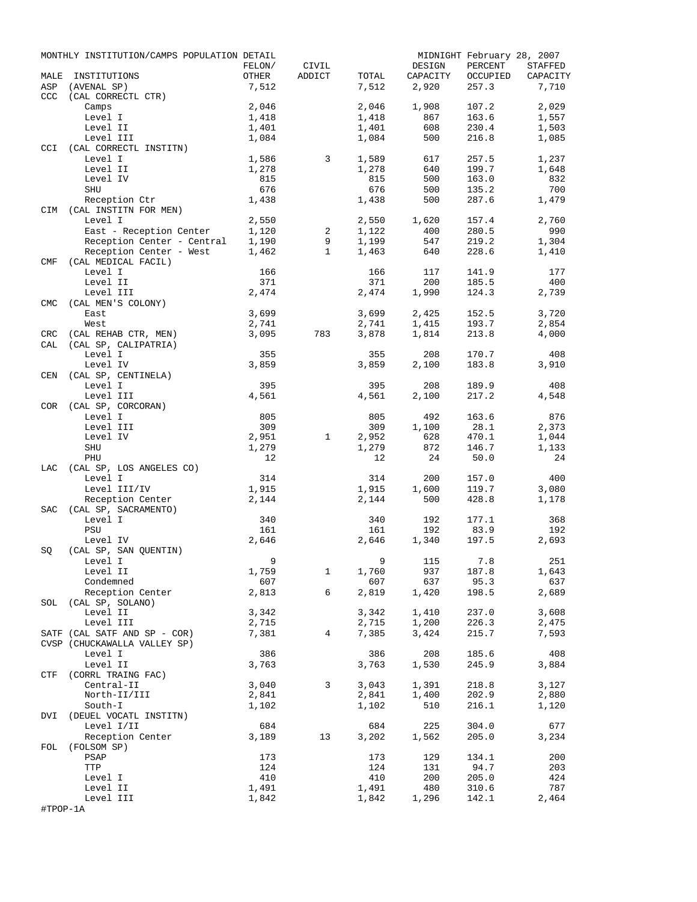MONTHLY INSTITUTION/CAMPS POPULATION DETAIL — MIDNIGHT February 28, 2007

| MALE | INSTITUTIONS | FELON/ OTHER | CIVIL ADDICT | TOTAL | DESIGN CAPACITY | PERCENT OCCUPIED | STAFFED CAPACITY |
|---|---|---|---|---|---|---|---|
| ASP | (AVENAL SP) | 7,512 | | 7,512 | 2,920 | 257.3 | 7,710 |
| CCC | (CAL CORRECTL CTR) | | | | | | |
| | Camps | 2,046 | | 2,046 | 1,908 | 107.2 | 2,029 |
| | Level I | 1,418 | | 1,418 | 867 | 163.6 | 1,557 |
| | Level II | 1,401 | | 1,401 | 608 | 230.4 | 1,503 |
| | Level III | 1,084 | | 1,084 | 500 | 216.8 | 1,085 |
| CCI | (CAL CORRECTL INSTITN) | | | | | | |
| | Level I | 1,586 | 3 | 1,589 | 617 | 257.5 | 1,237 |
| | Level II | 1,278 | | 1,278 | 640 | 199.7 | 1,648 |
| | Level IV | 815 | | 815 | 500 | 163.0 | 832 |
| | SHU | 676 | | 676 | 500 | 135.2 | 700 |
| | Reception Ctr | 1,438 | | 1,438 | 500 | 287.6 | 1,479 |
| CIM | (CAL INSTITN FOR MEN) | | | | | | |
| | Level I | 2,550 | | 2,550 | 1,620 | 157.4 | 2,760 |
| | East - Reception Center | 1,120 | 2 | 1,122 | 400 | 280.5 | 990 |
| | Reception Center - Central | 1,190 | 9 | 1,199 | 547 | 219.2 | 1,304 |
| | Reception Center - West | 1,462 | 1 | 1,463 | 640 | 228.6 | 1,410 |
| CMF | (CAL MEDICAL FACIL) | | | | | | |
| | Level I | 166 | | 166 | 117 | 141.9 | 177 |
| | Level II | 371 | | 371 | 200 | 185.5 | 400 |
| | Level III | 2,474 | | 2,474 | 1,990 | 124.3 | 2,739 |
| CMC | (CAL MEN'S COLONY) | | | | | | |
| | East | 3,699 | | 3,699 | 2,425 | 152.5 | 3,720 |
| | West | 2,741 | | 2,741 | 1,415 | 193.7 | 2,854 |
| CRC | (CAL REHAB CTR, MEN) | 3,095 | 783 | 3,878 | 1,814 | 213.8 | 4,000 |
| CAL | (CAL SP, CALIPATRIA) | | | | | | |
| | Level I | 355 | | 355 | 208 | 170.7 | 408 |
| | Level IV | 3,859 | | 3,859 | 2,100 | 183.8 | 3,910 |
| CEN | (CAL SP, CENTINELA) | | | | | | |
| | Level I | 395 | | 395 | 208 | 189.9 | 408 |
| | Level III | 4,561 | | 4,561 | 2,100 | 217.2 | 4,548 |
| COR | (CAL SP, CORCORAN) | | | | | | |
| | Level I | 805 | | 805 | 492 | 163.6 | 876 |
| | Level III | 309 | | 309 | 1,100 | 28.1 | 2,373 |
| | Level IV | 2,951 | 1 | 2,952 | 628 | 470.1 | 1,044 |
| | SHU | 1,279 | | 1,279 | 872 | 146.7 | 1,133 |
| | PHU | 12 | | 12 | 24 | 50.0 | 24 |
| LAC | (CAL SP, LOS ANGELES CO) | | | | | | |
| | Level I | 314 | | 314 | 200 | 157.0 | 400 |
| | Level III/IV | 1,915 | | 1,915 | 1,600 | 119.7 | 3,080 |
| | Reception Center | 2,144 | | 2,144 | 500 | 428.8 | 1,178 |
| SAC | (CAL SP, SACRAMENTO) | | | | | | |
| | Level I | 340 | | 340 | 192 | 177.1 | 368 |
| | PSU | 161 | | 161 | 192 | 83.9 | 192 |
| | Level IV | 2,646 | | 2,646 | 1,340 | 197.5 | 2,693 |
| SQ | (CAL SP, SAN QUENTIN) | | | | | | |
| | Level I | 9 | | 9 | 115 | 7.8 | 251 |
| | Level II | 1,759 | 1 | 1,760 | 937 | 187.8 | 1,643 |
| | Condemned | 607 | | 607 | 637 | 95.3 | 637 |
| | Reception Center | 2,813 | 6 | 2,819 | 1,420 | 198.5 | 2,689 |
| SOL | (CAL SP, SOLANO) | | | | | | |
| | Level II | 3,342 | | 3,342 | 1,410 | 237.0 | 3,608 |
| | Level III | 2,715 | | 2,715 | 1,200 | 226.3 | 2,475 |
| SATF | (CAL SATF AND SP - COR) | 7,381 | 4 | 7,385 | 3,424 | 215.7 | 7,593 |
| CVSP | (CHUCKAWALLA VALLEY SP) | | | | | | |
| | Level I | 386 | | 386 | 208 | 185.6 | 408 |
| | Level II | 3,763 | | 3,763 | 1,530 | 245.9 | 3,884 |
| CTF | (CORRL TRAING FAC) | | | | | | |
| | Central-II | 3,040 | 3 | 3,043 | 1,391 | 218.8 | 3,127 |
| | North-II/III | 2,841 | | 2,841 | 1,400 | 202.9 | 2,880 |
| | South-I | 1,102 | | 1,102 | 510 | 216.1 | 1,120 |
| DVI | (DEUEL VOCATL INSTITN) | | | | | | |
| | Level I/II | 684 | | 684 | 225 | 304.0 | 677 |
| | Reception Center | 3,189 | 13 | 3,202 | 1,562 | 205.0 | 3,234 |
| FOL | (FOLSOM SP) | | | | | | |
| | PSAP | 173 | | 173 | 129 | 134.1 | 200 |
| | TTP | 124 | | 124 | 131 | 94.7 | 203 |
| | Level I | 410 | | 410 | 200 | 205.0 | 424 |
| | Level II | 1,491 | | 1,491 | 480 | 310.6 | 787 |
| | Level III | 1,842 | | 1,842 | 1,296 | 142.1 | 2,464 |

#TPOP-1A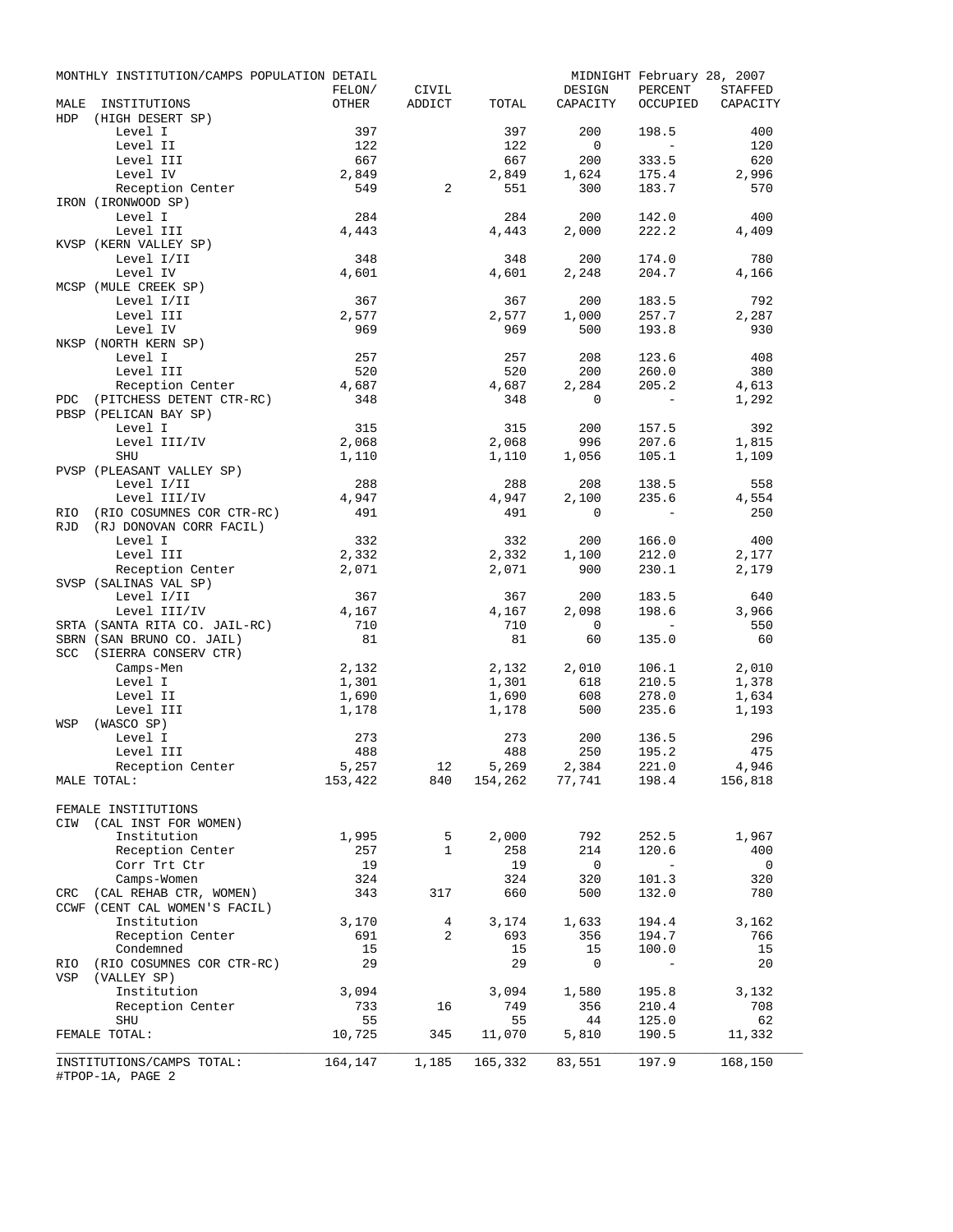MONTHLY INSTITUTION/CAMPS POPULATION DETAIL — MIDNIGHT February 28, 2007

| MALE INSTITUTIONS | FELON/ OTHER | CIVIL ADDICT | TOTAL | DESIGN CAPACITY | PERCENT OCCUPIED | STAFFED CAPACITY |
|---|---|---|---|---|---|---|
| HDP (HIGH DESERT SP) | | | | | | |
| Level I | 397 | | 397 | 200 | 198.5 | 400 |
| Level II | 122 | | 122 | 0 | - | 120 |
| Level III | 667 | | 667 | 200 | 333.5 | 620 |
| Level IV | 2,849 | | 2,849 | 1,624 | 175.4 | 2,996 |
| Reception Center | 549 | 2 | 551 | 300 | 183.7 | 570 |
| IRON (IRONWOOD SP) | | | | | | |
| Level I | 284 | | 284 | 200 | 142.0 | 400 |
| Level III | 4,443 | | 4,443 | 2,000 | 222.2 | 4,409 |
| KVSP (KERN VALLEY SP) | | | | | | |
| Level I/II | 348 | | 348 | 200 | 174.0 | 780 |
| Level IV | 4,601 | | 4,601 | 2,248 | 204.7 | 4,166 |
| MCSP (MULE CREEK SP) | | | | | | |
| Level I/II | 367 | | 367 | 200 | 183.5 | 792 |
| Level III | 2,577 | | 2,577 | 1,000 | 257.7 | 2,287 |
| Level IV | 969 | | 969 | 500 | 193.8 | 930 |
| NKSP (NORTH KERN SP) | | | | | | |
| Level I | 257 | | 257 | 208 | 123.6 | 408 |
| Level III | 520 | | 520 | 200 | 260.0 | 380 |
| Reception Center | 4,687 | | 4,687 | 2,284 | 205.2 | 4,613 |
| PDC (PITCHESS DETENT CTR-RC) | 348 | | 348 | 0 | - | 1,292 |
| PBSP (PELICAN BAY SP) | | | | | | |
| Level I | 315 | | 315 | 200 | 157.5 | 392 |
| Level III/IV | 2,068 | | 2,068 | 996 | 207.6 | 1,815 |
| SHU | 1,110 | | 1,110 | 1,056 | 105.1 | 1,109 |
| PVSP (PLEASANT VALLEY SP) | | | | | | |
| Level I/II | 288 | | 288 | 208 | 138.5 | 558 |
| Level III/IV | 4,947 | | 4,947 | 2,100 | 235.6 | 4,554 |
| RIO (RIO COSUMNES COR CTR-RC) | 491 | | 491 | 0 | - | 250 |
| RJD (RJ DONOVAN CORR FACIL) | | | | | | |
| Level I | 332 | | 332 | 200 | 166.0 | 400 |
| Level III | 2,332 | | 2,332 | 1,100 | 212.0 | 2,177 |
| Reception Center | 2,071 | | 2,071 | 900 | 230.1 | 2,179 |
| SVSP (SALINAS VAL SP) | | | | | | |
| Level I/II | 367 | | 367 | 200 | 183.5 | 640 |
| Level III/IV | 4,167 | | 4,167 | 2,098 | 198.6 | 3,966 |
| SRTA (SANTA RITA CO. JAIL-RC) | 710 | | 710 | 0 | - | 550 |
| SBRN (SAN BRUNO CO. JAIL) | 81 | | 81 | 60 | 135.0 | 60 |
| SCC (SIERRA CONSERV CTR) | | | | | | |
| Camps-Men | 2,132 | | 2,132 | 2,010 | 106.1 | 2,010 |
| Level I | 1,301 | | 1,301 | 618 | 210.5 | 1,378 |
| Level II | 1,690 | | 1,690 | 608 | 278.0 | 1,634 |
| Level III | 1,178 | | 1,178 | 500 | 235.6 | 1,193 |
| WSP (WASCO SP) | | | | | | |
| Level I | 273 | | 273 | 200 | 136.5 | 296 |
| Level III | 488 | | 488 | 250 | 195.2 | 475 |
| Reception Center | 5,257 | 12 | 5,269 | 2,384 | 221.0 | 4,946 |
| MALE TOTAL: | 153,422 | 840 | 154,262 | 77,741 | 198.4 | 156,818 |
| | | | | | | |
| FEMALE INSTITUTIONS | | | | | | |
| CIW (CAL INST FOR WOMEN) | | | | | | |
| Institution | 1,995 | 5 | 2,000 | 792 | 252.5 | 1,967 |
| Reception Center | 257 | 1 | 258 | 214 | 120.6 | 400 |
| Corr Trt Ctr | 19 | | 19 | 0 | - | 0 |
| Camps-Women | 324 | | 324 | 320 | 101.3 | 320 |
| CRC (CAL REHAB CTR, WOMEN) | 343 | 317 | 660 | 500 | 132.0 | 780 |
| CCWF (CENT CAL WOMEN'S FACIL) | | | | | | |
| Institution | 3,170 | 4 | 3,174 | 1,633 | 194.4 | 3,162 |
| Reception Center | 691 | 2 | 693 | 356 | 194.7 | 766 |
| Condemned | 15 | | 15 | 15 | 100.0 | 15 |
| RIO (RIO COSUMNES COR CTR-RC) | 29 | | 29 | 0 | - | 20 |
| VSP (VALLEY SP) | | | | | | |
| Institution | 3,094 | | 3,094 | 1,580 | 195.8 | 3,132 |
| Reception Center | 733 | 16 | 749 | 356 | 210.4 | 708 |
| SHU | 55 | | 55 | 44 | 125.0 | 62 |
| FEMALE TOTAL: | 10,725 | 345 | 11,070 | 5,810 | 190.5 | 11,332 |
| INSTITUTIONS/CAMPS TOTAL: | 164,147 | 1,185 | 165,332 | 83,551 | 197.9 | 168,150 |

#TPOP-1A, PAGE 2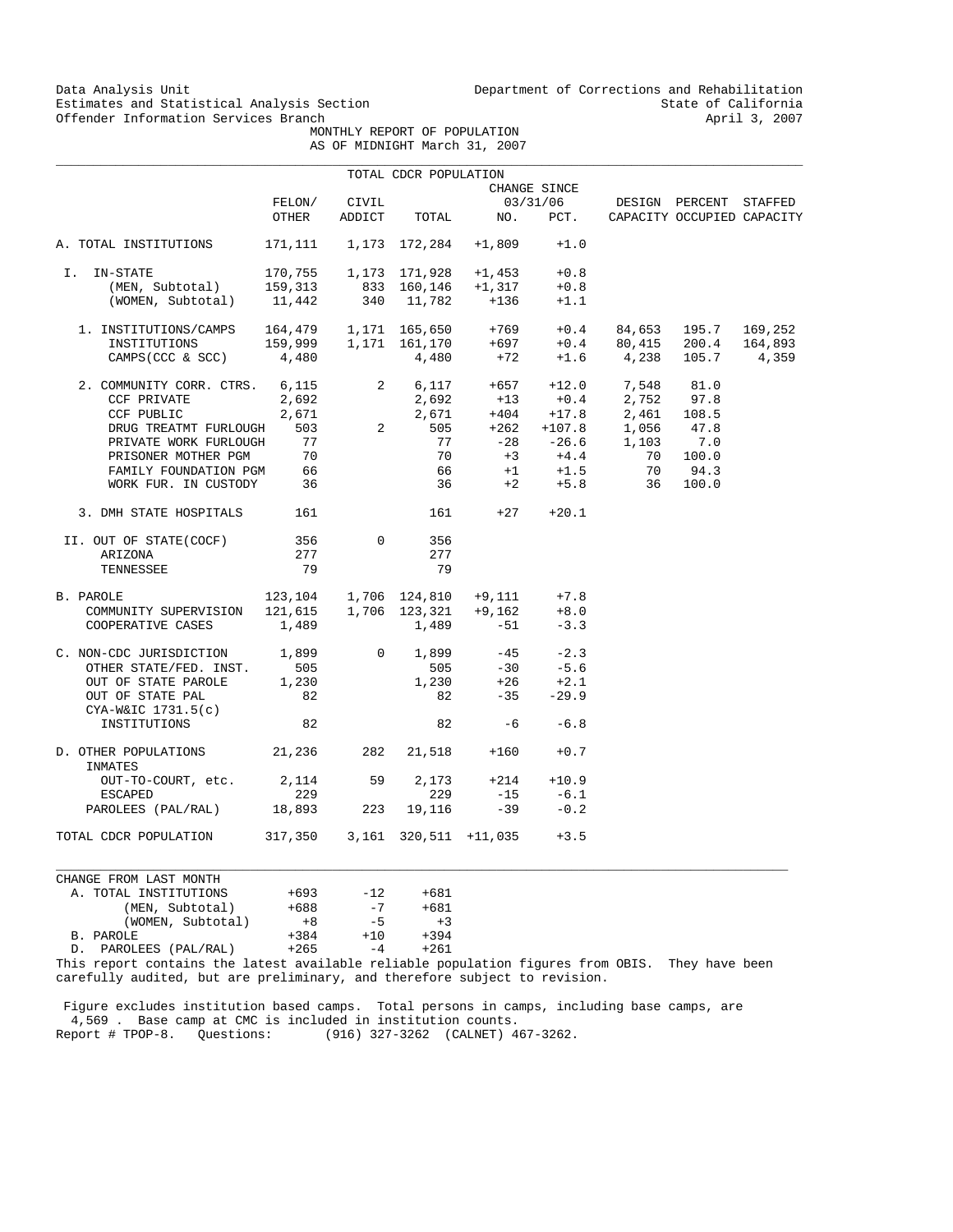Data Analysis Unit
Estimates and Statistical Analysis Section
Offender Information Services Branch

Department of Corrections and Rehabilitation
State of California
April 3, 2007

MONTHLY REPORT OF POPULATION
AS OF MIDNIGHT March 31, 2007

TOTAL CDCR POPULATION

| | FELON/ OTHER | CIVIL ADDICT | TOTAL | CHANGE SINCE 03/31/06 NO. | PCT. | DESIGN CAPACITY | PERCENT OCCUPIED | STAFFED CAPACITY |
|---|---|---|---|---|---|---|---|---|
| A. TOTAL INSTITUTIONS | 171,111 | 1,173 | 172,284 | +1,809 | +1.0 | | | |
| I. IN-STATE | 170,755 | 1,173 | 171,928 | +1,453 | +0.8 | | | |
| (MEN, Subtotal) | 159,313 | 833 | 160,146 | +1,317 | +0.8 | | | |
| (WOMEN, Subtotal) | 11,442 | 340 | 11,782 | +136 | +1.1 | | | |
| 1. INSTITUTIONS/CAMPS | 164,479 | 1,171 | 165,650 | +769 | +0.4 | 84,653 | 195.7 | 169,252 |
| INSTITUTIONS | 159,999 | 1,171 | 161,170 | +697 | +0.4 | 80,415 | 200.4 | 164,893 |
| CAMPS(CCC & SCC) | 4,480 | | 4,480 | +72 | +1.6 | 4,238 | 105.7 | 4,359 |
| 2. COMMUNITY CORR. CTRS. | 6,115 | 2 | 6,117 | +657 | +12.0 | 7,548 | 81.0 | |
| CCF PRIVATE | 2,692 | | 2,692 | +13 | +0.4 | 2,752 | 97.8 | |
| CCF PUBLIC | 2,671 | | 2,671 | +404 | +17.8 | 2,461 | 108.5 | |
| DRUG TREATMT FURLOUGH | 503 | 2 | 505 | +262 | +107.8 | 1,056 | 47.8 | |
| PRIVATE WORK FURLOUGH | 77 | | 77 | -28 | -26.6 | 1,103 | 7.0 | |
| PRISONER MOTHER PGM | 70 | | 70 | +3 | +4.4 | 70 | 100.0 | |
| FAMILY FOUNDATION PGM | 66 | | 66 | +1 | +1.5 | 70 | 94.3 | |
| WORK FUR. IN CUSTODY | 36 | | 36 | +2 | +5.8 | 36 | 100.0 | |
| 3. DMH STATE HOSPITALS | 161 | | 161 | +27 | +20.1 | | | |
| II. OUT OF STATE(COCF) | 356 | 0 | 356 | | | | | |
| ARIZONA | 277 | | 277 | | | | | |
| TENNESSEE | 79 | | 79 | | | | | |
| B. PAROLE | 123,104 | 1,706 | 124,810 | +9,111 | +7.8 | | | |
| COMMUNITY SUPERVISION | 121,615 | 1,706 | 123,321 | +9,162 | +8.0 | | | |
| COOPERATIVE CASES | 1,489 | | 1,489 | -51 | -3.3 | | | |
| C. NON-CDC JURISDICTION | 1,899 | 0 | 1,899 | -45 | -2.3 | | | |
| OTHER STATE/FED. INST. | 505 | | 505 | -30 | -5.6 | | | |
| OUT OF STATE PAROLE | 1,230 | | 1,230 | +26 | +2.1 | | | |
| OUT OF STATE PAL | 82 | | 82 | -35 | -29.9 | | | |
| CYA-W&IC 1731.5(c) INSTITUTIONS | 82 | | 82 | -6 | -6.8 | | | |
| D. OTHER POPULATIONS | 21,236 | 282 | 21,518 | +160 | +0.7 | | | |
| INMATES OUT-TO-COURT, etc. | 2,114 | 59 | 2,173 | +214 | +10.9 | | | |
| ESCAPED | 229 | | 229 | -15 | -6.1 | | | |
| PAROLEES (PAL/RAL) | 18,893 | 223 | 19,116 | -39 | -0.2 | | | |
| TOTAL CDCR POPULATION | 317,350 | 3,161 | 320,511 | +11,035 | +3.5 | | | |

CHANGE FROM LAST MONTH

| | | | |
|---|---|---|---|
| A. TOTAL INSTITUTIONS | +693 | -12 | +681 |
| (MEN, Subtotal) | +688 | -7 | +681 |
| (WOMEN, Subtotal) | +8 | -5 | +3 |
| B. PAROLE | +384 | +10 | +394 |
| D. PAROLEES (PAL/RAL) | +265 | -4 | +261 |

This report contains the latest available reliable population figures from OBIS. They have been carefully audited, but are preliminary, and therefore subject to revision.

Figure excludes institution based camps. Total persons in camps, including base camps, are 4,569 . Base camp at CMC is included in institution counts.
Report # TPOP-8. Questions: (916) 327-3262 (CALNET) 467-3262.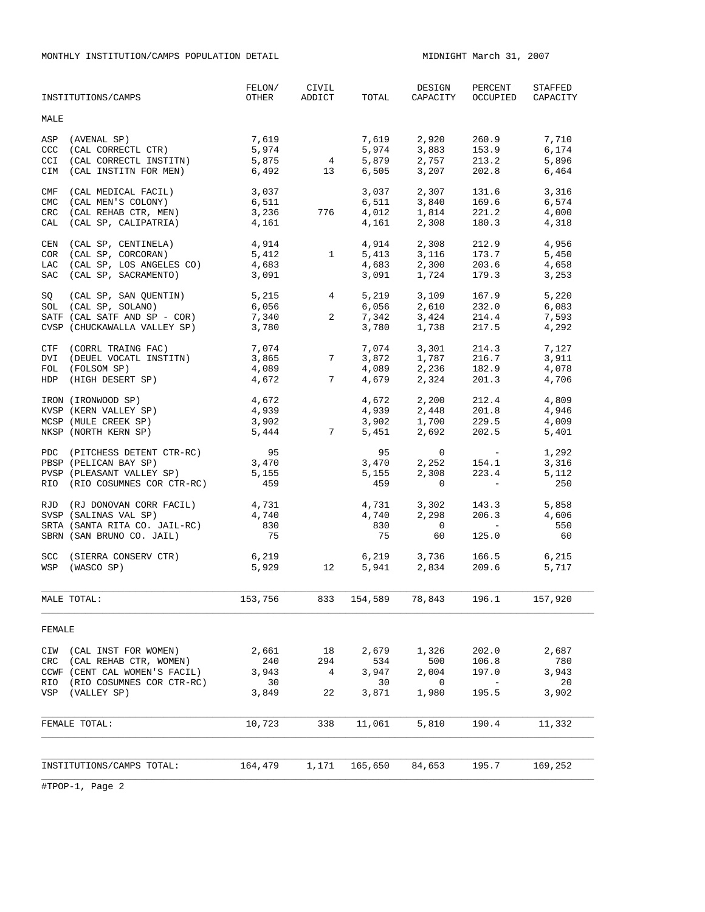MONTHLY INSTITUTION/CAMPS POPULATION DETAIL

MIDNIGHT March 31, 2007

| INSTITUTIONS/CAMPS | FELON/ OTHER | CIVIL ADDICT | TOTAL | DESIGN CAPACITY | PERCENT OCCUPIED | STAFFED CAPACITY |
|---|---|---|---|---|---|---|
| **MALE** | | | | | | |
| ASP (AVENAL SP) | 7,619 | | 7,619 | 2,920 | 260.9 | 7,710 |
| CCC (CAL CORRECTL CTR) | 5,974 | | 5,974 | 3,883 | 153.9 | 6,174 |
| CCI (CAL CORRECTL INSTITN) | 5,875 | 4 | 5,879 | 2,757 | 213.2 | 5,896 |
| CIM (CAL INSTITN FOR MEN) | 6,492 | 13 | 6,505 | 3,207 | 202.8 | 6,464 |
| CMF (CAL MEDICAL FACIL) | 3,037 | | 3,037 | 2,307 | 131.6 | 3,316 |
| CMC (CAL MEN'S COLONY) | 6,511 | | 6,511 | 3,840 | 169.6 | 6,574 |
| CRC (CAL REHAB CTR, MEN) | 3,236 | 776 | 4,012 | 1,814 | 221.2 | 4,000 |
| CAL (CAL SP, CALIPATRIA) | 4,161 | | 4,161 | 2,308 | 180.3 | 4,318 |
| CEN (CAL SP, CENTINELA) | 4,914 | | 4,914 | 2,308 | 212.9 | 4,956 |
| COR (CAL SP, CORCORAN) | 5,412 | 1 | 5,413 | 3,116 | 173.7 | 5,450 |
| LAC (CAL SP, LOS ANGELES CO) | 4,683 | | 4,683 | 2,300 | 203.6 | 4,658 |
| SAC (CAL SP, SACRAMENTO) | 3,091 | | 3,091 | 1,724 | 179.3 | 3,253 |
| SQ (CAL SP, SAN QUENTIN) | 5,215 | 4 | 5,219 | 3,109 | 167.9 | 5,220 |
| SOL (CAL SP, SOLANO) | 6,056 | | 6,056 | 2,610 | 232.0 | 6,083 |
| SATF (CAL SATF AND SP - COR) | 7,340 | 2 | 7,342 | 3,424 | 214.4 | 7,593 |
| CVSP (CHUCKAWALLA VALLEY SP) | 3,780 | | 3,780 | 1,738 | 217.5 | 4,292 |
| CTF (CORRL TRAING FAC) | 7,074 | | 7,074 | 3,301 | 214.3 | 7,127 |
| DVI (DEUEL VOCATL INSTITN) | 3,865 | 7 | 3,872 | 1,787 | 216.7 | 3,911 |
| FOL (FOLSOM SP) | 4,089 | | 4,089 | 2,236 | 182.9 | 4,078 |
| HDP (HIGH DESERT SP) | 4,672 | 7 | 4,679 | 2,324 | 201.3 | 4,706 |
| IRON (IRONWOOD SP) | 4,672 | | 4,672 | 2,200 | 212.4 | 4,809 |
| KVSP (KERN VALLEY SP) | 4,939 | | 4,939 | 2,448 | 201.8 | 4,946 |
| MCSP (MULE CREEK SP) | 3,902 | | 3,902 | 1,700 | 229.5 | 4,009 |
| NKSP (NORTH KERN SP) | 5,444 | 7 | 5,451 | 2,692 | 202.5 | 5,401 |
| PDC (PITCHESS DETENT CTR-RC) | 95 | | 95 | 0 | - | 1,292 |
| PBSP (PELICAN BAY SP) | 3,470 | | 3,470 | 2,252 | 154.1 | 3,316 |
| PVSP (PLEASANT VALLEY SP) | 5,155 | | 5,155 | 2,308 | 223.4 | 5,112 |
| RIO (RIO COSUMNES COR CTR-RC) | 459 | | 459 | 0 | - | 250 |
| RJD (RJ DONOVAN CORR FACIL) | 4,731 | | 4,731 | 3,302 | 143.3 | 5,858 |
| SVSP (SALINAS VAL SP) | 4,740 | | 4,740 | 2,298 | 206.3 | 4,606 |
| SRTA (SANTA RITA CO. JAIL-RC) | 830 | | 830 | 0 | - | 550 |
| SBRN (SAN BRUNO CO. JAIL) | 75 | | 75 | 60 | 125.0 | 60 |
| SCC (SIERRA CONSERV CTR) | 6,219 | | 6,219 | 3,736 | 166.5 | 6,215 |
| WSP (WASCO SP) | 5,929 | 12 | 5,941 | 2,834 | 209.6 | 5,717 |
| MALE TOTAL: | 153,756 | 833 | 154,589 | 78,843 | 196.1 | 157,920 |
| **FEMALE** | | | | | | |
| CIW (CAL INST FOR WOMEN) | 2,661 | 18 | 2,679 | 1,326 | 202.0 | 2,687 |
| CRC (CAL REHAB CTR, WOMEN) | 240 | 294 | 534 | 500 | 106.8 | 780 |
| CCWF (CENT CAL WOMEN'S FACIL) | 3,943 | 4 | 3,947 | 2,004 | 197.0 | 3,943 |
| RIO (RIO COSUMNES COR CTR-RC) | 30 | | 30 | 0 | - | 20 |
| VSP (VALLEY SP) | 3,849 | 22 | 3,871 | 1,980 | 195.5 | 3,902 |
| FEMALE TOTAL: | 10,723 | 338 | 11,061 | 5,810 | 190.4 | 11,332 |
| INSTITUTIONS/CAMPS TOTAL: | 164,479 | 1,171 | 165,650 | 84,653 | 195.7 | 169,252 |

#TPOP-1, Page 2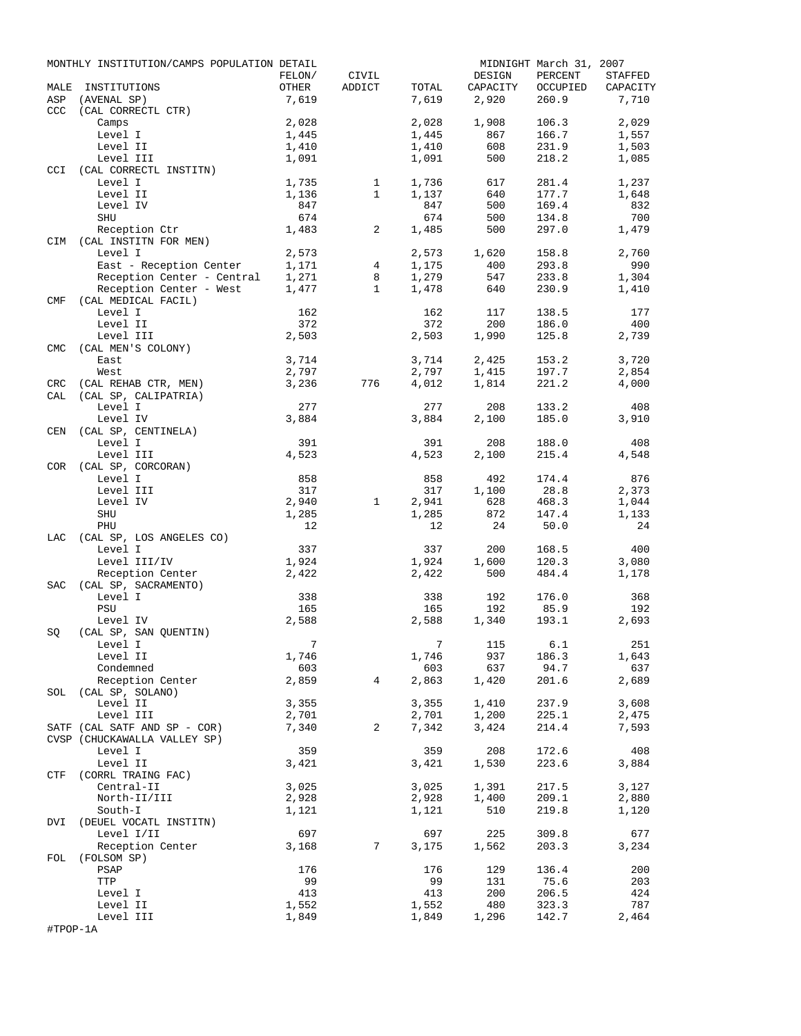MONTHLY INSTITUTION/CAMPS POPULATION DETAIL — MIDNIGHT March 31, 2007

| MALE | INSTITUTIONS | FELON/ OTHER | CIVIL ADDICT | TOTAL | DESIGN CAPACITY | PERCENT OCCUPIED | STAFFED CAPACITY |
|---|---|---|---|---|---|---|---|
| ASP | (AVENAL SP) | 7,619 | | 7,619 | 2,920 | 260.9 | 7,710 |
| CCC | (CAL CORRECTL CTR) | | | | | | |
| | Camps | 2,028 | | 2,028 | 1,908 | 106.3 | 2,029 |
| | Level I | 1,445 | | 1,445 | 867 | 166.7 | 1,557 |
| | Level II | 1,410 | | 1,410 | 608 | 231.9 | 1,503 |
| | Level III | 1,091 | | 1,091 | 500 | 218.2 | 1,085 |
| CCI | (CAL CORRECTL INSTITN) | | | | | | |
| | Level I | 1,735 | 1 | 1,736 | 617 | 281.4 | 1,237 |
| | Level II | 1,136 | 1 | 1,137 | 640 | 177.7 | 1,648 |
| | Level IV | 847 | | 847 | 500 | 169.4 | 832 |
| | SHU | 674 | | 674 | 500 | 134.8 | 700 |
| | Reception Ctr | 1,483 | 2 | 1,485 | 500 | 297.0 | 1,479 |
| CIM | (CAL INSTITN FOR MEN) | | | | | | |
| | Level I | 2,573 | | 2,573 | 1,620 | 158.8 | 2,760 |
| | East - Reception Center | 1,171 | 4 | 1,175 | 400 | 293.8 | 990 |
| | Reception Center - Central | 1,271 | 8 | 1,279 | 547 | 233.8 | 1,304 |
| | Reception Center - West | 1,477 | 1 | 1,478 | 640 | 230.9 | 1,410 |
| CMF | (CAL MEDICAL FACIL) | | | | | | |
| | Level I | 162 | | 162 | 117 | 138.5 | 177 |
| | Level II | 372 | | 372 | 200 | 186.0 | 400 |
| | Level III | 2,503 | | 2,503 | 1,990 | 125.8 | 2,739 |
| CMC | (CAL MEN'S COLONY) | | | | | | |
| | East | 3,714 | | 3,714 | 2,425 | 153.2 | 3,720 |
| | West | 2,797 | | 2,797 | 1,415 | 197.7 | 2,854 |
| CRC | (CAL REHAB CTR, MEN) | 3,236 | 776 | 4,012 | 1,814 | 221.2 | 4,000 |
| CAL | (CAL SP, CALIPATRIA) | | | | | | |
| | Level I | 277 | | 277 | 208 | 133.2 | 408 |
| | Level IV | 3,884 | | 3,884 | 2,100 | 185.0 | 3,910 |
| CEN | (CAL SP, CENTINELA) | | | | | | |
| | Level I | 391 | | 391 | 208 | 188.0 | 408 |
| | Level III | 4,523 | | 4,523 | 2,100 | 215.4 | 4,548 |
| COR | (CAL SP, CORCORAN) | | | | | | |
| | Level I | 858 | | 858 | 492 | 174.4 | 876 |
| | Level III | 317 | | 317 | 1,100 | 28.8 | 2,373 |
| | Level IV | 2,940 | 1 | 2,941 | 628 | 468.3 | 1,044 |
| | SHU | 1,285 | | 1,285 | 872 | 147.4 | 1,133 |
| | PHU | 12 | | 12 | 24 | 50.0 | 24 |
| LAC | (CAL SP, LOS ANGELES CO) | | | | | | |
| | Level I | 337 | | 337 | 200 | 168.5 | 400 |
| | Level III/IV | 1,924 | | 1,924 | 1,600 | 120.3 | 3,080 |
| | Reception Center | 2,422 | | 2,422 | 500 | 484.4 | 1,178 |
| SAC | (CAL SP, SACRAMENTO) | | | | | | |
| | Level I | 338 | | 338 | 192 | 176.0 | 368 |
| | PSU | 165 | | 165 | 192 | 85.9 | 192 |
| | Level IV | 2,588 | | 2,588 | 1,340 | 193.1 | 2,693 |
| SQ | (CAL SP, SAN QUENTIN) | | | | | | |
| | Level I | 7 | | 7 | 115 | 6.1 | 251 |
| | Level II | 1,746 | | 1,746 | 937 | 186.3 | 1,643 |
| | Condemned | 603 | | 603 | 637 | 94.7 | 637 |
| | Reception Center | 2,859 | 4 | 2,863 | 1,420 | 201.6 | 2,689 |
| SOL | (CAL SP, SOLANO) | | | | | | |
| | Level II | 3,355 | | 3,355 | 1,410 | 237.9 | 3,608 |
| | Level III | 2,701 | | 2,701 | 1,200 | 225.1 | 2,475 |
| SATF | (CAL SATF AND SP - COR) | 7,340 | 2 | 7,342 | 3,424 | 214.4 | 7,593 |
| CVSP | (CHUCKAWALLA VALLEY SP) | | | | | | |
| | Level I | 359 | | 359 | 208 | 172.6 | 408 |
| | Level II | 3,421 | | 3,421 | 1,530 | 223.6 | 3,884 |
| CTF | (CORRL TRAING FAC) | | | | | | |
| | Central-II | 3,025 | | 3,025 | 1,391 | 217.5 | 3,127 |
| | North-II/III | 2,928 | | 2,928 | 1,400 | 209.1 | 2,880 |
| | South-I | 1,121 | | 1,121 | 510 | 219.8 | 1,120 |
| DVI | (DEUEL VOCATL INSTITN) | | | | | | |
| | Level I/II | 697 | | 697 | 225 | 309.8 | 677 |
| | Reception Center | 3,168 | 7 | 3,175 | 1,562 | 203.3 | 3,234 |
| FOL | (FOLSOM SP) | | | | | | |
| | PSAP | 176 | | 176 | 129 | 136.4 | 200 |
| | TTP | 99 | | 99 | 131 | 75.6 | 203 |
| | Level I | 413 | | 413 | 200 | 206.5 | 424 |
| | Level II | 1,552 | | 1,552 | 480 | 323.3 | 787 |
| | Level III | 1,849 | | 1,849 | 1,296 | 142.7 | 2,464 |

#TPOP-1A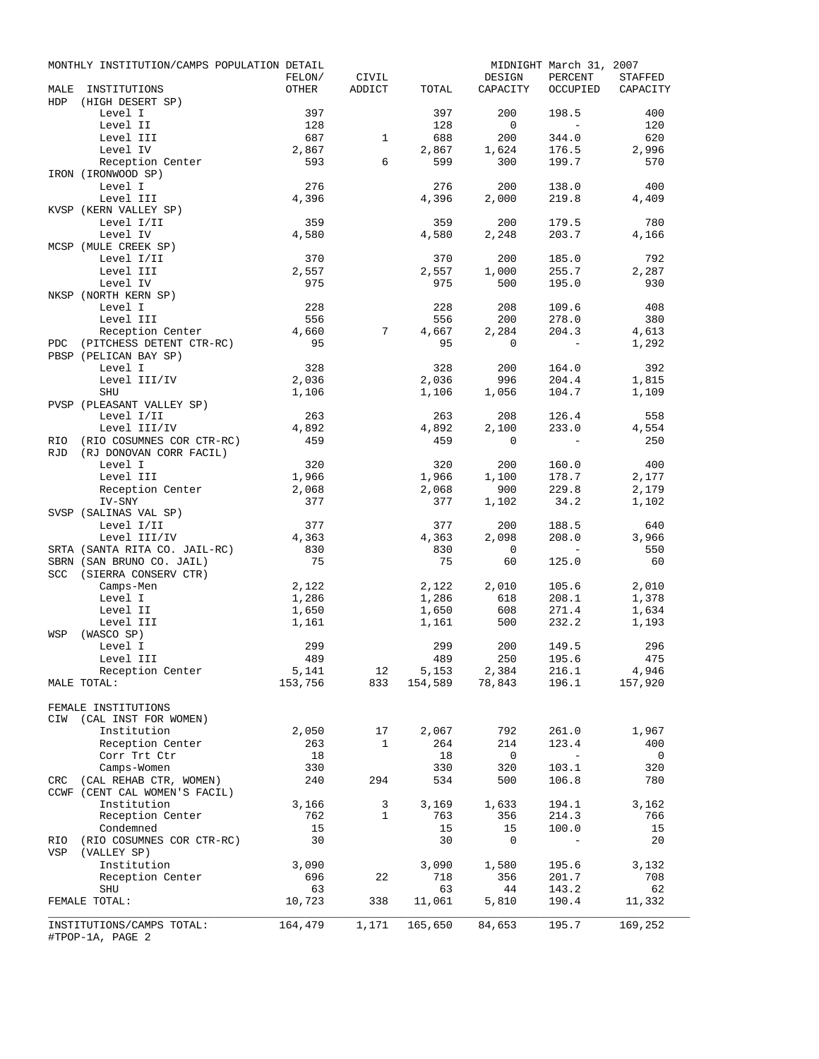MONTHLY INSTITUTION/CAMPS POPULATION DETAIL — MIDNIGHT March 31, 2007

| MALE INSTITUTIONS | FELON/ OTHER | CIVIL ADDICT | TOTAL | DESIGN CAPACITY | PERCENT OCCUPIED | STAFFED CAPACITY |
|---|---|---|---|---|---|---|
| HDP (HIGH DESERT SP) | | | | | | |
| Level I | 397 | | 397 | 200 | 198.5 | 400 |
| Level II | 128 | | 128 | 0 | - | 120 |
| Level III | 687 | 1 | 688 | 200 | 344.0 | 620 |
| Level IV | 2,867 | | 2,867 | 1,624 | 176.5 | 2,996 |
| Reception Center | 593 | 6 | 599 | 300 | 199.7 | 570 |
| IRON (IRONWOOD SP) | | | | | | |
| Level I | 276 | | 276 | 200 | 138.0 | 400 |
| Level III | 4,396 | | 4,396 | 2,000 | 219.8 | 4,409 |
| KVSP (KERN VALLEY SP) | | | | | | |
| Level I/II | 359 | | 359 | 200 | 179.5 | 780 |
| Level IV | 4,580 | | 4,580 | 2,248 | 203.7 | 4,166 |
| MCSP (MULE CREEK SP) | | | | | | |
| Level I/II | 370 | | 370 | 200 | 185.0 | 792 |
| Level III | 2,557 | | 2,557 | 1,000 | 255.7 | 2,287 |
| Level IV | 975 | | 975 | 500 | 195.0 | 930 |
| NKSP (NORTH KERN SP) | | | | | | |
| Level I | 228 | | 228 | 208 | 109.6 | 408 |
| Level III | 556 | | 556 | 200 | 278.0 | 380 |
| Reception Center | 4,660 | 7 | 4,667 | 2,284 | 204.3 | 4,613 |
| PDC (PITCHESS DETENT CTR-RC) | 95 | | 95 | 0 | - | 1,292 |
| PBSP (PELICAN BAY SP) | | | | | | |
| Level I | 328 | | 328 | 200 | 164.0 | 392 |
| Level III/IV | 2,036 | | 2,036 | 996 | 204.4 | 1,815 |
| SHU | 1,106 | | 1,106 | 1,056 | 104.7 | 1,109 |
| PVSP (PLEASANT VALLEY SP) | | | | | | |
| Level I/II | 263 | | 263 | 208 | 126.4 | 558 |
| Level III/IV | 4,892 | | 4,892 | 2,100 | 233.0 | 4,554 |
| RIO (RIO COSUMNES COR CTR-RC) | 459 | | 459 | 0 | - | 250 |
| RJD (RJ DONOVAN CORR FACIL) | | | | | | |
| Level I | 320 | | 320 | 200 | 160.0 | 400 |
| Level III | 1,966 | | 1,966 | 1,100 | 178.7 | 2,177 |
| Reception Center | 2,068 | | 2,068 | 900 | 229.8 | 2,179 |
| IV-SNY | 377 | | 377 | 1,102 | 34.2 | 1,102 |
| SVSP (SALINAS VAL SP) | | | | | | |
| Level I/II | 377 | | 377 | 200 | 188.5 | 640 |
| Level III/IV | 4,363 | | 4,363 | 2,098 | 208.0 | 3,966 |
| SRTA (SANTA RITA CO. JAIL-RC) | 830 | | 830 | 0 | - | 550 |
| SBRN (SAN BRUNO CO. JAIL) | 75 | | 75 | 60 | 125.0 | 60 |
| SCC (SIERRA CONSERV CTR) | | | | | | |
| Camps-Men | 2,122 | | 2,122 | 2,010 | 105.6 | 2,010 |
| Level I | 1,286 | | 1,286 | 618 | 208.1 | 1,378 |
| Level II | 1,650 | | 1,650 | 608 | 271.4 | 1,634 |
| Level III | 1,161 | | 1,161 | 500 | 232.2 | 1,193 |
| WSP (WASCO SP) | | | | | | |
| Level I | 299 | | 299 | 200 | 149.5 | 296 |
| Level III | 489 | | 489 | 250 | 195.6 | 475 |
| Reception Center | 5,141 | 12 | 5,153 | 2,384 | 216.1 | 4,946 |
| MALE TOTAL: | 153,756 | 833 | 154,589 | 78,843 | 196.1 | 157,920 |
| FEMALE INSTITUTIONS | | | | | | |
| CIW (CAL INST FOR WOMEN) | | | | | | |
| Institution | 2,050 | 17 | 2,067 | 792 | 261.0 | 1,967 |
| Reception Center | 263 | 1 | 264 | 214 | 123.4 | 400 |
| Corr Trt Ctr | 18 | | 18 | 0 | - | 0 |
| Camps-Women | 330 | | 330 | 320 | 103.1 | 320 |
| CRC (CAL REHAB CTR, WOMEN) | 240 | 294 | 534 | 500 | 106.8 | 780 |
| CCWF (CENT CAL WOMEN'S FACIL) | | | | | | |
| Institution | 3,166 | 3 | 3,169 | 1,633 | 194.1 | 3,162 |
| Reception Center | 762 | 1 | 763 | 356 | 214.3 | 766 |
| Condemned | 15 | | 15 | 15 | 100.0 | 15 |
| RIO (RIO COSUMNES COR CTR-RC) | 30 | | 30 | 0 | - | 20 |
| VSP (VALLEY SP) | | | | | | |
| Institution | 3,090 | | 3,090 | 1,580 | 195.6 | 3,132 |
| Reception Center | 696 | 22 | 718 | 356 | 201.7 | 708 |
| SHU | 63 | | 63 | 44 | 143.2 | 62 |
| FEMALE TOTAL: | 10,723 | 338 | 11,061 | 5,810 | 190.4 | 11,332 |
| INSTITUTIONS/CAMPS TOTAL: | 164,479 | 1,171 | 165,650 | 84,653 | 195.7 | 169,252 |

#TPOP-1A, PAGE 2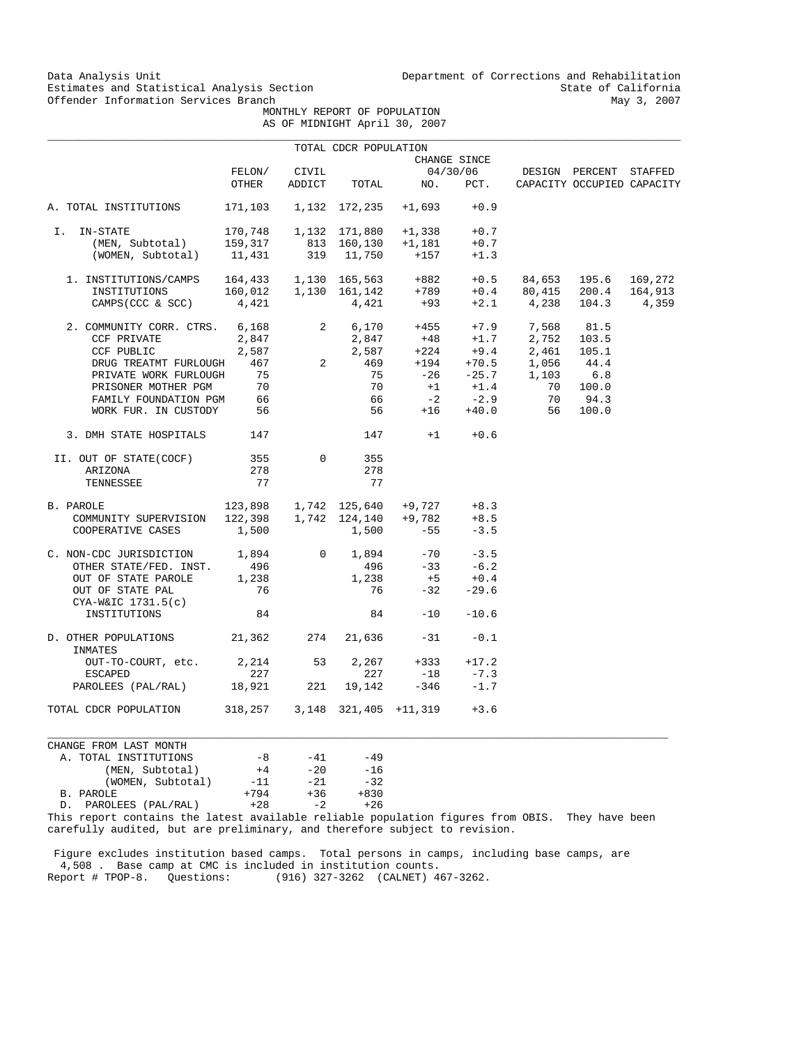Data Analysis Unit
Estimates and Statistical Analysis Section
Offender Information Services Branch

Department of Corrections and Rehabilitation
State of California
May 3, 2007

MONTHLY REPORT OF POPULATION
AS OF MIDNIGHT April 30, 2007

TOTAL CDCR POPULATION

| | FELON/ OTHER | CIVIL ADDICT | TOTAL | CHANGE SINCE 04/30/06 NO. | PCT. | DESIGN CAPACITY | PERCENT OCCUPIED | STAFFED CAPACITY |
|---|---|---|---|---|---|---|---|---|
| A. TOTAL INSTITUTIONS | 171,103 | 1,132 | 172,235 | +1,693 | +0.9 | | | |
| I. IN-STATE | 170,748 | 1,132 | 171,880 | +1,338 | +0.7 | | | |
| (MEN, Subtotal) | 159,317 | 813 | 160,130 | +1,181 | +0.7 | | | |
| (WOMEN, Subtotal) | 11,431 | 319 | 11,750 | +157 | +1.3 | | | |
| 1. INSTITUTIONS/CAMPS | 164,433 | 1,130 | 165,563 | +882 | +0.5 | 84,653 | 195.6 | 169,272 |
| INSTITUTIONS | 160,012 | 1,130 | 161,142 | +789 | +0.4 | 80,415 | 200.4 | 164,913 |
| CAMPS(CCC & SCC) | 4,421 | | 4,421 | +93 | +2.1 | 4,238 | 104.3 | 4,359 |
| 2. COMMUNITY CORR. CTRS. | 6,168 | 2 | 6,170 | +455 | +7.9 | 7,568 | 81.5 | |
| CCF PRIVATE | 2,847 | | 2,847 | +48 | +1.7 | 2,752 | 103.5 | |
| CCF PUBLIC | 2,587 | | 2,587 | +224 | +9.4 | 2,461 | 105.1 | |
| DRUG TREATMT FURLOUGH | 467 | 2 | 469 | +194 | +70.5 | 1,056 | 44.4 | |
| PRIVATE WORK FURLOUGH | 75 | | 75 | -26 | -25.7 | 1,103 | 6.8 | |
| PRISONER MOTHER PGM | 70 | | 70 | +1 | +1.4 | 70 | 100.0 | |
| FAMILY FOUNDATION PGM | 66 | | 66 | -2 | -2.9 | 70 | 94.3 | |
| WORK FUR. IN CUSTODY | 56 | | 56 | +16 | +40.0 | 56 | 100.0 | |
| 3. DMH STATE HOSPITALS | 147 | | 147 | +1 | +0.6 | | | |
| II. OUT OF STATE(COCF) | 355 | 0 | 355 | | | | | |
| ARIZONA | 278 | | 278 | | | | | |
| TENNESSEE | 77 | | 77 | | | | | |
| B. PAROLE | 123,898 | 1,742 | 125,640 | +9,727 | +8.3 | | | |
| COMMUNITY SUPERVISION | 122,398 | 1,742 | 124,140 | +9,782 | +8.5 | | | |
| COOPERATIVE CASES | 1,500 | | 1,500 | -55 | -3.5 | | | |
| C. NON-CDC JURISDICTION | 1,894 | 0 | 1,894 | -70 | -3.5 | | | |
| OTHER STATE/FED. INST. | 496 | | 496 | -33 | -6.2 | | | |
| OUT OF STATE PAROLE | 1,238 | | 1,238 | +5 | +0.4 | | | |
| OUT OF STATE PAL | 76 | | 76 | -32 | -29.6 | | | |
| CYA-W&IC 1731.5(c) INSTITUTIONS | 84 | | 84 | -10 | -10.6 | | | |
| D. OTHER POPULATIONS | 21,362 | 274 | 21,636 | -31 | -0.1 | | | |
| INMATES OUT-TO-COURT, etc. | 2,214 | 53 | 2,267 | +333 | +17.2 | | | |
| ESCAPED | 227 | | 227 | -18 | -7.3 | | | |
| PAROLEES (PAL/RAL) | 18,921 | 221 | 19,142 | -346 | -1.7 | | | |
| TOTAL CDCR POPULATION | 318,257 | 3,148 | 321,405 | +11,319 | +3.6 | | | |

| CHANGE FROM LAST MONTH | | | |
|---|---|---|---|
| A. TOTAL INSTITUTIONS | -8 | -41 | -49 |
| (MEN, Subtotal) | +4 | -20 | -16 |
| (WOMEN, Subtotal) | -11 | -21 | -32 |
| B. PAROLE | +794 | +36 | +830 |
| D. PAROLEES (PAL/RAL) | +28 | -2 | +26 |

This report contains the latest available reliable population figures from OBIS. They have been carefully audited, but are preliminary, and therefore subject to revision.

Figure excludes institution based camps. Total persons in camps, including base camps, are 4,508 . Base camp at CMC is included in institution counts.
Report # TPOP-8. Questions: (916) 327-3262 (CALNET) 467-3262.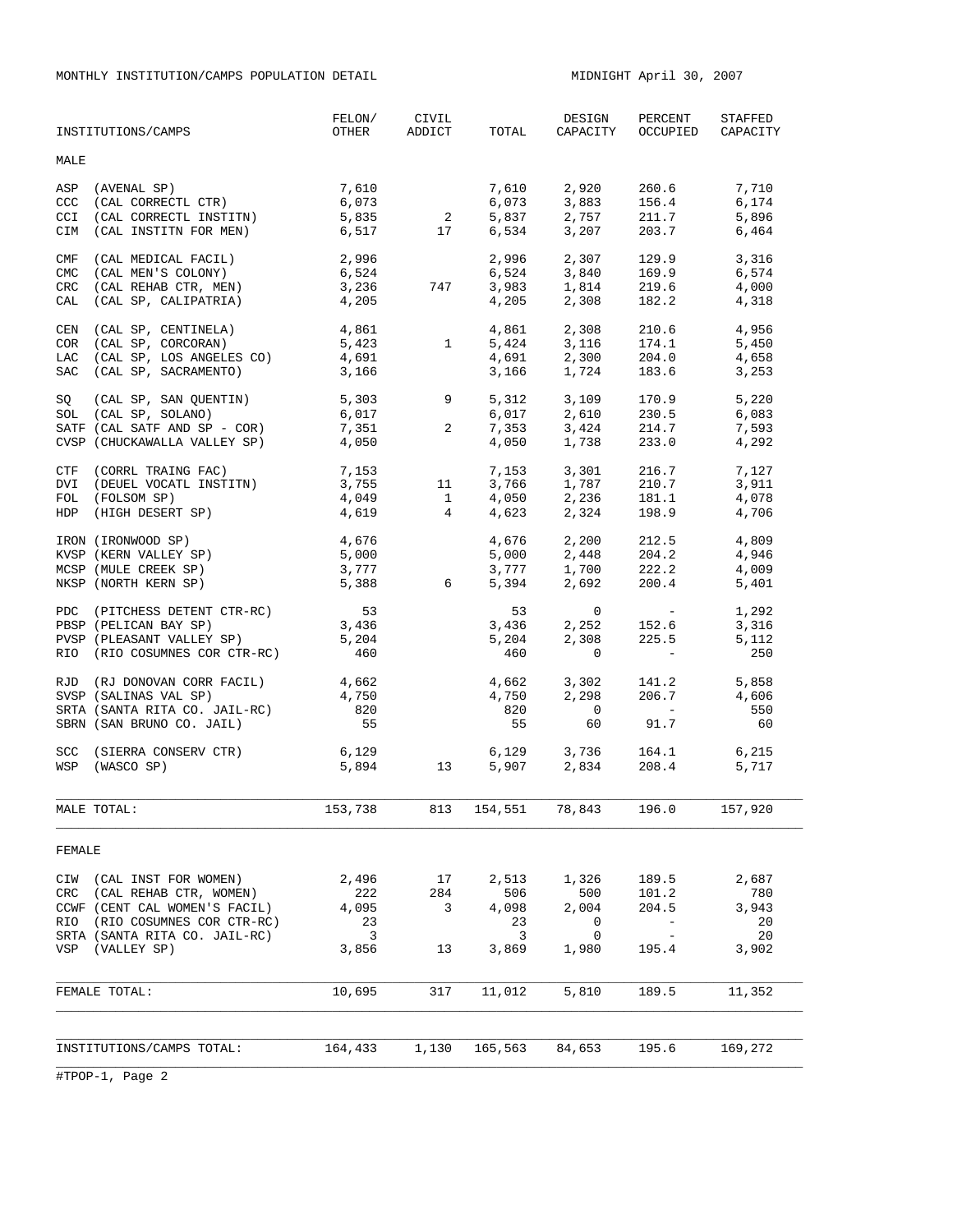MONTHLY INSTITUTION/CAMPS POPULATION DETAIL MIDNIGHT April 30, 2007

| INSTITUTIONS/CAMPS | FELON/ OTHER | CIVIL ADDICT | TOTAL | DESIGN CAPACITY | PERCENT OCCUPIED | STAFFED CAPACITY |
|---|---|---|---|---|---|---|
| MALE | | | | | | |
| ASP (AVENAL SP) | 7,610 | | 7,610 | 2,920 | 260.6 | 7,710 |
| CCC (CAL CORRECTL CTR) | 6,073 | | 6,073 | 3,883 | 156.4 | 6,174 |
| CCI (CAL CORRECTL INSTITN) | 5,835 | 2 | 5,837 | 2,757 | 211.7 | 5,896 |
| CIM (CAL INSTITN FOR MEN) | 6,517 | 17 | 6,534 | 3,207 | 203.7 | 6,464 |
| CMF (CAL MEDICAL FACIL) | 2,996 | | 2,996 | 2,307 | 129.9 | 3,316 |
| CMC (CAL MEN'S COLONY) | 6,524 | | 6,524 | 3,840 | 169.9 | 6,574 |
| CRC (CAL REHAB CTR, MEN) | 3,236 | 747 | 3,983 | 1,814 | 219.6 | 4,000 |
| CAL (CAL SP, CALIPATRIA) | 4,205 | | 4,205 | 2,308 | 182.2 | 4,318 |
| CEN (CAL SP, CENTINELA) | 4,861 | | 4,861 | 2,308 | 210.6 | 4,956 |
| COR (CAL SP, CORCORAN) | 5,423 | 1 | 5,424 | 3,116 | 174.1 | 5,450 |
| LAC (CAL SP, LOS ANGELES CO) | 4,691 | | 4,691 | 2,300 | 204.0 | 4,658 |
| SAC (CAL SP, SACRAMENTO) | 3,166 | | 3,166 | 1,724 | 183.6 | 3,253 |
| SQ (CAL SP, SAN QUENTIN) | 5,303 | 9 | 5,312 | 3,109 | 170.9 | 5,220 |
| SOL (CAL SP, SOLANO) | 6,017 | | 6,017 | 2,610 | 230.5 | 6,083 |
| SATF (CAL SATF AND SP - COR) | 7,351 | 2 | 7,353 | 3,424 | 214.7 | 7,593 |
| CVSP (CHUCKAWALLA VALLEY SP) | 4,050 | | 4,050 | 1,738 | 233.0 | 4,292 |
| CTF (CORRL TRAING FAC) | 7,153 | | 7,153 | 3,301 | 216.7 | 7,127 |
| DVI (DEUEL VOCATL INSTITN) | 3,755 | 11 | 3,766 | 1,787 | 210.7 | 3,911 |
| FOL (FOLSOM SP) | 4,049 | 1 | 4,050 | 2,236 | 181.1 | 4,078 |
| HDP (HIGH DESERT SP) | 4,619 | 4 | 4,623 | 2,324 | 198.9 | 4,706 |
| IRON (IRONWOOD SP) | 4,676 | | 4,676 | 2,200 | 212.5 | 4,809 |
| KVSP (KERN VALLEY SP) | 5,000 | | 5,000 | 2,448 | 204.2 | 4,946 |
| MCSP (MULE CREEK SP) | 3,777 | | 3,777 | 1,700 | 222.2 | 4,009 |
| NKSP (NORTH KERN SP) | 5,388 | 6 | 5,394 | 2,692 | 200.4 | 5,401 |
| PDC (PITCHESS DETENT CTR-RC) | 53 | | 53 | 0 | - | 1,292 |
| PBSP (PELICAN BAY SP) | 3,436 | | 3,436 | 2,252 | 152.6 | 3,316 |
| PVSP (PLEASANT VALLEY SP) | 5,204 | | 5,204 | 2,308 | 225.5 | 5,112 |
| RIO (RIO COSUMNES COR CTR-RC) | 460 | | 460 | 0 | - | 250 |
| RJD (RJ DONOVAN CORR FACIL) | 4,662 | | 4,662 | 3,302 | 141.2 | 5,858 |
| SVSP (SALINAS VAL SP) | 4,750 | | 4,750 | 2,298 | 206.7 | 4,606 |
| SRTA (SANTA RITA CO. JAIL-RC) | 820 | | 820 | 0 | - | 550 |
| SBRN (SAN BRUNO CO. JAIL) | 55 | | 55 | 60 | 91.7 | 60 |
| SCC (SIERRA CONSERV CTR) | 6,129 | | 6,129 | 3,736 | 164.1 | 6,215 |
| WSP (WASCO SP) | 5,894 | 13 | 5,907 | 2,834 | 208.4 | 5,717 |
| MALE TOTAL: | 153,738 | 813 | 154,551 | 78,843 | 196.0 | 157,920 |
| FEMALE | | | | | | |
| CIW (CAL INST FOR WOMEN) | 2,496 | 17 | 2,513 | 1,326 | 189.5 | 2,687 |
| CRC (CAL REHAB CTR, WOMEN) | 222 | 284 | 506 | 500 | 101.2 | 780 |
| CCWF (CENT CAL WOMEN'S FACIL) | 4,095 | 3 | 4,098 | 2,004 | 204.5 | 3,943 |
| RIO (RIO COSUMNES COR CTR-RC) | 23 | | 23 | 0 | - | 20 |
| SRTA (SANTA RITA CO. JAIL-RC) | 3 | | 3 | 0 | - | 20 |
| VSP (VALLEY SP) | 3,856 | 13 | 3,869 | 1,980 | 195.4 | 3,902 |
| FEMALE TOTAL: | 10,695 | 317 | 11,012 | 5,810 | 189.5 | 11,352 |
| INSTITUTIONS/CAMPS TOTAL: | 164,433 | 1,130 | 165,563 | 84,653 | 195.6 | 169,272 |

#TPOP-1, Page 2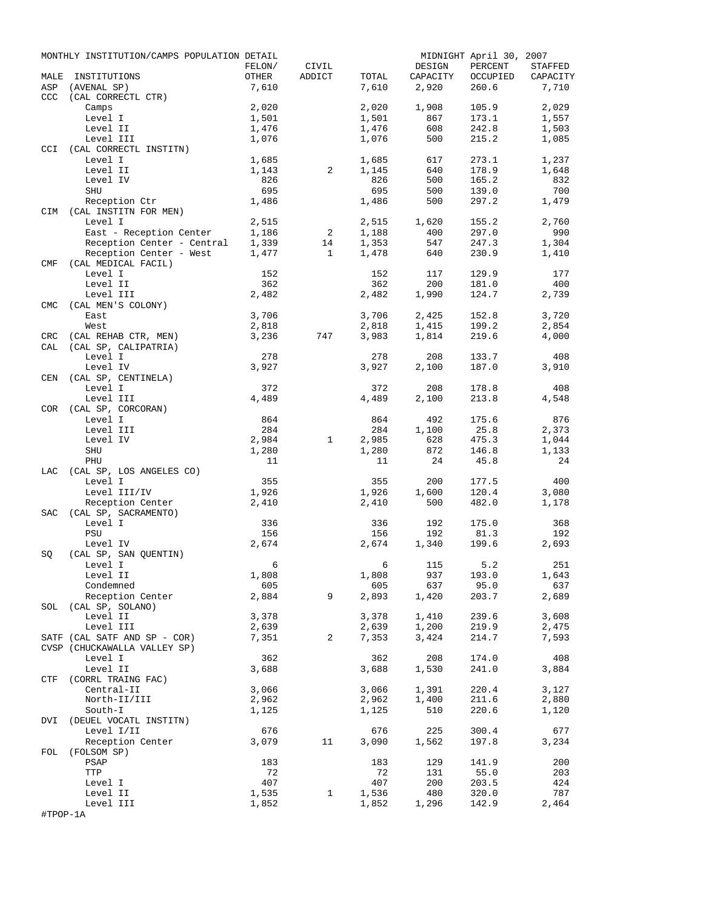MONTHLY INSTITUTION/CAMPS POPULATION DETAIL — MIDNIGHT April 30, 2007

| MALE | INSTITUTIONS | FELON/ OTHER | CIVIL ADDICT | TOTAL | DESIGN CAPACITY | PERCENT OCCUPIED | STAFFED CAPACITY |
|---|---|---|---|---|---|---|---|
| ASP | (AVENAL SP) | 7,610 | | 7,610 | 2,920 | 260.6 | 7,710 |
| CCC | (CAL CORRECTL CTR) | | | | | | |
| | Camps | 2,020 | | 2,020 | 1,908 | 105.9 | 2,029 |
| | Level I | 1,501 | | 1,501 | 867 | 173.1 | 1,557 |
| | Level II | 1,476 | | 1,476 | 608 | 242.8 | 1,503 |
| | Level III | 1,076 | | 1,076 | 500 | 215.2 | 1,085 |
| CCI | (CAL CORRECTL INSTITN) | | | | | | |
| | Level I | 1,685 | | 1,685 | 617 | 273.1 | 1,237 |
| | Level II | 1,143 | 2 | 1,145 | 640 | 178.9 | 1,648 |
| | Level IV | 826 | | 826 | 500 | 165.2 | 832 |
| | SHU | 695 | | 695 | 500 | 139.0 | 700 |
| | Reception Ctr | 1,486 | | 1,486 | 500 | 297.2 | 1,479 |
| CIM | (CAL INSTITN FOR MEN) | | | | | | |
| | Level I | 2,515 | | 2,515 | 1,620 | 155.2 | 2,760 |
| | East - Reception Center | 1,186 | 2 | 1,188 | 400 | 297.0 | 990 |
| | Reception Center - Central | 1,339 | 14 | 1,353 | 547 | 247.3 | 1,304 |
| | Reception Center - West | 1,477 | 1 | 1,478 | 640 | 230.9 | 1,410 |
| CMF | (CAL MEDICAL FACIL) | | | | | | |
| | Level I | 152 | | 152 | 117 | 129.9 | 177 |
| | Level II | 362 | | 362 | 200 | 181.0 | 400 |
| | Level III | 2,482 | | 2,482 | 1,990 | 124.7 | 2,739 |
| CMC | (CAL MEN'S COLONY) | | | | | | |
| | East | 3,706 | | 3,706 | 2,425 | 152.8 | 3,720 |
| | West | 2,818 | | 2,818 | 1,415 | 199.2 | 2,854 |
| CRC | (CAL REHAB CTR, MEN) | 3,236 | 747 | 3,983 | 1,814 | 219.6 | 4,000 |
| CAL | (CAL SP, CALIPATRIA) | | | | | | |
| | Level I | 278 | | 278 | 208 | 133.7 | 408 |
| | Level IV | 3,927 | | 3,927 | 2,100 | 187.0 | 3,910 |
| CEN | (CAL SP, CENTINELA) | | | | | | |
| | Level I | 372 | | 372 | 208 | 178.8 | 408 |
| | Level III | 4,489 | | 4,489 | 2,100 | 213.8 | 4,548 |
| COR | (CAL SP, CORCORAN) | | | | | | |
| | Level I | 864 | | 864 | 492 | 175.6 | 876 |
| | Level III | 284 | | 284 | 1,100 | 25.8 | 2,373 |
| | Level IV | 2,984 | 1 | 2,985 | 628 | 475.3 | 1,044 |
| | SHU | 1,280 | | 1,280 | 872 | 146.8 | 1,133 |
| | PHU | 11 | | 11 | 24 | 45.8 | 24 |
| LAC | (CAL SP, LOS ANGELES CO) | | | | | | |
| | Level I | 355 | | 355 | 200 | 177.5 | 400 |
| | Level III/IV | 1,926 | | 1,926 | 1,600 | 120.4 | 3,080 |
| | Reception Center | 2,410 | | 2,410 | 500 | 482.0 | 1,178 |
| SAC | (CAL SP, SACRAMENTO) | | | | | | |
| | Level I | 336 | | 336 | 192 | 175.0 | 368 |
| | PSU | 156 | | 156 | 192 | 81.3 | 192 |
| | Level IV | 2,674 | | 2,674 | 1,340 | 199.6 | 2,693 |
| SQ | (CAL SP, SAN QUENTIN) | | | | | | |
| | Level I | 6 | | 6 | 115 | 5.2 | 251 |
| | Level II | 1,808 | | 1,808 | 937 | 193.0 | 1,643 |
| | Condemned | 605 | | 605 | 637 | 95.0 | 637 |
| | Reception Center | 2,884 | 9 | 2,893 | 1,420 | 203.7 | 2,689 |
| SOL | (CAL SP, SOLANO) | | | | | | |
| | Level II | 3,378 | | 3,378 | 1,410 | 239.6 | 3,608 |
| | Level III | 2,639 | | 2,639 | 1,200 | 219.9 | 2,475 |
| SATF | (CAL SATF AND SP - COR) | 7,351 | 2 | 7,353 | 3,424 | 214.7 | 7,593 |
| CVSP | (CHUCKAWALLA VALLEY SP) | | | | | | |
| | Level I | 362 | | 362 | 208 | 174.0 | 408 |
| | Level II | 3,688 | | 3,688 | 1,530 | 241.0 | 3,884 |
| CTF | (CORRL TRAING FAC) | | | | | | |
| | Central-II | 3,066 | | 3,066 | 1,391 | 220.4 | 3,127 |
| | North-II/III | 2,962 | | 2,962 | 1,400 | 211.6 | 2,880 |
| | South-I | 1,125 | | 1,125 | 510 | 220.6 | 1,120 |
| DVI | (DEUEL VOCATL INSTITN) | | | | | | |
| | Level I/II | 676 | | 676 | 225 | 300.4 | 677 |
| | Reception Center | 3,079 | 11 | 3,090 | 1,562 | 197.8 | 3,234 |
| FOL | (FOLSOM SP) | | | | | | |
| | PSAP | 183 | | 183 | 129 | 141.9 | 200 |
| | TTP | 72 | | 72 | 131 | 55.0 | 203 |
| | Level I | 407 | | 407 | 200 | 203.5 | 424 |
| | Level II | 1,535 | 1 | 1,536 | 480 | 320.0 | 787 |
| | Level III | 1,852 | | 1,852 | 1,296 | 142.9 | 2,464 |

#TPOP-1A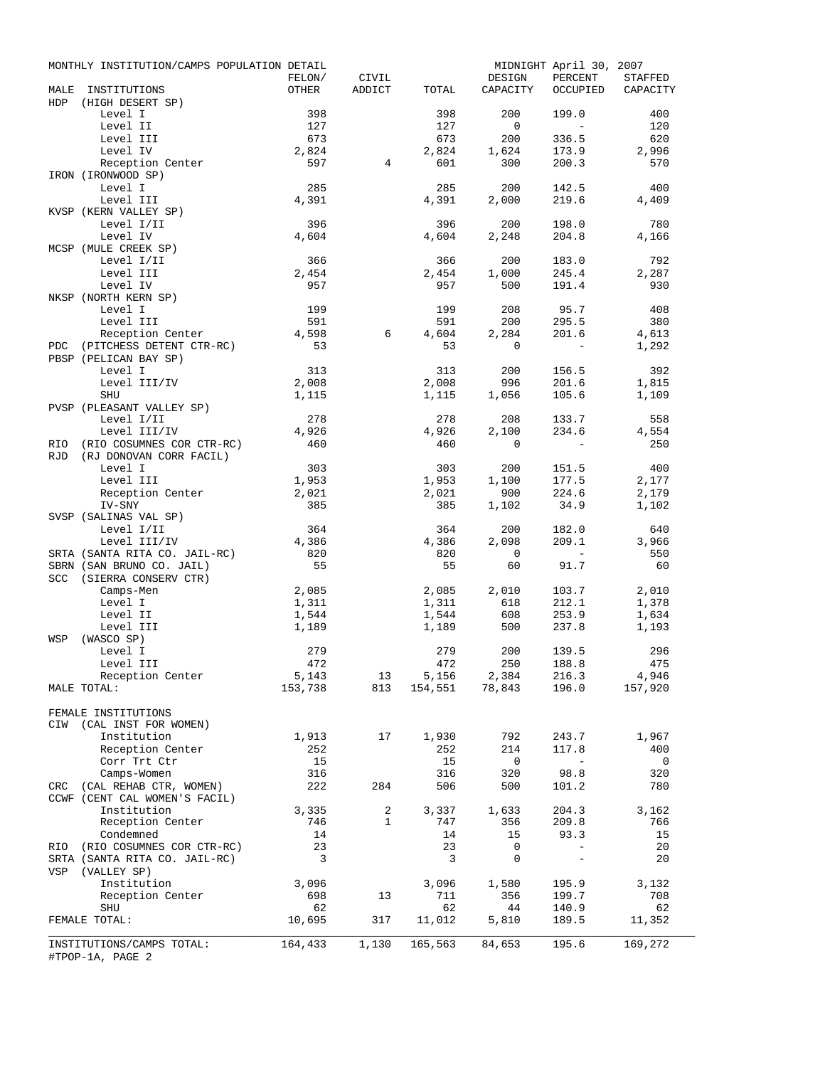MONTHLY INSTITUTION/CAMPS POPULATION DETAIL — MIDNIGHT April 30, 2007

| MALE INSTITUTIONS | FELON/ OTHER | CIVIL ADDICT | TOTAL | DESIGN CAPACITY | PERCENT OCCUPIED | STAFFED CAPACITY |
|---|---|---|---|---|---|---|
| HDP (HIGH DESERT SP) | | | | | | |
| Level I | 398 | | 398 | 200 | 199.0 | 400 |
| Level II | 127 | | 127 | 0 | - | 120 |
| Level III | 673 | | 673 | 200 | 336.5 | 620 |
| Level IV | 2,824 | | 2,824 | 1,624 | 173.9 | 2,996 |
| Reception Center | 597 | 4 | 601 | 300 | 200.3 | 570 |
| IRON (IRONWOOD SP) | | | | | | |
| Level I | 285 | | 285 | 200 | 142.5 | 400 |
| Level III | 4,391 | | 4,391 | 2,000 | 219.6 | 4,409 |
| KVSP (KERN VALLEY SP) | | | | | | |
| Level I/II | 396 | | 396 | 200 | 198.0 | 780 |
| Level IV | 4,604 | | 4,604 | 2,248 | 204.8 | 4,166 |
| MCSP (MULE CREEK SP) | | | | | | |
| Level I/II | 366 | | 366 | 200 | 183.0 | 792 |
| Level III | 2,454 | | 2,454 | 1,000 | 245.4 | 2,287 |
| Level IV | 957 | | 957 | 500 | 191.4 | 930 |
| NKSP (NORTH KERN SP) | | | | | | |
| Level I | 199 | | 199 | 208 | 95.7 | 408 |
| Level III | 591 | | 591 | 200 | 295.5 | 380 |
| Reception Center | 4,598 | 6 | 4,604 | 2,284 | 201.6 | 4,613 |
| PDC (PITCHESS DETENT CTR-RC) | 53 | | 53 | 0 | - | 1,292 |
| PBSP (PELICAN BAY SP) | | | | | | |
| Level I | 313 | | 313 | 200 | 156.5 | 392 |
| Level III/IV | 2,008 | | 2,008 | 996 | 201.6 | 1,815 |
| SHU | 1,115 | | 1,115 | 1,056 | 105.6 | 1,109 |
| PVSP (PLEASANT VALLEY SP) | | | | | | |
| Level I/II | 278 | | 278 | 208 | 133.7 | 558 |
| Level III/IV | 4,926 | | 4,926 | 2,100 | 234.6 | 4,554 |
| RIO (RIO COSUMNES COR CTR-RC) | 460 | | 460 | 0 | - | 250 |
| RJD (RJ DONOVAN CORR FACIL) | | | | | | |
| Level I | 303 | | 303 | 200 | 151.5 | 400 |
| Level III | 1,953 | | 1,953 | 1,100 | 177.5 | 2,177 |
| Reception Center | 2,021 | | 2,021 | 900 | 224.6 | 2,179 |
| IV-SNY | 385 | | 385 | 1,102 | 34.9 | 1,102 |
| SVSP (SALINAS VAL SP) | | | | | | |
| Level I/II | 364 | | 364 | 200 | 182.0 | 640 |
| Level III/IV | 4,386 | | 4,386 | 2,098 | 209.1 | 3,966 |
| SRTA (SANTA RITA CO. JAIL-RC) | 820 | | 820 | 0 | - | 550 |
| SBRN (SAN BRUNO CO. JAIL) | 55 | | 55 | 60 | 91.7 | 60 |
| SCC (SIERRA CONSERV CTR) | | | | | | |
| Camps-Men | 2,085 | | 2,085 | 2,010 | 103.7 | 2,010 |
| Level I | 1,311 | | 1,311 | 618 | 212.1 | 1,378 |
| Level II | 1,544 | | 1,544 | 608 | 253.9 | 1,634 |
| Level III | 1,189 | | 1,189 | 500 | 237.8 | 1,193 |
| WSP (WASCO SP) | | | | | | |
| Level I | 279 | | 279 | 200 | 139.5 | 296 |
| Level III | 472 | | 472 | 250 | 188.8 | 475 |
| Reception Center | 5,143 | 13 | 5,156 | 2,384 | 216.3 | 4,946 |
| MALE TOTAL: | 153,738 | 813 | 154,551 | 78,843 | 196.0 | 157,920 |
| FEMALE INSTITUTIONS | | | | | | |
| CIW (CAL INST FOR WOMEN) | | | | | | |
| Institution | 1,913 | 17 | 1,930 | 792 | 243.7 | 1,967 |
| Reception Center | 252 | | 252 | 214 | 117.8 | 400 |
| Corr Trt Ctr | 15 | | 15 | 0 | - | 0 |
| Camps-Women | 316 | | 316 | 320 | 98.8 | 320 |
| CRC (CAL REHAB CTR, WOMEN) | 222 | 284 | 506 | 500 | 101.2 | 780 |
| CCWF (CENT CAL WOMEN'S FACIL) | | | | | | |
| Institution | 3,335 | 2 | 3,337 | 1,633 | 204.3 | 3,162 |
| Reception Center | 746 | 1 | 747 | 356 | 209.8 | 766 |
| Condemned | 14 | | 14 | 15 | 93.3 | 15 |
| RIO (RIO COSUMNES COR CTR-RC) | 23 | | 23 | 0 | - | 20 |
| SRTA (SANTA RITA CO. JAIL-RC) | 3 | | 3 | 0 | - | 20 |
| VSP (VALLEY SP) | | | | | | |
| Institution | 3,096 | | 3,096 | 1,580 | 195.9 | 3,132 |
| Reception Center | 698 | 13 | 711 | 356 | 199.7 | 708 |
| SHU | 62 | | 62 | 44 | 140.9 | 62 |
| FEMALE TOTAL: | 10,695 | 317 | 11,012 | 5,810 | 189.5 | 11,352 |
| INSTITUTIONS/CAMPS TOTAL: | 164,433 | 1,130 | 165,563 | 84,653 | 195.6 | 169,272 |

#TPOP-1A, PAGE 2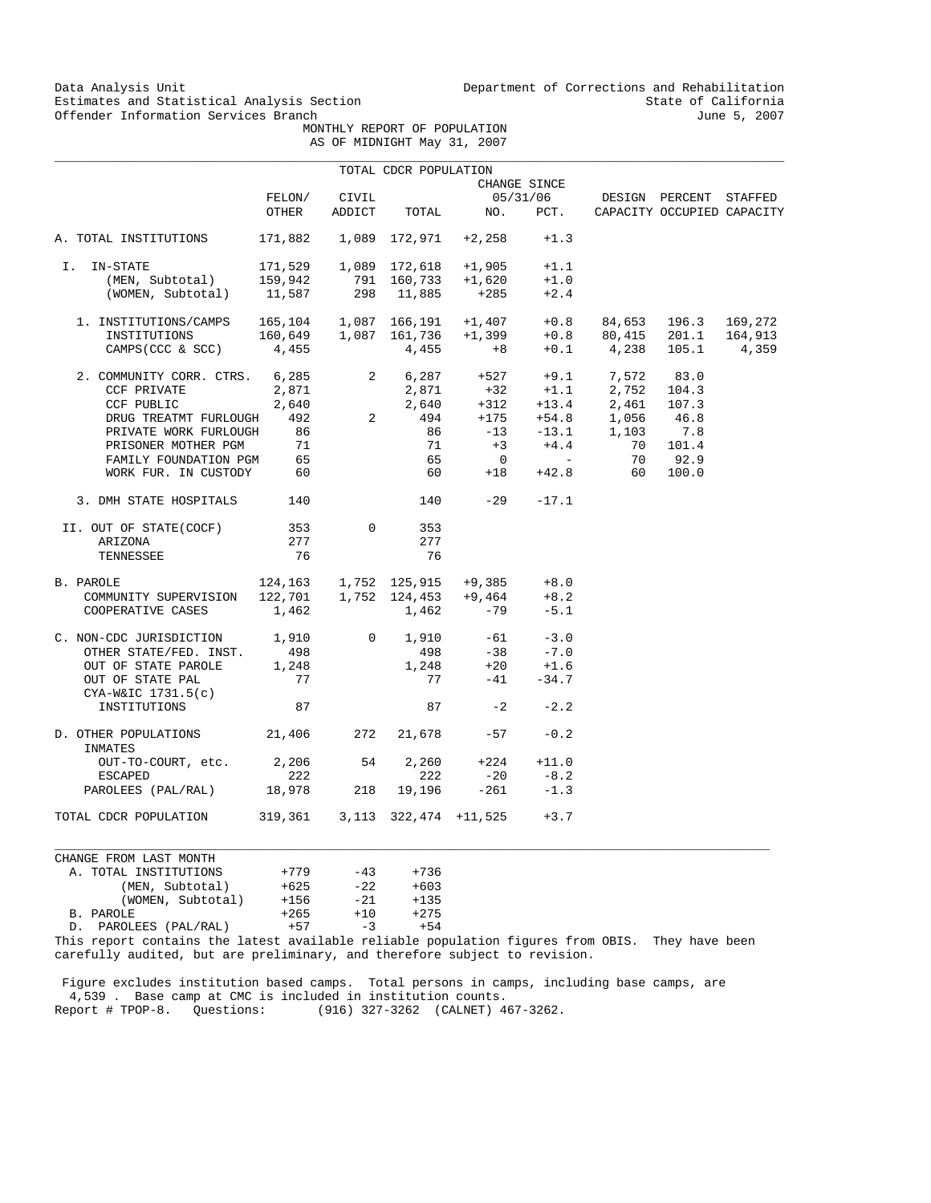Data Analysis Unit
Estimates and Statistical Analysis Section
Offender Information Services Branch

Department of Corrections and Rehabilitation
State of California
June 5, 2007

## MONTHLY REPORT OF POPULATION
## AS OF MIDNIGHT May 31, 2007

TOTAL CDCR POPULATION

| | FELON/ OTHER | CIVIL ADDICT | TOTAL | CHANGE SINCE 05/31/06 NO. | CHANGE SINCE 05/31/06 PCT. | DESIGN CAPACITY | PERCENT OCCUPIED | STAFFED CAPACITY |
|---|---|---|---|---|---|---|---|---|
| A. TOTAL INSTITUTIONS | 171,882 | 1,089 | 172,971 | +2,258 | +1.3 | | | |
| I. IN-STATE | 171,529 | 1,089 | 172,618 | +1,905 | +1.1 | | | |
| (MEN, Subtotal) | 159,942 | 791 | 160,733 | +1,620 | +1.0 | | | |
| (WOMEN, Subtotal) | 11,587 | 298 | 11,885 | +285 | +2.4 | | | |
| 1. INSTITUTIONS/CAMPS | 165,104 | 1,087 | 166,191 | +1,407 | +0.8 | 84,653 | 196.3 | 169,272 |
| INSTITUTIONS | 160,649 | 1,087 | 161,736 | +1,399 | +0.8 | 80,415 | 201.1 | 164,913 |
| CAMPS(CCC & SCC) | 4,455 | | 4,455 | +8 | +0.1 | 4,238 | 105.1 | 4,359 |
| 2. COMMUNITY CORR. CTRS. | 6,285 | 2 | 6,287 | +527 | +9.1 | 7,572 | 83.0 | |
| CCF PRIVATE | 2,871 | | 2,871 | +32 | +1.1 | 2,752 | 104.3 | |
| CCF PUBLIC | 2,640 | | 2,640 | +312 | +13.4 | 2,461 | 107.3 | |
| DRUG TREATMT FURLOUGH | 492 | 2 | 494 | +175 | +54.8 | 1,056 | 46.8 | |
| PRIVATE WORK FURLOUGH | 86 | | 86 | -13 | -13.1 | 1,103 | 7.8 | |
| PRISONER MOTHER PGM | 71 | | 71 | +3 | +4.4 | 70 | 101.4 | |
| FAMILY FOUNDATION PGM | 65 | | 65 | 0 | - | 70 | 92.9 | |
| WORK FUR. IN CUSTODY | 60 | | 60 | +18 | +42.8 | 60 | 100.0 | |
| 3. DMH STATE HOSPITALS | 140 | | 140 | -29 | -17.1 | | | |
| II. OUT OF STATE(COCF) | 353 | 0 | 353 | | | | | |
| ARIZONA | 277 | | 277 | | | | | |
| TENNESSEE | 76 | | 76 | | | | | |
| B. PAROLE | 124,163 | 1,752 | 125,915 | +9,385 | +8.0 | | | |
| COMMUNITY SUPERVISION | 122,701 | 1,752 | 124,453 | +9,464 | +8.2 | | | |
| COOPERATIVE CASES | 1,462 | | 1,462 | -79 | -5.1 | | | |
| C. NON-CDC JURISDICTION | 1,910 | 0 | 1,910 | -61 | -3.0 | | | |
| OTHER STATE/FED. INST. | 498 | | 498 | -38 | -7.0 | | | |
| OUT OF STATE PAROLE | 1,248 | | 1,248 | +20 | +1.6 | | | |
| OUT OF STATE PAL | 77 | | 77 | -41 | -34.7 | | | |
| CYA-W&IC 1731.5(c) INSTITUTIONS | 87 | | 87 | -2 | -2.2 | | | |
| D. OTHER POPULATIONS | 21,406 | 272 | 21,678 | -57 | -0.2 | | | |
| INMATES OUT-TO-COURT, etc. | 2,206 | 54 | 2,260 | +224 | +11.0 | | | |
| ESCAPED | 222 | | 222 | -20 | -8.2 | | | |
| PAROLEES (PAL/RAL) | 18,978 | 218 | 19,196 | -261 | -1.3 | | | |
| TOTAL CDCR POPULATION | 319,361 | 3,113 | 322,474 | +11,525 | +3.7 | | | |

CHANGE FROM LAST MONTH

| | | | |
|---|---|---|---|
| A. TOTAL INSTITUTIONS | +779 | -43 | +736 |
| (MEN, Subtotal) | +625 | -22 | +603 |
| (WOMEN, Subtotal) | +156 | -21 | +135 |
| B. PAROLE | +265 | +10 | +275 |
| D. PAROLEES (PAL/RAL) | +57 | -3 | +54 |

This report contains the latest available reliable population figures from OBIS. They have been carefully audited, but are preliminary, and therefore subject to revision.

Figure excludes institution based camps. Total persons in camps, including base camps, are 4,539 . Base camp at CMC is included in institution counts.
Report # TPOP-8. Questions: (916) 327-3262 (CALNET) 467-3262.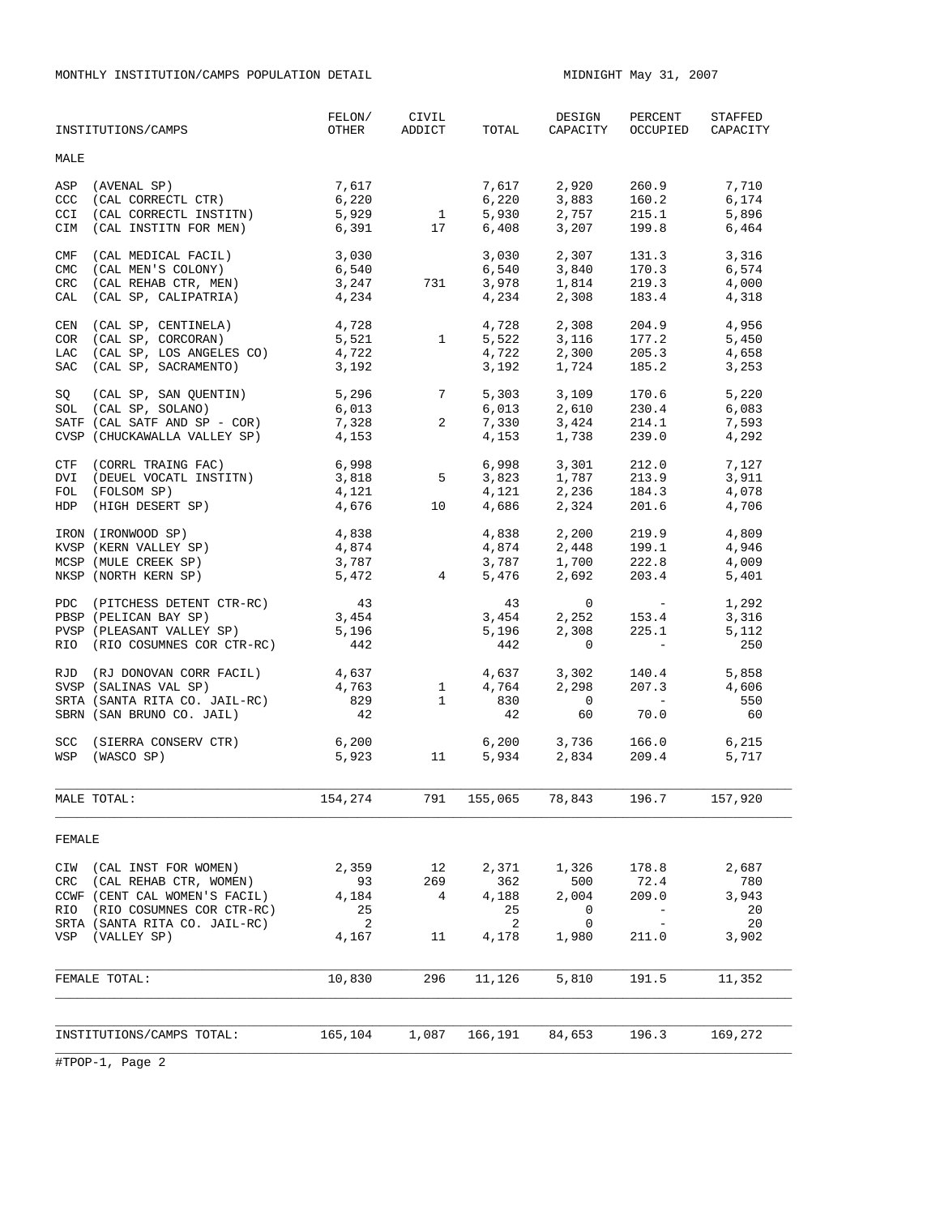MONTHLY INSTITUTION/CAMPS POPULATION DETAIL

MIDNIGHT May 31, 2007

| INSTITUTIONS/CAMPS | FELON/ OTHER | CIVIL ADDICT | TOTAL | DESIGN CAPACITY | PERCENT OCCUPIED | STAFFED CAPACITY |
|---|---|---|---|---|---|---|
| **MALE** | | | | | | |
| ASP (AVENAL SP) | 7,617 | | 7,617 | 2,920 | 260.9 | 7,710 |
| CCC (CAL CORRECTL CTR) | 6,220 | | 6,220 | 3,883 | 160.2 | 6,174 |
| CCI (CAL CORRECTL INSTITN) | 5,929 | 1 | 5,930 | 2,757 | 215.1 | 5,896 |
| CIM (CAL INSTITN FOR MEN) | 6,391 | 17 | 6,408 | 3,207 | 199.8 | 6,464 |
| CMF (CAL MEDICAL FACIL) | 3,030 | | 3,030 | 2,307 | 131.3 | 3,316 |
| CMC (CAL MEN'S COLONY) | 6,540 | | 6,540 | 3,840 | 170.3 | 6,574 |
| CRC (CAL REHAB CTR, MEN) | 3,247 | 731 | 3,978 | 1,814 | 219.3 | 4,000 |
| CAL (CAL SP, CALIPATRIA) | 4,234 | | 4,234 | 2,308 | 183.4 | 4,318 |
| CEN (CAL SP, CENTINELA) | 4,728 | | 4,728 | 2,308 | 204.9 | 4,956 |
| COR (CAL SP, CORCORAN) | 5,521 | 1 | 5,522 | 3,116 | 177.2 | 5,450 |
| LAC (CAL SP, LOS ANGELES CO) | 4,722 | | 4,722 | 2,300 | 205.3 | 4,658 |
| SAC (CAL SP, SACRAMENTO) | 3,192 | | 3,192 | 1,724 | 185.2 | 3,253 |
| SQ (CAL SP, SAN QUENTIN) | 5,296 | 7 | 5,303 | 3,109 | 170.6 | 5,220 |
| SOL (CAL SP, SOLANO) | 6,013 | | 6,013 | 2,610 | 230.4 | 6,083 |
| SATF (CAL SATF AND SP - COR) | 7,328 | 2 | 7,330 | 3,424 | 214.1 | 7,593 |
| CVSP (CHUCKAWALLA VALLEY SP) | 4,153 | | 4,153 | 1,738 | 239.0 | 4,292 |
| CTF (CORRL TRAING FAC) | 6,998 | | 6,998 | 3,301 | 212.0 | 7,127 |
| DVI (DEUEL VOCATL INSTITN) | 3,818 | 5 | 3,823 | 1,787 | 213.9 | 3,911 |
| FOL (FOLSOM SP) | 4,121 | | 4,121 | 2,236 | 184.3 | 4,078 |
| HDP (HIGH DESERT SP) | 4,676 | 10 | 4,686 | 2,324 | 201.6 | 4,706 |
| IRON (IRONWOOD SP) | 4,838 | | 4,838 | 2,200 | 219.9 | 4,809 |
| KVSP (KERN VALLEY SP) | 4,874 | | 4,874 | 2,448 | 199.1 | 4,946 |
| MCSP (MULE CREEK SP) | 3,787 | | 3,787 | 1,700 | 222.8 | 4,009 |
| NKSP (NORTH KERN SP) | 5,472 | 4 | 5,476 | 2,692 | 203.4 | 5,401 |
| PDC (PITCHESS DETENT CTR-RC) | 43 | | 43 | 0 | - | 1,292 |
| PBSP (PELICAN BAY SP) | 3,454 | | 3,454 | 2,252 | 153.4 | 3,316 |
| PVSP (PLEASANT VALLEY SP) | 5,196 | | 5,196 | 2,308 | 225.1 | 5,112 |
| RIO (RIO COSUMNES COR CTR-RC) | 442 | | 442 | 0 | - | 250 |
| RJD (RJ DONOVAN CORR FACIL) | 4,637 | | 4,637 | 3,302 | 140.4 | 5,858 |
| SVSP (SALINAS VAL SP) | 4,763 | 1 | 4,764 | 2,298 | 207.3 | 4,606 |
| SRTA (SANTA RITA CO. JAIL-RC) | 829 | 1 | 830 | 0 | - | 550 |
| SBRN (SAN BRUNO CO. JAIL) | 42 | | 42 | 60 | 70.0 | 60 |
| SCC (SIERRA CONSERV CTR) | 6,200 | | 6,200 | 3,736 | 166.0 | 6,215 |
| WSP (WASCO SP) | 5,923 | 11 | 5,934 | 2,834 | 209.4 | 5,717 |
| MALE TOTAL: | 154,274 | 791 | 155,065 | 78,843 | 196.7 | 157,920 |
| **FEMALE** | | | | | | |
| CIW (CAL INST FOR WOMEN) | 2,359 | 12 | 2,371 | 1,326 | 178.8 | 2,687 |
| CRC (CAL REHAB CTR, WOMEN) | 93 | 269 | 362 | 500 | 72.4 | 780 |
| CCWF (CENT CAL WOMEN'S FACIL) | 4,184 | 4 | 4,188 | 2,004 | 209.0 | 3,943 |
| RIO (RIO COSUMNES COR CTR-RC) | 25 | | 25 | 0 | - | 20 |
| SRTA (SANTA RITA CO. JAIL-RC) | 2 | | 2 | 0 | - | 20 |
| VSP (VALLEY SP) | 4,167 | 11 | 4,178 | 1,980 | 211.0 | 3,902 |
| FEMALE TOTAL: | 10,830 | 296 | 11,126 | 5,810 | 191.5 | 11,352 |
| INSTITUTIONS/CAMPS TOTAL: | 165,104 | 1,087 | 166,191 | 84,653 | 196.3 | 169,272 |

#TPOP-1, Page 2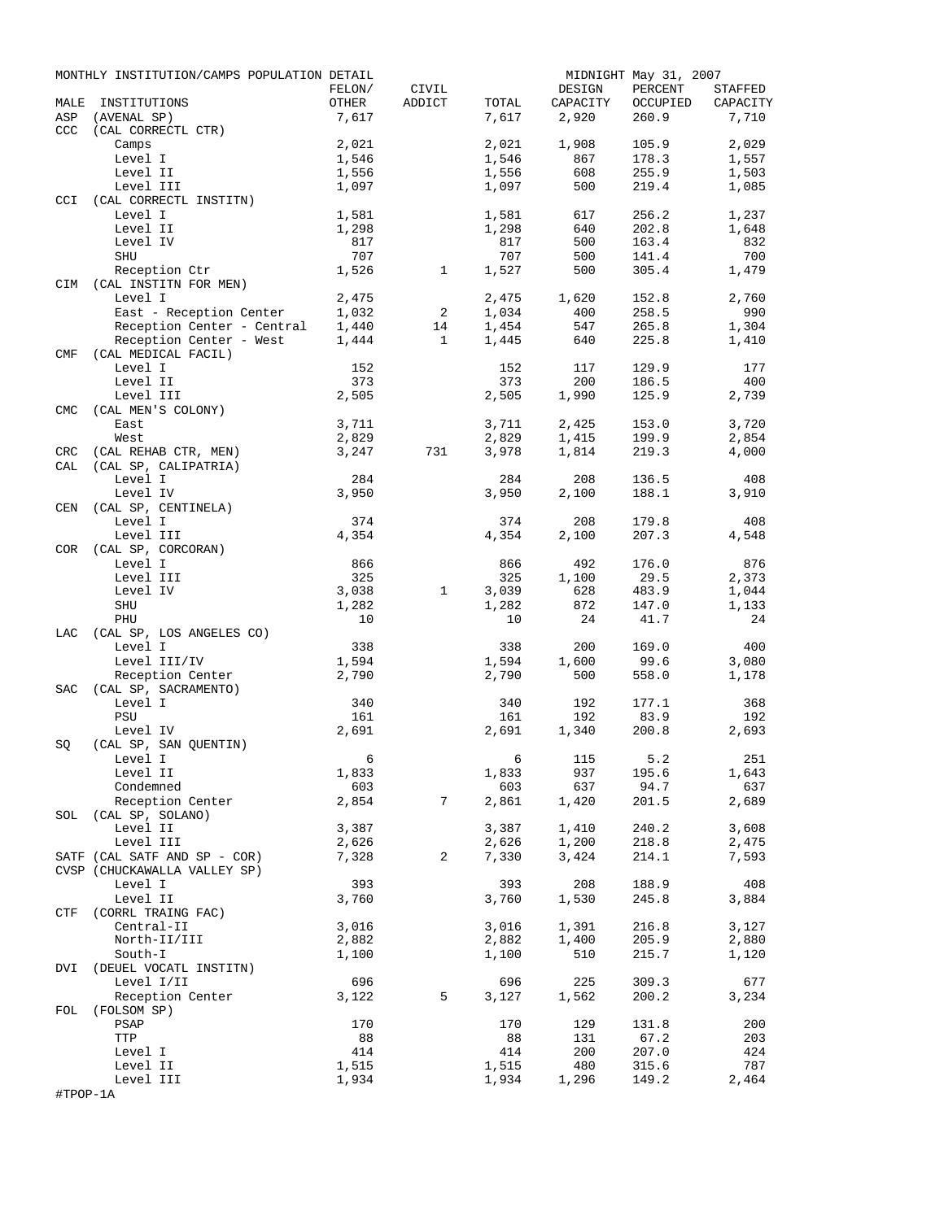MONTHLY INSTITUTION/CAMPS POPULATION DETAIL — MIDNIGHT May 31, 2007

| MALE INSTITUTIONS | FELON/ OTHER | CIVIL ADDICT | TOTAL | DESIGN CAPACITY | PERCENT OCCUPIED | STAFFED CAPACITY |
|---|---|---|---|---|---|---|
| ASP (AVENAL SP) | 7,617 | | 7,617 | 2,920 | 260.9 | 7,710 |
| CCC (CAL CORRECTL CTR) | | | | | | |
| Camps | 2,021 | | 2,021 | 1,908 | 105.9 | 2,029 |
| Level I | 1,546 | | 1,546 | 867 | 178.3 | 1,557 |
| Level II | 1,556 | | 1,556 | 608 | 255.9 | 1,503 |
| Level III | 1,097 | | 1,097 | 500 | 219.4 | 1,085 |
| CCI (CAL CORRECTL INSTITN) | | | | | | |
| Level I | 1,581 | | 1,581 | 617 | 256.2 | 1,237 |
| Level II | 1,298 | | 1,298 | 640 | 202.8 | 1,648 |
| Level IV | 817 | | 817 | 500 | 163.4 | 832 |
| SHU | 707 | | 707 | 500 | 141.4 | 700 |
| Reception Ctr | 1,526 | 1 | 1,527 | 500 | 305.4 | 1,479 |
| CIM (CAL INSTITN FOR MEN) | | | | | | |
| Level I | 2,475 | | 2,475 | 1,620 | 152.8 | 2,760 |
| East - Reception Center | 1,032 | 2 | 1,034 | 400 | 258.5 | 990 |
| Reception Center - Central | 1,440 | 14 | 1,454 | 547 | 265.8 | 1,304 |
| Reception Center - West | 1,444 | 1 | 1,445 | 640 | 225.8 | 1,410 |
| CMF (CAL MEDICAL FACIL) | | | | | | |
| Level I | 152 | | 152 | 117 | 129.9 | 177 |
| Level II | 373 | | 373 | 200 | 186.5 | 400 |
| Level III | 2,505 | | 2,505 | 1,990 | 125.9 | 2,739 |
| CMC (CAL MEN'S COLONY) | | | | | | |
| East | 3,711 | | 3,711 | 2,425 | 153.0 | 3,720 |
| West | 2,829 | | 2,829 | 1,415 | 199.9 | 2,854 |
| CRC (CAL REHAB CTR, MEN) | 3,247 | 731 | 3,978 | 1,814 | 219.3 | 4,000 |
| CAL (CAL SP, CALIPATRIA) | | | | | | |
| Level I | 284 | | 284 | 208 | 136.5 | 408 |
| Level IV | 3,950 | | 3,950 | 2,100 | 188.1 | 3,910 |
| CEN (CAL SP, CENTINELA) | | | | | | |
| Level I | 374 | | 374 | 208 | 179.8 | 408 |
| Level III | 4,354 | | 4,354 | 2,100 | 207.3 | 4,548 |
| COR (CAL SP, CORCORAN) | | | | | | |
| Level I | 866 | | 866 | 492 | 176.0 | 876 |
| Level III | 325 | | 325 | 1,100 | 29.5 | 2,373 |
| Level IV | 3,038 | 1 | 3,039 | 628 | 483.9 | 1,044 |
| SHU | 1,282 | | 1,282 | 872 | 147.0 | 1,133 |
| PHU | 10 | | 10 | 24 | 41.7 | 24 |
| LAC (CAL SP, LOS ANGELES CO) | | | | | | |
| Level I | 338 | | 338 | 200 | 169.0 | 400 |
| Level III/IV | 1,594 | | 1,594 | 1,600 | 99.6 | 3,080 |
| Reception Center | 2,790 | | 2,790 | 500 | 558.0 | 1,178 |
| SAC (CAL SP, SACRAMENTO) | | | | | | |
| Level I | 340 | | 340 | 192 | 177.1 | 368 |
| PSU | 161 | | 161 | 192 | 83.9 | 192 |
| Level IV | 2,691 | | 2,691 | 1,340 | 200.8 | 2,693 |
| SQ (CAL SP, SAN QUENTIN) | | | | | | |
| Level I | 6 | | 6 | 115 | 5.2 | 251 |
| Level II | 1,833 | | 1,833 | 937 | 195.6 | 1,643 |
| Condemned | 603 | | 603 | 637 | 94.7 | 637 |
| Reception Center | 2,854 | 7 | 2,861 | 1,420 | 201.5 | 2,689 |
| SOL (CAL SP, SOLANO) | | | | | | |
| Level II | 3,387 | | 3,387 | 1,410 | 240.2 | 3,608 |
| Level III | 2,626 | | 2,626 | 1,200 | 218.8 | 2,475 |
| SATF (CAL SATF AND SP - COR) | 7,328 | 2 | 7,330 | 3,424 | 214.1 | 7,593 |
| CVSP (CHUCKAWALLA VALLEY SP) | | | | | | |
| Level I | 393 | | 393 | 208 | 188.9 | 408 |
| Level II | 3,760 | | 3,760 | 1,530 | 245.8 | 3,884 |
| CTF (CORRL TRAING FAC) | | | | | | |
| Central-II | 3,016 | | 3,016 | 1,391 | 216.8 | 3,127 |
| North-II/III | 2,882 | | 2,882 | 1,400 | 205.9 | 2,880 |
| South-I | 1,100 | | 1,100 | 510 | 215.7 | 1,120 |
| DVI (DEUEL VOCATL INSTITN) | | | | | | |
| Level I/II | 696 | | 696 | 225 | 309.3 | 677 |
| Reception Center | 3,122 | 5 | 3,127 | 1,562 | 200.2 | 3,234 |
| FOL (FOLSOM SP) | | | | | | |
| PSAP | 170 | | 170 | 129 | 131.8 | 200 |
| TTP | 88 | | 88 | 131 | 67.2 | 203 |
| Level I | 414 | | 414 | 200 | 207.0 | 424 |
| Level II | 1,515 | | 1,515 | 480 | 315.6 | 787 |
| Level III | 1,934 | | 1,934 | 1,296 | 149.2 | 2,464 |

#TPOP-1A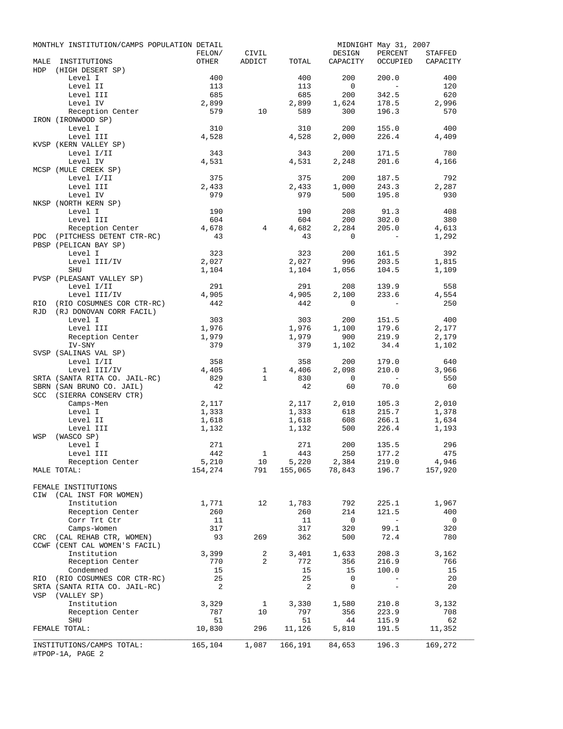MONTHLY INSTITUTION/CAMPS POPULATION DETAIL — MIDNIGHT May 31, 2007

| MALE INSTITUTIONS | FELON/ OTHER | CIVIL ADDICT | TOTAL | DESIGN CAPACITY | PERCENT OCCUPIED | STAFFED CAPACITY |
|---|---|---|---|---|---|---|
| HDP (HIGH DESERT SP) | | | | | | |
| Level I | 400 | | 400 | 200 | 200.0 | 400 |
| Level II | 113 | | 113 | 0 | - | 120 |
| Level III | 685 | | 685 | 200 | 342.5 | 620 |
| Level IV | 2,899 | | 2,899 | 1,624 | 178.5 | 2,996 |
| Reception Center | 579 | 10 | 589 | 300 | 196.3 | 570 |
| IRON (IRONWOOD SP) | | | | | | |
| Level I | 310 | | 310 | 200 | 155.0 | 400 |
| Level III | 4,528 | | 4,528 | 2,000 | 226.4 | 4,409 |
| KVSP (KERN VALLEY SP) | | | | | | |
| Level I/II | 343 | | 343 | 200 | 171.5 | 780 |
| Level IV | 4,531 | | 4,531 | 2,248 | 201.6 | 4,166 |
| MCSP (MULE CREEK SP) | | | | | | |
| Level I/II | 375 | | 375 | 200 | 187.5 | 792 |
| Level III | 2,433 | | 2,433 | 1,000 | 243.3 | 2,287 |
| Level IV | 979 | | 979 | 500 | 195.8 | 930 |
| NKSP (NORTH KERN SP) | | | | | | |
| Level I | 190 | | 190 | 208 | 91.3 | 408 |
| Level III | 604 | | 604 | 200 | 302.0 | 380 |
| Reception Center | 4,678 | 4 | 4,682 | 2,284 | 205.0 | 4,613 |
| PDC (PITCHESS DETENT CTR-RC) | 43 | | 43 | 0 | - | 1,292 |
| PBSP (PELICAN BAY SP) | | | | | | |
| Level I | 323 | | 323 | 200 | 161.5 | 392 |
| Level III/IV | 2,027 | | 2,027 | 996 | 203.5 | 1,815 |
| SHU | 1,104 | | 1,104 | 1,056 | 104.5 | 1,109 |
| PVSP (PLEASANT VALLEY SP) | | | | | | |
| Level I/II | 291 | | 291 | 208 | 139.9 | 558 |
| Level III/IV | 4,905 | | 4,905 | 2,100 | 233.6 | 4,554 |
| RIO (RIO COSUMNES COR CTR-RC) | 442 | | 442 | 0 | - | 250 |
| RJD (RJ DONOVAN CORR FACIL) | | | | | | |
| Level I | 303 | | 303 | 200 | 151.5 | 400 |
| Level III | 1,976 | | 1,976 | 1,100 | 179.6 | 2,177 |
| Reception Center | 1,979 | | 1,979 | 900 | 219.9 | 2,179 |
| IV-SNY | 379 | | 379 | 1,102 | 34.4 | 1,102 |
| SVSP (SALINAS VAL SP) | | | | | | |
| Level I/II | 358 | | 358 | 200 | 179.0 | 640 |
| Level III/IV | 4,405 | 1 | 4,406 | 2,098 | 210.0 | 3,966 |
| SRTA (SANTA RITA CO. JAIL-RC) | 829 | 1 | 830 | 0 | - | 550 |
| SBRN (SAN BRUNO CO. JAIL) | 42 | | 42 | 60 | 70.0 | 60 |
| SCC (SIERRA CONSERV CTR) | | | | | | |
| Camps-Men | 2,117 | | 2,117 | 2,010 | 105.3 | 2,010 |
| Level I | 1,333 | | 1,333 | 618 | 215.7 | 1,378 |
| Level II | 1,618 | | 1,618 | 608 | 266.1 | 1,634 |
| Level III | 1,132 | | 1,132 | 500 | 226.4 | 1,193 |
| WSP (WASCO SP) | | | | | | |
| Level I | 271 | | 271 | 200 | 135.5 | 296 |
| Level III | 442 | 1 | 443 | 250 | 177.2 | 475 |
| Reception Center | 5,210 | 10 | 5,220 | 2,384 | 219.0 | 4,946 |
| MALE TOTAL: | 154,274 | 791 | 155,065 | 78,843 | 196.7 | 157,920 |
| FEMALE INSTITUTIONS | | | | | | |
| CIW (CAL INST FOR WOMEN) | | | | | | |
| Institution | 1,771 | 12 | 1,783 | 792 | 225.1 | 1,967 |
| Reception Center | 260 | | 260 | 214 | 121.5 | 400 |
| Corr Trt Ctr | 11 | | 11 | 0 | - | 0 |
| Camps-Women | 317 | | 317 | 320 | 99.1 | 320 |
| CRC (CAL REHAB CTR, WOMEN) | 93 | 269 | 362 | 500 | 72.4 | 780 |
| CCWF (CENT CAL WOMEN'S FACIL) | | | | | | |
| Institution | 3,399 | 2 | 3,401 | 1,633 | 208.3 | 3,162 |
| Reception Center | 770 | 2 | 772 | 356 | 216.9 | 766 |
| Condemned | 15 | | 15 | 15 | 100.0 | 15 |
| RIO (RIO COSUMNES COR CTR-RC) | 25 | | 25 | 0 | - | 20 |
| SRTA (SANTA RITA CO. JAIL-RC) | 2 | | 2 | 0 | - | 20 |
| VSP (VALLEY SP) | | | | | | |
| Institution | 3,329 | 1 | 3,330 | 1,580 | 210.8 | 3,132 |
| Reception Center | 787 | 10 | 797 | 356 | 223.9 | 708 |
| SHU | 51 | | 51 | 44 | 115.9 | 62 |
| FEMALE TOTAL: | 10,830 | 296 | 11,126 | 5,810 | 191.5 | 11,352 |
| INSTITUTIONS/CAMPS TOTAL: | 165,104 | 1,087 | 166,191 | 84,653 | 196.3 | 169,272 |

#TPOP-1A, PAGE 2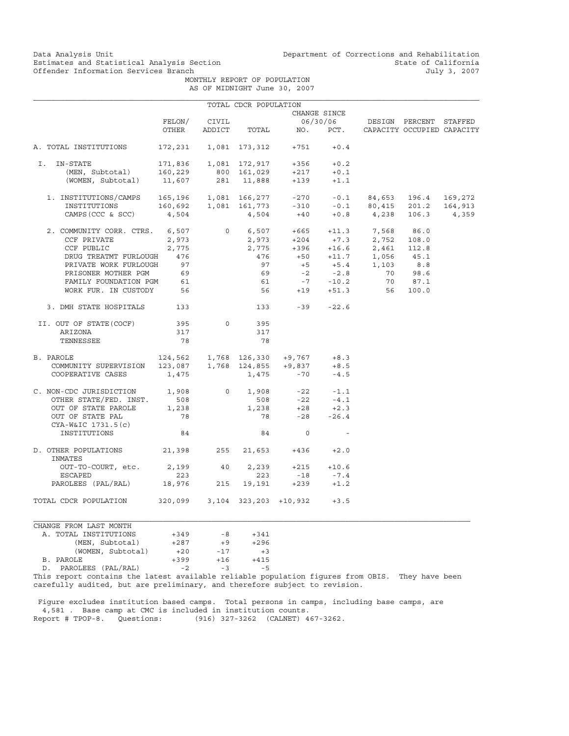Data Analysis Unit
Estimates and Statistical Analysis Section
Offender Information Services Branch

Department of Corrections and Rehabilitation
State of California
July 3, 2007

MONTHLY REPORT OF POPULATION
AS OF MIDNIGHT June 30, 2007

TOTAL CDCR POPULATION

| | FELON/ OTHER | CIVIL ADDICT | TOTAL | CHANGE SINCE 06/30/06 NO. | PCT. | DESIGN CAPACITY | PERCENT OCCUPIED | STAFFED CAPACITY |
|---|---|---|---|---|---|---|---|---|
| A. TOTAL INSTITUTIONS | 172,231 | 1,081 | 173,312 | +751 | +0.4 | | | |
| I. IN-STATE | 171,836 | 1,081 | 172,917 | +356 | +0.2 | | | |
| (MEN, Subtotal) | 160,229 | 800 | 161,029 | +217 | +0.1 | | | |
| (WOMEN, Subtotal) | 11,607 | 281 | 11,888 | +139 | +1.1 | | | |
| 1. INSTITUTIONS/CAMPS | 165,196 | 1,081 | 166,277 | -270 | -0.1 | 84,653 | 196.4 | 169,272 |
| INSTITUTIONS | 160,692 | 1,081 | 161,773 | -310 | -0.1 | 80,415 | 201.2 | 164,913 |
| CAMPS(CCC & SCC) | 4,504 | | 4,504 | +40 | +0.8 | 4,238 | 106.3 | 4,359 |
| 2. COMMUNITY CORR. CTRS. | 6,507 | 0 | 6,507 | +665 | +11.3 | 7,568 | 86.0 | |
| CCF PRIVATE | 2,973 | | 2,973 | +204 | +7.3 | 2,752 | 108.0 | |
| CCF PUBLIC | 2,775 | | 2,775 | +396 | +16.6 | 2,461 | 112.8 | |
| DRUG TREATMT FURLOUGH | 476 | | 476 | +50 | +11.7 | 1,056 | 45.1 | |
| PRIVATE WORK FURLOUGH | 97 | | 97 | +5 | +5.4 | 1,103 | 8.8 | |
| PRISONER MOTHER PGM | 69 | | 69 | -2 | -2.8 | 70 | 98.6 | |
| FAMILY FOUNDATION PGM | 61 | | 61 | -7 | -10.2 | 70 | 87.1 | |
| WORK FUR. IN CUSTODY | 56 | | 56 | +19 | +51.3 | 56 | 100.0 | |
| 3. DMH STATE HOSPITALS | 133 | | 133 | -39 | -22.6 | | | |
| II. OUT OF STATE(COCF) | 395 | 0 | 395 | | | | | |
| ARIZONA | 317 | | 317 | | | | | |
| TENNESSEE | 78 | | 78 | | | | | |
| B. PAROLE | 124,562 | 1,768 | 126,330 | +9,767 | +8.3 | | | |
| COMMUNITY SUPERVISION | 123,087 | 1,768 | 124,855 | +9,837 | +8.5 | | | |
| COOPERATIVE CASES | 1,475 | | 1,475 | -70 | -4.5 | | | |
| C. NON-CDC JURISDICTION | 1,908 | 0 | 1,908 | -22 | -1.1 | | | |
| OTHER STATE/FED. INST. | 508 | | 508 | -22 | -4.1 | | | |
| OUT OF STATE PAROLE | 1,238 | | 1,238 | +28 | +2.3 | | | |
| OUT OF STATE PAL | 78 | | 78 | -28 | -26.4 | | | |
| CYA-W&IC 1731.5(c) INSTITUTIONS | 84 | | 84 | 0 | - | | | |
| D. OTHER POPULATIONS | 21,398 | 255 | 21,653 | +436 | +2.0 | | | |
| INMATES OUT-TO-COURT, etc. | 2,199 | 40 | 2,239 | +215 | +10.6 | | | |
| ESCAPED | 223 | | 223 | -18 | -7.4 | | | |
| PAROLEES (PAL/RAL) | 18,976 | 215 | 19,191 | +239 | +1.2 | | | |
| TOTAL CDCR POPULATION | 320,099 | 3,104 | 323,203 | +10,932 | +3.5 | | | |

| CHANGE FROM LAST MONTH | | | |
|---|---|---|---|
| A. TOTAL INSTITUTIONS | +349 | -8 | +341 |
| (MEN, Subtotal) | +287 | +9 | +296 |
| (WOMEN, Subtotal) | +20 | -17 | +3 |
| B. PAROLE | +399 | +16 | +415 |
| D. PAROLEES (PAL/RAL) | -2 | -3 | -5 |

This report contains the latest available reliable population figures from OBIS. They have been carefully audited, but are preliminary, and therefore subject to revision.

Figure excludes institution based camps. Total persons in camps, including base camps, are 4,581 . Base camp at CMC is included in institution counts.
Report # TPOP-8. Questions: (916) 327-3262 (CALNET) 467-3262.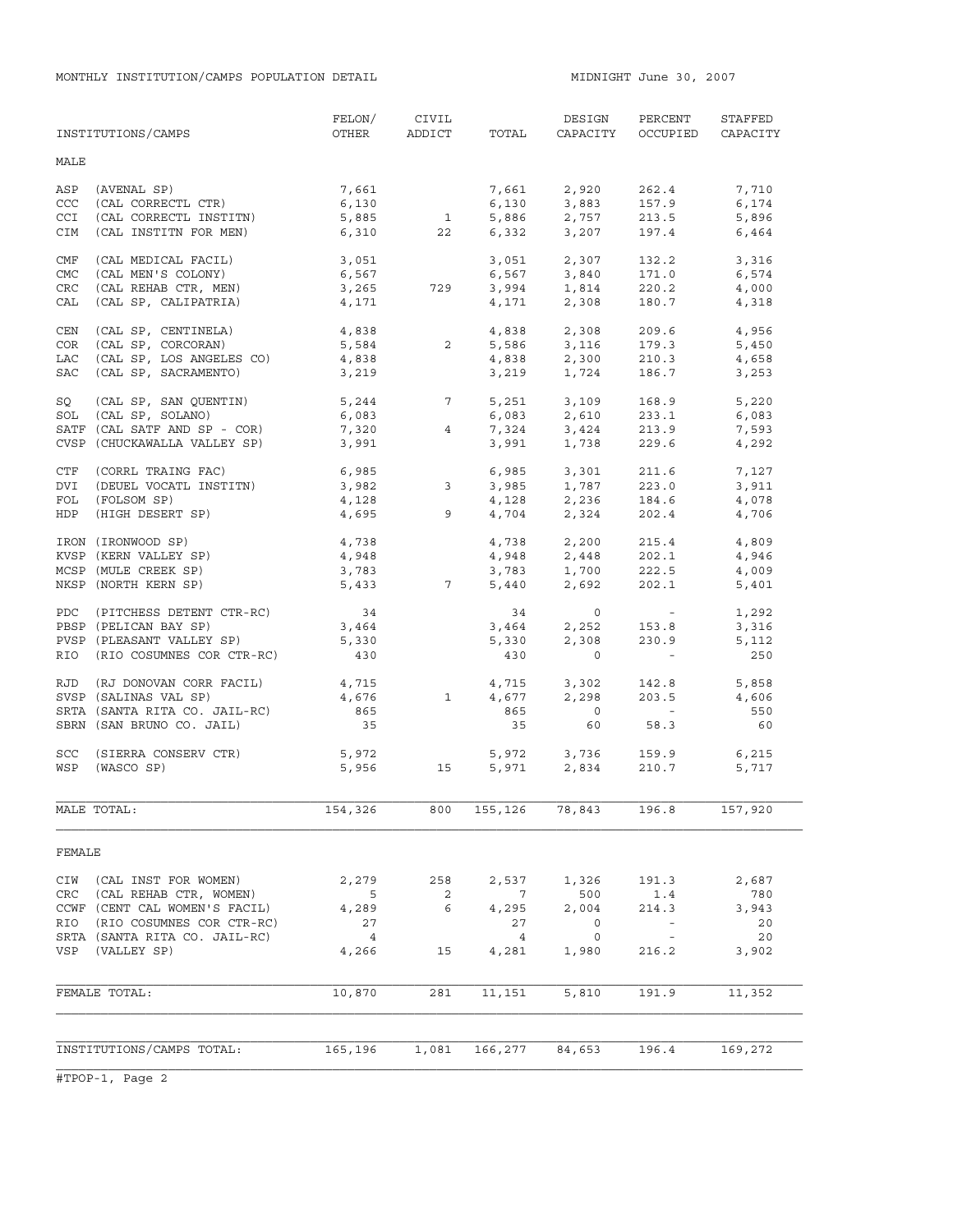MONTHLY INSTITUTION/CAMPS POPULATION DETAIL

MIDNIGHT June 30, 2007

| INSTITUTIONS/CAMPS | FELON/ OTHER | CIVIL ADDICT | TOTAL | DESIGN CAPACITY | PERCENT OCCUPIED | STAFFED CAPACITY |
|---|---|---|---|---|---|---|
| **MALE** | | | | | | |
| ASP (AVENAL SP) | 7,661 | | 7,661 | 2,920 | 262.4 | 7,710 |
| CCC (CAL CORRECTL CTR) | 6,130 | | 6,130 | 3,883 | 157.9 | 6,174 |
| CCI (CAL CORRECTL INSTITN) | 5,885 | 1 | 5,886 | 2,757 | 213.5 | 5,896 |
| CIM (CAL INSTITN FOR MEN) | 6,310 | 22 | 6,332 | 3,207 | 197.4 | 6,464 |
| CMF (CAL MEDICAL FACIL) | 3,051 | | 3,051 | 2,307 | 132.2 | 3,316 |
| CMC (CAL MEN'S COLONY) | 6,567 | | 6,567 | 3,840 | 171.0 | 6,574 |
| CRC (CAL REHAB CTR, MEN) | 3,265 | 729 | 3,994 | 1,814 | 220.2 | 4,000 |
| CAL (CAL SP, CALIPATRIA) | 4,171 | | 4,171 | 2,308 | 180.7 | 4,318 |
| CEN (CAL SP, CENTINELA) | 4,838 | | 4,838 | 2,308 | 209.6 | 4,956 |
| COR (CAL SP, CORCORAN) | 5,584 | 2 | 5,586 | 3,116 | 179.3 | 5,450 |
| LAC (CAL SP, LOS ANGELES CO) | 4,838 | | 4,838 | 2,300 | 210.3 | 4,658 |
| SAC (CAL SP, SACRAMENTO) | 3,219 | | 3,219 | 1,724 | 186.7 | 3,253 |
| SQ (CAL SP, SAN QUENTIN) | 5,244 | 7 | 5,251 | 3,109 | 168.9 | 5,220 |
| SOL (CAL SP, SOLANO) | 6,083 | | 6,083 | 2,610 | 233.1 | 6,083 |
| SATF (CAL SATF AND SP - COR) | 7,320 | 4 | 7,324 | 3,424 | 213.9 | 7,593 |
| CVSP (CHUCKAWALLA VALLEY SP) | 3,991 | | 3,991 | 1,738 | 229.6 | 4,292 |
| CTF (CORRL TRAING FAC) | 6,985 | | 6,985 | 3,301 | 211.6 | 7,127 |
| DVI (DEUEL VOCATL INSTITN) | 3,982 | 3 | 3,985 | 1,787 | 223.0 | 3,911 |
| FOL (FOLSOM SP) | 4,128 | | 4,128 | 2,236 | 184.6 | 4,078 |
| HDP (HIGH DESERT SP) | 4,695 | 9 | 4,704 | 2,324 | 202.4 | 4,706 |
| IRON (IRONWOOD SP) | 4,738 | | 4,738 | 2,200 | 215.4 | 4,809 |
| KVSP (KERN VALLEY SP) | 4,948 | | 4,948 | 2,448 | 202.1 | 4,946 |
| MCSP (MULE CREEK SP) | 3,783 | | 3,783 | 1,700 | 222.5 | 4,009 |
| NKSP (NORTH KERN SP) | 5,433 | 7 | 5,440 | 2,692 | 202.1 | 5,401 |
| PDC (PITCHESS DETENT CTR-RC) | 34 | | 34 | 0 | - | 1,292 |
| PBSP (PELICAN BAY SP) | 3,464 | | 3,464 | 2,252 | 153.8 | 3,316 |
| PVSP (PLEASANT VALLEY SP) | 5,330 | | 5,330 | 2,308 | 230.9 | 5,112 |
| RIO (RIO COSUMNES COR CTR-RC) | 430 | | 430 | 0 | - | 250 |
| RJD (RJ DONOVAN CORR FACIL) | 4,715 | | 4,715 | 3,302 | 142.8 | 5,858 |
| SVSP (SALINAS VAL SP) | 4,676 | 1 | 4,677 | 2,298 | 203.5 | 4,606 |
| SRTA (SANTA RITA CO. JAIL-RC) | 865 | | 865 | 0 | - | 550 |
| SBRN (SAN BRUNO CO. JAIL) | 35 | | 35 | 60 | 58.3 | 60 |
| SCC (SIERRA CONSERV CTR) | 5,972 | | 5,972 | 3,736 | 159.9 | 6,215 |
| WSP (WASCO SP) | 5,956 | 15 | 5,971 | 2,834 | 210.7 | 5,717 |
| MALE TOTAL: | 154,326 | 800 | 155,126 | 78,843 | 196.8 | 157,920 |
| **FEMALE** | | | | | | |
| CIW (CAL INST FOR WOMEN) | 2,279 | 258 | 2,537 | 1,326 | 191.3 | 2,687 |
| CRC (CAL REHAB CTR, WOMEN) | 5 | 2 | 7 | 500 | 1.4 | 780 |
| CCWF (CENT CAL WOMEN'S FACIL) | 4,289 | 6 | 4,295 | 2,004 | 214.3 | 3,943 |
| RIO (RIO COSUMNES COR CTR-RC) | 27 | | 27 | 0 | - | 20 |
| SRTA (SANTA RITA CO. JAIL-RC) | 4 | | 4 | 0 | - | 20 |
| VSP (VALLEY SP) | 4,266 | 15 | 4,281 | 1,980 | 216.2 | 3,902 |
| FEMALE TOTAL: | 10,870 | 281 | 11,151 | 5,810 | 191.9 | 11,352 |
| INSTITUTIONS/CAMPS TOTAL: | 165,196 | 1,081 | 166,277 | 84,653 | 196.4 | 169,272 |

#TPOP-1, Page 2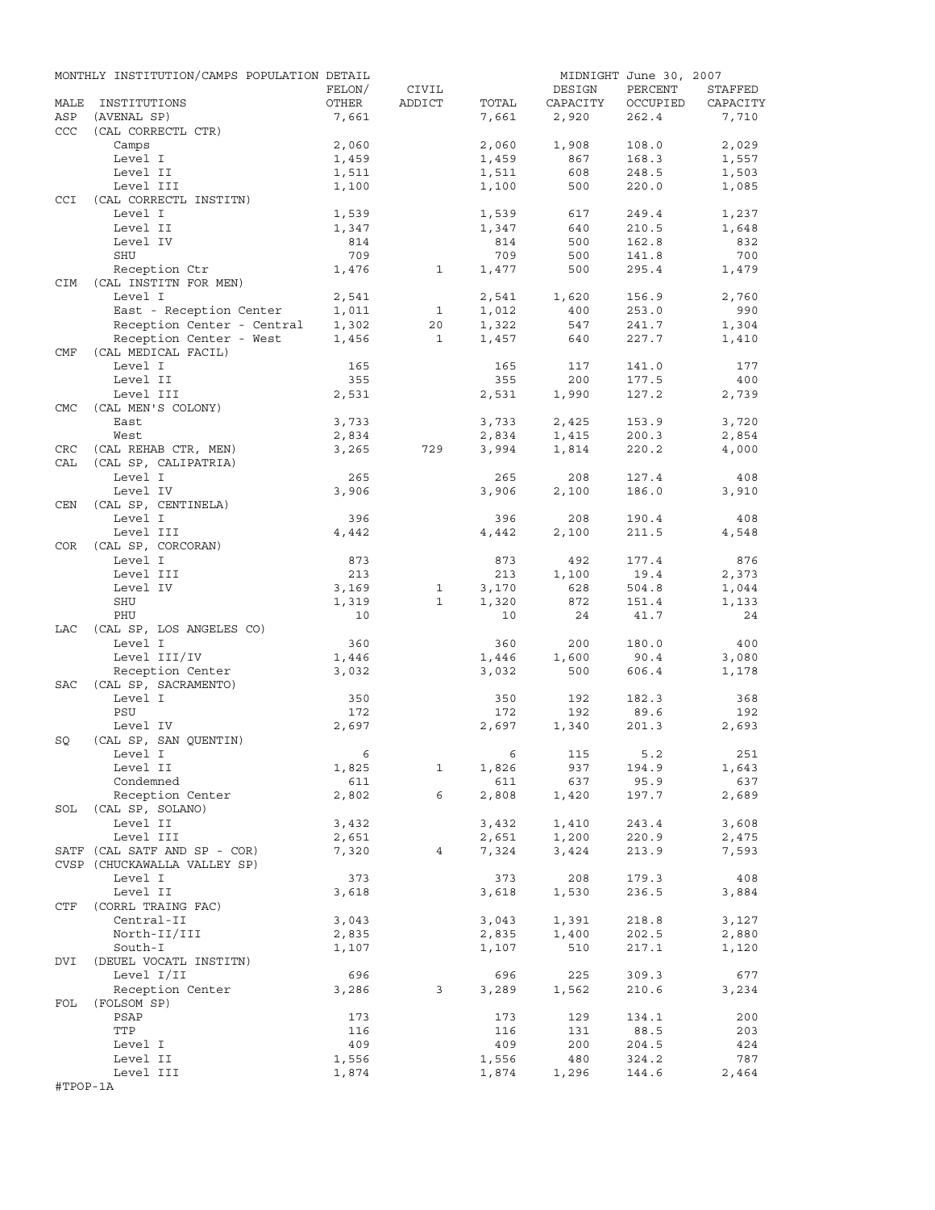MONTHLY INSTITUTION/CAMPS POPULATION DETAIL — MIDNIGHT June 30, 2007

| MALE | INSTITUTIONS | FELON/ OTHER | CIVIL ADDICT | TOTAL | DESIGN CAPACITY | PERCENT OCCUPIED | STAFFED CAPACITY |
|---|---|---|---|---|---|---|---|
| ASP | (AVENAL SP) | 7,661 | | 7,661 | 2,920 | 262.4 | 7,710 |
| CCC | (CAL CORRECTL CTR) | | | | | | |
| | Camps | 2,060 | | 2,060 | 1,908 | 108.0 | 2,029 |
| | Level I | 1,459 | | 1,459 | 867 | 168.3 | 1,557 |
| | Level II | 1,511 | | 1,511 | 608 | 248.5 | 1,503 |
| | Level III | 1,100 | | 1,100 | 500 | 220.0 | 1,085 |
| CCI | (CAL CORRECTL INSTITN) | | | | | | |
| | Level I | 1,539 | | 1,539 | 617 | 249.4 | 1,237 |
| | Level II | 1,347 | | 1,347 | 640 | 210.5 | 1,648 |
| | Level IV | 814 | | 814 | 500 | 162.8 | 832 |
| | SHU | 709 | | 709 | 500 | 141.8 | 700 |
| | Reception Ctr | 1,476 | 1 | 1,477 | 500 | 295.4 | 1,479 |
| CIM | (CAL INSTITN FOR MEN) | | | | | | |
| | Level I | 2,541 | | 2,541 | 1,620 | 156.9 | 2,760 |
| | East - Reception Center | 1,011 | 1 | 1,012 | 400 | 253.0 | 990 |
| | Reception Center - Central | 1,302 | 20 | 1,322 | 547 | 241.7 | 1,304 |
| | Reception Center - West | 1,456 | 1 | 1,457 | 640 | 227.7 | 1,410 |
| CMF | (CAL MEDICAL FACIL) | | | | | | |
| | Level I | 165 | | 165 | 117 | 141.0 | 177 |
| | Level II | 355 | | 355 | 200 | 177.5 | 400 |
| | Level III | 2,531 | | 2,531 | 1,990 | 127.2 | 2,739 |
| CMC | (CAL MEN'S COLONY) | | | | | | |
| | East | 3,733 | | 3,733 | 2,425 | 153.9 | 3,720 |
| | West | 2,834 | | 2,834 | 1,415 | 200.3 | 2,854 |
| CRC | (CAL REHAB CTR, MEN) | 3,265 | 729 | 3,994 | 1,814 | 220.2 | 4,000 |
| CAL | (CAL SP, CALIPATRIA) | | | | | | |
| | Level I | 265 | | 265 | 208 | 127.4 | 408 |
| | Level IV | 3,906 | | 3,906 | 2,100 | 186.0 | 3,910 |
| CEN | (CAL SP, CENTINELA) | | | | | | |
| | Level I | 396 | | 396 | 208 | 190.4 | 408 |
| | Level III | 4,442 | | 4,442 | 2,100 | 211.5 | 4,548 |
| COR | (CAL SP, CORCORAN) | | | | | | |
| | Level I | 873 | | 873 | 492 | 177.4 | 876 |
| | Level III | 213 | | 213 | 1,100 | 19.4 | 2,373 |
| | Level IV | 3,169 | 1 | 3,170 | 628 | 504.8 | 1,044 |
| | SHU | 1,319 | 1 | 1,320 | 872 | 151.4 | 1,133 |
| | PHU | 10 | | 10 | 24 | 41.7 | 24 |
| LAC | (CAL SP, LOS ANGELES CO) | | | | | | |
| | Level I | 360 | | 360 | 200 | 180.0 | 400 |
| | Level III/IV | 1,446 | | 1,446 | 1,600 | 90.4 | 3,080 |
| | Reception Center | 3,032 | | 3,032 | 500 | 606.4 | 1,178 |
| SAC | (CAL SP, SACRAMENTO) | | | | | | |
| | Level I | 350 | | 350 | 192 | 182.3 | 368 |
| | PSU | 172 | | 172 | 192 | 89.6 | 192 |
| | Level IV | 2,697 | | 2,697 | 1,340 | 201.3 | 2,693 |
| SQ | (CAL SP, SAN QUENTIN) | | | | | | |
| | Level I | 6 | | 6 | 115 | 5.2 | 251 |
| | Level II | 1,825 | 1 | 1,826 | 937 | 194.9 | 1,643 |
| | Condemned | 611 | | 611 | 637 | 95.9 | 637 |
| | Reception Center | 2,802 | 6 | 2,808 | 1,420 | 197.7 | 2,689 |
| SOL | (CAL SP, SOLANO) | | | | | | |
| | Level II | 3,432 | | 3,432 | 1,410 | 243.4 | 3,608 |
| | Level III | 2,651 | | 2,651 | 1,200 | 220.9 | 2,475 |
| SATF | (CAL SATF AND SP - COR) | 7,320 | 4 | 7,324 | 3,424 | 213.9 | 7,593 |
| CVSP | (CHUCKAWALLA VALLEY SP) | | | | | | |
| | Level I | 373 | | 373 | 208 | 179.3 | 408 |
| | Level II | 3,618 | | 3,618 | 1,530 | 236.5 | 3,884 |
| CTF | (CORRL TRAING FAC) | | | | | | |
| | Central-II | 3,043 | | 3,043 | 1,391 | 218.8 | 3,127 |
| | North-II/III | 2,835 | | 2,835 | 1,400 | 202.5 | 2,880 |
| | South-I | 1,107 | | 1,107 | 510 | 217.1 | 1,120 |
| DVI | (DEUEL VOCATL INSTITN) | | | | | | |
| | Level I/II | 696 | | 696 | 225 | 309.3 | 677 |
| | Reception Center | 3,286 | 3 | 3,289 | 1,562 | 210.6 | 3,234 |
| FOL | (FOLSOM SP) | | | | | | |
| | PSAP | 173 | | 173 | 129 | 134.1 | 200 |
| | TTP | 116 | | 116 | 131 | 88.5 | 203 |
| | Level I | 409 | | 409 | 200 | 204.5 | 424 |
| | Level II | 1,556 | | 1,556 | 480 | 324.2 | 787 |
| | Level III | 1,874 | | 1,874 | 1,296 | 144.6 | 2,464 |

#TPOP-1A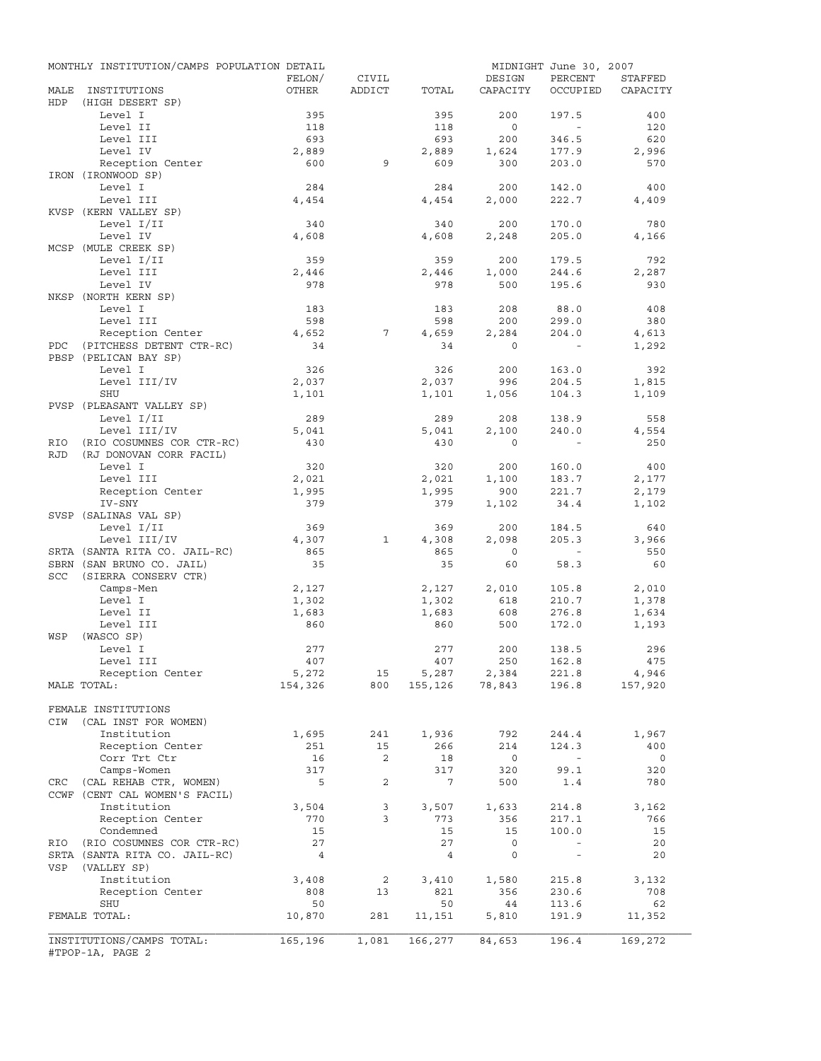MONTHLY INSTITUTION/CAMPS POPULATION DETAIL — MIDNIGHT June 30, 2007

| MALE INSTITUTIONS | FELON/ OTHER | CIVIL ADDICT | TOTAL | DESIGN CAPACITY | PERCENT OCCUPIED | STAFFED CAPACITY |
|---|---|---|---|---|---|---|
| HDP (HIGH DESERT SP) | | | | | | |
| Level I | 395 | | 395 | 200 | 197.5 | 400 |
| Level II | 118 | | 118 | 0 | - | 120 |
| Level III | 693 | | 693 | 200 | 346.5 | 620 |
| Level IV | 2,889 | | 2,889 | 1,624 | 177.9 | 2,996 |
| Reception Center | 600 | 9 | 609 | 300 | 203.0 | 570 |
| IRON (IRONWOOD SP) | | | | | | |
| Level I | 284 | | 284 | 200 | 142.0 | 400 |
| Level III | 4,454 | | 4,454 | 2,000 | 222.7 | 4,409 |
| KVSP (KERN VALLEY SP) | | | | | | |
| Level I/II | 340 | | 340 | 200 | 170.0 | 780 |
| Level IV | 4,608 | | 4,608 | 2,248 | 205.0 | 4,166 |
| MCSP (MULE CREEK SP) | | | | | | |
| Level I/II | 359 | | 359 | 200 | 179.5 | 792 |
| Level III | 2,446 | | 2,446 | 1,000 | 244.6 | 2,287 |
| Level IV | 978 | | 978 | 500 | 195.6 | 930 |
| NKSP (NORTH KERN SP) | | | | | | |
| Level I | 183 | | 183 | 208 | 88.0 | 408 |
| Level III | 598 | | 598 | 200 | 299.0 | 380 |
| Reception Center | 4,652 | 7 | 4,659 | 2,284 | 204.0 | 4,613 |
| PDC (PITCHESS DETENT CTR-RC) | 34 | | 34 | 0 | - | 1,292 |
| PBSP (PELICAN BAY SP) | | | | | | |
| Level I | 326 | | 326 | 200 | 163.0 | 392 |
| Level III/IV | 2,037 | | 2,037 | 996 | 204.5 | 1,815 |
| SHU | 1,101 | | 1,101 | 1,056 | 104.3 | 1,109 |
| PVSP (PLEASANT VALLEY SP) | | | | | | |
| Level I/II | 289 | | 289 | 208 | 138.9 | 558 |
| Level III/IV | 5,041 | | 5,041 | 2,100 | 240.0 | 4,554 |
| RIO (RIO COSUMNES COR CTR-RC) | 430 | | 430 | 0 | - | 250 |
| RJD (RJ DONOVAN CORR FACIL) | | | | | | |
| Level I | 320 | | 320 | 200 | 160.0 | 400 |
| Level III | 2,021 | | 2,021 | 1,100 | 183.7 | 2,177 |
| Reception Center | 1,995 | | 1,995 | 900 | 221.7 | 2,179 |
| IV-SNY | 379 | | 379 | 1,102 | 34.4 | 1,102 |
| SVSP (SALINAS VAL SP) | | | | | | |
| Level I/II | 369 | | 369 | 200 | 184.5 | 640 |
| Level III/IV | 4,307 | 1 | 4,308 | 2,098 | 205.3 | 3,966 |
| SRTA (SANTA RITA CO. JAIL-RC) | 865 | | 865 | 0 | - | 550 |
| SBRN (SAN BRUNO CO. JAIL) | 35 | | 35 | 60 | 58.3 | 60 |
| SCC (SIERRA CONSERV CTR) | | | | | | |
| Camps-Men | 2,127 | | 2,127 | 2,010 | 105.8 | 2,010 |
| Level I | 1,302 | | 1,302 | 618 | 210.7 | 1,378 |
| Level II | 1,683 | | 1,683 | 608 | 276.8 | 1,634 |
| Level III | 860 | | 860 | 500 | 172.0 | 1,193 |
| WSP (WASCO SP) | | | | | | |
| Level I | 277 | | 277 | 200 | 138.5 | 296 |
| Level III | 407 | | 407 | 250 | 162.8 | 475 |
| Reception Center | 5,272 | 15 | 5,287 | 2,384 | 221.8 | 4,946 |
| MALE TOTAL: | 154,326 | 800 | 155,126 | 78,843 | 196.8 | 157,920 |
| | | | | | | |
| FEMALE INSTITUTIONS | | | | | | |
| CIW (CAL INST FOR WOMEN) | | | | | | |
| Institution | 1,695 | 241 | 1,936 | 792 | 244.4 | 1,967 |
| Reception Center | 251 | 15 | 266 | 214 | 124.3 | 400 |
| Corr Trt Ctr | 16 | 2 | 18 | 0 | - | 0 |
| Camps-Women | 317 | | 317 | 320 | 99.1 | 320 |
| CRC (CAL REHAB CTR, WOMEN) | 5 | 2 | 7 | 500 | 1.4 | 780 |
| CCWF (CENT CAL WOMEN'S FACIL) | | | | | | |
| Institution | 3,504 | 3 | 3,507 | 1,633 | 214.8 | 3,162 |
| Reception Center | 770 | 3 | 773 | 356 | 217.1 | 766 |
| Condemned | 15 | | 15 | 15 | 100.0 | 15 |
| RIO (RIO COSUMNES COR CTR-RC) | 27 | | 27 | 0 | - | 20 |
| SRTA (SANTA RITA CO. JAIL-RC) | 4 | | 4 | 0 | - | 20 |
| VSP (VALLEY SP) | | | | | | |
| Institution | 3,408 | 2 | 3,410 | 1,580 | 215.8 | 3,132 |
| Reception Center | 808 | 13 | 821 | 356 | 230.6 | 708 |
| SHU | 50 | | 50 | 44 | 113.6 | 62 |
| FEMALE TOTAL: | 10,870 | 281 | 11,151 | 5,810 | 191.9 | 11,352 |
| | | | | | | |
| INSTITUTIONS/CAMPS TOTAL: | 165,196 | 1,081 | 166,277 | 84,653 | 196.4 | 169,272 |

#TPOP-1A, PAGE 2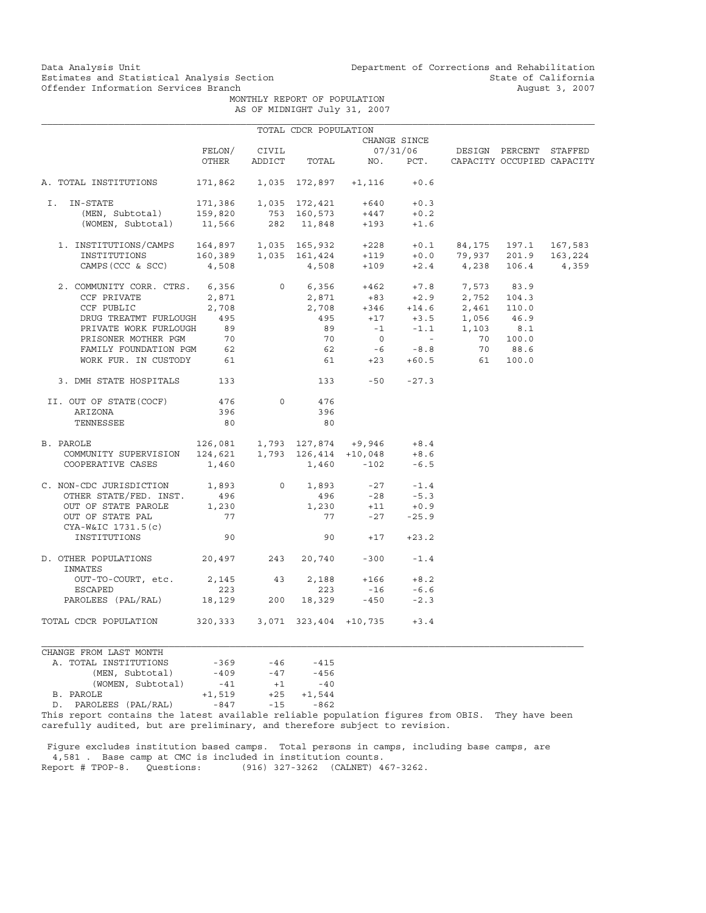Data Analysis Unit
Estimates and Statistical Analysis Section
Offender Information Services Branch

Department of Corrections and Rehabilitation
State of California
August 3, 2007

# MONTHLY REPORT OF POPULATION
## AS OF MIDNIGHT July 31, 2007

| TOTAL CDCR POPULATION | FELON/ OTHER | CIVIL ADDICT | TOTAL | CHANGE SINCE 07/31/06 NO. | PCT. | DESIGN CAPACITY | PERCENT OCCUPIED | STAFFED CAPACITY |
|---|---|---|---|---|---|---|---|---|
| A. TOTAL INSTITUTIONS | 171,862 | 1,035 | 172,897 | +1,116 | +0.6 | | | |
| I. IN-STATE | 171,386 | 1,035 | 172,421 | +640 | +0.3 | | | |
| (MEN, Subtotal) | 159,820 | 753 | 160,573 | +447 | +0.2 | | | |
| (WOMEN, Subtotal) | 11,566 | 282 | 11,848 | +193 | +1.6 | | | |
| 1. INSTITUTIONS/CAMPS | 164,897 | 1,035 | 165,932 | +228 | +0.1 | 84,175 | 197.1 | 167,583 |
| INSTITUTIONS | 160,389 | 1,035 | 161,424 | +119 | +0.0 | 79,937 | 201.9 | 163,224 |
| CAMPS (CCC & SCC) | 4,508 | | 4,508 | +109 | +2.4 | 4,238 | 106.4 | 4,359 |
| 2. COMMUNITY CORR. CTRS. | 6,356 | 0 | 6,356 | +462 | +7.8 | 7,573 | 83.9 | |
| CCF PRIVATE | 2,871 | | 2,871 | +83 | +2.9 | 2,752 | 104.3 | |
| CCF PUBLIC | 2,708 | | 2,708 | +346 | +14.6 | 2,461 | 110.0 | |
| DRUG TREATMT FURLOUGH | 495 | | 495 | +17 | +3.5 | 1,056 | 46.9 | |
| PRIVATE WORK FURLOUGH | 89 | | 89 | -1 | -1.1 | 1,103 | 8.1 | |
| PRISONER MOTHER PGM | 70 | | 70 | 0 | - | 70 | 100.0 | |
| FAMILY FOUNDATION PGM | 62 | | 62 | -6 | -8.8 | 70 | 88.6 | |
| WORK FUR. IN CUSTODY | 61 | | 61 | +23 | +60.5 | 61 | 100.0 | |
| 3. DMH STATE HOSPITALS | 133 | | 133 | -50 | -27.3 | | | |
| II. OUT OF STATE(COCF) | 476 | 0 | 476 | | | | | |
| ARIZONA | 396 | | 396 | | | | | |
| TENNESSEE | 80 | | 80 | | | | | |
| B. PAROLE | 126,081 | 1,793 | 127,874 | +9,946 | +8.4 | | | |
| COMMUNITY SUPERVISION | 124,621 | 1,793 | 126,414 | +10,048 | +8.6 | | | |
| COOPERATIVE CASES | 1,460 | | 1,460 | -102 | -6.5 | | | |
| C. NON-CDC JURISDICTION | 1,893 | 0 | 1,893 | -27 | -1.4 | | | |
| OTHER STATE/FED. INST. | 496 | | 496 | -28 | -5.3 | | | |
| OUT OF STATE PAROLE | 1,230 | | 1,230 | +11 | +0.9 | | | |
| OUT OF STATE PAL | 77 | | 77 | -27 | -25.9 | | | |
| CYA-W&IC 1731.5(c) INSTITUTIONS | 90 | | 90 | +17 | +23.2 | | | |
| D. OTHER POPULATIONS | 20,497 | 243 | 20,740 | -300 | -1.4 | | | |
| INMATES OUT-TO-COURT, etc. | 2,145 | 43 | 2,188 | +166 | +8.2 | | | |
| ESCAPED | 223 | | 223 | -16 | -6.6 | | | |
| PAROLEES (PAL/RAL) | 18,129 | 200 | 18,329 | -450 | -2.3 | | | |
| TOTAL CDCR POPULATION | 320,333 | 3,071 | 323,404 | +10,735 | +3.4 | | | |

| CHANGE FROM LAST MONTH | | | |
|---|---|---|---|
| A. TOTAL INSTITUTIONS | -369 | -46 | -415 |
| (MEN, Subtotal) | -409 | -47 | -456 |
| (WOMEN, Subtotal) | -41 | +1 | -40 |
| B. PAROLE | +1,519 | +25 | +1,544 |
| D. PAROLEES (PAL/RAL) | -847 | -15 | -862 |

This report contains the latest available reliable population figures from OBIS. They have been carefully audited, but are preliminary, and therefore subject to revision.

Figure excludes institution based camps. Total persons in camps, including base camps, are 4,581 . Base camp at CMC is included in institution counts.

Report # TPOP-8. Questions: (916) 327-3262 (CALNET) 467-3262.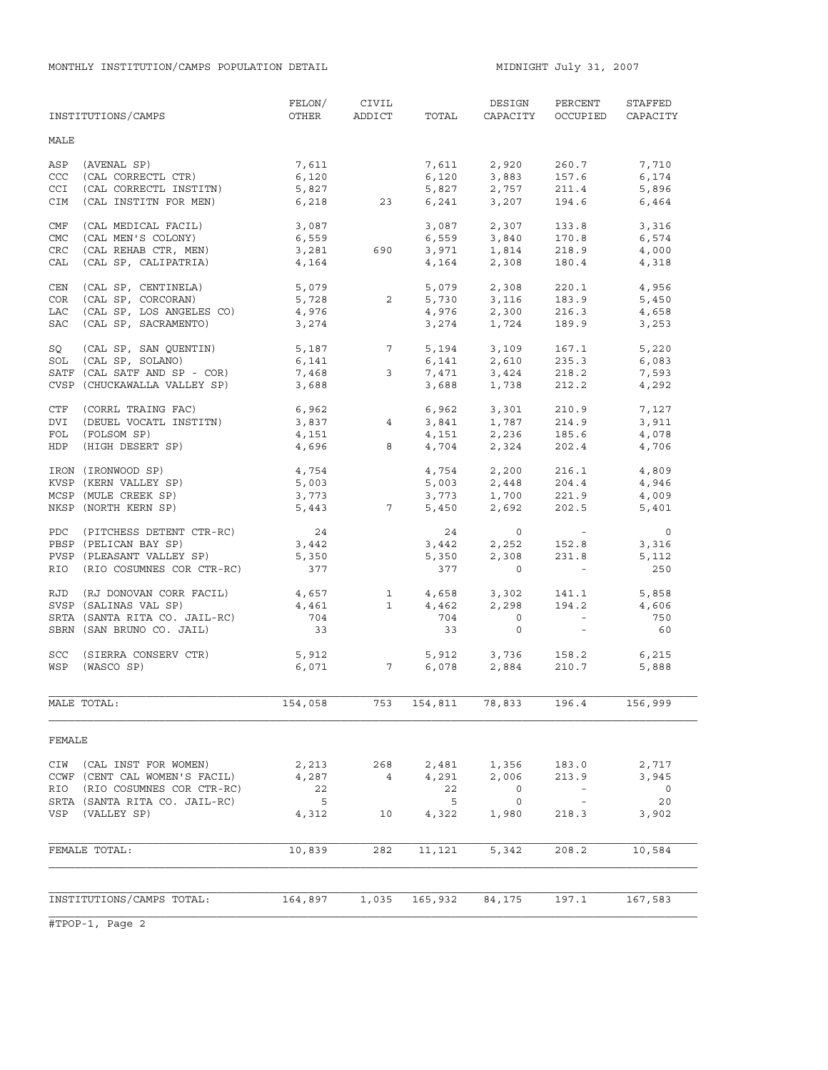MONTHLY INSTITUTION/CAMPS POPULATION DETAIL

MIDNIGHT July 31, 2007

| INSTITUTIONS/CAMPS | FELON/ OTHER | CIVIL ADDICT | TOTAL | DESIGN CAPACITY | PERCENT OCCUPIED | STAFFED CAPACITY |
|---|---|---|---|---|---|---|
| **MALE** | | | | | | |
| ASP (AVENAL SP) | 7,611 | | 7,611 | 2,920 | 260.7 | 7,710 |
| CCC (CAL CORRECTL CTR) | 6,120 | | 6,120 | 3,883 | 157.6 | 6,174 |
| CCI (CAL CORRECTL INSTITN) | 5,827 | | 5,827 | 2,757 | 211.4 | 5,896 |
| CIM (CAL INSTITN FOR MEN) | 6,218 | 23 | 6,241 | 3,207 | 194.6 | 6,464 |
| CMF (CAL MEDICAL FACIL) | 3,087 | | 3,087 | 2,307 | 133.8 | 3,316 |
| CMC (CAL MEN'S COLONY) | 6,559 | | 6,559 | 3,840 | 170.8 | 6,574 |
| CRC (CAL REHAB CTR, MEN) | 3,281 | 690 | 3,971 | 1,814 | 218.9 | 4,000 |
| CAL (CAL SP, CALIPATRIA) | 4,164 | | 4,164 | 2,308 | 180.4 | 4,318 |
| CEN (CAL SP, CENTINELA) | 5,079 | | 5,079 | 2,308 | 220.1 | 4,956 |
| COR (CAL SP, CORCORAN) | 5,728 | 2 | 5,730 | 3,116 | 183.9 | 5,450 |
| LAC (CAL SP, LOS ANGELES CO) | 4,976 | | 4,976 | 2,300 | 216.3 | 4,658 |
| SAC (CAL SP, SACRAMENTO) | 3,274 | | 3,274 | 1,724 | 189.9 | 3,253 |
| SQ (CAL SP, SAN QUENTIN) | 5,187 | 7 | 5,194 | 3,109 | 167.1 | 5,220 |
| SOL (CAL SP, SOLANO) | 6,141 | | 6,141 | 2,610 | 235.3 | 6,083 |
| SATF (CAL SATF AND SP - COR) | 7,468 | 3 | 7,471 | 3,424 | 218.2 | 7,593 |
| CVSP (CHUCKAWALLA VALLEY SP) | 3,688 | | 3,688 | 1,738 | 212.2 | 4,292 |
| CTF (CORRL TRAING FAC) | 6,962 | | 6,962 | 3,301 | 210.9 | 7,127 |
| DVI (DEUEL VOCATL INSTITN) | 3,837 | 4 | 3,841 | 1,787 | 214.9 | 3,911 |
| FOL (FOLSOM SP) | 4,151 | | 4,151 | 2,236 | 185.6 | 4,078 |
| HDP (HIGH DESERT SP) | 4,696 | 8 | 4,704 | 2,324 | 202.4 | 4,706 |
| IRON (IRONWOOD SP) | 4,754 | | 4,754 | 2,200 | 216.1 | 4,809 |
| KVSP (KERN VALLEY SP) | 5,003 | | 5,003 | 2,448 | 204.4 | 4,946 |
| MCSP (MULE CREEK SP) | 3,773 | | 3,773 | 1,700 | 221.9 | 4,009 |
| NKSP (NORTH KERN SP) | 5,443 | 7 | 5,450 | 2,692 | 202.5 | 5,401 |
| PDC (PITCHESS DETENT CTR-RC) | 24 | | 24 | 0 | - | 0 |
| PBSP (PELICAN BAY SP) | 3,442 | | 3,442 | 2,252 | 152.8 | 3,316 |
| PVSP (PLEASANT VALLEY SP) | 5,350 | | 5,350 | 2,308 | 231.8 | 5,112 |
| RIO (RIO COSUMNES COR CTR-RC) | 377 | | 377 | 0 | - | 250 |
| RJD (RJ DONOVAN CORR FACIL) | 4,657 | 1 | 4,658 | 3,302 | 141.1 | 5,858 |
| SVSP (SALINAS VAL SP) | 4,461 | 1 | 4,462 | 2,298 | 194.2 | 4,606 |
| SRTA (SANTA RITA CO. JAIL-RC) | 704 | | 704 | 0 | - | 750 |
| SBRN (SAN BRUNO CO. JAIL) | 33 | | 33 | 0 | - | 60 |
| SCC (SIERRA CONSERV CTR) | 5,912 | | 5,912 | 3,736 | 158.2 | 6,215 |
| WSP (WASCO SP) | 6,071 | 7 | 6,078 | 2,884 | 210.7 | 5,888 |
| MALE TOTAL: | 154,058 | 753 | 154,811 | 78,833 | 196.4 | 156,999 |
| **FEMALE** | | | | | | |
| CIW (CAL INST FOR WOMEN) | 2,213 | 268 | 2,481 | 1,356 | 183.0 | 2,717 |
| CCWF (CENT CAL WOMEN'S FACIL) | 4,287 | 4 | 4,291 | 2,006 | 213.9 | 3,945 |
| RIO (RIO COSUMNES COR CTR-RC) | 22 | | 22 | 0 | - | 0 |
| SRTA (SANTA RITA CO. JAIL-RC) | 5 | | 5 | 0 | - | 20 |
| VSP (VALLEY SP) | 4,312 | 10 | 4,322 | 1,980 | 218.3 | 3,902 |
| FEMALE TOTAL: | 10,839 | 282 | 11,121 | 5,342 | 208.2 | 10,584 |
| INSTITUTIONS/CAMPS TOTAL: | 164,897 | 1,035 | 165,932 | 84,175 | 197.1 | 167,583 |

#TPOP-1, Page 2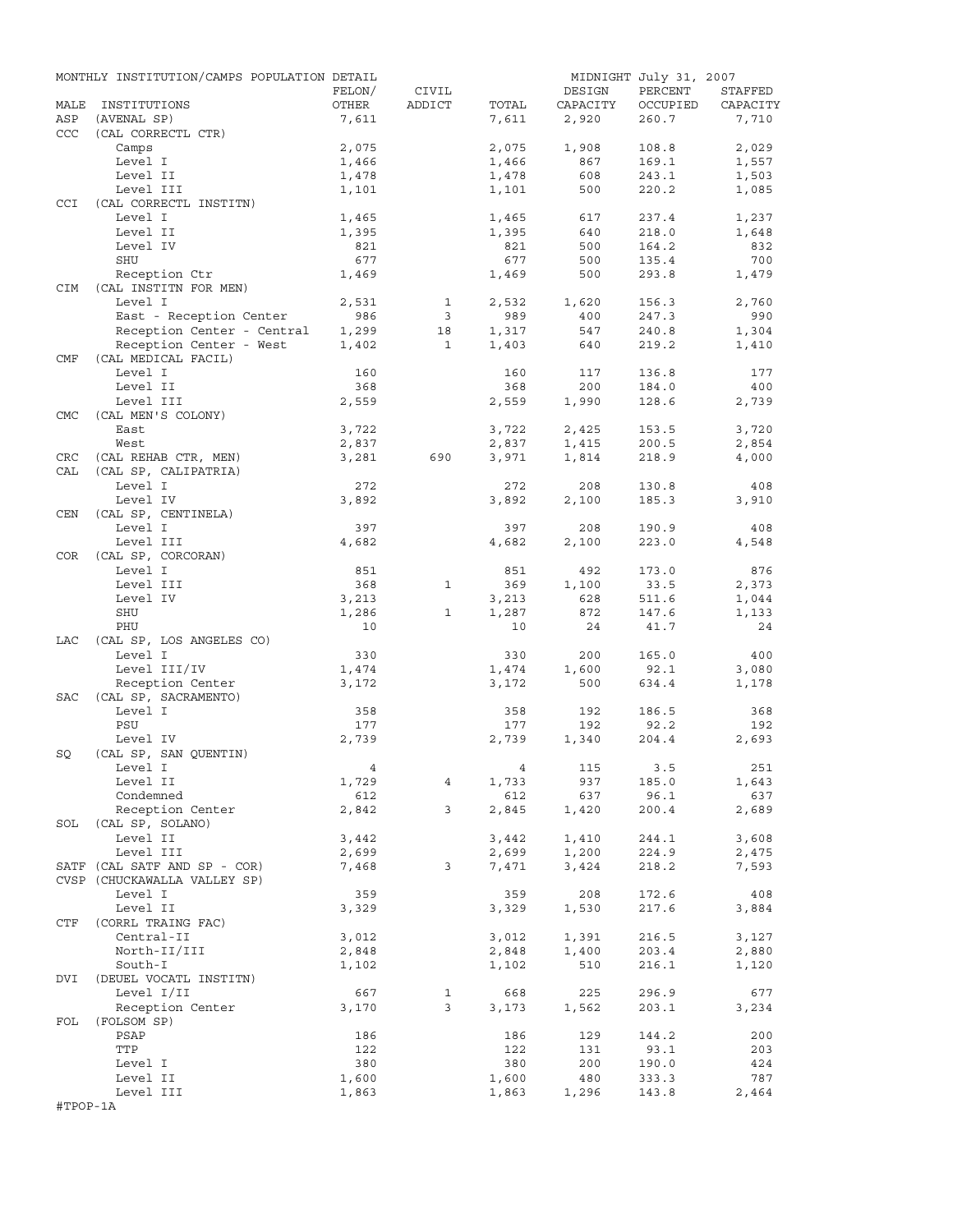MONTHLY INSTITUTION/CAMPS POPULATION DETAIL — MIDNIGHT July 31, 2007

| MALE | INSTITUTIONS | FELON/ OTHER | CIVIL ADDICT | TOTAL | DESIGN CAPACITY | PERCENT OCCUPIED | STAFFED CAPACITY |
|---|---|---|---|---|---|---|---|
| ASP | (AVENAL SP) | 7,611 | | 7,611 | 2,920 | 260.7 | 7,710 |
| CCC | (CAL CORRECTL CTR) | | | | | | |
| | Camps | 2,075 | | 2,075 | 1,908 | 108.8 | 2,029 |
| | Level I | 1,466 | | 1,466 | 867 | 169.1 | 1,557 |
| | Level II | 1,478 | | 1,478 | 608 | 243.1 | 1,503 |
| | Level III | 1,101 | | 1,101 | 500 | 220.2 | 1,085 |
| CCI | (CAL CORRECTL INSTITN) | | | | | | |
| | Level I | 1,465 | | 1,465 | 617 | 237.4 | 1,237 |
| | Level II | 1,395 | | 1,395 | 640 | 218.0 | 1,648 |
| | Level IV | 821 | | 821 | 500 | 164.2 | 832 |
| | SHU | 677 | | 677 | 500 | 135.4 | 700 |
| | Reception Ctr | 1,469 | | 1,469 | 500 | 293.8 | 1,479 |
| CIM | (CAL INSTITN FOR MEN) | | | | | | |
| | Level I | 2,531 | 1 | 2,532 | 1,620 | 156.3 | 2,760 |
| | East - Reception Center | 986 | 3 | 989 | 400 | 247.3 | 990 |
| | Reception Center - Central | 1,299 | 18 | 1,317 | 547 | 240.8 | 1,304 |
| | Reception Center - West | 1,402 | 1 | 1,403 | 640 | 219.2 | 1,410 |
| CMF | (CAL MEDICAL FACIL) | | | | | | |
| | Level I | 160 | | 160 | 117 | 136.8 | 177 |
| | Level II | 368 | | 368 | 200 | 184.0 | 400 |
| | Level III | 2,559 | | 2,559 | 1,990 | 128.6 | 2,739 |
| CMC | (CAL MEN'S COLONY) | | | | | | |
| | East | 3,722 | | 3,722 | 2,425 | 153.5 | 3,720 |
| | West | 2,837 | | 2,837 | 1,415 | 200.5 | 2,854 |
| CRC | (CAL REHAB CTR, MEN) | 3,281 | 690 | 3,971 | 1,814 | 218.9 | 4,000 |
| CAL | (CAL SP, CALIPATRIA) | | | | | | |
| | Level I | 272 | | 272 | 208 | 130.8 | 408 |
| | Level IV | 3,892 | | 3,892 | 2,100 | 185.3 | 3,910 |
| CEN | (CAL SP, CENTINELA) | | | | | | |
| | Level I | 397 | | 397 | 208 | 190.9 | 408 |
| | Level III | 4,682 | | 4,682 | 2,100 | 223.0 | 4,548 |
| COR | (CAL SP, CORCORAN) | | | | | | |
| | Level I | 851 | | 851 | 492 | 173.0 | 876 |
| | Level III | 368 | 1 | 369 | 1,100 | 33.5 | 2,373 |
| | Level IV | 3,213 | | 3,213 | 628 | 511.6 | 1,044 |
| | SHU | 1,286 | 1 | 1,287 | 872 | 147.6 | 1,133 |
| | PHU | 10 | | 10 | 24 | 41.7 | 24 |
| LAC | (CAL SP, LOS ANGELES CO) | | | | | | |
| | Level I | 330 | | 330 | 200 | 165.0 | 400 |
| | Level III/IV | 1,474 | | 1,474 | 1,600 | 92.1 | 3,080 |
| | Reception Center | 3,172 | | 3,172 | 500 | 634.4 | 1,178 |
| SAC | (CAL SP, SACRAMENTO) | | | | | | |
| | Level I | 358 | | 358 | 192 | 186.5 | 368 |
| | PSU | 177 | | 177 | 192 | 92.2 | 192 |
| | Level IV | 2,739 | | 2,739 | 1,340 | 204.4 | 2,693 |
| SQ | (CAL SP, SAN QUENTIN) | | | | | | |
| | Level I | 4 | | 4 | 115 | 3.5 | 251 |
| | Level II | 1,729 | 4 | 1,733 | 937 | 185.0 | 1,643 |
| | Condemned | 612 | | 612 | 637 | 96.1 | 637 |
| | Reception Center | 2,842 | 3 | 2,845 | 1,420 | 200.4 | 2,689 |
| SOL | (CAL SP, SOLANO) | | | | | | |
| | Level II | 3,442 | | 3,442 | 1,410 | 244.1 | 3,608 |
| | Level III | 2,699 | | 2,699 | 1,200 | 224.9 | 2,475 |
| SATF | (CAL SATF AND SP - COR) | 7,468 | 3 | 7,471 | 3,424 | 218.2 | 7,593 |
| CVSP | (CHUCKAWALLA VALLEY SP) | | | | | | |
| | Level I | 359 | | 359 | 208 | 172.6 | 408 |
| | Level II | 3,329 | | 3,329 | 1,530 | 217.6 | 3,884 |
| CTF | (CORRL TRAING FAC) | | | | | | |
| | Central-II | 3,012 | | 3,012 | 1,391 | 216.5 | 3,127 |
| | North-II/III | 2,848 | | 2,848 | 1,400 | 203.4 | 2,880 |
| | South-I | 1,102 | | 1,102 | 510 | 216.1 | 1,120 |
| DVI | (DEUEL VOCATL INSTITN) | | | | | | |
| | Level I/II | 667 | 1 | 668 | 225 | 296.9 | 677 |
| | Reception Center | 3,170 | 3 | 3,173 | 1,562 | 203.1 | 3,234 |
| FOL | (FOLSOM SP) | | | | | | |
| | PSAP | 186 | | 186 | 129 | 144.2 | 200 |
| | TTP | 122 | | 122 | 131 | 93.1 | 203 |
| | Level I | 380 | | 380 | 200 | 190.0 | 424 |
| | Level II | 1,600 | | 1,600 | 480 | 333.3 | 787 |
| | Level III | 1,863 | | 1,863 | 1,296 | 143.8 | 2,464 |

#TPOP-1A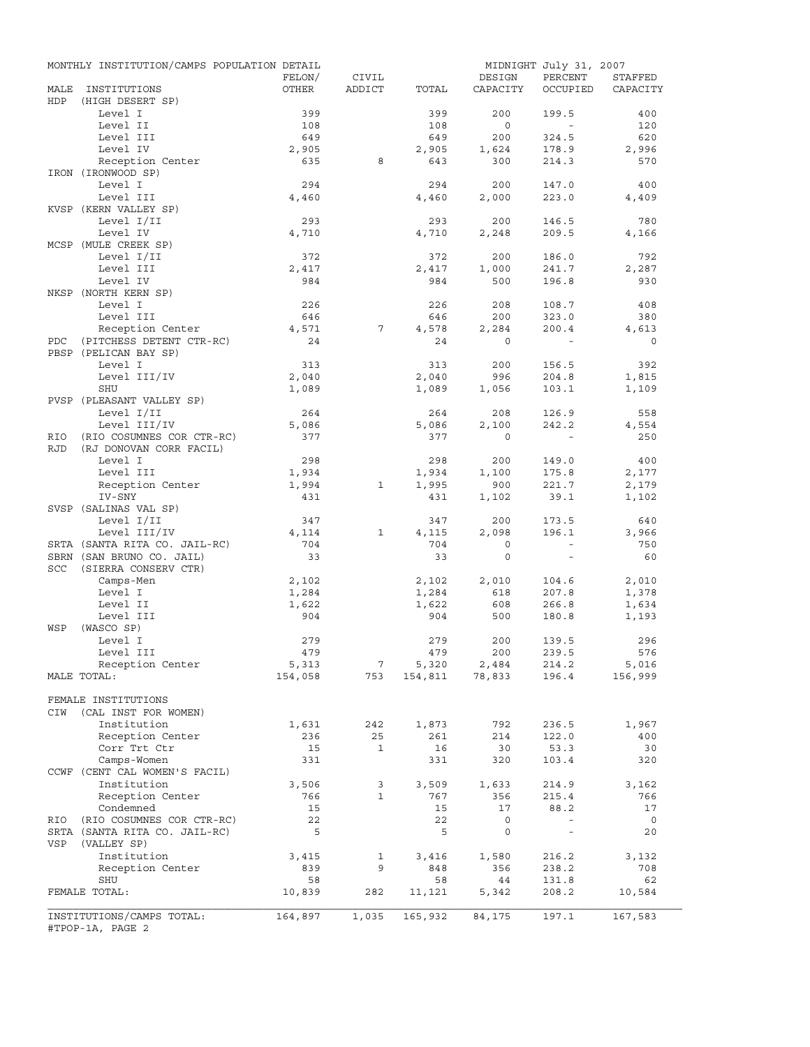MONTHLY INSTITUTION/CAMPS POPULATION DETAIL — MIDNIGHT July 31, 2007

| MALE INSTITUTIONS | FELON/ OTHER | CIVIL ADDICT | TOTAL | DESIGN CAPACITY | PERCENT OCCUPIED | STAFFED CAPACITY |
|---|---|---|---|---|---|---|
| HDP (HIGH DESERT SP) | | | | | | |
| Level I | 399 | | 399 | 200 | 199.5 | 400 |
| Level II | 108 | | 108 | 0 | - | 120 |
| Level III | 649 | | 649 | 200 | 324.5 | 620 |
| Level IV | 2,905 | | 2,905 | 1,624 | 178.9 | 2,996 |
| Reception Center | 635 | 8 | 643 | 300 | 214.3 | 570 |
| IRON (IRONWOOD SP) | | | | | | |
| Level I | 294 | | 294 | 200 | 147.0 | 400 |
| Level III | 4,460 | | 4,460 | 2,000 | 223.0 | 4,409 |
| KVSP (KERN VALLEY SP) | | | | | | |
| Level I/II | 293 | | 293 | 200 | 146.5 | 780 |
| Level IV | 4,710 | | 4,710 | 2,248 | 209.5 | 4,166 |
| MCSP (MULE CREEK SP) | | | | | | |
| Level I/II | 372 | | 372 | 200 | 186.0 | 792 |
| Level III | 2,417 | | 2,417 | 1,000 | 241.7 | 2,287 |
| Level IV | 984 | | 984 | 500 | 196.8 | 930 |
| NKSP (NORTH KERN SP) | | | | | | |
| Level I | 226 | | 226 | 208 | 108.7 | 408 |
| Level III | 646 | | 646 | 200 | 323.0 | 380 |
| Reception Center | 4,571 | 7 | 4,578 | 2,284 | 200.4 | 4,613 |
| PDC (PITCHESS DETENT CTR-RC) | 24 | | 24 | 0 | - | 0 |
| PBSP (PELICAN BAY SP) | | | | | | |
| Level I | 313 | | 313 | 200 | 156.5 | 392 |
| Level III/IV | 2,040 | | 2,040 | 996 | 204.8 | 1,815 |
| SHU | 1,089 | | 1,089 | 1,056 | 103.1 | 1,109 |
| PVSP (PLEASANT VALLEY SP) | | | | | | |
| Level I/II | 264 | | 264 | 208 | 126.9 | 558 |
| Level III/IV | 5,086 | | 5,086 | 2,100 | 242.2 | 4,554 |
| RIO (RIO COSUMNES COR CTR-RC) | 377 | | 377 | 0 | - | 250 |
| RJD (RJ DONOVAN CORR FACIL) | | | | | | |
| Level I | 298 | | 298 | 200 | 149.0 | 400 |
| Level III | 1,934 | | 1,934 | 1,100 | 175.8 | 2,177 |
| Reception Center | 1,994 | 1 | 1,995 | 900 | 221.7 | 2,179 |
| IV-SNY | 431 | | 431 | 1,102 | 39.1 | 1,102 |
| SVSP (SALINAS VAL SP) | | | | | | |
| Level I/II | 347 | | 347 | 200 | 173.5 | 640 |
| Level III/IV | 4,114 | 1 | 4,115 | 2,098 | 196.1 | 3,966 |
| SRTA (SANTA RITA CO. JAIL-RC) | 704 | | 704 | 0 | - | 750 |
| SBRN (SAN BRUNO CO. JAIL) | 33 | | 33 | 0 | - | 60 |
| SCC (SIERRA CONSERV CTR) | | | | | | |
| Camps-Men | 2,102 | | 2,102 | 2,010 | 104.6 | 2,010 |
| Level I | 1,284 | | 1,284 | 618 | 207.8 | 1,378 |
| Level II | 1,622 | | 1,622 | 608 | 266.8 | 1,634 |
| Level III | 904 | | 904 | 500 | 180.8 | 1,193 |
| WSP (WASCO SP) | | | | | | |
| Level I | 279 | | 279 | 200 | 139.5 | 296 |
| Level III | 479 | | 479 | 200 | 239.5 | 576 |
| Reception Center | 5,313 | 7 | 5,320 | 2,484 | 214.2 | 5,016 |
| MALE TOTAL: | 154,058 | 753 | 154,811 | 78,833 | 196.4 | 156,999 |
| | | | | | | |
| FEMALE INSTITUTIONS | | | | | | |
| CIW (CAL INST FOR WOMEN) | | | | | | |
| Institution | 1,631 | 242 | 1,873 | 792 | 236.5 | 1,967 |
| Reception Center | 236 | 25 | 261 | 214 | 122.0 | 400 |
| Corr Trt Ctr | 15 | 1 | 16 | 30 | 53.3 | 30 |
| Camps-Women | 331 | | 331 | 320 | 103.4 | 320 |
| CCWF (CENT CAL WOMEN'S FACIL) | | | | | | |
| Institution | 3,506 | 3 | 3,509 | 1,633 | 214.9 | 3,162 |
| Reception Center | 766 | 1 | 767 | 356 | 215.4 | 766 |
| Condemned | 15 | | 15 | 17 | 88.2 | 17 |
| RIO (RIO COSUMNES COR CTR-RC) | 22 | | 22 | 0 | - | 0 |
| SRTA (SANTA RITA CO. JAIL-RC) | 5 | | 5 | 0 | - | 20 |
| VSP (VALLEY SP) | | | | | | |
| Institution | 3,415 | 1 | 3,416 | 1,580 | 216.2 | 3,132 |
| Reception Center | 839 | 9 | 848 | 356 | 238.2 | 708 |
| SHU | 58 | | 58 | 44 | 131.8 | 62 |
| FEMALE TOTAL: | 10,839 | 282 | 11,121 | 5,342 | 208.2 | 10,584 |
| | | | | | | |
| INSTITUTIONS/CAMPS TOTAL: | 164,897 | 1,035 | 165,932 | 84,175 | 197.1 | 167,583 |

#TPOP-1A, PAGE 2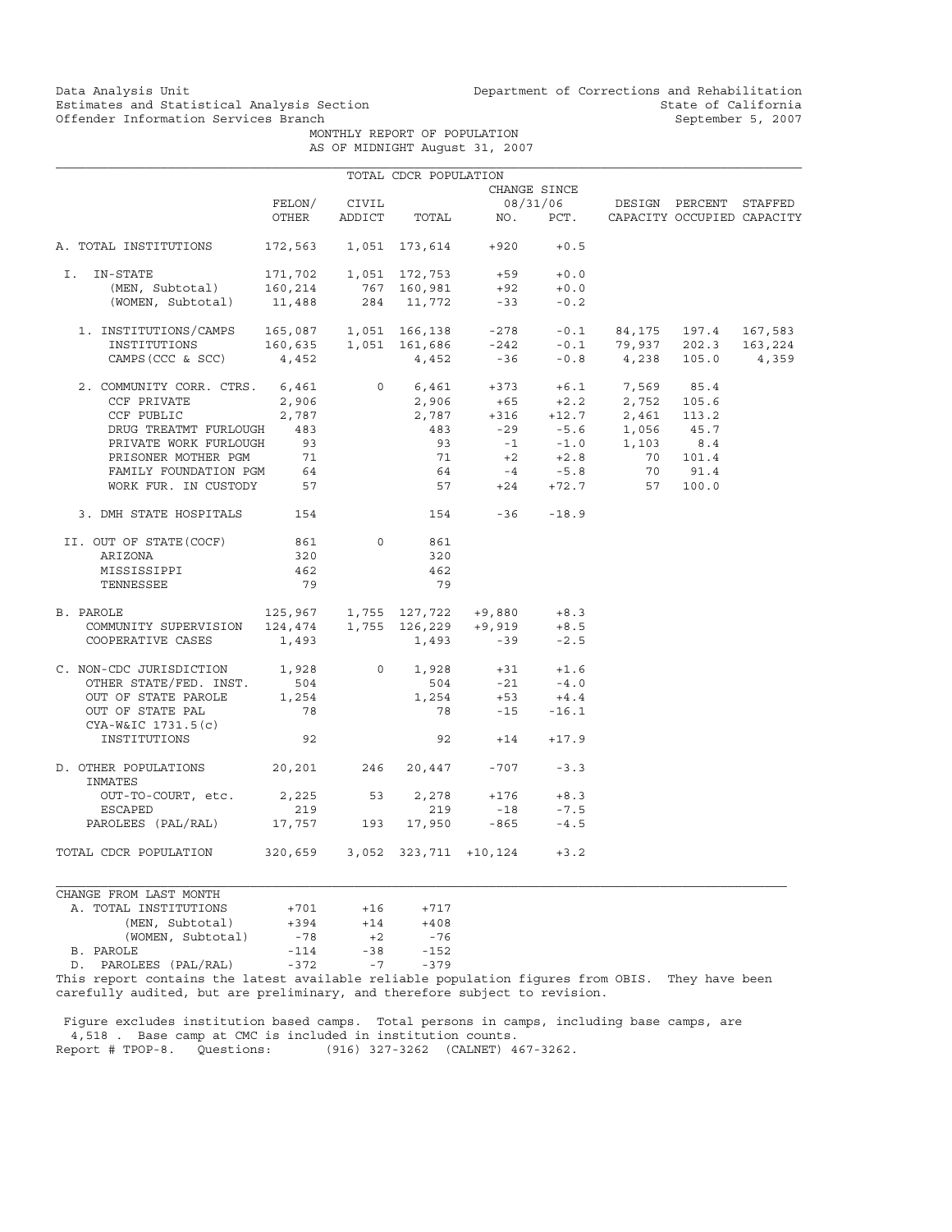Data Analysis Unit
Estimates and Statistical Analysis Section
Offender Information Services Branch

Department of Corrections and Rehabilitation
State of California
September 5, 2007

# MONTHLY REPORT OF POPULATION
## AS OF MIDNIGHT August 31, 2007

TOTAL CDCR POPULATION

| | FELON/ OTHER | CIVIL ADDICT | TOTAL | CHANGE SINCE 08/31/06 NO. | PCT. | DESIGN CAPACITY | PERCENT OCCUPIED | STAFFED CAPACITY |
|---|---|---|---|---|---|---|---|---|
| A. TOTAL INSTITUTIONS | 172,563 | 1,051 | 173,614 | +920 | +0.5 | | | |
| I. IN-STATE | 171,702 | 1,051 | 172,753 | +59 | +0.0 | | | |
| (MEN, Subtotal) | 160,214 | 767 | 160,981 | +92 | +0.0 | | | |
| (WOMEN, Subtotal) | 11,488 | 284 | 11,772 | -33 | -0.2 | | | |
| 1. INSTITUTIONS/CAMPS | 165,087 | 1,051 | 166,138 | -278 | -0.1 | 84,175 | 197.4 | 167,583 |
| INSTITUTIONS | 160,635 | 1,051 | 161,686 | -242 | -0.1 | 79,937 | 202.3 | 163,224 |
| CAMPS (CCC & SCC) | 4,452 | | 4,452 | -36 | -0.8 | 4,238 | 105.0 | 4,359 |
| 2. COMMUNITY CORR. CTRS. | 6,461 | 0 | 6,461 | +373 | +6.1 | 7,569 | 85.4 | |
| CCF PRIVATE | 2,906 | | 2,906 | +65 | +2.2 | 2,752 | 105.6 | |
| CCF PUBLIC | 2,787 | | 2,787 | +316 | +12.7 | 2,461 | 113.2 | |
| DRUG TREATMT FURLOUGH | 483 | | 483 | -29 | -5.6 | 1,056 | 45.7 | |
| PRIVATE WORK FURLOUGH | 93 | | 93 | -1 | -1.0 | 1,103 | 8.4 | |
| PRISONER MOTHER PGM | 71 | | 71 | +2 | +2.8 | 70 | 101.4 | |
| FAMILY FOUNDATION PGM | 64 | | 64 | -4 | -5.8 | 70 | 91.4 | |
| WORK FUR. IN CUSTODY | 57 | | 57 | +24 | +72.7 | 57 | 100.0 | |
| 3. DMH STATE HOSPITALS | 154 | | 154 | -36 | -18.9 | | | |
| II. OUT OF STATE(COCF) | 861 | 0 | 861 | | | | | |
| ARIZONA | 320 | | 320 | | | | | |
| MISSISSIPPI | 462 | | 462 | | | | | |
| TENNESSEE | 79 | | 79 | | | | | |
| B. PAROLE | 125,967 | 1,755 | 127,722 | +9,880 | +8.3 | | | |
| COMMUNITY SUPERVISION | 124,474 | 1,755 | 126,229 | +9,919 | +8.5 | | | |
| COOPERATIVE CASES | 1,493 | | 1,493 | -39 | -2.5 | | | |
| C. NON-CDC JURISDICTION | 1,928 | 0 | 1,928 | +31 | +1.6 | | | |
| OTHER STATE/FED. INST. | 504 | | 504 | -21 | -4.0 | | | |
| OUT OF STATE PAROLE | 1,254 | | 1,254 | +53 | +4.4 | | | |
| OUT OF STATE PAL | 78 | | 78 | -15 | -16.1 | | | |
| CYA-W&IC 1731.5(c) INSTITUTIONS | 92 | | 92 | +14 | +17.9 | | | |
| D. OTHER POPULATIONS | 20,201 | 246 | 20,447 | -707 | -3.3 | | | |
| INMATES OUT-TO-COURT, etc. | 2,225 | 53 | 2,278 | +176 | +8.3 | | | |
| ESCAPED | 219 | | 219 | -18 | -7.5 | | | |
| PAROLEES (PAL/RAL) | 17,757 | 193 | 17,950 | -865 | -4.5 | | | |
| TOTAL CDCR POPULATION | 320,659 | 3,052 | 323,711 | +10,124 | +3.2 | | | |

| CHANGE FROM LAST MONTH | | | |
|---|---|---|---|
| A. TOTAL INSTITUTIONS | +701 | +16 | +717 |
| (MEN, Subtotal) | +394 | +14 | +408 |
| (WOMEN, Subtotal) | -78 | +2 | -76 |
| B. PAROLE | -114 | -38 | -152 |
| D. PAROLEES (PAL/RAL) | -372 | -7 | -379 |

This report contains the latest available reliable population figures from OBIS. They have been carefully audited, but are preliminary, and therefore subject to revision.

Figure excludes institution based camps. Total persons in camps, including base camps, are 4,518 . Base camp at CMC is included in institution counts.
Report # TPOP-8. Questions: (916) 327-3262 (CALNET) 467-3262.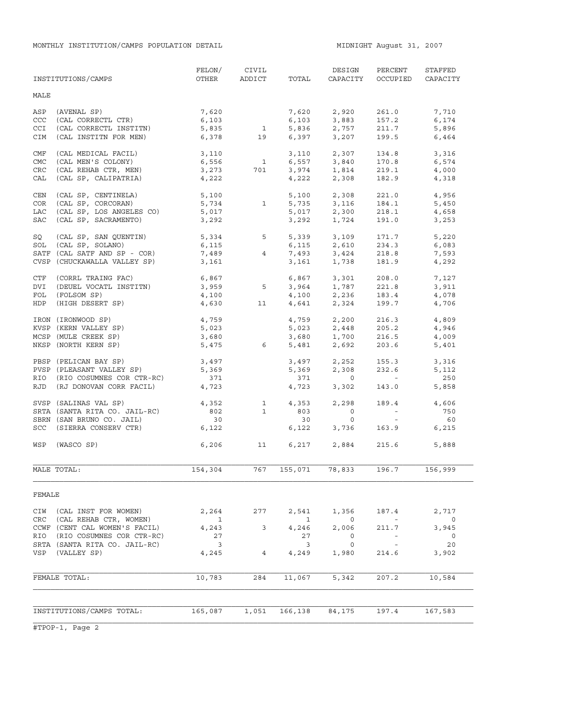MONTHLY INSTITUTION/CAMPS POPULATION DETAIL

MIDNIGHT August 31, 2007

| INSTITUTIONS/CAMPS | FELON/ OTHER | CIVIL ADDICT | TOTAL | DESIGN CAPACITY | PERCENT OCCUPIED | STAFFED CAPACITY |
|---|---|---|---|---|---|---|
| **MALE** | | | | | | |
| ASP (AVENAL SP) | 7,620 | | 7,620 | 2,920 | 261.0 | 7,710 |
| CCC (CAL CORRECTL CTR) | 6,103 | | 6,103 | 3,883 | 157.2 | 6,174 |
| CCI (CAL CORRECTL INSTITN) | 5,835 | 1 | 5,836 | 2,757 | 211.7 | 5,896 |
| CIM (CAL INSTITN FOR MEN) | 6,378 | 19 | 6,397 | 3,207 | 199.5 | 6,464 |
| CMF (CAL MEDICAL FACIL) | 3,110 | | 3,110 | 2,307 | 134.8 | 3,316 |
| CMC (CAL MEN'S COLONY) | 6,556 | 1 | 6,557 | 3,840 | 170.8 | 6,574 |
| CRC (CAL REHAB CTR, MEN) | 3,273 | 701 | 3,974 | 1,814 | 219.1 | 4,000 |
| CAL (CAL SP, CALIPATRIA) | 4,222 | | 4,222 | 2,308 | 182.9 | 4,318 |
| CEN (CAL SP, CENTINELA) | 5,100 | | 5,100 | 2,308 | 221.0 | 4,956 |
| COR (CAL SP, CORCORAN) | 5,734 | 1 | 5,735 | 3,116 | 184.1 | 5,450 |
| LAC (CAL SP, LOS ANGELES CO) | 5,017 | | 5,017 | 2,300 | 218.1 | 4,658 |
| SAC (CAL SP, SACRAMENTO) | 3,292 | | 3,292 | 1,724 | 191.0 | 3,253 |
| SQ (CAL SP, SAN QUENTIN) | 5,334 | 5 | 5,339 | 3,109 | 171.7 | 5,220 |
| SOL (CAL SP, SOLANO) | 6,115 | | 6,115 | 2,610 | 234.3 | 6,083 |
| SATF (CAL SATF AND SP - COR) | 7,489 | 4 | 7,493 | 3,424 | 218.8 | 7,593 |
| CVSP (CHUCKAWALLA VALLEY SP) | 3,161 | | 3,161 | 1,738 | 181.9 | 4,292 |
| CTF (CORRL TRAING FAC) | 6,867 | | 6,867 | 3,301 | 208.0 | 7,127 |
| DVI (DEUEL VOCATL INSTITN) | 3,959 | 5 | 3,964 | 1,787 | 221.8 | 3,911 |
| FOL (FOLSOM SP) | 4,100 | | 4,100 | 2,236 | 183.4 | 4,078 |
| HDP (HIGH DESERT SP) | 4,630 | 11 | 4,641 | 2,324 | 199.7 | 4,706 |
| IRON (IRONWOOD SP) | 4,759 | | 4,759 | 2,200 | 216.3 | 4,809 |
| KVSP (KERN VALLEY SP) | 5,023 | | 5,023 | 2,448 | 205.2 | 4,946 |
| MCSP (MULE CREEK SP) | 3,680 | | 3,680 | 1,700 | 216.5 | 4,009 |
| NKSP (NORTH KERN SP) | 5,475 | 6 | 5,481 | 2,692 | 203.6 | 5,401 |
| PBSP (PELICAN BAY SP) | 3,497 | | 3,497 | 2,252 | 155.3 | 3,316 |
| PVSP (PLEASANT VALLEY SP) | 5,369 | | 5,369 | 2,308 | 232.6 | 5,112 |
| RIO (RIO COSUMNES COR CTR-RC) | 371 | | 371 | 0 | - | 250 |
| RJD (RJ DONOVAN CORR FACIL) | 4,723 | | 4,723 | 3,302 | 143.0 | 5,858 |
| SVSP (SALINAS VAL SP) | 4,352 | 1 | 4,353 | 2,298 | 189.4 | 4,606 |
| SRTA (SANTA RITA CO. JAIL-RC) | 802 | 1 | 803 | 0 | - | 750 |
| SBRN (SAN BRUNO CO. JAIL) | 30 | | 30 | 0 | - | 60 |
| SCC (SIERRA CONSERV CTR) | 6,122 | | 6,122 | 3,736 | 163.9 | 6,215 |
| WSP (WASCO SP) | 6,206 | 11 | 6,217 | 2,884 | 215.6 | 5,888 |
| MALE TOTAL: | 154,304 | 767 | 155,071 | 78,833 | 196.7 | 156,999 |
| **FEMALE** | | | | | | |
| CIW (CAL INST FOR WOMEN) | 2,264 | 277 | 2,541 | 1,356 | 187.4 | 2,717 |
| CRC (CAL REHAB CTR, WOMEN) | 1 | | 1 | 0 | - | 0 |
| CCWF (CENT CAL WOMEN'S FACIL) | 4,243 | 3 | 4,246 | 2,006 | 211.7 | 3,945 |
| RIO (RIO COSUMNES COR CTR-RC) | 27 | | 27 | 0 | - | 0 |
| SRTA (SANTA RITA CO. JAIL-RC) | 3 | | 3 | 0 | - | 20 |
| VSP (VALLEY SP) | 4,245 | 4 | 4,249 | 1,980 | 214.6 | 3,902 |
| FEMALE TOTAL: | 10,783 | 284 | 11,067 | 5,342 | 207.2 | 10,584 |
| INSTITUTIONS/CAMPS TOTAL: | 165,087 | 1,051 | 166,138 | 84,175 | 197.4 | 167,583 |

#TPOP-1, Page 2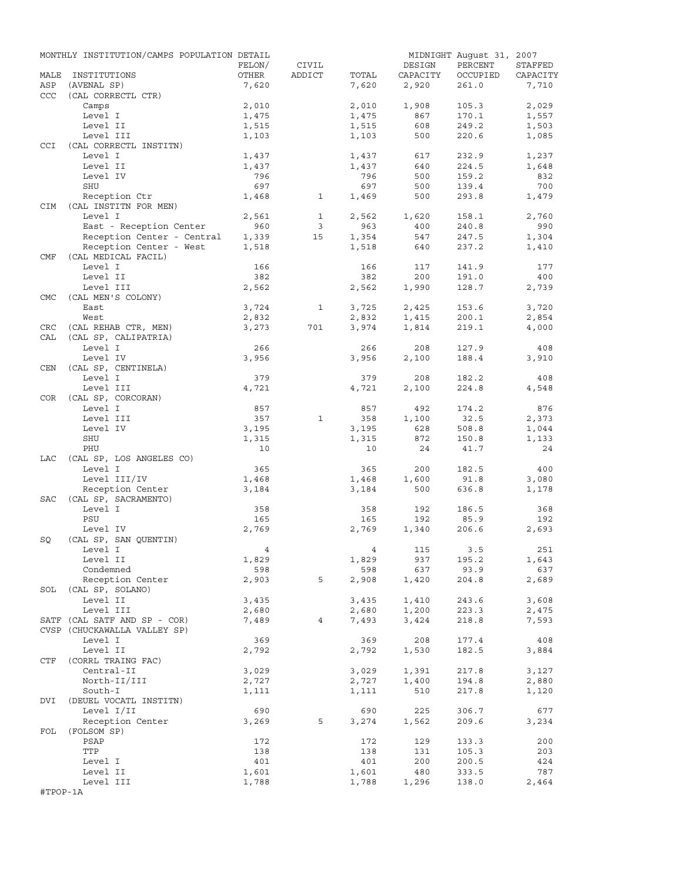MONTHLY INSTITUTION/CAMPS POPULATION DETAIL

MIDNIGHT August 31, 2007

| MALE | INSTITUTIONS | FELON/ OTHER | CIVIL ADDICT | TOTAL | DESIGN CAPACITY | PERCENT OCCUPIED | STAFFED CAPACITY |
|---|---|---|---|---|---|---|---|
| ASP | (AVENAL SP) | 7,620 | | 7,620 | 2,920 | 261.0 | 7,710 |
| CCC | (CAL CORRECTL CTR) | | | | | | |
| | Camps | 2,010 | | 2,010 | 1,908 | 105.3 | 2,029 |
| | Level I | 1,475 | | 1,475 | 867 | 170.1 | 1,557 |
| | Level II | 1,515 | | 1,515 | 608 | 249.2 | 1,503 |
| | Level III | 1,103 | | 1,103 | 500 | 220.6 | 1,085 |
| CCI | (CAL CORRECTL INSTITN) | | | | | | |
| | Level I | 1,437 | | 1,437 | 617 | 232.9 | 1,237 |
| | Level II | 1,437 | | 1,437 | 640 | 224.5 | 1,648 |
| | Level IV | 796 | | 796 | 500 | 159.2 | 832 |
| | SHU | 697 | | 697 | 500 | 139.4 | 700 |
| | Reception Ctr | 1,468 | 1 | 1,469 | 500 | 293.8 | 1,479 |
| CIM | (CAL INSTITN FOR MEN) | | | | | | |
| | Level I | 2,561 | 1 | 2,562 | 1,620 | 158.1 | 2,760 |
| | East - Reception Center | 960 | 3 | 963 | 400 | 240.8 | 990 |
| | Reception Center - Central | 1,339 | 15 | 1,354 | 547 | 247.5 | 1,304 |
| | Reception Center - West | 1,518 | | 1,518 | 640 | 237.2 | 1,410 |
| CMF | (CAL MEDICAL FACIL) | | | | | | |
| | Level I | 166 | | 166 | 117 | 141.9 | 177 |
| | Level II | 382 | | 382 | 200 | 191.0 | 400 |
| | Level III | 2,562 | | 2,562 | 1,990 | 128.7 | 2,739 |
| CMC | (CAL MEN'S COLONY) | | | | | | |
| | East | 3,724 | 1 | 3,725 | 2,425 | 153.6 | 3,720 |
| | West | 2,832 | | 2,832 | 1,415 | 200.1 | 2,854 |
| CRC | (CAL REHAB CTR, MEN) | 3,273 | 701 | 3,974 | 1,814 | 219.1 | 4,000 |
| CAL | (CAL SP, CALIPATRIA) | | | | | | |
| | Level I | 266 | | 266 | 208 | 127.9 | 408 |
| | Level IV | 3,956 | | 3,956 | 2,100 | 188.4 | 3,910 |
| CEN | (CAL SP, CENTINELA) | | | | | | |
| | Level I | 379 | | 379 | 208 | 182.2 | 408 |
| | Level III | 4,721 | | 4,721 | 2,100 | 224.8 | 4,548 |
| COR | (CAL SP, CORCORAN) | | | | | | |
| | Level I | 857 | | 857 | 492 | 174.2 | 876 |
| | Level III | 357 | 1 | 358 | 1,100 | 32.5 | 2,373 |
| | Level IV | 3,195 | | 3,195 | 628 | 508.8 | 1,044 |
| | SHU | 1,315 | | 1,315 | 872 | 150.8 | 1,133 |
| | PHU | 10 | | 10 | 24 | 41.7 | 24 |
| LAC | (CAL SP, LOS ANGELES CO) | | | | | | |
| | Level I | 365 | | 365 | 200 | 182.5 | 400 |
| | Level III/IV | 1,468 | | 1,468 | 1,600 | 91.8 | 3,080 |
| | Reception Center | 3,184 | | 3,184 | 500 | 636.8 | 1,178 |
| SAC | (CAL SP, SACRAMENTO) | | | | | | |
| | Level I | 358 | | 358 | 192 | 186.5 | 368 |
| | PSU | 165 | | 165 | 192 | 85.9 | 192 |
| | Level IV | 2,769 | | 2,769 | 1,340 | 206.6 | 2,693 |
| SQ | (CAL SP, SAN QUENTIN) | | | | | | |
| | Level I | 4 | | 4 | 115 | 3.5 | 251 |
| | Level II | 1,829 | | 1,829 | 937 | 195.2 | 1,643 |
| | Condemned | 598 | | 598 | 637 | 93.9 | 637 |
| | Reception Center | 2,903 | 5 | 2,908 | 1,420 | 204.8 | 2,689 |
| SOL | (CAL SP, SOLANO) | | | | | | |
| | Level II | 3,435 | | 3,435 | 1,410 | 243.6 | 3,608 |
| | Level III | 2,680 | | 2,680 | 1,200 | 223.3 | 2,475 |
| SATF | (CAL SATF AND SP - COR) | 7,489 | 4 | 7,493 | 3,424 | 218.8 | 7,593 |
| CVSP | (CHUCKAWALLA VALLEY SP) | | | | | | |
| | Level I | 369 | | 369 | 208 | 177.4 | 408 |
| | Level II | 2,792 | | 2,792 | 1,530 | 182.5 | 3,884 |
| CTF | (CORRL TRAING FAC) | | | | | | |
| | Central-II | 3,029 | | 3,029 | 1,391 | 217.8 | 3,127 |
| | North-II/III | 2,727 | | 2,727 | 1,400 | 194.8 | 2,880 |
| | South-I | 1,111 | | 1,111 | 510 | 217.8 | 1,120 |
| DVI | (DEUEL VOCATL INSTITN) | | | | | | |
| | Level I/II | 690 | | 690 | 225 | 306.7 | 677 |
| | Reception Center | 3,269 | 5 | 3,274 | 1,562 | 209.6 | 3,234 |
| FOL | (FOLSOM SP) | | | | | | |
| | PSAP | 172 | | 172 | 129 | 133.3 | 200 |
| | TTP | 138 | | 138 | 131 | 105.3 | 203 |
| | Level I | 401 | | 401 | 200 | 200.5 | 424 |
| | Level II | 1,601 | | 1,601 | 480 | 333.5 | 787 |
| | Level III | 1,788 | | 1,788 | 1,296 | 138.0 | 2,464 |

#TPOP-1A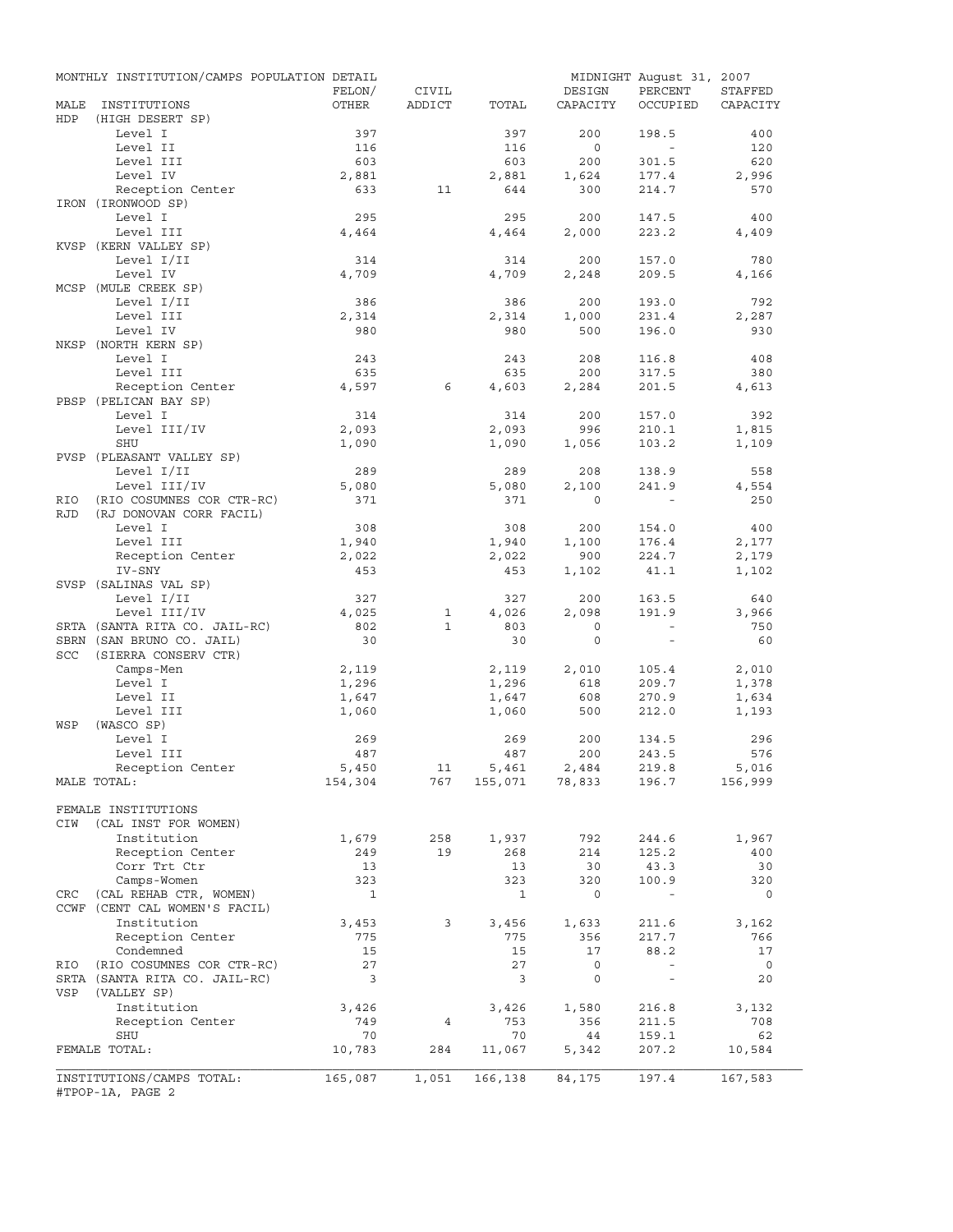MONTHLY INSTITUTION/CAMPS POPULATION DETAIL — MIDNIGHT August 31, 2007

| MALE INSTITUTIONS | FELON/ OTHER | CIVIL ADDICT | TOTAL | DESIGN CAPACITY | PERCENT OCCUPIED | STAFFED CAPACITY |
|---|---|---|---|---|---|---|
| HDP (HIGH DESERT SP) | | | | | | |
| Level I | 397 | | 397 | 200 | 198.5 | 400 |
| Level II | 116 | | 116 | 0 | - | 120 |
| Level III | 603 | | 603 | 200 | 301.5 | 620 |
| Level IV | 2,881 | | 2,881 | 1,624 | 177.4 | 2,996 |
| Reception Center | 633 | 11 | 644 | 300 | 214.7 | 570 |
| IRON (IRONWOOD SP) | | | | | | |
| Level I | 295 | | 295 | 200 | 147.5 | 400 |
| Level III | 4,464 | | 4,464 | 2,000 | 223.2 | 4,409 |
| KVSP (KERN VALLEY SP) | | | | | | |
| Level I/II | 314 | | 314 | 200 | 157.0 | 780 |
| Level IV | 4,709 | | 4,709 | 2,248 | 209.5 | 4,166 |
| MCSP (MULE CREEK SP) | | | | | | |
| Level I/II | 386 | | 386 | 200 | 193.0 | 792 |
| Level III | 2,314 | | 2,314 | 1,000 | 231.4 | 2,287 |
| Level IV | 980 | | 980 | 500 | 196.0 | 930 |
| NKSP (NORTH KERN SP) | | | | | | |
| Level I | 243 | | 243 | 208 | 116.8 | 408 |
| Level III | 635 | | 635 | 200 | 317.5 | 380 |
| Reception Center | 4,597 | 6 | 4,603 | 2,284 | 201.5 | 4,613 |
| PBSP (PELICAN BAY SP) | | | | | | |
| Level I | 314 | | 314 | 200 | 157.0 | 392 |
| Level III/IV | 2,093 | | 2,093 | 996 | 210.1 | 1,815 |
| SHU | 1,090 | | 1,090 | 1,056 | 103.2 | 1,109 |
| PVSP (PLEASANT VALLEY SP) | | | | | | |
| Level I/II | 289 | | 289 | 208 | 138.9 | 558 |
| Level III/IV | 5,080 | | 5,080 | 2,100 | 241.9 | 4,554 |
| RIO (RIO COSUMNES COR CTR-RC) | 371 | | 371 | 0 | - | 250 |
| RJD (RJ DONOVAN CORR FACIL) | | | | | | |
| Level I | 308 | | 308 | 200 | 154.0 | 400 |
| Level III | 1,940 | | 1,940 | 1,100 | 176.4 | 2,177 |
| Reception Center | 2,022 | | 2,022 | 900 | 224.7 | 2,179 |
| IV-SNY | 453 | | 453 | 1,102 | 41.1 | 1,102 |
| SVSP (SALINAS VAL SP) | | | | | | |
| Level I/II | 327 | | 327 | 200 | 163.5 | 640 |
| Level III/IV | 4,025 | 1 | 4,026 | 2,098 | 191.9 | 3,966 |
| SRTA (SANTA RITA CO. JAIL-RC) | 802 | 1 | 803 | 0 | - | 750 |
| SBRN (SAN BRUNO CO. JAIL) | 30 | | 30 | 0 | - | 60 |
| SCC (SIERRA CONSERV CTR) | | | | | | |
| Camps-Men | 2,119 | | 2,119 | 2,010 | 105.4 | 2,010 |
| Level I | 1,296 | | 1,296 | 618 | 209.7 | 1,378 |
| Level II | 1,647 | | 1,647 | 608 | 270.9 | 1,634 |
| Level III | 1,060 | | 1,060 | 500 | 212.0 | 1,193 |
| WSP (WASCO SP) | | | | | | |
| Level I | 269 | | 269 | 200 | 134.5 | 296 |
| Level III | 487 | | 487 | 200 | 243.5 | 576 |
| Reception Center | 5,450 | 11 | 5,461 | 2,484 | 219.8 | 5,016 |
| MALE TOTAL: | 154,304 | 767 | 155,071 | 78,833 | 196.7 | 156,999 |
| FEMALE INSTITUTIONS | | | | | | |
| CIW (CAL INST FOR WOMEN) | | | | | | |
| Institution | 1,679 | 258 | 1,937 | 792 | 244.6 | 1,967 |
| Reception Center | 249 | 19 | 268 | 214 | 125.2 | 400 |
| Corr Trt Ctr | 13 | | 13 | 30 | 43.3 | 30 |
| Camps-Women | 323 | | 323 | 320 | 100.9 | 320 |
| CRC (CAL REHAB CTR, WOMEN) | 1 | | 1 | 0 | - | 0 |
| CCWF (CENT CAL WOMEN'S FACIL) | | | | | | |
| Institution | 3,453 | 3 | 3,456 | 1,633 | 211.6 | 3,162 |
| Reception Center | 775 | | 775 | 356 | 217.7 | 766 |
| Condemned | 15 | | 15 | 17 | 88.2 | 17 |
| RIO (RIO COSUMNES COR CTR-RC) | 27 | | 27 | 0 | - | 0 |
| SRTA (SANTA RITA CO. JAIL-RC) | 3 | | 3 | 0 | - | 20 |
| VSP (VALLEY SP) | | | | | | |
| Institution | 3,426 | | 3,426 | 1,580 | 216.8 | 3,132 |
| Reception Center | 749 | 4 | 753 | 356 | 211.5 | 708 |
| SHU | 70 | | 70 | 44 | 159.1 | 62 |
| FEMALE TOTAL: | 10,783 | 284 | 11,067 | 5,342 | 207.2 | 10,584 |
| INSTITUTIONS/CAMPS TOTAL: | 165,087 | 1,051 | 166,138 | 84,175 | 197.4 | 167,583 |

#TPOP-1A, PAGE 2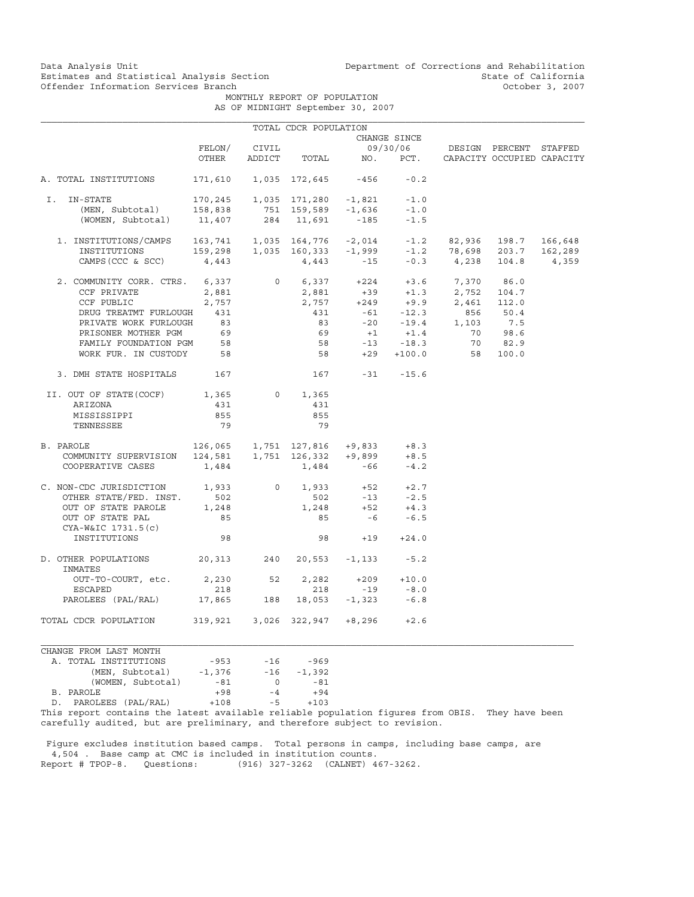Data Analysis Unit
Estimates and Statistical Analysis Section
Offender Information Services Branch

Department of Corrections and Rehabilitation
State of California
October 3, 2007

# MONTHLY REPORT OF POPULATION
## AS OF MIDNIGHT September 30, 2007

TOTAL CDCR POPULATION

| | FELON/ OTHER | CIVIL ADDICT | TOTAL | CHANGE SINCE 09/30/06 NO. | PCT. | DESIGN CAPACITY | PERCENT OCCUPIED | STAFFED CAPACITY |
|---|---|---|---|---|---|---|---|---|
| A. TOTAL INSTITUTIONS | 171,610 | 1,035 | 172,645 | -456 | -0.2 | | | |
| I. IN-STATE | 170,245 | 1,035 | 171,280 | -1,821 | -1.0 | | | |
| (MEN, Subtotal) | 158,838 | 751 | 159,589 | -1,636 | -1.0 | | | |
| (WOMEN, Subtotal) | 11,407 | 284 | 11,691 | -185 | -1.5 | | | |
| 1. INSTITUTIONS/CAMPS | 163,741 | 1,035 | 164,776 | -2,014 | -1.2 | 82,936 | 198.7 | 166,648 |
| INSTITUTIONS | 159,298 | 1,035 | 160,333 | -1,999 | -1.2 | 78,698 | 203.7 | 162,289 |
| CAMPS (CCC & SCC) | 4,443 | | 4,443 | -15 | -0.3 | 4,238 | 104.8 | 4,359 |
| 2. COMMUNITY CORR. CTRS. | 6,337 | 0 | 6,337 | +224 | +3.6 | 7,370 | 86.0 | |
| CCF PRIVATE | 2,881 | | 2,881 | +39 | +1.3 | 2,752 | 104.7 | |
| CCF PUBLIC | 2,757 | | 2,757 | +249 | +9.9 | 2,461 | 112.0 | |
| DRUG TREATMT FURLOUGH | 431 | | 431 | -61 | -12.3 | 856 | 50.4 | |
| PRIVATE WORK FURLOUGH | 83 | | 83 | -20 | -19.4 | 1,103 | 7.5 | |
| PRISONER MOTHER PGM | 69 | | 69 | +1 | +1.4 | 70 | 98.6 | |
| FAMILY FOUNDATION PGM | 58 | | 58 | -13 | -18.3 | 70 | 82.9 | |
| WORK FUR. IN CUSTODY | 58 | | 58 | +29 | +100.0 | 58 | 100.0 | |
| 3. DMH STATE HOSPITALS | 167 | | 167 | -31 | -15.6 | | | |
| II. OUT OF STATE(COCF) | 1,365 | 0 | 1,365 | | | | | |
| ARIZONA | 431 | | 431 | | | | | |
| MISSISSIPPI | 855 | | 855 | | | | | |
| TENNESSEE | 79 | | 79 | | | | | |
| B. PAROLE | 126,065 | 1,751 | 127,816 | +9,833 | +8.3 | | | |
| COMMUNITY SUPERVISION | 124,581 | 1,751 | 126,332 | +9,899 | +8.5 | | | |
| COOPERATIVE CASES | 1,484 | | 1,484 | -66 | -4.2 | | | |
| C. NON-CDC JURISDICTION | 1,933 | 0 | 1,933 | +52 | +2.7 | | | |
| OTHER STATE/FED. INST. | 502 | | 502 | -13 | -2.5 | | | |
| OUT OF STATE PAROLE | 1,248 | | 1,248 | +52 | +4.3 | | | |
| OUT OF STATE PAL | 85 | | 85 | -6 | -6.5 | | | |
| CYA-W&IC 1731.5(c) INSTITUTIONS | 98 | | 98 | +19 | +24.0 | | | |
| D. OTHER POPULATIONS | 20,313 | 240 | 20,553 | -1,133 | -5.2 | | | |
| INMATES OUT-TO-COURT, etc. | 2,230 | 52 | 2,282 | +209 | +10.0 | | | |
| ESCAPED | 218 | | 218 | -19 | -8.0 | | | |
| PAROLEES (PAL/RAL) | 17,865 | 188 | 18,053 | -1,323 | -6.8 | | | |
| TOTAL CDCR POPULATION | 319,921 | 3,026 | 322,947 | +8,296 | +2.6 | | | |

CHANGE FROM LAST MONTH

| | FELON/ OTHER | CIVIL ADDICT | TOTAL |
|---|---|---|---|
| A. TOTAL INSTITUTIONS | -953 | -16 | -969 |
| (MEN, Subtotal) | -1,376 | -16 | -1,392 |
| (WOMEN, Subtotal) | -81 | 0 | -81 |
| B. PAROLE | +98 | -4 | +94 |
| D. PAROLEES (PAL/RAL) | +108 | -5 | +103 |

This report contains the latest available reliable population figures from OBIS. They have been carefully audited, but are preliminary, and therefore subject to revision.

Figure excludes institution based camps. Total persons in camps, including base camps, are 4,504 . Base camp at CMC is included in institution counts.
Report # TPOP-8. Questions: (916) 327-3262 (CALNET) 467-3262.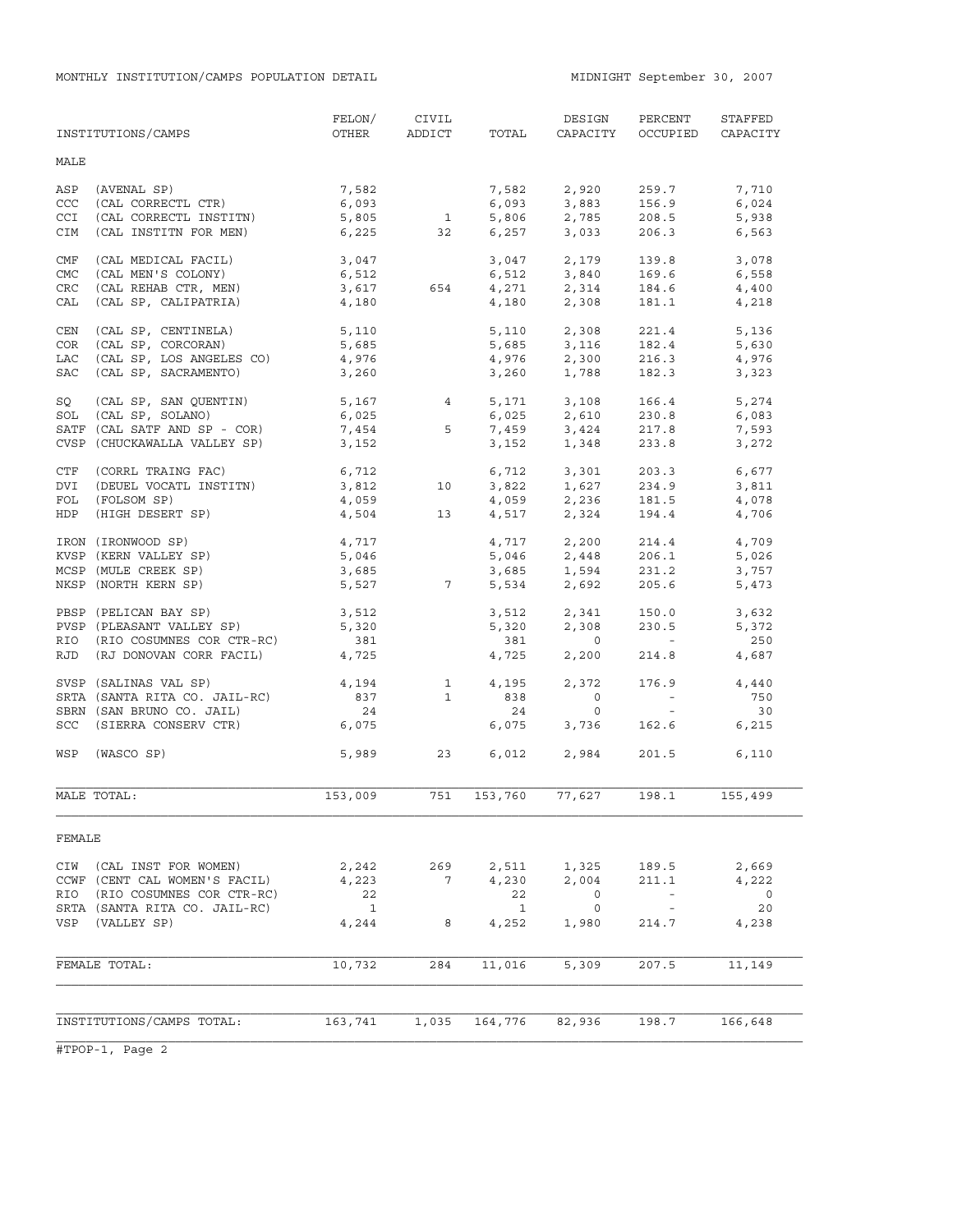MONTHLY INSTITUTION/CAMPS POPULATION DETAIL

MIDNIGHT September 30, 2007

| INSTITUTIONS/CAMPS | FELON/ OTHER | CIVIL ADDICT | TOTAL | DESIGN CAPACITY | PERCENT OCCUPIED | STAFFED CAPACITY |
|---|---|---|---|---|---|---|
| **MALE** | | | | | | |
| ASP (AVENAL SP) | 7,582 | | 7,582 | 2,920 | 259.7 | 7,710 |
| CCC (CAL CORRECTL CTR) | 6,093 | | 6,093 | 3,883 | 156.9 | 6,024 |
| CCI (CAL CORRECTL INSTITN) | 5,805 | 1 | 5,806 | 2,785 | 208.5 | 5,938 |
| CIM (CAL INSTITN FOR MEN) | 6,225 | 32 | 6,257 | 3,033 | 206.3 | 6,563 |
| CMF (CAL MEDICAL FACIL) | 3,047 | | 3,047 | 2,179 | 139.8 | 3,078 |
| CMC (CAL MEN'S COLONY) | 6,512 | | 6,512 | 3,840 | 169.6 | 6,558 |
| CRC (CAL REHAB CTR, MEN) | 3,617 | 654 | 4,271 | 2,314 | 184.6 | 4,400 |
| CAL (CAL SP, CALIPATRIA) | 4,180 | | 4,180 | 2,308 | 181.1 | 4,218 |
| CEN (CAL SP, CENTINELA) | 5,110 | | 5,110 | 2,308 | 221.4 | 5,136 |
| COR (CAL SP, CORCORAN) | 5,685 | | 5,685 | 3,116 | 182.4 | 5,630 |
| LAC (CAL SP, LOS ANGELES CO) | 4,976 | | 4,976 | 2,300 | 216.3 | 4,976 |
| SAC (CAL SP, SACRAMENTO) | 3,260 | | 3,260 | 1,788 | 182.3 | 3,323 |
| SQ (CAL SP, SAN QUENTIN) | 5,167 | 4 | 5,171 | 3,108 | 166.4 | 5,274 |
| SOL (CAL SP, SOLANO) | 6,025 | | 6,025 | 2,610 | 230.8 | 6,083 |
| SATF (CAL SATF AND SP - COR) | 7,454 | 5 | 7,459 | 3,424 | 217.8 | 7,593 |
| CVSP (CHUCKAWALLA VALLEY SP) | 3,152 | | 3,152 | 1,348 | 233.8 | 3,272 |
| CTF (CORRL TRAING FAC) | 6,712 | | 6,712 | 3,301 | 203.3 | 6,677 |
| DVI (DEUEL VOCATL INSTITN) | 3,812 | 10 | 3,822 | 1,627 | 234.9 | 3,811 |
| FOL (FOLSOM SP) | 4,059 | | 4,059 | 2,236 | 181.5 | 4,078 |
| HDP (HIGH DESERT SP) | 4,504 | 13 | 4,517 | 2,324 | 194.4 | 4,706 |
| IRON (IRONWOOD SP) | 4,717 | | 4,717 | 2,200 | 214.4 | 4,709 |
| KVSP (KERN VALLEY SP) | 5,046 | | 5,046 | 2,448 | 206.1 | 5,026 |
| MCSP (MULE CREEK SP) | 3,685 | | 3,685 | 1,594 | 231.2 | 3,757 |
| NKSP (NORTH KERN SP) | 5,527 | 7 | 5,534 | 2,692 | 205.6 | 5,473 |
| PBSP (PELICAN BAY SP) | 3,512 | | 3,512 | 2,341 | 150.0 | 3,632 |
| PVSP (PLEASANT VALLEY SP) | 5,320 | | 5,320 | 2,308 | 230.5 | 5,372 |
| RIO (RIO COSUMNES COR CTR-RC) | 381 | | 381 | 0 | - | 250 |
| RJD (RJ DONOVAN CORR FACIL) | 4,725 | | 4,725 | 2,200 | 214.8 | 4,687 |
| SVSP (SALINAS VAL SP) | 4,194 | 1 | 4,195 | 2,372 | 176.9 | 4,440 |
| SRTA (SANTA RITA CO. JAIL-RC) | 837 | 1 | 838 | 0 | - | 750 |
| SBRN (SAN BRUNO CO. JAIL) | 24 | | 24 | 0 | - | 30 |
| SCC (SIERRA CONSERV CTR) | 6,075 | | 6,075 | 3,736 | 162.6 | 6,215 |
| WSP (WASCO SP) | 5,989 | 23 | 6,012 | 2,984 | 201.5 | 6,110 |
| MALE TOTAL: | 153,009 | 751 | 153,760 | 77,627 | 198.1 | 155,499 |
| **FEMALE** | | | | | | |
| CIW (CAL INST FOR WOMEN) | 2,242 | 269 | 2,511 | 1,325 | 189.5 | 2,669 |
| CCWF (CENT CAL WOMEN'S FACIL) | 4,223 | 7 | 4,230 | 2,004 | 211.1 | 4,222 |
| RIO (RIO COSUMNES COR CTR-RC) | 22 | | 22 | 0 | - | 0 |
| SRTA (SANTA RITA CO. JAIL-RC) | 1 | | 1 | 0 | - | 20 |
| VSP (VALLEY SP) | 4,244 | 8 | 4,252 | 1,980 | 214.7 | 4,238 |
| FEMALE TOTAL: | 10,732 | 284 | 11,016 | 5,309 | 207.5 | 11,149 |
| INSTITUTIONS/CAMPS TOTAL: | 163,741 | 1,035 | 164,776 | 82,936 | 198.7 | 166,648 |

#TPOP-1, Page 2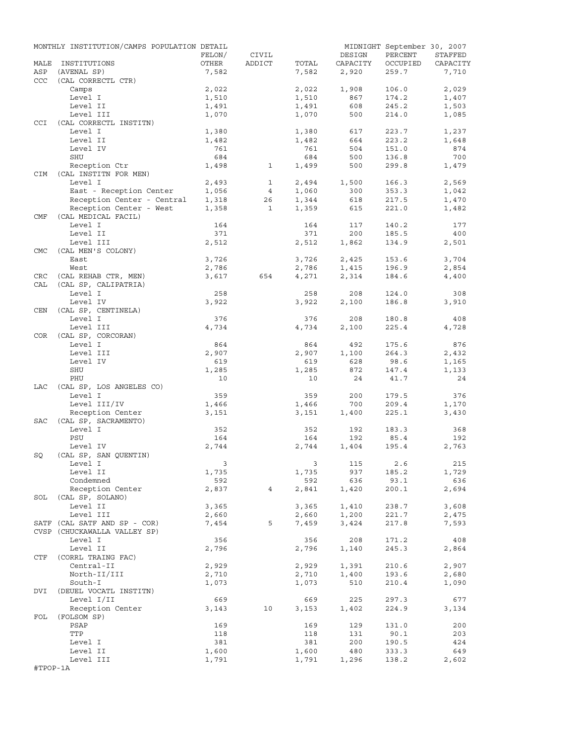MONTHLY INSTITUTION/CAMPS POPULATION DETAIL — MIDNIGHT September 30, 2007

| MALE | INSTITUTIONS | FELON/ OTHER | CIVIL ADDICT | TOTAL | DESIGN CAPACITY | PERCENT OCCUPIED | STAFFED CAPACITY |
|---|---|---|---|---|---|---|---|
| ASP | (AVENAL SP) | 7,582 | | 7,582 | 2,920 | 259.7 | 7,710 |
| CCC | (CAL CORRECTL CTR) | | | | | | |
| | Camps | 2,022 | | 2,022 | 1,908 | 106.0 | 2,029 |
| | Level I | 1,510 | | 1,510 | 867 | 174.2 | 1,407 |
| | Level II | 1,491 | | 1,491 | 608 | 245.2 | 1,503 |
| | Level III | 1,070 | | 1,070 | 500 | 214.0 | 1,085 |
| CCI | (CAL CORRECTL INSTITN) | | | | | | |
| | Level I | 1,380 | | 1,380 | 617 | 223.7 | 1,237 |
| | Level II | 1,482 | | 1,482 | 664 | 223.2 | 1,648 |
| | Level IV | 761 | | 761 | 504 | 151.0 | 874 |
| | SHU | 684 | | 684 | 500 | 136.8 | 700 |
| | Reception Ctr | 1,498 | 1 | 1,499 | 500 | 299.8 | 1,479 |
| CIM | (CAL INSTITN FOR MEN) | | | | | | |
| | Level I | 2,493 | 1 | 2,494 | 1,500 | 166.3 | 2,569 |
| | East - Reception Center | 1,056 | 4 | 1,060 | 300 | 353.3 | 1,042 |
| | Reception Center - Central | 1,318 | 26 | 1,344 | 618 | 217.5 | 1,470 |
| | Reception Center - West | 1,358 | 1 | 1,359 | 615 | 221.0 | 1,482 |
| CMF | (CAL MEDICAL FACIL) | | | | | | |
| | Level I | 164 | | 164 | 117 | 140.2 | 177 |
| | Level II | 371 | | 371 | 200 | 185.5 | 400 |
| | Level III | 2,512 | | 2,512 | 1,862 | 134.9 | 2,501 |
| CMC | (CAL MEN'S COLONY) | | | | | | |
| | East | 3,726 | | 3,726 | 2,425 | 153.6 | 3,704 |
| | West | 2,786 | | 2,786 | 1,415 | 196.9 | 2,854 |
| CRC | (CAL REHAB CTR, MEN) | 3,617 | 654 | 4,271 | 2,314 | 184.6 | 4,400 |
| CAL | (CAL SP, CALIPATRIA) | | | | | | |
| | Level I | 258 | | 258 | 208 | 124.0 | 308 |
| | Level IV | 3,922 | | 3,922 | 2,100 | 186.8 | 3,910 |
| CEN | (CAL SP, CENTINELA) | | | | | | |
| | Level I | 376 | | 376 | 208 | 180.8 | 408 |
| | Level III | 4,734 | | 4,734 | 2,100 | 225.4 | 4,728 |
| COR | (CAL SP, CORCORAN) | | | | | | |
| | Level I | 864 | | 864 | 492 | 175.6 | 876 |
| | Level III | 2,907 | | 2,907 | 1,100 | 264.3 | 2,432 |
| | Level IV | 619 | | 619 | 628 | 98.6 | 1,165 |
| | SHU | 1,285 | | 1,285 | 872 | 147.4 | 1,133 |
| | PHU | 10 | | 10 | 24 | 41.7 | 24 |
| LAC | (CAL SP, LOS ANGELES CO) | | | | | | |
| | Level I | 359 | | 359 | 200 | 179.5 | 376 |
| | Level III/IV | 1,466 | | 1,466 | 700 | 209.4 | 1,170 |
| | Reception Center | 3,151 | | 3,151 | 1,400 | 225.1 | 3,430 |
| SAC | (CAL SP, SACRAMENTO) | | | | | | |
| | Level I | 352 | | 352 | 192 | 183.3 | 368 |
| | PSU | 164 | | 164 | 192 | 85.4 | 192 |
| | Level IV | 2,744 | | 2,744 | 1,404 | 195.4 | 2,763 |
| SQ | (CAL SP, SAN QUENTIN) | | | | | | |
| | Level I | 3 | | 3 | 115 | 2.6 | 215 |
| | Level II | 1,735 | | 1,735 | 937 | 185.2 | 1,729 |
| | Condemned | 592 | | 592 | 636 | 93.1 | 636 |
| | Reception Center | 2,837 | 4 | 2,841 | 1,420 | 200.1 | 2,694 |
| SOL | (CAL SP, SOLANO) | | | | | | |
| | Level II | 3,365 | | 3,365 | 1,410 | 238.7 | 3,608 |
| | Level III | 2,660 | | 2,660 | 1,200 | 221.7 | 2,475 |
| SATF | (CAL SATF AND SP - COR) | 7,454 | 5 | 7,459 | 3,424 | 217.8 | 7,593 |
| CVSP | (CHUCKAWALLA VALLEY SP) | | | | | | |
| | Level I | 356 | | 356 | 208 | 171.2 | 408 |
| | Level II | 2,796 | | 2,796 | 1,140 | 245.3 | 2,864 |
| CTF | (CORRL TRAING FAC) | | | | | | |
| | Central-II | 2,929 | | 2,929 | 1,391 | 210.6 | 2,907 |
| | North-II/III | 2,710 | | 2,710 | 1,400 | 193.6 | 2,680 |
| | South-I | 1,073 | | 1,073 | 510 | 210.4 | 1,090 |
| DVI | (DEUEL VOCATL INSTITN) | | | | | | |
| | Level I/II | 669 | | 669 | 225 | 297.3 | 677 |
| | Reception Center | 3,143 | 10 | 3,153 | 1,402 | 224.9 | 3,134 |
| FOL | (FOLSOM SP) | | | | | | |
| | PSAP | 169 | | 169 | 129 | 131.0 | 200 |
| | TTP | 118 | | 118 | 131 | 90.1 | 203 |
| | Level I | 381 | | 381 | 200 | 190.5 | 424 |
| | Level II | 1,600 | | 1,600 | 480 | 333.3 | 649 |
| | Level III | 1,791 | | 1,791 | 1,296 | 138.2 | 2,602 |

#TPOP-1A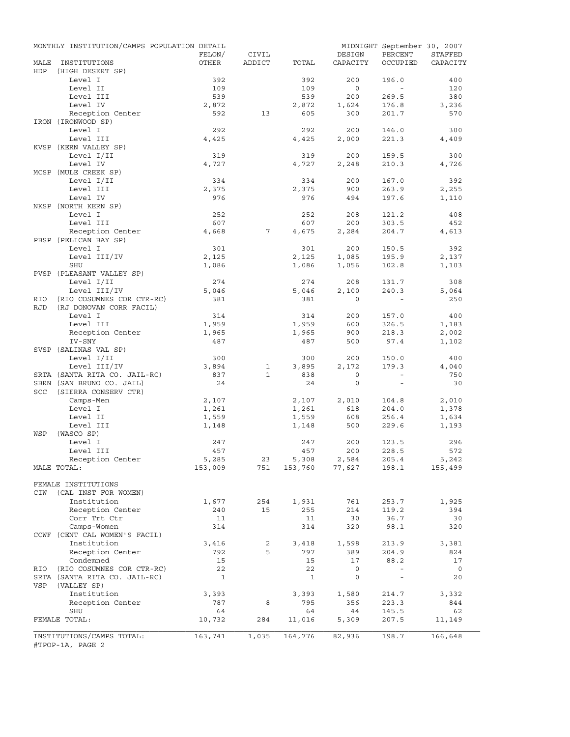MONTHLY INSTITUTION/CAMPS POPULATION DETAIL — MIDNIGHT September 30, 2007

| MALE INSTITUTIONS | FELON/ OTHER | CIVIL ADDICT | TOTAL | DESIGN CAPACITY | PERCENT OCCUPIED | STAFFED CAPACITY |
|---|---|---|---|---|---|---|
| HDP (HIGH DESERT SP) | | | | | | |
| Level I | 392 | | 392 | 200 | 196.0 | 400 |
| Level II | 109 | | 109 | 0 | - | 120 |
| Level III | 539 | | 539 | 200 | 269.5 | 380 |
| Level IV | 2,872 | | 2,872 | 1,624 | 176.8 | 3,236 |
| Reception Center | 592 | 13 | 605 | 300 | 201.7 | 570 |
| IRON (IRONWOOD SP) | | | | | | |
| Level I | 292 | | 292 | 200 | 146.0 | 300 |
| Level III | 4,425 | | 4,425 | 2,000 | 221.3 | 4,409 |
| KVSP (KERN VALLEY SP) | | | | | | |
| Level I/II | 319 | | 319 | 200 | 159.5 | 300 |
| Level IV | 4,727 | | 4,727 | 2,248 | 210.3 | 4,726 |
| MCSP (MULE CREEK SP) | | | | | | |
| Level I/II | 334 | | 334 | 200 | 167.0 | 392 |
| Level III | 2,375 | | 2,375 | 900 | 263.9 | 2,255 |
| Level IV | 976 | | 976 | 494 | 197.6 | 1,110 |
| NKSP (NORTH KERN SP) | | | | | | |
| Level I | 252 | | 252 | 208 | 121.2 | 408 |
| Level III | 607 | | 607 | 200 | 303.5 | 452 |
| Reception Center | 4,668 | 7 | 4,675 | 2,284 | 204.7 | 4,613 |
| PBSP (PELICAN BAY SP) | | | | | | |
| Level I | 301 | | 301 | 200 | 150.5 | 392 |
| Level III/IV | 2,125 | | 2,125 | 1,085 | 195.9 | 2,137 |
| SHU | 1,086 | | 1,086 | 1,056 | 102.8 | 1,103 |
| PVSP (PLEASANT VALLEY SP) | | | | | | |
| Level I/II | 274 | | 274 | 208 | 131.7 | 308 |
| Level III/IV | 5,046 | | 5,046 | 2,100 | 240.3 | 5,064 |
| RIO (RIO COSUMNES COR CTR-RC) | 381 | | 381 | 0 | - | 250 |
| RJD (RJ DONOVAN CORR FACIL) | | | | | | |
| Level I | 314 | | 314 | 200 | 157.0 | 400 |
| Level III | 1,959 | | 1,959 | 600 | 326.5 | 1,183 |
| Reception Center | 1,965 | | 1,965 | 900 | 218.3 | 2,002 |
| IV-SNY | 487 | | 487 | 500 | 97.4 | 1,102 |
| SVSP (SALINAS VAL SP) | | | | | | |
| Level I/II | 300 | | 300 | 200 | 150.0 | 400 |
| Level III/IV | 3,894 | 1 | 3,895 | 2,172 | 179.3 | 4,040 |
| SRTA (SANTA RITA CO. JAIL-RC) | 837 | 1 | 838 | 0 | - | 750 |
| SBRN (SAN BRUNO CO. JAIL) | 24 | | 24 | 0 | - | 30 |
| SCC (SIERRA CONSERV CTR) | | | | | | |
| Camps-Men | 2,107 | | 2,107 | 2,010 | 104.8 | 2,010 |
| Level I | 1,261 | | 1,261 | 618 | 204.0 | 1,378 |
| Level II | 1,559 | | 1,559 | 608 | 256.4 | 1,634 |
| Level III | 1,148 | | 1,148 | 500 | 229.6 | 1,193 |
| WSP (WASCO SP) | | | | | | |
| Level I | 247 | | 247 | 200 | 123.5 | 296 |
| Level III | 457 | | 457 | 200 | 228.5 | 572 |
| Reception Center | 5,285 | 23 | 5,308 | 2,584 | 205.4 | 5,242 |
| MALE TOTAL: | 153,009 | 751 | 153,760 | 77,627 | 198.1 | 155,499 |
| FEMALE INSTITUTIONS | | | | | | |
| CIW (CAL INST FOR WOMEN) | | | | | | |
| Institution | 1,677 | 254 | 1,931 | 761 | 253.7 | 1,925 |
| Reception Center | 240 | 15 | 255 | 214 | 119.2 | 394 |
| Corr Trt Ctr | 11 | | 11 | 30 | 36.7 | 30 |
| Camps-Women | 314 | | 314 | 320 | 98.1 | 320 |
| CCWF (CENT CAL WOMEN'S FACIL) | | | | | | |
| Institution | 3,416 | 2 | 3,418 | 1,598 | 213.9 | 3,381 |
| Reception Center | 792 | 5 | 797 | 389 | 204.9 | 824 |
| Condemned | 15 | | 15 | 17 | 88.2 | 17 |
| RIO (RIO COSUMNES COR CTR-RC) | 22 | | 22 | 0 | - | 0 |
| SRTA (SANTA RITA CO. JAIL-RC) | 1 | | 1 | 0 | - | 20 |
| VSP (VALLEY SP) | | | | | | |
| Institution | 3,393 | | 3,393 | 1,580 | 214.7 | 3,332 |
| Reception Center | 787 | 8 | 795 | 356 | 223.3 | 844 |
| SHU | 64 | | 64 | 44 | 145.5 | 62 |
| FEMALE TOTAL: | 10,732 | 284 | 11,016 | 5,309 | 207.5 | 11,149 |
| INSTITUTIONS/CAMPS TOTAL: | 163,741 | 1,035 | 164,776 | 82,936 | 198.7 | 166,648 |

#TPOP-1A, PAGE 2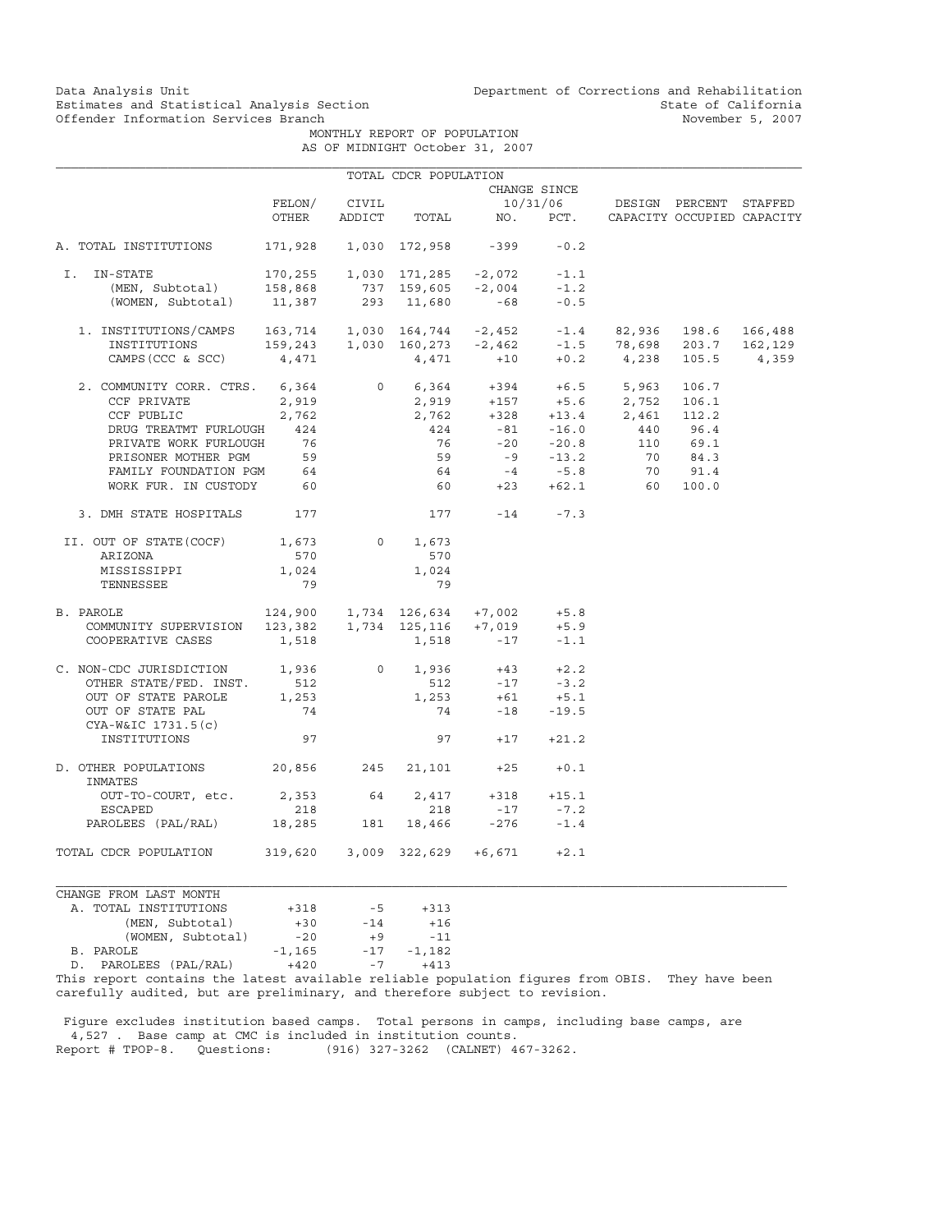Data Analysis Unit
Estimates and Statistical Analysis Section
Offender Information Services Branch

Department of Corrections and Rehabilitation
State of California
November 5, 2007

MONTHLY REPORT OF POPULATION
AS OF MIDNIGHT October 31, 2007

TOTAL CDCR POPULATION

| | FELON/ OTHER | CIVIL ADDICT | TOTAL | CHANGE SINCE 10/31/06 NO. | PCT. | DESIGN CAPACITY | PERCENT OCCUPIED | STAFFED CAPACITY |
|---|---|---|---|---|---|---|---|---|
| A. TOTAL INSTITUTIONS | 171,928 | 1,030 | 172,958 | -399 | -0.2 | | | |
| I. IN-STATE | 170,255 | 1,030 | 171,285 | -2,072 | -1.1 | | | |
| (MEN, Subtotal) | 158,868 | 737 | 159,605 | -2,004 | -1.2 | | | |
| (WOMEN, Subtotal) | 11,387 | 293 | 11,680 | -68 | -0.5 | | | |
| 1. INSTITUTIONS/CAMPS | 163,714 | 1,030 | 164,744 | -2,452 | -1.4 | 82,936 | 198.6 | 166,488 |
| INSTITUTIONS | 159,243 | 1,030 | 160,273 | -2,462 | -1.5 | 78,698 | 203.7 | 162,129 |
| CAMPS (CCC & SCC) | 4,471 | | 4,471 | +10 | +0.2 | 4,238 | 105.5 | 4,359 |
| 2. COMMUNITY CORR. CTRS. | 6,364 | 0 | 6,364 | +394 | +6.5 | 5,963 | 106.7 | |
| CCF PRIVATE | 2,919 | | 2,919 | +157 | +5.6 | 2,752 | 106.1 | |
| CCF PUBLIC | 2,762 | | 2,762 | +328 | +13.4 | 2,461 | 112.2 | |
| DRUG TREATMT FURLOUGH | 424 | | 424 | -81 | -16.0 | 440 | 96.4 | |
| PRIVATE WORK FURLOUGH | 76 | | 76 | -20 | -20.8 | 110 | 69.1 | |
| PRISONER MOTHER PGM | 59 | | 59 | -9 | -13.2 | 70 | 84.3 | |
| FAMILY FOUNDATION PGM | 64 | | 64 | -4 | -5.8 | 70 | 91.4 | |
| WORK FUR. IN CUSTODY | 60 | | 60 | +23 | +62.1 | 60 | 100.0 | |
| 3. DMH STATE HOSPITALS | 177 | | 177 | -14 | -7.3 | | | |
| II. OUT OF STATE(COCF) | 1,673 | 0 | 1,673 | | | | | |
| ARIZONA | 570 | | 570 | | | | | |
| MISSISSIPPI | 1,024 | | 1,024 | | | | | |
| TENNESSEE | 79 | | 79 | | | | | |
| B. PAROLE | 124,900 | 1,734 | 126,634 | +7,002 | +5.8 | | | |
| COMMUNITY SUPERVISION | 123,382 | 1,734 | 125,116 | +7,019 | +5.9 | | | |
| COOPERATIVE CASES | 1,518 | | 1,518 | -17 | -1.1 | | | |
| C. NON-CDC JURISDICTION | 1,936 | 0 | 1,936 | +43 | +2.2 | | | |
| OTHER STATE/FED. INST. | 512 | | 512 | -17 | -3.2 | | | |
| OUT OF STATE PAROLE | 1,253 | | 1,253 | +61 | +5.1 | | | |
| OUT OF STATE PAL | 74 | | 74 | -18 | -19.5 | | | |
| CYA-W&IC 1731.5(c) INSTITUTIONS | 97 | | 97 | +17 | +21.2 | | | |
| D. OTHER POPULATIONS | 20,856 | 245 | 21,101 | +25 | +0.1 | | | |
| INMATES OUT-TO-COURT, etc. | 2,353 | 64 | 2,417 | +318 | +15.1 | | | |
| ESCAPED | 218 | | 218 | -17 | -7.2 | | | |
| PAROLEES (PAL/RAL) | 18,285 | 181 | 18,466 | -276 | -1.4 | | | |
| TOTAL CDCR POPULATION | 319,620 | 3,009 | 322,629 | +6,671 | +2.1 | | | |

| CHANGE FROM LAST MONTH | | | |
|---|---|---|---|
| A. TOTAL INSTITUTIONS | +318 | -5 | +313 |
| (MEN, Subtotal) | +30 | -14 | +16 |
| (WOMEN, Subtotal) | -20 | +9 | -11 |
| B. PAROLE | -1,165 | -17 | -1,182 |
| D. PAROLEES (PAL/RAL) | +420 | -7 | +413 |

This report contains the latest available reliable population figures from OBIS. They have been carefully audited, but are preliminary, and therefore subject to revision.

Figure excludes institution based camps. Total persons in camps, including base camps, are 4,527 . Base camp at CMC is included in institution counts.
Report # TPOP-8. Questions: (916) 327-3262 (CALNET) 467-3262.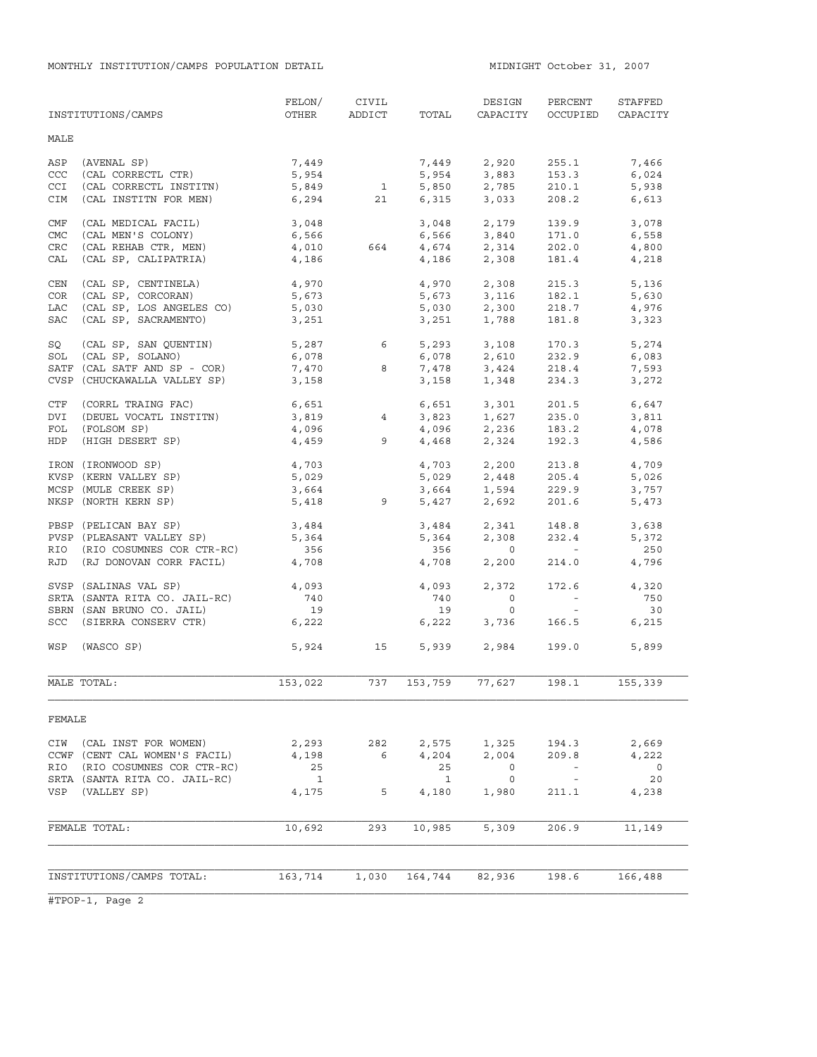MONTHLY INSTITUTION/CAMPS POPULATION DETAIL

MIDNIGHT October 31, 2007

| INSTITUTIONS/CAMPS | FELON/ OTHER | CIVIL ADDICT | TOTAL | DESIGN CAPACITY | PERCENT OCCUPIED | STAFFED CAPACITY |
|---|---|---|---|---|---|---|
| **MALE** | | | | | | |
| ASP (AVENAL SP) | 7,449 | | 7,449 | 2,920 | 255.1 | 7,466 |
| CCC (CAL CORRECTL CTR) | 5,954 | | 5,954 | 3,883 | 153.3 | 6,024 |
| CCI (CAL CORRECTL INSTITN) | 5,849 | 1 | 5,850 | 2,785 | 210.1 | 5,938 |
| CIM (CAL INSTITN FOR MEN) | 6,294 | 21 | 6,315 | 3,033 | 208.2 | 6,613 |
| CMF (CAL MEDICAL FACIL) | 3,048 | | 3,048 | 2,179 | 139.9 | 3,078 |
| CMC (CAL MEN'S COLONY) | 6,566 | | 6,566 | 3,840 | 171.0 | 6,558 |
| CRC (CAL REHAB CTR, MEN) | 4,010 | 664 | 4,674 | 2,314 | 202.0 | 4,800 |
| CAL (CAL SP, CALIPATRIA) | 4,186 | | 4,186 | 2,308 | 181.4 | 4,218 |
| CEN (CAL SP, CENTINELA) | 4,970 | | 4,970 | 2,308 | 215.3 | 5,136 |
| COR (CAL SP, CORCORAN) | 5,673 | | 5,673 | 3,116 | 182.1 | 5,630 |
| LAC (CAL SP, LOS ANGELES CO) | 5,030 | | 5,030 | 2,300 | 218.7 | 4,976 |
| SAC (CAL SP, SACRAMENTO) | 3,251 | | 3,251 | 1,788 | 181.8 | 3,323 |
| SQ (CAL SP, SAN QUENTIN) | 5,287 | 6 | 5,293 | 3,108 | 170.3 | 5,274 |
| SOL (CAL SP, SOLANO) | 6,078 | | 6,078 | 2,610 | 232.9 | 6,083 |
| SATF (CAL SATF AND SP - COR) | 7,470 | 8 | 7,478 | 3,424 | 218.4 | 7,593 |
| CVSP (CHUCKAWALLA VALLEY SP) | 3,158 | | 3,158 | 1,348 | 234.3 | 3,272 |
| CTF (CORRL TRAING FAC) | 6,651 | | 6,651 | 3,301 | 201.5 | 6,647 |
| DVI (DEUEL VOCATL INSTITN) | 3,819 | 4 | 3,823 | 1,627 | 235.0 | 3,811 |
| FOL (FOLSOM SP) | 4,096 | | 4,096 | 2,236 | 183.2 | 4,078 |
| HDP (HIGH DESERT SP) | 4,459 | 9 | 4,468 | 2,324 | 192.3 | 4,586 |
| IRON (IRONWOOD SP) | 4,703 | | 4,703 | 2,200 | 213.8 | 4,709 |
| KVSP (KERN VALLEY SP) | 5,029 | | 5,029 | 2,448 | 205.4 | 5,026 |
| MCSP (MULE CREEK SP) | 3,664 | | 3,664 | 1,594 | 229.9 | 3,757 |
| NKSP (NORTH KERN SP) | 5,418 | 9 | 5,427 | 2,692 | 201.6 | 5,473 |
| PBSP (PELICAN BAY SP) | 3,484 | | 3,484 | 2,341 | 148.8 | 3,638 |
| PVSP (PLEASANT VALLEY SP) | 5,364 | | 5,364 | 2,308 | 232.4 | 5,372 |
| RIO (RIO COSUMNES COR CTR-RC) | 356 | | 356 | 0 | - | 250 |
| RJD (RJ DONOVAN CORR FACIL) | 4,708 | | 4,708 | 2,200 | 214.0 | 4,796 |
| SVSP (SALINAS VAL SP) | 4,093 | | 4,093 | 2,372 | 172.6 | 4,320 |
| SRTA (SANTA RITA CO. JAIL-RC) | 740 | | 740 | 0 | - | 750 |
| SBRN (SAN BRUNO CO. JAIL) | 19 | | 19 | 0 | - | 30 |
| SCC (SIERRA CONSERV CTR) | 6,222 | | 6,222 | 3,736 | 166.5 | 6,215 |
| WSP (WASCO SP) | 5,924 | 15 | 5,939 | 2,984 | 199.0 | 5,899 |
| MALE TOTAL: | 153,022 | 737 | 153,759 | 77,627 | 198.1 | 155,339 |
| **FEMALE** | | | | | | |
| CIW (CAL INST FOR WOMEN) | 2,293 | 282 | 2,575 | 1,325 | 194.3 | 2,669 |
| CCWF (CENT CAL WOMEN'S FACIL) | 4,198 | 6 | 4,204 | 2,004 | 209.8 | 4,222 |
| RIO (RIO COSUMNES COR CTR-RC) | 25 | | 25 | 0 | - | 0 |
| SRTA (SANTA RITA CO. JAIL-RC) | 1 | | 1 | 0 | - | 20 |
| VSP (VALLEY SP) | 4,175 | 5 | 4,180 | 1,980 | 211.1 | 4,238 |
| FEMALE TOTAL: | 10,692 | 293 | 10,985 | 5,309 | 206.9 | 11,149 |
| INSTITUTIONS/CAMPS TOTAL: | 163,714 | 1,030 | 164,744 | 82,936 | 198.6 | 166,488 |

#TPOP-1, Page 2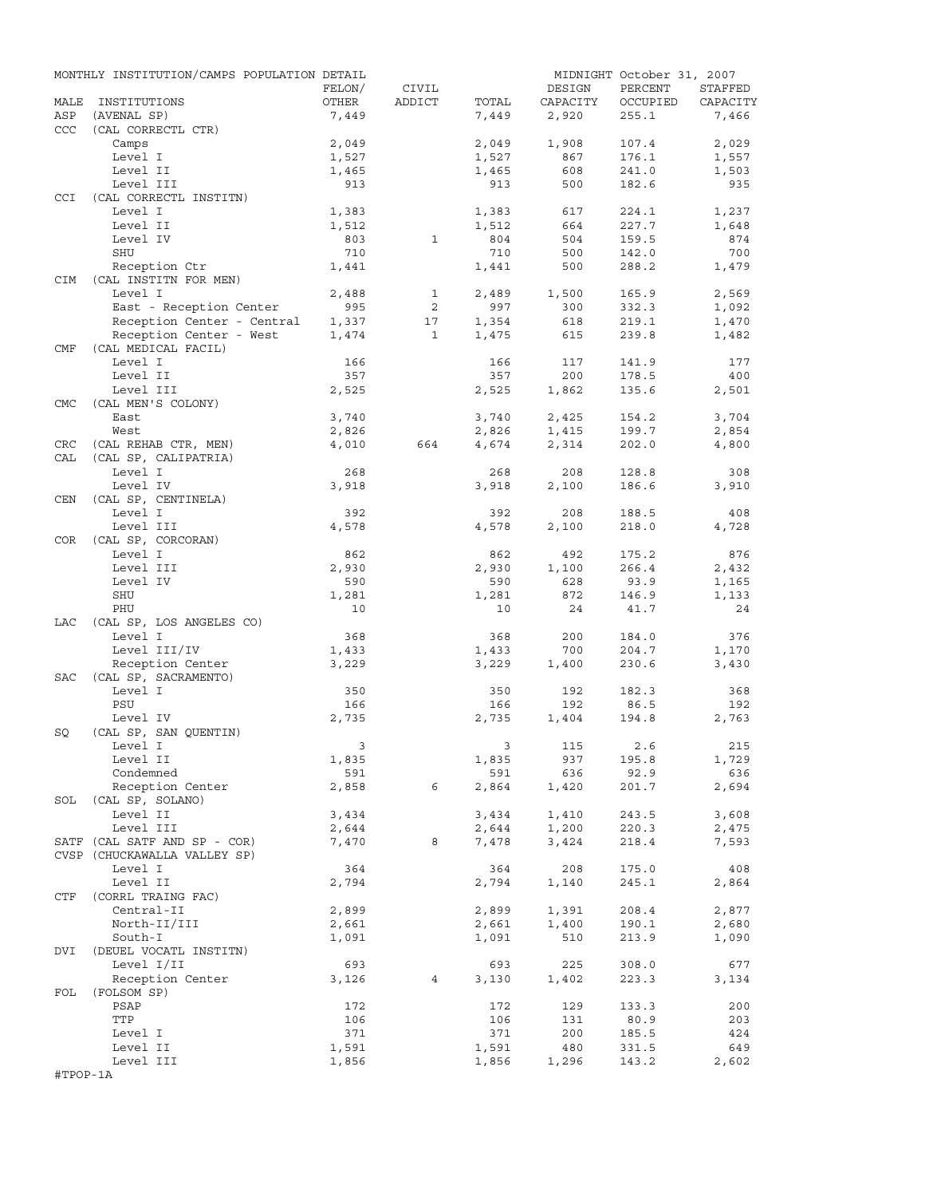MONTHLY INSTITUTION/CAMPS POPULATION DETAIL — MIDNIGHT October 31, 2007

| MALE | INSTITUTIONS | FELON/ OTHER | CIVIL ADDICT | TOTAL | DESIGN CAPACITY | PERCENT OCCUPIED | STAFFED CAPACITY |
|---|---|---|---|---|---|---|---|
| ASP | (AVENAL SP) | 7,449 | | 7,449 | 2,920 | 255.1 | 7,466 |
| CCC | (CAL CORRECTL CTR) | | | | | | |
| | Camps | 2,049 | | 2,049 | 1,908 | 107.4 | 2,029 |
| | Level I | 1,527 | | 1,527 | 867 | 176.1 | 1,557 |
| | Level II | 1,465 | | 1,465 | 608 | 241.0 | 1,503 |
| | Level III | 913 | | 913 | 500 | 182.6 | 935 |
| CCI | (CAL CORRECTL INSTITN) | | | | | | |
| | Level I | 1,383 | | 1,383 | 617 | 224.1 | 1,237 |
| | Level II | 1,512 | | 1,512 | 664 | 227.7 | 1,648 |
| | Level IV | 803 | 1 | 804 | 504 | 159.5 | 874 |
| | SHU | 710 | | 710 | 500 | 142.0 | 700 |
| | Reception Ctr | 1,441 | | 1,441 | 500 | 288.2 | 1,479 |
| CIM | (CAL INSTITN FOR MEN) | | | | | | |
| | Level I | 2,488 | 1 | 2,489 | 1,500 | 165.9 | 2,569 |
| | East - Reception Center | 995 | 2 | 997 | 300 | 332.3 | 1,092 |
| | Reception Center - Central | 1,337 | 17 | 1,354 | 618 | 219.1 | 1,470 |
| | Reception Center - West | 1,474 | 1 | 1,475 | 615 | 239.8 | 1,482 |
| CMF | (CAL MEDICAL FACIL) | | | | | | |
| | Level I | 166 | | 166 | 117 | 141.9 | 177 |
| | Level II | 357 | | 357 | 200 | 178.5 | 400 |
| | Level III | 2,525 | | 2,525 | 1,862 | 135.6 | 2,501 |
| CMC | (CAL MEN'S COLONY) | | | | | | |
| | East | 3,740 | | 3,740 | 2,425 | 154.2 | 3,704 |
| | West | 2,826 | | 2,826 | 1,415 | 199.7 | 2,854 |
| CRC | (CAL REHAB CTR, MEN) | 4,010 | 664 | 4,674 | 2,314 | 202.0 | 4,800 |
| CAL | (CAL SP, CALIPATRIA) | | | | | | |
| | Level I | 268 | | 268 | 208 | 128.8 | 308 |
| | Level IV | 3,918 | | 3,918 | 2,100 | 186.6 | 3,910 |
| CEN | (CAL SP, CENTINELA) | | | | | | |
| | Level I | 392 | | 392 | 208 | 188.5 | 408 |
| | Level III | 4,578 | | 4,578 | 2,100 | 218.0 | 4,728 |
| COR | (CAL SP, CORCORAN) | | | | | | |
| | Level I | 862 | | 862 | 492 | 175.2 | 876 |
| | Level III | 2,930 | | 2,930 | 1,100 | 266.4 | 2,432 |
| | Level IV | 590 | | 590 | 628 | 93.9 | 1,165 |
| | SHU | 1,281 | | 1,281 | 872 | 146.9 | 1,133 |
| | PHU | 10 | | 10 | 24 | 41.7 | 24 |
| LAC | (CAL SP, LOS ANGELES CO) | | | | | | |
| | Level I | 368 | | 368 | 200 | 184.0 | 376 |
| | Level III/IV | 1,433 | | 1,433 | 700 | 204.7 | 1,170 |
| | Reception Center | 3,229 | | 3,229 | 1,400 | 230.6 | 3,430 |
| SAC | (CAL SP, SACRAMENTO) | | | | | | |
| | Level I | 350 | | 350 | 192 | 182.3 | 368 |
| | PSU | 166 | | 166 | 192 | 86.5 | 192 |
| | Level IV | 2,735 | | 2,735 | 1,404 | 194.8 | 2,763 |
| SQ | (CAL SP, SAN QUENTIN) | | | | | | |
| | Level I | 3 | | 3 | 115 | 2.6 | 215 |
| | Level II | 1,835 | | 1,835 | 937 | 195.8 | 1,729 |
| | Condemned | 591 | | 591 | 636 | 92.9 | 636 |
| | Reception Center | 2,858 | 6 | 2,864 | 1,420 | 201.7 | 2,694 |
| SOL | (CAL SP, SOLANO) | | | | | | |
| | Level II | 3,434 | | 3,434 | 1,410 | 243.5 | 3,608 |
| | Level III | 2,644 | | 2,644 | 1,200 | 220.3 | 2,475 |
| SATF | (CAL SATF AND SP - COR) | 7,470 | 8 | 7,478 | 3,424 | 218.4 | 7,593 |
| CVSP | (CHUCKAWALLA VALLEY SP) | | | | | | |
| | Level I | 364 | | 364 | 208 | 175.0 | 408 |
| | Level II | 2,794 | | 2,794 | 1,140 | 245.1 | 2,864 |
| CTF | (CORRL TRAING FAC) | | | | | | |
| | Central-II | 2,899 | | 2,899 | 1,391 | 208.4 | 2,877 |
| | North-II/III | 2,661 | | 2,661 | 1,400 | 190.1 | 2,680 |
| | South-I | 1,091 | | 1,091 | 510 | 213.9 | 1,090 |
| DVI | (DEUEL VOCATL INSTITN) | | | | | | |
| | Level I/II | 693 | | 693 | 225 | 308.0 | 677 |
| | Reception Center | 3,126 | 4 | 3,130 | 1,402 | 223.3 | 3,134 |
| FOL | (FOLSOM SP) | | | | | | |
| | PSAP | 172 | | 172 | 129 | 133.3 | 200 |
| | TTP | 106 | | 106 | 131 | 80.9 | 203 |
| | Level I | 371 | | 371 | 200 | 185.5 | 424 |
| | Level II | 1,591 | | 1,591 | 480 | 331.5 | 649 |
| | Level III | 1,856 | | 1,856 | 1,296 | 143.2 | 2,602 |

#TPOP-1A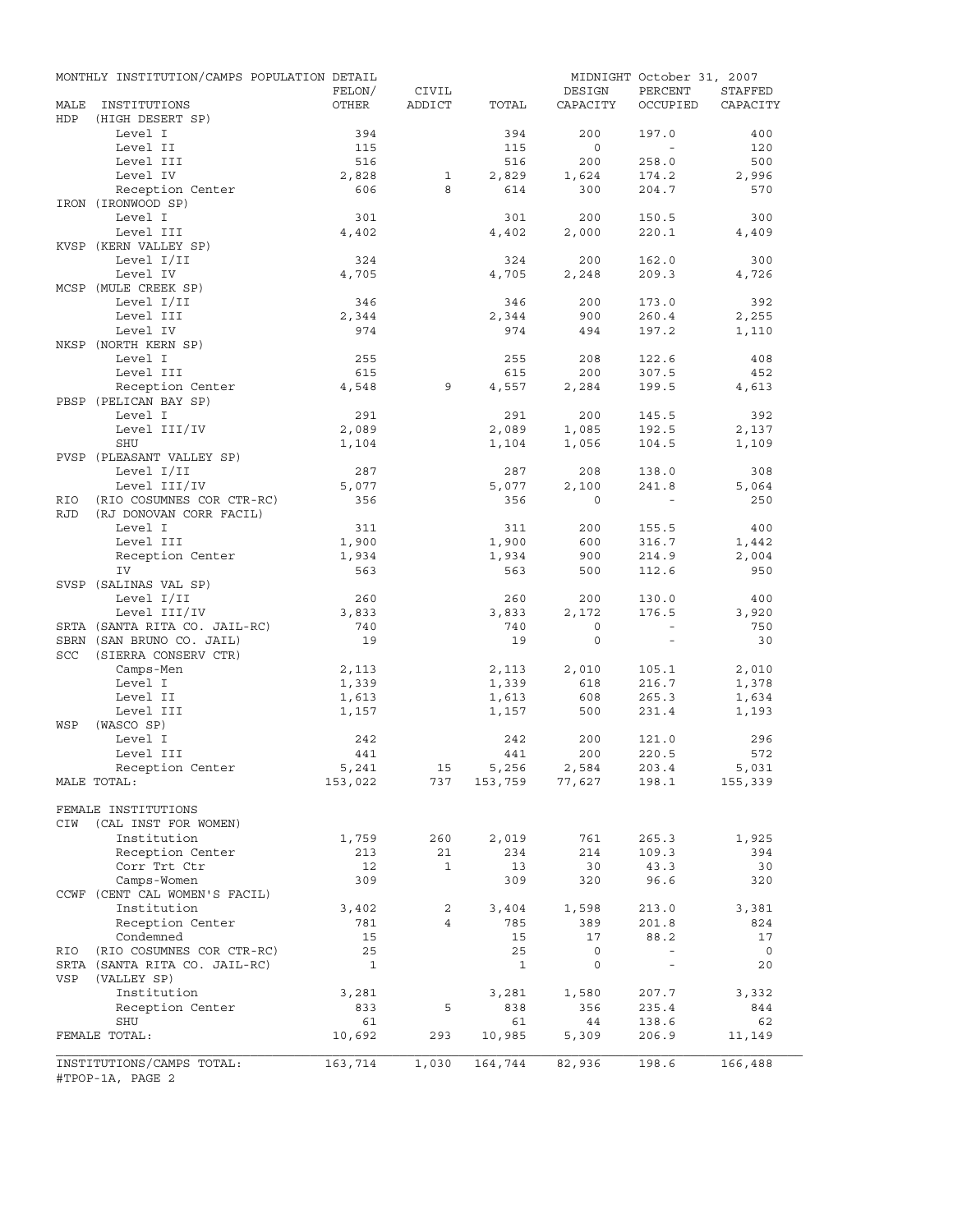MONTHLY INSTITUTION/CAMPS POPULATION DETAIL — MIDNIGHT October 31, 2007

| MALE INSTITUTIONS | FELON/ OTHER | CIVIL ADDICT | TOTAL | DESIGN CAPACITY | PERCENT OCCUPIED | STAFFED CAPACITY |
|---|---|---|---|---|---|---|
| HDP (HIGH DESERT SP) | | | | | | |
| Level I | 394 | | 394 | 200 | 197.0 | 400 |
| Level II | 115 | | 115 | 0 | - | 120 |
| Level III | 516 | | 516 | 200 | 258.0 | 500 |
| Level IV | 2,828 | 1 | 2,829 | 1,624 | 174.2 | 2,996 |
| Reception Center | 606 | 8 | 614 | 300 | 204.7 | 570 |
| IRON (IRONWOOD SP) | | | | | | |
| Level I | 301 | | 301 | 200 | 150.5 | 300 |
| Level III | 4,402 | | 4,402 | 2,000 | 220.1 | 4,409 |
| KVSP (KERN VALLEY SP) | | | | | | |
| Level I/II | 324 | | 324 | 200 | 162.0 | 300 |
| Level IV | 4,705 | | 4,705 | 2,248 | 209.3 | 4,726 |
| MCSP (MULE CREEK SP) | | | | | | |
| Level I/II | 346 | | 346 | 200 | 173.0 | 392 |
| Level III | 2,344 | | 2,344 | 900 | 260.4 | 2,255 |
| Level IV | 974 | | 974 | 494 | 197.2 | 1,110 |
| NKSP (NORTH KERN SP) | | | | | | |
| Level I | 255 | | 255 | 208 | 122.6 | 408 |
| Level III | 615 | | 615 | 200 | 307.5 | 452 |
| Reception Center | 4,548 | 9 | 4,557 | 2,284 | 199.5 | 4,613 |
| PBSP (PELICAN BAY SP) | | | | | | |
| Level I | 291 | | 291 | 200 | 145.5 | 392 |
| Level III/IV | 2,089 | | 2,089 | 1,085 | 192.5 | 2,137 |
| SHU | 1,104 | | 1,104 | 1,056 | 104.5 | 1,109 |
| PVSP (PLEASANT VALLEY SP) | | | | | | |
| Level I/II | 287 | | 287 | 208 | 138.0 | 308 |
| Level III/IV | 5,077 | | 5,077 | 2,100 | 241.8 | 5,064 |
| RIO (RIO COSUMNES COR CTR-RC) | 356 | | 356 | 0 | - | 250 |
| RJD (RJ DONOVAN CORR FACIL) | | | | | | |
| Level I | 311 | | 311 | 200 | 155.5 | 400 |
| Level III | 1,900 | | 1,900 | 600 | 316.7 | 1,442 |
| Reception Center | 1,934 | | 1,934 | 900 | 214.9 | 2,004 |
| IV | 563 | | 563 | 500 | 112.6 | 950 |
| SVSP (SALINAS VAL SP) | | | | | | |
| Level I/II | 260 | | 260 | 200 | 130.0 | 400 |
| Level III/IV | 3,833 | | 3,833 | 2,172 | 176.5 | 3,920 |
| SRTA (SANTA RITA CO. JAIL-RC) | 740 | | 740 | 0 | - | 750 |
| SBRN (SAN BRUNO CO. JAIL) | 19 | | 19 | 0 | - | 30 |
| SCC (SIERRA CONSERV CTR) | | | | | | |
| Camps-Men | 2,113 | | 2,113 | 2,010 | 105.1 | 2,010 |
| Level I | 1,339 | | 1,339 | 618 | 216.7 | 1,378 |
| Level II | 1,613 | | 1,613 | 608 | 265.3 | 1,634 |
| Level III | 1,157 | | 1,157 | 500 | 231.4 | 1,193 |
| WSP (WASCO SP) | | | | | | |
| Level I | 242 | | 242 | 200 | 121.0 | 296 |
| Level III | 441 | | 441 | 200 | 220.5 | 572 |
| Reception Center | 5,241 | 15 | 5,256 | 2,584 | 203.4 | 5,031 |
| MALE TOTAL: | 153,022 | 737 | 153,759 | 77,627 | 198.1 | 155,339 |
| FEMALE INSTITUTIONS | | | | | | |
| CIW (CAL INST FOR WOMEN) | | | | | | |
| Institution | 1,759 | 260 | 2,019 | 761 | 265.3 | 1,925 |
| Reception Center | 213 | 21 | 234 | 214 | 109.3 | 394 |
| Corr Trt Ctr | 12 | 1 | 13 | 30 | 43.3 | 30 |
| Camps-Women | 309 | | 309 | 320 | 96.6 | 320 |
| CCWF (CENT CAL WOMEN'S FACIL) | | | | | | |
| Institution | 3,402 | 2 | 3,404 | 1,598 | 213.0 | 3,381 |
| Reception Center | 781 | 4 | 785 | 389 | 201.8 | 824 |
| Condemned | 15 | | 15 | 17 | 88.2 | 17 |
| RIO (RIO COSUMNES COR CTR-RC) | 25 | | 25 | 0 | - | 0 |
| SRTA (SANTA RITA CO. JAIL-RC) | 1 | | 1 | 0 | - | 20 |
| VSP (VALLEY SP) | | | | | | |
| Institution | 3,281 | | 3,281 | 1,580 | 207.7 | 3,332 |
| Reception Center | 833 | 5 | 838 | 356 | 235.4 | 844 |
| SHU | 61 | | 61 | 44 | 138.6 | 62 |
| FEMALE TOTAL: | 10,692 | 293 | 10,985 | 5,309 | 206.9 | 11,149 |
| INSTITUTIONS/CAMPS TOTAL: | 163,714 | 1,030 | 164,744 | 82,936 | 198.6 | 166,488 |

#TPOP-1A, PAGE 2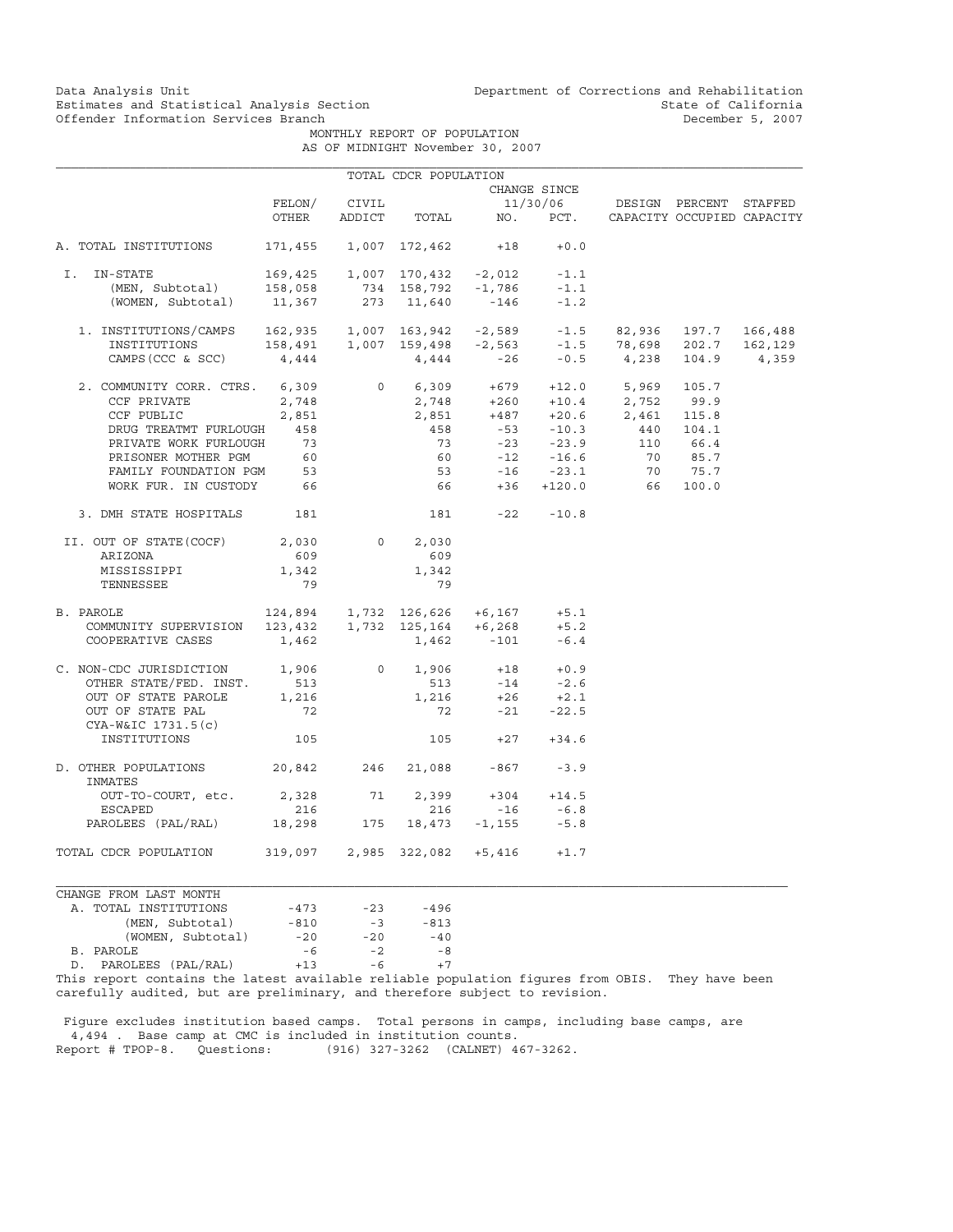Data Analysis Unit
Estimates and Statistical Analysis Section
Offender Information Services Branch

Department of Corrections and Rehabilitation
State of California
December 5, 2007

MONTHLY REPORT OF POPULATION
AS OF MIDNIGHT November 30, 2007

TOTAL CDCR POPULATION

| | FELON/ OTHER | CIVIL ADDICT | TOTAL | CHANGE SINCE 11/30/06 NO. | PCT. | DESIGN CAPACITY | PERCENT OCCUPIED | STAFFED CAPACITY |
|---|---|---|---|---|---|---|---|---|
| A. TOTAL INSTITUTIONS | 171,455 | 1,007 | 172,462 | +18 | +0.0 | | | |
| I. IN-STATE | 169,425 | 1,007 | 170,432 | -2,012 | -1.1 | | | |
| (MEN, Subtotal) | 158,058 | 734 | 158,792 | -1,786 | -1.1 | | | |
| (WOMEN, Subtotal) | 11,367 | 273 | 11,640 | -146 | -1.2 | | | |
| 1. INSTITUTIONS/CAMPS | 162,935 | 1,007 | 163,942 | -2,589 | -1.5 | 82,936 | 197.7 | 166,488 |
| INSTITUTIONS | 158,491 | 1,007 | 159,498 | -2,563 | -1.5 | 78,698 | 202.7 | 162,129 |
| CAMPS (CCC & SCC) | 4,444 | | 4,444 | -26 | -0.5 | 4,238 | 104.9 | 4,359 |
| 2. COMMUNITY CORR. CTRS. | 6,309 | 0 | 6,309 | +679 | +12.0 | 5,969 | 105.7 | |
| CCF PRIVATE | 2,748 | | 2,748 | +260 | +10.4 | 2,752 | 99.9 | |
| CCF PUBLIC | 2,851 | | 2,851 | +487 | +20.6 | 2,461 | 115.8 | |
| DRUG TREATMT FURLOUGH | 458 | | 458 | -53 | -10.3 | 440 | 104.1 | |
| PRIVATE WORK FURLOUGH | 73 | | 73 | -23 | -23.9 | 110 | 66.4 | |
| PRISONER MOTHER PGM | 60 | | 60 | -12 | -16.6 | 70 | 85.7 | |
| FAMILY FOUNDATION PGM | 53 | | 53 | -16 | -23.1 | 70 | 75.7 | |
| WORK FUR. IN CUSTODY | 66 | | 66 | +36 | +120.0 | 66 | 100.0 | |
| 3. DMH STATE HOSPITALS | 181 | | 181 | -22 | -10.8 | | | |
| II. OUT OF STATE(COCF) | 2,030 | 0 | 2,030 | | | | | |
| ARIZONA | 609 | | 609 | | | | | |
| MISSISSIPPI | 1,342 | | 1,342 | | | | | |
| TENNESSEE | 79 | | 79 | | | | | |
| B. PAROLE | 124,894 | 1,732 | 126,626 | +6,167 | +5.1 | | | |
| COMMUNITY SUPERVISION | 123,432 | 1,732 | 125,164 | +6,268 | +5.2 | | | |
| COOPERATIVE CASES | 1,462 | | 1,462 | -101 | -6.4 | | | |
| C. NON-CDC JURISDICTION | 1,906 | 0 | 1,906 | +18 | +0.9 | | | |
| OTHER STATE/FED. INST. | 513 | | 513 | -14 | -2.6 | | | |
| OUT OF STATE PAROLE | 1,216 | | 1,216 | +26 | +2.1 | | | |
| OUT OF STATE PAL | 72 | | 72 | -21 | -22.5 | | | |
| CYA-W&IC 1731.5(c) INSTITUTIONS | 105 | | 105 | +27 | +34.6 | | | |
| D. OTHER POPULATIONS | 20,842 | 246 | 21,088 | -867 | -3.9 | | | |
| INMATES OUT-TO-COURT, etc. | 2,328 | 71 | 2,399 | +304 | +14.5 | | | |
| ESCAPED | 216 | | 216 | -16 | -6.8 | | | |
| PAROLEES (PAL/RAL) | 18,298 | 175 | 18,473 | -1,155 | -5.8 | | | |
| TOTAL CDCR POPULATION | 319,097 | 2,985 | 322,082 | +5,416 | +1.7 | | | |

| CHANGE FROM LAST MONTH | | | |
|---|---|---|---|
| A. TOTAL INSTITUTIONS | -473 | -23 | -496 |
| (MEN, Subtotal) | -810 | -3 | -813 |
| (WOMEN, Subtotal) | -20 | -20 | -40 |
| B. PAROLE | -6 | -2 | -8 |
| D. PAROLEES (PAL/RAL) | +13 | -6 | +7 |

This report contains the latest available reliable population figures from OBIS. They have been carefully audited, but are preliminary, and therefore subject to revision.

Figure excludes institution based camps. Total persons in camps, including base camps, are 4,494 . Base camp at CMC is included in institution counts.
Report # TPOP-8. Questions: (916) 327-3262 (CALNET) 467-3262.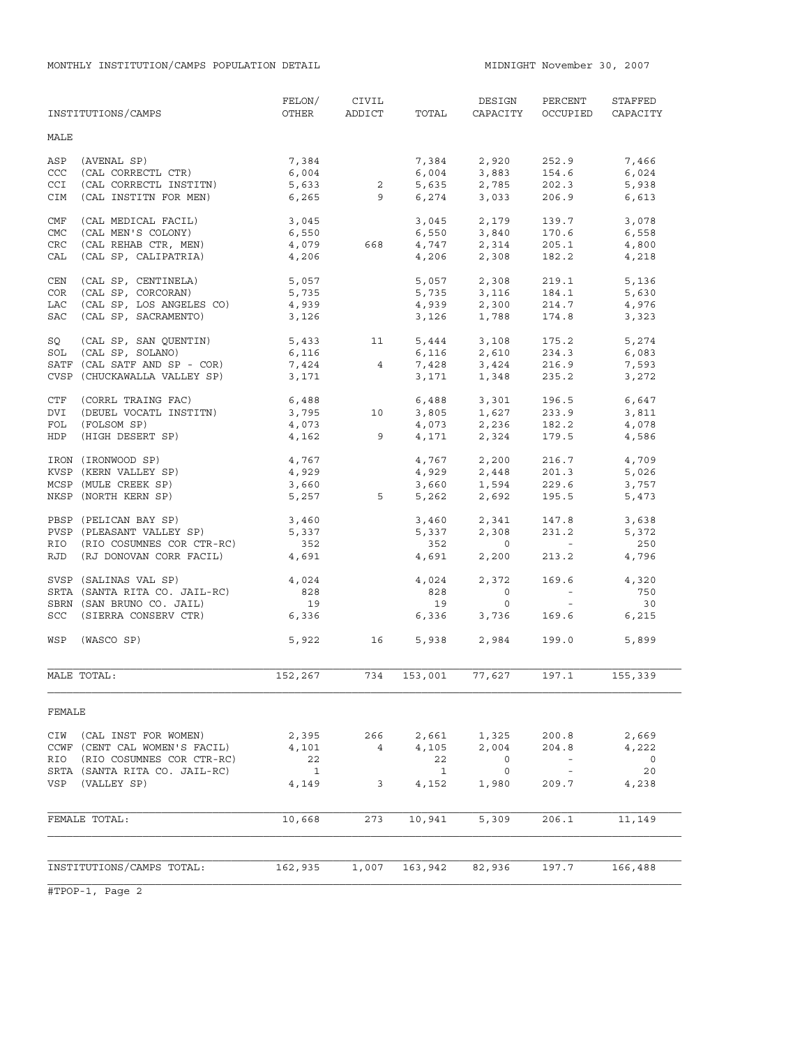MONTHLY INSTITUTION/CAMPS POPULATION DETAIL

MIDNIGHT November 30, 2007

| INSTITUTIONS/CAMPS | FELON/ OTHER | CIVIL ADDICT | TOTAL | DESIGN CAPACITY | PERCENT OCCUPIED | STAFFED CAPACITY |
|---|---|---|---|---|---|---|
| **MALE** | | | | | | |
| ASP (AVENAL SP) | 7,384 | | 7,384 | 2,920 | 252.9 | 7,466 |
| CCC (CAL CORRECTL CTR) | 6,004 | | 6,004 | 3,883 | 154.6 | 6,024 |
| CCI (CAL CORRECTL INSTITN) | 5,633 | 2 | 5,635 | 2,785 | 202.3 | 5,938 |
| CIM (CAL INSTITN FOR MEN) | 6,265 | 9 | 6,274 | 3,033 | 206.9 | 6,613 |
| CMF (CAL MEDICAL FACIL) | 3,045 | | 3,045 | 2,179 | 139.7 | 3,078 |
| CMC (CAL MEN'S COLONY) | 6,550 | | 6,550 | 3,840 | 170.6 | 6,558 |
| CRC (CAL REHAB CTR, MEN) | 4,079 | 668 | 4,747 | 2,314 | 205.1 | 4,800 |
| CAL (CAL SP, CALIPATRIA) | 4,206 | | 4,206 | 2,308 | 182.2 | 4,218 |
| CEN (CAL SP, CENTINELA) | 5,057 | | 5,057 | 2,308 | 219.1 | 5,136 |
| COR (CAL SP, CORCORAN) | 5,735 | | 5,735 | 3,116 | 184.1 | 5,630 |
| LAC (CAL SP, LOS ANGELES CO) | 4,939 | | 4,939 | 2,300 | 214.7 | 4,976 |
| SAC (CAL SP, SACRAMENTO) | 3,126 | | 3,126 | 1,788 | 174.8 | 3,323 |
| SQ (CAL SP, SAN QUENTIN) | 5,433 | 11 | 5,444 | 3,108 | 175.2 | 5,274 |
| SOL (CAL SP, SOLANO) | 6,116 | | 6,116 | 2,610 | 234.3 | 6,083 |
| SATF (CAL SATF AND SP - COR) | 7,424 | 4 | 7,428 | 3,424 | 216.9 | 7,593 |
| CVSP (CHUCKAWALLA VALLEY SP) | 3,171 | | 3,171 | 1,348 | 235.2 | 3,272 |
| CTF (CORRL TRAING FAC) | 6,488 | | 6,488 | 3,301 | 196.5 | 6,647 |
| DVI (DEUEL VOCATL INSTITN) | 3,795 | 10 | 3,805 | 1,627 | 233.9 | 3,811 |
| FOL (FOLSOM SP) | 4,073 | | 4,073 | 2,236 | 182.2 | 4,078 |
| HDP (HIGH DESERT SP) | 4,162 | 9 | 4,171 | 2,324 | 179.5 | 4,586 |
| IRON (IRONWOOD SP) | 4,767 | | 4,767 | 2,200 | 216.7 | 4,709 |
| KVSP (KERN VALLEY SP) | 4,929 | | 4,929 | 2,448 | 201.3 | 5,026 |
| MCSP (MULE CREEK SP) | 3,660 | | 3,660 | 1,594 | 229.6 | 3,757 |
| NKSP (NORTH KERN SP) | 5,257 | 5 | 5,262 | 2,692 | 195.5 | 5,473 |
| PBSP (PELICAN BAY SP) | 3,460 | | 3,460 | 2,341 | 147.8 | 3,638 |
| PVSP (PLEASANT VALLEY SP) | 5,337 | | 5,337 | 2,308 | 231.2 | 5,372 |
| RIO (RIO COSUMNES COR CTR-RC) | 352 | | 352 | 0 | - | 250 |
| RJD (RJ DONOVAN CORR FACIL) | 4,691 | | 4,691 | 2,200 | 213.2 | 4,796 |
| SVSP (SALINAS VAL SP) | 4,024 | | 4,024 | 2,372 | 169.6 | 4,320 |
| SRTA (SANTA RITA CO. JAIL-RC) | 828 | | 828 | 0 | - | 750 |
| SBRN (SAN BRUNO CO. JAIL) | 19 | | 19 | 0 | - | 30 |
| SCC (SIERRA CONSERV CTR) | 6,336 | | 6,336 | 3,736 | 169.6 | 6,215 |
| WSP (WASCO SP) | 5,922 | 16 | 5,938 | 2,984 | 199.0 | 5,899 |
| MALE TOTAL: | 152,267 | 734 | 153,001 | 77,627 | 197.1 | 155,339 |
| **FEMALE** | | | | | | |
| CIW (CAL INST FOR WOMEN) | 2,395 | 266 | 2,661 | 1,325 | 200.8 | 2,669 |
| CCWF (CENT CAL WOMEN'S FACIL) | 4,101 | 4 | 4,105 | 2,004 | 204.8 | 4,222 |
| RIO (RIO COSUMNES COR CTR-RC) | 22 | | 22 | 0 | - | 0 |
| SRTA (SANTA RITA CO. JAIL-RC) | 1 | | 1 | 0 | - | 20 |
| VSP (VALLEY SP) | 4,149 | 3 | 4,152 | 1,980 | 209.7 | 4,238 |
| FEMALE TOTAL: | 10,668 | 273 | 10,941 | 5,309 | 206.1 | 11,149 |
| INSTITUTIONS/CAMPS TOTAL: | 162,935 | 1,007 | 163,942 | 82,936 | 197.7 | 166,488 |

#TPOP-1, Page 2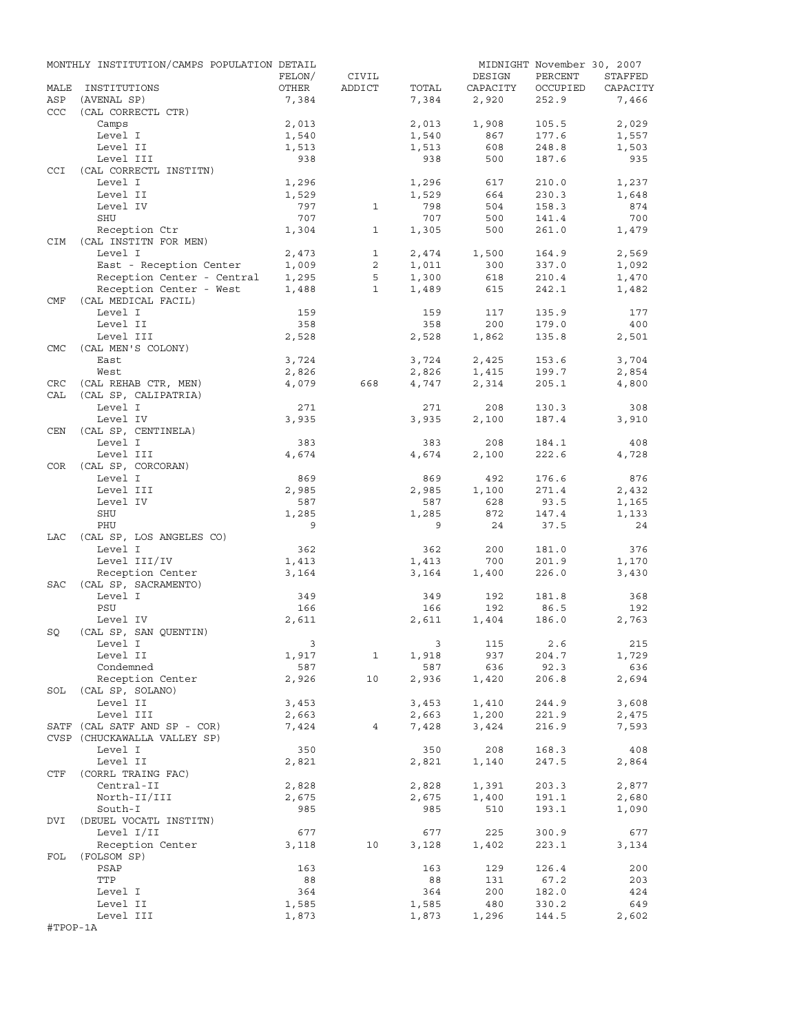MONTHLY INSTITUTION/CAMPS POPULATION DETAIL

MIDNIGHT November 30, 2007

| MALE | INSTITUTIONS | FELON/ OTHER | CIVIL ADDICT | TOTAL | DESIGN CAPACITY | PERCENT OCCUPIED | STAFFED CAPACITY |
|---|---|---|---|---|---|---|---|
| ASP | (AVENAL SP) | 7,384 | | 7,384 | 2,920 | 252.9 | 7,466 |
| CCC | (CAL CORRECTL CTR) | | | | | | |
| | Camps | 2,013 | | 2,013 | 1,908 | 105.5 | 2,029 |
| | Level I | 1,540 | | 1,540 | 867 | 177.6 | 1,557 |
| | Level II | 1,513 | | 1,513 | 608 | 248.8 | 1,503 |
| | Level III | 938 | | 938 | 500 | 187.6 | 935 |
| CCI | (CAL CORRECTL INSTITN) | | | | | | |
| | Level I | 1,296 | | 1,296 | 617 | 210.0 | 1,237 |
| | Level II | 1,529 | | 1,529 | 664 | 230.3 | 1,648 |
| | Level IV | 797 | 1 | 798 | 504 | 158.3 | 874 |
| | SHU | 707 | | 707 | 500 | 141.4 | 700 |
| | Reception Ctr | 1,304 | 1 | 1,305 | 500 | 261.0 | 1,479 |
| CIM | (CAL INSTITN FOR MEN) | | | | | | |
| | Level I | 2,473 | 1 | 2,474 | 1,500 | 164.9 | 2,569 |
| | East - Reception Center | 1,009 | 2 | 1,011 | 300 | 337.0 | 1,092 |
| | Reception Center - Central | 1,295 | 5 | 1,300 | 618 | 210.4 | 1,470 |
| | Reception Center - West | 1,488 | 1 | 1,489 | 615 | 242.1 | 1,482 |
| CMF | (CAL MEDICAL FACIL) | | | | | | |
| | Level I | 159 | | 159 | 117 | 135.9 | 177 |
| | Level II | 358 | | 358 | 200 | 179.0 | 400 |
| | Level III | 2,528 | | 2,528 | 1,862 | 135.8 | 2,501 |
| CMC | (CAL MEN'S COLONY) | | | | | | |
| | East | 3,724 | | 3,724 | 2,425 | 153.6 | 3,704 |
| | West | 2,826 | | 2,826 | 1,415 | 199.7 | 2,854 |
| CRC | (CAL REHAB CTR, MEN) | 4,079 | 668 | 4,747 | 2,314 | 205.1 | 4,800 |
| CAL | (CAL SP, CALIPATRIA) | | | | | | |
| | Level I | 271 | | 271 | 208 | 130.3 | 308 |
| | Level IV | 3,935 | | 3,935 | 2,100 | 187.4 | 3,910 |
| CEN | (CAL SP, CENTINELA) | | | | | | |
| | Level I | 383 | | 383 | 208 | 184.1 | 408 |
| | Level III | 4,674 | | 4,674 | 2,100 | 222.6 | 4,728 |
| COR | (CAL SP, CORCORAN) | | | | | | |
| | Level I | 869 | | 869 | 492 | 176.6 | 876 |
| | Level III | 2,985 | | 2,985 | 1,100 | 271.4 | 2,432 |
| | Level IV | 587 | | 587 | 628 | 93.5 | 1,165 |
| | SHU | 1,285 | | 1,285 | 872 | 147.4 | 1,133 |
| | PHU | 9 | | 9 | 24 | 37.5 | 24 |
| LAC | (CAL SP, LOS ANGELES CO) | | | | | | |
| | Level I | 362 | | 362 | 200 | 181.0 | 376 |
| | Level III/IV | 1,413 | | 1,413 | 700 | 201.9 | 1,170 |
| | Reception Center | 3,164 | | 3,164 | 1,400 | 226.0 | 3,430 |
| SAC | (CAL SP, SACRAMENTO) | | | | | | |
| | Level I | 349 | | 349 | 192 | 181.8 | 368 |
| | PSU | 166 | | 166 | 192 | 86.5 | 192 |
| | Level IV | 2,611 | | 2,611 | 1,404 | 186.0 | 2,763 |
| SQ | (CAL SP, SAN QUENTIN) | | | | | | |
| | Level I | 3 | | 3 | 115 | 2.6 | 215 |
| | Level II | 1,917 | 1 | 1,918 | 937 | 204.7 | 1,729 |
| | Condemned | 587 | | 587 | 636 | 92.3 | 636 |
| | Reception Center | 2,926 | 10 | 2,936 | 1,420 | 206.8 | 2,694 |
| SOL | (CAL SP, SOLANO) | | | | | | |
| | Level II | 3,453 | | 3,453 | 1,410 | 244.9 | 3,608 |
| | Level III | 2,663 | | 2,663 | 1,200 | 221.9 | 2,475 |
| SATF | (CAL SATF AND SP - COR) | 7,424 | 4 | 7,428 | 3,424 | 216.9 | 7,593 |
| CVSP | (CHUCKAWALLA VALLEY SP) | | | | | | |
| | Level I | 350 | | 350 | 208 | 168.3 | 408 |
| | Level II | 2,821 | | 2,821 | 1,140 | 247.5 | 2,864 |
| CTF | (CORRL TRAING FAC) | | | | | | |
| | Central-II | 2,828 | | 2,828 | 1,391 | 203.3 | 2,877 |
| | North-II/III | 2,675 | | 2,675 | 1,400 | 191.1 | 2,680 |
| | South-I | 985 | | 985 | 510 | 193.1 | 1,090 |
| DVI | (DEUEL VOCATL INSTITN) | | | | | | |
| | Level I/II | 677 | | 677 | 225 | 300.9 | 677 |
| | Reception Center | 3,118 | 10 | 3,128 | 1,402 | 223.1 | 3,134 |
| FOL | (FOLSOM SP) | | | | | | |
| | PSAP | 163 | | 163 | 129 | 126.4 | 200 |
| | TTP | 88 | | 88 | 131 | 67.2 | 203 |
| | Level I | 364 | | 364 | 200 | 182.0 | 424 |
| | Level II | 1,585 | | 1,585 | 480 | 330.2 | 649 |
| | Level III | 1,873 | | 1,873 | 1,296 | 144.5 | 2,602 |

#TPOP-1A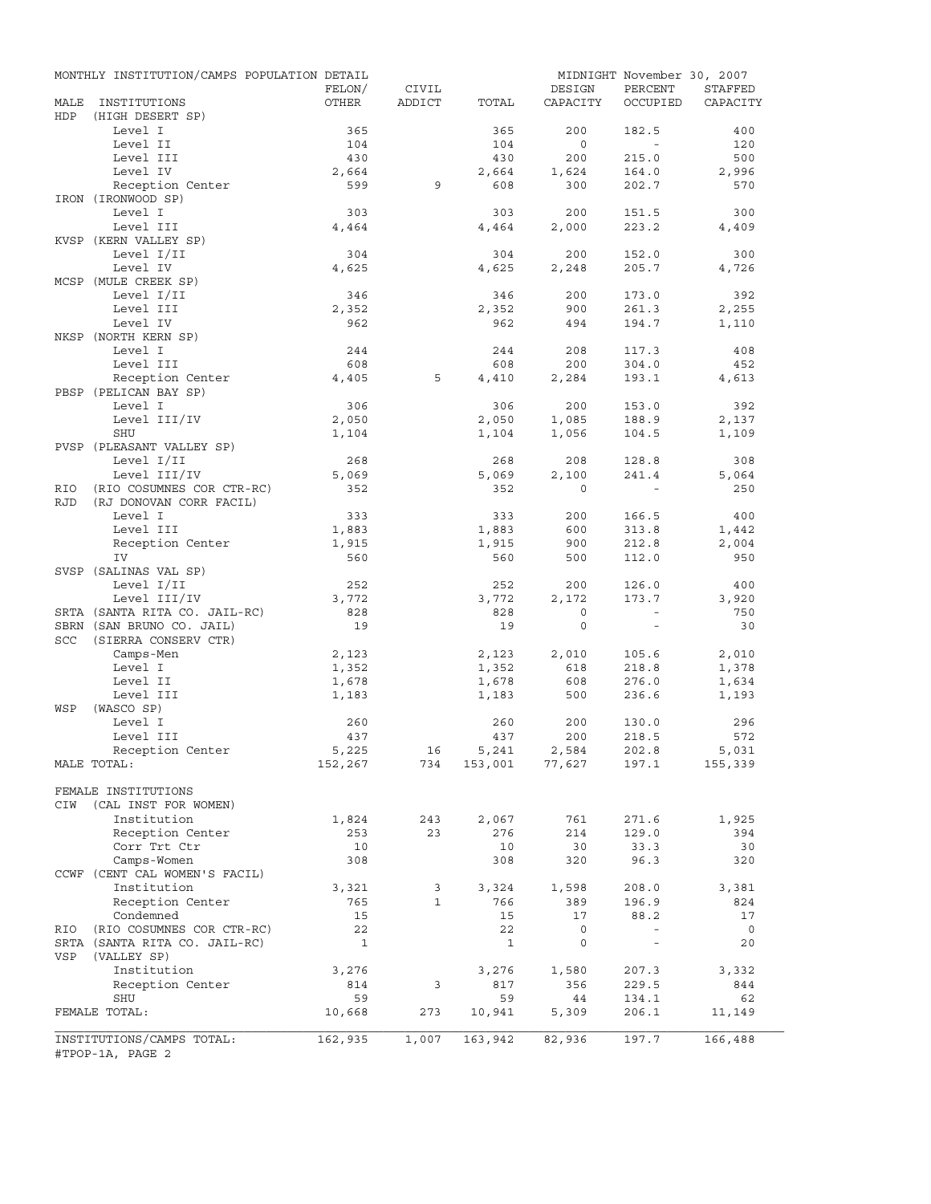MONTHLY INSTITUTION/CAMPS POPULATION DETAIL — MIDNIGHT November 30, 2007

| MALE INSTITUTIONS | FELON/ OTHER | CIVIL ADDICT | TOTAL | DESIGN CAPACITY | PERCENT OCCUPIED | STAFFED CAPACITY |
|---|---|---|---|---|---|---|
| HDP (HIGH DESERT SP) | | | | | | |
| Level I | 365 | | 365 | 200 | 182.5 | 400 |
| Level II | 104 | | 104 | 0 | - | 120 |
| Level III | 430 | | 430 | 200 | 215.0 | 500 |
| Level IV | 2,664 | | 2,664 | 1,624 | 164.0 | 2,996 |
| Reception Center | 599 | 9 | 608 | 300 | 202.7 | 570 |
| IRON (IRONWOOD SP) | | | | | | |
| Level I | 303 | | 303 | 200 | 151.5 | 300 |
| Level III | 4,464 | | 4,464 | 2,000 | 223.2 | 4,409 |
| KVSP (KERN VALLEY SP) | | | | | | |
| Level I/II | 304 | | 304 | 200 | 152.0 | 300 |
| Level IV | 4,625 | | 4,625 | 2,248 | 205.7 | 4,726 |
| MCSP (MULE CREEK SP) | | | | | | |
| Level I/II | 346 | | 346 | 200 | 173.0 | 392 |
| Level III | 2,352 | | 2,352 | 900 | 261.3 | 2,255 |
| Level IV | 962 | | 962 | 494 | 194.7 | 1,110 |
| NKSP (NORTH KERN SP) | | | | | | |
| Level I | 244 | | 244 | 208 | 117.3 | 408 |
| Level III | 608 | | 608 | 200 | 304.0 | 452 |
| Reception Center | 4,405 | 5 | 4,410 | 2,284 | 193.1 | 4,613 |
| PBSP (PELICAN BAY SP) | | | | | | |
| Level I | 306 | | 306 | 200 | 153.0 | 392 |
| Level III/IV | 2,050 | | 2,050 | 1,085 | 188.9 | 2,137 |
| SHU | 1,104 | | 1,104 | 1,056 | 104.5 | 1,109 |
| PVSP (PLEASANT VALLEY SP) | | | | | | |
| Level I/II | 268 | | 268 | 208 | 128.8 | 308 |
| Level III/IV | 5,069 | | 5,069 | 2,100 | 241.4 | 5,064 |
| RIO (RIO COSUMNES COR CTR-RC) | 352 | | 352 | 0 | - | 250 |
| RJD (RJ DONOVAN CORR FACIL) | | | | | | |
| Level I | 333 | | 333 | 200 | 166.5 | 400 |
| Level III | 1,883 | | 1,883 | 600 | 313.8 | 1,442 |
| Reception Center | 1,915 | | 1,915 | 900 | 212.8 | 2,004 |
| IV | 560 | | 560 | 500 | 112.0 | 950 |
| SVSP (SALINAS VAL SP) | | | | | | |
| Level I/II | 252 | | 252 | 200 | 126.0 | 400 |
| Level III/IV | 3,772 | | 3,772 | 2,172 | 173.7 | 3,920 |
| SRTA (SANTA RITA CO. JAIL-RC) | 828 | | 828 | 0 | - | 750 |
| SBRN (SAN BRUNO CO. JAIL) | 19 | | 19 | 0 | - | 30 |
| SCC (SIERRA CONSERV CTR) | | | | | | |
| Camps-Men | 2,123 | | 2,123 | 2,010 | 105.6 | 2,010 |
| Level I | 1,352 | | 1,352 | 618 | 218.8 | 1,378 |
| Level II | 1,678 | | 1,678 | 608 | 276.0 | 1,634 |
| Level III | 1,183 | | 1,183 | 500 | 236.6 | 1,193 |
| WSP (WASCO SP) | | | | | | |
| Level I | 260 | | 260 | 200 | 130.0 | 296 |
| Level III | 437 | | 437 | 200 | 218.5 | 572 |
| Reception Center | 5,225 | 16 | 5,241 | 2,584 | 202.8 | 5,031 |
| MALE TOTAL: | 152,267 | 734 | 153,001 | 77,627 | 197.1 | 155,339 |
| FEMALE INSTITUTIONS | | | | | | |
| CIW (CAL INST FOR WOMEN) | | | | | | |
| Institution | 1,824 | 243 | 2,067 | 761 | 271.6 | 1,925 |
| Reception Center | 253 | 23 | 276 | 214 | 129.0 | 394 |
| Corr Trt Ctr | 10 | | 10 | 30 | 33.3 | 30 |
| Camps-Women | 308 | | 308 | 320 | 96.3 | 320 |
| CCWF (CENT CAL WOMEN'S FACIL) | | | | | | |
| Institution | 3,321 | 3 | 3,324 | 1,598 | 208.0 | 3,381 |
| Reception Center | 765 | 1 | 766 | 389 | 196.9 | 824 |
| Condemned | 15 | | 15 | 17 | 88.2 | 17 |
| RIO (RIO COSUMNES COR CTR-RC) | 22 | | 22 | 0 | - | 0 |
| SRTA (SANTA RITA CO. JAIL-RC) | 1 | | 1 | 0 | - | 20 |
| VSP (VALLEY SP) | | | | | | |
| Institution | 3,276 | | 3,276 | 1,580 | 207.3 | 3,332 |
| Reception Center | 814 | 3 | 817 | 356 | 229.5 | 844 |
| SHU | 59 | | 59 | 44 | 134.1 | 62 |
| FEMALE TOTAL: | 10,668 | 273 | 10,941 | 5,309 | 206.1 | 11,149 |
| INSTITUTIONS/CAMPS TOTAL: | 162,935 | 1,007 | 163,942 | 82,936 | 197.7 | 166,488 |

#TPOP-1A, PAGE 2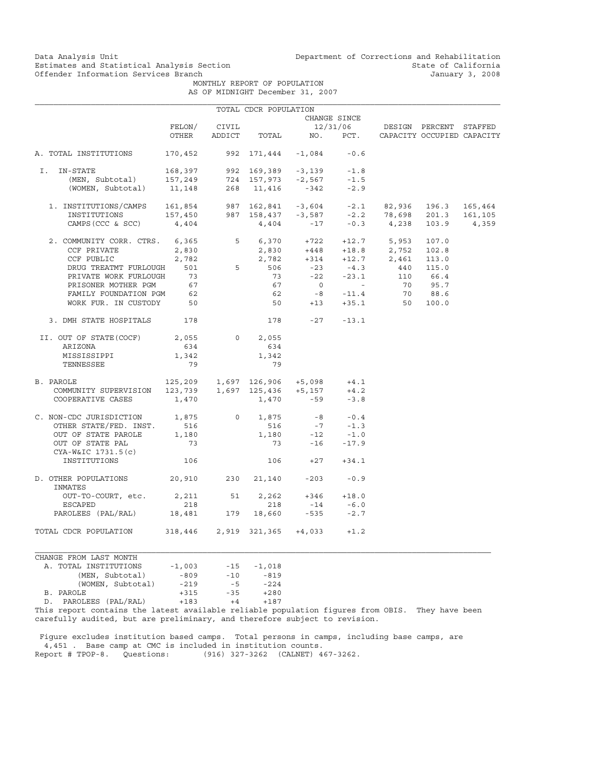Data Analysis Unit
Estimates and Statistical Analysis Section
Offender Information Services Branch

Department of Corrections and Rehabilitation
State of California
January 3, 2008

MONTHLY REPORT OF POPULATION
AS OF MIDNIGHT December 31, 2007

TOTAL CDCR POPULATION

| | FELON/ OTHER | CIVIL ADDICT | TOTAL | CHANGE SINCE 12/31/06 NO. | PCT. | DESIGN CAPACITY | PERCENT OCCUPIED | STAFFED CAPACITY |
|---|---|---|---|---|---|---|---|---|
| A. TOTAL INSTITUTIONS | 170,452 | 992 | 171,444 | -1,084 | -0.6 | | | |
| I. IN-STATE | 168,397 | 992 | 169,389 | -3,139 | -1.8 | | | |
| (MEN, Subtotal) | 157,249 | 724 | 157,973 | -2,567 | -1.5 | | | |
| (WOMEN, Subtotal) | 11,148 | 268 | 11,416 | -342 | -2.9 | | | |
| 1. INSTITUTIONS/CAMPS | 161,854 | 987 | 162,841 | -3,604 | -2.1 | 82,936 | 196.3 | 165,464 |
| INSTITUTIONS | 157,450 | 987 | 158,437 | -3,587 | -2.2 | 78,698 | 201.3 | 161,105 |
| CAMPS (CCC & SCC) | 4,404 | | 4,404 | -17 | -0.3 | 4,238 | 103.9 | 4,359 |
| 2. COMMUNITY CORR. CTRS. | 6,365 | 5 | 6,370 | +722 | +12.7 | 5,953 | 107.0 | |
| CCF PRIVATE | 2,830 | | 2,830 | +448 | +18.8 | 2,752 | 102.8 | |
| CCF PUBLIC | 2,782 | | 2,782 | +314 | +12.7 | 2,461 | 113.0 | |
| DRUG TREATMT FURLOUGH | 501 | 5 | 506 | -23 | -4.3 | 440 | 115.0 | |
| PRIVATE WORK FURLOUGH | 73 | | 73 | -22 | -23.1 | 110 | 66.4 | |
| PRISONER MOTHER PGM | 67 | | 67 | 0 | - | 70 | 95.7 | |
| FAMILY FOUNDATION PGM | 62 | | 62 | -8 | -11.4 | 70 | 88.6 | |
| WORK FUR. IN CUSTODY | 50 | | 50 | +13 | +35.1 | 50 | 100.0 | |
| 3. DMH STATE HOSPITALS | 178 | | 178 | -27 | -13.1 | | | |
| II. OUT OF STATE(COCF) | 2,055 | 0 | 2,055 | | | | | |
| ARIZONA | 634 | | 634 | | | | | |
| MISSISSIPPI | 1,342 | | 1,342 | | | | | |
| TENNESSEE | 79 | | 79 | | | | | |
| B. PAROLE | 125,209 | 1,697 | 126,906 | +5,098 | +4.1 | | | |
| COMMUNITY SUPERVISION | 123,739 | 1,697 | 125,436 | +5,157 | +4.2 | | | |
| COOPERATIVE CASES | 1,470 | | 1,470 | -59 | -3.8 | | | |
| C. NON-CDC JURISDICTION | 1,875 | 0 | 1,875 | -8 | -0.4 | | | |
| OTHER STATE/FED. INST. | 516 | | 516 | -7 | -1.3 | | | |
| OUT OF STATE PAROLE | 1,180 | | 1,180 | -12 | -1.0 | | | |
| OUT OF STATE PAL | 73 | | 73 | -16 | -17.9 | | | |
| CYA-W&IC 1731.5(c) INSTITUTIONS | 106 | | 106 | +27 | +34.1 | | | |
| D. OTHER POPULATIONS | 20,910 | 230 | 21,140 | -203 | -0.9 | | | |
| INMATES OUT-TO-COURT, etc. | 2,211 | 51 | 2,262 | +346 | +18.0 | | | |
| ESCAPED | 218 | | 218 | -14 | -6.0 | | | |
| PAROLEES (PAL/RAL) | 18,481 | 179 | 18,660 | -535 | -2.7 | | | |
| TOTAL CDCR POPULATION | 318,446 | 2,919 | 321,365 | +4,033 | +1.2 | | | |

CHANGE FROM LAST MONTH

| | | | |
|---|---|---|---|
| A. TOTAL INSTITUTIONS | -1,003 | -15 | -1,018 |
| (MEN, Subtotal) | -809 | -10 | -819 |
| (WOMEN, Subtotal) | -219 | -5 | -224 |
| B. PAROLE | +315 | -35 | +280 |
| D. PAROLEES (PAL/RAL) | +183 | +4 | +187 |

This report contains the latest available reliable population figures from OBIS. They have been carefully audited, but are preliminary, and therefore subject to revision.

Figure excludes institution based camps. Total persons in camps, including base camps, are 4,451 . Base camp at CMC is included in institution counts.
Report # TPOP-8. Questions: (916) 327-3262 (CALNET) 467-3262.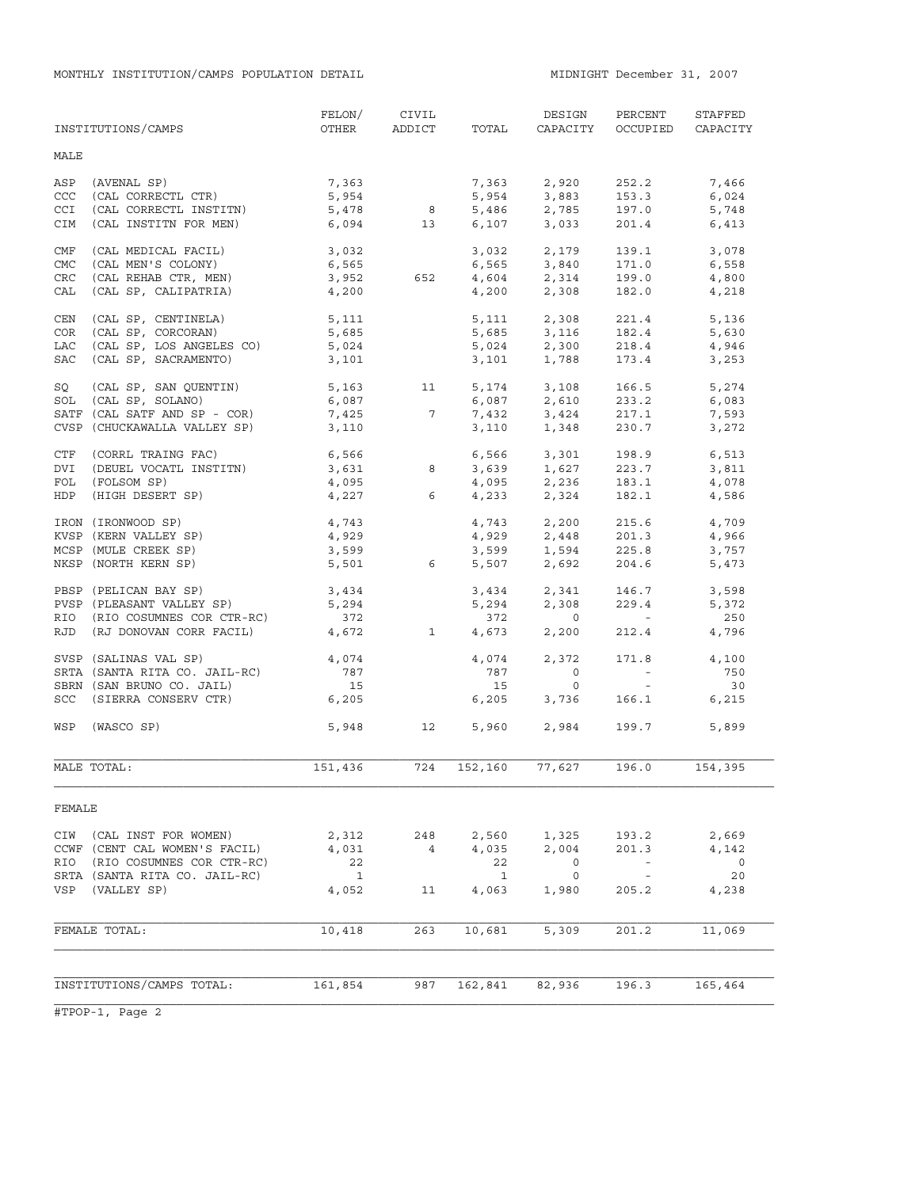MONTHLY INSTITUTION/CAMPS POPULATION DETAIL

MIDNIGHT December 31, 2007

| INSTITUTIONS/CAMPS | FELON/ OTHER | CIVIL ADDICT | TOTAL | DESIGN CAPACITY | PERCENT OCCUPIED | STAFFED CAPACITY |
|---|---|---|---|---|---|---|
| **MALE** | | | | | | |
| ASP (AVENAL SP) | 7,363 | | 7,363 | 2,920 | 252.2 | 7,466 |
| CCC (CAL CORRECTL CTR) | 5,954 | | 5,954 | 3,883 | 153.3 | 6,024 |
| CCI (CAL CORRECTL INSTITN) | 5,478 | 8 | 5,486 | 2,785 | 197.0 | 5,748 |
| CIM (CAL INSTITN FOR MEN) | 6,094 | 13 | 6,107 | 3,033 | 201.4 | 6,413 |
| CMF (CAL MEDICAL FACIL) | 3,032 | | 3,032 | 2,179 | 139.1 | 3,078 |
| CMC (CAL MEN'S COLONY) | 6,565 | | 6,565 | 3,840 | 171.0 | 6,558 |
| CRC (CAL REHAB CTR, MEN) | 3,952 | 652 | 4,604 | 2,314 | 199.0 | 4,800 |
| CAL (CAL SP, CALIPATRIA) | 4,200 | | 4,200 | 2,308 | 182.0 | 4,218 |
| CEN (CAL SP, CENTINELA) | 5,111 | | 5,111 | 2,308 | 221.4 | 5,136 |
| COR (CAL SP, CORCORAN) | 5,685 | | 5,685 | 3,116 | 182.4 | 5,630 |
| LAC (CAL SP, LOS ANGELES CO) | 5,024 | | 5,024 | 2,300 | 218.4 | 4,946 |
| SAC (CAL SP, SACRAMENTO) | 3,101 | | 3,101 | 1,788 | 173.4 | 3,253 |
| SQ (CAL SP, SAN QUENTIN) | 5,163 | 11 | 5,174 | 3,108 | 166.5 | 5,274 |
| SOL (CAL SP, SOLANO) | 6,087 | | 6,087 | 2,610 | 233.2 | 6,083 |
| SATF (CAL SATF AND SP - COR) | 7,425 | 7 | 7,432 | 3,424 | 217.1 | 7,593 |
| CVSP (CHUCKAWALLA VALLEY SP) | 3,110 | | 3,110 | 1,348 | 230.7 | 3,272 |
| CTF (CORRL TRAING FAC) | 6,566 | | 6,566 | 3,301 | 198.9 | 6,513 |
| DVI (DEUEL VOCATL INSTITN) | 3,631 | 8 | 3,639 | 1,627 | 223.7 | 3,811 |
| FOL (FOLSOM SP) | 4,095 | | 4,095 | 2,236 | 183.1 | 4,078 |
| HDP (HIGH DESERT SP) | 4,227 | 6 | 4,233 | 2,324 | 182.1 | 4,586 |
| IRON (IRONWOOD SP) | 4,743 | | 4,743 | 2,200 | 215.6 | 4,709 |
| KVSP (KERN VALLEY SP) | 4,929 | | 4,929 | 2,448 | 201.3 | 4,966 |
| MCSP (MULE CREEK SP) | 3,599 | | 3,599 | 1,594 | 225.8 | 3,757 |
| NKSP (NORTH KERN SP) | 5,501 | 6 | 5,507 | 2,692 | 204.6 | 5,473 |
| PBSP (PELICAN BAY SP) | 3,434 | | 3,434 | 2,341 | 146.7 | 3,598 |
| PVSP (PLEASANT VALLEY SP) | 5,294 | | 5,294 | 2,308 | 229.4 | 5,372 |
| RIO (RIO COSUMNES COR CTR-RC) | 372 | | 372 | 0 | - | 250 |
| RJD (RJ DONOVAN CORR FACIL) | 4,672 | 1 | 4,673 | 2,200 | 212.4 | 4,796 |
| SVSP (SALINAS VAL SP) | 4,074 | | 4,074 | 2,372 | 171.8 | 4,100 |
| SRTA (SANTA RITA CO. JAIL-RC) | 787 | | 787 | 0 | - | 750 |
| SBRN (SAN BRUNO CO. JAIL) | 15 | | 15 | 0 | - | 30 |
| SCC (SIERRA CONSERV CTR) | 6,205 | | 6,205 | 3,736 | 166.1 | 6,215 |
| WSP (WASCO SP) | 5,948 | 12 | 5,960 | 2,984 | 199.7 | 5,899 |
| MALE TOTAL: | 151,436 | 724 | 152,160 | 77,627 | 196.0 | 154,395 |
| **FEMALE** | | | | | | |
| CIW (CAL INST FOR WOMEN) | 2,312 | 248 | 2,560 | 1,325 | 193.2 | 2,669 |
| CCWF (CENT CAL WOMEN'S FACIL) | 4,031 | 4 | 4,035 | 2,004 | 201.3 | 4,142 |
| RIO (RIO COSUMNES COR CTR-RC) | 22 | | 22 | 0 | - | 0 |
| SRTA (SANTA RITA CO. JAIL-RC) | 1 | | 1 | 0 | - | 20 |
| VSP (VALLEY SP) | 4,052 | 11 | 4,063 | 1,980 | 205.2 | 4,238 |
| FEMALE TOTAL: | 10,418 | 263 | 10,681 | 5,309 | 201.2 | 11,069 |
| INSTITUTIONS/CAMPS TOTAL: | 161,854 | 987 | 162,841 | 82,936 | 196.3 | 165,464 |

#TPOP-1, Page 2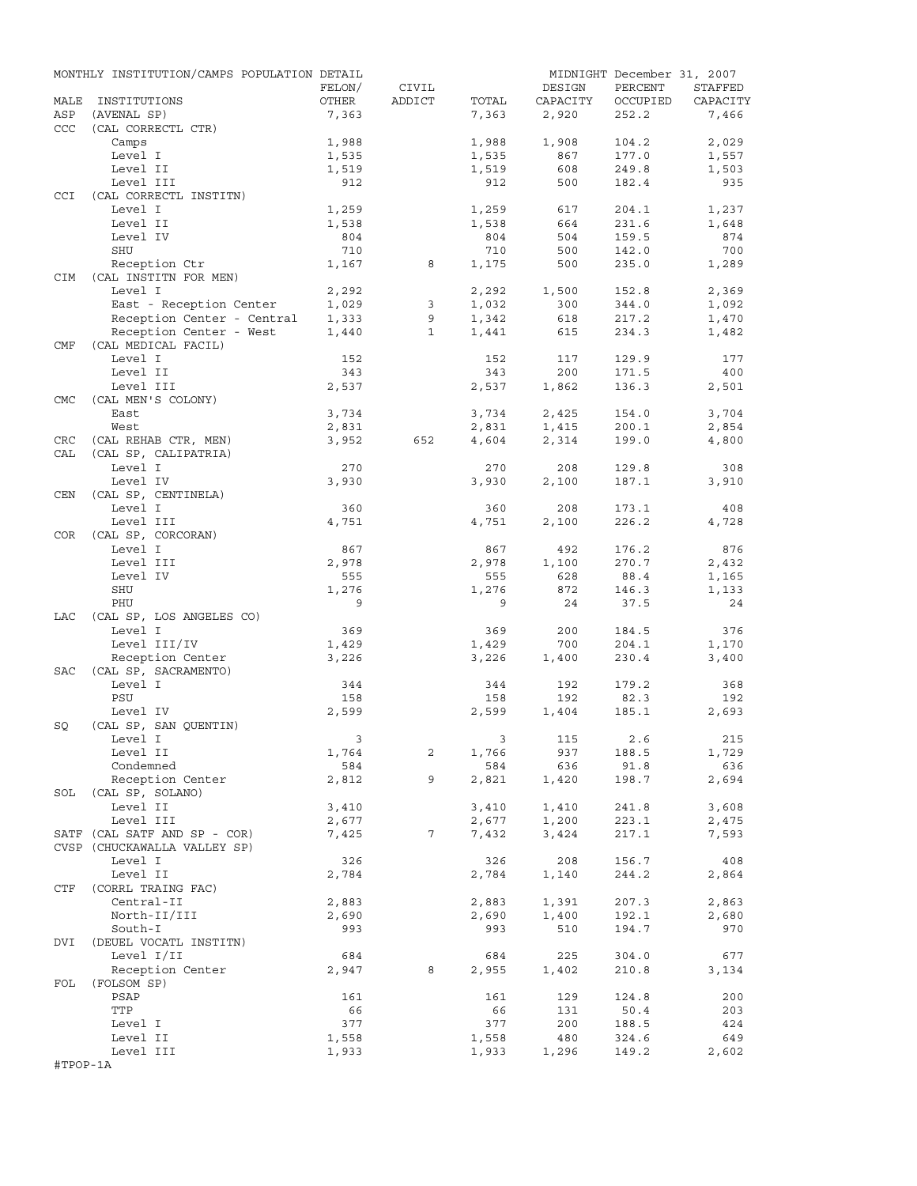MONTHLY INSTITUTION/CAMPS POPULATION DETAIL — MIDNIGHT December 31, 2007

| MALE | INSTITUTIONS | FELON/ OTHER | CIVIL ADDICT | TOTAL | DESIGN CAPACITY | PERCENT OCCUPIED | STAFFED CAPACITY |
|---|---|---|---|---|---|---|---|
| ASP | (AVENAL SP) | 7,363 | | 7,363 | 2,920 | 252.2 | 7,466 |
| CCC | (CAL CORRECTL CTR) | | | | | | |
| | Camps | 1,988 | | 1,988 | 1,908 | 104.2 | 2,029 |
| | Level I | 1,535 | | 1,535 | 867 | 177.0 | 1,557 |
| | Level II | 1,519 | | 1,519 | 608 | 249.8 | 1,503 |
| | Level III | 912 | | 912 | 500 | 182.4 | 935 |
| CCI | (CAL CORRECTL INSTITN) | | | | | | |
| | Level I | 1,259 | | 1,259 | 617 | 204.1 | 1,237 |
| | Level II | 1,538 | | 1,538 | 664 | 231.6 | 1,648 |
| | Level IV | 804 | | 804 | 504 | 159.5 | 874 |
| | SHU | 710 | | 710 | 500 | 142.0 | 700 |
| | Reception Ctr | 1,167 | 8 | 1,175 | 500 | 235.0 | 1,289 |
| CIM | (CAL INSTITN FOR MEN) | | | | | | |
| | Level I | 2,292 | | 2,292 | 1,500 | 152.8 | 2,369 |
| | East - Reception Center | 1,029 | 3 | 1,032 | 300 | 344.0 | 1,092 |
| | Reception Center - Central | 1,333 | 9 | 1,342 | 618 | 217.2 | 1,470 |
| | Reception Center - West | 1,440 | 1 | 1,441 | 615 | 234.3 | 1,482 |
| CMF | (CAL MEDICAL FACIL) | | | | | | |
| | Level I | 152 | | 152 | 117 | 129.9 | 177 |
| | Level II | 343 | | 343 | 200 | 171.5 | 400 |
| | Level III | 2,537 | | 2,537 | 1,862 | 136.3 | 2,501 |
| CMC | (CAL MEN'S COLONY) | | | | | | |
| | East | 3,734 | | 3,734 | 2,425 | 154.0 | 3,704 |
| | West | 2,831 | | 2,831 | 1,415 | 200.1 | 2,854 |
| CRC | (CAL REHAB CTR, MEN) | 3,952 | 652 | 4,604 | 2,314 | 199.0 | 4,800 |
| CAL | (CAL SP, CALIPATRIA) | | | | | | |
| | Level I | 270 | | 270 | 208 | 129.8 | 308 |
| | Level IV | 3,930 | | 3,930 | 2,100 | 187.1 | 3,910 |
| CEN | (CAL SP, CENTINELA) | | | | | | |
| | Level I | 360 | | 360 | 208 | 173.1 | 408 |
| | Level III | 4,751 | | 4,751 | 2,100 | 226.2 | 4,728 |
| COR | (CAL SP, CORCORAN) | | | | | | |
| | Level I | 867 | | 867 | 492 | 176.2 | 876 |
| | Level III | 2,978 | | 2,978 | 1,100 | 270.7 | 2,432 |
| | Level IV | 555 | | 555 | 628 | 88.4 | 1,165 |
| | SHU | 1,276 | | 1,276 | 872 | 146.3 | 1,133 |
| | PHU | 9 | | 9 | 24 | 37.5 | 24 |
| LAC | (CAL SP, LOS ANGELES CO) | | | | | | |
| | Level I | 369 | | 369 | 200 | 184.5 | 376 |
| | Level III/IV | 1,429 | | 1,429 | 700 | 204.1 | 1,170 |
| | Reception Center | 3,226 | | 3,226 | 1,400 | 230.4 | 3,400 |
| SAC | (CAL SP, SACRAMENTO) | | | | | | |
| | Level I | 344 | | 344 | 192 | 179.2 | 368 |
| | PSU | 158 | | 158 | 192 | 82.3 | 192 |
| | Level IV | 2,599 | | 2,599 | 1,404 | 185.1 | 2,693 |
| SQ | (CAL SP, SAN QUENTIN) | | | | | | |
| | Level I | 3 | | 3 | 115 | 2.6 | 215 |
| | Level II | 1,764 | 2 | 1,766 | 937 | 188.5 | 1,729 |
| | Condemned | 584 | | 584 | 636 | 91.8 | 636 |
| | Reception Center | 2,812 | 9 | 2,821 | 1,420 | 198.7 | 2,694 |
| SOL | (CAL SP, SOLANO) | | | | | | |
| | Level II | 3,410 | | 3,410 | 1,410 | 241.8 | 3,608 |
| | Level III | 2,677 | | 2,677 | 1,200 | 223.1 | 2,475 |
| SATF | (CAL SATF AND SP - COR) | 7,425 | 7 | 7,432 | 3,424 | 217.1 | 7,593 |
| CVSP | (CHUCKAWALLA VALLEY SP) | | | | | | |
| | Level I | 326 | | 326 | 208 | 156.7 | 408 |
| | Level II | 2,784 | | 2,784 | 1,140 | 244.2 | 2,864 |
| CTF | (CORRL TRAING FAC) | | | | | | |
| | Central-II | 2,883 | | 2,883 | 1,391 | 207.3 | 2,863 |
| | North-II/III | 2,690 | | 2,690 | 1,400 | 192.1 | 2,680 |
| | South-I | 993 | | 993 | 510 | 194.7 | 970 |
| DVI | (DEUEL VOCATL INSTITN) | | | | | | |
| | Level I/II | 684 | | 684 | 225 | 304.0 | 677 |
| | Reception Center | 2,947 | 8 | 2,955 | 1,402 | 210.8 | 3,134 |
| FOL | (FOLSOM SP) | | | | | | |
| | PSAP | 161 | | 161 | 129 | 124.8 | 200 |
| | TTP | 66 | | 66 | 131 | 50.4 | 203 |
| | Level I | 377 | | 377 | 200 | 188.5 | 424 |
| | Level II | 1,558 | | 1,558 | 480 | 324.6 | 649 |
| | Level III | 1,933 | | 1,933 | 1,296 | 149.2 | 2,602 |

#TPOP-1A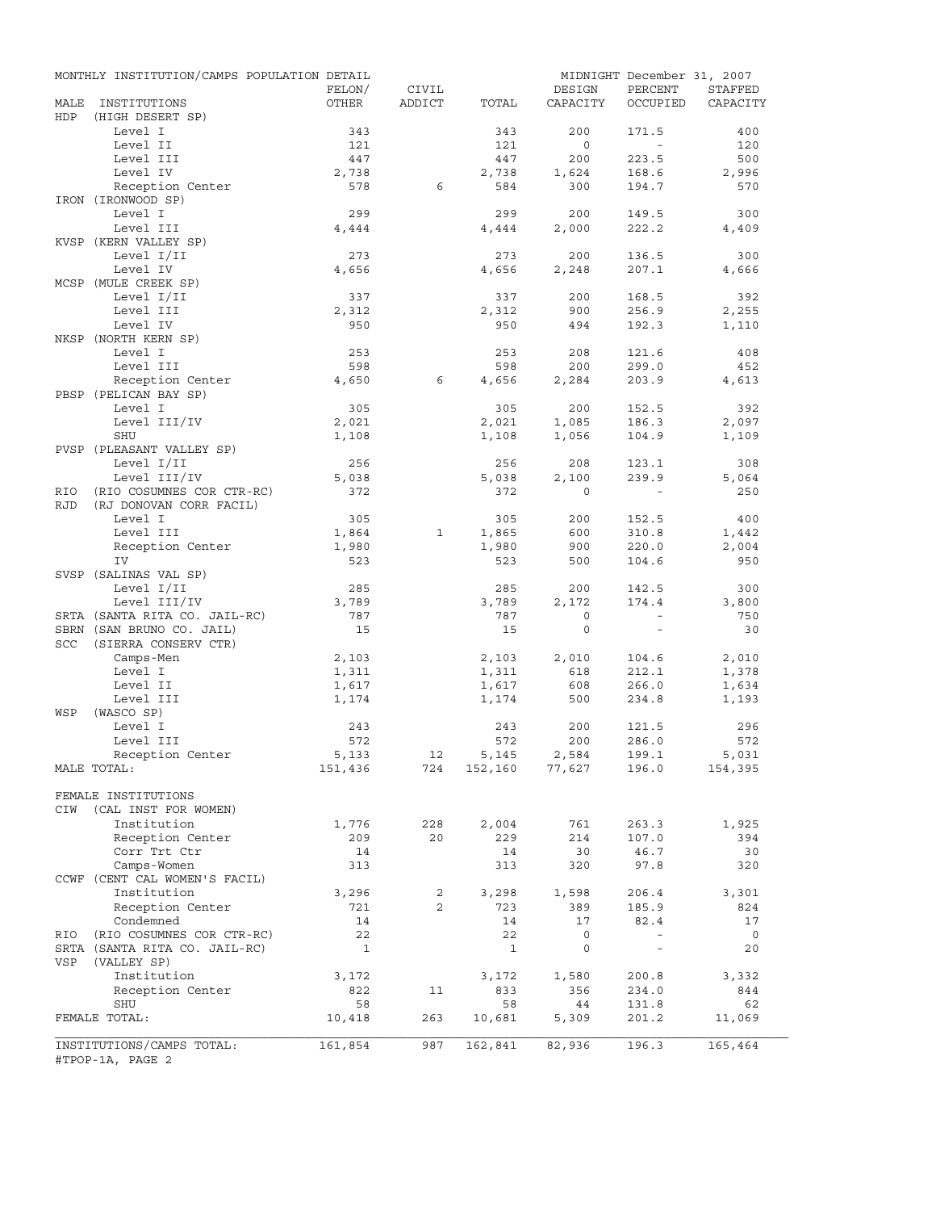MONTHLY INSTITUTION/CAMPS POPULATION DETAIL

MIDNIGHT December 31, 2007

| MALE INSTITUTIONS | FELON/ OTHER | CIVIL ADDICT | TOTAL | DESIGN CAPACITY | PERCENT OCCUPIED | STAFFED CAPACITY |
|---|---|---|---|---|---|---|
| HDP (HIGH DESERT SP) | | | | | | |
| Level I | 343 | | 343 | 200 | 171.5 | 400 |
| Level II | 121 | | 121 | 0 | - | 120 |
| Level III | 447 | | 447 | 200 | 223.5 | 500 |
| Level IV | 2,738 | | 2,738 | 1,624 | 168.6 | 2,996 |
| Reception Center | 578 | 6 | 584 | 300 | 194.7 | 570 |
| IRON (IRONWOOD SP) | | | | | | |
| Level I | 299 | | 299 | 200 | 149.5 | 300 |
| Level III | 4,444 | | 4,444 | 2,000 | 222.2 | 4,409 |
| KVSP (KERN VALLEY SP) | | | | | | |
| Level I/II | 273 | | 273 | 200 | 136.5 | 300 |
| Level IV | 4,656 | | 4,656 | 2,248 | 207.1 | 4,666 |
| MCSP (MULE CREEK SP) | | | | | | |
| Level I/II | 337 | | 337 | 200 | 168.5 | 392 |
| Level III | 2,312 | | 2,312 | 900 | 256.9 | 2,255 |
| Level IV | 950 | | 950 | 494 | 192.3 | 1,110 |
| NKSP (NORTH KERN SP) | | | | | | |
| Level I | 253 | | 253 | 208 | 121.6 | 408 |
| Level III | 598 | | 598 | 200 | 299.0 | 452 |
| Reception Center | 4,650 | 6 | 4,656 | 2,284 | 203.9 | 4,613 |
| PBSP (PELICAN BAY SP) | | | | | | |
| Level I | 305 | | 305 | 200 | 152.5 | 392 |
| Level III/IV | 2,021 | | 2,021 | 1,085 | 186.3 | 2,097 |
| SHU | 1,108 | | 1,108 | 1,056 | 104.9 | 1,109 |
| PVSP (PLEASANT VALLEY SP) | | | | | | |
| Level I/II | 256 | | 256 | 208 | 123.1 | 308 |
| Level III/IV | 5,038 | | 5,038 | 2,100 | 239.9 | 5,064 |
| RIO (RIO COSUMNES COR CTR-RC) | 372 | | 372 | 0 | - | 250 |
| RJD (RJ DONOVAN CORR FACIL) | | | | | | |
| Level I | 305 | | 305 | 200 | 152.5 | 400 |
| Level III | 1,864 | 1 | 1,865 | 600 | 310.8 | 1,442 |
| Reception Center | 1,980 | | 1,980 | 900 | 220.0 | 2,004 |
| IV | 523 | | 523 | 500 | 104.6 | 950 |
| SVSP (SALINAS VAL SP) | | | | | | |
| Level I/II | 285 | | 285 | 200 | 142.5 | 300 |
| Level III/IV | 3,789 | | 3,789 | 2,172 | 174.4 | 3,800 |
| SRTA (SANTA RITA CO. JAIL-RC) | 787 | | 787 | 0 | - | 750 |
| SBRN (SAN BRUNO CO. JAIL) | 15 | | 15 | 0 | - | 30 |
| SCC (SIERRA CONSERV CTR) | | | | | | |
| Camps-Men | 2,103 | | 2,103 | 2,010 | 104.6 | 2,010 |
| Level I | 1,311 | | 1,311 | 618 | 212.1 | 1,378 |
| Level II | 1,617 | | 1,617 | 608 | 266.0 | 1,634 |
| Level III | 1,174 | | 1,174 | 500 | 234.8 | 1,193 |
| WSP (WASCO SP) | | | | | | |
| Level I | 243 | | 243 | 200 | 121.5 | 296 |
| Level III | 572 | | 572 | 200 | 286.0 | 572 |
| Reception Center | 5,133 | 12 | 5,145 | 2,584 | 199.1 | 5,031 |
| MALE TOTAL: | 151,436 | 724 | 152,160 | 77,627 | 196.0 | 154,395 |
| | | | | | | |
| FEMALE INSTITUTIONS | | | | | | |
| CIW (CAL INST FOR WOMEN) | | | | | | |
| Institution | 1,776 | 228 | 2,004 | 761 | 263.3 | 1,925 |
| Reception Center | 209 | 20 | 229 | 214 | 107.0 | 394 |
| Corr Trt Ctr | 14 | | 14 | 30 | 46.7 | 30 |
| Camps-Women | 313 | | 313 | 320 | 97.8 | 320 |
| CCWF (CENT CAL WOMEN'S FACIL) | | | | | | |
| Institution | 3,296 | 2 | 3,298 | 1,598 | 206.4 | 3,301 |
| Reception Center | 721 | 2 | 723 | 389 | 185.9 | 824 |
| Condemned | 14 | | 14 | 17 | 82.4 | 17 |
| RIO (RIO COSUMNES COR CTR-RC) | 22 | | 22 | 0 | - | 0 |
| SRTA (SANTA RITA CO. JAIL-RC) | 1 | | 1 | 0 | - | 20 |
| VSP (VALLEY SP) | | | | | | |
| Institution | 3,172 | | 3,172 | 1,580 | 200.8 | 3,332 |
| Reception Center | 822 | 11 | 833 | 356 | 234.0 | 844 |
| SHU | 58 | | 58 | 44 | 131.8 | 62 |
| FEMALE TOTAL: | 10,418 | 263 | 10,681 | 5,309 | 201.2 | 11,069 |
| INSTITUTIONS/CAMPS TOTAL: | 161,854 | 987 | 162,841 | 82,936 | 196.3 | 165,464 |

#TPOP-1A, PAGE 2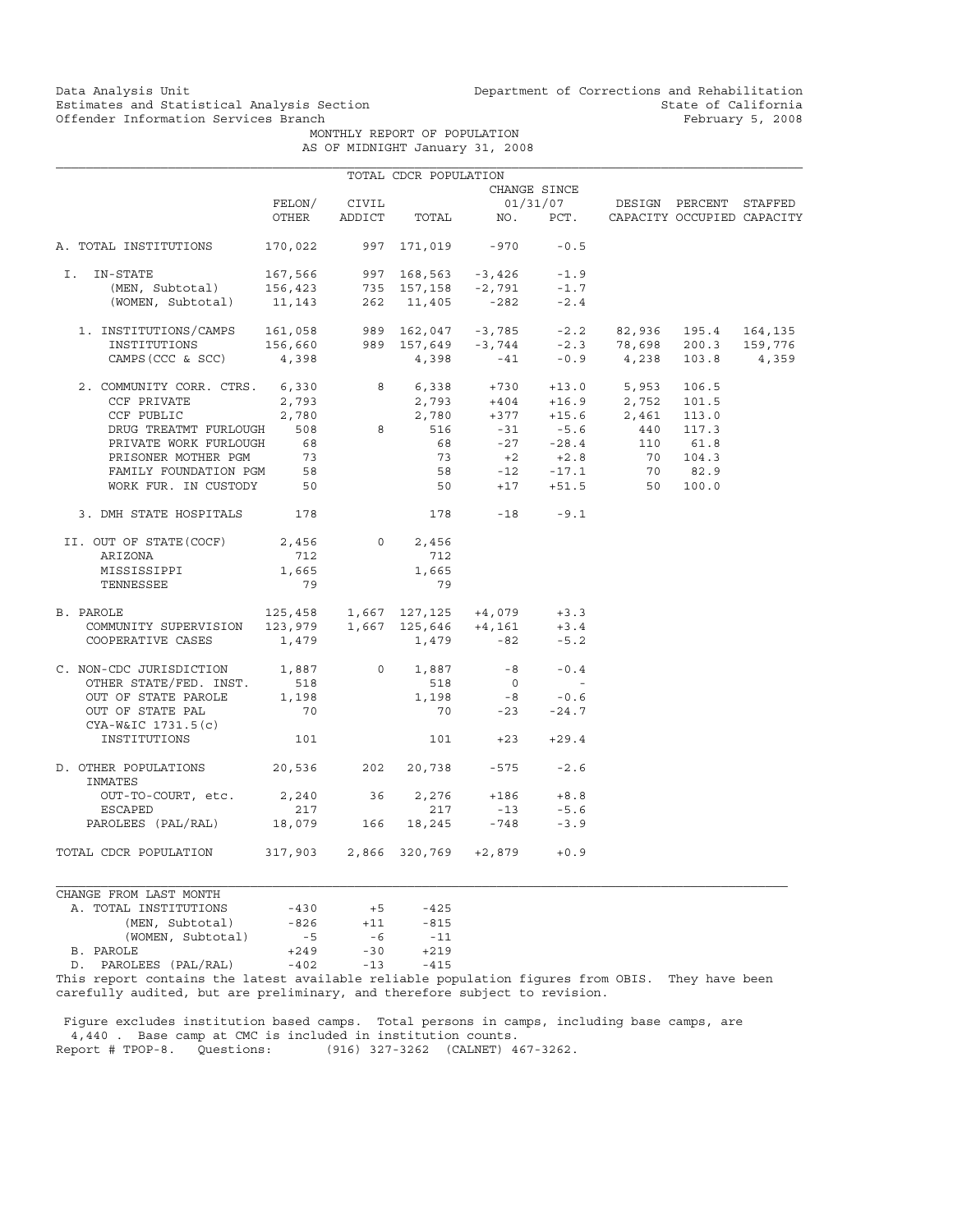Data Analysis Unit
Estimates and Statistical Analysis Section
Offender Information Services Branch

Department of Corrections and Rehabilitation
State of California
February 5, 2008

MONTHLY REPORT OF POPULATION
AS OF MIDNIGHT January 31, 2008

TOTAL CDCR POPULATION

| | FELON/ OTHER | CIVIL ADDICT | TOTAL | CHANGE SINCE 01/31/07 NO. | PCT. | DESIGN CAPACITY | PERCENT OCCUPIED | STAFFED CAPACITY |
|---|---|---|---|---|---|---|---|---|
| A. TOTAL INSTITUTIONS | 170,022 | 997 | 171,019 | -970 | -0.5 | | | |
| I. IN-STATE | 167,566 | 997 | 168,563 | -3,426 | -1.9 | | | |
| (MEN, Subtotal) | 156,423 | 735 | 157,158 | -2,791 | -1.7 | | | |
| (WOMEN, Subtotal) | 11,143 | 262 | 11,405 | -282 | -2.4 | | | |
| 1. INSTITUTIONS/CAMPS | 161,058 | 989 | 162,047 | -3,785 | -2.2 | 82,936 | 195.4 | 164,135 |
| INSTITUTIONS | 156,660 | 989 | 157,649 | -3,744 | -2.3 | 78,698 | 200.3 | 159,776 |
| CAMPS (CCC & SCC) | 4,398 | | 4,398 | -41 | -0.9 | 4,238 | 103.8 | 4,359 |
| 2. COMMUNITY CORR. CTRS. | 6,330 | 8 | 6,338 | +730 | +13.0 | 5,953 | 106.5 | |
| CCF PRIVATE | 2,793 | | 2,793 | +404 | +16.9 | 2,752 | 101.5 | |
| CCF PUBLIC | 2,780 | | 2,780 | +377 | +15.6 | 2,461 | 113.0 | |
| DRUG TREATMT FURLOUGH | 508 | 8 | 516 | -31 | -5.6 | 440 | 117.3 | |
| PRIVATE WORK FURLOUGH | 68 | | 68 | -27 | -28.4 | 110 | 61.8 | |
| PRISONER MOTHER PGM | 73 | | 73 | +2 | +2.8 | 70 | 104.3 | |
| FAMILY FOUNDATION PGM | 58 | | 58 | -12 | -17.1 | 70 | 82.9 | |
| WORK FUR. IN CUSTODY | 50 | | 50 | +17 | +51.5 | 50 | 100.0 | |
| 3. DMH STATE HOSPITALS | 178 | | 178 | -18 | -9.1 | | | |
| II. OUT OF STATE (COCF) | 2,456 | 0 | 2,456 | | | | | |
| ARIZONA | 712 | | 712 | | | | | |
| MISSISSIPPI | 1,665 | | 1,665 | | | | | |
| TENNESSEE | 79 | | 79 | | | | | |
| B. PAROLE | 125,458 | 1,667 | 127,125 | +4,079 | +3.3 | | | |
| COMMUNITY SUPERVISION | 123,979 | 1,667 | 125,646 | +4,161 | +3.4 | | | |
| COOPERATIVE CASES | 1,479 | | 1,479 | -82 | -5.2 | | | |
| C. NON-CDC JURISDICTION | 1,887 | 0 | 1,887 | -8 | -0.4 | | | |
| OTHER STATE/FED. INST. | 518 | | 518 | 0 | - | | | |
| OUT OF STATE PAROLE | 1,198 | | 1,198 | -8 | -0.6 | | | |
| OUT OF STATE PAL | 70 | | 70 | -23 | -24.7 | | | |
| CYA-W&IC 1731.5(c) INSTITUTIONS | 101 | | 101 | +23 | +29.4 | | | |
| D. OTHER POPULATIONS | 20,536 | 202 | 20,738 | -575 | -2.6 | | | |
| INMATES OUT-TO-COURT, etc. | 2,240 | 36 | 2,276 | +186 | +8.8 | | | |
| ESCAPED | 217 | | 217 | -13 | -5.6 | | | |
| PAROLEES (PAL/RAL) | 18,079 | 166 | 18,245 | -748 | -3.9 | | | |
| TOTAL CDCR POPULATION | 317,903 | 2,866 | 320,769 | +2,879 | +0.9 | | | |

| CHANGE FROM LAST MONTH | | | |
|---|---|---|---|
| A. TOTAL INSTITUTIONS | -430 | +5 | -425 |
| (MEN, Subtotal) | -826 | +11 | -815 |
| (WOMEN, Subtotal) | -5 | -6 | -11 |
| B. PAROLE | +249 | -30 | +219 |
| D. PAROLEES (PAL/RAL) | -402 | -13 | -415 |

This report contains the latest available reliable population figures from OBIS. They have been carefully audited, but are preliminary, and therefore subject to revision.

Figure excludes institution based camps. Total persons in camps, including base camps, are 4,440 . Base camp at CMC is included in institution counts.
Report # TPOP-8. Questions: (916) 327-3262 (CALNET) 467-3262.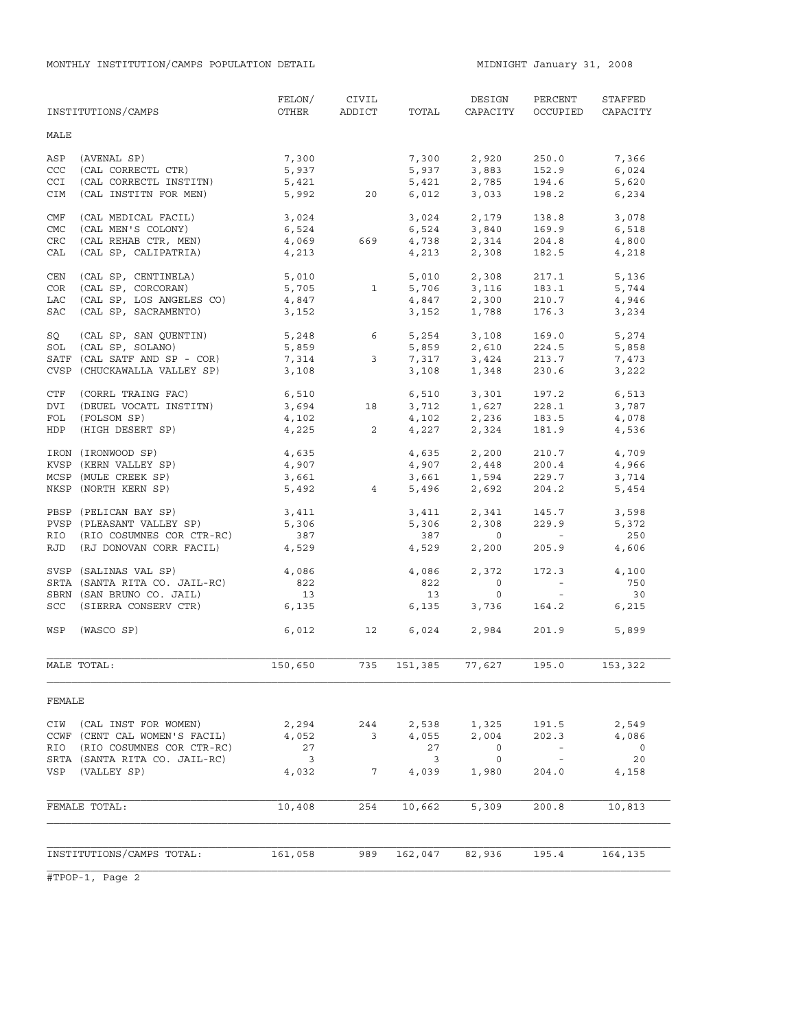MONTHLY INSTITUTION/CAMPS POPULATION DETAIL

MIDNIGHT January 31, 2008

| INSTITUTIONS/CAMPS | FELON/ OTHER | CIVIL ADDICT | TOTAL | DESIGN CAPACITY | PERCENT OCCUPIED | STAFFED CAPACITY |
|---|---|---|---|---|---|---|
| **MALE** | | | | | | |
| ASP (AVENAL SP) | 7,300 | | 7,300 | 2,920 | 250.0 | 7,366 |
| CCC (CAL CORRECTL CTR) | 5,937 | | 5,937 | 3,883 | 152.9 | 6,024 |
| CCI (CAL CORRECTL INSTITN) | 5,421 | | 5,421 | 2,785 | 194.6 | 5,620 |
| CIM (CAL INSTITN FOR MEN) | 5,992 | 20 | 6,012 | 3,033 | 198.2 | 6,234 |
| CMF (CAL MEDICAL FACIL) | 3,024 | | 3,024 | 2,179 | 138.8 | 3,078 |
| CMC (CAL MEN'S COLONY) | 6,524 | | 6,524 | 3,840 | 169.9 | 6,518 |
| CRC (CAL REHAB CTR, MEN) | 4,069 | 669 | 4,738 | 2,314 | 204.8 | 4,800 |
| CAL (CAL SP, CALIPATRIA) | 4,213 | | 4,213 | 2,308 | 182.5 | 4,218 |
| CEN (CAL SP, CENTINELA) | 5,010 | | 5,010 | 2,308 | 217.1 | 5,136 |
| COR (CAL SP, CORCORAN) | 5,705 | 1 | 5,706 | 3,116 | 183.1 | 5,744 |
| LAC (CAL SP, LOS ANGELES CO) | 4,847 | | 4,847 | 2,300 | 210.7 | 4,946 |
| SAC (CAL SP, SACRAMENTO) | 3,152 | | 3,152 | 1,788 | 176.3 | 3,234 |
| SQ (CAL SP, SAN QUENTIN) | 5,248 | 6 | 5,254 | 3,108 | 169.0 | 5,274 |
| SOL (CAL SP, SOLANO) | 5,859 | | 5,859 | 2,610 | 224.5 | 5,858 |
| SATF (CAL SATF AND SP - COR) | 7,314 | 3 | 7,317 | 3,424 | 213.7 | 7,473 |
| CVSP (CHUCKAWALLA VALLEY SP) | 3,108 | | 3,108 | 1,348 | 230.6 | 3,222 |
| CTF (CORRL TRAING FAC) | 6,510 | | 6,510 | 3,301 | 197.2 | 6,513 |
| DVI (DEUEL VOCATL INSTITN) | 3,694 | 18 | 3,712 | 1,627 | 228.1 | 3,787 |
| FOL (FOLSOM SP) | 4,102 | | 4,102 | 2,236 | 183.5 | 4,078 |
| HDP (HIGH DESERT SP) | 4,225 | 2 | 4,227 | 2,324 | 181.9 | 4,536 |
| IRON (IRONWOOD SP) | 4,635 | | 4,635 | 2,200 | 210.7 | 4,709 |
| KVSP (KERN VALLEY SP) | 4,907 | | 4,907 | 2,448 | 200.4 | 4,966 |
| MCSP (MULE CREEK SP) | 3,661 | | 3,661 | 1,594 | 229.7 | 3,714 |
| NKSP (NORTH KERN SP) | 5,492 | 4 | 5,496 | 2,692 | 204.2 | 5,454 |
| PBSP (PELICAN BAY SP) | 3,411 | | 3,411 | 2,341 | 145.7 | 3,598 |
| PVSP (PLEASANT VALLEY SP) | 5,306 | | 5,306 | 2,308 | 229.9 | 5,372 |
| RIO (RIO COSUMNES COR CTR-RC) | 387 | | 387 | 0 | - | 250 |
| RJD (RJ DONOVAN CORR FACIL) | 4,529 | | 4,529 | 2,200 | 205.9 | 4,606 |
| SVSP (SALINAS VAL SP) | 4,086 | | 4,086 | 2,372 | 172.3 | 4,100 |
| SRTA (SANTA RITA CO. JAIL-RC) | 822 | | 822 | 0 | - | 750 |
| SBRN (SAN BRUNO CO. JAIL) | 13 | | 13 | 0 | - | 30 |
| SCC (SIERRA CONSERV CTR) | 6,135 | | 6,135 | 3,736 | 164.2 | 6,215 |
| WSP (WASCO SP) | 6,012 | 12 | 6,024 | 2,984 | 201.9 | 5,899 |
| MALE TOTAL: | 150,650 | 735 | 151,385 | 77,627 | 195.0 | 153,322 |
| **FEMALE** | | | | | | |
| CIW (CAL INST FOR WOMEN) | 2,294 | 244 | 2,538 | 1,325 | 191.5 | 2,549 |
| CCWF (CENT CAL WOMEN'S FACIL) | 4,052 | 3 | 4,055 | 2,004 | 202.3 | 4,086 |
| RIO (RIO COSUMNES COR CTR-RC) | 27 | | 27 | 0 | - | 0 |
| SRTA (SANTA RITA CO. JAIL-RC) | 3 | | 3 | 0 | - | 20 |
| VSP (VALLEY SP) | 4,032 | 7 | 4,039 | 1,980 | 204.0 | 4,158 |
| FEMALE TOTAL: | 10,408 | 254 | 10,662 | 5,309 | 200.8 | 10,813 |
| INSTITUTIONS/CAMPS TOTAL: | 161,058 | 989 | 162,047 | 82,936 | 195.4 | 164,135 |

#TPOP-1, Page 2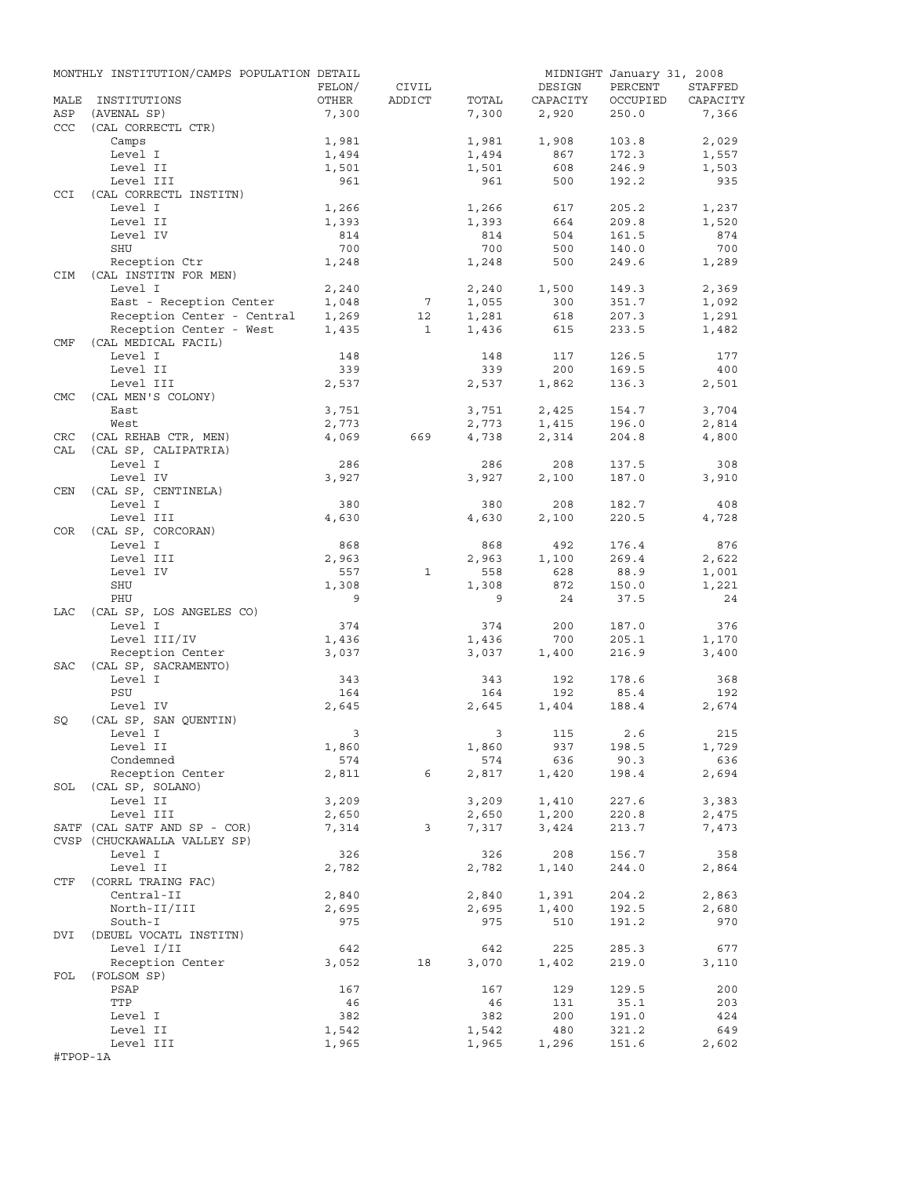MONTHLY INSTITUTION/CAMPS POPULATION DETAIL — MIDNIGHT January 31, 2008

| MALE | INSTITUTIONS | FELON/ OTHER | CIVIL ADDICT | TOTAL | DESIGN CAPACITY | PERCENT OCCUPIED | STAFFED CAPACITY |
|---|---|---|---|---|---|---|---|
| ASP | (AVENAL SP) | 7,300 | | 7,300 | 2,920 | 250.0 | 7,366 |
| CCC | (CAL CORRECTL CTR) | | | | | | |
| | Camps | 1,981 | | 1,981 | 1,908 | 103.8 | 2,029 |
| | Level I | 1,494 | | 1,494 | 867 | 172.3 | 1,557 |
| | Level II | 1,501 | | 1,501 | 608 | 246.9 | 1,503 |
| | Level III | 961 | | 961 | 500 | 192.2 | 935 |
| CCI | (CAL CORRECTL INSTITN) | | | | | | |
| | Level I | 1,266 | | 1,266 | 617 | 205.2 | 1,237 |
| | Level II | 1,393 | | 1,393 | 664 | 209.8 | 1,520 |
| | Level IV | 814 | | 814 | 504 | 161.5 | 874 |
| | SHU | 700 | | 700 | 500 | 140.0 | 700 |
| | Reception Ctr | 1,248 | | 1,248 | 500 | 249.6 | 1,289 |
| CIM | (CAL INSTITN FOR MEN) | | | | | | |
| | Level I | 2,240 | | 2,240 | 1,500 | 149.3 | 2,369 |
| | East - Reception Center | 1,048 | 7 | 1,055 | 300 | 351.7 | 1,092 |
| | Reception Center - Central | 1,269 | 12 | 1,281 | 618 | 207.3 | 1,291 |
| | Reception Center - West | 1,435 | 1 | 1,436 | 615 | 233.5 | 1,482 |
| CMF | (CAL MEDICAL FACIL) | | | | | | |
| | Level I | 148 | | 148 | 117 | 126.5 | 177 |
| | Level II | 339 | | 339 | 200 | 169.5 | 400 |
| | Level III | 2,537 | | 2,537 | 1,862 | 136.3 | 2,501 |
| CMC | (CAL MEN'S COLONY) | | | | | | |
| | East | 3,751 | | 3,751 | 2,425 | 154.7 | 3,704 |
| | West | 2,773 | | 2,773 | 1,415 | 196.0 | 2,814 |
| CRC | (CAL REHAB CTR, MEN) | 4,069 | 669 | 4,738 | 2,314 | 204.8 | 4,800 |
| CAL | (CAL SP, CALIPATRIA) | | | | | | |
| | Level I | 286 | | 286 | 208 | 137.5 | 308 |
| | Level IV | 3,927 | | 3,927 | 2,100 | 187.0 | 3,910 |
| CEN | (CAL SP, CENTINELA) | | | | | | |
| | Level I | 380 | | 380 | 208 | 182.7 | 408 |
| | Level III | 4,630 | | 4,630 | 2,100 | 220.5 | 4,728 |
| COR | (CAL SP, CORCORAN) | | | | | | |
| | Level I | 868 | | 868 | 492 | 176.4 | 876 |
| | Level III | 2,963 | | 2,963 | 1,100 | 269.4 | 2,622 |
| | Level IV | 557 | 1 | 558 | 628 | 88.9 | 1,001 |
| | SHU | 1,308 | | 1,308 | 872 | 150.0 | 1,221 |
| | PHU | 9 | | 9 | 24 | 37.5 | 24 |
| LAC | (CAL SP, LOS ANGELES CO) | | | | | | |
| | Level I | 374 | | 374 | 200 | 187.0 | 376 |
| | Level III/IV | 1,436 | | 1,436 | 700 | 205.1 | 1,170 |
| | Reception Center | 3,037 | | 3,037 | 1,400 | 216.9 | 3,400 |
| SAC | (CAL SP, SACRAMENTO) | | | | | | |
| | Level I | 343 | | 343 | 192 | 178.6 | 368 |
| | PSU | 164 | | 164 | 192 | 85.4 | 192 |
| | Level IV | 2,645 | | 2,645 | 1,404 | 188.4 | 2,674 |
| SQ | (CAL SP, SAN QUENTIN) | | | | | | |
| | Level I | 3 | | 3 | 115 | 2.6 | 215 |
| | Level II | 1,860 | | 1,860 | 937 | 198.5 | 1,729 |
| | Condemned | 574 | | 574 | 636 | 90.3 | 636 |
| | Reception Center | 2,811 | 6 | 2,817 | 1,420 | 198.4 | 2,694 |
| SOL | (CAL SP, SOLANO) | | | | | | |
| | Level II | 3,209 | | 3,209 | 1,410 | 227.6 | 3,383 |
| | Level III | 2,650 | | 2,650 | 1,200 | 220.8 | 2,475 |
| SATF | (CAL SATF AND SP - COR) | 7,314 | 3 | 7,317 | 3,424 | 213.7 | 7,473 |
| CVSP | (CHUCKAWALLA VALLEY SP) | | | | | | |
| | Level I | 326 | | 326 | 208 | 156.7 | 358 |
| | Level II | 2,782 | | 2,782 | 1,140 | 244.0 | 2,864 |
| CTF | (CORRL TRAING FAC) | | | | | | |
| | Central-II | 2,840 | | 2,840 | 1,391 | 204.2 | 2,863 |
| | North-II/III | 2,695 | | 2,695 | 1,400 | 192.5 | 2,680 |
| | South-I | 975 | | 975 | 510 | 191.2 | 970 |
| DVI | (DEUEL VOCATL INSTITN) | | | | | | |
| | Level I/II | 642 | | 642 | 225 | 285.3 | 677 |
| | Reception Center | 3,052 | 18 | 3,070 | 1,402 | 219.0 | 3,110 |
| FOL | (FOLSOM SP) | | | | | | |
| | PSAP | 167 | | 167 | 129 | 129.5 | 200 |
| | TTP | 46 | | 46 | 131 | 35.1 | 203 |
| | Level I | 382 | | 382 | 200 | 191.0 | 424 |
| | Level II | 1,542 | | 1,542 | 480 | 321.2 | 649 |
| | Level III | 1,965 | | 1,965 | 1,296 | 151.6 | 2,602 |

#TPOP-1A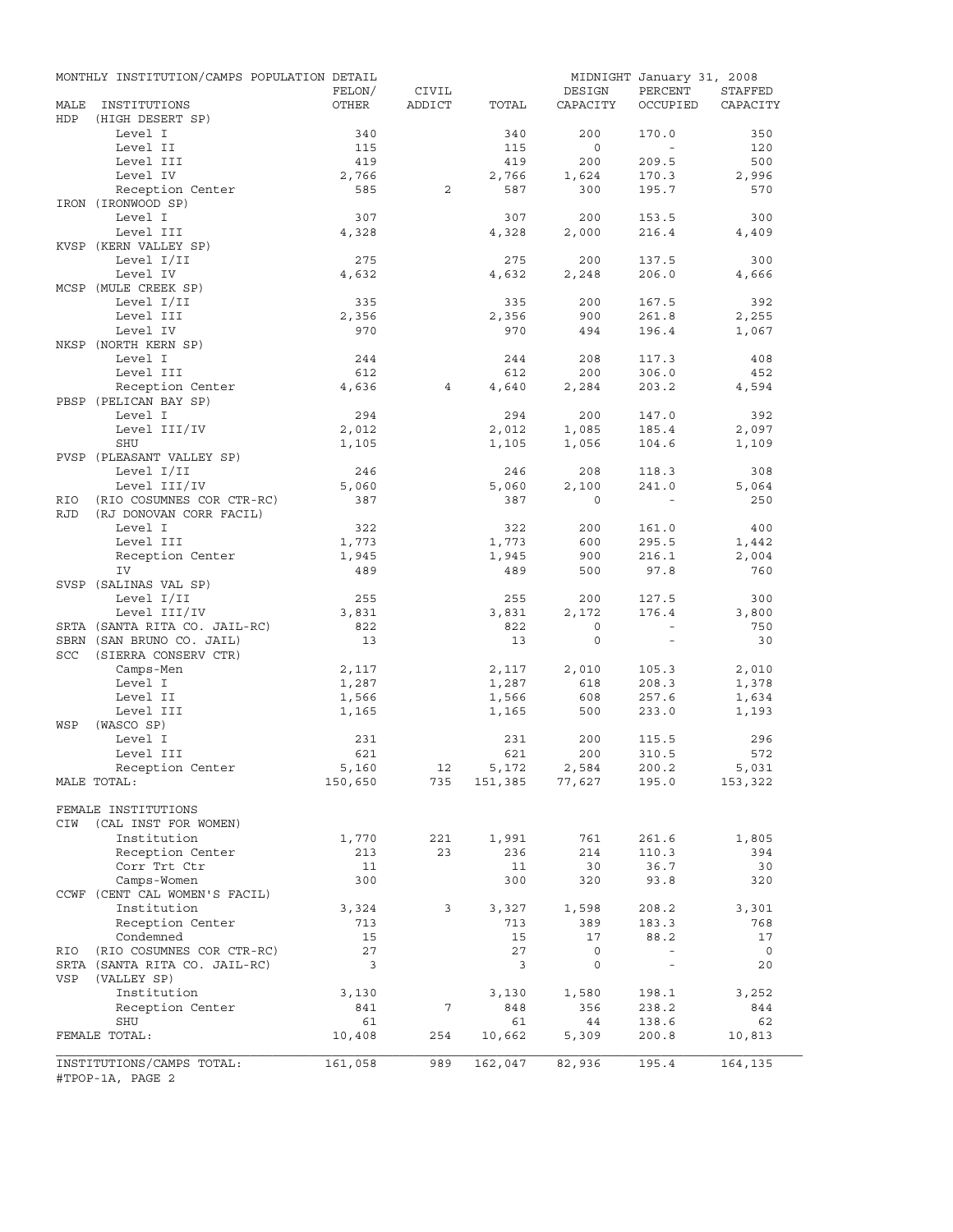MONTHLY INSTITUTION/CAMPS POPULATION DETAIL — MIDNIGHT January 31, 2008

| MALE INSTITUTIONS | FELON/ OTHER | CIVIL ADDICT | TOTAL | DESIGN CAPACITY | PERCENT OCCUPIED | STAFFED CAPACITY |
|---|---|---|---|---|---|---|
| HDP (HIGH DESERT SP) | | | | | | |
| Level I | 340 | | 340 | 200 | 170.0 | 350 |
| Level II | 115 | | 115 | 0 | - | 120 |
| Level III | 419 | | 419 | 200 | 209.5 | 500 |
| Level IV | 2,766 | | 2,766 | 1,624 | 170.3 | 2,996 |
| Reception Center | 585 | 2 | 587 | 300 | 195.7 | 570 |
| IRON (IRONWOOD SP) | | | | | | |
| Level I | 307 | | 307 | 200 | 153.5 | 300 |
| Level III | 4,328 | | 4,328 | 2,000 | 216.4 | 4,409 |
| KVSP (KERN VALLEY SP) | | | | | | |
| Level I/II | 275 | | 275 | 200 | 137.5 | 300 |
| Level IV | 4,632 | | 4,632 | 2,248 | 206.0 | 4,666 |
| MCSP (MULE CREEK SP) | | | | | | |
| Level I/II | 335 | | 335 | 200 | 167.5 | 392 |
| Level III | 2,356 | | 2,356 | 900 | 261.8 | 2,255 |
| Level IV | 970 | | 970 | 494 | 196.4 | 1,067 |
| NKSP (NORTH KERN SP) | | | | | | |
| Level I | 244 | | 244 | 208 | 117.3 | 408 |
| Level III | 612 | | 612 | 200 | 306.0 | 452 |
| Reception Center | 4,636 | 4 | 4,640 | 2,284 | 203.2 | 4,594 |
| PBSP (PELICAN BAY SP) | | | | | | |
| Level I | 294 | | 294 | 200 | 147.0 | 392 |
| Level III/IV | 2,012 | | 2,012 | 1,085 | 185.4 | 2,097 |
| SHU | 1,105 | | 1,105 | 1,056 | 104.6 | 1,109 |
| PVSP (PLEASANT VALLEY SP) | | | | | | |
| Level I/II | 246 | | 246 | 208 | 118.3 | 308 |
| Level III/IV | 5,060 | | 5,060 | 2,100 | 241.0 | 5,064 |
| RIO (RIO COSUMNES COR CTR-RC) | 387 | | 387 | 0 | - | 250 |
| RJD (RJ DONOVAN CORR FACIL) | | | | | | |
| Level I | 322 | | 322 | 200 | 161.0 | 400 |
| Level III | 1,773 | | 1,773 | 600 | 295.5 | 1,442 |
| Reception Center | 1,945 | | 1,945 | 900 | 216.1 | 2,004 |
| IV | 489 | | 489 | 500 | 97.8 | 760 |
| SVSP (SALINAS VAL SP) | | | | | | |
| Level I/II | 255 | | 255 | 200 | 127.5 | 300 |
| Level III/IV | 3,831 | | 3,831 | 2,172 | 176.4 | 3,800 |
| SRTA (SANTA RITA CO. JAIL-RC) | 822 | | 822 | 0 | - | 750 |
| SBRN (SAN BRUNO CO. JAIL) | 13 | | 13 | 0 | - | 30 |
| SCC (SIERRA CONSERV CTR) | | | | | | |
| Camps-Men | 2,117 | | 2,117 | 2,010 | 105.3 | 2,010 |
| Level I | 1,287 | | 1,287 | 618 | 208.3 | 1,378 |
| Level II | 1,566 | | 1,566 | 608 | 257.6 | 1,634 |
| Level III | 1,165 | | 1,165 | 500 | 233.0 | 1,193 |
| WSP (WASCO SP) | | | | | | |
| Level I | 231 | | 231 | 200 | 115.5 | 296 |
| Level III | 621 | | 621 | 200 | 310.5 | 572 |
| Reception Center | 5,160 | 12 | 5,172 | 2,584 | 200.2 | 5,031 |
| MALE TOTAL: | 150,650 | 735 | 151,385 | 77,627 | 195.0 | 153,322 |
| FEMALE INSTITUTIONS | | | | | | |
| CIW (CAL INST FOR WOMEN) | | | | | | |
| Institution | 1,770 | 221 | 1,991 | 761 | 261.6 | 1,805 |
| Reception Center | 213 | 23 | 236 | 214 | 110.3 | 394 |
| Corr Trt Ctr | 11 | | 11 | 30 | 36.7 | 30 |
| Camps-Women | 300 | | 300 | 320 | 93.8 | 320 |
| CCWF (CENT CAL WOMEN'S FACIL) | | | | | | |
| Institution | 3,324 | 3 | 3,327 | 1,598 | 208.2 | 3,301 |
| Reception Center | 713 | | 713 | 389 | 183.3 | 768 |
| Condemned | 15 | | 15 | 17 | 88.2 | 17 |
| RIO (RIO COSUMNES COR CTR-RC) | 27 | | 27 | 0 | - | 0 |
| SRTA (SANTA RITA CO. JAIL-RC) | 3 | | 3 | 0 | - | 20 |
| VSP (VALLEY SP) | | | | | | |
| Institution | 3,130 | | 3,130 | 1,580 | 198.1 | 3,252 |
| Reception Center | 841 | 7 | 848 | 356 | 238.2 | 844 |
| SHU | 61 | | 61 | 44 | 138.6 | 62 |
| FEMALE TOTAL: | 10,408 | 254 | 10,662 | 5,309 | 200.8 | 10,813 |
| INSTITUTIONS/CAMPS TOTAL: | 161,058 | 989 | 162,047 | 82,936 | 195.4 | 164,135 |

#TPOP-1A, PAGE 2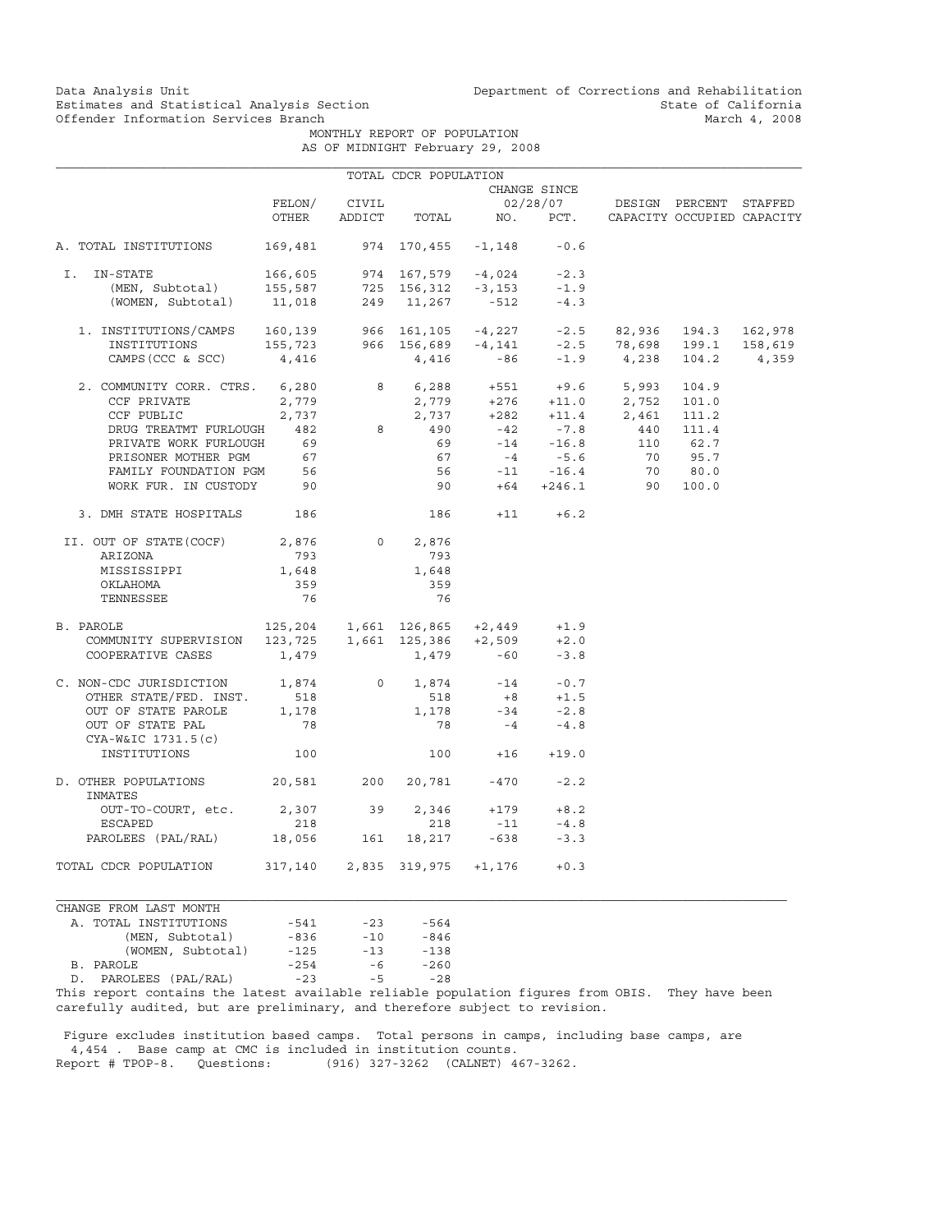Data Analysis Unit
Estimates and Statistical Analysis Section
Offender Information Services Branch

Department of Corrections and Rehabilitation
State of California
March 4, 2008

MONTHLY REPORT OF POPULATION
AS OF MIDNIGHT February 29, 2008

TOTAL CDCR POPULATION

| | FELON/ OTHER | CIVIL ADDICT | TOTAL | CHANGE SINCE 02/28/07 NO. | PCT. | DESIGN CAPACITY | PERCENT OCCUPIED | STAFFED CAPACITY |
|---|---|---|---|---|---|---|---|---|
| A. TOTAL INSTITUTIONS | 169,481 | 974 | 170,455 | -1,148 | -0.6 | | | |
| I. IN-STATE | 166,605 | 974 | 167,579 | -4,024 | -2.3 | | | |
| (MEN, Subtotal) | 155,587 | 725 | 156,312 | -3,153 | -1.9 | | | |
| (WOMEN, Subtotal) | 11,018 | 249 | 11,267 | -512 | -4.3 | | | |
| 1. INSTITUTIONS/CAMPS | 160,139 | 966 | 161,105 | -4,227 | -2.5 | 82,936 | 194.3 | 162,978 |
| INSTITUTIONS | 155,723 | 966 | 156,689 | -4,141 | -2.5 | 78,698 | 199.1 | 158,619 |
| CAMPS (CCC & SCC) | 4,416 | | 4,416 | -86 | -1.9 | 4,238 | 104.2 | 4,359 |
| 2. COMMUNITY CORR. CTRS. | 6,280 | 8 | 6,288 | +551 | +9.6 | 5,993 | 104.9 | |
| CCF PRIVATE | 2,779 | | 2,779 | +276 | +11.0 | 2,752 | 101.0 | |
| CCF PUBLIC | 2,737 | | 2,737 | +282 | +11.4 | 2,461 | 111.2 | |
| DRUG TREATMT FURLOUGH | 482 | 8 | 490 | -42 | -7.8 | 440 | 111.4 | |
| PRIVATE WORK FURLOUGH | 69 | | 69 | -14 | -16.8 | 110 | 62.7 | |
| PRISONER MOTHER PGM | 67 | | 67 | -4 | -5.6 | 70 | 95.7 | |
| FAMILY FOUNDATION PGM | 56 | | 56 | -11 | -16.4 | 70 | 80.0 | |
| WORK FUR. IN CUSTODY | 90 | | 90 | +64 | +246.1 | 90 | 100.0 | |
| 3. DMH STATE HOSPITALS | 186 | | 186 | +11 | +6.2 | | | |
| II. OUT OF STATE(COCF) | 2,876 | 0 | 2,876 | | | | | |
| ARIZONA | 793 | | 793 | | | | | |
| MISSISSIPPI | 1,648 | | 1,648 | | | | | |
| OKLAHOMA | 359 | | 359 | | | | | |
| TENNESSEE | 76 | | 76 | | | | | |
| B. PAROLE | 125,204 | 1,661 | 126,865 | +2,449 | +1.9 | | | |
| COMMUNITY SUPERVISION | 123,725 | 1,661 | 125,386 | +2,509 | +2.0 | | | |
| COOPERATIVE CASES | 1,479 | | 1,479 | -60 | -3.8 | | | |
| C. NON-CDC JURISDICTION | 1,874 | 0 | 1,874 | -14 | -0.7 | | | |
| OTHER STATE/FED. INST. | 518 | | 518 | +8 | +1.5 | | | |
| OUT OF STATE PAROLE | 1,178 | | 1,178 | -34 | -2.8 | | | |
| OUT OF STATE PAL | 78 | | 78 | -4 | -4.8 | | | |
| CYA-W&IC 1731.5(c) INSTITUTIONS | 100 | | 100 | +16 | +19.0 | | | |
| D. OTHER POPULATIONS | 20,581 | 200 | 20,781 | -470 | -2.2 | | | |
| INMATES OUT-TO-COURT, etc. | 2,307 | 39 | 2,346 | +179 | +8.2 | | | |
| ESCAPED | 218 | | 218 | -11 | -4.8 | | | |
| PAROLEES (PAL/RAL) | 18,056 | 161 | 18,217 | -638 | -3.3 | | | |
| TOTAL CDCR POPULATION | 317,140 | 2,835 | 319,975 | +1,176 | +0.3 | | | |

| CHANGE FROM LAST MONTH | | | |
|---|---|---|---|
| A. TOTAL INSTITUTIONS | -541 | -23 | -564 |
| (MEN, Subtotal) | -836 | -10 | -846 |
| (WOMEN, Subtotal) | -125 | -13 | -138 |
| B. PAROLE | -254 | -6 | -260 |
| D. PAROLEES (PAL/RAL) | -23 | -5 | -28 |

This report contains the latest available reliable population figures from OBIS. They have been carefully audited, but are preliminary, and therefore subject to revision.

Figure excludes institution based camps. Total persons in camps, including base camps, are 4,454 . Base camp at CMC is included in institution counts.
Report # TPOP-8. Questions: (916) 327-3262 (CALNET) 467-3262.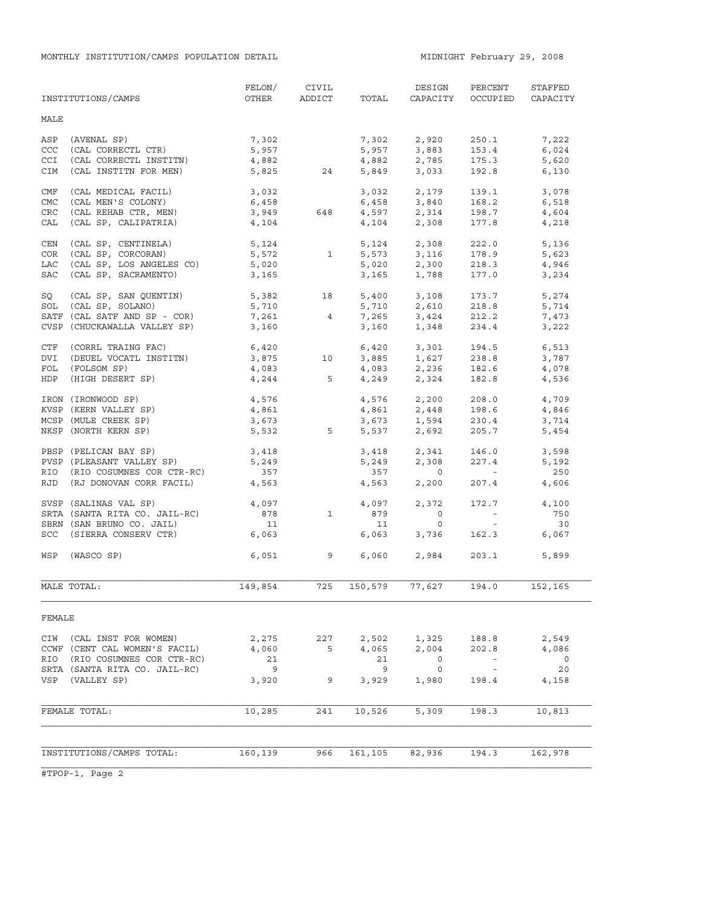MONTHLY INSTITUTION/CAMPS POPULATION DETAIL

MIDNIGHT February 29, 2008

| INSTITUTIONS/CAMPS | FELON/ OTHER | CIVIL ADDICT | TOTAL | DESIGN CAPACITY | PERCENT OCCUPIED | STAFFED CAPACITY |
|---|---|---|---|---|---|---|
| **MALE** | | | | | | |
| ASP (AVENAL SP) | 7,302 | | 7,302 | 2,920 | 250.1 | 7,222 |
| CCC (CAL CORRECTL CTR) | 5,957 | | 5,957 | 3,883 | 153.4 | 6,024 |
| CCI (CAL CORRECTL INSTITN) | 4,882 | | 4,882 | 2,785 | 175.3 | 5,620 |
| CIM (CAL INSTITN FOR MEN) | 5,825 | 24 | 5,849 | 3,033 | 192.8 | 6,130 |
| CMF (CAL MEDICAL FACIL) | 3,032 | | 3,032 | 2,179 | 139.1 | 3,078 |
| CMC (CAL MEN'S COLONY) | 6,458 | | 6,458 | 3,840 | 168.2 | 6,518 |
| CRC (CAL REHAB CTR, MEN) | 3,949 | 648 | 4,597 | 2,314 | 198.7 | 4,604 |
| CAL (CAL SP, CALIPATRIA) | 4,104 | | 4,104 | 2,308 | 177.8 | 4,218 |
| CEN (CAL SP, CENTINELA) | 5,124 | | 5,124 | 2,308 | 222.0 | 5,136 |
| COR (CAL SP, CORCORAN) | 5,572 | 1 | 5,573 | 3,116 | 178.9 | 5,623 |
| LAC (CAL SP, LOS ANGELES CO) | 5,020 | | 5,020 | 2,300 | 218.3 | 4,946 |
| SAC (CAL SP, SACRAMENTO) | 3,165 | | 3,165 | 1,788 | 177.0 | 3,234 |
| SQ (CAL SP, SAN QUENTIN) | 5,382 | 18 | 5,400 | 3,108 | 173.7 | 5,274 |
| SOL (CAL SP, SOLANO) | 5,710 | | 5,710 | 2,610 | 218.8 | 5,714 |
| SATF (CAL SATF AND SP - COR) | 7,261 | 4 | 7,265 | 3,424 | 212.2 | 7,473 |
| CVSP (CHUCKAWALLA VALLEY SP) | 3,160 | | 3,160 | 1,348 | 234.4 | 3,222 |
| CTF (CORRL TRAING FAC) | 6,420 | | 6,420 | 3,301 | 194.5 | 6,513 |
| DVI (DEUEL VOCATL INSTITN) | 3,875 | 10 | 3,885 | 1,627 | 238.8 | 3,787 |
| FOL (FOLSOM SP) | 4,083 | | 4,083 | 2,236 | 182.6 | 4,078 |
| HDP (HIGH DESERT SP) | 4,244 | 5 | 4,249 | 2,324 | 182.8 | 4,536 |
| IRON (IRONWOOD SP) | 4,576 | | 4,576 | 2,200 | 208.0 | 4,709 |
| KVSP (KERN VALLEY SP) | 4,861 | | 4,861 | 2,448 | 198.6 | 4,846 |
| MCSP (MULE CREEK SP) | 3,673 | | 3,673 | 1,594 | 230.4 | 3,714 |
| NKSP (NORTH KERN SP) | 5,532 | 5 | 5,537 | 2,692 | 205.7 | 5,454 |
| PBSP (PELICAN BAY SP) | 3,418 | | 3,418 | 2,341 | 146.0 | 3,598 |
| PVSP (PLEASANT VALLEY SP) | 5,249 | | 5,249 | 2,308 | 227.4 | 5,192 |
| RIO (RIO COSUMNES COR CTR-RC) | 357 | | 357 | 0 | - | 250 |
| RJD (RJ DONOVAN CORR FACIL) | 4,563 | | 4,563 | 2,200 | 207.4 | 4,606 |
| SVSP (SALINAS VAL SP) | 4,097 | | 4,097 | 2,372 | 172.7 | 4,100 |
| SRTA (SANTA RITA CO. JAIL-RC) | 878 | 1 | 879 | 0 | - | 750 |
| SBRN (SAN BRUNO CO. JAIL) | 11 | | 11 | 0 | - | 30 |
| SCC (SIERRA CONSERV CTR) | 6,063 | | 6,063 | 3,736 | 162.3 | 6,067 |
| WSP (WASCO SP) | 6,051 | 9 | 6,060 | 2,984 | 203.1 | 5,899 |
| MALE TOTAL: | 149,854 | 725 | 150,579 | 77,627 | 194.0 | 152,165 |
| **FEMALE** | | | | | | |
| CIW (CAL INST FOR WOMEN) | 2,275 | 227 | 2,502 | 1,325 | 188.8 | 2,549 |
| CCWF (CENT CAL WOMEN'S FACIL) | 4,060 | 5 | 4,065 | 2,004 | 202.8 | 4,086 |
| RIO (RIO COSUMNES COR CTR-RC) | 21 | | 21 | 0 | - | 0 |
| SRTA (SANTA RITA CO. JAIL-RC) | 9 | | 9 | 0 | - | 20 |
| VSP (VALLEY SP) | 3,920 | 9 | 3,929 | 1,980 | 198.4 | 4,158 |
| FEMALE TOTAL: | 10,285 | 241 | 10,526 | 5,309 | 198.3 | 10,813 |
| INSTITUTIONS/CAMPS TOTAL: | 160,139 | 966 | 161,105 | 82,936 | 194.3 | 162,978 |

#TPOP-1, Page 2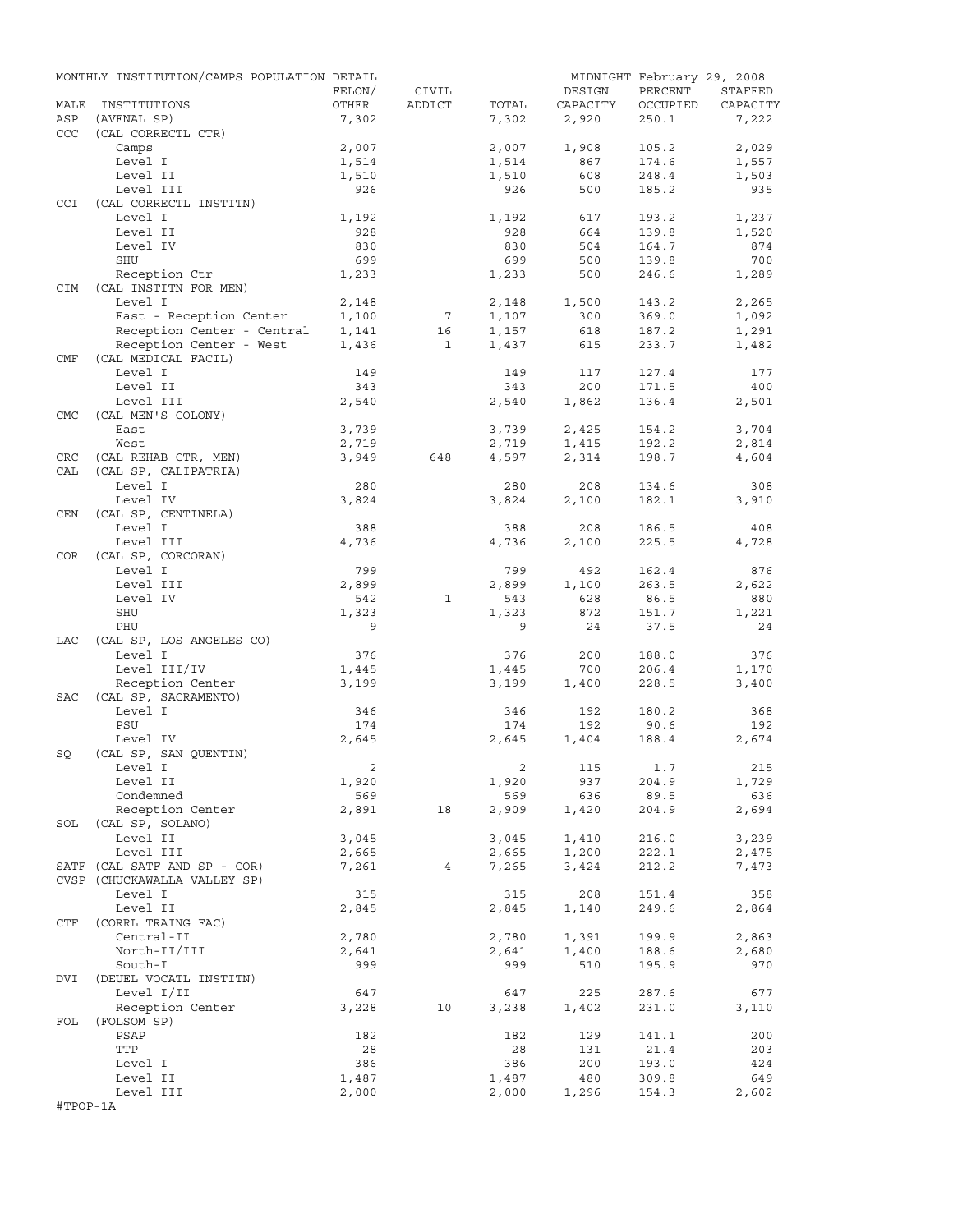MONTHLY INSTITUTION/CAMPS POPULATION DETAIL

MIDNIGHT February 29, 2008

| MALE | INSTITUTIONS | FELON/ OTHER | CIVIL ADDICT | TOTAL | DESIGN CAPACITY | PERCENT OCCUPIED | STAFFED CAPACITY |
|---|---|---|---|---|---|---|---|
| ASP | (AVENAL SP) | 7,302 | | 7,302 | 2,920 | 250.1 | 7,222 |
| CCC | (CAL CORRECTL CTR) | | | | | | |
| | Camps | 2,007 | | 2,007 | 1,908 | 105.2 | 2,029 |
| | Level I | 1,514 | | 1,514 | 867 | 174.6 | 1,557 |
| | Level II | 1,510 | | 1,510 | 608 | 248.4 | 1,503 |
| | Level III | 926 | | 926 | 500 | 185.2 | 935 |
| CCI | (CAL CORRECTL INSTITN) | | | | | | |
| | Level I | 1,192 | | 1,192 | 617 | 193.2 | 1,237 |
| | Level II | 928 | | 928 | 664 | 139.8 | 1,520 |
| | Level IV | 830 | | 830 | 504 | 164.7 | 874 |
| | SHU | 699 | | 699 | 500 | 139.8 | 700 |
| | Reception Ctr | 1,233 | | 1,233 | 500 | 246.6 | 1,289 |
| CIM | (CAL INSTITN FOR MEN) | | | | | | |
| | Level I | 2,148 | | 2,148 | 1,500 | 143.2 | 2,265 |
| | East - Reception Center | 1,100 | 7 | 1,107 | 300 | 369.0 | 1,092 |
| | Reception Center - Central | 1,141 | 16 | 1,157 | 618 | 187.2 | 1,291 |
| | Reception Center - West | 1,436 | 1 | 1,437 | 615 | 233.7 | 1,482 |
| CMF | (CAL MEDICAL FACIL) | | | | | | |
| | Level I | 149 | | 149 | 117 | 127.4 | 177 |
| | Level II | 343 | | 343 | 200 | 171.5 | 400 |
| | Level III | 2,540 | | 2,540 | 1,862 | 136.4 | 2,501 |
| CMC | (CAL MEN'S COLONY) | | | | | | |
| | East | 3,739 | | 3,739 | 2,425 | 154.2 | 3,704 |
| | West | 2,719 | | 2,719 | 1,415 | 192.2 | 2,814 |
| CRC | (CAL REHAB CTR, MEN) | 3,949 | 648 | 4,597 | 2,314 | 198.7 | 4,604 |
| CAL | (CAL SP, CALIPATRIA) | | | | | | |
| | Level I | 280 | | 280 | 208 | 134.6 | 308 |
| | Level IV | 3,824 | | 3,824 | 2,100 | 182.1 | 3,910 |
| CEN | (CAL SP, CENTINELA) | | | | | | |
| | Level I | 388 | | 388 | 208 | 186.5 | 408 |
| | Level III | 4,736 | | 4,736 | 2,100 | 225.5 | 4,728 |
| COR | (CAL SP, CORCORAN) | | | | | | |
| | Level I | 799 | | 799 | 492 | 162.4 | 876 |
| | Level III | 2,899 | | 2,899 | 1,100 | 263.5 | 2,622 |
| | Level IV | 542 | 1 | 543 | 628 | 86.5 | 880 |
| | SHU | 1,323 | | 1,323 | 872 | 151.7 | 1,221 |
| | PHU | 9 | | 9 | 24 | 37.5 | 24 |
| LAC | (CAL SP, LOS ANGELES CO) | | | | | | |
| | Level I | 376 | | 376 | 200 | 188.0 | 376 |
| | Level III/IV | 1,445 | | 1,445 | 700 | 206.4 | 1,170 |
| | Reception Center | 3,199 | | 3,199 | 1,400 | 228.5 | 3,400 |
| SAC | (CAL SP, SACRAMENTO) | | | | | | |
| | Level I | 346 | | 346 | 192 | 180.2 | 368 |
| | PSU | 174 | | 174 | 192 | 90.6 | 192 |
| | Level IV | 2,645 | | 2,645 | 1,404 | 188.4 | 2,674 |
| SQ | (CAL SP, SAN QUENTIN) | | | | | | |
| | Level I | 2 | | 2 | 115 | 1.7 | 215 |
| | Level II | 1,920 | | 1,920 | 937 | 204.9 | 1,729 |
| | Condemned | 569 | | 569 | 636 | 89.5 | 636 |
| | Reception Center | 2,891 | 18 | 2,909 | 1,420 | 204.9 | 2,694 |
| SOL | (CAL SP, SOLANO) | | | | | | |
| | Level II | 3,045 | | 3,045 | 1,410 | 216.0 | 3,239 |
| | Level III | 2,665 | | 2,665 | 1,200 | 222.1 | 2,475 |
| SATF | (CAL SATF AND SP - COR) | 7,261 | 4 | 7,265 | 3,424 | 212.2 | 7,473 |
| CVSP | (CHUCKAWALLA VALLEY SP) | | | | | | |
| | Level I | 315 | | 315 | 208 | 151.4 | 358 |
| | Level II | 2,845 | | 2,845 | 1,140 | 249.6 | 2,864 |
| CTF | (CORRL TRAING FAC) | | | | | | |
| | Central-II | 2,780 | | 2,780 | 1,391 | 199.9 | 2,863 |
| | North-II/III | 2,641 | | 2,641 | 1,400 | 188.6 | 2,680 |
| | South-I | 999 | | 999 | 510 | 195.9 | 970 |
| DVI | (DEUEL VOCATL INSTITN) | | | | | | |
| | Level I/II | 647 | | 647 | 225 | 287.6 | 677 |
| | Reception Center | 3,228 | 10 | 3,238 | 1,402 | 231.0 | 3,110 |
| FOL | (FOLSOM SP) | | | | | | |
| | PSAP | 182 | | 182 | 129 | 141.1 | 200 |
| | TTP | 28 | | 28 | 131 | 21.4 | 203 |
| | Level I | 386 | | 386 | 200 | 193.0 | 424 |
| | Level II | 1,487 | | 1,487 | 480 | 309.8 | 649 |
| | Level III | 2,000 | | 2,000 | 1,296 | 154.3 | 2,602 |

#TPOP-1A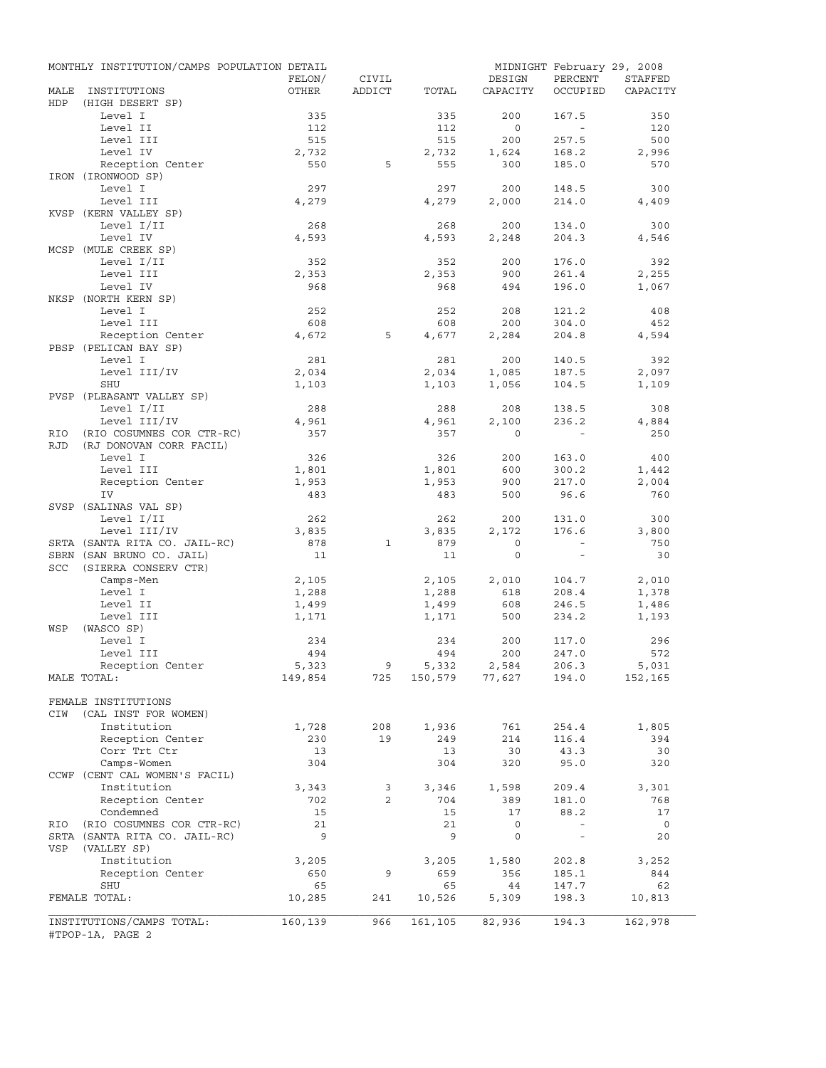MONTHLY INSTITUTION/CAMPS POPULATION DETAIL — MIDNIGHT February 29, 2008

| MALE INSTITUTIONS | FELON/ OTHER | CIVIL ADDICT | TOTAL | DESIGN CAPACITY | PERCENT OCCUPIED | STAFFED CAPACITY |
|---|---|---|---|---|---|---|
| HDP (HIGH DESERT SP) | | | | | | |
| Level I | 335 | | 335 | 200 | 167.5 | 350 |
| Level II | 112 | | 112 | 0 | - | 120 |
| Level III | 515 | | 515 | 200 | 257.5 | 500 |
| Level IV | 2,732 | | 2,732 | 1,624 | 168.2 | 2,996 |
| Reception Center | 550 | 5 | 555 | 300 | 185.0 | 570 |
| IRON (IRONWOOD SP) | | | | | | |
| Level I | 297 | | 297 | 200 | 148.5 | 300 |
| Level III | 4,279 | | 4,279 | 2,000 | 214.0 | 4,409 |
| KVSP (KERN VALLEY SP) | | | | | | |
| Level I/II | 268 | | 268 | 200 | 134.0 | 300 |
| Level IV | 4,593 | | 4,593 | 2,248 | 204.3 | 4,546 |
| MCSP (MULE CREEK SP) | | | | | | |
| Level I/II | 352 | | 352 | 200 | 176.0 | 392 |
| Level III | 2,353 | | 2,353 | 900 | 261.4 | 2,255 |
| Level IV | 968 | | 968 | 494 | 196.0 | 1,067 |
| NKSP (NORTH KERN SP) | | | | | | |
| Level I | 252 | | 252 | 208 | 121.2 | 408 |
| Level III | 608 | | 608 | 200 | 304.0 | 452 |
| Reception Center | 4,672 | 5 | 4,677 | 2,284 | 204.8 | 4,594 |
| PBSP (PELICAN BAY SP) | | | | | | |
| Level I | 281 | | 281 | 200 | 140.5 | 392 |
| Level III/IV | 2,034 | | 2,034 | 1,085 | 187.5 | 2,097 |
| SHU | 1,103 | | 1,103 | 1,056 | 104.5 | 1,109 |
| PVSP (PLEASANT VALLEY SP) | | | | | | |
| Level I/II | 288 | | 288 | 208 | 138.5 | 308 |
| Level III/IV | 4,961 | | 4,961 | 2,100 | 236.2 | 4,884 |
| RIO (RIO COSUMNES COR CTR-RC) | 357 | | 357 | 0 | - | 250 |
| RJD (RJ DONOVAN CORR FACIL) | | | | | | |
| Level I | 326 | | 326 | 200 | 163.0 | 400 |
| Level III | 1,801 | | 1,801 | 600 | 300.2 | 1,442 |
| Reception Center | 1,953 | | 1,953 | 900 | 217.0 | 2,004 |
| IV | 483 | | 483 | 500 | 96.6 | 760 |
| SVSP (SALINAS VAL SP) | | | | | | |
| Level I/II | 262 | | 262 | 200 | 131.0 | 300 |
| Level III/IV | 3,835 | | 3,835 | 2,172 | 176.6 | 3,800 |
| SRTA (SANTA RITA CO. JAIL-RC) | 878 | 1 | 879 | 0 | - | 750 |
| SBRN (SAN BRUNO CO. JAIL) | 11 | | 11 | 0 | - | 30 |
| SCC (SIERRA CONSERV CTR) | | | | | | |
| Camps-Men | 2,105 | | 2,105 | 2,010 | 104.7 | 2,010 |
| Level I | 1,288 | | 1,288 | 618 | 208.4 | 1,378 |
| Level II | 1,499 | | 1,499 | 608 | 246.5 | 1,486 |
| Level III | 1,171 | | 1,171 | 500 | 234.2 | 1,193 |
| WSP (WASCO SP) | | | | | | |
| Level I | 234 | | 234 | 200 | 117.0 | 296 |
| Level III | 494 | | 494 | 200 | 247.0 | 572 |
| Reception Center | 5,323 | 9 | 5,332 | 2,584 | 206.3 | 5,031 |
| MALE TOTAL: | 149,854 | 725 | 150,579 | 77,627 | 194.0 | 152,165 |
| FEMALE INSTITUTIONS | | | | | | |
| CIW (CAL INST FOR WOMEN) | | | | | | |
| Institution | 1,728 | 208 | 1,936 | 761 | 254.4 | 1,805 |
| Reception Center | 230 | 19 | 249 | 214 | 116.4 | 394 |
| Corr Trt Ctr | 13 | | 13 | 30 | 43.3 | 30 |
| Camps-Women | 304 | | 304 | 320 | 95.0 | 320 |
| CCWF (CENT CAL WOMEN'S FACIL) | | | | | | |
| Institution | 3,343 | 3 | 3,346 | 1,598 | 209.4 | 3,301 |
| Reception Center | 702 | 2 | 704 | 389 | 181.0 | 768 |
| Condemned | 15 | | 15 | 17 | 88.2 | 17 |
| RIO (RIO COSUMNES COR CTR-RC) | 21 | | 21 | 0 | - | 0 |
| SRTA (SANTA RITA CO. JAIL-RC) | 9 | | 9 | 0 | - | 20 |
| VSP (VALLEY SP) | | | | | | |
| Institution | 3,205 | | 3,205 | 1,580 | 202.8 | 3,252 |
| Reception Center | 650 | 9 | 659 | 356 | 185.1 | 844 |
| SHU | 65 | | 65 | 44 | 147.7 | 62 |
| FEMALE TOTAL: | 10,285 | 241 | 10,526 | 5,309 | 198.3 | 10,813 |
| INSTITUTIONS/CAMPS TOTAL: | 160,139 | 966 | 161,105 | 82,936 | 194.3 | 162,978 |

#TPOP-1A, PAGE 2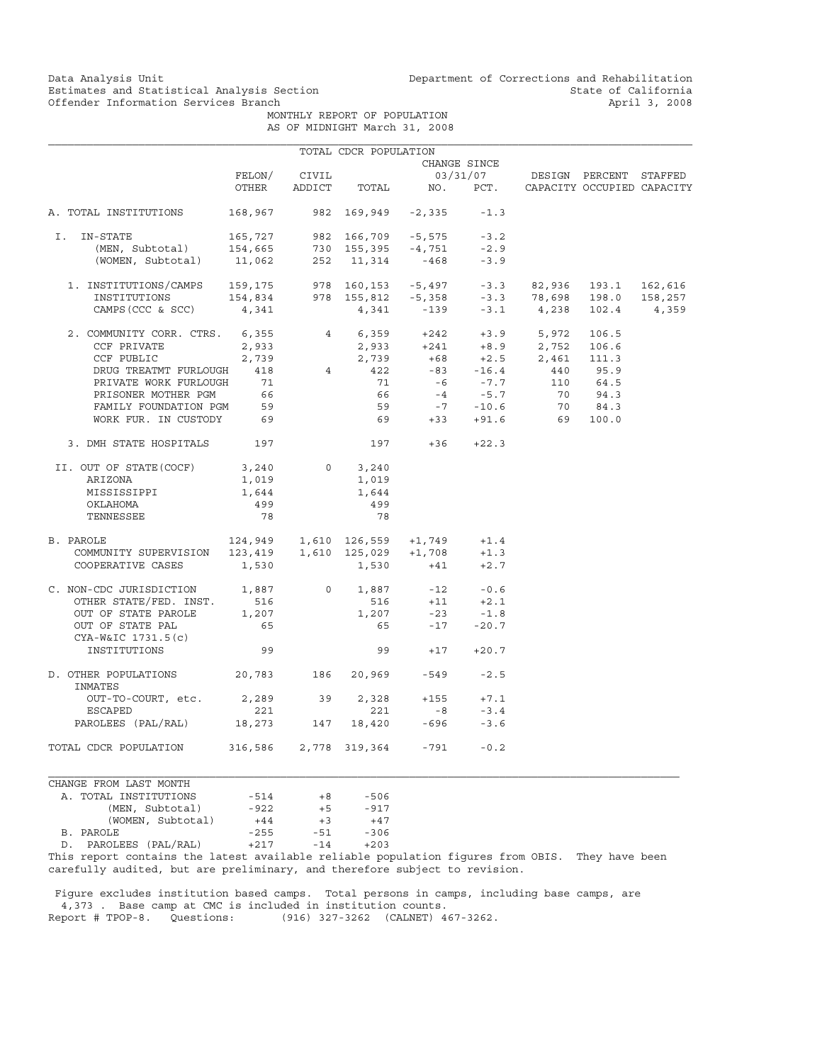Data Analysis Unit
Estimates and Statistical Analysis Section
Offender Information Services Branch

Department of Corrections and Rehabilitation
State of California
April 3, 2008

MONTHLY REPORT OF POPULATION
AS OF MIDNIGHT March 31, 2008

TOTAL CDCR POPULATION

| | FELON/ OTHER | CIVIL ADDICT | TOTAL | CHANGE SINCE 03/31/07 NO. | PCT. | DESIGN CAPACITY | PERCENT OCCUPIED | STAFFED CAPACITY |
|---|---|---|---|---|---|---|---|---|
| A. TOTAL INSTITUTIONS | 168,967 | 982 | 169,949 | -2,335 | -1.3 | | | |
| I. IN-STATE | 165,727 | 982 | 166,709 | -5,575 | -3.2 | | | |
| (MEN, Subtotal) | 154,665 | 730 | 155,395 | -4,751 | -2.9 | | | |
| (WOMEN, Subtotal) | 11,062 | 252 | 11,314 | -468 | -3.9 | | | |
| 1. INSTITUTIONS/CAMPS | 159,175 | 978 | 160,153 | -5,497 | -3.3 | 82,936 | 193.1 | 162,616 |
| INSTITUTIONS | 154,834 | 978 | 155,812 | -5,358 | -3.3 | 78,698 | 198.0 | 158,257 |
| CAMPS (CCC & SCC) | 4,341 | | 4,341 | -139 | -3.1 | 4,238 | 102.4 | 4,359 |
| 2. COMMUNITY CORR. CTRS. | 6,355 | 4 | 6,359 | +242 | +3.9 | 5,972 | 106.5 | |
| CCF PRIVATE | 2,933 | | 2,933 | +241 | +8.9 | 2,752 | 106.6 | |
| CCF PUBLIC | 2,739 | | 2,739 | +68 | +2.5 | 2,461 | 111.3 | |
| DRUG TREATMT FURLOUGH | 418 | 4 | 422 | -83 | -16.4 | 440 | 95.9 | |
| PRIVATE WORK FURLOUGH | 71 | | 71 | -6 | -7.7 | 110 | 64.5 | |
| PRISONER MOTHER PGM | 66 | | 66 | -4 | -5.7 | 70 | 94.3 | |
| FAMILY FOUNDATION PGM | 59 | | 59 | -7 | -10.6 | 70 | 84.3 | |
| WORK FUR. IN CUSTODY | 69 | | 69 | +33 | +91.6 | 69 | 100.0 | |
| 3. DMH STATE HOSPITALS | 197 | | 197 | +36 | +22.3 | | | |
| II. OUT OF STATE(COCF) | 3,240 | 0 | 3,240 | | | | | |
| ARIZONA | 1,019 | | 1,019 | | | | | |
| MISSISSIPPI | 1,644 | | 1,644 | | | | | |
| OKLAHOMA | 499 | | 499 | | | | | |
| TENNESSEE | 78 | | 78 | | | | | |
| B. PAROLE | 124,949 | 1,610 | 126,559 | +1,749 | +1.4 | | | |
| COMMUNITY SUPERVISION | 123,419 | 1,610 | 125,029 | +1,708 | +1.3 | | | |
| COOPERATIVE CASES | 1,530 | | 1,530 | +41 | +2.7 | | | |
| C. NON-CDC JURISDICTION | 1,887 | 0 | 1,887 | -12 | -0.6 | | | |
| OTHER STATE/FED. INST. | 516 | | 516 | +11 | +2.1 | | | |
| OUT OF STATE PAROLE | 1,207 | | 1,207 | -23 | -1.8 | | | |
| OUT OF STATE PAL | 65 | | 65 | -17 | -20.7 | | | |
| CYA-W&IC 1731.5(c) INSTITUTIONS | 99 | | 99 | +17 | +20.7 | | | |
| D. OTHER POPULATIONS | 20,783 | 186 | 20,969 | -549 | -2.5 | | | |
| INMATES OUT-TO-COURT, etc. | 2,289 | 39 | 2,328 | +155 | +7.1 | | | |
| ESCAPED | 221 | | 221 | -8 | -3.4 | | | |
| PAROLEES (PAL/RAL) | 18,273 | 147 | 18,420 | -696 | -3.6 | | | |
| TOTAL CDCR POPULATION | 316,586 | 2,778 | 319,364 | -791 | -0.2 | | | |

| CHANGE FROM LAST MONTH | | | |
|---|---|---|---|
| A. TOTAL INSTITUTIONS | -514 | +8 | -506 |
| (MEN, Subtotal) | -922 | +5 | -917 |
| (WOMEN, Subtotal) | +44 | +3 | +47 |
| B. PAROLE | -255 | -51 | -306 |
| D. PAROLEES (PAL/RAL) | +217 | -14 | +203 |

This report contains the latest available reliable population figures from OBIS. They have been carefully audited, but are preliminary, and therefore subject to revision.

Figure excludes institution based camps. Total persons in camps, including base camps, are 4,373 . Base camp at CMC is included in institution counts.
Report # TPOP-8. Questions: (916) 327-3262 (CALNET) 467-3262.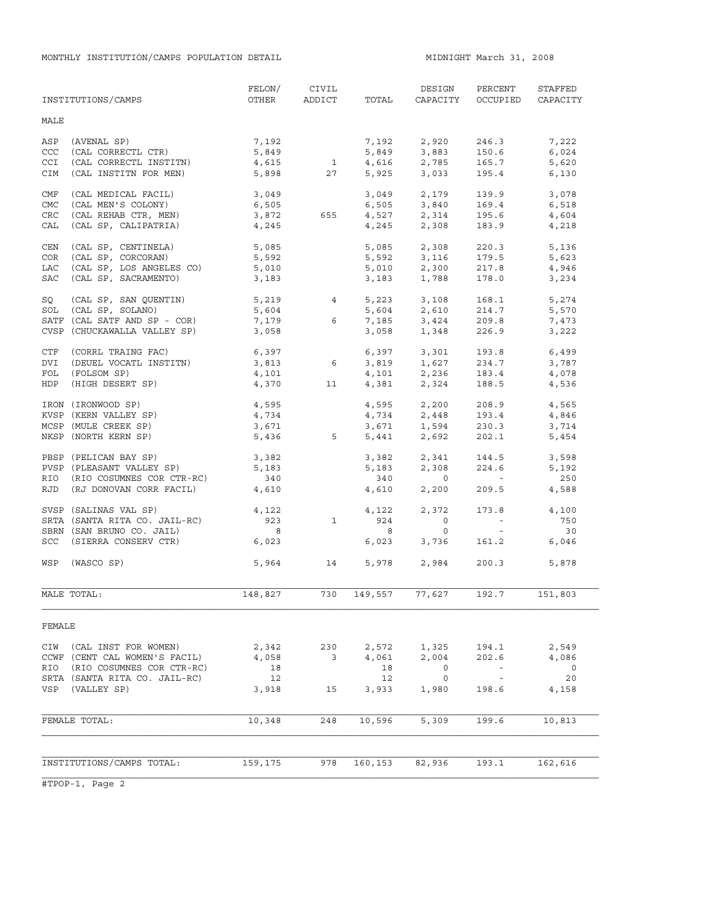MONTHLY INSTITUTION/CAMPS POPULATION DETAIL

MIDNIGHT March 31, 2008

| INSTITUTIONS/CAMPS | FELON/ OTHER | CIVIL ADDICT | TOTAL | DESIGN CAPACITY | PERCENT OCCUPIED | STAFFED CAPACITY |
|---|---|---|---|---|---|---|
| **MALE** | | | | | | |
| ASP (AVENAL SP) | 7,192 | | 7,192 | 2,920 | 246.3 | 7,222 |
| CCC (CAL CORRECTL CTR) | 5,849 | | 5,849 | 3,883 | 150.6 | 6,024 |
| CCI (CAL CORRECTL INSTITN) | 4,615 | 1 | 4,616 | 2,785 | 165.7 | 5,620 |
| CIM (CAL INSTITN FOR MEN) | 5,898 | 27 | 5,925 | 3,033 | 195.4 | 6,130 |
| CMF (CAL MEDICAL FACIL) | 3,049 | | 3,049 | 2,179 | 139.9 | 3,078 |
| CMC (CAL MEN'S COLONY) | 6,505 | | 6,505 | 3,840 | 169.4 | 6,518 |
| CRC (CAL REHAB CTR, MEN) | 3,872 | 655 | 4,527 | 2,314 | 195.6 | 4,604 |
| CAL (CAL SP, CALIPATRIA) | 4,245 | | 4,245 | 2,308 | 183.9 | 4,218 |
| CEN (CAL SP, CENTINELA) | 5,085 | | 5,085 | 2,308 | 220.3 | 5,136 |
| COR (CAL SP, CORCORAN) | 5,592 | | 5,592 | 3,116 | 179.5 | 5,623 |
| LAC (CAL SP, LOS ANGELES CO) | 5,010 | | 5,010 | 2,300 | 217.8 | 4,946 |
| SAC (CAL SP, SACRAMENTO) | 3,183 | | 3,183 | 1,788 | 178.0 | 3,234 |
| SQ (CAL SP, SAN QUENTIN) | 5,219 | 4 | 5,223 | 3,108 | 168.1 | 5,274 |
| SOL (CAL SP, SOLANO) | 5,604 | | 5,604 | 2,610 | 214.7 | 5,570 |
| SATF (CAL SATF AND SP - COR) | 7,179 | 6 | 7,185 | 3,424 | 209.8 | 7,473 |
| CVSP (CHUCKAWALLA VALLEY SP) | 3,058 | | 3,058 | 1,348 | 226.9 | 3,222 |
| CTF (CORRL TRAING FAC) | 6,397 | | 6,397 | 3,301 | 193.8 | 6,499 |
| DVI (DEUEL VOCATL INSTITN) | 3,813 | 6 | 3,819 | 1,627 | 234.7 | 3,787 |
| FOL (FOLSOM SP) | 4,101 | | 4,101 | 2,236 | 183.4 | 4,078 |
| HDP (HIGH DESERT SP) | 4,370 | 11 | 4,381 | 2,324 | 188.5 | 4,536 |
| IRON (IRONWOOD SP) | 4,595 | | 4,595 | 2,200 | 208.9 | 4,565 |
| KVSP (KERN VALLEY SP) | 4,734 | | 4,734 | 2,448 | 193.4 | 4,846 |
| MCSP (MULE CREEK SP) | 3,671 | | 3,671 | 1,594 | 230.3 | 3,714 |
| NKSP (NORTH KERN SP) | 5,436 | 5 | 5,441 | 2,692 | 202.1 | 5,454 |
| PBSP (PELICAN BAY SP) | 3,382 | | 3,382 | 2,341 | 144.5 | 3,598 |
| PVSP (PLEASANT VALLEY SP) | 5,183 | | 5,183 | 2,308 | 224.6 | 5,192 |
| RIO (RIO COSUMNES COR CTR-RC) | 340 | | 340 | 0 | - | 250 |
| RJD (RJ DONOVAN CORR FACIL) | 4,610 | | 4,610 | 2,200 | 209.5 | 4,588 |
| SVSP (SALINAS VAL SP) | 4,122 | | 4,122 | 2,372 | 173.8 | 4,100 |
| SRTA (SANTA RITA CO. JAIL-RC) | 923 | 1 | 924 | 0 | - | 750 |
| SBRN (SAN BRUNO CO. JAIL) | 8 | | 8 | 0 | - | 30 |
| SCC (SIERRA CONSERV CTR) | 6,023 | | 6,023 | 3,736 | 161.2 | 6,046 |
| WSP (WASCO SP) | 5,964 | 14 | 5,978 | 2,984 | 200.3 | 5,878 |
| MALE TOTAL: | 148,827 | 730 | 149,557 | 77,627 | 192.7 | 151,803 |
| **FEMALE** | | | | | | |
| CIW (CAL INST FOR WOMEN) | 2,342 | 230 | 2,572 | 1,325 | 194.1 | 2,549 |
| CCWF (CENT CAL WOMEN'S FACIL) | 4,058 | 3 | 4,061 | 2,004 | 202.6 | 4,086 |
| RIO (RIO COSUMNES COR CTR-RC) | 18 | | 18 | 0 | - | 0 |
| SRTA (SANTA RITA CO. JAIL-RC) | 12 | | 12 | 0 | - | 20 |
| VSP (VALLEY SP) | 3,918 | 15 | 3,933 | 1,980 | 198.6 | 4,158 |
| FEMALE TOTAL: | 10,348 | 248 | 10,596 | 5,309 | 199.6 | 10,813 |
| INSTITUTIONS/CAMPS TOTAL: | 159,175 | 978 | 160,153 | 82,936 | 193.1 | 162,616 |

#TPOP-1, Page 2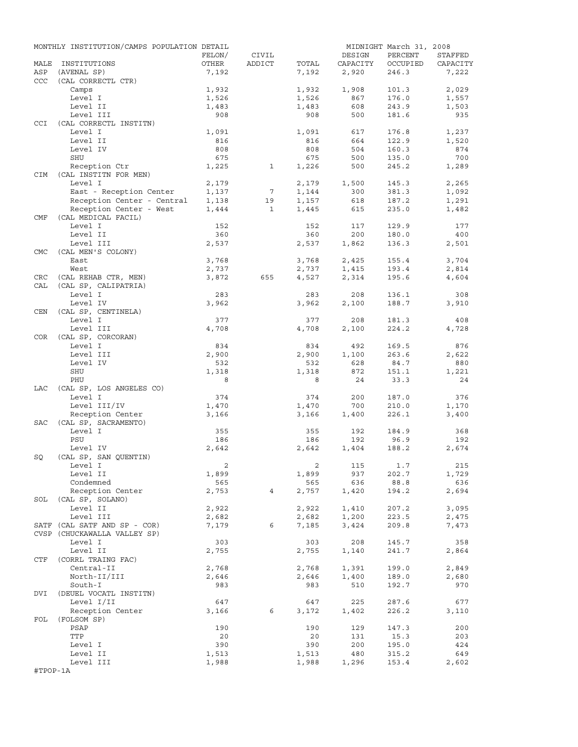MONTHLY INSTITUTION/CAMPS POPULATION DETAIL — MIDNIGHT March 31, 2008

| MALE | INSTITUTIONS | FELON/ OTHER | CIVIL ADDICT | TOTAL | DESIGN CAPACITY | PERCENT OCCUPIED | STAFFED CAPACITY |
|---|---|---|---|---|---|---|---|
| ASP | (AVENAL SP) | 7,192 | | 7,192 | 2,920 | 246.3 | 7,222 |
| CCC | (CAL CORRECTL CTR) | | | | | | |
| | Camps | 1,932 | | 1,932 | 1,908 | 101.3 | 2,029 |
| | Level I | 1,526 | | 1,526 | 867 | 176.0 | 1,557 |
| | Level II | 1,483 | | 1,483 | 608 | 243.9 | 1,503 |
| | Level III | 908 | | 908 | 500 | 181.6 | 935 |
| CCI | (CAL CORRECTL INSTITN) | | | | | | |
| | Level I | 1,091 | | 1,091 | 617 | 176.8 | 1,237 |
| | Level II | 816 | | 816 | 664 | 122.9 | 1,520 |
| | Level IV | 808 | | 808 | 504 | 160.3 | 874 |
| | SHU | 675 | | 675 | 500 | 135.0 | 700 |
| | Reception Ctr | 1,225 | 1 | 1,226 | 500 | 245.2 | 1,289 |
| CIM | (CAL INSTITN FOR MEN) | | | | | | |
| | Level I | 2,179 | | 2,179 | 1,500 | 145.3 | 2,265 |
| | East - Reception Center | 1,137 | 7 | 1,144 | 300 | 381.3 | 1,092 |
| | Reception Center - Central | 1,138 | 19 | 1,157 | 618 | 187.2 | 1,291 |
| | Reception Center - West | 1,444 | 1 | 1,445 | 615 | 235.0 | 1,482 |
| CMF | (CAL MEDICAL FACIL) | | | | | | |
| | Level I | 152 | | 152 | 117 | 129.9 | 177 |
| | Level II | 360 | | 360 | 200 | 180.0 | 400 |
| | Level III | 2,537 | | 2,537 | 1,862 | 136.3 | 2,501 |
| CMC | (CAL MEN'S COLONY) | | | | | | |
| | East | 3,768 | | 3,768 | 2,425 | 155.4 | 3,704 |
| | West | 2,737 | | 2,737 | 1,415 | 193.4 | 2,814 |
| CRC | (CAL REHAB CTR, MEN) | 3,872 | 655 | 4,527 | 2,314 | 195.6 | 4,604 |
| CAL | (CAL SP, CALIPATRIA) | | | | | | |
| | Level I | 283 | | 283 | 208 | 136.1 | 308 |
| | Level IV | 3,962 | | 3,962 | 2,100 | 188.7 | 3,910 |
| CEN | (CAL SP, CENTINELA) | | | | | | |
| | Level I | 377 | | 377 | 208 | 181.3 | 408 |
| | Level III | 4,708 | | 4,708 | 2,100 | 224.2 | 4,728 |
| COR | (CAL SP, CORCORAN) | | | | | | |
| | Level I | 834 | | 834 | 492 | 169.5 | 876 |
| | Level III | 2,900 | | 2,900 | 1,100 | 263.6 | 2,622 |
| | Level IV | 532 | | 532 | 628 | 84.7 | 880 |
| | SHU | 1,318 | | 1,318 | 872 | 151.1 | 1,221 |
| | PHU | 8 | | 8 | 24 | 33.3 | 24 |
| LAC | (CAL SP, LOS ANGELES CO) | | | | | | |
| | Level I | 374 | | 374 | 200 | 187.0 | 376 |
| | Level III/IV | 1,470 | | 1,470 | 700 | 210.0 | 1,170 |
| | Reception Center | 3,166 | | 3,166 | 1,400 | 226.1 | 3,400 |
| SAC | (CAL SP, SACRAMENTO) | | | | | | |
| | Level I | 355 | | 355 | 192 | 184.9 | 368 |
| | PSU | 186 | | 186 | 192 | 96.9 | 192 |
| | Level IV | 2,642 | | 2,642 | 1,404 | 188.2 | 2,674 |
| SQ | (CAL SP, SAN QUENTIN) | | | | | | |
| | Level I | 2 | | 2 | 115 | 1.7 | 215 |
| | Level II | 1,899 | | 1,899 | 937 | 202.7 | 1,729 |
| | Condemned | 565 | | 565 | 636 | 88.8 | 636 |
| | Reception Center | 2,753 | 4 | 2,757 | 1,420 | 194.2 | 2,694 |
| SOL | (CAL SP, SOLANO) | | | | | | |
| | Level II | 2,922 | | 2,922 | 1,410 | 207.2 | 3,095 |
| | Level III | 2,682 | | 2,682 | 1,200 | 223.5 | 2,475 |
| SATF | (CAL SATF AND SP - COR) | 7,179 | 6 | 7,185 | 3,424 | 209.8 | 7,473 |
| CVSP | (CHUCKAWALLA VALLEY SP) | | | | | | |
| | Level I | 303 | | 303 | 208 | 145.7 | 358 |
| | Level II | 2,755 | | 2,755 | 1,140 | 241.7 | 2,864 |
| CTF | (CORRL TRAING FAC) | | | | | | |
| | Central-II | 2,768 | | 2,768 | 1,391 | 199.0 | 2,849 |
| | North-II/III | 2,646 | | 2,646 | 1,400 | 189.0 | 2,680 |
| | South-I | 983 | | 983 | 510 | 192.7 | 970 |
| DVI | (DEUEL VOCATL INSTITN) | | | | | | |
| | Level I/II | 647 | | 647 | 225 | 287.6 | 677 |
| | Reception Center | 3,166 | 6 | 3,172 | 1,402 | 226.2 | 3,110 |
| FOL | (FOLSOM SP) | | | | | | |
| | PSAP | 190 | | 190 | 129 | 147.3 | 200 |
| | TTP | 20 | | 20 | 131 | 15.3 | 203 |
| | Level I | 390 | | 390 | 200 | 195.0 | 424 |
| | Level II | 1,513 | | 1,513 | 480 | 315.2 | 649 |
| | Level III | 1,988 | | 1,988 | 1,296 | 153.4 | 2,602 |

#TPOP-1A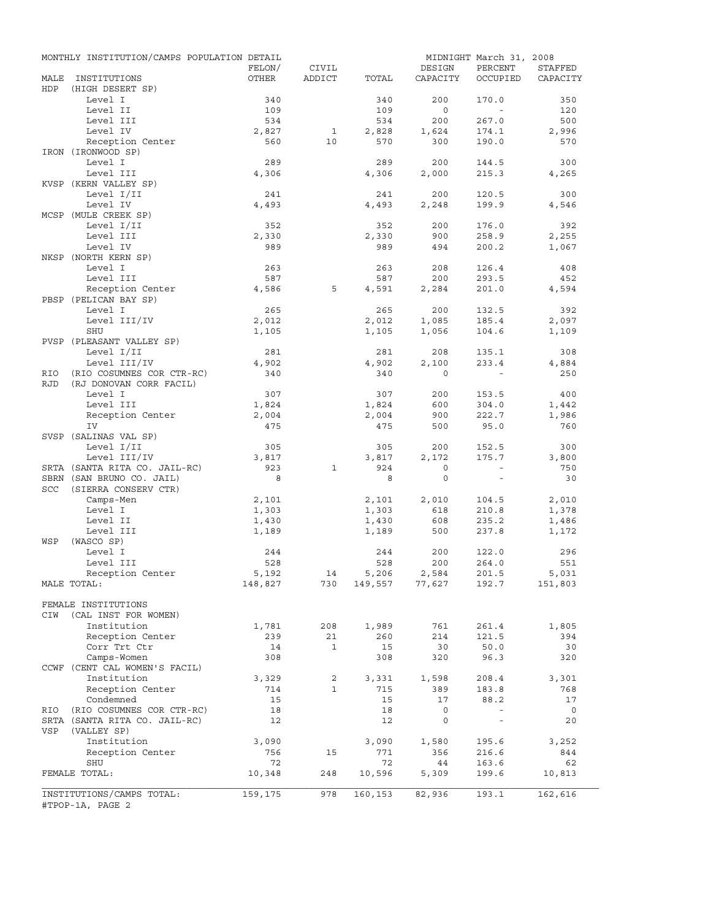MONTHLY INSTITUTION/CAMPS POPULATION DETAIL — MIDNIGHT March 31, 2008

| MALE INSTITUTIONS | FELON/ OTHER | CIVIL ADDICT | TOTAL | DESIGN CAPACITY | PERCENT OCCUPIED | STAFFED CAPACITY |
|---|---|---|---|---|---|---|
| HDP (HIGH DESERT SP) | | | | | | |
| Level I | 340 | | 340 | 200 | 170.0 | 350 |
| Level II | 109 | | 109 | 0 | - | 120 |
| Level III | 534 | | 534 | 200 | 267.0 | 500 |
| Level IV | 2,827 | 1 | 2,828 | 1,624 | 174.1 | 2,996 |
| Reception Center | 560 | 10 | 570 | 300 | 190.0 | 570 |
| IRON (IRONWOOD SP) | | | | | | |
| Level I | 289 | | 289 | 200 | 144.5 | 300 |
| Level III | 4,306 | | 4,306 | 2,000 | 215.3 | 4,265 |
| KVSP (KERN VALLEY SP) | | | | | | |
| Level I/II | 241 | | 241 | 200 | 120.5 | 300 |
| Level IV | 4,493 | | 4,493 | 2,248 | 199.9 | 4,546 |
| MCSP (MULE CREEK SP) | | | | | | |
| Level I/II | 352 | | 352 | 200 | 176.0 | 392 |
| Level III | 2,330 | | 2,330 | 900 | 258.9 | 2,255 |
| Level IV | 989 | | 989 | 494 | 200.2 | 1,067 |
| NKSP (NORTH KERN SP) | | | | | | |
| Level I | 263 | | 263 | 208 | 126.4 | 408 |
| Level III | 587 | | 587 | 200 | 293.5 | 452 |
| Reception Center | 4,586 | 5 | 4,591 | 2,284 | 201.0 | 4,594 |
| PBSP (PELICAN BAY SP) | | | | | | |
| Level I | 265 | | 265 | 200 | 132.5 | 392 |
| Level III/IV | 2,012 | | 2,012 | 1,085 | 185.4 | 2,097 |
| SHU | 1,105 | | 1,105 | 1,056 | 104.6 | 1,109 |
| PVSP (PLEASANT VALLEY SP) | | | | | | |
| Level I/II | 281 | | 281 | 208 | 135.1 | 308 |
| Level III/IV | 4,902 | | 4,902 | 2,100 | 233.4 | 4,884 |
| RIO (RIO COSUMNES COR CTR-RC) | 340 | | 340 | 0 | - | 250 |
| RJD (RJ DONOVAN CORR FACIL) | | | | | | |
| Level I | 307 | | 307 | 200 | 153.5 | 400 |
| Level III | 1,824 | | 1,824 | 600 | 304.0 | 1,442 |
| Reception Center | 2,004 | | 2,004 | 900 | 222.7 | 1,986 |
| IV | 475 | | 475 | 500 | 95.0 | 760 |
| SVSP (SALINAS VAL SP) | | | | | | |
| Level I/II | 305 | | 305 | 200 | 152.5 | 300 |
| Level III/IV | 3,817 | | 3,817 | 2,172 | 175.7 | 3,800 |
| SRTA (SANTA RITA CO. JAIL-RC) | 923 | 1 | 924 | 0 | - | 750 |
| SBRN (SAN BRUNO CO. JAIL) | 8 | | 8 | 0 | - | 30 |
| SCC (SIERRA CONSERV CTR) | | | | | | |
| Camps-Men | 2,101 | | 2,101 | 2,010 | 104.5 | 2,010 |
| Level I | 1,303 | | 1,303 | 618 | 210.8 | 1,378 |
| Level II | 1,430 | | 1,430 | 608 | 235.2 | 1,486 |
| Level III | 1,189 | | 1,189 | 500 | 237.8 | 1,172 |
| WSP (WASCO SP) | | | | | | |
| Level I | 244 | | 244 | 200 | 122.0 | 296 |
| Level III | 528 | | 528 | 200 | 264.0 | 551 |
| Reception Center | 5,192 | 14 | 5,206 | 2,584 | 201.5 | 5,031 |
| MALE TOTAL: | 148,827 | 730 | 149,557 | 77,627 | 192.7 | 151,803 |
| FEMALE INSTITUTIONS | | | | | | |
| CIW (CAL INST FOR WOMEN) | | | | | | |
| Institution | 1,781 | 208 | 1,989 | 761 | 261.4 | 1,805 |
| Reception Center | 239 | 21 | 260 | 214 | 121.5 | 394 |
| Corr Trt Ctr | 14 | 1 | 15 | 30 | 50.0 | 30 |
| Camps-Women | 308 | | 308 | 320 | 96.3 | 320 |
| CCWF (CENT CAL WOMEN'S FACIL) | | | | | | |
| Institution | 3,329 | 2 | 3,331 | 1,598 | 208.4 | 3,301 |
| Reception Center | 714 | 1 | 715 | 389 | 183.8 | 768 |
| Condemned | 15 | | 15 | 17 | 88.2 | 17 |
| RIO (RIO COSUMNES COR CTR-RC) | 18 | | 18 | 0 | - | 0 |
| SRTA (SANTA RITA CO. JAIL-RC) | 12 | | 12 | 0 | - | 20 |
| VSP (VALLEY SP) | | | | | | |
| Institution | 3,090 | | 3,090 | 1,580 | 195.6 | 3,252 |
| Reception Center | 756 | 15 | 771 | 356 | 216.6 | 844 |
| SHU | 72 | | 72 | 44 | 163.6 | 62 |
| FEMALE TOTAL: | 10,348 | 248 | 10,596 | 5,309 | 199.6 | 10,813 |
| INSTITUTIONS/CAMPS TOTAL: | 159,175 | 978 | 160,153 | 82,936 | 193.1 | 162,616 |

#TPOP-1A, PAGE 2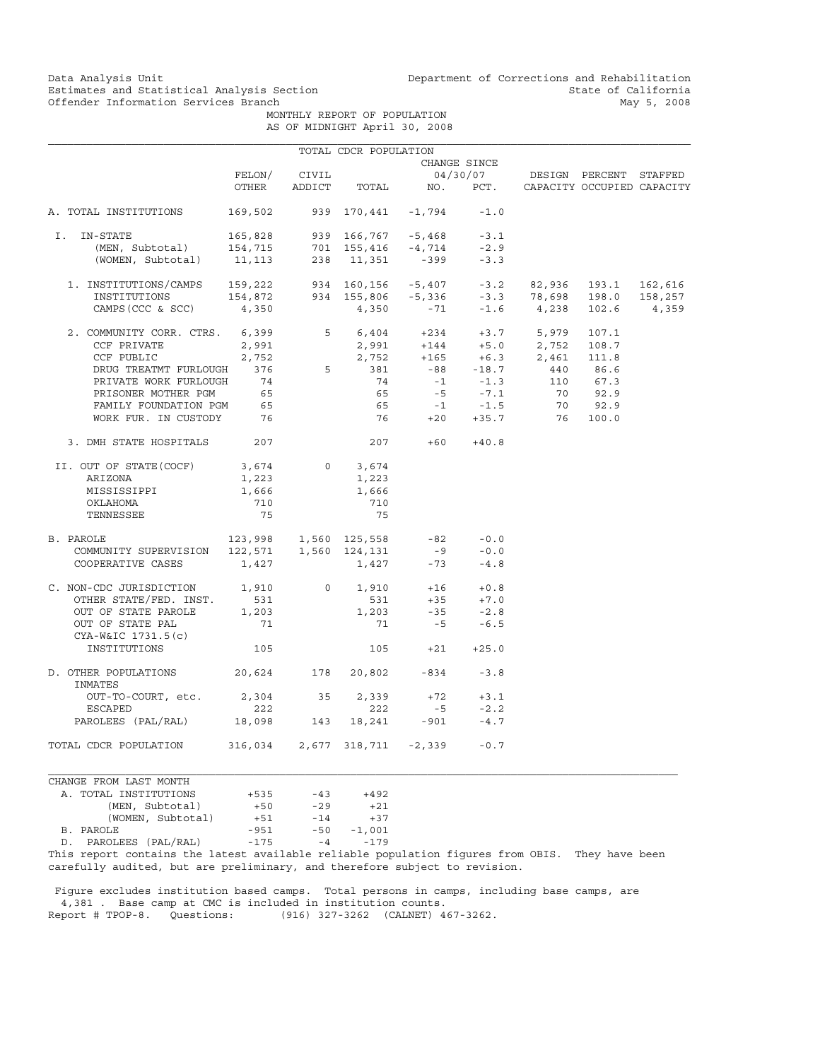Data Analysis Unit
Estimates and Statistical Analysis Section
Offender Information Services Branch

Department of Corrections and Rehabilitation
State of California
May 5, 2008

MONTHLY REPORT OF POPULATION
AS OF MIDNIGHT April 30, 2008

TOTAL CDCR POPULATION

| | FELON/ OTHER | CIVIL ADDICT | TOTAL | CHANGE SINCE 04/30/07 NO. | PCT. | DESIGN CAPACITY | PERCENT OCCUPIED | STAFFED CAPACITY |
|---|---|---|---|---|---|---|---|---|
| A. TOTAL INSTITUTIONS | 169,502 | 939 | 170,441 | -1,794 | -1.0 | | | |
| I. IN-STATE | 165,828 | 939 | 166,767 | -5,468 | -3.1 | | | |
| (MEN, Subtotal) | 154,715 | 701 | 155,416 | -4,714 | -2.9 | | | |
| (WOMEN, Subtotal) | 11,113 | 238 | 11,351 | -399 | -3.3 | | | |
| 1. INSTITUTIONS/CAMPS | 159,222 | 934 | 160,156 | -5,407 | -3.2 | 82,936 | 193.1 | 162,616 |
| INSTITUTIONS | 154,872 | 934 | 155,806 | -5,336 | -3.3 | 78,698 | 198.0 | 158,257 |
| CAMPS (CCC & SCC) | 4,350 | | 4,350 | -71 | -1.6 | 4,238 | 102.6 | 4,359 |
| 2. COMMUNITY CORR. CTRS. | 6,399 | 5 | 6,404 | +234 | +3.7 | 5,979 | 107.1 | |
| CCF PRIVATE | 2,991 | | 2,991 | +144 | +5.0 | 2,752 | 108.7 | |
| CCF PUBLIC | 2,752 | | 2,752 | +165 | +6.3 | 2,461 | 111.8 | |
| DRUG TREATMT FURLOUGH | 376 | 5 | 381 | -88 | -18.7 | 440 | 86.6 | |
| PRIVATE WORK FURLOUGH | 74 | | 74 | -1 | -1.3 | 110 | 67.3 | |
| PRISONER MOTHER PGM | 65 | | 65 | -5 | -7.1 | 70 | 92.9 | |
| FAMILY FOUNDATION PGM | 65 | | 65 | -1 | -1.5 | 70 | 92.9 | |
| WORK FUR. IN CUSTODY | 76 | | 76 | +20 | +35.7 | 76 | 100.0 | |
| 3. DMH STATE HOSPITALS | 207 | | 207 | +60 | +40.8 | | | |
| II. OUT OF STATE (COCF) | 3,674 | 0 | 3,674 | | | | | |
| ARIZONA | 1,223 | | 1,223 | | | | | |
| MISSISSIPPI | 1,666 | | 1,666 | | | | | |
| OKLAHOMA | 710 | | 710 | | | | | |
| TENNESSEE | 75 | | 75 | | | | | |
| B. PAROLE | 123,998 | 1,560 | 125,558 | -82 | -0.0 | | | |
| COMMUNITY SUPERVISION | 122,571 | 1,560 | 124,131 | -9 | -0.0 | | | |
| COOPERATIVE CASES | 1,427 | | 1,427 | -73 | -4.8 | | | |
| C. NON-CDC JURISDICTION | 1,910 | 0 | 1,910 | +16 | +0.8 | | | |
| OTHER STATE/FED. INST. | 531 | | 531 | +35 | +7.0 | | | |
| OUT OF STATE PAROLE | 1,203 | | 1,203 | -35 | -2.8 | | | |
| OUT OF STATE PAL | 71 | | 71 | -5 | -6.5 | | | |
| CYA-W&IC 1731.5(c) INSTITUTIONS | 105 | | 105 | +21 | +25.0 | | | |
| D. OTHER POPULATIONS | 20,624 | 178 | 20,802 | -834 | -3.8 | | | |
| INMATES OUT-TO-COURT, etc. | 2,304 | 35 | 2,339 | +72 | +3.1 | | | |
| ESCAPED | 222 | | 222 | -5 | -2.2 | | | |
| PAROLEES (PAL/RAL) | 18,098 | 143 | 18,241 | -901 | -4.7 | | | |
| TOTAL CDCR POPULATION | 316,034 | 2,677 | 318,711 | -2,339 | -0.7 | | | |

CHANGE FROM LAST MONTH

| | FELON/ OTHER | CIVIL ADDICT | TOTAL |
|---|---|---|---|
| A. TOTAL INSTITUTIONS | +535 | -43 | +492 |
| (MEN, Subtotal) | +50 | -29 | +21 |
| (WOMEN, Subtotal) | +51 | -14 | +37 |
| B. PAROLE | -951 | -50 | -1,001 |
| D. PAROLEES (PAL/RAL) | -175 | -4 | -179 |

This report contains the latest available reliable population figures from OBIS. They have been carefully audited, but are preliminary, and therefore subject to revision.

Figure excludes institution based camps. Total persons in camps, including base camps, are 4,381 . Base camp at CMC is included in institution counts.
Report # TPOP-8. Questions: (916) 327-3262 (CALNET) 467-3262.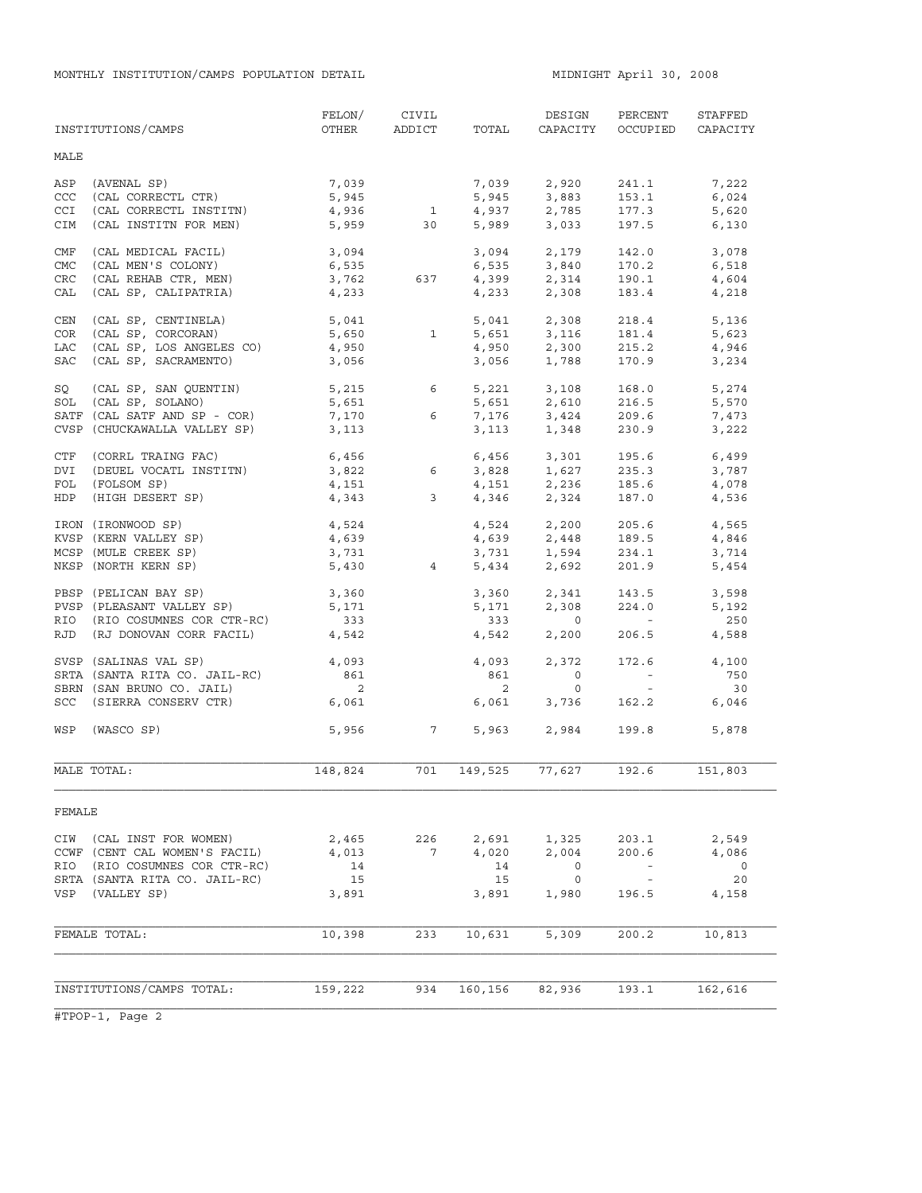MONTHLY INSTITUTION/CAMPS POPULATION DETAIL

MIDNIGHT April 30, 2008

| INSTITUTIONS/CAMPS | FELON/ OTHER | CIVIL ADDICT | TOTAL | DESIGN CAPACITY | PERCENT OCCUPIED | STAFFED CAPACITY |
|---|---|---|---|---|---|---|
| **MALE** | | | | | | |
| ASP (AVENAL SP) | 7,039 | | 7,039 | 2,920 | 241.1 | 7,222 |
| CCC (CAL CORRECTL CTR) | 5,945 | | 5,945 | 3,883 | 153.1 | 6,024 |
| CCI (CAL CORRECTL INSTITN) | 4,936 | 1 | 4,937 | 2,785 | 177.3 | 5,620 |
| CIM (CAL INSTITN FOR MEN) | 5,959 | 30 | 5,989 | 3,033 | 197.5 | 6,130 |
| CMF (CAL MEDICAL FACIL) | 3,094 | | 3,094 | 2,179 | 142.0 | 3,078 |
| CMC (CAL MEN'S COLONY) | 6,535 | | 6,535 | 3,840 | 170.2 | 6,518 |
| CRC (CAL REHAB CTR, MEN) | 3,762 | 637 | 4,399 | 2,314 | 190.1 | 4,604 |
| CAL (CAL SP, CALIPATRIA) | 4,233 | | 4,233 | 2,308 | 183.4 | 4,218 |
| CEN (CAL SP, CENTINELA) | 5,041 | | 5,041 | 2,308 | 218.4 | 5,136 |
| COR (CAL SP, CORCORAN) | 5,650 | 1 | 5,651 | 3,116 | 181.4 | 5,623 |
| LAC (CAL SP, LOS ANGELES CO) | 4,950 | | 4,950 | 2,300 | 215.2 | 4,946 |
| SAC (CAL SP, SACRAMENTO) | 3,056 | | 3,056 | 1,788 | 170.9 | 3,234 |
| SQ (CAL SP, SAN QUENTIN) | 5,215 | 6 | 5,221 | 3,108 | 168.0 | 5,274 |
| SOL (CAL SP, SOLANO) | 5,651 | | 5,651 | 2,610 | 216.5 | 5,570 |
| SATF (CAL SATF AND SP - COR) | 7,170 | 6 | 7,176 | 3,424 | 209.6 | 7,473 |
| CVSP (CHUCKAWALLA VALLEY SP) | 3,113 | | 3,113 | 1,348 | 230.9 | 3,222 |
| CTF (CORRL TRAING FAC) | 6,456 | | 6,456 | 3,301 | 195.6 | 6,499 |
| DVI (DEUEL VOCATL INSTITN) | 3,822 | 6 | 3,828 | 1,627 | 235.3 | 3,787 |
| FOL (FOLSOM SP) | 4,151 | | 4,151 | 2,236 | 185.6 | 4,078 |
| HDP (HIGH DESERT SP) | 4,343 | 3 | 4,346 | 2,324 | 187.0 | 4,536 |
| IRON (IRONWOOD SP) | 4,524 | | 4,524 | 2,200 | 205.6 | 4,565 |
| KVSP (KERN VALLEY SP) | 4,639 | | 4,639 | 2,448 | 189.5 | 4,846 |
| MCSP (MULE CREEK SP) | 3,731 | | 3,731 | 1,594 | 234.1 | 3,714 |
| NKSP (NORTH KERN SP) | 5,430 | 4 | 5,434 | 2,692 | 201.9 | 5,454 |
| PBSP (PELICAN BAY SP) | 3,360 | | 3,360 | 2,341 | 143.5 | 3,598 |
| PVSP (PLEASANT VALLEY SP) | 5,171 | | 5,171 | 2,308 | 224.0 | 5,192 |
| RIO (RIO COSUMNES COR CTR-RC) | 333 | | 333 | 0 | - | 250 |
| RJD (RJ DONOVAN CORR FACIL) | 4,542 | | 4,542 | 2,200 | 206.5 | 4,588 |
| SVSP (SALINAS VAL SP) | 4,093 | | 4,093 | 2,372 | 172.6 | 4,100 |
| SRTA (SANTA RITA CO. JAIL-RC) | 861 | | 861 | 0 | - | 750 |
| SBRN (SAN BRUNO CO. JAIL) | 2 | | 2 | 0 | - | 30 |
| SCC (SIERRA CONSERV CTR) | 6,061 | | 6,061 | 3,736 | 162.2 | 6,046 |
| WSP (WASCO SP) | 5,956 | 7 | 5,963 | 2,984 | 199.8 | 5,878 |
| MALE TOTAL: | 148,824 | 701 | 149,525 | 77,627 | 192.6 | 151,803 |
| **FEMALE** | | | | | | |
| CIW (CAL INST FOR WOMEN) | 2,465 | 226 | 2,691 | 1,325 | 203.1 | 2,549 |
| CCWF (CENT CAL WOMEN'S FACIL) | 4,013 | 7 | 4,020 | 2,004 | 200.6 | 4,086 |
| RIO (RIO COSUMNES COR CTR-RC) | 14 | | 14 | 0 | - | 0 |
| SRTA (SANTA RITA CO. JAIL-RC) | 15 | | 15 | 0 | - | 20 |
| VSP (VALLEY SP) | 3,891 | | 3,891 | 1,980 | 196.5 | 4,158 |
| FEMALE TOTAL: | 10,398 | 233 | 10,631 | 5,309 | 200.2 | 10,813 |
| INSTITUTIONS/CAMPS TOTAL: | 159,222 | 934 | 160,156 | 82,936 | 193.1 | 162,616 |

#TPOP-1, Page 2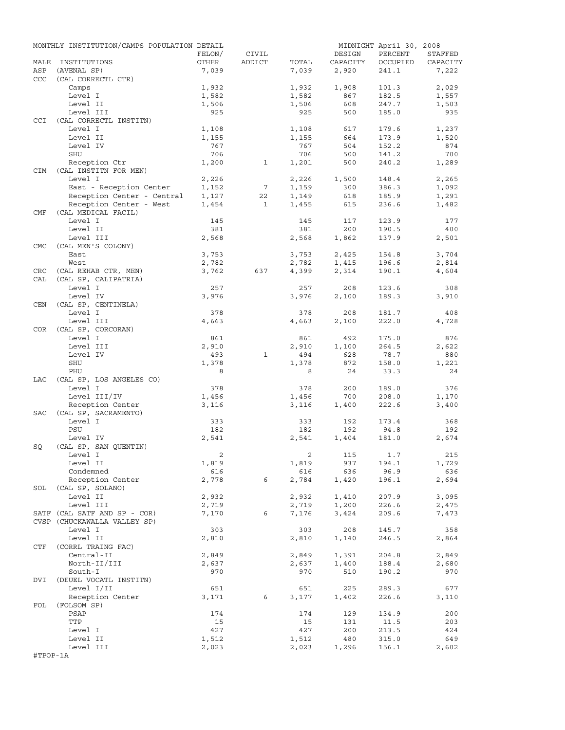MONTHLY INSTITUTION/CAMPS POPULATION DETAIL — MIDNIGHT April 30, 2008

| MALE | INSTITUTIONS | FELON/ OTHER | CIVIL ADDICT | TOTAL | DESIGN CAPACITY | PERCENT OCCUPIED | STAFFED CAPACITY |
|---|---|---|---|---|---|---|---|
| ASP | (AVENAL SP) | 7,039 | | 7,039 | 2,920 | 241.1 | 7,222 |
| CCC | (CAL CORRECTL CTR) | | | | | | |
| | Camps | 1,932 | | 1,932 | 1,908 | 101.3 | 2,029 |
| | Level I | 1,582 | | 1,582 | 867 | 182.5 | 1,557 |
| | Level II | 1,506 | | 1,506 | 608 | 247.7 | 1,503 |
| | Level III | 925 | | 925 | 500 | 185.0 | 935 |
| CCI | (CAL CORRECTL INSTITN) | | | | | | |
| | Level I | 1,108 | | 1,108 | 617 | 179.6 | 1,237 |
| | Level II | 1,155 | | 1,155 | 664 | 173.9 | 1,520 |
| | Level IV | 767 | | 767 | 504 | 152.2 | 874 |
| | SHU | 706 | | 706 | 500 | 141.2 | 700 |
| | Reception Ctr | 1,200 | 1 | 1,201 | 500 | 240.2 | 1,289 |
| CIM | (CAL INSTITN FOR MEN) | | | | | | |
| | Level I | 2,226 | | 2,226 | 1,500 | 148.4 | 2,265 |
| | East - Reception Center | 1,152 | 7 | 1,159 | 300 | 386.3 | 1,092 |
| | Reception Center - Central | 1,127 | 22 | 1,149 | 618 | 185.9 | 1,291 |
| | Reception Center - West | 1,454 | 1 | 1,455 | 615 | 236.6 | 1,482 |
| CMF | (CAL MEDICAL FACIL) | | | | | | |
| | Level I | 145 | | 145 | 117 | 123.9 | 177 |
| | Level II | 381 | | 381 | 200 | 190.5 | 400 |
| | Level III | 2,568 | | 2,568 | 1,862 | 137.9 | 2,501 |
| CMC | (CAL MEN'S COLONY) | | | | | | |
| | East | 3,753 | | 3,753 | 2,425 | 154.8 | 3,704 |
| | West | 2,782 | | 2,782 | 1,415 | 196.6 | 2,814 |
| CRC | (CAL REHAB CTR, MEN) | 3,762 | 637 | 4,399 | 2,314 | 190.1 | 4,604 |
| CAL | (CAL SP, CALIPATRIA) | | | | | | |
| | Level I | 257 | | 257 | 208 | 123.6 | 308 |
| | Level IV | 3,976 | | 3,976 | 2,100 | 189.3 | 3,910 |
| CEN | (CAL SP, CENTINELA) | | | | | | |
| | Level I | 378 | | 378 | 208 | 181.7 | 408 |
| | Level III | 4,663 | | 4,663 | 2,100 | 222.0 | 4,728 |
| COR | (CAL SP, CORCORAN) | | | | | | |
| | Level I | 861 | | 861 | 492 | 175.0 | 876 |
| | Level III | 2,910 | | 2,910 | 1,100 | 264.5 | 2,622 |
| | Level IV | 493 | 1 | 494 | 628 | 78.7 | 880 |
| | SHU | 1,378 | | 1,378 | 872 | 158.0 | 1,221 |
| | PHU | 8 | | 8 | 24 | 33.3 | 24 |
| LAC | (CAL SP, LOS ANGELES CO) | | | | | | |
| | Level I | 378 | | 378 | 200 | 189.0 | 376 |
| | Level III/IV | 1,456 | | 1,456 | 700 | 208.0 | 1,170 |
| | Reception Center | 3,116 | | 3,116 | 1,400 | 222.6 | 3,400 |
| SAC | (CAL SP, SACRAMENTO) | | | | | | |
| | Level I | 333 | | 333 | 192 | 173.4 | 368 |
| | PSU | 182 | | 182 | 192 | 94.8 | 192 |
| | Level IV | 2,541 | | 2,541 | 1,404 | 181.0 | 2,674 |
| SQ | (CAL SP, SAN QUENTIN) | | | | | | |
| | Level I | 2 | | 2 | 115 | 1.7 | 215 |
| | Level II | 1,819 | | 1,819 | 937 | 194.1 | 1,729 |
| | Condemned | 616 | | 616 | 636 | 96.9 | 636 |
| | Reception Center | 2,778 | 6 | 2,784 | 1,420 | 196.1 | 2,694 |
| SOL | (CAL SP, SOLANO) | | | | | | |
| | Level II | 2,932 | | 2,932 | 1,410 | 207.9 | 3,095 |
| | Level III | 2,719 | | 2,719 | 1,200 | 226.6 | 2,475 |
| SATF | (CAL SATF AND SP - COR) | 7,170 | 6 | 7,176 | 3,424 | 209.6 | 7,473 |
| CVSP | (CHUCKAWALLA VALLEY SP) | | | | | | |
| | Level I | 303 | | 303 | 208 | 145.7 | 358 |
| | Level II | 2,810 | | 2,810 | 1,140 | 246.5 | 2,864 |
| CTF | (CORRL TRAING FAC) | | | | | | |
| | Central-II | 2,849 | | 2,849 | 1,391 | 204.8 | 2,849 |
| | North-II/III | 2,637 | | 2,637 | 1,400 | 188.4 | 2,680 |
| | South-I | 970 | | 970 | 510 | 190.2 | 970 |
| DVI | (DEUEL VOCATL INSTITN) | | | | | | |
| | Level I/II | 651 | | 651 | 225 | 289.3 | 677 |
| | Reception Center | 3,171 | 6 | 3,177 | 1,402 | 226.6 | 3,110 |
| FOL | (FOLSOM SP) | | | | | | |
| | PSAP | 174 | | 174 | 129 | 134.9 | 200 |
| | TTP | 15 | | 15 | 131 | 11.5 | 203 |
| | Level I | 427 | | 427 | 200 | 213.5 | 424 |
| | Level II | 1,512 | | 1,512 | 480 | 315.0 | 649 |
| | Level III | 2,023 | | 2,023 | 1,296 | 156.1 | 2,602 |

#TPOP-1A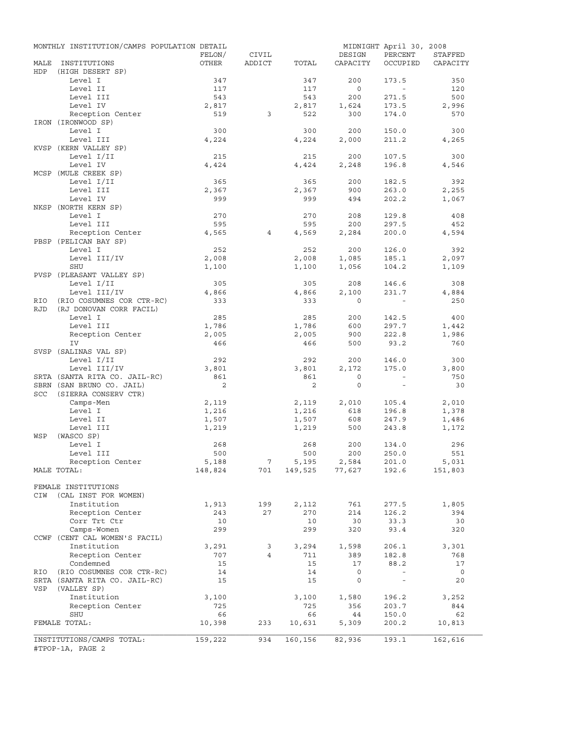MONTHLY INSTITUTION/CAMPS POPULATION DETAIL — MIDNIGHT April 30, 2008

| MALE INSTITUTIONS | FELON/ OTHER | CIVIL ADDICT | TOTAL | DESIGN CAPACITY | PERCENT OCCUPIED | STAFFED CAPACITY |
|---|---|---|---|---|---|---|
| HDP (HIGH DESERT SP) | | | | | | |
| Level I | 347 | | 347 | 200 | 173.5 | 350 |
| Level II | 117 | | 117 | 0 | - | 120 |
| Level III | 543 | | 543 | 200 | 271.5 | 500 |
| Level IV | 2,817 | | 2,817 | 1,624 | 173.5 | 2,996 |
| Reception Center | 519 | 3 | 522 | 300 | 174.0 | 570 |
| IRON (IRONWOOD SP) | | | | | | |
| Level I | 300 | | 300 | 200 | 150.0 | 300 |
| Level III | 4,224 | | 4,224 | 2,000 | 211.2 | 4,265 |
| KVSP (KERN VALLEY SP) | | | | | | |
| Level I/II | 215 | | 215 | 200 | 107.5 | 300 |
| Level IV | 4,424 | | 4,424 | 2,248 | 196.8 | 4,546 |
| MCSP (MULE CREEK SP) | | | | | | |
| Level I/II | 365 | | 365 | 200 | 182.5 | 392 |
| Level III | 2,367 | | 2,367 | 900 | 263.0 | 2,255 |
| Level IV | 999 | | 999 | 494 | 202.2 | 1,067 |
| NKSP (NORTH KERN SP) | | | | | | |
| Level I | 270 | | 270 | 208 | 129.8 | 408 |
| Level III | 595 | | 595 | 200 | 297.5 | 452 |
| Reception Center | 4,565 | 4 | 4,569 | 2,284 | 200.0 | 4,594 |
| PBSP (PELICAN BAY SP) | | | | | | |
| Level I | 252 | | 252 | 200 | 126.0 | 392 |
| Level III/IV | 2,008 | | 2,008 | 1,085 | 185.1 | 2,097 |
| SHU | 1,100 | | 1,100 | 1,056 | 104.2 | 1,109 |
| PVSP (PLEASANT VALLEY SP) | | | | | | |
| Level I/II | 305 | | 305 | 208 | 146.6 | 308 |
| Level III/IV | 4,866 | | 4,866 | 2,100 | 231.7 | 4,884 |
| RIO (RIO COSUMNES COR CTR-RC) | 333 | | 333 | 0 | - | 250 |
| RJD (RJ DONOVAN CORR FACIL) | | | | | | |
| Level I | 285 | | 285 | 200 | 142.5 | 400 |
| Level III | 1,786 | | 1,786 | 600 | 297.7 | 1,442 |
| Reception Center | 2,005 | | 2,005 | 900 | 222.8 | 1,986 |
| IV | 466 | | 466 | 500 | 93.2 | 760 |
| SVSP (SALINAS VAL SP) | | | | | | |
| Level I/II | 292 | | 292 | 200 | 146.0 | 300 |
| Level III/IV | 3,801 | | 3,801 | 2,172 | 175.0 | 3,800 |
| SRTA (SANTA RITA CO. JAIL-RC) | 861 | | 861 | 0 | - | 750 |
| SBRN (SAN BRUNO CO. JAIL) | 2 | | 2 | 0 | - | 30 |
| SCC (SIERRA CONSERV CTR) | | | | | | |
| Camps-Men | 2,119 | | 2,119 | 2,010 | 105.4 | 2,010 |
| Level I | 1,216 | | 1,216 | 618 | 196.8 | 1,378 |
| Level II | 1,507 | | 1,507 | 608 | 247.9 | 1,486 |
| Level III | 1,219 | | 1,219 | 500 | 243.8 | 1,172 |
| WSP (WASCO SP) | | | | | | |
| Level I | 268 | | 268 | 200 | 134.0 | 296 |
| Level III | 500 | | 500 | 200 | 250.0 | 551 |
| Reception Center | 5,188 | 7 | 5,195 | 2,584 | 201.0 | 5,031 |
| MALE TOTAL: | 148,824 | 701 | 149,525 | 77,627 | 192.6 | 151,803 |
| FEMALE INSTITUTIONS | | | | | | |
| CIW (CAL INST FOR WOMEN) | | | | | | |
| Institution | 1,913 | 199 | 2,112 | 761 | 277.5 | 1,805 |
| Reception Center | 243 | 27 | 270 | 214 | 126.2 | 394 |
| Corr Trt Ctr | 10 | | 10 | 30 | 33.3 | 30 |
| Camps-Women | 299 | | 299 | 320 | 93.4 | 320 |
| CCWF (CENT CAL WOMEN'S FACIL) | | | | | | |
| Institution | 3,291 | 3 | 3,294 | 1,598 | 206.1 | 3,301 |
| Reception Center | 707 | 4 | 711 | 389 | 182.8 | 768 |
| Condemned | 15 | | 15 | 17 | 88.2 | 17 |
| RIO (RIO COSUMNES COR CTR-RC) | 14 | | 14 | 0 | - | 0 |
| SRTA (SANTA RITA CO. JAIL-RC) | 15 | | 15 | 0 | - | 20 |
| VSP (VALLEY SP) | | | | | | |
| Institution | 3,100 | | 3,100 | 1,580 | 196.2 | 3,252 |
| Reception Center | 725 | | 725 | 356 | 203.7 | 844 |
| SHU | 66 | | 66 | 44 | 150.0 | 62 |
| FEMALE TOTAL: | 10,398 | 233 | 10,631 | 5,309 | 200.2 | 10,813 |
| INSTITUTIONS/CAMPS TOTAL: | 159,222 | 934 | 160,156 | 82,936 | 193.1 | 162,616 |

#TPOP-1A, PAGE 2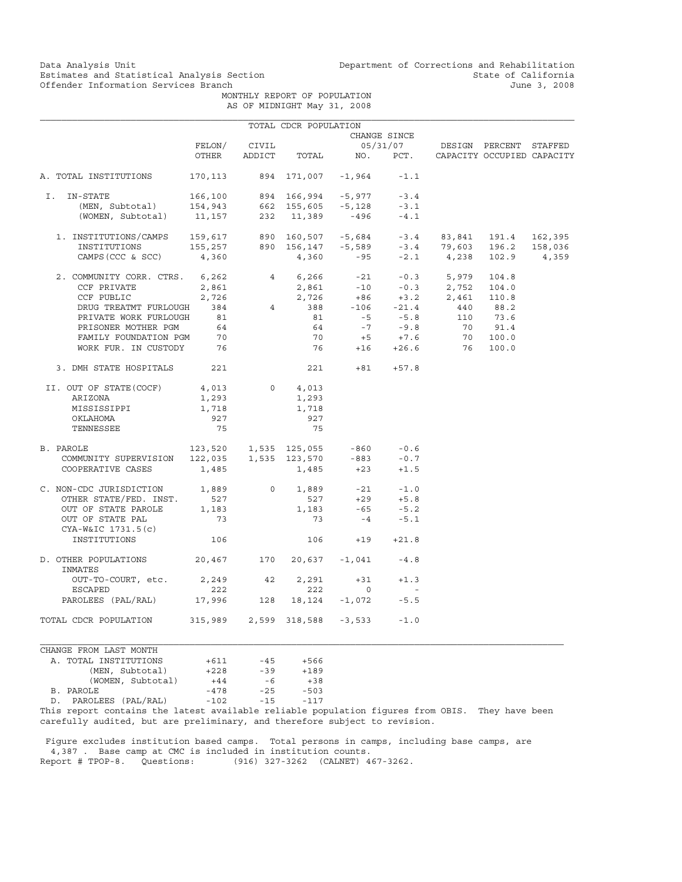Data Analysis Unit
Estimates and Statistical Analysis Section
Offender Information Services Branch

Department of Corrections and Rehabilitation
State of California
June 3, 2008

MONTHLY REPORT OF POPULATION
AS OF MIDNIGHT May 31, 2008

TOTAL CDCR POPULATION

| | FELON/ OTHER | CIVIL ADDICT | TOTAL | CHANGE SINCE 05/31/07 NO. | PCT. | DESIGN CAPACITY | PERCENT OCCUPIED | STAFFED CAPACITY |
|---|---|---|---|---|---|---|---|---|
| A. TOTAL INSTITUTIONS | 170,113 | 894 | 171,007 | -1,964 | -1.1 | | | |
| I. IN-STATE | 166,100 | 894 | 166,994 | -5,977 | -3.4 | | | |
| (MEN, Subtotal) | 154,943 | 662 | 155,605 | -5,128 | -3.1 | | | |
| (WOMEN, Subtotal) | 11,157 | 232 | 11,389 | -496 | -4.1 | | | |
| 1. INSTITUTIONS/CAMPS | 159,617 | 890 | 160,507 | -5,684 | -3.4 | 83,841 | 191.4 | 162,395 |
| INSTITUTIONS | 155,257 | 890 | 156,147 | -5,589 | -3.4 | 79,603 | 196.2 | 158,036 |
| CAMPS (CCC & SCC) | 4,360 | | 4,360 | -95 | -2.1 | 4,238 | 102.9 | 4,359 |
| 2. COMMUNITY CORR. CTRS. | 6,262 | 4 | 6,266 | -21 | -0.3 | 5,979 | 104.8 | |
| CCF PRIVATE | 2,861 | | 2,861 | -10 | -0.3 | 2,752 | 104.0 | |
| CCF PUBLIC | 2,726 | | 2,726 | +86 | +3.2 | 2,461 | 110.8 | |
| DRUG TREATMT FURLOUGH | 384 | 4 | 388 | -106 | -21.4 | 440 | 88.2 | |
| PRIVATE WORK FURLOUGH | 81 | | 81 | -5 | -5.8 | 110 | 73.6 | |
| PRISONER MOTHER PGM | 64 | | 64 | -7 | -9.8 | 70 | 91.4 | |
| FAMILY FOUNDATION PGM | 70 | | 70 | +5 | +7.6 | 70 | 100.0 | |
| WORK FUR. IN CUSTODY | 76 | | 76 | +16 | +26.6 | 76 | 100.0 | |
| 3. DMH STATE HOSPITALS | 221 | | 221 | +81 | +57.8 | | | |
| II. OUT OF STATE(COCF) | 4,013 | 0 | 4,013 | | | | | |
| ARIZONA | 1,293 | | 1,293 | | | | | |
| MISSISSIPPI | 1,718 | | 1,718 | | | | | |
| OKLAHOMA | 927 | | 927 | | | | | |
| TENNESSEE | 75 | | 75 | | | | | |
| B. PAROLE | 123,520 | 1,535 | 125,055 | -860 | -0.6 | | | |
| COMMUNITY SUPERVISION | 122,035 | 1,535 | 123,570 | -883 | -0.7 | | | |
| COOPERATIVE CASES | 1,485 | | 1,485 | +23 | +1.5 | | | |
| C. NON-CDC JURISDICTION | 1,889 | 0 | 1,889 | -21 | -1.0 | | | |
| OTHER STATE/FED. INST. | 527 | | 527 | +29 | +5.8 | | | |
| OUT OF STATE PAROLE | 1,183 | | 1,183 | -65 | -5.2 | | | |
| OUT OF STATE PAL | 73 | | 73 | -4 | -5.1 | | | |
| CYA-W&IC 1731.5(c) INSTITUTIONS | 106 | | 106 | +19 | +21.8 | | | |
| D. OTHER POPULATIONS | 20,467 | 170 | 20,637 | -1,041 | -4.8 | | | |
| INMATES OUT-TO-COURT, etc. | 2,249 | 42 | 2,291 | +31 | +1.3 | | | |
| ESCAPED | 222 | | 222 | 0 | - | | | |
| PAROLEES (PAL/RAL) | 17,996 | 128 | 18,124 | -1,072 | -5.5 | | | |
| TOTAL CDCR POPULATION | 315,989 | 2,599 | 318,588 | -3,533 | -1.0 | | | |

| CHANGE FROM LAST MONTH | | | |
|---|---|---|---|
| A. TOTAL INSTITUTIONS | +611 | -45 | +566 |
| (MEN, Subtotal) | +228 | -39 | +189 |
| (WOMEN, Subtotal) | +44 | -6 | +38 |
| B. PAROLE | -478 | -25 | -503 |
| D. PAROLEES (PAL/RAL) | -102 | -15 | -117 |

This report contains the latest available reliable population figures from OBIS. They have been carefully audited, but are preliminary, and therefore subject to revision.

Figure excludes institution based camps. Total persons in camps, including base camps, are 4,387 . Base camp at CMC is included in institution counts.
Report # TPOP-8. Questions: (916) 327-3262 (CALNET) 467-3262.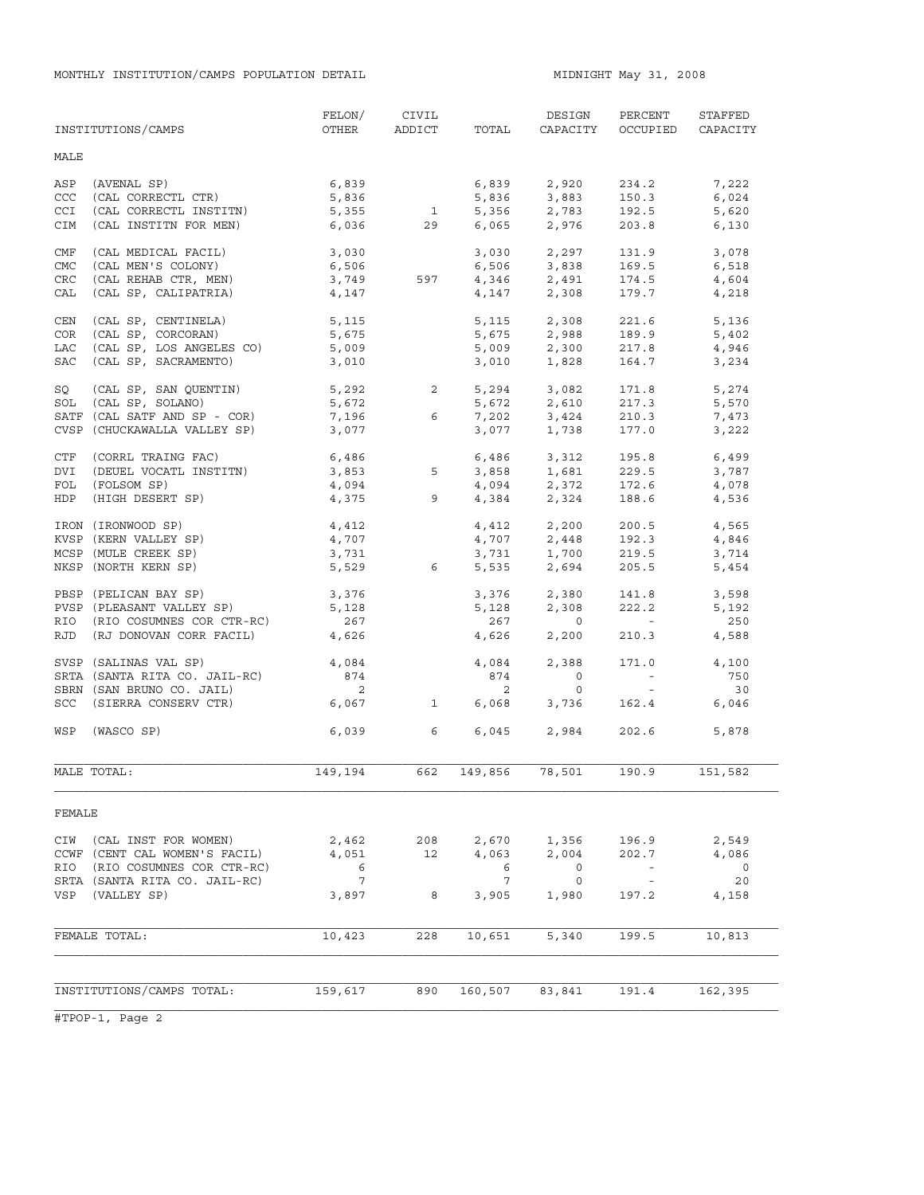MONTHLY INSTITUTION/CAMPS POPULATION DETAIL

MIDNIGHT May 31, 2008

| INSTITUTIONS/CAMPS | FELON/ OTHER | CIVIL ADDICT | TOTAL | DESIGN CAPACITY | PERCENT OCCUPIED | STAFFED CAPACITY |
|---|---|---|---|---|---|---|
| **MALE** | | | | | | |
| ASP (AVENAL SP) | 6,839 | | 6,839 | 2,920 | 234.2 | 7,222 |
| CCC (CAL CORRECTL CTR) | 5,836 | | 5,836 | 3,883 | 150.3 | 6,024 |
| CCI (CAL CORRECTL INSTITN) | 5,355 | 1 | 5,356 | 2,783 | 192.5 | 5,620 |
| CIM (CAL INSTITN FOR MEN) | 6,036 | 29 | 6,065 | 2,976 | 203.8 | 6,130 |
| CMF (CAL MEDICAL FACIL) | 3,030 | | 3,030 | 2,297 | 131.9 | 3,078 |
| CMC (CAL MEN'S COLONY) | 6,506 | | 6,506 | 3,838 | 169.5 | 6,518 |
| CRC (CAL REHAB CTR, MEN) | 3,749 | 597 | 4,346 | 2,491 | 174.5 | 4,604 |
| CAL (CAL SP, CALIPATRIA) | 4,147 | | 4,147 | 2,308 | 179.7 | 4,218 |
| CEN (CAL SP, CENTINELA) | 5,115 | | 5,115 | 2,308 | 221.6 | 5,136 |
| COR (CAL SP, CORCORAN) | 5,675 | | 5,675 | 2,988 | 189.9 | 5,402 |
| LAC (CAL SP, LOS ANGELES CO) | 5,009 | | 5,009 | 2,300 | 217.8 | 4,946 |
| SAC (CAL SP, SACRAMENTO) | 3,010 | | 3,010 | 1,828 | 164.7 | 3,234 |
| SQ (CAL SP, SAN QUENTIN) | 5,292 | 2 | 5,294 | 3,082 | 171.8 | 5,274 |
| SOL (CAL SP, SOLANO) | 5,672 | | 5,672 | 2,610 | 217.3 | 5,570 |
| SATF (CAL SATF AND SP - COR) | 7,196 | 6 | 7,202 | 3,424 | 210.3 | 7,473 |
| CVSP (CHUCKAWALLA VALLEY SP) | 3,077 | | 3,077 | 1,738 | 177.0 | 3,222 |
| CTF (CORRL TRAING FAC) | 6,486 | | 6,486 | 3,312 | 195.8 | 6,499 |
| DVI (DEUEL VOCATL INSTITN) | 3,853 | 5 | 3,858 | 1,681 | 229.5 | 3,787 |
| FOL (FOLSOM SP) | 4,094 | | 4,094 | 2,372 | 172.6 | 4,078 |
| HDP (HIGH DESERT SP) | 4,375 | 9 | 4,384 | 2,324 | 188.6 | 4,536 |
| IRON (IRONWOOD SP) | 4,412 | | 4,412 | 2,200 | 200.5 | 4,565 |
| KVSP (KERN VALLEY SP) | 4,707 | | 4,707 | 2,448 | 192.3 | 4,846 |
| MCSP (MULE CREEK SP) | 3,731 | | 3,731 | 1,700 | 219.5 | 3,714 |
| NKSP (NORTH KERN SP) | 5,529 | 6 | 5,535 | 2,694 | 205.5 | 5,454 |
| PBSP (PELICAN BAY SP) | 3,376 | | 3,376 | 2,380 | 141.8 | 3,598 |
| PVSP (PLEASANT VALLEY SP) | 5,128 | | 5,128 | 2,308 | 222.2 | 5,192 |
| RIO (RIO COSUMNES COR CTR-RC) | 267 | | 267 | 0 | - | 250 |
| RJD (RJ DONOVAN CORR FACIL) | 4,626 | | 4,626 | 2,200 | 210.3 | 4,588 |
| SVSP (SALINAS VAL SP) | 4,084 | | 4,084 | 2,388 | 171.0 | 4,100 |
| SRTA (SANTA RITA CO. JAIL-RC) | 874 | | 874 | 0 | - | 750 |
| SBRN (SAN BRUNO CO. JAIL) | 2 | | 2 | 0 | - | 30 |
| SCC (SIERRA CONSERV CTR) | 6,067 | 1 | 6,068 | 3,736 | 162.4 | 6,046 |
| WSP (WASCO SP) | 6,039 | 6 | 6,045 | 2,984 | 202.6 | 5,878 |
| MALE TOTAL: | 149,194 | 662 | 149,856 | 78,501 | 190.9 | 151,582 |
| **FEMALE** | | | | | | |
| CIW (CAL INST FOR WOMEN) | 2,462 | 208 | 2,670 | 1,356 | 196.9 | 2,549 |
| CCWF (CENT CAL WOMEN'S FACIL) | 4,051 | 12 | 4,063 | 2,004 | 202.7 | 4,086 |
| RIO (RIO COSUMNES COR CTR-RC) | 6 | | 6 | 0 | - | 0 |
| SRTA (SANTA RITA CO. JAIL-RC) | 7 | | 7 | 0 | - | 20 |
| VSP (VALLEY SP) | 3,897 | 8 | 3,905 | 1,980 | 197.2 | 4,158 |
| FEMALE TOTAL: | 10,423 | 228 | 10,651 | 5,340 | 199.5 | 10,813 |
| INSTITUTIONS/CAMPS TOTAL: | 159,617 | 890 | 160,507 | 83,841 | 191.4 | 162,395 |

#TPOP-1, Page 2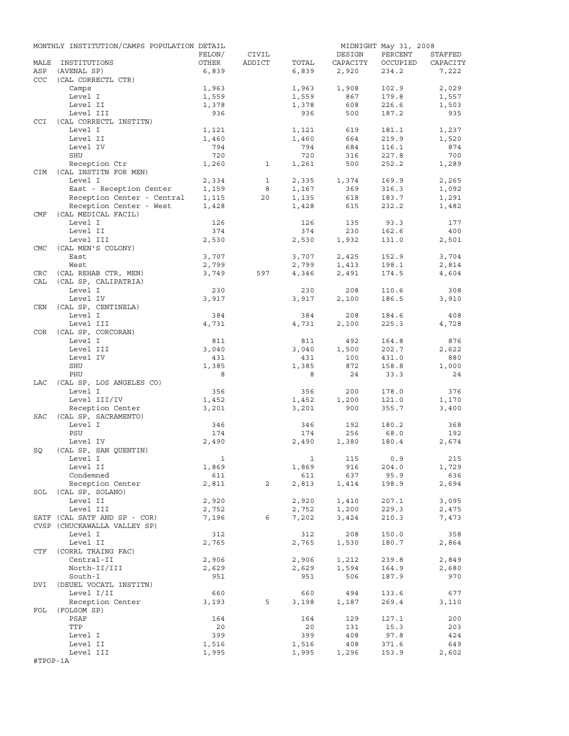MONTHLY INSTITUTION/CAMPS POPULATION DETAIL — MIDNIGHT May 31, 2008

| MALE | INSTITUTIONS | FELON/ OTHER | CIVIL ADDICT | TOTAL | DESIGN CAPACITY | PERCENT OCCUPIED | STAFFED CAPACITY |
|---|---|---|---|---|---|---|---|
| ASP | (AVENAL SP) | 6,839 | | 6,839 | 2,920 | 234.2 | 7,222 |
| CCC | (CAL CORRECTL CTR) | | | | | | |
| | Camps | 1,963 | | 1,963 | 1,908 | 102.9 | 2,029 |
| | Level I | 1,559 | | 1,559 | 867 | 179.8 | 1,557 |
| | Level II | 1,378 | | 1,378 | 608 | 226.6 | 1,503 |
| | Level III | 936 | | 936 | 500 | 187.2 | 935 |
| CCI | (CAL CORRECTL INSTITN) | | | | | | |
| | Level I | 1,121 | | 1,121 | 619 | 181.1 | 1,237 |
| | Level II | 1,460 | | 1,460 | 664 | 219.9 | 1,520 |
| | Level IV | 794 | | 794 | 684 | 116.1 | 874 |
| | SHU | 720 | | 720 | 316 | 227.8 | 700 |
| | Reception Ctr | 1,260 | 1 | 1,261 | 500 | 252.2 | 1,289 |
| CIM | (CAL INSTITN FOR MEN) | | | | | | |
| | Level I | 2,334 | 1 | 2,335 | 1,374 | 169.9 | 2,265 |
| | East - Reception Center | 1,159 | 8 | 1,167 | 369 | 316.3 | 1,092 |
| | Reception Center - Central | 1,115 | 20 | 1,135 | 618 | 183.7 | 1,291 |
| | Reception Center - West | 1,428 | | 1,428 | 615 | 232.2 | 1,482 |
| CMF | (CAL MEDICAL FACIL) | | | | | | |
| | Level I | 126 | | 126 | 135 | 93.3 | 177 |
| | Level II | 374 | | 374 | 230 | 162.6 | 400 |
| | Level III | 2,530 | | 2,530 | 1,932 | 131.0 | 2,501 |
| CMC | (CAL MEN'S COLONY) | | | | | | |
| | East | 3,707 | | 3,707 | 2,425 | 152.9 | 3,704 |
| | West | 2,799 | | 2,799 | 1,413 | 198.1 | 2,814 |
| CRC | (CAL REHAB CTR, MEN) | 3,749 | 597 | 4,346 | 2,491 | 174.5 | 4,604 |
| CAL | (CAL SP, CALIPATRIA) | | | | | | |
| | Level I | 230 | | 230 | 208 | 110.6 | 308 |
| | Level IV | 3,917 | | 3,917 | 2,100 | 186.5 | 3,910 |
| CEN | (CAL SP, CENTINELA) | | | | | | |
| | Level I | 384 | | 384 | 208 | 184.6 | 408 |
| | Level III | 4,731 | | 4,731 | 2,100 | 225.3 | 4,728 |
| COR | (CAL SP, CORCORAN) | | | | | | |
| | Level I | 811 | | 811 | 492 | 164.8 | 876 |
| | Level III | 3,040 | | 3,040 | 1,500 | 202.7 | 2,622 |
| | Level IV | 431 | | 431 | 100 | 431.0 | 880 |
| | SHU | 1,385 | | 1,385 | 872 | 158.8 | 1,000 |
| | PHU | 8 | | 8 | 24 | 33.3 | 24 |
| LAC | (CAL SP, LOS ANGELES CO) | | | | | | |
| | Level I | 356 | | 356 | 200 | 178.0 | 376 |
| | Level III/IV | 1,452 | | 1,452 | 1,200 | 121.0 | 1,170 |
| | Reception Center | 3,201 | | 3,201 | 900 | 355.7 | 3,400 |
| SAC | (CAL SP, SACRAMENTO) | | | | | | |
| | Level I | 346 | | 346 | 192 | 180.2 | 368 |
| | PSU | 174 | | 174 | 256 | 68.0 | 192 |
| | Level IV | 2,490 | | 2,490 | 1,380 | 180.4 | 2,674 |
| SQ | (CAL SP, SAN QUENTIN) | | | | | | |
| | Level I | 1 | | 1 | 115 | 0.9 | 215 |
| | Level II | 1,869 | | 1,869 | 916 | 204.0 | 1,729 |
| | Condemned | 611 | | 611 | 637 | 95.9 | 636 |
| | Reception Center | 2,811 | 2 | 2,813 | 1,414 | 198.9 | 2,694 |
| SOL | (CAL SP, SOLANO) | | | | | | |
| | Level II | 2,920 | | 2,920 | 1,410 | 207.1 | 3,095 |
| | Level III | 2,752 | | 2,752 | 1,200 | 229.3 | 2,475 |
| SATF | (CAL SATF AND SP - COR) | 7,196 | 6 | 7,202 | 3,424 | 210.3 | 7,473 |
| CVSP | (CHUCKAWALLA VALLEY SP) | | | | | | |
| | Level I | 312 | | 312 | 208 | 150.0 | 358 |
| | Level II | 2,765 | | 2,765 | 1,530 | 180.7 | 2,864 |
| CTF | (CORRL TRAING FAC) | | | | | | |
| | Central-II | 2,906 | | 2,906 | 1,212 | 239.8 | 2,849 |
| | North-II/III | 2,629 | | 2,629 | 1,594 | 164.9 | 2,680 |
| | South-I | 951 | | 951 | 506 | 187.9 | 970 |
| DVI | (DEUEL VOCATL INSTITN) | | | | | | |
| | Level I/II | 660 | | 660 | 494 | 133.6 | 677 |
| | Reception Center | 3,193 | 5 | 3,198 | 1,187 | 269.4 | 3,110 |
| FOL | (FOLSOM SP) | | | | | | |
| | PSAP | 164 | | 164 | 129 | 127.1 | 200 |
| | TTP | 20 | | 20 | 131 | 15.3 | 203 |
| | Level I | 399 | | 399 | 408 | 97.8 | 424 |
| | Level II | 1,516 | | 1,516 | 408 | 371.6 | 649 |
| | Level III | 1,995 | | 1,995 | 1,296 | 153.9 | 2,602 |

#TPOP-1A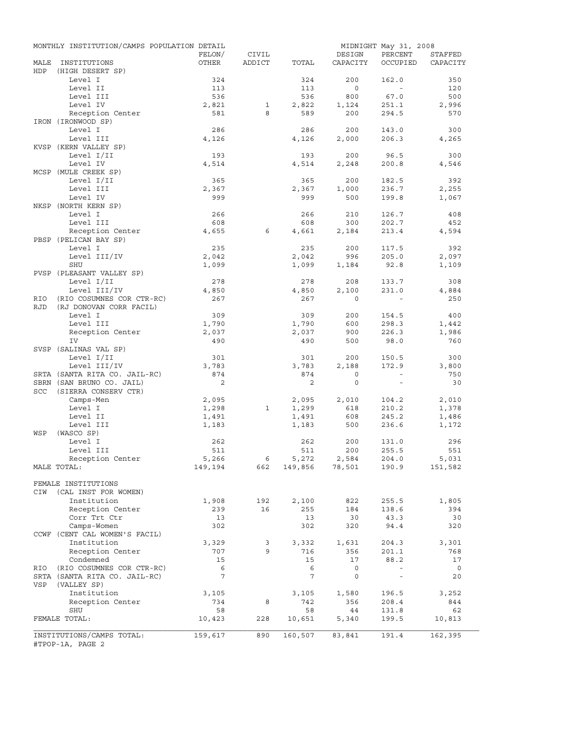MONTHLY INSTITUTION/CAMPS POPULATION DETAIL — MIDNIGHT May 31, 2008

| MALE INSTITUTIONS | FELON/ OTHER | CIVIL ADDICT | TOTAL | DESIGN CAPACITY | PERCENT OCCUPIED | STAFFED CAPACITY |
|---|---|---|---|---|---|---|
| HDP (HIGH DESERT SP) | | | | | | |
| Level I | 324 | | 324 | 200 | 162.0 | 350 |
| Level II | 113 | | 113 | 0 | - | 120 |
| Level III | 536 | | 536 | 800 | 67.0 | 500 |
| Level IV | 2,821 | 1 | 2,822 | 1,124 | 251.1 | 2,996 |
| Reception Center | 581 | 8 | 589 | 200 | 294.5 | 570 |
| IRON (IRONWOOD SP) | | | | | | |
| Level I | 286 | | 286 | 200 | 143.0 | 300 |
| Level III | 4,126 | | 4,126 | 2,000 | 206.3 | 4,265 |
| KVSP (KERN VALLEY SP) | | | | | | |
| Level I/II | 193 | | 193 | 200 | 96.5 | 300 |
| Level IV | 4,514 | | 4,514 | 2,248 | 200.8 | 4,546 |
| MCSP (MULE CREEK SP) | | | | | | |
| Level I/II | 365 | | 365 | 200 | 182.5 | 392 |
| Level III | 2,367 | | 2,367 | 1,000 | 236.7 | 2,255 |
| Level IV | 999 | | 999 | 500 | 199.8 | 1,067 |
| NKSP (NORTH KERN SP) | | | | | | |
| Level I | 266 | | 266 | 210 | 126.7 | 408 |
| Level III | 608 | | 608 | 300 | 202.7 | 452 |
| Reception Center | 4,655 | 6 | 4,661 | 2,184 | 213.4 | 4,594 |
| PBSP (PELICAN BAY SP) | | | | | | |
| Level I | 235 | | 235 | 200 | 117.5 | 392 |
| Level III/IV | 2,042 | | 2,042 | 996 | 205.0 | 2,097 |
| SHU | 1,099 | | 1,099 | 1,184 | 92.8 | 1,109 |
| PVSP (PLEASANT VALLEY SP) | | | | | | |
| Level I/II | 278 | | 278 | 208 | 133.7 | 308 |
| Level III/IV | 4,850 | | 4,850 | 2,100 | 231.0 | 4,884 |
| RIO (RIO COSUMNES COR CTR-RC) | 267 | | 267 | 0 | - | 250 |
| RJD (RJ DONOVAN CORR FACIL) | | | | | | |
| Level I | 309 | | 309 | 200 | 154.5 | 400 |
| Level III | 1,790 | | 1,790 | 600 | 298.3 | 1,442 |
| Reception Center | 2,037 | | 2,037 | 900 | 226.3 | 1,986 |
| IV | 490 | | 490 | 500 | 98.0 | 760 |
| SVSP (SALINAS VAL SP) | | | | | | |
| Level I/II | 301 | | 301 | 200 | 150.5 | 300 |
| Level III/IV | 3,783 | | 3,783 | 2,188 | 172.9 | 3,800 |
| SRTA (SANTA RITA CO. JAIL-RC) | 874 | | 874 | 0 | - | 750 |
| SBRN (SAN BRUNO CO. JAIL) | 2 | | 2 | 0 | - | 30 |
| SCC (SIERRA CONSERV CTR) | | | | | | |
| Camps-Men | 2,095 | | 2,095 | 2,010 | 104.2 | 2,010 |
| Level I | 1,298 | 1 | 1,299 | 618 | 210.2 | 1,378 |
| Level II | 1,491 | | 1,491 | 608 | 245.2 | 1,486 |
| Level III | 1,183 | | 1,183 | 500 | 236.6 | 1,172 |
| WSP (WASCO SP) | | | | | | |
| Level I | 262 | | 262 | 200 | 131.0 | 296 |
| Level III | 511 | | 511 | 200 | 255.5 | 551 |
| Reception Center | 5,266 | 6 | 5,272 | 2,584 | 204.0 | 5,031 |
| MALE TOTAL: | 149,194 | 662 | 149,856 | 78,501 | 190.9 | 151,582 |
| FEMALE INSTITUTIONS | | | | | | |
| CIW (CAL INST FOR WOMEN) | | | | | | |
| Institution | 1,908 | 192 | 2,100 | 822 | 255.5 | 1,805 |
| Reception Center | 239 | 16 | 255 | 184 | 138.6 | 394 |
| Corr Trt Ctr | 13 | | 13 | 30 | 43.3 | 30 |
| Camps-Women | 302 | | 302 | 320 | 94.4 | 320 |
| CCWF (CENT CAL WOMEN'S FACIL) | | | | | | |
| Institution | 3,329 | 3 | 3,332 | 1,631 | 204.3 | 3,301 |
| Reception Center | 707 | 9 | 716 | 356 | 201.1 | 768 |
| Condemned | 15 | | 15 | 17 | 88.2 | 17 |
| RIO (RIO COSUMNES COR CTR-RC) | 6 | | 6 | 0 | - | 0 |
| SRTA (SANTA RITA CO. JAIL-RC) | 7 | | 7 | 0 | - | 20 |
| VSP (VALLEY SP) | | | | | | |
| Institution | 3,105 | | 3,105 | 1,580 | 196.5 | 3,252 |
| Reception Center | 734 | 8 | 742 | 356 | 208.4 | 844 |
| SHU | 58 | | 58 | 44 | 131.8 | 62 |
| FEMALE TOTAL: | 10,423 | 228 | 10,651 | 5,340 | 199.5 | 10,813 |
| INSTITUTIONS/CAMPS TOTAL: | 159,617 | 890 | 160,507 | 83,841 | 191.4 | 162,395 |

#TPOP-1A, PAGE 2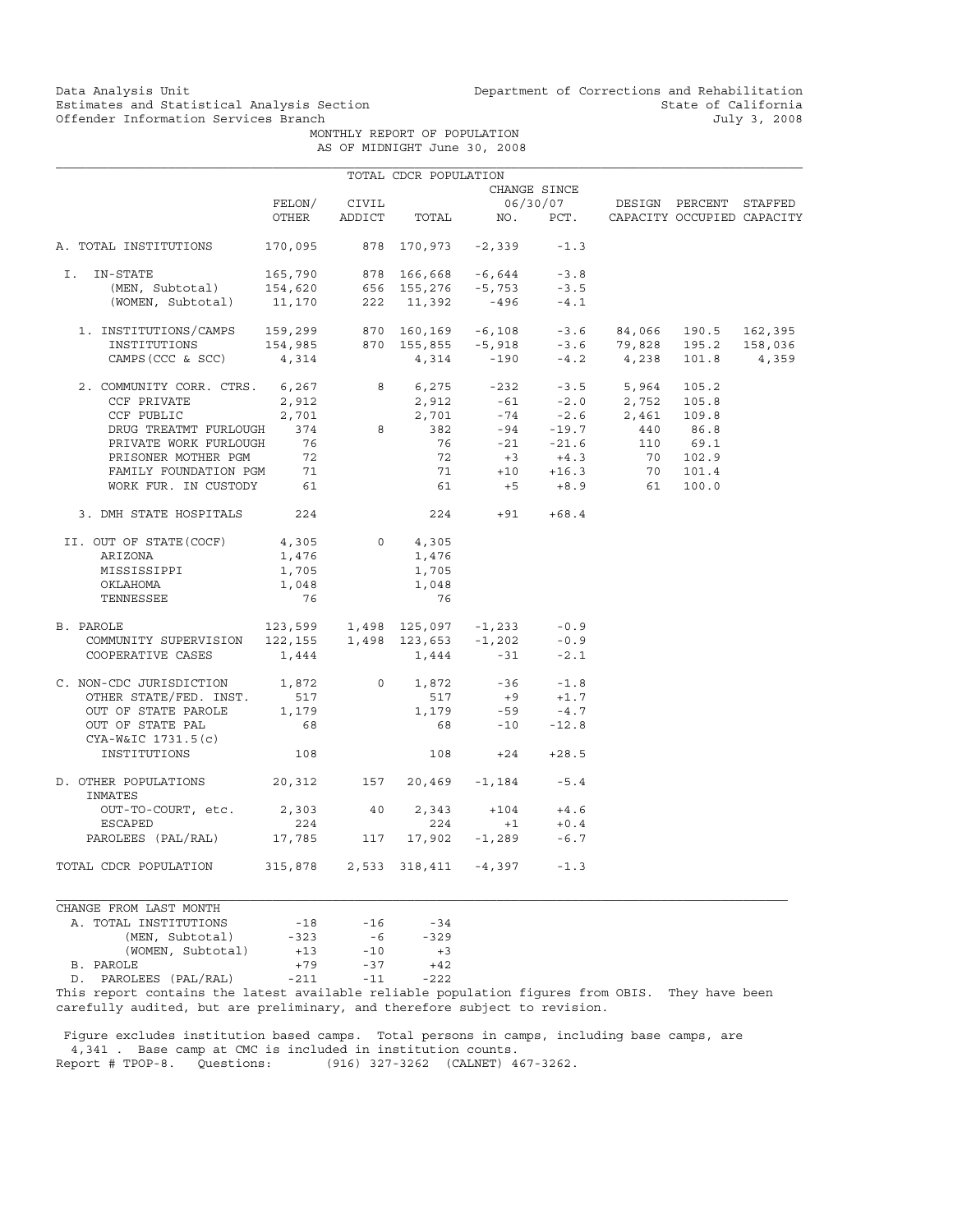Data Analysis Unit
Estimates and Statistical Analysis Section
Offender Information Services Branch

Department of Corrections and Rehabilitation
State of California
July 3, 2008

# MONTHLY REPORT OF POPULATION
## AS OF MIDNIGHT June 30, 2008

TOTAL CDCR POPULATION

| | FELON/ OTHER | CIVIL ADDICT | TOTAL | CHANGE SINCE 06/30/07 NO. | PCT. | DESIGN CAPACITY | PERCENT OCCUPIED | STAFFED CAPACITY |
|---|---|---|---|---|---|---|---|---|
| A. TOTAL INSTITUTIONS | 170,095 | 878 | 170,973 | -2,339 | -1.3 | | | |
| I. IN-STATE | 165,790 | 878 | 166,668 | -6,644 | -3.8 | | | |
| (MEN, Subtotal) | 154,620 | 656 | 155,276 | -5,753 | -3.5 | | | |
| (WOMEN, Subtotal) | 11,170 | 222 | 11,392 | -496 | -4.1 | | | |
| 1. INSTITUTIONS/CAMPS | 159,299 | 870 | 160,169 | -6,108 | -3.6 | 84,066 | 190.5 | 162,395 |
| INSTITUTIONS | 154,985 | 870 | 155,855 | -5,918 | -3.6 | 79,828 | 195.2 | 158,036 |
| CAMPS (CCC & SCC) | 4,314 | | 4,314 | -190 | -4.2 | 4,238 | 101.8 | 4,359 |
| 2. COMMUNITY CORR. CTRS. | 6,267 | 8 | 6,275 | -232 | -3.5 | 5,964 | 105.2 | |
| CCF PRIVATE | 2,912 | | 2,912 | -61 | -2.0 | 2,752 | 105.8 | |
| CCF PUBLIC | 2,701 | | 2,701 | -74 | -2.6 | 2,461 | 109.8 | |
| DRUG TREATMT FURLOUGH | 374 | 8 | 382 | -94 | -19.7 | 440 | 86.8 | |
| PRIVATE WORK FURLOUGH | 76 | | 76 | -21 | -21.6 | 110 | 69.1 | |
| PRISONER MOTHER PGM | 72 | | 72 | +3 | +4.3 | 70 | 102.9 | |
| FAMILY FOUNDATION PGM | 71 | | 71 | +10 | +16.3 | 70 | 101.4 | |
| WORK FUR. IN CUSTODY | 61 | | 61 | +5 | +8.9 | 61 | 100.0 | |
| 3. DMH STATE HOSPITALS | 224 | | 224 | +91 | +68.4 | | | |
| II. OUT OF STATE(COCF) | 4,305 | 0 | 4,305 | | | | | |
| ARIZONA | 1,476 | | 1,476 | | | | | |
| MISSISSIPPI | 1,705 | | 1,705 | | | | | |
| OKLAHOMA | 1,048 | | 1,048 | | | | | |
| TENNESSEE | 76 | | 76 | | | | | |
| B. PAROLE | 123,599 | 1,498 | 125,097 | -1,233 | -0.9 | | | |
| COMMUNITY SUPERVISION | 122,155 | 1,498 | 123,653 | -1,202 | -0.9 | | | |
| COOPERATIVE CASES | 1,444 | | 1,444 | -31 | -2.1 | | | |
| C. NON-CDC JURISDICTION | 1,872 | 0 | 1,872 | -36 | -1.8 | | | |
| OTHER STATE/FED. INST. | 517 | | 517 | +9 | +1.7 | | | |
| OUT OF STATE PAROLE | 1,179 | | 1,179 | -59 | -4.7 | | | |
| OUT OF STATE PAL | 68 | | 68 | -10 | -12.8 | | | |
| CYA-W&IC 1731.5(c) INSTITUTIONS | 108 | | 108 | +24 | +28.5 | | | |
| D. OTHER POPULATIONS | 20,312 | 157 | 20,469 | -1,184 | -5.4 | | | |
| INMATES OUT-TO-COURT, etc. | 2,303 | 40 | 2,343 | +104 | +4.6 | | | |
| ESCAPED | 224 | | 224 | +1 | +0.4 | | | |
| PAROLEES (PAL/RAL) | 17,785 | 117 | 17,902 | -1,289 | -6.7 | | | |
| TOTAL CDCR POPULATION | 315,878 | 2,533 | 318,411 | -4,397 | -1.3 | | | |

| CHANGE FROM LAST MONTH | | | |
|---|---|---|---|
| A. TOTAL INSTITUTIONS | -18 | -16 | -34 |
| (MEN, Subtotal) | -323 | -6 | -329 |
| (WOMEN, Subtotal) | +13 | -10 | +3 |
| B. PAROLE | +79 | -37 | +42 |
| D. PAROLEES (PAL/RAL) | -211 | -11 | -222 |

This report contains the latest available reliable population figures from OBIS. They have been carefully audited, but are preliminary, and therefore subject to revision.

Figure excludes institution based camps. Total persons in camps, including base camps, are 4,341 . Base camp at CMC is included in institution counts.
Report # TPOP-8. Questions: (916) 327-3262 (CALNET) 467-3262.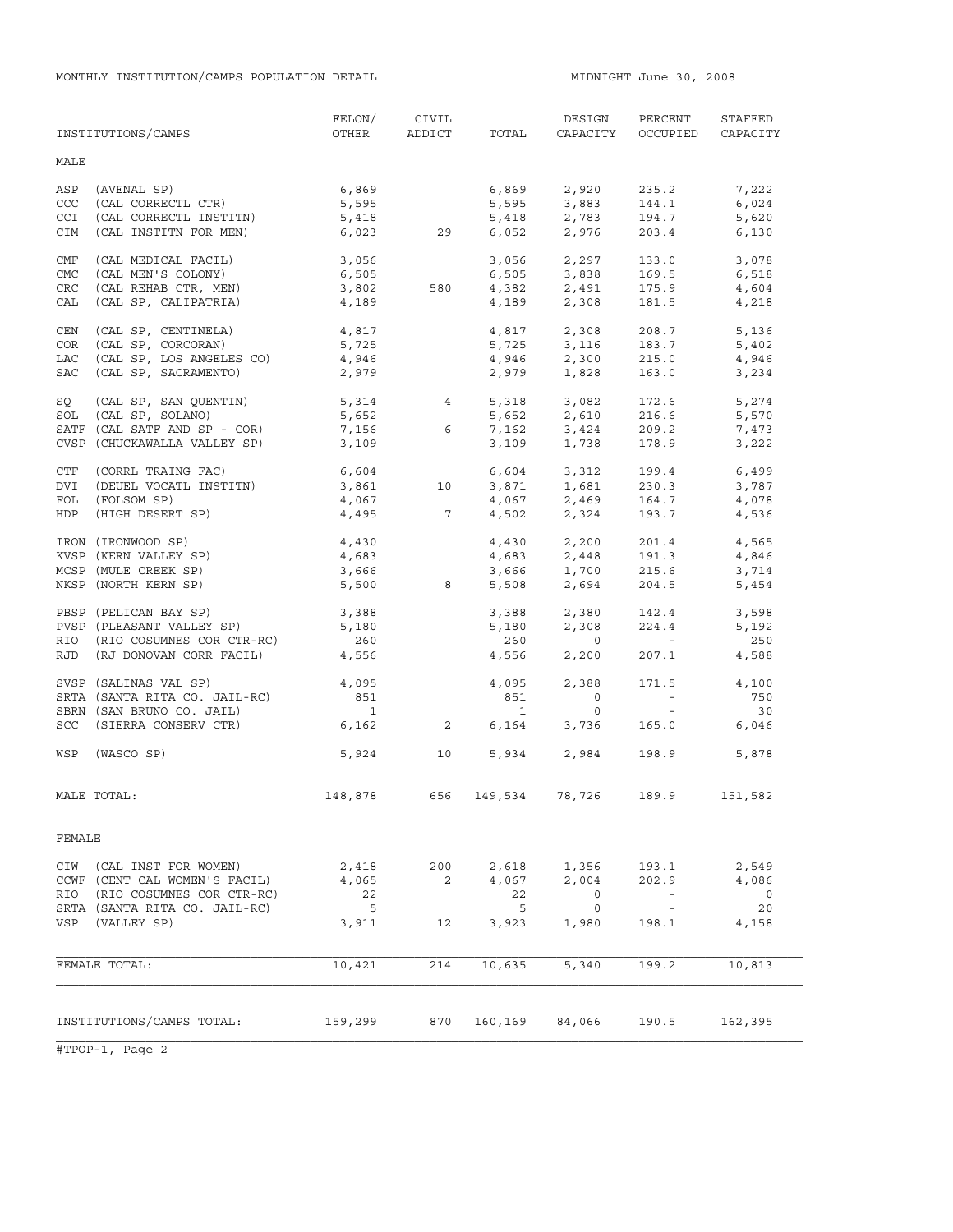MONTHLY INSTITUTION/CAMPS POPULATION DETAIL

MIDNIGHT June 30, 2008

| INSTITUTIONS/CAMPS | FELON/ OTHER | CIVIL ADDICT | TOTAL | DESIGN CAPACITY | PERCENT OCCUPIED | STAFFED CAPACITY |
|---|---|---|---|---|---|---|
| **MALE** | | | | | | |
| ASP (AVENAL SP) | 6,869 | | 6,869 | 2,920 | 235.2 | 7,222 |
| CCC (CAL CORRECTL CTR) | 5,595 | | 5,595 | 3,883 | 144.1 | 6,024 |
| CCI (CAL CORRECTL INSTITN) | 5,418 | | 5,418 | 2,783 | 194.7 | 5,620 |
| CIM (CAL INSTITN FOR MEN) | 6,023 | 29 | 6,052 | 2,976 | 203.4 | 6,130 |
| CMF (CAL MEDICAL FACIL) | 3,056 | | 3,056 | 2,297 | 133.0 | 3,078 |
| CMC (CAL MEN'S COLONY) | 6,505 | | 6,505 | 3,838 | 169.5 | 6,518 |
| CRC (CAL REHAB CTR, MEN) | 3,802 | 580 | 4,382 | 2,491 | 175.9 | 4,604 |
| CAL (CAL SP, CALIPATRIA) | 4,189 | | 4,189 | 2,308 | 181.5 | 4,218 |
| CEN (CAL SP, CENTINELA) | 4,817 | | 4,817 | 2,308 | 208.7 | 5,136 |
| COR (CAL SP, CORCORAN) | 5,725 | | 5,725 | 3,116 | 183.7 | 5,402 |
| LAC (CAL SP, LOS ANGELES CO) | 4,946 | | 4,946 | 2,300 | 215.0 | 4,946 |
| SAC (CAL SP, SACRAMENTO) | 2,979 | | 2,979 | 1,828 | 163.0 | 3,234 |
| SQ (CAL SP, SAN QUENTIN) | 5,314 | 4 | 5,318 | 3,082 | 172.6 | 5,274 |
| SOL (CAL SP, SOLANO) | 5,652 | | 5,652 | 2,610 | 216.6 | 5,570 |
| SATF (CAL SATF AND SP - COR) | 7,156 | 6 | 7,162 | 3,424 | 209.2 | 7,473 |
| CVSP (CHUCKAWALLA VALLEY SP) | 3,109 | | 3,109 | 1,738 | 178.9 | 3,222 |
| CTF (CORRL TRAING FAC) | 6,604 | | 6,604 | 3,312 | 199.4 | 6,499 |
| DVI (DEUEL VOCATL INSTITN) | 3,861 | 10 | 3,871 | 1,681 | 230.3 | 3,787 |
| FOL (FOLSOM SP) | 4,067 | | 4,067 | 2,469 | 164.7 | 4,078 |
| HDP (HIGH DESERT SP) | 4,495 | 7 | 4,502 | 2,324 | 193.7 | 4,536 |
| IRON (IRONWOOD SP) | 4,430 | | 4,430 | 2,200 | 201.4 | 4,565 |
| KVSP (KERN VALLEY SP) | 4,683 | | 4,683 | 2,448 | 191.3 | 4,846 |
| MCSP (MULE CREEK SP) | 3,666 | | 3,666 | 1,700 | 215.6 | 3,714 |
| NKSP (NORTH KERN SP) | 5,500 | 8 | 5,508 | 2,694 | 204.5 | 5,454 |
| PBSP (PELICAN BAY SP) | 3,388 | | 3,388 | 2,380 | 142.4 | 3,598 |
| PVSP (PLEASANT VALLEY SP) | 5,180 | | 5,180 | 2,308 | 224.4 | 5,192 |
| RIO (RIO COSUMNES COR CTR-RC) | 260 | | 260 | 0 | - | 250 |
| RJD (RJ DONOVAN CORR FACIL) | 4,556 | | 4,556 | 2,200 | 207.1 | 4,588 |
| SVSP (SALINAS VAL SP) | 4,095 | | 4,095 | 2,388 | 171.5 | 4,100 |
| SRTA (SANTA RITA CO. JAIL-RC) | 851 | | 851 | 0 | - | 750 |
| SBRN (SAN BRUNO CO. JAIL) | 1 | | 1 | 0 | - | 30 |
| SCC (SIERRA CONSERV CTR) | 6,162 | 2 | 6,164 | 3,736 | 165.0 | 6,046 |
| WSP (WASCO SP) | 5,924 | 10 | 5,934 | 2,984 | 198.9 | 5,878 |
| MALE TOTAL: | 148,878 | 656 | 149,534 | 78,726 | 189.9 | 151,582 |
| **FEMALE** | | | | | | |
| CIW (CAL INST FOR WOMEN) | 2,418 | 200 | 2,618 | 1,356 | 193.1 | 2,549 |
| CCWF (CENT CAL WOMEN'S FACIL) | 4,065 | 2 | 4,067 | 2,004 | 202.9 | 4,086 |
| RIO (RIO COSUMNES COR CTR-RC) | 22 | | 22 | 0 | - | 0 |
| SRTA (SANTA RITA CO. JAIL-RC) | 5 | | 5 | 0 | - | 20 |
| VSP (VALLEY SP) | 3,911 | 12 | 3,923 | 1,980 | 198.1 | 4,158 |
| FEMALE TOTAL: | 10,421 | 214 | 10,635 | 5,340 | 199.2 | 10,813 |
| INSTITUTIONS/CAMPS TOTAL: | 159,299 | 870 | 160,169 | 84,066 | 190.5 | 162,395 |

#TPOP-1, Page 2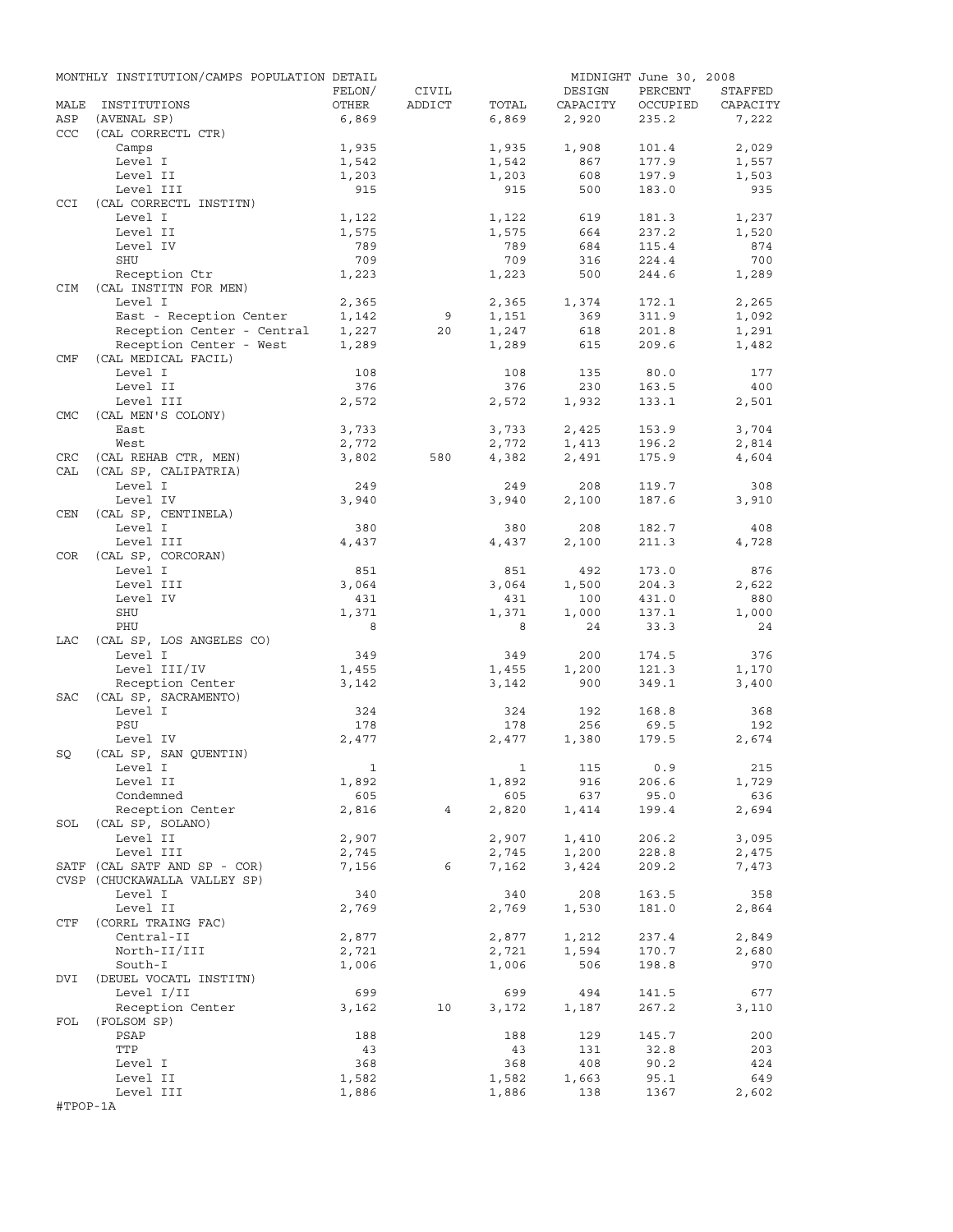MONTHLY INSTITUTION/CAMPS POPULATION DETAIL — MIDNIGHT June 30, 2008

| MALE | INSTITUTIONS | FELON/ OTHER | CIVIL ADDICT | TOTAL | DESIGN CAPACITY | PERCENT OCCUPIED | STAFFED CAPACITY |
|---|---|---|---|---|---|---|---|
| ASP | (AVENAL SP) | 6,869 | | 6,869 | 2,920 | 235.2 | 7,222 |
| CCC | (CAL CORRECTL CTR) | | | | | | |
| | Camps | 1,935 | | 1,935 | 1,908 | 101.4 | 2,029 |
| | Level I | 1,542 | | 1,542 | 867 | 177.9 | 1,557 |
| | Level II | 1,203 | | 1,203 | 608 | 197.9 | 1,503 |
| | Level III | 915 | | 915 | 500 | 183.0 | 935 |
| CCI | (CAL CORRECTL INSTITN) | | | | | | |
| | Level I | 1,122 | | 1,122 | 619 | 181.3 | 1,237 |
| | Level II | 1,575 | | 1,575 | 664 | 237.2 | 1,520 |
| | Level IV | 789 | | 789 | 684 | 115.4 | 874 |
| | SHU | 709 | | 709 | 316 | 224.4 | 700 |
| | Reception Ctr | 1,223 | | 1,223 | 500 | 244.6 | 1,289 |
| CIM | (CAL INSTITN FOR MEN) | | | | | | |
| | Level I | 2,365 | | 2,365 | 1,374 | 172.1 | 2,265 |
| | East - Reception Center | 1,142 | 9 | 1,151 | 369 | 311.9 | 1,092 |
| | Reception Center - Central | 1,227 | 20 | 1,247 | 618 | 201.8 | 1,291 |
| | Reception Center - West | 1,289 | | 1,289 | 615 | 209.6 | 1,482 |
| CMF | (CAL MEDICAL FACIL) | | | | | | |
| | Level I | 108 | | 108 | 135 | 80.0 | 177 |
| | Level II | 376 | | 376 | 230 | 163.5 | 400 |
| | Level III | 2,572 | | 2,572 | 1,932 | 133.1 | 2,501 |
| CMC | (CAL MEN'S COLONY) | | | | | | |
| | East | 3,733 | | 3,733 | 2,425 | 153.9 | 3,704 |
| | West | 2,772 | | 2,772 | 1,413 | 196.2 | 2,814 |
| CRC | (CAL REHAB CTR, MEN) | 3,802 | 580 | 4,382 | 2,491 | 175.9 | 4,604 |
| CAL | (CAL SP, CALIPATRIA) | | | | | | |
| | Level I | 249 | | 249 | 208 | 119.7 | 308 |
| | Level IV | 3,940 | | 3,940 | 2,100 | 187.6 | 3,910 |
| CEN | (CAL SP, CENTINELA) | | | | | | |
| | Level I | 380 | | 380 | 208 | 182.7 | 408 |
| | Level III | 4,437 | | 4,437 | 2,100 | 211.3 | 4,728 |
| COR | (CAL SP, CORCORAN) | | | | | | |
| | Level I | 851 | | 851 | 492 | 173.0 | 876 |
| | Level III | 3,064 | | 3,064 | 1,500 | 204.3 | 2,622 |
| | Level IV | 431 | | 431 | 100 | 431.0 | 880 |
| | SHU | 1,371 | | 1,371 | 1,000 | 137.1 | 1,000 |
| | PHU | 8 | | 8 | 24 | 33.3 | 24 |
| LAC | (CAL SP, LOS ANGELES CO) | | | | | | |
| | Level I | 349 | | 349 | 200 | 174.5 | 376 |
| | Level III/IV | 1,455 | | 1,455 | 1,200 | 121.3 | 1,170 |
| | Reception Center | 3,142 | | 3,142 | 900 | 349.1 | 3,400 |
| SAC | (CAL SP, SACRAMENTO) | | | | | | |
| | Level I | 324 | | 324 | 192 | 168.8 | 368 |
| | PSU | 178 | | 178 | 256 | 69.5 | 192 |
| | Level IV | 2,477 | | 2,477 | 1,380 | 179.5 | 2,674 |
| SQ | (CAL SP, SAN QUENTIN) | | | | | | |
| | Level I | 1 | | 1 | 115 | 0.9 | 215 |
| | Level II | 1,892 | | 1,892 | 916 | 206.6 | 1,729 |
| | Condemned | 605 | | 605 | 637 | 95.0 | 636 |
| | Reception Center | 2,816 | 4 | 2,820 | 1,414 | 199.4 | 2,694 |
| SOL | (CAL SP, SOLANO) | | | | | | |
| | Level II | 2,907 | | 2,907 | 1,410 | 206.2 | 3,095 |
| | Level III | 2,745 | | 2,745 | 1,200 | 228.8 | 2,475 |
| SATF | (CAL SATF AND SP - COR) | 7,156 | 6 | 7,162 | 3,424 | 209.2 | 7,473 |
| CVSP | (CHUCKAWALLA VALLEY SP) | | | | | | |
| | Level I | 340 | | 340 | 208 | 163.5 | 358 |
| | Level II | 2,769 | | 2,769 | 1,530 | 181.0 | 2,864 |
| CTF | (CORRL TRAING FAC) | | | | | | |
| | Central-II | 2,877 | | 2,877 | 1,212 | 237.4 | 2,849 |
| | North-II/III | 2,721 | | 2,721 | 1,594 | 170.7 | 2,680 |
| | South-I | 1,006 | | 1,006 | 506 | 198.8 | 970 |
| DVI | (DEUEL VOCATL INSTITN) | | | | | | |
| | Level I/II | 699 | | 699 | 494 | 141.5 | 677 |
| | Reception Center | 3,162 | 10 | 3,172 | 1,187 | 267.2 | 3,110 |
| FOL | (FOLSOM SP) | | | | | | |
| | PSAP | 188 | | 188 | 129 | 145.7 | 200 |
| | TTP | 43 | | 43 | 131 | 32.8 | 203 |
| | Level I | 368 | | 368 | 408 | 90.2 | 424 |
| | Level II | 1,582 | | 1,582 | 1,663 | 95.1 | 649 |
| | Level III | 1,886 | | 1,886 | 138 | 1367 | 2,602 |

#TPOP-1A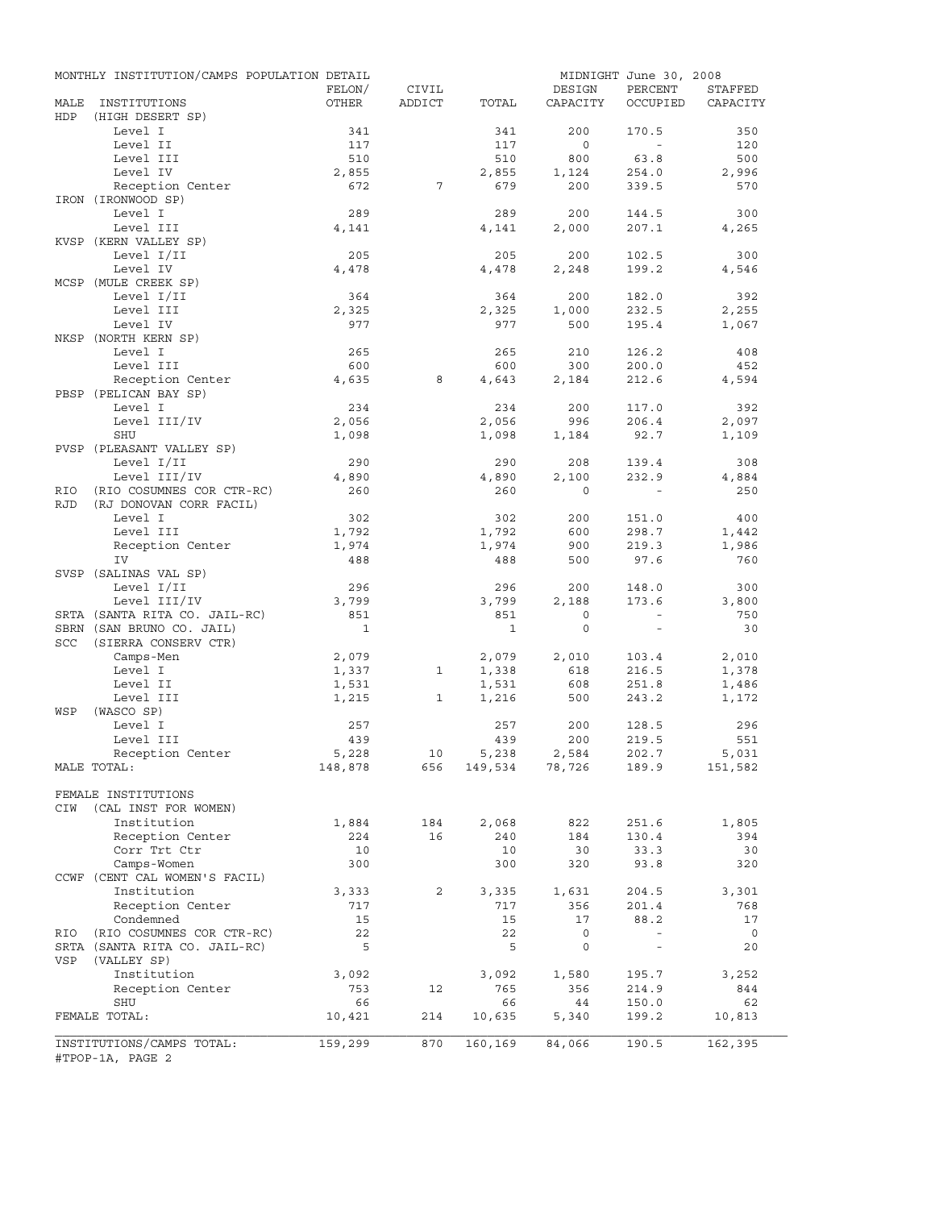MONTHLY INSTITUTION/CAMPS POPULATION DETAIL — MIDNIGHT June 30, 2008

| MALE INSTITUTIONS | FELON/ OTHER | CIVIL ADDICT | TOTAL | DESIGN CAPACITY | PERCENT OCCUPIED | STAFFED CAPACITY |
|---|---|---|---|---|---|---|
| HDP (HIGH DESERT SP) | | | | | | |
| Level I | 341 | | 341 | 200 | 170.5 | 350 |
| Level II | 117 | | 117 | 0 | - | 120 |
| Level III | 510 | | 510 | 800 | 63.8 | 500 |
| Level IV | 2,855 | | 2,855 | 1,124 | 254.0 | 2,996 |
| Reception Center | 672 | 7 | 679 | 200 | 339.5 | 570 |
| IRON (IRONWOOD SP) | | | | | | |
| Level I | 289 | | 289 | 200 | 144.5 | 300 |
| Level III | 4,141 | | 4,141 | 2,000 | 207.1 | 4,265 |
| KVSP (KERN VALLEY SP) | | | | | | |
| Level I/II | 205 | | 205 | 200 | 102.5 | 300 |
| Level IV | 4,478 | | 4,478 | 2,248 | 199.2 | 4,546 |
| MCSP (MULE CREEK SP) | | | | | | |
| Level I/II | 364 | | 364 | 200 | 182.0 | 392 |
| Level III | 2,325 | | 2,325 | 1,000 | 232.5 | 2,255 |
| Level IV | 977 | | 977 | 500 | 195.4 | 1,067 |
| NKSP (NORTH KERN SP) | | | | | | |
| Level I | 265 | | 265 | 210 | 126.2 | 408 |
| Level III | 600 | | 600 | 300 | 200.0 | 452 |
| Reception Center | 4,635 | 8 | 4,643 | 2,184 | 212.6 | 4,594 |
| PBSP (PELICAN BAY SP) | | | | | | |
| Level I | 234 | | 234 | 200 | 117.0 | 392 |
| Level III/IV | 2,056 | | 2,056 | 996 | 206.4 | 2,097 |
| SHU | 1,098 | | 1,098 | 1,184 | 92.7 | 1,109 |
| PVSP (PLEASANT VALLEY SP) | | | | | | |
| Level I/II | 290 | | 290 | 208 | 139.4 | 308 |
| Level III/IV | 4,890 | | 4,890 | 2,100 | 232.9 | 4,884 |
| RIO (RIO COSUMNES COR CTR-RC) | 260 | | 260 | 0 | - | 250 |
| RJD (RJ DONOVAN CORR FACIL) | | | | | | |
| Level I | 302 | | 302 | 200 | 151.0 | 400 |
| Level III | 1,792 | | 1,792 | 600 | 298.7 | 1,442 |
| Reception Center | 1,974 | | 1,974 | 900 | 219.3 | 1,986 |
| IV | 488 | | 488 | 500 | 97.6 | 760 |
| SVSP (SALINAS VAL SP) | | | | | | |
| Level I/II | 296 | | 296 | 200 | 148.0 | 300 |
| Level III/IV | 3,799 | | 3,799 | 2,188 | 173.6 | 3,800 |
| SRTA (SANTA RITA CO. JAIL-RC) | 851 | | 851 | 0 | - | 750 |
| SBRN (SAN BRUNO CO. JAIL) | 1 | | 1 | 0 | - | 30 |
| SCC (SIERRA CONSERV CTR) | | | | | | |
| Camps-Men | 2,079 | | 2,079 | 2,010 | 103.4 | 2,010 |
| Level I | 1,337 | 1 | 1,338 | 618 | 216.5 | 1,378 |
| Level II | 1,531 | | 1,531 | 608 | 251.8 | 1,486 |
| Level III | 1,215 | 1 | 1,216 | 500 | 243.2 | 1,172 |
| WSP (WASCO SP) | | | | | | |
| Level I | 257 | | 257 | 200 | 128.5 | 296 |
| Level III | 439 | | 439 | 200 | 219.5 | 551 |
| Reception Center | 5,228 | 10 | 5,238 | 2,584 | 202.7 | 5,031 |
| MALE TOTAL: | 148,878 | 656 | 149,534 | 78,726 | 189.9 | 151,582 |
| FEMALE INSTITUTIONS | | | | | | |
| CIW (CAL INST FOR WOMEN) | | | | | | |
| Institution | 1,884 | 184 | 2,068 | 822 | 251.6 | 1,805 |
| Reception Center | 224 | 16 | 240 | 184 | 130.4 | 394 |
| Corr Trt Ctr | 10 | | 10 | 30 | 33.3 | 30 |
| Camps-Women | 300 | | 300 | 320 | 93.8 | 320 |
| CCWF (CENT CAL WOMEN'S FACIL) | | | | | | |
| Institution | 3,333 | 2 | 3,335 | 1,631 | 204.5 | 3,301 |
| Reception Center | 717 | | 717 | 356 | 201.4 | 768 |
| Condemned | 15 | | 15 | 17 | 88.2 | 17 |
| RIO (RIO COSUMNES COR CTR-RC) | 22 | | 22 | 0 | - | 0 |
| SRTA (SANTA RITA CO. JAIL-RC) | 5 | | 5 | 0 | - | 20 |
| VSP (VALLEY SP) | | | | | | |
| Institution | 3,092 | | 3,092 | 1,580 | 195.7 | 3,252 |
| Reception Center | 753 | 12 | 765 | 356 | 214.9 | 844 |
| SHU | 66 | | 66 | 44 | 150.0 | 62 |
| FEMALE TOTAL: | 10,421 | 214 | 10,635 | 5,340 | 199.2 | 10,813 |
| INSTITUTIONS/CAMPS TOTAL: | 159,299 | 870 | 160,169 | 84,066 | 190.5 | 162,395 |

#TPOP-1A, PAGE 2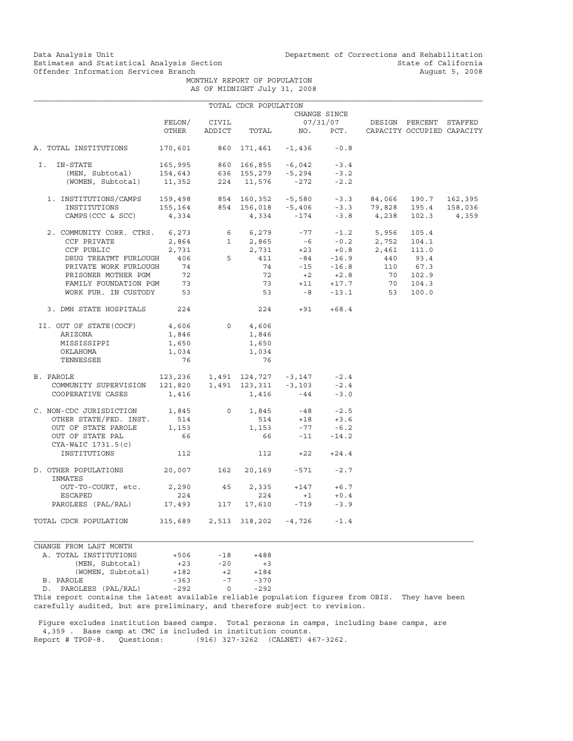Data Analysis Unit
Estimates and Statistical Analysis Section
Offender Information Services Branch

Department of Corrections and Rehabilitation
State of California
August 5, 2008

MONTHLY REPORT OF POPULATION
AS OF MIDNIGHT July 31, 2008

TOTAL CDCR POPULATION

| | FELON/ OTHER | CIVIL ADDICT | TOTAL | CHANGE SINCE 07/31/07 NO. | CHANGE SINCE 07/31/07 PCT. | DESIGN CAPACITY | PERCENT OCCUPIED | STAFFED CAPACITY |
|---|---|---|---|---|---|---|---|---|
| A. TOTAL INSTITUTIONS | 170,601 | 860 | 171,461 | -1,436 | -0.8 | | | |
| I. IN-STATE | 165,995 | 860 | 166,855 | -6,042 | -3.4 | | | |
| (MEN, Subtotal) | 154,643 | 636 | 155,279 | -5,294 | -3.2 | | | |
| (WOMEN, Subtotal) | 11,352 | 224 | 11,576 | -272 | -2.2 | | | |
| 1. INSTITUTIONS/CAMPS | 159,498 | 854 | 160,352 | -5,580 | -3.3 | 84,066 | 190.7 | 162,395 |
| INSTITUTIONS | 155,164 | 854 | 156,018 | -5,406 | -3.3 | 79,828 | 195.4 | 158,036 |
| CAMPS (CCC & SCC) | 4,334 | | 4,334 | -174 | -3.8 | 4,238 | 102.3 | 4,359 |
| 2. COMMUNITY CORR. CTRS. | 6,273 | 6 | 6,279 | -77 | -1.2 | 5,956 | 105.4 | |
| CCF PRIVATE | 2,864 | 1 | 2,865 | -6 | -0.2 | 2,752 | 104.1 | |
| CCF PUBLIC | 2,731 | | 2,731 | +23 | +0.8 | 2,461 | 111.0 | |
| DRUG TREATMT FURLOUGH | 406 | 5 | 411 | -84 | -16.9 | 440 | 93.4 | |
| PRIVATE WORK FURLOUGH | 74 | | 74 | -15 | -16.8 | 110 | 67.3 | |
| PRISONER MOTHER PGM | 72 | | 72 | +2 | +2.8 | 70 | 102.9 | |
| FAMILY FOUNDATION PGM | 73 | | 73 | +11 | +17.7 | 70 | 104.3 | |
| WORK FUR. IN CUSTODY | 53 | | 53 | -8 | -13.1 | 53 | 100.0 | |
| 3. DMH STATE HOSPITALS | 224 | | 224 | +91 | +68.4 | | | |
| II. OUT OF STATE(COCF) | 4,606 | 0 | 4,606 | | | | | |
| ARIZONA | 1,846 | | 1,846 | | | | | |
| MISSISSIPPI | 1,650 | | 1,650 | | | | | |
| OKLAHOMA | 1,034 | | 1,034 | | | | | |
| TENNESSEE | 76 | | 76 | | | | | |
| B. PAROLE | 123,236 | 1,491 | 124,727 | -3,147 | -2.4 | | | |
| COMMUNITY SUPERVISION | 121,820 | 1,491 | 123,311 | -3,103 | -2.4 | | | |
| COOPERATIVE CASES | 1,416 | | 1,416 | -44 | -3.0 | | | |
| C. NON-CDC JURISDICTION | 1,845 | 0 | 1,845 | -48 | -2.5 | | | |
| OTHER STATE/FED. INST. | 514 | | 514 | +18 | +3.6 | | | |
| OUT OF STATE PAROLE | 1,153 | | 1,153 | -77 | -6.2 | | | |
| OUT OF STATE PAL | 66 | | 66 | -11 | -14.2 | | | |
| CYA-W&IC 1731.5(c) INSTITUTIONS | 112 | | 112 | +22 | +24.4 | | | |
| D. OTHER POPULATIONS | 20,007 | 162 | 20,169 | -571 | -2.7 | | | |
| INMATES OUT-TO-COURT, etc. | 2,290 | 45 | 2,335 | +147 | +6.7 | | | |
| ESCAPED | 224 | | 224 | +1 | +0.4 | | | |
| PAROLEES (PAL/RAL) | 17,493 | 117 | 17,610 | -719 | -3.9 | | | |
| TOTAL CDCR POPULATION | 315,689 | 2,513 | 318,202 | -4,726 | -1.4 | | | |

| CHANGE FROM LAST MONTH | | | |
|---|---|---|---|
| A. TOTAL INSTITUTIONS | +506 | -18 | +488 |
| (MEN, Subtotal) | +23 | -20 | +3 |
| (WOMEN, Subtotal) | +182 | +2 | +184 |
| B. PAROLE | -363 | -7 | -370 |
| D. PAROLEES (PAL/RAL) | -292 | 0 | -292 |

This report contains the latest available reliable population figures from OBIS. They have been carefully audited, but are preliminary, and therefore subject to revision.

Figure excludes institution based camps. Total persons in camps, including base camps, are 4,359 . Base camp at CMC is included in institution counts.
Report # TPOP-8. Questions: (916) 327-3262 (CALNET) 467-3262.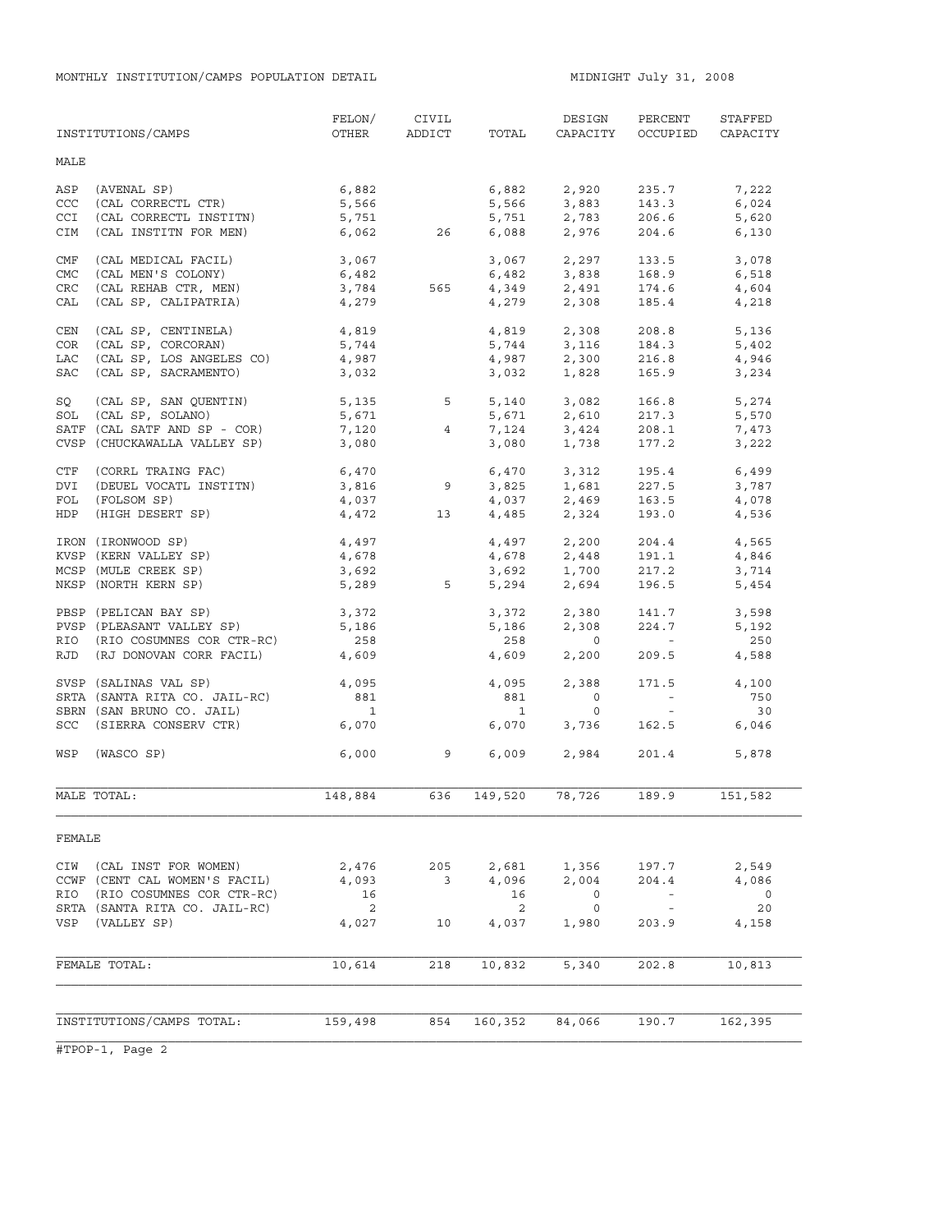MONTHLY INSTITUTION/CAMPS POPULATION DETAIL

MIDNIGHT July 31, 2008

| INSTITUTIONS/CAMPS | FELON/ OTHER | CIVIL ADDICT | TOTAL | DESIGN CAPACITY | PERCENT OCCUPIED | STAFFED CAPACITY |
|---|---|---|---|---|---|---|
| **MALE** | | | | | | |
| ASP (AVENAL SP) | 6,882 | | 6,882 | 2,920 | 235.7 | 7,222 |
| CCC (CAL CORRECTL CTR) | 5,566 | | 5,566 | 3,883 | 143.3 | 6,024 |
| CCI (CAL CORRECTL INSTITN) | 5,751 | | 5,751 | 2,783 | 206.6 | 5,620 |
| CIM (CAL INSTITN FOR MEN) | 6,062 | 26 | 6,088 | 2,976 | 204.6 | 6,130 |
| CMF (CAL MEDICAL FACIL) | 3,067 | | 3,067 | 2,297 | 133.5 | 3,078 |
| CMC (CAL MEN'S COLONY) | 6,482 | | 6,482 | 3,838 | 168.9 | 6,518 |
| CRC (CAL REHAB CTR, MEN) | 3,784 | 565 | 4,349 | 2,491 | 174.6 | 4,604 |
| CAL (CAL SP, CALIPATRIA) | 4,279 | | 4,279 | 2,308 | 185.4 | 4,218 |
| CEN (CAL SP, CENTINELA) | 4,819 | | 4,819 | 2,308 | 208.8 | 5,136 |
| COR (CAL SP, CORCORAN) | 5,744 | | 5,744 | 3,116 | 184.3 | 5,402 |
| LAC (CAL SP, LOS ANGELES CO) | 4,987 | | 4,987 | 2,300 | 216.8 | 4,946 |
| SAC (CAL SP, SACRAMENTO) | 3,032 | | 3,032 | 1,828 | 165.9 | 3,234 |
| SQ (CAL SP, SAN QUENTIN) | 5,135 | 5 | 5,140 | 3,082 | 166.8 | 5,274 |
| SOL (CAL SP, SOLANO) | 5,671 | | 5,671 | 2,610 | 217.3 | 5,570 |
| SATF (CAL SATF AND SP - COR) | 7,120 | 4 | 7,124 | 3,424 | 208.1 | 7,473 |
| CVSP (CHUCKAWALLA VALLEY SP) | 3,080 | | 3,080 | 1,738 | 177.2 | 3,222 |
| CTF (CORRL TRAING FAC) | 6,470 | | 6,470 | 3,312 | 195.4 | 6,499 |
| DVI (DEUEL VOCATL INSTITN) | 3,816 | 9 | 3,825 | 1,681 | 227.5 | 3,787 |
| FOL (FOLSOM SP) | 4,037 | | 4,037 | 2,469 | 163.5 | 4,078 |
| HDP (HIGH DESERT SP) | 4,472 | 13 | 4,485 | 2,324 | 193.0 | 4,536 |
| IRON (IRONWOOD SP) | 4,497 | | 4,497 | 2,200 | 204.4 | 4,565 |
| KVSP (KERN VALLEY SP) | 4,678 | | 4,678 | 2,448 | 191.1 | 4,846 |
| MCSP (MULE CREEK SP) | 3,692 | | 3,692 | 1,700 | 217.2 | 3,714 |
| NKSP (NORTH KERN SP) | 5,289 | 5 | 5,294 | 2,694 | 196.5 | 5,454 |
| PBSP (PELICAN BAY SP) | 3,372 | | 3,372 | 2,380 | 141.7 | 3,598 |
| PVSP (PLEASANT VALLEY SP) | 5,186 | | 5,186 | 2,308 | 224.7 | 5,192 |
| RIO (RIO COSUMNES COR CTR-RC) | 258 | | 258 | 0 | - | 250 |
| RJD (RJ DONOVAN CORR FACIL) | 4,609 | | 4,609 | 2,200 | 209.5 | 4,588 |
| SVSP (SALINAS VAL SP) | 4,095 | | 4,095 | 2,388 | 171.5 | 4,100 |
| SRTA (SANTA RITA CO. JAIL-RC) | 881 | | 881 | 0 | - | 750 |
| SBRN (SAN BRUNO CO. JAIL) | 1 | | 1 | 0 | - | 30 |
| SCC (SIERRA CONSERV CTR) | 6,070 | | 6,070 | 3,736 | 162.5 | 6,046 |
| WSP (WASCO SP) | 6,000 | 9 | 6,009 | 2,984 | 201.4 | 5,878 |
| MALE TOTAL: | 148,884 | 636 | 149,520 | 78,726 | 189.9 | 151,582 |
| **FEMALE** | | | | | | |
| CIW (CAL INST FOR WOMEN) | 2,476 | 205 | 2,681 | 1,356 | 197.7 | 2,549 |
| CCWF (CENT CAL WOMEN'S FACIL) | 4,093 | 3 | 4,096 | 2,004 | 204.4 | 4,086 |
| RIO (RIO COSUMNES COR CTR-RC) | 16 | | 16 | 0 | - | 0 |
| SRTA (SANTA RITA CO. JAIL-RC) | 2 | | 2 | 0 | - | 20 |
| VSP (VALLEY SP) | 4,027 | 10 | 4,037 | 1,980 | 203.9 | 4,158 |
| FEMALE TOTAL: | 10,614 | 218 | 10,832 | 5,340 | 202.8 | 10,813 |
| INSTITUTIONS/CAMPS TOTAL: | 159,498 | 854 | 160,352 | 84,066 | 190.7 | 162,395 |

#TPOP-1, Page 2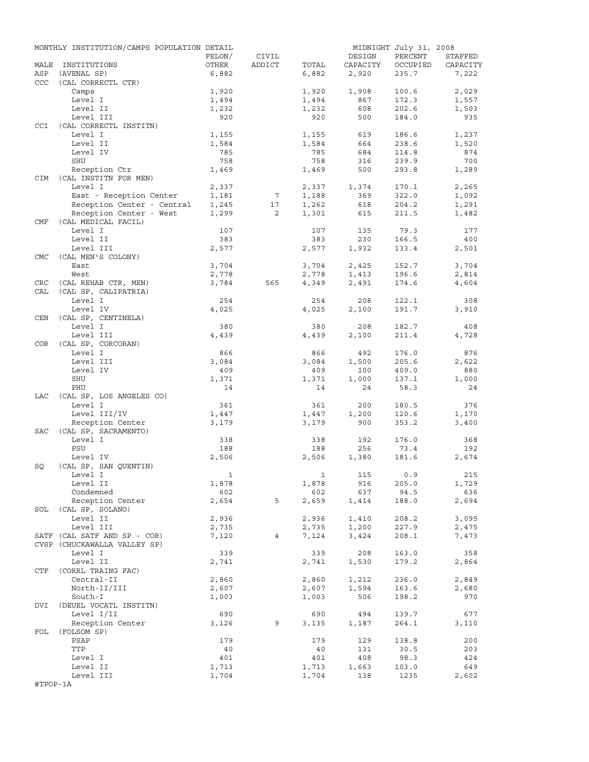MONTHLY INSTITUTION/CAMPS POPULATION DETAIL — MIDNIGHT July 31, 2008

| MALE | INSTITUTIONS | FELON/ OTHER | CIVIL ADDICT | TOTAL | DESIGN CAPACITY | PERCENT OCCUPIED | STAFFED CAPACITY |
|---|---|---|---|---|---|---|---|
| ASP | (AVENAL SP) | 6,882 | | 6,882 | 2,920 | 235.7 | 7,222 |
| CCC | (CAL CORRECTL CTR) | | | | | | |
| | Camps | 1,920 | | 1,920 | 1,908 | 100.6 | 2,029 |
| | Level I | 1,494 | | 1,494 | 867 | 172.3 | 1,557 |
| | Level II | 1,232 | | 1,232 | 608 | 202.6 | 1,503 |
| | Level III | 920 | | 920 | 500 | 184.0 | 935 |
| CCI | (CAL CORRECTL INSTITN) | | | | | | |
| | Level I | 1,155 | | 1,155 | 619 | 186.6 | 1,237 |
| | Level II | 1,584 | | 1,584 | 664 | 238.6 | 1,520 |
| | Level IV | 785 | | 785 | 684 | 114.8 | 874 |
| | SHU | 758 | | 758 | 316 | 239.9 | 700 |
| | Reception Ctr | 1,469 | | 1,469 | 500 | 293.8 | 1,289 |
| CIM | (CAL INSTITN FOR MEN) | | | | | | |
| | Level I | 2,337 | | 2,337 | 1,374 | 170.1 | 2,265 |
| | East - Reception Center | 1,181 | 7 | 1,188 | 369 | 322.0 | 1,092 |
| | Reception Center - Central | 1,245 | 17 | 1,262 | 618 | 204.2 | 1,291 |
| | Reception Center - West | 1,299 | 2 | 1,301 | 615 | 211.5 | 1,482 |
| CMF | (CAL MEDICAL FACIL) | | | | | | |
| | Level I | 107 | | 107 | 135 | 79.3 | 177 |
| | Level II | 383 | | 383 | 230 | 166.5 | 400 |
| | Level III | 2,577 | | 2,577 | 1,932 | 133.4 | 2,501 |
| CMC | (CAL MEN'S COLONY) | | | | | | |
| | East | 3,704 | | 3,704 | 2,425 | 152.7 | 3,704 |
| | West | 2,778 | | 2,778 | 1,413 | 196.6 | 2,814 |
| CRC | (CAL REHAB CTR, MEN) | 3,784 | 565 | 4,349 | 2,491 | 174.6 | 4,604 |
| CAL | (CAL SP, CALIPATRIA) | | | | | | |
| | Level I | 254 | | 254 | 208 | 122.1 | 308 |
| | Level IV | 4,025 | | 4,025 | 2,100 | 191.7 | 3,910 |
| CEN | (CAL SP, CENTINELA) | | | | | | |
| | Level I | 380 | | 380 | 208 | 182.7 | 408 |
| | Level III | 4,439 | | 4,439 | 2,100 | 211.4 | 4,728 |
| COR | (CAL SP, CORCORAN) | | | | | | |
| | Level I | 866 | | 866 | 492 | 176.0 | 876 |
| | Level III | 3,084 | | 3,084 | 1,500 | 205.6 | 2,622 |
| | Level IV | 409 | | 409 | 100 | 409.0 | 880 |
| | SHU | 1,371 | | 1,371 | 1,000 | 137.1 | 1,000 |
| | PHU | 14 | | 14 | 24 | 58.3 | 24 |
| LAC | (CAL SP, LOS ANGELES CO) | | | | | | |
| | Level I | 361 | | 361 | 200 | 180.5 | 376 |
| | Level III/IV | 1,447 | | 1,447 | 1,200 | 120.6 | 1,170 |
| | Reception Center | 3,179 | | 3,179 | 900 | 353.2 | 3,400 |
| SAC | (CAL SP, SACRAMENTO) | | | | | | |
| | Level I | 338 | | 338 | 192 | 176.0 | 368 |
| | PSU | 188 | | 188 | 256 | 73.4 | 192 |
| | Level IV | 2,506 | | 2,506 | 1,380 | 181.6 | 2,674 |
| SQ | (CAL SP, SAN QUENTIN) | | | | | | |
| | Level I | 1 | | 1 | 115 | 0.9 | 215 |
| | Level II | 1,878 | | 1,878 | 916 | 205.0 | 1,729 |
| | Condemned | 602 | | 602 | 637 | 94.5 | 636 |
| | Reception Center | 2,654 | 5 | 2,659 | 1,414 | 188.0 | 2,694 |
| SOL | (CAL SP, SOLANO) | | | | | | |
| | Level II | 2,936 | | 2,936 | 1,410 | 208.2 | 3,095 |
| | Level III | 2,735 | | 2,735 | 1,200 | 227.9 | 2,475 |
| SATF | (CAL SATF AND SP - COR) | 7,120 | 4 | 7,124 | 3,424 | 208.1 | 7,473 |
| CVSP | (CHUCKAWALLA VALLEY SP) | | | | | | |
| | Level I | 339 | | 339 | 208 | 163.0 | 358 |
| | Level II | 2,741 | | 2,741 | 1,530 | 179.2 | 2,864 |
| CTF | (CORRL TRAING FAC) | | | | | | |
| | Central-II | 2,860 | | 2,860 | 1,212 | 236.0 | 2,849 |
| | North-II/III | 2,607 | | 2,607 | 1,594 | 163.6 | 2,680 |
| | South-I | 1,003 | | 1,003 | 506 | 198.2 | 970 |
| DVI | (DEUEL VOCATL INSTITN) | | | | | | |
| | Level I/II | 690 | | 690 | 494 | 139.7 | 677 |
| | Reception Center | 3,126 | 9 | 3,135 | 1,187 | 264.1 | 3,110 |
| FOL | (FOLSOM SP) | | | | | | |
| | PSAP | 179 | | 179 | 129 | 138.8 | 200 |
| | TTP | 40 | | 40 | 131 | 30.5 | 203 |
| | Level I | 401 | | 401 | 408 | 98.3 | 424 |
| | Level II | 1,713 | | 1,713 | 1,663 | 103.0 | 649 |
| | Level III | 1,704 | | 1,704 | 138 | 1235 | 2,602 |

#TPOP-1A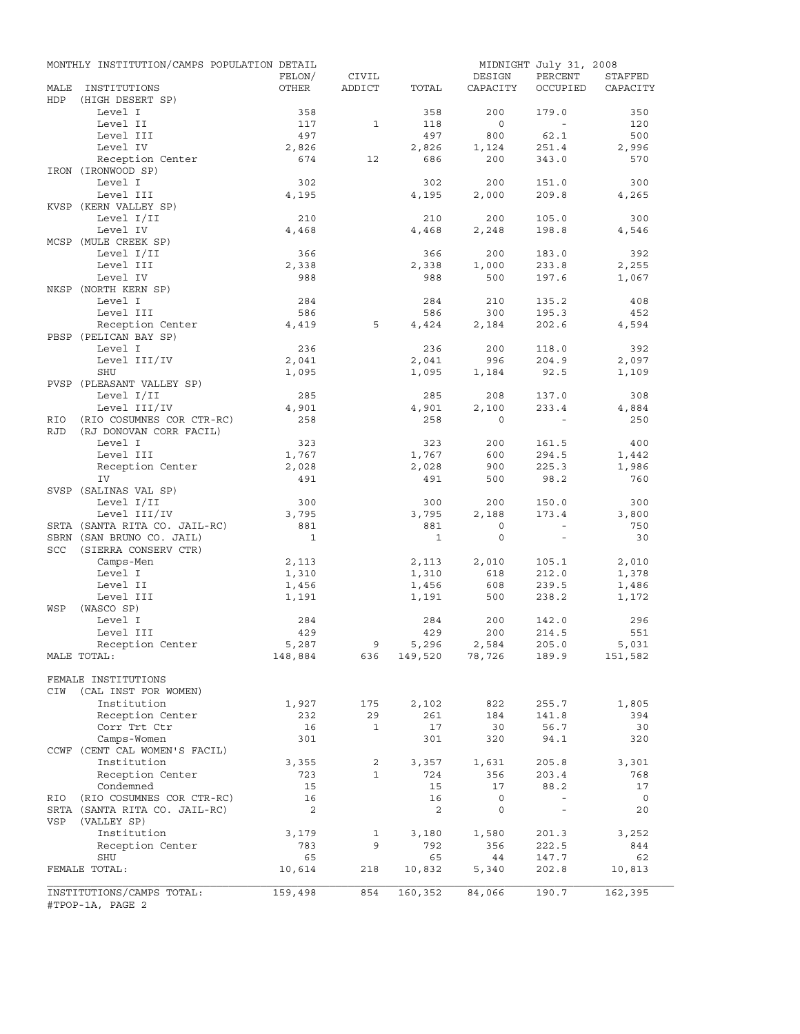MONTHLY INSTITUTION/CAMPS POPULATION DETAIL — MIDNIGHT July 31, 2008

| MALE INSTITUTIONS | FELON/ OTHER | CIVIL ADDICT | TOTAL | DESIGN CAPACITY | PERCENT OCCUPIED | STAFFED CAPACITY |
|---|---|---|---|---|---|---|
| HDP (HIGH DESERT SP) | | | | | | |
| Level I | 358 | | 358 | 200 | 179.0 | 350 |
| Level II | 117 | 1 | 118 | 0 | - | 120 |
| Level III | 497 | | 497 | 800 | 62.1 | 500 |
| Level IV | 2,826 | | 2,826 | 1,124 | 251.4 | 2,996 |
| Reception Center | 674 | 12 | 686 | 200 | 343.0 | 570 |
| IRON (IRONWOOD SP) | | | | | | |
| Level I | 302 | | 302 | 200 | 151.0 | 300 |
| Level III | 4,195 | | 4,195 | 2,000 | 209.8 | 4,265 |
| KVSP (KERN VALLEY SP) | | | | | | |
| Level I/II | 210 | | 210 | 200 | 105.0 | 300 |
| Level IV | 4,468 | | 4,468 | 2,248 | 198.8 | 4,546 |
| MCSP (MULE CREEK SP) | | | | | | |
| Level I/II | 366 | | 366 | 200 | 183.0 | 392 |
| Level III | 2,338 | | 2,338 | 1,000 | 233.8 | 2,255 |
| Level IV | 988 | | 988 | 500 | 197.6 | 1,067 |
| NKSP (NORTH KERN SP) | | | | | | |
| Level I | 284 | | 284 | 210 | 135.2 | 408 |
| Level III | 586 | | 586 | 300 | 195.3 | 452 |
| Reception Center | 4,419 | 5 | 4,424 | 2,184 | 202.6 | 4,594 |
| PBSP (PELICAN BAY SP) | | | | | | |
| Level I | 236 | | 236 | 200 | 118.0 | 392 |
| Level III/IV | 2,041 | | 2,041 | 996 | 204.9 | 2,097 |
| SHU | 1,095 | | 1,095 | 1,184 | 92.5 | 1,109 |
| PVSP (PLEASANT VALLEY SP) | | | | | | |
| Level I/II | 285 | | 285 | 208 | 137.0 | 308 |
| Level III/IV | 4,901 | | 4,901 | 2,100 | 233.4 | 4,884 |
| RIO (RIO COSUMNES COR CTR-RC) | 258 | | 258 | 0 | - | 250 |
| RJD (RJ DONOVAN CORR FACIL) | | | | | | |
| Level I | 323 | | 323 | 200 | 161.5 | 400 |
| Level III | 1,767 | | 1,767 | 600 | 294.5 | 1,442 |
| Reception Center | 2,028 | | 2,028 | 900 | 225.3 | 1,986 |
| IV | 491 | | 491 | 500 | 98.2 | 760 |
| SVSP (SALINAS VAL SP) | | | | | | |
| Level I/II | 300 | | 300 | 200 | 150.0 | 300 |
| Level III/IV | 3,795 | | 3,795 | 2,188 | 173.4 | 3,800 |
| SRTA (SANTA RITA CO. JAIL-RC) | 881 | | 881 | 0 | - | 750 |
| SBRN (SAN BRUNO CO. JAIL) | 1 | | 1 | 0 | - | 30 |
| SCC (SIERRA CONSERV CTR) | | | | | | |
| Camps-Men | 2,113 | | 2,113 | 2,010 | 105.1 | 2,010 |
| Level I | 1,310 | | 1,310 | 618 | 212.0 | 1,378 |
| Level II | 1,456 | | 1,456 | 608 | 239.5 | 1,486 |
| Level III | 1,191 | | 1,191 | 500 | 238.2 | 1,172 |
| WSP (WASCO SP) | | | | | | |
| Level I | 284 | | 284 | 200 | 142.0 | 296 |
| Level III | 429 | | 429 | 200 | 214.5 | 551 |
| Reception Center | 5,287 | 9 | 5,296 | 2,584 | 205.0 | 5,031 |
| MALE TOTAL: | 148,884 | 636 | 149,520 | 78,726 | 189.9 | 151,582 |
| FEMALE INSTITUTIONS | | | | | | |
| CIW (CAL INST FOR WOMEN) | | | | | | |
| Institution | 1,927 | 175 | 2,102 | 822 | 255.7 | 1,805 |
| Reception Center | 232 | 29 | 261 | 184 | 141.8 | 394 |
| Corr Trt Ctr | 16 | 1 | 17 | 30 | 56.7 | 30 |
| Camps-Women | 301 | | 301 | 320 | 94.1 | 320 |
| CCWF (CENT CAL WOMEN'S FACIL) | | | | | | |
| Institution | 3,355 | 2 | 3,357 | 1,631 | 205.8 | 3,301 |
| Reception Center | 723 | 1 | 724 | 356 | 203.4 | 768 |
| Condemned | 15 | | 15 | 17 | 88.2 | 17 |
| RIO (RIO COSUMNES COR CTR-RC) | 16 | | 16 | 0 | - | 0 |
| SRTA (SANTA RITA CO. JAIL-RC) | 2 | | 2 | 0 | - | 20 |
| VSP (VALLEY SP) | | | | | | |
| Institution | 3,179 | 1 | 3,180 | 1,580 | 201.3 | 3,252 |
| Reception Center | 783 | 9 | 792 | 356 | 222.5 | 844 |
| SHU | 65 | | 65 | 44 | 147.7 | 62 |
| FEMALE TOTAL: | 10,614 | 218 | 10,832 | 5,340 | 202.8 | 10,813 |
| INSTITUTIONS/CAMPS TOTAL: | 159,498 | 854 | 160,352 | 84,066 | 190.7 | 162,395 |

#TPOP-1A, PAGE 2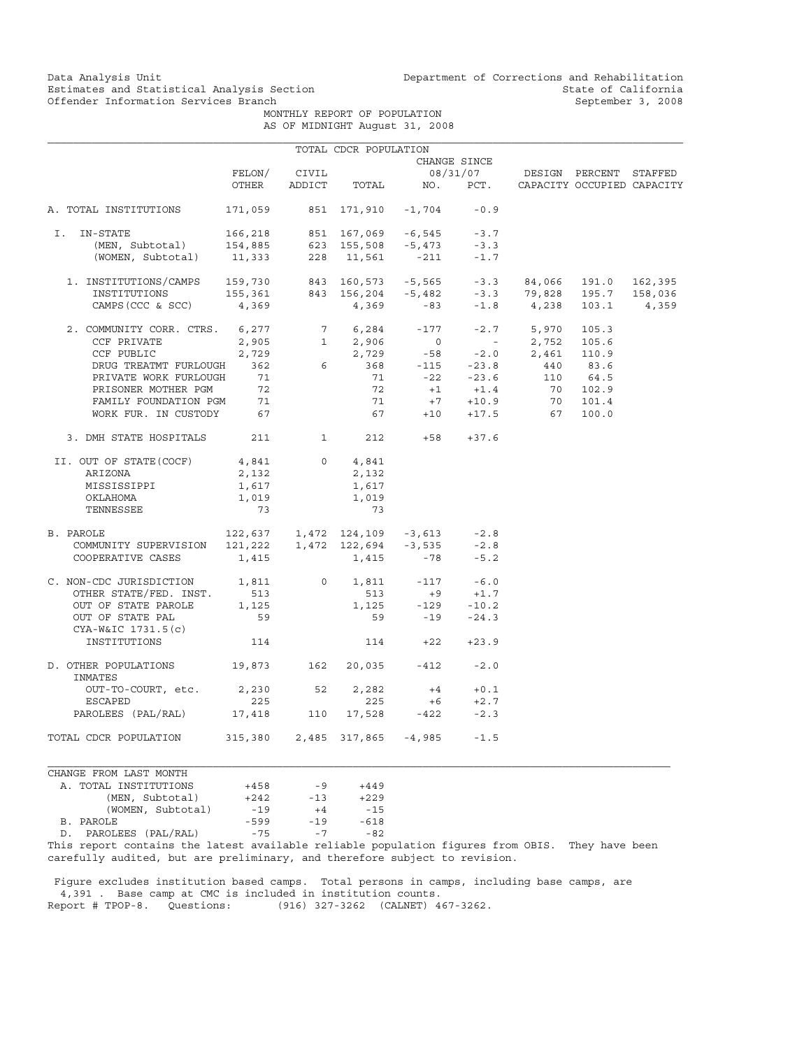Data Analysis Unit
Estimates and Statistical Analysis Section
Offender Information Services Branch

Department of Corrections and Rehabilitation
State of California
September 3, 2008

MONTHLY REPORT OF POPULATION
AS OF MIDNIGHT August 31, 2008

TOTAL CDCR POPULATION

| | FELON/ OTHER | CIVIL ADDICT | TOTAL | CHANGE SINCE 08/31/07 NO. | PCT. | DESIGN CAPACITY | PERCENT OCCUPIED | STAFFED CAPACITY |
|---|---|---|---|---|---|---|---|---|
| A. TOTAL INSTITUTIONS | 171,059 | 851 | 171,910 | -1,704 | -0.9 | | | |
| I. IN-STATE | 166,218 | 851 | 167,069 | -6,545 | -3.7 | | | |
| (MEN, Subtotal) | 154,885 | 623 | 155,508 | -5,473 | -3.3 | | | |
| (WOMEN, Subtotal) | 11,333 | 228 | 11,561 | -211 | -1.7 | | | |
| 1. INSTITUTIONS/CAMPS | 159,730 | 843 | 160,573 | -5,565 | -3.3 | 84,066 | 191.0 | 162,395 |
| INSTITUTIONS | 155,361 | 843 | 156,204 | -5,482 | -3.3 | 79,828 | 195.7 | 158,036 |
| CAMPS(CCC & SCC) | 4,369 | | 4,369 | -83 | -1.8 | 4,238 | 103.1 | 4,359 |
| 2. COMMUNITY CORR. CTRS. | 6,277 | 7 | 6,284 | -177 | -2.7 | 5,970 | 105.3 | |
| CCF PRIVATE | 2,905 | 1 | 2,906 | 0 | - | 2,752 | 105.6 | |
| CCF PUBLIC | 2,729 | | 2,729 | -58 | -2.0 | 2,461 | 110.9 | |
| DRUG TREATMT FURLOUGH | 362 | 6 | 368 | -115 | -23.8 | 440 | 83.6 | |
| PRIVATE WORK FURLOUGH | 71 | | 71 | -22 | -23.6 | 110 | 64.5 | |
| PRISONER MOTHER PGM | 72 | | 72 | +1 | +1.4 | 70 | 102.9 | |
| FAMILY FOUNDATION PGM | 71 | | 71 | +7 | +10.9 | 70 | 101.4 | |
| WORK FUR. IN CUSTODY | 67 | | 67 | +10 | +17.5 | 67 | 100.0 | |
| 3. DMH STATE HOSPITALS | 211 | 1 | 212 | +58 | +37.6 | | | |
| II. OUT OF STATE(COCF) | 4,841 | 0 | 4,841 | | | | | |
| ARIZONA | 2,132 | | 2,132 | | | | | |
| MISSISSIPPI | 1,617 | | 1,617 | | | | | |
| OKLAHOMA | 1,019 | | 1,019 | | | | | |
| TENNESSEE | 73 | | 73 | | | | | |
| B. PAROLE | 122,637 | 1,472 | 124,109 | -3,613 | -2.8 | | | |
| COMMUNITY SUPERVISION | 121,222 | 1,472 | 122,694 | -3,535 | -2.8 | | | |
| COOPERATIVE CASES | 1,415 | | 1,415 | -78 | -5.2 | | | |
| C. NON-CDC JURISDICTION | 1,811 | 0 | 1,811 | -117 | -6.0 | | | |
| OTHER STATE/FED. INST. | 513 | | 513 | +9 | +1.7 | | | |
| OUT OF STATE PAROLE | 1,125 | | 1,125 | -129 | -10.2 | | | |
| OUT OF STATE PAL | 59 | | 59 | -19 | -24.3 | | | |
| CYA-W&IC 1731.5(c) INSTITUTIONS | 114 | | 114 | +22 | +23.9 | | | |
| D. OTHER POPULATIONS | 19,873 | 162 | 20,035 | -412 | -2.0 | | | |
| INMATES OUT-TO-COURT, etc. | 2,230 | 52 | 2,282 | +4 | +0.1 | | | |
| ESCAPED | 225 | | 225 | +6 | +2.7 | | | |
| PAROLEES (PAL/RAL) | 17,418 | 110 | 17,528 | -422 | -2.3 | | | |
| TOTAL CDCR POPULATION | 315,380 | 2,485 | 317,865 | -4,985 | -1.5 | | | |

| CHANGE FROM LAST MONTH | | | |
|---|---|---|---|
| A. TOTAL INSTITUTIONS | +458 | -9 | +449 |
| (MEN, Subtotal) | +242 | -13 | +229 |
| (WOMEN, Subtotal) | -19 | +4 | -15 |
| B. PAROLE | -599 | -19 | -618 |
| D. PAROLEES (PAL/RAL) | -75 | -7 | -82 |

This report contains the latest available reliable population figures from OBIS. They have been carefully audited, but are preliminary, and therefore subject to revision.

Figure excludes institution based camps. Total persons in camps, including base camps, are 4,391 . Base camp at CMC is included in institution counts.
Report # TPOP-8. Questions: (916) 327-3262 (CALNET) 467-3262.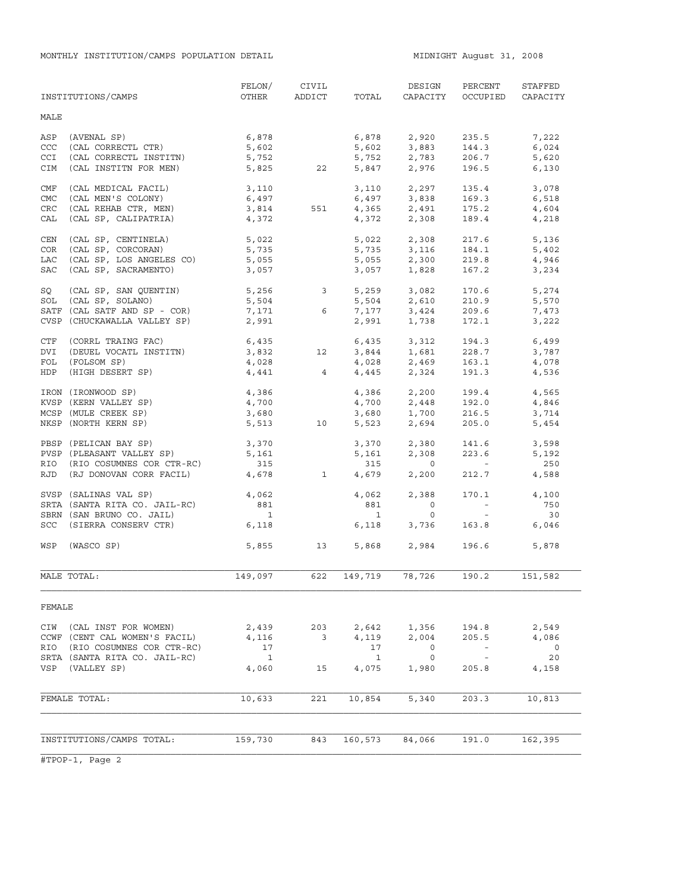MONTHLY INSTITUTION/CAMPS POPULATION DETAIL

MIDNIGHT August 31, 2008

| INSTITUTIONS/CAMPS | FELON/ OTHER | CIVIL ADDICT | TOTAL | DESIGN CAPACITY | PERCENT OCCUPIED | STAFFED CAPACITY |
|---|---|---|---|---|---|---|
| **MALE** | | | | | | |
| ASP (AVENAL SP) | 6,878 | | 6,878 | 2,920 | 235.5 | 7,222 |
| CCC (CAL CORRECTL CTR) | 5,602 | | 5,602 | 3,883 | 144.3 | 6,024 |
| CCI (CAL CORRECTL INSTITN) | 5,752 | | 5,752 | 2,783 | 206.7 | 5,620 |
| CIM (CAL INSTITN FOR MEN) | 5,825 | 22 | 5,847 | 2,976 | 196.5 | 6,130 |
| CMF (CAL MEDICAL FACIL) | 3,110 | | 3,110 | 2,297 | 135.4 | 3,078 |
| CMC (CAL MEN'S COLONY) | 6,497 | | 6,497 | 3,838 | 169.3 | 6,518 |
| CRC (CAL REHAB CTR, MEN) | 3,814 | 551 | 4,365 | 2,491 | 175.2 | 4,604 |
| CAL (CAL SP, CALIPATRIA) | 4,372 | | 4,372 | 2,308 | 189.4 | 4,218 |
| CEN (CAL SP, CENTINELA) | 5,022 | | 5,022 | 2,308 | 217.6 | 5,136 |
| COR (CAL SP, CORCORAN) | 5,735 | | 5,735 | 3,116 | 184.1 | 5,402 |
| LAC (CAL SP, LOS ANGELES CO) | 5,055 | | 5,055 | 2,300 | 219.8 | 4,946 |
| SAC (CAL SP, SACRAMENTO) | 3,057 | | 3,057 | 1,828 | 167.2 | 3,234 |
| SQ (CAL SP, SAN QUENTIN) | 5,256 | 3 | 5,259 | 3,082 | 170.6 | 5,274 |
| SOL (CAL SP, SOLANO) | 5,504 | | 5,504 | 2,610 | 210.9 | 5,570 |
| SATF (CAL SATF AND SP - COR) | 7,171 | 6 | 7,177 | 3,424 | 209.6 | 7,473 |
| CVSP (CHUCKAWALLA VALLEY SP) | 2,991 | | 2,991 | 1,738 | 172.1 | 3,222 |
| CTF (CORRL TRAING FAC) | 6,435 | | 6,435 | 3,312 | 194.3 | 6,499 |
| DVI (DEUEL VOCATL INSTITN) | 3,832 | 12 | 3,844 | 1,681 | 228.7 | 3,787 |
| FOL (FOLSOM SP) | 4,028 | | 4,028 | 2,469 | 163.1 | 4,078 |
| HDP (HIGH DESERT SP) | 4,441 | 4 | 4,445 | 2,324 | 191.3 | 4,536 |
| IRON (IRONWOOD SP) | 4,386 | | 4,386 | 2,200 | 199.4 | 4,565 |
| KVSP (KERN VALLEY SP) | 4,700 | | 4,700 | 2,448 | 192.0 | 4,846 |
| MCSP (MULE CREEK SP) | 3,680 | | 3,680 | 1,700 | 216.5 | 3,714 |
| NKSP (NORTH KERN SP) | 5,513 | 10 | 5,523 | 2,694 | 205.0 | 5,454 |
| PBSP (PELICAN BAY SP) | 3,370 | | 3,370 | 2,380 | 141.6 | 3,598 |
| PVSP (PLEASANT VALLEY SP) | 5,161 | | 5,161 | 2,308 | 223.6 | 5,192 |
| RIO (RIO COSUMNES COR CTR-RC) | 315 | | 315 | 0 | - | 250 |
| RJD (RJ DONOVAN CORR FACIL) | 4,678 | 1 | 4,679 | 2,200 | 212.7 | 4,588 |
| SVSP (SALINAS VAL SP) | 4,062 | | 4,062 | 2,388 | 170.1 | 4,100 |
| SRTA (SANTA RITA CO. JAIL-RC) | 881 | | 881 | 0 | - | 750 |
| SBRN (SAN BRUNO CO. JAIL) | 1 | | 1 | 0 | - | 30 |
| SCC (SIERRA CONSERV CTR) | 6,118 | | 6,118 | 3,736 | 163.8 | 6,046 |
| WSP (WASCO SP) | 5,855 | 13 | 5,868 | 2,984 | 196.6 | 5,878 |
| MALE TOTAL: | 149,097 | 622 | 149,719 | 78,726 | 190.2 | 151,582 |
| **FEMALE** | | | | | | |
| CIW (CAL INST FOR WOMEN) | 2,439 | 203 | 2,642 | 1,356 | 194.8 | 2,549 |
| CCWF (CENT CAL WOMEN'S FACIL) | 4,116 | 3 | 4,119 | 2,004 | 205.5 | 4,086 |
| RIO (RIO COSUMNES COR CTR-RC) | 17 | | 17 | 0 | - | 0 |
| SRTA (SANTA RITA CO. JAIL-RC) | 1 | | 1 | 0 | - | 20 |
| VSP (VALLEY SP) | 4,060 | 15 | 4,075 | 1,980 | 205.8 | 4,158 |
| FEMALE TOTAL: | 10,633 | 221 | 10,854 | 5,340 | 203.3 | 10,813 |
| INSTITUTIONS/CAMPS TOTAL: | 159,730 | 843 | 160,573 | 84,066 | 191.0 | 162,395 |

#TPOP-1, Page 2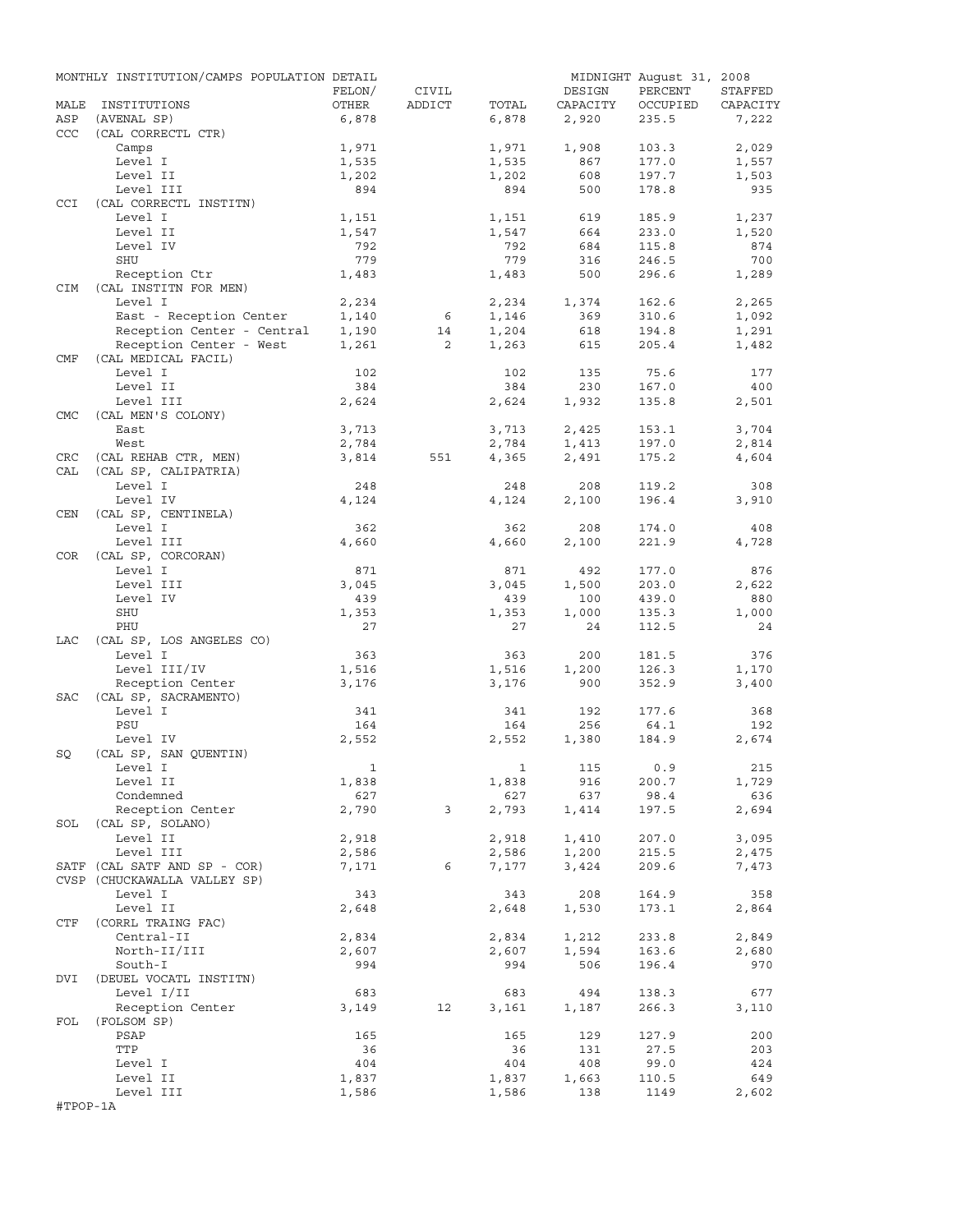MONTHLY INSTITUTION/CAMPS POPULATION DETAIL — MIDNIGHT August 31, 2008

| MALE | INSTITUTIONS | FELON/ OTHER | CIVIL ADDICT | TOTAL | DESIGN CAPACITY | PERCENT OCCUPIED | STAFFED CAPACITY |
|---|---|---|---|---|---|---|---|
| ASP | (AVENAL SP) | 6,878 | | 6,878 | 2,920 | 235.5 | 7,222 |
| CCC | (CAL CORRECTL CTR) | | | | | | |
| | Camps | 1,971 | | 1,971 | 1,908 | 103.3 | 2,029 |
| | Level I | 1,535 | | 1,535 | 867 | 177.0 | 1,557 |
| | Level II | 1,202 | | 1,202 | 608 | 197.7 | 1,503 |
| | Level III | 894 | | 894 | 500 | 178.8 | 935 |
| CCI | (CAL CORRECTL INSTITN) | | | | | | |
| | Level I | 1,151 | | 1,151 | 619 | 185.9 | 1,237 |
| | Level II | 1,547 | | 1,547 | 664 | 233.0 | 1,520 |
| | Level IV | 792 | | 792 | 684 | 115.8 | 874 |
| | SHU | 779 | | 779 | 316 | 246.5 | 700 |
| | Reception Ctr | 1,483 | | 1,483 | 500 | 296.6 | 1,289 |
| CIM | (CAL INSTITN FOR MEN) | | | | | | |
| | Level I | 2,234 | | 2,234 | 1,374 | 162.6 | 2,265 |
| | East - Reception Center | 1,140 | 6 | 1,146 | 369 | 310.6 | 1,092 |
| | Reception Center - Central | 1,190 | 14 | 1,204 | 618 | 194.8 | 1,291 |
| | Reception Center - West | 1,261 | 2 | 1,263 | 615 | 205.4 | 1,482 |
| CMF | (CAL MEDICAL FACIL) | | | | | | |
| | Level I | 102 | | 102 | 135 | 75.6 | 177 |
| | Level II | 384 | | 384 | 230 | 167.0 | 400 |
| | Level III | 2,624 | | 2,624 | 1,932 | 135.8 | 2,501 |
| CMC | (CAL MEN'S COLONY) | | | | | | |
| | East | 3,713 | | 3,713 | 2,425 | 153.1 | 3,704 |
| | West | 2,784 | | 2,784 | 1,413 | 197.0 | 2,814 |
| CRC | (CAL REHAB CTR, MEN) | 3,814 | 551 | 4,365 | 2,491 | 175.2 | 4,604 |
| CAL | (CAL SP, CALIPATRIA) | | | | | | |
| | Level I | 248 | | 248 | 208 | 119.2 | 308 |
| | Level IV | 4,124 | | 4,124 | 2,100 | 196.4 | 3,910 |
| CEN | (CAL SP, CENTINELA) | | | | | | |
| | Level I | 362 | | 362 | 208 | 174.0 | 408 |
| | Level III | 4,660 | | 4,660 | 2,100 | 221.9 | 4,728 |
| COR | (CAL SP, CORCORAN) | | | | | | |
| | Level I | 871 | | 871 | 492 | 177.0 | 876 |
| | Level III | 3,045 | | 3,045 | 1,500 | 203.0 | 2,622 |
| | Level IV | 439 | | 439 | 100 | 439.0 | 880 |
| | SHU | 1,353 | | 1,353 | 1,000 | 135.3 | 1,000 |
| | PHU | 27 | | 27 | 24 | 112.5 | 24 |
| LAC | (CAL SP, LOS ANGELES CO) | | | | | | |
| | Level I | 363 | | 363 | 200 | 181.5 | 376 |
| | Level III/IV | 1,516 | | 1,516 | 1,200 | 126.3 | 1,170 |
| | Reception Center | 3,176 | | 3,176 | 900 | 352.9 | 3,400 |
| SAC | (CAL SP, SACRAMENTO) | | | | | | |
| | Level I | 341 | | 341 | 192 | 177.6 | 368 |
| | PSU | 164 | | 164 | 256 | 64.1 | 192 |
| | Level IV | 2,552 | | 2,552 | 1,380 | 184.9 | 2,674 |
| SQ | (CAL SP, SAN QUENTIN) | | | | | | |
| | Level I | 1 | | 1 | 115 | 0.9 | 215 |
| | Level II | 1,838 | | 1,838 | 916 | 200.7 | 1,729 |
| | Condemned | 627 | | 627 | 637 | 98.4 | 636 |
| | Reception Center | 2,790 | 3 | 2,793 | 1,414 | 197.5 | 2,694 |
| SOL | (CAL SP, SOLANO) | | | | | | |
| | Level II | 2,918 | | 2,918 | 1,410 | 207.0 | 3,095 |
| | Level III | 2,586 | | 2,586 | 1,200 | 215.5 | 2,475 |
| SATF | (CAL SATF AND SP - COR) | 7,171 | 6 | 7,177 | 3,424 | 209.6 | 7,473 |
| CVSP | (CHUCKAWALLA VALLEY SP) | | | | | | |
| | Level I | 343 | | 343 | 208 | 164.9 | 358 |
| | Level II | 2,648 | | 2,648 | 1,530 | 173.1 | 2,864 |
| CTF | (CORRL TRAING FAC) | | | | | | |
| | Central-II | 2,834 | | 2,834 | 1,212 | 233.8 | 2,849 |
| | North-II/III | 2,607 | | 2,607 | 1,594 | 163.6 | 2,680 |
| | South-I | 994 | | 994 | 506 | 196.4 | 970 |
| DVI | (DEUEL VOCATL INSTITN) | | | | | | |
| | Level I/II | 683 | | 683 | 494 | 138.3 | 677 |
| | Reception Center | 3,149 | 12 | 3,161 | 1,187 | 266.3 | 3,110 |
| FOL | (FOLSOM SP) | | | | | | |
| | PSAP | 165 | | 165 | 129 | 127.9 | 200 |
| | TTP | 36 | | 36 | 131 | 27.5 | 203 |
| | Level I | 404 | | 404 | 408 | 99.0 | 424 |
| | Level II | 1,837 | | 1,837 | 1,663 | 110.5 | 649 |
| | Level III | 1,586 | | 1,586 | 138 | 1149 | 2,602 |

#TPOP-1A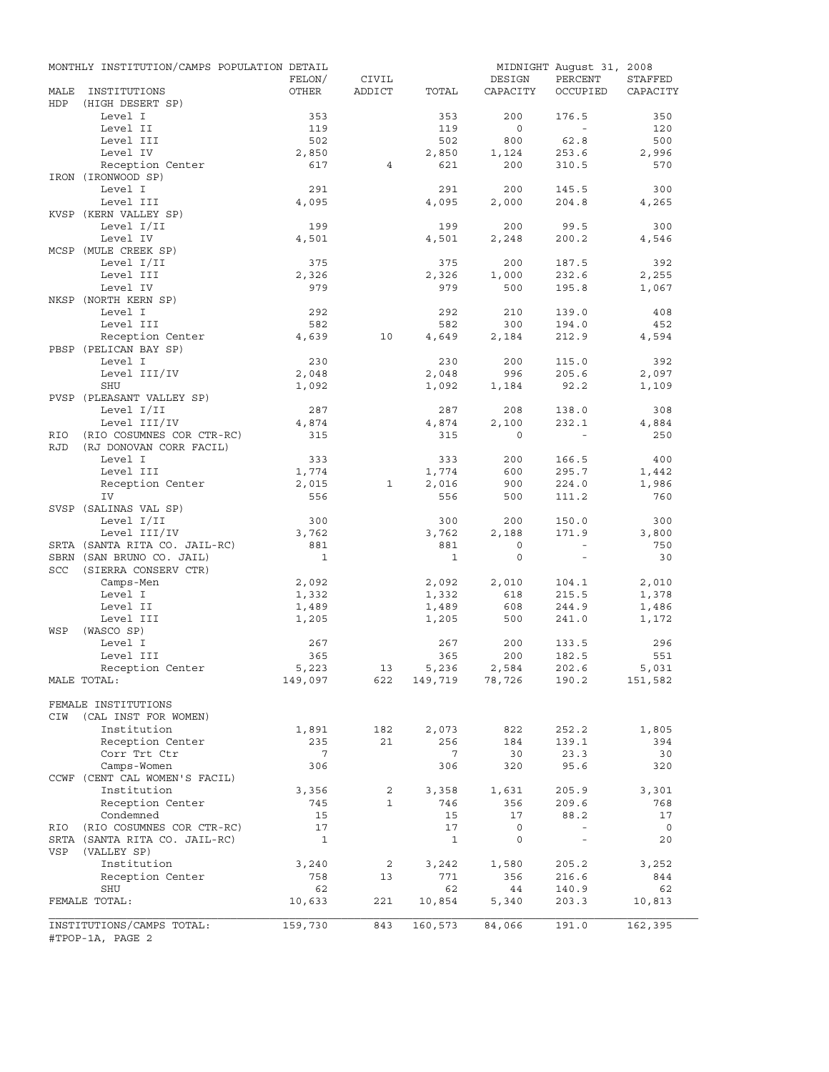MONTHLY INSTITUTION/CAMPS POPULATION DETAIL — MIDNIGHT August 31, 2008

| MALE INSTITUTIONS | FELON/ OTHER | CIVIL ADDICT | TOTAL | DESIGN CAPACITY | PERCENT OCCUPIED | STAFFED CAPACITY |
|---|---|---|---|---|---|---|
| HDP (HIGH DESERT SP) | | | | | | |
| Level I | 353 | | 353 | 200 | 176.5 | 350 |
| Level II | 119 | | 119 | 0 | - | 120 |
| Level III | 502 | | 502 | 800 | 62.8 | 500 |
| Level IV | 2,850 | | 2,850 | 1,124 | 253.6 | 2,996 |
| Reception Center | 617 | 4 | 621 | 200 | 310.5 | 570 |
| IRON (IRONWOOD SP) | | | | | | |
| Level I | 291 | | 291 | 200 | 145.5 | 300 |
| Level III | 4,095 | | 4,095 | 2,000 | 204.8 | 4,265 |
| KVSP (KERN VALLEY SP) | | | | | | |
| Level I/II | 199 | | 199 | 200 | 99.5 | 300 |
| Level IV | 4,501 | | 4,501 | 2,248 | 200.2 | 4,546 |
| MCSP (MULE CREEK SP) | | | | | | |
| Level I/II | 375 | | 375 | 200 | 187.5 | 392 |
| Level III | 2,326 | | 2,326 | 1,000 | 232.6 | 2,255 |
| Level IV | 979 | | 979 | 500 | 195.8 | 1,067 |
| NKSP (NORTH KERN SP) | | | | | | |
| Level I | 292 | | 292 | 210 | 139.0 | 408 |
| Level III | 582 | | 582 | 300 | 194.0 | 452 |
| Reception Center | 4,639 | 10 | 4,649 | 2,184 | 212.9 | 4,594 |
| PBSP (PELICAN BAY SP) | | | | | | |
| Level I | 230 | | 230 | 200 | 115.0 | 392 |
| Level III/IV | 2,048 | | 2,048 | 996 | 205.6 | 2,097 |
| SHU | 1,092 | | 1,092 | 1,184 | 92.2 | 1,109 |
| PVSP (PLEASANT VALLEY SP) | | | | | | |
| Level I/II | 287 | | 287 | 208 | 138.0 | 308 |
| Level III/IV | 4,874 | | 4,874 | 2,100 | 232.1 | 4,884 |
| RIO (RIO COSUMNES COR CTR-RC) | 315 | | 315 | 0 | - | 250 |
| RJD (RJ DONOVAN CORR FACIL) | | | | | | |
| Level I | 333 | | 333 | 200 | 166.5 | 400 |
| Level III | 1,774 | | 1,774 | 600 | 295.7 | 1,442 |
| Reception Center | 2,015 | 1 | 2,016 | 900 | 224.0 | 1,986 |
| IV | 556 | | 556 | 500 | 111.2 | 760 |
| SVSP (SALINAS VAL SP) | | | | | | |
| Level I/II | 300 | | 300 | 200 | 150.0 | 300 |
| Level III/IV | 3,762 | | 3,762 | 2,188 | 171.9 | 3,800 |
| SRTA (SANTA RITA CO. JAIL-RC) | 881 | | 881 | 0 | - | 750 |
| SBRN (SAN BRUNO CO. JAIL) | 1 | | 1 | 0 | - | 30 |
| SCC (SIERRA CONSERV CTR) | | | | | | |
| Camps-Men | 2,092 | | 2,092 | 2,010 | 104.1 | 2,010 |
| Level I | 1,332 | | 1,332 | 618 | 215.5 | 1,378 |
| Level II | 1,489 | | 1,489 | 608 | 244.9 | 1,486 |
| Level III | 1,205 | | 1,205 | 500 | 241.0 | 1,172 |
| WSP (WASCO SP) | | | | | | |
| Level I | 267 | | 267 | 200 | 133.5 | 296 |
| Level III | 365 | | 365 | 200 | 182.5 | 551 |
| Reception Center | 5,223 | 13 | 5,236 | 2,584 | 202.6 | 5,031 |
| MALE TOTAL: | 149,097 | 622 | 149,719 | 78,726 | 190.2 | 151,582 |
| FEMALE INSTITUTIONS | | | | | | |
| CIW (CAL INST FOR WOMEN) | | | | | | |
| Institution | 1,891 | 182 | 2,073 | 822 | 252.2 | 1,805 |
| Reception Center | 235 | 21 | 256 | 184 | 139.1 | 394 |
| Corr Trt Ctr | 7 | | 7 | 30 | 23.3 | 30 |
| Camps-Women | 306 | | 306 | 320 | 95.6 | 320 |
| CCWF (CENT CAL WOMEN'S FACIL) | | | | | | |
| Institution | 3,356 | 2 | 3,358 | 1,631 | 205.9 | 3,301 |
| Reception Center | 745 | 1 | 746 | 356 | 209.6 | 768 |
| Condemned | 15 | | 15 | 17 | 88.2 | 17 |
| RIO (RIO COSUMNES COR CTR-RC) | 17 | | 17 | 0 | - | 0 |
| SRTA (SANTA RITA CO. JAIL-RC) | 1 | | 1 | 0 | - | 20 |
| VSP (VALLEY SP) | | | | | | |
| Institution | 3,240 | 2 | 3,242 | 1,580 | 205.2 | 3,252 |
| Reception Center | 758 | 13 | 771 | 356 | 216.6 | 844 |
| SHU | 62 | | 62 | 44 | 140.9 | 62 |
| FEMALE TOTAL: | 10,633 | 221 | 10,854 | 5,340 | 203.3 | 10,813 |
| INSTITUTIONS/CAMPS TOTAL: | 159,730 | 843 | 160,573 | 84,066 | 191.0 | 162,395 |

#TPOP-1A, PAGE 2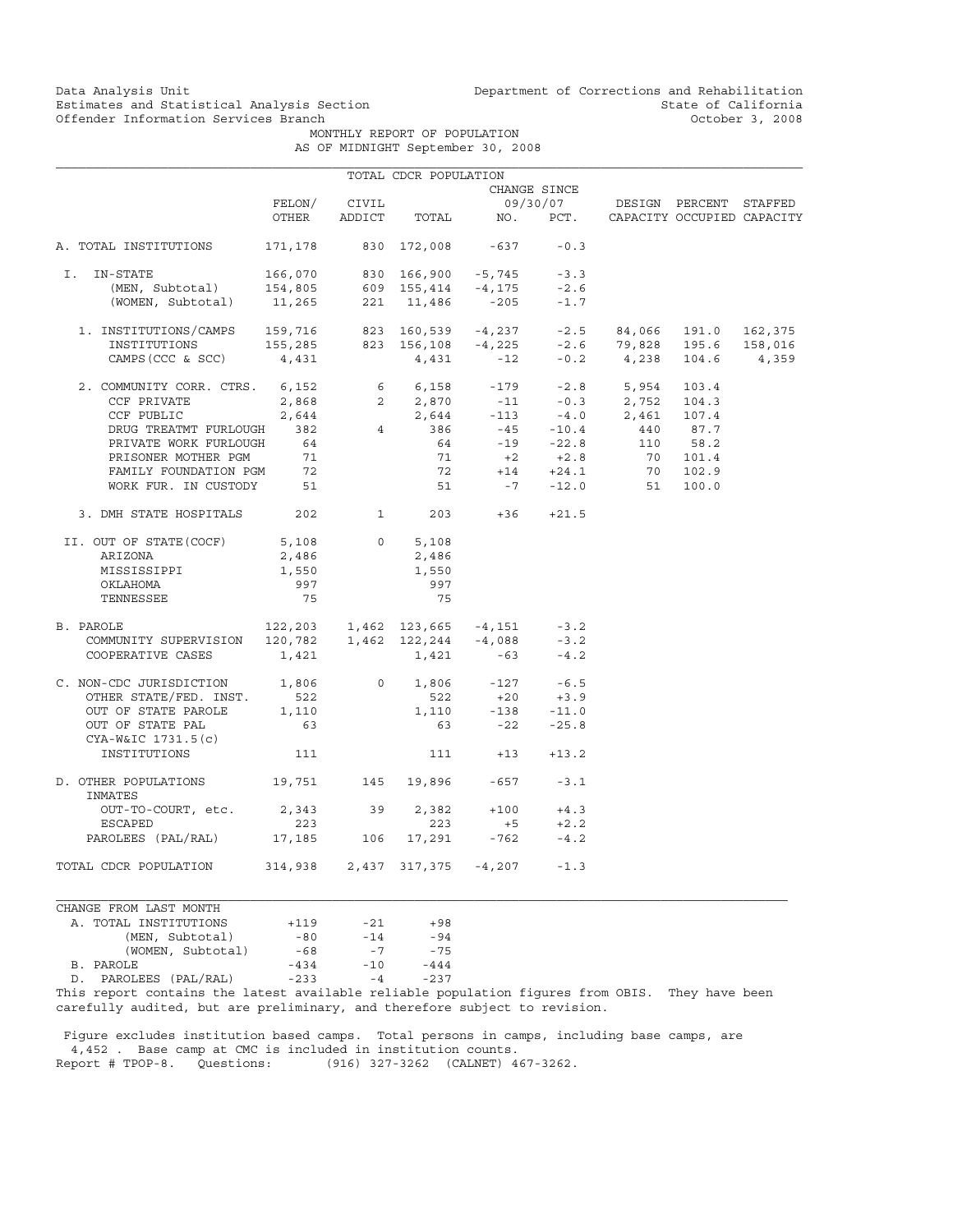Data Analysis Unit
Estimates and Statistical Analysis Section
Offender Information Services Branch

Department of Corrections and Rehabilitation
State of California
October 3, 2008

# MONTHLY REPORT OF POPULATION
## AS OF MIDNIGHT September 30, 2008

TOTAL CDCR POPULATION

| | FELON/ OTHER | CIVIL ADDICT | TOTAL | CHANGE SINCE 09/30/07 NO. | CHANGE SINCE 09/30/07 PCT. | DESIGN CAPACITY | PERCENT OCCUPIED | STAFFED CAPACITY |
|---|---|---|---|---|---|---|---|---|
| A. TOTAL INSTITUTIONS | 171,178 | 830 | 172,008 | -637 | -0.3 | | | |
| I. IN-STATE | 166,070 | 830 | 166,900 | -5,745 | -3.3 | | | |
| (MEN, Subtotal) | 154,805 | 609 | 155,414 | -4,175 | -2.6 | | | |
| (WOMEN, Subtotal) | 11,265 | 221 | 11,486 | -205 | -1.7 | | | |
| 1. INSTITUTIONS/CAMPS | 159,716 | 823 | 160,539 | -4,237 | -2.5 | 84,066 | 191.0 | 162,375 |
| INSTITUTIONS | 155,285 | 823 | 156,108 | -4,225 | -2.6 | 79,828 | 195.6 | 158,016 |
| CAMPS (CCC & SCC) | 4,431 | | 4,431 | -12 | -0.2 | 4,238 | 104.6 | 4,359 |
| 2. COMMUNITY CORR. CTRS. | 6,152 | 6 | 6,158 | -179 | -2.8 | 5,954 | 103.4 | |
| CCF PRIVATE | 2,868 | 2 | 2,870 | -11 | -0.3 | 2,752 | 104.3 | |
| CCF PUBLIC | 2,644 | | 2,644 | -113 | -4.0 | 2,461 | 107.4 | |
| DRUG TREATMT FURLOUGH | 382 | 4 | 386 | -45 | -10.4 | 440 | 87.7 | |
| PRIVATE WORK FURLOUGH | 64 | | 64 | -19 | -22.8 | 110 | 58.2 | |
| PRISONER MOTHER PGM | 71 | | 71 | +2 | +2.8 | 70 | 101.4 | |
| FAMILY FOUNDATION PGM | 72 | | 72 | +14 | +24.1 | 70 | 102.9 | |
| WORK FUR. IN CUSTODY | 51 | | 51 | -7 | -12.0 | 51 | 100.0 | |
| 3. DMH STATE HOSPITALS | 202 | 1 | 203 | +36 | +21.5 | | | |
| II. OUT OF STATE(COCF) | 5,108 | 0 | 5,108 | | | | | |
| ARIZONA | 2,486 | | 2,486 | | | | | |
| MISSISSIPPI | 1,550 | | 1,550 | | | | | |
| OKLAHOMA | 997 | | 997 | | | | | |
| TENNESSEE | 75 | | 75 | | | | | |
| B. PAROLE | 122,203 | 1,462 | 123,665 | -4,151 | -3.2 | | | |
| COMMUNITY SUPERVISION | 120,782 | 1,462 | 122,244 | -4,088 | -3.2 | | | |
| COOPERATIVE CASES | 1,421 | | 1,421 | -63 | -4.2 | | | |
| C. NON-CDC JURISDICTION | 1,806 | 0 | 1,806 | -127 | -6.5 | | | |
| OTHER STATE/FED. INST. | 522 | | 522 | +20 | +3.9 | | | |
| OUT OF STATE PAROLE | 1,110 | | 1,110 | -138 | -11.0 | | | |
| OUT OF STATE PAL | 63 | | 63 | -22 | -25.8 | | | |
| CYA-W&IC 1731.5(c) INSTITUTIONS | 111 | | 111 | +13 | +13.2 | | | |
| D. OTHER POPULATIONS | 19,751 | 145 | 19,896 | -657 | -3.1 | | | |
| INMATES OUT-TO-COURT, etc. | 2,343 | 39 | 2,382 | +100 | +4.3 | | | |
| ESCAPED | 223 | | 223 | +5 | +2.2 | | | |
| PAROLEES (PAL/RAL) | 17,185 | 106 | 17,291 | -762 | -4.2 | | | |
| TOTAL CDCR POPULATION | 314,938 | 2,437 | 317,375 | -4,207 | -1.3 | | | |

| CHANGE FROM LAST MONTH | | | |
|---|---|---|---|
| A. TOTAL INSTITUTIONS | +119 | -21 | +98 |
| (MEN, Subtotal) | -80 | -14 | -94 |
| (WOMEN, Subtotal) | -68 | -7 | -75 |
| B. PAROLE | -434 | -10 | -444 |
| D. PAROLEES (PAL/RAL) | -233 | -4 | -237 |

This report contains the latest available reliable population figures from OBIS. They have been carefully audited, but are preliminary, and therefore subject to revision.

Figure excludes institution based camps. Total persons in camps, including base camps, are 4,452 . Base camp at CMC is included in institution counts.

Report # TPOP-8. Questions: (916) 327-3262 (CALNET) 467-3262.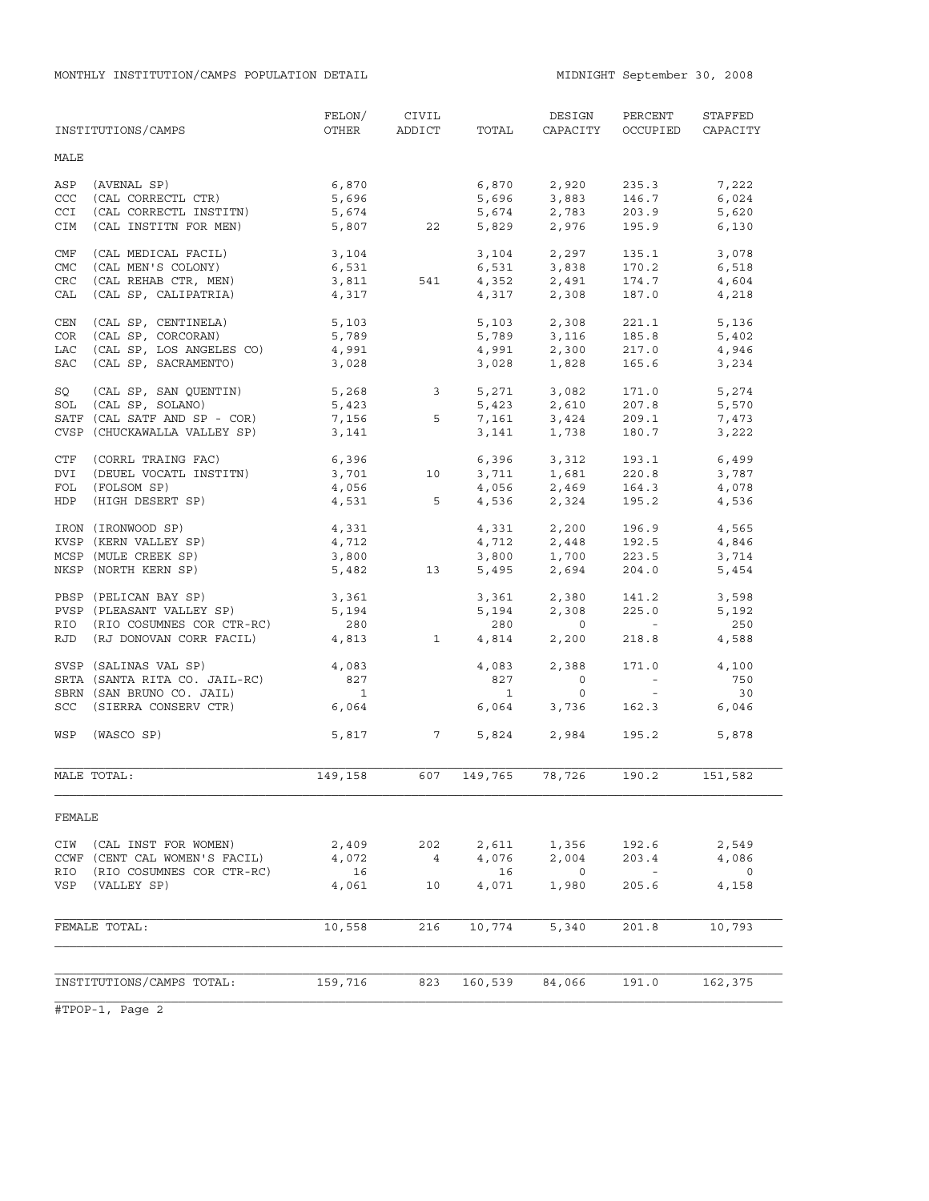MONTHLY INSTITUTION/CAMPS POPULATION DETAIL

MIDNIGHT September 30, 2008

| INSTITUTIONS/CAMPS | FELON/ OTHER | CIVIL ADDICT | TOTAL | DESIGN CAPACITY | PERCENT OCCUPIED | STAFFED CAPACITY |
|---|---|---|---|---|---|---|
| **MALE** | | | | | | |
| ASP (AVENAL SP) | 6,870 | | 6,870 | 2,920 | 235.3 | 7,222 |
| CCC (CAL CORRECTL CTR) | 5,696 | | 5,696 | 3,883 | 146.7 | 6,024 |
| CCI (CAL CORRECTL INSTITN) | 5,674 | | 5,674 | 2,783 | 203.9 | 5,620 |
| CIM (CAL INSTITN FOR MEN) | 5,807 | 22 | 5,829 | 2,976 | 195.9 | 6,130 |
| CMF (CAL MEDICAL FACIL) | 3,104 | | 3,104 | 2,297 | 135.1 | 3,078 |
| CMC (CAL MEN'S COLONY) | 6,531 | | 6,531 | 3,838 | 170.2 | 6,518 |
| CRC (CAL REHAB CTR, MEN) | 3,811 | 541 | 4,352 | 2,491 | 174.7 | 4,604 |
| CAL (CAL SP, CALIPATRIA) | 4,317 | | 4,317 | 2,308 | 187.0 | 4,218 |
| CEN (CAL SP, CENTINELA) | 5,103 | | 5,103 | 2,308 | 221.1 | 5,136 |
| COR (CAL SP, CORCORAN) | 5,789 | | 5,789 | 3,116 | 185.8 | 5,402 |
| LAC (CAL SP, LOS ANGELES CO) | 4,991 | | 4,991 | 2,300 | 217.0 | 4,946 |
| SAC (CAL SP, SACRAMENTO) | 3,028 | | 3,028 | 1,828 | 165.6 | 3,234 |
| SQ (CAL SP, SAN QUENTIN) | 5,268 | 3 | 5,271 | 3,082 | 171.0 | 5,274 |
| SOL (CAL SP, SOLANO) | 5,423 | | 5,423 | 2,610 | 207.8 | 5,570 |
| SATF (CAL SATF AND SP - COR) | 7,156 | 5 | 7,161 | 3,424 | 209.1 | 7,473 |
| CVSP (CHUCKAWALLA VALLEY SP) | 3,141 | | 3,141 | 1,738 | 180.7 | 3,222 |
| CTF (CORRL TRAING FAC) | 6,396 | | 6,396 | 3,312 | 193.1 | 6,499 |
| DVI (DEUEL VOCATL INSTITN) | 3,701 | 10 | 3,711 | 1,681 | 220.8 | 3,787 |
| FOL (FOLSOM SP) | 4,056 | | 4,056 | 2,469 | 164.3 | 4,078 |
| HDP (HIGH DESERT SP) | 4,531 | 5 | 4,536 | 2,324 | 195.2 | 4,536 |
| IRON (IRONWOOD SP) | 4,331 | | 4,331 | 2,200 | 196.9 | 4,565 |
| KVSP (KERN VALLEY SP) | 4,712 | | 4,712 | 2,448 | 192.5 | 4,846 |
| MCSP (MULE CREEK SP) | 3,800 | | 3,800 | 1,700 | 223.5 | 3,714 |
| NKSP (NORTH KERN SP) | 5,482 | 13 | 5,495 | 2,694 | 204.0 | 5,454 |
| PBSP (PELICAN BAY SP) | 3,361 | | 3,361 | 2,380 | 141.2 | 3,598 |
| PVSP (PLEASANT VALLEY SP) | 5,194 | | 5,194 | 2,308 | 225.0 | 5,192 |
| RIO (RIO COSUMNES COR CTR-RC) | 280 | | 280 | 0 | - | 250 |
| RJD (RJ DONOVAN CORR FACIL) | 4,813 | 1 | 4,814 | 2,200 | 218.8 | 4,588 |
| SVSP (SALINAS VAL SP) | 4,083 | | 4,083 | 2,388 | 171.0 | 4,100 |
| SRTA (SANTA RITA CO. JAIL-RC) | 827 | | 827 | 0 | - | 750 |
| SBRN (SAN BRUNO CO. JAIL) | 1 | | 1 | 0 | - | 30 |
| SCC (SIERRA CONSERV CTR) | 6,064 | | 6,064 | 3,736 | 162.3 | 6,046 |
| WSP (WASCO SP) | 5,817 | 7 | 5,824 | 2,984 | 195.2 | 5,878 |
| MALE TOTAL: | 149,158 | 607 | 149,765 | 78,726 | 190.2 | 151,582 |
| **FEMALE** | | | | | | |
| CIW (CAL INST FOR WOMEN) | 2,409 | 202 | 2,611 | 1,356 | 192.6 | 2,549 |
| CCWF (CENT CAL WOMEN'S FACIL) | 4,072 | 4 | 4,076 | 2,004 | 203.4 | 4,086 |
| RIO (RIO COSUMNES COR CTR-RC) | 16 | | 16 | 0 | - | 0 |
| VSP (VALLEY SP) | 4,061 | 10 | 4,071 | 1,980 | 205.6 | 4,158 |
| FEMALE TOTAL: | 10,558 | 216 | 10,774 | 5,340 | 201.8 | 10,793 |
| INSTITUTIONS/CAMPS TOTAL: | 159,716 | 823 | 160,539 | 84,066 | 191.0 | 162,375 |

#TPOP-1, Page 2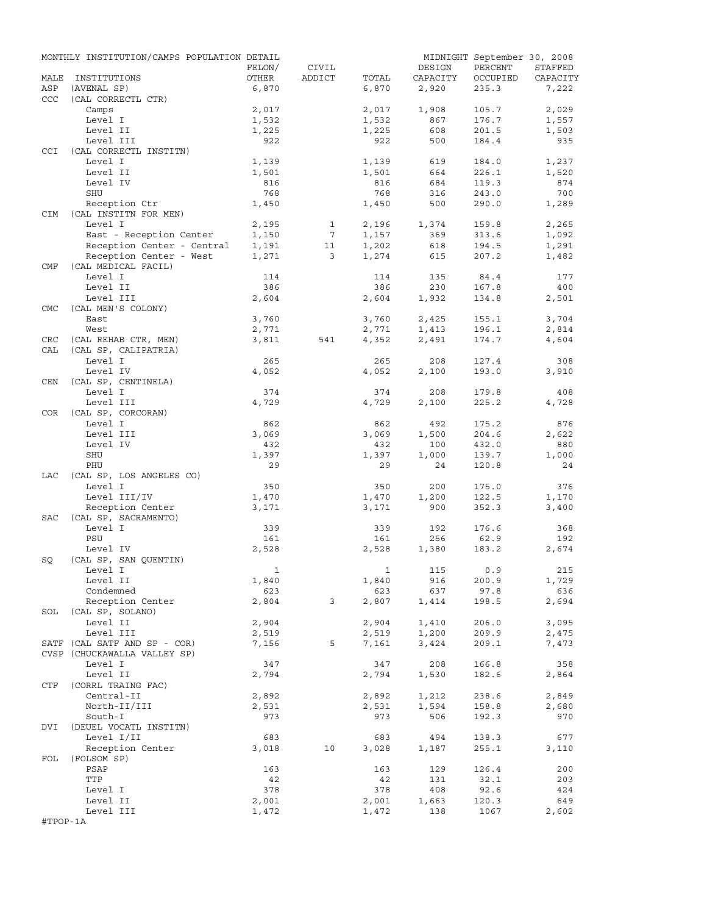MONTHLY INSTITUTION/CAMPS POPULATION DETAIL — MIDNIGHT September 30, 2008

| MALE | INSTITUTIONS | FELON/ OTHER | CIVIL ADDICT | TOTAL | DESIGN CAPACITY | PERCENT OCCUPIED | STAFFED CAPACITY |
|---|---|---|---|---|---|---|---|
| ASP | (AVENAL SP) | 6,870 | | 6,870 | 2,920 | 235.3 | 7,222 |
| CCC | (CAL CORRECTL CTR) | | | | | | |
| | Camps | 2,017 | | 2,017 | 1,908 | 105.7 | 2,029 |
| | Level I | 1,532 | | 1,532 | 867 | 176.7 | 1,557 |
| | Level II | 1,225 | | 1,225 | 608 | 201.5 | 1,503 |
| | Level III | 922 | | 922 | 500 | 184.4 | 935 |
| CCI | (CAL CORRECTL INSTITN) | | | | | | |
| | Level I | 1,139 | | 1,139 | 619 | 184.0 | 1,237 |
| | Level II | 1,501 | | 1,501 | 664 | 226.1 | 1,520 |
| | Level IV | 816 | | 816 | 684 | 119.3 | 874 |
| | SHU | 768 | | 768 | 316 | 243.0 | 700 |
| | Reception Ctr | 1,450 | | 1,450 | 500 | 290.0 | 1,289 |
| CIM | (CAL INSTITN FOR MEN) | | | | | | |
| | Level I | 2,195 | 1 | 2,196 | 1,374 | 159.8 | 2,265 |
| | East - Reception Center | 1,150 | 7 | 1,157 | 369 | 313.6 | 1,092 |
| | Reception Center - Central | 1,191 | 11 | 1,202 | 618 | 194.5 | 1,291 |
| | Reception Center - West | 1,271 | 3 | 1,274 | 615 | 207.2 | 1,482 |
| CMF | (CAL MEDICAL FACIL) | | | | | | |
| | Level I | 114 | | 114 | 135 | 84.4 | 177 |
| | Level II | 386 | | 386 | 230 | 167.8 | 400 |
| | Level III | 2,604 | | 2,604 | 1,932 | 134.8 | 2,501 |
| CMC | (CAL MEN'S COLONY) | | | | | | |
| | East | 3,760 | | 3,760 | 2,425 | 155.1 | 3,704 |
| | West | 2,771 | | 2,771 | 1,413 | 196.1 | 2,814 |
| CRC | (CAL REHAB CTR, MEN) | 3,811 | 541 | 4,352 | 2,491 | 174.7 | 4,604 |
| CAL | (CAL SP, CALIPATRIA) | | | | | | |
| | Level I | 265 | | 265 | 208 | 127.4 | 308 |
| | Level IV | 4,052 | | 4,052 | 2,100 | 193.0 | 3,910 |
| CEN | (CAL SP, CENTINELA) | | | | | | |
| | Level I | 374 | | 374 | 208 | 179.8 | 408 |
| | Level III | 4,729 | | 4,729 | 2,100 | 225.2 | 4,728 |
| COR | (CAL SP, CORCORAN) | | | | | | |
| | Level I | 862 | | 862 | 492 | 175.2 | 876 |
| | Level III | 3,069 | | 3,069 | 1,500 | 204.6 | 2,622 |
| | Level IV | 432 | | 432 | 100 | 432.0 | 880 |
| | SHU | 1,397 | | 1,397 | 1,000 | 139.7 | 1,000 |
| | PHU | 29 | | 29 | 24 | 120.8 | 24 |
| LAC | (CAL SP, LOS ANGELES CO) | | | | | | |
| | Level I | 350 | | 350 | 200 | 175.0 | 376 |
| | Level III/IV | 1,470 | | 1,470 | 1,200 | 122.5 | 1,170 |
| | Reception Center | 3,171 | | 3,171 | 900 | 352.3 | 3,400 |
| SAC | (CAL SP, SACRAMENTO) | | | | | | |
| | Level I | 339 | | 339 | 192 | 176.6 | 368 |
| | PSU | 161 | | 161 | 256 | 62.9 | 192 |
| | Level IV | 2,528 | | 2,528 | 1,380 | 183.2 | 2,674 |
| SQ | (CAL SP, SAN QUENTIN) | | | | | | |
| | Level I | 1 | | 1 | 115 | 0.9 | 215 |
| | Level II | 1,840 | | 1,840 | 916 | 200.9 | 1,729 |
| | Condemned | 623 | | 623 | 637 | 97.8 | 636 |
| | Reception Center | 2,804 | 3 | 2,807 | 1,414 | 198.5 | 2,694 |
| SOL | (CAL SP, SOLANO) | | | | | | |
| | Level II | 2,904 | | 2,904 | 1,410 | 206.0 | 3,095 |
| | Level III | 2,519 | | 2,519 | 1,200 | 209.9 | 2,475 |
| SATF | (CAL SATF AND SP - COR) | 7,156 | 5 | 7,161 | 3,424 | 209.1 | 7,473 |
| CVSP | (CHUCKAWALLA VALLEY SP) | | | | | | |
| | Level I | 347 | | 347 | 208 | 166.8 | 358 |
| | Level II | 2,794 | | 2,794 | 1,530 | 182.6 | 2,864 |
| CTF | (CORRL TRAING FAC) | | | | | | |
| | Central-II | 2,892 | | 2,892 | 1,212 | 238.6 | 2,849 |
| | North-II/III | 2,531 | | 2,531 | 1,594 | 158.8 | 2,680 |
| | South-I | 973 | | 973 | 506 | 192.3 | 970 |
| DVI | (DEUEL VOCATL INSTITN) | | | | | | |
| | Level I/II | 683 | | 683 | 494 | 138.3 | 677 |
| | Reception Center | 3,018 | 10 | 3,028 | 1,187 | 255.1 | 3,110 |
| FOL | (FOLSOM SP) | | | | | | |
| | PSAP | 163 | | 163 | 129 | 126.4 | 200 |
| | TTP | 42 | | 42 | 131 | 32.1 | 203 |
| | Level I | 378 | | 378 | 408 | 92.6 | 424 |
| | Level II | 2,001 | | 2,001 | 1,663 | 120.3 | 649 |
| | Level III | 1,472 | | 1,472 | 138 | 1067 | 2,602 |

#TPOP-1A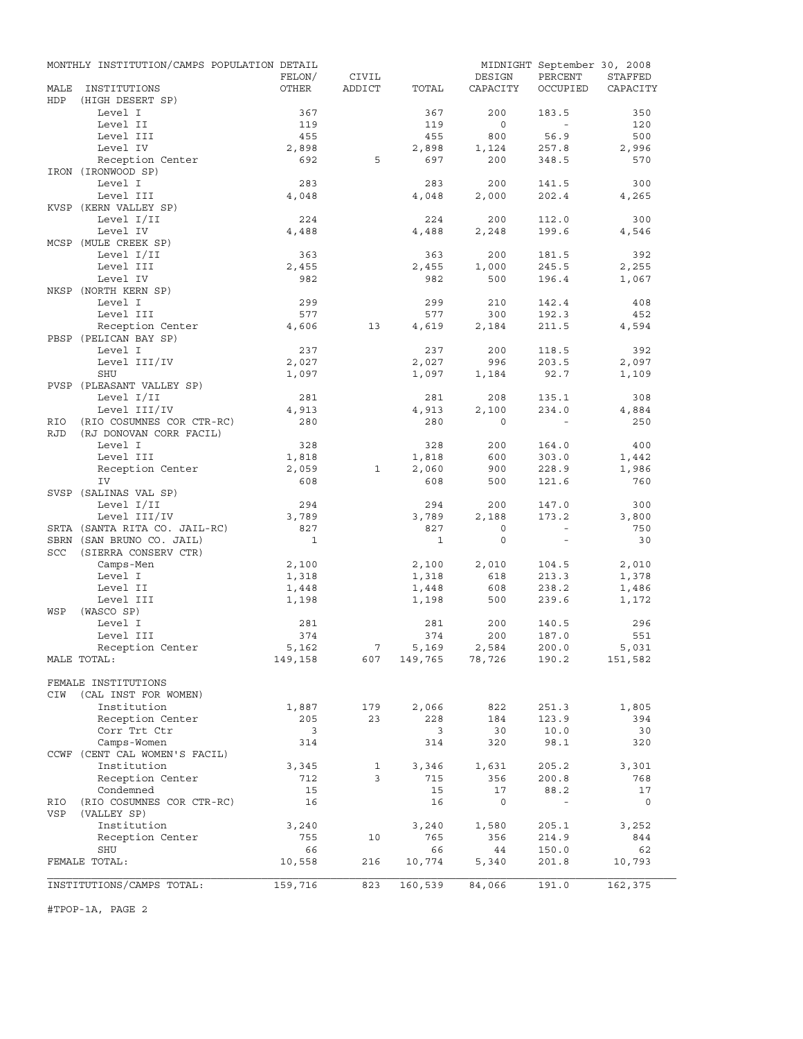MONTHLY INSTITUTION/CAMPS POPULATION DETAIL — MIDNIGHT September 30, 2008

| MALE INSTITUTIONS | FELON/ OTHER | CIVIL ADDICT | TOTAL | DESIGN CAPACITY | PERCENT OCCUPIED | STAFFED CAPACITY |
|---|---|---|---|---|---|---|
| HDP (HIGH DESERT SP) | | | | | | |
| Level I | 367 | | 367 | 200 | 183.5 | 350 |
| Level II | 119 | | 119 | 0 | - | 120 |
| Level III | 455 | | 455 | 800 | 56.9 | 500 |
| Level IV | 2,898 | | 2,898 | 1,124 | 257.8 | 2,996 |
| Reception Center | 692 | 5 | 697 | 200 | 348.5 | 570 |
| IRON (IRONWOOD SP) | | | | | | |
| Level I | 283 | | 283 | 200 | 141.5 | 300 |
| Level III | 4,048 | | 4,048 | 2,000 | 202.4 | 4,265 |
| KVSP (KERN VALLEY SP) | | | | | | |
| Level I/II | 224 | | 224 | 200 | 112.0 | 300 |
| Level IV | 4,488 | | 4,488 | 2,248 | 199.6 | 4,546 |
| MCSP (MULE CREEK SP) | | | | | | |
| Level I/II | 363 | | 363 | 200 | 181.5 | 392 |
| Level III | 2,455 | | 2,455 | 1,000 | 245.5 | 2,255 |
| Level IV | 982 | | 982 | 500 | 196.4 | 1,067 |
| NKSP (NORTH KERN SP) | | | | | | |
| Level I | 299 | | 299 | 210 | 142.4 | 408 |
| Level III | 577 | | 577 | 300 | 192.3 | 452 |
| Reception Center | 4,606 | 13 | 4,619 | 2,184 | 211.5 | 4,594 |
| PBSP (PELICAN BAY SP) | | | | | | |
| Level I | 237 | | 237 | 200 | 118.5 | 392 |
| Level III/IV | 2,027 | | 2,027 | 996 | 203.5 | 2,097 |
| SHU | 1,097 | | 1,097 | 1,184 | 92.7 | 1,109 |
| PVSP (PLEASANT VALLEY SP) | | | | | | |
| Level I/II | 281 | | 281 | 208 | 135.1 | 308 |
| Level III/IV | 4,913 | | 4,913 | 2,100 | 234.0 | 4,884 |
| RIO (RIO COSUMNES COR CTR-RC) | 280 | | 280 | 0 | - | 250 |
| RJD (RJ DONOVAN CORR FACIL) | | | | | | |
| Level I | 328 | | 328 | 200 | 164.0 | 400 |
| Level III | 1,818 | | 1,818 | 600 | 303.0 | 1,442 |
| Reception Center | 2,059 | 1 | 2,060 | 900 | 228.9 | 1,986 |
| IV | 608 | | 608 | 500 | 121.6 | 760 |
| SVSP (SALINAS VAL SP) | | | | | | |
| Level I/II | 294 | | 294 | 200 | 147.0 | 300 |
| Level III/IV | 3,789 | | 3,789 | 2,188 | 173.2 | 3,800 |
| SRTA (SANTA RITA CO. JAIL-RC) | 827 | | 827 | 0 | - | 750 |
| SBRN (SAN BRUNO CO. JAIL) | 1 | | 1 | 0 | - | 30 |
| SCC (SIERRA CONSERV CTR) | | | | | | |
| Camps-Men | 2,100 | | 2,100 | 2,010 | 104.5 | 2,010 |
| Level I | 1,318 | | 1,318 | 618 | 213.3 | 1,378 |
| Level II | 1,448 | | 1,448 | 608 | 238.2 | 1,486 |
| Level III | 1,198 | | 1,198 | 500 | 239.6 | 1,172 |
| WSP (WASCO SP) | | | | | | |
| Level I | 281 | | 281 | 200 | 140.5 | 296 |
| Level III | 374 | | 374 | 200 | 187.0 | 551 |
| Reception Center | 5,162 | 7 | 5,169 | 2,584 | 200.0 | 5,031 |
| MALE TOTAL: | 149,158 | 607 | 149,765 | 78,726 | 190.2 | 151,582 |
| FEMALE INSTITUTIONS | | | | | | |
| CIW (CAL INST FOR WOMEN) | | | | | | |
| Institution | 1,887 | 179 | 2,066 | 822 | 251.3 | 1,805 |
| Reception Center | 205 | 23 | 228 | 184 | 123.9 | 394 |
| Corr Trt Ctr | 3 | | 3 | 30 | 10.0 | 30 |
| Camps-Women | 314 | | 314 | 320 | 98.1 | 320 |
| CCWF (CENT CAL WOMEN'S FACIL) | | | | | | |
| Institution | 3,345 | 1 | 3,346 | 1,631 | 205.2 | 3,301 |
| Reception Center | 712 | 3 | 715 | 356 | 200.8 | 768 |
| Condemned | 15 | | 15 | 17 | 88.2 | 17 |
| RIO (RIO COSUMNES COR CTR-RC) | 16 | | 16 | 0 | - | 0 |
| VSP (VALLEY SP) | | | | | | |
| Institution | 3,240 | | 3,240 | 1,580 | 205.1 | 3,252 |
| Reception Center | 755 | 10 | 765 | 356 | 214.9 | 844 |
| SHU | 66 | | 66 | 44 | 150.0 | 62 |
| FEMALE TOTAL: | 10,558 | 216 | 10,774 | 5,340 | 201.8 | 10,793 |
| INSTITUTIONS/CAMPS TOTAL: | 159,716 | 823 | 160,539 | 84,066 | 191.0 | 162,375 |

#TPOP-1A, PAGE 2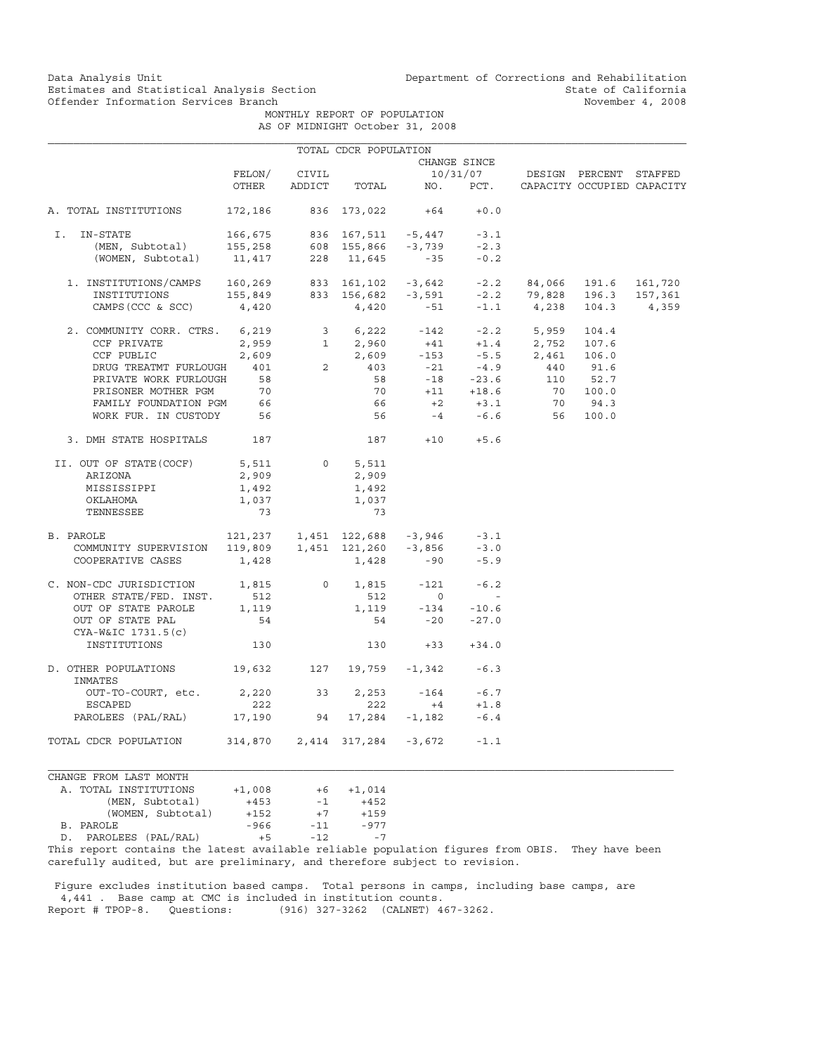Data Analysis Unit
Estimates and Statistical Analysis Section
Offender Information Services Branch

Department of Corrections and Rehabilitation
State of California
November 4, 2008

MONTHLY REPORT OF POPULATION
AS OF MIDNIGHT October 31, 2008

TOTAL CDCR POPULATION

| | FELON/ OTHER | CIVIL ADDICT | TOTAL | CHANGE SINCE 10/31/07 NO. | PCT. | DESIGN CAPACITY | PERCENT OCCUPIED | STAFFED CAPACITY |
|---|---|---|---|---|---|---|---|---|
| A. TOTAL INSTITUTIONS | 172,186 | 836 | 173,022 | +64 | +0.0 | | | |
| I. IN-STATE | 166,675 | 836 | 167,511 | -5,447 | -3.1 | | | |
| (MEN, Subtotal) | 155,258 | 608 | 155,866 | -3,739 | -2.3 | | | |
| (WOMEN, Subtotal) | 11,417 | 228 | 11,645 | -35 | -0.2 | | | |
| 1. INSTITUTIONS/CAMPS | 160,269 | 833 | 161,102 | -3,642 | -2.2 | 84,066 | 191.6 | 161,720 |
| INSTITUTIONS | 155,849 | 833 | 156,682 | -3,591 | -2.2 | 79,828 | 196.3 | 157,361 |
| CAMPS (CCC & SCC) | 4,420 | | 4,420 | -51 | -1.1 | 4,238 | 104.3 | 4,359 |
| 2. COMMUNITY CORR. CTRS. | 6,219 | 3 | 6,222 | -142 | -2.2 | 5,959 | 104.4 | |
| CCF PRIVATE | 2,959 | 1 | 2,960 | +41 | +1.4 | 2,752 | 107.6 | |
| CCF PUBLIC | 2,609 | | 2,609 | -153 | -5.5 | 2,461 | 106.0 | |
| DRUG TREATMT FURLOUGH | 401 | 2 | 403 | -21 | -4.9 | 440 | 91.6 | |
| PRIVATE WORK FURLOUGH | 58 | | 58 | -18 | -23.6 | 110 | 52.7 | |
| PRISONER MOTHER PGM | 70 | | 70 | +11 | +18.6 | 70 | 100.0 | |
| FAMILY FOUNDATION PGM | 66 | | 66 | +2 | +3.1 | 70 | 94.3 | |
| WORK FUR. IN CUSTODY | 56 | | 56 | -4 | -6.6 | 56 | 100.0 | |
| 3. DMH STATE HOSPITALS | 187 | | 187 | +10 | +5.6 | | | |
| II. OUT OF STATE(COCF) | 5,511 | 0 | 5,511 | | | | | |
| ARIZONA | 2,909 | | 2,909 | | | | | |
| MISSISSIPPI | 1,492 | | 1,492 | | | | | |
| OKLAHOMA | 1,037 | | 1,037 | | | | | |
| TENNESSEE | 73 | | 73 | | | | | |
| B. PAROLE | 121,237 | 1,451 | 122,688 | -3,946 | -3.1 | | | |
| COMMUNITY SUPERVISION | 119,809 | 1,451 | 121,260 | -3,856 | -3.0 | | | |
| COOPERATIVE CASES | 1,428 | | 1,428 | -90 | -5.9 | | | |
| C. NON-CDC JURISDICTION | 1,815 | 0 | 1,815 | -121 | -6.2 | | | |
| OTHER STATE/FED. INST. | 512 | | 512 | 0 | - | | | |
| OUT OF STATE PAROLE | 1,119 | | 1,119 | -134 | -10.6 | | | |
| OUT OF STATE PAL | 54 | | 54 | -20 | -27.0 | | | |
| CYA-W&IC 1731.5(c) INSTITUTIONS | 130 | | 130 | +33 | +34.0 | | | |
| D. OTHER POPULATIONS | 19,632 | 127 | 19,759 | -1,342 | -6.3 | | | |
| INMATES OUT-TO-COURT, etc. | 2,220 | 33 | 2,253 | -164 | -6.7 | | | |
| ESCAPED | 222 | | 222 | +4 | +1.8 | | | |
| PAROLEES (PAL/RAL) | 17,190 | 94 | 17,284 | -1,182 | -6.4 | | | |
| TOTAL CDCR POPULATION | 314,870 | 2,414 | 317,284 | -3,672 | -1.1 | | | |

CHANGE FROM LAST MONTH

| | | | |
|---|---|---|---|
| A. TOTAL INSTITUTIONS | +1,008 | +6 | +1,014 |
| (MEN, Subtotal) | +453 | -1 | +452 |
| (WOMEN, Subtotal) | +152 | +7 | +159 |
| B. PAROLE | -966 | -11 | -977 |
| D. PAROLEES (PAL/RAL) | +5 | -12 | -7 |

This report contains the latest available reliable population figures from OBIS. They have been carefully audited, but are preliminary, and therefore subject to revision.

Figure excludes institution based camps. Total persons in camps, including base camps, are 4,441 . Base camp at CMC is included in institution counts.
Report # TPOP-8. Questions: (916) 327-3262 (CALNET) 467-3262.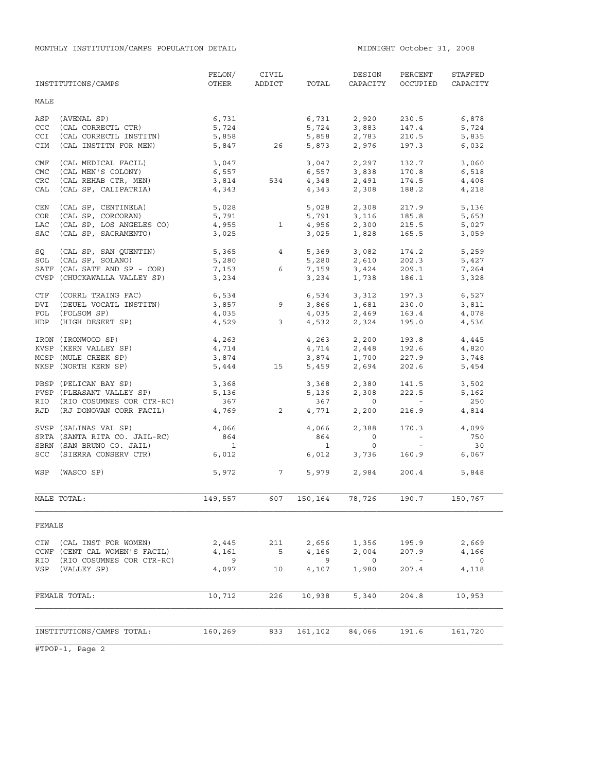MONTHLY INSTITUTION/CAMPS POPULATION DETAIL

MIDNIGHT October 31, 2008

| INSTITUTIONS/CAMPS | FELON/ OTHER | CIVIL ADDICT | TOTAL | DESIGN CAPACITY | PERCENT OCCUPIED | STAFFED CAPACITY |
|---|---|---|---|---|---|---|
| **MALE** | | | | | | |
| ASP (AVENAL SP) | 6,731 | | 6,731 | 2,920 | 230.5 | 6,878 |
| CCC (CAL CORRECTL CTR) | 5,724 | | 5,724 | 3,883 | 147.4 | 5,724 |
| CCI (CAL CORRECTL INSTITN) | 5,858 | | 5,858 | 2,783 | 210.5 | 5,835 |
| CIM (CAL INSTITN FOR MEN) | 5,847 | 26 | 5,873 | 2,976 | 197.3 | 6,032 |
| CMF (CAL MEDICAL FACIL) | 3,047 | | 3,047 | 2,297 | 132.7 | 3,060 |
| CMC (CAL MEN'S COLONY) | 6,557 | | 6,557 | 3,838 | 170.8 | 6,518 |
| CRC (CAL REHAB CTR, MEN) | 3,814 | 534 | 4,348 | 2,491 | 174.5 | 4,408 |
| CAL (CAL SP, CALIPATRIA) | 4,343 | | 4,343 | 2,308 | 188.2 | 4,218 |
| CEN (CAL SP, CENTINELA) | 5,028 | | 5,028 | 2,308 | 217.9 | 5,136 |
| COR (CAL SP, CORCORAN) | 5,791 | | 5,791 | 3,116 | 185.8 | 5,653 |
| LAC (CAL SP, LOS ANGELES CO) | 4,955 | 1 | 4,956 | 2,300 | 215.5 | 5,027 |
| SAC (CAL SP, SACRAMENTO) | 3,025 | | 3,025 | 1,828 | 165.5 | 3,059 |
| SQ (CAL SP, SAN QUENTIN) | 5,365 | 4 | 5,369 | 3,082 | 174.2 | 5,259 |
| SOL (CAL SP, SOLANO) | 5,280 | | 5,280 | 2,610 | 202.3 | 5,427 |
| SATF (CAL SATF AND SP - COR) | 7,153 | 6 | 7,159 | 3,424 | 209.1 | 7,264 |
| CVSP (CHUCKAWALLA VALLEY SP) | 3,234 | | 3,234 | 1,738 | 186.1 | 3,328 |
| CTF (CORRL TRAING FAC) | 6,534 | | 6,534 | 3,312 | 197.3 | 6,527 |
| DVI (DEUEL VOCATL INSTITN) | 3,857 | 9 | 3,866 | 1,681 | 230.0 | 3,811 |
| FOL (FOLSOM SP) | 4,035 | | 4,035 | 2,469 | 163.4 | 4,078 |
| HDP (HIGH DESERT SP) | 4,529 | 3 | 4,532 | 2,324 | 195.0 | 4,536 |
| IRON (IRONWOOD SP) | 4,263 | | 4,263 | 2,200 | 193.8 | 4,445 |
| KVSP (KERN VALLEY SP) | 4,714 | | 4,714 | 2,448 | 192.6 | 4,820 |
| MCSP (MULE CREEK SP) | 3,874 | | 3,874 | 1,700 | 227.9 | 3,748 |
| NKSP (NORTH KERN SP) | 5,444 | 15 | 5,459 | 2,694 | 202.6 | 5,454 |
| PBSP (PELICAN BAY SP) | 3,368 | | 3,368 | 2,380 | 141.5 | 3,502 |
| PVSP (PLEASANT VALLEY SP) | 5,136 | | 5,136 | 2,308 | 222.5 | 5,162 |
| RIO (RIO COSUMNES COR CTR-RC) | 367 | | 367 | 0 | - | 250 |
| RJD (RJ DONOVAN CORR FACIL) | 4,769 | 2 | 4,771 | 2,200 | 216.9 | 4,814 |
| SVSP (SALINAS VAL SP) | 4,066 | | 4,066 | 2,388 | 170.3 | 4,099 |
| SRTA (SANTA RITA CO. JAIL-RC) | 864 | | 864 | 0 | - | 750 |
| SBRN (SAN BRUNO CO. JAIL) | 1 | | 1 | 0 | - | 30 |
| SCC (SIERRA CONSERV CTR) | 6,012 | | 6,012 | 3,736 | 160.9 | 6,067 |
| WSP (WASCO SP) | 5,972 | 7 | 5,979 | 2,984 | 200.4 | 5,848 |
| MALE TOTAL: | 149,557 | 607 | 150,164 | 78,726 | 190.7 | 150,767 |
| **FEMALE** | | | | | | |
| CIW (CAL INST FOR WOMEN) | 2,445 | 211 | 2,656 | 1,356 | 195.9 | 2,669 |
| CCWF (CENT CAL WOMEN'S FACIL) | 4,161 | 5 | 4,166 | 2,004 | 207.9 | 4,166 |
| RIO (RIO COSUMNES COR CTR-RC) | 9 | | 9 | 0 | - | 0 |
| VSP (VALLEY SP) | 4,097 | 10 | 4,107 | 1,980 | 207.4 | 4,118 |
| FEMALE TOTAL: | 10,712 | 226 | 10,938 | 5,340 | 204.8 | 10,953 |
| INSTITUTIONS/CAMPS TOTAL: | 160,269 | 833 | 161,102 | 84,066 | 191.6 | 161,720 |

#TPOP-1, Page 2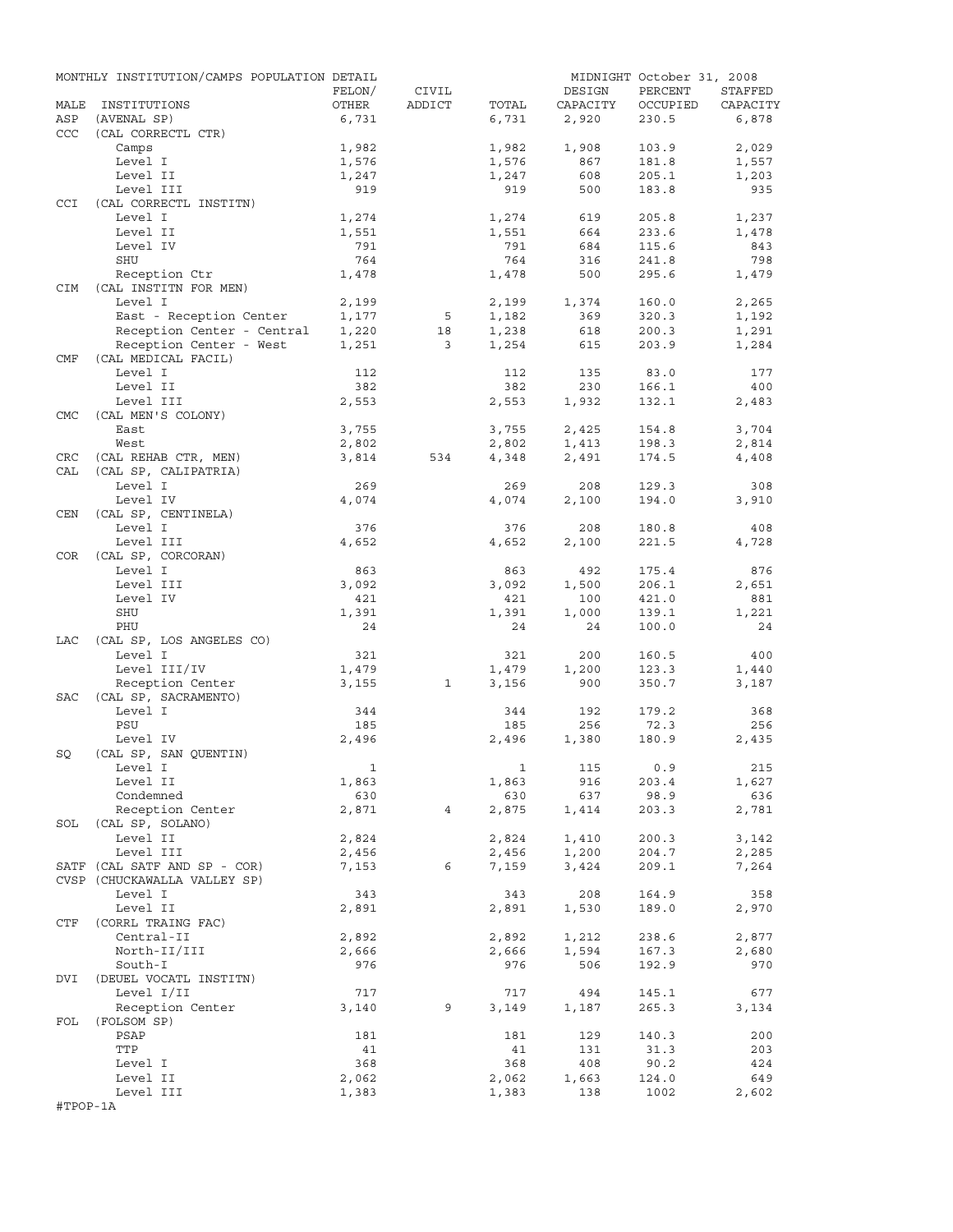MONTHLY INSTITUTION/CAMPS POPULATION DETAIL — MIDNIGHT October 31, 2008

| MALE | INSTITUTIONS | FELON/ OTHER | CIVIL ADDICT | TOTAL | DESIGN CAPACITY | PERCENT OCCUPIED | STAFFED CAPACITY |
|---|---|---|---|---|---|---|---|
| ASP | (AVENAL SP) | 6,731 | | 6,731 | 2,920 | 230.5 | 6,878 |
| CCC | (CAL CORRECTL CTR) | | | | | | |
| | Camps | 1,982 | | 1,982 | 1,908 | 103.9 | 2,029 |
| | Level I | 1,576 | | 1,576 | 867 | 181.8 | 1,557 |
| | Level II | 1,247 | | 1,247 | 608 | 205.1 | 1,203 |
| | Level III | 919 | | 919 | 500 | 183.8 | 935 |
| CCI | (CAL CORRECTL INSTITN) | | | | | | |
| | Level I | 1,274 | | 1,274 | 619 | 205.8 | 1,237 |
| | Level II | 1,551 | | 1,551 | 664 | 233.6 | 1,478 |
| | Level IV | 791 | | 791 | 684 | 115.6 | 843 |
| | SHU | 764 | | 764 | 316 | 241.8 | 798 |
| | Reception Ctr | 1,478 | | 1,478 | 500 | 295.6 | 1,479 |
| CIM | (CAL INSTITN FOR MEN) | | | | | | |
| | Level I | 2,199 | | 2,199 | 1,374 | 160.0 | 2,265 |
| | East - Reception Center | 1,177 | 5 | 1,182 | 369 | 320.3 | 1,192 |
| | Reception Center - Central | 1,220 | 18 | 1,238 | 618 | 200.3 | 1,291 |
| | Reception Center - West | 1,251 | 3 | 1,254 | 615 | 203.9 | 1,284 |
| CMF | (CAL MEDICAL FACIL) | | | | | | |
| | Level I | 112 | | 112 | 135 | 83.0 | 177 |
| | Level II | 382 | | 382 | 230 | 166.1 | 400 |
| | Level III | 2,553 | | 2,553 | 1,932 | 132.1 | 2,483 |
| CMC | (CAL MEN'S COLONY) | | | | | | |
| | East | 3,755 | | 3,755 | 2,425 | 154.8 | 3,704 |
| | West | 2,802 | | 2,802 | 1,413 | 198.3 | 2,814 |
| CRC | (CAL REHAB CTR, MEN) | 3,814 | 534 | 4,348 | 2,491 | 174.5 | 4,408 |
| CAL | (CAL SP, CALIPATRIA) | | | | | | |
| | Level I | 269 | | 269 | 208 | 129.3 | 308 |
| | Level IV | 4,074 | | 4,074 | 2,100 | 194.0 | 3,910 |
| CEN | (CAL SP, CENTINELA) | | | | | | |
| | Level I | 376 | | 376 | 208 | 180.8 | 408 |
| | Level III | 4,652 | | 4,652 | 2,100 | 221.5 | 4,728 |
| COR | (CAL SP, CORCORAN) | | | | | | |
| | Level I | 863 | | 863 | 492 | 175.4 | 876 |
| | Level III | 3,092 | | 3,092 | 1,500 | 206.1 | 2,651 |
| | Level IV | 421 | | 421 | 100 | 421.0 | 881 |
| | SHU | 1,391 | | 1,391 | 1,000 | 139.1 | 1,221 |
| | PHU | 24 | | 24 | 24 | 100.0 | 24 |
| LAC | (CAL SP, LOS ANGELES CO) | | | | | | |
| | Level I | 321 | | 321 | 200 | 160.5 | 400 |
| | Level III/IV | 1,479 | | 1,479 | 1,200 | 123.3 | 1,440 |
| | Reception Center | 3,155 | 1 | 3,156 | 900 | 350.7 | 3,187 |
| SAC | (CAL SP, SACRAMENTO) | | | | | | |
| | Level I | 344 | | 344 | 192 | 179.2 | 368 |
| | PSU | 185 | | 185 | 256 | 72.3 | 256 |
| | Level IV | 2,496 | | 2,496 | 1,380 | 180.9 | 2,435 |
| SQ | (CAL SP, SAN QUENTIN) | | | | | | |
| | Level I | 1 | | 1 | 115 | 0.9 | 215 |
| | Level II | 1,863 | | 1,863 | 916 | 203.4 | 1,627 |
| | Condemned | 630 | | 630 | 637 | 98.9 | 636 |
| | Reception Center | 2,871 | 4 | 2,875 | 1,414 | 203.3 | 2,781 |
| SOL | (CAL SP, SOLANO) | | | | | | |
| | Level II | 2,824 | | 2,824 | 1,410 | 200.3 | 3,142 |
| | Level III | 2,456 | | 2,456 | 1,200 | 204.7 | 2,285 |
| SATF | (CAL SATF AND SP - COR) | 7,153 | 6 | 7,159 | 3,424 | 209.1 | 7,264 |
| CVSP | (CHUCKAWALLA VALLEY SP) | | | | | | |
| | Level I | 343 | | 343 | 208 | 164.9 | 358 |
| | Level II | 2,891 | | 2,891 | 1,530 | 189.0 | 2,970 |
| CTF | (CORRL TRAING FAC) | | | | | | |
| | Central-II | 2,892 | | 2,892 | 1,212 | 238.6 | 2,877 |
| | North-II/III | 2,666 | | 2,666 | 1,594 | 167.3 | 2,680 |
| | South-I | 976 | | 976 | 506 | 192.9 | 970 |
| DVI | (DEUEL VOCATL INSTITN) | | | | | | |
| | Level I/II | 717 | | 717 | 494 | 145.1 | 677 |
| | Reception Center | 3,140 | 9 | 3,149 | 1,187 | 265.3 | 3,134 |
| FOL | (FOLSOM SP) | | | | | | |
| | PSAP | 181 | | 181 | 129 | 140.3 | 200 |
| | TTP | 41 | | 41 | 131 | 31.3 | 203 |
| | Level I | 368 | | 368 | 408 | 90.2 | 424 |
| | Level II | 2,062 | | 2,062 | 1,663 | 124.0 | 649 |
| | Level III | 1,383 | | 1,383 | 138 | 1002 | 2,602 |

#TPOP-1A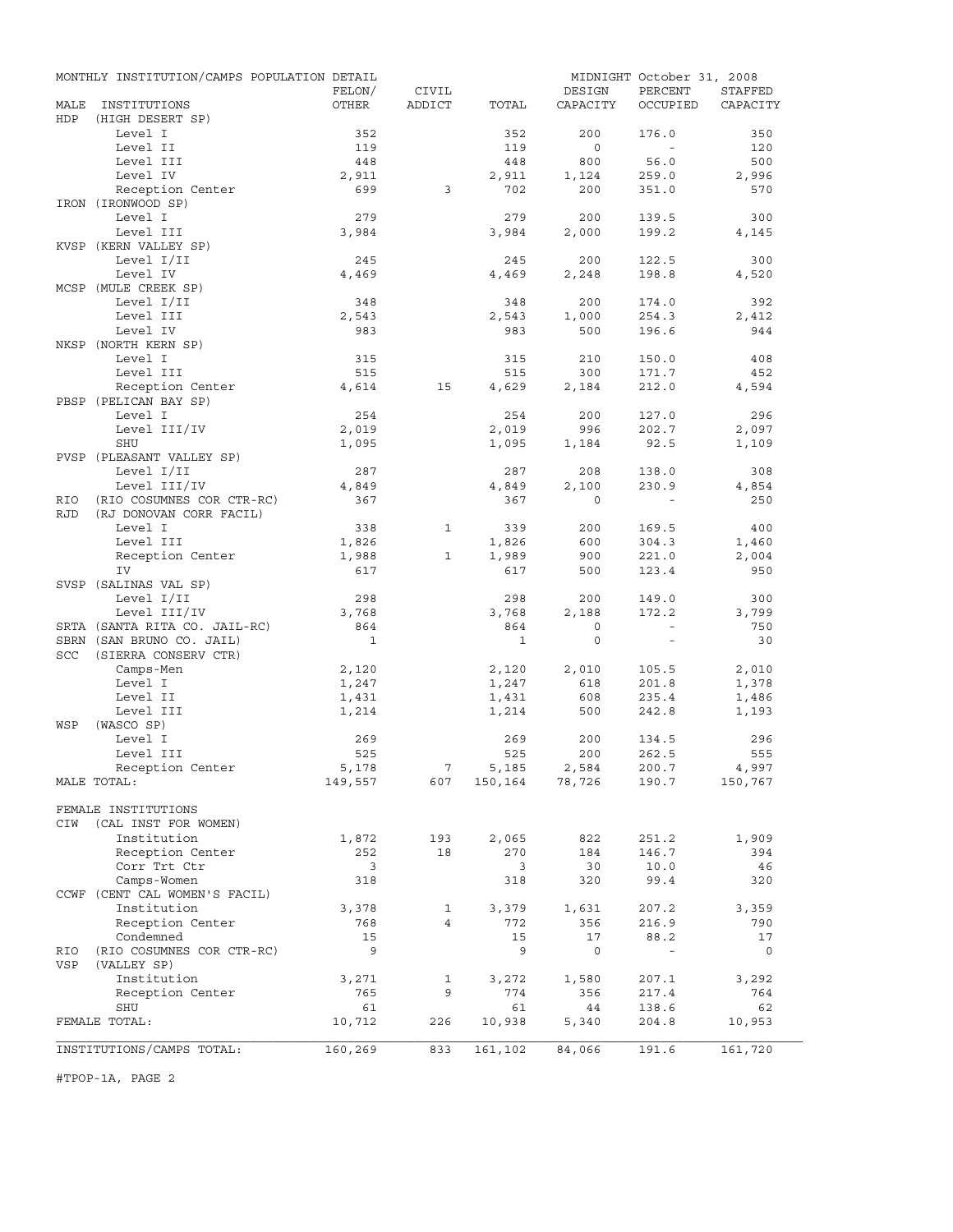MONTHLY INSTITUTION/CAMPS POPULATION DETAIL — MIDNIGHT October 31, 2008

| MALE INSTITUTIONS | FELON/ OTHER | CIVIL ADDICT | TOTAL | DESIGN CAPACITY | PERCENT OCCUPIED | STAFFED CAPACITY |
|---|---|---|---|---|---|---|
| HDP (HIGH DESERT SP) | | | | | | |
| Level I | 352 | | 352 | 200 | 176.0 | 350 |
| Level II | 119 | | 119 | 0 | - | 120 |
| Level III | 448 | | 448 | 800 | 56.0 | 500 |
| Level IV | 2,911 | | 2,911 | 1,124 | 259.0 | 2,996 |
| Reception Center | 699 | 3 | 702 | 200 | 351.0 | 570 |
| IRON (IRONWOOD SP) | | | | | | |
| Level I | 279 | | 279 | 200 | 139.5 | 300 |
| Level III | 3,984 | | 3,984 | 2,000 | 199.2 | 4,145 |
| KVSP (KERN VALLEY SP) | | | | | | |
| Level I/II | 245 | | 245 | 200 | 122.5 | 300 |
| Level IV | 4,469 | | 4,469 | 2,248 | 198.8 | 4,520 |
| MCSP (MULE CREEK SP) | | | | | | |
| Level I/II | 348 | | 348 | 200 | 174.0 | 392 |
| Level III | 2,543 | | 2,543 | 1,000 | 254.3 | 2,412 |
| Level IV | 983 | | 983 | 500 | 196.6 | 944 |
| NKSP (NORTH KERN SP) | | | | | | |
| Level I | 315 | | 315 | 210 | 150.0 | 408 |
| Level III | 515 | | 515 | 300 | 171.7 | 452 |
| Reception Center | 4,614 | 15 | 4,629 | 2,184 | 212.0 | 4,594 |
| PBSP (PELICAN BAY SP) | | | | | | |
| Level I | 254 | | 254 | 200 | 127.0 | 296 |
| Level III/IV | 2,019 | | 2,019 | 996 | 202.7 | 2,097 |
| SHU | 1,095 | | 1,095 | 1,184 | 92.5 | 1,109 |
| PVSP (PLEASANT VALLEY SP) | | | | | | |
| Level I/II | 287 | | 287 | 208 | 138.0 | 308 |
| Level III/IV | 4,849 | | 4,849 | 2,100 | 230.9 | 4,854 |
| RIO (RIO COSUMNES COR CTR-RC) | 367 | | 367 | 0 | - | 250 |
| RJD (RJ DONOVAN CORR FACIL) | | | | | | |
| Level I | 338 | 1 | 339 | 200 | 169.5 | 400 |
| Level III | 1,826 | | 1,826 | 600 | 304.3 | 1,460 |
| Reception Center | 1,988 | 1 | 1,989 | 900 | 221.0 | 2,004 |
| IV | 617 | | 617 | 500 | 123.4 | 950 |
| SVSP (SALINAS VAL SP) | | | | | | |
| Level I/II | 298 | | 298 | 200 | 149.0 | 300 |
| Level III/IV | 3,768 | | 3,768 | 2,188 | 172.2 | 3,799 |
| SRTA (SANTA RITA CO. JAIL-RC) | 864 | | 864 | 0 | - | 750 |
| SBRN (SAN BRUNO CO. JAIL) | 1 | | 1 | 0 | - | 30 |
| SCC (SIERRA CONSERV CTR) | | | | | | |
| Camps-Men | 2,120 | | 2,120 | 2,010 | 105.5 | 2,010 |
| Level I | 1,247 | | 1,247 | 618 | 201.8 | 1,378 |
| Level II | 1,431 | | 1,431 | 608 | 235.4 | 1,486 |
| Level III | 1,214 | | 1,214 | 500 | 242.8 | 1,193 |
| WSP (WASCO SP) | | | | | | |
| Level I | 269 | | 269 | 200 | 134.5 | 296 |
| Level III | 525 | | 525 | 200 | 262.5 | 555 |
| Reception Center | 5,178 | 7 | 5,185 | 2,584 | 200.7 | 4,997 |
| MALE TOTAL: | 149,557 | 607 | 150,164 | 78,726 | 190.7 | 150,767 |
| FEMALE INSTITUTIONS | | | | | | |
| CIW (CAL INST FOR WOMEN) | | | | | | |
| Institution | 1,872 | 193 | 2,065 | 822 | 251.2 | 1,909 |
| Reception Center | 252 | 18 | 270 | 184 | 146.7 | 394 |
| Corr Trt Ctr | 3 | | 3 | 30 | 10.0 | 46 |
| Camps-Women | 318 | | 318 | 320 | 99.4 | 320 |
| CCWF (CENT CAL WOMEN'S FACIL) | | | | | | |
| Institution | 3,378 | 1 | 3,379 | 1,631 | 207.2 | 3,359 |
| Reception Center | 768 | 4 | 772 | 356 | 216.9 | 790 |
| Condemned | 15 | | 15 | 17 | 88.2 | 17 |
| RIO (RIO COSUMNES COR CTR-RC) | 9 | | 9 | 0 | - | 0 |
| VSP (VALLEY SP) | | | | | | |
| Institution | 3,271 | 1 | 3,272 | 1,580 | 207.1 | 3,292 |
| Reception Center | 765 | 9 | 774 | 356 | 217.4 | 764 |
| SHU | 61 | | 61 | 44 | 138.6 | 62 |
| FEMALE TOTAL: | 10,712 | 226 | 10,938 | 5,340 | 204.8 | 10,953 |
| INSTITUTIONS/CAMPS TOTAL: | 160,269 | 833 | 161,102 | 84,066 | 191.6 | 161,720 |

#TPOP-1A, PAGE 2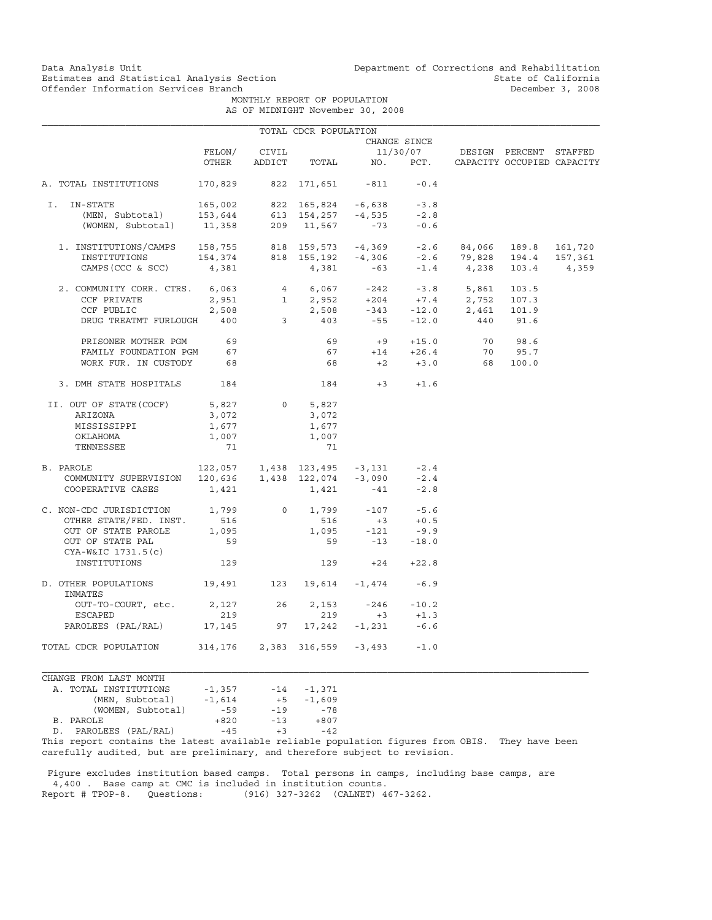Data Analysis Unit
Estimates and Statistical Analysis Section
Offender Information Services Branch

Department of Corrections and Rehabilitation
State of California
December 3, 2008

MONTHLY REPORT OF POPULATION
AS OF MIDNIGHT November 30, 2008

TOTAL CDCR POPULATION

| | FELON/ OTHER | CIVIL ADDICT | TOTAL | CHANGE SINCE 11/30/07 NO. | PCT. | DESIGN CAPACITY | PERCENT OCCUPIED | STAFFED CAPACITY |
|---|---|---|---|---|---|---|---|---|
| A. TOTAL INSTITUTIONS | 170,829 | 822 | 171,651 | -811 | -0.4 | | | |
| I. IN-STATE | 165,002 | 822 | 165,824 | -6,638 | -3.8 | | | |
| (MEN, Subtotal) | 153,644 | 613 | 154,257 | -4,535 | -2.8 | | | |
| (WOMEN, Subtotal) | 11,358 | 209 | 11,567 | -73 | -0.6 | | | |
| 1. INSTITUTIONS/CAMPS | 158,755 | 818 | 159,573 | -4,369 | -2.6 | 84,066 | 189.8 | 161,720 |
| INSTITUTIONS | 154,374 | 818 | 155,192 | -4,306 | -2.6 | 79,828 | 194.4 | 157,361 |
| CAMPS (CCC & SCC) | 4,381 | | 4,381 | -63 | -1.4 | 4,238 | 103.4 | 4,359 |
| 2. COMMUNITY CORR. CTRS. | 6,063 | 4 | 6,067 | -242 | -3.8 | 5,861 | 103.5 | |
| CCF PRIVATE | 2,951 | 1 | 2,952 | +204 | +7.4 | 2,752 | 107.3 | |
| CCF PUBLIC | 2,508 | | 2,508 | -343 | -12.0 | 2,461 | 101.9 | |
| DRUG TREATMT FURLOUGH | 400 | 3 | 403 | -55 | -12.0 | 440 | 91.6 | |
| PRISONER MOTHER PGM | 69 | | 69 | +9 | +15.0 | 70 | 98.6 | |
| FAMILY FOUNDATION PGM | 67 | | 67 | +14 | +26.4 | 70 | 95.7 | |
| WORK FUR. IN CUSTODY | 68 | | 68 | +2 | +3.0 | 68 | 100.0 | |
| 3. DMH STATE HOSPITALS | 184 | | 184 | +3 | +1.6 | | | |
| II. OUT OF STATE(COCF) | 5,827 | 0 | 5,827 | | | | | |
| ARIZONA | 3,072 | | 3,072 | | | | | |
| MISSISSIPPI | 1,677 | | 1,677 | | | | | |
| OKLAHOMA | 1,007 | | 1,007 | | | | | |
| TENNESSEE | 71 | | 71 | | | | | |
| B. PAROLE | 122,057 | 1,438 | 123,495 | -3,131 | -2.4 | | | |
| COMMUNITY SUPERVISION | 120,636 | 1,438 | 122,074 | -3,090 | -2.4 | | | |
| COOPERATIVE CASES | 1,421 | | 1,421 | -41 | -2.8 | | | |
| C. NON-CDC JURISDICTION | 1,799 | 0 | 1,799 | -107 | -5.6 | | | |
| OTHER STATE/FED. INST. | 516 | | 516 | +3 | +0.5 | | | |
| OUT OF STATE PAROLE | 1,095 | | 1,095 | -121 | -9.9 | | | |
| OUT OF STATE PAL | 59 | | 59 | -13 | -18.0 | | | |
| CYA-W&IC 1731.5(c) INSTITUTIONS | 129 | | 129 | +24 | +22.8 | | | |
| D. OTHER POPULATIONS | 19,491 | 123 | 19,614 | -1,474 | -6.9 | | | |
| INMATES OUT-TO-COURT, etc. | 2,127 | 26 | 2,153 | -246 | -10.2 | | | |
| ESCAPED | 219 | | 219 | +3 | +1.3 | | | |
| PAROLEES (PAL/RAL) | 17,145 | 97 | 17,242 | -1,231 | -6.6 | | | |
| TOTAL CDCR POPULATION | 314,176 | 2,383 | 316,559 | -3,493 | -1.0 | | | |

| CHANGE FROM LAST MONTH | | | |
|---|---|---|---|
| A. TOTAL INSTITUTIONS | -1,357 | -14 | -1,371 |
| (MEN, Subtotal) | -1,614 | +5 | -1,609 |
| (WOMEN, Subtotal) | -59 | -19 | -78 |
| B. PAROLE | +820 | -13 | +807 |
| D. PAROLEES (PAL/RAL) | -45 | +3 | -42 |

This report contains the latest available reliable population figures from OBIS. They have been carefully audited, but are preliminary, and therefore subject to revision.

Figure excludes institution based camps. Total persons in camps, including base camps, are 4,400 . Base camp at CMC is included in institution counts.
Report # TPOP-8. Questions: (916) 327-3262 (CALNET) 467-3262.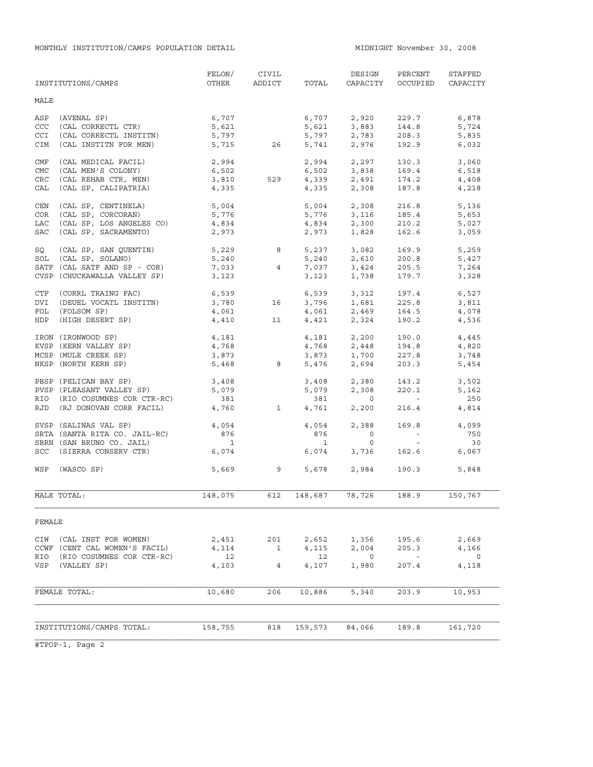MONTHLY INSTITUTION/CAMPS POPULATION DETAIL

MIDNIGHT November 30, 2008

| INSTITUTIONS/CAMPS | FELON/ OTHER | CIVIL ADDICT | TOTAL | DESIGN CAPACITY | PERCENT OCCUPIED | STAFFED CAPACITY |
|---|---|---|---|---|---|---|
| **MALE** | | | | | | |
| ASP (AVENAL SP) | 6,707 | | 6,707 | 2,920 | 229.7 | 6,878 |
| CCC (CAL CORRECTL CTR) | 5,621 | | 5,621 | 3,883 | 144.8 | 5,724 |
| CCI (CAL CORRECTL INSTITN) | 5,797 | | 5,797 | 2,783 | 208.3 | 5,835 |
| CIM (CAL INSTITN FOR MEN) | 5,715 | 26 | 5,741 | 2,976 | 192.9 | 6,032 |
| CMF (CAL MEDICAL FACIL) | 2,994 | | 2,994 | 2,297 | 130.3 | 3,060 |
| CMC (CAL MEN'S COLONY) | 6,502 | | 6,502 | 3,838 | 169.4 | 6,518 |
| CRC (CAL REHAB CTR, MEN) | 3,810 | 529 | 4,339 | 2,491 | 174.2 | 4,408 |
| CAL (CAL SP, CALIPATRIA) | 4,335 | | 4,335 | 2,308 | 187.8 | 4,218 |
| CEN (CAL SP, CENTINELA) | 5,004 | | 5,004 | 2,308 | 216.8 | 5,136 |
| COR (CAL SP, CORCORAN) | 5,776 | | 5,776 | 3,116 | 185.4 | 5,653 |
| LAC (CAL SP, LOS ANGELES CO) | 4,834 | | 4,834 | 2,300 | 210.2 | 5,027 |
| SAC (CAL SP, SACRAMENTO) | 2,973 | | 2,973 | 1,828 | 162.6 | 3,059 |
| SQ (CAL SP, SAN QUENTIN) | 5,229 | 8 | 5,237 | 3,082 | 169.9 | 5,259 |
| SOL (CAL SP, SOLANO) | 5,240 | | 5,240 | 2,610 | 200.8 | 5,427 |
| SATF (CAL SATF AND SP - COR) | 7,033 | 4 | 7,037 | 3,424 | 205.5 | 7,264 |
| CVSP (CHUCKAWALLA VALLEY SP) | 3,123 | | 3,123 | 1,738 | 179.7 | 3,328 |
| CTF (CORRL TRAING FAC) | 6,539 | | 6,539 | 3,312 | 197.4 | 6,527 |
| DVI (DEUEL VOCATL INSTITN) | 3,780 | 16 | 3,796 | 1,681 | 225.8 | 3,811 |
| FOL (FOLSOM SP) | 4,061 | | 4,061 | 2,469 | 164.5 | 4,078 |
| HDP (HIGH DESERT SP) | 4,410 | 11 | 4,421 | 2,324 | 190.2 | 4,536 |
| IRON (IRONWOOD SP) | 4,181 | | 4,181 | 2,200 | 190.0 | 4,445 |
| KVSP (KERN VALLEY SP) | 4,768 | | 4,768 | 2,448 | 194.8 | 4,820 |
| MCSP (MULE CREEK SP) | 3,873 | | 3,873 | 1,700 | 227.8 | 3,748 |
| NKSP (NORTH KERN SP) | 5,468 | 8 | 5,476 | 2,694 | 203.3 | 5,454 |
| PBSP (PELICAN BAY SP) | 3,408 | | 3,408 | 2,380 | 143.2 | 3,502 |
| PVSP (PLEASANT VALLEY SP) | 5,079 | | 5,079 | 2,308 | 220.1 | 5,162 |
| RIO (RIO COSUMNES COR CTR-RC) | 381 | | 381 | 0 | - | 250 |
| RJD (RJ DONOVAN CORR FACIL) | 4,760 | 1 | 4,761 | 2,200 | 216.4 | 4,814 |
| SVSP (SALINAS VAL SP) | 4,054 | | 4,054 | 2,388 | 169.8 | 4,099 |
| SRTA (SANTA RITA CO. JAIL-RC) | 876 | | 876 | 0 | - | 750 |
| SBRN (SAN BRUNO CO. JAIL) | 1 | | 1 | 0 | - | 30 |
| SCC (SIERRA CONSERV CTR) | 6,074 | | 6,074 | 3,736 | 162.6 | 6,067 |
| WSP (WASCO SP) | 5,669 | 9 | 5,678 | 2,984 | 190.3 | 5,848 |
| MALE TOTAL: | 148,075 | 612 | 148,687 | 78,726 | 188.9 | 150,767 |
| **FEMALE** | | | | | | |
| CIW (CAL INST FOR WOMEN) | 2,451 | 201 | 2,652 | 1,356 | 195.6 | 2,669 |
| CCWF (CENT CAL WOMEN'S FACIL) | 4,114 | 1 | 4,115 | 2,004 | 205.3 | 4,166 |
| RIO (RIO COSUMNES COR CTR-RC) | 12 | | 12 | 0 | - | 0 |
| VSP (VALLEY SP) | 4,103 | 4 | 4,107 | 1,980 | 207.4 | 4,118 |
| FEMALE TOTAL: | 10,680 | 206 | 10,886 | 5,340 | 203.9 | 10,953 |
| INSTITUTIONS/CAMPS TOTAL: | 158,755 | 818 | 159,573 | 84,066 | 189.8 | 161,720 |

#TPOP-1, Page 2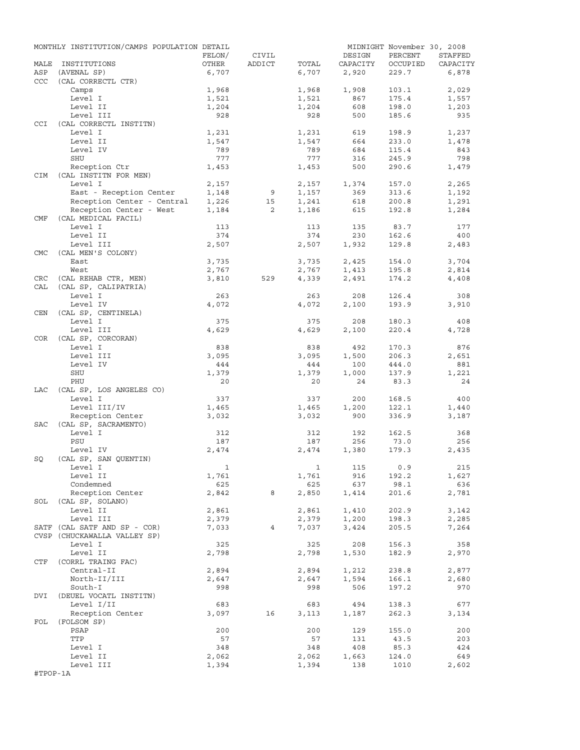MONTHLY INSTITUTION/CAMPS POPULATION DETAIL — MIDNIGHT November 30, 2008

| MALE | INSTITUTIONS | FELON/ OTHER | CIVIL ADDICT | TOTAL | DESIGN CAPACITY | PERCENT OCCUPIED | STAFFED CAPACITY |
|---|---|---|---|---|---|---|---|
| ASP | (AVENAL SP) | 6,707 | | 6,707 | 2,920 | 229.7 | 6,878 |
| CCC | (CAL CORRECTL CTR) | | | | | | |
| | Camps | 1,968 | | 1,968 | 1,908 | 103.1 | 2,029 |
| | Level I | 1,521 | | 1,521 | 867 | 175.4 | 1,557 |
| | Level II | 1,204 | | 1,204 | 608 | 198.0 | 1,203 |
| | Level III | 928 | | 928 | 500 | 185.6 | 935 |
| CCI | (CAL CORRECTL INSTITN) | | | | | | |
| | Level I | 1,231 | | 1,231 | 619 | 198.9 | 1,237 |
| | Level II | 1,547 | | 1,547 | 664 | 233.0 | 1,478 |
| | Level IV | 789 | | 789 | 684 | 115.4 | 843 |
| | SHU | 777 | | 777 | 316 | 245.9 | 798 |
| | Reception Ctr | 1,453 | | 1,453 | 500 | 290.6 | 1,479 |
| CIM | (CAL INSTITN FOR MEN) | | | | | | |
| | Level I | 2,157 | | 2,157 | 1,374 | 157.0 | 2,265 |
| | East - Reception Center | 1,148 | 9 | 1,157 | 369 | 313.6 | 1,192 |
| | Reception Center - Central | 1,226 | 15 | 1,241 | 618 | 200.8 | 1,291 |
| | Reception Center - West | 1,184 | 2 | 1,186 | 615 | 192.8 | 1,284 |
| CMF | (CAL MEDICAL FACIL) | | | | | | |
| | Level I | 113 | | 113 | 135 | 83.7 | 177 |
| | Level II | 374 | | 374 | 230 | 162.6 | 400 |
| | Level III | 2,507 | | 2,507 | 1,932 | 129.8 | 2,483 |
| CMC | (CAL MEN'S COLONY) | | | | | | |
| | East | 3,735 | | 3,735 | 2,425 | 154.0 | 3,704 |
| | West | 2,767 | | 2,767 | 1,413 | 195.8 | 2,814 |
| CRC | (CAL REHAB CTR, MEN) | 3,810 | 529 | 4,339 | 2,491 | 174.2 | 4,408 |
| CAL | (CAL SP, CALIPATRIA) | | | | | | |
| | Level I | 263 | | 263 | 208 | 126.4 | 308 |
| | Level IV | 4,072 | | 4,072 | 2,100 | 193.9 | 3,910 |
| CEN | (CAL SP, CENTINELA) | | | | | | |
| | Level I | 375 | | 375 | 208 | 180.3 | 408 |
| | Level III | 4,629 | | 4,629 | 2,100 | 220.4 | 4,728 |
| COR | (CAL SP, CORCORAN) | | | | | | |
| | Level I | 838 | | 838 | 492 | 170.3 | 876 |
| | Level III | 3,095 | | 3,095 | 1,500 | 206.3 | 2,651 |
| | Level IV | 444 | | 444 | 100 | 444.0 | 881 |
| | SHU | 1,379 | | 1,379 | 1,000 | 137.9 | 1,221 |
| | PHU | 20 | | 20 | 24 | 83.3 | 24 |
| LAC | (CAL SP, LOS ANGELES CO) | | | | | | |
| | Level I | 337 | | 337 | 200 | 168.5 | 400 |
| | Level III/IV | 1,465 | | 1,465 | 1,200 | 122.1 | 1,440 |
| | Reception Center | 3,032 | | 3,032 | 900 | 336.9 | 3,187 |
| SAC | (CAL SP, SACRAMENTO) | | | | | | |
| | Level I | 312 | | 312 | 192 | 162.5 | 368 |
| | PSU | 187 | | 187 | 256 | 73.0 | 256 |
| | Level IV | 2,474 | | 2,474 | 1,380 | 179.3 | 2,435 |
| SQ | (CAL SP, SAN QUENTIN) | | | | | | |
| | Level I | 1 | | 1 | 115 | 0.9 | 215 |
| | Level II | 1,761 | | 1,761 | 916 | 192.2 | 1,627 |
| | Condemned | 625 | | 625 | 637 | 98.1 | 636 |
| | Reception Center | 2,842 | 8 | 2,850 | 1,414 | 201.6 | 2,781 |
| SOL | (CAL SP, SOLANO) | | | | | | |
| | Level II | 2,861 | | 2,861 | 1,410 | 202.9 | 3,142 |
| | Level III | 2,379 | | 2,379 | 1,200 | 198.3 | 2,285 |
| SATF | (CAL SATF AND SP - COR) | 7,033 | 4 | 7,037 | 3,424 | 205.5 | 7,264 |
| CVSP | (CHUCKAWALLA VALLEY SP) | | | | | | |
| | Level I | 325 | | 325 | 208 | 156.3 | 358 |
| | Level II | 2,798 | | 2,798 | 1,530 | 182.9 | 2,970 |
| CTF | (CORRL TRAING FAC) | | | | | | |
| | Central-II | 2,894 | | 2,894 | 1,212 | 238.8 | 2,877 |
| | North-II/III | 2,647 | | 2,647 | 1,594 | 166.1 | 2,680 |
| | South-I | 998 | | 998 | 506 | 197.2 | 970 |
| DVI | (DEUEL VOCATL INSTITN) | | | | | | |
| | Level I/II | 683 | | 683 | 494 | 138.3 | 677 |
| | Reception Center | 3,097 | 16 | 3,113 | 1,187 | 262.3 | 3,134 |
| FOL | (FOLSOM SP) | | | | | | |
| | PSAP | 200 | | 200 | 129 | 155.0 | 200 |
| | TTP | 57 | | 57 | 131 | 43.5 | 203 |
| | Level I | 348 | | 348 | 408 | 85.3 | 424 |
| | Level II | 2,062 | | 2,062 | 1,663 | 124.0 | 649 |
| | Level III | 1,394 | | 1,394 | 138 | 1010 | 2,602 |

#TPOP-1A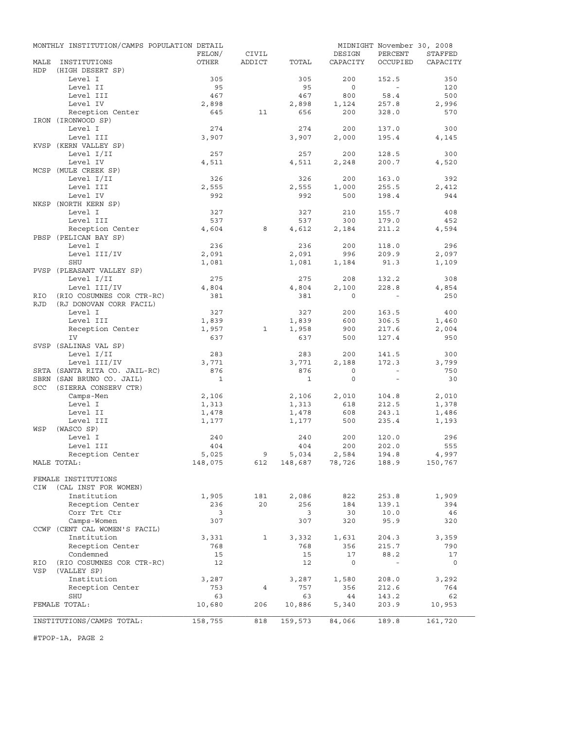MONTHLY INSTITUTION/CAMPS POPULATION DETAIL — MIDNIGHT November 30, 2008

| MALE INSTITUTIONS | FELON/ OTHER | CIVIL ADDICT | TOTAL | DESIGN CAPACITY | PERCENT OCCUPIED | STAFFED CAPACITY |
|---|---|---|---|---|---|---|
| HDP (HIGH DESERT SP) | | | | | | |
| Level I | 305 | | 305 | 200 | 152.5 | 350 |
| Level II | 95 | | 95 | 0 | - | 120 |
| Level III | 467 | | 467 | 800 | 58.4 | 500 |
| Level IV | 2,898 | | 2,898 | 1,124 | 257.8 | 2,996 |
| Reception Center | 645 | 11 | 656 | 200 | 328.0 | 570 |
| IRON (IRONWOOD SP) | | | | | | |
| Level I | 274 | | 274 | 200 | 137.0 | 300 |
| Level III | 3,907 | | 3,907 | 2,000 | 195.4 | 4,145 |
| KVSP (KERN VALLEY SP) | | | | | | |
| Level I/II | 257 | | 257 | 200 | 128.5 | 300 |
| Level IV | 4,511 | | 4,511 | 2,248 | 200.7 | 4,520 |
| MCSP (MULE CREEK SP) | | | | | | |
| Level I/II | 326 | | 326 | 200 | 163.0 | 392 |
| Level III | 2,555 | | 2,555 | 1,000 | 255.5 | 2,412 |
| Level IV | 992 | | 992 | 500 | 198.4 | 944 |
| NKSP (NORTH KERN SP) | | | | | | |
| Level I | 327 | | 327 | 210 | 155.7 | 408 |
| Level III | 537 | | 537 | 300 | 179.0 | 452 |
| Reception Center | 4,604 | 8 | 4,612 | 2,184 | 211.2 | 4,594 |
| PBSP (PELICAN BAY SP) | | | | | | |
| Level I | 236 | | 236 | 200 | 118.0 | 296 |
| Level III/IV | 2,091 | | 2,091 | 996 | 209.9 | 2,097 |
| SHU | 1,081 | | 1,081 | 1,184 | 91.3 | 1,109 |
| PVSP (PLEASANT VALLEY SP) | | | | | | |
| Level I/II | 275 | | 275 | 208 | 132.2 | 308 |
| Level III/IV | 4,804 | | 4,804 | 2,100 | 228.8 | 4,854 |
| RIO (RIO COSUMNES COR CTR-RC) | 381 | | 381 | 0 | - | 250 |
| RJD (RJ DONOVAN CORR FACIL) | | | | | | |
| Level I | 327 | | 327 | 200 | 163.5 | 400 |
| Level III | 1,839 | | 1,839 | 600 | 306.5 | 1,460 |
| Reception Center | 1,957 | 1 | 1,958 | 900 | 217.6 | 2,004 |
| IV | 637 | | 637 | 500 | 127.4 | 950 |
| SVSP (SALINAS VAL SP) | | | | | | |
| Level I/II | 283 | | 283 | 200 | 141.5 | 300 |
| Level III/IV | 3,771 | | 3,771 | 2,188 | 172.3 | 3,799 |
| SRTA (SANTA RITA CO. JAIL-RC) | 876 | | 876 | 0 | - | 750 |
| SBRN (SAN BRUNO CO. JAIL) | 1 | | 1 | 0 | - | 30 |
| SCC (SIERRA CONSERV CTR) | | | | | | |
| Camps-Men | 2,106 | | 2,106 | 2,010 | 104.8 | 2,010 |
| Level I | 1,313 | | 1,313 | 618 | 212.5 | 1,378 |
| Level II | 1,478 | | 1,478 | 608 | 243.1 | 1,486 |
| Level III | 1,177 | | 1,177 | 500 | 235.4 | 1,193 |
| WSP (WASCO SP) | | | | | | |
| Level I | 240 | | 240 | 200 | 120.0 | 296 |
| Level III | 404 | | 404 | 200 | 202.0 | 555 |
| Reception Center | 5,025 | 9 | 5,034 | 2,584 | 194.8 | 4,997 |
| MALE TOTAL: | 148,075 | 612 | 148,687 | 78,726 | 188.9 | 150,767 |
| FEMALE INSTITUTIONS | | | | | | |
| CIW (CAL INST FOR WOMEN) | | | | | | |
| Institution | 1,905 | 181 | 2,086 | 822 | 253.8 | 1,909 |
| Reception Center | 236 | 20 | 256 | 184 | 139.1 | 394 |
| Corr Trt Ctr | 3 | | 3 | 30 | 10.0 | 46 |
| Camps-Women | 307 | | 307 | 320 | 95.9 | 320 |
| CCWF (CENT CAL WOMEN'S FACIL) | | | | | | |
| Institution | 3,331 | 1 | 3,332 | 1,631 | 204.3 | 3,359 |
| Reception Center | 768 | | 768 | 356 | 215.7 | 790 |
| Condemned | 15 | | 15 | 17 | 88.2 | 17 |
| RIO (RIO COSUMNES COR CTR-RC) | 12 | | 12 | 0 | - | 0 |
| VSP (VALLEY SP) | | | | | | |
| Institution | 3,287 | | 3,287 | 1,580 | 208.0 | 3,292 |
| Reception Center | 753 | 4 | 757 | 356 | 212.6 | 764 |
| SHU | 63 | | 63 | 44 | 143.2 | 62 |
| FEMALE TOTAL: | 10,680 | 206 | 10,886 | 5,340 | 203.9 | 10,953 |
| INSTITUTIONS/CAMPS TOTAL: | 158,755 | 818 | 159,573 | 84,066 | 189.8 | 161,720 |

#TPOP-1A, PAGE 2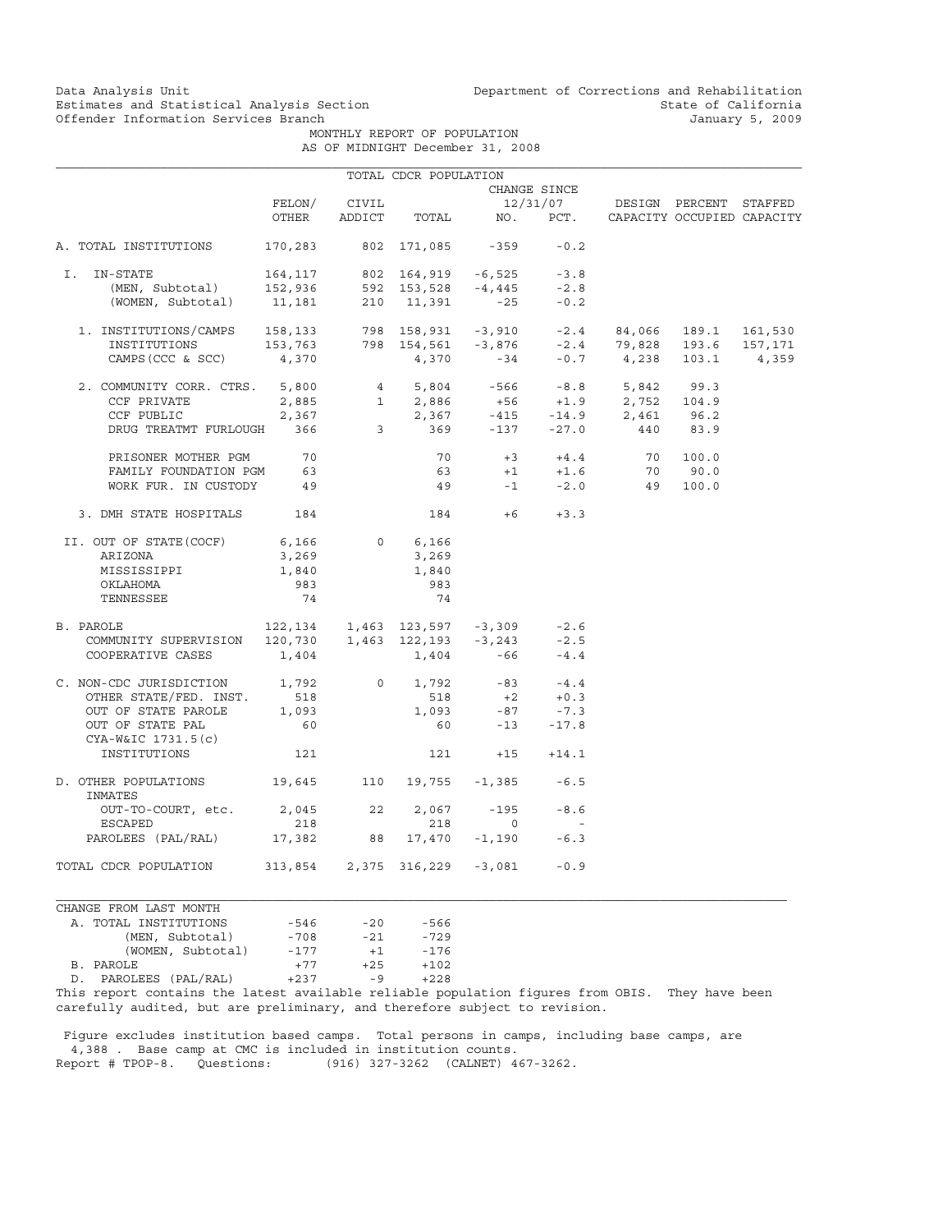Data Analysis Unit
Estimates and Statistical Analysis Section
Offender Information Services Branch

Department of Corrections and Rehabilitation
State of California
January 5, 2009

MONTHLY REPORT OF POPULATION
AS OF MIDNIGHT December 31, 2008

| TOTAL CDCR POPULATION | FELON/ OTHER | CIVIL ADDICT | TOTAL | CHANGE SINCE 12/31/07 NO. | PCT. | DESIGN CAPACITY | PERCENT OCCUPIED | STAFFED CAPACITY |
|---|---|---|---|---|---|---|---|---|
| A. TOTAL INSTITUTIONS | 170,283 | 802 | 171,085 | -359 | -0.2 | | | |
| I. IN-STATE | 164,117 | 802 | 164,919 | -6,525 | -3.8 | | | |
| (MEN, Subtotal) | 152,936 | 592 | 153,528 | -4,445 | -2.8 | | | |
| (WOMEN, Subtotal) | 11,181 | 210 | 11,391 | -25 | -0.2 | | | |
| 1. INSTITUTIONS/CAMPS | 158,133 | 798 | 158,931 | -3,910 | -2.4 | 84,066 | 189.1 | 161,530 |
| INSTITUTIONS | 153,763 | 798 | 154,561 | -3,876 | -2.4 | 79,828 | 193.6 | 157,171 |
| CAMPS (CCC & SCC) | 4,370 | | 4,370 | -34 | -0.7 | 4,238 | 103.1 | 4,359 |
| 2. COMMUNITY CORR. CTRS. | 5,800 | 4 | 5,804 | -566 | -8.8 | 5,842 | 99.3 | |
| CCF PRIVATE | 2,885 | 1 | 2,886 | +56 | +1.9 | 2,752 | 104.9 | |
| CCF PUBLIC | 2,367 | | 2,367 | -415 | -14.9 | 2,461 | 96.2 | |
| DRUG TREATMT FURLOUGH | 366 | 3 | 369 | -137 | -27.0 | 440 | 83.9 | |
| PRISONER MOTHER PGM | 70 | | 70 | +3 | +4.4 | 70 | 100.0 | |
| FAMILY FOUNDATION PGM | 63 | | 63 | +1 | +1.6 | 70 | 90.0 | |
| WORK FUR. IN CUSTODY | 49 | | 49 | -1 | -2.0 | 49 | 100.0 | |
| 3. DMH STATE HOSPITALS | 184 | | 184 | +6 | +3.3 | | | |
| II. OUT OF STATE(COCF) | 6,166 | 0 | 6,166 | | | | | |
| ARIZONA | 3,269 | | 3,269 | | | | | |
| MISSISSIPPI | 1,840 | | 1,840 | | | | | |
| OKLAHOMA | 983 | | 983 | | | | | |
| TENNESSEE | 74 | | 74 | | | | | |
| B. PAROLE | 122,134 | 1,463 | 123,597 | -3,309 | -2.6 | | | |
| COMMUNITY SUPERVISION | 120,730 | 1,463 | 122,193 | -3,243 | -2.5 | | | |
| COOPERATIVE CASES | 1,404 | | 1,404 | -66 | -4.4 | | | |
| C. NON-CDC JURISDICTION | 1,792 | 0 | 1,792 | -83 | -4.4 | | | |
| OTHER STATE/FED. INST. | 518 | | 518 | +2 | +0.3 | | | |
| OUT OF STATE PAROLE | 1,093 | | 1,093 | -87 | -7.3 | | | |
| OUT OF STATE PAL | 60 | | 60 | -13 | -17.8 | | | |
| CYA-W&IC 1731.5(c) INSTITUTIONS | 121 | | 121 | +15 | +14.1 | | | |
| D. OTHER POPULATIONS | 19,645 | 110 | 19,755 | -1,385 | -6.5 | | | |
| INMATES OUT-TO-COURT, etc. | 2,045 | 22 | 2,067 | -195 | -8.6 | | | |
| ESCAPED | 218 | | 218 | 0 | - | | | |
| PAROLEES (PAL/RAL) | 17,382 | 88 | 17,470 | -1,190 | -6.3 | | | |
| TOTAL CDCR POPULATION | 313,854 | 2,375 | 316,229 | -3,081 | -0.9 | | | |

| CHANGE FROM LAST MONTH | | | |
|---|---|---|---|
| A. TOTAL INSTITUTIONS | -546 | -20 | -566 |
| (MEN, Subtotal) | -708 | -21 | -729 |
| (WOMEN, Subtotal) | -177 | +1 | -176 |
| B. PAROLE | +77 | +25 | +102 |
| D. PAROLEES (PAL/RAL) | +237 | -9 | +228 |

This report contains the latest available reliable population figures from OBIS. They have been carefully audited, but are preliminary, and therefore subject to revision.

Figure excludes institution based camps. Total persons in camps, including base camps, are 4,388 . Base camp at CMC is included in institution counts.
Report # TPOP-8. Questions: (916) 327-3262 (CALNET) 467-3262.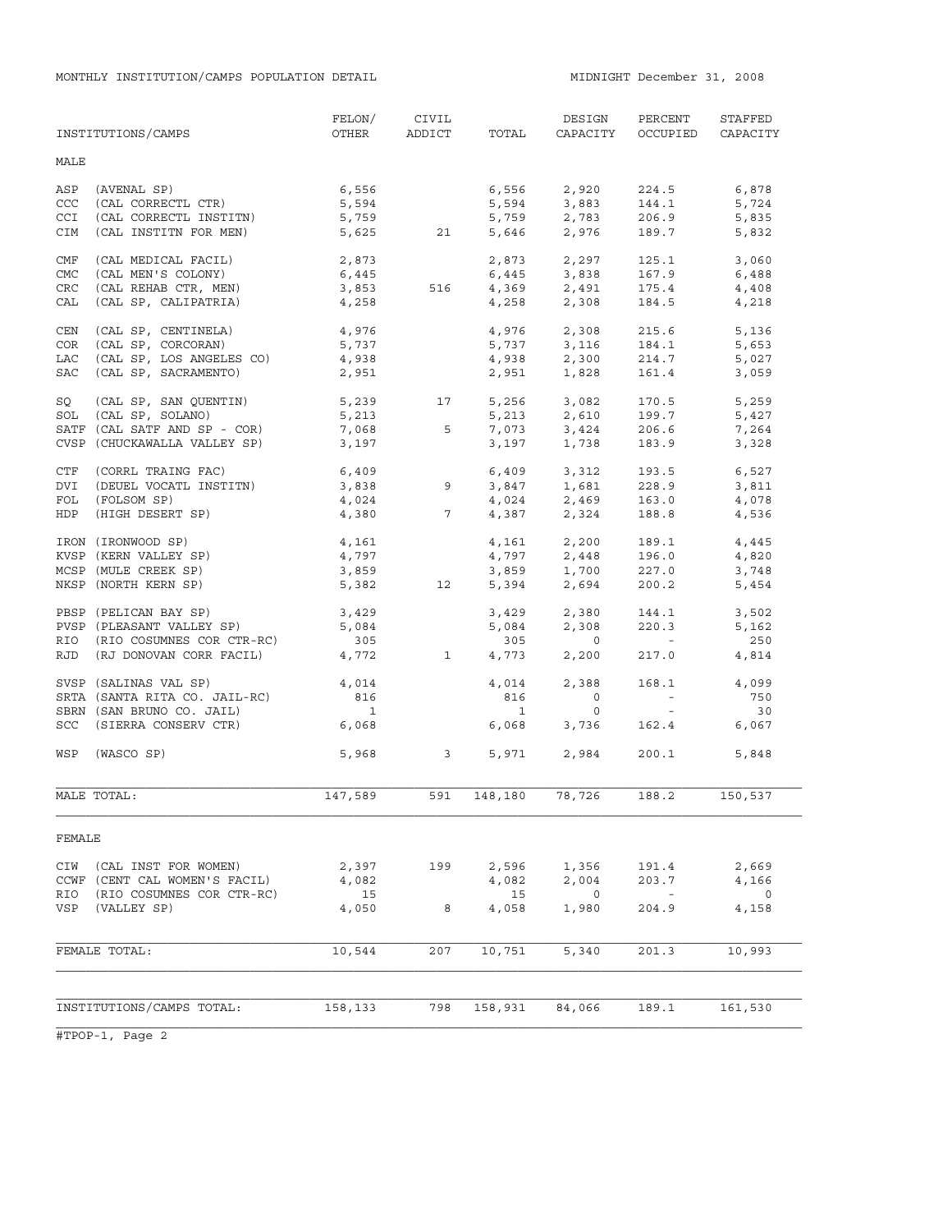MONTHLY INSTITUTION/CAMPS POPULATION DETAIL

MIDNIGHT December 31, 2008

| INSTITUTIONS/CAMPS | FELON/ OTHER | CIVIL ADDICT | TOTAL | DESIGN CAPACITY | PERCENT OCCUPIED | STAFFED CAPACITY |
|---|---|---|---|---|---|---|
| **MALE** | | | | | | |
| ASP (AVENAL SP) | 6,556 | | 6,556 | 2,920 | 224.5 | 6,878 |
| CCC (CAL CORRECTL CTR) | 5,594 | | 5,594 | 3,883 | 144.1 | 5,724 |
| CCI (CAL CORRECTL INSTITN) | 5,759 | | 5,759 | 2,783 | 206.9 | 5,835 |
| CIM (CAL INSTITN FOR MEN) | 5,625 | 21 | 5,646 | 2,976 | 189.7 | 5,832 |
| CMF (CAL MEDICAL FACIL) | 2,873 | | 2,873 | 2,297 | 125.1 | 3,060 |
| CMC (CAL MEN'S COLONY) | 6,445 | | 6,445 | 3,838 | 167.9 | 6,488 |
| CRC (CAL REHAB CTR, MEN) | 3,853 | 516 | 4,369 | 2,491 | 175.4 | 4,408 |
| CAL (CAL SP, CALIPATRIA) | 4,258 | | 4,258 | 2,308 | 184.5 | 4,218 |
| CEN (CAL SP, CENTINELA) | 4,976 | | 4,976 | 2,308 | 215.6 | 5,136 |
| COR (CAL SP, CORCORAN) | 5,737 | | 5,737 | 3,116 | 184.1 | 5,653 |
| LAC (CAL SP, LOS ANGELES CO) | 4,938 | | 4,938 | 2,300 | 214.7 | 5,027 |
| SAC (CAL SP, SACRAMENTO) | 2,951 | | 2,951 | 1,828 | 161.4 | 3,059 |
| SQ (CAL SP, SAN QUENTIN) | 5,239 | 17 | 5,256 | 3,082 | 170.5 | 5,259 |
| SOL (CAL SP, SOLANO) | 5,213 | | 5,213 | 2,610 | 199.7 | 5,427 |
| SATF (CAL SATF AND SP - COR) | 7,068 | 5 | 7,073 | 3,424 | 206.6 | 7,264 |
| CVSP (CHUCKAWALLA VALLEY SP) | 3,197 | | 3,197 | 1,738 | 183.9 | 3,328 |
| CTF (CORRL TRAING FAC) | 6,409 | | 6,409 | 3,312 | 193.5 | 6,527 |
| DVI (DEUEL VOCATL INSTITN) | 3,838 | 9 | 3,847 | 1,681 | 228.9 | 3,811 |
| FOL (FOLSOM SP) | 4,024 | | 4,024 | 2,469 | 163.0 | 4,078 |
| HDP (HIGH DESERT SP) | 4,380 | 7 | 4,387 | 2,324 | 188.8 | 4,536 |
| IRON (IRONWOOD SP) | 4,161 | | 4,161 | 2,200 | 189.1 | 4,445 |
| KVSP (KERN VALLEY SP) | 4,797 | | 4,797 | 2,448 | 196.0 | 4,820 |
| MCSP (MULE CREEK SP) | 3,859 | | 3,859 | 1,700 | 227.0 | 3,748 |
| NKSP (NORTH KERN SP) | 5,382 | 12 | 5,394 | 2,694 | 200.2 | 5,454 |
| PBSP (PELICAN BAY SP) | 3,429 | | 3,429 | 2,380 | 144.1 | 3,502 |
| PVSP (PLEASANT VALLEY SP) | 5,084 | | 5,084 | 2,308 | 220.3 | 5,162 |
| RIO (RIO COSUMNES COR CTR-RC) | 305 | | 305 | 0 | - | 250 |
| RJD (RJ DONOVAN CORR FACIL) | 4,772 | 1 | 4,773 | 2,200 | 217.0 | 4,814 |
| SVSP (SALINAS VAL SP) | 4,014 | | 4,014 | 2,388 | 168.1 | 4,099 |
| SRTA (SANTA RITA CO. JAIL-RC) | 816 | | 816 | 0 | - | 750 |
| SBRN (SAN BRUNO CO. JAIL) | 1 | | 1 | 0 | - | 30 |
| SCC (SIERRA CONSERV CTR) | 6,068 | | 6,068 | 3,736 | 162.4 | 6,067 |
| WSP (WASCO SP) | 5,968 | 3 | 5,971 | 2,984 | 200.1 | 5,848 |
| MALE TOTAL: | 147,589 | 591 | 148,180 | 78,726 | 188.2 | 150,537 |
| **FEMALE** | | | | | | |
| CIW (CAL INST FOR WOMEN) | 2,397 | 199 | 2,596 | 1,356 | 191.4 | 2,669 |
| CCWF (CENT CAL WOMEN'S FACIL) | 4,082 | | 4,082 | 2,004 | 203.7 | 4,166 |
| RIO (RIO COSUMNES COR CTR-RC) | 15 | | 15 | 0 | - | 0 |
| VSP (VALLEY SP) | 4,050 | 8 | 4,058 | 1,980 | 204.9 | 4,158 |
| FEMALE TOTAL: | 10,544 | 207 | 10,751 | 5,340 | 201.3 | 10,993 |
| INSTITUTIONS/CAMPS TOTAL: | 158,133 | 798 | 158,931 | 84,066 | 189.1 | 161,530 |

#TPOP-1, Page 2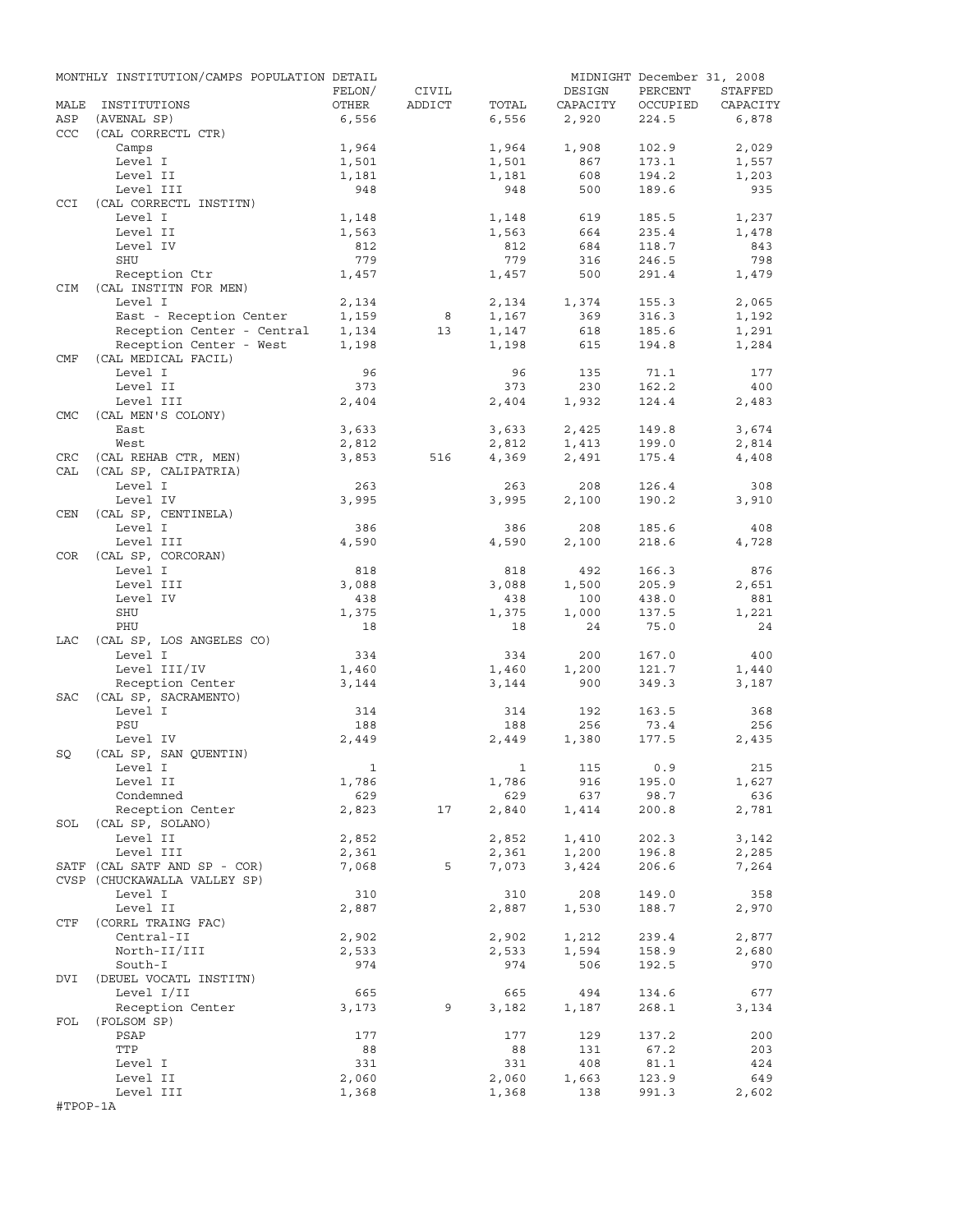MONTHLY INSTITUTION/CAMPS POPULATION DETAIL — MIDNIGHT December 31, 2008

| MALE | INSTITUTIONS | FELON/ OTHER | CIVIL ADDICT | TOTAL | DESIGN CAPACITY | PERCENT OCCUPIED | STAFFED CAPACITY |
|---|---|---|---|---|---|---|---|
| ASP | (AVENAL SP) | 6,556 | | 6,556 | 2,920 | 224.5 | 6,878 |
| CCC | (CAL CORRECTL CTR) | | | | | | |
| | Camps | 1,964 | | 1,964 | 1,908 | 102.9 | 2,029 |
| | Level I | 1,501 | | 1,501 | 867 | 173.1 | 1,557 |
| | Level II | 1,181 | | 1,181 | 608 | 194.2 | 1,203 |
| | Level III | 948 | | 948 | 500 | 189.6 | 935 |
| CCI | (CAL CORRECTL INSTITN) | | | | | | |
| | Level I | 1,148 | | 1,148 | 619 | 185.5 | 1,237 |
| | Level II | 1,563 | | 1,563 | 664 | 235.4 | 1,478 |
| | Level IV | 812 | | 812 | 684 | 118.7 | 843 |
| | SHU | 779 | | 779 | 316 | 246.5 | 798 |
| | Reception Ctr | 1,457 | | 1,457 | 500 | 291.4 | 1,479 |
| CIM | (CAL INSTITN FOR MEN) | | | | | | |
| | Level I | 2,134 | | 2,134 | 1,374 | 155.3 | 2,065 |
| | East - Reception Center | 1,159 | 8 | 1,167 | 369 | 316.3 | 1,192 |
| | Reception Center - Central | 1,134 | 13 | 1,147 | 618 | 185.6 | 1,291 |
| | Reception Center - West | 1,198 | | 1,198 | 615 | 194.8 | 1,284 |
| CMF | (CAL MEDICAL FACIL) | | | | | | |
| | Level I | 96 | | 96 | 135 | 71.1 | 177 |
| | Level II | 373 | | 373 | 230 | 162.2 | 400 |
| | Level III | 2,404 | | 2,404 | 1,932 | 124.4 | 2,483 |
| CMC | (CAL MEN'S COLONY) | | | | | | |
| | East | 3,633 | | 3,633 | 2,425 | 149.8 | 3,674 |
| | West | 2,812 | | 2,812 | 1,413 | 199.0 | 2,814 |
| CRC | (CAL REHAB CTR, MEN) | 3,853 | 516 | 4,369 | 2,491 | 175.4 | 4,408 |
| CAL | (CAL SP, CALIPATRIA) | | | | | | |
| | Level I | 263 | | 263 | 208 | 126.4 | 308 |
| | Level IV | 3,995 | | 3,995 | 2,100 | 190.2 | 3,910 |
| CEN | (CAL SP, CENTINELA) | | | | | | |
| | Level I | 386 | | 386 | 208 | 185.6 | 408 |
| | Level III | 4,590 | | 4,590 | 2,100 | 218.6 | 4,728 |
| COR | (CAL SP, CORCORAN) | | | | | | |
| | Level I | 818 | | 818 | 492 | 166.3 | 876 |
| | Level III | 3,088 | | 3,088 | 1,500 | 205.9 | 2,651 |
| | Level IV | 438 | | 438 | 100 | 438.0 | 881 |
| | SHU | 1,375 | | 1,375 | 1,000 | 137.5 | 1,221 |
| | PHU | 18 | | 18 | 24 | 75.0 | 24 |
| LAC | (CAL SP, LOS ANGELES CO) | | | | | | |
| | Level I | 334 | | 334 | 200 | 167.0 | 400 |
| | Level III/IV | 1,460 | | 1,460 | 1,200 | 121.7 | 1,440 |
| | Reception Center | 3,144 | | 3,144 | 900 | 349.3 | 3,187 |
| SAC | (CAL SP, SACRAMENTO) | | | | | | |
| | Level I | 314 | | 314 | 192 | 163.5 | 368 |
| | PSU | 188 | | 188 | 256 | 73.4 | 256 |
| | Level IV | 2,449 | | 2,449 | 1,380 | 177.5 | 2,435 |
| SQ | (CAL SP, SAN QUENTIN) | | | | | | |
| | Level I | 1 | | 1 | 115 | 0.9 | 215 |
| | Level II | 1,786 | | 1,786 | 916 | 195.0 | 1,627 |
| | Condemned | 629 | | 629 | 637 | 98.7 | 636 |
| | Reception Center | 2,823 | 17 | 2,840 | 1,414 | 200.8 | 2,781 |
| SOL | (CAL SP, SOLANO) | | | | | | |
| | Level II | 2,852 | | 2,852 | 1,410 | 202.3 | 3,142 |
| | Level III | 2,361 | | 2,361 | 1,200 | 196.8 | 2,285 |
| SATF | (CAL SATF AND SP - COR) | 7,068 | 5 | 7,073 | 3,424 | 206.6 | 7,264 |
| CVSP | (CHUCKAWALLA VALLEY SP) | | | | | | |
| | Level I | 310 | | 310 | 208 | 149.0 | 358 |
| | Level II | 2,887 | | 2,887 | 1,530 | 188.7 | 2,970 |
| CTF | (CORRL TRAING FAC) | | | | | | |
| | Central-II | 2,902 | | 2,902 | 1,212 | 239.4 | 2,877 |
| | North-II/III | 2,533 | | 2,533 | 1,594 | 158.9 | 2,680 |
| | South-I | 974 | | 974 | 506 | 192.5 | 970 |
| DVI | (DEUEL VOCATL INSTITN) | | | | | | |
| | Level I/II | 665 | | 665 | 494 | 134.6 | 677 |
| | Reception Center | 3,173 | 9 | 3,182 | 1,187 | 268.1 | 3,134 |
| FOL | (FOLSOM SP) | | | | | | |
| | PSAP | 177 | | 177 | 129 | 137.2 | 200 |
| | TTP | 88 | | 88 | 131 | 67.2 | 203 |
| | Level I | 331 | | 331 | 408 | 81.1 | 424 |
| | Level II | 2,060 | | 2,060 | 1,663 | 123.9 | 649 |
| | Level III | 1,368 | | 1,368 | 138 | 991.3 | 2,602 |

#TPOP-1A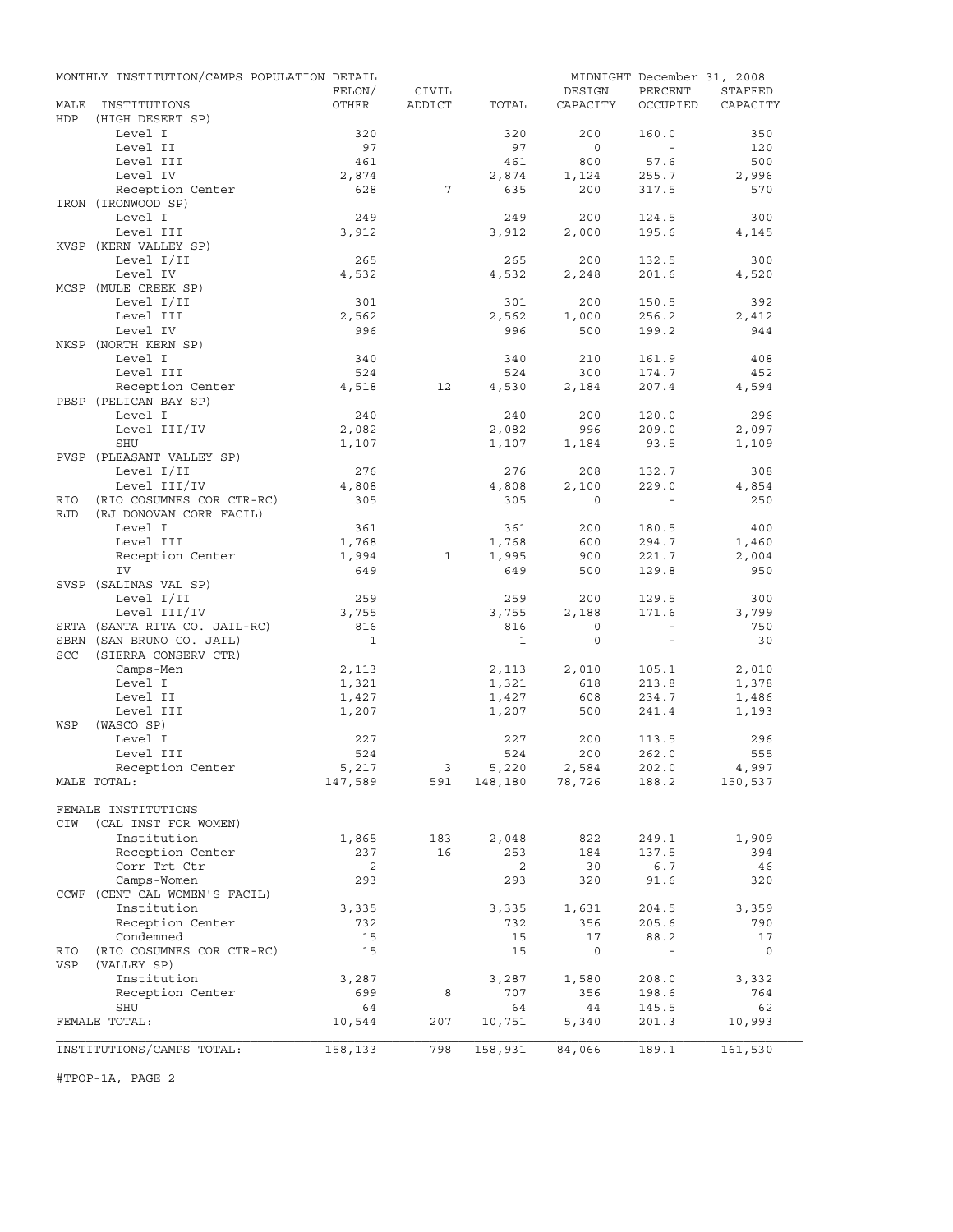MONTHLY INSTITUTION/CAMPS POPULATION DETAIL — MIDNIGHT December 31, 2008

| MALE INSTITUTIONS | FELON/ OTHER | CIVIL ADDICT | TOTAL | DESIGN CAPACITY | PERCENT OCCUPIED | STAFFED CAPACITY |
|---|---|---|---|---|---|---|
| HDP (HIGH DESERT SP) | | | | | | |
| Level I | 320 | | 320 | 200 | 160.0 | 350 |
| Level II | 97 | | 97 | 0 | - | 120 |
| Level III | 461 | | 461 | 800 | 57.6 | 500 |
| Level IV | 2,874 | | 2,874 | 1,124 | 255.7 | 2,996 |
| Reception Center | 628 | 7 | 635 | 200 | 317.5 | 570 |
| IRON (IRONWOOD SP) | | | | | | |
| Level I | 249 | | 249 | 200 | 124.5 | 300 |
| Level III | 3,912 | | 3,912 | 2,000 | 195.6 | 4,145 |
| KVSP (KERN VALLEY SP) | | | | | | |
| Level I/II | 265 | | 265 | 200 | 132.5 | 300 |
| Level IV | 4,532 | | 4,532 | 2,248 | 201.6 | 4,520 |
| MCSP (MULE CREEK SP) | | | | | | |
| Level I/II | 301 | | 301 | 200 | 150.5 | 392 |
| Level III | 2,562 | | 2,562 | 1,000 | 256.2 | 2,412 |
| Level IV | 996 | | 996 | 500 | 199.2 | 944 |
| NKSP (NORTH KERN SP) | | | | | | |
| Level I | 340 | | 340 | 210 | 161.9 | 408 |
| Level III | 524 | | 524 | 300 | 174.7 | 452 |
| Reception Center | 4,518 | 12 | 4,530 | 2,184 | 207.4 | 4,594 |
| PBSP (PELICAN BAY SP) | | | | | | |
| Level I | 240 | | 240 | 200 | 120.0 | 296 |
| Level III/IV | 2,082 | | 2,082 | 996 | 209.0 | 2,097 |
| SHU | 1,107 | | 1,107 | 1,184 | 93.5 | 1,109 |
| PVSP (PLEASANT VALLEY SP) | | | | | | |
| Level I/II | 276 | | 276 | 208 | 132.7 | 308 |
| Level III/IV | 4,808 | | 4,808 | 2,100 | 229.0 | 4,854 |
| RIO (RIO COSUMNES COR CTR-RC) | 305 | | 305 | 0 | - | 250 |
| RJD (RJ DONOVAN CORR FACIL) | | | | | | |
| Level I | 361 | | 361 | 200 | 180.5 | 400 |
| Level III | 1,768 | | 1,768 | 600 | 294.7 | 1,460 |
| Reception Center | 1,994 | 1 | 1,995 | 900 | 221.7 | 2,004 |
| IV | 649 | | 649 | 500 | 129.8 | 950 |
| SVSP (SALINAS VAL SP) | | | | | | |
| Level I/II | 259 | | 259 | 200 | 129.5 | 300 |
| Level III/IV | 3,755 | | 3,755 | 2,188 | 171.6 | 3,799 |
| SRTA (SANTA RITA CO. JAIL-RC) | 816 | | 816 | 0 | - | 750 |
| SBRN (SAN BRUNO CO. JAIL) | 1 | | 1 | 0 | - | 30 |
| SCC (SIERRA CONSERV CTR) | | | | | | |
| Camps-Men | 2,113 | | 2,113 | 2,010 | 105.1 | 2,010 |
| Level I | 1,321 | | 1,321 | 618 | 213.8 | 1,378 |
| Level II | 1,427 | | 1,427 | 608 | 234.7 | 1,486 |
| Level III | 1,207 | | 1,207 | 500 | 241.4 | 1,193 |
| WSP (WASCO SP) | | | | | | |
| Level I | 227 | | 227 | 200 | 113.5 | 296 |
| Level III | 524 | | 524 | 200 | 262.0 | 555 |
| Reception Center | 5,217 | 3 | 5,220 | 2,584 | 202.0 | 4,997 |
| MALE TOTAL: | 147,589 | 591 | 148,180 | 78,726 | 188.2 | 150,537 |
| FEMALE INSTITUTIONS | | | | | | |
| CIW (CAL INST FOR WOMEN) | | | | | | |
| Institution | 1,865 | 183 | 2,048 | 822 | 249.1 | 1,909 |
| Reception Center | 237 | 16 | 253 | 184 | 137.5 | 394 |
| Corr Trt Ctr | 2 | | 2 | 30 | 6.7 | 46 |
| Camps-Women | 293 | | 293 | 320 | 91.6 | 320 |
| CCWF (CENT CAL WOMEN'S FACIL) | | | | | | |
| Institution | 3,335 | | 3,335 | 1,631 | 204.5 | 3,359 |
| Reception Center | 732 | | 732 | 356 | 205.6 | 790 |
| Condemned | 15 | | 15 | 17 | 88.2 | 17 |
| RIO (RIO COSUMNES COR CTR-RC) | 15 | | 15 | 0 | - | 0 |
| VSP (VALLEY SP) | | | | | | |
| Institution | 3,287 | | 3,287 | 1,580 | 208.0 | 3,332 |
| Reception Center | 699 | 8 | 707 | 356 | 198.6 | 764 |
| SHU | 64 | | 64 | 44 | 145.5 | 62 |
| FEMALE TOTAL: | 10,544 | 207 | 10,751 | 5,340 | 201.3 | 10,993 |
| INSTITUTIONS/CAMPS TOTAL: | 158,133 | 798 | 158,931 | 84,066 | 189.1 | 161,530 |

#TPOP-1A, PAGE 2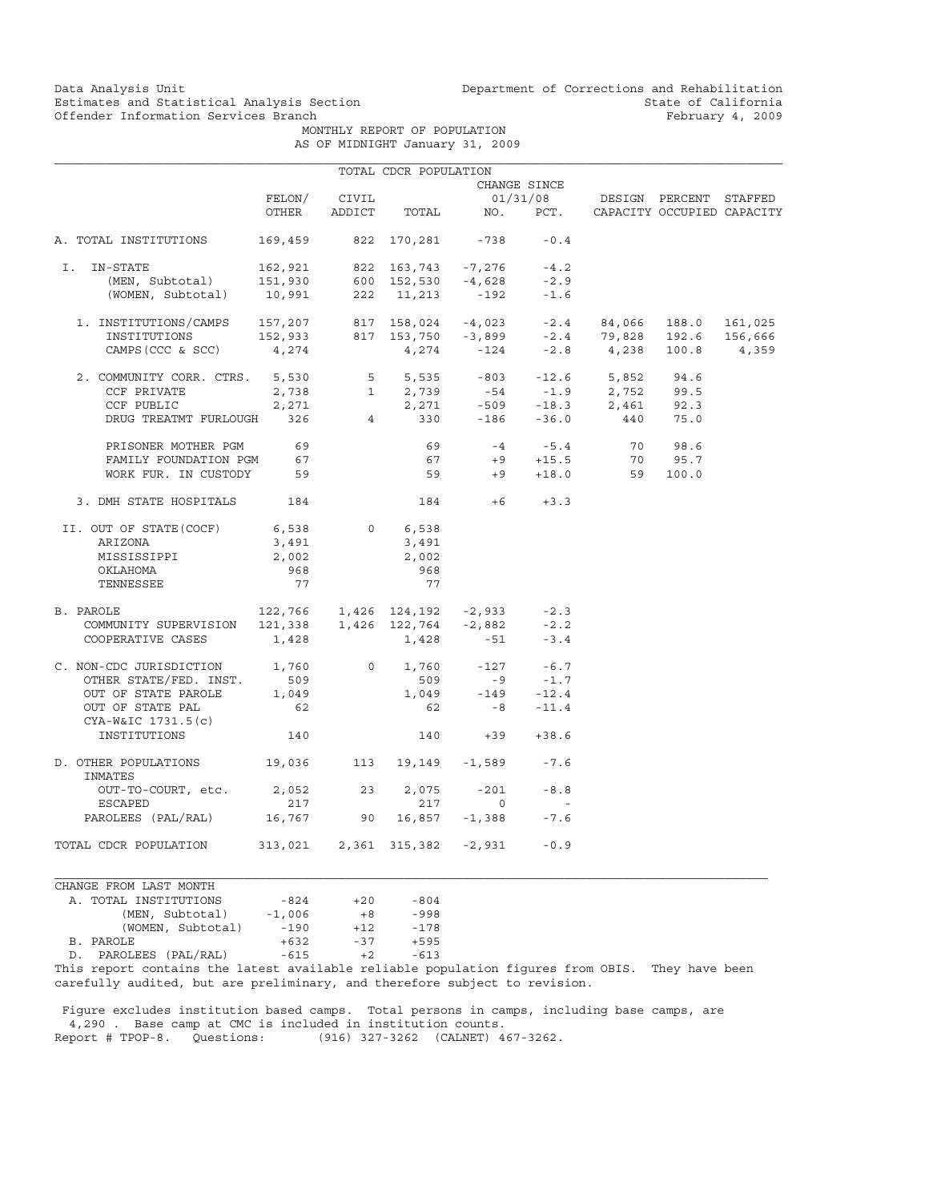Data Analysis Unit
Estimates and Statistical Analysis Section
Offender Information Services Branch

Department of Corrections and Rehabilitation
State of California
February 4, 2009

MONTHLY REPORT OF POPULATION
AS OF MIDNIGHT January 31, 2009

TOTAL CDCR POPULATION

| | FELON/ OTHER | CIVIL ADDICT | TOTAL | CHANGE SINCE 01/31/08 NO. | PCT. | DESIGN CAPACITY | PERCENT OCCUPIED | STAFFED CAPACITY |
|---|---|---|---|---|---|---|---|---|
| A. TOTAL INSTITUTIONS | 169,459 | 822 | 170,281 | -738 | -0.4 | | | |
| I. IN-STATE | 162,921 | 822 | 163,743 | -7,276 | -4.2 | | | |
| (MEN, Subtotal) | 151,930 | 600 | 152,530 | -4,628 | -2.9 | | | |
| (WOMEN, Subtotal) | 10,991 | 222 | 11,213 | -192 | -1.6 | | | |
| 1. INSTITUTIONS/CAMPS | 157,207 | 817 | 158,024 | -4,023 | -2.4 | 84,066 | 188.0 | 161,025 |
| INSTITUTIONS | 152,933 | 817 | 153,750 | -3,899 | -2.4 | 79,828 | 192.6 | 156,666 |
| CAMPS (CCC & SCC) | 4,274 | | 4,274 | -124 | -2.8 | 4,238 | 100.8 | 4,359 |
| 2. COMMUNITY CORR. CTRS. | 5,530 | 5 | 5,535 | -803 | -12.6 | 5,852 | 94.6 | |
| CCF PRIVATE | 2,738 | 1 | 2,739 | -54 | -1.9 | 2,752 | 99.5 | |
| CCF PUBLIC | 2,271 | | 2,271 | -509 | -18.3 | 2,461 | 92.3 | |
| DRUG TREATMT FURLOUGH | 326 | 4 | 330 | -186 | -36.0 | 440 | 75.0 | |
| PRISONER MOTHER PGM | 69 | | 69 | -4 | -5.4 | 70 | 98.6 | |
| FAMILY FOUNDATION PGM | 67 | | 67 | +9 | +15.5 | 70 | 95.7 | |
| WORK FUR. IN CUSTODY | 59 | | 59 | +9 | +18.0 | 59 | 100.0 | |
| 3. DMH STATE HOSPITALS | 184 | | 184 | +6 | +3.3 | | | |
| II. OUT OF STATE(COCF) | 6,538 | 0 | 6,538 | | | | | |
| ARIZONA | 3,491 | | 3,491 | | | | | |
| MISSISSIPPI | 2,002 | | 2,002 | | | | | |
| OKLAHOMA | 968 | | 968 | | | | | |
| TENNESSEE | 77 | | 77 | | | | | |
| B. PAROLE | 122,766 | 1,426 | 124,192 | -2,933 | -2.3 | | | |
| COMMUNITY SUPERVISION | 121,338 | 1,426 | 122,764 | -2,882 | -2.2 | | | |
| COOPERATIVE CASES | 1,428 | | 1,428 | -51 | -3.4 | | | |
| C. NON-CDC JURISDICTION | 1,760 | 0 | 1,760 | -127 | -6.7 | | | |
| OTHER STATE/FED. INST. | 509 | | 509 | -9 | -1.7 | | | |
| OUT OF STATE PAROLE | 1,049 | | 1,049 | -149 | -12.4 | | | |
| OUT OF STATE PAL | 62 | | 62 | -8 | -11.4 | | | |
| CYA-W&IC 1731.5(c) INSTITUTIONS | 140 | | 140 | +39 | +38.6 | | | |
| D. OTHER POPULATIONS | 19,036 | 113 | 19,149 | -1,589 | -7.6 | | | |
| INMATES OUT-TO-COURT, etc. | 2,052 | 23 | 2,075 | -201 | -8.8 | | | |
| ESCAPED | 217 | | 217 | 0 | - | | | |
| PAROLEES (PAL/RAL) | 16,767 | 90 | 16,857 | -1,388 | -7.6 | | | |
| TOTAL CDCR POPULATION | 313,021 | 2,361 | 315,382 | -2,931 | -0.9 | | | |

CHANGE FROM LAST MONTH

| | | | |
|---|---|---|---|
| A. TOTAL INSTITUTIONS | -824 | +20 | -804 |
| (MEN, Subtotal) | -1,006 | +8 | -998 |
| (WOMEN, Subtotal) | -190 | +12 | -178 |
| B. PAROLE | +632 | -37 | +595 |
| D. PAROLEES (PAL/RAL) | -615 | +2 | -613 |

This report contains the latest available reliable population figures from OBIS. They have been carefully audited, but are preliminary, and therefore subject to revision.

Figure excludes institution based camps. Total persons in camps, including base camps, are 4,290 . Base camp at CMC is included in institution counts.
Report # TPOP-8. Questions: (916) 327-3262 (CALNET) 467-3262.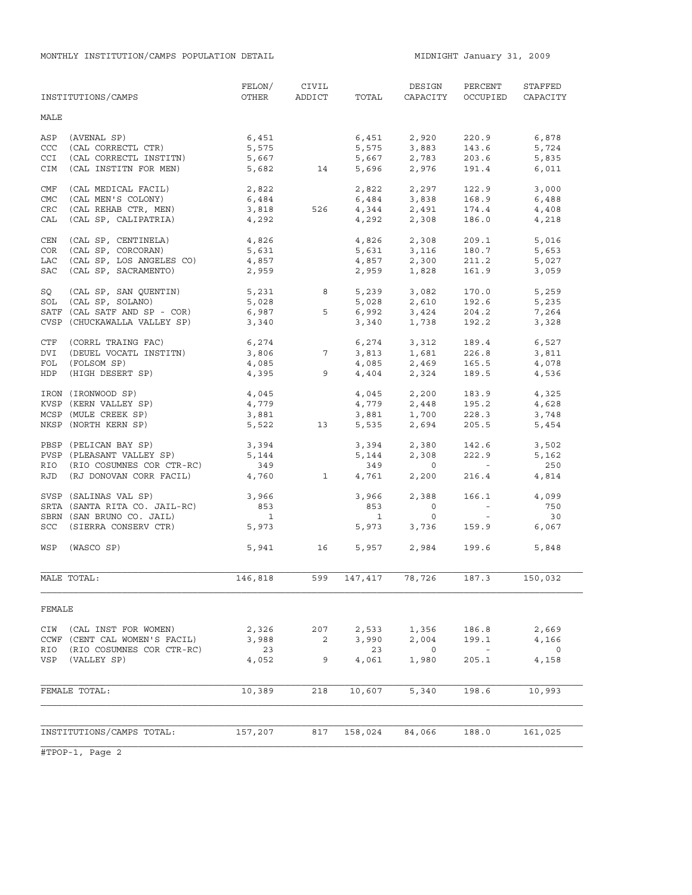MONTHLY INSTITUTION/CAMPS POPULATION DETAIL

MIDNIGHT January 31, 2009

| INSTITUTIONS/CAMPS | FELON/ OTHER | CIVIL ADDICT | TOTAL | DESIGN CAPACITY | PERCENT OCCUPIED | STAFFED CAPACITY |
|---|---|---|---|---|---|---|
| **MALE** | | | | | | |
| ASP (AVENAL SP) | 6,451 | | 6,451 | 2,920 | 220.9 | 6,878 |
| CCC (CAL CORRECTL CTR) | 5,575 | | 5,575 | 3,883 | 143.6 | 5,724 |
| CCI (CAL CORRECTL INSTITN) | 5,667 | | 5,667 | 2,783 | 203.6 | 5,835 |
| CIM (CAL INSTITN FOR MEN) | 5,682 | 14 | 5,696 | 2,976 | 191.4 | 6,011 |
| CMF (CAL MEDICAL FACIL) | 2,822 | | 2,822 | 2,297 | 122.9 | 3,000 |
| CMC (CAL MEN'S COLONY) | 6,484 | | 6,484 | 3,838 | 168.9 | 6,488 |
| CRC (CAL REHAB CTR, MEN) | 3,818 | 526 | 4,344 | 2,491 | 174.4 | 4,408 |
| CAL (CAL SP, CALIPATRIA) | 4,292 | | 4,292 | 2,308 | 186.0 | 4,218 |
| CEN (CAL SP, CENTINELA) | 4,826 | | 4,826 | 2,308 | 209.1 | 5,016 |
| COR (CAL SP, CORCORAN) | 5,631 | | 5,631 | 3,116 | 180.7 | 5,653 |
| LAC (CAL SP, LOS ANGELES CO) | 4,857 | | 4,857 | 2,300 | 211.2 | 5,027 |
| SAC (CAL SP, SACRAMENTO) | 2,959 | | 2,959 | 1,828 | 161.9 | 3,059 |
| SQ (CAL SP, SAN QUENTIN) | 5,231 | 8 | 5,239 | 3,082 | 170.0 | 5,259 |
| SOL (CAL SP, SOLANO) | 5,028 | | 5,028 | 2,610 | 192.6 | 5,235 |
| SATF (CAL SATF AND SP - COR) | 6,987 | 5 | 6,992 | 3,424 | 204.2 | 7,264 |
| CVSP (CHUCKAWALLA VALLEY SP) | 3,340 | | 3,340 | 1,738 | 192.2 | 3,328 |
| CTF (CORRL TRAING FAC) | 6,274 | | 6,274 | 3,312 | 189.4 | 6,527 |
| DVI (DEUEL VOCATL INSTITN) | 3,806 | 7 | 3,813 | 1,681 | 226.8 | 3,811 |
| FOL (FOLSOM SP) | 4,085 | | 4,085 | 2,469 | 165.5 | 4,078 |
| HDP (HIGH DESERT SP) | 4,395 | 9 | 4,404 | 2,324 | 189.5 | 4,536 |
| IRON (IRONWOOD SP) | 4,045 | | 4,045 | 2,200 | 183.9 | 4,325 |
| KVSP (KERN VALLEY SP) | 4,779 | | 4,779 | 2,448 | 195.2 | 4,628 |
| MCSP (MULE CREEK SP) | 3,881 | | 3,881 | 1,700 | 228.3 | 3,748 |
| NKSP (NORTH KERN SP) | 5,522 | 13 | 5,535 | 2,694 | 205.5 | 5,454 |
| PBSP (PELICAN BAY SP) | 3,394 | | 3,394 | 2,380 | 142.6 | 3,502 |
| PVSP (PLEASANT VALLEY SP) | 5,144 | | 5,144 | 2,308 | 222.9 | 5,162 |
| RIO (RIO COSUMNES COR CTR-RC) | 349 | | 349 | 0 | - | 250 |
| RJD (RJ DONOVAN CORR FACIL) | 4,760 | 1 | 4,761 | 2,200 | 216.4 | 4,814 |
| SVSP (SALINAS VAL SP) | 3,966 | | 3,966 | 2,388 | 166.1 | 4,099 |
| SRTA (SANTA RITA CO. JAIL-RC) | 853 | | 853 | 0 | - | 750 |
| SBRN (SAN BRUNO CO. JAIL) | 1 | | 1 | 0 | - | 30 |
| SCC (SIERRA CONSERV CTR) | 5,973 | | 5,973 | 3,736 | 159.9 | 6,067 |
| WSP (WASCO SP) | 5,941 | 16 | 5,957 | 2,984 | 199.6 | 5,848 |
| MALE TOTAL: | 146,818 | 599 | 147,417 | 78,726 | 187.3 | 150,032 |
| **FEMALE** | | | | | | |
| CIW (CAL INST FOR WOMEN) | 2,326 | 207 | 2,533 | 1,356 | 186.8 | 2,669 |
| CCWF (CENT CAL WOMEN'S FACIL) | 3,988 | 2 | 3,990 | 2,004 | 199.1 | 4,166 |
| RIO (RIO COSUMNES COR CTR-RC) | 23 | | 23 | 0 | - | 0 |
| VSP (VALLEY SP) | 4,052 | 9 | 4,061 | 1,980 | 205.1 | 4,158 |
| FEMALE TOTAL: | 10,389 | 218 | 10,607 | 5,340 | 198.6 | 10,993 |
| INSTITUTIONS/CAMPS TOTAL: | 157,207 | 817 | 158,024 | 84,066 | 188.0 | 161,025 |

#TPOP-1, Page 2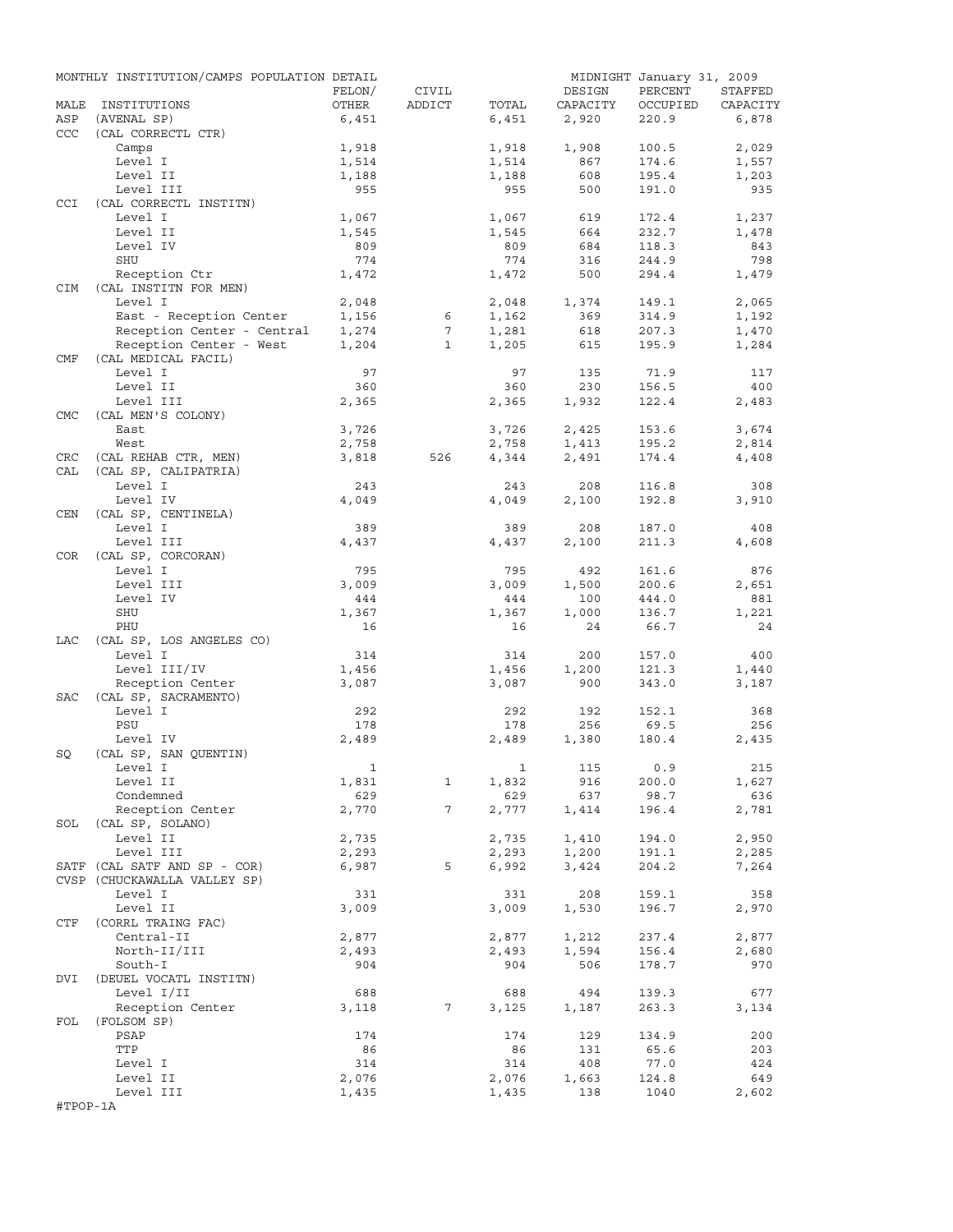MONTHLY INSTITUTION/CAMPS POPULATION DETAIL

MIDNIGHT January 31, 2009

| MALE | INSTITUTIONS | FELON/ OTHER | CIVIL ADDICT | TOTAL | DESIGN CAPACITY | PERCENT OCCUPIED | STAFFED CAPACITY |
|---|---|---|---|---|---|---|---|
| ASP | (AVENAL SP) | 6,451 | | 6,451 | 2,920 | 220.9 | 6,878 |
| CCC | (CAL CORRECTL CTR) | | | | | | |
| | Camps | 1,918 | | 1,918 | 1,908 | 100.5 | 2,029 |
| | Level I | 1,514 | | 1,514 | 867 | 174.6 | 1,557 |
| | Level II | 1,188 | | 1,188 | 608 | 195.4 | 1,203 |
| | Level III | 955 | | 955 | 500 | 191.0 | 935 |
| CCI | (CAL CORRECTL INSTITN) | | | | | | |
| | Level I | 1,067 | | 1,067 | 619 | 172.4 | 1,237 |
| | Level II | 1,545 | | 1,545 | 664 | 232.7 | 1,478 |
| | Level IV | 809 | | 809 | 684 | 118.3 | 843 |
| | SHU | 774 | | 774 | 316 | 244.9 | 798 |
| | Reception Ctr | 1,472 | | 1,472 | 500 | 294.4 | 1,479 |
| CIM | (CAL INSTITN FOR MEN) | | | | | | |
| | Level I | 2,048 | | 2,048 | 1,374 | 149.1 | 2,065 |
| | East - Reception Center | 1,156 | 6 | 1,162 | 369 | 314.9 | 1,192 |
| | Reception Center - Central | 1,274 | 7 | 1,281 | 618 | 207.3 | 1,470 |
| | Reception Center - West | 1,204 | 1 | 1,205 | 615 | 195.9 | 1,284 |
| CMF | (CAL MEDICAL FACIL) | | | | | | |
| | Level I | 97 | | 97 | 135 | 71.9 | 117 |
| | Level II | 360 | | 360 | 230 | 156.5 | 400 |
| | Level III | 2,365 | | 2,365 | 1,932 | 122.4 | 2,483 |
| CMC | (CAL MEN'S COLONY) | | | | | | |
| | East | 3,726 | | 3,726 | 2,425 | 153.6 | 3,674 |
| | West | 2,758 | | 2,758 | 1,413 | 195.2 | 2,814 |
| CRC | (CAL REHAB CTR, MEN) | 3,818 | 526 | 4,344 | 2,491 | 174.4 | 4,408 |
| CAL | (CAL SP, CALIPATRIA) | | | | | | |
| | Level I | 243 | | 243 | 208 | 116.8 | 308 |
| | Level IV | 4,049 | | 4,049 | 2,100 | 192.8 | 3,910 |
| CEN | (CAL SP, CENTINELA) | | | | | | |
| | Level I | 389 | | 389 | 208 | 187.0 | 408 |
| | Level III | 4,437 | | 4,437 | 2,100 | 211.3 | 4,608 |
| COR | (CAL SP, CORCORAN) | | | | | | |
| | Level I | 795 | | 795 | 492 | 161.6 | 876 |
| | Level III | 3,009 | | 3,009 | 1,500 | 200.6 | 2,651 |
| | Level IV | 444 | | 444 | 100 | 444.0 | 881 |
| | SHU | 1,367 | | 1,367 | 1,000 | 136.7 | 1,221 |
| | PHU | 16 | | 16 | 24 | 66.7 | 24 |
| LAC | (CAL SP, LOS ANGELES CO) | | | | | | |
| | Level I | 314 | | 314 | 200 | 157.0 | 400 |
| | Level III/IV | 1,456 | | 1,456 | 1,200 | 121.3 | 1,440 |
| | Reception Center | 3,087 | | 3,087 | 900 | 343.0 | 3,187 |
| SAC | (CAL SP, SACRAMENTO) | | | | | | |
| | Level I | 292 | | 292 | 192 | 152.1 | 368 |
| | PSU | 178 | | 178 | 256 | 69.5 | 256 |
| | Level IV | 2,489 | | 2,489 | 1,380 | 180.4 | 2,435 |
| SQ | (CAL SP, SAN QUENTIN) | | | | | | |
| | Level I | 1 | | 1 | 115 | 0.9 | 215 |
| | Level II | 1,831 | 1 | 1,832 | 916 | 200.0 | 1,627 |
| | Condemned | 629 | | 629 | 637 | 98.7 | 636 |
| | Reception Center | 2,770 | 7 | 2,777 | 1,414 | 196.4 | 2,781 |
| SOL | (CAL SP, SOLANO) | | | | | | |
| | Level II | 2,735 | | 2,735 | 1,410 | 194.0 | 2,950 |
| | Level III | 2,293 | | 2,293 | 1,200 | 191.1 | 2,285 |
| SATF | (CAL SATF AND SP - COR) | 6,987 | 5 | 6,992 | 3,424 | 204.2 | 7,264 |
| CVSP | (CHUCKAWALLA VALLEY SP) | | | | | | |
| | Level I | 331 | | 331 | 208 | 159.1 | 358 |
| | Level II | 3,009 | | 3,009 | 1,530 | 196.7 | 2,970 |
| CTF | (CORRL TRAING FAC) | | | | | | |
| | Central-II | 2,877 | | 2,877 | 1,212 | 237.4 | 2,877 |
| | North-II/III | 2,493 | | 2,493 | 1,594 | 156.4 | 2,680 |
| | South-I | 904 | | 904 | 506 | 178.7 | 970 |
| DVI | (DEUEL VOCATL INSTITN) | | | | | | |
| | Level I/II | 688 | | 688 | 494 | 139.3 | 677 |
| | Reception Center | 3,118 | 7 | 3,125 | 1,187 | 263.3 | 3,134 |
| FOL | (FOLSOM SP) | | | | | | |
| | PSAP | 174 | | 174 | 129 | 134.9 | 200 |
| | TTP | 86 | | 86 | 131 | 65.6 | 203 |
| | Level I | 314 | | 314 | 408 | 77.0 | 424 |
| | Level II | 2,076 | | 2,076 | 1,663 | 124.8 | 649 |
| | Level III | 1,435 | | 1,435 | 138 | 1040 | 2,602 |

#TPOP-1A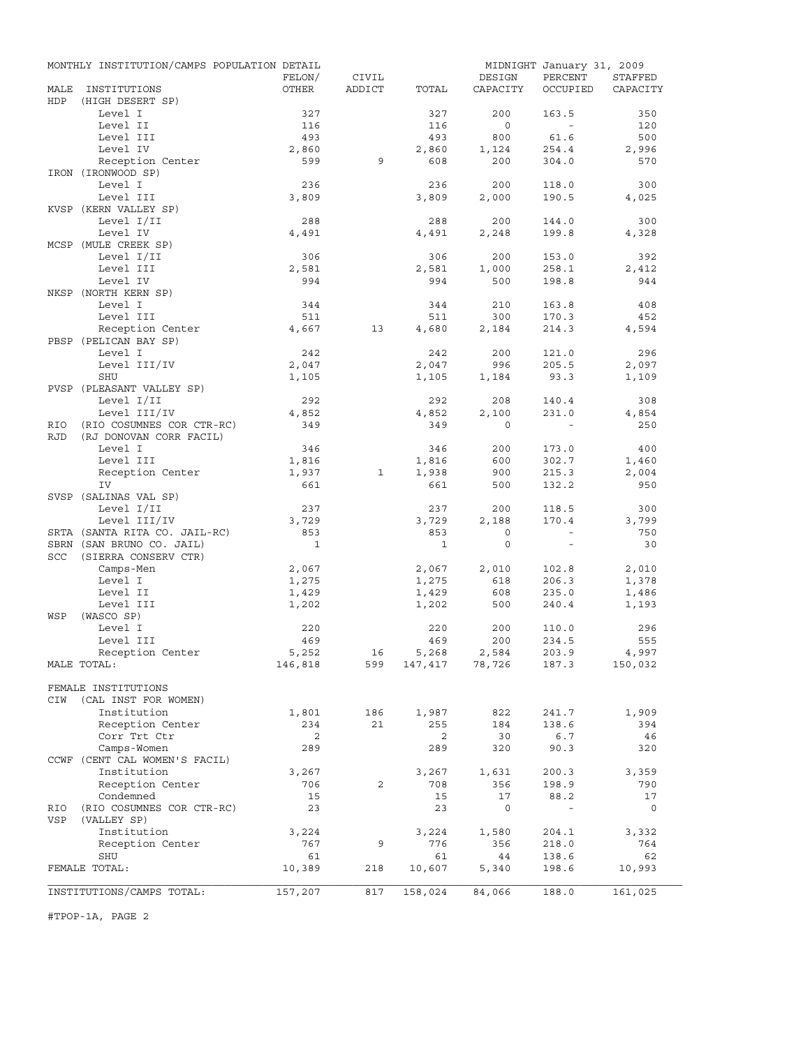MONTHLY INSTITUTION/CAMPS POPULATION DETAIL — MIDNIGHT January 31, 2009

| MALE INSTITUTIONS | FELON/ OTHER | CIVIL ADDICT | TOTAL | DESIGN CAPACITY | PERCENT OCCUPIED | STAFFED CAPACITY |
|---|---|---|---|---|---|---|
| HDP (HIGH DESERT SP) | | | | | | |
| Level I | 327 | | 327 | 200 | 163.5 | 350 |
| Level II | 116 | | 116 | 0 | - | 120 |
| Level III | 493 | | 493 | 800 | 61.6 | 500 |
| Level IV | 2,860 | | 2,860 | 1,124 | 254.4 | 2,996 |
| Reception Center | 599 | 9 | 608 | 200 | 304.0 | 570 |
| IRON (IRONWOOD SP) | | | | | | |
| Level I | 236 | | 236 | 200 | 118.0 | 300 |
| Level III | 3,809 | | 3,809 | 2,000 | 190.5 | 4,025 |
| KVSP (KERN VALLEY SP) | | | | | | |
| Level I/II | 288 | | 288 | 200 | 144.0 | 300 |
| Level IV | 4,491 | | 4,491 | 2,248 | 199.8 | 4,328 |
| MCSP (MULE CREEK SP) | | | | | | |
| Level I/II | 306 | | 306 | 200 | 153.0 | 392 |
| Level III | 2,581 | | 2,581 | 1,000 | 258.1 | 2,412 |
| Level IV | 994 | | 994 | 500 | 198.8 | 944 |
| NKSP (NORTH KERN SP) | | | | | | |
| Level I | 344 | | 344 | 210 | 163.8 | 408 |
| Level III | 511 | | 511 | 300 | 170.3 | 452 |
| Reception Center | 4,667 | 13 | 4,680 | 2,184 | 214.3 | 4,594 |
| PBSP (PELICAN BAY SP) | | | | | | |
| Level I | 242 | | 242 | 200 | 121.0 | 296 |
| Level III/IV | 2,047 | | 2,047 | 996 | 205.5 | 2,097 |
| SHU | 1,105 | | 1,105 | 1,184 | 93.3 | 1,109 |
| PVSP (PLEASANT VALLEY SP) | | | | | | |
| Level I/II | 292 | | 292 | 208 | 140.4 | 308 |
| Level III/IV | 4,852 | | 4,852 | 2,100 | 231.0 | 4,854 |
| RIO (RIO COSUMNES COR CTR-RC) | 349 | | 349 | 0 | - | 250 |
| RJD (RJ DONOVAN CORR FACIL) | | | | | | |
| Level I | 346 | | 346 | 200 | 173.0 | 400 |
| Level III | 1,816 | | 1,816 | 600 | 302.7 | 1,460 |
| Reception Center | 1,937 | 1 | 1,938 | 900 | 215.3 | 2,004 |
| IV | 661 | | 661 | 500 | 132.2 | 950 |
| SVSP (SALINAS VAL SP) | | | | | | |
| Level I/II | 237 | | 237 | 200 | 118.5 | 300 |
| Level III/IV | 3,729 | | 3,729 | 2,188 | 170.4 | 3,799 |
| SRTA (SANTA RITA CO. JAIL-RC) | 853 | | 853 | 0 | - | 750 |
| SBRN (SAN BRUNO CO. JAIL) | 1 | | 1 | 0 | - | 30 |
| SCC (SIERRA CONSERV CTR) | | | | | | |
| Camps-Men | 2,067 | | 2,067 | 2,010 | 102.8 | 2,010 |
| Level I | 1,275 | | 1,275 | 618 | 206.3 | 1,378 |
| Level II | 1,429 | | 1,429 | 608 | 235.0 | 1,486 |
| Level III | 1,202 | | 1,202 | 500 | 240.4 | 1,193 |
| WSP (WASCO SP) | | | | | | |
| Level I | 220 | | 220 | 200 | 110.0 | 296 |
| Level III | 469 | | 469 | 200 | 234.5 | 555 |
| Reception Center | 5,252 | 16 | 5,268 | 2,584 | 203.9 | 4,997 |
| MALE TOTAL: | 146,818 | 599 | 147,417 | 78,726 | 187.3 | 150,032 |
| FEMALE INSTITUTIONS | | | | | | |
| CIW (CAL INST FOR WOMEN) | | | | | | |
| Institution | 1,801 | 186 | 1,987 | 822 | 241.7 | 1,909 |
| Reception Center | 234 | 21 | 255 | 184 | 138.6 | 394 |
| Corr Trt Ctr | 2 | | 2 | 30 | 6.7 | 46 |
| Camps-Women | 289 | | 289 | 320 | 90.3 | 320 |
| CCWF (CENT CAL WOMEN'S FACIL) | | | | | | |
| Institution | 3,267 | | 3,267 | 1,631 | 200.3 | 3,359 |
| Reception Center | 706 | 2 | 708 | 356 | 198.9 | 790 |
| Condemned | 15 | | 15 | 17 | 88.2 | 17 |
| RIO (RIO COSUMNES COR CTR-RC) | 23 | | 23 | 0 | - | 0 |
| VSP (VALLEY SP) | | | | | | |
| Institution | 3,224 | | 3,224 | 1,580 | 204.1 | 3,332 |
| Reception Center | 767 | 9 | 776 | 356 | 218.0 | 764 |
| SHU | 61 | | 61 | 44 | 138.6 | 62 |
| FEMALE TOTAL: | 10,389 | 218 | 10,607 | 5,340 | 198.6 | 10,993 |
| INSTITUTIONS/CAMPS TOTAL: | 157,207 | 817 | 158,024 | 84,066 | 188.0 | 161,025 |

#TPOP-1A, PAGE 2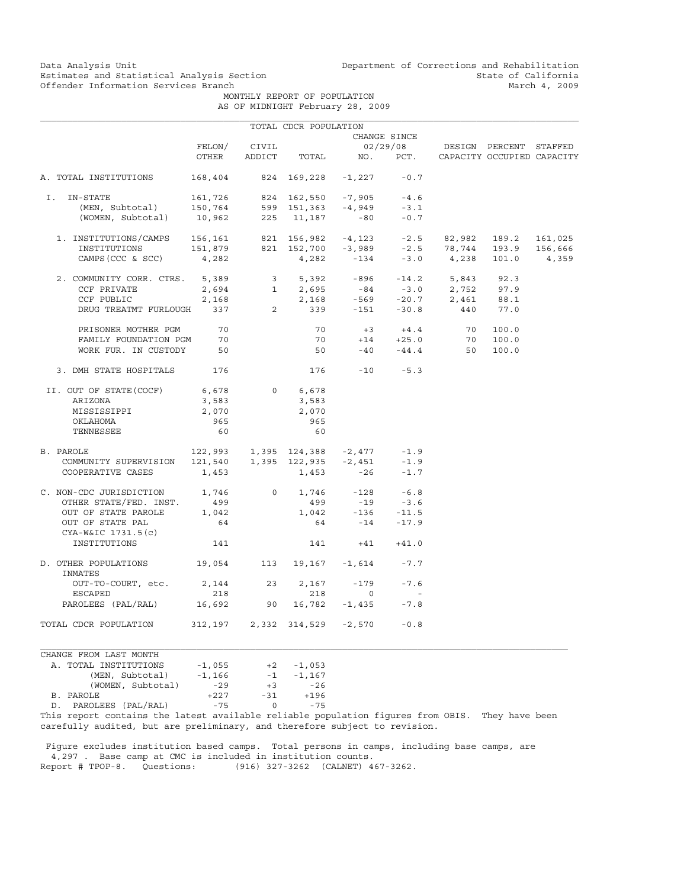Data Analysis Unit
Estimates and Statistical Analysis Section
Offender Information Services Branch

Department of Corrections and Rehabilitation
State of California
March 4, 2009

MONTHLY REPORT OF POPULATION
AS OF MIDNIGHT February 28, 2009

TOTAL CDCR POPULATION

| | FELON/ OTHER | CIVIL ADDICT | TOTAL | CHANGE SINCE 02/29/08 NO. | PCT. | DESIGN CAPACITY | PERCENT OCCUPIED | STAFFED CAPACITY |
|---|---|---|---|---|---|---|---|---|
| A. TOTAL INSTITUTIONS | 168,404 | 824 | 169,228 | -1,227 | -0.7 | | | |
| I. IN-STATE | 161,726 | 824 | 162,550 | -7,905 | -4.6 | | | |
| (MEN, Subtotal) | 150,764 | 599 | 151,363 | -4,949 | -3.1 | | | |
| (WOMEN, Subtotal) | 10,962 | 225 | 11,187 | -80 | -0.7 | | | |
| 1. INSTITUTIONS/CAMPS | 156,161 | 821 | 156,982 | -4,123 | -2.5 | 82,982 | 189.2 | 161,025 |
| INSTITUTIONS | 151,879 | 821 | 152,700 | -3,989 | -2.5 | 78,744 | 193.9 | 156,666 |
| CAMPS (CCC & SCC) | 4,282 | | 4,282 | -134 | -3.0 | 4,238 | 101.0 | 4,359 |
| 2. COMMUNITY CORR. CTRS. | 5,389 | 3 | 5,392 | -896 | -14.2 | 5,843 | 92.3 | |
| CCF PRIVATE | 2,694 | 1 | 2,695 | -84 | -3.0 | 2,752 | 97.9 | |
| CCF PUBLIC | 2,168 | | 2,168 | -569 | -20.7 | 2,461 | 88.1 | |
| DRUG TREATMT FURLOUGH | 337 | 2 | 339 | -151 | -30.8 | 440 | 77.0 | |
| PRISONER MOTHER PGM | 70 | | 70 | +3 | +4.4 | 70 | 100.0 | |
| FAMILY FOUNDATION PGM | 70 | | 70 | +14 | +25.0 | 70 | 100.0 | |
| WORK FUR. IN CUSTODY | 50 | | 50 | -40 | -44.4 | 50 | 100.0 | |
| 3. DMH STATE HOSPITALS | 176 | | 176 | -10 | -5.3 | | | |
| II. OUT OF STATE(COCF) | 6,678 | 0 | 6,678 | | | | | |
| ARIZONA | 3,583 | | 3,583 | | | | | |
| MISSISSIPPI | 2,070 | | 2,070 | | | | | |
| OKLAHOMA | 965 | | 965 | | | | | |
| TENNESSEE | 60 | | 60 | | | | | |
| B. PAROLE | 122,993 | 1,395 | 124,388 | -2,477 | -1.9 | | | |
| COMMUNITY SUPERVISION | 121,540 | 1,395 | 122,935 | -2,451 | -1.9 | | | |
| COOPERATIVE CASES | 1,453 | | 1,453 | -26 | -1.7 | | | |
| C. NON-CDC JURISDICTION | 1,746 | 0 | 1,746 | -128 | -6.8 | | | |
| OTHER STATE/FED. INST. | 499 | | 499 | -19 | -3.6 | | | |
| OUT OF STATE PAROLE | 1,042 | | 1,042 | -136 | -11.5 | | | |
| OUT OF STATE PAL | 64 | | 64 | -14 | -17.9 | | | |
| CYA-W&IC 1731.5(c) INSTITUTIONS | 141 | | 141 | +41 | +41.0 | | | |
| D. OTHER POPULATIONS | 19,054 | 113 | 19,167 | -1,614 | -7.7 | | | |
| INMATES OUT-TO-COURT, etc. | 2,144 | 23 | 2,167 | -179 | -7.6 | | | |
| ESCAPED | 218 | | 218 | 0 | - | | | |
| PAROLEES (PAL/RAL) | 16,692 | 90 | 16,782 | -1,435 | -7.8 | | | |
| TOTAL CDCR POPULATION | 312,197 | 2,332 | 314,529 | -2,570 | -0.8 | | | |

| CHANGE FROM LAST MONTH | | | |
|---|---|---|---|
| A. TOTAL INSTITUTIONS | -1,055 | +2 | -1,053 |
| (MEN, Subtotal) | -1,166 | -1 | -1,167 |
| (WOMEN, Subtotal) | -29 | +3 | -26 |
| B. PAROLE | +227 | -31 | +196 |
| D. PAROLEES (PAL/RAL) | -75 | 0 | -75 |

This report contains the latest available reliable population figures from OBIS. They have been carefully audited, but are preliminary, and therefore subject to revision.

Figure excludes institution based camps. Total persons in camps, including base camps, are 4,297 . Base camp at CMC is included in institution counts.

Report # TPOP-8. Questions: (916) 327-3262 (CALNET) 467-3262.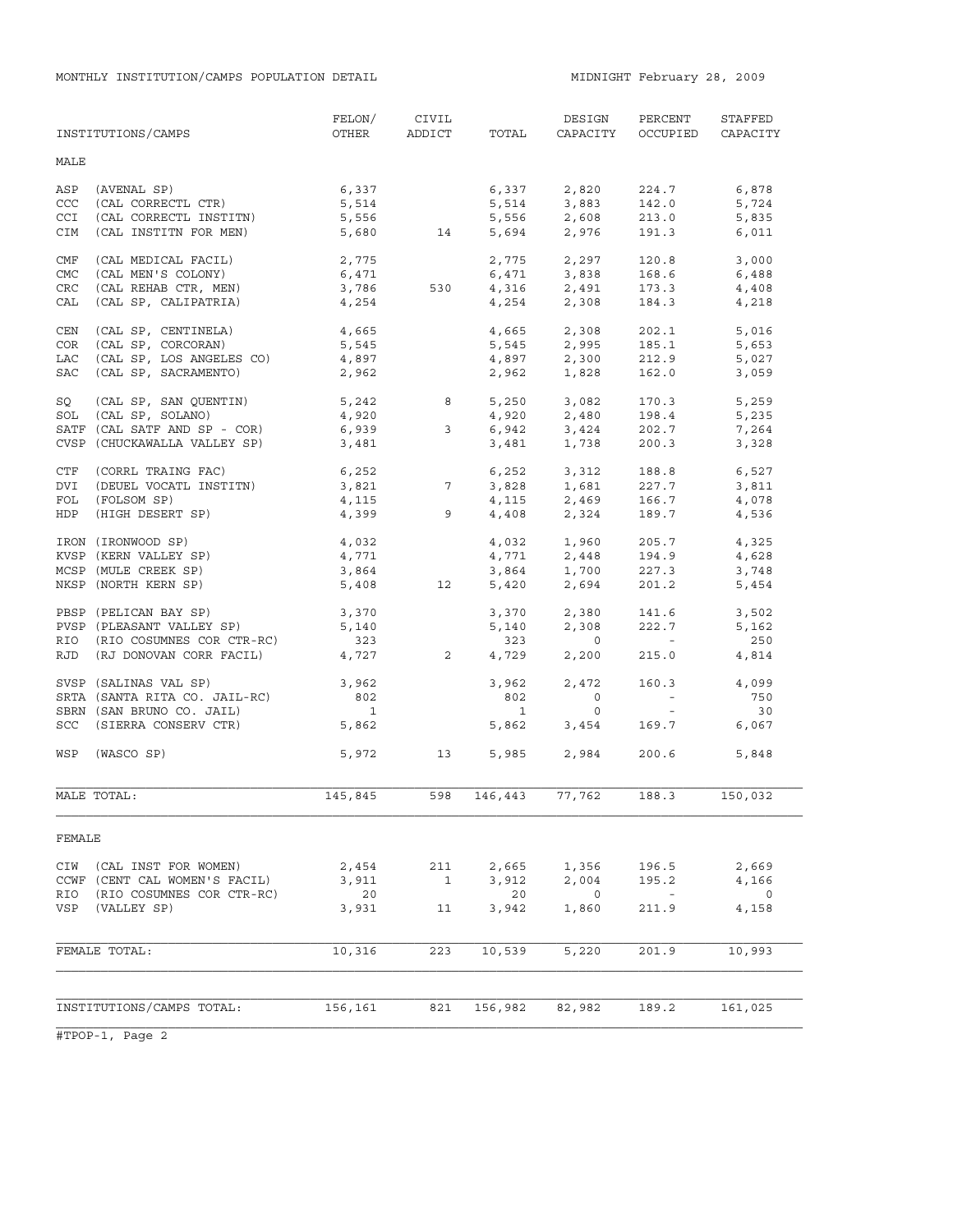MONTHLY INSTITUTION/CAMPS POPULATION DETAIL

MIDNIGHT February 28, 2009

| INSTITUTIONS/CAMPS | FELON/ OTHER | CIVIL ADDICT | TOTAL | DESIGN CAPACITY | PERCENT OCCUPIED | STAFFED CAPACITY |
|---|---|---|---|---|---|---|
| **MALE** | | | | | | |
| ASP (AVENAL SP) | 6,337 | | 6,337 | 2,820 | 224.7 | 6,878 |
| CCC (CAL CORRECTL CTR) | 5,514 | | 5,514 | 3,883 | 142.0 | 5,724 |
| CCI (CAL CORRECTL INSTITN) | 5,556 | | 5,556 | 2,608 | 213.0 | 5,835 |
| CIM (CAL INSTITN FOR MEN) | 5,680 | 14 | 5,694 | 2,976 | 191.3 | 6,011 |
| CMF (CAL MEDICAL FACIL) | 2,775 | | 2,775 | 2,297 | 120.8 | 3,000 |
| CMC (CAL MEN'S COLONY) | 6,471 | | 6,471 | 3,838 | 168.6 | 6,488 |
| CRC (CAL REHAB CTR, MEN) | 3,786 | 530 | 4,316 | 2,491 | 173.3 | 4,408 |
| CAL (CAL SP, CALIPATRIA) | 4,254 | | 4,254 | 2,308 | 184.3 | 4,218 |
| CEN (CAL SP, CENTINELA) | 4,665 | | 4,665 | 2,308 | 202.1 | 5,016 |
| COR (CAL SP, CORCORAN) | 5,545 | | 5,545 | 2,995 | 185.1 | 5,653 |
| LAC (CAL SP, LOS ANGELES CO) | 4,897 | | 4,897 | 2,300 | 212.9 | 5,027 |
| SAC (CAL SP, SACRAMENTO) | 2,962 | | 2,962 | 1,828 | 162.0 | 3,059 |
| SQ (CAL SP, SAN QUENTIN) | 5,242 | 8 | 5,250 | 3,082 | 170.3 | 5,259 |
| SOL (CAL SP, SOLANO) | 4,920 | | 4,920 | 2,480 | 198.4 | 5,235 |
| SATF (CAL SATF AND SP - COR) | 6,939 | 3 | 6,942 | 3,424 | 202.7 | 7,264 |
| CVSP (CHUCKAWALLA VALLEY SP) | 3,481 | | 3,481 | 1,738 | 200.3 | 3,328 |
| CTF (CORRL TRAING FAC) | 6,252 | | 6,252 | 3,312 | 188.8 | 6,527 |
| DVI (DEUEL VOCATL INSTITN) | 3,821 | 7 | 3,828 | 1,681 | 227.7 | 3,811 |
| FOL (FOLSOM SP) | 4,115 | | 4,115 | 2,469 | 166.7 | 4,078 |
| HDP (HIGH DESERT SP) | 4,399 | 9 | 4,408 | 2,324 | 189.7 | 4,536 |
| IRON (IRONWOOD SP) | 4,032 | | 4,032 | 1,960 | 205.7 | 4,325 |
| KVSP (KERN VALLEY SP) | 4,771 | | 4,771 | 2,448 | 194.9 | 4,628 |
| MCSP (MULE CREEK SP) | 3,864 | | 3,864 | 1,700 | 227.3 | 3,748 |
| NKSP (NORTH KERN SP) | 5,408 | 12 | 5,420 | 2,694 | 201.2 | 5,454 |
| PBSP (PELICAN BAY SP) | 3,370 | | 3,370 | 2,380 | 141.6 | 3,502 |
| PVSP (PLEASANT VALLEY SP) | 5,140 | | 5,140 | 2,308 | 222.7 | 5,162 |
| RIO (RIO COSUMNES COR CTR-RC) | 323 | | 323 | 0 | - | 250 |
| RJD (RJ DONOVAN CORR FACIL) | 4,727 | 2 | 4,729 | 2,200 | 215.0 | 4,814 |
| SVSP (SALINAS VAL SP) | 3,962 | | 3,962 | 2,472 | 160.3 | 4,099 |
| SRTA (SANTA RITA CO. JAIL-RC) | 802 | | 802 | 0 | - | 750 |
| SBRN (SAN BRUNO CO. JAIL) | 1 | | 1 | 0 | - | 30 |
| SCC (SIERRA CONSERV CTR) | 5,862 | | 5,862 | 3,454 | 169.7 | 6,067 |
| WSP (WASCO SP) | 5,972 | 13 | 5,985 | 2,984 | 200.6 | 5,848 |
| MALE TOTAL: | 145,845 | 598 | 146,443 | 77,762 | 188.3 | 150,032 |
| **FEMALE** | | | | | | |
| CIW (CAL INST FOR WOMEN) | 2,454 | 211 | 2,665 | 1,356 | 196.5 | 2,669 |
| CCWF (CENT CAL WOMEN'S FACIL) | 3,911 | 1 | 3,912 | 2,004 | 195.2 | 4,166 |
| RIO (RIO COSUMNES COR CTR-RC) | 20 | | 20 | 0 | - | 0 |
| VSP (VALLEY SP) | 3,931 | 11 | 3,942 | 1,860 | 211.9 | 4,158 |
| FEMALE TOTAL: | 10,316 | 223 | 10,539 | 5,220 | 201.9 | 10,993 |
| INSTITUTIONS/CAMPS TOTAL: | 156,161 | 821 | 156,982 | 82,982 | 189.2 | 161,025 |

#TPOP-1, Page 2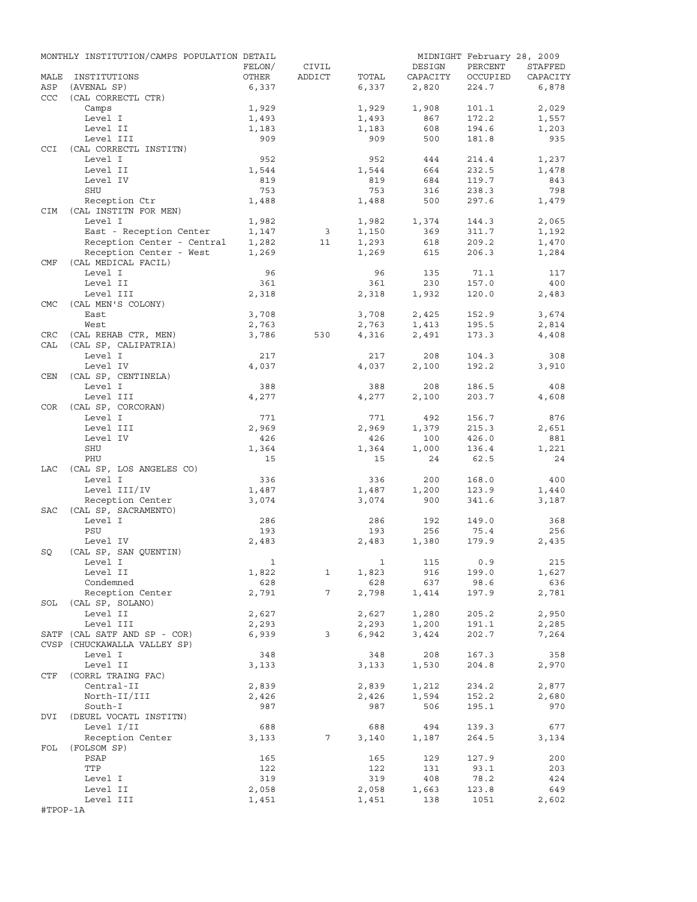MONTHLY INSTITUTION/CAMPS POPULATION DETAIL — MIDNIGHT February 28, 2009

| MALE | INSTITUTIONS | FELON/ OTHER | CIVIL ADDICT | TOTAL | DESIGN CAPACITY | PERCENT OCCUPIED | STAFFED CAPACITY |
|---|---|---|---|---|---|---|---|
| ASP | (AVENAL SP) | 6,337 | | 6,337 | 2,820 | 224.7 | 6,878 |
| CCC | (CAL CORRECTL CTR) | | | | | | |
| | Camps | 1,929 | | 1,929 | 1,908 | 101.1 | 2,029 |
| | Level I | 1,493 | | 1,493 | 867 | 172.2 | 1,557 |
| | Level II | 1,183 | | 1,183 | 608 | 194.6 | 1,203 |
| | Level III | 909 | | 909 | 500 | 181.8 | 935 |
| CCI | (CAL CORRECTL INSTITN) | | | | | | |
| | Level I | 952 | | 952 | 444 | 214.4 | 1,237 |
| | Level II | 1,544 | | 1,544 | 664 | 232.5 | 1,478 |
| | Level IV | 819 | | 819 | 684 | 119.7 | 843 |
| | SHU | 753 | | 753 | 316 | 238.3 | 798 |
| | Reception Ctr | 1,488 | | 1,488 | 500 | 297.6 | 1,479 |
| CIM | (CAL INSTITN FOR MEN) | | | | | | |
| | Level I | 1,982 | | 1,982 | 1,374 | 144.3 | 2,065 |
| | East - Reception Center | 1,147 | 3 | 1,150 | 369 | 311.7 | 1,192 |
| | Reception Center - Central | 1,282 | 11 | 1,293 | 618 | 209.2 | 1,470 |
| | Reception Center - West | 1,269 | | 1,269 | 615 | 206.3 | 1,284 |
| CMF | (CAL MEDICAL FACIL) | | | | | | |
| | Level I | 96 | | 96 | 135 | 71.1 | 117 |
| | Level II | 361 | | 361 | 230 | 157.0 | 400 |
| | Level III | 2,318 | | 2,318 | 1,932 | 120.0 | 2,483 |
| CMC | (CAL MEN'S COLONY) | | | | | | |
| | East | 3,708 | | 3,708 | 2,425 | 152.9 | 3,674 |
| | West | 2,763 | | 2,763 | 1,413 | 195.5 | 2,814 |
| CRC | (CAL REHAB CTR, MEN) | 3,786 | 530 | 4,316 | 2,491 | 173.3 | 4,408 |
| CAL | (CAL SP, CALIPATRIA) | | | | | | |
| | Level I | 217 | | 217 | 208 | 104.3 | 308 |
| | Level IV | 4,037 | | 4,037 | 2,100 | 192.2 | 3,910 |
| CEN | (CAL SP, CENTINELA) | | | | | | |
| | Level I | 388 | | 388 | 208 | 186.5 | 408 |
| | Level III | 4,277 | | 4,277 | 2,100 | 203.7 | 4,608 |
| COR | (CAL SP, CORCORAN) | | | | | | |
| | Level I | 771 | | 771 | 492 | 156.7 | 876 |
| | Level III | 2,969 | | 2,969 | 1,379 | 215.3 | 2,651 |
| | Level IV | 426 | | 426 | 100 | 426.0 | 881 |
| | SHU | 1,364 | | 1,364 | 1,000 | 136.4 | 1,221 |
| | PHU | 15 | | 15 | 24 | 62.5 | 24 |
| LAC | (CAL SP, LOS ANGELES CO) | | | | | | |
| | Level I | 336 | | 336 | 200 | 168.0 | 400 |
| | Level III/IV | 1,487 | | 1,487 | 1,200 | 123.9 | 1,440 |
| | Reception Center | 3,074 | | 3,074 | 900 | 341.6 | 3,187 |
| SAC | (CAL SP, SACRAMENTO) | | | | | | |
| | Level I | 286 | | 286 | 192 | 149.0 | 368 |
| | PSU | 193 | | 193 | 256 | 75.4 | 256 |
| | Level IV | 2,483 | | 2,483 | 1,380 | 179.9 | 2,435 |
| SQ | (CAL SP, SAN QUENTIN) | | | | | | |
| | Level I | 1 | | 1 | 115 | 0.9 | 215 |
| | Level II | 1,822 | 1 | 1,823 | 916 | 199.0 | 1,627 |
| | Condemned | 628 | | 628 | 637 | 98.6 | 636 |
| | Reception Center | 2,791 | 7 | 2,798 | 1,414 | 197.9 | 2,781 |
| SOL | (CAL SP, SOLANO) | | | | | | |
| | Level II | 2,627 | | 2,627 | 1,280 | 205.2 | 2,950 |
| | Level III | 2,293 | | 2,293 | 1,200 | 191.1 | 2,285 |
| SATF | (CAL SATF AND SP - COR) | 6,939 | 3 | 6,942 | 3,424 | 202.7 | 7,264 |
| CVSP | (CHUCKAWALLA VALLEY SP) | | | | | | |
| | Level I | 348 | | 348 | 208 | 167.3 | 358 |
| | Level II | 3,133 | | 3,133 | 1,530 | 204.8 | 2,970 |
| CTF | (CORRL TRAING FAC) | | | | | | |
| | Central-II | 2,839 | | 2,839 | 1,212 | 234.2 | 2,877 |
| | North-II/III | 2,426 | | 2,426 | 1,594 | 152.2 | 2,680 |
| | South-I | 987 | | 987 | 506 | 195.1 | 970 |
| DVI | (DEUEL VOCATL INSTITN) | | | | | | |
| | Level I/II | 688 | | 688 | 494 | 139.3 | 677 |
| | Reception Center | 3,133 | 7 | 3,140 | 1,187 | 264.5 | 3,134 |
| FOL | (FOLSOM SP) | | | | | | |
| | PSAP | 165 | | 165 | 129 | 127.9 | 200 |
| | TTP | 122 | | 122 | 131 | 93.1 | 203 |
| | Level I | 319 | | 319 | 408 | 78.2 | 424 |
| | Level II | 2,058 | | 2,058 | 1,663 | 123.8 | 649 |
| | Level III | 1,451 | | 1,451 | 138 | 1051 | 2,602 |

#TPOP-1A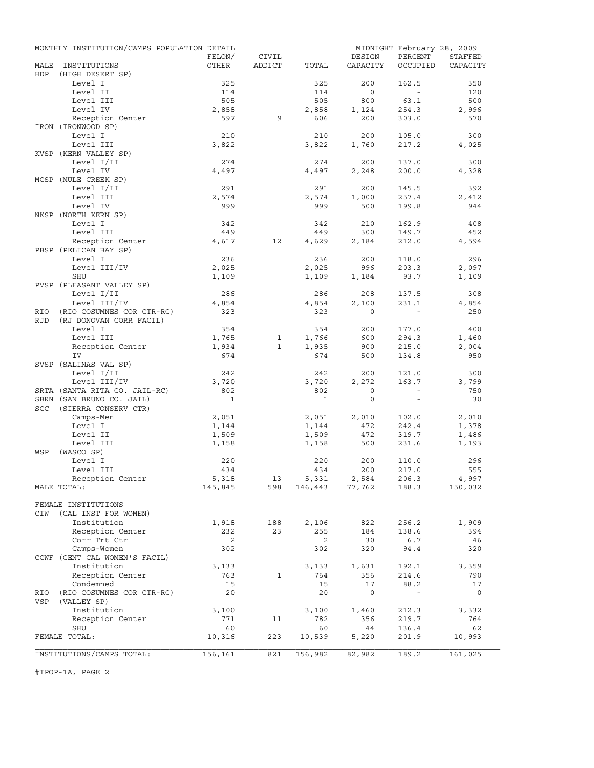MONTHLY INSTITUTION/CAMPS POPULATION DETAIL — MIDNIGHT February 28, 2009

| MALE INSTITUTIONS | FELON/ OTHER | CIVIL ADDICT | TOTAL | DESIGN CAPACITY | PERCENT OCCUPIED | STAFFED CAPACITY |
|---|---|---|---|---|---|---|
| HDP (HIGH DESERT SP) | | | | | | |
| Level I | 325 | | 325 | 200 | 162.5 | 350 |
| Level II | 114 | | 114 | 0 | - | 120 |
| Level III | 505 | | 505 | 800 | 63.1 | 500 |
| Level IV | 2,858 | | 2,858 | 1,124 | 254.3 | 2,996 |
| Reception Center | 597 | 9 | 606 | 200 | 303.0 | 570 |
| IRON (IRONWOOD SP) | | | | | | |
| Level I | 210 | | 210 | 200 | 105.0 | 300 |
| Level III | 3,822 | | 3,822 | 1,760 | 217.2 | 4,025 |
| KVSP (KERN VALLEY SP) | | | | | | |
| Level I/II | 274 | | 274 | 200 | 137.0 | 300 |
| Level IV | 4,497 | | 4,497 | 2,248 | 200.0 | 4,328 |
| MCSP (MULE CREEK SP) | | | | | | |
| Level I/II | 291 | | 291 | 200 | 145.5 | 392 |
| Level III | 2,574 | | 2,574 | 1,000 | 257.4 | 2,412 |
| Level IV | 999 | | 999 | 500 | 199.8 | 944 |
| NKSP (NORTH KERN SP) | | | | | | |
| Level I | 342 | | 342 | 210 | 162.9 | 408 |
| Level III | 449 | | 449 | 300 | 149.7 | 452 |
| Reception Center | 4,617 | 12 | 4,629 | 2,184 | 212.0 | 4,594 |
| PBSP (PELICAN BAY SP) | | | | | | |
| Level I | 236 | | 236 | 200 | 118.0 | 296 |
| Level III/IV | 2,025 | | 2,025 | 996 | 203.3 | 2,097 |
| SHU | 1,109 | | 1,109 | 1,184 | 93.7 | 1,109 |
| PVSP (PLEASANT VALLEY SP) | | | | | | |
| Level I/II | 286 | | 286 | 208 | 137.5 | 308 |
| Level III/IV | 4,854 | | 4,854 | 2,100 | 231.1 | 4,854 |
| RIO (RIO COSUMNES COR CTR-RC) | 323 | | 323 | 0 | - | 250 |
| RJD (RJ DONOVAN CORR FACIL) | | | | | | |
| Level I | 354 | | 354 | 200 | 177.0 | 400 |
| Level III | 1,765 | 1 | 1,766 | 600 | 294.3 | 1,460 |
| Reception Center | 1,934 | 1 | 1,935 | 900 | 215.0 | 2,004 |
| IV | 674 | | 674 | 500 | 134.8 | 950 |
| SVSP (SALINAS VAL SP) | | | | | | |
| Level I/II | 242 | | 242 | 200 | 121.0 | 300 |
| Level III/IV | 3,720 | | 3,720 | 2,272 | 163.7 | 3,799 |
| SRTA (SANTA RITA CO. JAIL-RC) | 802 | | 802 | 0 | - | 750 |
| SBRN (SAN BRUNO CO. JAIL) | 1 | | 1 | 0 | - | 30 |
| SCC (SIERRA CONSERV CTR) | | | | | | |
| Camps-Men | 2,051 | | 2,051 | 2,010 | 102.0 | 2,010 |
| Level I | 1,144 | | 1,144 | 472 | 242.4 | 1,378 |
| Level II | 1,509 | | 1,509 | 472 | 319.7 | 1,486 |
| Level III | 1,158 | | 1,158 | 500 | 231.6 | 1,193 |
| WSP (WASCO SP) | | | | | | |
| Level I | 220 | | 220 | 200 | 110.0 | 296 |
| Level III | 434 | | 434 | 200 | 217.0 | 555 |
| Reception Center | 5,318 | 13 | 5,331 | 2,584 | 206.3 | 4,997 |
| MALE TOTAL: | 145,845 | 598 | 146,443 | 77,762 | 188.3 | 150,032 |
| FEMALE INSTITUTIONS | | | | | | |
| CIW (CAL INST FOR WOMEN) | | | | | | |
| Institution | 1,918 | 188 | 2,106 | 822 | 256.2 | 1,909 |
| Reception Center | 232 | 23 | 255 | 184 | 138.6 | 394 |
| Corr Trt Ctr | 2 | | 2 | 30 | 6.7 | 46 |
| Camps-Women | 302 | | 302 | 320 | 94.4 | 320 |
| CCWF (CENT CAL WOMEN'S FACIL) | | | | | | |
| Institution | 3,133 | | 3,133 | 1,631 | 192.1 | 3,359 |
| Reception Center | 763 | 1 | 764 | 356 | 214.6 | 790 |
| Condemned | 15 | | 15 | 17 | 88.2 | 17 |
| RIO (RIO COSUMNES COR CTR-RC) | 20 | | 20 | 0 | - | 0 |
| VSP (VALLEY SP) | | | | | | |
| Institution | 3,100 | | 3,100 | 1,460 | 212.3 | 3,332 |
| Reception Center | 771 | 11 | 782 | 356 | 219.7 | 764 |
| SHU | 60 | | 60 | 44 | 136.4 | 62 |
| FEMALE TOTAL: | 10,316 | 223 | 10,539 | 5,220 | 201.9 | 10,993 |
| INSTITUTIONS/CAMPS TOTAL: | 156,161 | 821 | 156,982 | 82,982 | 189.2 | 161,025 |

#TPOP-1A, PAGE 2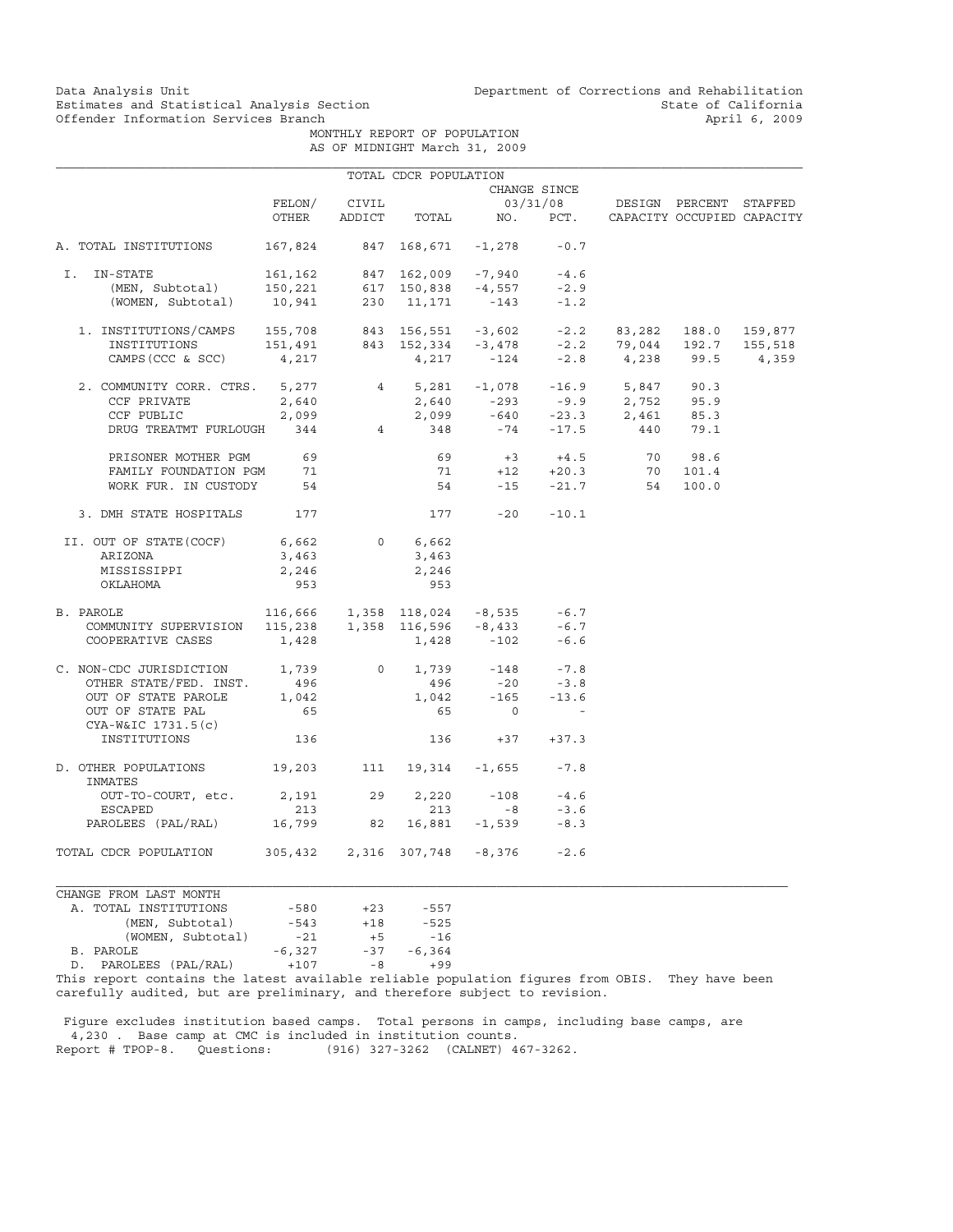Data Analysis Unit
Estimates and Statistical Analysis Section
Offender Information Services Branch

Department of Corrections and Rehabilitation
State of California
April 6, 2009

MONTHLY REPORT OF POPULATION
AS OF MIDNIGHT March 31, 2009

TOTAL CDCR POPULATION

| | FELON/ OTHER | CIVIL ADDICT | TOTAL | CHANGE SINCE 03/31/08 NO. | PCT. | DESIGN CAPACITY | PERCENT OCCUPIED | STAFFED CAPACITY |
|---|---|---|---|---|---|---|---|---|
| A. TOTAL INSTITUTIONS | 167,824 | 847 | 168,671 | -1,278 | -0.7 | | | |
| I. IN-STATE | 161,162 | 847 | 162,009 | -7,940 | -4.6 | | | |
| (MEN, Subtotal) | 150,221 | 617 | 150,838 | -4,557 | -2.9 | | | |
| (WOMEN, Subtotal) | 10,941 | 230 | 11,171 | -143 | -1.2 | | | |
| 1. INSTITUTIONS/CAMPS | 155,708 | 843 | 156,551 | -3,602 | -2.2 | 83,282 | 188.0 | 159,877 |
| INSTITUTIONS | 151,491 | 843 | 152,334 | -3,478 | -2.2 | 79,044 | 192.7 | 155,518 |
| CAMPS (CCC & SCC) | 4,217 | | 4,217 | -124 | -2.8 | 4,238 | 99.5 | 4,359 |
| 2. COMMUNITY CORR. CTRS. | 5,277 | 4 | 5,281 | -1,078 | -16.9 | 5,847 | 90.3 | |
| CCF PRIVATE | 2,640 | | 2,640 | -293 | -9.9 | 2,752 | 95.9 | |
| CCF PUBLIC | 2,099 | | 2,099 | -640 | -23.3 | 2,461 | 85.3 | |
| DRUG TREATMT FURLOUGH | 344 | 4 | 348 | -74 | -17.5 | 440 | 79.1 | |
| PRISONER MOTHER PGM | 69 | | 69 | +3 | +4.5 | 70 | 98.6 | |
| FAMILY FOUNDATION PGM | 71 | | 71 | +12 | +20.3 | 70 | 101.4 | |
| WORK FUR. IN CUSTODY | 54 | | 54 | -15 | -21.7 | 54 | 100.0 | |
| 3. DMH STATE HOSPITALS | 177 | | 177 | -20 | -10.1 | | | |
| II. OUT OF STATE(COCF) | 6,662 | 0 | 6,662 | | | | | |
| ARIZONA | 3,463 | | 3,463 | | | | | |
| MISSISSIPPI | 2,246 | | 2,246 | | | | | |
| OKLAHOMA | 953 | | 953 | | | | | |
| B. PAROLE | 116,666 | 1,358 | 118,024 | -8,535 | -6.7 | | | |
| COMMUNITY SUPERVISION | 115,238 | 1,358 | 116,596 | -8,433 | -6.7 | | | |
| COOPERATIVE CASES | 1,428 | | 1,428 | -102 | -6.6 | | | |
| C. NON-CDC JURISDICTION | 1,739 | 0 | 1,739 | -148 | -7.8 | | | |
| OTHER STATE/FED. INST. | 496 | | 496 | -20 | -3.8 | | | |
| OUT OF STATE PAROLE | 1,042 | | 1,042 | -165 | -13.6 | | | |
| OUT OF STATE PAL | 65 | | 65 | 0 | - | | | |
| CYA-W&IC 1731.5(c) INSTITUTIONS | 136 | | 136 | +37 | +37.3 | | | |
| D. OTHER POPULATIONS | 19,203 | 111 | 19,314 | -1,655 | -7.8 | | | |
| INMATES OUT-TO-COURT, etc. | 2,191 | 29 | 2,220 | -108 | -4.6 | | | |
| ESCAPED | 213 | | 213 | -8 | -3.6 | | | |
| PAROLEES (PAL/RAL) | 16,799 | 82 | 16,881 | -1,539 | -8.3 | | | |
| TOTAL CDCR POPULATION | 305,432 | 2,316 | 307,748 | -8,376 | -2.6 | | | |

CHANGE FROM LAST MONTH

| | | | |
|---|---|---|---|
| A. TOTAL INSTITUTIONS | -580 | +23 | -557 |
| (MEN, Subtotal) | -543 | +18 | -525 |
| (WOMEN, Subtotal) | -21 | +5 | -16 |
| B. PAROLE | -6,327 | -37 | -6,364 |
| D. PAROLEES (PAL/RAL) | +107 | -8 | +99 |

This report contains the latest available reliable population figures from OBIS. They have been carefully audited, but are preliminary, and therefore subject to revision.

Figure excludes institution based camps. Total persons in camps, including base camps, are 4,230 . Base camp at CMC is included in institution counts.
Report # TPOP-8. Questions: (916) 327-3262 (CALNET) 467-3262.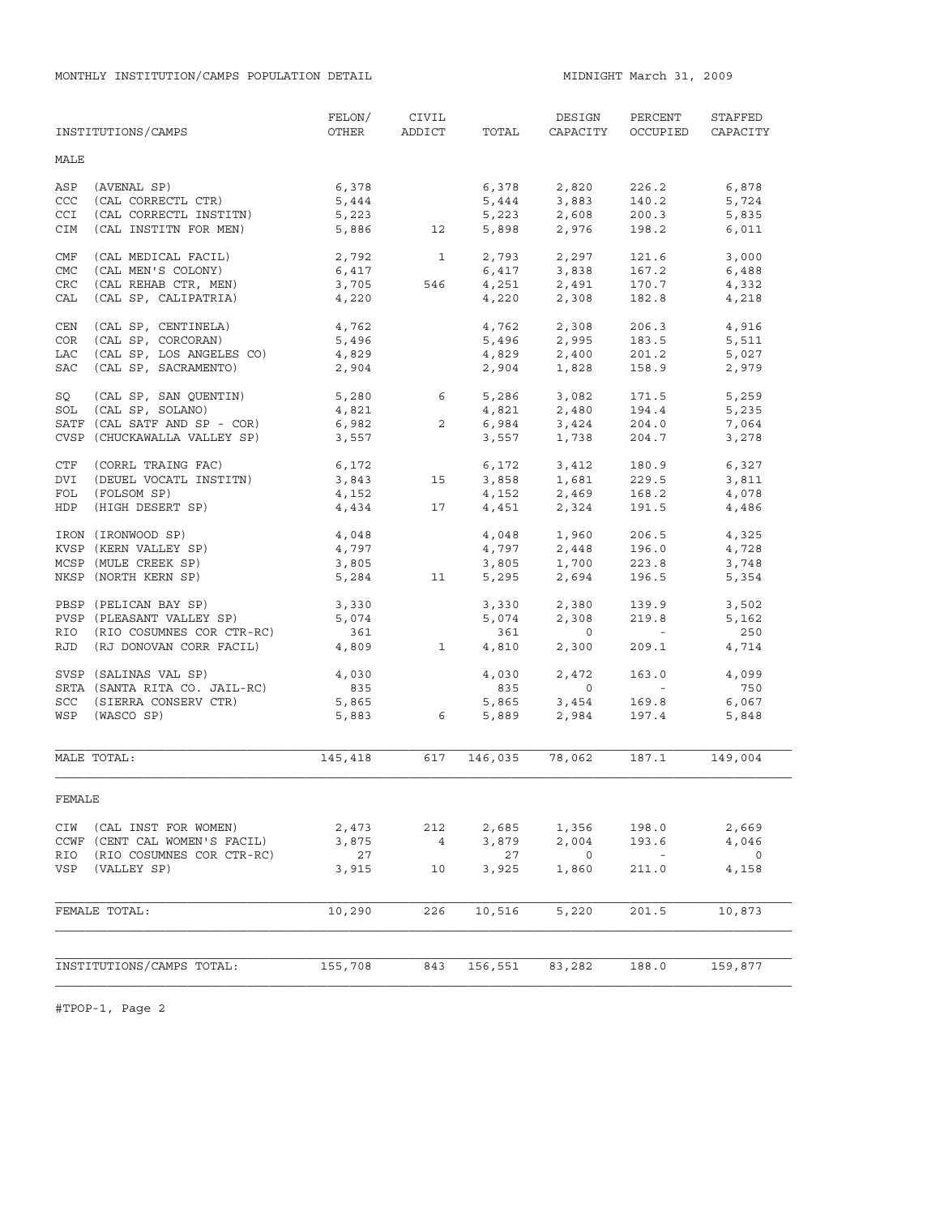MONTHLY INSTITUTION/CAMPS POPULATION DETAIL

MIDNIGHT March 31, 2009

| INSTITUTIONS/CAMPS | FELON/ OTHER | CIVIL ADDICT | TOTAL | DESIGN CAPACITY | PERCENT OCCUPIED | STAFFED CAPACITY |
|---|---|---|---|---|---|---|
| **MALE** | | | | | | |
| ASP (AVENAL SP) | 6,378 | | 6,378 | 2,820 | 226.2 | 6,878 |
| CCC (CAL CORRECTL CTR) | 5,444 | | 5,444 | 3,883 | 140.2 | 5,724 |
| CCI (CAL CORRECTL INSTITN) | 5,223 | | 5,223 | 2,608 | 200.3 | 5,835 |
| CIM (CAL INSTITN FOR MEN) | 5,886 | 12 | 5,898 | 2,976 | 198.2 | 6,011 |
| CMF (CAL MEDICAL FACIL) | 2,792 | 1 | 2,793 | 2,297 | 121.6 | 3,000 |
| CMC (CAL MEN'S COLONY) | 6,417 | | 6,417 | 3,838 | 167.2 | 6,488 |
| CRC (CAL REHAB CTR, MEN) | 3,705 | 546 | 4,251 | 2,491 | 170.7 | 4,332 |
| CAL (CAL SP, CALIPATRIA) | 4,220 | | 4,220 | 2,308 | 182.8 | 4,218 |
| CEN (CAL SP, CENTINELA) | 4,762 | | 4,762 | 2,308 | 206.3 | 4,916 |
| COR (CAL SP, CORCORAN) | 5,496 | | 5,496 | 2,995 | 183.5 | 5,511 |
| LAC (CAL SP, LOS ANGELES CO) | 4,829 | | 4,829 | 2,400 | 201.2 | 5,027 |
| SAC (CAL SP, SACRAMENTO) | 2,904 | | 2,904 | 1,828 | 158.9 | 2,979 |
| SQ (CAL SP, SAN QUENTIN) | 5,280 | 6 | 5,286 | 3,082 | 171.5 | 5,259 |
| SOL (CAL SP, SOLANO) | 4,821 | | 4,821 | 2,480 | 194.4 | 5,235 |
| SATF (CAL SATF AND SP - COR) | 6,982 | 2 | 6,984 | 3,424 | 204.0 | 7,064 |
| CVSP (CHUCKAWALLA VALLEY SP) | 3,557 | | 3,557 | 1,738 | 204.7 | 3,278 |
| CTF (CORRL TRAING FAC) | 6,172 | | 6,172 | 3,412 | 180.9 | 6,327 |
| DVI (DEUEL VOCATL INSTITN) | 3,843 | 15 | 3,858 | 1,681 | 229.5 | 3,811 |
| FOL (FOLSOM SP) | 4,152 | | 4,152 | 2,469 | 168.2 | 4,078 |
| HDP (HIGH DESERT SP) | 4,434 | 17 | 4,451 | 2,324 | 191.5 | 4,486 |
| IRON (IRONWOOD SP) | 4,048 | | 4,048 | 1,960 | 206.5 | 4,325 |
| KVSP (KERN VALLEY SP) | 4,797 | | 4,797 | 2,448 | 196.0 | 4,728 |
| MCSP (MULE CREEK SP) | 3,805 | | 3,805 | 1,700 | 223.8 | 3,748 |
| NKSP (NORTH KERN SP) | 5,284 | 11 | 5,295 | 2,694 | 196.5 | 5,354 |
| PBSP (PELICAN BAY SP) | 3,330 | | 3,330 | 2,380 | 139.9 | 3,502 |
| PVSP (PLEASANT VALLEY SP) | 5,074 | | 5,074 | 2,308 | 219.8 | 5,162 |
| RIO (RIO COSUMNES COR CTR-RC) | 361 | | 361 | 0 | - | 250 |
| RJD (RJ DONOVAN CORR FACIL) | 4,809 | 1 | 4,810 | 2,300 | 209.1 | 4,714 |
| SVSP (SALINAS VAL SP) | 4,030 | | 4,030 | 2,472 | 163.0 | 4,099 |
| SRTA (SANTA RITA CO. JAIL-RC) | 835 | | 835 | 0 | - | 750 |
| SCC (SIERRA CONSERV CTR) | 5,865 | | 5,865 | 3,454 | 169.8 | 6,067 |
| WSP (WASCO SP) | 5,883 | 6 | 5,889 | 2,984 | 197.4 | 5,848 |
| MALE TOTAL: | 145,418 | 617 | 146,035 | 78,062 | 187.1 | 149,004 |
| **FEMALE** | | | | | | |
| CIW (CAL INST FOR WOMEN) | 2,473 | 212 | 2,685 | 1,356 | 198.0 | 2,669 |
| CCWF (CENT CAL WOMEN'S FACIL) | 3,875 | 4 | 3,879 | 2,004 | 193.6 | 4,046 |
| RIO (RIO COSUMNES COR CTR-RC) | 27 | | 27 | 0 | - | 0 |
| VSP (VALLEY SP) | 3,915 | 10 | 3,925 | 1,860 | 211.0 | 4,158 |
| FEMALE TOTAL: | 10,290 | 226 | 10,516 | 5,220 | 201.5 | 10,873 |
| INSTITUTIONS/CAMPS TOTAL: | 155,708 | 843 | 156,551 | 83,282 | 188.0 | 159,877 |

#TPOP-1, Page 2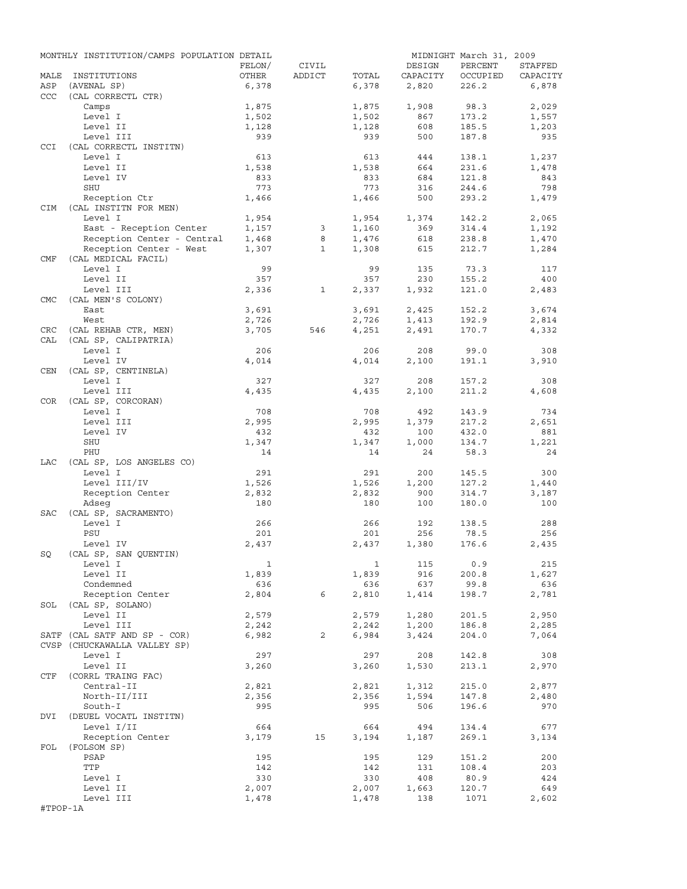MONTHLY INSTITUTION/CAMPS POPULATION DETAIL

MIDNIGHT March 31, 2009

| MALE | INSTITUTIONS | FELON/ OTHER | CIVIL ADDICT | TOTAL | DESIGN CAPACITY | PERCENT OCCUPIED | STAFFED CAPACITY |
|---|---|---|---|---|---|---|---|
| ASP | (AVENAL SP) | 6,378 | | 6,378 | 2,820 | 226.2 | 6,878 |
| CCC | (CAL CORRECTL CTR) | | | | | | |
| | Camps | 1,875 | | 1,875 | 1,908 | 98.3 | 2,029 |
| | Level I | 1,502 | | 1,502 | 867 | 173.2 | 1,557 |
| | Level II | 1,128 | | 1,128 | 608 | 185.5 | 1,203 |
| | Level III | 939 | | 939 | 500 | 187.8 | 935 |
| CCI | (CAL CORRECTL INSTITN) | | | | | | |
| | Level I | 613 | | 613 | 444 | 138.1 | 1,237 |
| | Level II | 1,538 | | 1,538 | 664 | 231.6 | 1,478 |
| | Level IV | 833 | | 833 | 684 | 121.8 | 843 |
| | SHU | 773 | | 773 | 316 | 244.6 | 798 |
| | Reception Ctr | 1,466 | | 1,466 | 500 | 293.2 | 1,479 |
| CIM | (CAL INSTITN FOR MEN) | | | | | | |
| | Level I | 1,954 | | 1,954 | 1,374 | 142.2 | 2,065 |
| | East - Reception Center | 1,157 | 3 | 1,160 | 369 | 314.4 | 1,192 |
| | Reception Center - Central | 1,468 | 8 | 1,476 | 618 | 238.8 | 1,470 |
| | Reception Center - West | 1,307 | 1 | 1,308 | 615 | 212.7 | 1,284 |
| CMF | (CAL MEDICAL FACIL) | | | | | | |
| | Level I | 99 | | 99 | 135 | 73.3 | 117 |
| | Level II | 357 | | 357 | 230 | 155.2 | 400 |
| | Level III | 2,336 | 1 | 2,337 | 1,932 | 121.0 | 2,483 |
| CMC | (CAL MEN'S COLONY) | | | | | | |
| | East | 3,691 | | 3,691 | 2,425 | 152.2 | 3,674 |
| | West | 2,726 | | 2,726 | 1,413 | 192.9 | 2,814 |
| CRC | (CAL REHAB CTR, MEN) | 3,705 | 546 | 4,251 | 2,491 | 170.7 | 4,332 |
| CAL | (CAL SP, CALIPATRIA) | | | | | | |
| | Level I | 206 | | 206 | 208 | 99.0 | 308 |
| | Level IV | 4,014 | | 4,014 | 2,100 | 191.1 | 3,910 |
| CEN | (CAL SP, CENTINELA) | | | | | | |
| | Level I | 327 | | 327 | 208 | 157.2 | 308 |
| | Level III | 4,435 | | 4,435 | 2,100 | 211.2 | 4,608 |
| COR | (CAL SP, CORCORAN) | | | | | | |
| | Level I | 708 | | 708 | 492 | 143.9 | 734 |
| | Level III | 2,995 | | 2,995 | 1,379 | 217.2 | 2,651 |
| | Level IV | 432 | | 432 | 100 | 432.0 | 881 |
| | SHU | 1,347 | | 1,347 | 1,000 | 134.7 | 1,221 |
| | PHU | 14 | | 14 | 24 | 58.3 | 24 |
| LAC | (CAL SP, LOS ANGELES CO) | | | | | | |
| | Level I | 291 | | 291 | 200 | 145.5 | 300 |
| | Level III/IV | 1,526 | | 1,526 | 1,200 | 127.2 | 1,440 |
| | Reception Center | 2,832 | | 2,832 | 900 | 314.7 | 3,187 |
| | Adseg | 180 | | 180 | 100 | 180.0 | 100 |
| SAC | (CAL SP, SACRAMENTO) | | | | | | |
| | Level I | 266 | | 266 | 192 | 138.5 | 288 |
| | PSU | 201 | | 201 | 256 | 78.5 | 256 |
| | Level IV | 2,437 | | 2,437 | 1,380 | 176.6 | 2,435 |
| SQ | (CAL SP, SAN QUENTIN) | | | | | | |
| | Level I | 1 | | 1 | 115 | 0.9 | 215 |
| | Level II | 1,839 | | 1,839 | 916 | 200.8 | 1,627 |
| | Condemned | 636 | | 636 | 637 | 99.8 | 636 |
| | Reception Center | 2,804 | 6 | 2,810 | 1,414 | 198.7 | 2,781 |
| SOL | (CAL SP, SOLANO) | | | | | | |
| | Level II | 2,579 | | 2,579 | 1,280 | 201.5 | 2,950 |
| | Level III | 2,242 | | 2,242 | 1,200 | 186.8 | 2,285 |
| SATF | (CAL SATF AND SP - COR) | 6,982 | 2 | 6,984 | 3,424 | 204.0 | 7,064 |
| CVSP | (CHUCKAWALLA VALLEY SP) | | | | | | |
| | Level I | 297 | | 297 | 208 | 142.8 | 308 |
| | Level II | 3,260 | | 3,260 | 1,530 | 213.1 | 2,970 |
| CTF | (CORRL TRAING FAC) | | | | | | |
| | Central-II | 2,821 | | 2,821 | 1,312 | 215.0 | 2,877 |
| | North-II/III | 2,356 | | 2,356 | 1,594 | 147.8 | 2,480 |
| | South-I | 995 | | 995 | 506 | 196.6 | 970 |
| DVI | (DEUEL VOCATL INSTITN) | | | | | | |
| | Level I/II | 664 | | 664 | 494 | 134.4 | 677 |
| | Reception Center | 3,179 | 15 | 3,194 | 1,187 | 269.1 | 3,134 |
| FOL | (FOLSOM SP) | | | | | | |
| | PSAP | 195 | | 195 | 129 | 151.2 | 200 |
| | TTP | 142 | | 142 | 131 | 108.4 | 203 |
| | Level I | 330 | | 330 | 408 | 80.9 | 424 |
| | Level II | 2,007 | | 2,007 | 1,663 | 120.7 | 649 |
| | Level III | 1,478 | | 1,478 | 138 | 1071 | 2,602 |

#TPOP-1A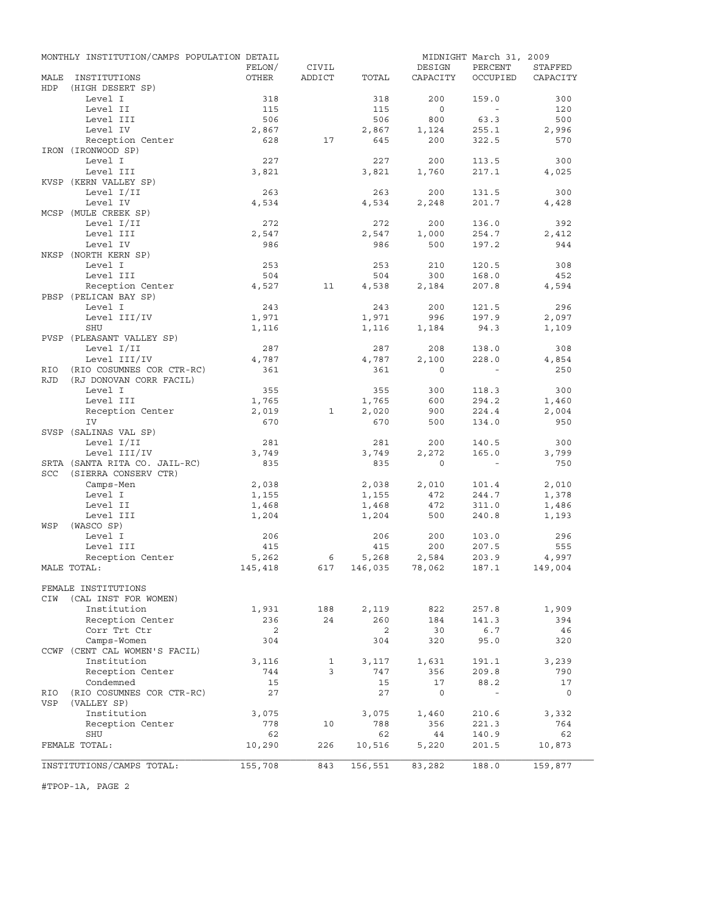MONTHLY INSTITUTION/CAMPS POPULATION DETAIL — MIDNIGHT March 31, 2009

| MALE INSTITUTIONS | FELON/ OTHER | CIVIL ADDICT | TOTAL | DESIGN CAPACITY | PERCENT OCCUPIED | STAFFED CAPACITY |
|---|---|---|---|---|---|---|
| HDP (HIGH DESERT SP) | | | | | | |
| Level I | 318 | | 318 | 200 | 159.0 | 300 |
| Level II | 115 | | 115 | 0 | - | 120 |
| Level III | 506 | | 506 | 800 | 63.3 | 500 |
| Level IV | 2,867 | | 2,867 | 1,124 | 255.1 | 2,996 |
| Reception Center | 628 | 17 | 645 | 200 | 322.5 | 570 |
| IRON (IRONWOOD SP) | | | | | | |
| Level I | 227 | | 227 | 200 | 113.5 | 300 |
| Level III | 3,821 | | 3,821 | 1,760 | 217.1 | 4,025 |
| KVSP (KERN VALLEY SP) | | | | | | |
| Level I/II | 263 | | 263 | 200 | 131.5 | 300 |
| Level IV | 4,534 | | 4,534 | 2,248 | 201.7 | 4,428 |
| MCSP (MULE CREEK SP) | | | | | | |
| Level I/II | 272 | | 272 | 200 | 136.0 | 392 |
| Level III | 2,547 | | 2,547 | 1,000 | 254.7 | 2,412 |
| Level IV | 986 | | 986 | 500 | 197.2 | 944 |
| NKSP (NORTH KERN SP) | | | | | | |
| Level I | 253 | | 253 | 210 | 120.5 | 308 |
| Level III | 504 | | 504 | 300 | 168.0 | 452 |
| Reception Center | 4,527 | 11 | 4,538 | 2,184 | 207.8 | 4,594 |
| PBSP (PELICAN BAY SP) | | | | | | |
| Level I | 243 | | 243 | 200 | 121.5 | 296 |
| Level III/IV | 1,971 | | 1,971 | 996 | 197.9 | 2,097 |
| SHU | 1,116 | | 1,116 | 1,184 | 94.3 | 1,109 |
| PVSP (PLEASANT VALLEY SP) | | | | | | |
| Level I/II | 287 | | 287 | 208 | 138.0 | 308 |
| Level III/IV | 4,787 | | 4,787 | 2,100 | 228.0 | 4,854 |
| RIO (RIO COSUMNES COR CTR-RC) | 361 | | 361 | 0 | - | 250 |
| RJD (RJ DONOVAN CORR FACIL) | | | | | | |
| Level I | 355 | | 355 | 300 | 118.3 | 300 |
| Level III | 1,765 | | 1,765 | 600 | 294.2 | 1,460 |
| Reception Center | 2,019 | 1 | 2,020 | 900 | 224.4 | 2,004 |
| IV | 670 | | 670 | 500 | 134.0 | 950 |
| SVSP (SALINAS VAL SP) | | | | | | |
| Level I/II | 281 | | 281 | 200 | 140.5 | 300 |
| Level III/IV | 3,749 | | 3,749 | 2,272 | 165.0 | 3,799 |
| SRTA (SANTA RITA CO. JAIL-RC) | 835 | | 835 | 0 | - | 750 |
| SCC (SIERRA CONSERV CTR) | | | | | | |
| Camps-Men | 2,038 | | 2,038 | 2,010 | 101.4 | 2,010 |
| Level I | 1,155 | | 1,155 | 472 | 244.7 | 1,378 |
| Level II | 1,468 | | 1,468 | 472 | 311.0 | 1,486 |
| Level III | 1,204 | | 1,204 | 500 | 240.8 | 1,193 |
| WSP (WASCO SP) | | | | | | |
| Level I | 206 | | 206 | 200 | 103.0 | 296 |
| Level III | 415 | | 415 | 200 | 207.5 | 555 |
| Reception Center | 5,262 | 6 | 5,268 | 2,584 | 203.9 | 4,997 |
| MALE TOTAL: | 145,418 | 617 | 146,035 | 78,062 | 187.1 | 149,004 |
| FEMALE INSTITUTIONS | | | | | | |
| CIW (CAL INST FOR WOMEN) | | | | | | |
| Institution | 1,931 | 188 | 2,119 | 822 | 257.8 | 1,909 |
| Reception Center | 236 | 24 | 260 | 184 | 141.3 | 394 |
| Corr Trt Ctr | 2 | | 2 | 30 | 6.7 | 46 |
| Camps-Women | 304 | | 304 | 320 | 95.0 | 320 |
| CCWF (CENT CAL WOMEN'S FACIL) | | | | | | |
| Institution | 3,116 | 1 | 3,117 | 1,631 | 191.1 | 3,239 |
| Reception Center | 744 | 3 | 747 | 356 | 209.8 | 790 |
| Condemned | 15 | | 15 | 17 | 88.2 | 17 |
| RIO (RIO COSUMNES COR CTR-RC) | 27 | | 27 | 0 | - | 0 |
| VSP (VALLEY SP) | | | | | | |
| Institution | 3,075 | | 3,075 | 1,460 | 210.6 | 3,332 |
| Reception Center | 778 | 10 | 788 | 356 | 221.3 | 764 |
| SHU | 62 | | 62 | 44 | 140.9 | 62 |
| FEMALE TOTAL: | 10,290 | 226 | 10,516 | 5,220 | 201.5 | 10,873 |
| INSTITUTIONS/CAMPS TOTAL: | 155,708 | 843 | 156,551 | 83,282 | 188.0 | 159,877 |

#TPOP-1A, PAGE 2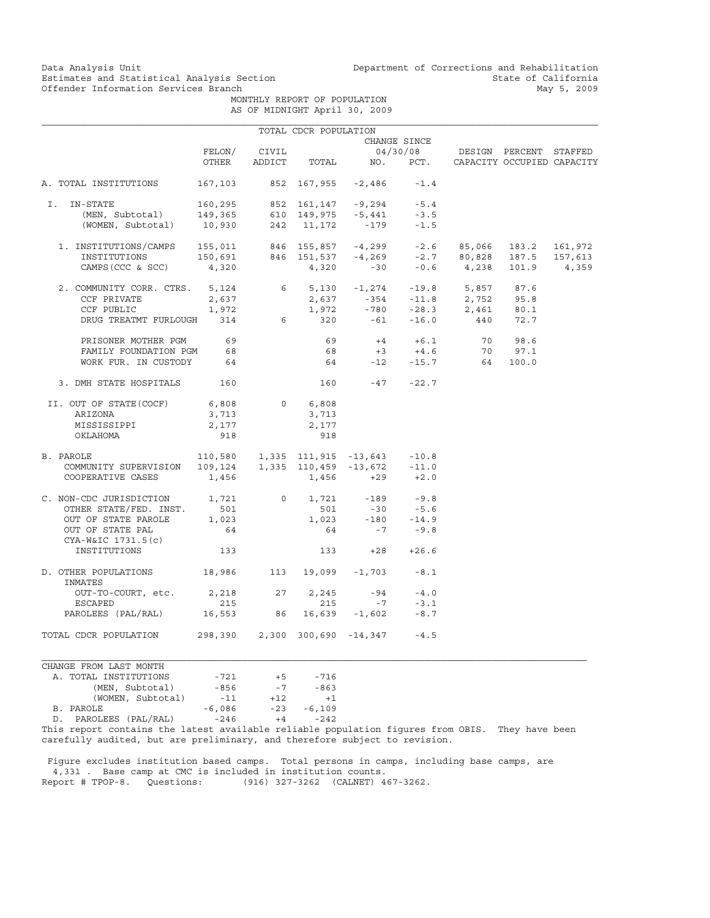Data Analysis Unit
Estimates and Statistical Analysis Section
Offender Information Services Branch

Department of Corrections and Rehabilitation
State of California
May 5, 2009

MONTHLY REPORT OF POPULATION
AS OF MIDNIGHT April 30, 2009

TOTAL CDCR POPULATION

| | FELON/ OTHER | CIVIL ADDICT | TOTAL | CHANGE SINCE 04/30/08 NO. | PCT. | DESIGN CAPACITY | PERCENT OCCUPIED | STAFFED CAPACITY |
|---|---|---|---|---|---|---|---|---|
| A. TOTAL INSTITUTIONS | 167,103 | 852 | 167,955 | -2,486 | -1.4 | | | |
| I. IN-STATE | 160,295 | 852 | 161,147 | -9,294 | -5.4 | | | |
| (MEN, Subtotal) | 149,365 | 610 | 149,975 | -5,441 | -3.5 | | | |
| (WOMEN, Subtotal) | 10,930 | 242 | 11,172 | -179 | -1.5 | | | |
| 1. INSTITUTIONS/CAMPS | 155,011 | 846 | 155,857 | -4,299 | -2.6 | 85,066 | 183.2 | 161,972 |
| INSTITUTIONS | 150,691 | 846 | 151,537 | -4,269 | -2.7 | 80,828 | 187.5 | 157,613 |
| CAMPS (CCC & SCC) | 4,320 | | 4,320 | -30 | -0.6 | 4,238 | 101.9 | 4,359 |
| 2. COMMUNITY CORR. CTRS. | 5,124 | 6 | 5,130 | -1,274 | -19.8 | 5,857 | 87.6 | |
| CCF PRIVATE | 2,637 | | 2,637 | -354 | -11.8 | 2,752 | 95.8 | |
| CCF PUBLIC | 1,972 | | 1,972 | -780 | -28.3 | 2,461 | 80.1 | |
| DRUG TREATMT FURLOUGH | 314 | 6 | 320 | -61 | -16.0 | 440 | 72.7 | |
| PRISONER MOTHER PGM | 69 | | 69 | +4 | +6.1 | 70 | 98.6 | |
| FAMILY FOUNDATION PGM | 68 | | 68 | +3 | +4.6 | 70 | 97.1 | |
| WORK FUR. IN CUSTODY | 64 | | 64 | -12 | -15.7 | 64 | 100.0 | |
| 3. DMH STATE HOSPITALS | 160 | | 160 | -47 | -22.7 | | | |
| II. OUT OF STATE(COCF) | 6,808 | 0 | 6,808 | | | | | |
| ARIZONA | 3,713 | | 3,713 | | | | | |
| MISSISSIPPI | 2,177 | | 2,177 | | | | | |
| OKLAHOMA | 918 | | 918 | | | | | |
| B. PAROLE | 110,580 | 1,335 | 111,915 | -13,643 | -10.8 | | | |
| COMMUNITY SUPERVISION | 109,124 | 1,335 | 110,459 | -13,672 | -11.0 | | | |
| COOPERATIVE CASES | 1,456 | | 1,456 | +29 | +2.0 | | | |
| C. NON-CDC JURISDICTION | 1,721 | 0 | 1,721 | -189 | -9.8 | | | |
| OTHER STATE/FED. INST. | 501 | | 501 | -30 | -5.6 | | | |
| OUT OF STATE PAROLE | 1,023 | | 1,023 | -180 | -14.9 | | | |
| OUT OF STATE PAL | 64 | | 64 | -7 | -9.8 | | | |
| CYA-W&IC 1731.5(c) INSTITUTIONS | 133 | | 133 | +28 | +26.6 | | | |
| D. OTHER POPULATIONS INMATES | 18,986 | 113 | 19,099 | -1,703 | -8.1 | | | |
| OUT-TO-COURT, etc. | 2,218 | 27 | 2,245 | -94 | -4.0 | | | |
| ESCAPED | 215 | | 215 | -7 | -3.1 | | | |
| PAROLEES (PAL/RAL) | 16,553 | 86 | 16,639 | -1,602 | -8.7 | | | |
| TOTAL CDCR POPULATION | 298,390 | 2,300 | 300,690 | -14,347 | -4.5 | | | |

CHANGE FROM LAST MONTH

| | | | |
|---|---|---|---|
| A. TOTAL INSTITUTIONS | -721 | +5 | -716 |
| (MEN, Subtotal) | -856 | -7 | -863 |
| (WOMEN, Subtotal) | -11 | +12 | +1 |
| B. PAROLE | -6,086 | -23 | -6,109 |
| D. PAROLEES (PAL/RAL) | -246 | +4 | -242 |

This report contains the latest available reliable population figures from OBIS. They have been carefully audited, but are preliminary, and therefore subject to revision.

Figure excludes institution based camps. Total persons in camps, including base camps, are 4,331 . Base camp at CMC is included in institution counts.
Report # TPOP-8. Questions: (916) 327-3262 (CALNET) 467-3262.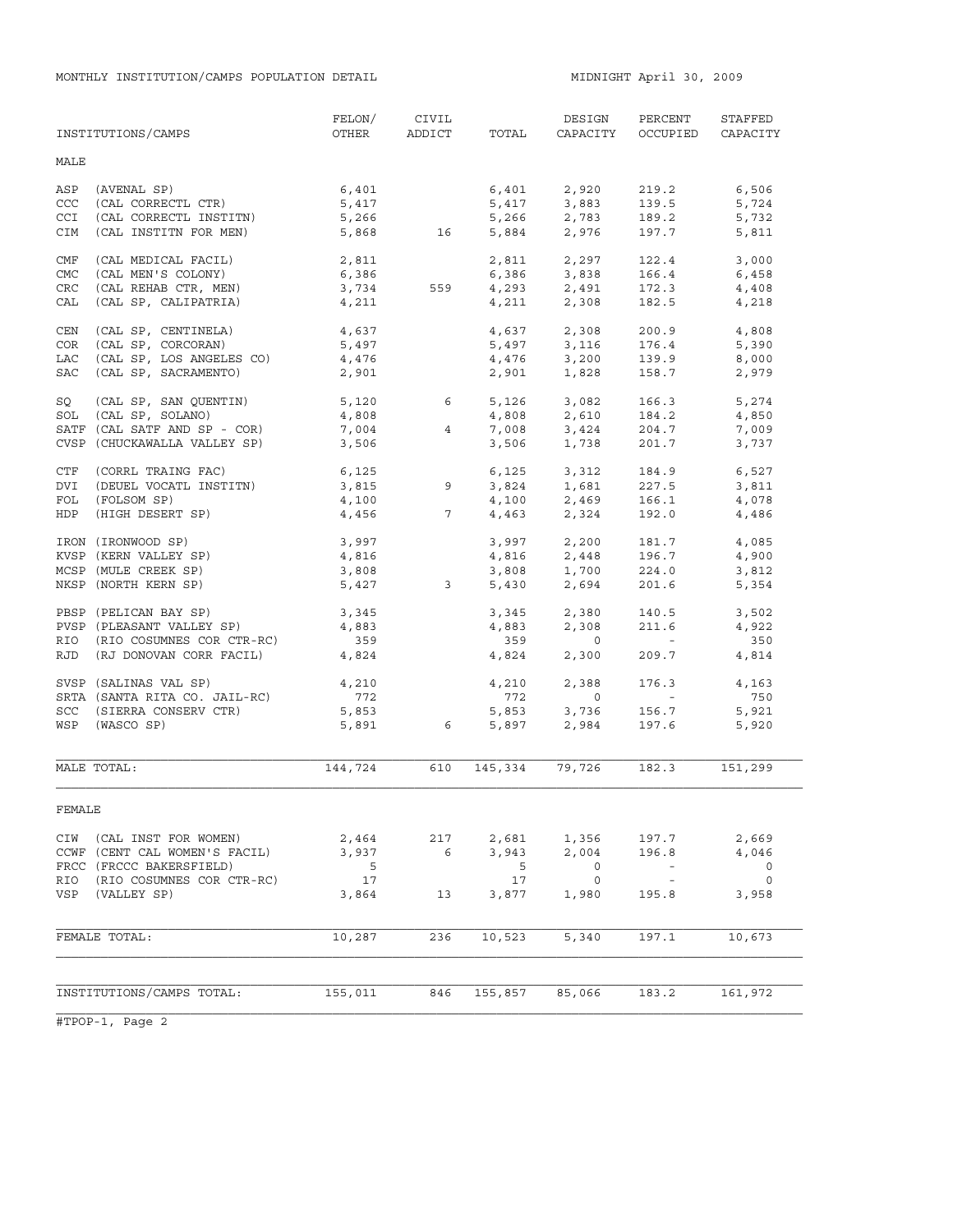MONTHLY INSTITUTION/CAMPS POPULATION DETAIL

MIDNIGHT April 30, 2009

| INSTITUTIONS/CAMPS | FELON/ OTHER | CIVIL ADDICT | TOTAL | DESIGN CAPACITY | PERCENT OCCUPIED | STAFFED CAPACITY |
|---|---|---|---|---|---|---|
| **MALE** | | | | | | |
| ASP (AVENAL SP) | 6,401 | | 6,401 | 2,920 | 219.2 | 6,506 |
| CCC (CAL CORRECTL CTR) | 5,417 | | 5,417 | 3,883 | 139.5 | 5,724 |
| CCI (CAL CORRECTL INSTITN) | 5,266 | | 5,266 | 2,783 | 189.2 | 5,732 |
| CIM (CAL INSTITN FOR MEN) | 5,868 | 16 | 5,884 | 2,976 | 197.7 | 5,811 |
| CMF (CAL MEDICAL FACIL) | 2,811 | | 2,811 | 2,297 | 122.4 | 3,000 |
| CMC (CAL MEN'S COLONY) | 6,386 | | 6,386 | 3,838 | 166.4 | 6,458 |
| CRC (CAL REHAB CTR, MEN) | 3,734 | 559 | 4,293 | 2,491 | 172.3 | 4,408 |
| CAL (CAL SP, CALIPATRIA) | 4,211 | | 4,211 | 2,308 | 182.5 | 4,218 |
| CEN (CAL SP, CENTINELA) | 4,637 | | 4,637 | 2,308 | 200.9 | 4,808 |
| COR (CAL SP, CORCORAN) | 5,497 | | 5,497 | 3,116 | 176.4 | 5,390 |
| LAC (CAL SP, LOS ANGELES CO) | 4,476 | | 4,476 | 3,200 | 139.9 | 8,000 |
| SAC (CAL SP, SACRAMENTO) | 2,901 | | 2,901 | 1,828 | 158.7 | 2,979 |
| SQ (CAL SP, SAN QUENTIN) | 5,120 | 6 | 5,126 | 3,082 | 166.3 | 5,274 |
| SOL (CAL SP, SOLANO) | 4,808 | | 4,808 | 2,610 | 184.2 | 4,850 |
| SATF (CAL SATF AND SP - COR) | 7,004 | 4 | 7,008 | 3,424 | 204.7 | 7,009 |
| CVSP (CHUCKAWALLA VALLEY SP) | 3,506 | | 3,506 | 1,738 | 201.7 | 3,737 |
| CTF (CORRL TRAING FAC) | 6,125 | | 6,125 | 3,312 | 184.9 | 6,527 |
| DVI (DEUEL VOCATL INSTITN) | 3,815 | 9 | 3,824 | 1,681 | 227.5 | 3,811 |
| FOL (FOLSOM SP) | 4,100 | | 4,100 | 2,469 | 166.1 | 4,078 |
| HDP (HIGH DESERT SP) | 4,456 | 7 | 4,463 | 2,324 | 192.0 | 4,486 |
| IRON (IRONWOOD SP) | 3,997 | | 3,997 | 2,200 | 181.7 | 4,085 |
| KVSP (KERN VALLEY SP) | 4,816 | | 4,816 | 2,448 | 196.7 | 4,900 |
| MCSP (MULE CREEK SP) | 3,808 | | 3,808 | 1,700 | 224.0 | 3,812 |
| NKSP (NORTH KERN SP) | 5,427 | 3 | 5,430 | 2,694 | 201.6 | 5,354 |
| PBSP (PELICAN BAY SP) | 3,345 | | 3,345 | 2,380 | 140.5 | 3,502 |
| PVSP (PLEASANT VALLEY SP) | 4,883 | | 4,883 | 2,308 | 211.6 | 4,922 |
| RIO (RIO COSUMNES COR CTR-RC) | 359 | | 359 | 0 | - | 350 |
| RJD (RJ DONOVAN CORR FACIL) | 4,824 | | 4,824 | 2,300 | 209.7 | 4,814 |
| SVSP (SALINAS VAL SP) | 4,210 | | 4,210 | 2,388 | 176.3 | 4,163 |
| SRTA (SANTA RITA CO. JAIL-RC) | 772 | | 772 | 0 | - | 750 |
| SCC (SIERRA CONSERV CTR) | 5,853 | | 5,853 | 3,736 | 156.7 | 5,921 |
| WSP (WASCO SP) | 5,891 | 6 | 5,897 | 2,984 | 197.6 | 5,920 |
| MALE TOTAL: | 144,724 | 610 | 145,334 | 79,726 | 182.3 | 151,299 |
| **FEMALE** | | | | | | |
| CIW (CAL INST FOR WOMEN) | 2,464 | 217 | 2,681 | 1,356 | 197.7 | 2,669 |
| CCWF (CENT CAL WOMEN'S FACIL) | 3,937 | 6 | 3,943 | 2,004 | 196.8 | 4,046 |
| FRCC (FRCCC BAKERSFIELD) | 5 | | 5 | 0 | - | 0 |
| RIO (RIO COSUMNES COR CTR-RC) | 17 | | 17 | 0 | - | 0 |
| VSP (VALLEY SP) | 3,864 | 13 | 3,877 | 1,980 | 195.8 | 3,958 |
| FEMALE TOTAL: | 10,287 | 236 | 10,523 | 5,340 | 197.1 | 10,673 |
| INSTITUTIONS/CAMPS TOTAL: | 155,011 | 846 | 155,857 | 85,066 | 183.2 | 161,972 |

#TPOP-1, Page 2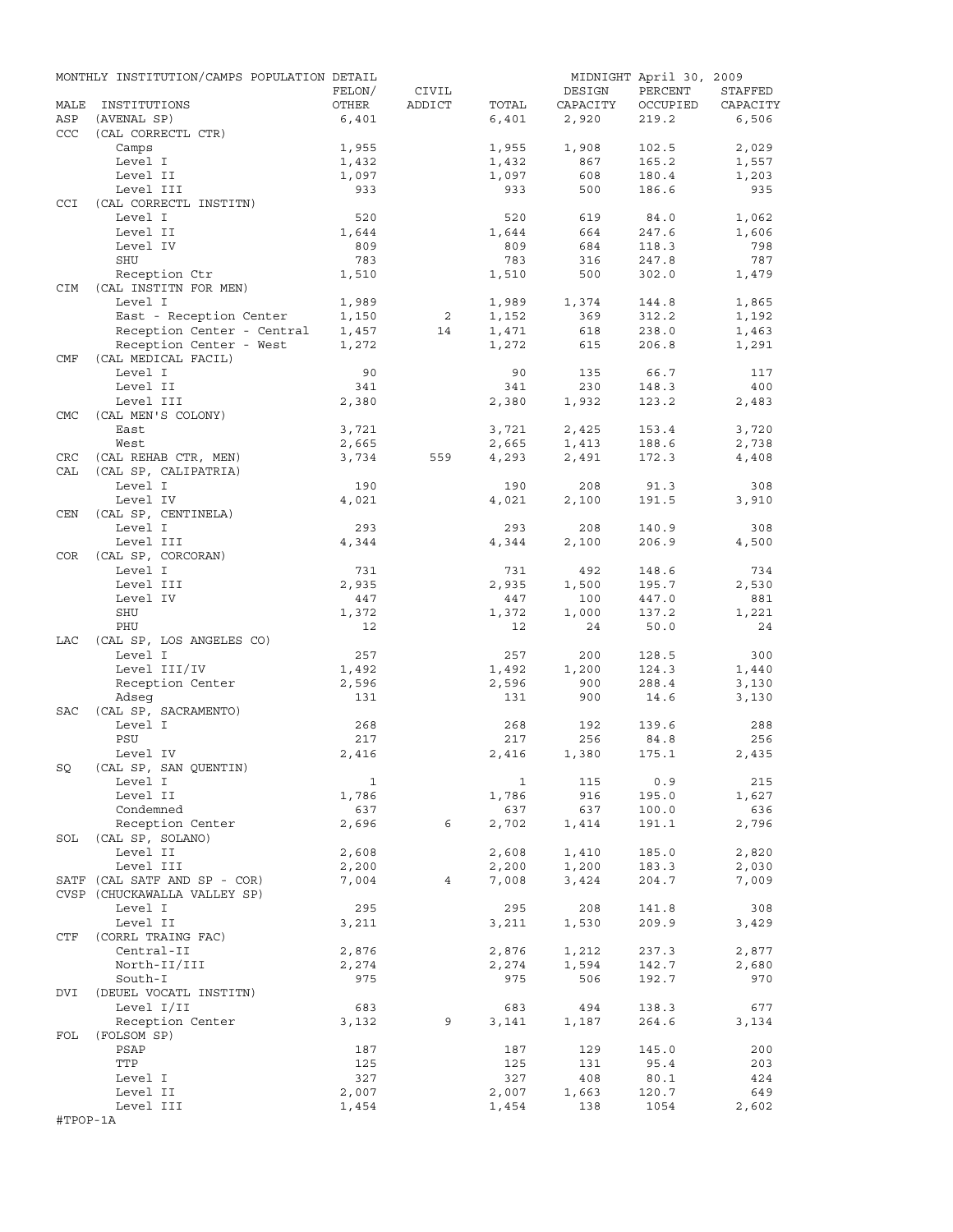MONTHLY INSTITUTION/CAMPS POPULATION DETAIL — MIDNIGHT April 30, 2009

| MALE | INSTITUTIONS | FELON/ OTHER | CIVIL ADDICT | TOTAL | DESIGN CAPACITY | PERCENT OCCUPIED | STAFFED CAPACITY |
|---|---|---|---|---|---|---|---|
| ASP | (AVENAL SP) | 6,401 | | 6,401 | 2,920 | 219.2 | 6,506 |
| CCC | (CAL CORRECTL CTR) | | | | | | |
| | Camps | 1,955 | | 1,955 | 1,908 | 102.5 | 2,029 |
| | Level I | 1,432 | | 1,432 | 867 | 165.2 | 1,557 |
| | Level II | 1,097 | | 1,097 | 608 | 180.4 | 1,203 |
| | Level III | 933 | | 933 | 500 | 186.6 | 935 |
| CCI | (CAL CORRECTL INSTITN) | | | | | | |
| | Level I | 520 | | 520 | 619 | 84.0 | 1,062 |
| | Level II | 1,644 | | 1,644 | 664 | 247.6 | 1,606 |
| | Level IV | 809 | | 809 | 684 | 118.3 | 798 |
| | SHU | 783 | | 783 | 316 | 247.8 | 787 |
| | Reception Ctr | 1,510 | | 1,510 | 500 | 302.0 | 1,479 |
| CIM | (CAL INSTITN FOR MEN) | | | | | | |
| | Level I | 1,989 | | 1,989 | 1,374 | 144.8 | 1,865 |
| | East - Reception Center | 1,150 | 2 | 1,152 | 369 | 312.2 | 1,192 |
| | Reception Center - Central | 1,457 | 14 | 1,471 | 618 | 238.0 | 1,463 |
| | Reception Center - West | 1,272 | | 1,272 | 615 | 206.8 | 1,291 |
| CMF | (CAL MEDICAL FACIL) | | | | | | |
| | Level I | 90 | | 90 | 135 | 66.7 | 117 |
| | Level II | 341 | | 341 | 230 | 148.3 | 400 |
| | Level III | 2,380 | | 2,380 | 1,932 | 123.2 | 2,483 |
| CMC | (CAL MEN'S COLONY) | | | | | | |
| | East | 3,721 | | 3,721 | 2,425 | 153.4 | 3,720 |
| | West | 2,665 | | 2,665 | 1,413 | 188.6 | 2,738 |
| CRC | (CAL REHAB CTR, MEN) | 3,734 | 559 | 4,293 | 2,491 | 172.3 | 4,408 |
| CAL | (CAL SP, CALIPATRIA) | | | | | | |
| | Level I | 190 | | 190 | 208 | 91.3 | 308 |
| | Level IV | 4,021 | | 4,021 | 2,100 | 191.5 | 3,910 |
| CEN | (CAL SP, CENTINELA) | | | | | | |
| | Level I | 293 | | 293 | 208 | 140.9 | 308 |
| | Level III | 4,344 | | 4,344 | 2,100 | 206.9 | 4,500 |
| COR | (CAL SP, CORCORAN) | | | | | | |
| | Level I | 731 | | 731 | 492 | 148.6 | 734 |
| | Level III | 2,935 | | 2,935 | 1,500 | 195.7 | 2,530 |
| | Level IV | 447 | | 447 | 100 | 447.0 | 881 |
| | SHU | 1,372 | | 1,372 | 1,000 | 137.2 | 1,221 |
| | PHU | 12 | | 12 | 24 | 50.0 | 24 |
| LAC | (CAL SP, LOS ANGELES CO) | | | | | | |
| | Level I | 257 | | 257 | 200 | 128.5 | 300 |
| | Level III/IV | 1,492 | | 1,492 | 1,200 | 124.3 | 1,440 |
| | Reception Center | 2,596 | | 2,596 | 900 | 288.4 | 3,130 |
| | Adseg | 131 | | 131 | 900 | 14.6 | 3,130 |
| SAC | (CAL SP, SACRAMENTO) | | | | | | |
| | Level I | 268 | | 268 | 192 | 139.6 | 288 |
| | PSU | 217 | | 217 | 256 | 84.8 | 256 |
| | Level IV | 2,416 | | 2,416 | 1,380 | 175.1 | 2,435 |
| SQ | (CAL SP, SAN QUENTIN) | | | | | | |
| | Level I | 1 | | 1 | 115 | 0.9 | 215 |
| | Level II | 1,786 | | 1,786 | 916 | 195.0 | 1,627 |
| | Condemned | 637 | | 637 | 637 | 100.0 | 636 |
| | Reception Center | 2,696 | 6 | 2,702 | 1,414 | 191.1 | 2,796 |
| SOL | (CAL SP, SOLANO) | | | | | | |
| | Level II | 2,608 | | 2,608 | 1,410 | 185.0 | 2,820 |
| | Level III | 2,200 | | 2,200 | 1,200 | 183.3 | 2,030 |
| SATF | (CAL SATF AND SP - COR) | 7,004 | 4 | 7,008 | 3,424 | 204.7 | 7,009 |
| CVSP | (CHUCKAWALLA VALLEY SP) | | | | | | |
| | Level I | 295 | | 295 | 208 | 141.8 | 308 |
| | Level II | 3,211 | | 3,211 | 1,530 | 209.9 | 3,429 |
| CTF | (CORRL TRAING FAC) | | | | | | |
| | Central-II | 2,876 | | 2,876 | 1,212 | 237.3 | 2,877 |
| | North-II/III | 2,274 | | 2,274 | 1,594 | 142.7 | 2,680 |
| | South-I | 975 | | 975 | 506 | 192.7 | 970 |
| DVI | (DEUEL VOCATL INSTITN) | | | | | | |
| | Level I/II | 683 | | 683 | 494 | 138.3 | 677 |
| | Reception Center | 3,132 | 9 | 3,141 | 1,187 | 264.6 | 3,134 |
| FOL | (FOLSOM SP) | | | | | | |
| | PSAP | 187 | | 187 | 129 | 145.0 | 200 |
| | TTP | 125 | | 125 | 131 | 95.4 | 203 |
| | Level I | 327 | | 327 | 408 | 80.1 | 424 |
| | Level II | 2,007 | | 2,007 | 1,663 | 120.7 | 649 |
| | Level III | 1,454 | | 1,454 | 138 | 1054 | 2,602 |

#TPOP-1A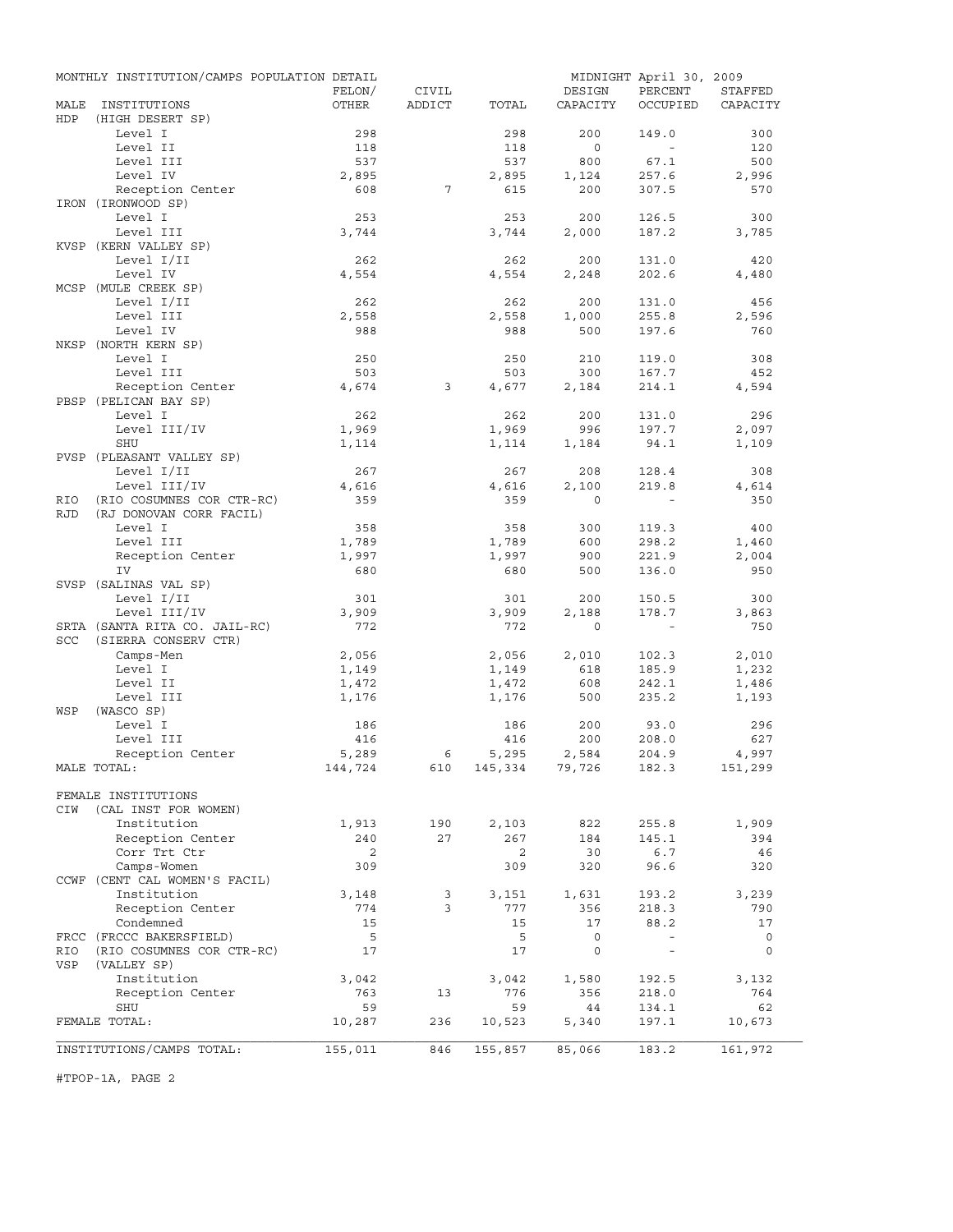MONTHLY INSTITUTION/CAMPS POPULATION DETAIL — MIDNIGHT April 30, 2009

| MALE INSTITUTIONS | FELON/ OTHER | CIVIL ADDICT | TOTAL | DESIGN CAPACITY | PERCENT OCCUPIED | STAFFED CAPACITY |
|---|---|---|---|---|---|---|
| HDP (HIGH DESERT SP) | | | | | | |
| Level I | 298 | | 298 | 200 | 149.0 | 300 |
| Level II | 118 | | 118 | 0 | - | 120 |
| Level III | 537 | | 537 | 800 | 67.1 | 500 |
| Level IV | 2,895 | | 2,895 | 1,124 | 257.6 | 2,996 |
| Reception Center | 608 | 7 | 615 | 200 | 307.5 | 570 |
| IRON (IRONWOOD SP) | | | | | | |
| Level I | 253 | | 253 | 200 | 126.5 | 300 |
| Level III | 3,744 | | 3,744 | 2,000 | 187.2 | 3,785 |
| KVSP (KERN VALLEY SP) | | | | | | |
| Level I/II | 262 | | 262 | 200 | 131.0 | 420 |
| Level IV | 4,554 | | 4,554 | 2,248 | 202.6 | 4,480 |
| MCSP (MULE CREEK SP) | | | | | | |
| Level I/II | 262 | | 262 | 200 | 131.0 | 456 |
| Level III | 2,558 | | 2,558 | 1,000 | 255.8 | 2,596 |
| Level IV | 988 | | 988 | 500 | 197.6 | 760 |
| NKSP (NORTH KERN SP) | | | | | | |
| Level I | 250 | | 250 | 210 | 119.0 | 308 |
| Level III | 503 | | 503 | 300 | 167.7 | 452 |
| Reception Center | 4,674 | 3 | 4,677 | 2,184 | 214.1 | 4,594 |
| PBSP (PELICAN BAY SP) | | | | | | |
| Level I | 262 | | 262 | 200 | 131.0 | 296 |
| Level III/IV | 1,969 | | 1,969 | 996 | 197.7 | 2,097 |
| SHU | 1,114 | | 1,114 | 1,184 | 94.1 | 1,109 |
| PVSP (PLEASANT VALLEY SP) | | | | | | |
| Level I/II | 267 | | 267 | 208 | 128.4 | 308 |
| Level III/IV | 4,616 | | 4,616 | 2,100 | 219.8 | 4,614 |
| RIO (RIO COSUMNES COR CTR-RC) | 359 | | 359 | 0 | - | 350 |
| RJD (RJ DONOVAN CORR FACIL) | | | | | | |
| Level I | 358 | | 358 | 300 | 119.3 | 400 |
| Level III | 1,789 | | 1,789 | 600 | 298.2 | 1,460 |
| Reception Center | 1,997 | | 1,997 | 900 | 221.9 | 2,004 |
| IV | 680 | | 680 | 500 | 136.0 | 950 |
| SVSP (SALINAS VAL SP) | | | | | | |
| Level I/II | 301 | | 301 | 200 | 150.5 | 300 |
| Level III/IV | 3,909 | | 3,909 | 2,188 | 178.7 | 3,863 |
| SRTA (SANTA RITA CO. JAIL-RC) | 772 | | 772 | 0 | - | 750 |
| SCC (SIERRA CONSERV CTR) | | | | | | |
| Camps-Men | 2,056 | | 2,056 | 2,010 | 102.3 | 2,010 |
| Level I | 1,149 | | 1,149 | 618 | 185.9 | 1,232 |
| Level II | 1,472 | | 1,472 | 608 | 242.1 | 1,486 |
| Level III | 1,176 | | 1,176 | 500 | 235.2 | 1,193 |
| WSP (WASCO SP) | | | | | | |
| Level I | 186 | | 186 | 200 | 93.0 | 296 |
| Level III | 416 | | 416 | 200 | 208.0 | 627 |
| Reception Center | 5,289 | 6 | 5,295 | 2,584 | 204.9 | 4,997 |
| MALE TOTAL: | 144,724 | 610 | 145,334 | 79,726 | 182.3 | 151,299 |
| FEMALE INSTITUTIONS | | | | | | |
| CIW (CAL INST FOR WOMEN) | | | | | | |
| Institution | 1,913 | 190 | 2,103 | 822 | 255.8 | 1,909 |
| Reception Center | 240 | 27 | 267 | 184 | 145.1 | 394 |
| Corr Trt Ctr | 2 | | 2 | 30 | 6.7 | 46 |
| Camps-Women | 309 | | 309 | 320 | 96.6 | 320 |
| CCWF (CENT CAL WOMEN'S FACIL) | | | | | | |
| Institution | 3,148 | 3 | 3,151 | 1,631 | 193.2 | 3,239 |
| Reception Center | 774 | 3 | 777 | 356 | 218.3 | 790 |
| Condemned | 15 | | 15 | 17 | 88.2 | 17 |
| FRCC (FRCCC BAKERSFIELD) | 5 | | 5 | 0 | - | 0 |
| RIO (RIO COSUMNES COR CTR-RC) | 17 | | 17 | 0 | - | 0 |
| VSP (VALLEY SP) | | | | | | |
| Institution | 3,042 | | 3,042 | 1,580 | 192.5 | 3,132 |
| Reception Center | 763 | 13 | 776 | 356 | 218.0 | 764 |
| SHU | 59 | | 59 | 44 | 134.1 | 62 |
| FEMALE TOTAL: | 10,287 | 236 | 10,523 | 5,340 | 197.1 | 10,673 |
| INSTITUTIONS/CAMPS TOTAL: | 155,011 | 846 | 155,857 | 85,066 | 183.2 | 161,972 |

#TPOP-1A, PAGE 2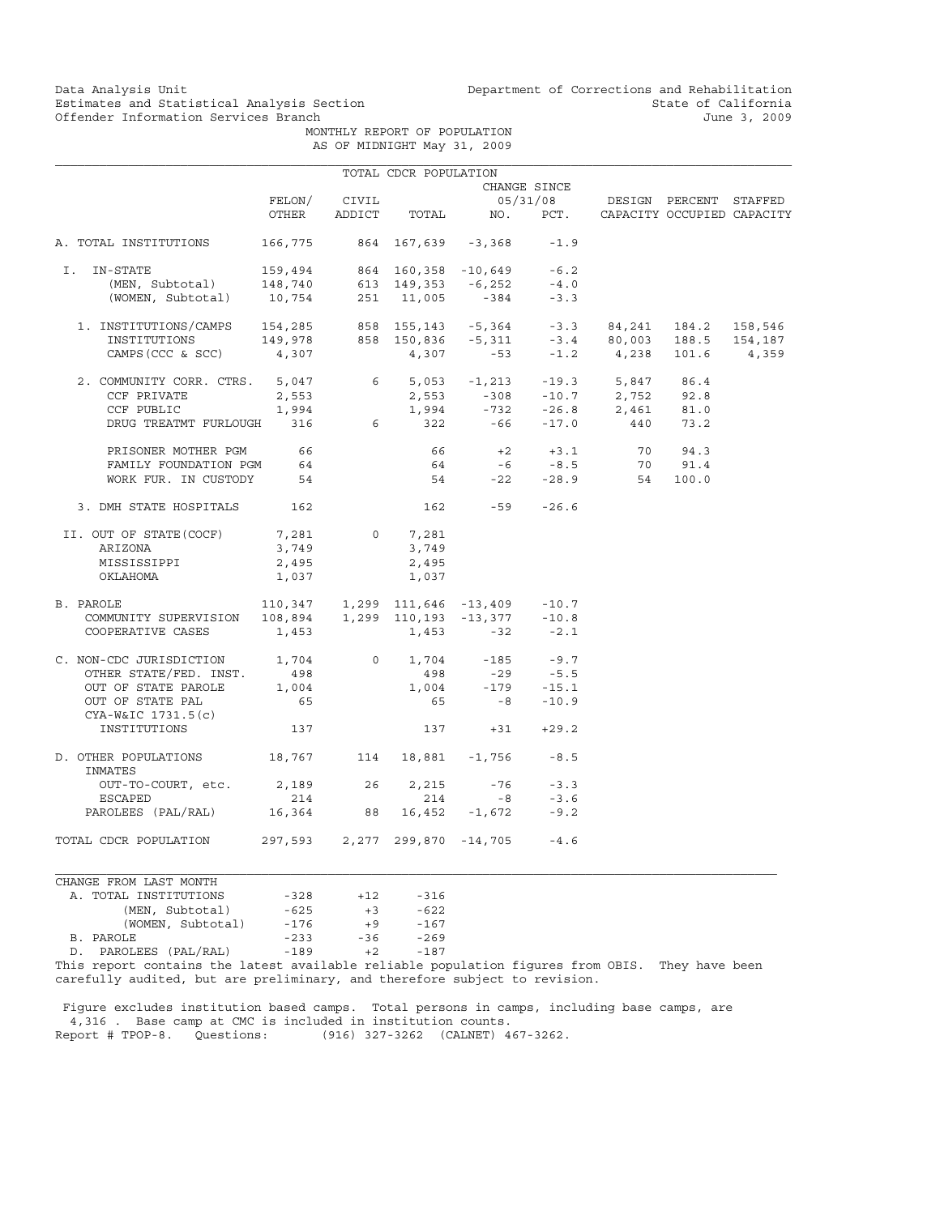Data Analysis Unit
Estimates and Statistical Analysis Section
Offender Information Services Branch

Department of Corrections and Rehabilitation
State of California
June 3, 2009

MONTHLY REPORT OF POPULATION
AS OF MIDNIGHT May 31, 2009

TOTAL CDCR POPULATION

| | FELON/ OTHER | CIVIL ADDICT | TOTAL | CHANGE SINCE 05/31/08 NO. | PCT. | DESIGN CAPACITY | PERCENT OCCUPIED | STAFFED CAPACITY |
|---|---|---|---|---|---|---|---|---|
| A. TOTAL INSTITUTIONS | 166,775 | 864 | 167,639 | -3,368 | -1.9 | | | |
| I. IN-STATE | 159,494 | 864 | 160,358 | -10,649 | -6.2 | | | |
| (MEN, Subtotal) | 148,740 | 613 | 149,353 | -6,252 | -4.0 | | | |
| (WOMEN, Subtotal) | 10,754 | 251 | 11,005 | -384 | -3.3 | | | |
| 1. INSTITUTIONS/CAMPS | 154,285 | 858 | 155,143 | -5,364 | -3.3 | 84,241 | 184.2 | 158,546 |
| INSTITUTIONS | 149,978 | 858 | 150,836 | -5,311 | -3.4 | 80,003 | 188.5 | 154,187 |
| CAMPS (CCC & SCC) | 4,307 | | 4,307 | -53 | -1.2 | 4,238 | 101.6 | 4,359 |
| 2. COMMUNITY CORR. CTRS. | 5,047 | 6 | 5,053 | -1,213 | -19.3 | 5,847 | 86.4 | |
| CCF PRIVATE | 2,553 | | 2,553 | -308 | -10.7 | 2,752 | 92.8 | |
| CCF PUBLIC | 1,994 | | 1,994 | -732 | -26.8 | 2,461 | 81.0 | |
| DRUG TREATMT FURLOUGH | 316 | 6 | 322 | -66 | -17.0 | 440 | 73.2 | |
| PRISONER MOTHER PGM | 66 | | 66 | +2 | +3.1 | 70 | 94.3 | |
| FAMILY FOUNDATION PGM | 64 | | 64 | -6 | -8.5 | 70 | 91.4 | |
| WORK FUR. IN CUSTODY | 54 | | 54 | -22 | -28.9 | 54 | 100.0 | |
| 3. DMH STATE HOSPITALS | 162 | | 162 | -59 | -26.6 | | | |
| II. OUT OF STATE(COCF) | 7,281 | 0 | 7,281 | | | | | |
| ARIZONA | 3,749 | | 3,749 | | | | | |
| MISSISSIPPI | 2,495 | | 2,495 | | | | | |
| OKLAHOMA | 1,037 | | 1,037 | | | | | |
| B. PAROLE | 110,347 | 1,299 | 111,646 | -13,409 | -10.7 | | | |
| COMMUNITY SUPERVISION | 108,894 | 1,299 | 110,193 | -13,377 | -10.8 | | | |
| COOPERATIVE CASES | 1,453 | | 1,453 | -32 | -2.1 | | | |
| C. NON-CDC JURISDICTION | 1,704 | 0 | 1,704 | -185 | -9.7 | | | |
| OTHER STATE/FED. INST. | 498 | | 498 | -29 | -5.5 | | | |
| OUT OF STATE PAROLE | 1,004 | | 1,004 | -179 | -15.1 | | | |
| OUT OF STATE PAL | 65 | | 65 | -8 | -10.9 | | | |
| CYA-W&IC 1731.5(c) INSTITUTIONS | 137 | | 137 | +31 | +29.2 | | | |
| D. OTHER POPULATIONS | 18,767 | 114 | 18,881 | -1,756 | -8.5 | | | |
| INMATES OUT-TO-COURT, etc. | 2,189 | 26 | 2,215 | -76 | -3.3 | | | |
| ESCAPED | 214 | | 214 | -8 | -3.6 | | | |
| PAROLEES (PAL/RAL) | 16,364 | 88 | 16,452 | -1,672 | -9.2 | | | |
| TOTAL CDCR POPULATION | 297,593 | 2,277 | 299,870 | -14,705 | -4.6 | | | |

| CHANGE FROM LAST MONTH | | | |
|---|---|---|---|
| A. TOTAL INSTITUTIONS | -328 | +12 | -316 |
| (MEN, Subtotal) | -625 | +3 | -622 |
| (WOMEN, Subtotal) | -176 | +9 | -167 |
| B. PAROLE | -233 | -36 | -269 |
| D. PAROLEES (PAL/RAL) | -189 | +2 | -187 |

This report contains the latest available reliable population figures from OBIS. They have been carefully audited, but are preliminary, and therefore subject to revision.

Figure excludes institution based camps. Total persons in camps, including base camps, are 4,316 . Base camp at CMC is included in institution counts.
Report # TPOP-8. Questions: (916) 327-3262 (CALNET) 467-3262.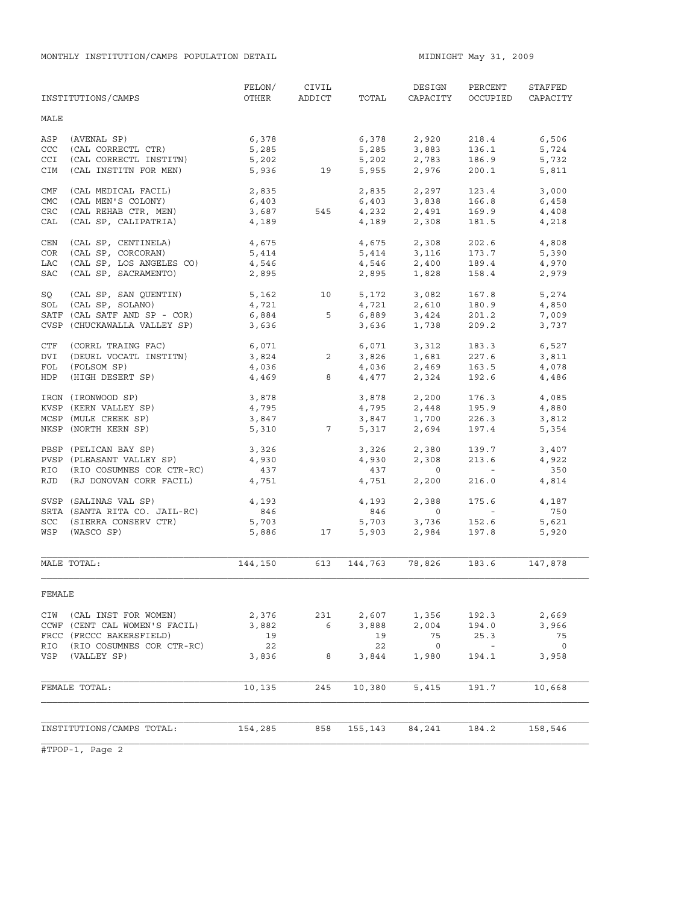MONTHLY INSTITUTION/CAMPS POPULATION DETAIL — MIDNIGHT May 31, 2009

| INSTITUTIONS/CAMPS | FELON/ OTHER | CIVIL ADDICT | TOTAL | DESIGN CAPACITY | PERCENT OCCUPIED | STAFFED CAPACITY |
|---|---|---|---|---|---|---|
| **MALE** | | | | | | |
| ASP (AVENAL SP) | 6,378 | | 6,378 | 2,920 | 218.4 | 6,506 |
| CCC (CAL CORRECTL CTR) | 5,285 | | 5,285 | 3,883 | 136.1 | 5,724 |
| CCI (CAL CORRECTL INSTITN) | 5,202 | | 5,202 | 2,783 | 186.9 | 5,732 |
| CIM (CAL INSTITN FOR MEN) | 5,936 | 19 | 5,955 | 2,976 | 200.1 | 5,811 |
| CMF (CAL MEDICAL FACIL) | 2,835 | | 2,835 | 2,297 | 123.4 | 3,000 |
| CMC (CAL MEN'S COLONY) | 6,403 | | 6,403 | 3,838 | 166.8 | 6,458 |
| CRC (CAL REHAB CTR, MEN) | 3,687 | 545 | 4,232 | 2,491 | 169.9 | 4,408 |
| CAL (CAL SP, CALIPATRIA) | 4,189 | | 4,189 | 2,308 | 181.5 | 4,218 |
| CEN (CAL SP, CENTINELA) | 4,675 | | 4,675 | 2,308 | 202.6 | 4,808 |
| COR (CAL SP, CORCORAN) | 5,414 | | 5,414 | 3,116 | 173.7 | 5,390 |
| LAC (CAL SP, LOS ANGELES CO) | 4,546 | | 4,546 | 2,400 | 189.4 | 4,970 |
| SAC (CAL SP, SACRAMENTO) | 2,895 | | 2,895 | 1,828 | 158.4 | 2,979 |
| SQ (CAL SP, SAN QUENTIN) | 5,162 | 10 | 5,172 | 3,082 | 167.8 | 5,274 |
| SOL (CAL SP, SOLANO) | 4,721 | | 4,721 | 2,610 | 180.9 | 4,850 |
| SATF (CAL SATF AND SP - COR) | 6,884 | 5 | 6,889 | 3,424 | 201.2 | 7,009 |
| CVSP (CHUCKAWALLA VALLEY SP) | 3,636 | | 3,636 | 1,738 | 209.2 | 3,737 |
| CTF (CORRL TRAING FAC) | 6,071 | | 6,071 | 3,312 | 183.3 | 6,527 |
| DVI (DEUEL VOCATL INSTITN) | 3,824 | 2 | 3,826 | 1,681 | 227.6 | 3,811 |
| FOL (FOLSOM SP) | 4,036 | | 4,036 | 2,469 | 163.5 | 4,078 |
| HDP (HIGH DESERT SP) | 4,469 | 8 | 4,477 | 2,324 | 192.6 | 4,486 |
| IRON (IRONWOOD SP) | 3,878 | | 3,878 | 2,200 | 176.3 | 4,085 |
| KVSP (KERN VALLEY SP) | 4,795 | | 4,795 | 2,448 | 195.9 | 4,880 |
| MCSP (MULE CREEK SP) | 3,847 | | 3,847 | 1,700 | 226.3 | 3,812 |
| NKSP (NORTH KERN SP) | 5,310 | 7 | 5,317 | 2,694 | 197.4 | 5,354 |
| PBSP (PELICAN BAY SP) | 3,326 | | 3,326 | 2,380 | 139.7 | 3,407 |
| PVSP (PLEASANT VALLEY SP) | 4,930 | | 4,930 | 2,308 | 213.6 | 4,922 |
| RIO (RIO COSUMNES COR CTR-RC) | 437 | | 437 | 0 | - | 350 |
| RJD (RJ DONOVAN CORR FACIL) | 4,751 | | 4,751 | 2,200 | 216.0 | 4,814 |
| SVSP (SALINAS VAL SP) | 4,193 | | 4,193 | 2,388 | 175.6 | 4,187 |
| SRTA (SANTA RITA CO. JAIL-RC) | 846 | | 846 | 0 | - | 750 |
| SCC (SIERRA CONSERV CTR) | 5,703 | | 5,703 | 3,736 | 152.6 | 5,621 |
| WSP (WASCO SP) | 5,886 | 17 | 5,903 | 2,984 | 197.8 | 5,920 |
| MALE TOTAL: | 144,150 | 613 | 144,763 | 78,826 | 183.6 | 147,878 |
| **FEMALE** | | | | | | |
| CIW (CAL INST FOR WOMEN) | 2,376 | 231 | 2,607 | 1,356 | 192.3 | 2,669 |
| CCWF (CENT CAL WOMEN'S FACIL) | 3,882 | 6 | 3,888 | 2,004 | 194.0 | 3,966 |
| FRCC (FRCCC BAKERSFIELD) | 19 | | 19 | 75 | 25.3 | 75 |
| RIO (RIO COSUMNES COR CTR-RC) | 22 | | 22 | 0 | - | 0 |
| VSP (VALLEY SP) | 3,836 | 8 | 3,844 | 1,980 | 194.1 | 3,958 |
| FEMALE TOTAL: | 10,135 | 245 | 10,380 | 5,415 | 191.7 | 10,668 |
| INSTITUTIONS/CAMPS TOTAL: | 154,285 | 858 | 155,143 | 84,241 | 184.2 | 158,546 |

#TPOP-1, Page 2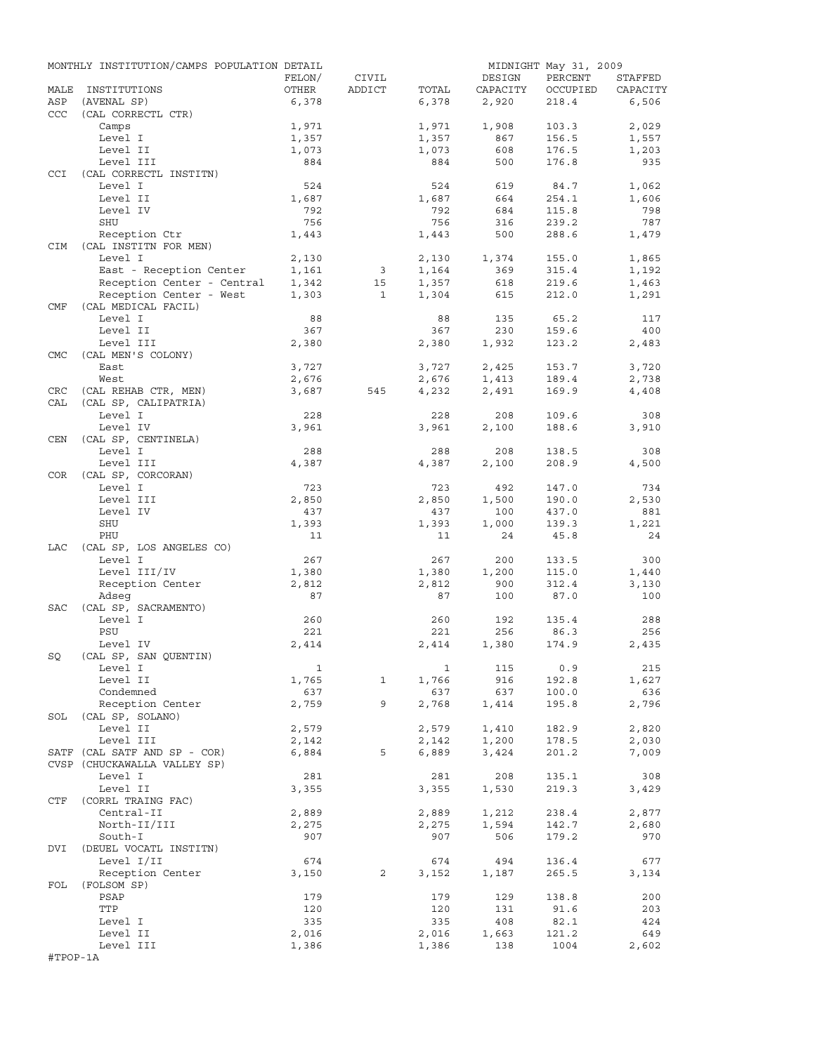MONTHLY INSTITUTION/CAMPS POPULATION DETAIL — MIDNIGHT May 31, 2009

| MALE | INSTITUTIONS | FELON/ OTHER | CIVIL ADDICT | TOTAL | DESIGN CAPACITY | PERCENT OCCUPIED | STAFFED CAPACITY |
|---|---|---|---|---|---|---|---|
| ASP | (AVENAL SP) | 6,378 | | 6,378 | 2,920 | 218.4 | 6,506 |
| CCC | (CAL CORRECTL CTR) | | | | | | |
| | Camps | 1,971 | | 1,971 | 1,908 | 103.3 | 2,029 |
| | Level I | 1,357 | | 1,357 | 867 | 156.5 | 1,557 |
| | Level II | 1,073 | | 1,073 | 608 | 176.5 | 1,203 |
| | Level III | 884 | | 884 | 500 | 176.8 | 935 |
| CCI | (CAL CORRECTL INSTITN) | | | | | | |
| | Level I | 524 | | 524 | 619 | 84.7 | 1,062 |
| | Level II | 1,687 | | 1,687 | 664 | 254.1 | 1,606 |
| | Level IV | 792 | | 792 | 684 | 115.8 | 798 |
| | SHU | 756 | | 756 | 316 | 239.2 | 787 |
| | Reception Ctr | 1,443 | | 1,443 | 500 | 288.6 | 1,479 |
| CIM | (CAL INSTITN FOR MEN) | | | | | | |
| | Level I | 2,130 | | 2,130 | 1,374 | 155.0 | 1,865 |
| | East - Reception Center | 1,161 | 3 | 1,164 | 369 | 315.4 | 1,192 |
| | Reception Center - Central | 1,342 | 15 | 1,357 | 618 | 219.6 | 1,463 |
| | Reception Center - West | 1,303 | 1 | 1,304 | 615 | 212.0 | 1,291 |
| CMF | (CAL MEDICAL FACIL) | | | | | | |
| | Level I | 88 | | 88 | 135 | 65.2 | 117 |
| | Level II | 367 | | 367 | 230 | 159.6 | 400 |
| | Level III | 2,380 | | 2,380 | 1,932 | 123.2 | 2,483 |
| CMC | (CAL MEN'S COLONY) | | | | | | |
| | East | 3,727 | | 3,727 | 2,425 | 153.7 | 3,720 |
| | West | 2,676 | | 2,676 | 1,413 | 189.4 | 2,738 |
| CRC | (CAL REHAB CTR, MEN) | 3,687 | 545 | 4,232 | 2,491 | 169.9 | 4,408 |
| CAL | (CAL SP, CALIPATRIA) | | | | | | |
| | Level I | 228 | | 228 | 208 | 109.6 | 308 |
| | Level IV | 3,961 | | 3,961 | 2,100 | 188.6 | 3,910 |
| CEN | (CAL SP, CENTINELA) | | | | | | |
| | Level I | 288 | | 288 | 208 | 138.5 | 308 |
| | Level III | 4,387 | | 4,387 | 2,100 | 208.9 | 4,500 |
| COR | (CAL SP, CORCORAN) | | | | | | |
| | Level I | 723 | | 723 | 492 | 147.0 | 734 |
| | Level III | 2,850 | | 2,850 | 1,500 | 190.0 | 2,530 |
| | Level IV | 437 | | 437 | 100 | 437.0 | 881 |
| | SHU | 1,393 | | 1,393 | 1,000 | 139.3 | 1,221 |
| | PHU | 11 | | 11 | 24 | 45.8 | 24 |
| LAC | (CAL SP, LOS ANGELES CO) | | | | | | |
| | Level I | 267 | | 267 | 200 | 133.5 | 300 |
| | Level III/IV | 1,380 | | 1,380 | 1,200 | 115.0 | 1,440 |
| | Reception Center | 2,812 | | 2,812 | 900 | 312.4 | 3,130 |
| | Adseg | 87 | | 87 | 100 | 87.0 | 100 |
| SAC | (CAL SP, SACRAMENTO) | | | | | | |
| | Level I | 260 | | 260 | 192 | 135.4 | 288 |
| | PSU | 221 | | 221 | 256 | 86.3 | 256 |
| | Level IV | 2,414 | | 2,414 | 1,380 | 174.9 | 2,435 |
| SQ | (CAL SP, SAN QUENTIN) | | | | | | |
| | Level I | 1 | | 1 | 115 | 0.9 | 215 |
| | Level II | 1,765 | 1 | 1,766 | 916 | 192.8 | 1,627 |
| | Condemned | 637 | | 637 | 637 | 100.0 | 636 |
| | Reception Center | 2,759 | 9 | 2,768 | 1,414 | 195.8 | 2,796 |
| SOL | (CAL SP, SOLANO) | | | | | | |
| | Level II | 2,579 | | 2,579 | 1,410 | 182.9 | 2,820 |
| | Level III | 2,142 | | 2,142 | 1,200 | 178.5 | 2,030 |
| SATF | (CAL SATF AND SP - COR) | 6,884 | 5 | 6,889 | 3,424 | 201.2 | 7,009 |
| CVSP | (CHUCKAWALLA VALLEY SP) | | | | | | |
| | Level I | 281 | | 281 | 208 | 135.1 | 308 |
| | Level II | 3,355 | | 3,355 | 1,530 | 219.3 | 3,429 |
| CTF | (CORRL TRAING FAC) | | | | | | |
| | Central-II | 2,889 | | 2,889 | 1,212 | 238.4 | 2,877 |
| | North-II/III | 2,275 | | 2,275 | 1,594 | 142.7 | 2,680 |
| | South-I | 907 | | 907 | 506 | 179.2 | 970 |
| DVI | (DEUEL VOCATL INSTITN) | | | | | | |
| | Level I/II | 674 | | 674 | 494 | 136.4 | 677 |
| | Reception Center | 3,150 | 2 | 3,152 | 1,187 | 265.5 | 3,134 |
| FOL | (FOLSOM SP) | | | | | | |
| | PSAP | 179 | | 179 | 129 | 138.8 | 200 |
| | TTP | 120 | | 120 | 131 | 91.6 | 203 |
| | Level I | 335 | | 335 | 408 | 82.1 | 424 |
| | Level II | 2,016 | | 2,016 | 1,663 | 121.2 | 649 |
| | Level III | 1,386 | | 1,386 | 138 | 1004 | 2,602 |

#TPOP-1A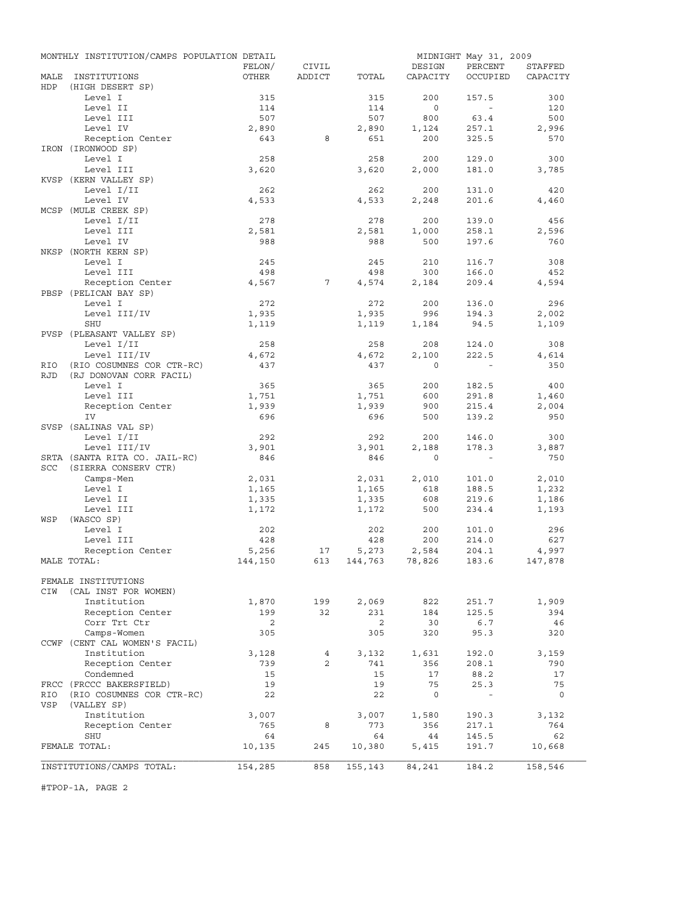MONTHLY INSTITUTION/CAMPS POPULATION DETAIL — MIDNIGHT May 31, 2009

| MALE INSTITUTIONS | FELON/ OTHER | CIVIL ADDICT | TOTAL | DESIGN CAPACITY | PERCENT OCCUPIED | STAFFED CAPACITY |
|---|---|---|---|---|---|---|
| HDP (HIGH DESERT SP) | | | | | | |
| Level I | 315 | | 315 | 200 | 157.5 | 300 |
| Level II | 114 | | 114 | 0 | - | 120 |
| Level III | 507 | | 507 | 800 | 63.4 | 500 |
| Level IV | 2,890 | | 2,890 | 1,124 | 257.1 | 2,996 |
| Reception Center | 643 | 8 | 651 | 200 | 325.5 | 570 |
| IRON (IRONWOOD SP) | | | | | | |
| Level I | 258 | | 258 | 200 | 129.0 | 300 |
| Level III | 3,620 | | 3,620 | 2,000 | 181.0 | 3,785 |
| KVSP (KERN VALLEY SP) | | | | | | |
| Level I/II | 262 | | 262 | 200 | 131.0 | 420 |
| Level IV | 4,533 | | 4,533 | 2,248 | 201.6 | 4,460 |
| MCSP (MULE CREEK SP) | | | | | | |
| Level I/II | 278 | | 278 | 200 | 139.0 | 456 |
| Level III | 2,581 | | 2,581 | 1,000 | 258.1 | 2,596 |
| Level IV | 988 | | 988 | 500 | 197.6 | 760 |
| NKSP (NORTH KERN SP) | | | | | | |
| Level I | 245 | | 245 | 210 | 116.7 | 308 |
| Level III | 498 | | 498 | 300 | 166.0 | 452 |
| Reception Center | 4,567 | 7 | 4,574 | 2,184 | 209.4 | 4,594 |
| PBSP (PELICAN BAY SP) | | | | | | |
| Level I | 272 | | 272 | 200 | 136.0 | 296 |
| Level III/IV | 1,935 | | 1,935 | 996 | 194.3 | 2,002 |
| SHU | 1,119 | | 1,119 | 1,184 | 94.5 | 1,109 |
| PVSP (PLEASANT VALLEY SP) | | | | | | |
| Level I/II | 258 | | 258 | 208 | 124.0 | 308 |
| Level III/IV | 4,672 | | 4,672 | 2,100 | 222.5 | 4,614 |
| RIO (RIO COSUMNES COR CTR-RC) | 437 | | 437 | 0 | - | 350 |
| RJD (RJ DONOVAN CORR FACIL) | | | | | | |
| Level I | 365 | | 365 | 200 | 182.5 | 400 |
| Level III | 1,751 | | 1,751 | 600 | 291.8 | 1,460 |
| Reception Center | 1,939 | | 1,939 | 900 | 215.4 | 2,004 |
| IV | 696 | | 696 | 500 | 139.2 | 950 |
| SVSP (SALINAS VAL SP) | | | | | | |
| Level I/II | 292 | | 292 | 200 | 146.0 | 300 |
| Level III/IV | 3,901 | | 3,901 | 2,188 | 178.3 | 3,887 |
| SRTA (SANTA RITA CO. JAIL-RC) | 846 | | 846 | 0 | - | 750 |
| SCC (SIERRA CONSERV CTR) | | | | | | |
| Camps-Men | 2,031 | | 2,031 | 2,010 | 101.0 | 2,010 |
| Level I | 1,165 | | 1,165 | 618 | 188.5 | 1,232 |
| Level II | 1,335 | | 1,335 | 608 | 219.6 | 1,186 |
| Level III | 1,172 | | 1,172 | 500 | 234.4 | 1,193 |
| WSP (WASCO SP) | | | | | | |
| Level I | 202 | | 202 | 200 | 101.0 | 296 |
| Level III | 428 | | 428 | 200 | 214.0 | 627 |
| Reception Center | 5,256 | 17 | 5,273 | 2,584 | 204.1 | 4,997 |
| MALE TOTAL: | 144,150 | 613 | 144,763 | 78,826 | 183.6 | 147,878 |
| FEMALE INSTITUTIONS | | | | | | |
| CIW (CAL INST FOR WOMEN) | | | | | | |
| Institution | 1,870 | 199 | 2,069 | 822 | 251.7 | 1,909 |
| Reception Center | 199 | 32 | 231 | 184 | 125.5 | 394 |
| Corr Trt Ctr | 2 | | 2 | 30 | 6.7 | 46 |
| Camps-Women | 305 | | 305 | 320 | 95.3 | 320 |
| CCWF (CENT CAL WOMEN'S FACIL) | | | | | | |
| Institution | 3,128 | 4 | 3,132 | 1,631 | 192.0 | 3,159 |
| Reception Center | 739 | 2 | 741 | 356 | 208.1 | 790 |
| Condemned | 15 | | 15 | 17 | 88.2 | 17 |
| FRCC (FRCCC BAKERSFIELD) | 19 | | 19 | 75 | 25.3 | 75 |
| RIO (RIO COSUMNES COR CTR-RC) | 22 | | 22 | 0 | - | 0 |
| VSP (VALLEY SP) | | | | | | |
| Institution | 3,007 | | 3,007 | 1,580 | 190.3 | 3,132 |
| Reception Center | 765 | 8 | 773 | 356 | 217.1 | 764 |
| SHU | 64 | | 64 | 44 | 145.5 | 62 |
| FEMALE TOTAL: | 10,135 | 245 | 10,380 | 5,415 | 191.7 | 10,668 |
| INSTITUTIONS/CAMPS TOTAL: | 154,285 | 858 | 155,143 | 84,241 | 184.2 | 158,546 |

#TPOP-1A, PAGE 2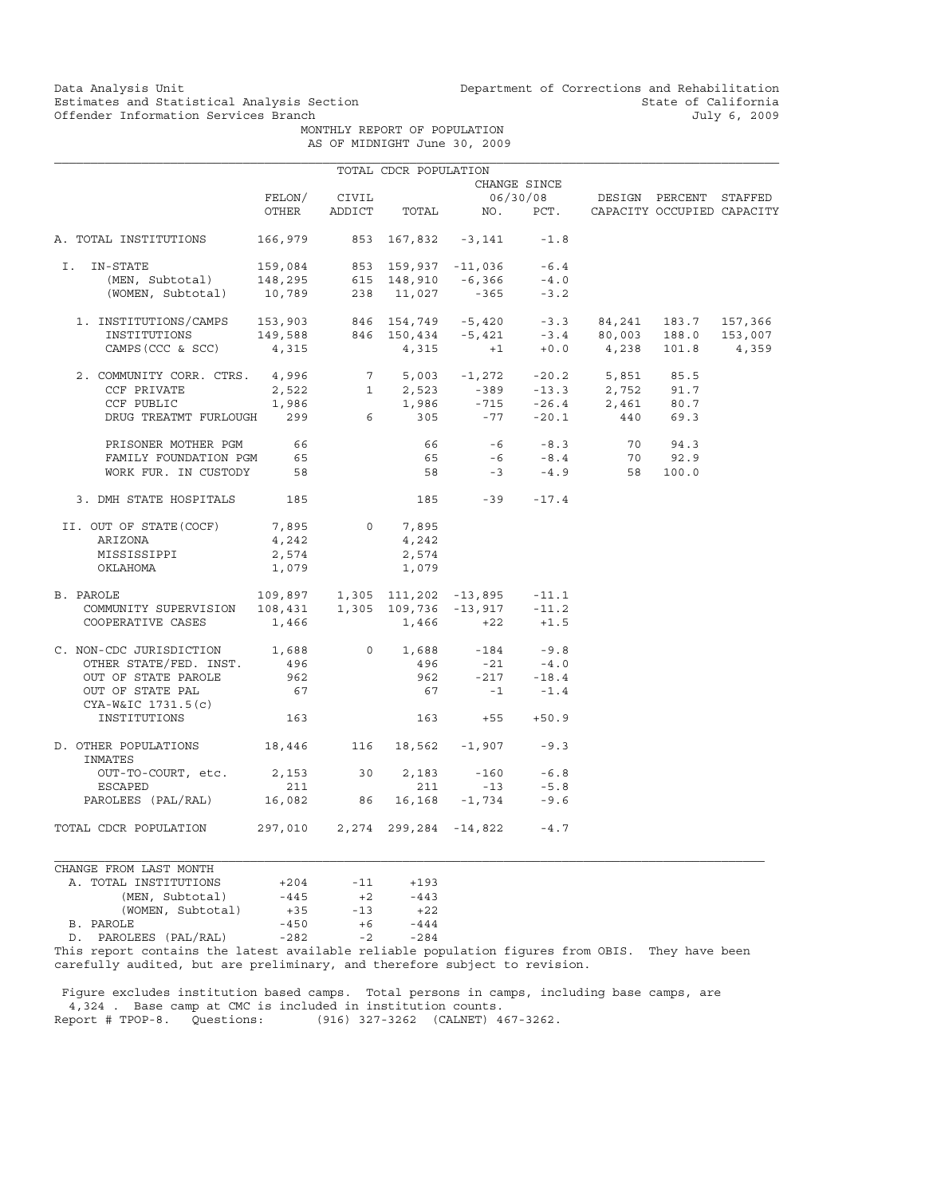Data Analysis Unit
Estimates and Statistical Analysis Section
Offender Information Services Branch

Department of Corrections and Rehabilitation
State of California
July 6, 2009

MONTHLY REPORT OF POPULATION
AS OF MIDNIGHT June 30, 2009

TOTAL CDCR POPULATION

| | FELON/ OTHER | CIVIL ADDICT | TOTAL | CHANGE SINCE 06/30/08 NO. | PCT. | DESIGN CAPACITY | PERCENT OCCUPIED | STAFFED CAPACITY |
|---|---|---|---|---|---|---|---|---|
| A. TOTAL INSTITUTIONS | 166,979 | 853 | 167,832 | -3,141 | -1.8 | | | |
| I. IN-STATE | 159,084 | 853 | 159,937 | -11,036 | -6.4 | | | |
| (MEN, Subtotal) | 148,295 | 615 | 148,910 | -6,366 | -4.0 | | | |
| (WOMEN, Subtotal) | 10,789 | 238 | 11,027 | -365 | -3.2 | | | |
| 1. INSTITUTIONS/CAMPS | 153,903 | 846 | 154,749 | -5,420 | -3.3 | 84,241 | 183.7 | 157,366 |
| INSTITUTIONS | 149,588 | 846 | 150,434 | -5,421 | -3.4 | 80,003 | 188.0 | 153,007 |
| CAMPS (CCC & SCC) | 4,315 | | 4,315 | +1 | +0.0 | 4,238 | 101.8 | 4,359 |
| 2. COMMUNITY CORR. CTRS. | 4,996 | 7 | 5,003 | -1,272 | -20.2 | 5,851 | 85.5 | |
| CCF PRIVATE | 2,522 | 1 | 2,523 | -389 | -13.3 | 2,752 | 91.7 | |
| CCF PUBLIC | 1,986 | | 1,986 | -715 | -26.4 | 2,461 | 80.7 | |
| DRUG TREATMT FURLOUGH | 299 | 6 | 305 | -77 | -20.1 | 440 | 69.3 | |
| PRISONER MOTHER PGM | 66 | | 66 | -6 | -8.3 | 70 | 94.3 | |
| FAMILY FOUNDATION PGM | 65 | | 65 | -6 | -8.4 | 70 | 92.9 | |
| WORK FUR. IN CUSTODY | 58 | | 58 | -3 | -4.9 | 58 | 100.0 | |
| 3. DMH STATE HOSPITALS | 185 | | 185 | -39 | -17.4 | | | |
| II. OUT OF STATE(COCF) | 7,895 | 0 | 7,895 | | | | | |
| ARIZONA | 4,242 | | 4,242 | | | | | |
| MISSISSIPPI | 2,574 | | 2,574 | | | | | |
| OKLAHOMA | 1,079 | | 1,079 | | | | | |
| B. PAROLE | 109,897 | 1,305 | 111,202 | -13,895 | -11.1 | | | |
| COMMUNITY SUPERVISION | 108,431 | 1,305 | 109,736 | -13,917 | -11.2 | | | |
| COOPERATIVE CASES | 1,466 | | 1,466 | +22 | +1.5 | | | |
| C. NON-CDC JURISDICTION | 1,688 | 0 | 1,688 | -184 | -9.8 | | | |
| OTHER STATE/FED. INST. | 496 | | 496 | -21 | -4.0 | | | |
| OUT OF STATE PAROLE | 962 | | 962 | -217 | -18.4 | | | |
| OUT OF STATE PAL | 67 | | 67 | -1 | -1.4 | | | |
| CYA-W&IC 1731.5(c) INSTITUTIONS | 163 | | 163 | +55 | +50.9 | | | |
| D. OTHER POPULATIONS INMATES | 18,446 | 116 | 18,562 | -1,907 | -9.3 | | | |
| OUT-TO-COURT, etc. | 2,153 | 30 | 2,183 | -160 | -6.8 | | | |
| ESCAPED | 211 | | 211 | -13 | -5.8 | | | |
| PAROLEES (PAL/RAL) | 16,082 | 86 | 16,168 | -1,734 | -9.6 | | | |
| TOTAL CDCR POPULATION | 297,010 | 2,274 | 299,284 | -14,822 | -4.7 | | | |

| CHANGE FROM LAST MONTH | | | |
|---|---|---|---|
| A. TOTAL INSTITUTIONS | +204 | -11 | +193 |
| (MEN, Subtotal) | -445 | +2 | -443 |
| (WOMEN, Subtotal) | +35 | -13 | +22 |
| B. PAROLE | -450 | +6 | -444 |
| D. PAROLEES (PAL/RAL) | -282 | -2 | -284 |

This report contains the latest available reliable population figures from OBIS. They have been carefully audited, but are preliminary, and therefore subject to revision.

Figure excludes institution based camps. Total persons in camps, including base camps, are 4,324 . Base camp at CMC is included in institution counts.
Report # TPOP-8. Questions: (916) 327-3262 (CALNET) 467-3262.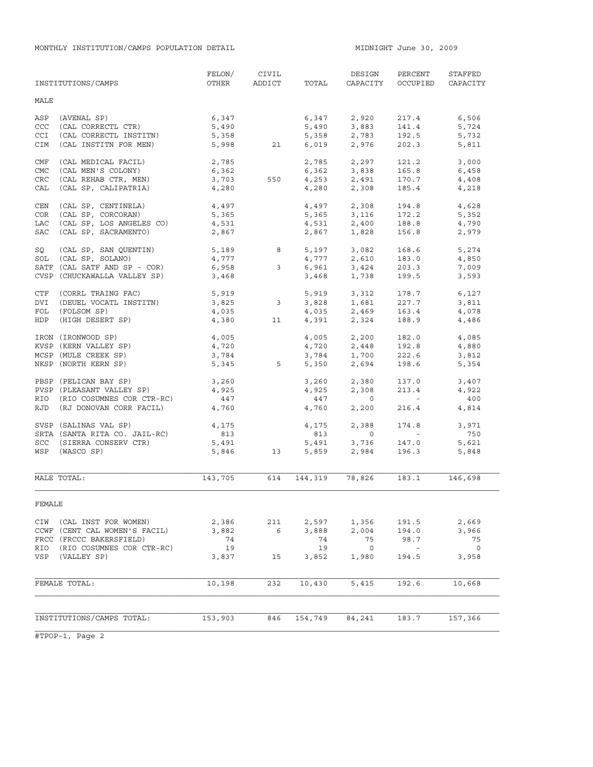MONTHLY INSTITUTION/CAMPS POPULATION DETAIL

MIDNIGHT June 30, 2009

| INSTITUTIONS/CAMPS | FELON/ OTHER | CIVIL ADDICT | TOTAL | DESIGN CAPACITY | PERCENT OCCUPIED | STAFFED CAPACITY |
|---|---|---|---|---|---|---|
| **MALE** | | | | | | |
| ASP (AVENAL SP) | 6,347 | | 6,347 | 2,920 | 217.4 | 6,506 |
| CCC (CAL CORRECTL CTR) | 5,490 | | 5,490 | 3,883 | 141.4 | 5,724 |
| CCI (CAL CORRECTL INSTITN) | 5,358 | | 5,358 | 2,783 | 192.5 | 5,732 |
| CIM (CAL INSTITN FOR MEN) | 5,998 | 21 | 6,019 | 2,976 | 202.3 | 5,811 |
| CMF (CAL MEDICAL FACIL) | 2,785 | | 2,785 | 2,297 | 121.2 | 3,000 |
| CMC (CAL MEN'S COLONY) | 6,362 | | 6,362 | 3,838 | 165.8 | 6,458 |
| CRC (CAL REHAB CTR, MEN) | 3,703 | 550 | 4,253 | 2,491 | 170.7 | 4,408 |
| CAL (CAL SP, CALIPATRIA) | 4,280 | | 4,280 | 2,308 | 185.4 | 4,218 |
| CEN (CAL SP, CENTINELA) | 4,497 | | 4,497 | 2,308 | 194.8 | 4,628 |
| COR (CAL SP, CORCORAN) | 5,365 | | 5,365 | 3,116 | 172.2 | 5,352 |
| LAC (CAL SP, LOS ANGELES CO) | 4,531 | | 4,531 | 2,400 | 188.8 | 4,790 |
| SAC (CAL SP, SACRAMENTO) | 2,867 | | 2,867 | 1,828 | 156.8 | 2,979 |
| SQ (CAL SP, SAN QUENTIN) | 5,189 | 8 | 5,197 | 3,082 | 168.6 | 5,274 |
| SOL (CAL SP, SOLANO) | 4,777 | | 4,777 | 2,610 | 183.0 | 4,850 |
| SATF (CAL SATF AND SP - COR) | 6,958 | 3 | 6,961 | 3,424 | 203.3 | 7,009 |
| CVSP (CHUCKAWALLA VALLEY SP) | 3,468 | | 3,468 | 1,738 | 199.5 | 3,593 |
| CTF (CORRL TRAING FAC) | 5,919 | | 5,919 | 3,312 | 178.7 | 6,127 |
| DVI (DEUEL VOCATL INSTITN) | 3,825 | 3 | 3,828 | 1,681 | 227.7 | 3,811 |
| FOL (FOLSOM SP) | 4,035 | | 4,035 | 2,469 | 163.4 | 4,078 |
| HDP (HIGH DESERT SP) | 4,380 | 11 | 4,391 | 2,324 | 188.9 | 4,486 |
| IRON (IRONWOOD SP) | 4,005 | | 4,005 | 2,200 | 182.0 | 4,085 |
| KVSP (KERN VALLEY SP) | 4,720 | | 4,720 | 2,448 | 192.8 | 4,880 |
| MCSP (MULE CREEK SP) | 3,784 | | 3,784 | 1,700 | 222.6 | 3,812 |
| NKSP (NORTH KERN SP) | 5,345 | 5 | 5,350 | 2,694 | 198.6 | 5,354 |
| PBSP (PELICAN BAY SP) | 3,260 | | 3,260 | 2,380 | 137.0 | 3,407 |
| PVSP (PLEASANT VALLEY SP) | 4,925 | | 4,925 | 2,308 | 213.4 | 4,922 |
| RIO (RIO COSUMNES COR CTR-RC) | 447 | | 447 | 0 | - | 400 |
| RJD (RJ DONOVAN CORR FACIL) | 4,760 | | 4,760 | 2,200 | 216.4 | 4,814 |
| SVSP (SALINAS VAL SP) | 4,175 | | 4,175 | 2,388 | 174.8 | 3,971 |
| SRTA (SANTA RITA CO. JAIL-RC) | 813 | | 813 | 0 | - | 750 |
| SCC (SIERRA CONSERV CTR) | 5,491 | | 5,491 | 3,736 | 147.0 | 5,621 |
| WSP (WASCO SP) | 5,846 | 13 | 5,859 | 2,984 | 196.3 | 5,848 |
| MALE TOTAL: | 143,705 | 614 | 144,319 | 78,826 | 183.1 | 146,698 |
| **FEMALE** | | | | | | |
| CIW (CAL INST FOR WOMEN) | 2,386 | 211 | 2,597 | 1,356 | 191.5 | 2,669 |
| CCWF (CENT CAL WOMEN'S FACIL) | 3,882 | 6 | 3,888 | 2,004 | 194.0 | 3,966 |
| FRCC (FRCCC BAKERSFIELD) | 74 | | 74 | 75 | 98.7 | 75 |
| RIO (RIO COSUMNES COR CTR-RC) | 19 | | 19 | 0 | - | 0 |
| VSP (VALLEY SP) | 3,837 | 15 | 3,852 | 1,980 | 194.5 | 3,958 |
| FEMALE TOTAL: | 10,198 | 232 | 10,430 | 5,415 | 192.6 | 10,668 |
| INSTITUTIONS/CAMPS TOTAL: | 153,903 | 846 | 154,749 | 84,241 | 183.7 | 157,366 |

#TPOP-1, Page 2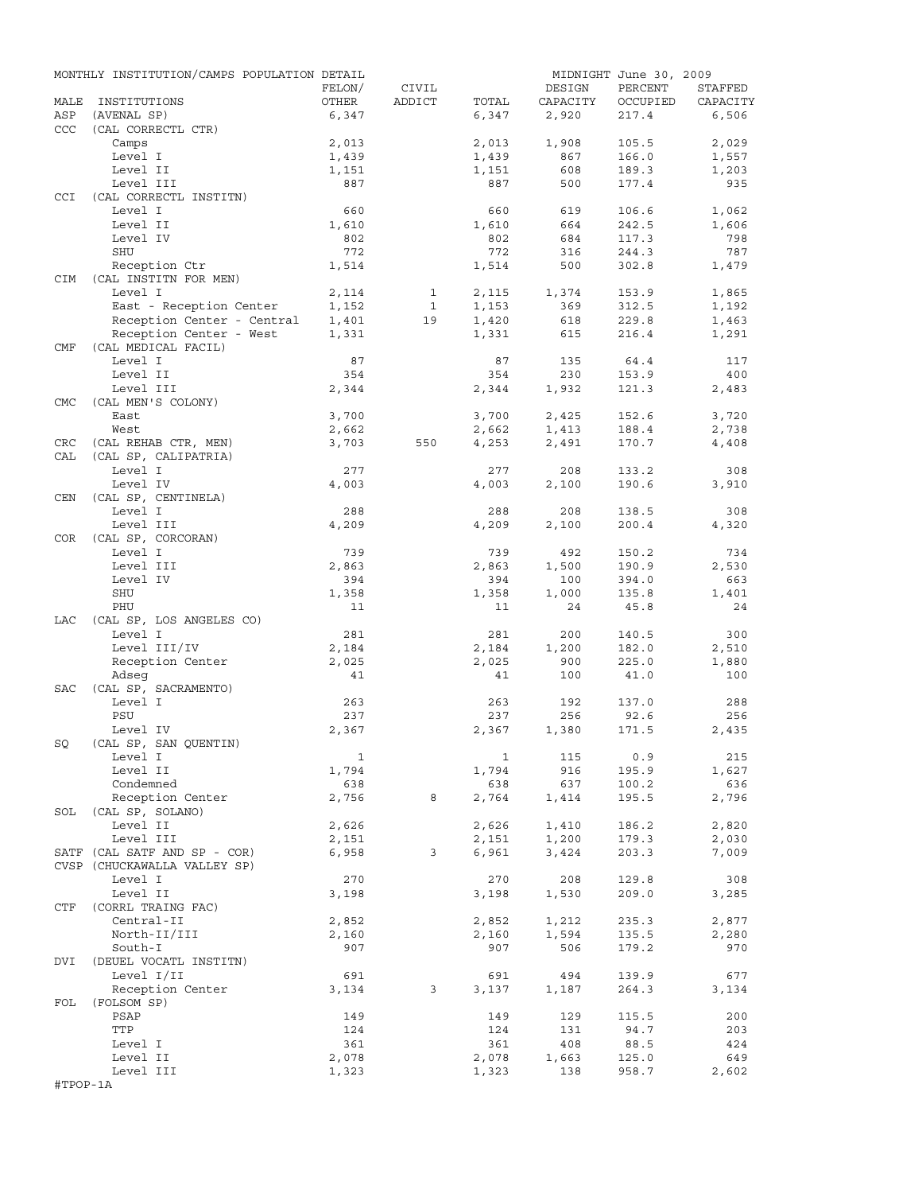MONTHLY INSTITUTION/CAMPS POPULATION DETAIL — MIDNIGHT June 30, 2009

| MALE | INSTITUTIONS | FELON/ OTHER | CIVIL ADDICT | TOTAL | DESIGN CAPACITY | PERCENT OCCUPIED | STAFFED CAPACITY |
|---|---|---|---|---|---|---|---|
| ASP | (AVENAL SP) | 6,347 | | 6,347 | 2,920 | 217.4 | 6,506 |
| CCC | (CAL CORRECTL CTR) | | | | | | |
| | Camps | 2,013 | | 2,013 | 1,908 | 105.5 | 2,029 |
| | Level I | 1,439 | | 1,439 | 867 | 166.0 | 1,557 |
| | Level II | 1,151 | | 1,151 | 608 | 189.3 | 1,203 |
| | Level III | 887 | | 887 | 500 | 177.4 | 935 |
| CCI | (CAL CORRECTL INSTITN) | | | | | | |
| | Level I | 660 | | 660 | 619 | 106.6 | 1,062 |
| | Level II | 1,610 | | 1,610 | 664 | 242.5 | 1,606 |
| | Level IV | 802 | | 802 | 684 | 117.3 | 798 |
| | SHU | 772 | | 772 | 316 | 244.3 | 787 |
| | Reception Ctr | 1,514 | | 1,514 | 500 | 302.8 | 1,479 |
| CIM | (CAL INSTITN FOR MEN) | | | | | | |
| | Level I | 2,114 | 1 | 2,115 | 1,374 | 153.9 | 1,865 |
| | East - Reception Center | 1,152 | 1 | 1,153 | 369 | 312.5 | 1,192 |
| | Reception Center - Central | 1,401 | 19 | 1,420 | 618 | 229.8 | 1,463 |
| | Reception Center - West | 1,331 | | 1,331 | 615 | 216.4 | 1,291 |
| CMF | (CAL MEDICAL FACIL) | | | | | | |
| | Level I | 87 | | 87 | 135 | 64.4 | 117 |
| | Level II | 354 | | 354 | 230 | 153.9 | 400 |
| | Level III | 2,344 | | 2,344 | 1,932 | 121.3 | 2,483 |
| CMC | (CAL MEN'S COLONY) | | | | | | |
| | East | 3,700 | | 3,700 | 2,425 | 152.6 | 3,720 |
| | West | 2,662 | | 2,662 | 1,413 | 188.4 | 2,738 |
| CRC | (CAL REHAB CTR, MEN) | 3,703 | 550 | 4,253 | 2,491 | 170.7 | 4,408 |
| CAL | (CAL SP, CALIPATRIA) | | | | | | |
| | Level I | 277 | | 277 | 208 | 133.2 | 308 |
| | Level IV | 4,003 | | 4,003 | 2,100 | 190.6 | 3,910 |
| CEN | (CAL SP, CENTINELA) | | | | | | |
| | Level I | 288 | | 288 | 208 | 138.5 | 308 |
| | Level III | 4,209 | | 4,209 | 2,100 | 200.4 | 4,320 |
| COR | (CAL SP, CORCORAN) | | | | | | |
| | Level I | 739 | | 739 | 492 | 150.2 | 734 |
| | Level III | 2,863 | | 2,863 | 1,500 | 190.9 | 2,530 |
| | Level IV | 394 | | 394 | 100 | 394.0 | 663 |
| | SHU | 1,358 | | 1,358 | 1,000 | 135.8 | 1,401 |
| | PHU | 11 | | 11 | 24 | 45.8 | 24 |
| LAC | (CAL SP, LOS ANGELES CO) | | | | | | |
| | Level I | 281 | | 281 | 200 | 140.5 | 300 |
| | Level III/IV | 2,184 | | 2,184 | 1,200 | 182.0 | 2,510 |
| | Reception Center | 2,025 | | 2,025 | 900 | 225.0 | 1,880 |
| | Adseg | 41 | | 41 | 100 | 41.0 | 100 |
| SAC | (CAL SP, SACRAMENTO) | | | | | | |
| | Level I | 263 | | 263 | 192 | 137.0 | 288 |
| | PSU | 237 | | 237 | 256 | 92.6 | 256 |
| | Level IV | 2,367 | | 2,367 | 1,380 | 171.5 | 2,435 |
| SQ | (CAL SP, SAN QUENTIN) | | | | | | |
| | Level I | 1 | | 1 | 115 | 0.9 | 215 |
| | Level II | 1,794 | | 1,794 | 916 | 195.9 | 1,627 |
| | Condemned | 638 | | 638 | 637 | 100.2 | 636 |
| | Reception Center | 2,756 | 8 | 2,764 | 1,414 | 195.5 | 2,796 |
| SOL | (CAL SP, SOLANO) | | | | | | |
| | Level II | 2,626 | | 2,626 | 1,410 | 186.2 | 2,820 |
| | Level III | 2,151 | | 2,151 | 1,200 | 179.3 | 2,030 |
| SATF | (CAL SATF AND SP - COR) | 6,958 | 3 | 6,961 | 3,424 | 203.3 | 7,009 |
| CVSP | (CHUCKAWALLA VALLEY SP) | | | | | | |
| | Level I | 270 | | 270 | 208 | 129.8 | 308 |
| | Level II | 3,198 | | 3,198 | 1,530 | 209.0 | 3,285 |
| CTF | (CORRL TRAING FAC) | | | | | | |
| | Central-II | 2,852 | | 2,852 | 1,212 | 235.3 | 2,877 |
| | North-II/III | 2,160 | | 2,160 | 1,594 | 135.5 | 2,280 |
| | South-I | 907 | | 907 | 506 | 179.2 | 970 |
| DVI | (DEUEL VOCATL INSTITN) | | | | | | |
| | Level I/II | 691 | | 691 | 494 | 139.9 | 677 |
| | Reception Center | 3,134 | 3 | 3,137 | 1,187 | 264.3 | 3,134 |
| FOL | (FOLSOM SP) | | | | | | |
| | PSAP | 149 | | 149 | 129 | 115.5 | 200 |
| | TTP | 124 | | 124 | 131 | 94.7 | 203 |
| | Level I | 361 | | 361 | 408 | 88.5 | 424 |
| | Level II | 2,078 | | 2,078 | 1,663 | 125.0 | 649 |
| | Level III | 1,323 | | 1,323 | 138 | 958.7 | 2,602 |

#TPOP-1A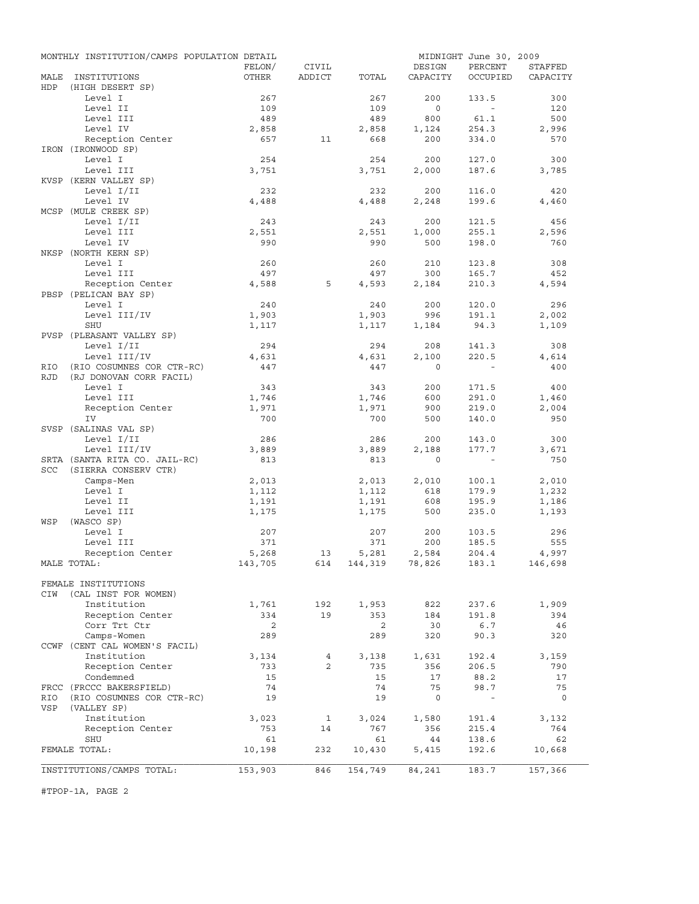MONTHLY INSTITUTION/CAMPS POPULATION DETAIL — MIDNIGHT June 30, 2009

| MALE INSTITUTIONS | FELON/ OTHER | CIVIL ADDICT | TOTAL | DESIGN CAPACITY | PERCENT OCCUPIED | STAFFED CAPACITY |
|---|---|---|---|---|---|---|
| HDP (HIGH DESERT SP) | | | | | | |
| Level I | 267 | | 267 | 200 | 133.5 | 300 |
| Level II | 109 | | 109 | 0 | - | 120 |
| Level III | 489 | | 489 | 800 | 61.1 | 500 |
| Level IV | 2,858 | | 2,858 | 1,124 | 254.3 | 2,996 |
| Reception Center | 657 | 11 | 668 | 200 | 334.0 | 570 |
| IRON (IRONWOOD SP) | | | | | | |
| Level I | 254 | | 254 | 200 | 127.0 | 300 |
| Level III | 3,751 | | 3,751 | 2,000 | 187.6 | 3,785 |
| KVSP (KERN VALLEY SP) | | | | | | |
| Level I/II | 232 | | 232 | 200 | 116.0 | 420 |
| Level IV | 4,488 | | 4,488 | 2,248 | 199.6 | 4,460 |
| MCSP (MULE CREEK SP) | | | | | | |
| Level I/II | 243 | | 243 | 200 | 121.5 | 456 |
| Level III | 2,551 | | 2,551 | 1,000 | 255.1 | 2,596 |
| Level IV | 990 | | 990 | 500 | 198.0 | 760 |
| NKSP (NORTH KERN SP) | | | | | | |
| Level I | 260 | | 260 | 210 | 123.8 | 308 |
| Level III | 497 | | 497 | 300 | 165.7 | 452 |
| Reception Center | 4,588 | 5 | 4,593 | 2,184 | 210.3 | 4,594 |
| PBSP (PELICAN BAY SP) | | | | | | |
| Level I | 240 | | 240 | 200 | 120.0 | 296 |
| Level III/IV | 1,903 | | 1,903 | 996 | 191.1 | 2,002 |
| SHU | 1,117 | | 1,117 | 1,184 | 94.3 | 1,109 |
| PVSP (PLEASANT VALLEY SP) | | | | | | |
| Level I/II | 294 | | 294 | 208 | 141.3 | 308 |
| Level III/IV | 4,631 | | 4,631 | 2,100 | 220.5 | 4,614 |
| RIO (RIO COSUMNES COR CTR-RC) | 447 | | 447 | 0 | - | 400 |
| RJD (RJ DONOVAN CORR FACIL) | | | | | | |
| Level I | 343 | | 343 | 200 | 171.5 | 400 |
| Level III | 1,746 | | 1,746 | 600 | 291.0 | 1,460 |
| Reception Center | 1,971 | | 1,971 | 900 | 219.0 | 2,004 |
| IV | 700 | | 700 | 500 | 140.0 | 950 |
| SVSP (SALINAS VAL SP) | | | | | | |
| Level I/II | 286 | | 286 | 200 | 143.0 | 300 |
| Level III/IV | 3,889 | | 3,889 | 2,188 | 177.7 | 3,671 |
| SRTA (SANTA RITA CO. JAIL-RC) | 813 | | 813 | 0 | - | 750 |
| SCC (SIERRA CONSERV CTR) | | | | | | |
| Camps-Men | 2,013 | | 2,013 | 2,010 | 100.1 | 2,010 |
| Level I | 1,112 | | 1,112 | 618 | 179.9 | 1,232 |
| Level II | 1,191 | | 1,191 | 608 | 195.9 | 1,186 |
| Level III | 1,175 | | 1,175 | 500 | 235.0 | 1,193 |
| WSP (WASCO SP) | | | | | | |
| Level I | 207 | | 207 | 200 | 103.5 | 296 |
| Level III | 371 | | 371 | 200 | 185.5 | 555 |
| Reception Center | 5,268 | 13 | 5,281 | 2,584 | 204.4 | 4,997 |
| MALE TOTAL: | 143,705 | 614 | 144,319 | 78,826 | 183.1 | 146,698 |
| FEMALE INSTITUTIONS | | | | | | |
| CIW (CAL INST FOR WOMEN) | | | | | | |
| Institution | 1,761 | 192 | 1,953 | 822 | 237.6 | 1,909 |
| Reception Center | 334 | 19 | 353 | 184 | 191.8 | 394 |
| Corr Trt Ctr | 2 | | 2 | 30 | 6.7 | 46 |
| Camps-Women | 289 | | 289 | 320 | 90.3 | 320 |
| CCWF (CENT CAL WOMEN'S FACIL) | | | | | | |
| Institution | 3,134 | 4 | 3,138 | 1,631 | 192.4 | 3,159 |
| Reception Center | 733 | 2 | 735 | 356 | 206.5 | 790 |
| Condemned | 15 | | 15 | 17 | 88.2 | 17 |
| FRCC (FRCCC BAKERSFIELD) | 74 | | 74 | 75 | 98.7 | 75 |
| RIO (RIO COSUMNES COR CTR-RC) | 19 | | 19 | 0 | - | 0 |
| VSP (VALLEY SP) | | | | | | |
| Institution | 3,023 | 1 | 3,024 | 1,580 | 191.4 | 3,132 |
| Reception Center | 753 | 14 | 767 | 356 | 215.4 | 764 |
| SHU | 61 | | 61 | 44 | 138.6 | 62 |
| FEMALE TOTAL: | 10,198 | 232 | 10,430 | 5,415 | 192.6 | 10,668 |
| INSTITUTIONS/CAMPS TOTAL: | 153,903 | 846 | 154,749 | 84,241 | 183.7 | 157,366 |

#TPOP-1A, PAGE 2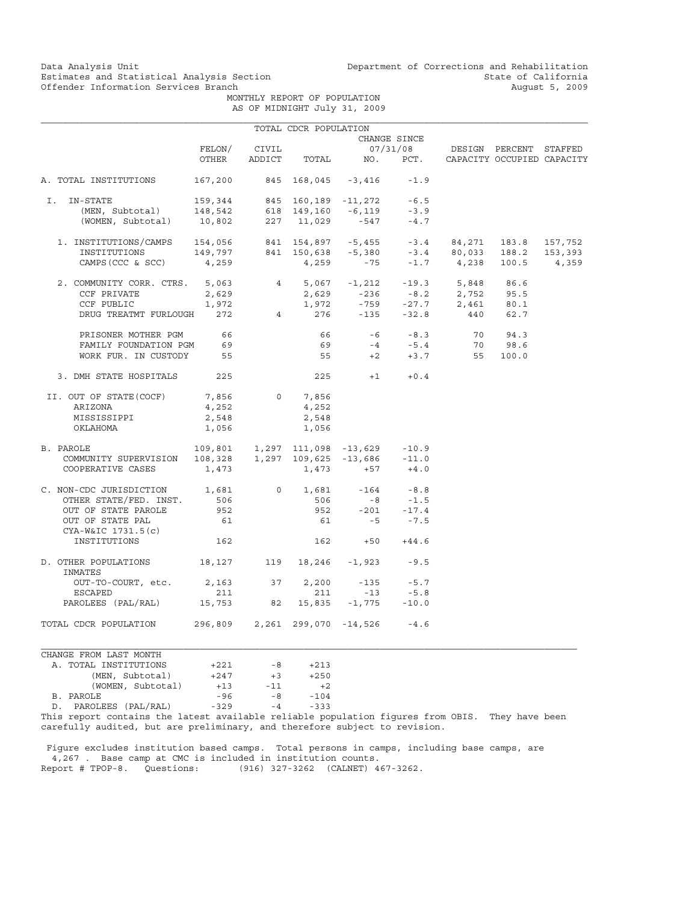Data Analysis Unit
Estimates and Statistical Analysis Section
Offender Information Services Branch

Department of Corrections and Rehabilitation
State of California
August 5, 2009

# MONTHLY REPORT OF POPULATION
## AS OF MIDNIGHT July 31, 2009

| TOTAL CDCR POPULATION | FELON/ OTHER | CIVIL ADDICT | TOTAL | CHANGE SINCE 07/31/08 NO. | PCT. | DESIGN CAPACITY | PERCENT OCCUPIED | STAFFED CAPACITY |
|---|---|---|---|---|---|---|---|---|
| A. TOTAL INSTITUTIONS | 167,200 | 845 | 168,045 | -3,416 | -1.9 | | | |
| I. IN-STATE | 159,344 | 845 | 160,189 | -11,272 | -6.5 | | | |
| (MEN, Subtotal) | 148,542 | 618 | 149,160 | -6,119 | -3.9 | | | |
| (WOMEN, Subtotal) | 10,802 | 227 | 11,029 | -547 | -4.7 | | | |
| 1. INSTITUTIONS/CAMPS | 154,056 | 841 | 154,897 | -5,455 | -3.4 | 84,271 | 183.8 | 157,752 |
| INSTITUTIONS | 149,797 | 841 | 150,638 | -5,380 | -3.4 | 80,033 | 188.2 | 153,393 |
| CAMPS (CCC & SCC) | 4,259 | | 4,259 | -75 | -1.7 | 4,238 | 100.5 | 4,359 |
| 2. COMMUNITY CORR. CTRS. | 5,063 | 4 | 5,067 | -1,212 | -19.3 | 5,848 | 86.6 | |
| CCF PRIVATE | 2,629 | | 2,629 | -236 | -8.2 | 2,752 | 95.5 | |
| CCF PUBLIC | 1,972 | | 1,972 | -759 | -27.7 | 2,461 | 80.1 | |
| DRUG TREATMT FURLOUGH | 272 | 4 | 276 | -135 | -32.8 | 440 | 62.7 | |
| PRISONER MOTHER PGM | 66 | | 66 | -6 | -8.3 | 70 | 94.3 | |
| FAMILY FOUNDATION PGM | 69 | | 69 | -4 | -5.4 | 70 | 98.6 | |
| WORK FUR. IN CUSTODY | 55 | | 55 | +2 | +3.7 | 55 | 100.0 | |
| 3. DMH STATE HOSPITALS | 225 | | 225 | +1 | +0.4 | | | |
| II. OUT OF STATE(COCF) | 7,856 | 0 | 7,856 | | | | | |
| ARIZONA | 4,252 | | 4,252 | | | | | |
| MISSISSIPPI | 2,548 | | 2,548 | | | | | |
| OKLAHOMA | 1,056 | | 1,056 | | | | | |
| B. PAROLE | 109,801 | 1,297 | 111,098 | -13,629 | -10.9 | | | |
| COMMUNITY SUPERVISION | 108,328 | 1,297 | 109,625 | -13,686 | -11.0 | | | |
| COOPERATIVE CASES | 1,473 | | 1,473 | +57 | +4.0 | | | |
| C. NON-CDC JURISDICTION | 1,681 | 0 | 1,681 | -164 | -8.8 | | | |
| OTHER STATE/FED. INST. | 506 | | 506 | -8 | -1.5 | | | |
| OUT OF STATE PAROLE | 952 | | 952 | -201 | -17.4 | | | |
| OUT OF STATE PAL | 61 | | 61 | -5 | -7.5 | | | |
| CYA-W&IC 1731.5(c) INSTITUTIONS | 162 | | 162 | +50 | +44.6 | | | |
| D. OTHER POPULATIONS | 18,127 | 119 | 18,246 | -1,923 | -9.5 | | | |
| INMATES OUT-TO-COURT, etc. | 2,163 | 37 | 2,200 | -135 | -5.7 | | | |
| ESCAPED | 211 | | 211 | -13 | -5.8 | | | |
| PAROLEES (PAL/RAL) | 15,753 | 82 | 15,835 | -1,775 | -10.0 | | | |
| TOTAL CDCR POPULATION | 296,809 | 2,261 | 299,070 | -14,526 | -4.6 | | | |

| CHANGE FROM LAST MONTH | | | |
|---|---|---|---|
| A. TOTAL INSTITUTIONS | +221 | -8 | +213 |
| (MEN, Subtotal) | +247 | +3 | +250 |
| (WOMEN, Subtotal) | +13 | -11 | +2 |
| B. PAROLE | -96 | -8 | -104 |
| D. PAROLEES (PAL/RAL) | -329 | -4 | -333 |

This report contains the latest available reliable population figures from OBIS. They have been carefully audited, but are preliminary, and therefore subject to revision.

Figure excludes institution based camps. Total persons in camps, including base camps, are 4,267 . Base camp at CMC is included in institution counts.
Report # TPOP-8. Questions: (916) 327-3262 (CALNET) 467-3262.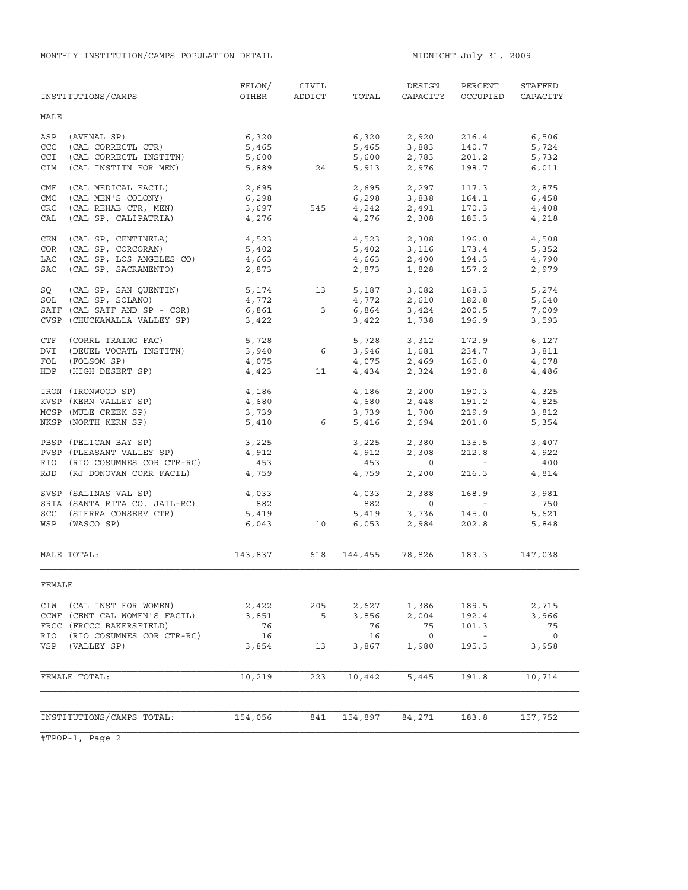MONTHLY INSTITUTION/CAMPS POPULATION DETAIL

MIDNIGHT July 31, 2009

| INSTITUTIONS/CAMPS | FELON/ OTHER | CIVIL ADDICT | TOTAL | DESIGN CAPACITY | PERCENT OCCUPIED | STAFFED CAPACITY |
|---|---|---|---|---|---|---|
| **MALE** | | | | | | |
| ASP (AVENAL SP) | 6,320 | | 6,320 | 2,920 | 216.4 | 6,506 |
| CCC (CAL CORRECTL CTR) | 5,465 | | 5,465 | 3,883 | 140.7 | 5,724 |
| CCI (CAL CORRECTL INSTITN) | 5,600 | | 5,600 | 2,783 | 201.2 | 5,732 |
| CIM (CAL INSTITN FOR MEN) | 5,889 | 24 | 5,913 | 2,976 | 198.7 | 6,011 |
| CMF (CAL MEDICAL FACIL) | 2,695 | | 2,695 | 2,297 | 117.3 | 2,875 |
| CMC (CAL MEN'S COLONY) | 6,298 | | 6,298 | 3,838 | 164.1 | 6,458 |
| CRC (CAL REHAB CTR, MEN) | 3,697 | 545 | 4,242 | 2,491 | 170.3 | 4,408 |
| CAL (CAL SP, CALIPATRIA) | 4,276 | | 4,276 | 2,308 | 185.3 | 4,218 |
| CEN (CAL SP, CENTINELA) | 4,523 | | 4,523 | 2,308 | 196.0 | 4,508 |
| COR (CAL SP, CORCORAN) | 5,402 | | 5,402 | 3,116 | 173.4 | 5,352 |
| LAC (CAL SP, LOS ANGELES CO) | 4,663 | | 4,663 | 2,400 | 194.3 | 4,790 |
| SAC (CAL SP, SACRAMENTO) | 2,873 | | 2,873 | 1,828 | 157.2 | 2,979 |
| SQ (CAL SP, SAN QUENTIN) | 5,174 | 13 | 5,187 | 3,082 | 168.3 | 5,274 |
| SOL (CAL SP, SOLANO) | 4,772 | | 4,772 | 2,610 | 182.8 | 5,040 |
| SATF (CAL SATF AND SP - COR) | 6,861 | 3 | 6,864 | 3,424 | 200.5 | 7,009 |
| CVSP (CHUCKAWALLA VALLEY SP) | 3,422 | | 3,422 | 1,738 | 196.9 | 3,593 |
| CTF (CORRL TRAING FAC) | 5,728 | | 5,728 | 3,312 | 172.9 | 6,127 |
| DVI (DEUEL VOCATL INSTITN) | 3,940 | 6 | 3,946 | 1,681 | 234.7 | 3,811 |
| FOL (FOLSOM SP) | 4,075 | | 4,075 | 2,469 | 165.0 | 4,078 |
| HDP (HIGH DESERT SP) | 4,423 | 11 | 4,434 | 2,324 | 190.8 | 4,486 |
| IRON (IRONWOOD SP) | 4,186 | | 4,186 | 2,200 | 190.3 | 4,325 |
| KVSP (KERN VALLEY SP) | 4,680 | | 4,680 | 2,448 | 191.2 | 4,825 |
| MCSP (MULE CREEK SP) | 3,739 | | 3,739 | 1,700 | 219.9 | 3,812 |
| NKSP (NORTH KERN SP) | 5,410 | 6 | 5,416 | 2,694 | 201.0 | 5,354 |
| PBSP (PELICAN BAY SP) | 3,225 | | 3,225 | 2,380 | 135.5 | 3,407 |
| PVSP (PLEASANT VALLEY SP) | 4,912 | | 4,912 | 2,308 | 212.8 | 4,922 |
| RIO (RIO COSUMNES COR CTR-RC) | 453 | | 453 | 0 | - | 400 |
| RJD (RJ DONOVAN CORR FACIL) | 4,759 | | 4,759 | 2,200 | 216.3 | 4,814 |
| SVSP (SALINAS VAL SP) | 4,033 | | 4,033 | 2,388 | 168.9 | 3,981 |
| SRTA (SANTA RITA CO. JAIL-RC) | 882 | | 882 | 0 | - | 750 |
| SCC (SIERRA CONSERV CTR) | 5,419 | | 5,419 | 3,736 | 145.0 | 5,621 |
| WSP (WASCO SP) | 6,043 | 10 | 6,053 | 2,984 | 202.8 | 5,848 |
| MALE TOTAL: | 143,837 | 618 | 144,455 | 78,826 | 183.3 | 147,038 |
| **FEMALE** | | | | | | |
| CIW (CAL INST FOR WOMEN) | 2,422 | 205 | 2,627 | 1,386 | 189.5 | 2,715 |
| CCWF (CENT CAL WOMEN'S FACIL) | 3,851 | 5 | 3,856 | 2,004 | 192.4 | 3,966 |
| FRCC (FRCCC BAKERSFIELD) | 76 | | 76 | 75 | 101.3 | 75 |
| RIO (RIO COSUMNES COR CTR-RC) | 16 | | 16 | 0 | - | 0 |
| VSP (VALLEY SP) | 3,854 | 13 | 3,867 | 1,980 | 195.3 | 3,958 |
| FEMALE TOTAL: | 10,219 | 223 | 10,442 | 5,445 | 191.8 | 10,714 |
| INSTITUTIONS/CAMPS TOTAL: | 154,056 | 841 | 154,897 | 84,271 | 183.8 | 157,752 |

#TPOP-1, Page 2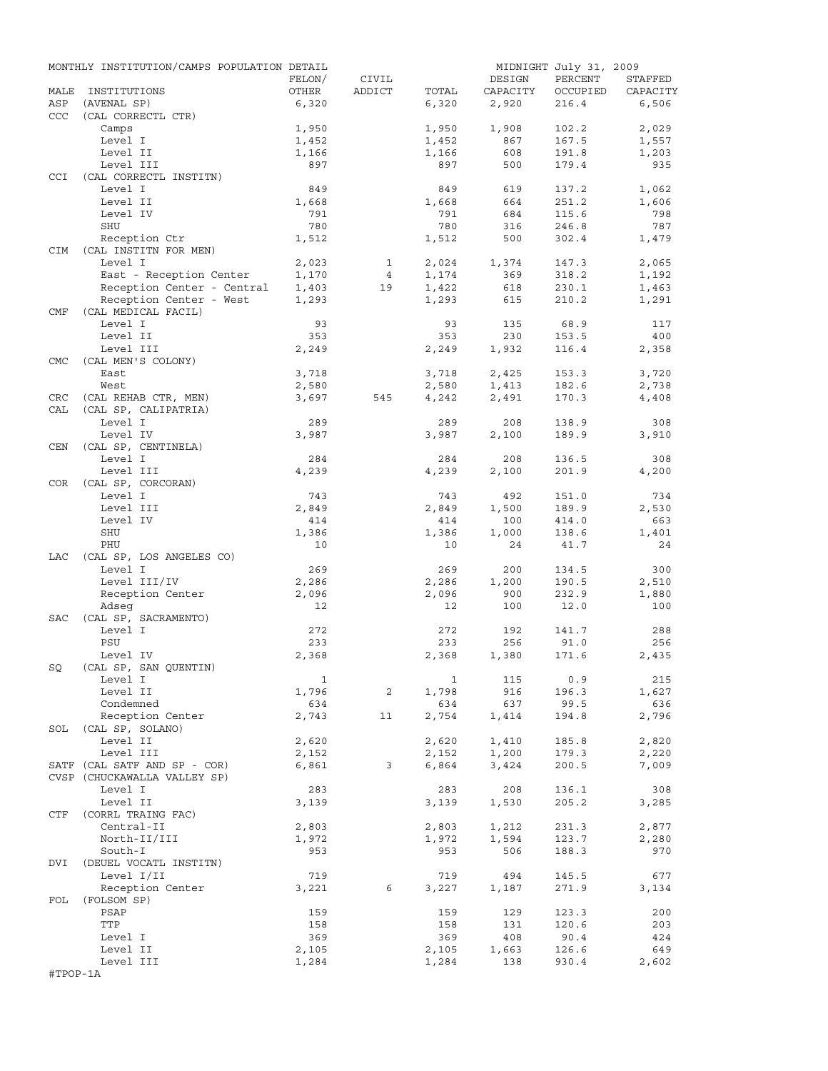MONTHLY INSTITUTION/CAMPS POPULATION DETAIL — MIDNIGHT July 31, 2009

| MALE | INSTITUTIONS | FELON/ OTHER | CIVIL ADDICT | TOTAL | DESIGN CAPACITY | PERCENT OCCUPIED | STAFFED CAPACITY |
|---|---|---|---|---|---|---|---|
| ASP | (AVENAL SP) | 6,320 | | 6,320 | 2,920 | 216.4 | 6,506 |
| CCC | (CAL CORRECTL CTR) | | | | | | |
| | Camps | 1,950 | | 1,950 | 1,908 | 102.2 | 2,029 |
| | Level I | 1,452 | | 1,452 | 867 | 167.5 | 1,557 |
| | Level II | 1,166 | | 1,166 | 608 | 191.8 | 1,203 |
| | Level III | 897 | | 897 | 500 | 179.4 | 935 |
| CCI | (CAL CORRECTL INSTITN) | | | | | | |
| | Level I | 849 | | 849 | 619 | 137.2 | 1,062 |
| | Level II | 1,668 | | 1,668 | 664 | 251.2 | 1,606 |
| | Level IV | 791 | | 791 | 684 | 115.6 | 798 |
| | SHU | 780 | | 780 | 316 | 246.8 | 787 |
| | Reception Ctr | 1,512 | | 1,512 | 500 | 302.4 | 1,479 |
| CIM | (CAL INSTITN FOR MEN) | | | | | | |
| | Level I | 2,023 | 1 | 2,024 | 1,374 | 147.3 | 2,065 |
| | East - Reception Center | 1,170 | 4 | 1,174 | 369 | 318.2 | 1,192 |
| | Reception Center - Central | 1,403 | 19 | 1,422 | 618 | 230.1 | 1,463 |
| | Reception Center - West | 1,293 | | 1,293 | 615 | 210.2 | 1,291 |
| CMF | (CAL MEDICAL FACIL) | | | | | | |
| | Level I | 93 | | 93 | 135 | 68.9 | 117 |
| | Level II | 353 | | 353 | 230 | 153.5 | 400 |
| | Level III | 2,249 | | 2,249 | 1,932 | 116.4 | 2,358 |
| CMC | (CAL MEN'S COLONY) | | | | | | |
| | East | 3,718 | | 3,718 | 2,425 | 153.3 | 3,720 |
| | West | 2,580 | | 2,580 | 1,413 | 182.6 | 2,738 |
| CRC | (CAL REHAB CTR, MEN) | 3,697 | 545 | 4,242 | 2,491 | 170.3 | 4,408 |
| CAL | (CAL SP, CALIPATRIA) | | | | | | |
| | Level I | 289 | | 289 | 208 | 138.9 | 308 |
| | Level IV | 3,987 | | 3,987 | 2,100 | 189.9 | 3,910 |
| CEN | (CAL SP, CENTINELA) | | | | | | |
| | Level I | 284 | | 284 | 208 | 136.5 | 308 |
| | Level III | 4,239 | | 4,239 | 2,100 | 201.9 | 4,200 |
| COR | (CAL SP, CORCORAN) | | | | | | |
| | Level I | 743 | | 743 | 492 | 151.0 | 734 |
| | Level III | 2,849 | | 2,849 | 1,500 | 189.9 | 2,530 |
| | Level IV | 414 | | 414 | 100 | 414.0 | 663 |
| | SHU | 1,386 | | 1,386 | 1,000 | 138.6 | 1,401 |
| | PHU | 10 | | 10 | 24 | 41.7 | 24 |
| LAC | (CAL SP, LOS ANGELES CO) | | | | | | |
| | Level I | 269 | | 269 | 200 | 134.5 | 300 |
| | Level III/IV | 2,286 | | 2,286 | 1,200 | 190.5 | 2,510 |
| | Reception Center | 2,096 | | 2,096 | 900 | 232.9 | 1,880 |
| | Adseg | 12 | | 12 | 100 | 12.0 | 100 |
| SAC | (CAL SP, SACRAMENTO) | | | | | | |
| | Level I | 272 | | 272 | 192 | 141.7 | 288 |
| | PSU | 233 | | 233 | 256 | 91.0 | 256 |
| | Level IV | 2,368 | | 2,368 | 1,380 | 171.6 | 2,435 |
| SQ | (CAL SP, SAN QUENTIN) | | | | | | |
| | Level I | 1 | | 1 | 115 | 0.9 | 215 |
| | Level II | 1,796 | 2 | 1,798 | 916 | 196.3 | 1,627 |
| | Condemned | 634 | | 634 | 637 | 99.5 | 636 |
| | Reception Center | 2,743 | 11 | 2,754 | 1,414 | 194.8 | 2,796 |
| SOL | (CAL SP, SOLANO) | | | | | | |
| | Level II | 2,620 | | 2,620 | 1,410 | 185.8 | 2,820 |
| | Level III | 2,152 | | 2,152 | 1,200 | 179.3 | 2,220 |
| SATF | (CAL SATF AND SP - COR) | 6,861 | 3 | 6,864 | 3,424 | 200.5 | 7,009 |
| CVSP | (CHUCKAWALLA VALLEY SP) | | | | | | |
| | Level I | 283 | | 283 | 208 | 136.1 | 308 |
| | Level II | 3,139 | | 3,139 | 1,530 | 205.2 | 3,285 |
| CTF | (CORRL TRAING FAC) | | | | | | |
| | Central-II | 2,803 | | 2,803 | 1,212 | 231.3 | 2,877 |
| | North-II/III | 1,972 | | 1,972 | 1,594 | 123.7 | 2,280 |
| | South-I | 953 | | 953 | 506 | 188.3 | 970 |
| DVI | (DEUEL VOCATL INSTITN) | | | | | | |
| | Level I/II | 719 | | 719 | 494 | 145.5 | 677 |
| | Reception Center | 3,221 | 6 | 3,227 | 1,187 | 271.9 | 3,134 |
| FOL | (FOLSOM SP) | | | | | | |
| | PSAP | 159 | | 159 | 129 | 123.3 | 200 |
| | TTP | 158 | | 158 | 131 | 120.6 | 203 |
| | Level I | 369 | | 369 | 408 | 90.4 | 424 |
| | Level II | 2,105 | | 2,105 | 1,663 | 126.6 | 649 |
| | Level III | 1,284 | | 1,284 | 138 | 930.4 | 2,602 |

#TPOP-1A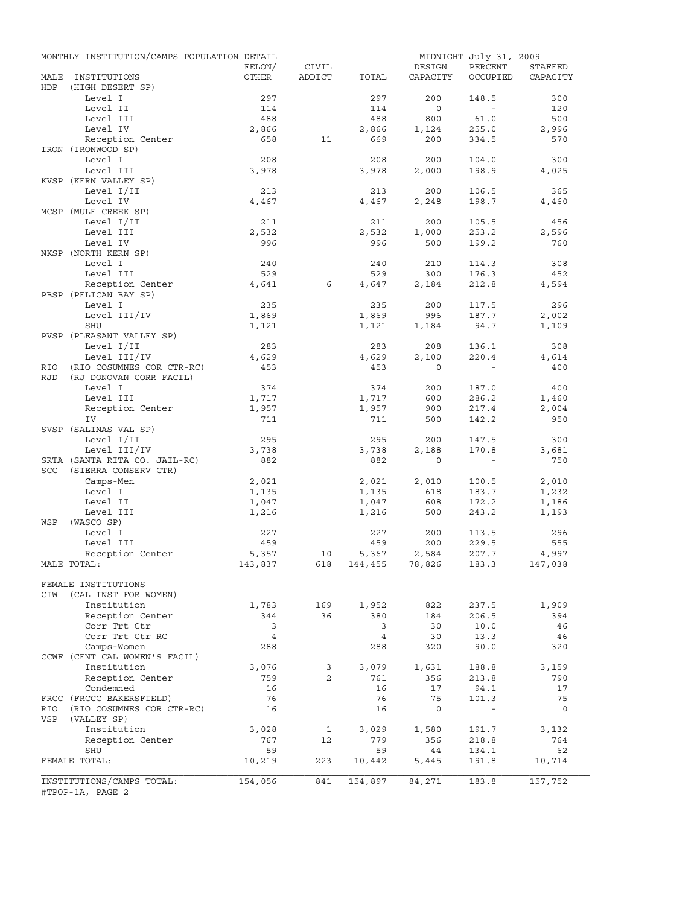MONTHLY INSTITUTION/CAMPS POPULATION DETAIL — MIDNIGHT July 31, 2009

| MALE INSTITUTIONS | FELON/ OTHER | CIVIL ADDICT | TOTAL | DESIGN CAPACITY | PERCENT OCCUPIED | STAFFED CAPACITY |
|---|---|---|---|---|---|---|
| HDP (HIGH DESERT SP) | | | | | | |
| Level I | 297 | | 297 | 200 | 148.5 | 300 |
| Level II | 114 | | 114 | 0 | - | 120 |
| Level III | 488 | | 488 | 800 | 61.0 | 500 |
| Level IV | 2,866 | | 2,866 | 1,124 | 255.0 | 2,996 |
| Reception Center | 658 | 11 | 669 | 200 | 334.5 | 570 |
| IRON (IRONWOOD SP) | | | | | | |
| Level I | 208 | | 208 | 200 | 104.0 | 300 |
| Level III | 3,978 | | 3,978 | 2,000 | 198.9 | 4,025 |
| KVSP (KERN VALLEY SP) | | | | | | |
| Level I/II | 213 | | 213 | 200 | 106.5 | 365 |
| Level IV | 4,467 | | 4,467 | 2,248 | 198.7 | 4,460 |
| MCSP (MULE CREEK SP) | | | | | | |
| Level I/II | 211 | | 211 | 200 | 105.5 | 456 |
| Level III | 2,532 | | 2,532 | 1,000 | 253.2 | 2,596 |
| Level IV | 996 | | 996 | 500 | 199.2 | 760 |
| NKSP (NORTH KERN SP) | | | | | | |
| Level I | 240 | | 240 | 210 | 114.3 | 308 |
| Level III | 529 | | 529 | 300 | 176.3 | 452 |
| Reception Center | 4,641 | 6 | 4,647 | 2,184 | 212.8 | 4,594 |
| PBSP (PELICAN BAY SP) | | | | | | |
| Level I | 235 | | 235 | 200 | 117.5 | 296 |
| Level III/IV | 1,869 | | 1,869 | 996 | 187.7 | 2,002 |
| SHU | 1,121 | | 1,121 | 1,184 | 94.7 | 1,109 |
| PVSP (PLEASANT VALLEY SP) | | | | | | |
| Level I/II | 283 | | 283 | 208 | 136.1 | 308 |
| Level III/IV | 4,629 | | 4,629 | 2,100 | 220.4 | 4,614 |
| RIO (RIO COSUMNES COR CTR-RC) | 453 | | 453 | 0 | - | 400 |
| RJD (RJ DONOVAN CORR FACIL) | | | | | | |
| Level I | 374 | | 374 | 200 | 187.0 | 400 |
| Level III | 1,717 | | 1,717 | 600 | 286.2 | 1,460 |
| Reception Center | 1,957 | | 1,957 | 900 | 217.4 | 2,004 |
| IV | 711 | | 711 | 500 | 142.2 | 950 |
| SVSP (SALINAS VAL SP) | | | | | | |
| Level I/II | 295 | | 295 | 200 | 147.5 | 300 |
| Level III/IV | 3,738 | | 3,738 | 2,188 | 170.8 | 3,681 |
| SRTA (SANTA RITA CO. JAIL-RC) | 882 | | 882 | 0 | - | 750 |
| SCC (SIERRA CONSERV CTR) | | | | | | |
| Camps-Men | 2,021 | | 2,021 | 2,010 | 100.5 | 2,010 |
| Level I | 1,135 | | 1,135 | 618 | 183.7 | 1,232 |
| Level II | 1,047 | | 1,047 | 608 | 172.2 | 1,186 |
| Level III | 1,216 | | 1,216 | 500 | 243.2 | 1,193 |
| WSP (WASCO SP) | | | | | | |
| Level I | 227 | | 227 | 200 | 113.5 | 296 |
| Level III | 459 | | 459 | 200 | 229.5 | 555 |
| Reception Center | 5,357 | 10 | 5,367 | 2,584 | 207.7 | 4,997 |
| MALE TOTAL: | 143,837 | 618 | 144,455 | 78,826 | 183.3 | 147,038 |
| **FEMALE INSTITUTIONS** | | | | | | |
| CIW (CAL INST FOR WOMEN) | | | | | | |
| Institution | 1,783 | 169 | 1,952 | 822 | 237.5 | 1,909 |
| Reception Center | 344 | 36 | 380 | 184 | 206.5 | 394 |
| Corr Trt Ctr | 3 | | 3 | 30 | 10.0 | 46 |
| Corr Trt Ctr RC | 4 | | 4 | 30 | 13.3 | 46 |
| Camps-Women | 288 | | 288 | 320 | 90.0 | 320 |
| CCWF (CENT CAL WOMEN'S FACIL) | | | | | | |
| Institution | 3,076 | 3 | 3,079 | 1,631 | 188.8 | 3,159 |
| Reception Center | 759 | 2 | 761 | 356 | 213.8 | 790 |
| Condemned | 16 | | 16 | 17 | 94.1 | 17 |
| FRCC (FRCCC BAKERSFIELD) | 76 | | 76 | 75 | 101.3 | 75 |
| RIO (RIO COSUMNES COR CTR-RC) | 16 | | 16 | 0 | - | 0 |
| VSP (VALLEY SP) | | | | | | |
| Institution | 3,028 | 1 | 3,029 | 1,580 | 191.7 | 3,132 |
| Reception Center | 767 | 12 | 779 | 356 | 218.8 | 764 |
| SHU | 59 | | 59 | 44 | 134.1 | 62 |
| FEMALE TOTAL: | 10,219 | 223 | 10,442 | 5,445 | 191.8 | 10,714 |
| INSTITUTIONS/CAMPS TOTAL: | 154,056 | 841 | 154,897 | 84,271 | 183.8 | 157,752 |

#TPOP-1A, PAGE 2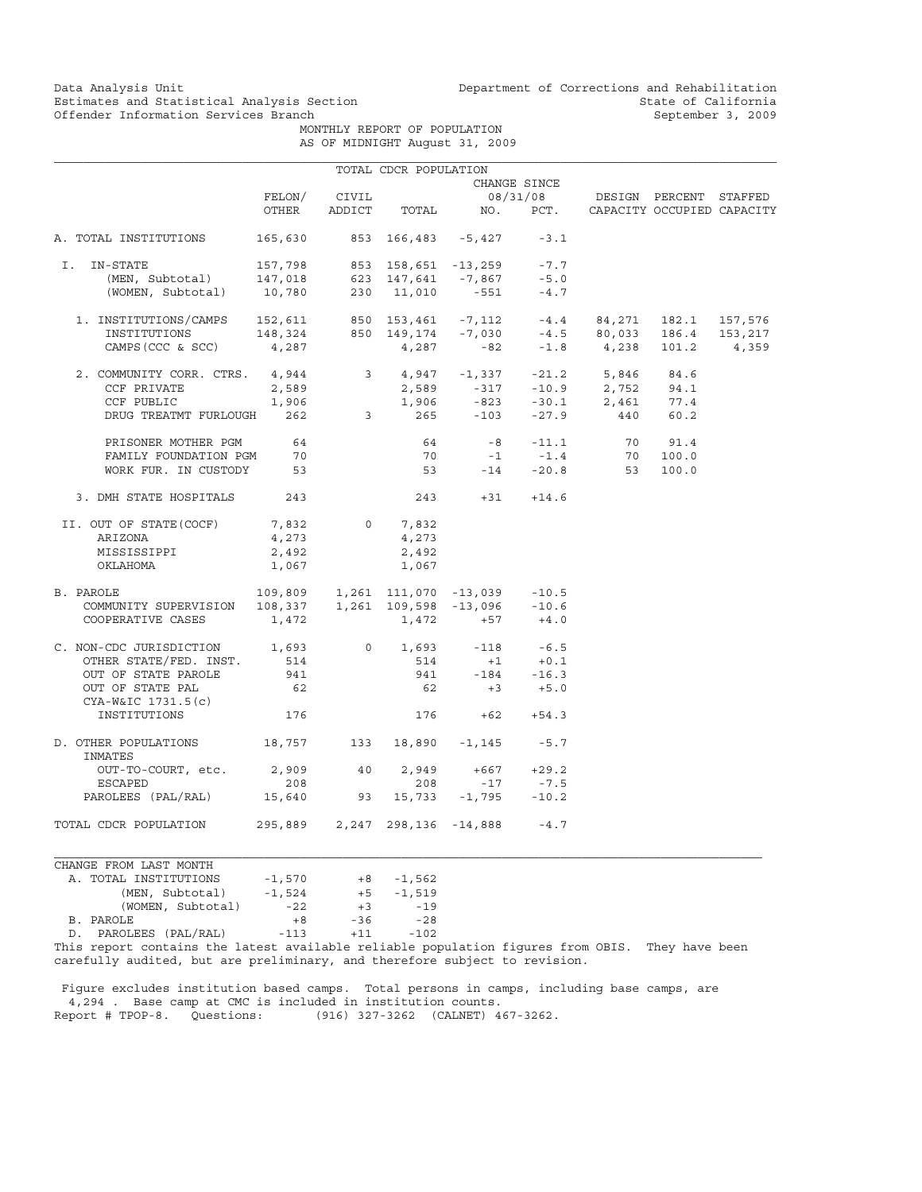Data Analysis Unit
Estimates and Statistical Analysis Section
Offender Information Services Branch

Department of Corrections and Rehabilitation
State of California
September 3, 2009

MONTHLY REPORT OF POPULATION
AS OF MIDNIGHT August 31, 2009

TOTAL CDCR POPULATION

| | FELON/ OTHER | CIVIL ADDICT | TOTAL | CHANGE SINCE 08/31/08 NO. | PCT. | DESIGN CAPACITY | PERCENT OCCUPIED | STAFFED CAPACITY |
|---|---|---|---|---|---|---|---|---|
| A. TOTAL INSTITUTIONS | 165,630 | 853 | 166,483 | -5,427 | -3.1 | | | |
| I. IN-STATE | 157,798 | 853 | 158,651 | -13,259 | -7.7 | | | |
| (MEN, Subtotal) | 147,018 | 623 | 147,641 | -7,867 | -5.0 | | | |
| (WOMEN, Subtotal) | 10,780 | 230 | 11,010 | -551 | -4.7 | | | |
| 1. INSTITUTIONS/CAMPS | 152,611 | 850 | 153,461 | -7,112 | -4.4 | 84,271 | 182.1 | 157,576 |
| INSTITUTIONS | 148,324 | 850 | 149,174 | -7,030 | -4.5 | 80,033 | 186.4 | 153,217 |
| CAMPS (CCC & SCC) | 4,287 | | 4,287 | -82 | -1.8 | 4,238 | 101.2 | 4,359 |
| 2. COMMUNITY CORR. CTRS. | 4,944 | 3 | 4,947 | -1,337 | -21.2 | 5,846 | 84.6 | |
| CCF PRIVATE | 2,589 | | 2,589 | -317 | -10.9 | 2,752 | 94.1 | |
| CCF PUBLIC | 1,906 | | 1,906 | -823 | -30.1 | 2,461 | 77.4 | |
| DRUG TREATMT FURLOUGH | 262 | 3 | 265 | -103 | -27.9 | 440 | 60.2 | |
| PRISONER MOTHER PGM | 64 | | 64 | -8 | -11.1 | 70 | 91.4 | |
| FAMILY FOUNDATION PGM | 70 | | 70 | -1 | -1.4 | 70 | 100.0 | |
| WORK FUR. IN CUSTODY | 53 | | 53 | -14 | -20.8 | 53 | 100.0 | |
| 3. DMH STATE HOSPITALS | 243 | | 243 | +31 | +14.6 | | | |
| II. OUT OF STATE(COCF) | 7,832 | 0 | 7,832 | | | | | |
| ARIZONA | 4,273 | | 4,273 | | | | | |
| MISSISSIPPI | 2,492 | | 2,492 | | | | | |
| OKLAHOMA | 1,067 | | 1,067 | | | | | |
| B. PAROLE | 109,809 | 1,261 | 111,070 | -13,039 | -10.5 | | | |
| COMMUNITY SUPERVISION | 108,337 | 1,261 | 109,598 | -13,096 | -10.6 | | | |
| COOPERATIVE CASES | 1,472 | | 1,472 | +57 | +4.0 | | | |
| C. NON-CDC JURISDICTION | 1,693 | 0 | 1,693 | -118 | -6.5 | | | |
| OTHER STATE/FED. INST. | 514 | | 514 | +1 | +0.1 | | | |
| OUT OF STATE PAROLE | 941 | | 941 | -184 | -16.3 | | | |
| OUT OF STATE PAL | 62 | | 62 | +3 | +5.0 | | | |
| CYA-W&IC 1731.5(c) INSTITUTIONS | 176 | | 176 | +62 | +54.3 | | | |
| D. OTHER POPULATIONS | 18,757 | 133 | 18,890 | -1,145 | -5.7 | | | |
| INMATES OUT-TO-COURT, etc. | 2,909 | 40 | 2,949 | +667 | +29.2 | | | |
| ESCAPED | 208 | | 208 | -17 | -7.5 | | | |
| PAROLEES (PAL/RAL) | 15,640 | 93 | 15,733 | -1,795 | -10.2 | | | |
| TOTAL CDCR POPULATION | 295,889 | 2,247 | 298,136 | -14,888 | -4.7 | | | |

| CHANGE FROM LAST MONTH | | | |
|---|---|---|---|
| A. TOTAL INSTITUTIONS | -1,570 | +8 | -1,562 |
| (MEN, Subtotal) | -1,524 | +5 | -1,519 |
| (WOMEN, Subtotal) | -22 | +3 | -19 |
| B. PAROLE | +8 | -36 | -28 |
| D. PAROLEES (PAL/RAL) | -113 | +11 | -102 |

This report contains the latest available reliable population figures from OBIS. They have been carefully audited, but are preliminary, and therefore subject to revision.

Figure excludes institution based camps. Total persons in camps, including base camps, are 4,294 . Base camp at CMC is included in institution counts.
Report # TPOP-8. Questions: (916) 327-3262 (CALNET) 467-3262.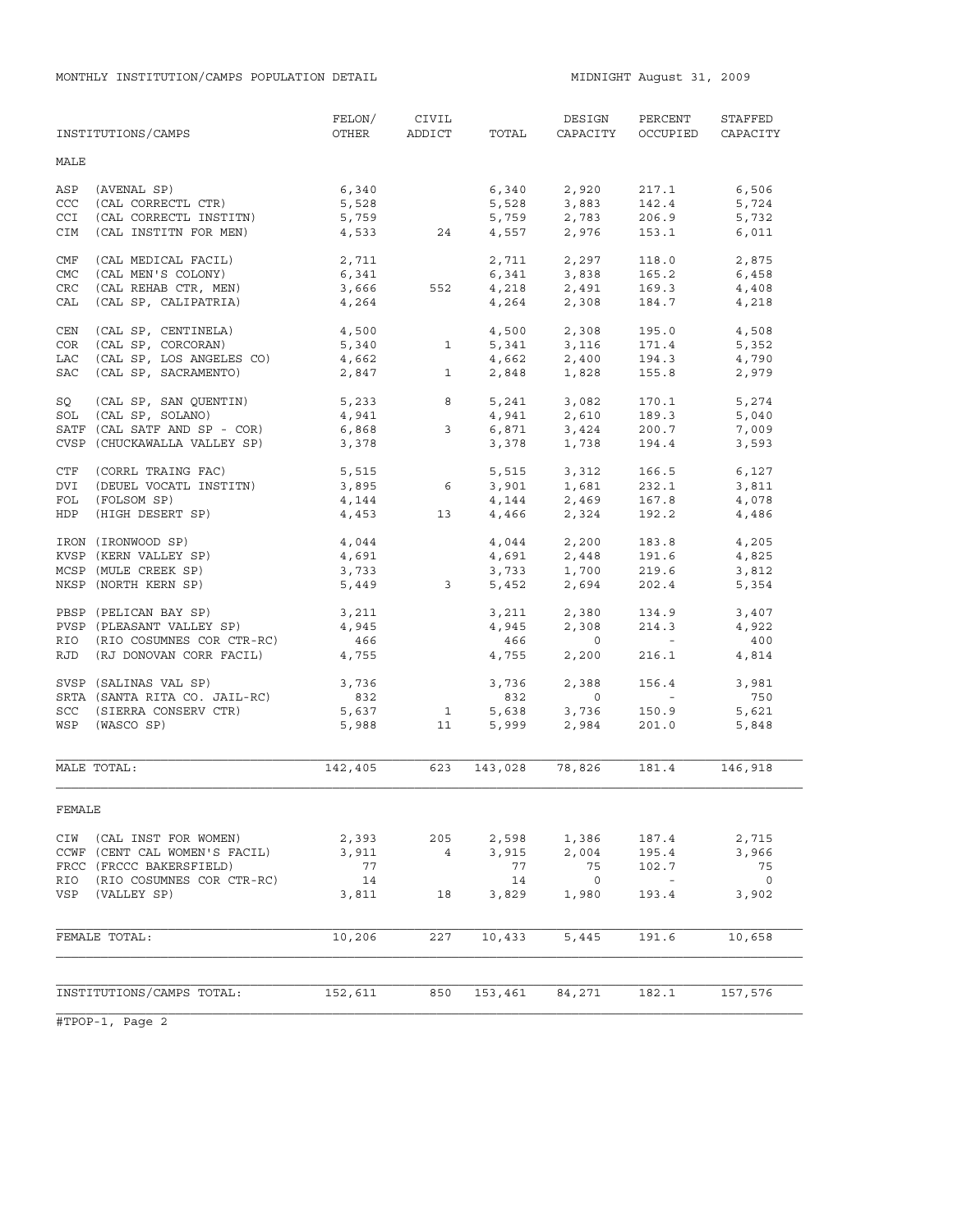MONTHLY INSTITUTION/CAMPS POPULATION DETAIL

MIDNIGHT August 31, 2009

| INSTITUTIONS/CAMPS | FELON/ OTHER | CIVIL ADDICT | TOTAL | DESIGN CAPACITY | PERCENT OCCUPIED | STAFFED CAPACITY |
|---|---|---|---|---|---|---|
| **MALE** | | | | | | |
| ASP (AVENAL SP) | 6,340 | | 6,340 | 2,920 | 217.1 | 6,506 |
| CCC (CAL CORRECTL CTR) | 5,528 | | 5,528 | 3,883 | 142.4 | 5,724 |
| CCI (CAL CORRECTL INSTITN) | 5,759 | | 5,759 | 2,783 | 206.9 | 5,732 |
| CIM (CAL INSTITN FOR MEN) | 4,533 | 24 | 4,557 | 2,976 | 153.1 | 6,011 |
| CMF (CAL MEDICAL FACIL) | 2,711 | | 2,711 | 2,297 | 118.0 | 2,875 |
| CMC (CAL MEN'S COLONY) | 6,341 | | 6,341 | 3,838 | 165.2 | 6,458 |
| CRC (CAL REHAB CTR, MEN) | 3,666 | 552 | 4,218 | 2,491 | 169.3 | 4,408 |
| CAL (CAL SP, CALIPATRIA) | 4,264 | | 4,264 | 2,308 | 184.7 | 4,218 |
| CEN (CAL SP, CENTINELA) | 4,500 | | 4,500 | 2,308 | 195.0 | 4,508 |
| COR (CAL SP, CORCORAN) | 5,340 | 1 | 5,341 | 3,116 | 171.4 | 5,352 |
| LAC (CAL SP, LOS ANGELES CO) | 4,662 | | 4,662 | 2,400 | 194.3 | 4,790 |
| SAC (CAL SP, SACRAMENTO) | 2,847 | 1 | 2,848 | 1,828 | 155.8 | 2,979 |
| SQ (CAL SP, SAN QUENTIN) | 5,233 | 8 | 5,241 | 3,082 | 170.1 | 5,274 |
| SOL (CAL SP, SOLANO) | 4,941 | | 4,941 | 2,610 | 189.3 | 5,040 |
| SATF (CAL SATF AND SP - COR) | 6,868 | 3 | 6,871 | 3,424 | 200.7 | 7,009 |
| CVSP (CHUCKAWALLA VALLEY SP) | 3,378 | | 3,378 | 1,738 | 194.4 | 3,593 |
| CTF (CORRL TRAING FAC) | 5,515 | | 5,515 | 3,312 | 166.5 | 6,127 |
| DVI (DEUEL VOCATL INSTITN) | 3,895 | 6 | 3,901 | 1,681 | 232.1 | 3,811 |
| FOL (FOLSOM SP) | 4,144 | | 4,144 | 2,469 | 167.8 | 4,078 |
| HDP (HIGH DESERT SP) | 4,453 | 13 | 4,466 | 2,324 | 192.2 | 4,486 |
| IRON (IRONWOOD SP) | 4,044 | | 4,044 | 2,200 | 183.8 | 4,205 |
| KVSP (KERN VALLEY SP) | 4,691 | | 4,691 | 2,448 | 191.6 | 4,825 |
| MCSP (MULE CREEK SP) | 3,733 | | 3,733 | 1,700 | 219.6 | 3,812 |
| NKSP (NORTH KERN SP) | 5,449 | 3 | 5,452 | 2,694 | 202.4 | 5,354 |
| PBSP (PELICAN BAY SP) | 3,211 | | 3,211 | 2,380 | 134.9 | 3,407 |
| PVSP (PLEASANT VALLEY SP) | 4,945 | | 4,945 | 2,308 | 214.3 | 4,922 |
| RIO (RIO COSUMNES COR CTR-RC) | 466 | | 466 | 0 | - | 400 |
| RJD (RJ DONOVAN CORR FACIL) | 4,755 | | 4,755 | 2,200 | 216.1 | 4,814 |
| SVSP (SALINAS VAL SP) | 3,736 | | 3,736 | 2,388 | 156.4 | 3,981 |
| SRTA (SANTA RITA CO. JAIL-RC) | 832 | | 832 | 0 | - | 750 |
| SCC (SIERRA CONSERV CTR) | 5,637 | 1 | 5,638 | 3,736 | 150.9 | 5,621 |
| WSP (WASCO SP) | 5,988 | 11 | 5,999 | 2,984 | 201.0 | 5,848 |
| MALE TOTAL: | 142,405 | 623 | 143,028 | 78,826 | 181.4 | 146,918 |
| **FEMALE** | | | | | | |
| CIW (CAL INST FOR WOMEN) | 2,393 | 205 | 2,598 | 1,386 | 187.4 | 2,715 |
| CCWF (CENT CAL WOMEN'S FACIL) | 3,911 | 4 | 3,915 | 2,004 | 195.4 | 3,966 |
| FRCC (FRCCC BAKERSFIELD) | 77 | | 77 | 75 | 102.7 | 75 |
| RIO (RIO COSUMNES COR CTR-RC) | 14 | | 14 | 0 | - | 0 |
| VSP (VALLEY SP) | 3,811 | 18 | 3,829 | 1,980 | 193.4 | 3,902 |
| FEMALE TOTAL: | 10,206 | 227 | 10,433 | 5,445 | 191.6 | 10,658 |
| INSTITUTIONS/CAMPS TOTAL: | 152,611 | 850 | 153,461 | 84,271 | 182.1 | 157,576 |

#TPOP-1, Page 2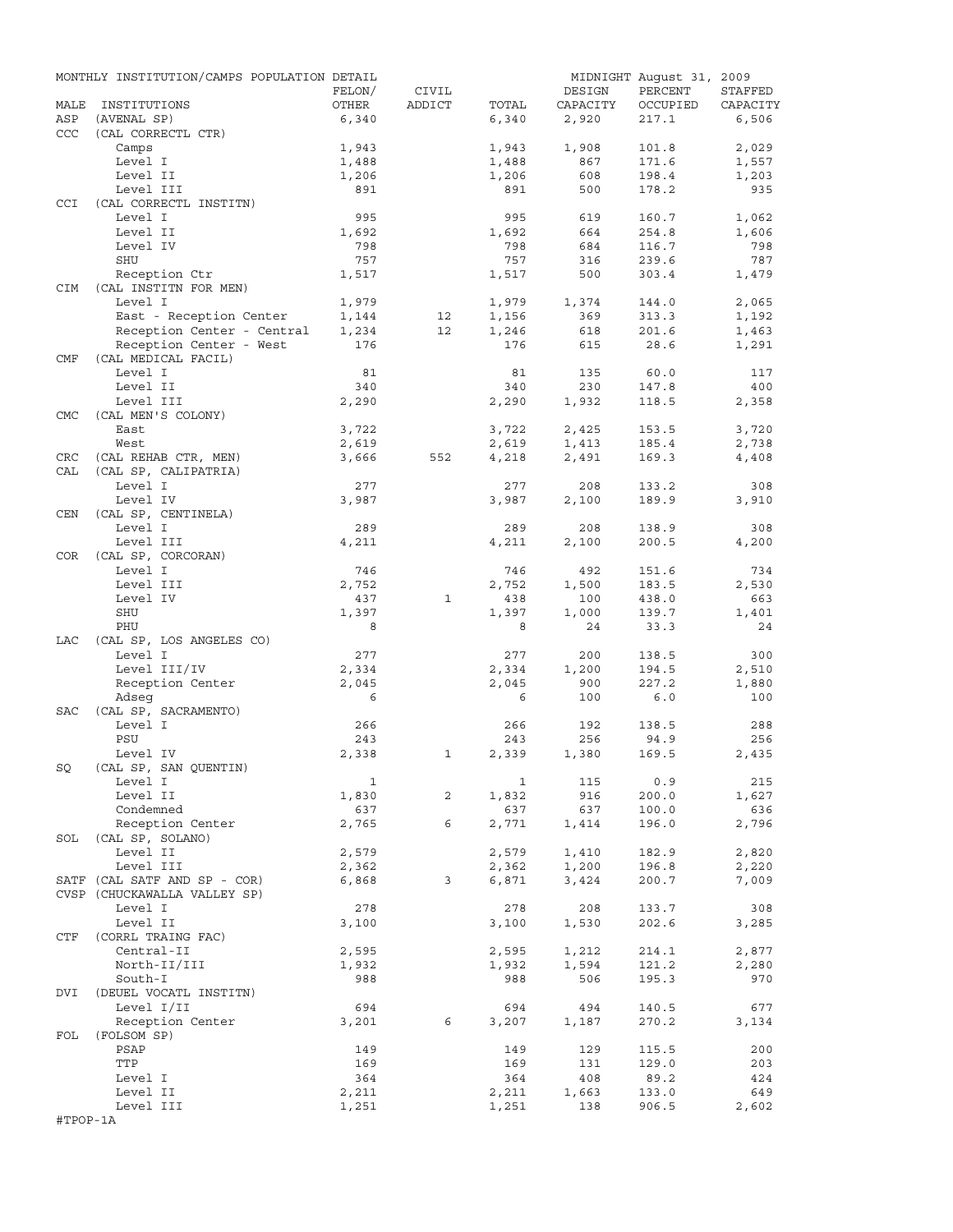MONTHLY INSTITUTION/CAMPS POPULATION DETAIL — MIDNIGHT August 31, 2009

| MALE | INSTITUTIONS | FELON/ OTHER | CIVIL ADDICT | TOTAL | DESIGN CAPACITY | PERCENT OCCUPIED | STAFFED CAPACITY |
|---|---|---|---|---|---|---|---|
| ASP | (AVENAL SP) | 6,340 | | 6,340 | 2,920 | 217.1 | 6,506 |
| CCC | (CAL CORRECTL CTR) | | | | | | |
| | Camps | 1,943 | | 1,943 | 1,908 | 101.8 | 2,029 |
| | Level I | 1,488 | | 1,488 | 867 | 171.6 | 1,557 |
| | Level II | 1,206 | | 1,206 | 608 | 198.4 | 1,203 |
| | Level III | 891 | | 891 | 500 | 178.2 | 935 |
| CCI | (CAL CORRECTL INSTITN) | | | | | | |
| | Level I | 995 | | 995 | 619 | 160.7 | 1,062 |
| | Level II | 1,692 | | 1,692 | 664 | 254.8 | 1,606 |
| | Level IV | 798 | | 798 | 684 | 116.7 | 798 |
| | SHU | 757 | | 757 | 316 | 239.6 | 787 |
| | Reception Ctr | 1,517 | | 1,517 | 500 | 303.4 | 1,479 |
| CIM | (CAL INSTITN FOR MEN) | | | | | | |
| | Level I | 1,979 | | 1,979 | 1,374 | 144.0 | 2,065 |
| | East - Reception Center | 1,144 | 12 | 1,156 | 369 | 313.3 | 1,192 |
| | Reception Center - Central | 1,234 | 12 | 1,246 | 618 | 201.6 | 1,463 |
| | Reception Center - West | 176 | | 176 | 615 | 28.6 | 1,291 |
| CMF | (CAL MEDICAL FACIL) | | | | | | |
| | Level I | 81 | | 81 | 135 | 60.0 | 117 |
| | Level II | 340 | | 340 | 230 | 147.8 | 400 |
| | Level III | 2,290 | | 2,290 | 1,932 | 118.5 | 2,358 |
| CMC | (CAL MEN'S COLONY) | | | | | | |
| | East | 3,722 | | 3,722 | 2,425 | 153.5 | 3,720 |
| | West | 2,619 | | 2,619 | 1,413 | 185.4 | 2,738 |
| CRC | (CAL REHAB CTR, MEN) | 3,666 | 552 | 4,218 | 2,491 | 169.3 | 4,408 |
| CAL | (CAL SP, CALIPATRIA) | | | | | | |
| | Level I | 277 | | 277 | 208 | 133.2 | 308 |
| | Level IV | 3,987 | | 3,987 | 2,100 | 189.9 | 3,910 |
| CEN | (CAL SP, CENTINELA) | | | | | | |
| | Level I | 289 | | 289 | 208 | 138.9 | 308 |
| | Level III | 4,211 | | 4,211 | 2,100 | 200.5 | 4,200 |
| COR | (CAL SP, CORCORAN) | | | | | | |
| | Level I | 746 | | 746 | 492 | 151.6 | 734 |
| | Level III | 2,752 | | 2,752 | 1,500 | 183.5 | 2,530 |
| | Level IV | 437 | 1 | 438 | 100 | 438.0 | 663 |
| | SHU | 1,397 | | 1,397 | 1,000 | 139.7 | 1,401 |
| | PHU | 8 | | 8 | 24 | 33.3 | 24 |
| LAC | (CAL SP, LOS ANGELES CO) | | | | | | |
| | Level I | 277 | | 277 | 200 | 138.5 | 300 |
| | Level III/IV | 2,334 | | 2,334 | 1,200 | 194.5 | 2,510 |
| | Reception Center | 2,045 | | 2,045 | 900 | 227.2 | 1,880 |
| | Adseg | 6 | | 6 | 100 | 6.0 | 100 |
| SAC | (CAL SP, SACRAMENTO) | | | | | | |
| | Level I | 266 | | 266 | 192 | 138.5 | 288 |
| | PSU | 243 | | 243 | 256 | 94.9 | 256 |
| | Level IV | 2,338 | 1 | 2,339 | 1,380 | 169.5 | 2,435 |
| SQ | (CAL SP, SAN QUENTIN) | | | | | | |
| | Level I | 1 | | 1 | 115 | 0.9 | 215 |
| | Level II | 1,830 | 2 | 1,832 | 916 | 200.0 | 1,627 |
| | Condemned | 637 | | 637 | 637 | 100.0 | 636 |
| | Reception Center | 2,765 | 6 | 2,771 | 1,414 | 196.0 | 2,796 |
| SOL | (CAL SP, SOLANO) | | | | | | |
| | Level II | 2,579 | | 2,579 | 1,410 | 182.9 | 2,820 |
| | Level III | 2,362 | | 2,362 | 1,200 | 196.8 | 2,220 |
| SATF | (CAL SATF AND SP - COR) | 6,868 | 3 | 6,871 | 3,424 | 200.7 | 7,009 |
| CVSP | (CHUCKAWALLA VALLEY SP) | | | | | | |
| | Level I | 278 | | 278 | 208 | 133.7 | 308 |
| | Level II | 3,100 | | 3,100 | 1,530 | 202.6 | 3,285 |
| CTF | (CORRL TRAING FAC) | | | | | | |
| | Central-II | 2,595 | | 2,595 | 1,212 | 214.1 | 2,877 |
| | North-II/III | 1,932 | | 1,932 | 1,594 | 121.2 | 2,280 |
| | South-I | 988 | | 988 | 506 | 195.3 | 970 |
| DVI | (DEUEL VOCATL INSTITN) | | | | | | |
| | Level I/II | 694 | | 694 | 494 | 140.5 | 677 |
| | Reception Center | 3,201 | 6 | 3,207 | 1,187 | 270.2 | 3,134 |
| FOL | (FOLSOM SP) | | | | | | |
| | PSAP | 149 | | 149 | 129 | 115.5 | 200 |
| | TTP | 169 | | 169 | 131 | 129.0 | 203 |
| | Level I | 364 | | 364 | 408 | 89.2 | 424 |
| | Level II | 2,211 | | 2,211 | 1,663 | 133.0 | 649 |
| | Level III | 1,251 | | 1,251 | 138 | 906.5 | 2,602 |

#TPOP-1A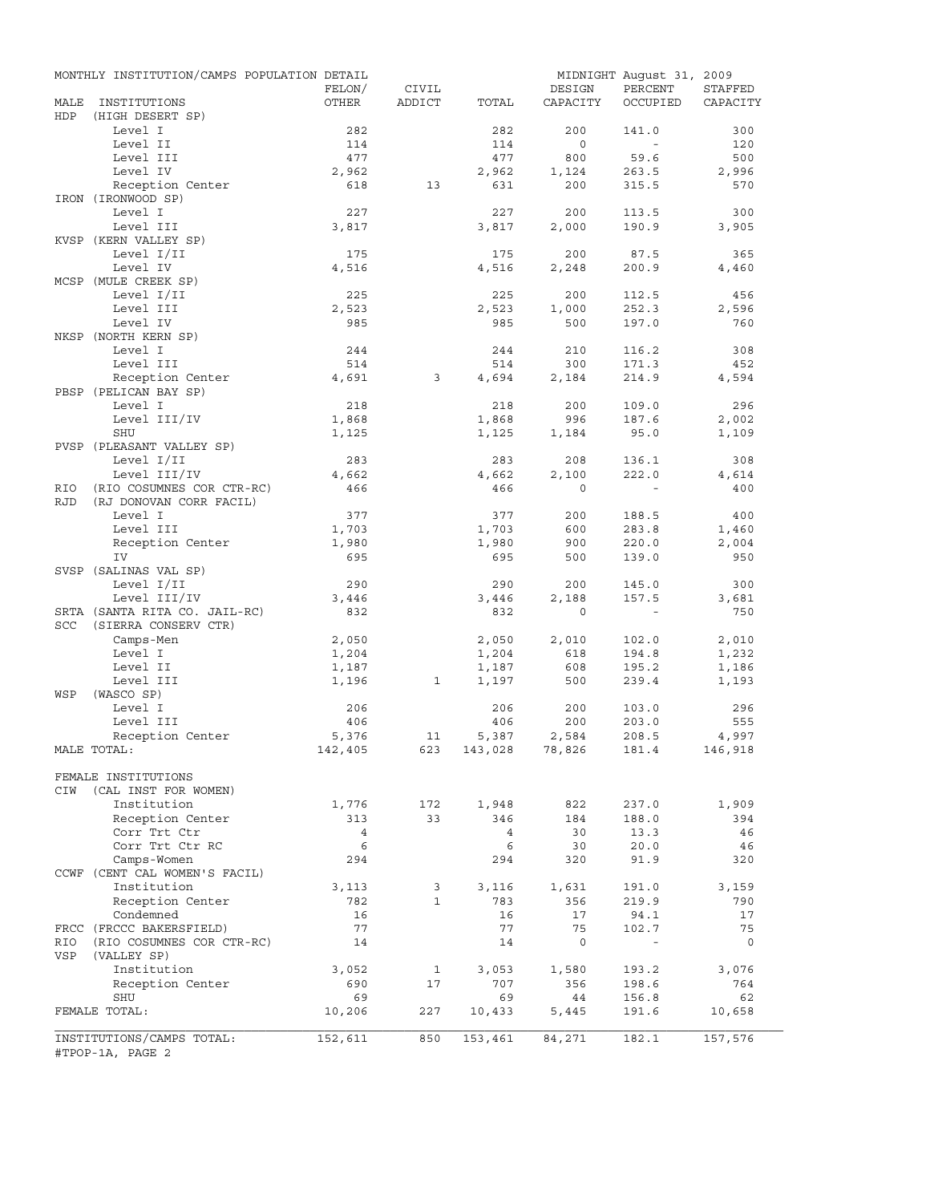MONTHLY INSTITUTION/CAMPS POPULATION DETAIL — MIDNIGHT August 31, 2009

| MALE INSTITUTIONS | FELON/ OTHER | CIVIL ADDICT | TOTAL | DESIGN CAPACITY | PERCENT OCCUPIED | STAFFED CAPACITY |
|---|---|---|---|---|---|---|
| HDP (HIGH DESERT SP) | | | | | | |
| Level I | 282 | | 282 | 200 | 141.0 | 300 |
| Level II | 114 | | 114 | 0 | - | 120 |
| Level III | 477 | | 477 | 800 | 59.6 | 500 |
| Level IV | 2,962 | | 2,962 | 1,124 | 263.5 | 2,996 |
| Reception Center | 618 | 13 | 631 | 200 | 315.5 | 570 |
| IRON (IRONWOOD SP) | | | | | | |
| Level I | 227 | | 227 | 200 | 113.5 | 300 |
| Level III | 3,817 | | 3,817 | 2,000 | 190.9 | 3,905 |
| KVSP (KERN VALLEY SP) | | | | | | |
| Level I/II | 175 | | 175 | 200 | 87.5 | 365 |
| Level IV | 4,516 | | 4,516 | 2,248 | 200.9 | 4,460 |
| MCSP (MULE CREEK SP) | | | | | | |
| Level I/II | 225 | | 225 | 200 | 112.5 | 456 |
| Level III | 2,523 | | 2,523 | 1,000 | 252.3 | 2,596 |
| Level IV | 985 | | 985 | 500 | 197.0 | 760 |
| NKSP (NORTH KERN SP) | | | | | | |
| Level I | 244 | | 244 | 210 | 116.2 | 308 |
| Level III | 514 | | 514 | 300 | 171.3 | 452 |
| Reception Center | 4,691 | 3 | 4,694 | 2,184 | 214.9 | 4,594 |
| PBSP (PELICAN BAY SP) | | | | | | |
| Level I | 218 | | 218 | 200 | 109.0 | 296 |
| Level III/IV | 1,868 | | 1,868 | 996 | 187.6 | 2,002 |
| SHU | 1,125 | | 1,125 | 1,184 | 95.0 | 1,109 |
| PVSP (PLEASANT VALLEY SP) | | | | | | |
| Level I/II | 283 | | 283 | 208 | 136.1 | 308 |
| Level III/IV | 4,662 | | 4,662 | 2,100 | 222.0 | 4,614 |
| RIO (RIO COSUMNES COR CTR-RC) | 466 | | 466 | 0 | - | 400 |
| RJD (RJ DONOVAN CORR FACIL) | | | | | | |
| Level I | 377 | | 377 | 200 | 188.5 | 400 |
| Level III | 1,703 | | 1,703 | 600 | 283.8 | 1,460 |
| Reception Center | 1,980 | | 1,980 | 900 | 220.0 | 2,004 |
| IV | 695 | | 695 | 500 | 139.0 | 950 |
| SVSP (SALINAS VAL SP) | | | | | | |
| Level I/II | 290 | | 290 | 200 | 145.0 | 300 |
| Level III/IV | 3,446 | | 3,446 | 2,188 | 157.5 | 3,681 |
| SRTA (SANTA RITA CO. JAIL-RC) | 832 | | 832 | 0 | - | 750 |
| SCC (SIERRA CONSERV CTR) | | | | | | |
| Camps-Men | 2,050 | | 2,050 | 2,010 | 102.0 | 2,010 |
| Level I | 1,204 | | 1,204 | 618 | 194.8 | 1,232 |
| Level II | 1,187 | | 1,187 | 608 | 195.2 | 1,186 |
| Level III | 1,196 | 1 | 1,197 | 500 | 239.4 | 1,193 |
| WSP (WASCO SP) | | | | | | |
| Level I | 206 | | 206 | 200 | 103.0 | 296 |
| Level III | 406 | | 406 | 200 | 203.0 | 555 |
| Reception Center | 5,376 | 11 | 5,387 | 2,584 | 208.5 | 4,997 |
| MALE TOTAL: | 142,405 | 623 | 143,028 | 78,826 | 181.4 | 146,918 |
| | | | | | | |
| FEMALE INSTITUTIONS | | | | | | |
| CIW (CAL INST FOR WOMEN) | | | | | | |
| Institution | 1,776 | 172 | 1,948 | 822 | 237.0 | 1,909 |
| Reception Center | 313 | 33 | 346 | 184 | 188.0 | 394 |
| Corr Trt Ctr | 4 | | 4 | 30 | 13.3 | 46 |
| Corr Trt Ctr RC | 6 | | 6 | 30 | 20.0 | 46 |
| Camps-Women | 294 | | 294 | 320 | 91.9 | 320 |
| CCWF (CENT CAL WOMEN'S FACIL) | | | | | | |
| Institution | 3,113 | 3 | 3,116 | 1,631 | 191.0 | 3,159 |
| Reception Center | 782 | 1 | 783 | 356 | 219.9 | 790 |
| Condemned | 16 | | 16 | 17 | 94.1 | 17 |
| FRCC (FRCCC BAKERSFIELD) | 77 | | 77 | 75 | 102.7 | 75 |
| RIO (RIO COSUMNES COR CTR-RC) | 14 | | 14 | 0 | - | 0 |
| VSP (VALLEY SP) | | | | | | |
| Institution | 3,052 | 1 | 3,053 | 1,580 | 193.2 | 3,076 |
| Reception Center | 690 | 17 | 707 | 356 | 198.6 | 764 |
| SHU | 69 | | 69 | 44 | 156.8 | 62 |
| FEMALE TOTAL: | 10,206 | 227 | 10,433 | 5,445 | 191.6 | 10,658 |
| | | | | | | |
| INSTITUTIONS/CAMPS TOTAL: | 152,611 | 850 | 153,461 | 84,271 | 182.1 | 157,576 |

#TPOP-1A, PAGE 2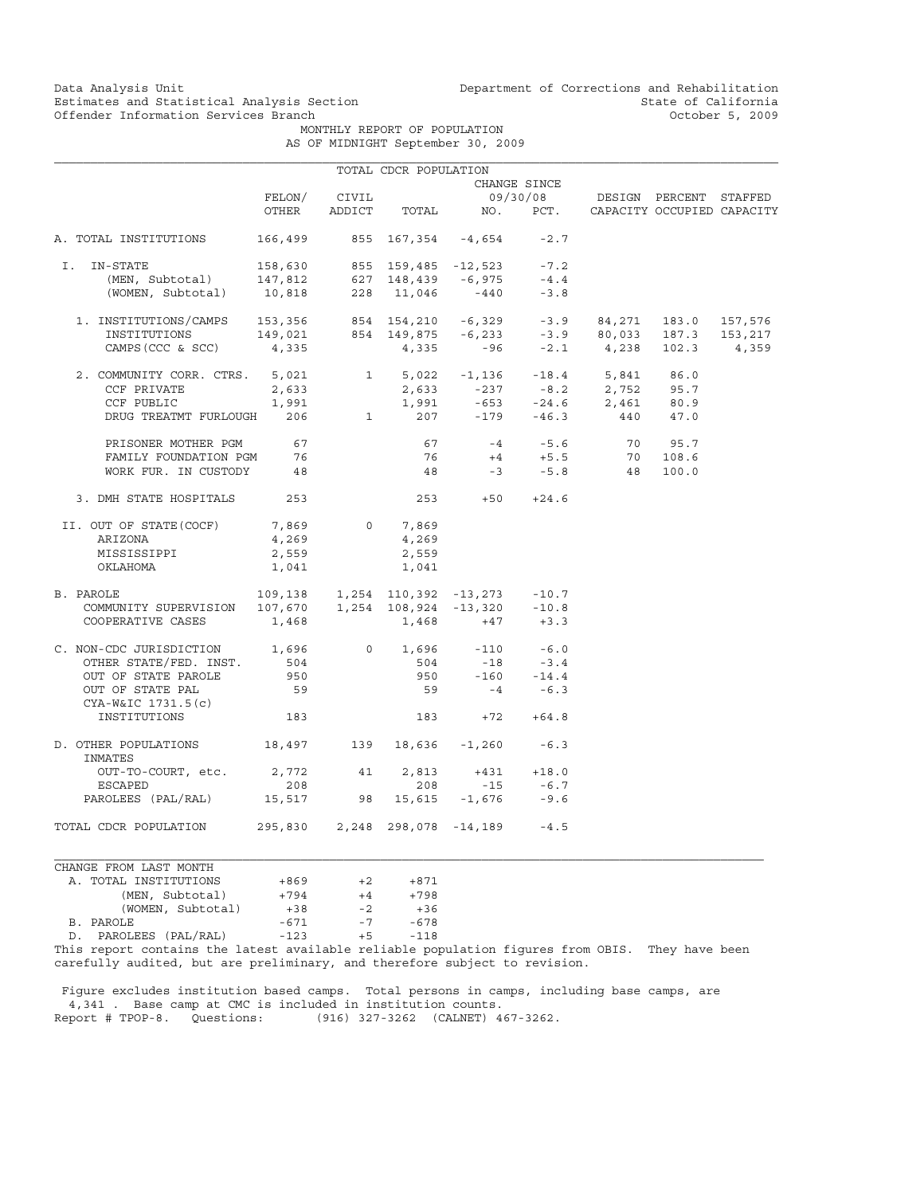Data Analysis Unit
Estimates and Statistical Analysis Section
Offender Information Services Branch

Department of Corrections and Rehabilitation
State of California
October 5, 2009

# MONTHLY REPORT OF POPULATION
## AS OF MIDNIGHT September 30, 2009

### TOTAL CDCR POPULATION

| | FELON/ OTHER | CIVIL ADDICT | TOTAL | CHANGE SINCE 09/30/08 NO. | PCT. | DESIGN CAPACITY | PERCENT OCCUPIED | STAFFED CAPACITY |
|---|---|---|---|---|---|---|---|---|
| A. TOTAL INSTITUTIONS | 166,499 | 855 | 167,354 | -4,654 | -2.7 | | | |
| I. IN-STATE | 158,630 | 855 | 159,485 | -12,523 | -7.2 | | | |
| (MEN, Subtotal) | 147,812 | 627 | 148,439 | -6,975 | -4.4 | | | |
| (WOMEN, Subtotal) | 10,818 | 228 | 11,046 | -440 | -3.8 | | | |
| 1. INSTITUTIONS/CAMPS | 153,356 | 854 | 154,210 | -6,329 | -3.9 | 84,271 | 183.0 | 157,576 |
| INSTITUTIONS | 149,021 | 854 | 149,875 | -6,233 | -3.9 | 80,033 | 187.3 | 153,217 |
| CAMPS (CCC & SCC) | 4,335 | | 4,335 | -96 | -2.1 | 4,238 | 102.3 | 4,359 |
| 2. COMMUNITY CORR. CTRS. | 5,021 | 1 | 5,022 | -1,136 | -18.4 | 5,841 | 86.0 | |
| CCF PRIVATE | 2,633 | | 2,633 | -237 | -8.2 | 2,752 | 95.7 | |
| CCF PUBLIC | 1,991 | | 1,991 | -653 | -24.6 | 2,461 | 80.9 | |
| DRUG TREATMT FURLOUGH | 206 | 1 | 207 | -179 | -46.3 | 440 | 47.0 | |
| PRISONER MOTHER PGM | 67 | | 67 | -4 | -5.6 | 70 | 95.7 | |
| FAMILY FOUNDATION PGM | 76 | | 76 | +4 | +5.5 | 70 | 108.6 | |
| WORK FUR. IN CUSTODY | 48 | | 48 | -3 | -5.8 | 48 | 100.0 | |
| 3. DMH STATE HOSPITALS | 253 | | 253 | +50 | +24.6 | | | |
| II. OUT OF STATE(COCF) | 7,869 | 0 | 7,869 | | | | | |
| ARIZONA | 4,269 | | 4,269 | | | | | |
| MISSISSIPPI | 2,559 | | 2,559 | | | | | |
| OKLAHOMA | 1,041 | | 1,041 | | | | | |
| B. PAROLE | 109,138 | 1,254 | 110,392 | -13,273 | -10.7 | | | |
| COMMUNITY SUPERVISION | 107,670 | 1,254 | 108,924 | -13,320 | -10.8 | | | |
| COOPERATIVE CASES | 1,468 | | 1,468 | +47 | +3.3 | | | |
| C. NON-CDC JURISDICTION | 1,696 | 0 | 1,696 | -110 | -6.0 | | | |
| OTHER STATE/FED. INST. | 504 | | 504 | -18 | -3.4 | | | |
| OUT OF STATE PAROLE | 950 | | 950 | -160 | -14.4 | | | |
| OUT OF STATE PAL | 59 | | 59 | -4 | -6.3 | | | |
| CYA-W&IC 1731.5(c) INSTITUTIONS | 183 | | 183 | +72 | +64.8 | | | |
| D. OTHER POPULATIONS | 18,497 | 139 | 18,636 | -1,260 | -6.3 | | | |
| INMATES OUT-TO-COURT, etc. | 2,772 | 41 | 2,813 | +431 | +18.0 | | | |
| ESCAPED | 208 | | 208 | -15 | -6.7 | | | |
| PAROLEES (PAL/RAL) | 15,517 | 98 | 15,615 | -1,676 | -9.6 | | | |
| TOTAL CDCR POPULATION | 295,830 | 2,248 | 298,078 | -14,189 | -4.5 | | | |

### CHANGE FROM LAST MONTH

| | | | |
|---|---|---|---|
| A. TOTAL INSTITUTIONS | +869 | +2 | +871 |
| (MEN, Subtotal) | +794 | +4 | +798 |
| (WOMEN, Subtotal) | +38 | -2 | +36 |
| B. PAROLE | -671 | -7 | -678 |
| D. PAROLEES (PAL/RAL) | -123 | +5 | -118 |

This report contains the latest available reliable population figures from OBIS. They have been carefully audited, but are preliminary, and therefore subject to revision.

Figure excludes institution based camps. Total persons in camps, including base camps, are 4,341 . Base camp at CMC is included in institution counts.
Report # TPOP-8. Questions: (916) 327-3262 (CALNET) 467-3262.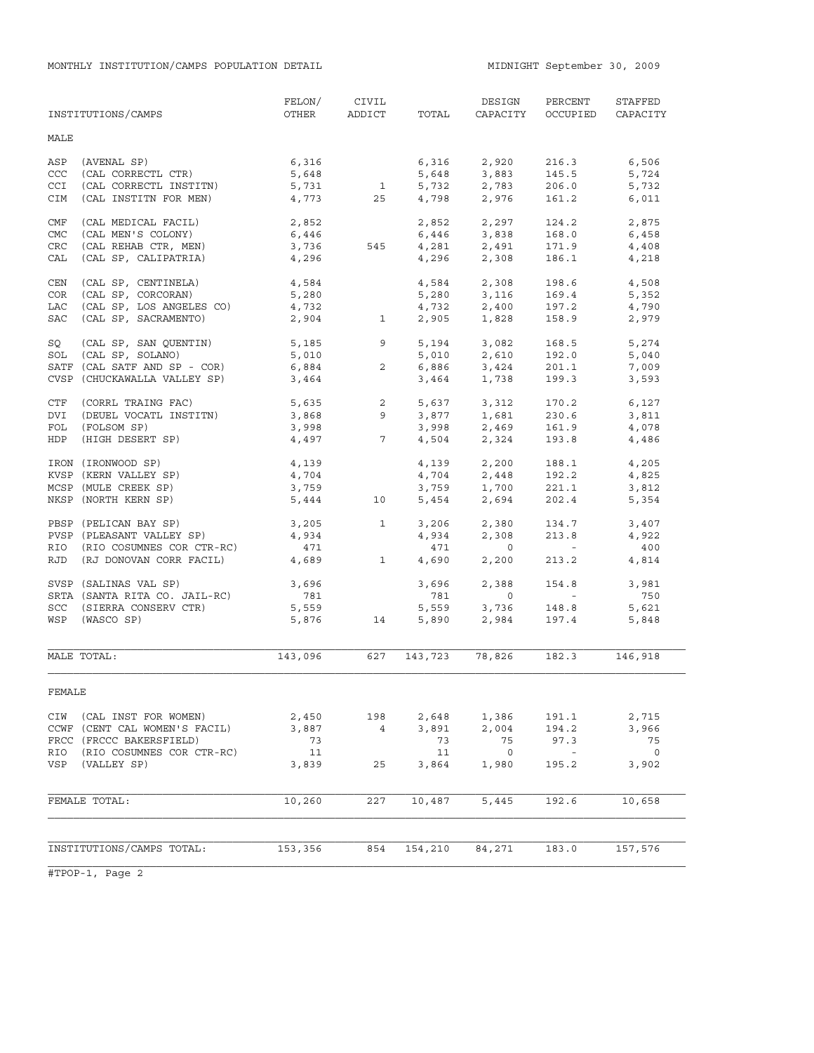MONTHLY INSTITUTION/CAMPS POPULATION DETAIL

MIDNIGHT September 30, 2009

| INSTITUTIONS/CAMPS | FELON/ OTHER | CIVIL ADDICT | TOTAL | DESIGN CAPACITY | PERCENT OCCUPIED | STAFFED CAPACITY |
|---|---|---|---|---|---|---|
| MALE | | | | | | |
| ASP (AVENAL SP) | 6,316 | | 6,316 | 2,920 | 216.3 | 6,506 |
| CCC (CAL CORRECTL CTR) | 5,648 | | 5,648 | 3,883 | 145.5 | 5,724 |
| CCI (CAL CORRECTL INSTITN) | 5,731 | 1 | 5,732 | 2,783 | 206.0 | 5,732 |
| CIM (CAL INSTITN FOR MEN) | 4,773 | 25 | 4,798 | 2,976 | 161.2 | 6,011 |
| CMF (CAL MEDICAL FACIL) | 2,852 | | 2,852 | 2,297 | 124.2 | 2,875 |
| CMC (CAL MEN'S COLONY) | 6,446 | | 6,446 | 3,838 | 168.0 | 6,458 |
| CRC (CAL REHAB CTR, MEN) | 3,736 | 545 | 4,281 | 2,491 | 171.9 | 4,408 |
| CAL (CAL SP, CALIPATRIA) | 4,296 | | 4,296 | 2,308 | 186.1 | 4,218 |
| CEN (CAL SP, CENTINELA) | 4,584 | | 4,584 | 2,308 | 198.6 | 4,508 |
| COR (CAL SP, CORCORAN) | 5,280 | | 5,280 | 3,116 | 169.4 | 5,352 |
| LAC (CAL SP, LOS ANGELES CO) | 4,732 | | 4,732 | 2,400 | 197.2 | 4,790 |
| SAC (CAL SP, SACRAMENTO) | 2,904 | 1 | 2,905 | 1,828 | 158.9 | 2,979 |
| SQ (CAL SP, SAN QUENTIN) | 5,185 | 9 | 5,194 | 3,082 | 168.5 | 5,274 |
| SOL (CAL SP, SOLANO) | 5,010 | | 5,010 | 2,610 | 192.0 | 5,040 |
| SATF (CAL SATF AND SP - COR) | 6,884 | 2 | 6,886 | 3,424 | 201.1 | 7,009 |
| CVSP (CHUCKAWALLA VALLEY SP) | 3,464 | | 3,464 | 1,738 | 199.3 | 3,593 |
| CTF (CORRL TRAING FAC) | 5,635 | 2 | 5,637 | 3,312 | 170.2 | 6,127 |
| DVI (DEUEL VOCATL INSTITN) | 3,868 | 9 | 3,877 | 1,681 | 230.6 | 3,811 |
| FOL (FOLSOM SP) | 3,998 | | 3,998 | 2,469 | 161.9 | 4,078 |
| HDP (HIGH DESERT SP) | 4,497 | 7 | 4,504 | 2,324 | 193.8 | 4,486 |
| IRON (IRONWOOD SP) | 4,139 | | 4,139 | 2,200 | 188.1 | 4,205 |
| KVSP (KERN VALLEY SP) | 4,704 | | 4,704 | 2,448 | 192.2 | 4,825 |
| MCSP (MULE CREEK SP) | 3,759 | | 3,759 | 1,700 | 221.1 | 3,812 |
| NKSP (NORTH KERN SP) | 5,444 | 10 | 5,454 | 2,694 | 202.4 | 5,354 |
| PBSP (PELICAN BAY SP) | 3,205 | 1 | 3,206 | 2,380 | 134.7 | 3,407 |
| PVSP (PLEASANT VALLEY SP) | 4,934 | | 4,934 | 2,308 | 213.8 | 4,922 |
| RIO (RIO COSUMNES COR CTR-RC) | 471 | | 471 | 0 | - | 400 |
| RJD (RJ DONOVAN CORR FACIL) | 4,689 | 1 | 4,690 | 2,200 | 213.2 | 4,814 |
| SVSP (SALINAS VAL SP) | 3,696 | | 3,696 | 2,388 | 154.8 | 3,981 |
| SRTA (SANTA RITA CO. JAIL-RC) | 781 | | 781 | 0 | - | 750 |
| SCC (SIERRA CONSERV CTR) | 5,559 | | 5,559 | 3,736 | 148.8 | 5,621 |
| WSP (WASCO SP) | 5,876 | 14 | 5,890 | 2,984 | 197.4 | 5,848 |
| MALE TOTAL: | 143,096 | 627 | 143,723 | 78,826 | 182.3 | 146,918 |
| FEMALE | | | | | | |
| CIW (CAL INST FOR WOMEN) | 2,450 | 198 | 2,648 | 1,386 | 191.1 | 2,715 |
| CCWF (CENT CAL WOMEN'S FACIL) | 3,887 | 4 | 3,891 | 2,004 | 194.2 | 3,966 |
| FRCC (FRCCC BAKERSFIELD) | 73 | | 73 | 75 | 97.3 | 75 |
| RIO (RIO COSUMNES COR CTR-RC) | 11 | | 11 | 0 | - | 0 |
| VSP (VALLEY SP) | 3,839 | 25 | 3,864 | 1,980 | 195.2 | 3,902 |
| FEMALE TOTAL: | 10,260 | 227 | 10,487 | 5,445 | 192.6 | 10,658 |
| INSTITUTIONS/CAMPS TOTAL: | 153,356 | 854 | 154,210 | 84,271 | 183.0 | 157,576 |

#TPOP-1, Page 2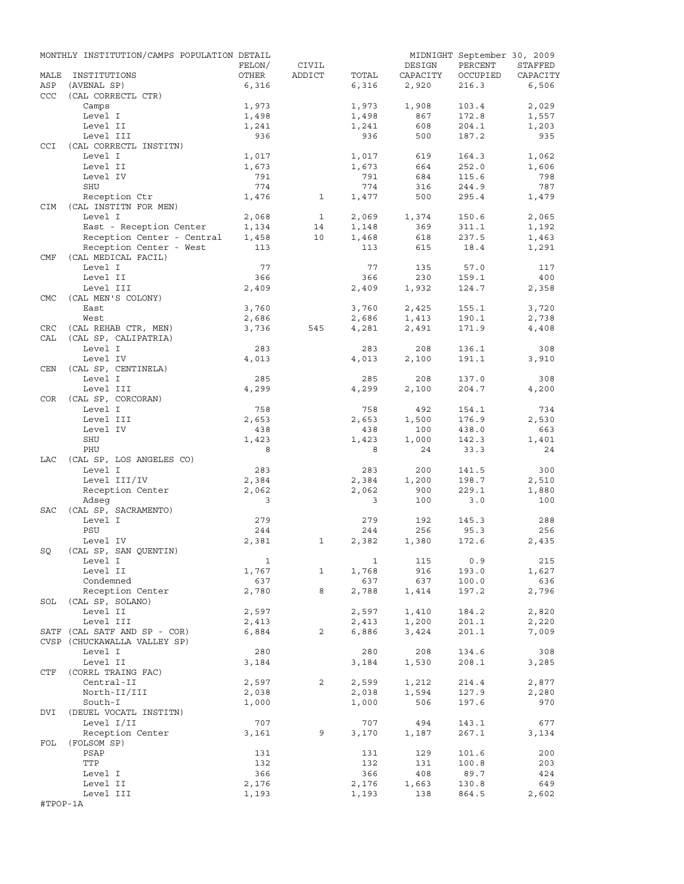MONTHLY INSTITUTION/CAMPS POPULATION DETAIL — MIDNIGHT September 30, 2009

| MALE | INSTITUTIONS | FELON/ OTHER | CIVIL ADDICT | TOTAL | DESIGN CAPACITY | PERCENT OCCUPIED | STAFFED CAPACITY |
|---|---|---|---|---|---|---|---|
| ASP | (AVENAL SP) | 6,316 | | 6,316 | 2,920 | 216.3 | 6,506 |
| CCC | (CAL CORRECTL CTR) | | | | | | |
| | Camps | 1,973 | | 1,973 | 1,908 | 103.4 | 2,029 |
| | Level I | 1,498 | | 1,498 | 867 | 172.8 | 1,557 |
| | Level II | 1,241 | | 1,241 | 608 | 204.1 | 1,203 |
| | Level III | 936 | | 936 | 500 | 187.2 | 935 |
| CCI | (CAL CORRECTL INSTITN) | | | | | | |
| | Level I | 1,017 | | 1,017 | 619 | 164.3 | 1,062 |
| | Level II | 1,673 | | 1,673 | 664 | 252.0 | 1,606 |
| | Level IV | 791 | | 791 | 684 | 115.6 | 798 |
| | SHU | 774 | | 774 | 316 | 244.9 | 787 |
| | Reception Ctr | 1,476 | 1 | 1,477 | 500 | 295.4 | 1,479 |
| CIM | (CAL INSTITN FOR MEN) | | | | | | |
| | Level I | 2,068 | 1 | 2,069 | 1,374 | 150.6 | 2,065 |
| | East - Reception Center | 1,134 | 14 | 1,148 | 369 | 311.1 | 1,192 |
| | Reception Center - Central | 1,458 | 10 | 1,468 | 618 | 237.5 | 1,463 |
| | Reception Center - West | 113 | | 113 | 615 | 18.4 | 1,291 |
| CMF | (CAL MEDICAL FACIL) | | | | | | |
| | Level I | 77 | | 77 | 135 | 57.0 | 117 |
| | Level II | 366 | | 366 | 230 | 159.1 | 400 |
| | Level III | 2,409 | | 2,409 | 1,932 | 124.7 | 2,358 |
| CMC | (CAL MEN'S COLONY) | | | | | | |
| | East | 3,760 | | 3,760 | 2,425 | 155.1 | 3,720 |
| | West | 2,686 | | 2,686 | 1,413 | 190.1 | 2,738 |
| CRC | (CAL REHAB CTR, MEN) | 3,736 | 545 | 4,281 | 2,491 | 171.9 | 4,408 |
| CAL | (CAL SP, CALIPATRIA) | | | | | | |
| | Level I | 283 | | 283 | 208 | 136.1 | 308 |
| | Level IV | 4,013 | | 4,013 | 2,100 | 191.1 | 3,910 |
| CEN | (CAL SP, CENTINELA) | | | | | | |
| | Level I | 285 | | 285 | 208 | 137.0 | 308 |
| | Level III | 4,299 | | 4,299 | 2,100 | 204.7 | 4,200 |
| COR | (CAL SP, CORCORAN) | | | | | | |
| | Level I | 758 | | 758 | 492 | 154.1 | 734 |
| | Level III | 2,653 | | 2,653 | 1,500 | 176.9 | 2,530 |
| | Level IV | 438 | | 438 | 100 | 438.0 | 663 |
| | SHU | 1,423 | | 1,423 | 1,000 | 142.3 | 1,401 |
| | PHU | 8 | | 8 | 24 | 33.3 | 24 |
| LAC | (CAL SP, LOS ANGELES CO) | | | | | | |
| | Level I | 283 | | 283 | 200 | 141.5 | 300 |
| | Level III/IV | 2,384 | | 2,384 | 1,200 | 198.7 | 2,510 |
| | Reception Center | 2,062 | | 2,062 | 900 | 229.1 | 1,880 |
| | Adseg | 3 | | 3 | 100 | 3.0 | 100 |
| SAC | (CAL SP, SACRAMENTO) | | | | | | |
| | Level I | 279 | | 279 | 192 | 145.3 | 288 |
| | PSU | 244 | | 244 | 256 | 95.3 | 256 |
| | Level IV | 2,381 | 1 | 2,382 | 1,380 | 172.6 | 2,435 |
| SQ | (CAL SP, SAN QUENTIN) | | | | | | |
| | Level I | 1 | | 1 | 115 | 0.9 | 215 |
| | Level II | 1,767 | 1 | 1,768 | 916 | 193.0 | 1,627 |
| | Condemned | 637 | | 637 | 637 | 100.0 | 636 |
| | Reception Center | 2,780 | 8 | 2,788 | 1,414 | 197.2 | 2,796 |
| SOL | (CAL SP, SOLANO) | | | | | | |
| | Level II | 2,597 | | 2,597 | 1,410 | 184.2 | 2,820 |
| | Level III | 2,413 | | 2,413 | 1,200 | 201.1 | 2,220 |
| SATF | (CAL SATF AND SP - COR) | 6,884 | 2 | 6,886 | 3,424 | 201.1 | 7,009 |
| CVSP | (CHUCKAWALLA VALLEY SP) | | | | | | |
| | Level I | 280 | | 280 | 208 | 134.6 | 308 |
| | Level II | 3,184 | | 3,184 | 1,530 | 208.1 | 3,285 |
| CTF | (CORRL TRAING FAC) | | | | | | |
| | Central-II | 2,597 | 2 | 2,599 | 1,212 | 214.4 | 2,877 |
| | North-II/III | 2,038 | | 2,038 | 1,594 | 127.9 | 2,280 |
| | South-I | 1,000 | | 1,000 | 506 | 197.6 | 970 |
| DVI | (DEUEL VOCATL INSTITN) | | | | | | |
| | Level I/II | 707 | | 707 | 494 | 143.1 | 677 |
| | Reception Center | 3,161 | 9 | 3,170 | 1,187 | 267.1 | 3,134 |
| FOL | (FOLSOM SP) | | | | | | |
| | PSAP | 131 | | 131 | 129 | 101.6 | 200 |
| | TTP | 132 | | 132 | 131 | 100.8 | 203 |
| | Level I | 366 | | 366 | 408 | 89.7 | 424 |
| | Level II | 2,176 | | 2,176 | 1,663 | 130.8 | 649 |
| | Level III | 1,193 | | 1,193 | 138 | 864.5 | 2,602 |

#TPOP-1A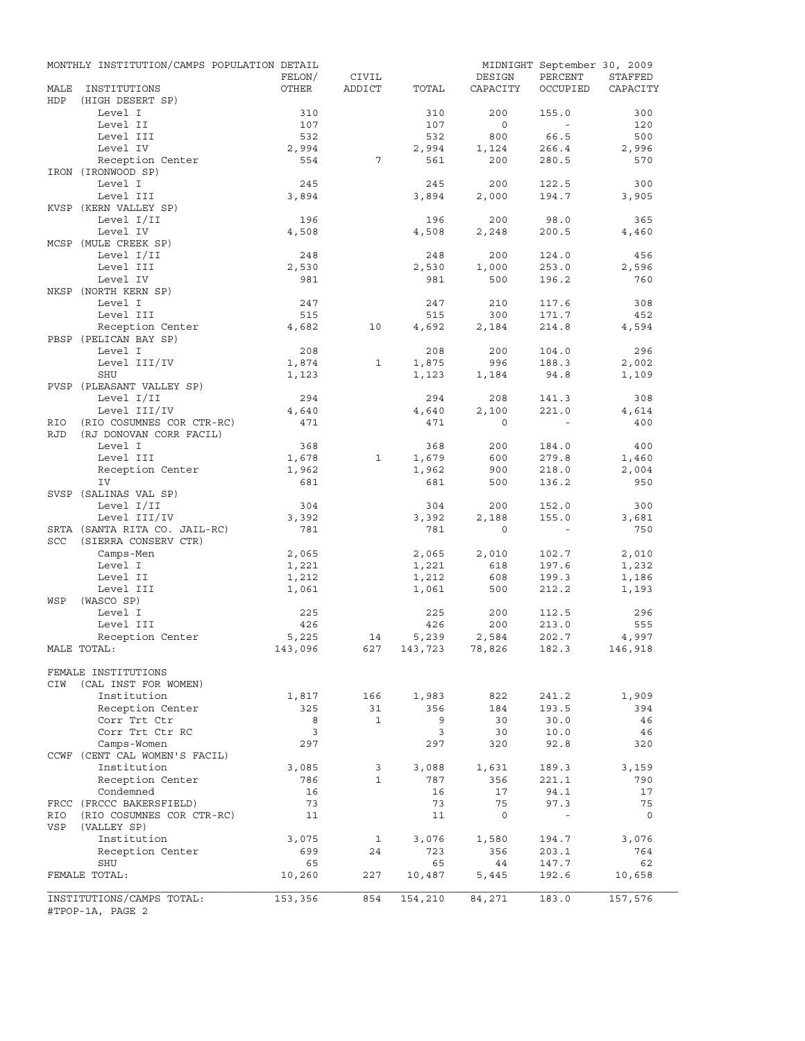MONTHLY INSTITUTION/CAMPS POPULATION DETAIL — MIDNIGHT September 30, 2009

| MALE INSTITUTIONS | FELON/ OTHER | CIVIL ADDICT | TOTAL | DESIGN CAPACITY | PERCENT OCCUPIED | STAFFED CAPACITY |
|---|---|---|---|---|---|---|
| HDP (HIGH DESERT SP) | | | | | | |
| Level I | 310 | | 310 | 200 | 155.0 | 300 |
| Level II | 107 | | 107 | 0 | - | 120 |
| Level III | 532 | | 532 | 800 | 66.5 | 500 |
| Level IV | 2,994 | | 2,994 | 1,124 | 266.4 | 2,996 |
| Reception Center | 554 | 7 | 561 | 200 | 280.5 | 570 |
| IRON (IRONWOOD SP) | | | | | | |
| Level I | 245 | | 245 | 200 | 122.5 | 300 |
| Level III | 3,894 | | 3,894 | 2,000 | 194.7 | 3,905 |
| KVSP (KERN VALLEY SP) | | | | | | |
| Level I/II | 196 | | 196 | 200 | 98.0 | 365 |
| Level IV | 4,508 | | 4,508 | 2,248 | 200.5 | 4,460 |
| MCSP (MULE CREEK SP) | | | | | | |
| Level I/II | 248 | | 248 | 200 | 124.0 | 456 |
| Level III | 2,530 | | 2,530 | 1,000 | 253.0 | 2,596 |
| Level IV | 981 | | 981 | 500 | 196.2 | 760 |
| NKSP (NORTH KERN SP) | | | | | | |
| Level I | 247 | | 247 | 210 | 117.6 | 308 |
| Level III | 515 | | 515 | 300 | 171.7 | 452 |
| Reception Center | 4,682 | 10 | 4,692 | 2,184 | 214.8 | 4,594 |
| PBSP (PELICAN BAY SP) | | | | | | |
| Level I | 208 | | 208 | 200 | 104.0 | 296 |
| Level III/IV | 1,874 | 1 | 1,875 | 996 | 188.3 | 2,002 |
| SHU | 1,123 | | 1,123 | 1,184 | 94.8 | 1,109 |
| PVSP (PLEASANT VALLEY SP) | | | | | | |
| Level I/II | 294 | | 294 | 208 | 141.3 | 308 |
| Level III/IV | 4,640 | | 4,640 | 2,100 | 221.0 | 4,614 |
| RIO (RIO COSUMNES COR CTR-RC) | 471 | | 471 | 0 | - | 400 |
| RJD (RJ DONOVAN CORR FACIL) | | | | | | |
| Level I | 368 | | 368 | 200 | 184.0 | 400 |
| Level III | 1,678 | 1 | 1,679 | 600 | 279.8 | 1,460 |
| Reception Center | 1,962 | | 1,962 | 900 | 218.0 | 2,004 |
| IV | 681 | | 681 | 500 | 136.2 | 950 |
| SVSP (SALINAS VAL SP) | | | | | | |
| Level I/II | 304 | | 304 | 200 | 152.0 | 300 |
| Level III/IV | 3,392 | | 3,392 | 2,188 | 155.0 | 3,681 |
| SRTA (SANTA RITA CO. JAIL-RC) | 781 | | 781 | 0 | - | 750 |
| SCC (SIERRA CONSERV CTR) | | | | | | |
| Camps-Men | 2,065 | | 2,065 | 2,010 | 102.7 | 2,010 |
| Level I | 1,221 | | 1,221 | 618 | 197.6 | 1,232 |
| Level II | 1,212 | | 1,212 | 608 | 199.3 | 1,186 |
| Level III | 1,061 | | 1,061 | 500 | 212.2 | 1,193 |
| WSP (WASCO SP) | | | | | | |
| Level I | 225 | | 225 | 200 | 112.5 | 296 |
| Level III | 426 | | 426 | 200 | 213.0 | 555 |
| Reception Center | 5,225 | 14 | 5,239 | 2,584 | 202.7 | 4,997 |
| MALE TOTAL: | 143,096 | 627 | 143,723 | 78,826 | 182.3 | 146,918 |
| FEMALE INSTITUTIONS | | | | | | |
| CIW (CAL INST FOR WOMEN) | | | | | | |
| Institution | 1,817 | 166 | 1,983 | 822 | 241.2 | 1,909 |
| Reception Center | 325 | 31 | 356 | 184 | 193.5 | 394 |
| Corr Trt Ctr | 8 | 1 | 9 | 30 | 30.0 | 46 |
| Corr Trt Ctr RC | 3 | | 3 | 30 | 10.0 | 46 |
| Camps-Women | 297 | | 297 | 320 | 92.8 | 320 |
| CCWF (CENT CAL WOMEN'S FACIL) | | | | | | |
| Institution | 3,085 | 3 | 3,088 | 1,631 | 189.3 | 3,159 |
| Reception Center | 786 | 1 | 787 | 356 | 221.1 | 790 |
| Condemned | 16 | | 16 | 17 | 94.1 | 17 |
| FRCC (FRCCC BAKERSFIELD) | 73 | | 73 | 75 | 97.3 | 75 |
| RIO (RIO COSUMNES COR CTR-RC) | 11 | | 11 | 0 | - | 0 |
| VSP (VALLEY SP) | | | | | | |
| Institution | 3,075 | 1 | 3,076 | 1,580 | 194.7 | 3,076 |
| Reception Center | 699 | 24 | 723 | 356 | 203.1 | 764 |
| SHU | 65 | | 65 | 44 | 147.7 | 62 |
| FEMALE TOTAL: | 10,260 | 227 | 10,487 | 5,445 | 192.6 | 10,658 |
| INSTITUTIONS/CAMPS TOTAL: | 153,356 | 854 | 154,210 | 84,271 | 183.0 | 157,576 |

#TPOP-1A, PAGE 2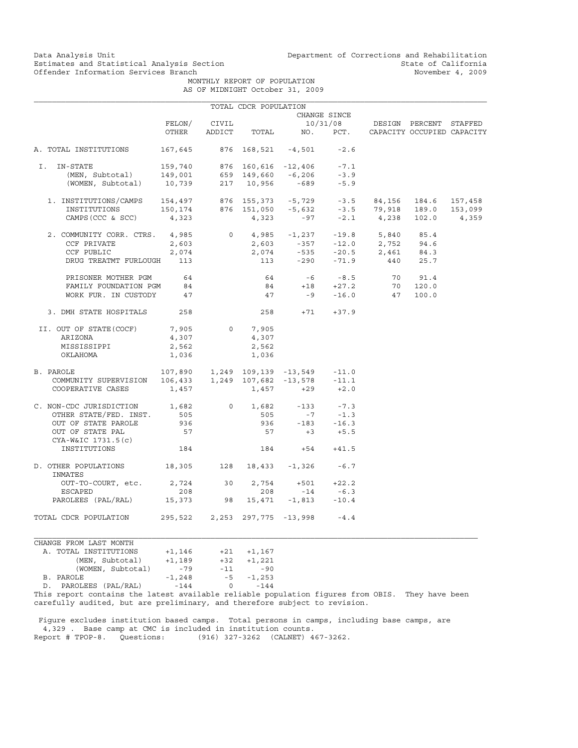Data Analysis Unit
Estimates and Statistical Analysis Section
Offender Information Services Branch

Department of Corrections and Rehabilitation
State of California
November 4, 2009

MONTHLY REPORT OF POPULATION
AS OF MIDNIGHT October 31, 2009

TOTAL CDCR POPULATION

| | FELON/ OTHER | CIVIL ADDICT | TOTAL | CHANGE SINCE 10/31/08 NO. | PCT. | DESIGN CAPACITY | PERCENT OCCUPIED | STAFFED CAPACITY |
|---|---|---|---|---|---|---|---|---|
| A. TOTAL INSTITUTIONS | 167,645 | 876 | 168,521 | -4,501 | -2.6 | | | |
| I. IN-STATE | 159,740 | 876 | 160,616 | -12,406 | -7.1 | | | |
| (MEN, Subtotal) | 149,001 | 659 | 149,660 | -6,206 | -3.9 | | | |
| (WOMEN, Subtotal) | 10,739 | 217 | 10,956 | -689 | -5.9 | | | |
| 1. INSTITUTIONS/CAMPS | 154,497 | 876 | 155,373 | -5,729 | -3.5 | 84,156 | 184.6 | 157,458 |
| INSTITUTIONS | 150,174 | 876 | 151,050 | -5,632 | -3.5 | 79,918 | 189.0 | 153,099 |
| CAMPS (CCC & SCC) | 4,323 | | 4,323 | -97 | -2.1 | 4,238 | 102.0 | 4,359 |
| 2. COMMUNITY CORR. CTRS. | 4,985 | 0 | 4,985 | -1,237 | -19.8 | 5,840 | 85.4 | |
| CCF PRIVATE | 2,603 | | 2,603 | -357 | -12.0 | 2,752 | 94.6 | |
| CCF PUBLIC | 2,074 | | 2,074 | -535 | -20.5 | 2,461 | 84.3 | |
| DRUG TREATMT FURLOUGH | 113 | | 113 | -290 | -71.9 | 440 | 25.7 | |
| PRISONER MOTHER PGM | 64 | | 64 | -6 | -8.5 | 70 | 91.4 | |
| FAMILY FOUNDATION PGM | 84 | | 84 | +18 | +27.2 | 70 | 120.0 | |
| WORK FUR. IN CUSTODY | 47 | | 47 | -9 | -16.0 | 47 | 100.0 | |
| 3. DMH STATE HOSPITALS | 258 | | 258 | +71 | +37.9 | | | |
| II. OUT OF STATE(COCF) | 7,905 | 0 | 7,905 | | | | | |
| ARIZONA | 4,307 | | 4,307 | | | | | |
| MISSISSIPPI | 2,562 | | 2,562 | | | | | |
| OKLAHOMA | 1,036 | | 1,036 | | | | | |
| B. PAROLE | 107,890 | 1,249 | 109,139 | -13,549 | -11.0 | | | |
| COMMUNITY SUPERVISION | 106,433 | 1,249 | 107,682 | -13,578 | -11.1 | | | |
| COOPERATIVE CASES | 1,457 | | 1,457 | +29 | +2.0 | | | |
| C. NON-CDC JURISDICTION | 1,682 | 0 | 1,682 | -133 | -7.3 | | | |
| OTHER STATE/FED. INST. | 505 | | 505 | -7 | -1.3 | | | |
| OUT OF STATE PAROLE | 936 | | 936 | -183 | -16.3 | | | |
| OUT OF STATE PAL | 57 | | 57 | +3 | +5.5 | | | |
| CYA-W&IC 1731.5(c) INSTITUTIONS | 184 | | 184 | +54 | +41.5 | | | |
| D. OTHER POPULATIONS | 18,305 | 128 | 18,433 | -1,326 | -6.7 | | | |
| INMATES OUT-TO-COURT, etc. | 2,724 | 30 | 2,754 | +501 | +22.2 | | | |
| ESCAPED | 208 | | 208 | -14 | -6.3 | | | |
| PAROLEES (PAL/RAL) | 15,373 | 98 | 15,471 | -1,813 | -10.4 | | | |
| TOTAL CDCR POPULATION | 295,522 | 2,253 | 297,775 | -13,998 | -4.4 | | | |

CHANGE FROM LAST MONTH

| | | | |
|---|---|---|---|
| A. TOTAL INSTITUTIONS | +1,146 | +21 | +1,167 |
| (MEN, Subtotal) | +1,189 | +32 | +1,221 |
| (WOMEN, Subtotal) | -79 | -11 | -90 |
| B. PAROLE | -1,248 | -5 | -1,253 |
| D. PAROLEES (PAL/RAL) | -144 | 0 | -144 |

This report contains the latest available reliable population figures from OBIS. They have been carefully audited, but are preliminary, and therefore subject to revision.

Figure excludes institution based camps. Total persons in camps, including base camps, are 4,329 . Base camp at CMC is included in institution counts.
Report # TPOP-8. Questions: (916) 327-3262 (CALNET) 467-3262.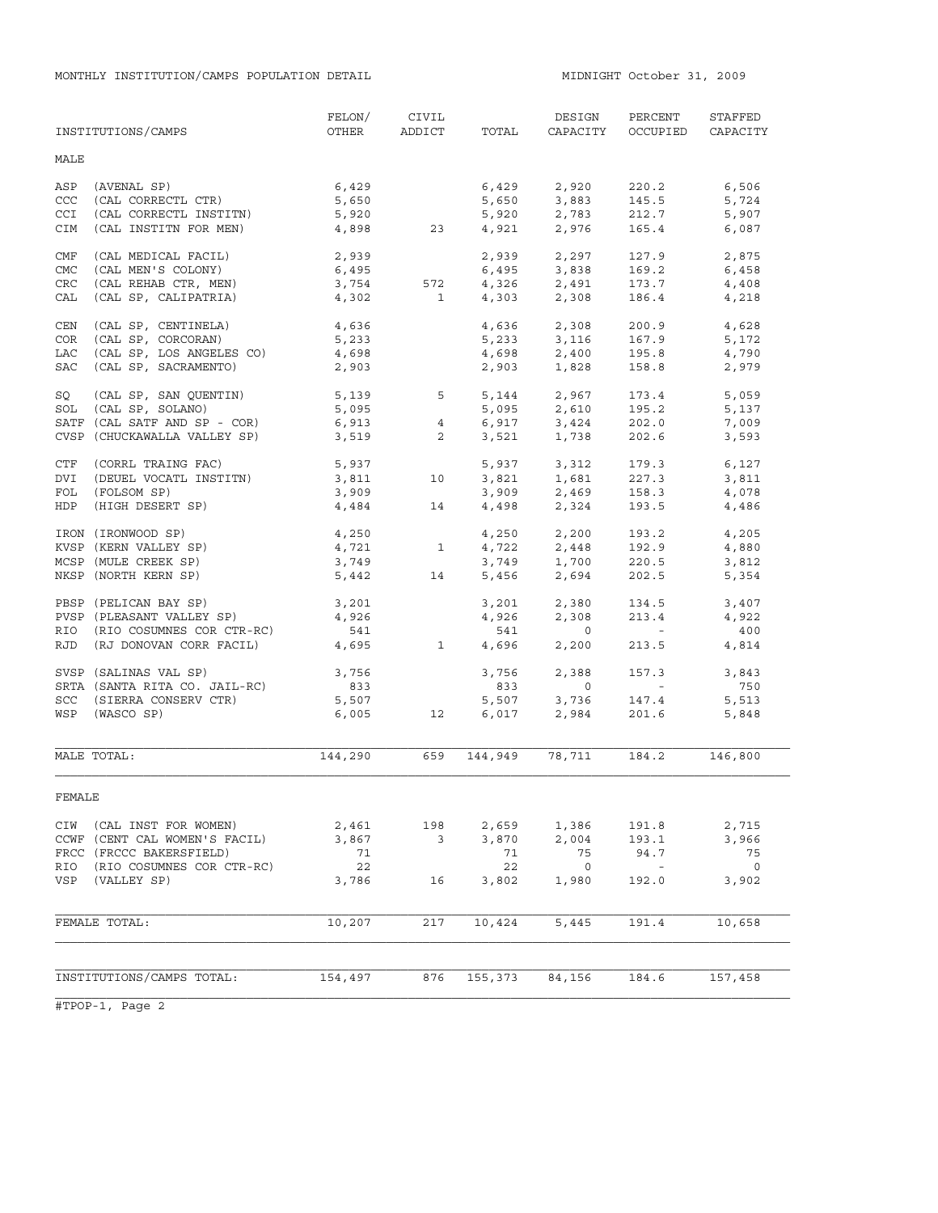MONTHLY INSTITUTION/CAMPS POPULATION DETAIL

MIDNIGHT October 31, 2009

| INSTITUTIONS/CAMPS | FELON/ OTHER | CIVIL ADDICT | TOTAL | DESIGN CAPACITY | PERCENT OCCUPIED | STAFFED CAPACITY |
|---|---|---|---|---|---|---|
| **MALE** | | | | | | |
| ASP (AVENAL SP) | 6,429 | | 6,429 | 2,920 | 220.2 | 6,506 |
| CCC (CAL CORRECTL CTR) | 5,650 | | 5,650 | 3,883 | 145.5 | 5,724 |
| CCI (CAL CORRECTL INSTITN) | 5,920 | | 5,920 | 2,783 | 212.7 | 5,907 |
| CIM (CAL INSTITN FOR MEN) | 4,898 | 23 | 4,921 | 2,976 | 165.4 | 6,087 |
| CMF (CAL MEDICAL FACIL) | 2,939 | | 2,939 | 2,297 | 127.9 | 2,875 |
| CMC (CAL MEN'S COLONY) | 6,495 | | 6,495 | 3,838 | 169.2 | 6,458 |
| CRC (CAL REHAB CTR, MEN) | 3,754 | 572 | 4,326 | 2,491 | 173.7 | 4,408 |
| CAL (CAL SP, CALIPATRIA) | 4,302 | 1 | 4,303 | 2,308 | 186.4 | 4,218 |
| CEN (CAL SP, CENTINELA) | 4,636 | | 4,636 | 2,308 | 200.9 | 4,628 |
| COR (CAL SP, CORCORAN) | 5,233 | | 5,233 | 3,116 | 167.9 | 5,172 |
| LAC (CAL SP, LOS ANGELES CO) | 4,698 | | 4,698 | 2,400 | 195.8 | 4,790 |
| SAC (CAL SP, SACRAMENTO) | 2,903 | | 2,903 | 1,828 | 158.8 | 2,979 |
| SQ (CAL SP, SAN QUENTIN) | 5,139 | 5 | 5,144 | 2,967 | 173.4 | 5,059 |
| SOL (CAL SP, SOLANO) | 5,095 | | 5,095 | 2,610 | 195.2 | 5,137 |
| SATF (CAL SATF AND SP - COR) | 6,913 | 4 | 6,917 | 3,424 | 202.0 | 7,009 |
| CVSP (CHUCKAWALLA VALLEY SP) | 3,519 | 2 | 3,521 | 1,738 | 202.6 | 3,593 |
| CTF (CORRL TRAING FAC) | 5,937 | | 5,937 | 3,312 | 179.3 | 6,127 |
| DVI (DEUEL VOCATL INSTITN) | 3,811 | 10 | 3,821 | 1,681 | 227.3 | 3,811 |
| FOL (FOLSOM SP) | 3,909 | | 3,909 | 2,469 | 158.3 | 4,078 |
| HDP (HIGH DESERT SP) | 4,484 | 14 | 4,498 | 2,324 | 193.5 | 4,486 |
| IRON (IRONWOOD SP) | 4,250 | | 4,250 | 2,200 | 193.2 | 4,205 |
| KVSP (KERN VALLEY SP) | 4,721 | 1 | 4,722 | 2,448 | 192.9 | 4,880 |
| MCSP (MULE CREEK SP) | 3,749 | | 3,749 | 1,700 | 220.5 | 3,812 |
| NKSP (NORTH KERN SP) | 5,442 | 14 | 5,456 | 2,694 | 202.5 | 5,354 |
| PBSP (PELICAN BAY SP) | 3,201 | | 3,201 | 2,380 | 134.5 | 3,407 |
| PVSP (PLEASANT VALLEY SP) | 4,926 | | 4,926 | 2,308 | 213.4 | 4,922 |
| RIO (RIO COSUMNES COR CTR-RC) | 541 | | 541 | 0 | - | 400 |
| RJD (RJ DONOVAN CORR FACIL) | 4,695 | 1 | 4,696 | 2,200 | 213.5 | 4,814 |
| SVSP (SALINAS VAL SP) | 3,756 | | 3,756 | 2,388 | 157.3 | 3,843 |
| SRTA (SANTA RITA CO. JAIL-RC) | 833 | | 833 | 0 | - | 750 |
| SCC (SIERRA CONSERV CTR) | 5,507 | | 5,507 | 3,736 | 147.4 | 5,513 |
| WSP (WASCO SP) | 6,005 | 12 | 6,017 | 2,984 | 201.6 | 5,848 |
| MALE TOTAL: | 144,290 | 659 | 144,949 | 78,711 | 184.2 | 146,800 |
| **FEMALE** | | | | | | |
| CIW (CAL INST FOR WOMEN) | 2,461 | 198 | 2,659 | 1,386 | 191.8 | 2,715 |
| CCWF (CENT CAL WOMEN'S FACIL) | 3,867 | 3 | 3,870 | 2,004 | 193.1 | 3,966 |
| FRCC (FRCCC BAKERSFIELD) | 71 | | 71 | 75 | 94.7 | 75 |
| RIO (RIO COSUMNES COR CTR-RC) | 22 | | 22 | 0 | - | 0 |
| VSP (VALLEY SP) | 3,786 | 16 | 3,802 | 1,980 | 192.0 | 3,902 |
| FEMALE TOTAL: | 10,207 | 217 | 10,424 | 5,445 | 191.4 | 10,658 |
| INSTITUTIONS/CAMPS TOTAL: | 154,497 | 876 | 155,373 | 84,156 | 184.6 | 157,458 |

#TPOP-1, Page 2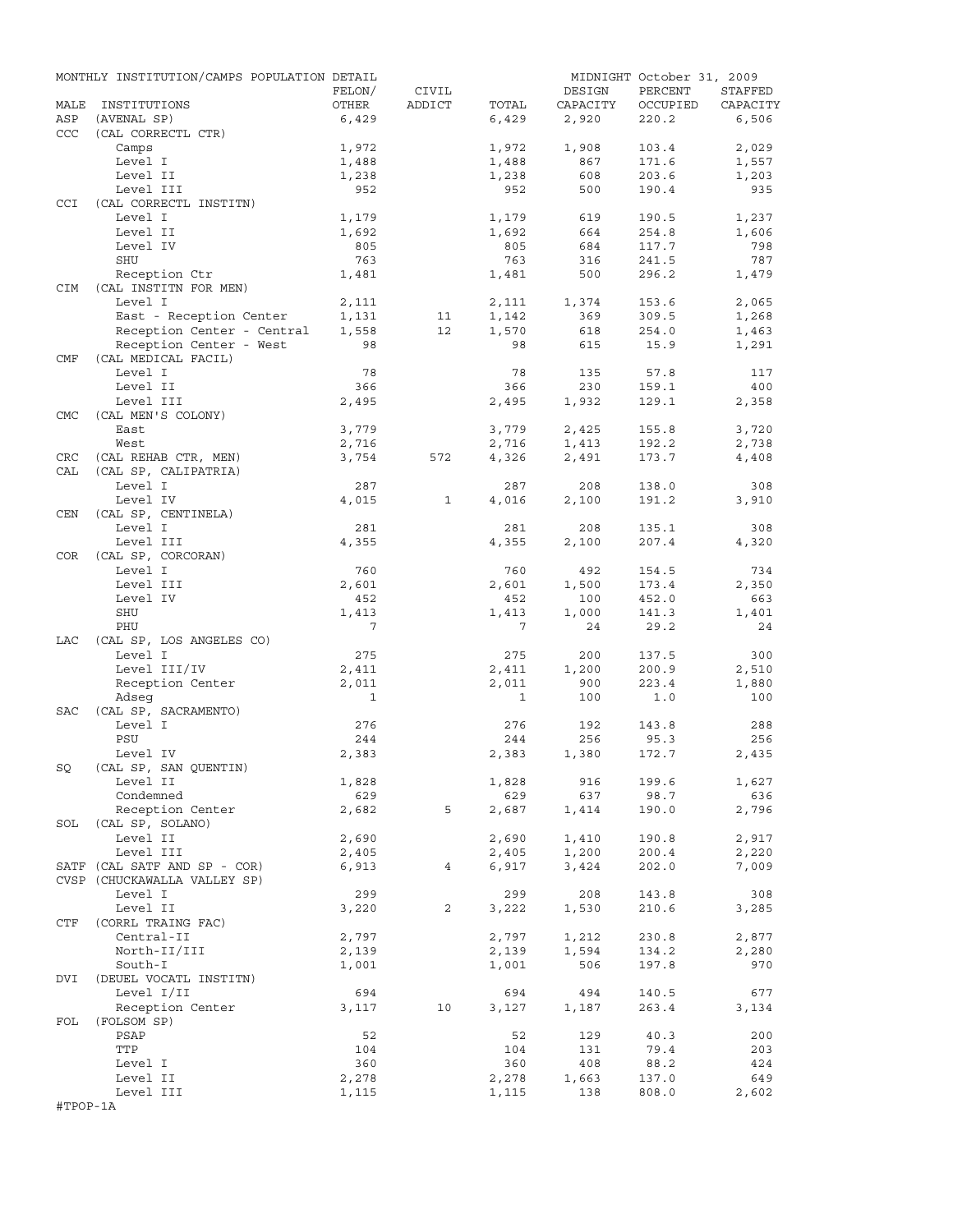MONTHLY INSTITUTION/CAMPS POPULATION DETAIL

MIDNIGHT October 31, 2009

| MALE | INSTITUTIONS | FELON/ OTHER | CIVIL ADDICT | TOTAL | DESIGN CAPACITY | PERCENT OCCUPIED | STAFFED CAPACITY |
|---|---|---|---|---|---|---|---|
| ASP | (AVENAL SP) | 6,429 | | 6,429 | 2,920 | 220.2 | 6,506 |
| CCC | (CAL CORRECTL CTR) | | | | | | |
| | Camps | 1,972 | | 1,972 | 1,908 | 103.4 | 2,029 |
| | Level I | 1,488 | | 1,488 | 867 | 171.6 | 1,557 |
| | Level II | 1,238 | | 1,238 | 608 | 203.6 | 1,203 |
| | Level III | 952 | | 952 | 500 | 190.4 | 935 |
| CCI | (CAL CORRECTL INSTITN) | | | | | | |
| | Level I | 1,179 | | 1,179 | 619 | 190.5 | 1,237 |
| | Level II | 1,692 | | 1,692 | 664 | 254.8 | 1,606 |
| | Level IV | 805 | | 805 | 684 | 117.7 | 798 |
| | SHU | 763 | | 763 | 316 | 241.5 | 787 |
| | Reception Ctr | 1,481 | | 1,481 | 500 | 296.2 | 1,479 |
| CIM | (CAL INSTITN FOR MEN) | | | | | | |
| | Level I | 2,111 | | 2,111 | 1,374 | 153.6 | 2,065 |
| | East - Reception Center | 1,131 | 11 | 1,142 | 369 | 309.5 | 1,268 |
| | Reception Center - Central | 1,558 | 12 | 1,570 | 618 | 254.0 | 1,463 |
| | Reception Center - West | 98 | | 98 | 615 | 15.9 | 1,291 |
| CMF | (CAL MEDICAL FACIL) | | | | | | |
| | Level I | 78 | | 78 | 135 | 57.8 | 117 |
| | Level II | 366 | | 366 | 230 | 159.1 | 400 |
| | Level III | 2,495 | | 2,495 | 1,932 | 129.1 | 2,358 |
| CMC | (CAL MEN'S COLONY) | | | | | | |
| | East | 3,779 | | 3,779 | 2,425 | 155.8 | 3,720 |
| | West | 2,716 | | 2,716 | 1,413 | 192.2 | 2,738 |
| CRC | (CAL REHAB CTR, MEN) | 3,754 | 572 | 4,326 | 2,491 | 173.7 | 4,408 |
| CAL | (CAL SP, CALIPATRIA) | | | | | | |
| | Level I | 287 | | 287 | 208 | 138.0 | 308 |
| | Level IV | 4,015 | 1 | 4,016 | 2,100 | 191.2 | 3,910 |
| CEN | (CAL SP, CENTINELA) | | | | | | |
| | Level I | 281 | | 281 | 208 | 135.1 | 308 |
| | Level III | 4,355 | | 4,355 | 2,100 | 207.4 | 4,320 |
| COR | (CAL SP, CORCORAN) | | | | | | |
| | Level I | 760 | | 760 | 492 | 154.5 | 734 |
| | Level III | 2,601 | | 2,601 | 1,500 | 173.4 | 2,350 |
| | Level IV | 452 | | 452 | 100 | 452.0 | 663 |
| | SHU | 1,413 | | 1,413 | 1,000 | 141.3 | 1,401 |
| | PHU | 7 | | 7 | 24 | 29.2 | 24 |
| LAC | (CAL SP, LOS ANGELES CO) | | | | | | |
| | Level I | 275 | | 275 | 200 | 137.5 | 300 |
| | Level III/IV | 2,411 | | 2,411 | 1,200 | 200.9 | 2,510 |
| | Reception Center | 2,011 | | 2,011 | 900 | 223.4 | 1,880 |
| | Adseg | 1 | | 1 | 100 | 1.0 | 100 |
| SAC | (CAL SP, SACRAMENTO) | | | | | | |
| | Level I | 276 | | 276 | 192 | 143.8 | 288 |
| | PSU | 244 | | 244 | 256 | 95.3 | 256 |
| | Level IV | 2,383 | | 2,383 | 1,380 | 172.7 | 2,435 |
| SQ | (CAL SP, SAN QUENTIN) | | | | | | |
| | Level II | 1,828 | | 1,828 | 916 | 199.6 | 1,627 |
| | Condemned | 629 | | 629 | 637 | 98.7 | 636 |
| | Reception Center | 2,682 | 5 | 2,687 | 1,414 | 190.0 | 2,796 |
| SOL | (CAL SP, SOLANO) | | | | | | |
| | Level II | 2,690 | | 2,690 | 1,410 | 190.8 | 2,917 |
| | Level III | 2,405 | | 2,405 | 1,200 | 200.4 | 2,220 |
| SATF | (CAL SATF AND SP - COR) | 6,913 | 4 | 6,917 | 3,424 | 202.0 | 7,009 |
| CVSP | (CHUCKAWALLA VALLEY SP) | | | | | | |
| | Level I | 299 | | 299 | 208 | 143.8 | 308 |
| | Level II | 3,220 | 2 | 3,222 | 1,530 | 210.6 | 3,285 |
| CTF | (CORRL TRAING FAC) | | | | | | |
| | Central-II | 2,797 | | 2,797 | 1,212 | 230.8 | 2,877 |
| | North-II/III | 2,139 | | 2,139 | 1,594 | 134.2 | 2,280 |
| | South-I | 1,001 | | 1,001 | 506 | 197.8 | 970 |
| DVI | (DEUEL VOCATL INSTITN) | | | | | | |
| | Level I/II | 694 | | 694 | 494 | 140.5 | 677 |
| | Reception Center | 3,117 | 10 | 3,127 | 1,187 | 263.4 | 3,134 |
| FOL | (FOLSOM SP) | | | | | | |
| | PSAP | 52 | | 52 | 129 | 40.3 | 200 |
| | TTP | 104 | | 104 | 131 | 79.4 | 203 |
| | Level I | 360 | | 360 | 408 | 88.2 | 424 |
| | Level II | 2,278 | | 2,278 | 1,663 | 137.0 | 649 |
| | Level III | 1,115 | | 1,115 | 138 | 808.0 | 2,602 |

#TPOP-1A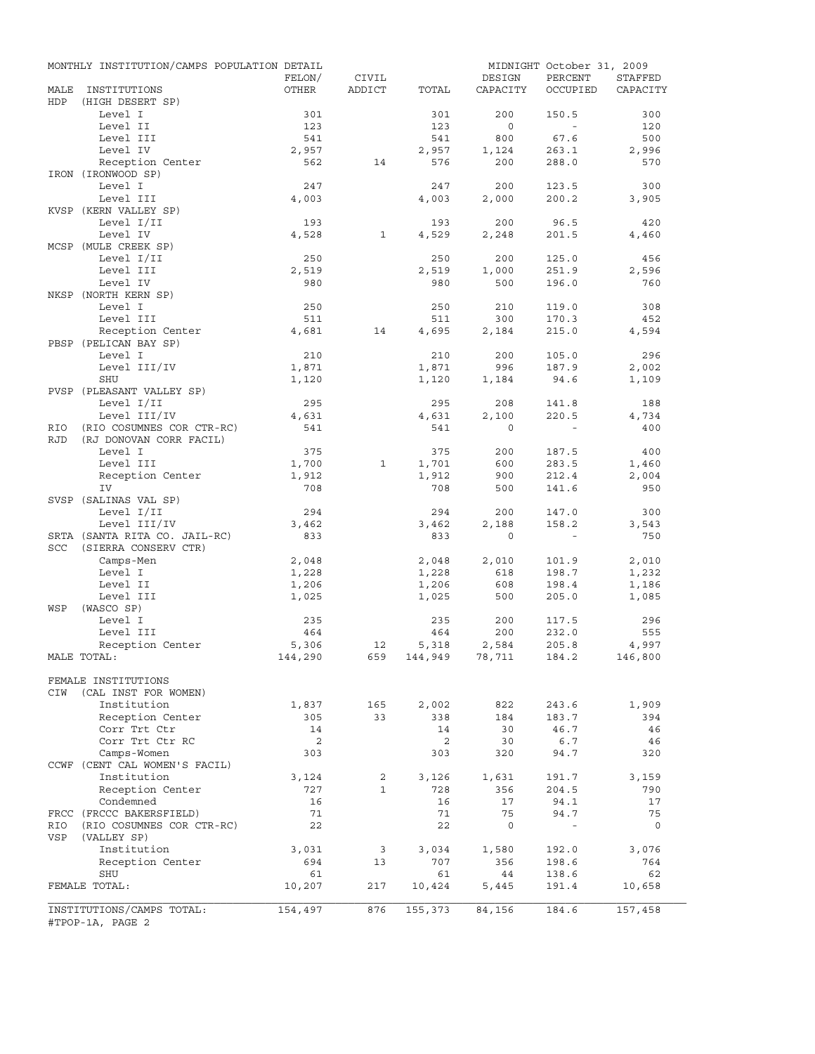MONTHLY INSTITUTION/CAMPS POPULATION DETAIL — MIDNIGHT October 31, 2009

| MALE INSTITUTIONS | FELON/ OTHER | CIVIL ADDICT | TOTAL | DESIGN CAPACITY | PERCENT OCCUPIED | STAFFED CAPACITY |
|---|---|---|---|---|---|---|
| HDP (HIGH DESERT SP) | | | | | | |
| Level I | 301 | | 301 | 200 | 150.5 | 300 |
| Level II | 123 | | 123 | 0 | - | 120 |
| Level III | 541 | | 541 | 800 | 67.6 | 500 |
| Level IV | 2,957 | | 2,957 | 1,124 | 263.1 | 2,996 |
| Reception Center | 562 | 14 | 576 | 200 | 288.0 | 570 |
| IRON (IRONWOOD SP) | | | | | | |
| Level I | 247 | | 247 | 200 | 123.5 | 300 |
| Level III | 4,003 | | 4,003 | 2,000 | 200.2 | 3,905 |
| KVSP (KERN VALLEY SP) | | | | | | |
| Level I/II | 193 | | 193 | 200 | 96.5 | 420 |
| Level IV | 4,528 | 1 | 4,529 | 2,248 | 201.5 | 4,460 |
| MCSP (MULE CREEK SP) | | | | | | |
| Level I/II | 250 | | 250 | 200 | 125.0 | 456 |
| Level III | 2,519 | | 2,519 | 1,000 | 251.9 | 2,596 |
| Level IV | 980 | | 980 | 500 | 196.0 | 760 |
| NKSP (NORTH KERN SP) | | | | | | |
| Level I | 250 | | 250 | 210 | 119.0 | 308 |
| Level III | 511 | | 511 | 300 | 170.3 | 452 |
| Reception Center | 4,681 | 14 | 4,695 | 2,184 | 215.0 | 4,594 |
| PBSP (PELICAN BAY SP) | | | | | | |
| Level I | 210 | | 210 | 200 | 105.0 | 296 |
| Level III/IV | 1,871 | | 1,871 | 996 | 187.9 | 2,002 |
| SHU | 1,120 | | 1,120 | 1,184 | 94.6 | 1,109 |
| PVSP (PLEASANT VALLEY SP) | | | | | | |
| Level I/II | 295 | | 295 | 208 | 141.8 | 188 |
| Level III/IV | 4,631 | | 4,631 | 2,100 | 220.5 | 4,734 |
| RIO (RIO COSUMNES COR CTR-RC) | 541 | | 541 | 0 | - | 400 |
| RJD (RJ DONOVAN CORR FACIL) | | | | | | |
| Level I | 375 | | 375 | 200 | 187.5 | 400 |
| Level III | 1,700 | 1 | 1,701 | 600 | 283.5 | 1,460 |
| Reception Center | 1,912 | | 1,912 | 900 | 212.4 | 2,004 |
| IV | 708 | | 708 | 500 | 141.6 | 950 |
| SVSP (SALINAS VAL SP) | | | | | | |
| Level I/II | 294 | | 294 | 200 | 147.0 | 300 |
| Level III/IV | 3,462 | | 3,462 | 2,188 | 158.2 | 3,543 |
| SRTA (SANTA RITA CO. JAIL-RC) | 833 | | 833 | 0 | - | 750 |
| SCC (SIERRA CONSERV CTR) | | | | | | |
| Camps-Men | 2,048 | | 2,048 | 2,010 | 101.9 | 2,010 |
| Level I | 1,228 | | 1,228 | 618 | 198.7 | 1,232 |
| Level II | 1,206 | | 1,206 | 608 | 198.4 | 1,186 |
| Level III | 1,025 | | 1,025 | 500 | 205.0 | 1,085 |
| WSP (WASCO SP) | | | | | | |
| Level I | 235 | | 235 | 200 | 117.5 | 296 |
| Level III | 464 | | 464 | 200 | 232.0 | 555 |
| Reception Center | 5,306 | 12 | 5,318 | 2,584 | 205.8 | 4,997 |
| MALE TOTAL: | 144,290 | 659 | 144,949 | 78,711 | 184.2 | 146,800 |
| FEMALE INSTITUTIONS | | | | | | |
| CIW (CAL INST FOR WOMEN) | | | | | | |
| Institution | 1,837 | 165 | 2,002 | 822 | 243.6 | 1,909 |
| Reception Center | 305 | 33 | 338 | 184 | 183.7 | 394 |
| Corr Trt Ctr | 14 | | 14 | 30 | 46.7 | 46 |
| Corr Trt Ctr RC | 2 | | 2 | 30 | 6.7 | 46 |
| Camps-Women | 303 | | 303 | 320 | 94.7 | 320 |
| CCWF (CENT CAL WOMEN'S FACIL) | | | | | | |
| Institution | 3,124 | 2 | 3,126 | 1,631 | 191.7 | 3,159 |
| Reception Center | 727 | 1 | 728 | 356 | 204.5 | 790 |
| Condemned | 16 | | 16 | 17 | 94.1 | 17 |
| FRCC (FRCCC BAKERSFIELD) | 71 | | 71 | 75 | 94.7 | 75 |
| RIO (RIO COSUMNES COR CTR-RC) | 22 | | 22 | 0 | - | 0 |
| VSP (VALLEY SP) | | | | | | |
| Institution | 3,031 | 3 | 3,034 | 1,580 | 192.0 | 3,076 |
| Reception Center | 694 | 13 | 707 | 356 | 198.6 | 764 |
| SHU | 61 | | 61 | 44 | 138.6 | 62 |
| FEMALE TOTAL: | 10,207 | 217 | 10,424 | 5,445 | 191.4 | 10,658 |
| INSTITUTIONS/CAMPS TOTAL: | 154,497 | 876 | 155,373 | 84,156 | 184.6 | 157,458 |

#TPOP-1A, PAGE 2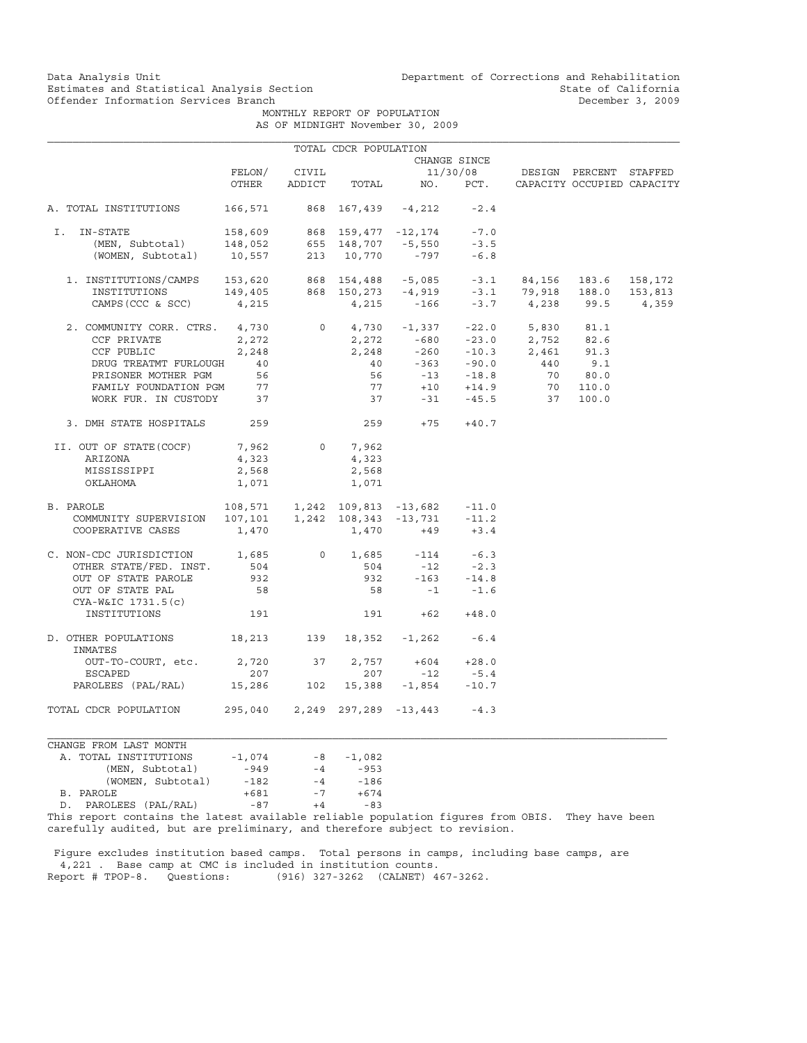Data Analysis Unit
Estimates and Statistical Analysis Section
Offender Information Services Branch

Department of Corrections and Rehabilitation
State of California
December 3, 2009

MONTHLY REPORT OF POPULATION
AS OF MIDNIGHT November 30, 2009

TOTAL CDCR POPULATION

| | FELON/ OTHER | CIVIL ADDICT | TOTAL | CHANGE SINCE 11/30/08 NO. | PCT. | DESIGN CAPACITY | PERCENT OCCUPIED | STAFFED CAPACITY |
|---|---|---|---|---|---|---|---|---|
| A. TOTAL INSTITUTIONS | 166,571 | 868 | 167,439 | -4,212 | -2.4 | | | |
| I. IN-STATE | 158,609 | 868 | 159,477 | -12,174 | -7.0 | | | |
| (MEN, Subtotal) | 148,052 | 655 | 148,707 | -5,550 | -3.5 | | | |
| (WOMEN, Subtotal) | 10,557 | 213 | 10,770 | -797 | -6.8 | | | |
| 1. INSTITUTIONS/CAMPS | 153,620 | 868 | 154,488 | -5,085 | -3.1 | 84,156 | 183.6 | 158,172 |
| INSTITUTIONS | 149,405 | 868 | 150,273 | -4,919 | -3.1 | 79,918 | 188.0 | 153,813 |
| CAMPS (CCC & SCC) | 4,215 | | 4,215 | -166 | -3.7 | 4,238 | 99.5 | 4,359 |
| 2. COMMUNITY CORR. CTRS. | 4,730 | 0 | 4,730 | -1,337 | -22.0 | 5,830 | 81.1 | |
| CCF PRIVATE | 2,272 | | 2,272 | -680 | -23.0 | 2,752 | 82.6 | |
| CCF PUBLIC | 2,248 | | 2,248 | -260 | -10.3 | 2,461 | 91.3 | |
| DRUG TREATMT FURLOUGH | 40 | | 40 | -363 | -90.0 | 440 | 9.1 | |
| PRISONER MOTHER PGM | 56 | | 56 | -13 | -18.8 | 70 | 80.0 | |
| FAMILY FOUNDATION PGM | 77 | | 77 | +10 | +14.9 | 70 | 110.0 | |
| WORK FUR. IN CUSTODY | 37 | | 37 | -31 | -45.5 | 37 | 100.0 | |
| 3. DMH STATE HOSPITALS | 259 | | 259 | +75 | +40.7 | | | |
| II. OUT OF STATE (COCF) | 7,962 | 0 | 7,962 | | | | | |
| ARIZONA | 4,323 | | 4,323 | | | | | |
| MISSISSIPPI | 2,568 | | 2,568 | | | | | |
| OKLAHOMA | 1,071 | | 1,071 | | | | | |
| B. PAROLE | 108,571 | 1,242 | 109,813 | -13,682 | -11.0 | | | |
| COMMUNITY SUPERVISION | 107,101 | 1,242 | 108,343 | -13,731 | -11.2 | | | |
| COOPERATIVE CASES | 1,470 | | 1,470 | +49 | +3.4 | | | |
| C. NON-CDC JURISDICTION | 1,685 | 0 | 1,685 | -114 | -6.3 | | | |
| OTHER STATE/FED. INST. | 504 | | 504 | -12 | -2.3 | | | |
| OUT OF STATE PAROLE | 932 | | 932 | -163 | -14.8 | | | |
| OUT OF STATE PAL | 58 | | 58 | -1 | -1.6 | | | |
| CYA-W&IC 1731.5(c) INSTITUTIONS | 191 | | 191 | +62 | +48.0 | | | |
| D. OTHER POPULATIONS | 18,213 | 139 | 18,352 | -1,262 | -6.4 | | | |
| INMATES OUT-TO-COURT, etc. | 2,720 | 37 | 2,757 | +604 | +28.0 | | | |
| ESCAPED | 207 | | 207 | -12 | -5.4 | | | |
| PAROLEES (PAL/RAL) | 15,286 | 102 | 15,388 | -1,854 | -10.7 | | | |
| TOTAL CDCR POPULATION | 295,040 | 2,249 | 297,289 | -13,443 | -4.3 | | | |

CHANGE FROM LAST MONTH

| | | | |
|---|---|---|---|
| A. TOTAL INSTITUTIONS | -1,074 | -8 | -1,082 |
| (MEN, Subtotal) | -949 | -4 | -953 |
| (WOMEN, Subtotal) | -182 | -4 | -186 |
| B. PAROLE | +681 | -7 | +674 |
| D. PAROLEES (PAL/RAL) | -87 | +4 | -83 |

This report contains the latest available reliable population figures from OBIS. They have been carefully audited, but are preliminary, and therefore subject to revision.

Figure excludes institution based camps. Total persons in camps, including base camps, are 4,221 . Base camp at CMC is included in institution counts.

Report # TPOP-8. Questions: (916) 327-3262 (CALNET) 467-3262.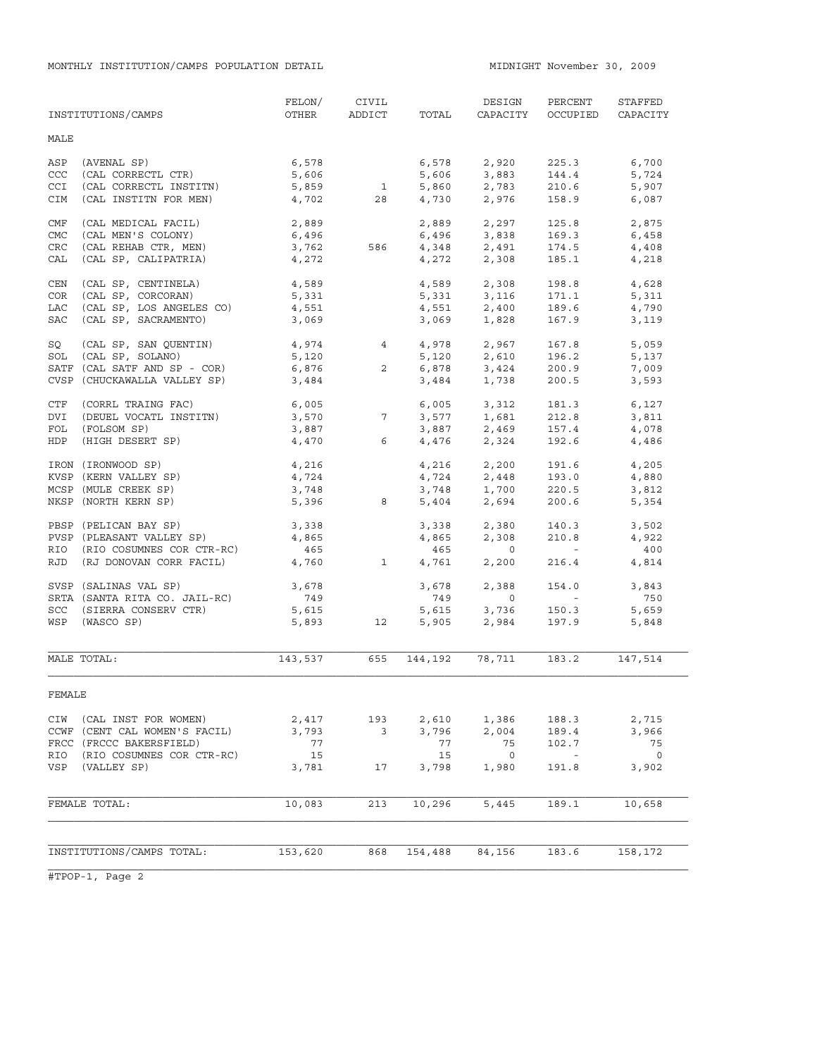MONTHLY INSTITUTION/CAMPS POPULATION DETAIL

MIDNIGHT November 30, 2009

| INSTITUTIONS/CAMPS | FELON/ OTHER | CIVIL ADDICT | TOTAL | DESIGN CAPACITY | PERCENT OCCUPIED | STAFFED CAPACITY |
|---|---|---|---|---|---|---|
| **MALE** | | | | | | |
| ASP (AVENAL SP) | 6,578 | | 6,578 | 2,920 | 225.3 | 6,700 |
| CCC (CAL CORRECTL CTR) | 5,606 | | 5,606 | 3,883 | 144.4 | 5,724 |
| CCI (CAL CORRECTL INSTITN) | 5,859 | 1 | 5,860 | 2,783 | 210.6 | 5,907 |
| CIM (CAL INSTITN FOR MEN) | 4,702 | 28 | 4,730 | 2,976 | 158.9 | 6,087 |
| CMF (CAL MEDICAL FACIL) | 2,889 | | 2,889 | 2,297 | 125.8 | 2,875 |
| CMC (CAL MEN'S COLONY) | 6,496 | | 6,496 | 3,838 | 169.3 | 6,458 |
| CRC (CAL REHAB CTR, MEN) | 3,762 | 586 | 4,348 | 2,491 | 174.5 | 4,408 |
| CAL (CAL SP, CALIPATRIA) | 4,272 | | 4,272 | 2,308 | 185.1 | 4,218 |
| CEN (CAL SP, CENTINELA) | 4,589 | | 4,589 | 2,308 | 198.8 | 4,628 |
| COR (CAL SP, CORCORAN) | 5,331 | | 5,331 | 3,116 | 171.1 | 5,311 |
| LAC (CAL SP, LOS ANGELES CO) | 4,551 | | 4,551 | 2,400 | 189.6 | 4,790 |
| SAC (CAL SP, SACRAMENTO) | 3,069 | | 3,069 | 1,828 | 167.9 | 3,119 |
| SQ (CAL SP, SAN QUENTIN) | 4,974 | 4 | 4,978 | 2,967 | 167.8 | 5,059 |
| SOL (CAL SP, SOLANO) | 5,120 | | 5,120 | 2,610 | 196.2 | 5,137 |
| SATF (CAL SATF AND SP - COR) | 6,876 | 2 | 6,878 | 3,424 | 200.9 | 7,009 |
| CVSP (CHUCKAWALLA VALLEY SP) | 3,484 | | 3,484 | 1,738 | 200.5 | 3,593 |
| CTF (CORRL TRAING FAC) | 6,005 | | 6,005 | 3,312 | 181.3 | 6,127 |
| DVI (DEUEL VOCATL INSTITN) | 3,570 | 7 | 3,577 | 1,681 | 212.8 | 3,811 |
| FOL (FOLSOM SP) | 3,887 | | 3,887 | 2,469 | 157.4 | 4,078 |
| HDP (HIGH DESERT SP) | 4,470 | 6 | 4,476 | 2,324 | 192.6 | 4,486 |
| IRON (IRONWOOD SP) | 4,216 | | 4,216 | 2,200 | 191.6 | 4,205 |
| KVSP (KERN VALLEY SP) | 4,724 | | 4,724 | 2,448 | 193.0 | 4,880 |
| MCSP (MULE CREEK SP) | 3,748 | | 3,748 | 1,700 | 220.5 | 3,812 |
| NKSP (NORTH KERN SP) | 5,396 | 8 | 5,404 | 2,694 | 200.6 | 5,354 |
| PBSP (PELICAN BAY SP) | 3,338 | | 3,338 | 2,380 | 140.3 | 3,502 |
| PVSP (PLEASANT VALLEY SP) | 4,865 | | 4,865 | 2,308 | 210.8 | 4,922 |
| RIO (RIO COSUMNES COR CTR-RC) | 465 | | 465 | 0 | - | 400 |
| RJD (RJ DONOVAN CORR FACIL) | 4,760 | 1 | 4,761 | 2,200 | 216.4 | 4,814 |
| SVSP (SALINAS VAL SP) | 3,678 | | 3,678 | 2,388 | 154.0 | 3,843 |
| SRTA (SANTA RITA CO. JAIL-RC) | 749 | | 749 | 0 | - | 750 |
| SCC (SIERRA CONSERV CTR) | 5,615 | | 5,615 | 3,736 | 150.3 | 5,659 |
| WSP (WASCO SP) | 5,893 | 12 | 5,905 | 2,984 | 197.9 | 5,848 |
| MALE TOTAL: | 143,537 | 655 | 144,192 | 78,711 | 183.2 | 147,514 |
| **FEMALE** | | | | | | |
| CIW (CAL INST FOR WOMEN) | 2,417 | 193 | 2,610 | 1,386 | 188.3 | 2,715 |
| CCWF (CENT CAL WOMEN'S FACIL) | 3,793 | 3 | 3,796 | 2,004 | 189.4 | 3,966 |
| FRCC (FRCCC BAKERSFIELD) | 77 | | 77 | 75 | 102.7 | 75 |
| RIO (RIO COSUMNES COR CTR-RC) | 15 | | 15 | 0 | - | 0 |
| VSP (VALLEY SP) | 3,781 | 17 | 3,798 | 1,980 | 191.8 | 3,902 |
| FEMALE TOTAL: | 10,083 | 213 | 10,296 | 5,445 | 189.1 | 10,658 |
| INSTITUTIONS/CAMPS TOTAL: | 153,620 | 868 | 154,488 | 84,156 | 183.6 | 158,172 |

#TPOP-1, Page 2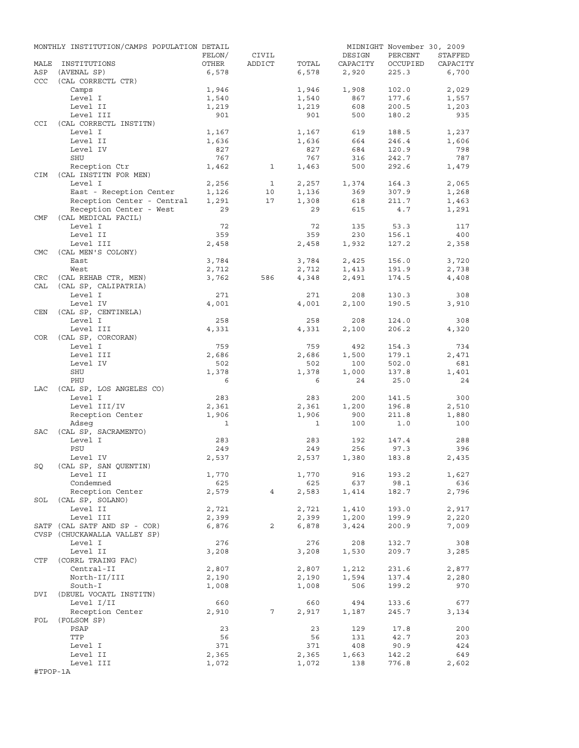MONTHLY INSTITUTION/CAMPS POPULATION DETAIL

MIDNIGHT November 30, 2009

| MALE | INSTITUTIONS | FELON/ OTHER | CIVIL ADDICT | TOTAL | DESIGN CAPACITY | PERCENT OCCUPIED | STAFFED CAPACITY |
|---|---|---|---|---|---|---|---|
| ASP | (AVENAL SP) | 6,578 | | 6,578 | 2,920 | 225.3 | 6,700 |
| CCC | (CAL CORRECTL CTR) | | | | | | |
| | Camps | 1,946 | | 1,946 | 1,908 | 102.0 | 2,029 |
| | Level I | 1,540 | | 1,540 | 867 | 177.6 | 1,557 |
| | Level II | 1,219 | | 1,219 | 608 | 200.5 | 1,203 |
| | Level III | 901 | | 901 | 500 | 180.2 | 935 |
| CCI | (CAL CORRECTL INSTITN) | | | | | | |
| | Level I | 1,167 | | 1,167 | 619 | 188.5 | 1,237 |
| | Level II | 1,636 | | 1,636 | 664 | 246.4 | 1,606 |
| | Level IV | 827 | | 827 | 684 | 120.9 | 798 |
| | SHU | 767 | | 767 | 316 | 242.7 | 787 |
| | Reception Ctr | 1,462 | 1 | 1,463 | 500 | 292.6 | 1,479 |
| CIM | (CAL INSTITN FOR MEN) | | | | | | |
| | Level I | 2,256 | 1 | 2,257 | 1,374 | 164.3 | 2,065 |
| | East - Reception Center | 1,126 | 10 | 1,136 | 369 | 307.9 | 1,268 |
| | Reception Center - Central | 1,291 | 17 | 1,308 | 618 | 211.7 | 1,463 |
| | Reception Center - West | 29 | | 29 | 615 | 4.7 | 1,291 |
| CMF | (CAL MEDICAL FACIL) | | | | | | |
| | Level I | 72 | | 72 | 135 | 53.3 | 117 |
| | Level II | 359 | | 359 | 230 | 156.1 | 400 |
| | Level III | 2,458 | | 2,458 | 1,932 | 127.2 | 2,358 |
| CMC | (CAL MEN'S COLONY) | | | | | | |
| | East | 3,784 | | 3,784 | 2,425 | 156.0 | 3,720 |
| | West | 2,712 | | 2,712 | 1,413 | 191.9 | 2,738 |
| CRC | (CAL REHAB CTR, MEN) | 3,762 | 586 | 4,348 | 2,491 | 174.5 | 4,408 |
| CAL | (CAL SP, CALIPATRIA) | | | | | | |
| | Level I | 271 | | 271 | 208 | 130.3 | 308 |
| | Level IV | 4,001 | | 4,001 | 2,100 | 190.5 | 3,910 |
| CEN | (CAL SP, CENTINELA) | | | | | | |
| | Level I | 258 | | 258 | 208 | 124.0 | 308 |
| | Level III | 4,331 | | 4,331 | 2,100 | 206.2 | 4,320 |
| COR | (CAL SP, CORCORAN) | | | | | | |
| | Level I | 759 | | 759 | 492 | 154.3 | 734 |
| | Level III | 2,686 | | 2,686 | 1,500 | 179.1 | 2,471 |
| | Level IV | 502 | | 502 | 100 | 502.0 | 681 |
| | SHU | 1,378 | | 1,378 | 1,000 | 137.8 | 1,401 |
| | PHU | 6 | | 6 | 24 | 25.0 | 24 |
| LAC | (CAL SP, LOS ANGELES CO) | | | | | | |
| | Level I | 283 | | 283 | 200 | 141.5 | 300 |
| | Level III/IV | 2,361 | | 2,361 | 1,200 | 196.8 | 2,510 |
| | Reception Center | 1,906 | | 1,906 | 900 | 211.8 | 1,880 |
| | Adseg | 1 | | 1 | 100 | 1.0 | 100 |
| SAC | (CAL SP, SACRAMENTO) | | | | | | |
| | Level I | 283 | | 283 | 192 | 147.4 | 288 |
| | PSU | 249 | | 249 | 256 | 97.3 | 396 |
| | Level IV | 2,537 | | 2,537 | 1,380 | 183.8 | 2,435 |
| SQ | (CAL SP, SAN QUENTIN) | | | | | | |
| | Level II | 1,770 | | 1,770 | 916 | 193.2 | 1,627 |
| | Condemned | 625 | | 625 | 637 | 98.1 | 636 |
| | Reception Center | 2,579 | 4 | 2,583 | 1,414 | 182.7 | 2,796 |
| SOL | (CAL SP, SOLANO) | | | | | | |
| | Level II | 2,721 | | 2,721 | 1,410 | 193.0 | 2,917 |
| | Level III | 2,399 | | 2,399 | 1,200 | 199.9 | 2,220 |
| SATF | (CAL SATF AND SP - COR) | 6,876 | 2 | 6,878 | 3,424 | 200.9 | 7,009 |
| CVSP | (CHUCKAWALLA VALLEY SP) | | | | | | |
| | Level I | 276 | | 276 | 208 | 132.7 | 308 |
| | Level II | 3,208 | | 3,208 | 1,530 | 209.7 | 3,285 |
| CTF | (CORRL TRAING FAC) | | | | | | |
| | Central-II | 2,807 | | 2,807 | 1,212 | 231.6 | 2,877 |
| | North-II/III | 2,190 | | 2,190 | 1,594 | 137.4 | 2,280 |
| | South-I | 1,008 | | 1,008 | 506 | 199.2 | 970 |
| DVI | (DEUEL VOCATL INSTITN) | | | | | | |
| | Level I/II | 660 | | 660 | 494 | 133.6 | 677 |
| | Reception Center | 2,910 | 7 | 2,917 | 1,187 | 245.7 | 3,134 |
| FOL | (FOLSOM SP) | | | | | | |
| | PSAP | 23 | | 23 | 129 | 17.8 | 200 |
| | TTP | 56 | | 56 | 131 | 42.7 | 203 |
| | Level I | 371 | | 371 | 408 | 90.9 | 424 |
| | Level II | 2,365 | | 2,365 | 1,663 | 142.2 | 649 |
| | Level III | 1,072 | | 1,072 | 138 | 776.8 | 2,602 |

#TPOP-1A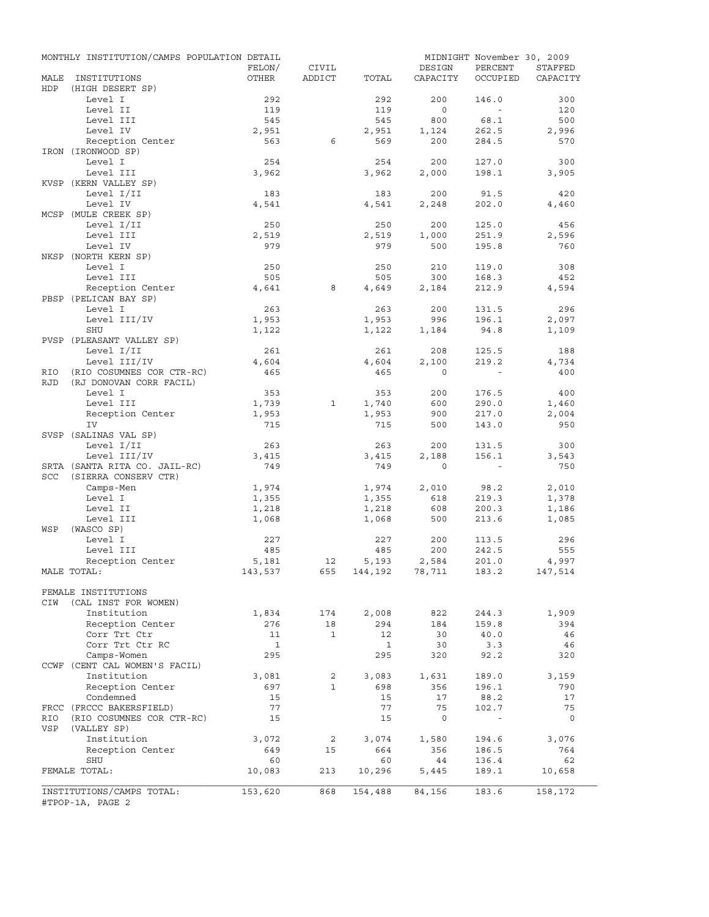MONTHLY INSTITUTION/CAMPS POPULATION DETAIL

MIDNIGHT November 30, 2009

| MALE INSTITUTIONS | FELON/ OTHER | CIVIL ADDICT | TOTAL | DESIGN CAPACITY | PERCENT OCCUPIED | STAFFED CAPACITY |
|---|---|---|---|---|---|---|
| HDP (HIGH DESERT SP) | | | | | | |
| Level I | 292 | | 292 | 200 | 146.0 | 300 |
| Level II | 119 | | 119 | 0 | - | 120 |
| Level III | 545 | | 545 | 800 | 68.1 | 500 |
| Level IV | 2,951 | | 2,951 | 1,124 | 262.5 | 2,996 |
| Reception Center | 563 | 6 | 569 | 200 | 284.5 | 570 |
| IRON (IRONWOOD SP) | | | | | | |
| Level I | 254 | | 254 | 200 | 127.0 | 300 |
| Level III | 3,962 | | 3,962 | 2,000 | 198.1 | 3,905 |
| KVSP (KERN VALLEY SP) | | | | | | |
| Level I/II | 183 | | 183 | 200 | 91.5 | 420 |
| Level IV | 4,541 | | 4,541 | 2,248 | 202.0 | 4,460 |
| MCSP (MULE CREEK SP) | | | | | | |
| Level I/II | 250 | | 250 | 200 | 125.0 | 456 |
| Level III | 2,519 | | 2,519 | 1,000 | 251.9 | 2,596 |
| Level IV | 979 | | 979 | 500 | 195.8 | 760 |
| NKSP (NORTH KERN SP) | | | | | | |
| Level I | 250 | | 250 | 210 | 119.0 | 308 |
| Level III | 505 | | 505 | 300 | 168.3 | 452 |
| Reception Center | 4,641 | 8 | 4,649 | 2,184 | 212.9 | 4,594 |
| PBSP (PELICAN BAY SP) | | | | | | |
| Level I | 263 | | 263 | 200 | 131.5 | 296 |
| Level III/IV | 1,953 | | 1,953 | 996 | 196.1 | 2,097 |
| SHU | 1,122 | | 1,122 | 1,184 | 94.8 | 1,109 |
| PVSP (PLEASANT VALLEY SP) | | | | | | |
| Level I/II | 261 | | 261 | 208 | 125.5 | 188 |
| Level III/IV | 4,604 | | 4,604 | 2,100 | 219.2 | 4,734 |
| RIO (RIO COSUMNES COR CTR-RC) | 465 | | 465 | 0 | - | 400 |
| RJD (RJ DONOVAN CORR FACIL) | | | | | | |
| Level I | 353 | | 353 | 200 | 176.5 | 400 |
| Level III | 1,739 | 1 | 1,740 | 600 | 290.0 | 1,460 |
| Reception Center | 1,953 | | 1,953 | 900 | 217.0 | 2,004 |
| IV | 715 | | 715 | 500 | 143.0 | 950 |
| SVSP (SALINAS VAL SP) | | | | | | |
| Level I/II | 263 | | 263 | 200 | 131.5 | 300 |
| Level III/IV | 3,415 | | 3,415 | 2,188 | 156.1 | 3,543 |
| SRTA (SANTA RITA CO. JAIL-RC) | 749 | | 749 | 0 | - | 750 |
| SCC (SIERRA CONSERV CTR) | | | | | | |
| Camps-Men | 1,974 | | 1,974 | 2,010 | 98.2 | 2,010 |
| Level I | 1,355 | | 1,355 | 618 | 219.3 | 1,378 |
| Level II | 1,218 | | 1,218 | 608 | 200.3 | 1,186 |
| Level III | 1,068 | | 1,068 | 500 | 213.6 | 1,085 |
| WSP (WASCO SP) | | | | | | |
| Level I | 227 | | 227 | 200 | 113.5 | 296 |
| Level III | 485 | | 485 | 200 | 242.5 | 555 |
| Reception Center | 5,181 | 12 | 5,193 | 2,584 | 201.0 | 4,997 |
| MALE TOTAL: | 143,537 | 655 | 144,192 | 78,711 | 183.2 | 147,514 |
| FEMALE INSTITUTIONS | | | | | | |
| CIW (CAL INST FOR WOMEN) | | | | | | |
| Institution | 1,834 | 174 | 2,008 | 822 | 244.3 | 1,909 |
| Reception Center | 276 | 18 | 294 | 184 | 159.8 | 394 |
| Corr Trt Ctr | 11 | 1 | 12 | 30 | 40.0 | 46 |
| Corr Trt Ctr RC | 1 | | 1 | 30 | 3.3 | 46 |
| Camps-Women | 295 | | 295 | 320 | 92.2 | 320 |
| CCWF (CENT CAL WOMEN'S FACIL) | | | | | | |
| Institution | 3,081 | 2 | 3,083 | 1,631 | 189.0 | 3,159 |
| Reception Center | 697 | 1 | 698 | 356 | 196.1 | 790 |
| Condemned | 15 | | 15 | 17 | 88.2 | 17 |
| FRCC (FRCCC BAKERSFIELD) | 77 | | 77 | 75 | 102.7 | 75 |
| RIO (RIO COSUMNES COR CTR-RC) | 15 | | 15 | 0 | - | 0 |
| VSP (VALLEY SP) | | | | | | |
| Institution | 3,072 | 2 | 3,074 | 1,580 | 194.6 | 3,076 |
| Reception Center | 649 | 15 | 664 | 356 | 186.5 | 764 |
| SHU | 60 | | 60 | 44 | 136.4 | 62 |
| FEMALE TOTAL: | 10,083 | 213 | 10,296 | 5,445 | 189.1 | 10,658 |
| INSTITUTIONS/CAMPS TOTAL: | 153,620 | 868 | 154,488 | 84,156 | 183.6 | 158,172 |

#TPOP-1A, PAGE 2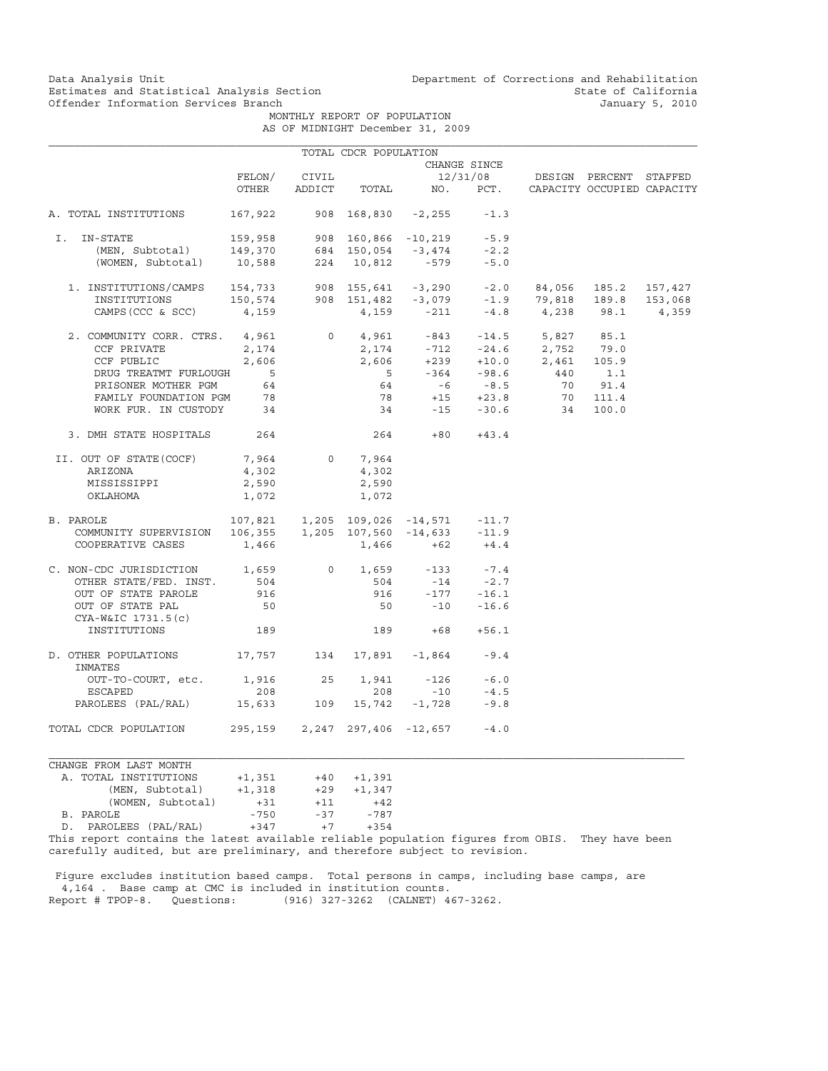Data Analysis Unit
Estimates and Statistical Analysis Section
Offender Information Services Branch

Department of Corrections and Rehabilitation
State of California
January 5, 2010

MONTHLY REPORT OF POPULATION
AS OF MIDNIGHT December 31, 2009

TOTAL CDCR POPULATION

| | FELON/ OTHER | CIVIL ADDICT | TOTAL | CHANGE SINCE 12/31/08 NO. | PCT. | DESIGN CAPACITY | PERCENT OCCUPIED | STAFFED CAPACITY |
|---|---|---|---|---|---|---|---|---|
| A. TOTAL INSTITUTIONS | 167,922 | 908 | 168,830 | -2,255 | -1.3 | | | |
| I. IN-STATE | 159,958 | 908 | 160,866 | -10,219 | -5.9 | | | |
| (MEN, Subtotal) | 149,370 | 684 | 150,054 | -3,474 | -2.2 | | | |
| (WOMEN, Subtotal) | 10,588 | 224 | 10,812 | -579 | -5.0 | | | |
| 1. INSTITUTIONS/CAMPS | 154,733 | 908 | 155,641 | -3,290 | -2.0 | 84,056 | 185.2 | 157,427 |
| INSTITUTIONS | 150,574 | 908 | 151,482 | -3,079 | -1.9 | 79,818 | 189.8 | 153,068 |
| CAMPS (CCC & SCC) | 4,159 | | 4,159 | -211 | -4.8 | 4,238 | 98.1 | 4,359 |
| 2. COMMUNITY CORR. CTRS. | 4,961 | 0 | 4,961 | -843 | -14.5 | 5,827 | 85.1 | |
| CCF PRIVATE | 2,174 | | 2,174 | -712 | -24.6 | 2,752 | 79.0 | |
| CCF PUBLIC | 2,606 | | 2,606 | +239 | +10.0 | 2,461 | 105.9 | |
| DRUG TREATMT FURLOUGH | 5 | | 5 | -364 | -98.6 | 440 | 1.1 | |
| PRISONER MOTHER PGM | 64 | | 64 | -6 | -8.5 | 70 | 91.4 | |
| FAMILY FOUNDATION PGM | 78 | | 78 | +15 | +23.8 | 70 | 111.4 | |
| WORK FUR. IN CUSTODY | 34 | | 34 | -15 | -30.6 | 34 | 100.0 | |
| 3. DMH STATE HOSPITALS | 264 | | 264 | +80 | +43.4 | | | |
| II. OUT OF STATE(COCF) | 7,964 | 0 | 7,964 | | | | | |
| ARIZONA | 4,302 | | 4,302 | | | | | |
| MISSISSIPPI | 2,590 | | 2,590 | | | | | |
| OKLAHOMA | 1,072 | | 1,072 | | | | | |
| B. PAROLE | 107,821 | 1,205 | 109,026 | -14,571 | -11.7 | | | |
| COMMUNITY SUPERVISION | 106,355 | 1,205 | 107,560 | -14,633 | -11.9 | | | |
| COOPERATIVE CASES | 1,466 | | 1,466 | +62 | +4.4 | | | |
| C. NON-CDC JURISDICTION | 1,659 | 0 | 1,659 | -133 | -7.4 | | | |
| OTHER STATE/FED. INST. | 504 | | 504 | -14 | -2.7 | | | |
| OUT OF STATE PAROLE | 916 | | 916 | -177 | -16.1 | | | |
| OUT OF STATE PAL | 50 | | 50 | -10 | -16.6 | | | |
| CYA-W&IC 1731.5(c) INSTITUTIONS | 189 | | 189 | +68 | +56.1 | | | |
| D. OTHER POPULATIONS | 17,757 | 134 | 17,891 | -1,864 | -9.4 | | | |
| INMATES OUT-TO-COURT, etc. | 1,916 | 25 | 1,941 | -126 | -6.0 | | | |
| ESCAPED | 208 | | 208 | -10 | -4.5 | | | |
| PAROLEES (PAL/RAL) | 15,633 | 109 | 15,742 | -1,728 | -9.8 | | | |
| TOTAL CDCR POPULATION | 295,159 | 2,247 | 297,406 | -12,657 | -4.0 | | | |

CHANGE FROM LAST MONTH

| | | | |
|---|---|---|---|
| A. TOTAL INSTITUTIONS | +1,351 | +40 | +1,391 |
| (MEN, Subtotal) | +1,318 | +29 | +1,347 |
| (WOMEN, Subtotal) | +31 | +11 | +42 |
| B. PAROLE | -750 | -37 | -787 |
| D. PAROLEES (PAL/RAL) | +347 | +7 | +354 |

This report contains the latest available reliable population figures from OBIS. They have been carefully audited, but are preliminary, and therefore subject to revision.

Figure excludes institution based camps. Total persons in camps, including base camps, are 4,164 . Base camp at CMC is included in institution counts.
Report # TPOP-8. Questions: (916) 327-3262 (CALNET) 467-3262.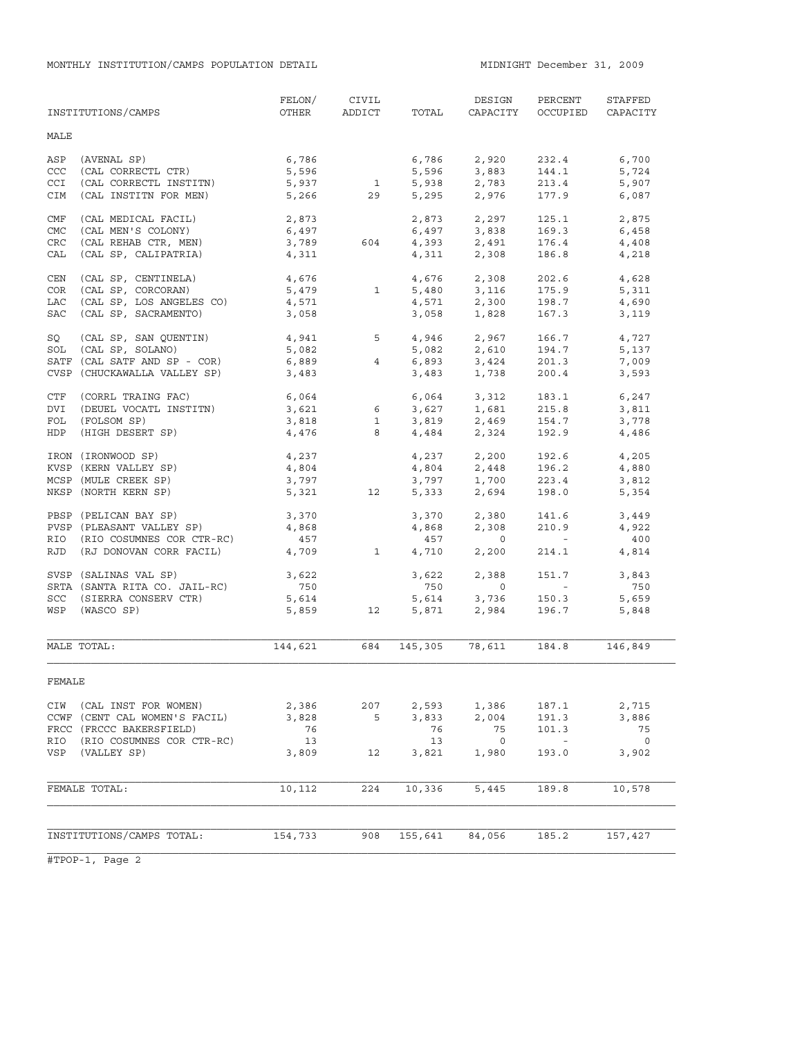MONTHLY INSTITUTION/CAMPS POPULATION DETAIL

MIDNIGHT December 31, 2009

| INSTITUTIONS/CAMPS | FELON/ OTHER | CIVIL ADDICT | TOTAL | DESIGN CAPACITY | PERCENT OCCUPIED | STAFFED CAPACITY |
|---|---|---|---|---|---|---|
| **MALE** | | | | | | |
| ASP (AVENAL SP) | 6,786 | | 6,786 | 2,920 | 232.4 | 6,700 |
| CCC (CAL CORRECTL CTR) | 5,596 | | 5,596 | 3,883 | 144.1 | 5,724 |
| CCI (CAL CORRECTL INSTITN) | 5,937 | 1 | 5,938 | 2,783 | 213.4 | 5,907 |
| CIM (CAL INSTITN FOR MEN) | 5,266 | 29 | 5,295 | 2,976 | 177.9 | 6,087 |
| CMF (CAL MEDICAL FACIL) | 2,873 | | 2,873 | 2,297 | 125.1 | 2,875 |
| CMC (CAL MEN'S COLONY) | 6,497 | | 6,497 | 3,838 | 169.3 | 6,458 |
| CRC (CAL REHAB CTR, MEN) | 3,789 | 604 | 4,393 | 2,491 | 176.4 | 4,408 |
| CAL (CAL SP, CALIPATRIA) | 4,311 | | 4,311 | 2,308 | 186.8 | 4,218 |
| CEN (CAL SP, CENTINELA) | 4,676 | | 4,676 | 2,308 | 202.6 | 4,628 |
| COR (CAL SP, CORCORAN) | 5,479 | 1 | 5,480 | 3,116 | 175.9 | 5,311 |
| LAC (CAL SP, LOS ANGELES CO) | 4,571 | | 4,571 | 2,300 | 198.7 | 4,690 |
| SAC (CAL SP, SACRAMENTO) | 3,058 | | 3,058 | 1,828 | 167.3 | 3,119 |
| SQ (CAL SP, SAN QUENTIN) | 4,941 | 5 | 4,946 | 2,967 | 166.7 | 4,727 |
| SOL (CAL SP, SOLANO) | 5,082 | | 5,082 | 2,610 | 194.7 | 5,137 |
| SATF (CAL SATF AND SP - COR) | 6,889 | 4 | 6,893 | 3,424 | 201.3 | 7,009 |
| CVSP (CHUCKAWALLA VALLEY SP) | 3,483 | | 3,483 | 1,738 | 200.4 | 3,593 |
| CTF (CORRL TRAING FAC) | 6,064 | | 6,064 | 3,312 | 183.1 | 6,247 |
| DVI (DEUEL VOCATL INSTITN) | 3,621 | 6 | 3,627 | 1,681 | 215.8 | 3,811 |
| FOL (FOLSOM SP) | 3,818 | 1 | 3,819 | 2,469 | 154.7 | 3,778 |
| HDP (HIGH DESERT SP) | 4,476 | 8 | 4,484 | 2,324 | 192.9 | 4,486 |
| IRON (IRONWOOD SP) | 4,237 | | 4,237 | 2,200 | 192.6 | 4,205 |
| KVSP (KERN VALLEY SP) | 4,804 | | 4,804 | 2,448 | 196.2 | 4,880 |
| MCSP (MULE CREEK SP) | 3,797 | | 3,797 | 1,700 | 223.4 | 3,812 |
| NKSP (NORTH KERN SP) | 5,321 | 12 | 5,333 | 2,694 | 198.0 | 5,354 |
| PBSP (PELICAN BAY SP) | 3,370 | | 3,370 | 2,380 | 141.6 | 3,449 |
| PVSP (PLEASANT VALLEY SP) | 4,868 | | 4,868 | 2,308 | 210.9 | 4,922 |
| RIO (RIO COSUMNES COR CTR-RC) | 457 | | 457 | 0 | - | 400 |
| RJD (RJ DONOVAN CORR FACIL) | 4,709 | 1 | 4,710 | 2,200 | 214.1 | 4,814 |
| SVSP (SALINAS VAL SP) | 3,622 | | 3,622 | 2,388 | 151.7 | 3,843 |
| SRTA (SANTA RITA CO. JAIL-RC) | 750 | | 750 | 0 | - | 750 |
| SCC (SIERRA CONSERV CTR) | 5,614 | | 5,614 | 3,736 | 150.3 | 5,659 |
| WSP (WASCO SP) | 5,859 | 12 | 5,871 | 2,984 | 196.7 | 5,848 |
| MALE TOTAL: | 144,621 | 684 | 145,305 | 78,611 | 184.8 | 146,849 |
| **FEMALE** | | | | | | |
| CIW (CAL INST FOR WOMEN) | 2,386 | 207 | 2,593 | 1,386 | 187.1 | 2,715 |
| CCWF (CENT CAL WOMEN'S FACIL) | 3,828 | 5 | 3,833 | 2,004 | 191.3 | 3,886 |
| FRCC (FRCCC BAKERSFIELD) | 76 | | 76 | 75 | 101.3 | 75 |
| RIO (RIO COSUMNES COR CTR-RC) | 13 | | 13 | 0 | - | 0 |
| VSP (VALLEY SP) | 3,809 | 12 | 3,821 | 1,980 | 193.0 | 3,902 |
| FEMALE TOTAL: | 10,112 | 224 | 10,336 | 5,445 | 189.8 | 10,578 |
| INSTITUTIONS/CAMPS TOTAL: | 154,733 | 908 | 155,641 | 84,056 | 185.2 | 157,427 |

#TPOP-1, Page 2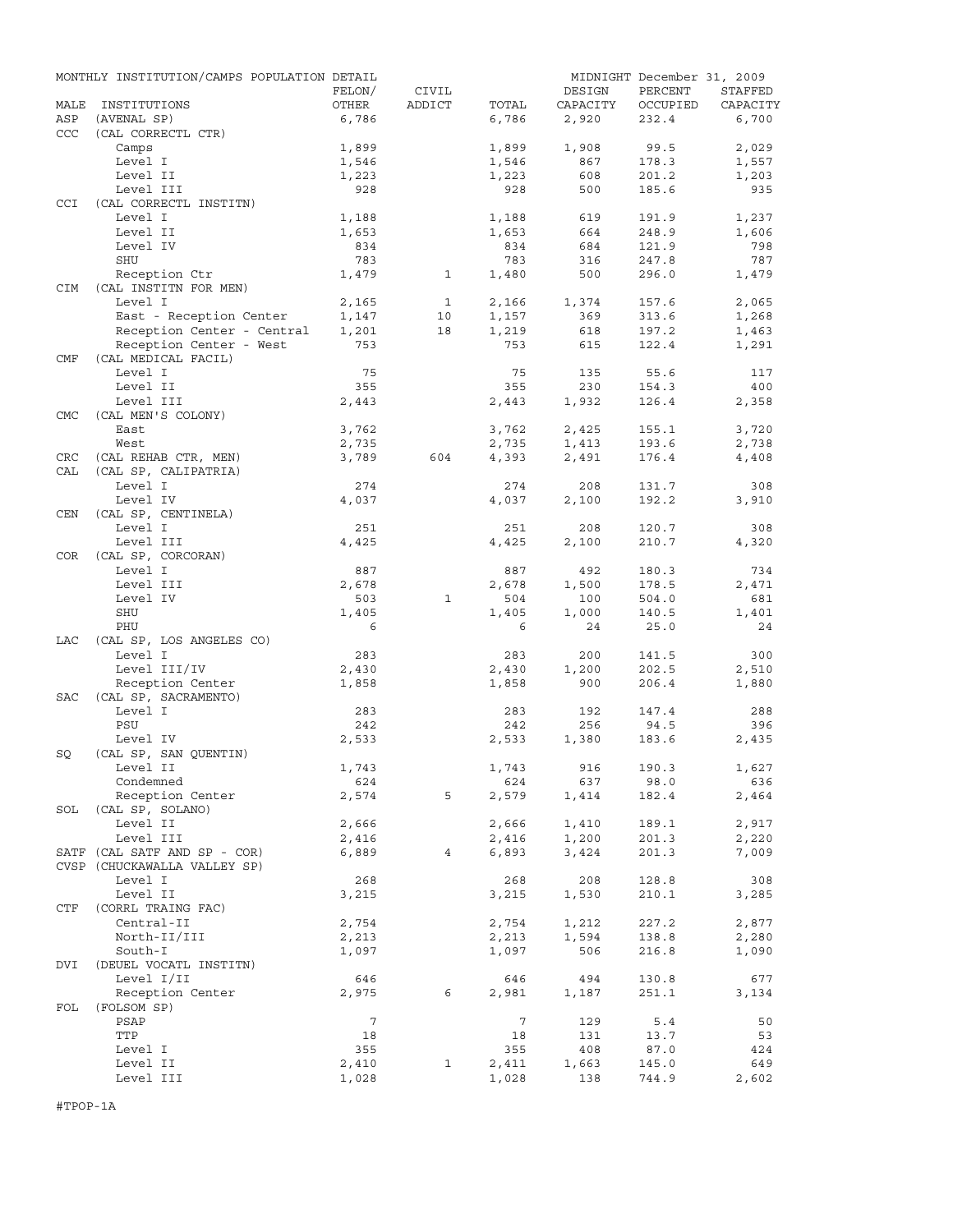MONTHLY INSTITUTION/CAMPS POPULATION DETAIL

MIDNIGHT December 31, 2009

| MALE | INSTITUTIONS | FELON/ OTHER | CIVIL ADDICT | TOTAL | DESIGN CAPACITY | PERCENT OCCUPIED | STAFFED CAPACITY |
|---|---|---|---|---|---|---|---|
| ASP | (AVENAL SP) | 6,786 | | 6,786 | 2,920 | 232.4 | 6,700 |
| CCC | (CAL CORRECTL CTR) | | | | | | |
| | Camps | 1,899 | | 1,899 | 1,908 | 99.5 | 2,029 |
| | Level I | 1,546 | | 1,546 | 867 | 178.3 | 1,557 |
| | Level II | 1,223 | | 1,223 | 608 | 201.2 | 1,203 |
| | Level III | 928 | | 928 | 500 | 185.6 | 935 |
| CCI | (CAL CORRECTL INSTITN) | | | | | | |
| | Level I | 1,188 | | 1,188 | 619 | 191.9 | 1,237 |
| | Level II | 1,653 | | 1,653 | 664 | 248.9 | 1,606 |
| | Level IV | 834 | | 834 | 684 | 121.9 | 798 |
| | SHU | 783 | | 783 | 316 | 247.8 | 787 |
| | Reception Ctr | 1,479 | 1 | 1,480 | 500 | 296.0 | 1,479 |
| CIM | (CAL INSTITN FOR MEN) | | | | | | |
| | Level I | 2,165 | 1 | 2,166 | 1,374 | 157.6 | 2,065 |
| | East - Reception Center | 1,147 | 10 | 1,157 | 369 | 313.6 | 1,268 |
| | Reception Center - Central | 1,201 | 18 | 1,219 | 618 | 197.2 | 1,463 |
| | Reception Center - West | 753 | | 753 | 615 | 122.4 | 1,291 |
| CMF | (CAL MEDICAL FACIL) | | | | | | |
| | Level I | 75 | | 75 | 135 | 55.6 | 117 |
| | Level II | 355 | | 355 | 230 | 154.3 | 400 |
| | Level III | 2,443 | | 2,443 | 1,932 | 126.4 | 2,358 |
| CMC | (CAL MEN'S COLONY) | | | | | | |
| | East | 3,762 | | 3,762 | 2,425 | 155.1 | 3,720 |
| | West | 2,735 | | 2,735 | 1,413 | 193.6 | 2,738 |
| CRC | (CAL REHAB CTR, MEN) | 3,789 | 604 | 4,393 | 2,491 | 176.4 | 4,408 |
| CAL | (CAL SP, CALIPATRIA) | | | | | | |
| | Level I | 274 | | 274 | 208 | 131.7 | 308 |
| | Level IV | 4,037 | | 4,037 | 2,100 | 192.2 | 3,910 |
| CEN | (CAL SP, CENTINELA) | | | | | | |
| | Level I | 251 | | 251 | 208 | 120.7 | 308 |
| | Level III | 4,425 | | 4,425 | 2,100 | 210.7 | 4,320 |
| COR | (CAL SP, CORCORAN) | | | | | | |
| | Level I | 887 | | 887 | 492 | 180.3 | 734 |
| | Level III | 2,678 | | 2,678 | 1,500 | 178.5 | 2,471 |
| | Level IV | 503 | 1 | 504 | 100 | 504.0 | 681 |
| | SHU | 1,405 | | 1,405 | 1,000 | 140.5 | 1,401 |
| | PHU | 6 | | 6 | 24 | 25.0 | 24 |
| LAC | (CAL SP, LOS ANGELES CO) | | | | | | |
| | Level I | 283 | | 283 | 200 | 141.5 | 300 |
| | Level III/IV | 2,430 | | 2,430 | 1,200 | 202.5 | 2,510 |
| | Reception Center | 1,858 | | 1,858 | 900 | 206.4 | 1,880 |
| SAC | (CAL SP, SACRAMENTO) | | | | | | |
| | Level I | 283 | | 283 | 192 | 147.4 | 288 |
| | PSU | 242 | | 242 | 256 | 94.5 | 396 |
| | Level IV | 2,533 | | 2,533 | 1,380 | 183.6 | 2,435 |
| SQ | (CAL SP, SAN QUENTIN) | | | | | | |
| | Level II | 1,743 | | 1,743 | 916 | 190.3 | 1,627 |
| | Condemned | 624 | | 624 | 637 | 98.0 | 636 |
| | Reception Center | 2,574 | 5 | 2,579 | 1,414 | 182.4 | 2,464 |
| SOL | (CAL SP, SOLANO) | | | | | | |
| | Level II | 2,666 | | 2,666 | 1,410 | 189.1 | 2,917 |
| | Level III | 2,416 | | 2,416 | 1,200 | 201.3 | 2,220 |
| SATF | (CAL SATF AND SP - COR) | 6,889 | 4 | 6,893 | 3,424 | 201.3 | 7,009 |
| CVSP | (CHUCKAWALLA VALLEY SP) | | | | | | |
| | Level I | 268 | | 268 | 208 | 128.8 | 308 |
| | Level II | 3,215 | | 3,215 | 1,530 | 210.1 | 3,285 |
| CTF | (CORRL TRAING FAC) | | | | | | |
| | Central-II | 2,754 | | 2,754 | 1,212 | 227.2 | 2,877 |
| | North-II/III | 2,213 | | 2,213 | 1,594 | 138.8 | 2,280 |
| | South-I | 1,097 | | 1,097 | 506 | 216.8 | 1,090 |
| DVI | (DEUEL VOCATL INSTITN) | | | | | | |
| | Level I/II | 646 | | 646 | 494 | 130.8 | 677 |
| | Reception Center | 2,975 | 6 | 2,981 | 1,187 | 251.1 | 3,134 |
| FOL | (FOLSOM SP) | | | | | | |
| | PSAP | 7 | | 7 | 129 | 5.4 | 50 |
| | TTP | 18 | | 18 | 131 | 13.7 | 53 |
| | Level I | 355 | | 355 | 408 | 87.0 | 424 |
| | Level II | 2,410 | 1 | 2,411 | 1,663 | 145.0 | 649 |
| | Level III | 1,028 | | 1,028 | 138 | 744.9 | 2,602 |

#TPOP-1A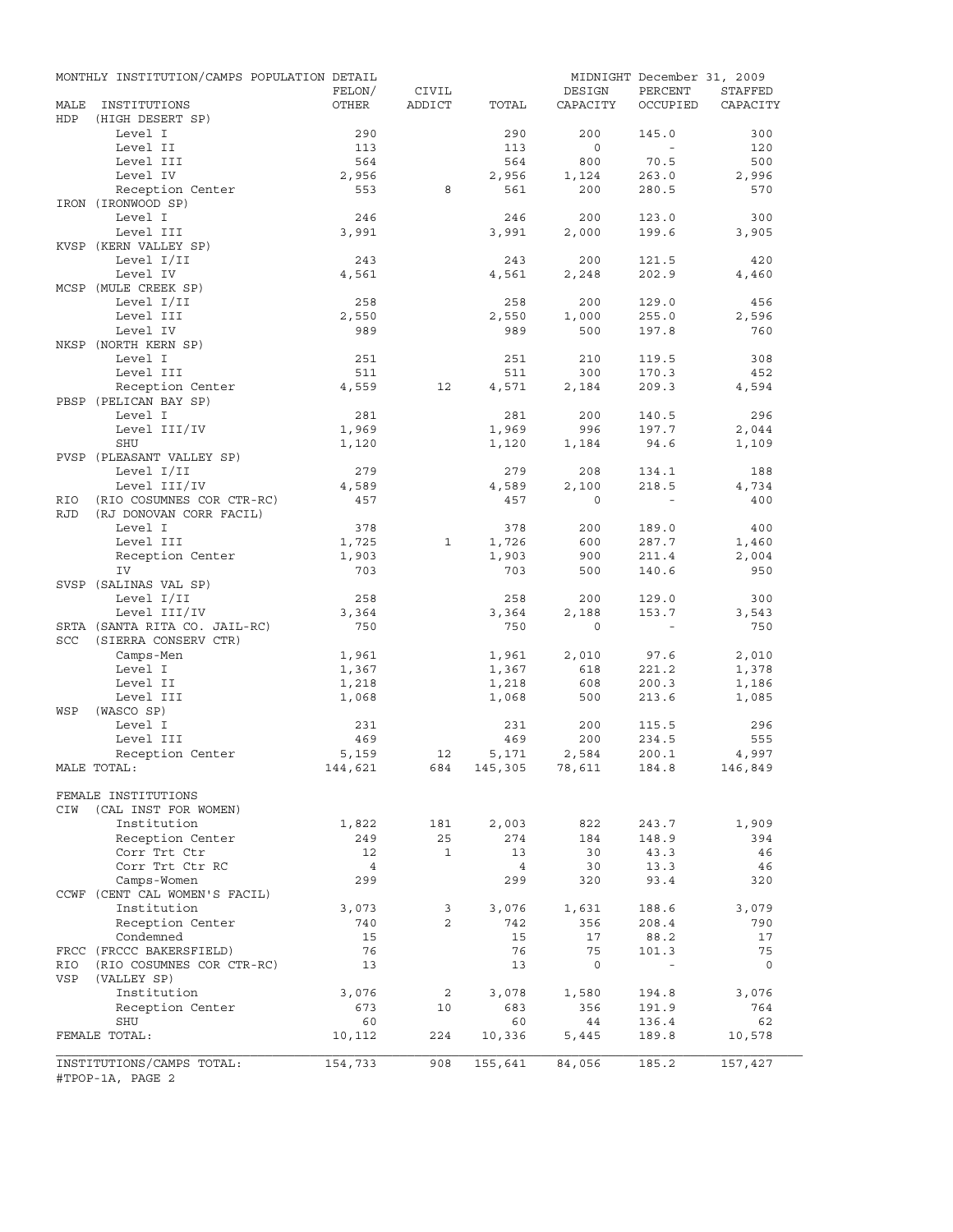MONTHLY INSTITUTION/CAMPS POPULATION DETAIL — MIDNIGHT December 31, 2009

| MALE INSTITUTIONS | FELON/ OTHER | CIVIL ADDICT | TOTAL | DESIGN CAPACITY | PERCENT OCCUPIED | STAFFED CAPACITY |
|---|---|---|---|---|---|---|
| HDP (HIGH DESERT SP) | | | | | | |
| Level I | 290 | | 290 | 200 | 145.0 | 300 |
| Level II | 113 | | 113 | 0 | - | 120 |
| Level III | 564 | | 564 | 800 | 70.5 | 500 |
| Level IV | 2,956 | | 2,956 | 1,124 | 263.0 | 2,996 |
| Reception Center | 553 | 8 | 561 | 200 | 280.5 | 570 |
| IRON (IRONWOOD SP) | | | | | | |
| Level I | 246 | | 246 | 200 | 123.0 | 300 |
| Level III | 3,991 | | 3,991 | 2,000 | 199.6 | 3,905 |
| KVSP (KERN VALLEY SP) | | | | | | |
| Level I/II | 243 | | 243 | 200 | 121.5 | 420 |
| Level IV | 4,561 | | 4,561 | 2,248 | 202.9 | 4,460 |
| MCSP (MULE CREEK SP) | | | | | | |
| Level I/II | 258 | | 258 | 200 | 129.0 | 456 |
| Level III | 2,550 | | 2,550 | 1,000 | 255.0 | 2,596 |
| Level IV | 989 | | 989 | 500 | 197.8 | 760 |
| NKSP (NORTH KERN SP) | | | | | | |
| Level I | 251 | | 251 | 210 | 119.5 | 308 |
| Level III | 511 | | 511 | 300 | 170.3 | 452 |
| Reception Center | 4,559 | 12 | 4,571 | 2,184 | 209.3 | 4,594 |
| PBSP (PELICAN BAY SP) | | | | | | |
| Level I | 281 | | 281 | 200 | 140.5 | 296 |
| Level III/IV | 1,969 | | 1,969 | 996 | 197.7 | 2,044 |
| SHU | 1,120 | | 1,120 | 1,184 | 94.6 | 1,109 |
| PVSP (PLEASANT VALLEY SP) | | | | | | |
| Level I/II | 279 | | 279 | 208 | 134.1 | 188 |
| Level III/IV | 4,589 | | 4,589 | 2,100 | 218.5 | 4,734 |
| RIO (RIO COSUMNES COR CTR-RC) | 457 | | 457 | 0 | - | 400 |
| RJD (RJ DONOVAN CORR FACIL) | | | | | | |
| Level I | 378 | | 378 | 200 | 189.0 | 400 |
| Level III | 1,725 | 1 | 1,726 | 600 | 287.7 | 1,460 |
| Reception Center | 1,903 | | 1,903 | 900 | 211.4 | 2,004 |
| IV | 703 | | 703 | 500 | 140.6 | 950 |
| SVSP (SALINAS VAL SP) | | | | | | |
| Level I/II | 258 | | 258 | 200 | 129.0 | 300 |
| Level III/IV | 3,364 | | 3,364 | 2,188 | 153.7 | 3,543 |
| SRTA (SANTA RITA CO. JAIL-RC) | 750 | | 750 | 0 | - | 750 |
| SCC (SIERRA CONSERV CTR) | | | | | | |
| Camps-Men | 1,961 | | 1,961 | 2,010 | 97.6 | 2,010 |
| Level I | 1,367 | | 1,367 | 618 | 221.2 | 1,378 |
| Level II | 1,218 | | 1,218 | 608 | 200.3 | 1,186 |
| Level III | 1,068 | | 1,068 | 500 | 213.6 | 1,085 |
| WSP (WASCO SP) | | | | | | |
| Level I | 231 | | 231 | 200 | 115.5 | 296 |
| Level III | 469 | | 469 | 200 | 234.5 | 555 |
| Reception Center | 5,159 | 12 | 5,171 | 2,584 | 200.1 | 4,997 |
| MALE TOTAL: | 144,621 | 684 | 145,305 | 78,611 | 184.8 | 146,849 |
| | | | | | | |
| FEMALE INSTITUTIONS | | | | | | |
| CIW (CAL INST FOR WOMEN) | | | | | | |
| Institution | 1,822 | 181 | 2,003 | 822 | 243.7 | 1,909 |
| Reception Center | 249 | 25 | 274 | 184 | 148.9 | 394 |
| Corr Trt Ctr | 12 | 1 | 13 | 30 | 43.3 | 46 |
| Corr Trt Ctr RC | 4 | | 4 | 30 | 13.3 | 46 |
| Camps-Women | 299 | | 299 | 320 | 93.4 | 320 |
| CCWF (CENT CAL WOMEN'S FACIL) | | | | | | |
| Institution | 3,073 | 3 | 3,076 | 1,631 | 188.6 | 3,079 |
| Reception Center | 740 | 2 | 742 | 356 | 208.4 | 790 |
| Condemned | 15 | | 15 | 17 | 88.2 | 17 |
| FRCC (FRCCC BAKERSFIELD) | 76 | | 76 | 75 | 101.3 | 75 |
| RIO (RIO COSUMNES COR CTR-RC) | 13 | | 13 | 0 | - | 0 |
| VSP (VALLEY SP) | | | | | | |
| Institution | 3,076 | 2 | 3,078 | 1,580 | 194.8 | 3,076 |
| Reception Center | 673 | 10 | 683 | 356 | 191.9 | 764 |
| SHU | 60 | | 60 | 44 | 136.4 | 62 |
| FEMALE TOTAL: | 10,112 | 224 | 10,336 | 5,445 | 189.8 | 10,578 |
| | | | | | | |
| INSTITUTIONS/CAMPS TOTAL: | 154,733 | 908 | 155,641 | 84,056 | 185.2 | 157,427 |

#TPOP-1A, PAGE 2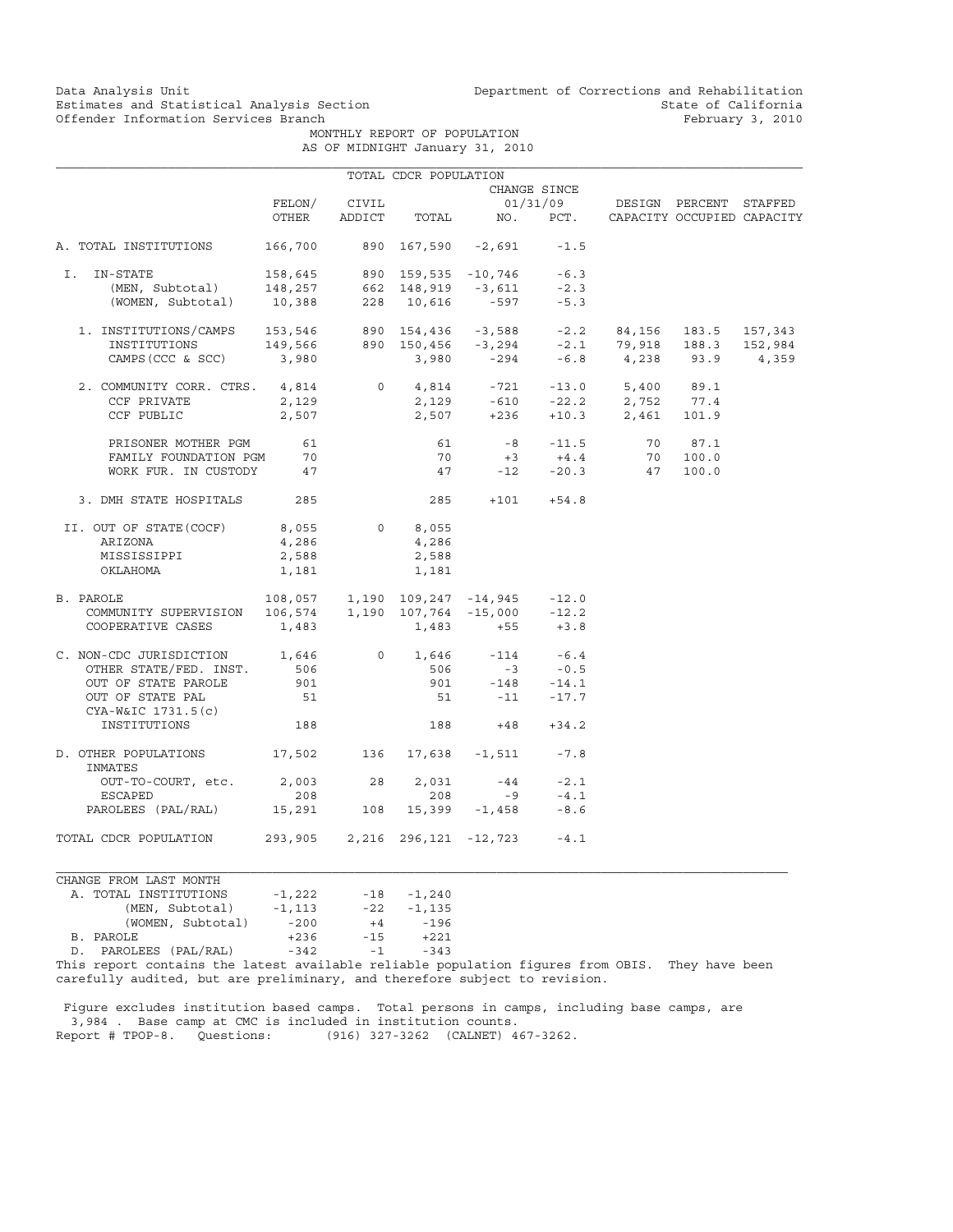Data Analysis Unit
Estimates and Statistical Analysis Section
Offender Information Services Branch

Department of Corrections and Rehabilitation
State of California
February 3, 2010

MONTHLY REPORT OF POPULATION
AS OF MIDNIGHT January 31, 2010

TOTAL CDCR POPULATION

| | FELON/ OTHER | CIVIL ADDICT | TOTAL | CHANGE SINCE 01/31/09 NO. | PCT. | DESIGN CAPACITY | PERCENT OCCUPIED | STAFFED CAPACITY |
|---|---|---|---|---|---|---|---|---|
| A. TOTAL INSTITUTIONS | 166,700 | 890 | 167,590 | -2,691 | -1.5 | | | |
| I. IN-STATE | 158,645 | 890 | 159,535 | -10,746 | -6.3 | | | |
| (MEN, Subtotal) | 148,257 | 662 | 148,919 | -3,611 | -2.3 | | | |
| (WOMEN, Subtotal) | 10,388 | 228 | 10,616 | -597 | -5.3 | | | |
| 1. INSTITUTIONS/CAMPS | 153,546 | 890 | 154,436 | -3,588 | -2.2 | 84,156 | 183.5 | 157,343 |
| INSTITUTIONS | 149,566 | 890 | 150,456 | -3,294 | -2.1 | 79,918 | 188.3 | 152,984 |
| CAMPS(CCC & SCC) | 3,980 | | 3,980 | -294 | -6.8 | 4,238 | 93.9 | 4,359 |
| 2. COMMUNITY CORR. CTRS. | 4,814 | 0 | 4,814 | -721 | -13.0 | 5,400 | 89.1 | |
| CCF PRIVATE | 2,129 | | 2,129 | -610 | -22.2 | 2,752 | 77.4 | |
| CCF PUBLIC | 2,507 | | 2,507 | +236 | +10.3 | 2,461 | 101.9 | |
| PRISONER MOTHER PGM | 61 | | 61 | -8 | -11.5 | 70 | 87.1 | |
| FAMILY FOUNDATION PGM | 70 | | 70 | +3 | +4.4 | 70 | 100.0 | |
| WORK FUR. IN CUSTODY | 47 | | 47 | -12 | -20.3 | 47 | 100.0 | |
| 3. DMH STATE HOSPITALS | 285 | | 285 | +101 | +54.8 | | | |
| II. OUT OF STATE(COCF) | 8,055 | 0 | 8,055 | | | | | |
| ARIZONA | 4,286 | | 4,286 | | | | | |
| MISSISSIPPI | 2,588 | | 2,588 | | | | | |
| OKLAHOMA | 1,181 | | 1,181 | | | | | |
| B. PAROLE | 108,057 | 1,190 | 109,247 | -14,945 | -12.0 | | | |
| COMMUNITY SUPERVISION | 106,574 | 1,190 | 107,764 | -15,000 | -12.2 | | | |
| COOPERATIVE CASES | 1,483 | | 1,483 | +55 | +3.8 | | | |
| C. NON-CDC JURISDICTION | 1,646 | 0 | 1,646 | -114 | -6.4 | | | |
| OTHER STATE/FED. INST. | 506 | | 506 | -3 | -0.5 | | | |
| OUT OF STATE PAROLE | 901 | | 901 | -148 | -14.1 | | | |
| OUT OF STATE PAL | 51 | | 51 | -11 | -17.7 | | | |
| CYA-W&IC 1731.5(c) INSTITUTIONS | 188 | | 188 | +48 | +34.2 | | | |
| D. OTHER POPULATIONS | 17,502 | 136 | 17,638 | -1,511 | -7.8 | | | |
| INMATES OUT-TO-COURT, etc. | 2,003 | 28 | 2,031 | -44 | -2.1 | | | |
| ESCAPED | 208 | | 208 | -9 | -4.1 | | | |
| PAROLEES (PAL/RAL) | 15,291 | 108 | 15,399 | -1,458 | -8.6 | | | |
| TOTAL CDCR POPULATION | 293,905 | 2,216 | 296,121 | -12,723 | -4.1 | | | |

CHANGE FROM LAST MONTH

| | FELON/ OTHER | CIVIL ADDICT | TOTAL |
|---|---|---|---|
| A. TOTAL INSTITUTIONS | -1,222 | -18 | -1,240 |
| (MEN, Subtotal) | -1,113 | -22 | -1,135 |
| (WOMEN, Subtotal) | -200 | +4 | -196 |
| B. PAROLE | +236 | -15 | +221 |
| D. PAROLEES (PAL/RAL) | -342 | -1 | -343 |

This report contains the latest available reliable population figures from OBIS. They have been carefully audited, but are preliminary, and therefore subject to revision.

Figure excludes institution based camps. Total persons in camps, including base camps, are 3,984 . Base camp at CMC is included in institution counts.
Report # TPOP-8. Questions: (916) 327-3262 (CALNET) 467-3262.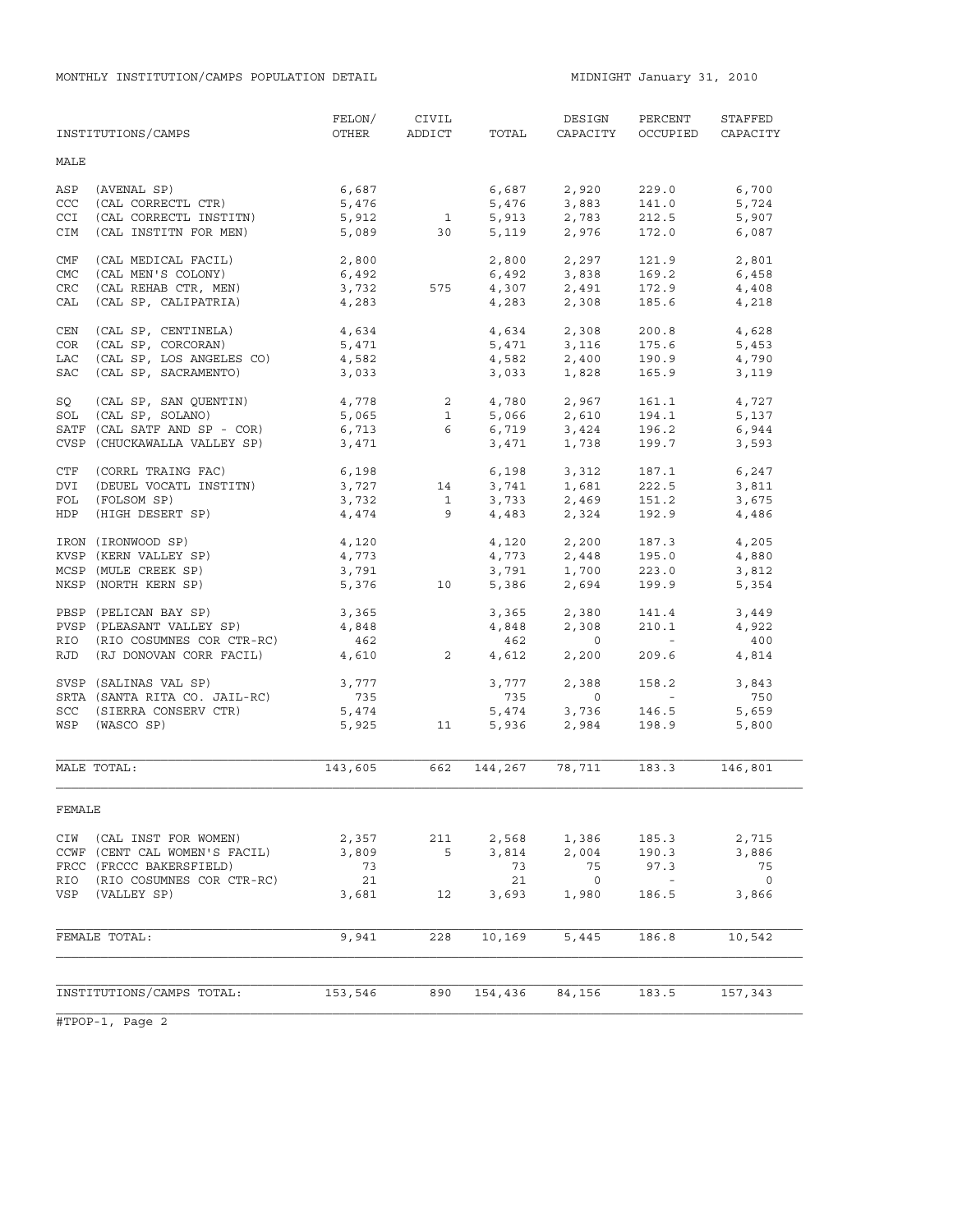MONTHLY INSTITUTION/CAMPS POPULATION DETAIL

MIDNIGHT January 31, 2010

| INSTITUTIONS/CAMPS | FELON/ OTHER | CIVIL ADDICT | TOTAL | DESIGN CAPACITY | PERCENT OCCUPIED | STAFFED CAPACITY |
|---|---|---|---|---|---|---|
| **MALE** | | | | | | |
| ASP (AVENAL SP) | 6,687 | | 6,687 | 2,920 | 229.0 | 6,700 |
| CCC (CAL CORRECTL CTR) | 5,476 | | 5,476 | 3,883 | 141.0 | 5,724 |
| CCI (CAL CORRECTL INSTITN) | 5,912 | 1 | 5,913 | 2,783 | 212.5 | 5,907 |
| CIM (CAL INSTITN FOR MEN) | 5,089 | 30 | 5,119 | 2,976 | 172.0 | 6,087 |
| CMF (CAL MEDICAL FACIL) | 2,800 | | 2,800 | 2,297 | 121.9 | 2,801 |
| CMC (CAL MEN'S COLONY) | 6,492 | | 6,492 | 3,838 | 169.2 | 6,458 |
| CRC (CAL REHAB CTR, MEN) | 3,732 | 575 | 4,307 | 2,491 | 172.9 | 4,408 |
| CAL (CAL SP, CALIPATRIA) | 4,283 | | 4,283 | 2,308 | 185.6 | 4,218 |
| CEN (CAL SP, CENTINELA) | 4,634 | | 4,634 | 2,308 | 200.8 | 4,628 |
| COR (CAL SP, CORCORAN) | 5,471 | | 5,471 | 3,116 | 175.6 | 5,453 |
| LAC (CAL SP, LOS ANGELES CO) | 4,582 | | 4,582 | 2,400 | 190.9 | 4,790 |
| SAC (CAL SP, SACRAMENTO) | 3,033 | | 3,033 | 1,828 | 165.9 | 3,119 |
| SQ (CAL SP, SAN QUENTIN) | 4,778 | 2 | 4,780 | 2,967 | 161.1 | 4,727 |
| SOL (CAL SP, SOLANO) | 5,065 | 1 | 5,066 | 2,610 | 194.1 | 5,137 |
| SATF (CAL SATF AND SP - COR) | 6,713 | 6 | 6,719 | 3,424 | 196.2 | 6,944 |
| CVSP (CHUCKAWALLA VALLEY SP) | 3,471 | | 3,471 | 1,738 | 199.7 | 3,593 |
| CTF (CORRL TRAING FAC) | 6,198 | | 6,198 | 3,312 | 187.1 | 6,247 |
| DVI (DEUEL VOCATL INSTITN) | 3,727 | 14 | 3,741 | 1,681 | 222.5 | 3,811 |
| FOL (FOLSOM SP) | 3,732 | 1 | 3,733 | 2,469 | 151.2 | 3,675 |
| HDP (HIGH DESERT SP) | 4,474 | 9 | 4,483 | 2,324 | 192.9 | 4,486 |
| IRON (IRONWOOD SP) | 4,120 | | 4,120 | 2,200 | 187.3 | 4,205 |
| KVSP (KERN VALLEY SP) | 4,773 | | 4,773 | 2,448 | 195.0 | 4,880 |
| MCSP (MULE CREEK SP) | 3,791 | | 3,791 | 1,700 | 223.0 | 3,812 |
| NKSP (NORTH KERN SP) | 5,376 | 10 | 5,386 | 2,694 | 199.9 | 5,354 |
| PBSP (PELICAN BAY SP) | 3,365 | | 3,365 | 2,380 | 141.4 | 3,449 |
| PVSP (PLEASANT VALLEY SP) | 4,848 | | 4,848 | 2,308 | 210.1 | 4,922 |
| RIO (RIO COSUMNES COR CTR-RC) | 462 | | 462 | 0 | - | 400 |
| RJD (RJ DONOVAN CORR FACIL) | 4,610 | 2 | 4,612 | 2,200 | 209.6 | 4,814 |
| SVSP (SALINAS VAL SP) | 3,777 | | 3,777 | 2,388 | 158.2 | 3,843 |
| SRTA (SANTA RITA CO. JAIL-RC) | 735 | | 735 | 0 | - | 750 |
| SCC (SIERRA CONSERV CTR) | 5,474 | | 5,474 | 3,736 | 146.5 | 5,659 |
| WSP (WASCO SP) | 5,925 | 11 | 5,936 | 2,984 | 198.9 | 5,800 |
| MALE TOTAL: | 143,605 | 662 | 144,267 | 78,711 | 183.3 | 146,801 |
| **FEMALE** | | | | | | |
| CIW (CAL INST FOR WOMEN) | 2,357 | 211 | 2,568 | 1,386 | 185.3 | 2,715 |
| CCWF (CENT CAL WOMEN'S FACIL) | 3,809 | 5 | 3,814 | 2,004 | 190.3 | 3,886 |
| FRCC (FRCCC BAKERSFIELD) | 73 | | 73 | 75 | 97.3 | 75 |
| RIO (RIO COSUMNES COR CTR-RC) | 21 | | 21 | 0 | - | 0 |
| VSP (VALLEY SP) | 3,681 | 12 | 3,693 | 1,980 | 186.5 | 3,866 |
| FEMALE TOTAL: | 9,941 | 228 | 10,169 | 5,445 | 186.8 | 10,542 |
| INSTITUTIONS/CAMPS TOTAL: | 153,546 | 890 | 154,436 | 84,156 | 183.5 | 157,343 |

#TPOP-1, Page 2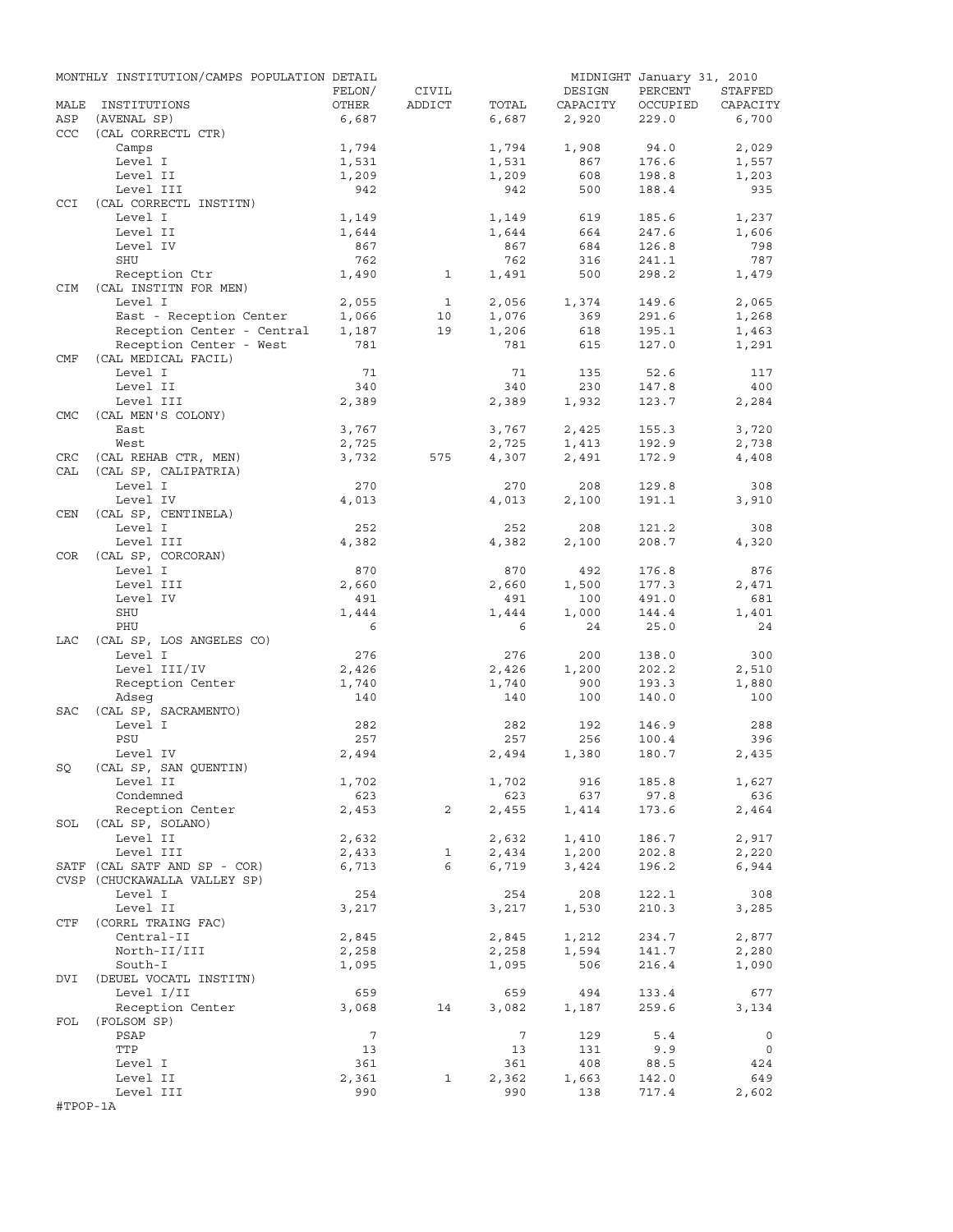MONTHLY INSTITUTION/CAMPS POPULATION DETAIL — MIDNIGHT January 31, 2010

| MALE | INSTITUTIONS | FELON/ OTHER | CIVIL ADDICT | TOTAL | DESIGN CAPACITY | PERCENT OCCUPIED | STAFFED CAPACITY |
|---|---|---|---|---|---|---|---|
| ASP | (AVENAL SP) | 6,687 | | 6,687 | 2,920 | 229.0 | 6,700 |
| CCC | (CAL CORRECTL CTR) | | | | | | |
| | Camps | 1,794 | | 1,794 | 1,908 | 94.0 | 2,029 |
| | Level I | 1,531 | | 1,531 | 867 | 176.6 | 1,557 |
| | Level II | 1,209 | | 1,209 | 608 | 198.8 | 1,203 |
| | Level III | 942 | | 942 | 500 | 188.4 | 935 |
| CCI | (CAL CORRECTL INSTITN) | | | | | | |
| | Level I | 1,149 | | 1,149 | 619 | 185.6 | 1,237 |
| | Level II | 1,644 | | 1,644 | 664 | 247.6 | 1,606 |
| | Level IV | 867 | | 867 | 684 | 126.8 | 798 |
| | SHU | 762 | | 762 | 316 | 241.1 | 787 |
| | Reception Ctr | 1,490 | 1 | 1,491 | 500 | 298.2 | 1,479 |
| CIM | (CAL INSTITN FOR MEN) | | | | | | |
| | Level I | 2,055 | 1 | 2,056 | 1,374 | 149.6 | 2,065 |
| | East - Reception Center | 1,066 | 10 | 1,076 | 369 | 291.6 | 1,268 |
| | Reception Center - Central | 1,187 | 19 | 1,206 | 618 | 195.1 | 1,463 |
| | Reception Center - West | 781 | | 781 | 615 | 127.0 | 1,291 |
| CMF | (CAL MEDICAL FACIL) | | | | | | |
| | Level I | 71 | | 71 | 135 | 52.6 | 117 |
| | Level II | 340 | | 340 | 230 | 147.8 | 400 |
| | Level III | 2,389 | | 2,389 | 1,932 | 123.7 | 2,284 |
| CMC | (CAL MEN'S COLONY) | | | | | | |
| | East | 3,767 | | 3,767 | 2,425 | 155.3 | 3,720 |
| | West | 2,725 | | 2,725 | 1,413 | 192.9 | 2,738 |
| CRC | (CAL REHAB CTR, MEN) | 3,732 | 575 | 4,307 | 2,491 | 172.9 | 4,408 |
| CAL | (CAL SP, CALIPATRIA) | | | | | | |
| | Level I | 270 | | 270 | 208 | 129.8 | 308 |
| | Level IV | 4,013 | | 4,013 | 2,100 | 191.1 | 3,910 |
| CEN | (CAL SP, CENTINELA) | | | | | | |
| | Level I | 252 | | 252 | 208 | 121.2 | 308 |
| | Level III | 4,382 | | 4,382 | 2,100 | 208.7 | 4,320 |
| COR | (CAL SP, CORCORAN) | | | | | | |
| | Level I | 870 | | 870 | 492 | 176.8 | 876 |
| | Level III | 2,660 | | 2,660 | 1,500 | 177.3 | 2,471 |
| | Level IV | 491 | | 491 | 100 | 491.0 | 681 |
| | SHU | 1,444 | | 1,444 | 1,000 | 144.4 | 1,401 |
| | PHU | 6 | | 6 | 24 | 25.0 | 24 |
| LAC | (CAL SP, LOS ANGELES CO) | | | | | | |
| | Level I | 276 | | 276 | 200 | 138.0 | 300 |
| | Level III/IV | 2,426 | | 2,426 | 1,200 | 202.2 | 2,510 |
| | Reception Center | 1,740 | | 1,740 | 900 | 193.3 | 1,880 |
| | Adseg | 140 | | 140 | 100 | 140.0 | 100 |
| SAC | (CAL SP, SACRAMENTO) | | | | | | |
| | Level I | 282 | | 282 | 192 | 146.9 | 288 |
| | PSU | 257 | | 257 | 256 | 100.4 | 396 |
| | Level IV | 2,494 | | 2,494 | 1,380 | 180.7 | 2,435 |
| SQ | (CAL SP, SAN QUENTIN) | | | | | | |
| | Level II | 1,702 | | 1,702 | 916 | 185.8 | 1,627 |
| | Condemned | 623 | | 623 | 637 | 97.8 | 636 |
| | Reception Center | 2,453 | 2 | 2,455 | 1,414 | 173.6 | 2,464 |
| SOL | (CAL SP, SOLANO) | | | | | | |
| | Level II | 2,632 | | 2,632 | 1,410 | 186.7 | 2,917 |
| | Level III | 2,433 | 1 | 2,434 | 1,200 | 202.8 | 2,220 |
| SATF | (CAL SATF AND SP - COR) | 6,713 | 6 | 6,719 | 3,424 | 196.2 | 6,944 |
| CVSP | (CHUCKAWALLA VALLEY SP) | | | | | | |
| | Level I | 254 | | 254 | 208 | 122.1 | 308 |
| | Level II | 3,217 | | 3,217 | 1,530 | 210.3 | 3,285 |
| CTF | (CORRL TRAING FAC) | | | | | | |
| | Central-II | 2,845 | | 2,845 | 1,212 | 234.7 | 2,877 |
| | North-II/III | 2,258 | | 2,258 | 1,594 | 141.7 | 2,280 |
| | South-I | 1,095 | | 1,095 | 506 | 216.4 | 1,090 |
| DVI | (DEUEL VOCATL INSTITN) | | | | | | |
| | Level I/II | 659 | | 659 | 494 | 133.4 | 677 |
| | Reception Center | 3,068 | 14 | 3,082 | 1,187 | 259.6 | 3,134 |
| FOL | (FOLSOM SP) | | | | | | |
| | PSAP | 7 | | 7 | 129 | 5.4 | 0 |
| | TTP | 13 | | 13 | 131 | 9.9 | 0 |
| | Level I | 361 | | 361 | 408 | 88.5 | 424 |
| | Level II | 2,361 | 1 | 2,362 | 1,663 | 142.0 | 649 |
| | Level III | 990 | | 990 | 138 | 717.4 | 2,602 |

#TPOP-1A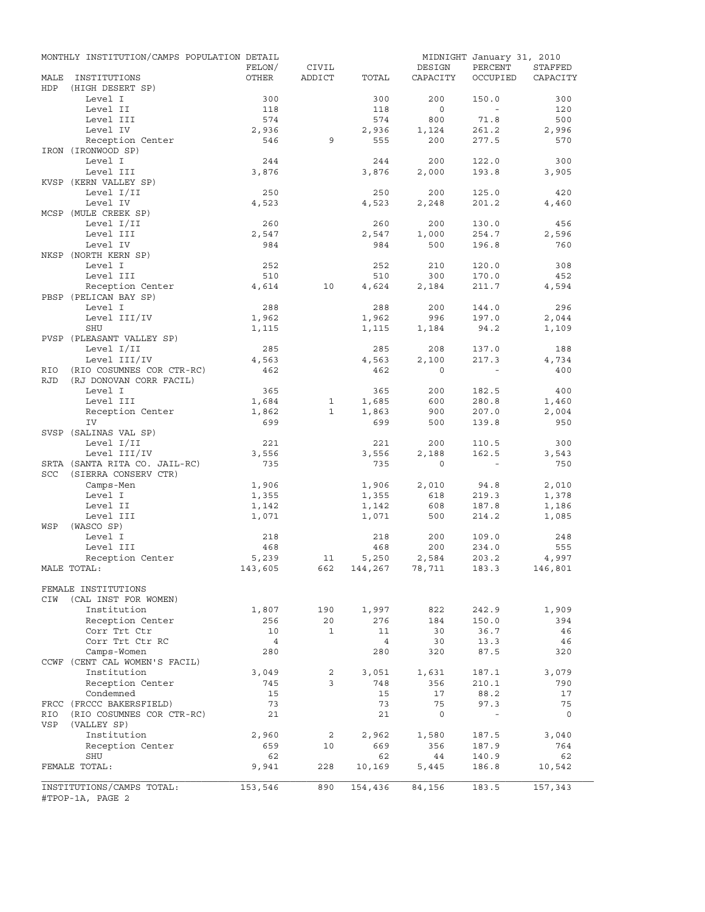MONTHLY INSTITUTION/CAMPS POPULATION DETAIL

MIDNIGHT January 31, 2010

| MALE INSTITUTIONS | FELON/ OTHER | CIVIL ADDICT | TOTAL | DESIGN CAPACITY | PERCENT OCCUPIED | STAFFED CAPACITY |
|---|---|---|---|---|---|---|
| HDP (HIGH DESERT SP) | | | | | | |
| Level I | 300 | | 300 | 200 | 150.0 | 300 |
| Level II | 118 | | 118 | 0 | - | 120 |
| Level III | 574 | | 574 | 800 | 71.8 | 500 |
| Level IV | 2,936 | | 2,936 | 1,124 | 261.2 | 2,996 |
| Reception Center | 546 | 9 | 555 | 200 | 277.5 | 570 |
| IRON (IRONWOOD SP) | | | | | | |
| Level I | 244 | | 244 | 200 | 122.0 | 300 |
| Level III | 3,876 | | 3,876 | 2,000 | 193.8 | 3,905 |
| KVSP (KERN VALLEY SP) | | | | | | |
| Level I/II | 250 | | 250 | 200 | 125.0 | 420 |
| Level IV | 4,523 | | 4,523 | 2,248 | 201.2 | 4,460 |
| MCSP (MULE CREEK SP) | | | | | | |
| Level I/II | 260 | | 260 | 200 | 130.0 | 456 |
| Level III | 2,547 | | 2,547 | 1,000 | 254.7 | 2,596 |
| Level IV | 984 | | 984 | 500 | 196.8 | 760 |
| NKSP (NORTH KERN SP) | | | | | | |
| Level I | 252 | | 252 | 210 | 120.0 | 308 |
| Level III | 510 | | 510 | 300 | 170.0 | 452 |
| Reception Center | 4,614 | 10 | 4,624 | 2,184 | 211.7 | 4,594 |
| PBSP (PELICAN BAY SP) | | | | | | |
| Level I | 288 | | 288 | 200 | 144.0 | 296 |
| Level III/IV | 1,962 | | 1,962 | 996 | 197.0 | 2,044 |
| SHU | 1,115 | | 1,115 | 1,184 | 94.2 | 1,109 |
| PVSP (PLEASANT VALLEY SP) | | | | | | |
| Level I/II | 285 | | 285 | 208 | 137.0 | 188 |
| Level III/IV | 4,563 | | 4,563 | 2,100 | 217.3 | 4,734 |
| RIO (RIO COSUMNES COR CTR-RC) | 462 | | 462 | 0 | - | 400 |
| RJD (RJ DONOVAN CORR FACIL) | | | | | | |
| Level I | 365 | | 365 | 200 | 182.5 | 400 |
| Level III | 1,684 | 1 | 1,685 | 600 | 280.8 | 1,460 |
| Reception Center | 1,862 | 1 | 1,863 | 900 | 207.0 | 2,004 |
| IV | 699 | | 699 | 500 | 139.8 | 950 |
| SVSP (SALINAS VAL SP) | | | | | | |
| Level I/II | 221 | | 221 | 200 | 110.5 | 300 |
| Level III/IV | 3,556 | | 3,556 | 2,188 | 162.5 | 3,543 |
| SRTA (SANTA RITA CO. JAIL-RC) | 735 | | 735 | 0 | - | 750 |
| SCC (SIERRA CONSERV CTR) | | | | | | |
| Camps-Men | 1,906 | | 1,906 | 2,010 | 94.8 | 2,010 |
| Level I | 1,355 | | 1,355 | 618 | 219.3 | 1,378 |
| Level II | 1,142 | | 1,142 | 608 | 187.8 | 1,186 |
| Level III | 1,071 | | 1,071 | 500 | 214.2 | 1,085 |
| WSP (WASCO SP) | | | | | | |
| Level I | 218 | | 218 | 200 | 109.0 | 248 |
| Level III | 468 | | 468 | 200 | 234.0 | 555 |
| Reception Center | 5,239 | 11 | 5,250 | 2,584 | 203.2 | 4,997 |
| MALE TOTAL: | 143,605 | 662 | 144,267 | 78,711 | 183.3 | 146,801 |
| FEMALE INSTITUTIONS | | | | | | |
| CIW (CAL INST FOR WOMEN) | | | | | | |
| Institution | 1,807 | 190 | 1,997 | 822 | 242.9 | 1,909 |
| Reception Center | 256 | 20 | 276 | 184 | 150.0 | 394 |
| Corr Trt Ctr | 10 | 1 | 11 | 30 | 36.7 | 46 |
| Corr Trt Ctr RC | 4 | | 4 | 30 | 13.3 | 46 |
| Camps-Women | 280 | | 280 | 320 | 87.5 | 320 |
| CCWF (CENT CAL WOMEN'S FACIL) | | | | | | |
| Institution | 3,049 | 2 | 3,051 | 1,631 | 187.1 | 3,079 |
| Reception Center | 745 | 3 | 748 | 356 | 210.1 | 790 |
| Condemned | 15 | | 15 | 17 | 88.2 | 17 |
| FRCC (FRCCC BAKERSFIELD) | 73 | | 73 | 75 | 97.3 | 75 |
| RIO (RIO COSUMNES COR CTR-RC) | 21 | | 21 | 0 | - | 0 |
| VSP (VALLEY SP) | | | | | | |
| Institution | 2,960 | 2 | 2,962 | 1,580 | 187.5 | 3,040 |
| Reception Center | 659 | 10 | 669 | 356 | 187.9 | 764 |
| SHU | 62 | | 62 | 44 | 140.9 | 62 |
| FEMALE TOTAL: | 9,941 | 228 | 10,169 | 5,445 | 186.8 | 10,542 |
| INSTITUTIONS/CAMPS TOTAL: | 153,546 | 890 | 154,436 | 84,156 | 183.5 | 157,343 |

#TPOP-1A, PAGE 2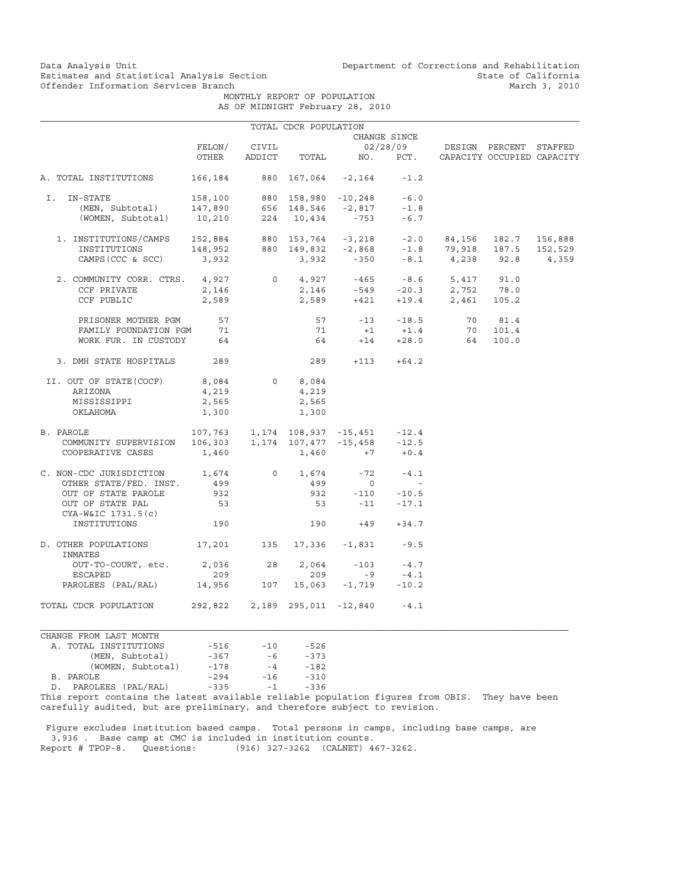Data Analysis Unit
Estimates and Statistical Analysis Section
Offender Information Services Branch

Department of Corrections and Rehabilitation
State of California
March 3, 2010

# MONTHLY REPORT OF POPULATION
## AS OF MIDNIGHT February 28, 2010

### TOTAL CDCR POPULATION

| | FELON/ OTHER | CIVIL ADDICT | TOTAL | CHANGE SINCE 02/28/09 NO. | PCT. | DESIGN CAPACITY | PERCENT OCCUPIED | STAFFED CAPACITY |
|---|---|---|---|---|---|---|---|---|
| A. TOTAL INSTITUTIONS | 166,184 | 880 | 167,064 | -2,164 | -1.2 | | | |
| I. IN-STATE | 158,100 | 880 | 158,980 | -10,248 | -6.0 | | | |
| (MEN, Subtotal) | 147,890 | 656 | 148,546 | -2,817 | -1.8 | | | |
| (WOMEN, Subtotal) | 10,210 | 224 | 10,434 | -753 | -6.7 | | | |
| 1. INSTITUTIONS/CAMPS | 152,884 | 880 | 153,764 | -3,218 | -2.0 | 84,156 | 182.7 | 156,888 |
| INSTITUTIONS | 148,952 | 880 | 149,832 | -2,868 | -1.8 | 79,918 | 187.5 | 152,529 |
| CAMPS (CCC & SCC) | 3,932 | | 3,932 | -350 | -8.1 | 4,238 | 92.8 | 4,359 |
| 2. COMMUNITY CORR. CTRS. | 4,927 | 0 | 4,927 | -465 | -8.6 | 5,417 | 91.0 | |
| CCF PRIVATE | 2,146 | | 2,146 | -549 | -20.3 | 2,752 | 78.0 | |
| CCF PUBLIC | 2,589 | | 2,589 | +421 | +19.4 | 2,461 | 105.2 | |
| PRISONER MOTHER PGM | 57 | | 57 | -13 | -18.5 | 70 | 81.4 | |
| FAMILY FOUNDATION PGM | 71 | | 71 | +1 | +1.4 | 70 | 101.4 | |
| WORK FUR. IN CUSTODY | 64 | | 64 | +14 | +28.0 | 64 | 100.0 | |
| 3. DMH STATE HOSPITALS | 289 | | 289 | +113 | +64.2 | | | |
| II. OUT OF STATE (COCF) | 8,084 | 0 | 8,084 | | | | | |
| ARIZONA | 4,219 | | 4,219 | | | | | |
| MISSISSIPPI | 2,565 | | 2,565 | | | | | |
| OKLAHOMA | 1,300 | | 1,300 | | | | | |
| B. PAROLE | 107,763 | 1,174 | 108,937 | -15,451 | -12.4 | | | |
| COMMUNITY SUPERVISION | 106,303 | 1,174 | 107,477 | -15,458 | -12.5 | | | |
| COOPERATIVE CASES | 1,460 | | 1,460 | +7 | +0.4 | | | |
| C. NON-CDC JURISDICTION | 1,674 | 0 | 1,674 | -72 | -4.1 | | | |
| OTHER STATE/FED. INST. | 499 | | 499 | 0 | - | | | |
| OUT OF STATE PAROLE | 932 | | 932 | -110 | -10.5 | | | |
| OUT OF STATE PAL | 53 | | 53 | -11 | -17.1 | | | |
| CYA-W&IC 1731.5(c) INSTITUTIONS | 190 | | 190 | +49 | +34.7 | | | |
| D. OTHER POPULATIONS | 17,201 | 135 | 17,336 | -1,831 | -9.5 | | | |
| INMATES OUT-TO-COURT, etc. | 2,036 | 28 | 2,064 | -103 | -4.7 | | | |
| ESCAPED | 209 | | 209 | -9 | -4.1 | | | |
| PAROLEES (PAL/RAL) | 14,956 | 107 | 15,063 | -1,719 | -10.2 | | | |
| TOTAL CDCR POPULATION | 292,822 | 2,189 | 295,011 | -12,840 | -4.1 | | | |

| CHANGE FROM LAST MONTH | | | |
|---|---|---|---|
| A. TOTAL INSTITUTIONS | -516 | -10 | -526 |
| (MEN, Subtotal) | -367 | -6 | -373 |
| (WOMEN, Subtotal) | -178 | -4 | -182 |
| B. PAROLE | -294 | -16 | -310 |
| D. PAROLEES (PAL/RAL) | -335 | -1 | -336 |

This report contains the latest available reliable population figures from OBIS. They have been carefully audited, but are preliminary, and therefore subject to revision.

Figure excludes institution based camps. Total persons in camps, including base camps, are 3,936 . Base camp at CMC is included in institution counts.

Report # TPOP-8. Questions: (916) 327-3262 (CALNET) 467-3262.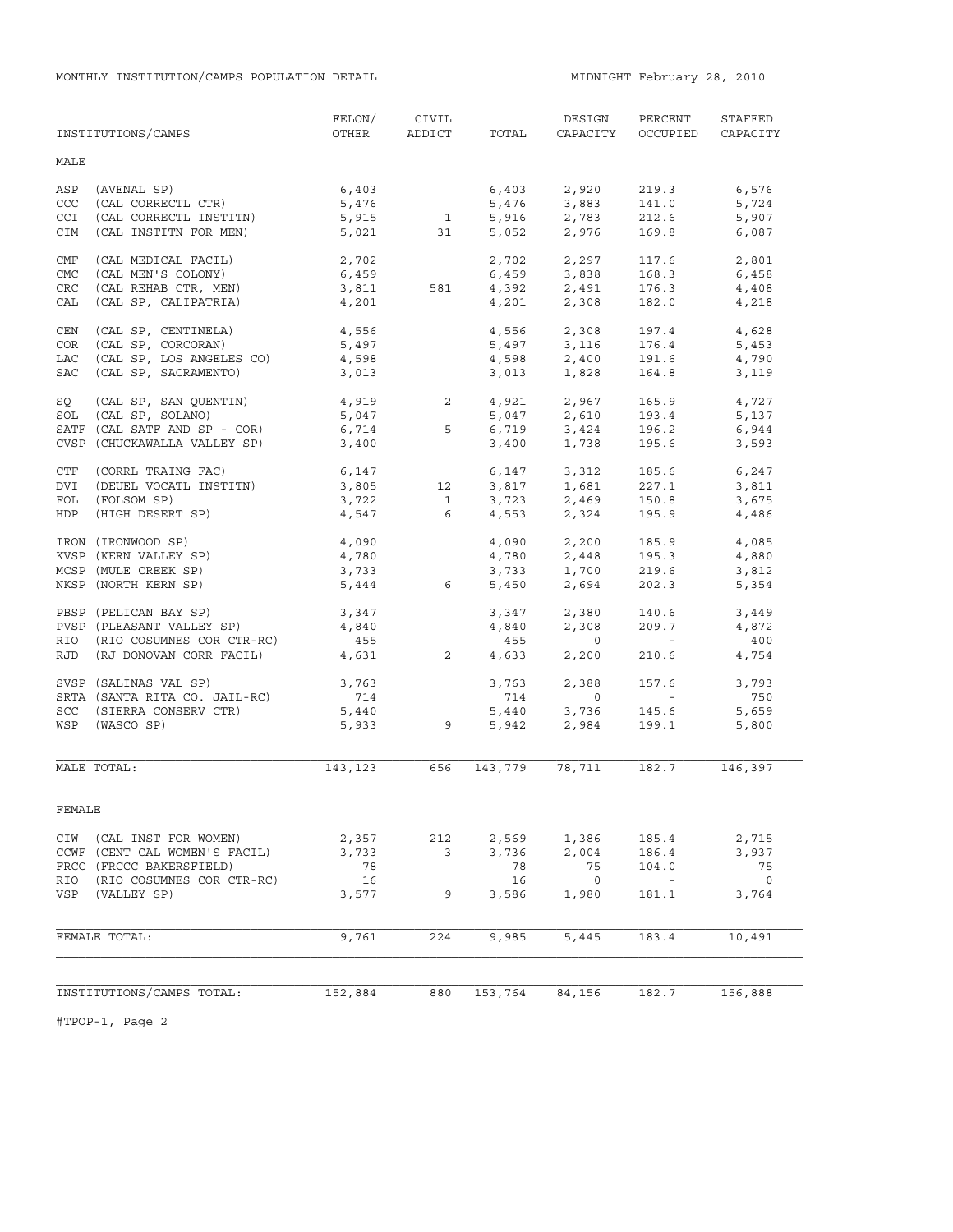MONTHLY INSTITUTION/CAMPS POPULATION DETAIL

MIDNIGHT February 28, 2010

| INSTITUTIONS/CAMPS | FELON/ OTHER | CIVIL ADDICT | TOTAL | DESIGN CAPACITY | PERCENT OCCUPIED | STAFFED CAPACITY |
|---|---|---|---|---|---|---|
| **MALE** | | | | | | |
| ASP (AVENAL SP) | 6,403 | | 6,403 | 2,920 | 219.3 | 6,576 |
| CCC (CAL CORRECTL CTR) | 5,476 | | 5,476 | 3,883 | 141.0 | 5,724 |
| CCI (CAL CORRECTL INSTITN) | 5,915 | 1 | 5,916 | 2,783 | 212.6 | 5,907 |
| CIM (CAL INSTITN FOR MEN) | 5,021 | 31 | 5,052 | 2,976 | 169.8 | 6,087 |
| CMF (CAL MEDICAL FACIL) | 2,702 | | 2,702 | 2,297 | 117.6 | 2,801 |
| CMC (CAL MEN'S COLONY) | 6,459 | | 6,459 | 3,838 | 168.3 | 6,458 |
| CRC (CAL REHAB CTR, MEN) | 3,811 | 581 | 4,392 | 2,491 | 176.3 | 4,408 |
| CAL (CAL SP, CALIPATRIA) | 4,201 | | 4,201 | 2,308 | 182.0 | 4,218 |
| CEN (CAL SP, CENTINELA) | 4,556 | | 4,556 | 2,308 | 197.4 | 4,628 |
| COR (CAL SP, CORCORAN) | 5,497 | | 5,497 | 3,116 | 176.4 | 5,453 |
| LAC (CAL SP, LOS ANGELES CO) | 4,598 | | 4,598 | 2,400 | 191.6 | 4,790 |
| SAC (CAL SP, SACRAMENTO) | 3,013 | | 3,013 | 1,828 | 164.8 | 3,119 |
| SQ (CAL SP, SAN QUENTIN) | 4,919 | 2 | 4,921 | 2,967 | 165.9 | 4,727 |
| SOL (CAL SP, SOLANO) | 5,047 | | 5,047 | 2,610 | 193.4 | 5,137 |
| SATF (CAL SATF AND SP - COR) | 6,714 | 5 | 6,719 | 3,424 | 196.2 | 6,944 |
| CVSP (CHUCKAWALLA VALLEY SP) | 3,400 | | 3,400 | 1,738 | 195.6 | 3,593 |
| CTF (CORRL TRAING FAC) | 6,147 | | 6,147 | 3,312 | 185.6 | 6,247 |
| DVI (DEUEL VOCATL INSTITN) | 3,805 | 12 | 3,817 | 1,681 | 227.1 | 3,811 |
| FOL (FOLSOM SP) | 3,722 | 1 | 3,723 | 2,469 | 150.8 | 3,675 |
| HDP (HIGH DESERT SP) | 4,547 | 6 | 4,553 | 2,324 | 195.9 | 4,486 |
| IRON (IRONWOOD SP) | 4,090 | | 4,090 | 2,200 | 185.9 | 4,085 |
| KVSP (KERN VALLEY SP) | 4,780 | | 4,780 | 2,448 | 195.3 | 4,880 |
| MCSP (MULE CREEK SP) | 3,733 | | 3,733 | 1,700 | 219.6 | 3,812 |
| NKSP (NORTH KERN SP) | 5,444 | 6 | 5,450 | 2,694 | 202.3 | 5,354 |
| PBSP (PELICAN BAY SP) | 3,347 | | 3,347 | 2,380 | 140.6 | 3,449 |
| PVSP (PLEASANT VALLEY SP) | 4,840 | | 4,840 | 2,308 | 209.7 | 4,872 |
| RIO (RIO COSUMNES COR CTR-RC) | 455 | | 455 | 0 | - | 400 |
| RJD (RJ DONOVAN CORR FACIL) | 4,631 | 2 | 4,633 | 2,200 | 210.6 | 4,754 |
| SVSP (SALINAS VAL SP) | 3,763 | | 3,763 | 2,388 | 157.6 | 3,793 |
| SRTA (SANTA RITA CO. JAIL-RC) | 714 | | 714 | 0 | - | 750 |
| SCC (SIERRA CONSERV CTR) | 5,440 | | 5,440 | 3,736 | 145.6 | 5,659 |
| WSP (WASCO SP) | 5,933 | 9 | 5,942 | 2,984 | 199.1 | 5,800 |
| MALE TOTAL: | 143,123 | 656 | 143,779 | 78,711 | 182.7 | 146,397 |
| **FEMALE** | | | | | | |
| CIW (CAL INST FOR WOMEN) | 2,357 | 212 | 2,569 | 1,386 | 185.4 | 2,715 |
| CCWF (CENT CAL WOMEN'S FACIL) | 3,733 | 3 | 3,736 | 2,004 | 186.4 | 3,937 |
| FRCC (FRCCC BAKERSFIELD) | 78 | | 78 | 75 | 104.0 | 75 |
| RIO (RIO COSUMNES COR CTR-RC) | 16 | | 16 | 0 | - | 0 |
| VSP (VALLEY SP) | 3,577 | 9 | 3,586 | 1,980 | 181.1 | 3,764 |
| FEMALE TOTAL: | 9,761 | 224 | 9,985 | 5,445 | 183.4 | 10,491 |
| INSTITUTIONS/CAMPS TOTAL: | 152,884 | 880 | 153,764 | 84,156 | 182.7 | 156,888 |

#TPOP-1, Page 2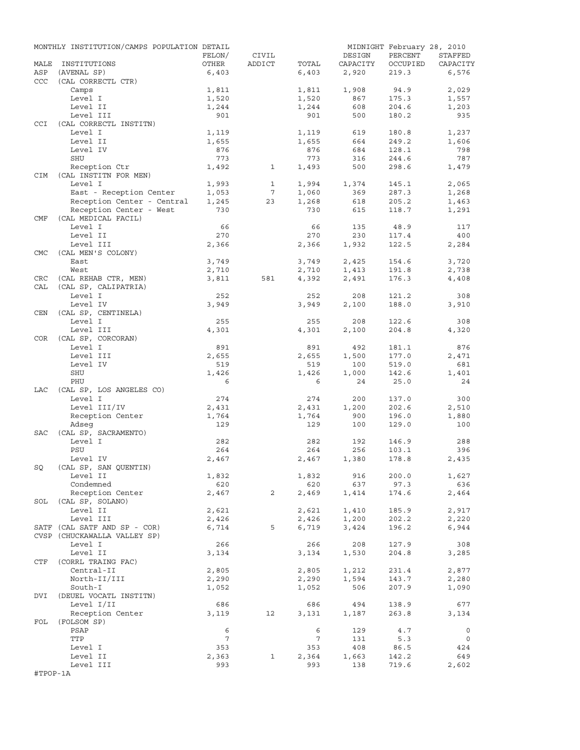MONTHLY INSTITUTION/CAMPS POPULATION DETAIL — MIDNIGHT February 28, 2010

| MALE | INSTITUTIONS | FELON/ OTHER | CIVIL ADDICT | TOTAL | DESIGN CAPACITY | PERCENT OCCUPIED | STAFFED CAPACITY |
|---|---|---|---|---|---|---|---|
| ASP | (AVENAL SP) | 6,403 | | 6,403 | 2,920 | 219.3 | 6,576 |
| CCC | (CAL CORRECTL CTR) | | | | | | |
| | Camps | 1,811 | | 1,811 | 1,908 | 94.9 | 2,029 |
| | Level I | 1,520 | | 1,520 | 867 | 175.3 | 1,557 |
| | Level II | 1,244 | | 1,244 | 608 | 204.6 | 1,203 |
| | Level III | 901 | | 901 | 500 | 180.2 | 935 |
| CCI | (CAL CORRECTL INSTITN) | | | | | | |
| | Level I | 1,119 | | 1,119 | 619 | 180.8 | 1,237 |
| | Level II | 1,655 | | 1,655 | 664 | 249.2 | 1,606 |
| | Level IV | 876 | | 876 | 684 | 128.1 | 798 |
| | SHU | 773 | | 773 | 316 | 244.6 | 787 |
| | Reception Ctr | 1,492 | 1 | 1,493 | 500 | 298.6 | 1,479 |
| CIM | (CAL INSTITN FOR MEN) | | | | | | |
| | Level I | 1,993 | 1 | 1,994 | 1,374 | 145.1 | 2,065 |
| | East - Reception Center | 1,053 | 7 | 1,060 | 369 | 287.3 | 1,268 |
| | Reception Center - Central | 1,245 | 23 | 1,268 | 618 | 205.2 | 1,463 |
| | Reception Center - West | 730 | | 730 | 615 | 118.7 | 1,291 |
| CMF | (CAL MEDICAL FACIL) | | | | | | |
| | Level I | 66 | | 66 | 135 | 48.9 | 117 |
| | Level II | 270 | | 270 | 230 | 117.4 | 400 |
| | Level III | 2,366 | | 2,366 | 1,932 | 122.5 | 2,284 |
| CMC | (CAL MEN'S COLONY) | | | | | | |
| | East | 3,749 | | 3,749 | 2,425 | 154.6 | 3,720 |
| | West | 2,710 | | 2,710 | 1,413 | 191.8 | 2,738 |
| CRC | (CAL REHAB CTR, MEN) | 3,811 | 581 | 4,392 | 2,491 | 176.3 | 4,408 |
| CAL | (CAL SP, CALIPATRIA) | | | | | | |
| | Level I | 252 | | 252 | 208 | 121.2 | 308 |
| | Level IV | 3,949 | | 3,949 | 2,100 | 188.0 | 3,910 |
| CEN | (CAL SP, CENTINELA) | | | | | | |
| | Level I | 255 | | 255 | 208 | 122.6 | 308 |
| | Level III | 4,301 | | 4,301 | 2,100 | 204.8 | 4,320 |
| COR | (CAL SP, CORCORAN) | | | | | | |
| | Level I | 891 | | 891 | 492 | 181.1 | 876 |
| | Level III | 2,655 | | 2,655 | 1,500 | 177.0 | 2,471 |
| | Level IV | 519 | | 519 | 100 | 519.0 | 681 |
| | SHU | 1,426 | | 1,426 | 1,000 | 142.6 | 1,401 |
| | PHU | 6 | | 6 | 24 | 25.0 | 24 |
| LAC | (CAL SP, LOS ANGELES CO) | | | | | | |
| | Level I | 274 | | 274 | 200 | 137.0 | 300 |
| | Level III/IV | 2,431 | | 2,431 | 1,200 | 202.6 | 2,510 |
| | Reception Center | 1,764 | | 1,764 | 900 | 196.0 | 1,880 |
| | Adseg | 129 | | 129 | 100 | 129.0 | 100 |
| SAC | (CAL SP, SACRAMENTO) | | | | | | |
| | Level I | 282 | | 282 | 192 | 146.9 | 288 |
| | PSU | 264 | | 264 | 256 | 103.1 | 396 |
| | Level IV | 2,467 | | 2,467 | 1,380 | 178.8 | 2,435 |
| SQ | (CAL SP, SAN QUENTIN) | | | | | | |
| | Level II | 1,832 | | 1,832 | 916 | 200.0 | 1,627 |
| | Condemned | 620 | | 620 | 637 | 97.3 | 636 |
| | Reception Center | 2,467 | 2 | 2,469 | 1,414 | 174.6 | 2,464 |
| SOL | (CAL SP, SOLANO) | | | | | | |
| | Level II | 2,621 | | 2,621 | 1,410 | 185.9 | 2,917 |
| | Level III | 2,426 | | 2,426 | 1,200 | 202.2 | 2,220 |
| SATF | (CAL SATF AND SP - COR) | 6,714 | 5 | 6,719 | 3,424 | 196.2 | 6,944 |
| CVSP | (CHUCKAWALLA VALLEY SP) | | | | | | |
| | Level I | 266 | | 266 | 208 | 127.9 | 308 |
| | Level II | 3,134 | | 3,134 | 1,530 | 204.8 | 3,285 |
| CTF | (CORRL TRAING FAC) | | | | | | |
| | Central-II | 2,805 | | 2,805 | 1,212 | 231.4 | 2,877 |
| | North-II/III | 2,290 | | 2,290 | 1,594 | 143.7 | 2,280 |
| | South-I | 1,052 | | 1,052 | 506 | 207.9 | 1,090 |
| DVI | (DEUEL VOCATL INSTITN) | | | | | | |
| | Level I/II | 686 | | 686 | 494 | 138.9 | 677 |
| | Reception Center | 3,119 | 12 | 3,131 | 1,187 | 263.8 | 3,134 |
| FOL | (FOLSOM SP) | | | | | | |
| | PSAP | 6 | | 6 | 129 | 4.7 | 0 |
| | TTP | 7 | | 7 | 131 | 5.3 | 0 |
| | Level I | 353 | | 353 | 408 | 86.5 | 424 |
| | Level II | 2,363 | 1 | 2,364 | 1,663 | 142.2 | 649 |
| | Level III | 993 | | 993 | 138 | 719.6 | 2,602 |

#TPOP-1A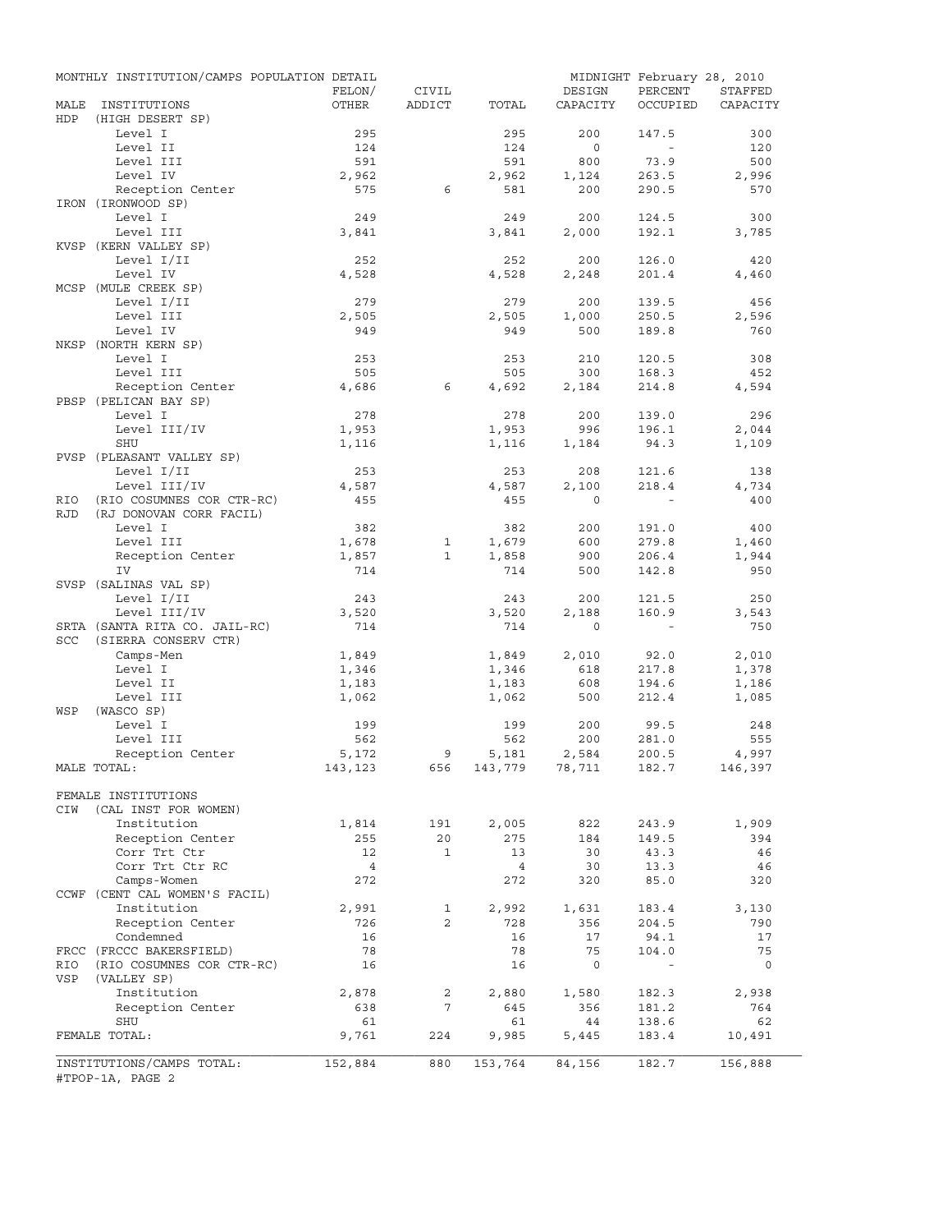MONTHLY INSTITUTION/CAMPS POPULATION DETAIL — MIDNIGHT February 28, 2010

| MALE INSTITUTIONS | FELON/ OTHER | CIVIL ADDICT | TOTAL | DESIGN CAPACITY | PERCENT OCCUPIED | STAFFED CAPACITY |
|---|---|---|---|---|---|---|
| HDP (HIGH DESERT SP) | | | | | | |
| Level I | 295 | | 295 | 200 | 147.5 | 300 |
| Level II | 124 | | 124 | 0 | - | 120 |
| Level III | 591 | | 591 | 800 | 73.9 | 500 |
| Level IV | 2,962 | | 2,962 | 1,124 | 263.5 | 2,996 |
| Reception Center | 575 | 6 | 581 | 200 | 290.5 | 570 |
| IRON (IRONWOOD SP) | | | | | | |
| Level I | 249 | | 249 | 200 | 124.5 | 300 |
| Level III | 3,841 | | 3,841 | 2,000 | 192.1 | 3,785 |
| KVSP (KERN VALLEY SP) | | | | | | |
| Level I/II | 252 | | 252 | 200 | 126.0 | 420 |
| Level IV | 4,528 | | 4,528 | 2,248 | 201.4 | 4,460 |
| MCSP (MULE CREEK SP) | | | | | | |
| Level I/II | 279 | | 279 | 200 | 139.5 | 456 |
| Level III | 2,505 | | 2,505 | 1,000 | 250.5 | 2,596 |
| Level IV | 949 | | 949 | 500 | 189.8 | 760 |
| NKSP (NORTH KERN SP) | | | | | | |
| Level I | 253 | | 253 | 210 | 120.5 | 308 |
| Level III | 505 | | 505 | 300 | 168.3 | 452 |
| Reception Center | 4,686 | 6 | 4,692 | 2,184 | 214.8 | 4,594 |
| PBSP (PELICAN BAY SP) | | | | | | |
| Level I | 278 | | 278 | 200 | 139.0 | 296 |
| Level III/IV | 1,953 | | 1,953 | 996 | 196.1 | 2,044 |
| SHU | 1,116 | | 1,116 | 1,184 | 94.3 | 1,109 |
| PVSP (PLEASANT VALLEY SP) | | | | | | |
| Level I/II | 253 | | 253 | 208 | 121.6 | 138 |
| Level III/IV | 4,587 | | 4,587 | 2,100 | 218.4 | 4,734 |
| RIO (RIO COSUMNES COR CTR-RC) | 455 | | 455 | 0 | - | 400 |
| RJD (RJ DONOVAN CORR FACIL) | | | | | | |
| Level I | 382 | | 382 | 200 | 191.0 | 400 |
| Level III | 1,678 | 1 | 1,679 | 600 | 279.8 | 1,460 |
| Reception Center | 1,857 | 1 | 1,858 | 900 | 206.4 | 1,944 |
| IV | 714 | | 714 | 500 | 142.8 | 950 |
| SVSP (SALINAS VAL SP) | | | | | | |
| Level I/II | 243 | | 243 | 200 | 121.5 | 250 |
| Level III/IV | 3,520 | | 3,520 | 2,188 | 160.9 | 3,543 |
| SRTA (SANTA RITA CO. JAIL-RC) | 714 | | 714 | 0 | - | 750 |
| SCC (SIERRA CONSERV CTR) | | | | | | |
| Camps-Men | 1,849 | | 1,849 | 2,010 | 92.0 | 2,010 |
| Level I | 1,346 | | 1,346 | 618 | 217.8 | 1,378 |
| Level II | 1,183 | | 1,183 | 608 | 194.6 | 1,186 |
| Level III | 1,062 | | 1,062 | 500 | 212.4 | 1,085 |
| WSP (WASCO SP) | | | | | | |
| Level I | 199 | | 199 | 200 | 99.5 | 248 |
| Level III | 562 | | 562 | 200 | 281.0 | 555 |
| Reception Center | 5,172 | 9 | 5,181 | 2,584 | 200.5 | 4,997 |
| MALE TOTAL: | 143,123 | 656 | 143,779 | 78,711 | 182.7 | 146,397 |
| FEMALE INSTITUTIONS | | | | | | |
| CIW (CAL INST FOR WOMEN) | | | | | | |
| Institution | 1,814 | 191 | 2,005 | 822 | 243.9 | 1,909 |
| Reception Center | 255 | 20 | 275 | 184 | 149.5 | 394 |
| Corr Trt Ctr | 12 | 1 | 13 | 30 | 43.3 | 46 |
| Corr Trt Ctr RC | 4 | | 4 | 30 | 13.3 | 46 |
| Camps-Women | 272 | | 272 | 320 | 85.0 | 320 |
| CCWF (CENT CAL WOMEN'S FACIL) | | | | | | |
| Institution | 2,991 | 1 | 2,992 | 1,631 | 183.4 | 3,130 |
| Reception Center | 726 | 2 | 728 | 356 | 204.5 | 790 |
| Condemned | 16 | | 16 | 17 | 94.1 | 17 |
| FRCC (FRCCC BAKERSFIELD) | 78 | | 78 | 75 | 104.0 | 75 |
| RIO (RIO COSUMNES COR CTR-RC) | 16 | | 16 | 0 | - | 0 |
| VSP (VALLEY SP) | | | | | | |
| Institution | 2,878 | 2 | 2,880 | 1,580 | 182.3 | 2,938 |
| Reception Center | 638 | 7 | 645 | 356 | 181.2 | 764 |
| SHU | 61 | | 61 | 44 | 138.6 | 62 |
| FEMALE TOTAL: | 9,761 | 224 | 9,985 | 5,445 | 183.4 | 10,491 |
| INSTITUTIONS/CAMPS TOTAL: | 152,884 | 880 | 153,764 | 84,156 | 182.7 | 156,888 |

#TPOP-1A, PAGE 2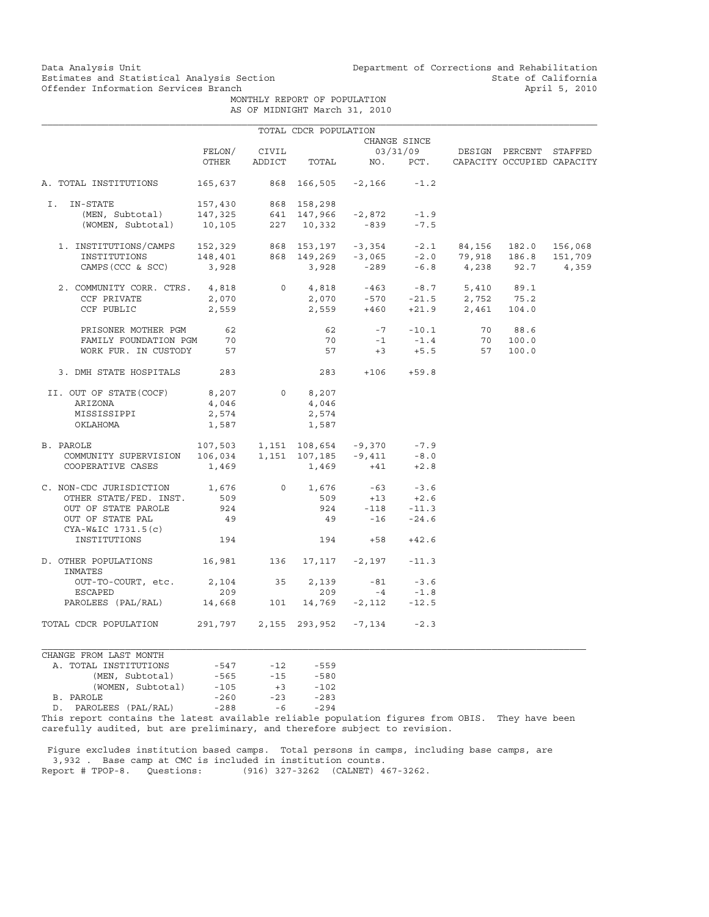Data Analysis Unit
Estimates and Statistical Analysis Section
Offender Information Services Branch

Department of Corrections and Rehabilitation
State of California
April 5, 2010

MONTHLY REPORT OF POPULATION
AS OF MIDNIGHT March 31, 2010

## TOTAL CDCR POPULATION

| | FELON/ OTHER | CIVIL ADDICT | TOTAL | CHANGE SINCE 03/31/09 NO. | PCT. | DESIGN CAPACITY | PERCENT OCCUPIED | STAFFED CAPACITY |
|---|---|---|---|---|---|---|---|---|
| A. TOTAL INSTITUTIONS | 165,637 | 868 | 166,505 | -2,166 | -1.2 | | | |
| I. IN-STATE | 157,430 | 868 | 158,298 | | | | | |
| (MEN, Subtotal) | 147,325 | 641 | 147,966 | -2,872 | -1.9 | | | |
| (WOMEN, Subtotal) | 10,105 | 227 | 10,332 | -839 | -7.5 | | | |
| 1. INSTITUTIONS/CAMPS | 152,329 | 868 | 153,197 | -3,354 | -2.1 | 84,156 | 182.0 | 156,068 |
| INSTITUTIONS | 148,401 | 868 | 149,269 | -3,065 | -2.0 | 79,918 | 186.8 | 151,709 |
| CAMPS (CCC & SCC) | 3,928 | | 3,928 | -289 | -6.8 | 4,238 | 92.7 | 4,359 |
| 2. COMMUNITY CORR. CTRS. | 4,818 | 0 | 4,818 | -463 | -8.7 | 5,410 | 89.1 | |
| CCF PRIVATE | 2,070 | | 2,070 | -570 | -21.5 | 2,752 | 75.2 | |
| CCF PUBLIC | 2,559 | | 2,559 | +460 | +21.9 | 2,461 | 104.0 | |
| PRISONER MOTHER PGM | 62 | | 62 | -7 | -10.1 | 70 | 88.6 | |
| FAMILY FOUNDATION PGM | 70 | | 70 | -1 | -1.4 | 70 | 100.0 | |
| WORK FUR. IN CUSTODY | 57 | | 57 | +3 | +5.5 | 57 | 100.0 | |
| 3. DMH STATE HOSPITALS | 283 | | 283 | +106 | +59.8 | | | |
| II. OUT OF STATE (COCF) | 8,207 | 0 | 8,207 | | | | | |
| ARIZONA | 4,046 | | 4,046 | | | | | |
| MISSISSIPPI | 2,574 | | 2,574 | | | | | |
| OKLAHOMA | 1,587 | | 1,587 | | | | | |
| B. PAROLE | 107,503 | 1,151 | 108,654 | -9,370 | -7.9 | | | |
| COMMUNITY SUPERVISION | 106,034 | 1,151 | 107,185 | -9,411 | -8.0 | | | |
| COOPERATIVE CASES | 1,469 | | 1,469 | +41 | +2.8 | | | |
| C. NON-CDC JURISDICTION | 1,676 | 0 | 1,676 | -63 | -3.6 | | | |
| OTHER STATE/FED. INST. | 509 | | 509 | +13 | +2.6 | | | |
| OUT OF STATE PAROLE | 924 | | 924 | -118 | -11.3 | | | |
| OUT OF STATE PAL | 49 | | 49 | -16 | -24.6 | | | |
| CYA-W&IC 1731.5(c) INSTITUTIONS | 194 | | 194 | +58 | +42.6 | | | |
| D. OTHER POPULATIONS | 16,981 | 136 | 17,117 | -2,197 | -11.3 | | | |
| INMATES OUT-TO-COURT, etc. | 2,104 | 35 | 2,139 | -81 | -3.6 | | | |
| ESCAPED | 209 | | 209 | -4 | -1.8 | | | |
| PAROLEES (PAL/RAL) | 14,668 | 101 | 14,769 | -2,112 | -12.5 | | | |
| TOTAL CDCR POPULATION | 291,797 | 2,155 | 293,952 | -7,134 | -2.3 | | | |

| CHANGE FROM LAST MONTH | | | |
|---|---|---|---|
| A. TOTAL INSTITUTIONS | -547 | -12 | -559 |
| (MEN, Subtotal) | -565 | -15 | -580 |
| (WOMEN, Subtotal) | -105 | +3 | -102 |
| B. PAROLE | -260 | -23 | -283 |
| D. PAROLEES (PAL/RAL) | -288 | -6 | -294 |

This report contains the latest available reliable population figures from OBIS. They have been carefully audited, but are preliminary, and therefore subject to revision.

Figure excludes institution based camps. Total persons in camps, including base camps, are 3,932 . Base camp at CMC is included in institution counts.
Report # TPOP-8. Questions: (916) 327-3262 (CALNET) 467-3262.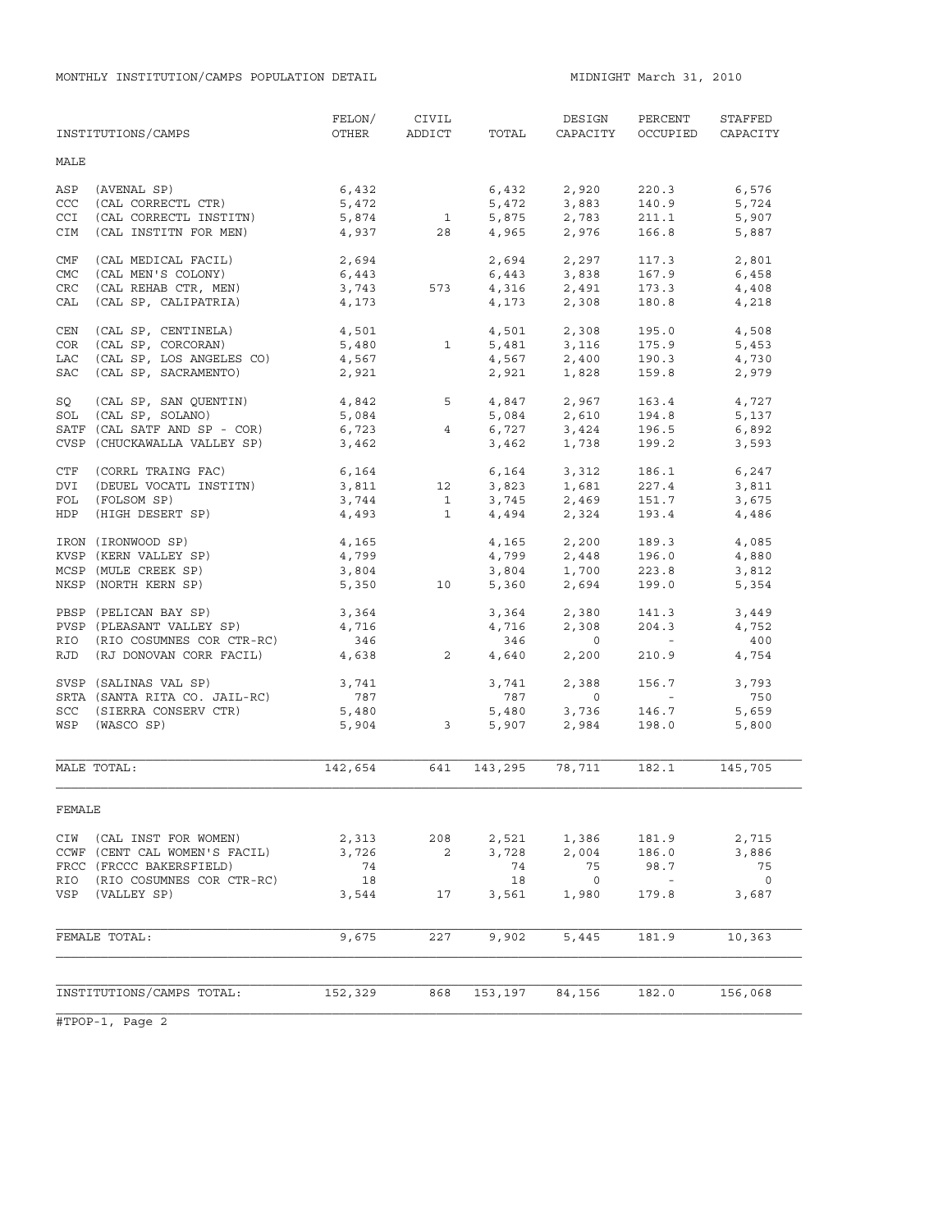MONTHLY INSTITUTION/CAMPS POPULATION DETAIL

MIDNIGHT March 31, 2010

| INSTITUTIONS/CAMPS | FELON/ OTHER | CIVIL ADDICT | TOTAL | DESIGN CAPACITY | PERCENT OCCUPIED | STAFFED CAPACITY |
|---|---|---|---|---|---|---|
| **MALE** | | | | | | |
| ASP (AVENAL SP) | 6,432 | | 6,432 | 2,920 | 220.3 | 6,576 |
| CCC (CAL CORRECTL CTR) | 5,472 | | 5,472 | 3,883 | 140.9 | 5,724 |
| CCI (CAL CORRECTL INSTITN) | 5,874 | 1 | 5,875 | 2,783 | 211.1 | 5,907 |
| CIM (CAL INSTITN FOR MEN) | 4,937 | 28 | 4,965 | 2,976 | 166.8 | 5,887 |
| CMF (CAL MEDICAL FACIL) | 2,694 | | 2,694 | 2,297 | 117.3 | 2,801 |
| CMC (CAL MEN'S COLONY) | 6,443 | | 6,443 | 3,838 | 167.9 | 6,458 |
| CRC (CAL REHAB CTR, MEN) | 3,743 | 573 | 4,316 | 2,491 | 173.3 | 4,408 |
| CAL (CAL SP, CALIPATRIA) | 4,173 | | 4,173 | 2,308 | 180.8 | 4,218 |
| CEN (CAL SP, CENTINELA) | 4,501 | | 4,501 | 2,308 | 195.0 | 4,508 |
| COR (CAL SP, CORCORAN) | 5,480 | 1 | 5,481 | 3,116 | 175.9 | 5,453 |
| LAC (CAL SP, LOS ANGELES CO) | 4,567 | | 4,567 | 2,400 | 190.3 | 4,730 |
| SAC (CAL SP, SACRAMENTO) | 2,921 | | 2,921 | 1,828 | 159.8 | 2,979 |
| SQ (CAL SP, SAN QUENTIN) | 4,842 | 5 | 4,847 | 2,967 | 163.4 | 4,727 |
| SOL (CAL SP, SOLANO) | 5,084 | | 5,084 | 2,610 | 194.8 | 5,137 |
| SATF (CAL SATF AND SP - COR) | 6,723 | 4 | 6,727 | 3,424 | 196.5 | 6,892 |
| CVSP (CHUCKAWALLA VALLEY SP) | 3,462 | | 3,462 | 1,738 | 199.2 | 3,593 |
| CTF (CORRL TRAING FAC) | 6,164 | | 6,164 | 3,312 | 186.1 | 6,247 |
| DVI (DEUEL VOCATL INSTITN) | 3,811 | 12 | 3,823 | 1,681 | 227.4 | 3,811 |
| FOL (FOLSOM SP) | 3,744 | 1 | 3,745 | 2,469 | 151.7 | 3,675 |
| HDP (HIGH DESERT SP) | 4,493 | 1 | 4,494 | 2,324 | 193.4 | 4,486 |
| IRON (IRONWOOD SP) | 4,165 | | 4,165 | 2,200 | 189.3 | 4,085 |
| KVSP (KERN VALLEY SP) | 4,799 | | 4,799 | 2,448 | 196.0 | 4,880 |
| MCSP (MULE CREEK SP) | 3,804 | | 3,804 | 1,700 | 223.8 | 3,812 |
| NKSP (NORTH KERN SP) | 5,350 | 10 | 5,360 | 2,694 | 199.0 | 5,354 |
| PBSP (PELICAN BAY SP) | 3,364 | | 3,364 | 2,380 | 141.3 | 3,449 |
| PVSP (PLEASANT VALLEY SP) | 4,716 | | 4,716 | 2,308 | 204.3 | 4,752 |
| RIO (RIO COSUMNES COR CTR-RC) | 346 | | 346 | 0 | - | 400 |
| RJD (RJ DONOVAN CORR FACIL) | 4,638 | 2 | 4,640 | 2,200 | 210.9 | 4,754 |
| SVSP (SALINAS VAL SP) | 3,741 | | 3,741 | 2,388 | 156.7 | 3,793 |
| SRTA (SANTA RITA CO. JAIL-RC) | 787 | | 787 | 0 | - | 750 |
| SCC (SIERRA CONSERV CTR) | 5,480 | | 5,480 | 3,736 | 146.7 | 5,659 |
| WSP (WASCO SP) | 5,904 | 3 | 5,907 | 2,984 | 198.0 | 5,800 |
| MALE TOTAL: | 142,654 | 641 | 143,295 | 78,711 | 182.1 | 145,705 |
| **FEMALE** | | | | | | |
| CIW (CAL INST FOR WOMEN) | 2,313 | 208 | 2,521 | 1,386 | 181.9 | 2,715 |
| CCWF (CENT CAL WOMEN'S FACIL) | 3,726 | 2 | 3,728 | 2,004 | 186.0 | 3,886 |
| FRCC (FRCCC BAKERSFIELD) | 74 | | 74 | 75 | 98.7 | 75 |
| RIO (RIO COSUMNES COR CTR-RC) | 18 | | 18 | 0 | - | 0 |
| VSP (VALLEY SP) | 3,544 | 17 | 3,561 | 1,980 | 179.8 | 3,687 |
| FEMALE TOTAL: | 9,675 | 227 | 9,902 | 5,445 | 181.9 | 10,363 |
| INSTITUTIONS/CAMPS TOTAL: | 152,329 | 868 | 153,197 | 84,156 | 182.0 | 156,068 |

#TPOP-1, Page 2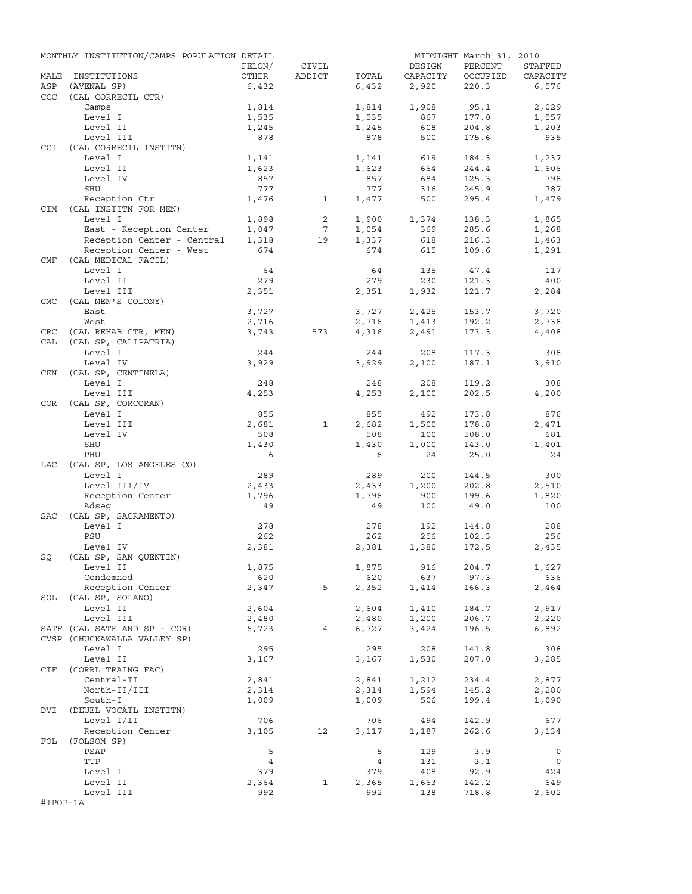MONTHLY INSTITUTION/CAMPS POPULATION DETAIL — MIDNIGHT March 31, 2010

| MALE | INSTITUTIONS | FELON/ OTHER | CIVIL ADDICT | TOTAL | DESIGN CAPACITY | PERCENT OCCUPIED | STAFFED CAPACITY |
|---|---|---|---|---|---|---|---|
| ASP | (AVENAL SP) | 6,432 | | 6,432 | 2,920 | 220.3 | 6,576 |
| CCC | (CAL CORRECTL CTR) | | | | | | |
| | Camps | 1,814 | | 1,814 | 1,908 | 95.1 | 2,029 |
| | Level I | 1,535 | | 1,535 | 867 | 177.0 | 1,557 |
| | Level II | 1,245 | | 1,245 | 608 | 204.8 | 1,203 |
| | Level III | 878 | | 878 | 500 | 175.6 | 935 |
| CCI | (CAL CORRECTL INSTITN) | | | | | | |
| | Level I | 1,141 | | 1,141 | 619 | 184.3 | 1,237 |
| | Level II | 1,623 | | 1,623 | 664 | 244.4 | 1,606 |
| | Level IV | 857 | | 857 | 684 | 125.3 | 798 |
| | SHU | 777 | | 777 | 316 | 245.9 | 787 |
| | Reception Ctr | 1,476 | 1 | 1,477 | 500 | 295.4 | 1,479 |
| CIM | (CAL INSTITN FOR MEN) | | | | | | |
| | Level I | 1,898 | 2 | 1,900 | 1,374 | 138.3 | 1,865 |
| | East - Reception Center | 1,047 | 7 | 1,054 | 369 | 285.6 | 1,268 |
| | Reception Center - Central | 1,318 | 19 | 1,337 | 618 | 216.3 | 1,463 |
| | Reception Center - West | 674 | | 674 | 615 | 109.6 | 1,291 |
| CMF | (CAL MEDICAL FACIL) | | | | | | |
| | Level I | 64 | | 64 | 135 | 47.4 | 117 |
| | Level II | 279 | | 279 | 230 | 121.3 | 400 |
| | Level III | 2,351 | | 2,351 | 1,932 | 121.7 | 2,284 |
| CMC | (CAL MEN'S COLONY) | | | | | | |
| | East | 3,727 | | 3,727 | 2,425 | 153.7 | 3,720 |
| | West | 2,716 | | 2,716 | 1,413 | 192.2 | 2,738 |
| CRC | (CAL REHAB CTR, MEN) | 3,743 | 573 | 4,316 | 2,491 | 173.3 | 4,408 |
| CAL | (CAL SP, CALIPATRIA) | | | | | | |
| | Level I | 244 | | 244 | 208 | 117.3 | 308 |
| | Level IV | 3,929 | | 3,929 | 2,100 | 187.1 | 3,910 |
| CEN | (CAL SP, CENTINELA) | | | | | | |
| | Level I | 248 | | 248 | 208 | 119.2 | 308 |
| | Level III | 4,253 | | 4,253 | 2,100 | 202.5 | 4,200 |
| COR | (CAL SP, CORCORAN) | | | | | | |
| | Level I | 855 | | 855 | 492 | 173.8 | 876 |
| | Level III | 2,681 | 1 | 2,682 | 1,500 | 178.8 | 2,471 |
| | Level IV | 508 | | 508 | 100 | 508.0 | 681 |
| | SHU | 1,430 | | 1,430 | 1,000 | 143.0 | 1,401 |
| | PHU | 6 | | 6 | 24 | 25.0 | 24 |
| LAC | (CAL SP, LOS ANGELES CO) | | | | | | |
| | Level I | 289 | | 289 | 200 | 144.5 | 300 |
| | Level III/IV | 2,433 | | 2,433 | 1,200 | 202.8 | 2,510 |
| | Reception Center | 1,796 | | 1,796 | 900 | 199.6 | 1,820 |
| | Adseg | 49 | | 49 | 100 | 49.0 | 100 |
| SAC | (CAL SP, SACRAMENTO) | | | | | | |
| | Level I | 278 | | 278 | 192 | 144.8 | 288 |
| | PSU | 262 | | 262 | 256 | 102.3 | 256 |
| | Level IV | 2,381 | | 2,381 | 1,380 | 172.5 | 2,435 |
| SQ | (CAL SP, SAN QUENTIN) | | | | | | |
| | Level II | 1,875 | | 1,875 | 916 | 204.7 | 1,627 |
| | Condemned | 620 | | 620 | 637 | 97.3 | 636 |
| | Reception Center | 2,347 | 5 | 2,352 | 1,414 | 166.3 | 2,464 |
| SOL | (CAL SP, SOLANO) | | | | | | |
| | Level II | 2,604 | | 2,604 | 1,410 | 184.7 | 2,917 |
| | Level III | 2,480 | | 2,480 | 1,200 | 206.7 | 2,220 |
| SATF | (CAL SATF AND SP - COR) | 6,723 | 4 | 6,727 | 3,424 | 196.5 | 6,892 |
| CVSP | (CHUCKAWALLA VALLEY SP) | | | | | | |
| | Level I | 295 | | 295 | 208 | 141.8 | 308 |
| | Level II | 3,167 | | 3,167 | 1,530 | 207.0 | 3,285 |
| CTF | (CORRL TRAING FAC) | | | | | | |
| | Central-II | 2,841 | | 2,841 | 1,212 | 234.4 | 2,877 |
| | North-II/III | 2,314 | | 2,314 | 1,594 | 145.2 | 2,280 |
| | South-I | 1,009 | | 1,009 | 506 | 199.4 | 1,090 |
| DVI | (DEUEL VOCATL INSTITN) | | | | | | |
| | Level I/II | 706 | | 706 | 494 | 142.9 | 677 |
| | Reception Center | 3,105 | 12 | 3,117 | 1,187 | 262.6 | 3,134 |
| FOL | (FOLSOM SP) | | | | | | |
| | PSAP | 5 | | 5 | 129 | 3.9 | 0 |
| | TTP | 4 | | 4 | 131 | 3.1 | 0 |
| | Level I | 379 | | 379 | 408 | 92.9 | 424 |
| | Level II | 2,364 | 1 | 2,365 | 1,663 | 142.2 | 649 |
| | Level III | 992 | | 992 | 138 | 718.8 | 2,602 |

#TPOP-1A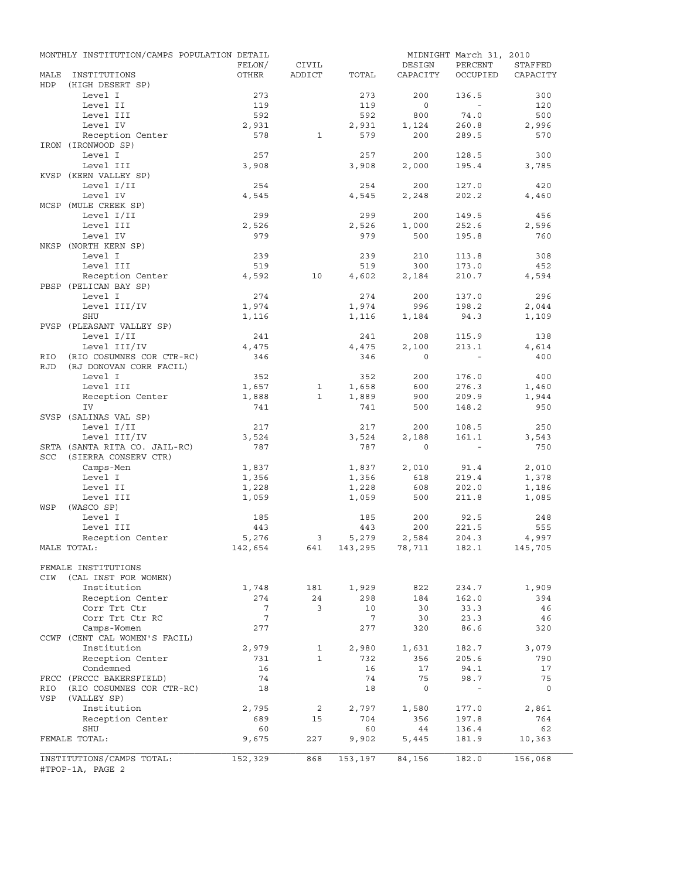MONTHLY INSTITUTION/CAMPS POPULATION DETAIL — MIDNIGHT March 31, 2010

| MALE INSTITUTIONS | FELON/ OTHER | CIVIL ADDICT | TOTAL | DESIGN CAPACITY | PERCENT OCCUPIED | STAFFED CAPACITY |
|---|---|---|---|---|---|---|
| HDP (HIGH DESERT SP) | | | | | | |
| Level I | 273 | | 273 | 200 | 136.5 | 300 |
| Level II | 119 | | 119 | 0 | - | 120 |
| Level III | 592 | | 592 | 800 | 74.0 | 500 |
| Level IV | 2,931 | | 2,931 | 1,124 | 260.8 | 2,996 |
| Reception Center | 578 | 1 | 579 | 200 | 289.5 | 570 |
| IRON (IRONWOOD SP) | | | | | | |
| Level I | 257 | | 257 | 200 | 128.5 | 300 |
| Level III | 3,908 | | 3,908 | 2,000 | 195.4 | 3,785 |
| KVSP (KERN VALLEY SP) | | | | | | |
| Level I/II | 254 | | 254 | 200 | 127.0 | 420 |
| Level IV | 4,545 | | 4,545 | 2,248 | 202.2 | 4,460 |
| MCSP (MULE CREEK SP) | | | | | | |
| Level I/II | 299 | | 299 | 200 | 149.5 | 456 |
| Level III | 2,526 | | 2,526 | 1,000 | 252.6 | 2,596 |
| Level IV | 979 | | 979 | 500 | 195.8 | 760 |
| NKSP (NORTH KERN SP) | | | | | | |
| Level I | 239 | | 239 | 210 | 113.8 | 308 |
| Level III | 519 | | 519 | 300 | 173.0 | 452 |
| Reception Center | 4,592 | 10 | 4,602 | 2,184 | 210.7 | 4,594 |
| PBSP (PELICAN BAY SP) | | | | | | |
| Level I | 274 | | 274 | 200 | 137.0 | 296 |
| Level III/IV | 1,974 | | 1,974 | 996 | 198.2 | 2,044 |
| SHU | 1,116 | | 1,116 | 1,184 | 94.3 | 1,109 |
| PVSP (PLEASANT VALLEY SP) | | | | | | |
| Level I/II | 241 | | 241 | 208 | 115.9 | 138 |
| Level III/IV | 4,475 | | 4,475 | 2,100 | 213.1 | 4,614 |
| RIO (RIO COSUMNES COR CTR-RC) | 346 | | 346 | 0 | - | 400 |
| RJD (RJ DONOVAN CORR FACIL) | | | | | | |
| Level I | 352 | | 352 | 200 | 176.0 | 400 |
| Level III | 1,657 | 1 | 1,658 | 600 | 276.3 | 1,460 |
| Reception Center | 1,888 | 1 | 1,889 | 900 | 209.9 | 1,944 |
| IV | 741 | | 741 | 500 | 148.2 | 950 |
| SVSP (SALINAS VAL SP) | | | | | | |
| Level I/II | 217 | | 217 | 200 | 108.5 | 250 |
| Level III/IV | 3,524 | | 3,524 | 2,188 | 161.1 | 3,543 |
| SRTA (SANTA RITA CO. JAIL-RC) | 787 | | 787 | 0 | - | 750 |
| SCC (SIERRA CONSERV CTR) | | | | | | |
| Camps-Men | 1,837 | | 1,837 | 2,010 | 91.4 | 2,010 |
| Level I | 1,356 | | 1,356 | 618 | 219.4 | 1,378 |
| Level II | 1,228 | | 1,228 | 608 | 202.0 | 1,186 |
| Level III | 1,059 | | 1,059 | 500 | 211.8 | 1,085 |
| WSP (WASCO SP) | | | | | | |
| Level I | 185 | | 185 | 200 | 92.5 | 248 |
| Level III | 443 | | 443 | 200 | 221.5 | 555 |
| Reception Center | 5,276 | 3 | 5,279 | 2,584 | 204.3 | 4,997 |
| MALE TOTAL: | 142,654 | 641 | 143,295 | 78,711 | 182.1 | 145,705 |
| FEMALE INSTITUTIONS | | | | | | |
| CIW (CAL INST FOR WOMEN) | | | | | | |
| Institution | 1,748 | 181 | 1,929 | 822 | 234.7 | 1,909 |
| Reception Center | 274 | 24 | 298 | 184 | 162.0 | 394 |
| Corr Trt Ctr | 7 | 3 | 10 | 30 | 33.3 | 46 |
| Corr Trt Ctr RC | 7 | | 7 | 30 | 23.3 | 46 |
| Camps-Women | 277 | | 277 | 320 | 86.6 | 320 |
| CCWF (CENT CAL WOMEN'S FACIL) | | | | | | |
| Institution | 2,979 | 1 | 2,980 | 1,631 | 182.7 | 3,079 |
| Reception Center | 731 | 1 | 732 | 356 | 205.6 | 790 |
| Condemned | 16 | | 16 | 17 | 94.1 | 17 |
| FRCC (FRCCC BAKERSFIELD) | 74 | | 74 | 75 | 98.7 | 75 |
| RIO (RIO COSUMNES COR CTR-RC) | 18 | | 18 | 0 | - | 0 |
| VSP (VALLEY SP) | | | | | | |
| Institution | 2,795 | 2 | 2,797 | 1,580 | 177.0 | 2,861 |
| Reception Center | 689 | 15 | 704 | 356 | 197.8 | 764 |
| SHU | 60 | | 60 | 44 | 136.4 | 62 |
| FEMALE TOTAL: | 9,675 | 227 | 9,902 | 5,445 | 181.9 | 10,363 |
| INSTITUTIONS/CAMPS TOTAL: | 152,329 | 868 | 153,197 | 84,156 | 182.0 | 156,068 |

#TPOP-1A, PAGE 2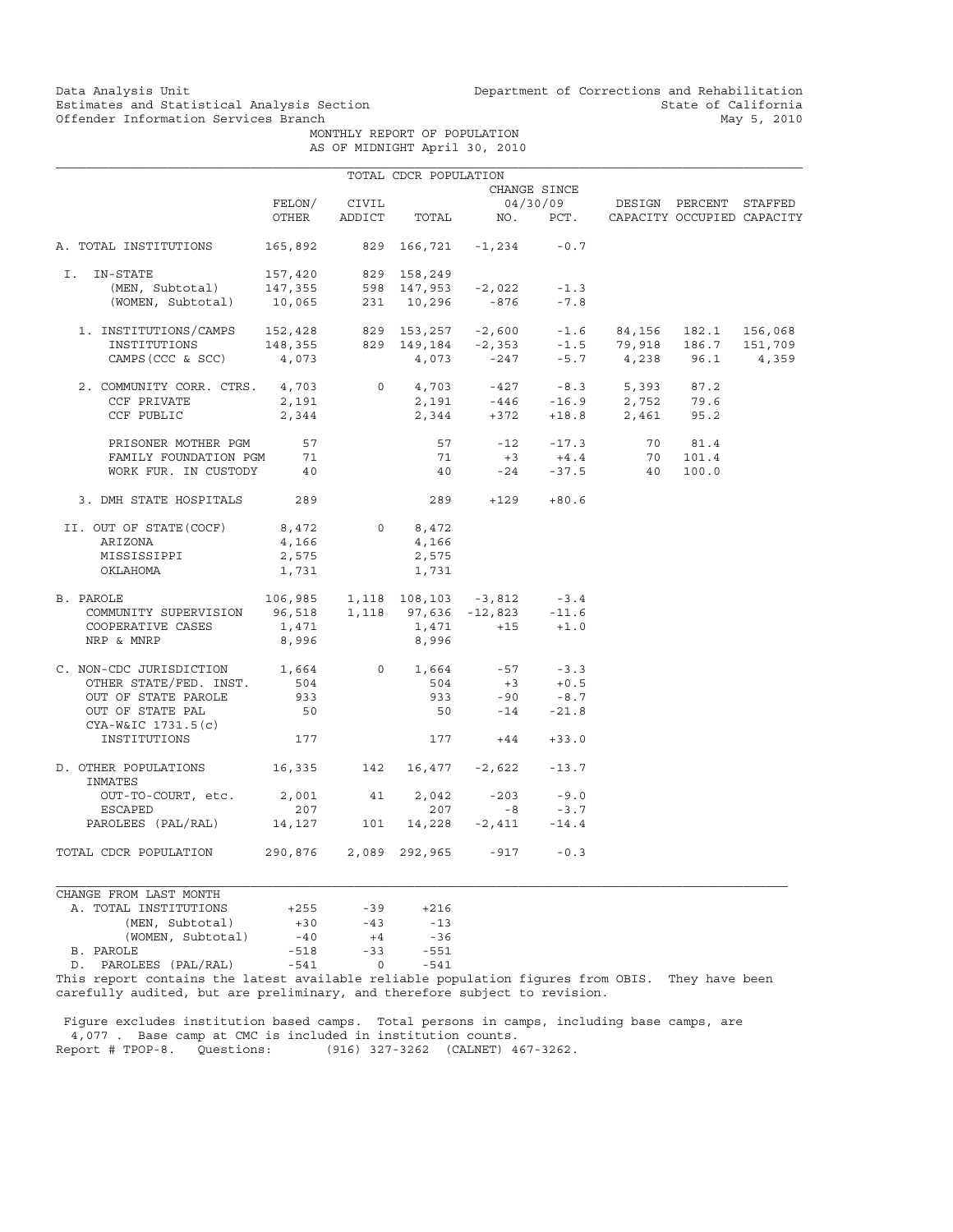Data Analysis Unit
Estimates and Statistical Analysis Section
Offender Information Services Branch

Department of Corrections and Rehabilitation
State of California
May 5, 2010

MONTHLY REPORT OF POPULATION
AS OF MIDNIGHT April 30, 2010

TOTAL CDCR POPULATION

| | FELON/ OTHER | CIVIL ADDICT | TOTAL | CHANGE SINCE 04/30/09 NO. | PCT. | DESIGN CAPACITY | PERCENT OCCUPIED | STAFFED CAPACITY |
|---|---|---|---|---|---|---|---|---|
| A. TOTAL INSTITUTIONS | 165,892 | 829 | 166,721 | -1,234 | -0.7 | | | |
| I. IN-STATE | 157,420 | 829 | 158,249 | | | | | |
| (MEN, Subtotal) | 147,355 | 598 | 147,953 | -2,022 | -1.3 | | | |
| (WOMEN, Subtotal) | 10,065 | 231 | 10,296 | -876 | -7.8 | | | |
| 1. INSTITUTIONS/CAMPS | 152,428 | 829 | 153,257 | -2,600 | -1.6 | 84,156 | 182.1 | 156,068 |
| INSTITUTIONS | 148,355 | 829 | 149,184 | -2,353 | -1.5 | 79,918 | 186.7 | 151,709 |
| CAMPS(CCC & SCC) | 4,073 | | 4,073 | -247 | -5.7 | 4,238 | 96.1 | 4,359 |
| 2. COMMUNITY CORR. CTRS. | 4,703 | 0 | 4,703 | -427 | -8.3 | 5,393 | 87.2 | |
| CCF PRIVATE | 2,191 | | 2,191 | -446 | -16.9 | 2,752 | 79.6 | |
| CCF PUBLIC | 2,344 | | 2,344 | +372 | +18.8 | 2,461 | 95.2 | |
| PRISONER MOTHER PGM | 57 | | 57 | -12 | -17.3 | 70 | 81.4 | |
| FAMILY FOUNDATION PGM | 71 | | 71 | +3 | +4.4 | 70 | 101.4 | |
| WORK FUR. IN CUSTODY | 40 | | 40 | -24 | -37.5 | 40 | 100.0 | |
| 3. DMH STATE HOSPITALS | 289 | | 289 | +129 | +80.6 | | | |
| II. OUT OF STATE(COCF) | 8,472 | 0 | 8,472 | | | | | |
| ARIZONA | 4,166 | | 4,166 | | | | | |
| MISSISSIPPI | 2,575 | | 2,575 | | | | | |
| OKLAHOMA | 1,731 | | 1,731 | | | | | |
| B. PAROLE | 106,985 | 1,118 | 108,103 | -3,812 | -3.4 | | | |
| COMMUNITY SUPERVISION | 96,518 | 1,118 | 97,636 | -12,823 | -11.6 | | | |
| COOPERATIVE CASES | 1,471 | | 1,471 | +15 | +1.0 | | | |
| NRP & MNRP | 8,996 | | 8,996 | | | | | |
| C. NON-CDC JURISDICTION | 1,664 | 0 | 1,664 | -57 | -3.3 | | | |
| OTHER STATE/FED. INST. | 504 | | 504 | +3 | +0.5 | | | |
| OUT OF STATE PAROLE | 933 | | 933 | -90 | -8.7 | | | |
| OUT OF STATE PAL | 50 | | 50 | -14 | -21.8 | | | |
| CYA-W&IC 1731.5(c) INSTITUTIONS | 177 | | 177 | +44 | +33.0 | | | |
| D. OTHER POPULATIONS | 16,335 | 142 | 16,477 | -2,622 | -13.7 | | | |
| INMATES OUT-TO-COURT, etc. | 2,001 | 41 | 2,042 | -203 | -9.0 | | | |
| ESCAPED | 207 | | 207 | -8 | -3.7 | | | |
| PAROLEES (PAL/RAL) | 14,127 | 101 | 14,228 | -2,411 | -14.4 | | | |
| TOTAL CDCR POPULATION | 290,876 | 2,089 | 292,965 | -917 | -0.3 | | | |

CHANGE FROM LAST MONTH

| | | | |
|---|---|---|---|
| A. TOTAL INSTITUTIONS | +255 | -39 | +216 |
| (MEN, Subtotal) | +30 | -43 | -13 |
| (WOMEN, Subtotal) | -40 | +4 | -36 |
| B. PAROLE | -518 | -33 | -551 |
| D. PAROLEES (PAL/RAL) | -541 | 0 | -541 |

This report contains the latest available reliable population figures from OBIS. They have been carefully audited, but are preliminary, and therefore subject to revision.

Figure excludes institution based camps. Total persons in camps, including base camps, are 4,077 . Base camp at CMC is included in institution counts.
Report # TPOP-8. Questions: (916) 327-3262 (CALNET) 467-3262.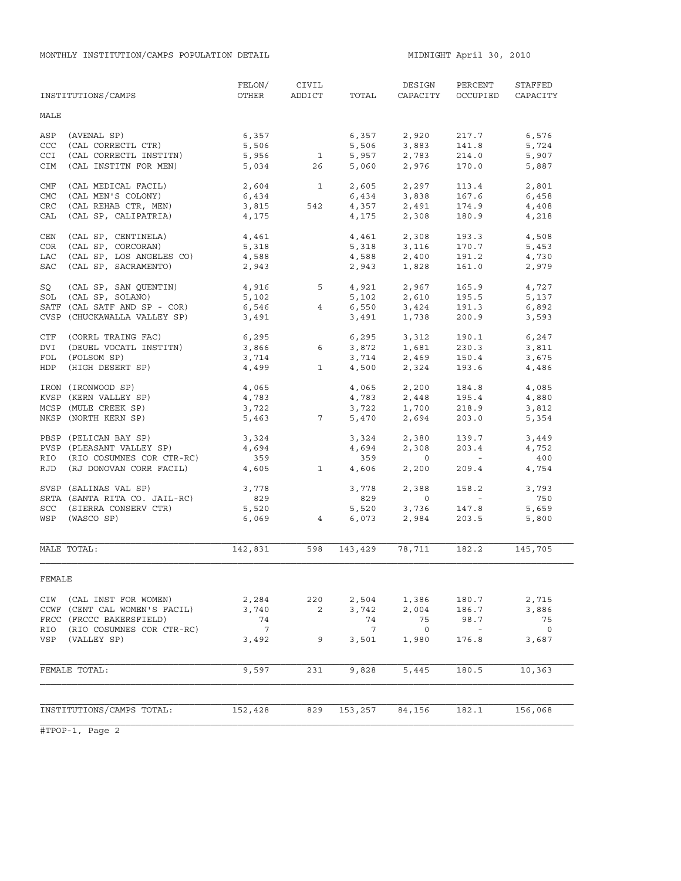MONTHLY INSTITUTION/CAMPS POPULATION DETAIL

MIDNIGHT April 30, 2010

| INSTITUTIONS/CAMPS | FELON/ OTHER | CIVIL ADDICT | TOTAL | DESIGN CAPACITY | PERCENT OCCUPIED | STAFFED CAPACITY |
|---|---|---|---|---|---|---|
| **MALE** | | | | | | |
| ASP (AVENAL SP) | 6,357 | | 6,357 | 2,920 | 217.7 | 6,576 |
| CCC (CAL CORRECTL CTR) | 5,506 | | 5,506 | 3,883 | 141.8 | 5,724 |
| CCI (CAL CORRECTL INSTITN) | 5,956 | 1 | 5,957 | 2,783 | 214.0 | 5,907 |
| CIM (CAL INSTITN FOR MEN) | 5,034 | 26 | 5,060 | 2,976 | 170.0 | 5,887 |
| CMF (CAL MEDICAL FACIL) | 2,604 | 1 | 2,605 | 2,297 | 113.4 | 2,801 |
| CMC (CAL MEN'S COLONY) | 6,434 | | 6,434 | 3,838 | 167.6 | 6,458 |
| CRC (CAL REHAB CTR, MEN) | 3,815 | 542 | 4,357 | 2,491 | 174.9 | 4,408 |
| CAL (CAL SP, CALIPATRIA) | 4,175 | | 4,175 | 2,308 | 180.9 | 4,218 |
| CEN (CAL SP, CENTINELA) | 4,461 | | 4,461 | 2,308 | 193.3 | 4,508 |
| COR (CAL SP, CORCORAN) | 5,318 | | 5,318 | 3,116 | 170.7 | 5,453 |
| LAC (CAL SP, LOS ANGELES CO) | 4,588 | | 4,588 | 2,400 | 191.2 | 4,730 |
| SAC (CAL SP, SACRAMENTO) | 2,943 | | 2,943 | 1,828 | 161.0 | 2,979 |
| SQ (CAL SP, SAN QUENTIN) | 4,916 | 5 | 4,921 | 2,967 | 165.9 | 4,727 |
| SOL (CAL SP, SOLANO) | 5,102 | | 5,102 | 2,610 | 195.5 | 5,137 |
| SATF (CAL SATF AND SP - COR) | 6,546 | 4 | 6,550 | 3,424 | 191.3 | 6,892 |
| CVSP (CHUCKAWALLA VALLEY SP) | 3,491 | | 3,491 | 1,738 | 200.9 | 3,593 |
| CTF (CORRL TRAING FAC) | 6,295 | | 6,295 | 3,312 | 190.1 | 6,247 |
| DVI (DEUEL VOCATL INSTITN) | 3,866 | 6 | 3,872 | 1,681 | 230.3 | 3,811 |
| FOL (FOLSOM SP) | 3,714 | | 3,714 | 2,469 | 150.4 | 3,675 |
| HDP (HIGH DESERT SP) | 4,499 | 1 | 4,500 | 2,324 | 193.6 | 4,486 |
| IRON (IRONWOOD SP) | 4,065 | | 4,065 | 2,200 | 184.8 | 4,085 |
| KVSP (KERN VALLEY SP) | 4,783 | | 4,783 | 2,448 | 195.4 | 4,880 |
| MCSP (MULE CREEK SP) | 3,722 | | 3,722 | 1,700 | 218.9 | 3,812 |
| NKSP (NORTH KERN SP) | 5,463 | 7 | 5,470 | 2,694 | 203.0 | 5,354 |
| PBSP (PELICAN BAY SP) | 3,324 | | 3,324 | 2,380 | 139.7 | 3,449 |
| PVSP (PLEASANT VALLEY SP) | 4,694 | | 4,694 | 2,308 | 203.4 | 4,752 |
| RIO (RIO COSUMNES COR CTR-RC) | 359 | | 359 | 0 | - | 400 |
| RJD (RJ DONOVAN CORR FACIL) | 4,605 | 1 | 4,606 | 2,200 | 209.4 | 4,754 |
| SVSP (SALINAS VAL SP) | 3,778 | | 3,778 | 2,388 | 158.2 | 3,793 |
| SRTA (SANTA RITA CO. JAIL-RC) | 829 | | 829 | 0 | - | 750 |
| SCC (SIERRA CONSERV CTR) | 5,520 | | 5,520 | 3,736 | 147.8 | 5,659 |
| WSP (WASCO SP) | 6,069 | 4 | 6,073 | 2,984 | 203.5 | 5,800 |
| MALE TOTAL: | 142,831 | 598 | 143,429 | 78,711 | 182.2 | 145,705 |
| **FEMALE** | | | | | | |
| CIW (CAL INST FOR WOMEN) | 2,284 | 220 | 2,504 | 1,386 | 180.7 | 2,715 |
| CCWF (CENT CAL WOMEN'S FACIL) | 3,740 | 2 | 3,742 | 2,004 | 186.7 | 3,886 |
| FRCC (FRCCC BAKERSFIELD) | 74 | | 74 | 75 | 98.7 | 75 |
| RIO (RIO COSUMNES COR CTR-RC) | 7 | | 7 | 0 | - | 0 |
| VSP (VALLEY SP) | 3,492 | 9 | 3,501 | 1,980 | 176.8 | 3,687 |
| FEMALE TOTAL: | 9,597 | 231 | 9,828 | 5,445 | 180.5 | 10,363 |
| INSTITUTIONS/CAMPS TOTAL: | 152,428 | 829 | 153,257 | 84,156 | 182.1 | 156,068 |

#TPOP-1, Page 2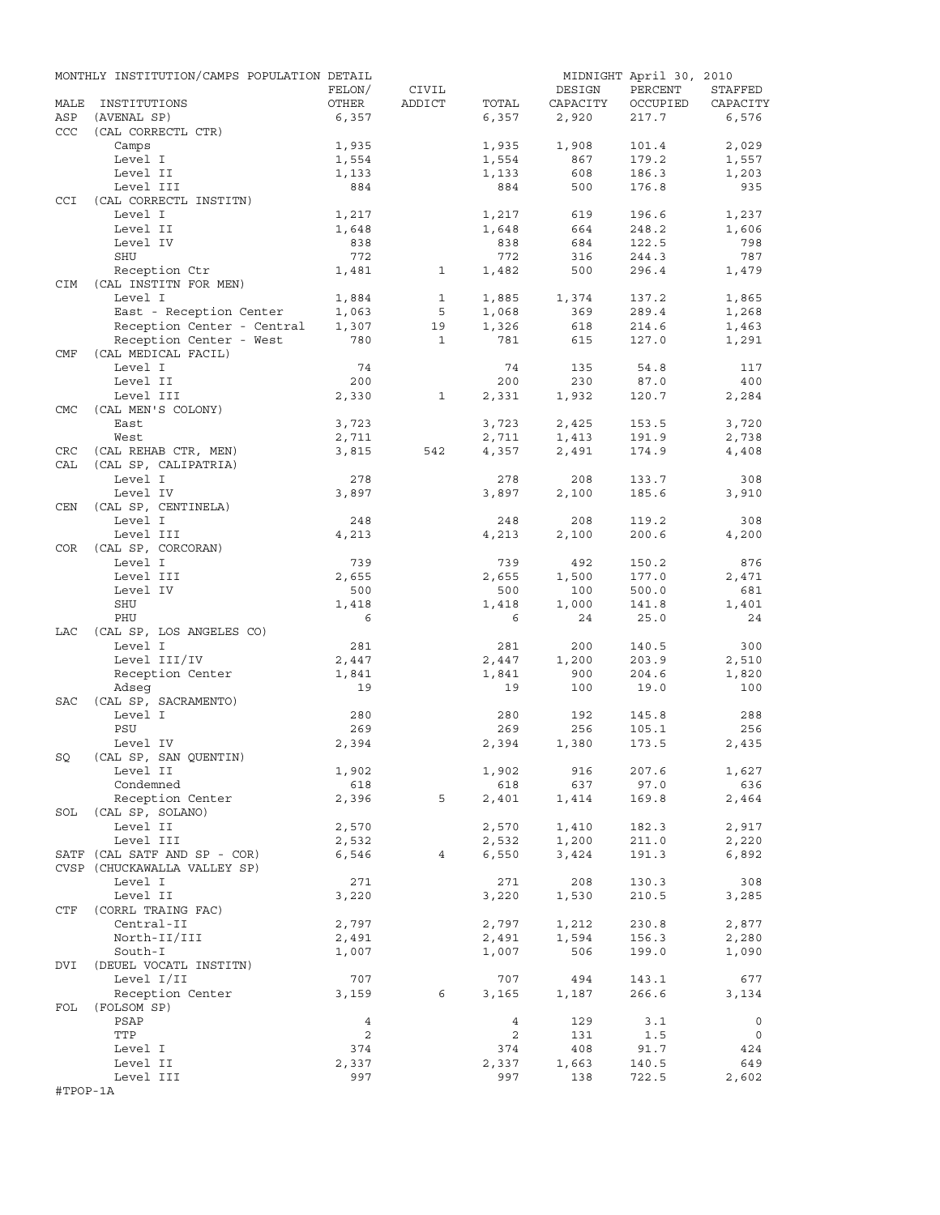MONTHLY INSTITUTION/CAMPS POPULATION DETAIL — MIDNIGHT April 30, 2010

| MALE | INSTITUTIONS | FELON/ OTHER | CIVIL ADDICT | TOTAL | DESIGN CAPACITY | PERCENT OCCUPIED | STAFFED CAPACITY |
|---|---|---|---|---|---|---|---|
| ASP | (AVENAL SP) | 6,357 | | 6,357 | 2,920 | 217.7 | 6,576 |
| CCC | (CAL CORRECTL CTR) | | | | | | |
| | Camps | 1,935 | | 1,935 | 1,908 | 101.4 | 2,029 |
| | Level I | 1,554 | | 1,554 | 867 | 179.2 | 1,557 |
| | Level II | 1,133 | | 1,133 | 608 | 186.3 | 1,203 |
| | Level III | 884 | | 884 | 500 | 176.8 | 935 |
| CCI | (CAL CORRECTL INSTITN) | | | | | | |
| | Level I | 1,217 | | 1,217 | 619 | 196.6 | 1,237 |
| | Level II | 1,648 | | 1,648 | 664 | 248.2 | 1,606 |
| | Level IV | 838 | | 838 | 684 | 122.5 | 798 |
| | SHU | 772 | | 772 | 316 | 244.3 | 787 |
| | Reception Ctr | 1,481 | 1 | 1,482 | 500 | 296.4 | 1,479 |
| CIM | (CAL INSTITN FOR MEN) | | | | | | |
| | Level I | 1,884 | 1 | 1,885 | 1,374 | 137.2 | 1,865 |
| | East - Reception Center | 1,063 | 5 | 1,068 | 369 | 289.4 | 1,268 |
| | Reception Center - Central | 1,307 | 19 | 1,326 | 618 | 214.6 | 1,463 |
| | Reception Center - West | 780 | 1 | 781 | 615 | 127.0 | 1,291 |
| CMF | (CAL MEDICAL FACIL) | | | | | | |
| | Level I | 74 | | 74 | 135 | 54.8 | 117 |
| | Level II | 200 | | 200 | 230 | 87.0 | 400 |
| | Level III | 2,330 | 1 | 2,331 | 1,932 | 120.7 | 2,284 |
| CMC | (CAL MEN'S COLONY) | | | | | | |
| | East | 3,723 | | 3,723 | 2,425 | 153.5 | 3,720 |
| | West | 2,711 | | 2,711 | 1,413 | 191.9 | 2,738 |
| CRC | (CAL REHAB CTR, MEN) | 3,815 | 542 | 4,357 | 2,491 | 174.9 | 4,408 |
| CAL | (CAL SP, CALIPATRIA) | | | | | | |
| | Level I | 278 | | 278 | 208 | 133.7 | 308 |
| | Level IV | 3,897 | | 3,897 | 2,100 | 185.6 | 3,910 |
| CEN | (CAL SP, CENTINELA) | | | | | | |
| | Level I | 248 | | 248 | 208 | 119.2 | 308 |
| | Level III | 4,213 | | 4,213 | 2,100 | 200.6 | 4,200 |
| COR | (CAL SP, CORCORAN) | | | | | | |
| | Level I | 739 | | 739 | 492 | 150.2 | 876 |
| | Level III | 2,655 | | 2,655 | 1,500 | 177.0 | 2,471 |
| | Level IV | 500 | | 500 | 100 | 500.0 | 681 |
| | SHU | 1,418 | | 1,418 | 1,000 | 141.8 | 1,401 |
| | PHU | 6 | | 6 | 24 | 25.0 | 24 |
| LAC | (CAL SP, LOS ANGELES CO) | | | | | | |
| | Level I | 281 | | 281 | 200 | 140.5 | 300 |
| | Level III/IV | 2,447 | | 2,447 | 1,200 | 203.9 | 2,510 |
| | Reception Center | 1,841 | | 1,841 | 900 | 204.6 | 1,820 |
| | Adseg | 19 | | 19 | 100 | 19.0 | 100 |
| SAC | (CAL SP, SACRAMENTO) | | | | | | |
| | Level I | 280 | | 280 | 192 | 145.8 | 288 |
| | PSU | 269 | | 269 | 256 | 105.1 | 256 |
| | Level IV | 2,394 | | 2,394 | 1,380 | 173.5 | 2,435 |
| SQ | (CAL SP, SAN QUENTIN) | | | | | | |
| | Level II | 1,902 | | 1,902 | 916 | 207.6 | 1,627 |
| | Condemned | 618 | | 618 | 637 | 97.0 | 636 |
| | Reception Center | 2,396 | 5 | 2,401 | 1,414 | 169.8 | 2,464 |
| SOL | (CAL SP, SOLANO) | | | | | | |
| | Level II | 2,570 | | 2,570 | 1,410 | 182.3 | 2,917 |
| | Level III | 2,532 | | 2,532 | 1,200 | 211.0 | 2,220 |
| SATF | (CAL SATF AND SP - COR) | 6,546 | 4 | 6,550 | 3,424 | 191.3 | 6,892 |
| CVSP | (CHUCKAWALLA VALLEY SP) | | | | | | |
| | Level I | 271 | | 271 | 208 | 130.3 | 308 |
| | Level II | 3,220 | | 3,220 | 1,530 | 210.5 | 3,285 |
| CTF | (CORRL TRAING FAC) | | | | | | |
| | Central-II | 2,797 | | 2,797 | 1,212 | 230.8 | 2,877 |
| | North-II/III | 2,491 | | 2,491 | 1,594 | 156.3 | 2,280 |
| | South-I | 1,007 | | 1,007 | 506 | 199.0 | 1,090 |
| DVI | (DEUEL VOCATL INSTITN) | | | | | | |
| | Level I/II | 707 | | 707 | 494 | 143.1 | 677 |
| | Reception Center | 3,159 | 6 | 3,165 | 1,187 | 266.6 | 3,134 |
| FOL | (FOLSOM SP) | | | | | | |
| | PSAP | 4 | | 4 | 129 | 3.1 | 0 |
| | TTP | 2 | | 2 | 131 | 1.5 | 0 |
| | Level I | 374 | | 374 | 408 | 91.7 | 424 |
| | Level II | 2,337 | | 2,337 | 1,663 | 140.5 | 649 |
| | Level III | 997 | | 997 | 138 | 722.5 | 2,602 |

#TPOP-1A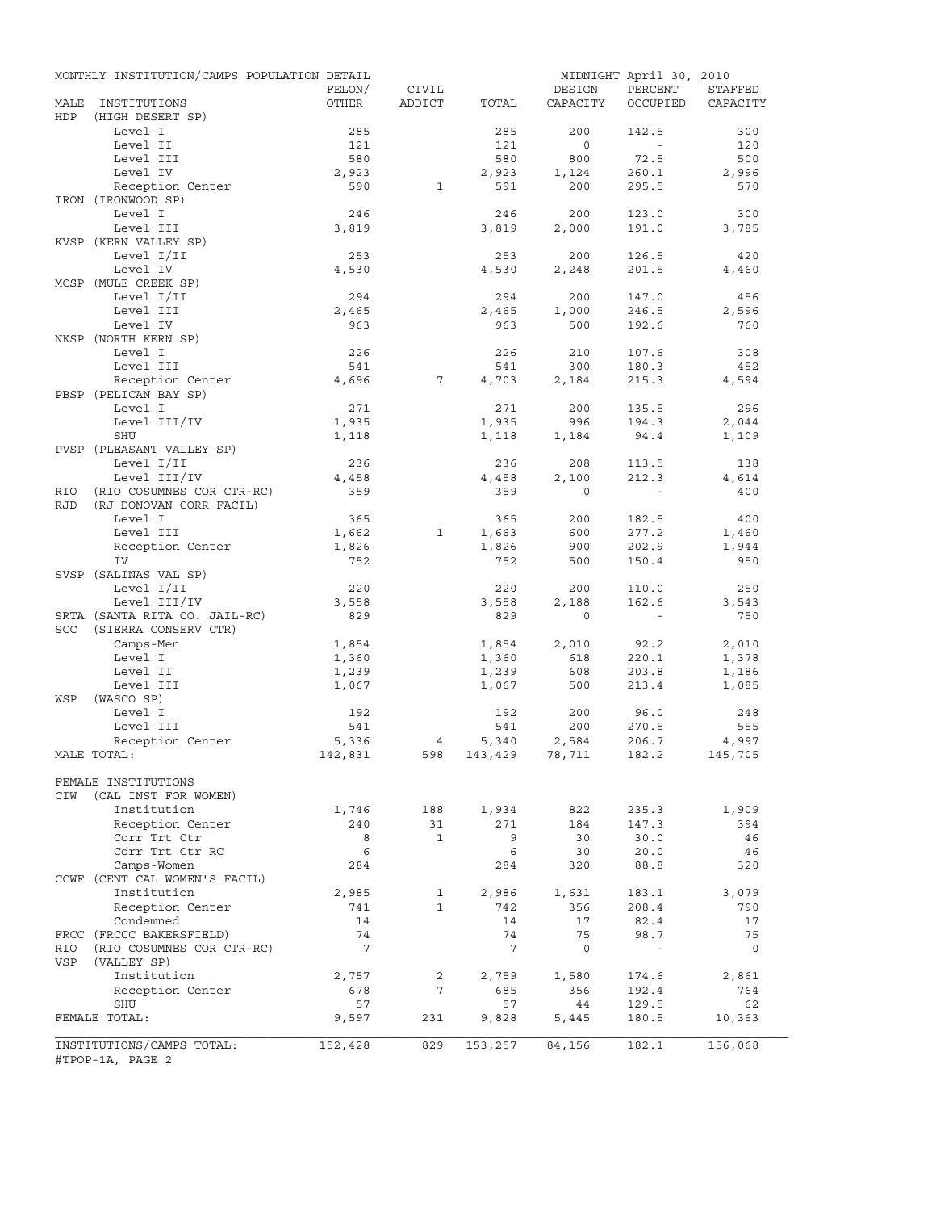MONTHLY INSTITUTION/CAMPS POPULATION DETAIL — MIDNIGHT April 30, 2010

| MALE INSTITUTIONS | FELON/ OTHER | CIVIL ADDICT | TOTAL | DESIGN CAPACITY | PERCENT OCCUPIED | STAFFED CAPACITY |
|---|---|---|---|---|---|---|
| HDP (HIGH DESERT SP) | | | | | | |
| Level I | 285 | | 285 | 200 | 142.5 | 300 |
| Level II | 121 | | 121 | 0 | - | 120 |
| Level III | 580 | | 580 | 800 | 72.5 | 500 |
| Level IV | 2,923 | | 2,923 | 1,124 | 260.1 | 2,996 |
| Reception Center | 590 | 1 | 591 | 200 | 295.5 | 570 |
| IRON (IRONWOOD SP) | | | | | | |
| Level I | 246 | | 246 | 200 | 123.0 | 300 |
| Level III | 3,819 | | 3,819 | 2,000 | 191.0 | 3,785 |
| KVSP (KERN VALLEY SP) | | | | | | |
| Level I/II | 253 | | 253 | 200 | 126.5 | 420 |
| Level IV | 4,530 | | 4,530 | 2,248 | 201.5 | 4,460 |
| MCSP (MULE CREEK SP) | | | | | | |
| Level I/II | 294 | | 294 | 200 | 147.0 | 456 |
| Level III | 2,465 | | 2,465 | 1,000 | 246.5 | 2,596 |
| Level IV | 963 | | 963 | 500 | 192.6 | 760 |
| NKSP (NORTH KERN SP) | | | | | | |
| Level I | 226 | | 226 | 210 | 107.6 | 308 |
| Level III | 541 | | 541 | 300 | 180.3 | 452 |
| Reception Center | 4,696 | 7 | 4,703 | 2,184 | 215.3 | 4,594 |
| PBSP (PELICAN BAY SP) | | | | | | |
| Level I | 271 | | 271 | 200 | 135.5 | 296 |
| Level III/IV | 1,935 | | 1,935 | 996 | 194.3 | 2,044 |
| SHU | 1,118 | | 1,118 | 1,184 | 94.4 | 1,109 |
| PVSP (PLEASANT VALLEY SP) | | | | | | |
| Level I/II | 236 | | 236 | 208 | 113.5 | 138 |
| Level III/IV | 4,458 | | 4,458 | 2,100 | 212.3 | 4,614 |
| RIO (RIO COSUMNES COR CTR-RC) | 359 | | 359 | 0 | - | 400 |
| RJD (RJ DONOVAN CORR FACIL) | | | | | | |
| Level I | 365 | | 365 | 200 | 182.5 | 400 |
| Level III | 1,662 | 1 | 1,663 | 600 | 277.2 | 1,460 |
| Reception Center | 1,826 | | 1,826 | 900 | 202.9 | 1,944 |
| IV | 752 | | 752 | 500 | 150.4 | 950 |
| SVSP (SALINAS VAL SP) | | | | | | |
| Level I/II | 220 | | 220 | 200 | 110.0 | 250 |
| Level III/IV | 3,558 | | 3,558 | 2,188 | 162.6 | 3,543 |
| SRTA (SANTA RITA CO. JAIL-RC) | 829 | | 829 | 0 | - | 750 |
| SCC (SIERRA CONSERV CTR) | | | | | | |
| Camps-Men | 1,854 | | 1,854 | 2,010 | 92.2 | 2,010 |
| Level I | 1,360 | | 1,360 | 618 | 220.1 | 1,378 |
| Level II | 1,239 | | 1,239 | 608 | 203.8 | 1,186 |
| Level III | 1,067 | | 1,067 | 500 | 213.4 | 1,085 |
| WSP (WASCO SP) | | | | | | |
| Level I | 192 | | 192 | 200 | 96.0 | 248 |
| Level III | 541 | | 541 | 200 | 270.5 | 555 |
| Reception Center | 5,336 | 4 | 5,340 | 2,584 | 206.7 | 4,997 |
| MALE TOTAL: | 142,831 | 598 | 143,429 | 78,711 | 182.2 | 145,705 |
| FEMALE INSTITUTIONS | | | | | | |
| CIW (CAL INST FOR WOMEN) | | | | | | |
| Institution | 1,746 | 188 | 1,934 | 822 | 235.3 | 1,909 |
| Reception Center | 240 | 31 | 271 | 184 | 147.3 | 394 |
| Corr Trt Ctr | 8 | 1 | 9 | 30 | 30.0 | 46 |
| Corr Trt Ctr RC | 6 | | 6 | 30 | 20.0 | 46 |
| Camps-Women | 284 | | 284 | 320 | 88.8 | 320 |
| CCWF (CENT CAL WOMEN'S FACIL) | | | | | | |
| Institution | 2,985 | 1 | 2,986 | 1,631 | 183.1 | 3,079 |
| Reception Center | 741 | 1 | 742 | 356 | 208.4 | 790 |
| Condemned | 14 | | 14 | 17 | 82.4 | 17 |
| FRCC (FRCCC BAKERSFIELD) | 74 | | 74 | 75 | 98.7 | 75 |
| RIO (RIO COSUMNES COR CTR-RC) | 7 | | 7 | 0 | - | 0 |
| VSP (VALLEY SP) | | | | | | |
| Institution | 2,757 | 2 | 2,759 | 1,580 | 174.6 | 2,861 |
| Reception Center | 678 | 7 | 685 | 356 | 192.4 | 764 |
| SHU | 57 | | 57 | 44 | 129.5 | 62 |
| FEMALE TOTAL: | 9,597 | 231 | 9,828 | 5,445 | 180.5 | 10,363 |
| INSTITUTIONS/CAMPS TOTAL: | 152,428 | 829 | 153,257 | 84,156 | 182.1 | 156,068 |

#TPOP-1A, PAGE 2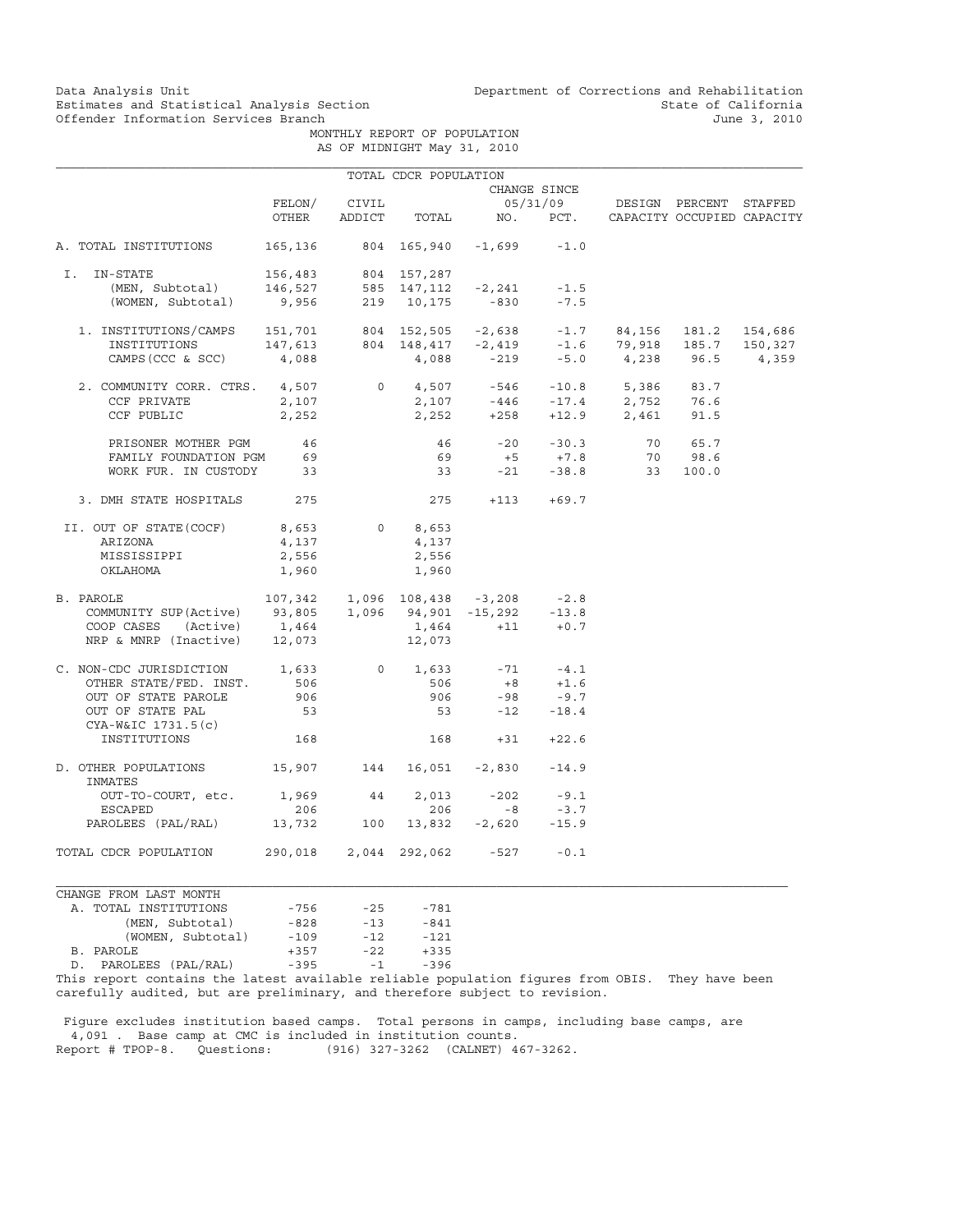Data Analysis Unit
Estimates and Statistical Analysis Section
Offender Information Services Branch

Department of Corrections and Rehabilitation
State of California
June 3, 2010

MONTHLY REPORT OF POPULATION
AS OF MIDNIGHT May 31, 2010

TOTAL CDCR POPULATION

| | FELON/ OTHER | CIVIL ADDICT | TOTAL | CHANGE SINCE 05/31/09 NO. | PCT. | DESIGN CAPACITY | PERCENT OCCUPIED | STAFFED CAPACITY |
|---|---|---|---|---|---|---|---|---|
| A. TOTAL INSTITUTIONS | 165,136 | 804 | 165,940 | -1,699 | -1.0 | | | |
| I. IN-STATE | 156,483 | 804 | 157,287 | | | | | |
| (MEN, Subtotal) | 146,527 | 585 | 147,112 | -2,241 | -1.5 | | | |
| (WOMEN, Subtotal) | 9,956 | 219 | 10,175 | -830 | -7.5 | | | |
| 1. INSTITUTIONS/CAMPS | 151,701 | 804 | 152,505 | -2,638 | -1.7 | 84,156 | 181.2 | 154,686 |
| INSTITUTIONS | 147,613 | 804 | 148,417 | -2,419 | -1.6 | 79,918 | 185.7 | 150,327 |
| CAMPS (CCC & SCC) | 4,088 | | 4,088 | -219 | -5.0 | 4,238 | 96.5 | 4,359 |
| 2. COMMUNITY CORR. CTRS. | 4,507 | 0 | 4,507 | -546 | -10.8 | 5,386 | 83.7 | |
| CCF PRIVATE | 2,107 | | 2,107 | -446 | -17.4 | 2,752 | 76.6 | |
| CCF PUBLIC | 2,252 | | 2,252 | +258 | +12.9 | 2,461 | 91.5 | |
| PRISONER MOTHER PGM | 46 | | 46 | -20 | -30.3 | 70 | 65.7 | |
| FAMILY FOUNDATION PGM | 69 | | 69 | +5 | +7.8 | 70 | 98.6 | |
| WORK FUR. IN CUSTODY | 33 | | 33 | -21 | -38.8 | 33 | 100.0 | |
| 3. DMH STATE HOSPITALS | 275 | | 275 | +113 | +69.7 | | | |
| II. OUT OF STATE(COCF) | 8,653 | 0 | 8,653 | | | | | |
| ARIZONA | 4,137 | | 4,137 | | | | | |
| MISSISSIPPI | 2,556 | | 2,556 | | | | | |
| OKLAHOMA | 1,960 | | 1,960 | | | | | |
| B. PAROLE | 107,342 | 1,096 | 108,438 | -3,208 | -2.8 | | | |
| COMMUNITY SUP(Active) | 93,805 | 1,096 | 94,901 | -15,292 | -13.8 | | | |
| COOP CASES (Active) | 1,464 | | 1,464 | +11 | +0.7 | | | |
| NRP & MNRP (Inactive) | 12,073 | | 12,073 | | | | | |
| C. NON-CDC JURISDICTION | 1,633 | 0 | 1,633 | -71 | -4.1 | | | |
| OTHER STATE/FED. INST. | 506 | | 506 | +8 | +1.6 | | | |
| OUT OF STATE PAROLE | 906 | | 906 | -98 | -9.7 | | | |
| OUT OF STATE PAL | 53 | | 53 | -12 | -18.4 | | | |
| CYA-W&IC 1731.5(c) INSTITUTIONS | 168 | | 168 | +31 | +22.6 | | | |
| D. OTHER POPULATIONS | 15,907 | 144 | 16,051 | -2,830 | -14.9 | | | |
| INMATES OUT-TO-COURT, etc. | 1,969 | 44 | 2,013 | -202 | -9.1 | | | |
| ESCAPED | 206 | | 206 | -8 | -3.7 | | | |
| PAROLEES (PAL/RAL) | 13,732 | 100 | 13,832 | -2,620 | -15.9 | | | |
| TOTAL CDCR POPULATION | 290,018 | 2,044 | 292,062 | -527 | -0.1 | | | |

| CHANGE FROM LAST MONTH | | | |
|---|---|---|---|
| A. TOTAL INSTITUTIONS | -756 | -25 | -781 |
| (MEN, Subtotal) | -828 | -13 | -841 |
| (WOMEN, Subtotal) | -109 | -12 | -121 |
| B. PAROLE | +357 | -22 | +335 |
| D. PAROLEES (PAL/RAL) | -395 | -1 | -396 |

This report contains the latest available reliable population figures from OBIS. They have been carefully audited, but are preliminary, and therefore subject to revision.

Figure excludes institution based camps. Total persons in camps, including base camps, are 4,091 . Base camp at CMC is included in institution counts.
Report # TPOP-8. Questions: (916) 327-3262 (CALNET) 467-3262.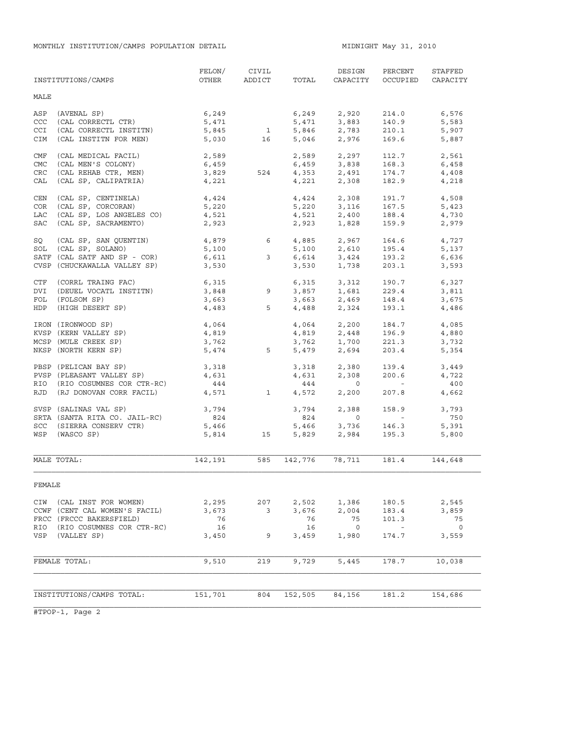MONTHLY INSTITUTION/CAMPS POPULATION DETAIL

MIDNIGHT May 31, 2010

| INSTITUTIONS/CAMPS | FELON/ OTHER | CIVIL ADDICT | TOTAL | DESIGN CAPACITY | PERCENT OCCUPIED | STAFFED CAPACITY |
|---|---|---|---|---|---|---|
| **MALE** | | | | | | |
| ASP (AVENAL SP) | 6,249 | | 6,249 | 2,920 | 214.0 | 6,576 |
| CCC (CAL CORRECTL CTR) | 5,471 | | 5,471 | 3,883 | 140.9 | 5,583 |
| CCI (CAL CORRECTL INSTITN) | 5,845 | 1 | 5,846 | 2,783 | 210.1 | 5,907 |
| CIM (CAL INSTITN FOR MEN) | 5,030 | 16 | 5,046 | 2,976 | 169.6 | 5,887 |
| CMF (CAL MEDICAL FACIL) | 2,589 | | 2,589 | 2,297 | 112.7 | 2,561 |
| CMC (CAL MEN'S COLONY) | 6,459 | | 6,459 | 3,838 | 168.3 | 6,458 |
| CRC (CAL REHAB CTR, MEN) | 3,829 | 524 | 4,353 | 2,491 | 174.7 | 4,408 |
| CAL (CAL SP, CALIPATRIA) | 4,221 | | 4,221 | 2,308 | 182.9 | 4,218 |
| CEN (CAL SP, CENTINELA) | 4,424 | | 4,424 | 2,308 | 191.7 | 4,508 |
| COR (CAL SP, CORCORAN) | 5,220 | | 5,220 | 3,116 | 167.5 | 5,423 |
| LAC (CAL SP, LOS ANGELES CO) | 4,521 | | 4,521 | 2,400 | 188.4 | 4,730 |
| SAC (CAL SP, SACRAMENTO) | 2,923 | | 2,923 | 1,828 | 159.9 | 2,979 |
| SQ (CAL SP, SAN QUENTIN) | 4,879 | 6 | 4,885 | 2,967 | 164.6 | 4,727 |
| SOL (CAL SP, SOLANO) | 5,100 | | 5,100 | 2,610 | 195.4 | 5,137 |
| SATF (CAL SATF AND SP - COR) | 6,611 | 3 | 6,614 | 3,424 | 193.2 | 6,636 |
| CVSP (CHUCKAWALLA VALLEY SP) | 3,530 | | 3,530 | 1,738 | 203.1 | 3,593 |
| CTF (CORRL TRAING FAC) | 6,315 | | 6,315 | 3,312 | 190.7 | 6,327 |
| DVI (DEUEL VOCATL INSTITN) | 3,848 | 9 | 3,857 | 1,681 | 229.4 | 3,811 |
| FOL (FOLSOM SP) | 3,663 | | 3,663 | 2,469 | 148.4 | 3,675 |
| HDP (HIGH DESERT SP) | 4,483 | 5 | 4,488 | 2,324 | 193.1 | 4,486 |
| IRON (IRONWOOD SP) | 4,064 | | 4,064 | 2,200 | 184.7 | 4,085 |
| KVSP (KERN VALLEY SP) | 4,819 | | 4,819 | 2,448 | 196.9 | 4,880 |
| MCSP (MULE CREEK SP) | 3,762 | | 3,762 | 1,700 | 221.3 | 3,732 |
| NKSP (NORTH KERN SP) | 5,474 | 5 | 5,479 | 2,694 | 203.4 | 5,354 |
| PBSP (PELICAN BAY SP) | 3,318 | | 3,318 | 2,380 | 139.4 | 3,449 |
| PVSP (PLEASANT VALLEY SP) | 4,631 | | 4,631 | 2,308 | 200.6 | 4,722 |
| RIO (RIO COSUMNES COR CTR-RC) | 444 | | 444 | 0 | - | 400 |
| RJD (RJ DONOVAN CORR FACIL) | 4,571 | 1 | 4,572 | 2,200 | 207.8 | 4,662 |
| SVSP (SALINAS VAL SP) | 3,794 | | 3,794 | 2,388 | 158.9 | 3,793 |
| SRTA (SANTA RITA CO. JAIL-RC) | 824 | | 824 | 0 | - | 750 |
| SCC (SIERRA CONSERV CTR) | 5,466 | | 5,466 | 3,736 | 146.3 | 5,391 |
| WSP (WASCO SP) | 5,814 | 15 | 5,829 | 2,984 | 195.3 | 5,800 |
| MALE TOTAL: | 142,191 | 585 | 142,776 | 78,711 | 181.4 | 144,648 |
| **FEMALE** | | | | | | |
| CIW (CAL INST FOR WOMEN) | 2,295 | 207 | 2,502 | 1,386 | 180.5 | 2,545 |
| CCWF (CENT CAL WOMEN'S FACIL) | 3,673 | 3 | 3,676 | 2,004 | 183.4 | 3,859 |
| FRCC (FRCCC BAKERSFIELD) | 76 | | 76 | 75 | 101.3 | 75 |
| RIO (RIO COSUMNES COR CTR-RC) | 16 | | 16 | 0 | - | 0 |
| VSP (VALLEY SP) | 3,450 | 9 | 3,459 | 1,980 | 174.7 | 3,559 |
| FEMALE TOTAL: | 9,510 | 219 | 9,729 | 5,445 | 178.7 | 10,038 |
| INSTITUTIONS/CAMPS TOTAL: | 151,701 | 804 | 152,505 | 84,156 | 181.2 | 154,686 |

#TPOP-1, Page 2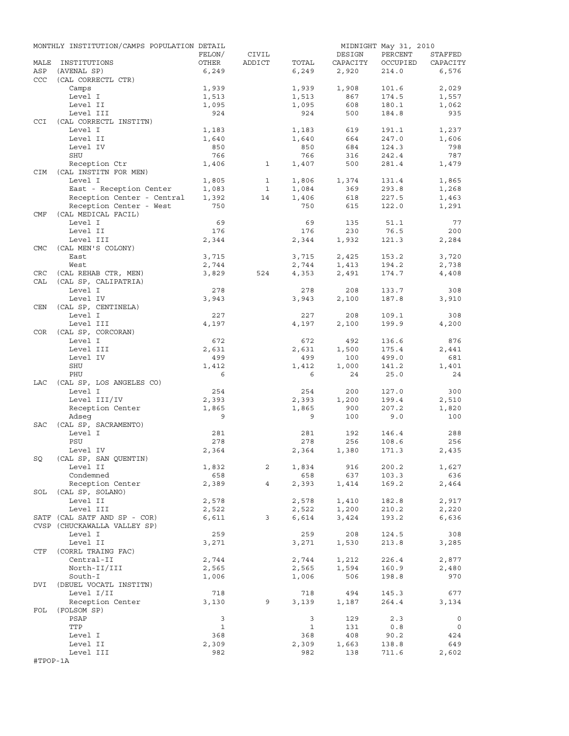MONTHLY INSTITUTION/CAMPS POPULATION DETAIL — MIDNIGHT May 31, 2010

| MALE | INSTITUTIONS | FELON/ OTHER | CIVIL ADDICT | TOTAL | DESIGN CAPACITY | PERCENT OCCUPIED | STAFFED CAPACITY |
|---|---|---|---|---|---|---|---|
| ASP | (AVENAL SP) | 6,249 | | 6,249 | 2,920 | 214.0 | 6,576 |
| CCC | (CAL CORRECTL CTR) | | | | | | |
| | Camps | 1,939 | | 1,939 | 1,908 | 101.6 | 2,029 |
| | Level I | 1,513 | | 1,513 | 867 | 174.5 | 1,557 |
| | Level II | 1,095 | | 1,095 | 608 | 180.1 | 1,062 |
| | Level III | 924 | | 924 | 500 | 184.8 | 935 |
| CCI | (CAL CORRECTL INSTITN) | | | | | | |
| | Level I | 1,183 | | 1,183 | 619 | 191.1 | 1,237 |
| | Level II | 1,640 | | 1,640 | 664 | 247.0 | 1,606 |
| | Level IV | 850 | | 850 | 684 | 124.3 | 798 |
| | SHU | 766 | | 766 | 316 | 242.4 | 787 |
| | Reception Ctr | 1,406 | 1 | 1,407 | 500 | 281.4 | 1,479 |
| CIM | (CAL INSTITN FOR MEN) | | | | | | |
| | Level I | 1,805 | 1 | 1,806 | 1,374 | 131.4 | 1,865 |
| | East - Reception Center | 1,083 | 1 | 1,084 | 369 | 293.8 | 1,268 |
| | Reception Center - Central | 1,392 | 14 | 1,406 | 618 | 227.5 | 1,463 |
| | Reception Center - West | 750 | | 750 | 615 | 122.0 | 1,291 |
| CMF | (CAL MEDICAL FACIL) | | | | | | |
| | Level I | 69 | | 69 | 135 | 51.1 | 77 |
| | Level II | 176 | | 176 | 230 | 76.5 | 200 |
| | Level III | 2,344 | | 2,344 | 1,932 | 121.3 | 2,284 |
| CMC | (CAL MEN'S COLONY) | | | | | | |
| | East | 3,715 | | 3,715 | 2,425 | 153.2 | 3,720 |
| | West | 2,744 | | 2,744 | 1,413 | 194.2 | 2,738 |
| CRC | (CAL REHAB CTR, MEN) | 3,829 | 524 | 4,353 | 2,491 | 174.7 | 4,408 |
| CAL | (CAL SP, CALIPATRIA) | | | | | | |
| | Level I | 278 | | 278 | 208 | 133.7 | 308 |
| | Level IV | 3,943 | | 3,943 | 2,100 | 187.8 | 3,910 |
| CEN | (CAL SP, CENTINELA) | | | | | | |
| | Level I | 227 | | 227 | 208 | 109.1 | 308 |
| | Level III | 4,197 | | 4,197 | 2,100 | 199.9 | 4,200 |
| COR | (CAL SP, CORCORAN) | | | | | | |
| | Level I | 672 | | 672 | 492 | 136.6 | 876 |
| | Level III | 2,631 | | 2,631 | 1,500 | 175.4 | 2,441 |
| | Level IV | 499 | | 499 | 100 | 499.0 | 681 |
| | SHU | 1,412 | | 1,412 | 1,000 | 141.2 | 1,401 |
| | PHU | 6 | | 6 | 24 | 25.0 | 24 |
| LAC | (CAL SP, LOS ANGELES CO) | | | | | | |
| | Level I | 254 | | 254 | 200 | 127.0 | 300 |
| | Level III/IV | 2,393 | | 2,393 | 1,200 | 199.4 | 2,510 |
| | Reception Center | 1,865 | | 1,865 | 900 | 207.2 | 1,820 |
| | Adseg | 9 | | 9 | 100 | 9.0 | 100 |
| SAC | (CAL SP, SACRAMENTO) | | | | | | |
| | Level I | 281 | | 281 | 192 | 146.4 | 288 |
| | PSU | 278 | | 278 | 256 | 108.6 | 256 |
| | Level IV | 2,364 | | 2,364 | 1,380 | 171.3 | 2,435 |
| SQ | (CAL SP, SAN QUENTIN) | | | | | | |
| | Level II | 1,832 | 2 | 1,834 | 916 | 200.2 | 1,627 |
| | Condemned | 658 | | 658 | 637 | 103.3 | 636 |
| | Reception Center | 2,389 | 4 | 2,393 | 1,414 | 169.2 | 2,464 |
| SOL | (CAL SP, SOLANO) | | | | | | |
| | Level II | 2,578 | | 2,578 | 1,410 | 182.8 | 2,917 |
| | Level III | 2,522 | | 2,522 | 1,200 | 210.2 | 2,220 |
| SATF | (CAL SATF AND SP - COR) | 6,611 | 3 | 6,614 | 3,424 | 193.2 | 6,636 |
| CVSP | (CHUCKAWALLA VALLEY SP) | | | | | | |
| | Level I | 259 | | 259 | 208 | 124.5 | 308 |
| | Level II | 3,271 | | 3,271 | 1,530 | 213.8 | 3,285 |
| CTF | (CORRL TRAING FAC) | | | | | | |
| | Central-II | 2,744 | | 2,744 | 1,212 | 226.4 | 2,877 |
| | North-II/III | 2,565 | | 2,565 | 1,594 | 160.9 | 2,480 |
| | South-I | 1,006 | | 1,006 | 506 | 198.8 | 970 |
| DVI | (DEUEL VOCATL INSTITN) | | | | | | |
| | Level I/II | 718 | | 718 | 494 | 145.3 | 677 |
| | Reception Center | 3,130 | 9 | 3,139 | 1,187 | 264.4 | 3,134 |
| FOL | (FOLSOM SP) | | | | | | |
| | PSAP | 3 | | 3 | 129 | 2.3 | 0 |
| | TTP | 1 | | 1 | 131 | 0.8 | 0 |
| | Level I | 368 | | 368 | 408 | 90.2 | 424 |
| | Level II | 2,309 | | 2,309 | 1,663 | 138.8 | 649 |
| | Level III | 982 | | 982 | 138 | 711.6 | 2,602 |

#TPOP-1A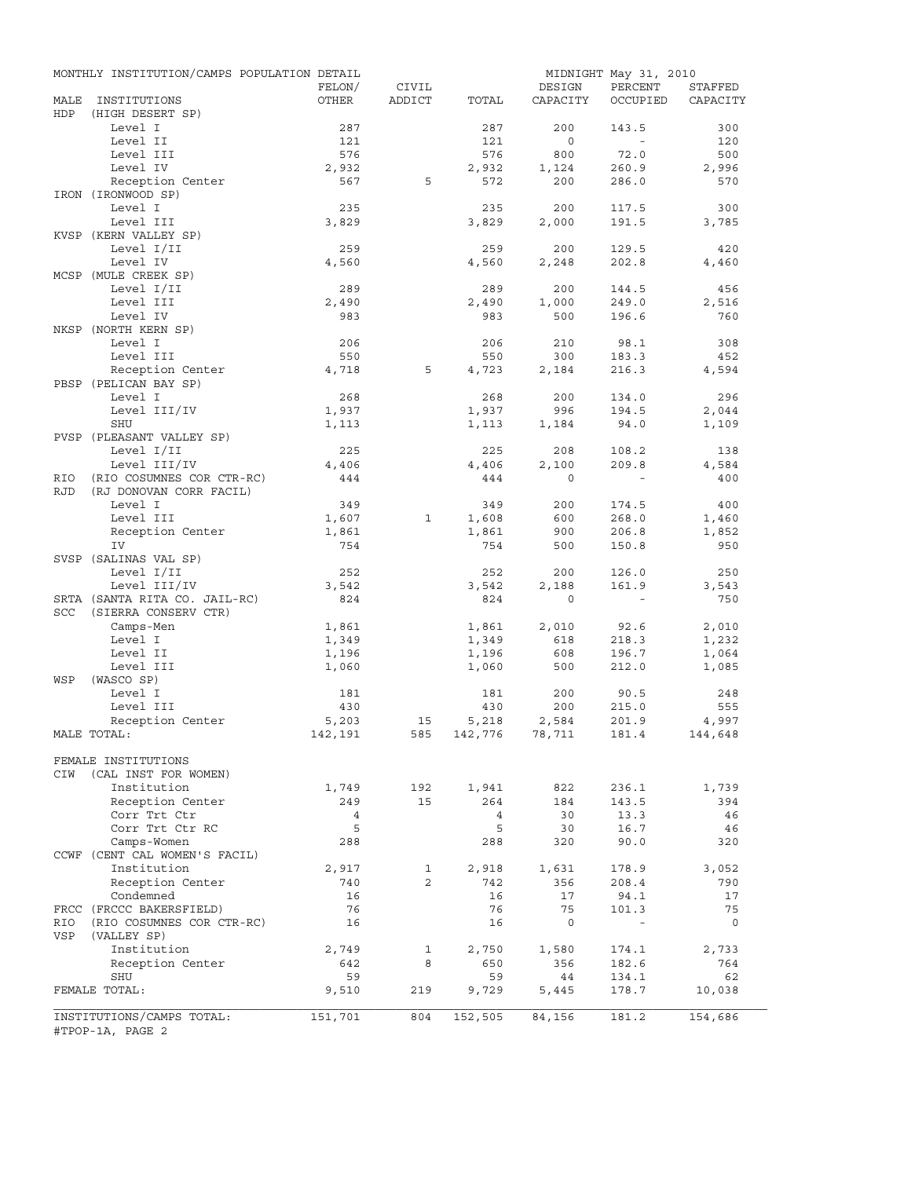MONTHLY INSTITUTION/CAMPS POPULATION DETAIL — MIDNIGHT May 31, 2010

| MALE INSTITUTIONS | FELON/ OTHER | CIVIL ADDICT | TOTAL | DESIGN CAPACITY | PERCENT OCCUPIED | STAFFED CAPACITY |
|---|---|---|---|---|---|---|
| HDP (HIGH DESERT SP) | | | | | | |
| Level I | 287 | | 287 | 200 | 143.5 | 300 |
| Level II | 121 | | 121 | 0 | - | 120 |
| Level III | 576 | | 576 | 800 | 72.0 | 500 |
| Level IV | 2,932 | | 2,932 | 1,124 | 260.9 | 2,996 |
| Reception Center | 567 | 5 | 572 | 200 | 286.0 | 570 |
| IRON (IRONWOOD SP) | | | | | | |
| Level I | 235 | | 235 | 200 | 117.5 | 300 |
| Level III | 3,829 | | 3,829 | 2,000 | 191.5 | 3,785 |
| KVSP (KERN VALLEY SP) | | | | | | |
| Level I/II | 259 | | 259 | 200 | 129.5 | 420 |
| Level IV | 4,560 | | 4,560 | 2,248 | 202.8 | 4,460 |
| MCSP (MULE CREEK SP) | | | | | | |
| Level I/II | 289 | | 289 | 200 | 144.5 | 456 |
| Level III | 2,490 | | 2,490 | 1,000 | 249.0 | 2,516 |
| Level IV | 983 | | 983 | 500 | 196.6 | 760 |
| NKSP (NORTH KERN SP) | | | | | | |
| Level I | 206 | | 206 | 210 | 98.1 | 308 |
| Level III | 550 | | 550 | 300 | 183.3 | 452 |
| Reception Center | 4,718 | 5 | 4,723 | 2,184 | 216.3 | 4,594 |
| PBSP (PELICAN BAY SP) | | | | | | |
| Level I | 268 | | 268 | 200 | 134.0 | 296 |
| Level III/IV | 1,937 | | 1,937 | 996 | 194.5 | 2,044 |
| SHU | 1,113 | | 1,113 | 1,184 | 94.0 | 1,109 |
| PVSP (PLEASANT VALLEY SP) | | | | | | |
| Level I/II | 225 | | 225 | 208 | 108.2 | 138 |
| Level III/IV | 4,406 | | 4,406 | 2,100 | 209.8 | 4,584 |
| RIO (RIO COSUMNES COR CTR-RC) | 444 | | 444 | 0 | - | 400 |
| RJD (RJ DONOVAN CORR FACIL) | | | | | | |
| Level I | 349 | | 349 | 200 | 174.5 | 400 |
| Level III | 1,607 | 1 | 1,608 | 600 | 268.0 | 1,460 |
| Reception Center | 1,861 | | 1,861 | 900 | 206.8 | 1,852 |
| IV | 754 | | 754 | 500 | 150.8 | 950 |
| SVSP (SALINAS VAL SP) | | | | | | |
| Level I/II | 252 | | 252 | 200 | 126.0 | 250 |
| Level III/IV | 3,542 | | 3,542 | 2,188 | 161.9 | 3,543 |
| SRTA (SANTA RITA CO. JAIL-RC) | 824 | | 824 | 0 | - | 750 |
| SCC (SIERRA CONSERV CTR) | | | | | | |
| Camps-Men | 1,861 | | 1,861 | 2,010 | 92.6 | 2,010 |
| Level I | 1,349 | | 1,349 | 618 | 218.3 | 1,232 |
| Level II | 1,196 | | 1,196 | 608 | 196.7 | 1,064 |
| Level III | 1,060 | | 1,060 | 500 | 212.0 | 1,085 |
| WSP (WASCO SP) | | | | | | |
| Level I | 181 | | 181 | 200 | 90.5 | 248 |
| Level III | 430 | | 430 | 200 | 215.0 | 555 |
| Reception Center | 5,203 | 15 | 5,218 | 2,584 | 201.9 | 4,997 |
| MALE TOTAL: | 142,191 | 585 | 142,776 | 78,711 | 181.4 | 144,648 |
| FEMALE INSTITUTIONS | | | | | | |
| CIW (CAL INST FOR WOMEN) | | | | | | |
| Institution | 1,749 | 192 | 1,941 | 822 | 236.1 | 1,739 |
| Reception Center | 249 | 15 | 264 | 184 | 143.5 | 394 |
| Corr Trt Ctr | 4 | | 4 | 30 | 13.3 | 46 |
| Corr Trt Ctr RC | 5 | | 5 | 30 | 16.7 | 46 |
| Camps-Women | 288 | | 288 | 320 | 90.0 | 320 |
| CCWF (CENT CAL WOMEN'S FACIL) | | | | | | |
| Institution | 2,917 | 1 | 2,918 | 1,631 | 178.9 | 3,052 |
| Reception Center | 740 | 2 | 742 | 356 | 208.4 | 790 |
| Condemned | 16 | | 16 | 17 | 94.1 | 17 |
| FRCC (FRCCC BAKERSFIELD) | 76 | | 76 | 75 | 101.3 | 75 |
| RIO (RIO COSUMNES COR CTR-RC) | 16 | | 16 | 0 | - | 0 |
| VSP (VALLEY SP) | | | | | | |
| Institution | 2,749 | 1 | 2,750 | 1,580 | 174.1 | 2,733 |
| Reception Center | 642 | 8 | 650 | 356 | 182.6 | 764 |
| SHU | 59 | | 59 | 44 | 134.1 | 62 |
| FEMALE TOTAL: | 9,510 | 219 | 9,729 | 5,445 | 178.7 | 10,038 |
| INSTITUTIONS/CAMPS TOTAL: | 151,701 | 804 | 152,505 | 84,156 | 181.2 | 154,686 |

#TPOP-1A, PAGE 2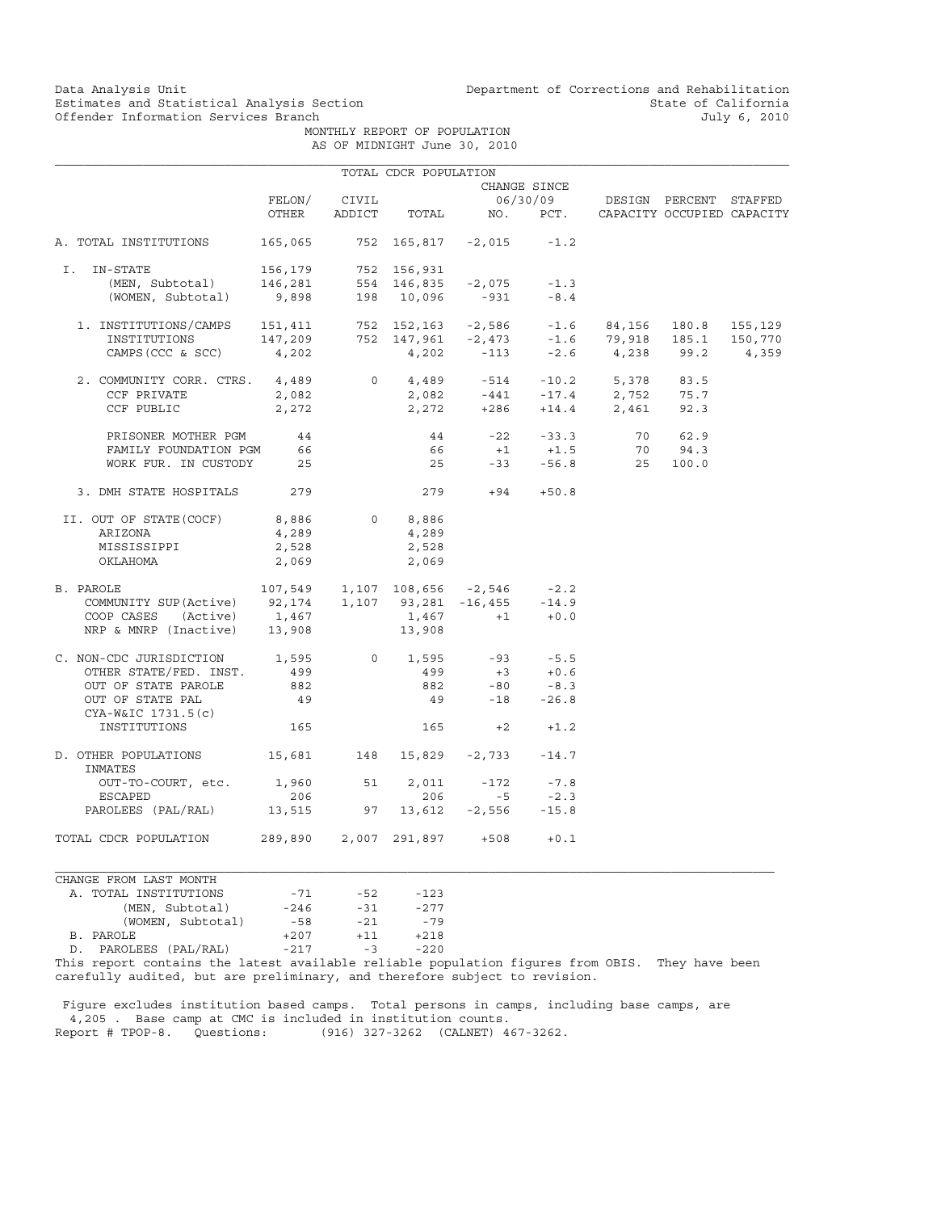Data Analysis Unit
Estimates and Statistical Analysis Section
Offender Information Services Branch

Department of Corrections and Rehabilitation
State of California
July 6, 2010

MONTHLY REPORT OF POPULATION
AS OF MIDNIGHT June 30, 2010

## TOTAL CDCR POPULATION

| | FELON/ OTHER | CIVIL ADDICT | TOTAL | CHANGE SINCE 06/30/09 NO. | PCT. | DESIGN CAPACITY | PERCENT OCCUPIED | STAFFED CAPACITY |
|---|---|---|---|---|---|---|---|---|
| A. TOTAL INSTITUTIONS | 165,065 | 752 | 165,817 | -2,015 | -1.2 | | | |
| I. IN-STATE | 156,179 | 752 | 156,931 | | | | | |
| (MEN, Subtotal) | 146,281 | 554 | 146,835 | -2,075 | -1.3 | | | |
| (WOMEN, Subtotal) | 9,898 | 198 | 10,096 | -931 | -8.4 | | | |
| 1. INSTITUTIONS/CAMPS | 151,411 | 752 | 152,163 | -2,586 | -1.6 | 84,156 | 180.8 | 155,129 |
| INSTITUTIONS | 147,209 | 752 | 147,961 | -2,473 | -1.6 | 79,918 | 185.1 | 150,770 |
| CAMPS (CCC & SCC) | 4,202 | | 4,202 | -113 | -2.6 | 4,238 | 99.2 | 4,359 |
| 2. COMMUNITY CORR. CTRS. | 4,489 | 0 | 4,489 | -514 | -10.2 | 5,378 | 83.5 | |
| CCF PRIVATE | 2,082 | | 2,082 | -441 | -17.4 | 2,752 | 75.7 | |
| CCF PUBLIC | 2,272 | | 2,272 | +286 | +14.4 | 2,461 | 92.3 | |
| PRISONER MOTHER PGM | 44 | | 44 | -22 | -33.3 | 70 | 62.9 | |
| FAMILY FOUNDATION PGM | 66 | | 66 | +1 | +1.5 | 70 | 94.3 | |
| WORK FUR. IN CUSTODY | 25 | | 25 | -33 | -56.8 | 25 | 100.0 | |
| 3. DMH STATE HOSPITALS | 279 | | 279 | +94 | +50.8 | | | |
| II. OUT OF STATE (COCF) | 8,886 | 0 | 8,886 | | | | | |
| ARIZONA | 4,289 | | 4,289 | | | | | |
| MISSISSIPPI | 2,528 | | 2,528 | | | | | |
| OKLAHOMA | 2,069 | | 2,069 | | | | | |
| B. PAROLE | 107,549 | 1,107 | 108,656 | -2,546 | -2.2 | | | |
| COMMUNITY SUP (Active) | 92,174 | 1,107 | 93,281 | -16,455 | -14.9 | | | |
| COOP CASES (Active) | 1,467 | | 1,467 | +1 | +0.0 | | | |
| NRP & MNRP (Inactive) | 13,908 | | 13,908 | | | | | |
| C. NON-CDC JURISDICTION | 1,595 | 0 | 1,595 | -93 | -5.5 | | | |
| OTHER STATE/FED. INST. | 499 | | 499 | +3 | +0.6 | | | |
| OUT OF STATE PAROLE | 882 | | 882 | -80 | -8.3 | | | |
| OUT OF STATE PAL | 49 | | 49 | -18 | -26.8 | | | |
| CYA-W&IC 1731.5(c) INSTITUTIONS | 165 | | 165 | +2 | +1.2 | | | |
| D. OTHER POPULATIONS | 15,681 | 148 | 15,829 | -2,733 | -14.7 | | | |
| INMATES OUT-TO-COURT, etc. | 1,960 | 51 | 2,011 | -172 | -7.8 | | | |
| ESCAPED | 206 | | 206 | -5 | -2.3 | | | |
| PAROLEES (PAL/RAL) | 13,515 | 97 | 13,612 | -2,556 | -15.8 | | | |
| TOTAL CDCR POPULATION | 289,890 | 2,007 | 291,897 | +508 | +0.1 | | | |

| CHANGE FROM LAST MONTH | | | |
|---|---|---|---|
| A. TOTAL INSTITUTIONS | -71 | -52 | -123 |
| (MEN, Subtotal) | -246 | -31 | -277 |
| (WOMEN, Subtotal) | -58 | -21 | -79 |
| B. PAROLE | +207 | +11 | +218 |
| D. PAROLEES (PAL/RAL) | -217 | -3 | -220 |

This report contains the latest available reliable population figures from OBIS. They have been carefully audited, but are preliminary, and therefore subject to revision.

Figure excludes institution based camps. Total persons in camps, including base camps, are 4,205 . Base camp at CMC is included in institution counts.

Report # TPOP-8. Questions: (916) 327-3262 (CALNET) 467-3262.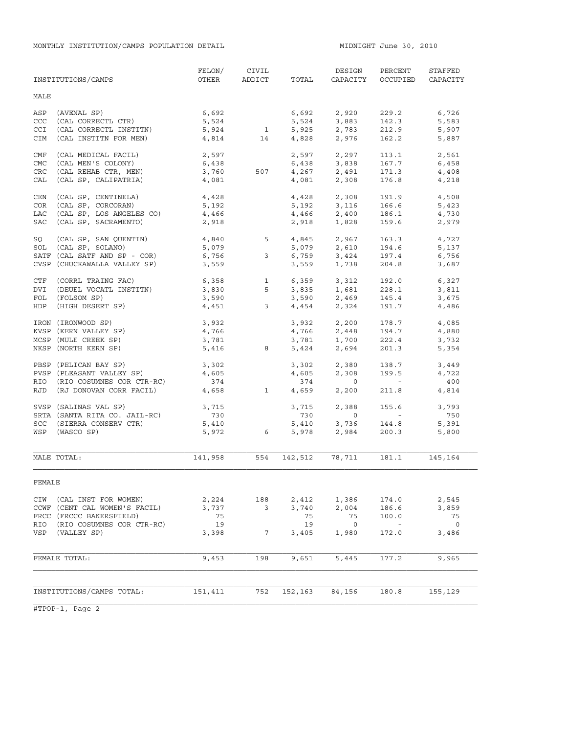MONTHLY INSTITUTION/CAMPS POPULATION DETAIL

MIDNIGHT June 30, 2010

| INSTITUTIONS/CAMPS | FELON/ OTHER | CIVIL ADDICT | TOTAL | DESIGN CAPACITY | PERCENT OCCUPIED | STAFFED CAPACITY |
|---|---|---|---|---|---|---|
| **MALE** | | | | | | |
| ASP (AVENAL SP) | 6,692 | | 6,692 | 2,920 | 229.2 | 6,726 |
| CCC (CAL CORRECTL CTR) | 5,524 | | 5,524 | 3,883 | 142.3 | 5,583 |
| CCI (CAL CORRECTL INSTITN) | 5,924 | 1 | 5,925 | 2,783 | 212.9 | 5,907 |
| CIM (CAL INSTITN FOR MEN) | 4,814 | 14 | 4,828 | 2,976 | 162.2 | 5,887 |
| CMF (CAL MEDICAL FACIL) | 2,597 | | 2,597 | 2,297 | 113.1 | 2,561 |
| CMC (CAL MEN'S COLONY) | 6,438 | | 6,438 | 3,838 | 167.7 | 6,458 |
| CRC (CAL REHAB CTR, MEN) | 3,760 | 507 | 4,267 | 2,491 | 171.3 | 4,408 |
| CAL (CAL SP, CALIPATRIA) | 4,081 | | 4,081 | 2,308 | 176.8 | 4,218 |
| CEN (CAL SP, CENTINELA) | 4,428 | | 4,428 | 2,308 | 191.9 | 4,508 |
| COR (CAL SP, CORCORAN) | 5,192 | | 5,192 | 3,116 | 166.6 | 5,423 |
| LAC (CAL SP, LOS ANGELES CO) | 4,466 | | 4,466 | 2,400 | 186.1 | 4,730 |
| SAC (CAL SP, SACRAMENTO) | 2,918 | | 2,918 | 1,828 | 159.6 | 2,979 |
| SQ (CAL SP, SAN QUENTIN) | 4,840 | 5 | 4,845 | 2,967 | 163.3 | 4,727 |
| SOL (CAL SP, SOLANO) | 5,079 | | 5,079 | 2,610 | 194.6 | 5,137 |
| SATF (CAL SATF AND SP - COR) | 6,756 | 3 | 6,759 | 3,424 | 197.4 | 6,756 |
| CVSP (CHUCKAWALLA VALLEY SP) | 3,559 | | 3,559 | 1,738 | 204.8 | 3,687 |
| CTF (CORRL TRAING FAC) | 6,358 | 1 | 6,359 | 3,312 | 192.0 | 6,327 |
| DVI (DEUEL VOCATL INSTITN) | 3,830 | 5 | 3,835 | 1,681 | 228.1 | 3,811 |
| FOL (FOLSOM SP) | 3,590 | | 3,590 | 2,469 | 145.4 | 3,675 |
| HDP (HIGH DESERT SP) | 4,451 | 3 | 4,454 | 2,324 | 191.7 | 4,486 |
| IRON (IRONWOOD SP) | 3,932 | | 3,932 | 2,200 | 178.7 | 4,085 |
| KVSP (KERN VALLEY SP) | 4,766 | | 4,766 | 2,448 | 194.7 | 4,880 |
| MCSP (MULE CREEK SP) | 3,781 | | 3,781 | 1,700 | 222.4 | 3,732 |
| NKSP (NORTH KERN SP) | 5,416 | 8 | 5,424 | 2,694 | 201.3 | 5,354 |
| PBSP (PELICAN BAY SP) | 3,302 | | 3,302 | 2,380 | 138.7 | 3,449 |
| PVSP (PLEASANT VALLEY SP) | 4,605 | | 4,605 | 2,308 | 199.5 | 4,722 |
| RIO (RIO COSUMNES COR CTR-RC) | 374 | | 374 | 0 | - | 400 |
| RJD (RJ DONOVAN CORR FACIL) | 4,658 | 1 | 4,659 | 2,200 | 211.8 | 4,814 |
| SVSP (SALINAS VAL SP) | 3,715 | | 3,715 | 2,388 | 155.6 | 3,793 |
| SRTA (SANTA RITA CO. JAIL-RC) | 730 | | 730 | 0 | - | 750 |
| SCC (SIERRA CONSERV CTR) | 5,410 | | 5,410 | 3,736 | 144.8 | 5,391 |
| WSP (WASCO SP) | 5,972 | 6 | 5,978 | 2,984 | 200.3 | 5,800 |
| MALE TOTAL: | 141,958 | 554 | 142,512 | 78,711 | 181.1 | 145,164 |
| **FEMALE** | | | | | | |
| CIW (CAL INST FOR WOMEN) | 2,224 | 188 | 2,412 | 1,386 | 174.0 | 2,545 |
| CCWF (CENT CAL WOMEN'S FACIL) | 3,737 | 3 | 3,740 | 2,004 | 186.6 | 3,859 |
| FRCC (FRCCC BAKERSFIELD) | 75 | | 75 | 75 | 100.0 | 75 |
| RIO (RIO COSUMNES COR CTR-RC) | 19 | | 19 | 0 | - | 0 |
| VSP (VALLEY SP) | 3,398 | 7 | 3,405 | 1,980 | 172.0 | 3,486 |
| FEMALE TOTAL: | 9,453 | 198 | 9,651 | 5,445 | 177.2 | 9,965 |
| INSTITUTIONS/CAMPS TOTAL: | 151,411 | 752 | 152,163 | 84,156 | 180.8 | 155,129 |

#TPOP-1, Page 2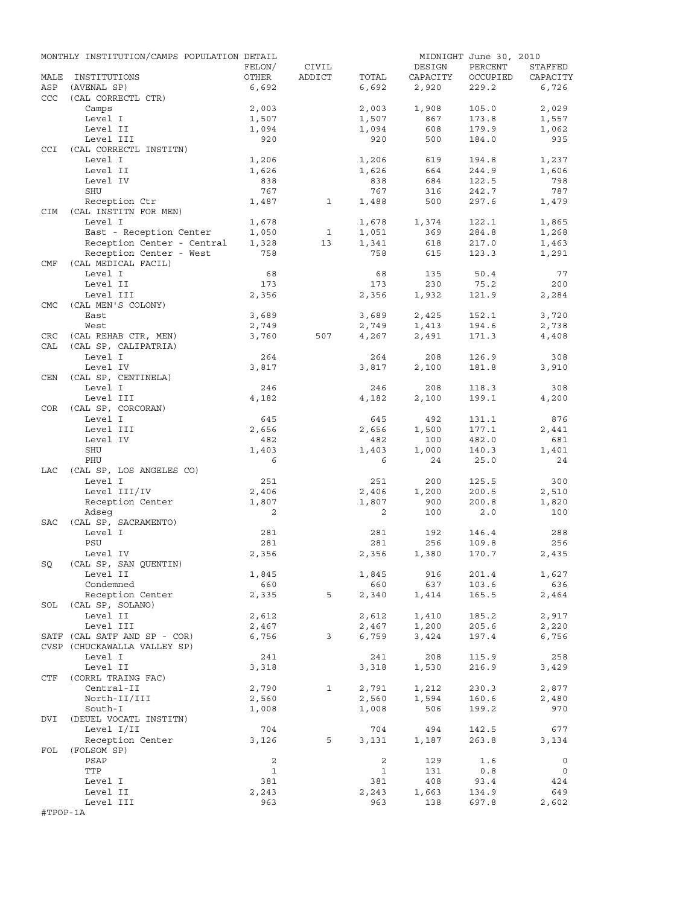MONTHLY INSTITUTION/CAMPS POPULATION DETAIL — MIDNIGHT June 30, 2010

| MALE | INSTITUTIONS | FELON/ OTHER | CIVIL ADDICT | TOTAL | DESIGN CAPACITY | PERCENT OCCUPIED | STAFFED CAPACITY |
|---|---|---|---|---|---|---|---|
| ASP | (AVENAL SP) | 6,692 | | 6,692 | 2,920 | 229.2 | 6,726 |
| CCC | (CAL CORRECTL CTR) | | | | | | |
| | Camps | 2,003 | | 2,003 | 1,908 | 105.0 | 2,029 |
| | Level I | 1,507 | | 1,507 | 867 | 173.8 | 1,557 |
| | Level II | 1,094 | | 1,094 | 608 | 179.9 | 1,062 |
| | Level III | 920 | | 920 | 500 | 184.0 | 935 |
| CCI | (CAL CORRECTL INSTITN) | | | | | | |
| | Level I | 1,206 | | 1,206 | 619 | 194.8 | 1,237 |
| | Level II | 1,626 | | 1,626 | 664 | 244.9 | 1,606 |
| | Level IV | 838 | | 838 | 684 | 122.5 | 798 |
| | SHU | 767 | | 767 | 316 | 242.7 | 787 |
| | Reception Ctr | 1,487 | 1 | 1,488 | 500 | 297.6 | 1,479 |
| CIM | (CAL INSTITN FOR MEN) | | | | | | |
| | Level I | 1,678 | | 1,678 | 1,374 | 122.1 | 1,865 |
| | East - Reception Center | 1,050 | 1 | 1,051 | 369 | 284.8 | 1,268 |
| | Reception Center - Central | 1,328 | 13 | 1,341 | 618 | 217.0 | 1,463 |
| | Reception Center - West | 758 | | 758 | 615 | 123.3 | 1,291 |
| CMF | (CAL MEDICAL FACIL) | | | | | | |
| | Level I | 68 | | 68 | 135 | 50.4 | 77 |
| | Level II | 173 | | 173 | 230 | 75.2 | 200 |
| | Level III | 2,356 | | 2,356 | 1,932 | 121.9 | 2,284 |
| CMC | (CAL MEN'S COLONY) | | | | | | |
| | East | 3,689 | | 3,689 | 2,425 | 152.1 | 3,720 |
| | West | 2,749 | | 2,749 | 1,413 | 194.6 | 2,738 |
| CRC | (CAL REHAB CTR, MEN) | 3,760 | 507 | 4,267 | 2,491 | 171.3 | 4,408 |
| CAL | (CAL SP, CALIPATRIA) | | | | | | |
| | Level I | 264 | | 264 | 208 | 126.9 | 308 |
| | Level IV | 3,817 | | 3,817 | 2,100 | 181.8 | 3,910 |
| CEN | (CAL SP, CENTINELA) | | | | | | |
| | Level I | 246 | | 246 | 208 | 118.3 | 308 |
| | Level III | 4,182 | | 4,182 | 2,100 | 199.1 | 4,200 |
| COR | (CAL SP, CORCORAN) | | | | | | |
| | Level I | 645 | | 645 | 492 | 131.1 | 876 |
| | Level III | 2,656 | | 2,656 | 1,500 | 177.1 | 2,441 |
| | Level IV | 482 | | 482 | 100 | 482.0 | 681 |
| | SHU | 1,403 | | 1,403 | 1,000 | 140.3 | 1,401 |
| | PHU | 6 | | 6 | 24 | 25.0 | 24 |
| LAC | (CAL SP, LOS ANGELES CO) | | | | | | |
| | Level I | 251 | | 251 | 200 | 125.5 | 300 |
| | Level III/IV | 2,406 | | 2,406 | 1,200 | 200.5 | 2,510 |
| | Reception Center | 1,807 | | 1,807 | 900 | 200.8 | 1,820 |
| | Adseg | 2 | | 2 | 100 | 2.0 | 100 |
| SAC | (CAL SP, SACRAMENTO) | | | | | | |
| | Level I | 281 | | 281 | 192 | 146.4 | 288 |
| | PSU | 281 | | 281 | 256 | 109.8 | 256 |
| | Level IV | 2,356 | | 2,356 | 1,380 | 170.7 | 2,435 |
| SQ | (CAL SP, SAN QUENTIN) | | | | | | |
| | Level II | 1,845 | | 1,845 | 916 | 201.4 | 1,627 |
| | Condemned | 660 | | 660 | 637 | 103.6 | 636 |
| | Reception Center | 2,335 | 5 | 2,340 | 1,414 | 165.5 | 2,464 |
| SOL | (CAL SP, SOLANO) | | | | | | |
| | Level II | 2,612 | | 2,612 | 1,410 | 185.2 | 2,917 |
| | Level III | 2,467 | | 2,467 | 1,200 | 205.6 | 2,220 |
| SATF | (CAL SATF AND SP - COR) | 6,756 | 3 | 6,759 | 3,424 | 197.4 | 6,756 |
| CVSP | (CHUCKAWALLA VALLEY SP) | | | | | | |
| | Level I | 241 | | 241 | 208 | 115.9 | 258 |
| | Level II | 3,318 | | 3,318 | 1,530 | 216.9 | 3,429 |
| CTF | (CORRL TRAING FAC) | | | | | | |
| | Central-II | 2,790 | 1 | 2,791 | 1,212 | 230.3 | 2,877 |
| | North-II/III | 2,560 | | 2,560 | 1,594 | 160.6 | 2,480 |
| | South-I | 1,008 | | 1,008 | 506 | 199.2 | 970 |
| DVI | (DEUEL VOCATL INSTITN) | | | | | | |
| | Level I/II | 704 | | 704 | 494 | 142.5 | 677 |
| | Reception Center | 3,126 | 5 | 3,131 | 1,187 | 263.8 | 3,134 |
| FOL | (FOLSOM SP) | | | | | | |
| | PSAP | 2 | | 2 | 129 | 1.6 | 0 |
| | TTP | 1 | | 1 | 131 | 0.8 | 0 |
| | Level I | 381 | | 381 | 408 | 93.4 | 424 |
| | Level II | 2,243 | | 2,243 | 1,663 | 134.9 | 649 |
| | Level III | 963 | | 963 | 138 | 697.8 | 2,602 |

#TPOP-1A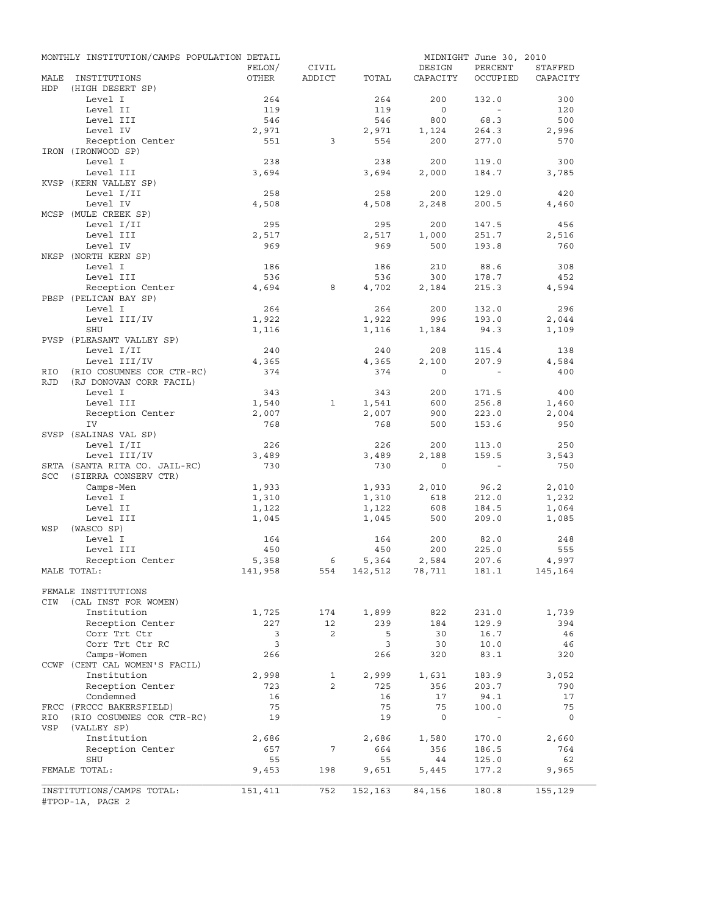MONTHLY INSTITUTION/CAMPS POPULATION DETAIL — MIDNIGHT June 30, 2010

| MALE INSTITUTIONS | FELON/ OTHER | CIVIL ADDICT | TOTAL | DESIGN CAPACITY | PERCENT OCCUPIED | STAFFED CAPACITY |
|---|---|---|---|---|---|---|
| HDP (HIGH DESERT SP) | | | | | | |
| Level I | 264 | | 264 | 200 | 132.0 | 300 |
| Level II | 119 | | 119 | 0 | - | 120 |
| Level III | 546 | | 546 | 800 | 68.3 | 500 |
| Level IV | 2,971 | | 2,971 | 1,124 | 264.3 | 2,996 |
| Reception Center | 551 | 3 | 554 | 200 | 277.0 | 570 |
| IRON (IRONWOOD SP) | | | | | | |
| Level I | 238 | | 238 | 200 | 119.0 | 300 |
| Level III | 3,694 | | 3,694 | 2,000 | 184.7 | 3,785 |
| KVSP (KERN VALLEY SP) | | | | | | |
| Level I/II | 258 | | 258 | 200 | 129.0 | 420 |
| Level IV | 4,508 | | 4,508 | 2,248 | 200.5 | 4,460 |
| MCSP (MULE CREEK SP) | | | | | | |
| Level I/II | 295 | | 295 | 200 | 147.5 | 456 |
| Level III | 2,517 | | 2,517 | 1,000 | 251.7 | 2,516 |
| Level IV | 969 | | 969 | 500 | 193.8 | 760 |
| NKSP (NORTH KERN SP) | | | | | | |
| Level I | 186 | | 186 | 210 | 88.6 | 308 |
| Level III | 536 | | 536 | 300 | 178.7 | 452 |
| Reception Center | 4,694 | 8 | 4,702 | 2,184 | 215.3 | 4,594 |
| PBSP (PELICAN BAY SP) | | | | | | |
| Level I | 264 | | 264 | 200 | 132.0 | 296 |
| Level III/IV | 1,922 | | 1,922 | 996 | 193.0 | 2,044 |
| SHU | 1,116 | | 1,116 | 1,184 | 94.3 | 1,109 |
| PVSP (PLEASANT VALLEY SP) | | | | | | |
| Level I/II | 240 | | 240 | 208 | 115.4 | 138 |
| Level III/IV | 4,365 | | 4,365 | 2,100 | 207.9 | 4,584 |
| RIO (RIO COSUMNES COR CTR-RC) | 374 | | 374 | 0 | - | 400 |
| RJD (RJ DONOVAN CORR FACIL) | | | | | | |
| Level I | 343 | | 343 | 200 | 171.5 | 400 |
| Level III | 1,540 | 1 | 1,541 | 600 | 256.8 | 1,460 |
| Reception Center | 2,007 | | 2,007 | 900 | 223.0 | 2,004 |
| IV | 768 | | 768 | 500 | 153.6 | 950 |
| SVSP (SALINAS VAL SP) | | | | | | |
| Level I/II | 226 | | 226 | 200 | 113.0 | 250 |
| Level III/IV | 3,489 | | 3,489 | 2,188 | 159.5 | 3,543 |
| SRTA (SANTA RITA CO. JAIL-RC) | 730 | | 730 | 0 | - | 750 |
| SCC (SIERRA CONSERV CTR) | | | | | | |
| Camps-Men | 1,933 | | 1,933 | 2,010 | 96.2 | 2,010 |
| Level I | 1,310 | | 1,310 | 618 | 212.0 | 1,232 |
| Level II | 1,122 | | 1,122 | 608 | 184.5 | 1,064 |
| Level III | 1,045 | | 1,045 | 500 | 209.0 | 1,085 |
| WSP (WASCO SP) | | | | | | |
| Level I | 164 | | 164 | 200 | 82.0 | 248 |
| Level III | 450 | | 450 | 200 | 225.0 | 555 |
| Reception Center | 5,358 | 6 | 5,364 | 2,584 | 207.6 | 4,997 |
| MALE TOTAL: | 141,958 | 554 | 142,512 | 78,711 | 181.1 | 145,164 |
| FEMALE INSTITUTIONS | | | | | | |
| CIW (CAL INST FOR WOMEN) | | | | | | |
| Institution | 1,725 | 174 | 1,899 | 822 | 231.0 | 1,739 |
| Reception Center | 227 | 12 | 239 | 184 | 129.9 | 394 |
| Corr Trt Ctr | 3 | 2 | 5 | 30 | 16.7 | 46 |
| Corr Trt Ctr RC | 3 | | 3 | 30 | 10.0 | 46 |
| Camps-Women | 266 | | 266 | 320 | 83.1 | 320 |
| CCWF (CENT CAL WOMEN'S FACIL) | | | | | | |
| Institution | 2,998 | 1 | 2,999 | 1,631 | 183.9 | 3,052 |
| Reception Center | 723 | 2 | 725 | 356 | 203.7 | 790 |
| Condemned | 16 | | 16 | 17 | 94.1 | 17 |
| FRCC (FRCCC BAKERSFIELD) | 75 | | 75 | 75 | 100.0 | 75 |
| RIO (RIO COSUMNES COR CTR-RC) | 19 | | 19 | 0 | - | 0 |
| VSP (VALLEY SP) | | | | | | |
| Institution | 2,686 | | 2,686 | 1,580 | 170.0 | 2,660 |
| Reception Center | 657 | 7 | 664 | 356 | 186.5 | 764 |
| SHU | 55 | | 55 | 44 | 125.0 | 62 |
| FEMALE TOTAL: | 9,453 | 198 | 9,651 | 5,445 | 177.2 | 9,965 |
| INSTITUTIONS/CAMPS TOTAL: | 151,411 | 752 | 152,163 | 84,156 | 180.8 | 155,129 |

#TPOP-1A, PAGE 2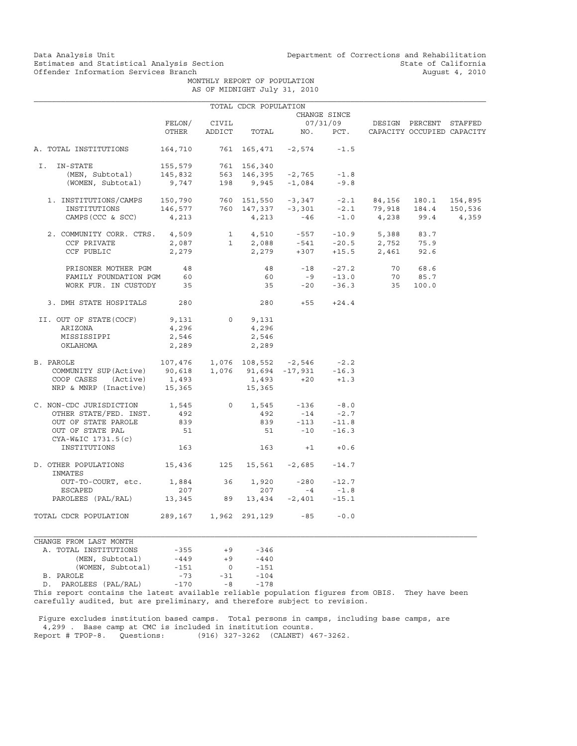Data Analysis Unit
Estimates and Statistical Analysis Section
Offender Information Services Branch

Department of Corrections and Rehabilitation
State of California
August 4, 2010

MONTHLY REPORT OF POPULATION
AS OF MIDNIGHT July 31, 2010

TOTAL CDCR POPULATION

| | FELON/ OTHER | CIVIL ADDICT | TOTAL | CHANGE SINCE 07/31/09 NO. | PCT. | DESIGN CAPACITY | PERCENT OCCUPIED | STAFFED CAPACITY |
|---|---|---|---|---|---|---|---|---|
| A. TOTAL INSTITUTIONS | 164,710 | 761 | 165,471 | -2,574 | -1.5 | | | |
| I. IN-STATE | 155,579 | 761 | 156,340 | | | | | |
| (MEN, Subtotal) | 145,832 | 563 | 146,395 | -2,765 | -1.8 | | | |
| (WOMEN, Subtotal) | 9,747 | 198 | 9,945 | -1,084 | -9.8 | | | |
| 1. INSTITUTIONS/CAMPS | 150,790 | 760 | 151,550 | -3,347 | -2.1 | 84,156 | 180.1 | 154,895 |
| INSTITUTIONS | 146,577 | 760 | 147,337 | -3,301 | -2.1 | 79,918 | 184.4 | 150,536 |
| CAMPS (CCC & SCC) | 4,213 | | 4,213 | -46 | -1.0 | 4,238 | 99.4 | 4,359 |
| 2. COMMUNITY CORR. CTRS. | 4,509 | 1 | 4,510 | -557 | -10.9 | 5,388 | 83.7 | |
| CCF PRIVATE | 2,087 | 1 | 2,088 | -541 | -20.5 | 2,752 | 75.9 | |
| CCF PUBLIC | 2,279 | | 2,279 | +307 | +15.5 | 2,461 | 92.6 | |
| PRISONER MOTHER PGM | 48 | | 48 | -18 | -27.2 | 70 | 68.6 | |
| FAMILY FOUNDATION PGM | 60 | | 60 | -9 | -13.0 | 70 | 85.7 | |
| WORK FUR. IN CUSTODY | 35 | | 35 | -20 | -36.3 | 35 | 100.0 | |
| 3. DMH STATE HOSPITALS | 280 | | 280 | +55 | +24.4 | | | |
| II. OUT OF STATE(COCF) | 9,131 | 0 | 9,131 | | | | | |
| ARIZONA | 4,296 | | 4,296 | | | | | |
| MISSISSIPPI | 2,546 | | 2,546 | | | | | |
| OKLAHOMA | 2,289 | | 2,289 | | | | | |
| B. PAROLE | 107,476 | 1,076 | 108,552 | -2,546 | -2.2 | | | |
| COMMUNITY SUP(Active) | 90,618 | 1,076 | 91,694 | -17,931 | -16.3 | | | |
| COOP CASES (Active) | 1,493 | | 1,493 | +20 | +1.3 | | | |
| NRP & MNRP (Inactive) | 15,365 | | 15,365 | | | | | |
| C. NON-CDC JURISDICTION | 1,545 | 0 | 1,545 | -136 | -8.0 | | | |
| OTHER STATE/FED. INST. | 492 | | 492 | -14 | -2.7 | | | |
| OUT OF STATE PAROLE | 839 | | 839 | -113 | -11.8 | | | |
| OUT OF STATE PAL | 51 | | 51 | -10 | -16.3 | | | |
| CYA-W&IC 1731.5(c) INSTITUTIONS | 163 | | 163 | +1 | +0.6 | | | |
| D. OTHER POPULATIONS | 15,436 | 125 | 15,561 | -2,685 | -14.7 | | | |
| INMATES OUT-TO-COURT, etc. | 1,884 | 36 | 1,920 | -280 | -12.7 | | | |
| ESCAPED | 207 | | 207 | -4 | -1.8 | | | |
| PAROLEES (PAL/RAL) | 13,345 | 89 | 13,434 | -2,401 | -15.1 | | | |
| TOTAL CDCR POPULATION | 289,167 | 1,962 | 291,129 | -85 | -0.0 | | | |

| CHANGE FROM LAST MONTH | | | |
|---|---|---|---|
| A. TOTAL INSTITUTIONS | -355 | +9 | -346 |
| (MEN, Subtotal) | -449 | +9 | -440 |
| (WOMEN, Subtotal) | -151 | 0 | -151 |
| B. PAROLE | -73 | -31 | -104 |
| D. PAROLEES (PAL/RAL) | -170 | -8 | -178 |

This report contains the latest available reliable population figures from OBIS. They have been carefully audited, but are preliminary, and therefore subject to revision.

Figure excludes institution based camps. Total persons in camps, including base camps, are 4,299 . Base camp at CMC is included in institution counts.
Report # TPOP-8. Questions: (916) 327-3262 (CALNET) 467-3262.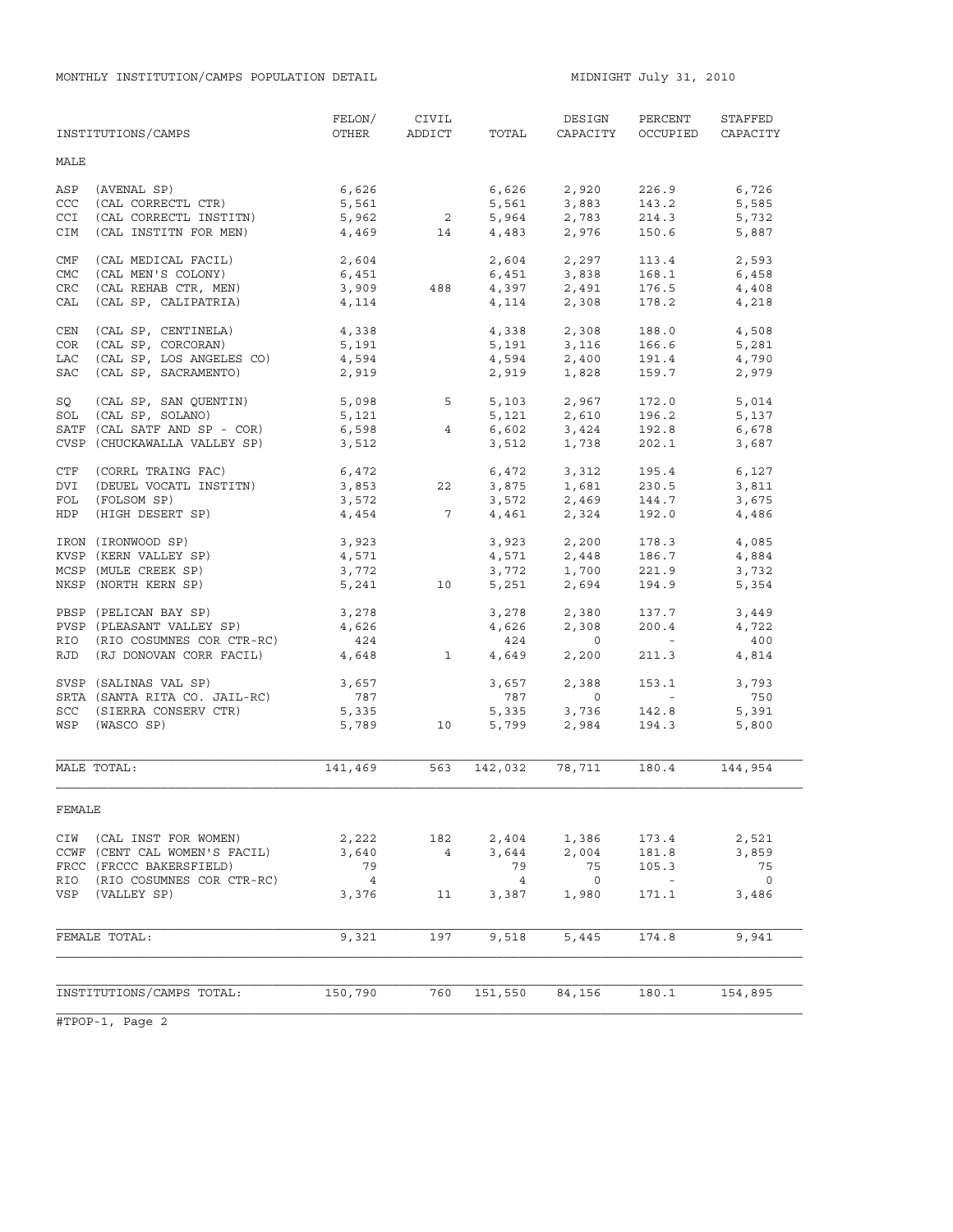MONTHLY INSTITUTION/CAMPS POPULATION DETAIL

MIDNIGHT July 31, 2010

| INSTITUTIONS/CAMPS | FELON/ OTHER | CIVIL ADDICT | TOTAL | DESIGN CAPACITY | PERCENT OCCUPIED | STAFFED CAPACITY |
|---|---|---|---|---|---|---|
| **MALE** | | | | | | |
| ASP (AVENAL SP) | 6,626 | | 6,626 | 2,920 | 226.9 | 6,726 |
| CCC (CAL CORRECTL CTR) | 5,561 | | 5,561 | 3,883 | 143.2 | 5,585 |
| CCI (CAL CORRECTL INSTITN) | 5,962 | 2 | 5,964 | 2,783 | 214.3 | 5,732 |
| CIM (CAL INSTITN FOR MEN) | 4,469 | 14 | 4,483 | 2,976 | 150.6 | 5,887 |
| CMF (CAL MEDICAL FACIL) | 2,604 | | 2,604 | 2,297 | 113.4 | 2,593 |
| CMC (CAL MEN'S COLONY) | 6,451 | | 6,451 | 3,838 | 168.1 | 6,458 |
| CRC (CAL REHAB CTR, MEN) | 3,909 | 488 | 4,397 | 2,491 | 176.5 | 4,408 |
| CAL (CAL SP, CALIPATRIA) | 4,114 | | 4,114 | 2,308 | 178.2 | 4,218 |
| CEN (CAL SP, CENTINELA) | 4,338 | | 4,338 | 2,308 | 188.0 | 4,508 |
| COR (CAL SP, CORCORAN) | 5,191 | | 5,191 | 3,116 | 166.6 | 5,281 |
| LAC (CAL SP, LOS ANGELES CO) | 4,594 | | 4,594 | 2,400 | 191.4 | 4,790 |
| SAC (CAL SP, SACRAMENTO) | 2,919 | | 2,919 | 1,828 | 159.7 | 2,979 |
| SQ (CAL SP, SAN QUENTIN) | 5,098 | 5 | 5,103 | 2,967 | 172.0 | 5,014 |
| SOL (CAL SP, SOLANO) | 5,121 | | 5,121 | 2,610 | 196.2 | 5,137 |
| SATF (CAL SATF AND SP - COR) | 6,598 | 4 | 6,602 | 3,424 | 192.8 | 6,678 |
| CVSP (CHUCKAWALLA VALLEY SP) | 3,512 | | 3,512 | 1,738 | 202.1 | 3,687 |
| CTF (CORRL TRAING FAC) | 6,472 | | 6,472 | 3,312 | 195.4 | 6,127 |
| DVI (DEUEL VOCATL INSTITN) | 3,853 | 22 | 3,875 | 1,681 | 230.5 | 3,811 |
| FOL (FOLSOM SP) | 3,572 | | 3,572 | 2,469 | 144.7 | 3,675 |
| HDP (HIGH DESERT SP) | 4,454 | 7 | 4,461 | 2,324 | 192.0 | 4,486 |
| IRON (IRONWOOD SP) | 3,923 | | 3,923 | 2,200 | 178.3 | 4,085 |
| KVSP (KERN VALLEY SP) | 4,571 | | 4,571 | 2,448 | 186.7 | 4,884 |
| MCSP (MULE CREEK SP) | 3,772 | | 3,772 | 1,700 | 221.9 | 3,732 |
| NKSP (NORTH KERN SP) | 5,241 | 10 | 5,251 | 2,694 | 194.9 | 5,354 |
| PBSP (PELICAN BAY SP) | 3,278 | | 3,278 | 2,380 | 137.7 | 3,449 |
| PVSP (PLEASANT VALLEY SP) | 4,626 | | 4,626 | 2,308 | 200.4 | 4,722 |
| RIO (RIO COSUMNES COR CTR-RC) | 424 | | 424 | 0 | - | 400 |
| RJD (RJ DONOVAN CORR FACIL) | 4,648 | 1 | 4,649 | 2,200 | 211.3 | 4,814 |
| SVSP (SALINAS VAL SP) | 3,657 | | 3,657 | 2,388 | 153.1 | 3,793 |
| SRTA (SANTA RITA CO. JAIL-RC) | 787 | | 787 | 0 | - | 750 |
| SCC (SIERRA CONSERV CTR) | 5,335 | | 5,335 | 3,736 | 142.8 | 5,391 |
| WSP (WASCO SP) | 5,789 | 10 | 5,799 | 2,984 | 194.3 | 5,800 |
| MALE TOTAL: | 141,469 | 563 | 142,032 | 78,711 | 180.4 | 144,954 |
| **FEMALE** | | | | | | |
| CIW (CAL INST FOR WOMEN) | 2,222 | 182 | 2,404 | 1,386 | 173.4 | 2,521 |
| CCWF (CENT CAL WOMEN'S FACIL) | 3,640 | 4 | 3,644 | 2,004 | 181.8 | 3,859 |
| FRCC (FRCCC BAKERSFIELD) | 79 | | 79 | 75 | 105.3 | 75 |
| RIO (RIO COSUMNES COR CTR-RC) | 4 | | 4 | 0 | - | 0 |
| VSP (VALLEY SP) | 3,376 | 11 | 3,387 | 1,980 | 171.1 | 3,486 |
| FEMALE TOTAL: | 9,321 | 197 | 9,518 | 5,445 | 174.8 | 9,941 |
| INSTITUTIONS/CAMPS TOTAL: | 150,790 | 760 | 151,550 | 84,156 | 180.1 | 154,895 |

#TPOP-1, Page 2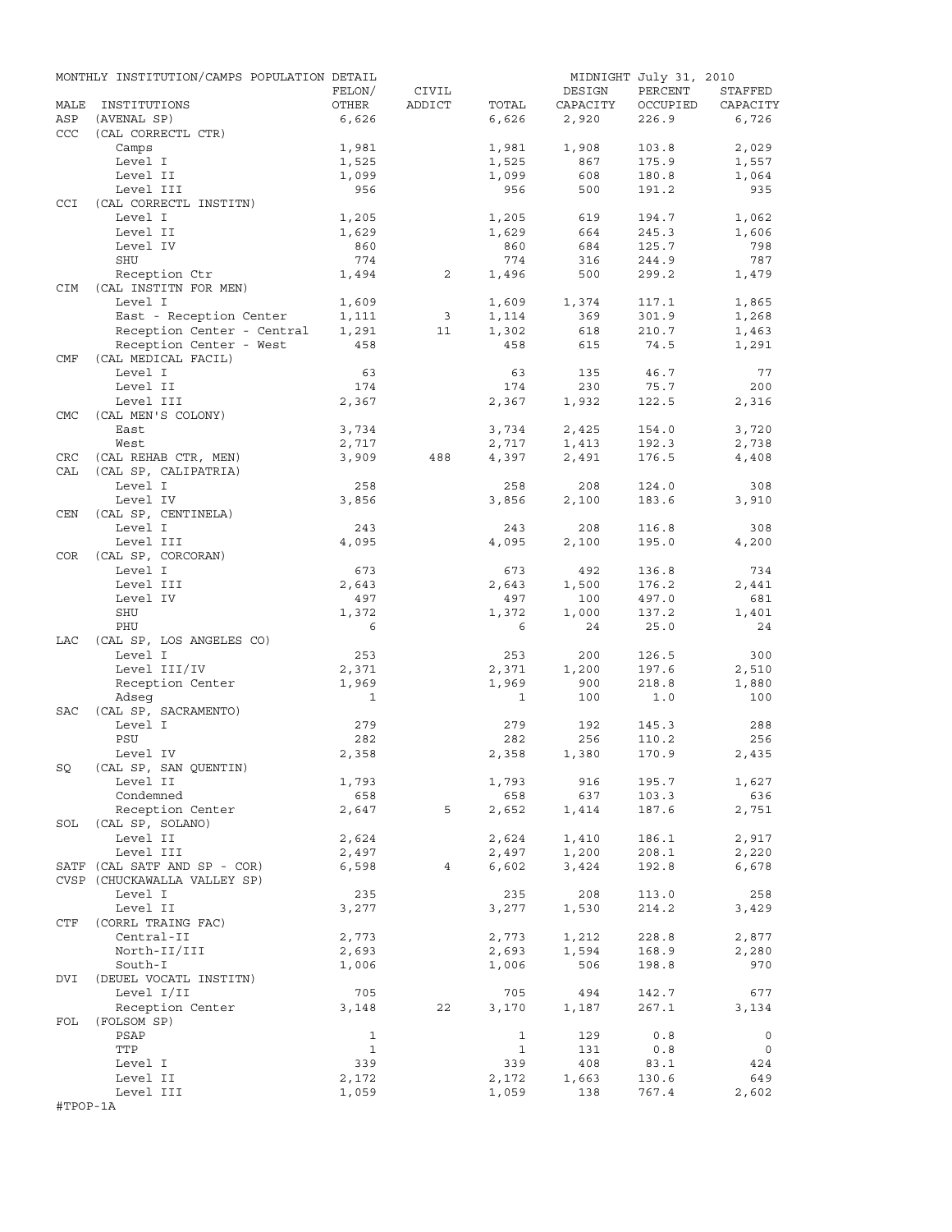MONTHLY INSTITUTION/CAMPS POPULATION DETAIL — MIDNIGHT July 31, 2010

| MALE | INSTITUTIONS | FELON/ OTHER | CIVIL ADDICT | TOTAL | DESIGN CAPACITY | PERCENT OCCUPIED | STAFFED CAPACITY |
|---|---|---|---|---|---|---|---|
| ASP | (AVENAL SP) | 6,626 | | 6,626 | 2,920 | 226.9 | 6,726 |
| CCC | (CAL CORRECTL CTR) | | | | | | |
| | Camps | 1,981 | | 1,981 | 1,908 | 103.8 | 2,029 |
| | Level I | 1,525 | | 1,525 | 867 | 175.9 | 1,557 |
| | Level II | 1,099 | | 1,099 | 608 | 180.8 | 1,064 |
| | Level III | 956 | | 956 | 500 | 191.2 | 935 |
| CCI | (CAL CORRECTL INSTITN) | | | | | | |
| | Level I | 1,205 | | 1,205 | 619 | 194.7 | 1,062 |
| | Level II | 1,629 | | 1,629 | 664 | 245.3 | 1,606 |
| | Level IV | 860 | | 860 | 684 | 125.7 | 798 |
| | SHU | 774 | | 774 | 316 | 244.9 | 787 |
| | Reception Ctr | 1,494 | 2 | 1,496 | 500 | 299.2 | 1,479 |
| CIM | (CAL INSTITN FOR MEN) | | | | | | |
| | Level I | 1,609 | | 1,609 | 1,374 | 117.1 | 1,865 |
| | East - Reception Center | 1,111 | 3 | 1,114 | 369 | 301.9 | 1,268 |
| | Reception Center - Central | 1,291 | 11 | 1,302 | 618 | 210.7 | 1,463 |
| | Reception Center - West | 458 | | 458 | 615 | 74.5 | 1,291 |
| CMF | (CAL MEDICAL FACIL) | | | | | | |
| | Level I | 63 | | 63 | 135 | 46.7 | 77 |
| | Level II | 174 | | 174 | 230 | 75.7 | 200 |
| | Level III | 2,367 | | 2,367 | 1,932 | 122.5 | 2,316 |
| CMC | (CAL MEN'S COLONY) | | | | | | |
| | East | 3,734 | | 3,734 | 2,425 | 154.0 | 3,720 |
| | West | 2,717 | | 2,717 | 1,413 | 192.3 | 2,738 |
| CRC | (CAL REHAB CTR, MEN) | 3,909 | 488 | 4,397 | 2,491 | 176.5 | 4,408 |
| CAL | (CAL SP, CALIPATRIA) | | | | | | |
| | Level I | 258 | | 258 | 208 | 124.0 | 308 |
| | Level IV | 3,856 | | 3,856 | 2,100 | 183.6 | 3,910 |
| CEN | (CAL SP, CENTINELA) | | | | | | |
| | Level I | 243 | | 243 | 208 | 116.8 | 308 |
| | Level III | 4,095 | | 4,095 | 2,100 | 195.0 | 4,200 |
| COR | (CAL SP, CORCORAN) | | | | | | |
| | Level I | 673 | | 673 | 492 | 136.8 | 734 |
| | Level III | 2,643 | | 2,643 | 1,500 | 176.2 | 2,441 |
| | Level IV | 497 | | 497 | 100 | 497.0 | 681 |
| | SHU | 1,372 | | 1,372 | 1,000 | 137.2 | 1,401 |
| | PHU | 6 | | 6 | 24 | 25.0 | 24 |
| LAC | (CAL SP, LOS ANGELES CO) | | | | | | |
| | Level I | 253 | | 253 | 200 | 126.5 | 300 |
| | Level III/IV | 2,371 | | 2,371 | 1,200 | 197.6 | 2,510 |
| | Reception Center | 1,969 | | 1,969 | 900 | 218.8 | 1,880 |
| | Adseg | 1 | | 1 | 100 | 1.0 | 100 |
| SAC | (CAL SP, SACRAMENTO) | | | | | | |
| | Level I | 279 | | 279 | 192 | 145.3 | 288 |
| | PSU | 282 | | 282 | 256 | 110.2 | 256 |
| | Level IV | 2,358 | | 2,358 | 1,380 | 170.9 | 2,435 |
| SQ | (CAL SP, SAN QUENTIN) | | | | | | |
| | Level II | 1,793 | | 1,793 | 916 | 195.7 | 1,627 |
| | Condemned | 658 | | 658 | 637 | 103.3 | 636 |
| | Reception Center | 2,647 | 5 | 2,652 | 1,414 | 187.6 | 2,751 |
| SOL | (CAL SP, SOLANO) | | | | | | |
| | Level II | 2,624 | | 2,624 | 1,410 | 186.1 | 2,917 |
| | Level III | 2,497 | | 2,497 | 1,200 | 208.1 | 2,220 |
| SATF | (CAL SATF AND SP - COR) | 6,598 | 4 | 6,602 | 3,424 | 192.8 | 6,678 |
| CVSP | (CHUCKAWALLA VALLEY SP) | | | | | | |
| | Level I | 235 | | 235 | 208 | 113.0 | 258 |
| | Level II | 3,277 | | 3,277 | 1,530 | 214.2 | 3,429 |
| CTF | (CORRL TRAING FAC) | | | | | | |
| | Central-II | 2,773 | | 2,773 | 1,212 | 228.8 | 2,877 |
| | North-II/III | 2,693 | | 2,693 | 1,594 | 168.9 | 2,280 |
| | South-I | 1,006 | | 1,006 | 506 | 198.8 | 970 |
| DVI | (DEUEL VOCATL INSTITN) | | | | | | |
| | Level I/II | 705 | | 705 | 494 | 142.7 | 677 |
| | Reception Center | 3,148 | 22 | 3,170 | 1,187 | 267.1 | 3,134 |
| FOL | (FOLSOM SP) | | | | | | |
| | PSAP | 1 | | 1 | 129 | 0.8 | 0 |
| | TTP | 1 | | 1 | 131 | 0.8 | 0 |
| | Level I | 339 | | 339 | 408 | 83.1 | 424 |
| | Level II | 2,172 | | 2,172 | 1,663 | 130.6 | 649 |
| | Level III | 1,059 | | 1,059 | 138 | 767.4 | 2,602 |

#TPOP-1A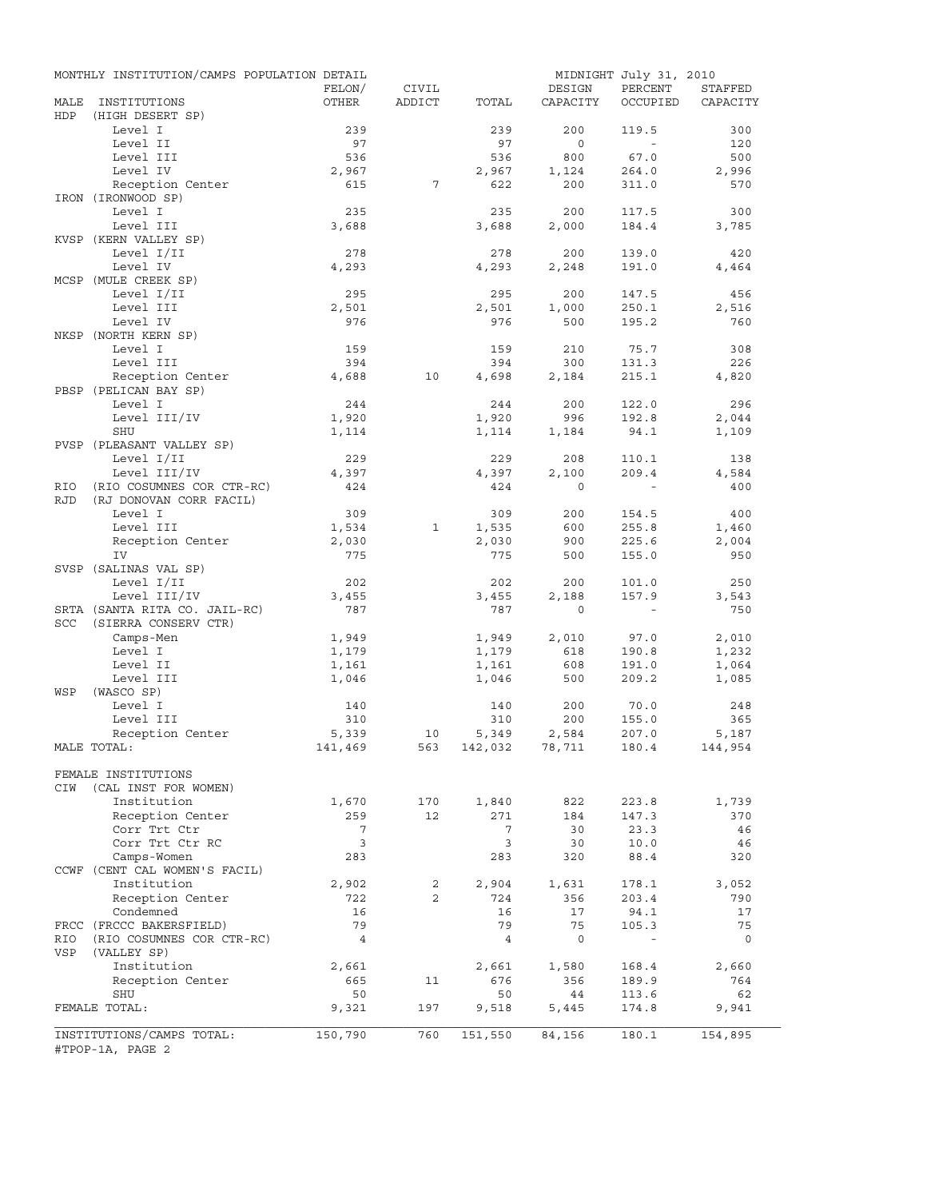MONTHLY INSTITUTION/CAMPS POPULATION DETAIL — MIDNIGHT July 31, 2010

| MALE INSTITUTIONS | FELON/ OTHER | CIVIL ADDICT | TOTAL | DESIGN CAPACITY | PERCENT OCCUPIED | STAFFED CAPACITY |
|---|---|---|---|---|---|---|
| HDP (HIGH DESERT SP) | | | | | | |
| Level I | 239 | | 239 | 200 | 119.5 | 300 |
| Level II | 97 | | 97 | 0 | - | 120 |
| Level III | 536 | | 536 | 800 | 67.0 | 500 |
| Level IV | 2,967 | | 2,967 | 1,124 | 264.0 | 2,996 |
| Reception Center | 615 | 7 | 622 | 200 | 311.0 | 570 |
| IRON (IRONWOOD SP) | | | | | | |
| Level I | 235 | | 235 | 200 | 117.5 | 300 |
| Level III | 3,688 | | 3,688 | 2,000 | 184.4 | 3,785 |
| KVSP (KERN VALLEY SP) | | | | | | |
| Level I/II | 278 | | 278 | 200 | 139.0 | 420 |
| Level IV | 4,293 | | 4,293 | 2,248 | 191.0 | 4,464 |
| MCSP (MULE CREEK SP) | | | | | | |
| Level I/II | 295 | | 295 | 200 | 147.5 | 456 |
| Level III | 2,501 | | 2,501 | 1,000 | 250.1 | 2,516 |
| Level IV | 976 | | 976 | 500 | 195.2 | 760 |
| NKSP (NORTH KERN SP) | | | | | | |
| Level I | 159 | | 159 | 210 | 75.7 | 308 |
| Level III | 394 | | 394 | 300 | 131.3 | 226 |
| Reception Center | 4,688 | 10 | 4,698 | 2,184 | 215.1 | 4,820 |
| PBSP (PELICAN BAY SP) | | | | | | |
| Level I | 244 | | 244 | 200 | 122.0 | 296 |
| Level III/IV | 1,920 | | 1,920 | 996 | 192.8 | 2,044 |
| SHU | 1,114 | | 1,114 | 1,184 | 94.1 | 1,109 |
| PVSP (PLEASANT VALLEY SP) | | | | | | |
| Level I/II | 229 | | 229 | 208 | 110.1 | 138 |
| Level III/IV | 4,397 | | 4,397 | 2,100 | 209.4 | 4,584 |
| RIO (RIO COSUMNES COR CTR-RC) | 424 | | 424 | 0 | - | 400 |
| RJD (RJ DONOVAN CORR FACIL) | | | | | | |
| Level I | 309 | | 309 | 200 | 154.5 | 400 |
| Level III | 1,534 | 1 | 1,535 | 600 | 255.8 | 1,460 |
| Reception Center | 2,030 | | 2,030 | 900 | 225.6 | 2,004 |
| IV | 775 | | 775 | 500 | 155.0 | 950 |
| SVSP (SALINAS VAL SP) | | | | | | |
| Level I/II | 202 | | 202 | 200 | 101.0 | 250 |
| Level III/IV | 3,455 | | 3,455 | 2,188 | 157.9 | 3,543 |
| SRTA (SANTA RITA CO. JAIL-RC) | 787 | | 787 | 0 | - | 750 |
| SCC (SIERRA CONSERV CTR) | | | | | | |
| Camps-Men | 1,949 | | 1,949 | 2,010 | 97.0 | 2,010 |
| Level I | 1,179 | | 1,179 | 618 | 190.8 | 1,232 |
| Level II | 1,161 | | 1,161 | 608 | 191.0 | 1,064 |
| Level III | 1,046 | | 1,046 | 500 | 209.2 | 1,085 |
| WSP (WASCO SP) | | | | | | |
| Level I | 140 | | 140 | 200 | 70.0 | 248 |
| Level III | 310 | | 310 | 200 | 155.0 | 365 |
| Reception Center | 5,339 | 10 | 5,349 | 2,584 | 207.0 | 5,187 |
| MALE TOTAL: | 141,469 | 563 | 142,032 | 78,711 | 180.4 | 144,954 |
| FEMALE INSTITUTIONS | | | | | | |
| CIW (CAL INST FOR WOMEN) | | | | | | |
| Institution | 1,670 | 170 | 1,840 | 822 | 223.8 | 1,739 |
| Reception Center | 259 | 12 | 271 | 184 | 147.3 | 370 |
| Corr Trt Ctr | 7 | | 7 | 30 | 23.3 | 46 |
| Corr Trt Ctr RC | 3 | | 3 | 30 | 10.0 | 46 |
| Camps-Women | 283 | | 283 | 320 | 88.4 | 320 |
| CCWF (CENT CAL WOMEN'S FACIL) | | | | | | |
| Institution | 2,902 | 2 | 2,904 | 1,631 | 178.1 | 3,052 |
| Reception Center | 722 | 2 | 724 | 356 | 203.4 | 790 |
| Condemned | 16 | | 16 | 17 | 94.1 | 17 |
| FRCC (FRCCC BAKERSFIELD) | 79 | | 79 | 75 | 105.3 | 75 |
| RIO (RIO COSUMNES COR CTR-RC) | 4 | | 4 | 0 | - | 0 |
| VSP (VALLEY SP) | | | | | | |
| Institution | 2,661 | | 2,661 | 1,580 | 168.4 | 2,660 |
| Reception Center | 665 | 11 | 676 | 356 | 189.9 | 764 |
| SHU | 50 | | 50 | 44 | 113.6 | 62 |
| FEMALE TOTAL: | 9,321 | 197 | 9,518 | 5,445 | 174.8 | 9,941 |
| INSTITUTIONS/CAMPS TOTAL: | 150,790 | 760 | 151,550 | 84,156 | 180.1 | 154,895 |

#TPOP-1A, PAGE 2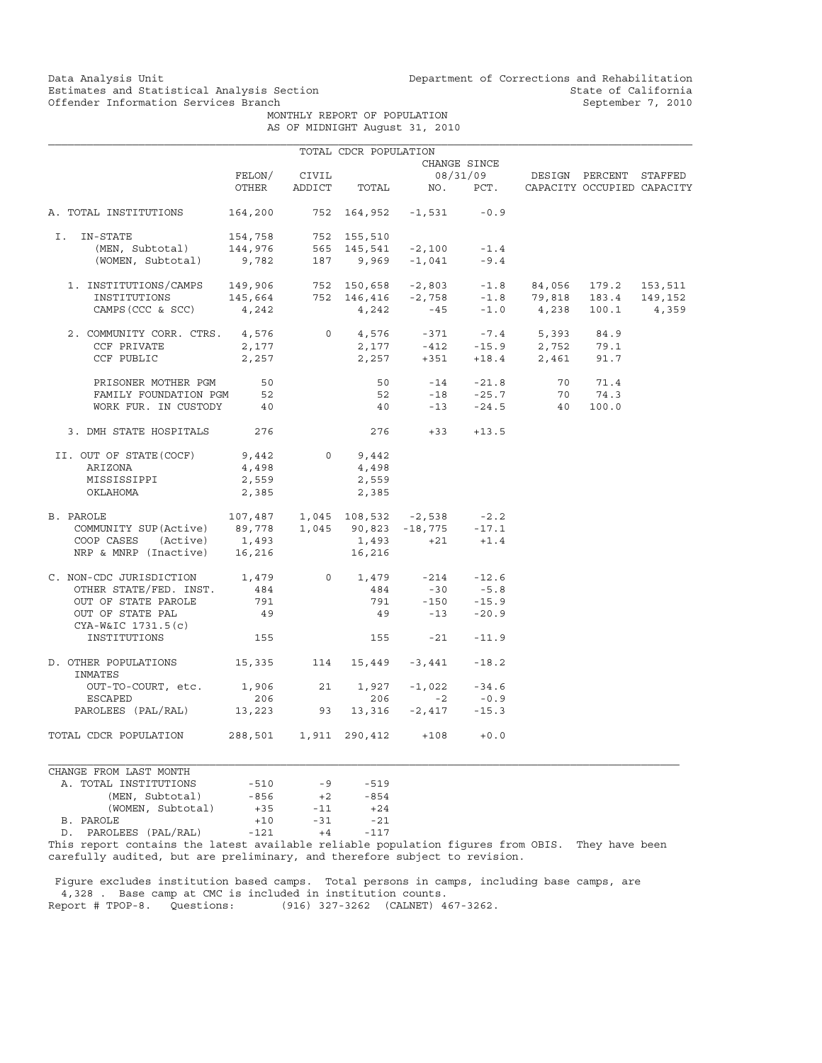Data Analysis Unit
Estimates and Statistical Analysis Section
Offender Information Services Branch

Department of Corrections and Rehabilitation
State of California
September 7, 2010

MONTHLY REPORT OF POPULATION
AS OF MIDNIGHT August 31, 2010

TOTAL CDCR POPULATION

| | FELON/ OTHER | CIVIL ADDICT | TOTAL | CHANGE SINCE 08/31/09 NO. | PCT. | DESIGN CAPACITY | PERCENT OCCUPIED | STAFFED CAPACITY |
|---|---|---|---|---|---|---|---|---|
| A. TOTAL INSTITUTIONS | 164,200 | 752 | 164,952 | -1,531 | -0.9 | | | |
| I. IN-STATE | 154,758 | 752 | 155,510 | | | | | |
| (MEN, Subtotal) | 144,976 | 565 | 145,541 | -2,100 | -1.4 | | | |
| (WOMEN, Subtotal) | 9,782 | 187 | 9,969 | -1,041 | -9.4 | | | |
| 1. INSTITUTIONS/CAMPS | 149,906 | 752 | 150,658 | -2,803 | -1.8 | 84,056 | 179.2 | 153,511 |
| INSTITUTIONS | 145,664 | 752 | 146,416 | -2,758 | -1.8 | 79,818 | 183.4 | 149,152 |
| CAMPS (CCC & SCC) | 4,242 | | 4,242 | -45 | -1.0 | 4,238 | 100.1 | 4,359 |
| 2. COMMUNITY CORR. CTRS. | 4,576 | 0 | 4,576 | -371 | -7.4 | 5,393 | 84.9 | |
| CCF PRIVATE | 2,177 | | 2,177 | -412 | -15.9 | 2,752 | 79.1 | |
| CCF PUBLIC | 2,257 | | 2,257 | +351 | +18.4 | 2,461 | 91.7 | |
| PRISONER MOTHER PGM | 50 | | 50 | -14 | -21.8 | 70 | 71.4 | |
| FAMILY FOUNDATION PGM | 52 | | 52 | -18 | -25.7 | 70 | 74.3 | |
| WORK FUR. IN CUSTODY | 40 | | 40 | -13 | -24.5 | 40 | 100.0 | |
| 3. DMH STATE HOSPITALS | 276 | | 276 | +33 | +13.5 | | | |
| II. OUT OF STATE (COCF) | 9,442 | 0 | 9,442 | | | | | |
| ARIZONA | 4,498 | | 4,498 | | | | | |
| MISSISSIPPI | 2,559 | | 2,559 | | | | | |
| OKLAHOMA | 2,385 | | 2,385 | | | | | |
| B. PAROLE | 107,487 | 1,045 | 108,532 | -2,538 | -2.2 | | | |
| COMMUNITY SUP (Active) | 89,778 | 1,045 | 90,823 | -18,775 | -17.1 | | | |
| COOP CASES (Active) | 1,493 | | 1,493 | +21 | +1.4 | | | |
| NRP & MNRP (Inactive) | 16,216 | | 16,216 | | | | | |
| C. NON-CDC JURISDICTION | 1,479 | 0 | 1,479 | -214 | -12.6 | | | |
| OTHER STATE/FED. INST. | 484 | | 484 | -30 | -5.8 | | | |
| OUT OF STATE PAROLE | 791 | | 791 | -150 | -15.9 | | | |
| OUT OF STATE PAL | 49 | | 49 | -13 | -20.9 | | | |
| CYA-W&IC 1731.5(c) INSTITUTIONS | 155 | | 155 | -21 | -11.9 | | | |
| D. OTHER POPULATIONS | 15,335 | 114 | 15,449 | -3,441 | -18.2 | | | |
| INMATES OUT-TO-COURT, etc. | 1,906 | 21 | 1,927 | -1,022 | -34.6 | | | |
| ESCAPED | 206 | | 206 | -2 | -0.9 | | | |
| PAROLEES (PAL/RAL) | 13,223 | 93 | 13,316 | -2,417 | -15.3 | | | |
| TOTAL CDCR POPULATION | 288,501 | 1,911 | 290,412 | +108 | +0.0 | | | |

CHANGE FROM LAST MONTH

| | | | |
|---|---|---|---|
| A. TOTAL INSTITUTIONS | -510 | -9 | -519 |
| (MEN, Subtotal) | -856 | +2 | -854 |
| (WOMEN, Subtotal) | +35 | -11 | +24 |
| B. PAROLE | +10 | -31 | -21 |
| D. PAROLEES (PAL/RAL) | -121 | +4 | -117 |

This report contains the latest available reliable population figures from OBIS. They have been carefully audited, but are preliminary, and therefore subject to revision.

Figure excludes institution based camps. Total persons in camps, including base camps, are 4,328 . Base camp at CMC is included in institution counts.
Report # TPOP-8. Questions: (916) 327-3262 (CALNET) 467-3262.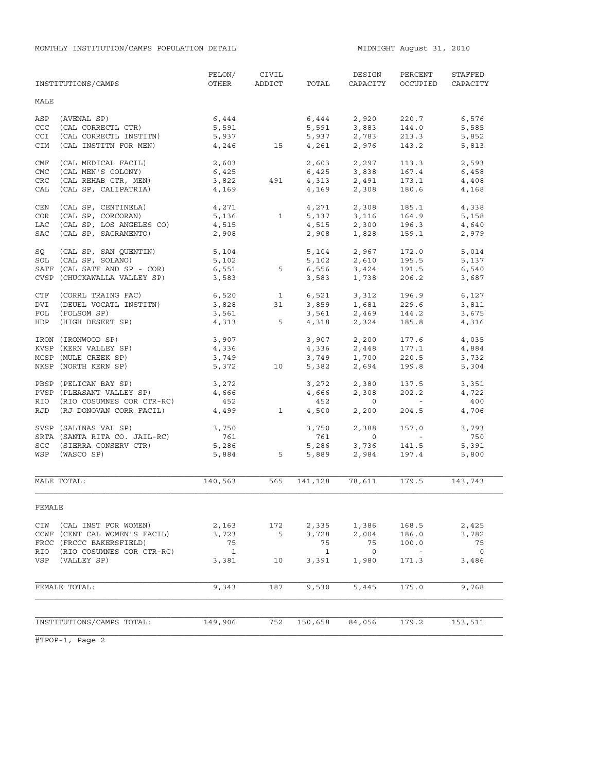MONTHLY INSTITUTION/CAMPS POPULATION DETAIL

MIDNIGHT August 31, 2010

| INSTITUTIONS/CAMPS | FELON/ OTHER | CIVIL ADDICT | TOTAL | DESIGN CAPACITY | PERCENT OCCUPIED | STAFFED CAPACITY |
|---|---|---|---|---|---|---|
| **MALE** | | | | | | |
| ASP (AVENAL SP) | 6,444 | | 6,444 | 2,920 | 220.7 | 6,576 |
| CCC (CAL CORRECTL CTR) | 5,591 | | 5,591 | 3,883 | 144.0 | 5,585 |
| CCI (CAL CORRECTL INSTITN) | 5,937 | | 5,937 | 2,783 | 213.3 | 5,852 |
| CIM (CAL INSTITN FOR MEN) | 4,246 | 15 | 4,261 | 2,976 | 143.2 | 5,813 |
| CMF (CAL MEDICAL FACIL) | 2,603 | | 2,603 | 2,297 | 113.3 | 2,593 |
| CMC (CAL MEN'S COLONY) | 6,425 | | 6,425 | 3,838 | 167.4 | 6,458 |
| CRC (CAL REHAB CTR, MEN) | 3,822 | 491 | 4,313 | 2,491 | 173.1 | 4,408 |
| CAL (CAL SP, CALIPATRIA) | 4,169 | | 4,169 | 2,308 | 180.6 | 4,168 |
| CEN (CAL SP, CENTINELA) | 4,271 | | 4,271 | 2,308 | 185.1 | 4,338 |
| COR (CAL SP, CORCORAN) | 5,136 | 1 | 5,137 | 3,116 | 164.9 | 5,158 |
| LAC (CAL SP, LOS ANGELES CO) | 4,515 | | 4,515 | 2,300 | 196.3 | 4,640 |
| SAC (CAL SP, SACRAMENTO) | 2,908 | | 2,908 | 1,828 | 159.1 | 2,979 |
| SQ (CAL SP, SAN QUENTIN) | 5,104 | | 5,104 | 2,967 | 172.0 | 5,014 |
| SOL (CAL SP, SOLANO) | 5,102 | | 5,102 | 2,610 | 195.5 | 5,137 |
| SATF (CAL SATF AND SP - COR) | 6,551 | 5 | 6,556 | 3,424 | 191.5 | 6,540 |
| CVSP (CHUCKAWALLA VALLEY SP) | 3,583 | | 3,583 | 1,738 | 206.2 | 3,687 |
| CTF (CORRL TRAING FAC) | 6,520 | 1 | 6,521 | 3,312 | 196.9 | 6,127 |
| DVI (DEUEL VOCATL INSTITN) | 3,828 | 31 | 3,859 | 1,681 | 229.6 | 3,811 |
| FOL (FOLSOM SP) | 3,561 | | 3,561 | 2,469 | 144.2 | 3,675 |
| HDP (HIGH DESERT SP) | 4,313 | 5 | 4,318 | 2,324 | 185.8 | 4,316 |
| IRON (IRONWOOD SP) | 3,907 | | 3,907 | 2,200 | 177.6 | 4,035 |
| KVSP (KERN VALLEY SP) | 4,336 | | 4,336 | 2,448 | 177.1 | 4,884 |
| MCSP (MULE CREEK SP) | 3,749 | | 3,749 | 1,700 | 220.5 | 3,732 |
| NKSP (NORTH KERN SP) | 5,372 | 10 | 5,382 | 2,694 | 199.8 | 5,304 |
| PBSP (PELICAN BAY SP) | 3,272 | | 3,272 | 2,380 | 137.5 | 3,351 |
| PVSP (PLEASANT VALLEY SP) | 4,666 | | 4,666 | 2,308 | 202.2 | 4,722 |
| RIO (RIO COSUMNES COR CTR-RC) | 452 | | 452 | 0 | - | 400 |
| RJD (RJ DONOVAN CORR FACIL) | 4,499 | 1 | 4,500 | 2,200 | 204.5 | 4,706 |
| SVSP (SALINAS VAL SP) | 3,750 | | 3,750 | 2,388 | 157.0 | 3,793 |
| SRTA (SANTA RITA CO. JAIL-RC) | 761 | | 761 | 0 | - | 750 |
| SCC (SIERRA CONSERV CTR) | 5,286 | | 5,286 | 3,736 | 141.5 | 5,391 |
| WSP (WASCO SP) | 5,884 | 5 | 5,889 | 2,984 | 197.4 | 5,800 |
| MALE TOTAL: | 140,563 | 565 | 141,128 | 78,611 | 179.5 | 143,743 |
| **FEMALE** | | | | | | |
| CIW (CAL INST FOR WOMEN) | 2,163 | 172 | 2,335 | 1,386 | 168.5 | 2,425 |
| CCWF (CENT CAL WOMEN'S FACIL) | 3,723 | 5 | 3,728 | 2,004 | 186.0 | 3,782 |
| FRCC (FRCCC BAKERSFIELD) | 75 | | 75 | 75 | 100.0 | 75 |
| RIO (RIO COSUMNES COR CTR-RC) | 1 | | 1 | 0 | - | 0 |
| VSP (VALLEY SP) | 3,381 | 10 | 3,391 | 1,980 | 171.3 | 3,486 |
| FEMALE TOTAL: | 9,343 | 187 | 9,530 | 5,445 | 175.0 | 9,768 |
| INSTITUTIONS/CAMPS TOTAL: | 149,906 | 752 | 150,658 | 84,056 | 179.2 | 153,511 |

#TPOP-1, Page 2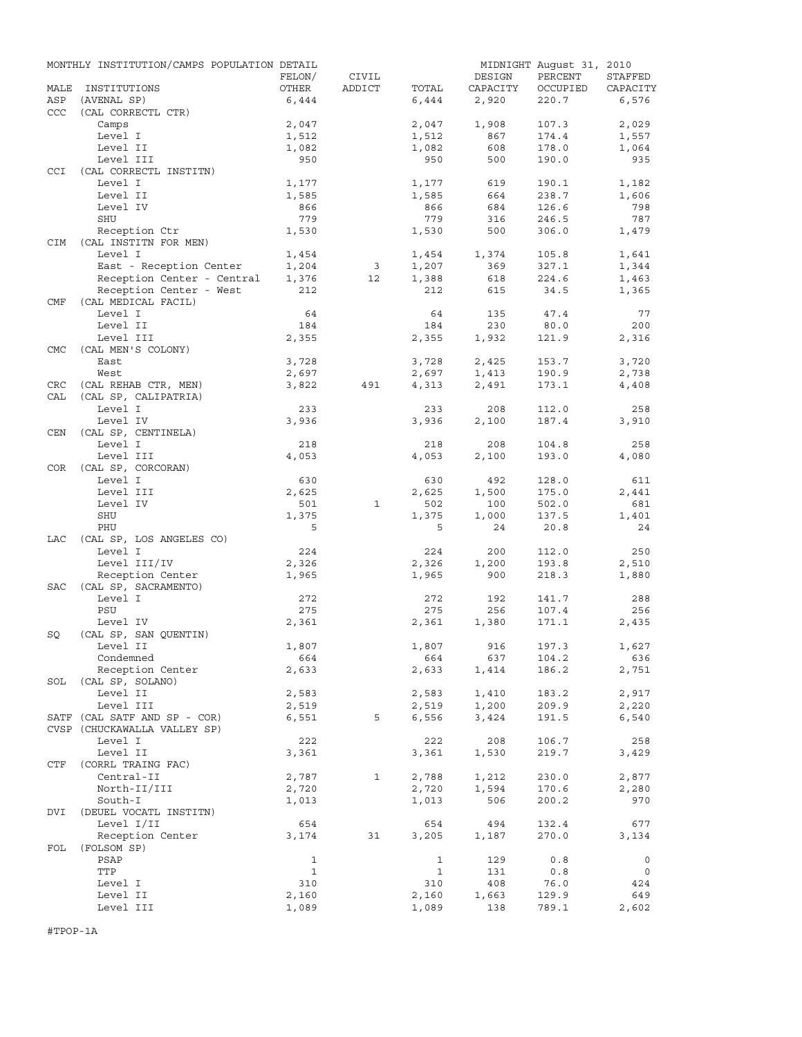MONTHLY INSTITUTION/CAMPS POPULATION DETAIL — MIDNIGHT August 31, 2010

| MALE | INSTITUTIONS | FELON/ OTHER | CIVIL ADDICT | TOTAL | DESIGN CAPACITY | PERCENT OCCUPIED | STAFFED CAPACITY |
|---|---|---|---|---|---|---|---|
| ASP | (AVENAL SP) | 6,444 | | 6,444 | 2,920 | 220.7 | 6,576 |
| CCC | (CAL CORRECTL CTR) | | | | | | |
| | Camps | 2,047 | | 2,047 | 1,908 | 107.3 | 2,029 |
| | Level I | 1,512 | | 1,512 | 867 | 174.4 | 1,557 |
| | Level II | 1,082 | | 1,082 | 608 | 178.0 | 1,064 |
| | Level III | 950 | | 950 | 500 | 190.0 | 935 |
| CCI | (CAL CORRECTL INSTITN) | | | | | | |
| | Level I | 1,177 | | 1,177 | 619 | 190.1 | 1,182 |
| | Level II | 1,585 | | 1,585 | 664 | 238.7 | 1,606 |
| | Level IV | 866 | | 866 | 684 | 126.6 | 798 |
| | SHU | 779 | | 779 | 316 | 246.5 | 787 |
| | Reception Ctr | 1,530 | | 1,530 | 500 | 306.0 | 1,479 |
| CIM | (CAL INSTITN FOR MEN) | | | | | | |
| | Level I | 1,454 | | 1,454 | 1,374 | 105.8 | 1,641 |
| | East - Reception Center | 1,204 | 3 | 1,207 | 369 | 327.1 | 1,344 |
| | Reception Center - Central | 1,376 | 12 | 1,388 | 618 | 224.6 | 1,463 |
| | Reception Center - West | 212 | | 212 | 615 | 34.5 | 1,365 |
| CMF | (CAL MEDICAL FACIL) | | | | | | |
| | Level I | 64 | | 64 | 135 | 47.4 | 77 |
| | Level II | 184 | | 184 | 230 | 80.0 | 200 |
| | Level III | 2,355 | | 2,355 | 1,932 | 121.9 | 2,316 |
| CMC | (CAL MEN'S COLONY) | | | | | | |
| | East | 3,728 | | 3,728 | 2,425 | 153.7 | 3,720 |
| | West | 2,697 | | 2,697 | 1,413 | 190.9 | 2,738 |
| CRC | (CAL REHAB CTR, MEN) | 3,822 | 491 | 4,313 | 2,491 | 173.1 | 4,408 |
| CAL | (CAL SP, CALIPATRIA) | | | | | | |
| | Level I | 233 | | 233 | 208 | 112.0 | 258 |
| | Level IV | 3,936 | | 3,936 | 2,100 | 187.4 | 3,910 |
| CEN | (CAL SP, CENTINELA) | | | | | | |
| | Level I | 218 | | 218 | 208 | 104.8 | 258 |
| | Level III | 4,053 | | 4,053 | 2,100 | 193.0 | 4,080 |
| COR | (CAL SP, CORCORAN) | | | | | | |
| | Level I | 630 | | 630 | 492 | 128.0 | 611 |
| | Level III | 2,625 | | 2,625 | 1,500 | 175.0 | 2,441 |
| | Level IV | 501 | 1 | 502 | 100 | 502.0 | 681 |
| | SHU | 1,375 | | 1,375 | 1,000 | 137.5 | 1,401 |
| | PHU | 5 | | 5 | 24 | 20.8 | 24 |
| LAC | (CAL SP, LOS ANGELES CO) | | | | | | |
| | Level I | 224 | | 224 | 200 | 112.0 | 250 |
| | Level III/IV | 2,326 | | 2,326 | 1,200 | 193.8 | 2,510 |
| | Reception Center | 1,965 | | 1,965 | 900 | 218.3 | 1,880 |
| SAC | (CAL SP, SACRAMENTO) | | | | | | |
| | Level I | 272 | | 272 | 192 | 141.7 | 288 |
| | PSU | 275 | | 275 | 256 | 107.4 | 256 |
| | Level IV | 2,361 | | 2,361 | 1,380 | 171.1 | 2,435 |
| SQ | (CAL SP, SAN QUENTIN) | | | | | | |
| | Level II | 1,807 | | 1,807 | 916 | 197.3 | 1,627 |
| | Condemned | 664 | | 664 | 637 | 104.2 | 636 |
| | Reception Center | 2,633 | | 2,633 | 1,414 | 186.2 | 2,751 |
| SOL | (CAL SP, SOLANO) | | | | | | |
| | Level II | 2,583 | | 2,583 | 1,410 | 183.2 | 2,917 |
| | Level III | 2,519 | | 2,519 | 1,200 | 209.9 | 2,220 |
| SATF | (CAL SATF AND SP - COR) | 6,551 | 5 | 6,556 | 3,424 | 191.5 | 6,540 |
| CVSP | (CHUCKAWALLA VALLEY SP) | | | | | | |
| | Level I | 222 | | 222 | 208 | 106.7 | 258 |
| | Level II | 3,361 | | 3,361 | 1,530 | 219.7 | 3,429 |
| CTF | (CORRL TRAING FAC) | | | | | | |
| | Central-II | 2,787 | 1 | 2,788 | 1,212 | 230.0 | 2,877 |
| | North-II/III | 2,720 | | 2,720 | 1,594 | 170.6 | 2,280 |
| | South-I | 1,013 | | 1,013 | 506 | 200.2 | 970 |
| DVI | (DEUEL VOCATL INSTITN) | | | | | | |
| | Level I/II | 654 | | 654 | 494 | 132.4 | 677 |
| | Reception Center | 3,174 | 31 | 3,205 | 1,187 | 270.0 | 3,134 |
| FOL | (FOLSOM SP) | | | | | | |
| | PSAP | 1 | | 1 | 129 | 0.8 | 0 |
| | TTP | 1 | | 1 | 131 | 0.8 | 0 |
| | Level I | 310 | | 310 | 408 | 76.0 | 424 |
| | Level II | 2,160 | | 2,160 | 1,663 | 129.9 | 649 |
| | Level III | 1,089 | | 1,089 | 138 | 789.1 | 2,602 |

#TPOP-1A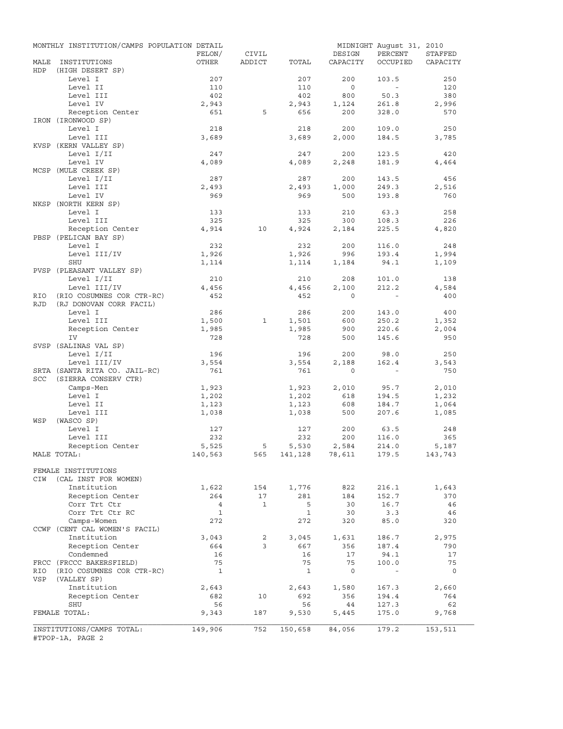MONTHLY INSTITUTION/CAMPS POPULATION DETAIL — MIDNIGHT August 31, 2010

| MALE INSTITUTIONS | FELON/ OTHER | CIVIL ADDICT | TOTAL | DESIGN CAPACITY | PERCENT OCCUPIED | STAFFED CAPACITY |
|---|---|---|---|---|---|---|
| HDP (HIGH DESERT SP) | | | | | | |
| Level I | 207 | | 207 | 200 | 103.5 | 250 |
| Level II | 110 | | 110 | 0 | - | 120 |
| Level III | 402 | | 402 | 800 | 50.3 | 380 |
| Level IV | 2,943 | | 2,943 | 1,124 | 261.8 | 2,996 |
| Reception Center | 651 | 5 | 656 | 200 | 328.0 | 570 |
| IRON (IRONWOOD SP) | | | | | | |
| Level I | 218 | | 218 | 200 | 109.0 | 250 |
| Level III | 3,689 | | 3,689 | 2,000 | 184.5 | 3,785 |
| KVSP (KERN VALLEY SP) | | | | | | |
| Level I/II | 247 | | 247 | 200 | 123.5 | 420 |
| Level IV | 4,089 | | 4,089 | 2,248 | 181.9 | 4,464 |
| MCSP (MULE CREEK SP) | | | | | | |
| Level I/II | 287 | | 287 | 200 | 143.5 | 456 |
| Level III | 2,493 | | 2,493 | 1,000 | 249.3 | 2,516 |
| Level IV | 969 | | 969 | 500 | 193.8 | 760 |
| NKSP (NORTH KERN SP) | | | | | | |
| Level I | 133 | | 133 | 210 | 63.3 | 258 |
| Level III | 325 | | 325 | 300 | 108.3 | 226 |
| Reception Center | 4,914 | 10 | 4,924 | 2,184 | 225.5 | 4,820 |
| PBSP (PELICAN BAY SP) | | | | | | |
| Level I | 232 | | 232 | 200 | 116.0 | 248 |
| Level III/IV | 1,926 | | 1,926 | 996 | 193.4 | 1,994 |
| SHU | 1,114 | | 1,114 | 1,184 | 94.1 | 1,109 |
| PVSP (PLEASANT VALLEY SP) | | | | | | |
| Level I/II | 210 | | 210 | 208 | 101.0 | 138 |
| Level III/IV | 4,456 | | 4,456 | 2,100 | 212.2 | 4,584 |
| RIO (RIO COSUMNES COR CTR-RC) | 452 | | 452 | 0 | - | 400 |
| RJD (RJ DONOVAN CORR FACIL) | | | | | | |
| Level I | 286 | | 286 | 200 | 143.0 | 400 |
| Level III | 1,500 | 1 | 1,501 | 600 | 250.2 | 1,352 |
| Reception Center | 1,985 | | 1,985 | 900 | 220.6 | 2,004 |
| IV | 728 | | 728 | 500 | 145.6 | 950 |
| SVSP (SALINAS VAL SP) | | | | | | |
| Level I/II | 196 | | 196 | 200 | 98.0 | 250 |
| Level III/IV | 3,554 | | 3,554 | 2,188 | 162.4 | 3,543 |
| SRTA (SANTA RITA CO. JAIL-RC) | 761 | | 761 | 0 | - | 750 |
| SCC (SIERRA CONSERV CTR) | | | | | | |
| Camps-Men | 1,923 | | 1,923 | 2,010 | 95.7 | 2,010 |
| Level I | 1,202 | | 1,202 | 618 | 194.5 | 1,232 |
| Level II | 1,123 | | 1,123 | 608 | 184.7 | 1,064 |
| Level III | 1,038 | | 1,038 | 500 | 207.6 | 1,085 |
| WSP (WASCO SP) | | | | | | |
| Level I | 127 | | 127 | 200 | 63.5 | 248 |
| Level III | 232 | | 232 | 200 | 116.0 | 365 |
| Reception Center | 5,525 | 5 | 5,530 | 2,584 | 214.0 | 5,187 |
| MALE TOTAL: | 140,563 | 565 | 141,128 | 78,611 | 179.5 | 143,743 |
| FEMALE INSTITUTIONS | | | | | | |
| CIW (CAL INST FOR WOMEN) | | | | | | |
| Institution | 1,622 | 154 | 1,776 | 822 | 216.1 | 1,643 |
| Reception Center | 264 | 17 | 281 | 184 | 152.7 | 370 |
| Corr Trt Ctr | 4 | 1 | 5 | 30 | 16.7 | 46 |
| Corr Trt Ctr RC | 1 | | 1 | 30 | 3.3 | 46 |
| Camps-Women | 272 | | 272 | 320 | 85.0 | 320 |
| CCWF (CENT CAL WOMEN'S FACIL) | | | | | | |
| Institution | 3,043 | 2 | 3,045 | 1,631 | 186.7 | 2,975 |
| Reception Center | 664 | 3 | 667 | 356 | 187.4 | 790 |
| Condemned | 16 | | 16 | 17 | 94.1 | 17 |
| FRCC (FRCCC BAKERSFIELD) | 75 | | 75 | 75 | 100.0 | 75 |
| RIO (RIO COSUMNES COR CTR-RC) | 1 | | 1 | 0 | - | 0 |
| VSP (VALLEY SP) | | | | | | |
| Institution | 2,643 | | 2,643 | 1,580 | 167.3 | 2,660 |
| Reception Center | 682 | 10 | 692 | 356 | 194.4 | 764 |
| SHU | 56 | | 56 | 44 | 127.3 | 62 |
| FEMALE TOTAL: | 9,343 | 187 | 9,530 | 5,445 | 175.0 | 9,768 |
| INSTITUTIONS/CAMPS TOTAL: | 149,906 | 752 | 150,658 | 84,056 | 179.2 | 153,511 |

#TPOP-1A, PAGE 2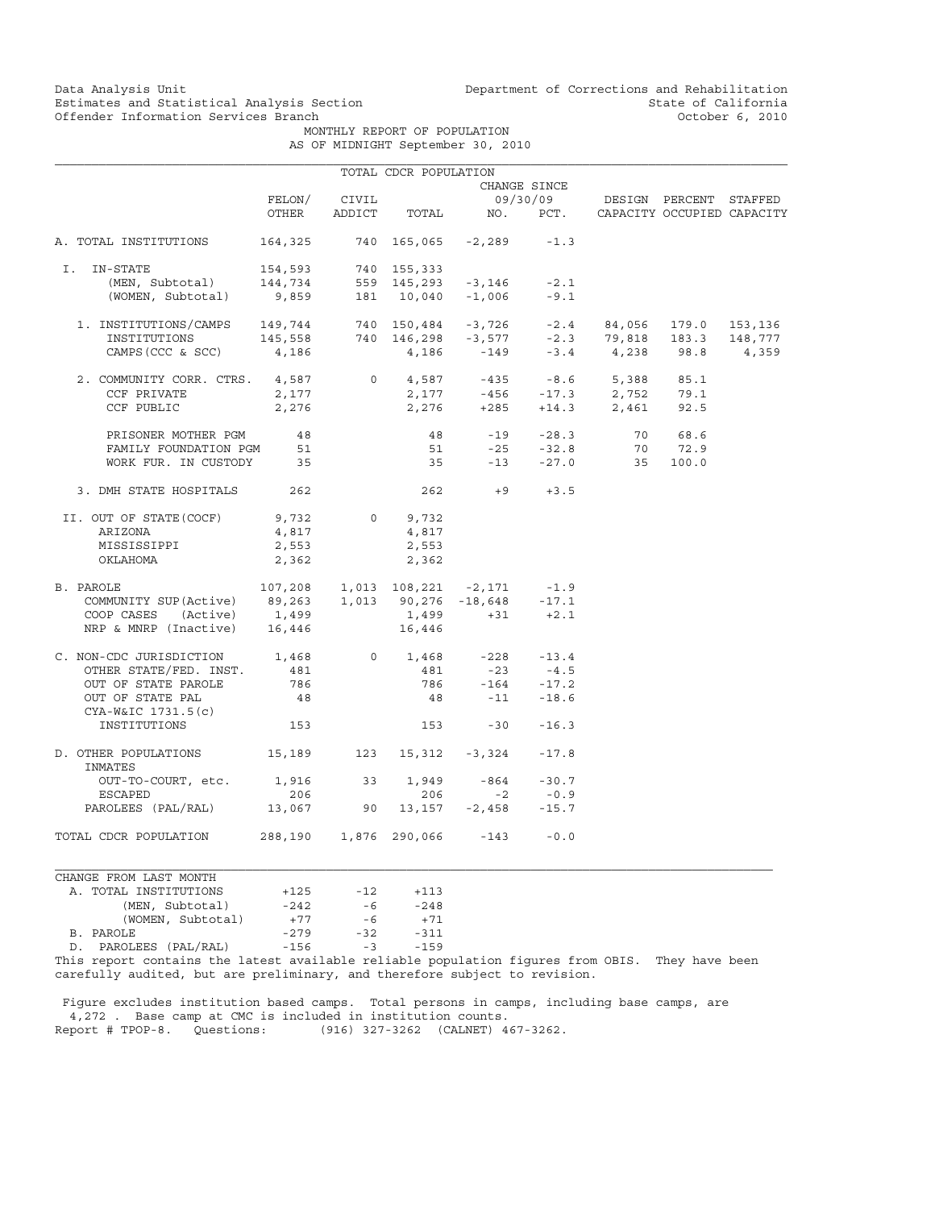Data Analysis Unit
Estimates and Statistical Analysis Section
Offender Information Services Branch

Department of Corrections and Rehabilitation
State of California
October 6, 2010

MONTHLY REPORT OF POPULATION
AS OF MIDNIGHT September 30, 2010

TOTAL CDCR POPULATION

| | FELON/ OTHER | CIVIL ADDICT | TOTAL | CHANGE SINCE 09/30/09 NO. | PCT. | DESIGN CAPACITY | PERCENT OCCUPIED | STAFFED CAPACITY |
|---|---|---|---|---|---|---|---|---|
| A. TOTAL INSTITUTIONS | 164,325 | 740 | 165,065 | -2,289 | -1.3 | | | |
| I. IN-STATE | 154,593 | 740 | 155,333 | | | | | |
| (MEN, Subtotal) | 144,734 | 559 | 145,293 | -3,146 | -2.1 | | | |
| (WOMEN, Subtotal) | 9,859 | 181 | 10,040 | -1,006 | -9.1 | | | |
| 1. INSTITUTIONS/CAMPS | 149,744 | 740 | 150,484 | -3,726 | -2.4 | 84,056 | 179.0 | 153,136 |
| INSTITUTIONS | 145,558 | 740 | 146,298 | -3,577 | -2.3 | 79,818 | 183.3 | 148,777 |
| CAMPS(CCC & SCC) | 4,186 | | 4,186 | -149 | -3.4 | 4,238 | 98.8 | 4,359 |
| 2. COMMUNITY CORR. CTRS. | 4,587 | 0 | 4,587 | -435 | -8.6 | 5,388 | 85.1 | |
| CCF PRIVATE | 2,177 | | 2,177 | -456 | -17.3 | 2,752 | 79.1 | |
| CCF PUBLIC | 2,276 | | 2,276 | +285 | +14.3 | 2,461 | 92.5 | |
| PRISONER MOTHER PGM | 48 | | 48 | -19 | -28.3 | 70 | 68.6 | |
| FAMILY FOUNDATION PGM | 51 | | 51 | -25 | -32.8 | 70 | 72.9 | |
| WORK FUR. IN CUSTODY | 35 | | 35 | -13 | -27.0 | 35 | 100.0 | |
| 3. DMH STATE HOSPITALS | 262 | | 262 | +9 | +3.5 | | | |
| II. OUT OF STATE(COCF) | 9,732 | 0 | 9,732 | | | | | |
| ARIZONA | 4,817 | | 4,817 | | | | | |
| MISSISSIPPI | 2,553 | | 2,553 | | | | | |
| OKLAHOMA | 2,362 | | 2,362 | | | | | |
| B. PAROLE | 107,208 | 1,013 | 108,221 | -2,171 | -1.9 | | | |
| COMMUNITY SUP(Active) | 89,263 | 1,013 | 90,276 | -18,648 | -17.1 | | | |
| COOP CASES (Active) | 1,499 | | 1,499 | +31 | +2.1 | | | |
| NRP & MNRP (Inactive) | 16,446 | | 16,446 | | | | | |
| C. NON-CDC JURISDICTION | 1,468 | 0 | 1,468 | -228 | -13.4 | | | |
| OTHER STATE/FED. INST. | 481 | | 481 | -23 | -4.5 | | | |
| OUT OF STATE PAROLE | 786 | | 786 | -164 | -17.2 | | | |
| OUT OF STATE PAL | 48 | | 48 | -11 | -18.6 | | | |
| CYA-W&IC 1731.5(c) INSTITUTIONS | 153 | | 153 | -30 | -16.3 | | | |
| D. OTHER POPULATIONS | 15,189 | 123 | 15,312 | -3,324 | -17.8 | | | |
| INMATES OUT-TO-COURT, etc. | 1,916 | 33 | 1,949 | -864 | -30.7 | | | |
| ESCAPED | 206 | | 206 | -2 | -0.9 | | | |
| PAROLEES (PAL/RAL) | 13,067 | 90 | 13,157 | -2,458 | -15.7 | | | |
| TOTAL CDCR POPULATION | 288,190 | 1,876 | 290,066 | -143 | -0.0 | | | |

CHANGE FROM LAST MONTH

| | | | |
|---|---|---|---|
| A. TOTAL INSTITUTIONS | +125 | -12 | +113 |
| (MEN, Subtotal) | -242 | -6 | -248 |
| (WOMEN, Subtotal) | +77 | -6 | +71 |
| B. PAROLE | -279 | -32 | -311 |
| D. PAROLEES (PAL/RAL) | -156 | -3 | -159 |

This report contains the latest available reliable population figures from OBIS. They have been carefully audited, but are preliminary, and therefore subject to revision.

Figure excludes institution based camps. Total persons in camps, including base camps, are 4,272 . Base camp at CMC is included in institution counts.
Report # TPOP-8. Questions: (916) 327-3262 (CALNET) 467-3262.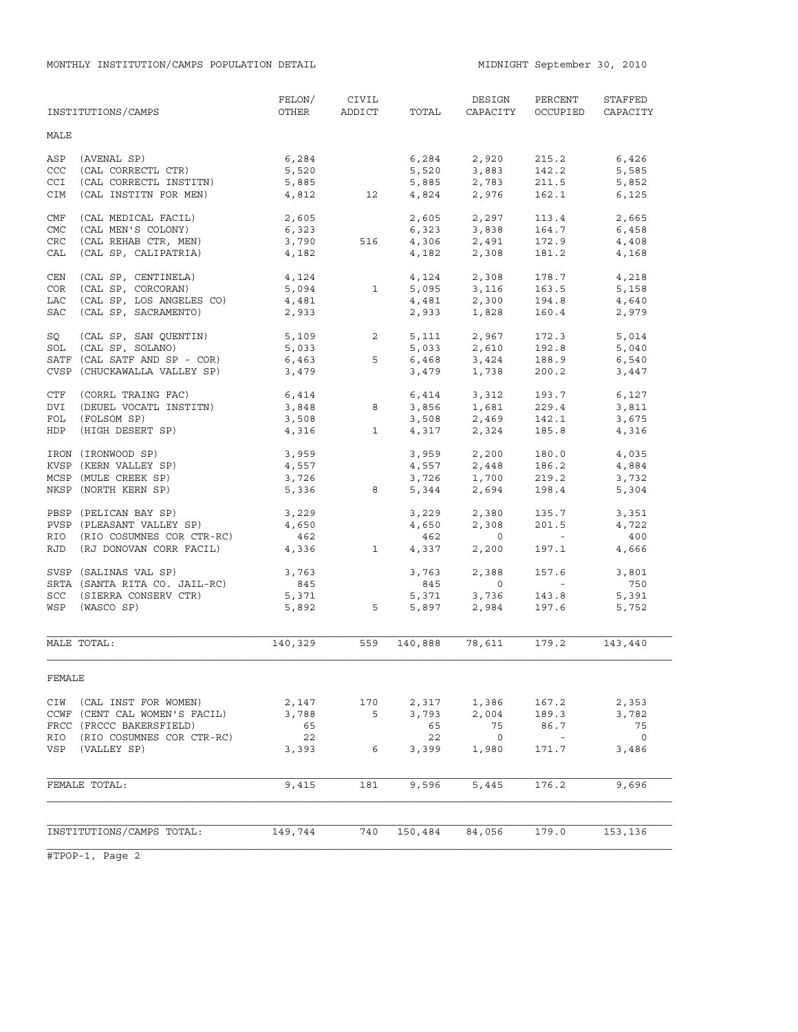MONTHLY INSTITUTION/CAMPS POPULATION DETAIL

MIDNIGHT September 30, 2010

| INSTITUTIONS/CAMPS | FELON/ OTHER | CIVIL ADDICT | TOTAL | DESIGN CAPACITY | PERCENT OCCUPIED | STAFFED CAPACITY |
|---|---|---|---|---|---|---|
| **MALE** | | | | | | |
| ASP (AVENAL SP) | 6,284 | | 6,284 | 2,920 | 215.2 | 6,426 |
| CCC (CAL CORRECTL CTR) | 5,520 | | 5,520 | 3,883 | 142.2 | 5,585 |
| CCI (CAL CORRECTL INSTITN) | 5,885 | | 5,885 | 2,783 | 211.5 | 5,852 |
| CIM (CAL INSTITN FOR MEN) | 4,812 | 12 | 4,824 | 2,976 | 162.1 | 6,125 |
| CMF (CAL MEDICAL FACIL) | 2,605 | | 2,605 | 2,297 | 113.4 | 2,665 |
| CMC (CAL MEN'S COLONY) | 6,323 | | 6,323 | 3,838 | 164.7 | 6,458 |
| CRC (CAL REHAB CTR, MEN) | 3,790 | 516 | 4,306 | 2,491 | 172.9 | 4,408 |
| CAL (CAL SP, CALIPATRIA) | 4,182 | | 4,182 | 2,308 | 181.2 | 4,168 |
| CEN (CAL SP, CENTINELA) | 4,124 | | 4,124 | 2,308 | 178.7 | 4,218 |
| COR (CAL SP, CORCORAN) | 5,094 | 1 | 5,095 | 3,116 | 163.5 | 5,158 |
| LAC (CAL SP, LOS ANGELES CO) | 4,481 | | 4,481 | 2,300 | 194.8 | 4,640 |
| SAC (CAL SP, SACRAMENTO) | 2,933 | | 2,933 | 1,828 | 160.4 | 2,979 |
| SQ (CAL SP, SAN QUENTIN) | 5,109 | 2 | 5,111 | 2,967 | 172.3 | 5,014 |
| SOL (CAL SP, SOLANO) | 5,033 | | 5,033 | 2,610 | 192.8 | 5,040 |
| SATF (CAL SATF AND SP - COR) | 6,463 | 5 | 6,468 | 3,424 | 188.9 | 6,540 |
| CVSP (CHUCKAWALLA VALLEY SP) | 3,479 | | 3,479 | 1,738 | 200.2 | 3,447 |
| CTF (CORRL TRAING FAC) | 6,414 | | 6,414 | 3,312 | 193.7 | 6,127 |
| DVI (DEUEL VOCATL INSTITN) | 3,848 | 8 | 3,856 | 1,681 | 229.4 | 3,811 |
| FOL (FOLSOM SP) | 3,508 | | 3,508 | 2,469 | 142.1 | 3,675 |
| HDP (HIGH DESERT SP) | 4,316 | 1 | 4,317 | 2,324 | 185.8 | 4,316 |
| IRON (IRONWOOD SP) | 3,959 | | 3,959 | 2,200 | 180.0 | 4,035 |
| KVSP (KERN VALLEY SP) | 4,557 | | 4,557 | 2,448 | 186.2 | 4,884 |
| MCSP (MULE CREEK SP) | 3,726 | | 3,726 | 1,700 | 219.2 | 3,732 |
| NKSP (NORTH KERN SP) | 5,336 | 8 | 5,344 | 2,694 | 198.4 | 5,304 |
| PBSP (PELICAN BAY SP) | 3,229 | | 3,229 | 2,380 | 135.7 | 3,351 |
| PVSP (PLEASANT VALLEY SP) | 4,650 | | 4,650 | 2,308 | 201.5 | 4,722 |
| RIO (RIO COSUMNES COR CTR-RC) | 462 | | 462 | 0 | - | 400 |
| RJD (RJ DONOVAN CORR FACIL) | 4,336 | 1 | 4,337 | 2,200 | 197.1 | 4,666 |
| SVSP (SALINAS VAL SP) | 3,763 | | 3,763 | 2,388 | 157.6 | 3,801 |
| SRTA (SANTA RITA CO. JAIL-RC) | 845 | | 845 | 0 | - | 750 |
| SCC (SIERRA CONSERV CTR) | 5,371 | | 5,371 | 3,736 | 143.8 | 5,391 |
| WSP (WASCO SP) | 5,892 | 5 | 5,897 | 2,984 | 197.6 | 5,752 |
| MALE TOTAL: | 140,329 | 559 | 140,888 | 78,611 | 179.2 | 143,440 |
| **FEMALE** | | | | | | |
| CIW (CAL INST FOR WOMEN) | 2,147 | 170 | 2,317 | 1,386 | 167.2 | 2,353 |
| CCWF (CENT CAL WOMEN'S FACIL) | 3,788 | 5 | 3,793 | 2,004 | 189.3 | 3,782 |
| FRCC (FRCCC BAKERSFIELD) | 65 | | 65 | 75 | 86.7 | 75 |
| RIO (RIO COSUMNES COR CTR-RC) | 22 | | 22 | 0 | - | 0 |
| VSP (VALLEY SP) | 3,393 | 6 | 3,399 | 1,980 | 171.7 | 3,486 |
| FEMALE TOTAL: | 9,415 | 181 | 9,596 | 5,445 | 176.2 | 9,696 |
| INSTITUTIONS/CAMPS TOTAL: | 149,744 | 740 | 150,484 | 84,056 | 179.0 | 153,136 |

#TPOP-1, Page 2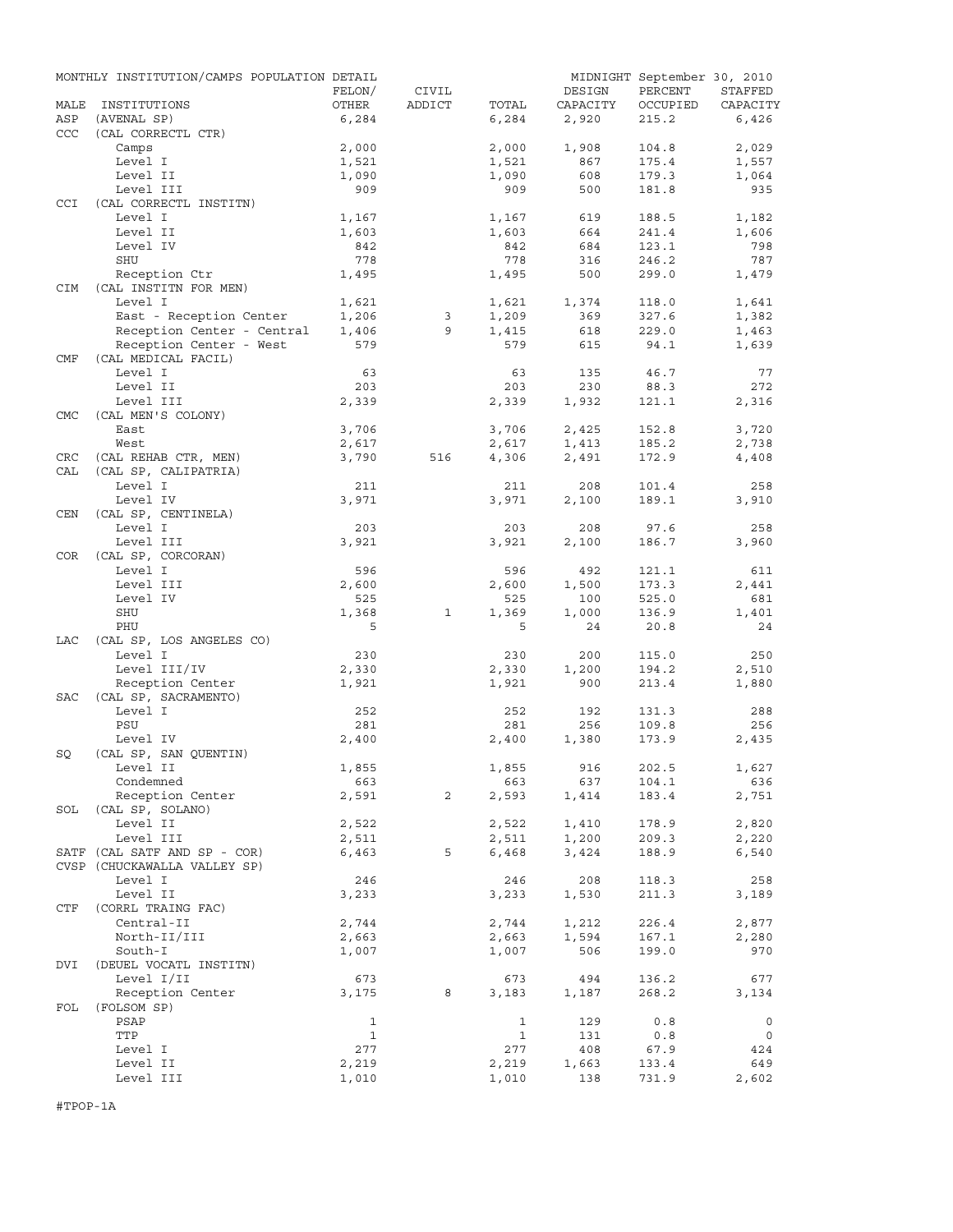MONTHLY INSTITUTION/CAMPS POPULATION DETAIL — MIDNIGHT September 30, 2010

| MALE | INSTITUTIONS | FELON/ OTHER | CIVIL ADDICT | TOTAL | DESIGN CAPACITY | PERCENT OCCUPIED | STAFFED CAPACITY |
|---|---|---|---|---|---|---|---|
| ASP | (AVENAL SP) | 6,284 | | 6,284 | 2,920 | 215.2 | 6,426 |
| CCC | (CAL CORRECTL CTR) | | | | | | |
| | Camps | 2,000 | | 2,000 | 1,908 | 104.8 | 2,029 |
| | Level I | 1,521 | | 1,521 | 867 | 175.4 | 1,557 |
| | Level II | 1,090 | | 1,090 | 608 | 179.3 | 1,064 |
| | Level III | 909 | | 909 | 500 | 181.8 | 935 |
| CCI | (CAL CORRECTL INSTITN) | | | | | | |
| | Level I | 1,167 | | 1,167 | 619 | 188.5 | 1,182 |
| | Level II | 1,603 | | 1,603 | 664 | 241.4 | 1,606 |
| | Level IV | 842 | | 842 | 684 | 123.1 | 798 |
| | SHU | 778 | | 778 | 316 | 246.2 | 787 |
| | Reception Ctr | 1,495 | | 1,495 | 500 | 299.0 | 1,479 |
| CIM | (CAL INSTITN FOR MEN) | | | | | | |
| | Level I | 1,621 | | 1,621 | 1,374 | 118.0 | 1,641 |
| | East - Reception Center | 1,206 | 3 | 1,209 | 369 | 327.6 | 1,382 |
| | Reception Center - Central | 1,406 | 9 | 1,415 | 618 | 229.0 | 1,463 |
| | Reception Center - West | 579 | | 579 | 615 | 94.1 | 1,639 |
| CMF | (CAL MEDICAL FACIL) | | | | | | |
| | Level I | 63 | | 63 | 135 | 46.7 | 77 |
| | Level II | 203 | | 203 | 230 | 88.3 | 272 |
| | Level III | 2,339 | | 2,339 | 1,932 | 121.1 | 2,316 |
| CMC | (CAL MEN'S COLONY) | | | | | | |
| | East | 3,706 | | 3,706 | 2,425 | 152.8 | 3,720 |
| | West | 2,617 | | 2,617 | 1,413 | 185.2 | 2,738 |
| CRC | (CAL REHAB CTR, MEN) | 3,790 | 516 | 4,306 | 2,491 | 172.9 | 4,408 |
| CAL | (CAL SP, CALIPATRIA) | | | | | | |
| | Level I | 211 | | 211 | 208 | 101.4 | 258 |
| | Level IV | 3,971 | | 3,971 | 2,100 | 189.1 | 3,910 |
| CEN | (CAL SP, CENTINELA) | | | | | | |
| | Level I | 203 | | 203 | 208 | 97.6 | 258 |
| | Level III | 3,921 | | 3,921 | 2,100 | 186.7 | 3,960 |
| COR | (CAL SP, CORCORAN) | | | | | | |
| | Level I | 596 | | 596 | 492 | 121.1 | 611 |
| | Level III | 2,600 | | 2,600 | 1,500 | 173.3 | 2,441 |
| | Level IV | 525 | | 525 | 100 | 525.0 | 681 |
| | SHU | 1,368 | 1 | 1,369 | 1,000 | 136.9 | 1,401 |
| | PHU | 5 | | 5 | 24 | 20.8 | 24 |
| LAC | (CAL SP, LOS ANGELES CO) | | | | | | |
| | Level I | 230 | | 230 | 200 | 115.0 | 250 |
| | Level III/IV | 2,330 | | 2,330 | 1,200 | 194.2 | 2,510 |
| | Reception Center | 1,921 | | 1,921 | 900 | 213.4 | 1,880 |
| SAC | (CAL SP, SACRAMENTO) | | | | | | |
| | Level I | 252 | | 252 | 192 | 131.3 | 288 |
| | PSU | 281 | | 281 | 256 | 109.8 | 256 |
| | Level IV | 2,400 | | 2,400 | 1,380 | 173.9 | 2,435 |
| SQ | (CAL SP, SAN QUENTIN) | | | | | | |
| | Level II | 1,855 | | 1,855 | 916 | 202.5 | 1,627 |
| | Condemned | 663 | | 663 | 637 | 104.1 | 636 |
| | Reception Center | 2,591 | 2 | 2,593 | 1,414 | 183.4 | 2,751 |
| SOL | (CAL SP, SOLANO) | | | | | | |
| | Level II | 2,522 | | 2,522 | 1,410 | 178.9 | 2,820 |
| | Level III | 2,511 | | 2,511 | 1,200 | 209.3 | 2,220 |
| SATF | (CAL SATF AND SP - COR) | 6,463 | 5 | 6,468 | 3,424 | 188.9 | 6,540 |
| CVSP | (CHUCKAWALLA VALLEY SP) | | | | | | |
| | Level I | 246 | | 246 | 208 | 118.3 | 258 |
| | Level II | 3,233 | | 3,233 | 1,530 | 211.3 | 3,189 |
| CTF | (CORRL TRAING FAC) | | | | | | |
| | Central-II | 2,744 | | 2,744 | 1,212 | 226.4 | 2,877 |
| | North-II/III | 2,663 | | 2,663 | 1,594 | 167.1 | 2,280 |
| | South-I | 1,007 | | 1,007 | 506 | 199.0 | 970 |
| DVI | (DEUEL VOCATL INSTITN) | | | | | | |
| | Level I/II | 673 | | 673 | 494 | 136.2 | 677 |
| | Reception Center | 3,175 | 8 | 3,183 | 1,187 | 268.2 | 3,134 |
| FOL | (FOLSOM SP) | | | | | | |
| | PSAP | 1 | | 1 | 129 | 0.8 | 0 |
| | TTP | 1 | | 1 | 131 | 0.8 | 0 |
| | Level I | 277 | | 277 | 408 | 67.9 | 424 |
| | Level II | 2,219 | | 2,219 | 1,663 | 133.4 | 649 |
| | Level III | 1,010 | | 1,010 | 138 | 731.9 | 2,602 |

#TPOP-1A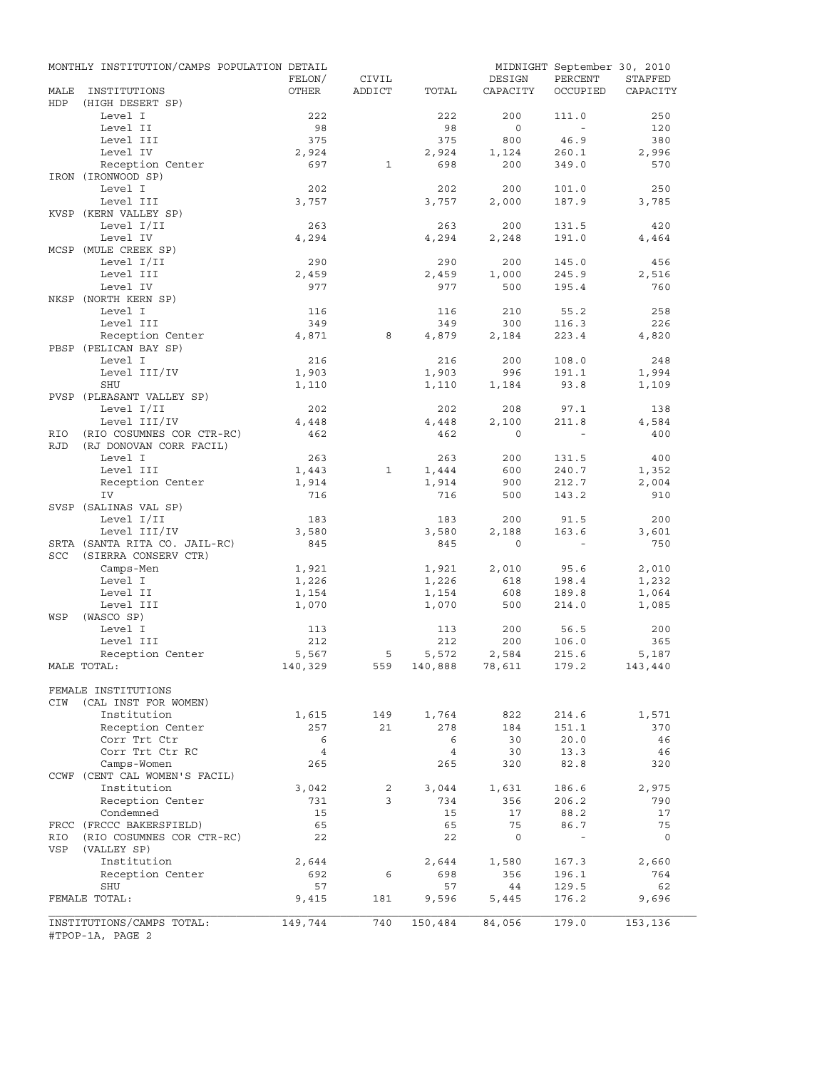MONTHLY INSTITUTION/CAMPS POPULATION DETAIL — MIDNIGHT September 30, 2010

| MALE INSTITUTIONS | FELON/ OTHER | CIVIL ADDICT | TOTAL | DESIGN CAPACITY | PERCENT OCCUPIED | STAFFED CAPACITY |
|---|---|---|---|---|---|---|
| HDP (HIGH DESERT SP) | | | | | | |
| Level I | 222 | | 222 | 200 | 111.0 | 250 |
| Level II | 98 | | 98 | 0 | - | 120 |
| Level III | 375 | | 375 | 800 | 46.9 | 380 |
| Level IV | 2,924 | | 2,924 | 1,124 | 260.1 | 2,996 |
| Reception Center | 697 | 1 | 698 | 200 | 349.0 | 570 |
| IRON (IRONWOOD SP) | | | | | | |
| Level I | 202 | | 202 | 200 | 101.0 | 250 |
| Level III | 3,757 | | 3,757 | 2,000 | 187.9 | 3,785 |
| KVSP (KERN VALLEY SP) | | | | | | |
| Level I/II | 263 | | 263 | 200 | 131.5 | 420 |
| Level IV | 4,294 | | 4,294 | 2,248 | 191.0 | 4,464 |
| MCSP (MULE CREEK SP) | | | | | | |
| Level I/II | 290 | | 290 | 200 | 145.0 | 456 |
| Level III | 2,459 | | 2,459 | 1,000 | 245.9 | 2,516 |
| Level IV | 977 | | 977 | 500 | 195.4 | 760 |
| NKSP (NORTH KERN SP) | | | | | | |
| Level I | 116 | | 116 | 210 | 55.2 | 258 |
| Level III | 349 | | 349 | 300 | 116.3 | 226 |
| Reception Center | 4,871 | 8 | 4,879 | 2,184 | 223.4 | 4,820 |
| PBSP (PELICAN BAY SP) | | | | | | |
| Level I | 216 | | 216 | 200 | 108.0 | 248 |
| Level III/IV | 1,903 | | 1,903 | 996 | 191.1 | 1,994 |
| SHU | 1,110 | | 1,110 | 1,184 | 93.8 | 1,109 |
| PVSP (PLEASANT VALLEY SP) | | | | | | |
| Level I/II | 202 | | 202 | 208 | 97.1 | 138 |
| Level III/IV | 4,448 | | 4,448 | 2,100 | 211.8 | 4,584 |
| RIO (RIO COSUMNES COR CTR-RC) | 462 | | 462 | 0 | - | 400 |
| RJD (RJ DONOVAN CORR FACIL) | | | | | | |
| Level I | 263 | | 263 | 200 | 131.5 | 400 |
| Level III | 1,443 | 1 | 1,444 | 600 | 240.7 | 1,352 |
| Reception Center | 1,914 | | 1,914 | 900 | 212.7 | 2,004 |
| IV | 716 | | 716 | 500 | 143.2 | 910 |
| SVSP (SALINAS VAL SP) | | | | | | |
| Level I/II | 183 | | 183 | 200 | 91.5 | 200 |
| Level III/IV | 3,580 | | 3,580 | 2,188 | 163.6 | 3,601 |
| SRTA (SANTA RITA CO. JAIL-RC) | 845 | | 845 | 0 | - | 750 |
| SCC (SIERRA CONSERV CTR) | | | | | | |
| Camps-Men | 1,921 | | 1,921 | 2,010 | 95.6 | 2,010 |
| Level I | 1,226 | | 1,226 | 618 | 198.4 | 1,232 |
| Level II | 1,154 | | 1,154 | 608 | 189.8 | 1,064 |
| Level III | 1,070 | | 1,070 | 500 | 214.0 | 1,085 |
| WSP (WASCO SP) | | | | | | |
| Level I | 113 | | 113 | 200 | 56.5 | 200 |
| Level III | 212 | | 212 | 200 | 106.0 | 365 |
| Reception Center | 5,567 | 5 | 5,572 | 2,584 | 215.6 | 5,187 |
| MALE TOTAL: | 140,329 | 559 | 140,888 | 78,611 | 179.2 | 143,440 |
| FEMALE INSTITUTIONS | | | | | | |
| CIW (CAL INST FOR WOMEN) | | | | | | |
| Institution | 1,615 | 149 | 1,764 | 822 | 214.6 | 1,571 |
| Reception Center | 257 | 21 | 278 | 184 | 151.1 | 370 |
| Corr Trt Ctr | 6 | | 6 | 30 | 20.0 | 46 |
| Corr Trt Ctr RC | 4 | | 4 | 30 | 13.3 | 46 |
| Camps-Women | 265 | | 265 | 320 | 82.8 | 320 |
| CCWF (CENT CAL WOMEN'S FACIL) | | | | | | |
| Institution | 3,042 | 2 | 3,044 | 1,631 | 186.6 | 2,975 |
| Reception Center | 731 | 3 | 734 | 356 | 206.2 | 790 |
| Condemned | 15 | | 15 | 17 | 88.2 | 17 |
| FRCC (FRCCC BAKERSFIELD) | 65 | | 65 | 75 | 86.7 | 75 |
| RIO (RIO COSUMNES COR CTR-RC) | 22 | | 22 | 0 | - | 0 |
| VSP (VALLEY SP) | | | | | | |
| Institution | 2,644 | | 2,644 | 1,580 | 167.3 | 2,660 |
| Reception Center | 692 | 6 | 698 | 356 | 196.1 | 764 |
| SHU | 57 | | 57 | 44 | 129.5 | 62 |
| FEMALE TOTAL: | 9,415 | 181 | 9,596 | 5,445 | 176.2 | 9,696 |
| INSTITUTIONS/CAMPS TOTAL: | 149,744 | 740 | 150,484 | 84,056 | 179.0 | 153,136 |

#TPOP-1A, PAGE 2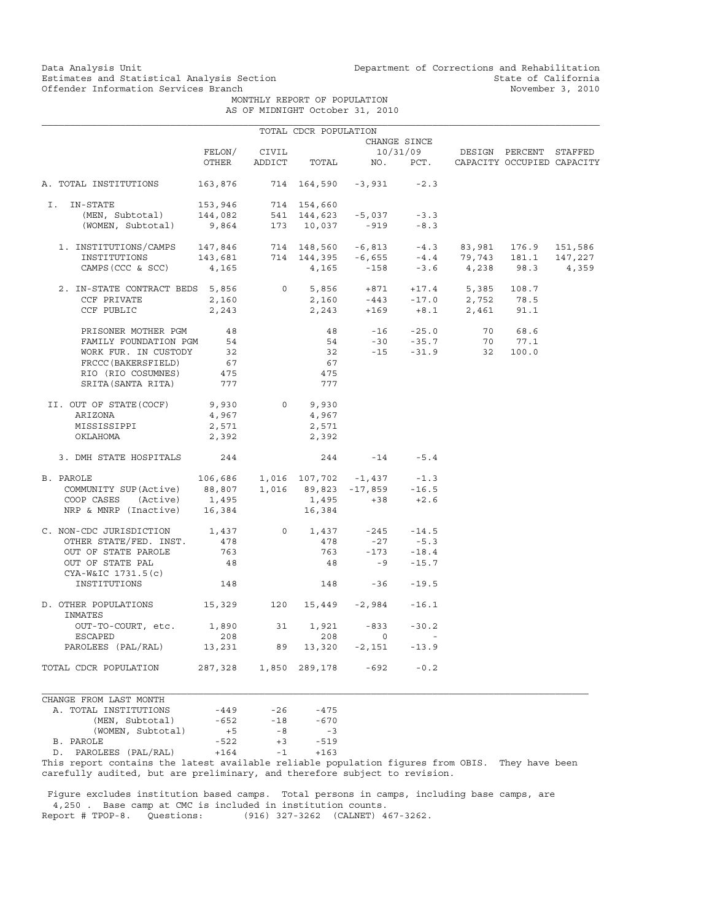Data Analysis Unit
Estimates and Statistical Analysis Section
Offender Information Services Branch

Department of Corrections and Rehabilitation
State of California
November 3, 2010

MONTHLY REPORT OF POPULATION
AS OF MIDNIGHT October 31, 2010

TOTAL CDCR POPULATION

| | FELON/ OTHER | CIVIL ADDICT | TOTAL | CHANGE SINCE 10/31/09 NO. | PCT. | DESIGN CAPACITY | PERCENT OCCUPIED | STAFFED CAPACITY |
|---|---|---|---|---|---|---|---|---|
| A. TOTAL INSTITUTIONS | 163,876 | 714 | 164,590 | -3,931 | -2.3 | | | |
| I. IN-STATE | 153,946 | 714 | 154,660 | | | | | |
| (MEN, Subtotal) | 144,082 | 541 | 144,623 | -5,037 | -3.3 | | | |
| (WOMEN, Subtotal) | 9,864 | 173 | 10,037 | -919 | -8.3 | | | |
| 1. INSTITUTIONS/CAMPS | 147,846 | 714 | 148,560 | -6,813 | -4.3 | 83,981 | 176.9 | 151,586 |
| INSTITUTIONS | 143,681 | 714 | 144,395 | -6,655 | -4.4 | 79,743 | 181.1 | 147,227 |
| CAMPS(CCC & SCC) | 4,165 | | 4,165 | -158 | -3.6 | 4,238 | 98.3 | 4,359 |
| 2. IN-STATE CONTRACT BEDS | 5,856 | 0 | 5,856 | +871 | +17.4 | 5,385 | 108.7 | |
| CCF PRIVATE | 2,160 | | 2,160 | -443 | -17.0 | 2,752 | 78.5 | |
| CCF PUBLIC | 2,243 | | 2,243 | +169 | +8.1 | 2,461 | 91.1 | |
| PRISONER MOTHER PGM | 48 | | 48 | -16 | -25.0 | 70 | 68.6 | |
| FAMILY FOUNDATION PGM | 54 | | 54 | -30 | -35.7 | 70 | 77.1 | |
| WORK FUR. IN CUSTODY | 32 | | 32 | -15 | -31.9 | 32 | 100.0 | |
| FRCCC(BAKERSFIELD) | 67 | | 67 | | | | | |
| RIO (RIO COSUMNES) | 475 | | 475 | | | | | |
| SRITA(SANTA RITA) | 777 | | 777 | | | | | |
| II. OUT OF STATE(COCF) | 9,930 | 0 | 9,930 | | | | | |
| ARIZONA | 4,967 | | 4,967 | | | | | |
| MISSISSIPPI | 2,571 | | 2,571 | | | | | |
| OKLAHOMA | 2,392 | | 2,392 | | | | | |
| 3. DMH STATE HOSPITALS | 244 | | 244 | -14 | -5.4 | | | |
| B. PAROLE | 106,686 | 1,016 | 107,702 | -1,437 | -1.3 | | | |
| COMMUNITY SUP(Active) | 88,807 | 1,016 | 89,823 | -17,859 | -16.5 | | | |
| COOP CASES (Active) | 1,495 | | 1,495 | +38 | +2.6 | | | |
| NRP & MNRP (Inactive) | 16,384 | | 16,384 | | | | | |
| C. NON-CDC JURISDICTION | 1,437 | 0 | 1,437 | -245 | -14.5 | | | |
| OTHER STATE/FED. INST. | 478 | | 478 | -27 | -5.3 | | | |
| OUT OF STATE PAROLE | 763 | | 763 | -173 | -18.4 | | | |
| OUT OF STATE PAL | 48 | | 48 | -9 | -15.7 | | | |
| CYA-W&IC 1731.5(c) INSTITUTIONS | 148 | | 148 | -36 | -19.5 | | | |
| D. OTHER POPULATIONS | 15,329 | 120 | 15,449 | -2,984 | -16.1 | | | |
| INMATES OUT-TO-COURT, etc. | 1,890 | 31 | 1,921 | -833 | -30.2 | | | |
| ESCAPED | 208 | | 208 | 0 | - | | | |
| PAROLEES (PAL/RAL) | 13,231 | 89 | 13,320 | -2,151 | -13.9 | | | |
| TOTAL CDCR POPULATION | 287,328 | 1,850 | 289,178 | -692 | -0.2 | | | |

CHANGE FROM LAST MONTH

| | | | |
|---|---|---|---|
| A. TOTAL INSTITUTIONS | -449 | -26 | -475 |
| (MEN, Subtotal) | -652 | -18 | -670 |
| (WOMEN, Subtotal) | +5 | -8 | -3 |
| B. PAROLE | -522 | +3 | -519 |
| D. PAROLEES (PAL/RAL) | +164 | -1 | +163 |

This report contains the latest available reliable population figures from OBIS. They have been carefully audited, but are preliminary, and therefore subject to revision.

Figure excludes institution based camps. Total persons in camps, including base camps, are 4,250 . Base camp at CMC is included in institution counts.
Report # TPOP-8. Questions: (916) 327-3262 (CALNET) 467-3262.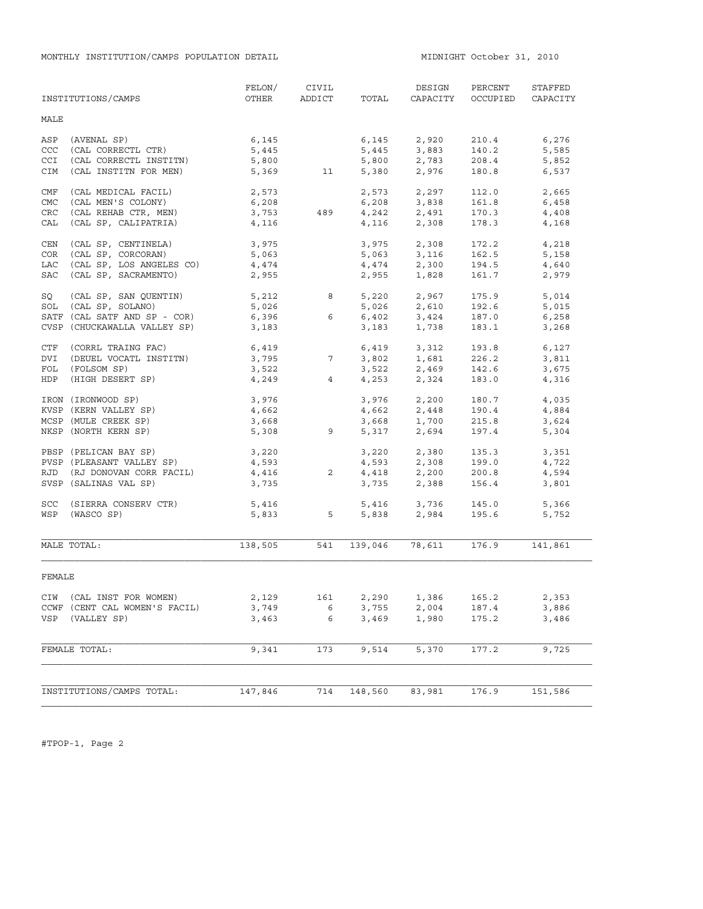MONTHLY INSTITUTION/CAMPS POPULATION DETAIL

MIDNIGHT October 31, 2010

| INSTITUTIONS/CAMPS | FELON/ OTHER | CIVIL ADDICT | TOTAL | DESIGN CAPACITY | PERCENT OCCUPIED | STAFFED CAPACITY |
|---|---|---|---|---|---|---|
| **MALE** | | | | | | |
| ASP (AVENAL SP) | 6,145 | | 6,145 | 2,920 | 210.4 | 6,276 |
| CCC (CAL CORRECTL CTR) | 5,445 | | 5,445 | 3,883 | 140.2 | 5,585 |
| CCI (CAL CORRECTL INSTITN) | 5,800 | | 5,800 | 2,783 | 208.4 | 5,852 |
| CIM (CAL INSTITN FOR MEN) | 5,369 | 11 | 5,380 | 2,976 | 180.8 | 6,537 |
| CMF (CAL MEDICAL FACIL) | 2,573 | | 2,573 | 2,297 | 112.0 | 2,665 |
| CMC (CAL MEN'S COLONY) | 6,208 | | 6,208 | 3,838 | 161.8 | 6,458 |
| CRC (CAL REHAB CTR, MEN) | 3,753 | 489 | 4,242 | 2,491 | 170.3 | 4,408 |
| CAL (CAL SP, CALIPATRIA) | 4,116 | | 4,116 | 2,308 | 178.3 | 4,168 |
| CEN (CAL SP, CENTINELA) | 3,975 | | 3,975 | 2,308 | 172.2 | 4,218 |
| COR (CAL SP, CORCORAN) | 5,063 | | 5,063 | 3,116 | 162.5 | 5,158 |
| LAC (CAL SP, LOS ANGELES CO) | 4,474 | | 4,474 | 2,300 | 194.5 | 4,640 |
| SAC (CAL SP, SACRAMENTO) | 2,955 | | 2,955 | 1,828 | 161.7 | 2,979 |
| SQ (CAL SP, SAN QUENTIN) | 5,212 | 8 | 5,220 | 2,967 | 175.9 | 5,014 |
| SOL (CAL SP, SOLANO) | 5,026 | | 5,026 | 2,610 | 192.6 | 5,015 |
| SATF (CAL SATF AND SP - COR) | 6,396 | 6 | 6,402 | 3,424 | 187.0 | 6,258 |
| CVSP (CHUCKAWALLA VALLEY SP) | 3,183 | | 3,183 | 1,738 | 183.1 | 3,268 |
| CTF (CORRL TRAING FAC) | 6,419 | | 6,419 | 3,312 | 193.8 | 6,127 |
| DVI (DEUEL VOCATL INSTITN) | 3,795 | 7 | 3,802 | 1,681 | 226.2 | 3,811 |
| FOL (FOLSOM SP) | 3,522 | | 3,522 | 2,469 | 142.6 | 3,675 |
| HDP (HIGH DESERT SP) | 4,249 | 4 | 4,253 | 2,324 | 183.0 | 4,316 |
| IRON (IRONWOOD SP) | 3,976 | | 3,976 | 2,200 | 180.7 | 4,035 |
| KVSP (KERN VALLEY SP) | 4,662 | | 4,662 | 2,448 | 190.4 | 4,884 |
| MCSP (MULE CREEK SP) | 3,668 | | 3,668 | 1,700 | 215.8 | 3,624 |
| NKSP (NORTH KERN SP) | 5,308 | 9 | 5,317 | 2,694 | 197.4 | 5,304 |
| PBSP (PELICAN BAY SP) | 3,220 | | 3,220 | 2,380 | 135.3 | 3,351 |
| PVSP (PLEASANT VALLEY SP) | 4,593 | | 4,593 | 2,308 | 199.0 | 4,722 |
| RJD (RJ DONOVAN CORR FACIL) | 4,416 | 2 | 4,418 | 2,200 | 200.8 | 4,594 |
| SVSP (SALINAS VAL SP) | 3,735 | | 3,735 | 2,388 | 156.4 | 3,801 |
| SCC (SIERRA CONSERV CTR) | 5,416 | | 5,416 | 3,736 | 145.0 | 5,366 |
| WSP (WASCO SP) | 5,833 | 5 | 5,838 | 2,984 | 195.6 | 5,752 |
| MALE TOTAL: | 138,505 | 541 | 139,046 | 78,611 | 176.9 | 141,861 |
| **FEMALE** | | | | | | |
| CIW (CAL INST FOR WOMEN) | 2,129 | 161 | 2,290 | 1,386 | 165.2 | 2,353 |
| CCWF (CENT CAL WOMEN'S FACIL) | 3,749 | 6 | 3,755 | 2,004 | 187.4 | 3,886 |
| VSP (VALLEY SP) | 3,463 | 6 | 3,469 | 1,980 | 175.2 | 3,486 |
| FEMALE TOTAL: | 9,341 | 173 | 9,514 | 5,370 | 177.2 | 9,725 |
| INSTITUTIONS/CAMPS TOTAL: | 147,846 | 714 | 148,560 | 83,981 | 176.9 | 151,586 |

#TPOP-1, Page 2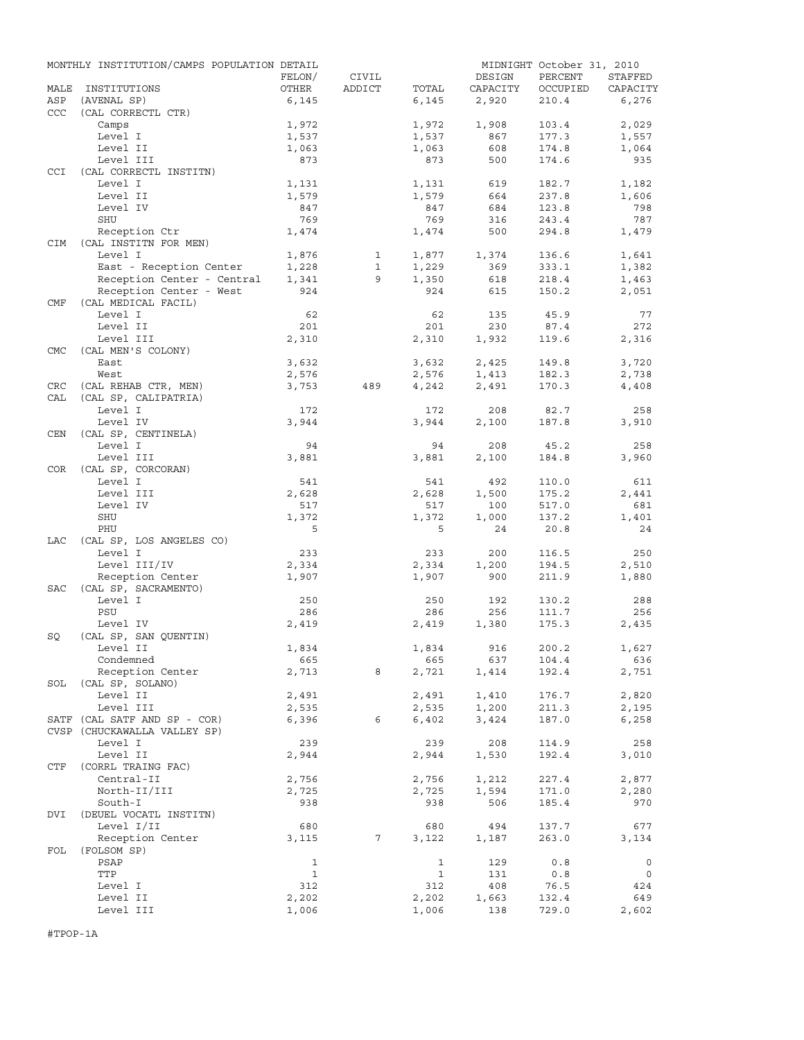MONTHLY INSTITUTION/CAMPS POPULATION DETAIL — MIDNIGHT October 31, 2010

| MALE | INSTITUTIONS | FELON/ OTHER | CIVIL ADDICT | TOTAL | DESIGN CAPACITY | PERCENT OCCUPIED | STAFFED CAPACITY |
|---|---|---|---|---|---|---|---|
| ASP | (AVENAL SP) | 6,145 | | 6,145 | 2,920 | 210.4 | 6,276 |
| CCC | (CAL CORRECTL CTR) | | | | | | |
| | Camps | 1,972 | | 1,972 | 1,908 | 103.4 | 2,029 |
| | Level I | 1,537 | | 1,537 | 867 | 177.3 | 1,557 |
| | Level II | 1,063 | | 1,063 | 608 | 174.8 | 1,064 |
| | Level III | 873 | | 873 | 500 | 174.6 | 935 |
| CCI | (CAL CORRECTL INSTITN) | | | | | | |
| | Level I | 1,131 | | 1,131 | 619 | 182.7 | 1,182 |
| | Level II | 1,579 | | 1,579 | 664 | 237.8 | 1,606 |
| | Level IV | 847 | | 847 | 684 | 123.8 | 798 |
| | SHU | 769 | | 769 | 316 | 243.4 | 787 |
| | Reception Ctr | 1,474 | | 1,474 | 500 | 294.8 | 1,479 |
| CIM | (CAL INSTITN FOR MEN) | | | | | | |
| | Level I | 1,876 | 1 | 1,877 | 1,374 | 136.6 | 1,641 |
| | East - Reception Center | 1,228 | 1 | 1,229 | 369 | 333.1 | 1,382 |
| | Reception Center - Central | 1,341 | 9 | 1,350 | 618 | 218.4 | 1,463 |
| | Reception Center - West | 924 | | 924 | 615 | 150.2 | 2,051 |
| CMF | (CAL MEDICAL FACIL) | | | | | | |
| | Level I | 62 | | 62 | 135 | 45.9 | 77 |
| | Level II | 201 | | 201 | 230 | 87.4 | 272 |
| | Level III | 2,310 | | 2,310 | 1,932 | 119.6 | 2,316 |
| CMC | (CAL MEN'S COLONY) | | | | | | |
| | East | 3,632 | | 3,632 | 2,425 | 149.8 | 3,720 |
| | West | 2,576 | | 2,576 | 1,413 | 182.3 | 2,738 |
| CRC | (CAL REHAB CTR, MEN) | 3,753 | 489 | 4,242 | 2,491 | 170.3 | 4,408 |
| CAL | (CAL SP, CALIPATRIA) | | | | | | |
| | Level I | 172 | | 172 | 208 | 82.7 | 258 |
| | Level IV | 3,944 | | 3,944 | 2,100 | 187.8 | 3,910 |
| CEN | (CAL SP, CENTINELA) | | | | | | |
| | Level I | 94 | | 94 | 208 | 45.2 | 258 |
| | Level III | 3,881 | | 3,881 | 2,100 | 184.8 | 3,960 |
| COR | (CAL SP, CORCORAN) | | | | | | |
| | Level I | 541 | | 541 | 492 | 110.0 | 611 |
| | Level III | 2,628 | | 2,628 | 1,500 | 175.2 | 2,441 |
| | Level IV | 517 | | 517 | 100 | 517.0 | 681 |
| | SHU | 1,372 | | 1,372 | 1,000 | 137.2 | 1,401 |
| | PHU | 5 | | 5 | 24 | 20.8 | 24 |
| LAC | (CAL SP, LOS ANGELES CO) | | | | | | |
| | Level I | 233 | | 233 | 200 | 116.5 | 250 |
| | Level III/IV | 2,334 | | 2,334 | 1,200 | 194.5 | 2,510 |
| | Reception Center | 1,907 | | 1,907 | 900 | 211.9 | 1,880 |
| SAC | (CAL SP, SACRAMENTO) | | | | | | |
| | Level I | 250 | | 250 | 192 | 130.2 | 288 |
| | PSU | 286 | | 286 | 256 | 111.7 | 256 |
| | Level IV | 2,419 | | 2,419 | 1,380 | 175.3 | 2,435 |
| SQ | (CAL SP, SAN QUENTIN) | | | | | | |
| | Level II | 1,834 | | 1,834 | 916 | 200.2 | 1,627 |
| | Condemned | 665 | | 665 | 637 | 104.4 | 636 |
| | Reception Center | 2,713 | 8 | 2,721 | 1,414 | 192.4 | 2,751 |
| SOL | (CAL SP, SOLANO) | | | | | | |
| | Level II | 2,491 | | 2,491 | 1,410 | 176.7 | 2,820 |
| | Level III | 2,535 | | 2,535 | 1,200 | 211.3 | 2,195 |
| SATF | (CAL SATF AND SP - COR) | 6,396 | 6 | 6,402 | 3,424 | 187.0 | 6,258 |
| CVSP | (CHUCKAWALLA VALLEY SP) | | | | | | |
| | Level I | 239 | | 239 | 208 | 114.9 | 258 |
| | Level II | 2,944 | | 2,944 | 1,530 | 192.4 | 3,010 |
| CTF | (CORRL TRAING FAC) | | | | | | |
| | Central-II | 2,756 | | 2,756 | 1,212 | 227.4 | 2,877 |
| | North-II/III | 2,725 | | 2,725 | 1,594 | 171.0 | 2,280 |
| | South-I | 938 | | 938 | 506 | 185.4 | 970 |
| DVI | (DEUEL VOCATL INSTITN) | | | | | | |
| | Level I/II | 680 | | 680 | 494 | 137.7 | 677 |
| | Reception Center | 3,115 | 7 | 3,122 | 1,187 | 263.0 | 3,134 |
| FOL | (FOLSOM SP) | | | | | | |
| | PSAP | 1 | | 1 | 129 | 0.8 | 0 |
| | TTP | 1 | | 1 | 131 | 0.8 | 0 |
| | Level I | 312 | | 312 | 408 | 76.5 | 424 |
| | Level II | 2,202 | | 2,202 | 1,663 | 132.4 | 649 |
| | Level III | 1,006 | | 1,006 | 138 | 729.0 | 2,602 |

#TPOP-1A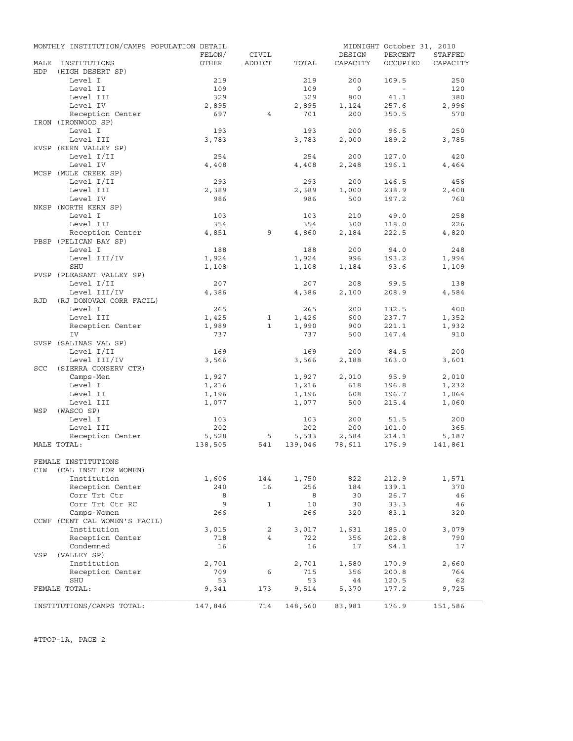MONTHLY INSTITUTION/CAMPS POPULATION DETAIL — MIDNIGHT October 31, 2010

| MALE INSTITUTIONS | FELON/ OTHER | CIVIL ADDICT | TOTAL | DESIGN CAPACITY | PERCENT OCCUPIED | STAFFED CAPACITY |
|---|---|---|---|---|---|---|
| HDP (HIGH DESERT SP) | | | | | | |
| Level I | 219 | | 219 | 200 | 109.5 | 250 |
| Level II | 109 | | 109 | 0 | - | 120 |
| Level III | 329 | | 329 | 800 | 41.1 | 380 |
| Level IV | 2,895 | | 2,895 | 1,124 | 257.6 | 2,996 |
| Reception Center | 697 | 4 | 701 | 200 | 350.5 | 570 |
| IRON (IRONWOOD SP) | | | | | | |
| Level I | 193 | | 193 | 200 | 96.5 | 250 |
| Level III | 3,783 | | 3,783 | 2,000 | 189.2 | 3,785 |
| KVSP (KERN VALLEY SP) | | | | | | |
| Level I/II | 254 | | 254 | 200 | 127.0 | 420 |
| Level IV | 4,408 | | 4,408 | 2,248 | 196.1 | 4,464 |
| MCSP (MULE CREEK SP) | | | | | | |
| Level I/II | 293 | | 293 | 200 | 146.5 | 456 |
| Level III | 2,389 | | 2,389 | 1,000 | 238.9 | 2,408 |
| Level IV | 986 | | 986 | 500 | 197.2 | 760 |
| NKSP (NORTH KERN SP) | | | | | | |
| Level I | 103 | | 103 | 210 | 49.0 | 258 |
| Level III | 354 | | 354 | 300 | 118.0 | 226 |
| Reception Center | 4,851 | 9 | 4,860 | 2,184 | 222.5 | 4,820 |
| PBSP (PELICAN BAY SP) | | | | | | |
| Level I | 188 | | 188 | 200 | 94.0 | 248 |
| Level III/IV | 1,924 | | 1,924 | 996 | 193.2 | 1,994 |
| SHU | 1,108 | | 1,108 | 1,184 | 93.6 | 1,109 |
| PVSP (PLEASANT VALLEY SP) | | | | | | |
| Level I/II | 207 | | 207 | 208 | 99.5 | 138 |
| Level III/IV | 4,386 | | 4,386 | 2,100 | 208.9 | 4,584 |
| RJD (RJ DONOVAN CORR FACIL) | | | | | | |
| Level I | 265 | | 265 | 200 | 132.5 | 400 |
| Level III | 1,425 | 1 | 1,426 | 600 | 237.7 | 1,352 |
| Reception Center | 1,989 | 1 | 1,990 | 900 | 221.1 | 1,932 |
| IV | 737 | | 737 | 500 | 147.4 | 910 |
| SVSP (SALINAS VAL SP) | | | | | | |
| Level I/II | 169 | | 169 | 200 | 84.5 | 200 |
| Level III/IV | 3,566 | | 3,566 | 2,188 | 163.0 | 3,601 |
| SCC (SIERRA CONSERV CTR) | | | | | | |
| Camps-Men | 1,927 | | 1,927 | 2,010 | 95.9 | 2,010 |
| Level I | 1,216 | | 1,216 | 618 | 196.8 | 1,232 |
| Level II | 1,196 | | 1,196 | 608 | 196.7 | 1,064 |
| Level III | 1,077 | | 1,077 | 500 | 215.4 | 1,060 |
| WSP (WASCO SP) | | | | | | |
| Level I | 103 | | 103 | 200 | 51.5 | 200 |
| Level III | 202 | | 202 | 200 | 101.0 | 365 |
| Reception Center | 5,528 | 5 | 5,533 | 2,584 | 214.1 | 5,187 |
| MALE TOTAL: | 138,505 | 541 | 139,046 | 78,611 | 176.9 | 141,861 |
| FEMALE INSTITUTIONS | | | | | | |
| CIW (CAL INST FOR WOMEN) | | | | | | |
| Institution | 1,606 | 144 | 1,750 | 822 | 212.9 | 1,571 |
| Reception Center | 240 | 16 | 256 | 184 | 139.1 | 370 |
| Corr Trt Ctr | 8 | | 8 | 30 | 26.7 | 46 |
| Corr Trt Ctr RC | 9 | 1 | 10 | 30 | 33.3 | 46 |
| Camps-Women | 266 | | 266 | 320 | 83.1 | 320 |
| CCWF (CENT CAL WOMEN'S FACIL) | | | | | | |
| Institution | 3,015 | 2 | 3,017 | 1,631 | 185.0 | 3,079 |
| Reception Center | 718 | 4 | 722 | 356 | 202.8 | 790 |
| Condemned | 16 | | 16 | 17 | 94.1 | 17 |
| VSP (VALLEY SP) | | | | | | |
| Institution | 2,701 | | 2,701 | 1,580 | 170.9 | 2,660 |
| Reception Center | 709 | 6 | 715 | 356 | 200.8 | 764 |
| SHU | 53 | | 53 | 44 | 120.5 | 62 |
| FEMALE TOTAL: | 9,341 | 173 | 9,514 | 5,370 | 177.2 | 9,725 |
| INSTITUTIONS/CAMPS TOTAL: | 147,846 | 714 | 148,560 | 83,981 | 176.9 | 151,586 |

#TPOP-1A, PAGE 2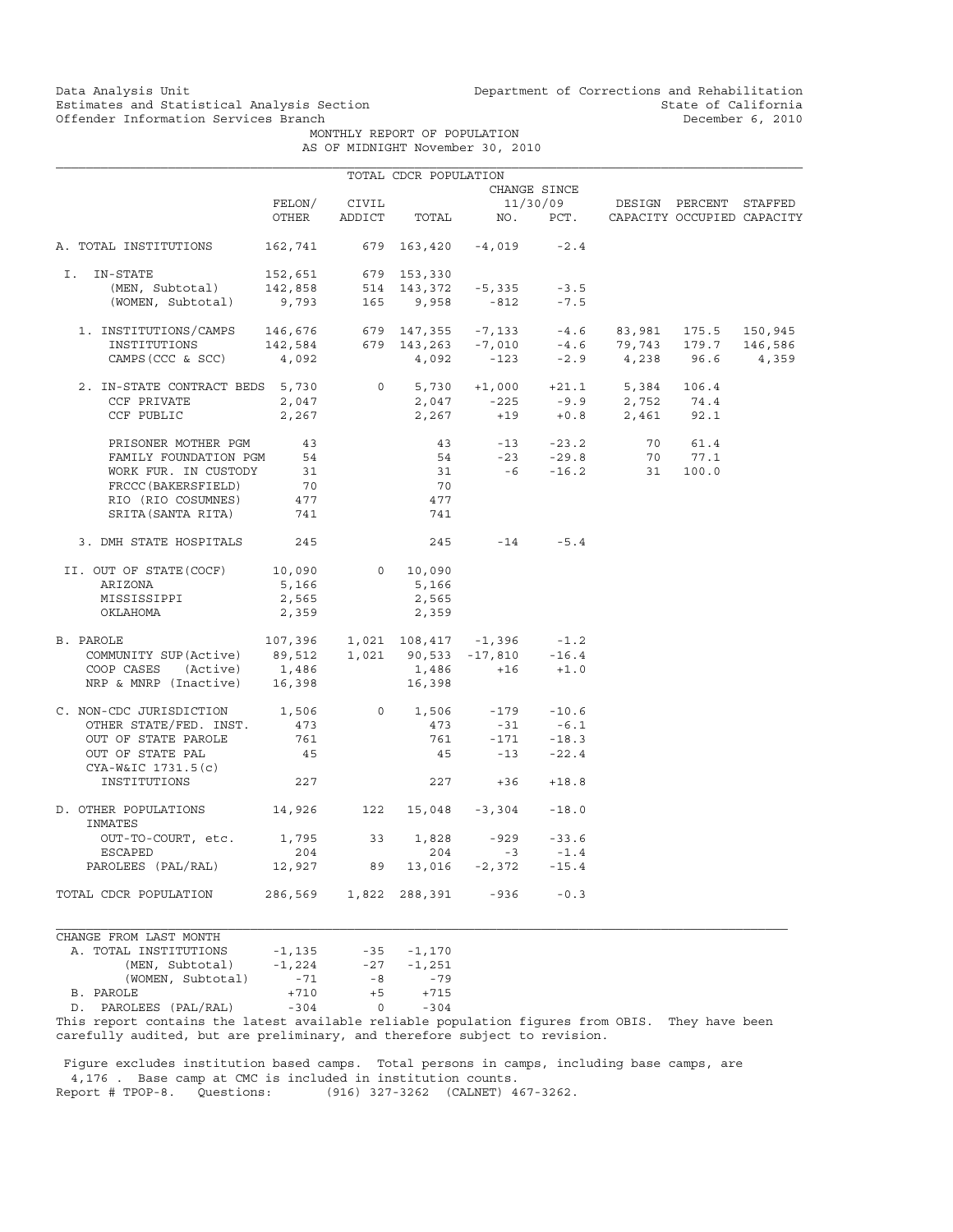Data Analysis Unit
Estimates and Statistical Analysis Section
Offender Information Services Branch

Department of Corrections and Rehabilitation
State of California
December 6, 2010

MONTHLY REPORT OF POPULATION
AS OF MIDNIGHT November 30, 2010

TOTAL CDCR POPULATION

| | FELON/ OTHER | CIVIL ADDICT | TOTAL | CHANGE SINCE 11/30/09 NO. | PCT. | DESIGN CAPACITY | PERCENT OCCUPIED | STAFFED CAPACITY |
|---|---|---|---|---|---|---|---|---|
| A. TOTAL INSTITUTIONS | 162,741 | 679 | 163,420 | -4,019 | -2.4 | | | |
| I. IN-STATE | 152,651 | 679 | 153,330 | | | | | |
| (MEN, Subtotal) | 142,858 | 514 | 143,372 | -5,335 | -3.5 | | | |
| (WOMEN, Subtotal) | 9,793 | 165 | 9,958 | -812 | -7.5 | | | |
| 1. INSTITUTIONS/CAMPS | 146,676 | 679 | 147,355 | -7,133 | -4.6 | 83,981 | 175.5 | 150,945 |
| INSTITUTIONS | 142,584 | 679 | 143,263 | -7,010 | -4.6 | 79,743 | 179.7 | 146,586 |
| CAMPS(CCC & SCC) | 4,092 | | 4,092 | -123 | -2.9 | 4,238 | 96.6 | 4,359 |
| 2. IN-STATE CONTRACT BEDS | 5,730 | 0 | 5,730 | +1,000 | +21.1 | 5,384 | 106.4 | |
| CCF PRIVATE | 2,047 | | 2,047 | -225 | -9.9 | 2,752 | 74.4 | |
| CCF PUBLIC | 2,267 | | 2,267 | +19 | +0.8 | 2,461 | 92.1 | |
| PRISONER MOTHER PGM | 43 | | 43 | -13 | -23.2 | 70 | 61.4 | |
| FAMILY FOUNDATION PGM | 54 | | 54 | -23 | -29.8 | 70 | 77.1 | |
| WORK FUR. IN CUSTODY | 31 | | 31 | -6 | -16.2 | 31 | 100.0 | |
| FRCCC(BAKERSFIELD) | 70 | | 70 | | | | | |
| RIO (RIO COSUMNES) | 477 | | 477 | | | | | |
| SRITA(SANTA RITA) | 741 | | 741 | | | | | |
| 3. DMH STATE HOSPITALS | 245 | | 245 | -14 | -5.4 | | | |
| II. OUT OF STATE(COCF) | 10,090 | 0 | 10,090 | | | | | |
| ARIZONA | 5,166 | | 5,166 | | | | | |
| MISSISSIPPI | 2,565 | | 2,565 | | | | | |
| OKLAHOMA | 2,359 | | 2,359 | | | | | |
| B. PAROLE | 107,396 | 1,021 | 108,417 | -1,396 | -1.2 | | | |
| COMMUNITY SUP(Active) | 89,512 | 1,021 | 90,533 | -17,810 | -16.4 | | | |
| COOP CASES (Active) | 1,486 | | 1,486 | +16 | +1.0 | | | |
| NRP & MNRP (Inactive) | 16,398 | | 16,398 | | | | | |
| C. NON-CDC JURISDICTION | 1,506 | 0 | 1,506 | -179 | -10.6 | | | |
| OTHER STATE/FED. INST. | 473 | | 473 | -31 | -6.1 | | | |
| OUT OF STATE PAROLE | 761 | | 761 | -171 | -18.3 | | | |
| OUT OF STATE PAL | 45 | | 45 | -13 | -22.4 | | | |
| CYA-W&IC 1731.5(c) INSTITUTIONS | 227 | | 227 | +36 | +18.8 | | | |
| D. OTHER POPULATIONS | 14,926 | 122 | 15,048 | -3,304 | -18.0 | | | |
| INMATES OUT-TO-COURT, etc. | 1,795 | 33 | 1,828 | -929 | -33.6 | | | |
| ESCAPED | 204 | | 204 | -3 | -1.4 | | | |
| PAROLEES (PAL/RAL) | 12,927 | 89 | 13,016 | -2,372 | -15.4 | | | |
| TOTAL CDCR POPULATION | 286,569 | 1,822 | 288,391 | -936 | -0.3 | | | |

CHANGE FROM LAST MONTH

| | | | |
|---|---|---|---|
| A. TOTAL INSTITUTIONS | -1,135 | -35 | -1,170 |
| (MEN, Subtotal) | -1,224 | -27 | -1,251 |
| (WOMEN, Subtotal) | -71 | -8 | -79 |
| B. PAROLE | +710 | +5 | +715 |
| D. PAROLEES (PAL/RAL) | -304 | 0 | -304 |

This report contains the latest available reliable population figures from OBIS. They have been carefully audited, but are preliminary, and therefore subject to revision.

Figure excludes institution based camps. Total persons in camps, including base camps, are 4,176 . Base camp at CMC is included in institution counts.

Report # TPOP-8. Questions: (916) 327-3262 (CALNET) 467-3262.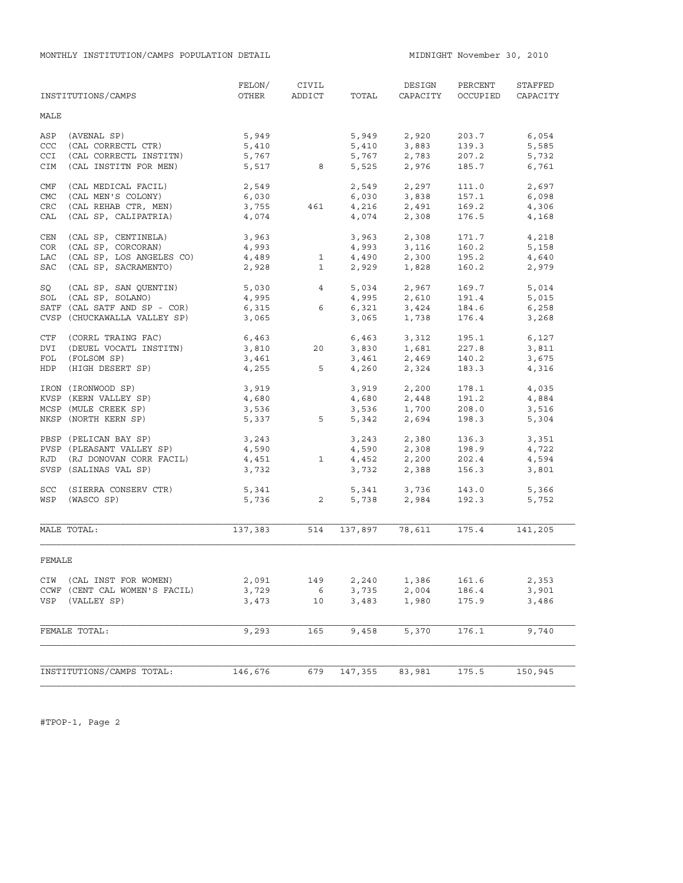MONTHLY INSTITUTION/CAMPS POPULATION DETAIL

MIDNIGHT November 30, 2010

| INSTITUTIONS/CAMPS | FELON/ OTHER | CIVIL ADDICT | TOTAL | DESIGN CAPACITY | PERCENT OCCUPIED | STAFFED CAPACITY |
|---|---|---|---|---|---|---|
| **MALE** | | | | | | |
| ASP (AVENAL SP) | 5,949 | | 5,949 | 2,920 | 203.7 | 6,054 |
| CCC (CAL CORRECTL CTR) | 5,410 | | 5,410 | 3,883 | 139.3 | 5,585 |
| CCI (CAL CORRECTL INSTITN) | 5,767 | | 5,767 | 2,783 | 207.2 | 5,732 |
| CIM (CAL INSTITN FOR MEN) | 5,517 | 8 | 5,525 | 2,976 | 185.7 | 6,761 |
| CMF (CAL MEDICAL FACIL) | 2,549 | | 2,549 | 2,297 | 111.0 | 2,697 |
| CMC (CAL MEN'S COLONY) | 6,030 | | 6,030 | 3,838 | 157.1 | 6,098 |
| CRC (CAL REHAB CTR, MEN) | 3,755 | 461 | 4,216 | 2,491 | 169.2 | 4,306 |
| CAL (CAL SP, CALIPATRIA) | 4,074 | | 4,074 | 2,308 | 176.5 | 4,168 |
| CEN (CAL SP, CENTINELA) | 3,963 | | 3,963 | 2,308 | 171.7 | 4,218 |
| COR (CAL SP, CORCORAN) | 4,993 | | 4,993 | 3,116 | 160.2 | 5,158 |
| LAC (CAL SP, LOS ANGELES CO) | 4,489 | 1 | 4,490 | 2,300 | 195.2 | 4,640 |
| SAC (CAL SP, SACRAMENTO) | 2,928 | 1 | 2,929 | 1,828 | 160.2 | 2,979 |
| SQ (CAL SP, SAN QUENTIN) | 5,030 | 4 | 5,034 | 2,967 | 169.7 | 5,014 |
| SOL (CAL SP, SOLANO) | 4,995 | | 4,995 | 2,610 | 191.4 | 5,015 |
| SATF (CAL SATF AND SP - COR) | 6,315 | 6 | 6,321 | 3,424 | 184.6 | 6,258 |
| CVSP (CHUCKAWALLA VALLEY SP) | 3,065 | | 3,065 | 1,738 | 176.4 | 3,268 |
| CTF (CORRL TRAING FAC) | 6,463 | | 6,463 | 3,312 | 195.1 | 6,127 |
| DVI (DEUEL VOCATL INSTITN) | 3,810 | 20 | 3,830 | 1,681 | 227.8 | 3,811 |
| FOL (FOLSOM SP) | 3,461 | | 3,461 | 2,469 | 140.2 | 3,675 |
| HDP (HIGH DESERT SP) | 4,255 | 5 | 4,260 | 2,324 | 183.3 | 4,316 |
| IRON (IRONWOOD SP) | 3,919 | | 3,919 | 2,200 | 178.1 | 4,035 |
| KVSP (KERN VALLEY SP) | 4,680 | | 4,680 | 2,448 | 191.2 | 4,884 |
| MCSP (MULE CREEK SP) | 3,536 | | 3,536 | 1,700 | 208.0 | 3,516 |
| NKSP (NORTH KERN SP) | 5,337 | 5 | 5,342 | 2,694 | 198.3 | 5,304 |
| PBSP (PELICAN BAY SP) | 3,243 | | 3,243 | 2,380 | 136.3 | 3,351 |
| PVSP (PLEASANT VALLEY SP) | 4,590 | | 4,590 | 2,308 | 198.9 | 4,722 |
| RJD (RJ DONOVAN CORR FACIL) | 4,451 | 1 | 4,452 | 2,200 | 202.4 | 4,594 |
| SVSP (SALINAS VAL SP) | 3,732 | | 3,732 | 2,388 | 156.3 | 3,801 |
| SCC (SIERRA CONSERV CTR) | 5,341 | | 5,341 | 3,736 | 143.0 | 5,366 |
| WSP (WASCO SP) | 5,736 | 2 | 5,738 | 2,984 | 192.3 | 5,752 |
| MALE TOTAL: | 137,383 | 514 | 137,897 | 78,611 | 175.4 | 141,205 |
| **FEMALE** | | | | | | |
| CIW (CAL INST FOR WOMEN) | 2,091 | 149 | 2,240 | 1,386 | 161.6 | 2,353 |
| CCWF (CENT CAL WOMEN'S FACIL) | 3,729 | 6 | 3,735 | 2,004 | 186.4 | 3,901 |
| VSP (VALLEY SP) | 3,473 | 10 | 3,483 | 1,980 | 175.9 | 3,486 |
| FEMALE TOTAL: | 9,293 | 165 | 9,458 | 5,370 | 176.1 | 9,740 |
| INSTITUTIONS/CAMPS TOTAL: | 146,676 | 679 | 147,355 | 83,981 | 175.5 | 150,945 |

#TPOP-1, Page 2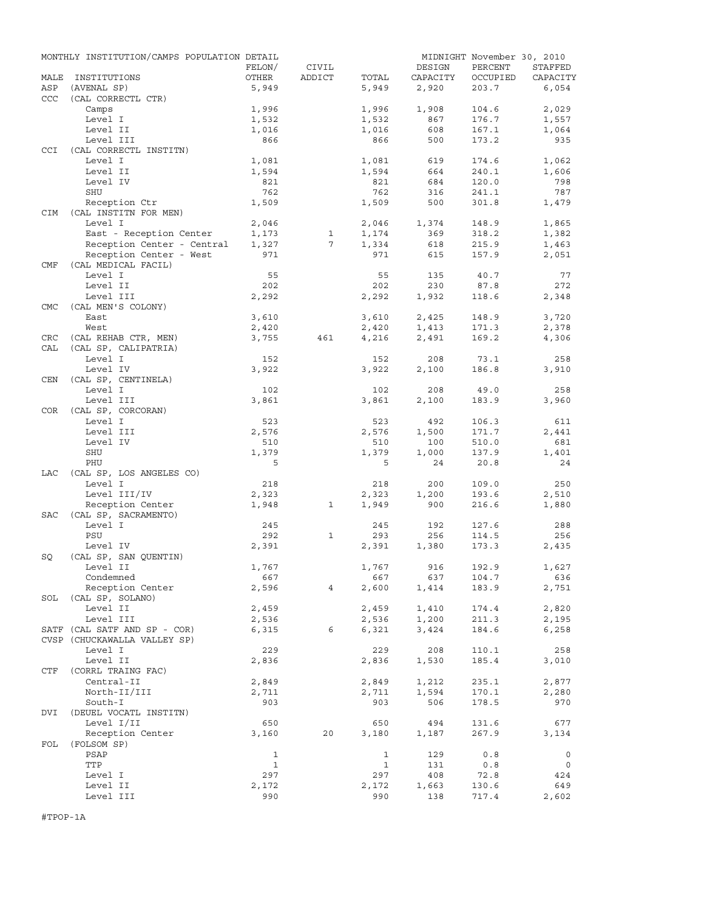MONTHLY INSTITUTION/CAMPS POPULATION DETAIL — MIDNIGHT November 30, 2010

| MALE | INSTITUTIONS | FELON/ OTHER | CIVIL ADDICT | TOTAL | DESIGN CAPACITY | PERCENT OCCUPIED | STAFFED CAPACITY |
|---|---|---|---|---|---|---|---|
| ASP | (AVENAL SP) | 5,949 | | 5,949 | 2,920 | 203.7 | 6,054 |
| CCC | (CAL CORRECTL CTR) | | | | | | |
| | Camps | 1,996 | | 1,996 | 1,908 | 104.6 | 2,029 |
| | Level I | 1,532 | | 1,532 | 867 | 176.7 | 1,557 |
| | Level II | 1,016 | | 1,016 | 608 | 167.1 | 1,064 |
| | Level III | 866 | | 866 | 500 | 173.2 | 935 |
| CCI | (CAL CORRECTL INSTITN) | | | | | | |
| | Level I | 1,081 | | 1,081 | 619 | 174.6 | 1,062 |
| | Level II | 1,594 | | 1,594 | 664 | 240.1 | 1,606 |
| | Level IV | 821 | | 821 | 684 | 120.0 | 798 |
| | SHU | 762 | | 762 | 316 | 241.1 | 787 |
| | Reception Ctr | 1,509 | | 1,509 | 500 | 301.8 | 1,479 |
| CIM | (CAL INSTITN FOR MEN) | | | | | | |
| | Level I | 2,046 | | 2,046 | 1,374 | 148.9 | 1,865 |
| | East - Reception Center | 1,173 | 1 | 1,174 | 369 | 318.2 | 1,382 |
| | Reception Center - Central | 1,327 | 7 | 1,334 | 618 | 215.9 | 1,463 |
| | Reception Center - West | 971 | | 971 | 615 | 157.9 | 2,051 |
| CMF | (CAL MEDICAL FACIL) | | | | | | |
| | Level I | 55 | | 55 | 135 | 40.7 | 77 |
| | Level II | 202 | | 202 | 230 | 87.8 | 272 |
| | Level III | 2,292 | | 2,292 | 1,932 | 118.6 | 2,348 |
| CMC | (CAL MEN'S COLONY) | | | | | | |
| | East | 3,610 | | 3,610 | 2,425 | 148.9 | 3,720 |
| | West | 2,420 | | 2,420 | 1,413 | 171.3 | 2,378 |
| CRC | (CAL REHAB CTR, MEN) | 3,755 | 461 | 4,216 | 2,491 | 169.2 | 4,306 |
| CAL | (CAL SP, CALIPATRIA) | | | | | | |
| | Level I | 152 | | 152 | 208 | 73.1 | 258 |
| | Level IV | 3,922 | | 3,922 | 2,100 | 186.8 | 3,910 |
| CEN | (CAL SP, CENTINELA) | | | | | | |
| | Level I | 102 | | 102 | 208 | 49.0 | 258 |
| | Level III | 3,861 | | 3,861 | 2,100 | 183.9 | 3,960 |
| COR | (CAL SP, CORCORAN) | | | | | | |
| | Level I | 523 | | 523 | 492 | 106.3 | 611 |
| | Level III | 2,576 | | 2,576 | 1,500 | 171.7 | 2,441 |
| | Level IV | 510 | | 510 | 100 | 510.0 | 681 |
| | SHU | 1,379 | | 1,379 | 1,000 | 137.9 | 1,401 |
| | PHU | 5 | | 5 | 24 | 20.8 | 24 |
| LAC | (CAL SP, LOS ANGELES CO) | | | | | | |
| | Level I | 218 | | 218 | 200 | 109.0 | 250 |
| | Level III/IV | 2,323 | | 2,323 | 1,200 | 193.6 | 2,510 |
| | Reception Center | 1,948 | 1 | 1,949 | 900 | 216.6 | 1,880 |
| SAC | (CAL SP, SACRAMENTO) | | | | | | |
| | Level I | 245 | | 245 | 192 | 127.6 | 288 |
| | PSU | 292 | 1 | 293 | 256 | 114.5 | 256 |
| | Level IV | 2,391 | | 2,391 | 1,380 | 173.3 | 2,435 |
| SQ | (CAL SP, SAN QUENTIN) | | | | | | |
| | Level II | 1,767 | | 1,767 | 916 | 192.9 | 1,627 |
| | Condemned | 667 | | 667 | 637 | 104.7 | 636 |
| | Reception Center | 2,596 | 4 | 2,600 | 1,414 | 183.9 | 2,751 |
| SOL | (CAL SP, SOLANO) | | | | | | |
| | Level II | 2,459 | | 2,459 | 1,410 | 174.4 | 2,820 |
| | Level III | 2,536 | | 2,536 | 1,200 | 211.3 | 2,195 |
| SATF | (CAL SATF AND SP - COR) | 6,315 | 6 | 6,321 | 3,424 | 184.6 | 6,258 |
| CVSP | (CHUCKAWALLA VALLEY SP) | | | | | | |
| | Level I | 229 | | 229 | 208 | 110.1 | 258 |
| | Level II | 2,836 | | 2,836 | 1,530 | 185.4 | 3,010 |
| CTF | (CORRL TRAING FAC) | | | | | | |
| | Central-II | 2,849 | | 2,849 | 1,212 | 235.1 | 2,877 |
| | North-II/III | 2,711 | | 2,711 | 1,594 | 170.1 | 2,280 |
| | South-I | 903 | | 903 | 506 | 178.5 | 970 |
| DVI | (DEUEL VOCATL INSTITN) | | | | | | |
| | Level I/II | 650 | | 650 | 494 | 131.6 | 677 |
| | Reception Center | 3,160 | 20 | 3,180 | 1,187 | 267.9 | 3,134 |
| FOL | (FOLSOM SP) | | | | | | |
| | PSAP | 1 | | 1 | 129 | 0.8 | 0 |
| | TTP | 1 | | 1 | 131 | 0.8 | 0 |
| | Level I | 297 | | 297 | 408 | 72.8 | 424 |
| | Level II | 2,172 | | 2,172 | 1,663 | 130.6 | 649 |
| | Level III | 990 | | 990 | 138 | 717.4 | 2,602 |

#TPOP-1A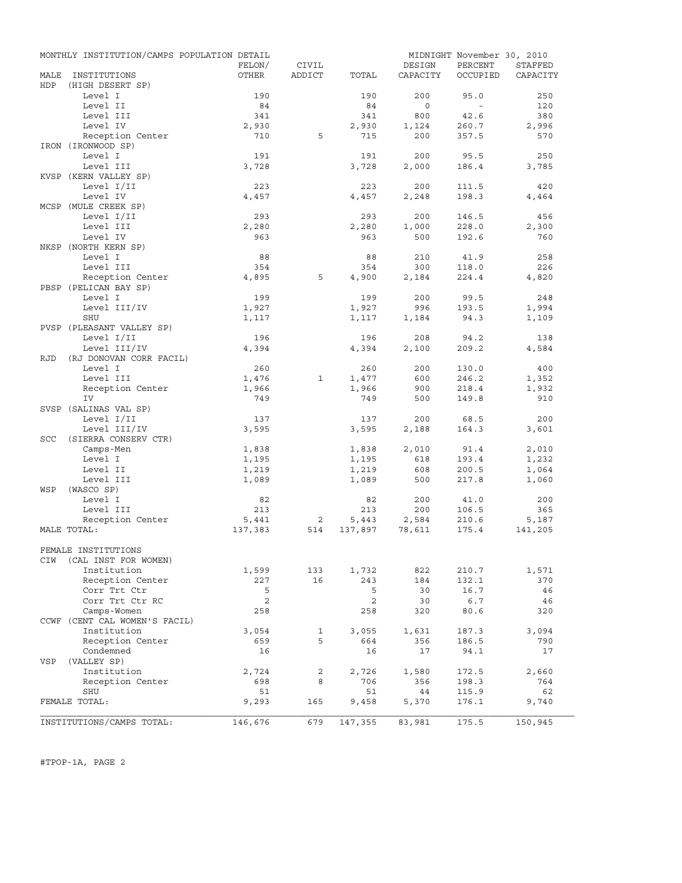MONTHLY INSTITUTION/CAMPS POPULATION DETAIL — MIDNIGHT November 30, 2010

| MALE INSTITUTIONS | FELON/ OTHER | CIVIL ADDICT | TOTAL | DESIGN CAPACITY | PERCENT OCCUPIED | STAFFED CAPACITY |
|---|---|---|---|---|---|---|
| HDP (HIGH DESERT SP) | | | | | | |
| Level I | 190 | | 190 | 200 | 95.0 | 250 |
| Level II | 84 | | 84 | 0 | - | 120 |
| Level III | 341 | | 341 | 800 | 42.6 | 380 |
| Level IV | 2,930 | | 2,930 | 1,124 | 260.7 | 2,996 |
| Reception Center | 710 | 5 | 715 | 200 | 357.5 | 570 |
| IRON (IRONWOOD SP) | | | | | | |
| Level I | 191 | | 191 | 200 | 95.5 | 250 |
| Level III | 3,728 | | 3,728 | 2,000 | 186.4 | 3,785 |
| KVSP (KERN VALLEY SP) | | | | | | |
| Level I/II | 223 | | 223 | 200 | 111.5 | 420 |
| Level IV | 4,457 | | 4,457 | 2,248 | 198.3 | 4,464 |
| MCSP (MULE CREEK SP) | | | | | | |
| Level I/II | 293 | | 293 | 200 | 146.5 | 456 |
| Level III | 2,280 | | 2,280 | 1,000 | 228.0 | 2,300 |
| Level IV | 963 | | 963 | 500 | 192.6 | 760 |
| NKSP (NORTH KERN SP) | | | | | | |
| Level I | 88 | | 88 | 210 | 41.9 | 258 |
| Level III | 354 | | 354 | 300 | 118.0 | 226 |
| Reception Center | 4,895 | 5 | 4,900 | 2,184 | 224.4 | 4,820 |
| PBSP (PELICAN BAY SP) | | | | | | |
| Level I | 199 | | 199 | 200 | 99.5 | 248 |
| Level III/IV | 1,927 | | 1,927 | 996 | 193.5 | 1,994 |
| SHU | 1,117 | | 1,117 | 1,184 | 94.3 | 1,109 |
| PVSP (PLEASANT VALLEY SP) | | | | | | |
| Level I/II | 196 | | 196 | 208 | 94.2 | 138 |
| Level III/IV | 4,394 | | 4,394 | 2,100 | 209.2 | 4,584 |
| RJD (RJ DONOVAN CORR FACIL) | | | | | | |
| Level I | 260 | | 260 | 200 | 130.0 | 400 |
| Level III | 1,476 | 1 | 1,477 | 600 | 246.2 | 1,352 |
| Reception Center | 1,966 | | 1,966 | 900 | 218.4 | 1,932 |
| IV | 749 | | 749 | 500 | 149.8 | 910 |
| SVSP (SALINAS VAL SP) | | | | | | |
| Level I/II | 137 | | 137 | 200 | 68.5 | 200 |
| Level III/IV | 3,595 | | 3,595 | 2,188 | 164.3 | 3,601 |
| SCC (SIERRA CONSERV CTR) | | | | | | |
| Camps-Men | 1,838 | | 1,838 | 2,010 | 91.4 | 2,010 |
| Level I | 1,195 | | 1,195 | 618 | 193.4 | 1,232 |
| Level II | 1,219 | | 1,219 | 608 | 200.5 | 1,064 |
| Level III | 1,089 | | 1,089 | 500 | 217.8 | 1,060 |
| WSP (WASCO SP) | | | | | | |
| Level I | 82 | | 82 | 200 | 41.0 | 200 |
| Level III | 213 | | 213 | 200 | 106.5 | 365 |
| Reception Center | 5,441 | 2 | 5,443 | 2,584 | 210.6 | 5,187 |
| MALE TOTAL: | 137,383 | 514 | 137,897 | 78,611 | 175.4 | 141,205 |
| FEMALE INSTITUTIONS | | | | | | |
| CIW (CAL INST FOR WOMEN) | | | | | | |
| Institution | 1,599 | 133 | 1,732 | 822 | 210.7 | 1,571 |
| Reception Center | 227 | 16 | 243 | 184 | 132.1 | 370 |
| Corr Trt Ctr | 5 | | 5 | 30 | 16.7 | 46 |
| Corr Trt Ctr RC | 2 | | 2 | 30 | 6.7 | 46 |
| Camps-Women | 258 | | 258 | 320 | 80.6 | 320 |
| CCWF (CENT CAL WOMEN'S FACIL) | | | | | | |
| Institution | 3,054 | 1 | 3,055 | 1,631 | 187.3 | 3,094 |
| Reception Center | 659 | 5 | 664 | 356 | 186.5 | 790 |
| Condemned | 16 | | 16 | 17 | 94.1 | 17 |
| VSP (VALLEY SP) | | | | | | |
| Institution | 2,724 | 2 | 2,726 | 1,580 | 172.5 | 2,660 |
| Reception Center | 698 | 8 | 706 | 356 | 198.3 | 764 |
| SHU | 51 | | 51 | 44 | 115.9 | 62 |
| FEMALE TOTAL: | 9,293 | 165 | 9,458 | 5,370 | 176.1 | 9,740 |
| INSTITUTIONS/CAMPS TOTAL: | 146,676 | 679 | 147,355 | 83,981 | 175.5 | 150,945 |

#TPOP-1A, PAGE 2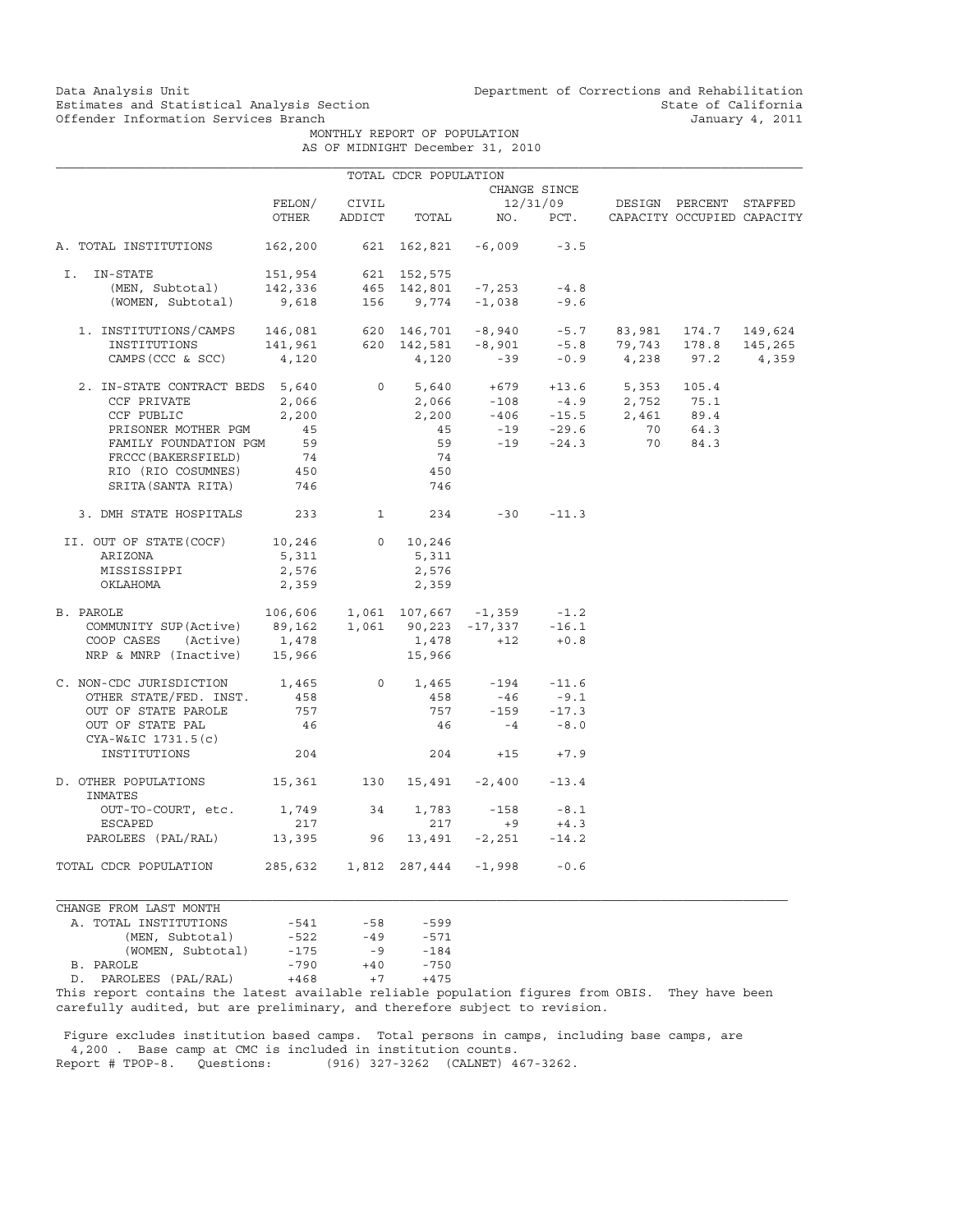Data Analysis Unit
Estimates and Statistical Analysis Section
Offender Information Services Branch

Department of Corrections and Rehabilitation
State of California
January 4, 2011

MONTHLY REPORT OF POPULATION
AS OF MIDNIGHT December 31, 2010

TOTAL CDCR POPULATION

| | FELON/ OTHER | CIVIL ADDICT | TOTAL | CHANGE SINCE 12/31/09 NO. | PCT. | DESIGN CAPACITY | PERCENT OCCUPIED | STAFFED CAPACITY |
|---|---|---|---|---|---|---|---|---|
| A. TOTAL INSTITUTIONS | 162,200 | 621 | 162,821 | -6,009 | -3.5 | | | |
| I. IN-STATE | 151,954 | 621 | 152,575 | | | | | |
| (MEN, Subtotal) | 142,336 | 465 | 142,801 | -7,253 | -4.8 | | | |
| (WOMEN, Subtotal) | 9,618 | 156 | 9,774 | -1,038 | -9.6 | | | |
| 1. INSTITUTIONS/CAMPS | 146,081 | 620 | 146,701 | -8,940 | -5.7 | 83,981 | 174.7 | 149,624 |
| INSTITUTIONS | 141,961 | 620 | 142,581 | -8,901 | -5.8 | 79,743 | 178.8 | 145,265 |
| CAMPS (CCC & SCC) | 4,120 | | 4,120 | -39 | -0.9 | 4,238 | 97.2 | 4,359 |
| 2. IN-STATE CONTRACT BEDS | 5,640 | 0 | 5,640 | +679 | +13.6 | 5,353 | 105.4 | |
| CCF PRIVATE | 2,066 | | 2,066 | -108 | -4.9 | 2,752 | 75.1 | |
| CCF PUBLIC | 2,200 | | 2,200 | -406 | -15.5 | 2,461 | 89.4 | |
| PRISONER MOTHER PGM | 45 | | 45 | -19 | -29.6 | 70 | 64.3 | |
| FAMILY FOUNDATION PGM | 59 | | 59 | -19 | -24.3 | 70 | 84.3 | |
| FRCCC(BAKERSFIELD) | 74 | | 74 | | | | | |
| RIO (RIO COSUMNES) | 450 | | 450 | | | | | |
| SRITA(SANTA RITA) | 746 | | 746 | | | | | |
| 3. DMH STATE HOSPITALS | 233 | 1 | 234 | -30 | -11.3 | | | |
| II. OUT OF STATE(COCF) | 10,246 | 0 | 10,246 | | | | | |
| ARIZONA | 5,311 | | 5,311 | | | | | |
| MISSISSIPPI | 2,576 | | 2,576 | | | | | |
| OKLAHOMA | 2,359 | | 2,359 | | | | | |
| B. PAROLE | 106,606 | 1,061 | 107,667 | -1,359 | -1.2 | | | |
| COMMUNITY SUP(Active) | 89,162 | 1,061 | 90,223 | -17,337 | -16.1 | | | |
| COOP CASES (Active) | 1,478 | | 1,478 | +12 | +0.8 | | | |
| NRP & MNRP (Inactive) | 15,966 | | 15,966 | | | | | |
| C. NON-CDC JURISDICTION | 1,465 | 0 | 1,465 | -194 | -11.6 | | | |
| OTHER STATE/FED. INST. | 458 | | 458 | -46 | -9.1 | | | |
| OUT OF STATE PAROLE | 757 | | 757 | -159 | -17.3 | | | |
| OUT OF STATE PAL | 46 | | 46 | -4 | -8.0 | | | |
| CYA-W&IC 1731.5(c) INSTITUTIONS | 204 | | 204 | +15 | +7.9 | | | |
| D. OTHER POPULATIONS | 15,361 | 130 | 15,491 | -2,400 | -13.4 | | | |
| INMATES OUT-TO-COURT, etc. | 1,749 | 34 | 1,783 | -158 | -8.1 | | | |
| ESCAPED | 217 | | 217 | +9 | +4.3 | | | |
| PAROLEES (PAL/RAL) | 13,395 | 96 | 13,491 | -2,251 | -14.2 | | | |
| TOTAL CDCR POPULATION | 285,632 | 1,812 | 287,444 | -1,998 | -0.6 | | | |

| CHANGE FROM LAST MONTH | | | |
|---|---|---|---|
| A. TOTAL INSTITUTIONS | -541 | -58 | -599 |
| (MEN, Subtotal) | -522 | -49 | -571 |
| (WOMEN, Subtotal) | -175 | -9 | -184 |
| B. PAROLE | -790 | +40 | -750 |
| D. PAROLEES (PAL/RAL) | +468 | +7 | +475 |

This report contains the latest available reliable population figures from OBIS. They have been carefully audited, but are preliminary, and therefore subject to revision.

Figure excludes institution based camps. Total persons in camps, including base camps, are 4,200 . Base camp at CMC is included in institution counts.
Report # TPOP-8. Questions: (916) 327-3262 (CALNET) 467-3262.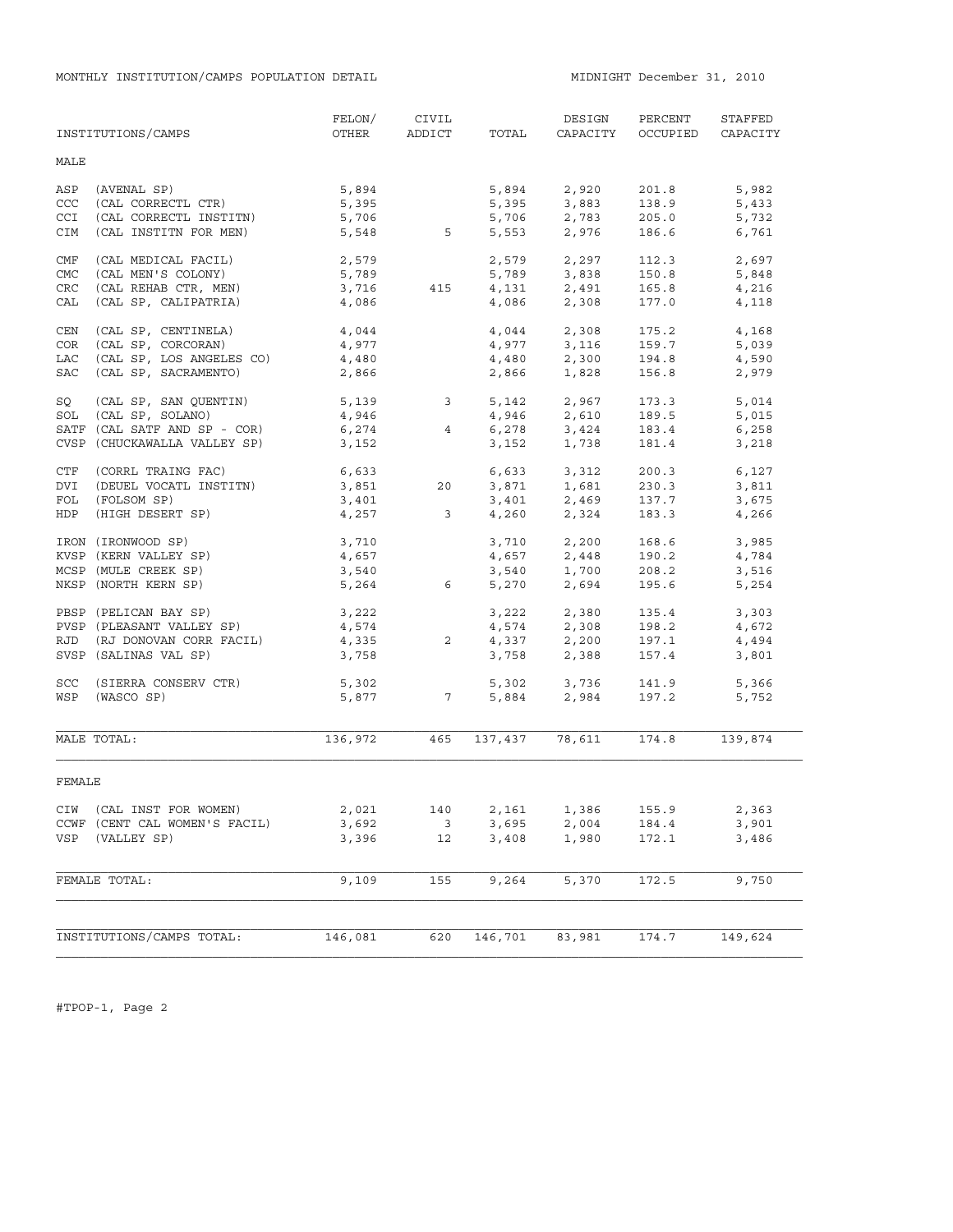MONTHLY INSTITUTION/CAMPS POPULATION DETAIL

MIDNIGHT December 31, 2010

| INSTITUTIONS/CAMPS | FELON/ OTHER | CIVIL ADDICT | TOTAL | DESIGN CAPACITY | PERCENT OCCUPIED | STAFFED CAPACITY |
|---|---|---|---|---|---|---|
| **MALE** | | | | | | |
| ASP (AVENAL SP) | 5,894 | | 5,894 | 2,920 | 201.8 | 5,982 |
| CCC (CAL CORRECTL CTR) | 5,395 | | 5,395 | 3,883 | 138.9 | 5,433 |
| CCI (CAL CORRECTL INSTITN) | 5,706 | | 5,706 | 2,783 | 205.0 | 5,732 |
| CIM (CAL INSTITN FOR MEN) | 5,548 | 5 | 5,553 | 2,976 | 186.6 | 6,761 |
| CMF (CAL MEDICAL FACIL) | 2,579 | | 2,579 | 2,297 | 112.3 | 2,697 |
| CMC (CAL MEN'S COLONY) | 5,789 | | 5,789 | 3,838 | 150.8 | 5,848 |
| CRC (CAL REHAB CTR, MEN) | 3,716 | 415 | 4,131 | 2,491 | 165.8 | 4,216 |
| CAL (CAL SP, CALIPATRIA) | 4,086 | | 4,086 | 2,308 | 177.0 | 4,118 |
| CEN (CAL SP, CENTINELA) | 4,044 | | 4,044 | 2,308 | 175.2 | 4,168 |
| COR (CAL SP, CORCORAN) | 4,977 | | 4,977 | 3,116 | 159.7 | 5,039 |
| LAC (CAL SP, LOS ANGELES CO) | 4,480 | | 4,480 | 2,300 | 194.8 | 4,590 |
| SAC (CAL SP, SACRAMENTO) | 2,866 | | 2,866 | 1,828 | 156.8 | 2,979 |
| SQ (CAL SP, SAN QUENTIN) | 5,139 | 3 | 5,142 | 2,967 | 173.3 | 5,014 |
| SOL (CAL SP, SOLANO) | 4,946 | | 4,946 | 2,610 | 189.5 | 5,015 |
| SATF (CAL SATF AND SP - COR) | 6,274 | 4 | 6,278 | 3,424 | 183.4 | 6,258 |
| CVSP (CHUCKAWALLA VALLEY SP) | 3,152 | | 3,152 | 1,738 | 181.4 | 3,218 |
| CTF (CORRL TRAING FAC) | 6,633 | | 6,633 | 3,312 | 200.3 | 6,127 |
| DVI (DEUEL VOCATL INSTITN) | 3,851 | 20 | 3,871 | 1,681 | 230.3 | 3,811 |
| FOL (FOLSOM SP) | 3,401 | | 3,401 | 2,469 | 137.7 | 3,675 |
| HDP (HIGH DESERT SP) | 4,257 | 3 | 4,260 | 2,324 | 183.3 | 4,266 |
| IRON (IRONWOOD SP) | 3,710 | | 3,710 | 2,200 | 168.6 | 3,985 |
| KVSP (KERN VALLEY SP) | 4,657 | | 4,657 | 2,448 | 190.2 | 4,784 |
| MCSP (MULE CREEK SP) | 3,540 | | 3,540 | 1,700 | 208.2 | 3,516 |
| NKSP (NORTH KERN SP) | 5,264 | 6 | 5,270 | 2,694 | 195.6 | 5,254 |
| PBSP (PELICAN BAY SP) | 3,222 | | 3,222 | 2,380 | 135.4 | 3,303 |
| PVSP (PLEASANT VALLEY SP) | 4,574 | | 4,574 | 2,308 | 198.2 | 4,672 |
| RJD (RJ DONOVAN CORR FACIL) | 4,335 | 2 | 4,337 | 2,200 | 197.1 | 4,494 |
| SVSP (SALINAS VAL SP) | 3,758 | | 3,758 | 2,388 | 157.4 | 3,801 |
| SCC (SIERRA CONSERV CTR) | 5,302 | | 5,302 | 3,736 | 141.9 | 5,366 |
| WSP (WASCO SP) | 5,877 | 7 | 5,884 | 2,984 | 197.2 | 5,752 |
| MALE TOTAL: | 136,972 | 465 | 137,437 | 78,611 | 174.8 | 139,874 |
| **FEMALE** | | | | | | |
| CIW (CAL INST FOR WOMEN) | 2,021 | 140 | 2,161 | 1,386 | 155.9 | 2,363 |
| CCWF (CENT CAL WOMEN'S FACIL) | 3,692 | 3 | 3,695 | 2,004 | 184.4 | 3,901 |
| VSP (VALLEY SP) | 3,396 | 12 | 3,408 | 1,980 | 172.1 | 3,486 |
| FEMALE TOTAL: | 9,109 | 155 | 9,264 | 5,370 | 172.5 | 9,750 |
| INSTITUTIONS/CAMPS TOTAL: | 146,081 | 620 | 146,701 | 83,981 | 174.7 | 149,624 |

#TPOP-1, Page 2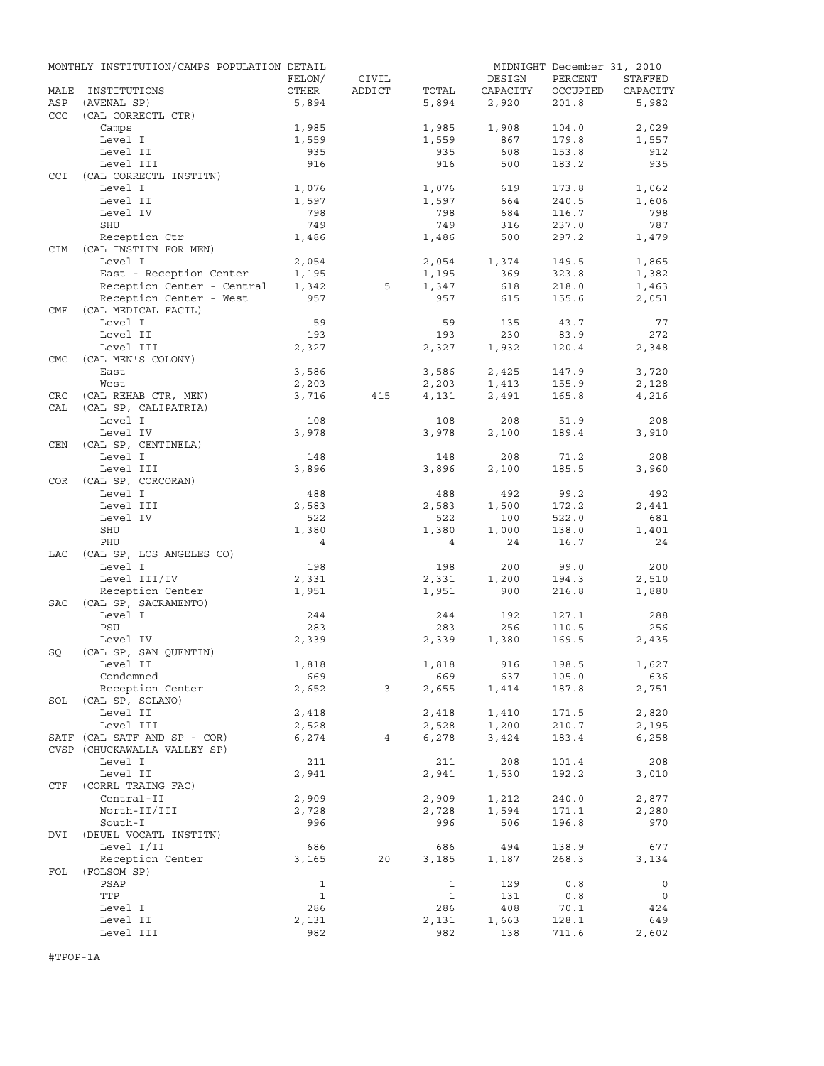MONTHLY INSTITUTION/CAMPS POPULATION DETAIL — MIDNIGHT December 31, 2010

| MALE | INSTITUTIONS | FELON/ OTHER | CIVIL ADDICT | TOTAL | DESIGN CAPACITY | PERCENT OCCUPIED | STAFFED CAPACITY |
|---|---|---|---|---|---|---|---|
| ASP | (AVENAL SP) | 5,894 | | 5,894 | 2,920 | 201.8 | 5,982 |
| CCC | (CAL CORRECTL CTR) | | | | | | |
| | Camps | 1,985 | | 1,985 | 1,908 | 104.0 | 2,029 |
| | Level I | 1,559 | | 1,559 | 867 | 179.8 | 1,557 |
| | Level II | 935 | | 935 | 608 | 153.8 | 912 |
| | Level III | 916 | | 916 | 500 | 183.2 | 935 |
| CCI | (CAL CORRECTL INSTITN) | | | | | | |
| | Level I | 1,076 | | 1,076 | 619 | 173.8 | 1,062 |
| | Level II | 1,597 | | 1,597 | 664 | 240.5 | 1,606 |
| | Level IV | 798 | | 798 | 684 | 116.7 | 798 |
| | SHU | 749 | | 749 | 316 | 237.0 | 787 |
| | Reception Ctr | 1,486 | | 1,486 | 500 | 297.2 | 1,479 |
| CIM | (CAL INSTITN FOR MEN) | | | | | | |
| | Level I | 2,054 | | 2,054 | 1,374 | 149.5 | 1,865 |
| | East - Reception Center | 1,195 | | 1,195 | 369 | 323.8 | 1,382 |
| | Reception Center - Central | 1,342 | 5 | 1,347 | 618 | 218.0 | 1,463 |
| | Reception Center - West | 957 | | 957 | 615 | 155.6 | 2,051 |
| CMF | (CAL MEDICAL FACIL) | | | | | | |
| | Level I | 59 | | 59 | 135 | 43.7 | 77 |
| | Level II | 193 | | 193 | 230 | 83.9 | 272 |
| | Level III | 2,327 | | 2,327 | 1,932 | 120.4 | 2,348 |
| CMC | (CAL MEN'S COLONY) | | | | | | |
| | East | 3,586 | | 3,586 | 2,425 | 147.9 | 3,720 |
| | West | 2,203 | | 2,203 | 1,413 | 155.9 | 2,128 |
| CRC | (CAL REHAB CTR, MEN) | 3,716 | 415 | 4,131 | 2,491 | 165.8 | 4,216 |
| CAL | (CAL SP, CALIPATRIA) | | | | | | |
| | Level I | 108 | | 108 | 208 | 51.9 | 208 |
| | Level IV | 3,978 | | 3,978 | 2,100 | 189.4 | 3,910 |
| CEN | (CAL SP, CENTINELA) | | | | | | |
| | Level I | 148 | | 148 | 208 | 71.2 | 208 |
| | Level III | 3,896 | | 3,896 | 2,100 | 185.5 | 3,960 |
| COR | (CAL SP, CORCORAN) | | | | | | |
| | Level I | 488 | | 488 | 492 | 99.2 | 492 |
| | Level III | 2,583 | | 2,583 | 1,500 | 172.2 | 2,441 |
| | Level IV | 522 | | 522 | 100 | 522.0 | 681 |
| | SHU | 1,380 | | 1,380 | 1,000 | 138.0 | 1,401 |
| | PHU | 4 | | 4 | 24 | 16.7 | 24 |
| LAC | (CAL SP, LOS ANGELES CO) | | | | | | |
| | Level I | 198 | | 198 | 200 | 99.0 | 200 |
| | Level III/IV | 2,331 | | 2,331 | 1,200 | 194.3 | 2,510 |
| | Reception Center | 1,951 | | 1,951 | 900 | 216.8 | 1,880 |
| SAC | (CAL SP, SACRAMENTO) | | | | | | |
| | Level I | 244 | | 244 | 192 | 127.1 | 288 |
| | PSU | 283 | | 283 | 256 | 110.5 | 256 |
| | Level IV | 2,339 | | 2,339 | 1,380 | 169.5 | 2,435 |
| SQ | (CAL SP, SAN QUENTIN) | | | | | | |
| | Level II | 1,818 | | 1,818 | 916 | 198.5 | 1,627 |
| | Condemned | 669 | | 669 | 637 | 105.0 | 636 |
| | Reception Center | 2,652 | 3 | 2,655 | 1,414 | 187.8 | 2,751 |
| SOL | (CAL SP, SOLANO) | | | | | | |
| | Level II | 2,418 | | 2,418 | 1,410 | 171.5 | 2,820 |
| | Level III | 2,528 | | 2,528 | 1,200 | 210.7 | 2,195 |
| SATF | (CAL SATF AND SP - COR) | 6,274 | 4 | 6,278 | 3,424 | 183.4 | 6,258 |
| CVSP | (CHUCKAWALLA VALLEY SP) | | | | | | |
| | Level I | 211 | | 211 | 208 | 101.4 | 208 |
| | Level II | 2,941 | | 2,941 | 1,530 | 192.2 | 3,010 |
| CTF | (CORRL TRAING FAC) | | | | | | |
| | Central-II | 2,909 | | 2,909 | 1,212 | 240.0 | 2,877 |
| | North-II/III | 2,728 | | 2,728 | 1,594 | 171.1 | 2,280 |
| | South-I | 996 | | 996 | 506 | 196.8 | 970 |
| DVI | (DEUEL VOCATL INSTITN) | | | | | | |
| | Level I/II | 686 | | 686 | 494 | 138.9 | 677 |
| | Reception Center | 3,165 | 20 | 3,185 | 1,187 | 268.3 | 3,134 |
| FOL | (FOLSOM SP) | | | | | | |
| | PSAP | 1 | | 1 | 129 | 0.8 | 0 |
| | TTP | 1 | | 1 | 131 | 0.8 | 0 |
| | Level I | 286 | | 286 | 408 | 70.1 | 424 |
| | Level II | 2,131 | | 2,131 | 1,663 | 128.1 | 649 |
| | Level III | 982 | | 982 | 138 | 711.6 | 2,602 |

#TPOP-1A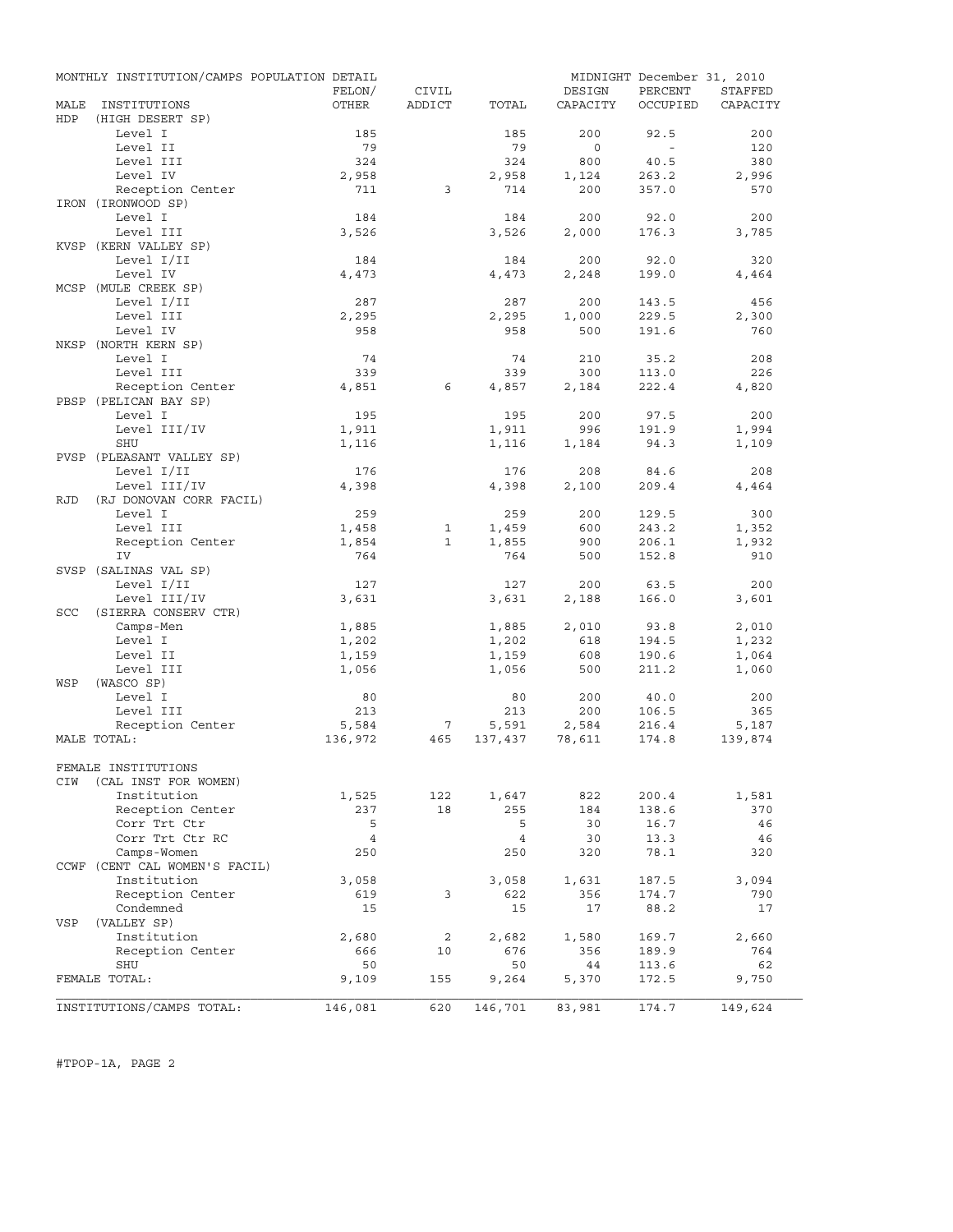MONTHLY INSTITUTION/CAMPS POPULATION DETAIL — MIDNIGHT December 31, 2010

| MALE INSTITUTIONS | FELON/ OTHER | CIVIL ADDICT | TOTAL | DESIGN CAPACITY | PERCENT OCCUPIED | STAFFED CAPACITY |
|---|---|---|---|---|---|---|
| HDP (HIGH DESERT SP) | | | | | | |
| Level I | 185 | | 185 | 200 | 92.5 | 200 |
| Level II | 79 | | 79 | 0 | - | 120 |
| Level III | 324 | | 324 | 800 | 40.5 | 380 |
| Level IV | 2,958 | | 2,958 | 1,124 | 263.2 | 2,996 |
| Reception Center | 711 | 3 | 714 | 200 | 357.0 | 570 |
| IRON (IRONWOOD SP) | | | | | | |
| Level I | 184 | | 184 | 200 | 92.0 | 200 |
| Level III | 3,526 | | 3,526 | 2,000 | 176.3 | 3,785 |
| KVSP (KERN VALLEY SP) | | | | | | |
| Level I/II | 184 | | 184 | 200 | 92.0 | 320 |
| Level IV | 4,473 | | 4,473 | 2,248 | 199.0 | 4,464 |
| MCSP (MULE CREEK SP) | | | | | | |
| Level I/II | 287 | | 287 | 200 | 143.5 | 456 |
| Level III | 2,295 | | 2,295 | 1,000 | 229.5 | 2,300 |
| Level IV | 958 | | 958 | 500 | 191.6 | 760 |
| NKSP (NORTH KERN SP) | | | | | | |
| Level I | 74 | | 74 | 210 | 35.2 | 208 |
| Level III | 339 | | 339 | 300 | 113.0 | 226 |
| Reception Center | 4,851 | 6 | 4,857 | 2,184 | 222.4 | 4,820 |
| PBSP (PELICAN BAY SP) | | | | | | |
| Level I | 195 | | 195 | 200 | 97.5 | 200 |
| Level III/IV | 1,911 | | 1,911 | 996 | 191.9 | 1,994 |
| SHU | 1,116 | | 1,116 | 1,184 | 94.3 | 1,109 |
| PVSP (PLEASANT VALLEY SP) | | | | | | |
| Level I/II | 176 | | 176 | 208 | 84.6 | 208 |
| Level III/IV | 4,398 | | 4,398 | 2,100 | 209.4 | 4,464 |
| RJD (RJ DONOVAN CORR FACIL) | | | | | | |
| Level I | 259 | | 259 | 200 | 129.5 | 300 |
| Level III | 1,458 | 1 | 1,459 | 600 | 243.2 | 1,352 |
| Reception Center | 1,854 | 1 | 1,855 | 900 | 206.1 | 1,932 |
| IV | 764 | | 764 | 500 | 152.8 | 910 |
| SVSP (SALINAS VAL SP) | | | | | | |
| Level I/II | 127 | | 127 | 200 | 63.5 | 200 |
| Level III/IV | 3,631 | | 3,631 | 2,188 | 166.0 | 3,601 |
| SCC (SIERRA CONSERV CTR) | | | | | | |
| Camps-Men | 1,885 | | 1,885 | 2,010 | 93.8 | 2,010 |
| Level I | 1,202 | | 1,202 | 618 | 194.5 | 1,232 |
| Level II | 1,159 | | 1,159 | 608 | 190.6 | 1,064 |
| Level III | 1,056 | | 1,056 | 500 | 211.2 | 1,060 |
| WSP (WASCO SP) | | | | | | |
| Level I | 80 | | 80 | 200 | 40.0 | 200 |
| Level III | 213 | | 213 | 200 | 106.5 | 365 |
| Reception Center | 5,584 | 7 | 5,591 | 2,584 | 216.4 | 5,187 |
| MALE TOTAL: | 136,972 | 465 | 137,437 | 78,611 | 174.8 | 139,874 |
| FEMALE INSTITUTIONS | | | | | | |
| CIW (CAL INST FOR WOMEN) | | | | | | |
| Institution | 1,525 | 122 | 1,647 | 822 | 200.4 | 1,581 |
| Reception Center | 237 | 18 | 255 | 184 | 138.6 | 370 |
| Corr Trt Ctr | 5 | | 5 | 30 | 16.7 | 46 |
| Corr Trt Ctr RC | 4 | | 4 | 30 | 13.3 | 46 |
| Camps-Women | 250 | | 250 | 320 | 78.1 | 320 |
| CCWF (CENT CAL WOMEN'S FACIL) | | | | | | |
| Institution | 3,058 | | 3,058 | 1,631 | 187.5 | 3,094 |
| Reception Center | 619 | 3 | 622 | 356 | 174.7 | 790 |
| Condemned | 15 | | 15 | 17 | 88.2 | 17 |
| VSP (VALLEY SP) | | | | | | |
| Institution | 2,680 | 2 | 2,682 | 1,580 | 169.7 | 2,660 |
| Reception Center | 666 | 10 | 676 | 356 | 189.9 | 764 |
| SHU | 50 | | 50 | 44 | 113.6 | 62 |
| FEMALE TOTAL: | 9,109 | 155 | 9,264 | 5,370 | 172.5 | 9,750 |
| INSTITUTIONS/CAMPS TOTAL: | 146,081 | 620 | 146,701 | 83,981 | 174.7 | 149,624 |

#TPOP-1A, PAGE 2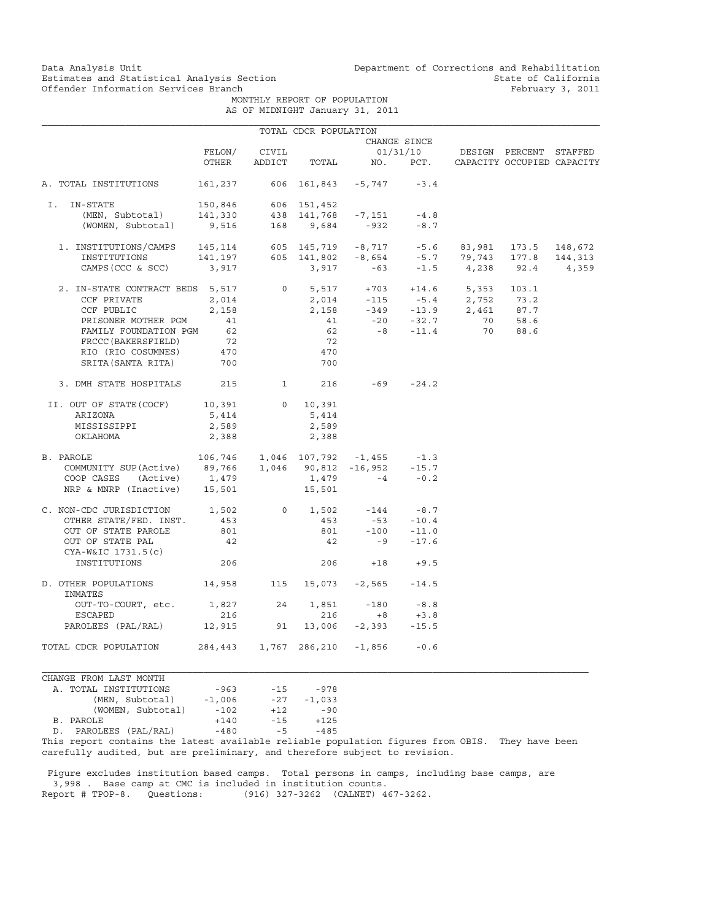Data Analysis Unit
Estimates and Statistical Analysis Section
Offender Information Services Branch

Department of Corrections and Rehabilitation
State of California
February 3, 2011

MONTHLY REPORT OF POPULATION
AS OF MIDNIGHT January 31, 2011

## TOTAL CDCR POPULATION

| | FELON/ OTHER | CIVIL ADDICT | TOTAL | CHANGE SINCE 01/31/10 NO. | PCT. | DESIGN CAPACITY | PERCENT OCCUPIED | STAFFED CAPACITY |
|---|---|---|---|---|---|---|---|---|
| A. TOTAL INSTITUTIONS | 161,237 | 606 | 161,843 | -5,747 | -3.4 | | | |
| I. IN-STATE | 150,846 | 606 | 151,452 | | | | | |
| (MEN, Subtotal) | 141,330 | 438 | 141,768 | -7,151 | -4.8 | | | |
| (WOMEN, Subtotal) | 9,516 | 168 | 9,684 | -932 | -8.7 | | | |
| 1. INSTITUTIONS/CAMPS | 145,114 | 605 | 145,719 | -8,717 | -5.6 | 83,981 | 173.5 | 148,672 |
| INSTITUTIONS | 141,197 | 605 | 141,802 | -8,654 | -5.7 | 79,743 | 177.8 | 144,313 |
| CAMPS (CCC & SCC) | 3,917 | | 3,917 | -63 | -1.5 | 4,238 | 92.4 | 4,359 |
| 2. IN-STATE CONTRACT BEDS | 5,517 | 0 | 5,517 | +703 | +14.6 | 5,353 | 103.1 | |
| CCF PRIVATE | 2,014 | | 2,014 | -115 | -5.4 | 2,752 | 73.2 | |
| CCF PUBLIC | 2,158 | | 2,158 | -349 | -13.9 | 2,461 | 87.7 | |
| PRISONER MOTHER PGM | 41 | | 41 | -20 | -32.7 | 70 | 58.6 | |
| FAMILY FOUNDATION PGM | 62 | | 62 | -8 | -11.4 | 70 | 88.6 | |
| FRCCC(BAKERSFIELD) | 72 | | 72 | | | | | |
| RIO (RIO COSUMNES) | 470 | | 470 | | | | | |
| SRITA(SANTA RITA) | 700 | | 700 | | | | | |
| 3. DMH STATE HOSPITALS | 215 | 1 | 216 | -69 | -24.2 | | | |
| II. OUT OF STATE(COCF) | 10,391 | 0 | 10,391 | | | | | |
| ARIZONA | 5,414 | | 5,414 | | | | | |
| MISSISSIPPI | 2,589 | | 2,589 | | | | | |
| OKLAHOMA | 2,388 | | 2,388 | | | | | |
| B. PAROLE | 106,746 | 1,046 | 107,792 | -1,455 | -1.3 | | | |
| COMMUNITY SUP(Active) | 89,766 | 1,046 | 90,812 | -16,952 | -15.7 | | | |
| COOP CASES (Active) | 1,479 | | 1,479 | -4 | -0.2 | | | |
| NRP & MNRP (Inactive) | 15,501 | | 15,501 | | | | | |
| C. NON-CDC JURISDICTION | 1,502 | 0 | 1,502 | -144 | -8.7 | | | |
| OTHER STATE/FED. INST. | 453 | | 453 | -53 | -10.4 | | | |
| OUT OF STATE PAROLE | 801 | | 801 | -100 | -11.0 | | | |
| OUT OF STATE PAL | 42 | | 42 | -9 | -17.6 | | | |
| CYA-W&IC 1731.5(c) INSTITUTIONS | 206 | | 206 | +18 | +9.5 | | | |
| D. OTHER POPULATIONS | 14,958 | 115 | 15,073 | -2,565 | -14.5 | | | |
| INMATES OUT-TO-COURT, etc. | 1,827 | 24 | 1,851 | -180 | -8.8 | | | |
| ESCAPED | 216 | | 216 | +8 | +3.8 | | | |
| PAROLEES (PAL/RAL) | 12,915 | 91 | 13,006 | -2,393 | -15.5 | | | |
| TOTAL CDCR POPULATION | 284,443 | 1,767 | 286,210 | -1,856 | -0.6 | | | |

| CHANGE FROM LAST MONTH | | | |
|---|---|---|---|
| A. TOTAL INSTITUTIONS | -963 | -15 | -978 |
| (MEN, Subtotal) | -1,006 | -27 | -1,033 |
| (WOMEN, Subtotal) | -102 | +12 | -90 |
| B. PAROLE | +140 | -15 | +125 |
| D. PAROLEES (PAL/RAL) | -480 | -5 | -485 |

This report contains the latest available reliable population figures from OBIS. They have been carefully audited, but are preliminary, and therefore subject to revision.

Figure excludes institution based camps. Total persons in camps, including base camps, are 3,998 . Base camp at CMC is included in institution counts.
Report # TPOP-8. Questions: (916) 327-3262 (CALNET) 467-3262.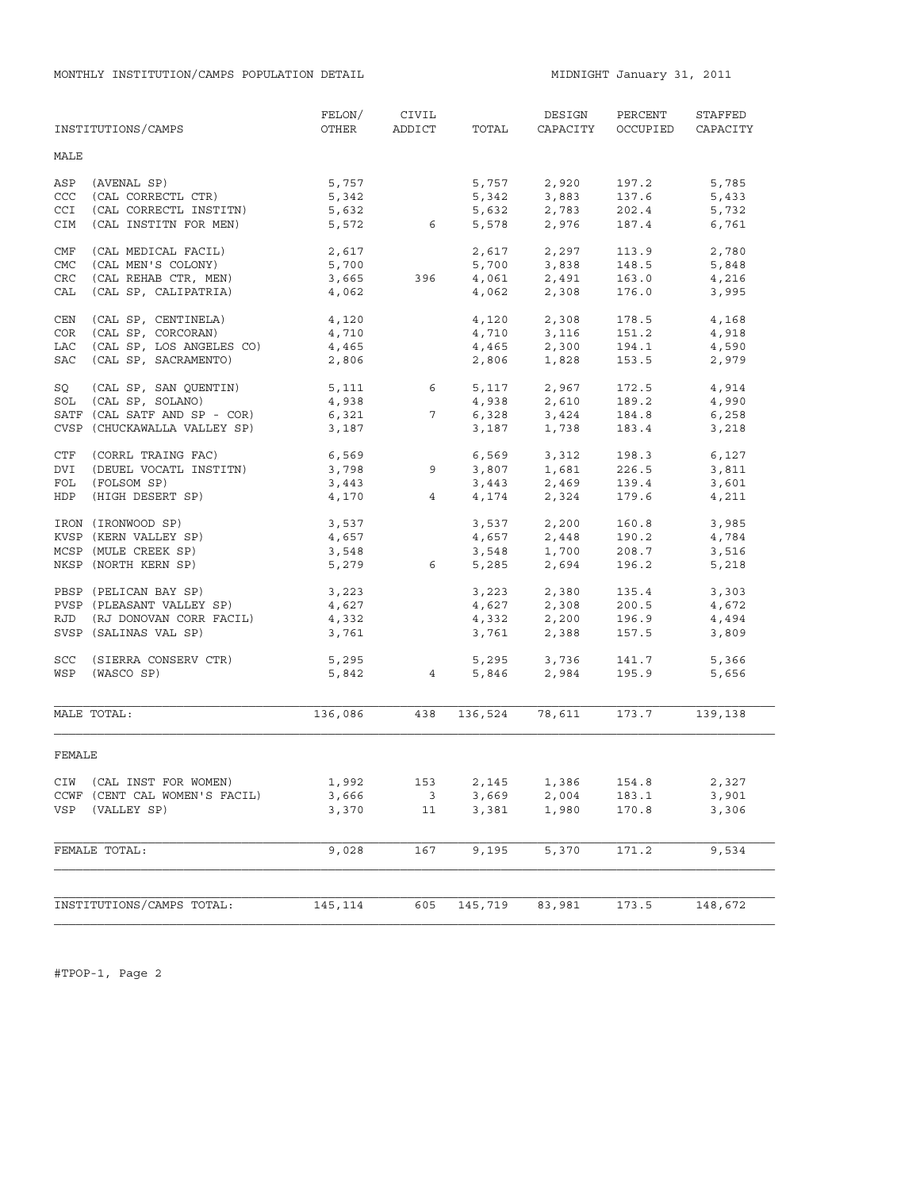MONTHLY INSTITUTION/CAMPS POPULATION DETAIL

MIDNIGHT January 31, 2011

| INSTITUTIONS/CAMPS | FELON/ OTHER | CIVIL ADDICT | TOTAL | DESIGN CAPACITY | PERCENT OCCUPIED | STAFFED CAPACITY |
|---|---|---|---|---|---|---|
| **MALE** | | | | | | |
| ASP (AVENAL SP) | 5,757 | | 5,757 | 2,920 | 197.2 | 5,785 |
| CCC (CAL CORRECTL CTR) | 5,342 | | 5,342 | 3,883 | 137.6 | 5,433 |
| CCI (CAL CORRECTL INSTITN) | 5,632 | | 5,632 | 2,783 | 202.4 | 5,732 |
| CIM (CAL INSTITN FOR MEN) | 5,572 | 6 | 5,578 | 2,976 | 187.4 | 6,761 |
| CMF (CAL MEDICAL FACIL) | 2,617 | | 2,617 | 2,297 | 113.9 | 2,780 |
| CMC (CAL MEN'S COLONY) | 5,700 | | 5,700 | 3,838 | 148.5 | 5,848 |
| CRC (CAL REHAB CTR, MEN) | 3,665 | 396 | 4,061 | 2,491 | 163.0 | 4,216 |
| CAL (CAL SP, CALIPATRIA) | 4,062 | | 4,062 | 2,308 | 176.0 | 3,995 |
| CEN (CAL SP, CENTINELA) | 4,120 | | 4,120 | 2,308 | 178.5 | 4,168 |
| COR (CAL SP, CORCORAN) | 4,710 | | 4,710 | 3,116 | 151.2 | 4,918 |
| LAC (CAL SP, LOS ANGELES CO) | 4,465 | | 4,465 | 2,300 | 194.1 | 4,590 |
| SAC (CAL SP, SACRAMENTO) | 2,806 | | 2,806 | 1,828 | 153.5 | 2,979 |
| SQ (CAL SP, SAN QUENTIN) | 5,111 | 6 | 5,117 | 2,967 | 172.5 | 4,914 |
| SOL (CAL SP, SOLANO) | 4,938 | | 4,938 | 2,610 | 189.2 | 4,990 |
| SATF (CAL SATF AND SP - COR) | 6,321 | 7 | 6,328 | 3,424 | 184.8 | 6,258 |
| CVSP (CHUCKAWALLA VALLEY SP) | 3,187 | | 3,187 | 1,738 | 183.4 | 3,218 |
| CTF (CORRL TRAING FAC) | 6,569 | | 6,569 | 3,312 | 198.3 | 6,127 |
| DVI (DEUEL VOCATL INSTITN) | 3,798 | 9 | 3,807 | 1,681 | 226.5 | 3,811 |
| FOL (FOLSOM SP) | 3,443 | | 3,443 | 2,469 | 139.4 | 3,601 |
| HDP (HIGH DESERT SP) | 4,170 | 4 | 4,174 | 2,324 | 179.6 | 4,211 |
| IRON (IRONWOOD SP) | 3,537 | | 3,537 | 2,200 | 160.8 | 3,985 |
| KVSP (KERN VALLEY SP) | 4,657 | | 4,657 | 2,448 | 190.2 | 4,784 |
| MCSP (MULE CREEK SP) | 3,548 | | 3,548 | 1,700 | 208.7 | 3,516 |
| NKSP (NORTH KERN SP) | 5,279 | 6 | 5,285 | 2,694 | 196.2 | 5,218 |
| PBSP (PELICAN BAY SP) | 3,223 | | 3,223 | 2,380 | 135.4 | 3,303 |
| PVSP (PLEASANT VALLEY SP) | 4,627 | | 4,627 | 2,308 | 200.5 | 4,672 |
| RJD (RJ DONOVAN CORR FACIL) | 4,332 | | 4,332 | 2,200 | 196.9 | 4,494 |
| SVSP (SALINAS VAL SP) | 3,761 | | 3,761 | 2,388 | 157.5 | 3,809 |
| SCC (SIERRA CONSERV CTR) | 5,295 | | 5,295 | 3,736 | 141.7 | 5,366 |
| WSP (WASCO SP) | 5,842 | 4 | 5,846 | 2,984 | 195.9 | 5,656 |
| MALE TOTAL: | 136,086 | 438 | 136,524 | 78,611 | 173.7 | 139,138 |
| **FEMALE** | | | | | | |
| CIW (CAL INST FOR WOMEN) | 1,992 | 153 | 2,145 | 1,386 | 154.8 | 2,327 |
| CCWF (CENT CAL WOMEN'S FACIL) | 3,666 | 3 | 3,669 | 2,004 | 183.1 | 3,901 |
| VSP (VALLEY SP) | 3,370 | 11 | 3,381 | 1,980 | 170.8 | 3,306 |
| FEMALE TOTAL: | 9,028 | 167 | 9,195 | 5,370 | 171.2 | 9,534 |
| INSTITUTIONS/CAMPS TOTAL: | 145,114 | 605 | 145,719 | 83,981 | 173.5 | 148,672 |

#TPOP-1, Page 2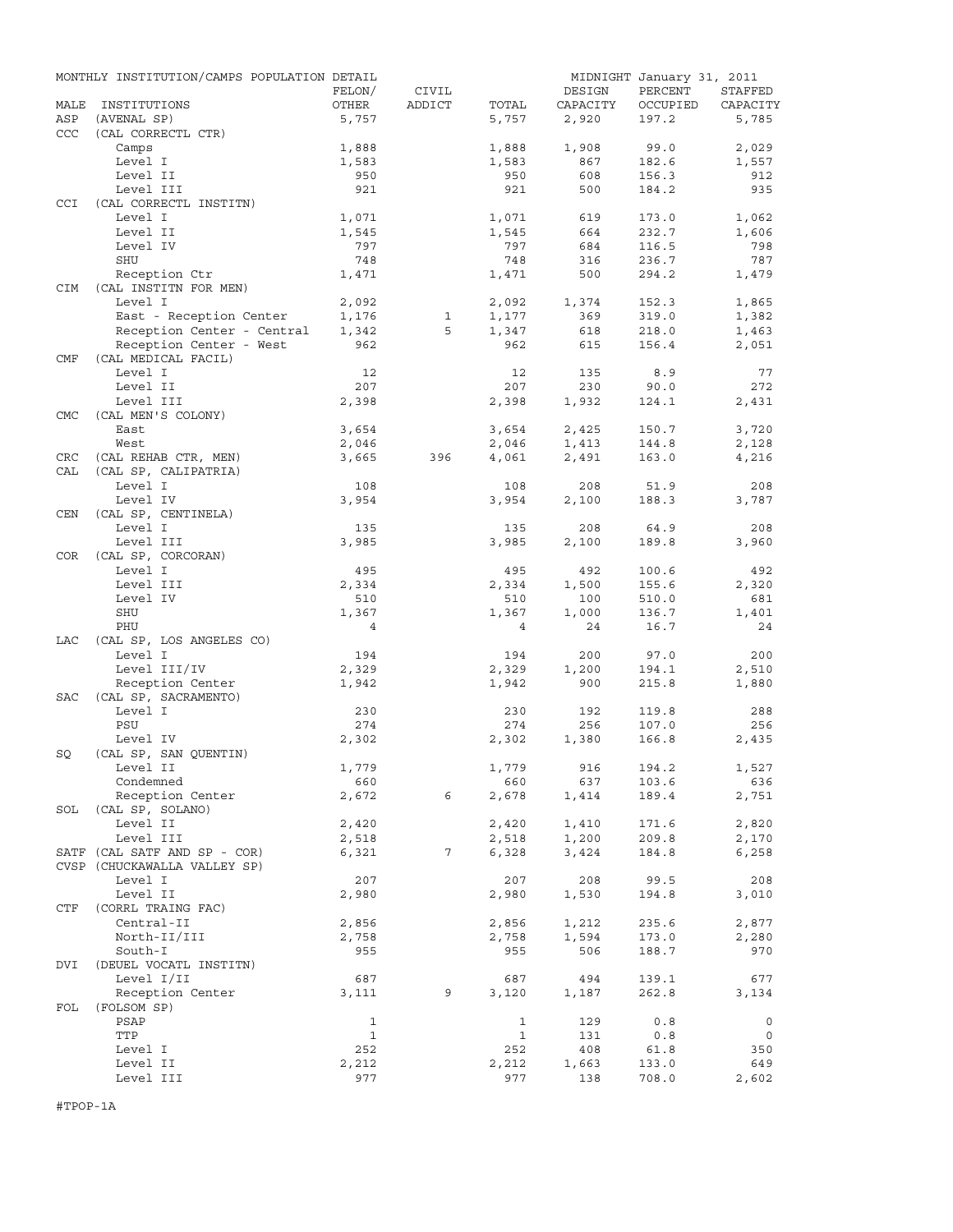MONTHLY INSTITUTION/CAMPS POPULATION DETAIL — MIDNIGHT January 31, 2011

| MALE | INSTITUTIONS | FELON/ OTHER | CIVIL ADDICT | TOTAL | DESIGN CAPACITY | PERCENT OCCUPIED | STAFFED CAPACITY |
|---|---|---|---|---|---|---|---|
| ASP | (AVENAL SP) | 5,757 | | 5,757 | 2,920 | 197.2 | 5,785 |
| CCC | (CAL CORRECTL CTR) | | | | | | |
| | Camps | 1,888 | | 1,888 | 1,908 | 99.0 | 2,029 |
| | Level I | 1,583 | | 1,583 | 867 | 182.6 | 1,557 |
| | Level II | 950 | | 950 | 608 | 156.3 | 912 |
| | Level III | 921 | | 921 | 500 | 184.2 | 935 |
| CCI | (CAL CORRECTL INSTITN) | | | | | | |
| | Level I | 1,071 | | 1,071 | 619 | 173.0 | 1,062 |
| | Level II | 1,545 | | 1,545 | 664 | 232.7 | 1,606 |
| | Level IV | 797 | | 797 | 684 | 116.5 | 798 |
| | SHU | 748 | | 748 | 316 | 236.7 | 787 |
| | Reception Ctr | 1,471 | | 1,471 | 500 | 294.2 | 1,479 |
| CIM | (CAL INSTITN FOR MEN) | | | | | | |
| | Level I | 2,092 | | 2,092 | 1,374 | 152.3 | 1,865 |
| | East - Reception Center | 1,176 | 1 | 1,177 | 369 | 319.0 | 1,382 |
| | Reception Center - Central | 1,342 | 5 | 1,347 | 618 | 218.0 | 1,463 |
| | Reception Center - West | 962 | | 962 | 615 | 156.4 | 2,051 |
| CMF | (CAL MEDICAL FACIL) | | | | | | |
| | Level I | 12 | | 12 | 135 | 8.9 | 77 |
| | Level II | 207 | | 207 | 230 | 90.0 | 272 |
| | Level III | 2,398 | | 2,398 | 1,932 | 124.1 | 2,431 |
| CMC | (CAL MEN'S COLONY) | | | | | | |
| | East | 3,654 | | 3,654 | 2,425 | 150.7 | 3,720 |
| | West | 2,046 | | 2,046 | 1,413 | 144.8 | 2,128 |
| CRC | (CAL REHAB CTR, MEN) | 3,665 | 396 | 4,061 | 2,491 | 163.0 | 4,216 |
| CAL | (CAL SP, CALIPATRIA) | | | | | | |
| | Level I | 108 | | 108 | 208 | 51.9 | 208 |
| | Level IV | 3,954 | | 3,954 | 2,100 | 188.3 | 3,787 |
| CEN | (CAL SP, CENTINELA) | | | | | | |
| | Level I | 135 | | 135 | 208 | 64.9 | 208 |
| | Level III | 3,985 | | 3,985 | 2,100 | 189.8 | 3,960 |
| COR | (CAL SP, CORCORAN) | | | | | | |
| | Level I | 495 | | 495 | 492 | 100.6 | 492 |
| | Level III | 2,334 | | 2,334 | 1,500 | 155.6 | 2,320 |
| | Level IV | 510 | | 510 | 100 | 510.0 | 681 |
| | SHU | 1,367 | | 1,367 | 1,000 | 136.7 | 1,401 |
| | PHU | 4 | | 4 | 24 | 16.7 | 24 |
| LAC | (CAL SP, LOS ANGELES CO) | | | | | | |
| | Level I | 194 | | 194 | 200 | 97.0 | 200 |
| | Level III/IV | 2,329 | | 2,329 | 1,200 | 194.1 | 2,510 |
| | Reception Center | 1,942 | | 1,942 | 900 | 215.8 | 1,880 |
| SAC | (CAL SP, SACRAMENTO) | | | | | | |
| | Level I | 230 | | 230 | 192 | 119.8 | 288 |
| | PSU | 274 | | 274 | 256 | 107.0 | 256 |
| | Level IV | 2,302 | | 2,302 | 1,380 | 166.8 | 2,435 |
| SQ | (CAL SP, SAN QUENTIN) | | | | | | |
| | Level II | 1,779 | | 1,779 | 916 | 194.2 | 1,527 |
| | Condemned | 660 | | 660 | 637 | 103.6 | 636 |
| | Reception Center | 2,672 | 6 | 2,678 | 1,414 | 189.4 | 2,751 |
| SOL | (CAL SP, SOLANO) | | | | | | |
| | Level II | 2,420 | | 2,420 | 1,410 | 171.6 | 2,820 |
| | Level III | 2,518 | | 2,518 | 1,200 | 209.8 | 2,170 |
| SATF | (CAL SATF AND SP - COR) | 6,321 | 7 | 6,328 | 3,424 | 184.8 | 6,258 |
| CVSP | (CHUCKAWALLA VALLEY SP) | | | | | | |
| | Level I | 207 | | 207 | 208 | 99.5 | 208 |
| | Level II | 2,980 | | 2,980 | 1,530 | 194.8 | 3,010 |
| CTF | (CORRL TRAING FAC) | | | | | | |
| | Central-II | 2,856 | | 2,856 | 1,212 | 235.6 | 2,877 |
| | North-II/III | 2,758 | | 2,758 | 1,594 | 173.0 | 2,280 |
| | South-I | 955 | | 955 | 506 | 188.7 | 970 |
| DVI | (DEUEL VOCATL INSTITN) | | | | | | |
| | Level I/II | 687 | | 687 | 494 | 139.1 | 677 |
| | Reception Center | 3,111 | 9 | 3,120 | 1,187 | 262.8 | 3,134 |
| FOL | (FOLSOM SP) | | | | | | |
| | PSAP | 1 | | 1 | 129 | 0.8 | 0 |
| | TTP | 1 | | 1 | 131 | 0.8 | 0 |
| | Level I | 252 | | 252 | 408 | 61.8 | 350 |
| | Level II | 2,212 | | 2,212 | 1,663 | 133.0 | 649 |
| | Level III | 977 | | 977 | 138 | 708.0 | 2,602 |

#TPOP-1A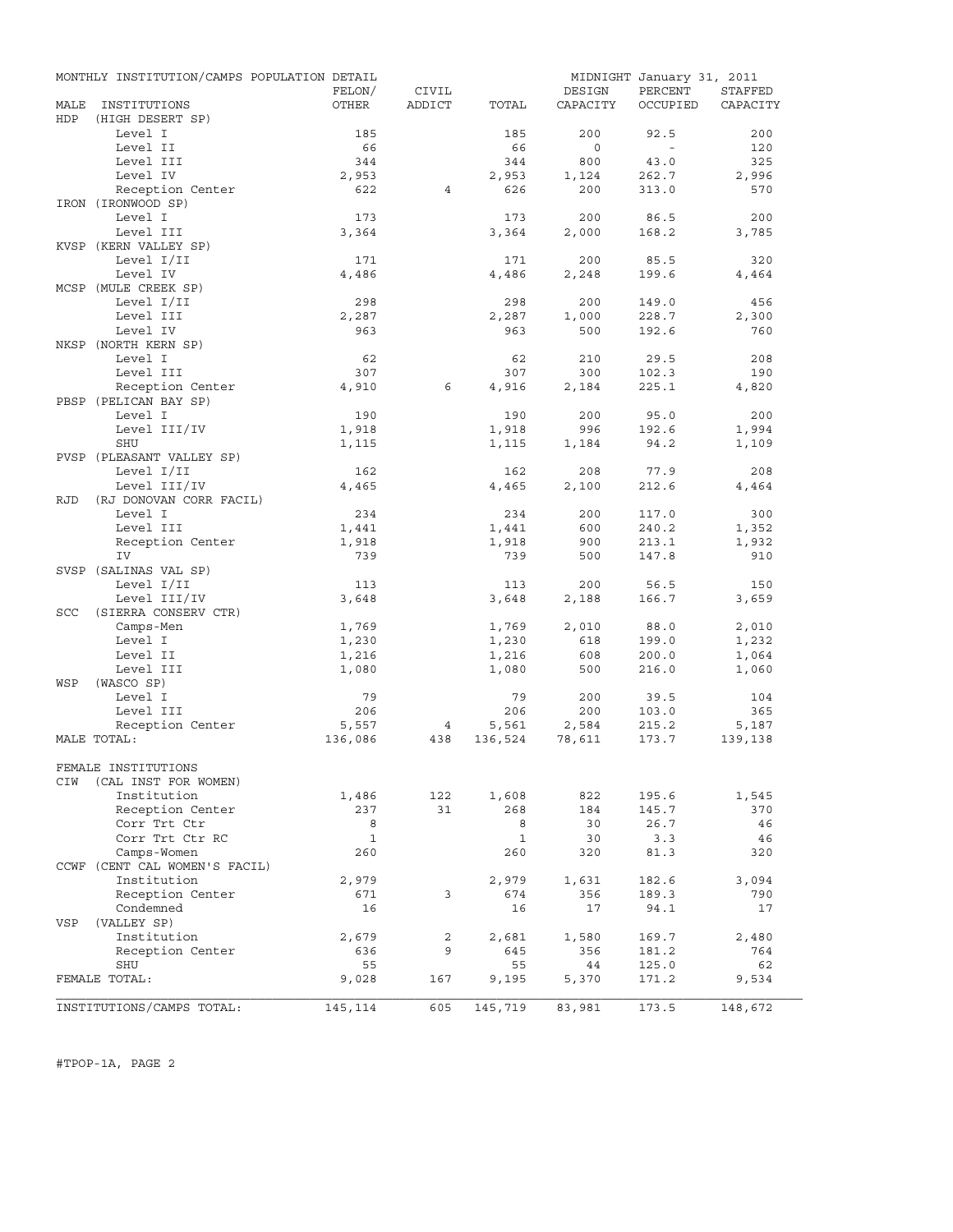MONTHLY INSTITUTION/CAMPS POPULATION DETAIL — MIDNIGHT January 31, 2011

| MALE INSTITUTIONS | FELON/ OTHER | CIVIL ADDICT | TOTAL | DESIGN CAPACITY | PERCENT OCCUPIED | STAFFED CAPACITY |
|---|---|---|---|---|---|---|
| HDP (HIGH DESERT SP) | | | | | | |
| Level I | 185 | | 185 | 200 | 92.5 | 200 |
| Level II | 66 | | 66 | 0 | - | 120 |
| Level III | 344 | | 344 | 800 | 43.0 | 325 |
| Level IV | 2,953 | | 2,953 | 1,124 | 262.7 | 2,996 |
| Reception Center | 622 | 4 | 626 | 200 | 313.0 | 570 |
| IRON (IRONWOOD SP) | | | | | | |
| Level I | 173 | | 173 | 200 | 86.5 | 200 |
| Level III | 3,364 | | 3,364 | 2,000 | 168.2 | 3,785 |
| KVSP (KERN VALLEY SP) | | | | | | |
| Level I/II | 171 | | 171 | 200 | 85.5 | 320 |
| Level IV | 4,486 | | 4,486 | 2,248 | 199.6 | 4,464 |
| MCSP (MULE CREEK SP) | | | | | | |
| Level I/II | 298 | | 298 | 200 | 149.0 | 456 |
| Level III | 2,287 | | 2,287 | 1,000 | 228.7 | 2,300 |
| Level IV | 963 | | 963 | 500 | 192.6 | 760 |
| NKSP (NORTH KERN SP) | | | | | | |
| Level I | 62 | | 62 | 210 | 29.5 | 208 |
| Level III | 307 | | 307 | 300 | 102.3 | 190 |
| Reception Center | 4,910 | 6 | 4,916 | 2,184 | 225.1 | 4,820 |
| PBSP (PELICAN BAY SP) | | | | | | |
| Level I | 190 | | 190 | 200 | 95.0 | 200 |
| Level III/IV | 1,918 | | 1,918 | 996 | 192.6 | 1,994 |
| SHU | 1,115 | | 1,115 | 1,184 | 94.2 | 1,109 |
| PVSP (PLEASANT VALLEY SP) | | | | | | |
| Level I/II | 162 | | 162 | 208 | 77.9 | 208 |
| Level III/IV | 4,465 | | 4,465 | 2,100 | 212.6 | 4,464 |
| RJD (RJ DONOVAN CORR FACIL) | | | | | | |
| Level I | 234 | | 234 | 200 | 117.0 | 300 |
| Level III | 1,441 | | 1,441 | 600 | 240.2 | 1,352 |
| Reception Center | 1,918 | | 1,918 | 900 | 213.1 | 1,932 |
| IV | 739 | | 739 | 500 | 147.8 | 910 |
| SVSP (SALINAS VAL SP) | | | | | | |
| Level I/II | 113 | | 113 | 200 | 56.5 | 150 |
| Level III/IV | 3,648 | | 3,648 | 2,188 | 166.7 | 3,659 |
| SCC (SIERRA CONSERV CTR) | | | | | | |
| Camps-Men | 1,769 | | 1,769 | 2,010 | 88.0 | 2,010 |
| Level I | 1,230 | | 1,230 | 618 | 199.0 | 1,232 |
| Level II | 1,216 | | 1,216 | 608 | 200.0 | 1,064 |
| Level III | 1,080 | | 1,080 | 500 | 216.0 | 1,060 |
| WSP (WASCO SP) | | | | | | |
| Level I | 79 | | 79 | 200 | 39.5 | 104 |
| Level III | 206 | | 206 | 200 | 103.0 | 365 |
| Reception Center | 5,557 | 4 | 5,561 | 2,584 | 215.2 | 5,187 |
| MALE TOTAL: | 136,086 | 438 | 136,524 | 78,611 | 173.7 | 139,138 |
| FEMALE INSTITUTIONS | | | | | | |
| CIW (CAL INST FOR WOMEN) | | | | | | |
| Institution | 1,486 | 122 | 1,608 | 822 | 195.6 | 1,545 |
| Reception Center | 237 | 31 | 268 | 184 | 145.7 | 370 |
| Corr Trt Ctr | 8 | | 8 | 30 | 26.7 | 46 |
| Corr Trt Ctr RC | 1 | | 1 | 30 | 3.3 | 46 |
| Camps-Women | 260 | | 260 | 320 | 81.3 | 320 |
| CCWF (CENT CAL WOMEN'S FACIL) | | | | | | |
| Institution | 2,979 | | 2,979 | 1,631 | 182.6 | 3,094 |
| Reception Center | 671 | 3 | 674 | 356 | 189.3 | 790 |
| Condemned | 16 | | 16 | 17 | 94.1 | 17 |
| VSP (VALLEY SP) | | | | | | |
| Institution | 2,679 | 2 | 2,681 | 1,580 | 169.7 | 2,480 |
| Reception Center | 636 | 9 | 645 | 356 | 181.2 | 764 |
| SHU | 55 | | 55 | 44 | 125.0 | 62 |
| FEMALE TOTAL: | 9,028 | 167 | 9,195 | 5,370 | 171.2 | 9,534 |
| INSTITUTIONS/CAMPS TOTAL: | 145,114 | 605 | 145,719 | 83,981 | 173.5 | 148,672 |

#TPOP-1A, PAGE 2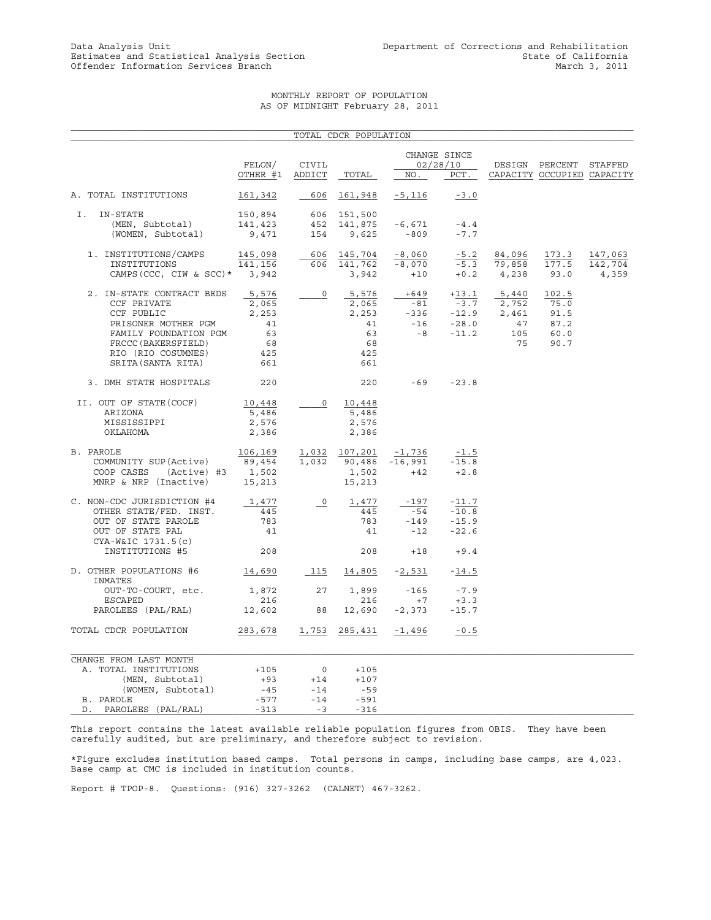Data Analysis Unit
Estimates and Statistical Analysis Section
Offender Information Services Branch

Department of Corrections and Rehabilitation
State of California
March 3, 2011

# MONTHLY REPORT OF POPULATION
## AS OF MIDNIGHT February 28, 2011

TOTAL CDCR POPULATION

| | FELON/ OTHER #1 | CIVIL ADDICT | TOTAL | CHANGE SINCE 02/28/10 NO. | PCT. | DESIGN CAPACITY | PERCENT OCCUPIED | STAFFED CAPACITY |
|---|---|---|---|---|---|---|---|---|
| A. TOTAL INSTITUTIONS | 161,342 | 606 | 161,948 | -5,116 | -3.0 | | | |
| I. IN-STATE | 150,894 | 606 | 151,500 | | | | | |
| (MEN, Subtotal) | 141,423 | 452 | 141,875 | -6,671 | -4.4 | | | |
| (WOMEN, Subtotal) | 9,471 | 154 | 9,625 | -809 | -7.7 | | | |
| 1. INSTITUTIONS/CAMPS | 145,098 | 606 | 145,704 | -8,060 | -5.2 | 84,096 | 173.3 | 147,063 |
| INSTITUTIONS | 141,156 | 606 | 141,762 | -8,070 | -5.3 | 79,858 | 177.5 | 142,704 |
| CAMPS(CCC, CIW & SCC)* | 3,942 | | 3,942 | +10 | +0.2 | 4,238 | 93.0 | 4,359 |
| 2. IN-STATE CONTRACT BEDS | 5,576 | 0 | 5,576 | +649 | +13.1 | 5,440 | 102.5 | |
| CCF PRIVATE | 2,065 | | 2,065 | -81 | -3.7 | 2,752 | 75.0 | |
| CCF PUBLIC | 2,253 | | 2,253 | -336 | -12.9 | 2,461 | 91.5 | |
| PRISONER MOTHER PGM | 41 | | 41 | -16 | -28.0 | 47 | 87.2 | |
| FAMILY FOUNDATION PGM | 63 | | 63 | -8 | -11.2 | 105 | 60.0 | |
| FRCCC(BAKERSFIELD) | 68 | | 68 | | | 75 | 90.7 | |
| RIO (RIO COSUMNES) | 425 | | 425 | | | | | |
| SRITA(SANTA RITA) | 661 | | 661 | | | | | |
| 3. DMH STATE HOSPITALS | 220 | | 220 | -69 | -23.8 | | | |
| II. OUT OF STATE(COCF) | 10,448 | 0 | 10,448 | | | | | |
| ARIZONA | 5,486 | | 5,486 | | | | | |
| MISSISSIPPI | 2,576 | | 2,576 | | | | | |
| OKLAHOMA | 2,386 | | 2,386 | | | | | |
| B. PAROLE | 106,169 | 1,032 | 107,201 | -1,736 | -1.5 | | | |
| COMMUNITY SUP(Active) | 89,454 | 1,032 | 90,486 | -16,991 | -15.8 | | | |
| COOP CASES (Active) #3 | 1,502 | | 1,502 | +42 | +2.8 | | | |
| MNRP & NRP (Inactive) | 15,213 | | 15,213 | | | | | |
| C. NON-CDC JURISDICTION #4 | 1,477 | 0 | 1,477 | -197 | -11.7 | | | |
| OTHER STATE/FED. INST. | 445 | | 445 | -54 | -10.8 | | | |
| OUT OF STATE PAROLE | 783 | | 783 | -149 | -15.9 | | | |
| OUT OF STATE PAL | 41 | | 41 | -12 | -22.6 | | | |
| CYA-W&IC 1731.5(c) INSTITUTIONS #5 | 208 | | 208 | +18 | +9.4 | | | |
| D. OTHER POPULATIONS #6 | 14,690 | 115 | 14,805 | -2,531 | -14.5 | | | |
| INMATES OUT-TO-COURT, etc. | 1,872 | 27 | 1,899 | -165 | -7.9 | | | |
| ESCAPED | 216 | | 216 | +7 | +3.3 | | | |
| PAROLEES (PAL/RAL) | 12,602 | 88 | 12,690 | -2,373 | -15.7 | | | |
| TOTAL CDCR POPULATION | 283,678 | 1,753 | 285,431 | -1,496 | -0.5 | | | |

| CHANGE FROM LAST MONTH | FELON/ OTHER #1 | CIVIL ADDICT | TOTAL |
|---|---|---|---|
| A. TOTAL INSTITUTIONS | +105 | 0 | +105 |
| (MEN, Subtotal) | +93 | +14 | +107 |
| (WOMEN, Subtotal) | -45 | -14 | -59 |
| B. PAROLE | -577 | -14 | -591 |
| D. PAROLEES (PAL/RAL) | -313 | -3 | -316 |

This report contains the latest available reliable population figures from OBIS. They have been carefully audited, but are preliminary, and therefore subject to revision.

*Figure excludes institution based camps. Total persons in camps, including base camps, are 4,023. Base camp at CMC is included in institution counts.

Report # TPOP-8. Questions: (916) 327-3262 (CALNET) 467-3262.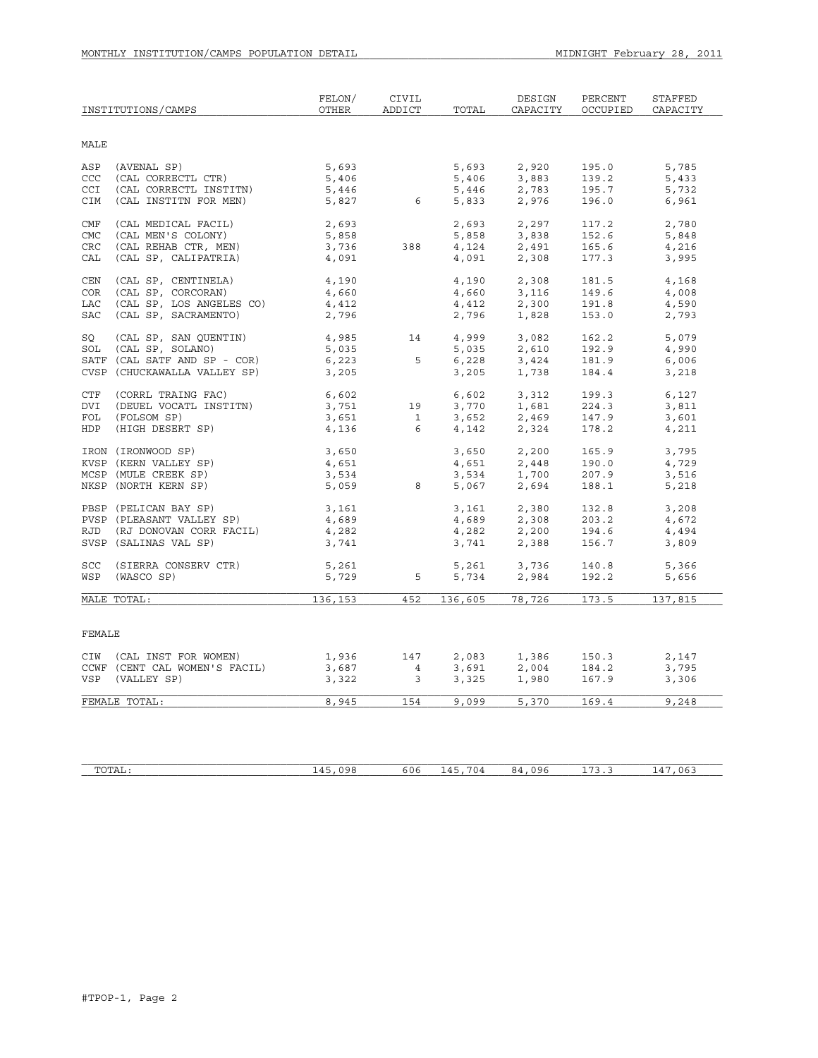MONTHLY INSTITUTION/CAMPS POPULATION DETAIL — MIDNIGHT February 28, 2011

| INSTITUTIONS/CAMPS | FELON/ OTHER | CIVIL ADDICT | TOTAL | DESIGN CAPACITY | PERCENT OCCUPIED | STAFFED CAPACITY |
|---|---|---|---|---|---|---|
| **MALE** | | | | | | |
| ASP (AVENAL SP) | 5,693 | | 5,693 | 2,920 | 195.0 | 5,785 |
| CCC (CAL CORRECTL CTR) | 5,406 | | 5,406 | 3,883 | 139.2 | 5,433 |
| CCI (CAL CORRECTL INSTITN) | 5,446 | | 5,446 | 2,783 | 195.7 | 5,732 |
| CIM (CAL INSTITN FOR MEN) | 5,827 | 6 | 5,833 | 2,976 | 196.0 | 6,961 |
| CMF (CAL MEDICAL FACIL) | 2,693 | | 2,693 | 2,297 | 117.2 | 2,780 |
| CMC (CAL MEN'S COLONY) | 5,858 | | 5,858 | 3,838 | 152.6 | 5,848 |
| CRC (CAL REHAB CTR, MEN) | 3,736 | 388 | 4,124 | 2,491 | 165.6 | 4,216 |
| CAL (CAL SP, CALIPATRIA) | 4,091 | | 4,091 | 2,308 | 177.3 | 3,995 |
| CEN (CAL SP, CENTINELA) | 4,190 | | 4,190 | 2,308 | 181.5 | 4,168 |
| COR (CAL SP, CORCORAN) | 4,660 | | 4,660 | 3,116 | 149.6 | 4,008 |
| LAC (CAL SP, LOS ANGELES CO) | 4,412 | | 4,412 | 2,300 | 191.8 | 4,590 |
| SAC (CAL SP, SACRAMENTO) | 2,796 | | 2,796 | 1,828 | 153.0 | 2,793 |
| SQ (CAL SP, SAN QUENTIN) | 4,985 | 14 | 4,999 | 3,082 | 162.2 | 5,079 |
| SOL (CAL SP, SOLANO) | 5,035 | | 5,035 | 2,610 | 192.9 | 4,990 |
| SATF (CAL SATF AND SP - COR) | 6,223 | 5 | 6,228 | 3,424 | 181.9 | 6,006 |
| CVSP (CHUCKAWALLA VALLEY SP) | 3,205 | | 3,205 | 1,738 | 184.4 | 3,218 |
| CTF (CORRL TRAING FAC) | 6,602 | | 6,602 | 3,312 | 199.3 | 6,127 |
| DVI (DEUEL VOCATL INSTITN) | 3,751 | 19 | 3,770 | 1,681 | 224.3 | 3,811 |
| FOL (FOLSOM SP) | 3,651 | 1 | 3,652 | 2,469 | 147.9 | 3,601 |
| HDP (HIGH DESERT SP) | 4,136 | 6 | 4,142 | 2,324 | 178.2 | 4,211 |
| IRON (IRONWOOD SP) | 3,650 | | 3,650 | 2,200 | 165.9 | 3,795 |
| KVSP (KERN VALLEY SP) | 4,651 | | 4,651 | 2,448 | 190.0 | 4,729 |
| MCSP (MULE CREEK SP) | 3,534 | | 3,534 | 1,700 | 207.9 | 3,516 |
| NKSP (NORTH KERN SP) | 5,059 | 8 | 5,067 | 2,694 | 188.1 | 5,218 |
| PBSP (PELICAN BAY SP) | 3,161 | | 3,161 | 2,380 | 132.8 | 3,208 |
| PVSP (PLEASANT VALLEY SP) | 4,689 | | 4,689 | 2,308 | 203.2 | 4,672 |
| RJD (RJ DONOVAN CORR FACIL) | 4,282 | | 4,282 | 2,200 | 194.6 | 4,494 |
| SVSP (SALINAS VAL SP) | 3,741 | | 3,741 | 2,388 | 156.7 | 3,809 |
| SCC (SIERRA CONSERV CTR) | 5,261 | | 5,261 | 3,736 | 140.8 | 5,366 |
| WSP (WASCO SP) | 5,729 | 5 | 5,734 | 2,984 | 192.2 | 5,656 |
| MALE TOTAL: | 136,153 | 452 | 136,605 | 78,726 | 173.5 | 137,815 |
| **FEMALE** | | | | | | |
| CIW (CAL INST FOR WOMEN) | 1,936 | 147 | 2,083 | 1,386 | 150.3 | 2,147 |
| CCWF (CENT CAL WOMEN'S FACIL) | 3,687 | 4 | 3,691 | 2,004 | 184.2 | 3,795 |
| VSP (VALLEY SP) | 3,322 | 3 | 3,325 | 1,980 | 167.9 | 3,306 |
| FEMALE TOTAL: | 8,945 | 154 | 9,099 | 5,370 | 169.4 | 9,248 |
| TOTAL: | 145,098 | 606 | 145,704 | 84,096 | 173.3 | 147,063 |

#TPOP-1, Page 2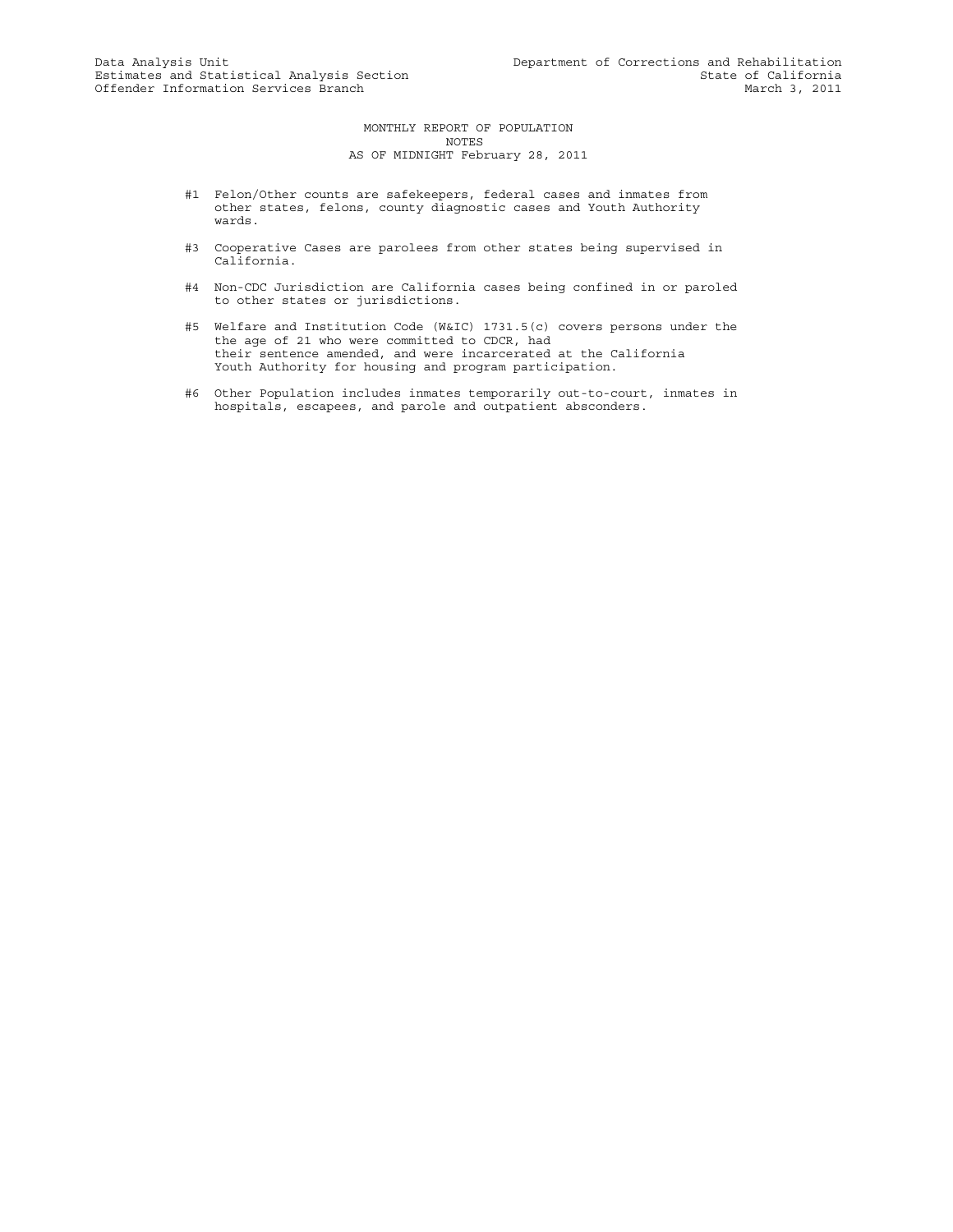Data Analysis Unit
Estimates and Statistical Analysis Section
Offender Information Services Branch

Department of Corrections and Rehabilitation
State of California
March 3, 2011

MONTHLY REPORT OF POPULATION
NOTES
AS OF MIDNIGHT February 28, 2011

#1 Felon/Other counts are safekeepers, federal cases and inmates from other states, felons, county diagnostic cases and Youth Authority wards.

#3 Cooperative Cases are parolees from other states being supervised in California.

#4 Non-CDC Jurisdiction are California cases being confined in or paroled to other states or jurisdictions.

#5 Welfare and Institution Code (W&IC) 1731.5(c) covers persons under the the age of 21 who were committed to CDCR, had their sentence amended, and were incarcerated at the California Youth Authority for housing and program participation.

#6 Other Population includes inmates temporarily out-to-court, inmates in hospitals, escapees, and parole and outpatient absconders.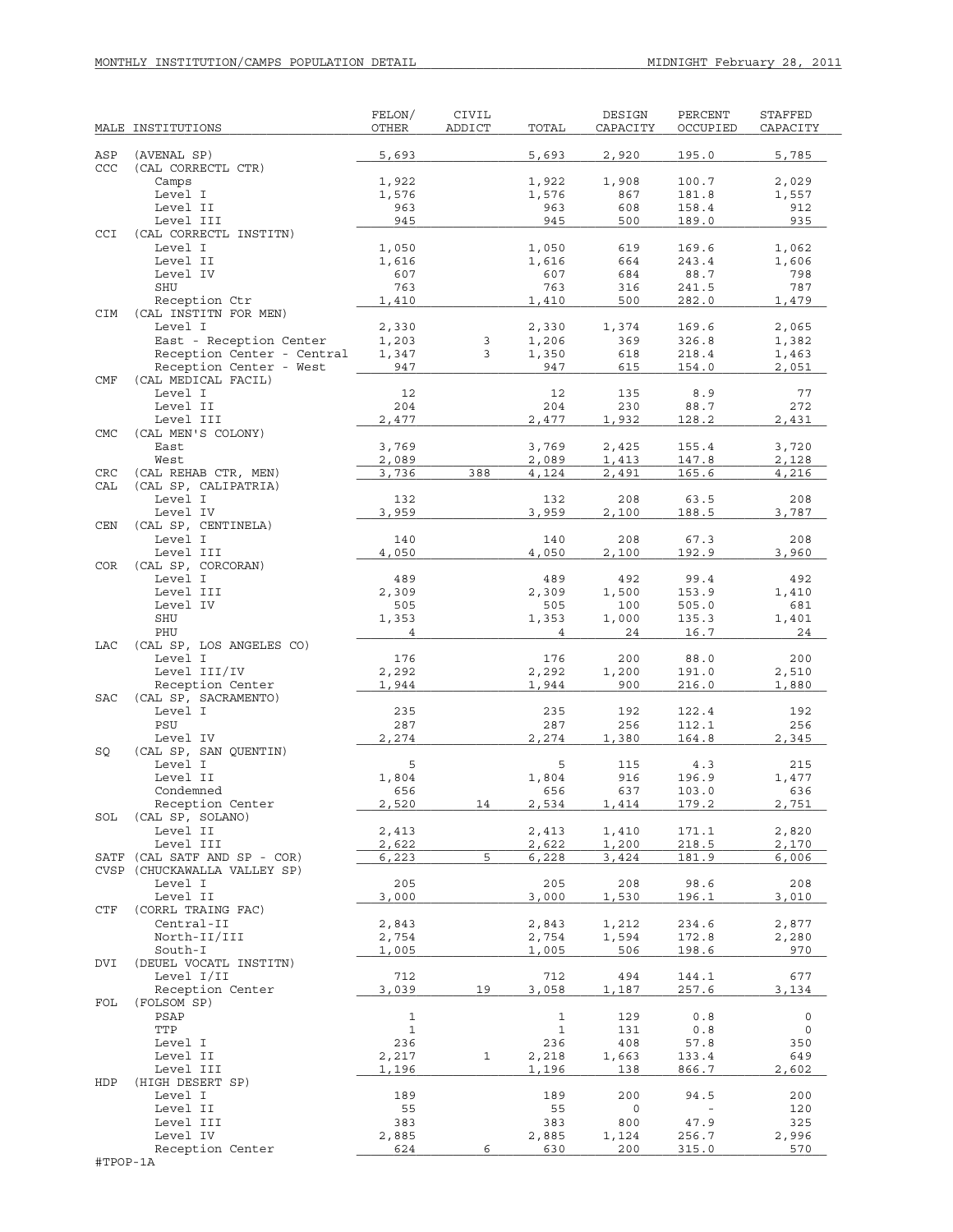MONTHLY INSTITUTION/CAMPS POPULATION DETAIL — MIDNIGHT February 28, 2011

| MALE INSTITUTIONS | FELON/ OTHER | CIVIL ADDICT | TOTAL | DESIGN CAPACITY | PERCENT OCCUPIED | STAFFED CAPACITY |
|---|---|---|---|---|---|---|
| ASP (AVENAL SP) | 5,693 | | 5,693 | 2,920 | 195.0 | 5,785 |
| CCC (CAL CORRECTL CTR) | | | | | | |
| Camps | 1,922 | | 1,922 | 1,908 | 100.7 | 2,029 |
| Level I | 1,576 | | 1,576 | 867 | 181.8 | 1,557 |
| Level II | 963 | | 963 | 608 | 158.4 | 912 |
| Level III | 945 | | 945 | 500 | 189.0 | 935 |
| CCI (CAL CORRECTL INSTITN) | | | | | | |
| Level I | 1,050 | | 1,050 | 619 | 169.6 | 1,062 |
| Level II | 1,616 | | 1,616 | 664 | 243.4 | 1,606 |
| Level IV | 607 | | 607 | 684 | 88.7 | 798 |
| SHU | 763 | | 763 | 316 | 241.5 | 787 |
| Reception Ctr | 1,410 | | 1,410 | 500 | 282.0 | 1,479 |
| CIM (CAL INSTITN FOR MEN) | | | | | | |
| Level I | 2,330 | | 2,330 | 1,374 | 169.6 | 2,065 |
| East - Reception Center | 1,203 | 3 | 1,206 | 369 | 326.8 | 1,382 |
| Reception Center - Central | 1,347 | 3 | 1,350 | 618 | 218.4 | 1,463 |
| Reception Center - West | 947 | | 947 | 615 | 154.0 | 2,051 |
| CMF (CAL MEDICAL FACIL) | | | | | | |
| Level I | 12 | | 12 | 135 | 8.9 | 77 |
| Level II | 204 | | 204 | 230 | 88.7 | 272 |
| Level III | 2,477 | | 2,477 | 1,932 | 128.2 | 2,431 |
| CMC (CAL MEN'S COLONY) | | | | | | |
| East | 3,769 | | 3,769 | 2,425 | 155.4 | 3,720 |
| West | 2,089 | | 2,089 | 1,413 | 147.8 | 2,128 |
| CRC (CAL REHAB CTR, MEN) | 3,736 | 388 | 4,124 | 2,491 | 165.6 | 4,216 |
| CAL (CAL SP, CALIPATRIA) | | | | | | |
| Level I | 132 | | 132 | 208 | 63.5 | 208 |
| Level IV | 3,959 | | 3,959 | 2,100 | 188.5 | 3,787 |
| CEN (CAL SP, CENTINELA) | | | | | | |
| Level I | 140 | | 140 | 208 | 67.3 | 208 |
| Level III | 4,050 | | 4,050 | 2,100 | 192.9 | 3,960 |
| COR (CAL SP, CORCORAN) | | | | | | |
| Level I | 489 | | 489 | 492 | 99.4 | 492 |
| Level III | 2,309 | | 2,309 | 1,500 | 153.9 | 1,410 |
| Level IV | 505 | | 505 | 100 | 505.0 | 681 |
| SHU | 1,353 | | 1,353 | 1,000 | 135.3 | 1,401 |
| PHU | 4 | | 4 | 24 | 16.7 | 24 |
| LAC (CAL SP, LOS ANGELES CO) | | | | | | |
| Level I | 176 | | 176 | 200 | 88.0 | 200 |
| Level III/IV | 2,292 | | 2,292 | 1,200 | 191.0 | 2,510 |
| Reception Center | 1,944 | | 1,944 | 900 | 216.0 | 1,880 |
| SAC (CAL SP, SACRAMENTO) | | | | | | |
| Level I | 235 | | 235 | 192 | 122.4 | 192 |
| PSU | 287 | | 287 | 256 | 112.1 | 256 |
| Level IV | 2,274 | | 2,274 | 1,380 | 164.8 | 2,345 |
| SQ (CAL SP, SAN QUENTIN) | | | | | | |
| Level I | 5 | | 5 | 115 | 4.3 | 215 |
| Level II | 1,804 | | 1,804 | 916 | 196.9 | 1,477 |
| Condemned | 656 | | 656 | 637 | 103.0 | 636 |
| Reception Center | 2,520 | 14 | 2,534 | 1,414 | 179.2 | 2,751 |
| SOL (CAL SP, SOLANO) | | | | | | |
| Level II | 2,413 | | 2,413 | 1,410 | 171.1 | 2,820 |
| Level III | 2,622 | | 2,622 | 1,200 | 218.5 | 2,170 |
| SATF (CAL SATF AND SP - COR) | 6,223 | 5 | 6,228 | 3,424 | 181.9 | 6,006 |
| CVSP (CHUCKAWALLA VALLEY SP) | | | | | | |
| Level I | 205 | | 205 | 208 | 98.6 | 208 |
| Level II | 3,000 | | 3,000 | 1,530 | 196.1 | 3,010 |
| CTF (CORRL TRAING FAC) | | | | | | |
| Central-II | 2,843 | | 2,843 | 1,212 | 234.6 | 2,877 |
| North-II/III | 2,754 | | 2,754 | 1,594 | 172.8 | 2,280 |
| South-I | 1,005 | | 1,005 | 506 | 198.6 | 970 |
| DVI (DEUEL VOCATL INSTITN) | | | | | | |
| Level I/II | 712 | | 712 | 494 | 144.1 | 677 |
| Reception Center | 3,039 | 19 | 3,058 | 1,187 | 257.6 | 3,134 |
| FOL (FOLSOM SP) | | | | | | |
| PSAP | 1 | | 1 | 129 | 0.8 | 0 |
| TTP | 1 | | 1 | 131 | 0.8 | 0 |
| Level I | 236 | | 236 | 408 | 57.8 | 350 |
| Level II | 2,217 | 1 | 2,218 | 1,663 | 133.4 | 649 |
| Level III | 1,196 | | 1,196 | 138 | 866.7 | 2,602 |
| HDP (HIGH DESERT SP) | | | | | | |
| Level I | 189 | | 189 | 200 | 94.5 | 200 |
| Level II | 55 | | 55 | 0 | - | 120 |
| Level III | 383 | | 383 | 800 | 47.9 | 325 |
| Level IV | 2,885 | | 2,885 | 1,124 | 256.7 | 2,996 |
| Reception Center | 624 | 6 | 630 | 200 | 315.0 | 570 |

#TPOP-1A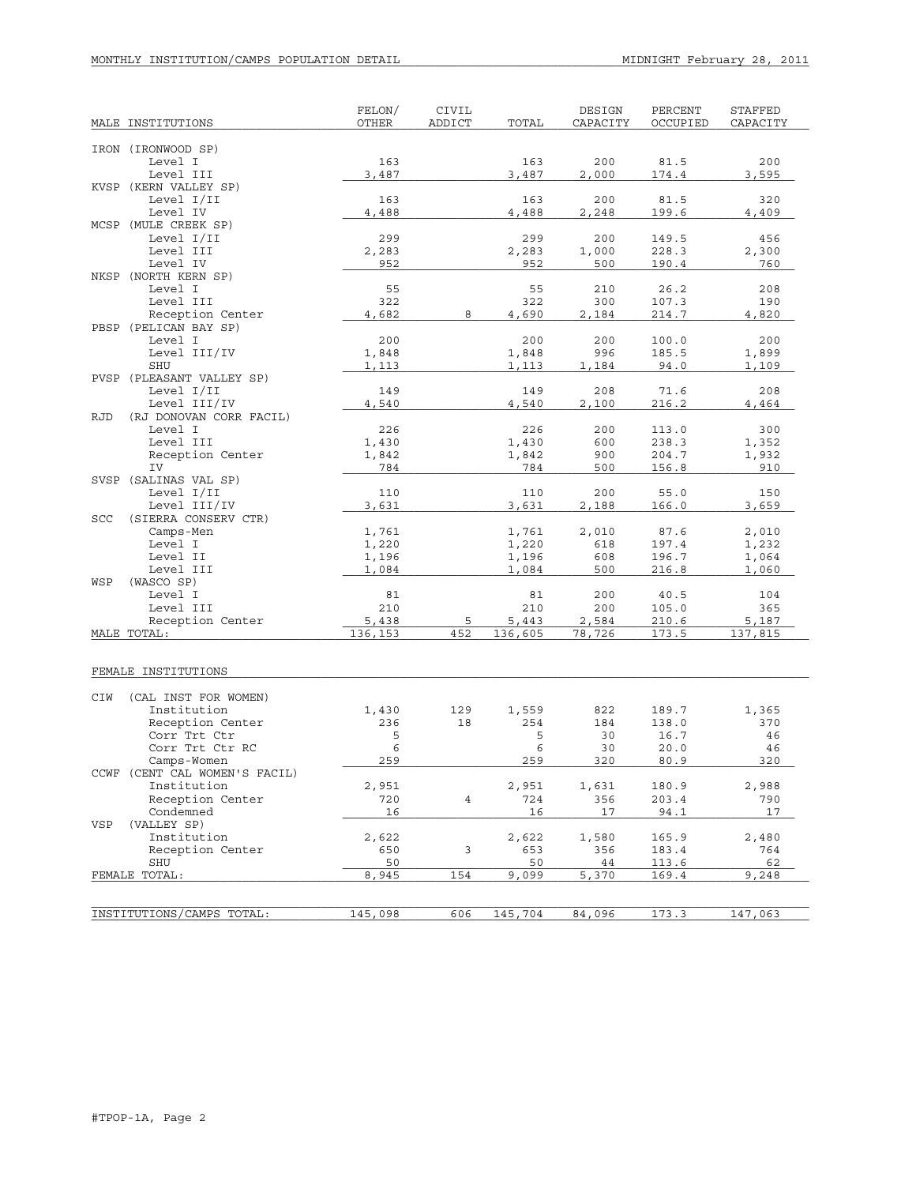MONTHLY INSTITUTION/CAMPS POPULATION DETAIL — MIDNIGHT February 28, 2011

| MALE INSTITUTIONS | FELON/ OTHER | CIVIL ADDICT | TOTAL | DESIGN CAPACITY | PERCENT OCCUPIED | STAFFED CAPACITY |
|---|---|---|---|---|---|---|
| IRON (IRONWOOD SP) | | | | | | |
| Level I | 163 | | 163 | 200 | 81.5 | 200 |
| Level III | 3,487 | | 3,487 | 2,000 | 174.4 | 3,595 |
| KVSP (KERN VALLEY SP) | | | | | | |
| Level I/II | 163 | | 163 | 200 | 81.5 | 320 |
| Level IV | 4,488 | | 4,488 | 2,248 | 199.6 | 4,409 |
| MCSP (MULE CREEK SP) | | | | | | |
| Level I/II | 299 | | 299 | 200 | 149.5 | 456 |
| Level III | 2,283 | | 2,283 | 1,000 | 228.3 | 2,300 |
| Level IV | 952 | | 952 | 500 | 190.4 | 760 |
| NKSP (NORTH KERN SP) | | | | | | |
| Level I | 55 | | 55 | 210 | 26.2 | 208 |
| Level III | 322 | | 322 | 300 | 107.3 | 190 |
| Reception Center | 4,682 | 8 | 4,690 | 2,184 | 214.7 | 4,820 |
| PBSP (PELICAN BAY SP) | | | | | | |
| Level I | 200 | | 200 | 200 | 100.0 | 200 |
| Level III/IV | 1,848 | | 1,848 | 996 | 185.5 | 1,899 |
| SHU | 1,113 | | 1,113 | 1,184 | 94.0 | 1,109 |
| PVSP (PLEASANT VALLEY SP) | | | | | | |
| Level I/II | 149 | | 149 | 208 | 71.6 | 208 |
| Level III/IV | 4,540 | | 4,540 | 2,100 | 216.2 | 4,464 |
| RJD (RJ DONOVAN CORR FACIL) | | | | | | |
| Level I | 226 | | 226 | 200 | 113.0 | 300 |
| Level III | 1,430 | | 1,430 | 600 | 238.3 | 1,352 |
| Reception Center | 1,842 | | 1,842 | 900 | 204.7 | 1,932 |
| IV | 784 | | 784 | 500 | 156.8 | 910 |
| SVSP (SALINAS VAL SP) | | | | | | |
| Level I/II | 110 | | 110 | 200 | 55.0 | 150 |
| Level III/IV | 3,631 | | 3,631 | 2,188 | 166.0 | 3,659 |
| SCC (SIERRA CONSERV CTR) | | | | | | |
| Camps-Men | 1,761 | | 1,761 | 2,010 | 87.6 | 2,010 |
| Level I | 1,220 | | 1,220 | 618 | 197.4 | 1,232 |
| Level II | 1,196 | | 1,196 | 608 | 196.7 | 1,064 |
| Level III | 1,084 | | 1,084 | 500 | 216.8 | 1,060 |
| WSP (WASCO SP) | | | | | | |
| Level I | 81 | | 81 | 200 | 40.5 | 104 |
| Level III | 210 | | 210 | 200 | 105.0 | 365 |
| Reception Center | 5,438 | 5 | 5,443 | 2,584 | 210.6 | 5,187 |
| MALE TOTAL: | 136,153 | 452 | 136,605 | 78,726 | 173.5 | 137,815 |

| FEMALE INSTITUTIONS | FELON/ OTHER | CIVIL ADDICT | TOTAL | DESIGN CAPACITY | PERCENT OCCUPIED | STAFFED CAPACITY |
|---|---|---|---|---|---|---|
| CIW (CAL INST FOR WOMEN) | | | | | | |
| Institution | 1,430 | 129 | 1,559 | 822 | 189.7 | 1,365 |
| Reception Center | 236 | 18 | 254 | 184 | 138.0 | 370 |
| Corr Trt Ctr | 5 | | 5 | 30 | 16.7 | 46 |
| Corr Trt Ctr RC | 6 | | 6 | 30 | 20.0 | 46 |
| Camps-Women | 259 | | 259 | 320 | 80.9 | 320 |
| CCWF (CENT CAL WOMEN'S FACIL) | | | | | | |
| Institution | 2,951 | | 2,951 | 1,631 | 180.9 | 2,988 |
| Reception Center | 720 | 4 | 724 | 356 | 203.4 | 790 |
| Condemned | 16 | | 16 | 17 | 94.1 | 17 |
| VSP (VALLEY SP) | | | | | | |
| Institution | 2,622 | | 2,622 | 1,580 | 165.9 | 2,480 |
| Reception Center | 650 | 3 | 653 | 356 | 183.4 | 764 |
| SHU | 50 | | 50 | 44 | 113.6 | 62 |
| FEMALE TOTAL: | 8,945 | 154 | 9,099 | 5,370 | 169.4 | 9,248 |

| | FELON/ OTHER | CIVIL ADDICT | TOTAL | DESIGN CAPACITY | PERCENT OCCUPIED | STAFFED CAPACITY |
|---|---|---|---|---|---|---|
| INSTITUTIONS/CAMPS TOTAL: | 145,098 | 606 | 145,704 | 84,096 | 173.3 | 147,063 |

#TPOP-1A, Page 2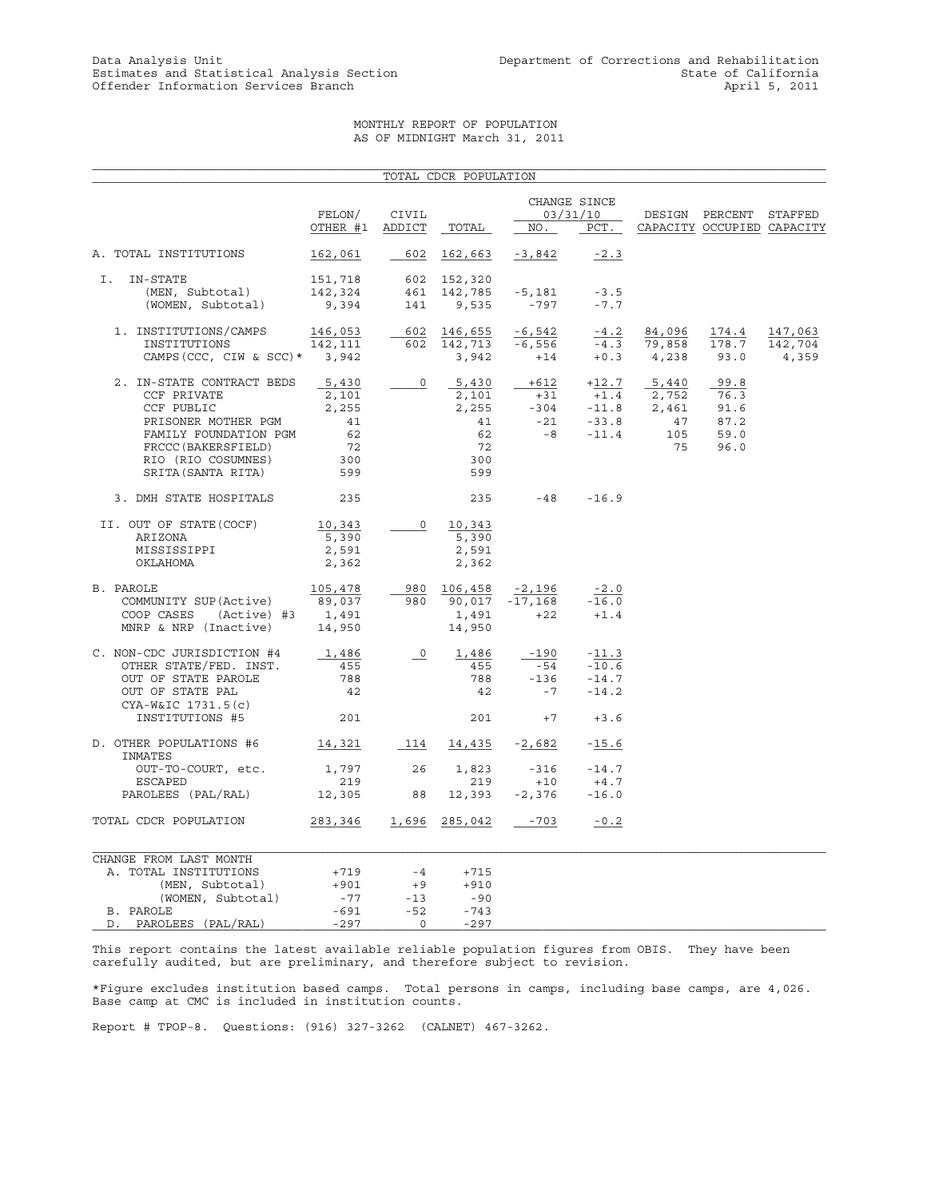Data Analysis Unit
Estimates and Statistical Analysis Section
Offender Information Services Branch

Department of Corrections and Rehabilitation
State of California
April 5, 2011

MONTHLY REPORT OF POPULATION
AS OF MIDNIGHT March 31, 2011

## TOTAL CDCR POPULATION

| | FELON/ OTHER #1 | CIVIL ADDICT | TOTAL | CHANGE SINCE 03/31/10 NO. | CHANGE SINCE 03/31/10 PCT. | DESIGN CAPACITY | PERCENT OCCUPIED | STAFFED CAPACITY |
|---|---|---|---|---|---|---|---|---|
| A. TOTAL INSTITUTIONS | 162,061 | 602 | 162,663 | -3,842 | -2.3 | | | |
| I. IN-STATE | 151,718 | 602 | 152,320 | | | | | |
| (MEN, Subtotal) | 142,324 | 461 | 142,785 | -5,181 | -3.5 | | | |
| (WOMEN, Subtotal) | 9,394 | 141 | 9,535 | -797 | -7.7 | | | |
| 1. INSTITUTIONS/CAMPS | 146,053 | 602 | 146,655 | -6,542 | -4.2 | 84,096 | 174.4 | 147,063 |
| INSTITUTIONS | 142,111 | 602 | 142,713 | -6,556 | -4.3 | 79,858 | 178.7 | 142,704 |
| CAMPS(CCC, CIW & SCC)* | 3,942 | | 3,942 | +14 | +0.3 | 4,238 | 93.0 | 4,359 |
| 2. IN-STATE CONTRACT BEDS | 5,430 | 0 | 5,430 | +612 | +12.7 | 5,440 | 99.8 | |
| CCF PRIVATE | 2,101 | | 2,101 | +31 | +1.4 | 2,752 | 76.3 | |
| CCF PUBLIC | 2,255 | | 2,255 | -304 | -11.8 | 2,461 | 91.6 | |
| PRISONER MOTHER PGM | 41 | | 41 | -21 | -33.8 | 47 | 87.2 | |
| FAMILY FOUNDATION PGM | 62 | | 62 | -8 | -11.4 | 105 | 59.0 | |
| FRCCC(BAKERSFIELD) | 72 | | 72 | | | 75 | 96.0 | |
| RIO (RIO COSUMNES) | 300 | | 300 | | | | | |
| SRITA(SANTA RITA) | 599 | | 599 | | | | | |
| 3. DMH STATE HOSPITALS | 235 | | 235 | -48 | -16.9 | | | |
| II. OUT OF STATE(COCF) | 10,343 | 0 | 10,343 | | | | | |
| ARIZONA | 5,390 | | 5,390 | | | | | |
| MISSISSIPPI | 2,591 | | 2,591 | | | | | |
| OKLAHOMA | 2,362 | | 2,362 | | | | | |
| B. PAROLE | 105,478 | 980 | 106,458 | -2,196 | -2.0 | | | |
| COMMUNITY SUP(Active) | 89,037 | 980 | 90,017 | -17,168 | -16.0 | | | |
| COOP CASES (Active) #3 | 1,491 | | 1,491 | +22 | +1.4 | | | |
| MNRP & NRP (Inactive) | 14,950 | | 14,950 | | | | | |
| C. NON-CDC JURISDICTION #4 | 1,486 | 0 | 1,486 | -190 | -11.3 | | | |
| OTHER STATE/FED. INST. | 455 | | 455 | -54 | -10.6 | | | |
| OUT OF STATE PAROLE | 788 | | 788 | -136 | -14.7 | | | |
| OUT OF STATE PAL | 42 | | 42 | -7 | -14.2 | | | |
| CYA-W&IC 1731.5(c) INSTITUTIONS #5 | 201 | | 201 | +7 | +3.6 | | | |
| D. OTHER POPULATIONS #6 | 14,321 | 114 | 14,435 | -2,682 | -15.6 | | | |
| INMATES OUT-TO-COURT, etc. | 1,797 | 26 | 1,823 | -316 | -14.7 | | | |
| ESCAPED | 219 | | 219 | +10 | +4.7 | | | |
| PAROLEES (PAL/RAL) | 12,305 | 88 | 12,393 | -2,376 | -16.0 | | | |
| TOTAL CDCR POPULATION | 283,346 | 1,696 | 285,042 | -703 | -0.2 | | | |

| CHANGE FROM LAST MONTH | FELON/ OTHER #1 | CIVIL ADDICT | TOTAL |
|---|---|---|---|
| A. TOTAL INSTITUTIONS | +719 | -4 | +715 |
| (MEN, Subtotal) | +901 | +9 | +910 |
| (WOMEN, Subtotal) | -77 | -13 | -90 |
| B. PAROLE | -691 | -52 | -743 |
| D. PAROLEES (PAL/RAL) | -297 | 0 | -297 |

This report contains the latest available reliable population figures from OBIS. They have been carefully audited, but are preliminary, and therefore subject to revision.

*Figure excludes institution based camps. Total persons in camps, including base camps, are 4,026. Base camp at CMC is included in institution counts.

Report # TPOP-8. Questions: (916) 327-3262 (CALNET) 467-3262.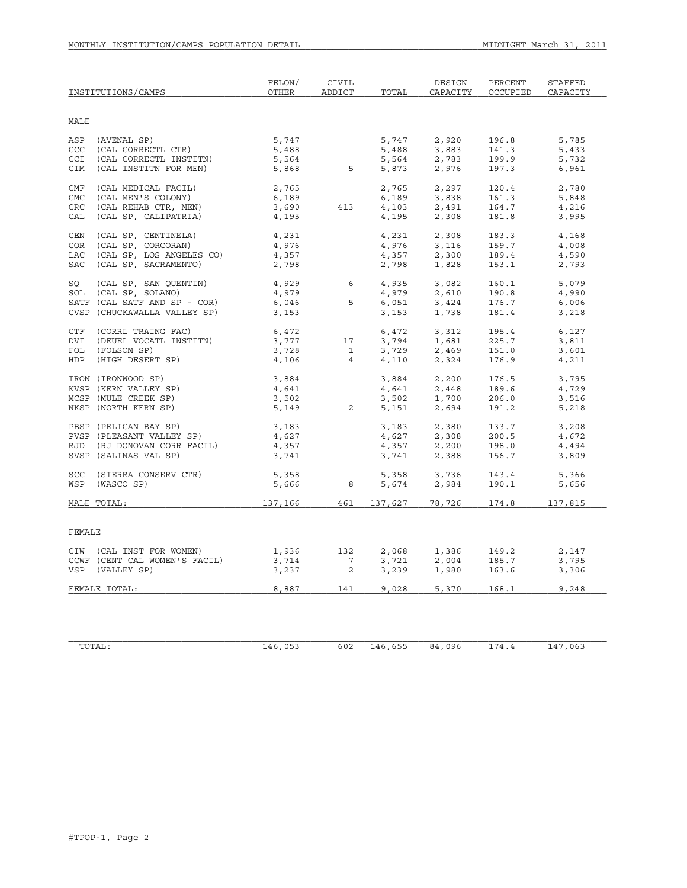MONTHLY INSTITUTION/CAMPS POPULATION DETAIL

MIDNIGHT March 31, 2011

| INSTITUTIONS/CAMPS | FELON/ OTHER | CIVIL ADDICT | TOTAL | DESIGN CAPACITY | PERCENT OCCUPIED | STAFFED CAPACITY |
|---|---|---|---|---|---|---|
| **MALE** | | | | | | |
| ASP (AVENAL SP) | 5,747 | | 5,747 | 2,920 | 196.8 | 5,785 |
| CCC (CAL CORRECTL CTR) | 5,488 | | 5,488 | 3,883 | 141.3 | 5,433 |
| CCI (CAL CORRECTL INSTITN) | 5,564 | | 5,564 | 2,783 | 199.9 | 5,732 |
| CIM (CAL INSTITN FOR MEN) | 5,868 | 5 | 5,873 | 2,976 | 197.3 | 6,961 |
| CMF (CAL MEDICAL FACIL) | 2,765 | | 2,765 | 2,297 | 120.4 | 2,780 |
| CMC (CAL MEN'S COLONY) | 6,189 | | 6,189 | 3,838 | 161.3 | 5,848 |
| CRC (CAL REHAB CTR, MEN) | 3,690 | 413 | 4,103 | 2,491 | 164.7 | 4,216 |
| CAL (CAL SP, CALIPATRIA) | 4,195 | | 4,195 | 2,308 | 181.8 | 3,995 |
| CEN (CAL SP, CENTINELA) | 4,231 | | 4,231 | 2,308 | 183.3 | 4,168 |
| COR (CAL SP, CORCORAN) | 4,976 | | 4,976 | 3,116 | 159.7 | 4,008 |
| LAC (CAL SP, LOS ANGELES CO) | 4,357 | | 4,357 | 2,300 | 189.4 | 4,590 |
| SAC (CAL SP, SACRAMENTO) | 2,798 | | 2,798 | 1,828 | 153.1 | 2,793 |
| SQ (CAL SP, SAN QUENTIN) | 4,929 | 6 | 4,935 | 3,082 | 160.1 | 5,079 |
| SOL (CAL SP, SOLANO) | 4,979 | | 4,979 | 2,610 | 190.8 | 4,990 |
| SATF (CAL SATF AND SP - COR) | 6,046 | 5 | 6,051 | 3,424 | 176.7 | 6,006 |
| CVSP (CHUCKAWALLA VALLEY SP) | 3,153 | | 3,153 | 1,738 | 181.4 | 3,218 |
| CTF (CORRL TRAING FAC) | 6,472 | | 6,472 | 3,312 | 195.4 | 6,127 |
| DVI (DEUEL VOCATL INSTITN) | 3,777 | 17 | 3,794 | 1,681 | 225.7 | 3,811 |
| FOL (FOLSOM SP) | 3,728 | 1 | 3,729 | 2,469 | 151.0 | 3,601 |
| HDP (HIGH DESERT SP) | 4,106 | 4 | 4,110 | 2,324 | 176.9 | 4,211 |
| IRON (IRONWOOD SP) | 3,884 | | 3,884 | 2,200 | 176.5 | 3,795 |
| KVSP (KERN VALLEY SP) | 4,641 | | 4,641 | 2,448 | 189.6 | 4,729 |
| MCSP (MULE CREEK SP) | 3,502 | | 3,502 | 1,700 | 206.0 | 3,516 |
| NKSP (NORTH KERN SP) | 5,149 | 2 | 5,151 | 2,694 | 191.2 | 5,218 |
| PBSP (PELICAN BAY SP) | 3,183 | | 3,183 | 2,380 | 133.7 | 3,208 |
| PVSP (PLEASANT VALLEY SP) | 4,627 | | 4,627 | 2,308 | 200.5 | 4,672 |
| RJD (RJ DONOVAN CORR FACIL) | 4,357 | | 4,357 | 2,200 | 198.0 | 4,494 |
| SVSP (SALINAS VAL SP) | 3,741 | | 3,741 | 2,388 | 156.7 | 3,809 |
| SCC (SIERRA CONSERV CTR) | 5,358 | | 5,358 | 3,736 | 143.4 | 5,366 |
| WSP (WASCO SP) | 5,666 | 8 | 5,674 | 2,984 | 190.1 | 5,656 |
| MALE TOTAL: | 137,166 | 461 | 137,627 | 78,726 | 174.8 | 137,815 |
| **FEMALE** | | | | | | |
| CIW (CAL INST FOR WOMEN) | 1,936 | 132 | 2,068 | 1,386 | 149.2 | 2,147 |
| CCWF (CENT CAL WOMEN'S FACIL) | 3,714 | 7 | 3,721 | 2,004 | 185.7 | 3,795 |
| VSP (VALLEY SP) | 3,237 | 2 | 3,239 | 1,980 | 163.6 | 3,306 |
| FEMALE TOTAL: | 8,887 | 141 | 9,028 | 5,370 | 168.1 | 9,248 |
| TOTAL: | 146,053 | 602 | 146,655 | 84,096 | 174.4 | 147,063 |

#TPOP-1, Page 2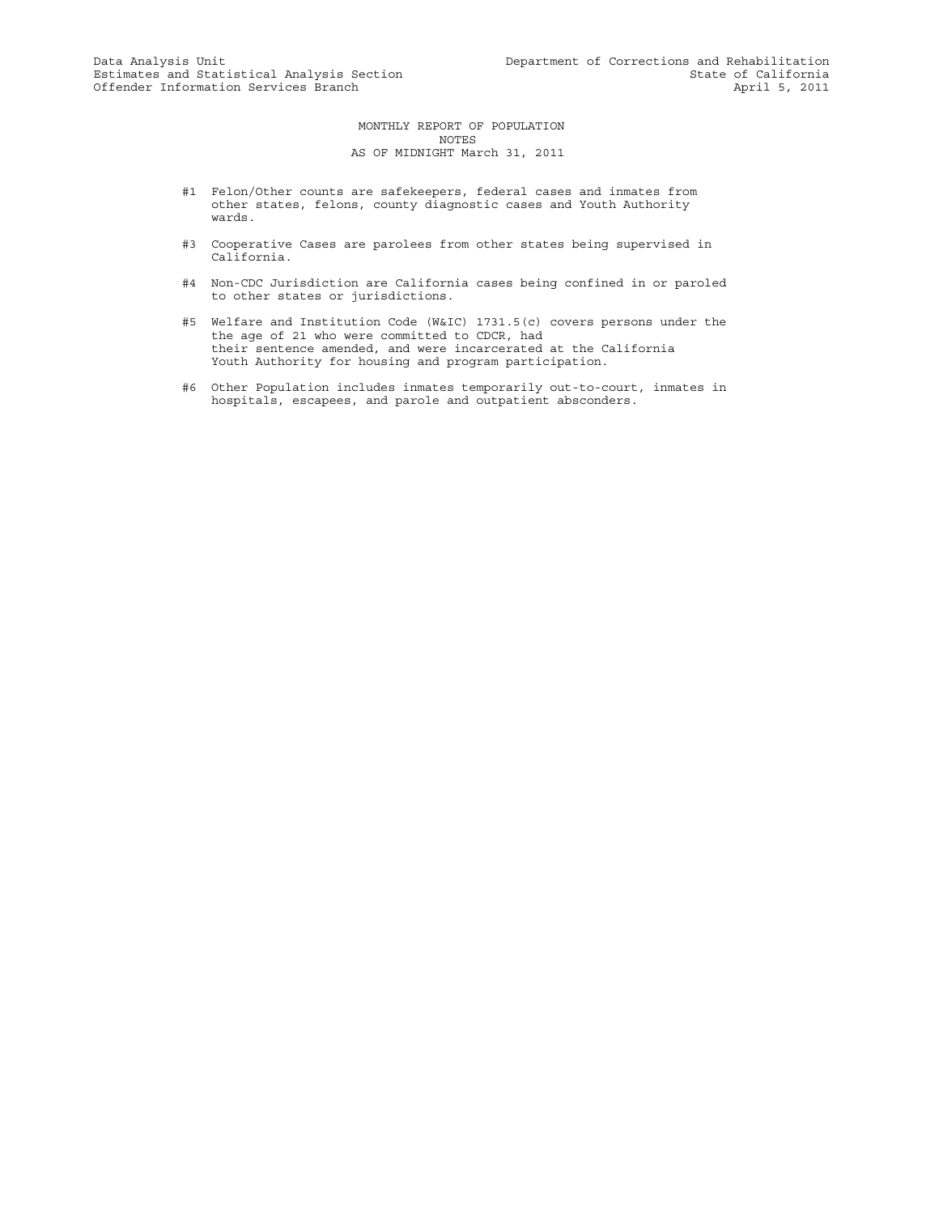Data Analysis Unit
Estimates and Statistical Analysis Section
Offender Information Services Branch

Department of Corrections and Rehabilitation
State of California
April 5, 2011

# MONTHLY REPORT OF POPULATION
## NOTES
## AS OF MIDNIGHT March 31, 2011

#1 Felon/Other counts are safekeepers, federal cases and inmates from other states, felons, county diagnostic cases and Youth Authority wards.

#3 Cooperative Cases are parolees from other states being supervised in California.

#4 Non-CDC Jurisdiction are California cases being confined in or paroled to other states or jurisdictions.

#5 Welfare and Institution Code (W&IC) 1731.5(c) covers persons under the the age of 21 who were committed to CDCR, had their sentence amended, and were incarcerated at the California Youth Authority for housing and program participation.

#6 Other Population includes inmates temporarily out-to-court, inmates in hospitals, escapees, and parole and outpatient absconders.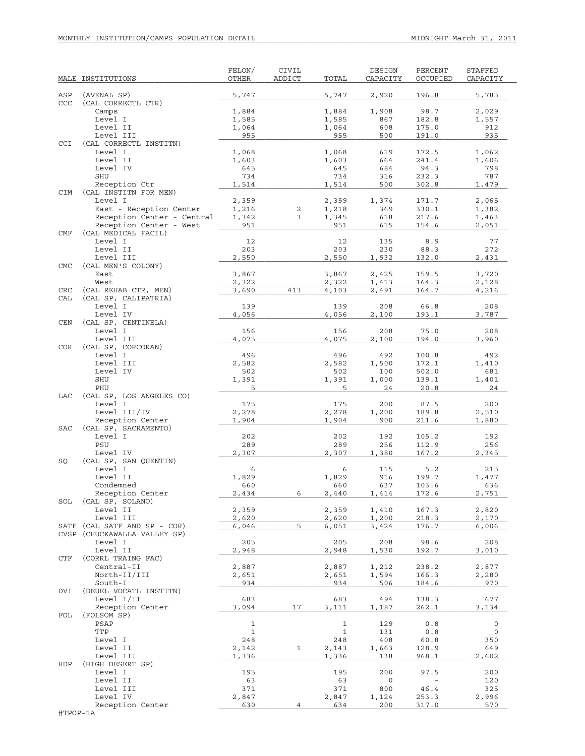MONTHLY INSTITUTION/CAMPS POPULATION DETAIL — MIDNIGHT March 31, 2011

| MALE INSTITUTIONS | | FELON/ OTHER | CIVIL ADDICT | TOTAL | DESIGN CAPACITY | PERCENT OCCUPIED | STAFFED CAPACITY |
|---|---|---|---|---|---|---|---|
| ASP | (AVENAL SP) | 5,747 | | 5,747 | 2,920 | 196.8 | 5,785 |
| CCC | (CAL CORRECTL CTR) | | | | | | |
| | Camps | 1,884 | | 1,884 | 1,908 | 98.7 | 2,029 |
| | Level I | 1,585 | | 1,585 | 867 | 182.8 | 1,557 |
| | Level II | 1,064 | | 1,064 | 608 | 175.0 | 912 |
| | Level III | 955 | | 955 | 500 | 191.0 | 935 |
| CCI | (CAL CORRECTL INSTITN) | | | | | | |
| | Level I | 1,068 | | 1,068 | 619 | 172.5 | 1,062 |
| | Level II | 1,603 | | 1,603 | 664 | 241.4 | 1,606 |
| | Level IV | 645 | | 645 | 684 | 94.3 | 798 |
| | SHU | 734 | | 734 | 316 | 232.3 | 787 |
| | Reception Ctr | 1,514 | | 1,514 | 500 | 302.8 | 1,479 |
| CIM | (CAL INSTITN FOR MEN) | | | | | | |
| | Level I | 2,359 | | 2,359 | 1,374 | 171.7 | 2,065 |
| | East - Reception Center | 1,216 | 2 | 1,218 | 369 | 330.1 | 1,382 |
| | Reception Center - Central | 1,342 | 3 | 1,345 | 618 | 217.6 | 1,463 |
| | Reception Center - West | 951 | | 951 | 615 | 154.6 | 2,051 |
| CMF | (CAL MEDICAL FACIL) | | | | | | |
| | Level I | 12 | | 12 | 135 | 8.9 | 77 |
| | Level II | 203 | | 203 | 230 | 88.3 | 272 |
| | Level III | 2,550 | | 2,550 | 1,932 | 132.0 | 2,431 |
| CMC | (CAL MEN'S COLONY) | | | | | | |
| | East | 3,867 | | 3,867 | 2,425 | 159.5 | 3,720 |
| | West | 2,322 | | 2,322 | 1,413 | 164.3 | 2,128 |
| CRC | (CAL REHAB CTR, MEN) | 3,690 | 413 | 4,103 | 2,491 | 164.7 | 4,216 |
| CAL | (CAL SP, CALIPATRIA) | | | | | | |
| | Level I | 139 | | 139 | 208 | 66.8 | 208 |
| | Level IV | 4,056 | | 4,056 | 2,100 | 193.1 | 3,787 |
| CEN | (CAL SP, CENTINELA) | | | | | | |
| | Level I | 156 | | 156 | 208 | 75.0 | 208 |
| | Level III | 4,075 | | 4,075 | 2,100 | 194.0 | 3,960 |
| COR | (CAL SP, CORCORAN) | | | | | | |
| | Level I | 496 | | 496 | 492 | 100.8 | 492 |
| | Level III | 2,582 | | 2,582 | 1,500 | 172.1 | 1,410 |
| | Level IV | 502 | | 502 | 100 | 502.0 | 681 |
| | SHU | 1,391 | | 1,391 | 1,000 | 139.1 | 1,401 |
| | PHU | 5 | | 5 | 24 | 20.8 | 24 |
| LAC | (CAL SP, LOS ANGELES CO) | | | | | | |
| | Level I | 175 | | 175 | 200 | 87.5 | 200 |
| | Level III/IV | 2,278 | | 2,278 | 1,200 | 189.8 | 2,510 |
| | Reception Center | 1,904 | | 1,904 | 900 | 211.6 | 1,880 |
| SAC | (CAL SP, SACRAMENTO) | | | | | | |
| | Level I | 202 | | 202 | 192 | 105.2 | 192 |
| | PSU | 289 | | 289 | 256 | 112.9 | 256 |
| | Level IV | 2,307 | | 2,307 | 1,380 | 167.2 | 2,345 |
| SQ | (CAL SP, SAN QUENTIN) | | | | | | |
| | Level I | 6 | | 6 | 115 | 5.2 | 215 |
| | Level II | 1,829 | | 1,829 | 916 | 199.7 | 1,477 |
| | Condemned | 660 | | 660 | 637 | 103.6 | 636 |
| | Reception Center | 2,434 | 6 | 2,440 | 1,414 | 172.6 | 2,751 |
| SOL | (CAL SP, SOLANO) | | | | | | |
| | Level II | 2,359 | | 2,359 | 1,410 | 167.3 | 2,820 |
| | Level III | 2,620 | | 2,620 | 1,200 | 218.3 | 2,170 |
| SATF | (CAL SATF AND SP - COR) | 6,046 | 5 | 6,051 | 3,424 | 176.7 | 6,006 |
| CVSP | (CHUCKAWALLA VALLEY SP) | | | | | | |
| | Level I | 205 | | 205 | 208 | 98.6 | 208 |
| | Level II | 2,948 | | 2,948 | 1,530 | 192.7 | 3,010 |
| CTF | (CORRL TRAING FAC) | | | | | | |
| | Central-II | 2,887 | | 2,887 | 1,212 | 238.2 | 2,877 |
| | North-II/III | 2,651 | | 2,651 | 1,594 | 166.3 | 2,280 |
| | South-I | 934 | | 934 | 506 | 184.6 | 970 |
| DVI | (DEUEL VOCATL INSTITN) | | | | | | |
| | Level I/II | 683 | | 683 | 494 | 138.3 | 677 |
| | Reception Center | 3,094 | 17 | 3,111 | 1,187 | 262.1 | 3,134 |
| FOL | (FOLSOM SP) | | | | | | |
| | PSAP | 1 | | 1 | 129 | 0.8 | 0 |
| | TTP | 1 | | 1 | 131 | 0.8 | 0 |
| | Level I | 248 | | 248 | 408 | 60.8 | 350 |
| | Level II | 2,142 | 1 | 2,143 | 1,663 | 128.9 | 649 |
| | Level III | 1,336 | | 1,336 | 138 | 968.1 | 2,602 |
| HDP | (HIGH DESERT SP) | | | | | | |
| | Level I | 195 | | 195 | 200 | 97.5 | 200 |
| | Level II | 63 | | 63 | 0 | - | 120 |
| | Level III | 371 | | 371 | 800 | 46.4 | 325 |
| | Level IV | 2,847 | | 2,847 | 1,124 | 253.3 | 2,996 |
| | Reception Center | 630 | 4 | 634 | 200 | 317.0 | 570 |

#TPOP-1A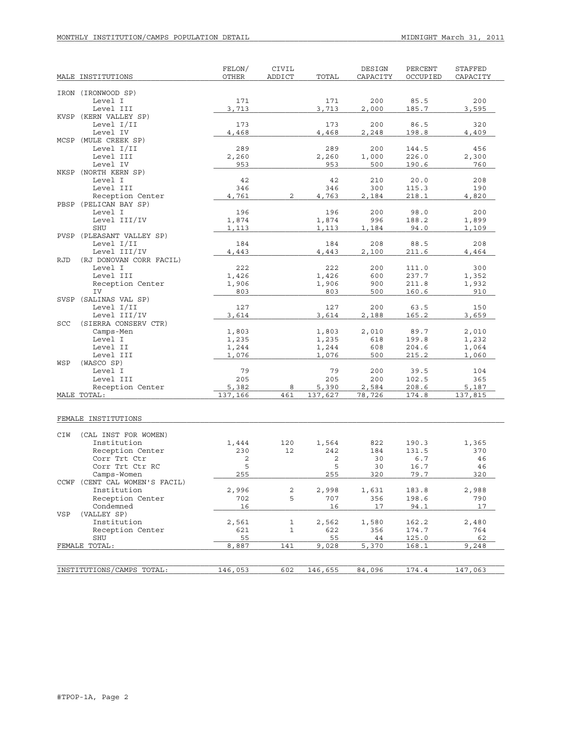MONTHLY INSTITUTION/CAMPS POPULATION DETAIL — MIDNIGHT March 31, 2011

| MALE INSTITUTIONS | FELON/ OTHER | CIVIL ADDICT | TOTAL | DESIGN CAPACITY | PERCENT OCCUPIED | STAFFED CAPACITY |
|---|---|---|---|---|---|---|
| IRON (IRONWOOD SP) | | | | | | |
| Level I | 171 | | 171 | 200 | 85.5 | 200 |
| Level III | 3,713 | | 3,713 | 2,000 | 185.7 | 3,595 |
| KVSP (KERN VALLEY SP) | | | | | | |
| Level I/II | 173 | | 173 | 200 | 86.5 | 320 |
| Level IV | 4,468 | | 4,468 | 2,248 | 198.8 | 4,409 |
| MCSP (MULE CREEK SP) | | | | | | |
| Level I/II | 289 | | 289 | 200 | 144.5 | 456 |
| Level III | 2,260 | | 2,260 | 1,000 | 226.0 | 2,300 |
| Level IV | 953 | | 953 | 500 | 190.6 | 760 |
| NKSP (NORTH KERN SP) | | | | | | |
| Level I | 42 | | 42 | 210 | 20.0 | 208 |
| Level III | 346 | | 346 | 300 | 115.3 | 190 |
| Reception Center | 4,761 | 2 | 4,763 | 2,184 | 218.1 | 4,820 |
| PBSP (PELICAN BAY SP) | | | | | | |
| Level I | 196 | | 196 | 200 | 98.0 | 200 |
| Level III/IV | 1,874 | | 1,874 | 996 | 188.2 | 1,899 |
| SHU | 1,113 | | 1,113 | 1,184 | 94.0 | 1,109 |
| PVSP (PLEASANT VALLEY SP) | | | | | | |
| Level I/II | 184 | | 184 | 208 | 88.5 | 208 |
| Level III/IV | 4,443 | | 4,443 | 2,100 | 211.6 | 4,464 |
| RJD (RJ DONOVAN CORR FACIL) | | | | | | |
| Level I | 222 | | 222 | 200 | 111.0 | 300 |
| Level III | 1,426 | | 1,426 | 600 | 237.7 | 1,352 |
| Reception Center | 1,906 | | 1,906 | 900 | 211.8 | 1,932 |
| IV | 803 | | 803 | 500 | 160.6 | 910 |
| SVSP (SALINAS VAL SP) | | | | | | |
| Level I/II | 127 | | 127 | 200 | 63.5 | 150 |
| Level III/IV | 3,614 | | 3,614 | 2,188 | 165.2 | 3,659 |
| SCC (SIERRA CONSERV CTR) | | | | | | |
| Camps-Men | 1,803 | | 1,803 | 2,010 | 89.7 | 2,010 |
| Level I | 1,235 | | 1,235 | 618 | 199.8 | 1,232 |
| Level II | 1,244 | | 1,244 | 608 | 204.6 | 1,064 |
| Level III | 1,076 | | 1,076 | 500 | 215.2 | 1,060 |
| WSP (WASCO SP) | | | | | | |
| Level I | 79 | | 79 | 200 | 39.5 | 104 |
| Level III | 205 | | 205 | 200 | 102.5 | 365 |
| Reception Center | 5,382 | 8 | 5,390 | 2,584 | 208.6 | 5,187 |
| MALE TOTAL: | 137,166 | 461 | 137,627 | 78,726 | 174.8 | 137,815 |

| FEMALE INSTITUTIONS | FELON/ OTHER | CIVIL ADDICT | TOTAL | DESIGN CAPACITY | PERCENT OCCUPIED | STAFFED CAPACITY |
|---|---|---|---|---|---|---|
| CIW (CAL INST FOR WOMEN) | | | | | | |
| Institution | 1,444 | 120 | 1,564 | 822 | 190.3 | 1,365 |
| Reception Center | 230 | 12 | 242 | 184 | 131.5 | 370 |
| Corr Trt Ctr | 2 | | 2 | 30 | 6.7 | 46 |
| Corr Trt Ctr RC | 5 | | 5 | 30 | 16.7 | 46 |
| Camps-Women | 255 | | 255 | 320 | 79.7 | 320 |
| CCWF (CENT CAL WOMEN'S FACIL) | | | | | | |
| Institution | 2,996 | 2 | 2,998 | 1,631 | 183.8 | 2,988 |
| Reception Center | 702 | 5 | 707 | 356 | 198.6 | 790 |
| Condemned | 16 | | 16 | 17 | 94.1 | 17 |
| VSP (VALLEY SP) | | | | | | |
| Institution | 2,561 | 1 | 2,562 | 1,580 | 162.2 | 2,480 |
| Reception Center | 621 | 1 | 622 | 356 | 174.7 | 764 |
| SHU | 55 | | 55 | 44 | 125.0 | 62 |
| FEMALE TOTAL: | 8,887 | 141 | 9,028 | 5,370 | 168.1 | 9,248 |

| | FELON/ OTHER | CIVIL ADDICT | TOTAL | DESIGN CAPACITY | PERCENT OCCUPIED | STAFFED CAPACITY |
|---|---|---|---|---|---|---|
| INSTITUTIONS/CAMPS TOTAL: | 146,053 | 602 | 146,655 | 84,096 | 174.4 | 147,063 |

#TPOP-1A, Page 2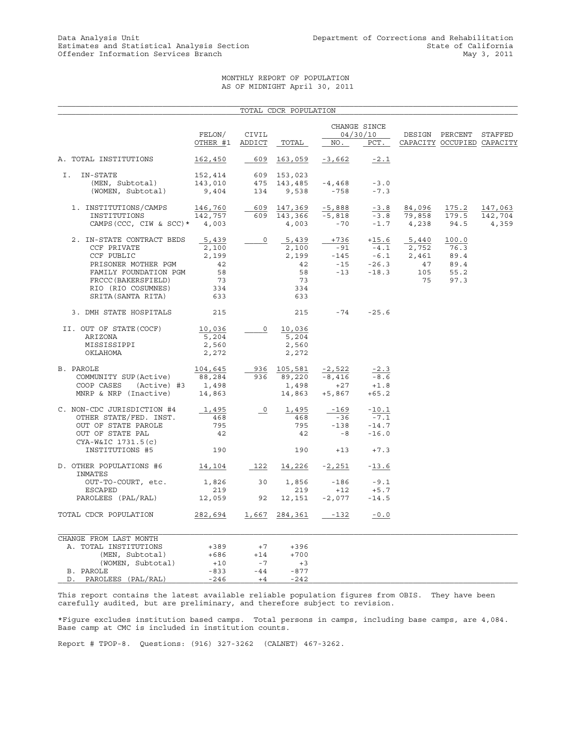Data Analysis Unit
Estimates and Statistical Analysis Section
Offender Information Services Branch

Department of Corrections and Rehabilitation
State of California
May 3, 2011

# MONTHLY REPORT OF POPULATION
## AS OF MIDNIGHT April 30, 2011

### TOTAL CDCR POPULATION

| | FELON/ OTHER #1 | CIVIL ADDICT | TOTAL | CHANGE SINCE 04/30/10 NO. | PCT. | DESIGN CAPACITY | PERCENT OCCUPIED | STAFFED CAPACITY |
|---|---|---|---|---|---|---|---|---|
| A. TOTAL INSTITUTIONS | 162,450 | 609 | 163,059 | -3,662 | -2.1 | | | |
| I. IN-STATE | 152,414 | 609 | 153,023 | | | | | |
| (MEN, Subtotal) | 143,010 | 475 | 143,485 | -4,468 | -3.0 | | | |
| (WOMEN, Subtotal) | 9,404 | 134 | 9,538 | -758 | -7.3 | | | |
| 1. INSTITUTIONS/CAMPS | 146,760 | 609 | 147,369 | -5,888 | -3.8 | 84,096 | 175.2 | 147,063 |
| INSTITUTIONS | 142,757 | 609 | 143,366 | -5,818 | -3.8 | 79,858 | 179.5 | 142,704 |
| CAMPS(CCC, CIW & SCC)* | 4,003 | | 4,003 | -70 | -1.7 | 4,238 | 94.5 | 4,359 |
| 2. IN-STATE CONTRACT BEDS | 5,439 | 0 | 5,439 | +736 | +15.6 | 5,440 | 100.0 | |
| CCF PRIVATE | 2,100 | | 2,100 | -91 | -4.1 | 2,752 | 76.3 | |
| CCF PUBLIC | 2,199 | | 2,199 | -145 | -6.1 | 2,461 | 89.4 | |
| PRISONER MOTHER PGM | 42 | | 42 | -15 | -26.3 | 47 | 89.4 | |
| FAMILY FOUNDATION PGM | 58 | | 58 | -13 | -18.3 | 105 | 55.2 | |
| FRCCC(BAKERSFIELD) | 73 | | 73 | | | 75 | 97.3 | |
| RIO (RIO COSUMNES) | 334 | | 334 | | | | | |
| SRITA(SANTA RITA) | 633 | | 633 | | | | | |
| 3. DMH STATE HOSPITALS | 215 | | 215 | -74 | -25.6 | | | |
| II. OUT OF STATE(COCF) | 10,036 | 0 | 10,036 | | | | | |
| ARIZONA | 5,204 | | 5,204 | | | | | |
| MISSISSIPPI | 2,560 | | 2,560 | | | | | |
| OKLAHOMA | 2,272 | | 2,272 | | | | | |
| B. PAROLE | 104,645 | 936 | 105,581 | -2,522 | -2.3 | | | |
| COMMUNITY SUP(Active) | 88,284 | 936 | 89,220 | -8,416 | -8.6 | | | |
| COOP CASES (Active) #3 | 1,498 | | 1,498 | +27 | +1.8 | | | |
| MNRP & NRP (Inactive) | 14,863 | | 14,863 | +5,867 | +65.2 | | | |
| C. NON-CDC JURISDICTION #4 | 1,495 | 0 | 1,495 | -169 | -10.1 | | | |
| OTHER STATE/FED. INST. | 468 | | 468 | -36 | -7.1 | | | |
| OUT OF STATE PAROLE | 795 | | 795 | -138 | -14.7 | | | |
| OUT OF STATE PAL | 42 | | 42 | -8 | -16.0 | | | |
| CYA-W&IC 1731.5(c) INSTITUTIONS #5 | 190 | | 190 | +13 | +7.3 | | | |
| D. OTHER POPULATIONS #6 | 14,104 | 122 | 14,226 | -2,251 | -13.6 | | | |
| INMATES OUT-TO-COURT, etc. | 1,826 | 30 | 1,856 | -186 | -9.1 | | | |
| ESCAPED | 219 | | 219 | +12 | +5.7 | | | |
| PAROLEES (PAL/RAL) | 12,059 | 92 | 12,151 | -2,077 | -14.5 | | | |
| TOTAL CDCR POPULATION | 282,694 | 1,667 | 284,361 | -132 | -0.0 | | | |

| CHANGE FROM LAST MONTH | | | |
|---|---|---|---|
| A. TOTAL INSTITUTIONS | +389 | +7 | +396 |
| (MEN, Subtotal) | +686 | +14 | +700 |
| (WOMEN, Subtotal) | +10 | -7 | +3 |
| B. PAROLE | -833 | -44 | -877 |
| D. PAROLEES (PAL/RAL) | -246 | +4 | -242 |

This report contains the latest available reliable population figures from OBIS. They have been carefully audited, but are preliminary, and therefore subject to revision.

*Figure excludes institution based camps. Total persons in camps, including base camps, are 4,084. Base camp at CMC is included in institution counts.

Report # TPOP-8. Questions: (916) 327-3262 (CALNET) 467-3262.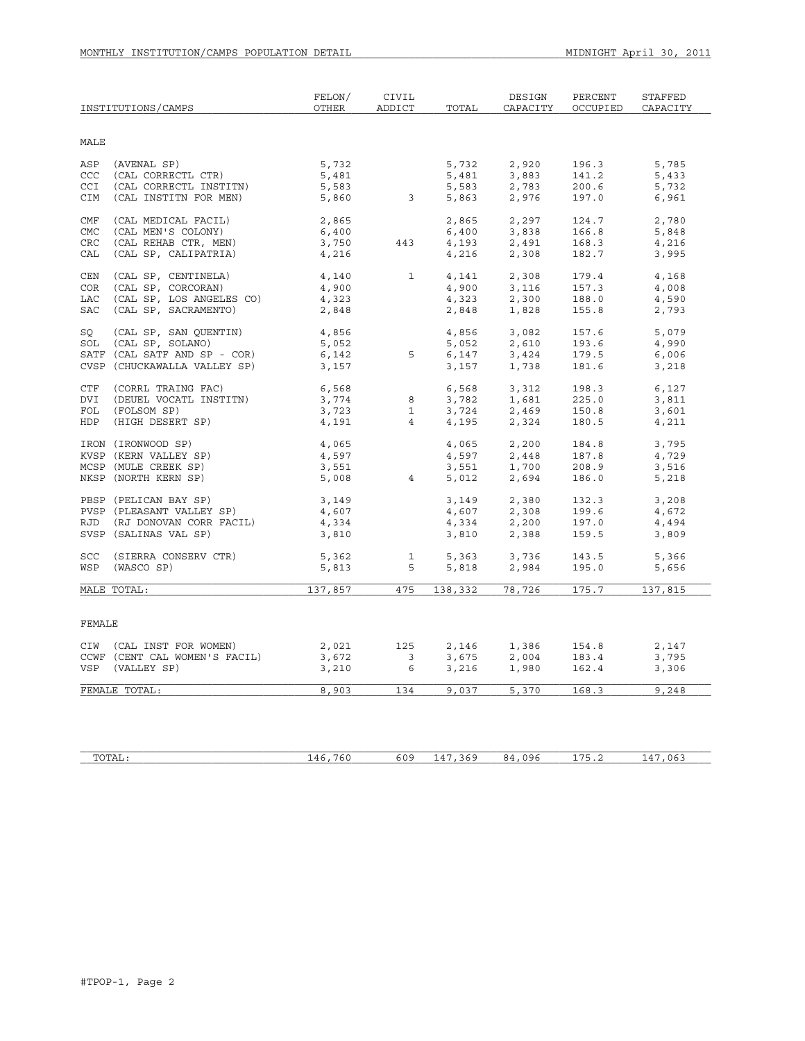MONTHLY INSTITUTION/CAMPS POPULATION DETAIL — MIDNIGHT April 30, 2011

| INSTITUTIONS/CAMPS | FELON/ OTHER | CIVIL ADDICT | TOTAL | DESIGN CAPACITY | PERCENT OCCUPIED | STAFFED CAPACITY |
|---|---|---|---|---|---|---|
| **MALE** | | | | | | |
| ASP (AVENAL SP) | 5,732 | | 5,732 | 2,920 | 196.3 | 5,785 |
| CCC (CAL CORRECTL CTR) | 5,481 | | 5,481 | 3,883 | 141.2 | 5,433 |
| CCI (CAL CORRECTL INSTITN) | 5,583 | | 5,583 | 2,783 | 200.6 | 5,732 |
| CIM (CAL INSTITN FOR MEN) | 5,860 | 3 | 5,863 | 2,976 | 197.0 | 6,961 |
| CMF (CAL MEDICAL FACIL) | 2,865 | | 2,865 | 2,297 | 124.7 | 2,780 |
| CMC (CAL MEN'S COLONY) | 6,400 | | 6,400 | 3,838 | 166.8 | 5,848 |
| CRC (CAL REHAB CTR, MEN) | 3,750 | 443 | 4,193 | 2,491 | 168.3 | 4,216 |
| CAL (CAL SP, CALIPATRIA) | 4,216 | | 4,216 | 2,308 | 182.7 | 3,995 |
| CEN (CAL SP, CENTINELA) | 4,140 | 1 | 4,141 | 2,308 | 179.4 | 4,168 |
| COR (CAL SP, CORCORAN) | 4,900 | | 4,900 | 3,116 | 157.3 | 4,008 |
| LAC (CAL SP, LOS ANGELES CO) | 4,323 | | 4,323 | 2,300 | 188.0 | 4,590 |
| SAC (CAL SP, SACRAMENTO) | 2,848 | | 2,848 | 1,828 | 155.8 | 2,793 |
| SQ (CAL SP, SAN QUENTIN) | 4,856 | | 4,856 | 3,082 | 157.6 | 5,079 |
| SOL (CAL SP, SOLANO) | 5,052 | | 5,052 | 2,610 | 193.6 | 4,990 |
| SATF (CAL SATF AND SP - COR) | 6,142 | 5 | 6,147 | 3,424 | 179.5 | 6,006 |
| CVSP (CHUCKAWALLA VALLEY SP) | 3,157 | | 3,157 | 1,738 | 181.6 | 3,218 |
| CTF (CORRL TRAING FAC) | 6,568 | | 6,568 | 3,312 | 198.3 | 6,127 |
| DVI (DEUEL VOCATL INSTITN) | 3,774 | 8 | 3,782 | 1,681 | 225.0 | 3,811 |
| FOL (FOLSOM SP) | 3,723 | 1 | 3,724 | 2,469 | 150.8 | 3,601 |
| HDP (HIGH DESERT SP) | 4,191 | 4 | 4,195 | 2,324 | 180.5 | 4,211 |
| IRON (IRONWOOD SP) | 4,065 | | 4,065 | 2,200 | 184.8 | 3,795 |
| KVSP (KERN VALLEY SP) | 4,597 | | 4,597 | 2,448 | 187.8 | 4,729 |
| MCSP (MULE CREEK SP) | 3,551 | | 3,551 | 1,700 | 208.9 | 3,516 |
| NKSP (NORTH KERN SP) | 5,008 | 4 | 5,012 | 2,694 | 186.0 | 5,218 |
| PBSP (PELICAN BAY SP) | 3,149 | | 3,149 | 2,380 | 132.3 | 3,208 |
| PVSP (PLEASANT VALLEY SP) | 4,607 | | 4,607 | 2,308 | 199.6 | 4,672 |
| RJD (RJ DONOVAN CORR FACIL) | 4,334 | | 4,334 | 2,200 | 197.0 | 4,494 |
| SVSP (SALINAS VAL SP) | 3,810 | | 3,810 | 2,388 | 159.5 | 3,809 |
| SCC (SIERRA CONSERV CTR) | 5,362 | 1 | 5,363 | 3,736 | 143.5 | 5,366 |
| WSP (WASCO SP) | 5,813 | 5 | 5,818 | 2,984 | 195.0 | 5,656 |
| MALE TOTAL: | 137,857 | 475 | 138,332 | 78,726 | 175.7 | 137,815 |
| **FEMALE** | | | | | | |
| CIW (CAL INST FOR WOMEN) | 2,021 | 125 | 2,146 | 1,386 | 154.8 | 2,147 |
| CCWF (CENT CAL WOMEN'S FACIL) | 3,672 | 3 | 3,675 | 2,004 | 183.4 | 3,795 |
| VSP (VALLEY SP) | 3,210 | 6 | 3,216 | 1,980 | 162.4 | 3,306 |
| FEMALE TOTAL: | 8,903 | 134 | 9,037 | 5,370 | 168.3 | 9,248 |
| TOTAL: | 146,760 | 609 | 147,369 | 84,096 | 175.2 | 147,063 |

#TPOP-1, Page 2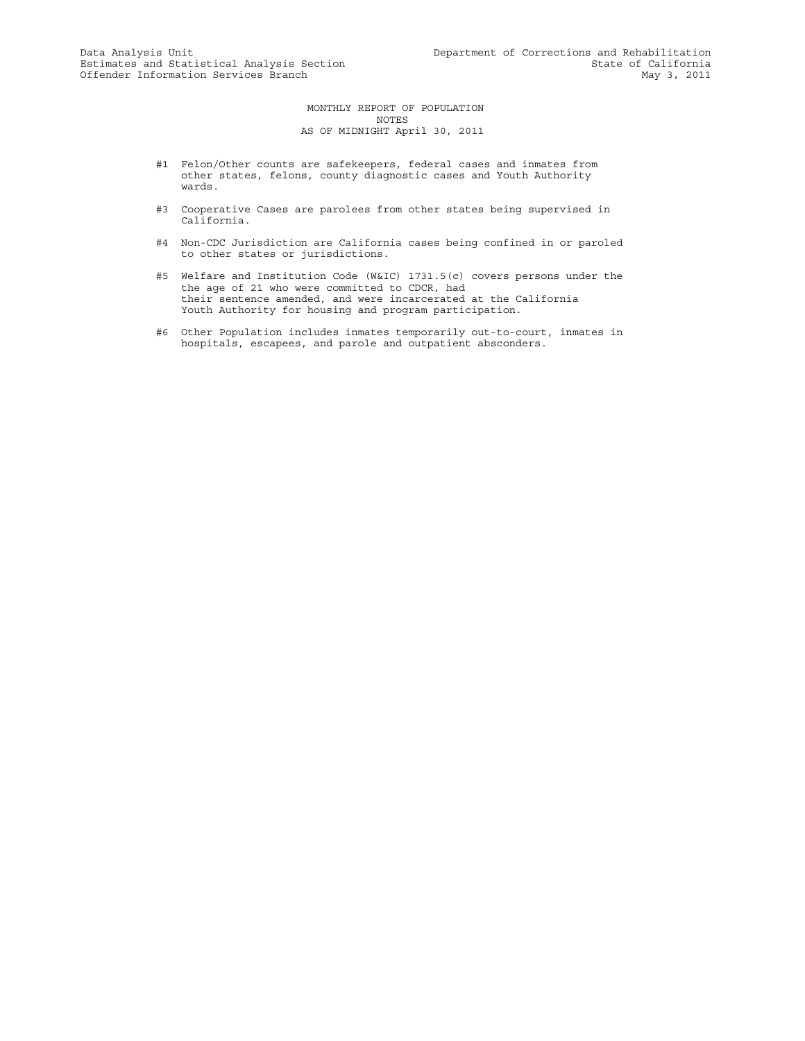Data Analysis Unit
Estimates and Statistical Analysis Section
Offender Information Services Branch

Department of Corrections and Rehabilitation
State of California
May 3, 2011

# MONTHLY REPORT OF POPULATION
## NOTES
## AS OF MIDNIGHT April 30, 2011

#1 Felon/Other counts are safekeepers, federal cases and inmates from other states, felons, county diagnostic cases and Youth Authority wards.

#3 Cooperative Cases are parolees from other states being supervised in California.

#4 Non-CDC Jurisdiction are California cases being confined in or paroled to other states or jurisdictions.

#5 Welfare and Institution Code (W&IC) 1731.5(c) covers persons under the the age of 21 who were committed to CDCR, had their sentence amended, and were incarcerated at the California Youth Authority for housing and program participation.

#6 Other Population includes inmates temporarily out-to-court, inmates in hospitals, escapees, and parole and outpatient absconders.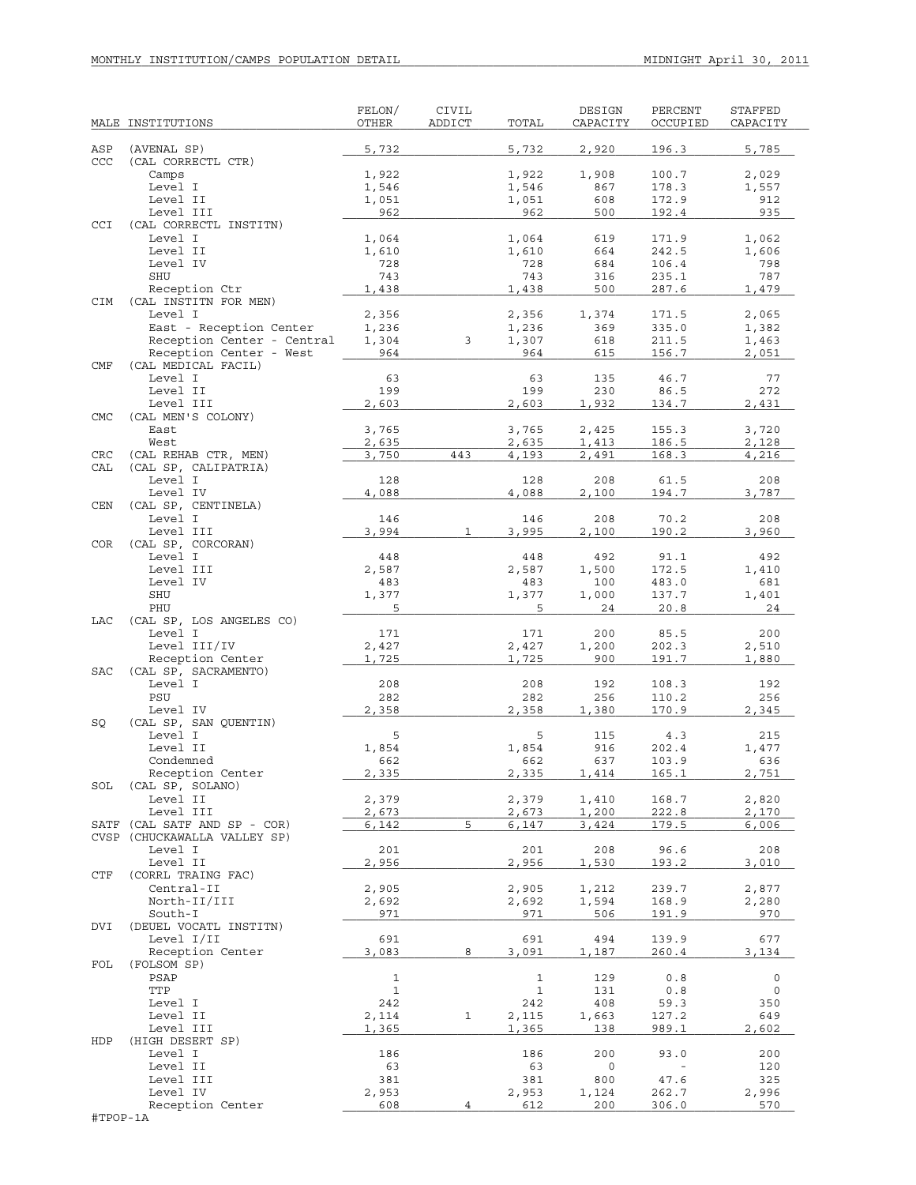MONTHLY INSTITUTION/CAMPS POPULATION DETAIL — MIDNIGHT April 30, 2011

| MALE INSTITUTIONS | | FELON/ OTHER | CIVIL ADDICT | TOTAL | DESIGN CAPACITY | PERCENT OCCUPIED | STAFFED CAPACITY |
|---|---|---|---|---|---|---|---|
| ASP | (AVENAL SP) | 5,732 | | 5,732 | 2,920 | 196.3 | 5,785 |
| CCC | (CAL CORRECTL CTR) | | | | | | |
| | Camps | 1,922 | | 1,922 | 1,908 | 100.7 | 2,029 |
| | Level I | 1,546 | | 1,546 | 867 | 178.3 | 1,557 |
| | Level II | 1,051 | | 1,051 | 608 | 172.9 | 912 |
| | Level III | 962 | | 962 | 500 | 192.4 | 935 |
| CCI | (CAL CORRECTL INSTITN) | | | | | | |
| | Level I | 1,064 | | 1,064 | 619 | 171.9 | 1,062 |
| | Level II | 1,610 | | 1,610 | 664 | 242.5 | 1,606 |
| | Level IV | 728 | | 728 | 684 | 106.4 | 798 |
| | SHU | 743 | | 743 | 316 | 235.1 | 787 |
| | Reception Ctr | 1,438 | | 1,438 | 500 | 287.6 | 1,479 |
| CIM | (CAL INSTITN FOR MEN) | | | | | | |
| | Level I | 2,356 | | 2,356 | 1,374 | 171.5 | 2,065 |
| | East - Reception Center | 1,236 | | 1,236 | 369 | 335.0 | 1,382 |
| | Reception Center - Central | 1,304 | 3 | 1,307 | 618 | 211.5 | 1,463 |
| | Reception Center - West | 964 | | 964 | 615 | 156.7 | 2,051 |
| CMF | (CAL MEDICAL FACIL) | | | | | | |
| | Level I | 63 | | 63 | 135 | 46.7 | 77 |
| | Level II | 199 | | 199 | 230 | 86.5 | 272 |
| | Level III | 2,603 | | 2,603 | 1,932 | 134.7 | 2,431 |
| CMC | (CAL MEN'S COLONY) | | | | | | |
| | East | 3,765 | | 3,765 | 2,425 | 155.3 | 3,720 |
| | West | 2,635 | | 2,635 | 1,413 | 186.5 | 2,128 |
| CRC | (CAL REHAB CTR, MEN) | 3,750 | 443 | 4,193 | 2,491 | 168.3 | 4,216 |
| CAL | (CAL SP, CALIPATRIA) | | | | | | |
| | Level I | 128 | | 128 | 208 | 61.5 | 208 |
| | Level IV | 4,088 | | 4,088 | 2,100 | 194.7 | 3,787 |
| CEN | (CAL SP, CENTINELA) | | | | | | |
| | Level I | 146 | | 146 | 208 | 70.2 | 208 |
| | Level III | 3,994 | 1 | 3,995 | 2,100 | 190.2 | 3,960 |
| COR | (CAL SP, CORCORAN) | | | | | | |
| | Level I | 448 | | 448 | 492 | 91.1 | 492 |
| | Level III | 2,587 | | 2,587 | 1,500 | 172.5 | 1,410 |
| | Level IV | 483 | | 483 | 100 | 483.0 | 681 |
| | SHU | 1,377 | | 1,377 | 1,000 | 137.7 | 1,401 |
| | PHU | 5 | | 5 | 24 | 20.8 | 24 |
| LAC | (CAL SP, LOS ANGELES CO) | | | | | | |
| | Level I | 171 | | 171 | 200 | 85.5 | 200 |
| | Level III/IV | 2,427 | | 2,427 | 1,200 | 202.3 | 2,510 |
| | Reception Center | 1,725 | | 1,725 | 900 | 191.7 | 1,880 |
| SAC | (CAL SP, SACRAMENTO) | | | | | | |
| | Level I | 208 | | 208 | 192 | 108.3 | 192 |
| | PSU | 282 | | 282 | 256 | 110.2 | 256 |
| | Level IV | 2,358 | | 2,358 | 1,380 | 170.9 | 2,345 |
| SQ | (CAL SP, SAN QUENTIN) | | | | | | |
| | Level I | 5 | | 5 | 115 | 4.3 | 215 |
| | Level II | 1,854 | | 1,854 | 916 | 202.4 | 1,477 |
| | Condemned | 662 | | 662 | 637 | 103.9 | 636 |
| | Reception Center | 2,335 | | 2,335 | 1,414 | 165.1 | 2,751 |
| SOL | (CAL SP, SOLANO) | | | | | | |
| | Level II | 2,379 | | 2,379 | 1,410 | 168.7 | 2,820 |
| | Level III | 2,673 | | 2,673 | 1,200 | 222.8 | 2,170 |
| SATF | (CAL SATF AND SP - COR) | 6,142 | 5 | 6,147 | 3,424 | 179.5 | 6,006 |
| CVSP | (CHUCKAWALLA VALLEY SP) | | | | | | |
| | Level I | 201 | | 201 | 208 | 96.6 | 208 |
| | Level II | 2,956 | | 2,956 | 1,530 | 193.2 | 3,010 |
| CTF | (CORRL TRAING FAC) | | | | | | |
| | Central-II | 2,905 | | 2,905 | 1,212 | 239.7 | 2,877 |
| | North-II/III | 2,692 | | 2,692 | 1,594 | 168.9 | 2,280 |
| | South-I | 971 | | 971 | 506 | 191.9 | 970 |
| DVI | (DEUEL VOCATL INSTITN) | | | | | | |
| | Level I/II | 691 | | 691 | 494 | 139.9 | 677 |
| | Reception Center | 3,083 | 8 | 3,091 | 1,187 | 260.4 | 3,134 |
| FOL | (FOLSOM SP) | | | | | | |
| | PSAP | 1 | | 1 | 129 | 0.8 | 0 |
| | TTP | 1 | | 1 | 131 | 0.8 | 0 |
| | Level I | 242 | | 242 | 408 | 59.3 | 350 |
| | Level II | 2,114 | 1 | 2,115 | 1,663 | 127.2 | 649 |
| | Level III | 1,365 | | 1,365 | 138 | 989.1 | 2,602 |
| HDP | (HIGH DESERT SP) | | | | | | |
| | Level I | 186 | | 186 | 200 | 93.0 | 200 |
| | Level II | 63 | | 63 | 0 | - | 120 |
| | Level III | 381 | | 381 | 800 | 47.6 | 325 |
| | Level IV | 2,953 | | 2,953 | 1,124 | 262.7 | 2,996 |
| | Reception Center | 608 | 4 | 612 | 200 | 306.0 | 570 |

#TPOP-1A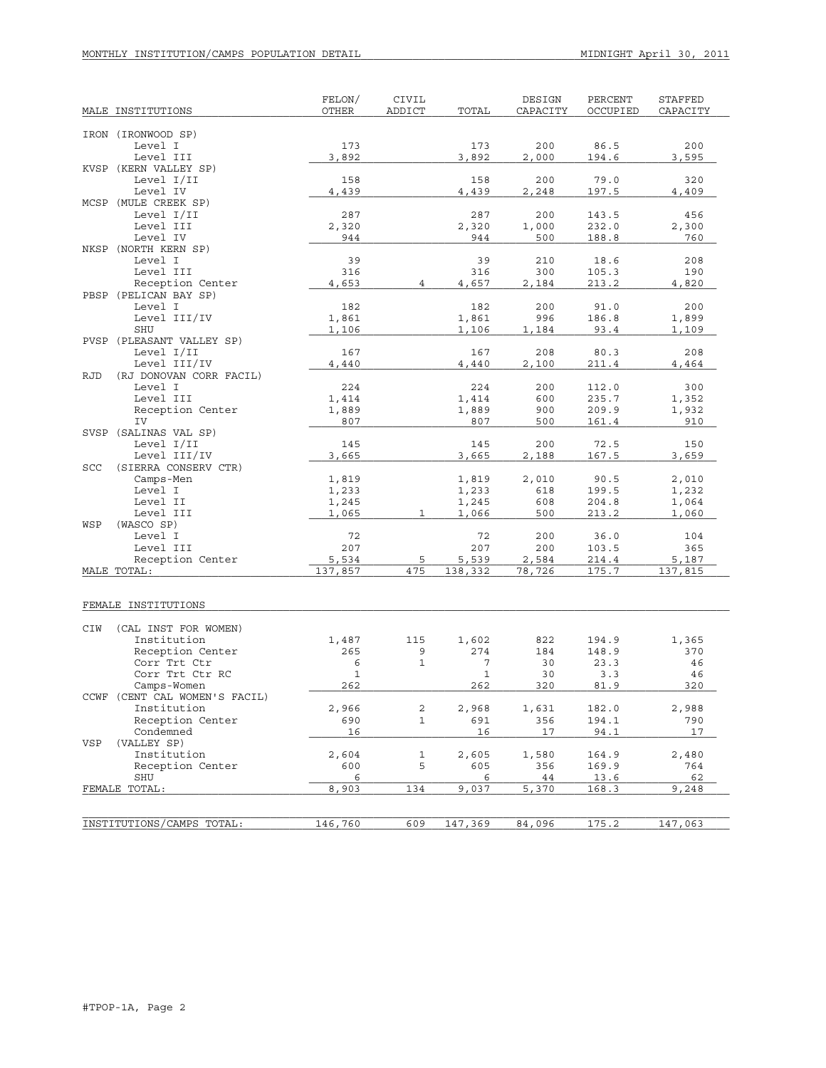MONTHLY INSTITUTION/CAMPS POPULATION DETAIL — MIDNIGHT April 30, 2011

| MALE INSTITUTIONS | FELON/ OTHER | CIVIL ADDICT | TOTAL | DESIGN CAPACITY | PERCENT OCCUPIED | STAFFED CAPACITY |
|---|---|---|---|---|---|---|
| IRON (IRONWOOD SP) | | | | | | |
| Level I | 173 | | 173 | 200 | 86.5 | 200 |
| Level III | 3,892 | | 3,892 | 2,000 | 194.6 | 3,595 |
| KVSP (KERN VALLEY SP) | | | | | | |
| Level I/II | 158 | | 158 | 200 | 79.0 | 320 |
| Level IV | 4,439 | | 4,439 | 2,248 | 197.5 | 4,409 |
| MCSP (MULE CREEK SP) | | | | | | |
| Level I/II | 287 | | 287 | 200 | 143.5 | 456 |
| Level III | 2,320 | | 2,320 | 1,000 | 232.0 | 2,300 |
| Level IV | 944 | | 944 | 500 | 188.8 | 760 |
| NKSP (NORTH KERN SP) | | | | | | |
| Level I | 39 | | 39 | 210 | 18.6 | 208 |
| Level III | 316 | | 316 | 300 | 105.3 | 190 |
| Reception Center | 4,653 | 4 | 4,657 | 2,184 | 213.2 | 4,820 |
| PBSP (PELICAN BAY SP) | | | | | | |
| Level I | 182 | | 182 | 200 | 91.0 | 200 |
| Level III/IV | 1,861 | | 1,861 | 996 | 186.8 | 1,899 |
| SHU | 1,106 | | 1,106 | 1,184 | 93.4 | 1,109 |
| PVSP (PLEASANT VALLEY SP) | | | | | | |
| Level I/II | 167 | | 167 | 208 | 80.3 | 208 |
| Level III/IV | 4,440 | | 4,440 | 2,100 | 211.4 | 4,464 |
| RJD (RJ DONOVAN CORR FACIL) | | | | | | |
| Level I | 224 | | 224 | 200 | 112.0 | 300 |
| Level III | 1,414 | | 1,414 | 600 | 235.7 | 1,352 |
| Reception Center | 1,889 | | 1,889 | 900 | 209.9 | 1,932 |
| IV | 807 | | 807 | 500 | 161.4 | 910 |
| SVSP (SALINAS VAL SP) | | | | | | |
| Level I/II | 145 | | 145 | 200 | 72.5 | 150 |
| Level III/IV | 3,665 | | 3,665 | 2,188 | 167.5 | 3,659 |
| SCC (SIERRA CONSERV CTR) | | | | | | |
| Camps-Men | 1,819 | | 1,819 | 2,010 | 90.5 | 2,010 |
| Level I | 1,233 | | 1,233 | 618 | 199.5 | 1,232 |
| Level II | 1,245 | | 1,245 | 608 | 204.8 | 1,064 |
| Level III | 1,065 | 1 | 1,066 | 500 | 213.2 | 1,060 |
| WSP (WASCO SP) | | | | | | |
| Level I | 72 | | 72 | 200 | 36.0 | 104 |
| Level III | 207 | | 207 | 200 | 103.5 | 365 |
| Reception Center | 5,534 | 5 | 5,539 | 2,584 | 214.4 | 5,187 |
| MALE TOTAL: | 137,857 | 475 | 138,332 | 78,726 | 175.7 | 137,815 |
| | | | | | | |
| FEMALE INSTITUTIONS | | | | | | |
| CIW (CAL INST FOR WOMEN) | | | | | | |
| Institution | 1,487 | 115 | 1,602 | 822 | 194.9 | 1,365 |
| Reception Center | 265 | 9 | 274 | 184 | 148.9 | 370 |
| Corr Trt Ctr | 6 | 1 | 7 | 30 | 23.3 | 46 |
| Corr Trt Ctr RC | 1 | | 1 | 30 | 3.3 | 46 |
| Camps-Women | 262 | | 262 | 320 | 81.9 | 320 |
| CCWF (CENT CAL WOMEN'S FACIL) | | | | | | |
| Institution | 2,966 | 2 | 2,968 | 1,631 | 182.0 | 2,988 |
| Reception Center | 690 | 1 | 691 | 356 | 194.1 | 790 |
| Condemned | 16 | | 16 | 17 | 94.1 | 17 |
| VSP (VALLEY SP) | | | | | | |
| Institution | 2,604 | 1 | 2,605 | 1,580 | 164.9 | 2,480 |
| Reception Center | 600 | 5 | 605 | 356 | 169.9 | 764 |
| SHU | 6 | | 6 | 44 | 13.6 | 62 |
| FEMALE TOTAL: | 8,903 | 134 | 9,037 | 5,370 | 168.3 | 9,248 |
| | | | | | | |
| INSTITUTIONS/CAMPS TOTAL: | 146,760 | 609 | 147,369 | 84,096 | 175.2 | 147,063 |

#TPOP-1A, Page 2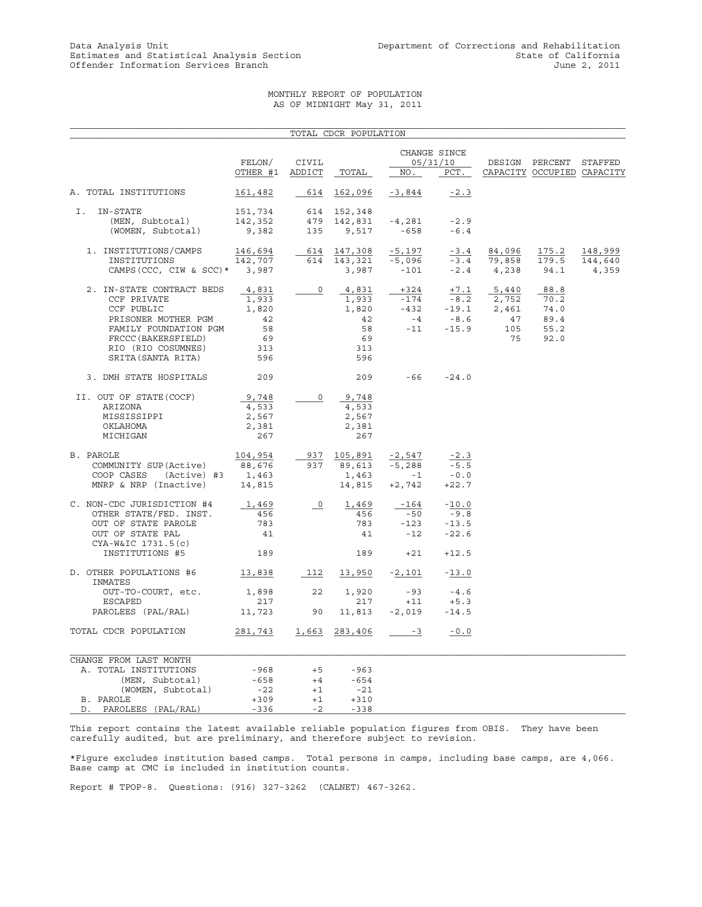Data Analysis Unit
Estimates and Statistical Analysis Section
Offender Information Services Branch

Department of Corrections and Rehabilitation
State of California
June 2, 2011

# MONTHLY REPORT OF POPULATION
## AS OF MIDNIGHT May 31, 2011

### TOTAL CDCR POPULATION

| | FELON/ OTHER #1 | CIVIL ADDICT | TOTAL | CHANGE SINCE 05/31/10 NO. | PCT. | DESIGN CAPACITY | PERCENT OCCUPIED | STAFFED CAPACITY |
|---|---|---|---|---|---|---|---|---|
| A. TOTAL INSTITUTIONS | 161,482 | 614 | 162,096 | -3,844 | -2.3 | | | |
| I. IN-STATE | 151,734 | 614 | 152,348 | | | | | |
| (MEN, Subtotal) | 142,352 | 479 | 142,831 | -4,281 | -2.9 | | | |
| (WOMEN, Subtotal) | 9,382 | 135 | 9,517 | -658 | -6.4 | | | |
| 1. INSTITUTIONS/CAMPS | 146,694 | 614 | 147,308 | -5,197 | -3.4 | 84,096 | 175.2 | 148,999 |
| INSTITUTIONS | 142,707 | 614 | 143,321 | -5,096 | -3.4 | 79,858 | 179.5 | 144,640 |
| CAMPS(CCC, CIW & SCC)* | 3,987 | | 3,987 | -101 | -2.4 | 4,238 | 94.1 | 4,359 |
| 2. IN-STATE CONTRACT BEDS | 4,831 | 0 | 4,831 | +324 | +7.1 | 5,440 | 88.8 | |
| CCF PRIVATE | 1,933 | | 1,933 | -174 | -8.2 | 2,752 | 70.2 | |
| CCF PUBLIC | 1,820 | | 1,820 | -432 | -19.1 | 2,461 | 74.0 | |
| PRISONER MOTHER PGM | 42 | | 42 | -4 | -8.6 | 47 | 89.4 | |
| FAMILY FOUNDATION PGM | 58 | | 58 | -11 | -15.9 | 105 | 55.2 | |
| FRCCC(BAKERSFIELD) | 69 | | 69 | | | 75 | 92.0 | |
| RIO (RIO COSUMNES) | 313 | | 313 | | | | | |
| SRITA(SANTA RITA) | 596 | | 596 | | | | | |
| 3. DMH STATE HOSPITALS | 209 | | 209 | -66 | -24.0 | | | |
| II. OUT OF STATE(COCF) | 9,748 | 0 | 9,748 | | | | | |
| ARIZONA | 4,533 | | 4,533 | | | | | |
| MISSISSIPPI | 2,567 | | 2,567 | | | | | |
| OKLAHOMA | 2,381 | | 2,381 | | | | | |
| MICHIGAN | 267 | | 267 | | | | | |
| B. PAROLE | 104,954 | 937 | 105,891 | -2,547 | -2.3 | | | |
| COMMUNITY SUP(Active) | 88,676 | 937 | 89,613 | -5,288 | -5.5 | | | |
| COOP CASES (Active) #3 | 1,463 | | 1,463 | -1 | -0.0 | | | |
| MNRP & NRP (Inactive) | 14,815 | | 14,815 | +2,742 | +22.7 | | | |
| C. NON-CDC JURISDICTION #4 | 1,469 | 0 | 1,469 | -164 | -10.0 | | | |
| OTHER STATE/FED. INST. | 456 | | 456 | -50 | -9.8 | | | |
| OUT OF STATE PAROLE | 783 | | 783 | -123 | -13.5 | | | |
| OUT OF STATE PAL | 41 | | 41 | -12 | -22.6 | | | |
| CYA-W&IC 1731.5(c) INSTITUTIONS #5 | 189 | | 189 | +21 | +12.5 | | | |
| D. OTHER POPULATIONS #6 | 13,838 | 112 | 13,950 | -2,101 | -13.0 | | | |
| INMATES OUT-TO-COURT, etc. | 1,898 | 22 | 1,920 | -93 | -4.6 | | | |
| ESCAPED | 217 | | 217 | +11 | +5.3 | | | |
| PAROLEES (PAL/RAL) | 11,723 | 90 | 11,813 | -2,019 | -14.5 | | | |
| TOTAL CDCR POPULATION | 281,743 | 1,663 | 283,406 | -3 | -0.0 | | | |

| CHANGE FROM LAST MONTH | | | |
|---|---|---|---|
| A. TOTAL INSTITUTIONS | -968 | +5 | -963 |
| (MEN, Subtotal) | -658 | +4 | -654 |
| (WOMEN, Subtotal) | -22 | +1 | -21 |
| B. PAROLE | +309 | +1 | +310 |
| D. PAROLEES (PAL/RAL) | -336 | -2 | -338 |

This report contains the latest available reliable population figures from OBIS. They have been carefully audited, but are preliminary, and therefore subject to revision.

*Figure excludes institution based camps. Total persons in camps, including base camps, are 4,066. Base camp at CMC is included in institution counts.

Report # TPOP-8. Questions: (916) 327-3262 (CALNET) 467-3262.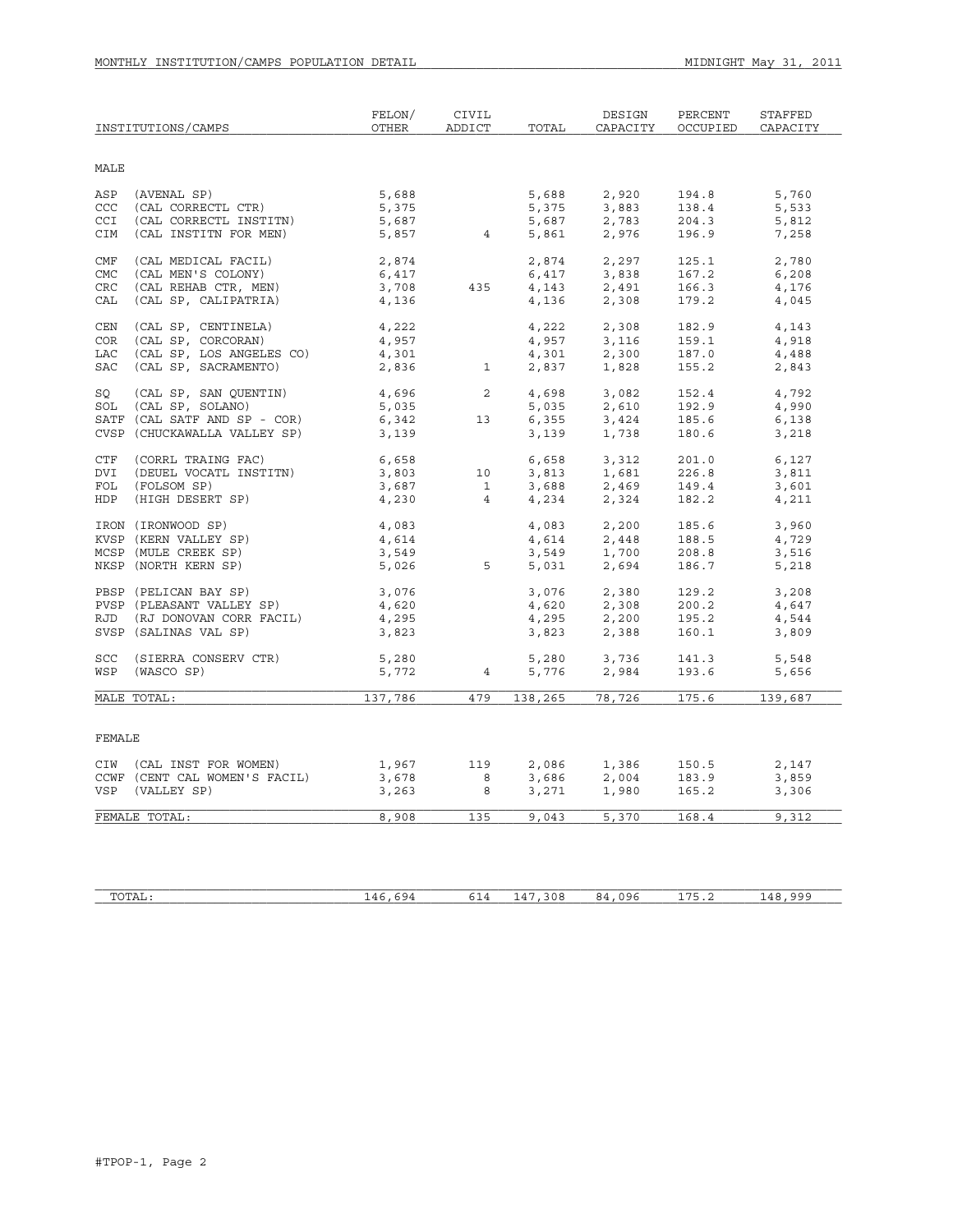MONTHLY INSTITUTION/CAMPS POPULATION DETAIL — MIDNIGHT May 31, 2011

| INSTITUTIONS/CAMPS | FELON/ OTHER | CIVIL ADDICT | TOTAL | DESIGN CAPACITY | PERCENT OCCUPIED | STAFFED CAPACITY |
|---|---|---|---|---|---|---|
| **MALE** | | | | | | |
| ASP (AVENAL SP) | 5,688 | | 5,688 | 2,920 | 194.8 | 5,760 |
| CCC (CAL CORRECTL CTR) | 5,375 | | 5,375 | 3,883 | 138.4 | 5,533 |
| CCI (CAL CORRECTL INSTITN) | 5,687 | | 5,687 | 2,783 | 204.3 | 5,812 |
| CIM (CAL INSTITN FOR MEN) | 5,857 | 4 | 5,861 | 2,976 | 196.9 | 7,258 |
| CMF (CAL MEDICAL FACIL) | 2,874 | | 2,874 | 2,297 | 125.1 | 2,780 |
| CMC (CAL MEN'S COLONY) | 6,417 | | 6,417 | 3,838 | 167.2 | 6,208 |
| CRC (CAL REHAB CTR, MEN) | 3,708 | 435 | 4,143 | 2,491 | 166.3 | 4,176 |
| CAL (CAL SP, CALIPATRIA) | 4,136 | | 4,136 | 2,308 | 179.2 | 4,045 |
| CEN (CAL SP, CENTINELA) | 4,222 | | 4,222 | 2,308 | 182.9 | 4,143 |
| COR (CAL SP, CORCORAN) | 4,957 | | 4,957 | 3,116 | 159.1 | 4,918 |
| LAC (CAL SP, LOS ANGELES CO) | 4,301 | | 4,301 | 2,300 | 187.0 | 4,488 |
| SAC (CAL SP, SACRAMENTO) | 2,836 | 1 | 2,837 | 1,828 | 155.2 | 2,843 |
| SQ (CAL SP, SAN QUENTIN) | 4,696 | 2 | 4,698 | 3,082 | 152.4 | 4,792 |
| SOL (CAL SP, SOLANO) | 5,035 | | 5,035 | 2,610 | 192.9 | 4,990 |
| SATF (CAL SATF AND SP - COR) | 6,342 | 13 | 6,355 | 3,424 | 185.6 | 6,138 |
| CVSP (CHUCKAWALLA VALLEY SP) | 3,139 | | 3,139 | 1,738 | 180.6 | 3,218 |
| CTF (CORRL TRAING FAC) | 6,658 | | 6,658 | 3,312 | 201.0 | 6,127 |
| DVI (DEUEL VOCATL INSTITN) | 3,803 | 10 | 3,813 | 1,681 | 226.8 | 3,811 |
| FOL (FOLSOM SP) | 3,687 | 1 | 3,688 | 2,469 | 149.4 | 3,601 |
| HDP (HIGH DESERT SP) | 4,230 | 4 | 4,234 | 2,324 | 182.2 | 4,211 |
| IRON (IRONWOOD SP) | 4,083 | | 4,083 | 2,200 | 185.6 | 3,960 |
| KVSP (KERN VALLEY SP) | 4,614 | | 4,614 | 2,448 | 188.5 | 4,729 |
| MCSP (MULE CREEK SP) | 3,549 | | 3,549 | 1,700 | 208.8 | 3,516 |
| NKSP (NORTH KERN SP) | 5,026 | 5 | 5,031 | 2,694 | 186.7 | 5,218 |
| PBSP (PELICAN BAY SP) | 3,076 | | 3,076 | 2,380 | 129.2 | 3,208 |
| PVSP (PLEASANT VALLEY SP) | 4,620 | | 4,620 | 2,308 | 200.2 | 4,647 |
| RJD (RJ DONOVAN CORR FACIL) | 4,295 | | 4,295 | 2,200 | 195.2 | 4,544 |
| SVSP (SALINAS VAL SP) | 3,823 | | 3,823 | 2,388 | 160.1 | 3,809 |
| SCC (SIERRA CONSERV CTR) | 5,280 | | 5,280 | 3,736 | 141.3 | 5,548 |
| WSP (WASCO SP) | 5,772 | 4 | 5,776 | 2,984 | 193.6 | 5,656 |
| MALE TOTAL: | 137,786 | 479 | 138,265 | 78,726 | 175.6 | 139,687 |
| **FEMALE** | | | | | | |
| CIW (CAL INST FOR WOMEN) | 1,967 | 119 | 2,086 | 1,386 | 150.5 | 2,147 |
| CCWF (CENT CAL WOMEN'S FACIL) | 3,678 | 8 | 3,686 | 2,004 | 183.9 | 3,859 |
| VSP (VALLEY SP) | 3,263 | 8 | 3,271 | 1,980 | 165.2 | 3,306 |
| FEMALE TOTAL: | 8,908 | 135 | 9,043 | 5,370 | 168.4 | 9,312 |
| TOTAL: | 146,694 | 614 | 147,308 | 84,096 | 175.2 | 148,999 |

#TPOP-1, Page 2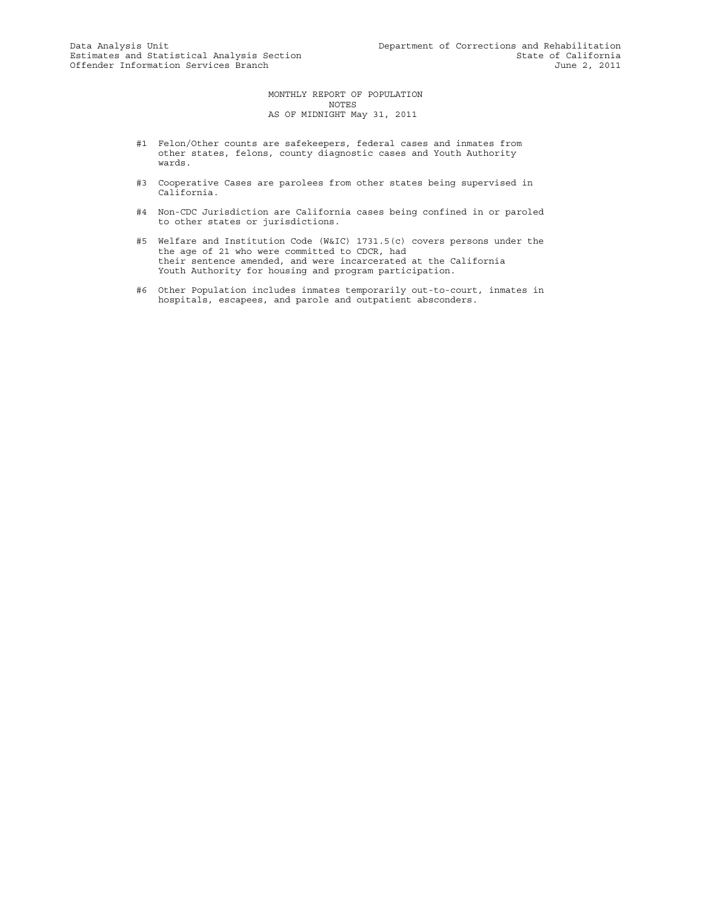Data Analysis Unit
Estimates and Statistical Analysis Section
Offender Information Services Branch

Department of Corrections and Rehabilitation
State of California
June 2, 2011

MONTHLY REPORT OF POPULATION
NOTES
AS OF MIDNIGHT May 31, 2011

#1 Felon/Other counts are safekeepers, federal cases and inmates from other states, felons, county diagnostic cases and Youth Authority wards.

#3 Cooperative Cases are parolees from other states being supervised in California.

#4 Non-CDC Jurisdiction are California cases being confined in or paroled to other states or jurisdictions.

#5 Welfare and Institution Code (W&IC) 1731.5(c) covers persons under the the age of 21 who were committed to CDCR, had their sentence amended, and were incarcerated at the California Youth Authority for housing and program participation.

#6 Other Population includes inmates temporarily out-to-court, inmates in hospitals, escapees, and parole and outpatient absconders.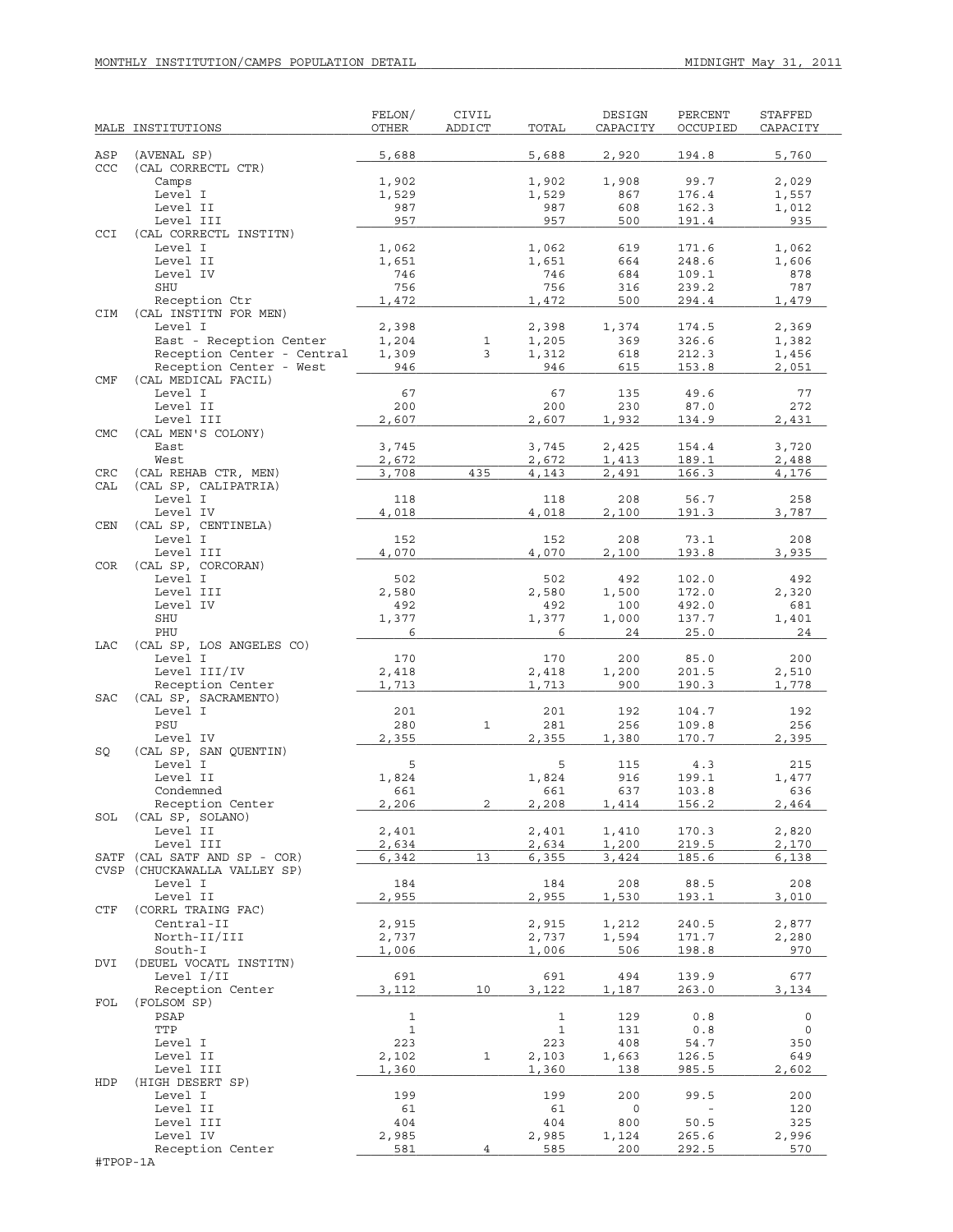MONTHLY INSTITUTION/CAMPS POPULATION DETAIL — MIDNIGHT May 31, 2011

| MALE INSTITUTIONS | | FELON/ OTHER | CIVIL ADDICT | TOTAL | DESIGN CAPACITY | PERCENT OCCUPIED | STAFFED CAPACITY |
|---|---|---|---|---|---|---|---|
| ASP | (AVENAL SP) | 5,688 | | 5,688 | 2,920 | 194.8 | 5,760 |
| CCC | (CAL CORRECTL CTR) | | | | | | |
| | Camps | 1,902 | | 1,902 | 1,908 | 99.7 | 2,029 |
| | Level I | 1,529 | | 1,529 | 867 | 176.4 | 1,557 |
| | Level II | 987 | | 987 | 608 | 162.3 | 1,012 |
| | Level III | 957 | | 957 | 500 | 191.4 | 935 |
| CCI | (CAL CORRECTL INSTITN) | | | | | | |
| | Level I | 1,062 | | 1,062 | 619 | 171.6 | 1,062 |
| | Level II | 1,651 | | 1,651 | 664 | 248.6 | 1,606 |
| | Level IV | 746 | | 746 | 684 | 109.1 | 878 |
| | SHU | 756 | | 756 | 316 | 239.2 | 787 |
| | Reception Ctr | 1,472 | | 1,472 | 500 | 294.4 | 1,479 |
| CIM | (CAL INSTITN FOR MEN) | | | | | | |
| | Level I | 2,398 | | 2,398 | 1,374 | 174.5 | 2,369 |
| | East - Reception Center | 1,204 | 1 | 1,205 | 369 | 326.6 | 1,382 |
| | Reception Center - Central | 1,309 | 3 | 1,312 | 618 | 212.3 | 1,456 |
| | Reception Center - West | 946 | | 946 | 615 | 153.8 | 2,051 |
| CMF | (CAL MEDICAL FACIL) | | | | | | |
| | Level I | 67 | | 67 | 135 | 49.6 | 77 |
| | Level II | 200 | | 200 | 230 | 87.0 | 272 |
| | Level III | 2,607 | | 2,607 | 1,932 | 134.9 | 2,431 |
| CMC | (CAL MEN'S COLONY) | | | | | | |
| | East | 3,745 | | 3,745 | 2,425 | 154.4 | 3,720 |
| | West | 2,672 | | 2,672 | 1,413 | 189.1 | 2,488 |
| CRC | (CAL REHAB CTR, MEN) | 3,708 | 435 | 4,143 | 2,491 | 166.3 | 4,176 |
| CAL | (CAL SP, CALIPATRIA) | | | | | | |
| | Level I | 118 | | 118 | 208 | 56.7 | 258 |
| | Level IV | 4,018 | | 4,018 | 2,100 | 191.3 | 3,787 |
| CEN | (CAL SP, CENTINELA) | | | | | | |
| | Level I | 152 | | 152 | 208 | 73.1 | 208 |
| | Level III | 4,070 | | 4,070 | 2,100 | 193.8 | 3,935 |
| COR | (CAL SP, CORCORAN) | | | | | | |
| | Level I | 502 | | 502 | 492 | 102.0 | 492 |
| | Level III | 2,580 | | 2,580 | 1,500 | 172.0 | 2,320 |
| | Level IV | 492 | | 492 | 100 | 492.0 | 681 |
| | SHU | 1,377 | | 1,377 | 1,000 | 137.7 | 1,401 |
| | PHU | 6 | | 6 | 24 | 25.0 | 24 |
| LAC | (CAL SP, LOS ANGELES CO) | | | | | | |
| | Level I | 170 | | 170 | 200 | 85.0 | 200 |
| | Level III/IV | 2,418 | | 2,418 | 1,200 | 201.5 | 2,510 |
| | Reception Center | 1,713 | | 1,713 | 900 | 190.3 | 1,778 |
| SAC | (CAL SP, SACRAMENTO) | | | | | | |
| | Level I | 201 | | 201 | 192 | 104.7 | 192 |
| | PSU | 280 | 1 | 281 | 256 | 109.8 | 256 |
| | Level IV | 2,355 | | 2,355 | 1,380 | 170.7 | 2,395 |
| SQ | (CAL SP, SAN QUENTIN) | | | | | | |
| | Level I | 5 | | 5 | 115 | 4.3 | 215 |
| | Level II | 1,824 | | 1,824 | 916 | 199.1 | 1,477 |
| | Condemned | 661 | | 661 | 637 | 103.8 | 636 |
| | Reception Center | 2,206 | 2 | 2,208 | 1,414 | 156.2 | 2,464 |
| SOL | (CAL SP, SOLANO) | | | | | | |
| | Level II | 2,401 | | 2,401 | 1,410 | 170.3 | 2,820 |
| | Level III | 2,634 | | 2,634 | 1,200 | 219.5 | 2,170 |
| SATF | (CAL SATF AND SP - COR) | 6,342 | 13 | 6,355 | 3,424 | 185.6 | 6,138 |
| CVSP | (CHUCKAWALLA VALLEY SP) | | | | | | |
| | Level I | 184 | | 184 | 208 | 88.5 | 208 |
| | Level II | 2,955 | | 2,955 | 1,530 | 193.1 | 3,010 |
| CTF | (CORRL TRAING FAC) | | | | | | |
| | Central-II | 2,915 | | 2,915 | 1,212 | 240.5 | 2,877 |
| | North-II/III | 2,737 | | 2,737 | 1,594 | 171.7 | 2,280 |
| | South-I | 1,006 | | 1,006 | 506 | 198.8 | 970 |
| DVI | (DEUEL VOCATL INSTITN) | | | | | | |
| | Level I/II | 691 | | 691 | 494 | 139.9 | 677 |
| | Reception Center | 3,112 | 10 | 3,122 | 1,187 | 263.0 | 3,134 |
| FOL | (FOLSOM SP) | | | | | | |
| | PSAP | 1 | | 1 | 129 | 0.8 | 0 |
| | TTP | 1 | | 1 | 131 | 0.8 | 0 |
| | Level I | 223 | | 223 | 408 | 54.7 | 350 |
| | Level II | 2,102 | 1 | 2,103 | 1,663 | 126.5 | 649 |
| | Level III | 1,360 | | 1,360 | 138 | 985.5 | 2,602 |
| HDP | (HIGH DESERT SP) | | | | | | |
| | Level I | 199 | | 199 | 200 | 99.5 | 200 |
| | Level II | 61 | | 61 | 0 | - | 120 |
| | Level III | 404 | | 404 | 800 | 50.5 | 325 |
| | Level IV | 2,985 | | 2,985 | 1,124 | 265.6 | 2,996 |
| | Reception Center | 581 | 4 | 585 | 200 | 292.5 | 570 |

#TPOP-1A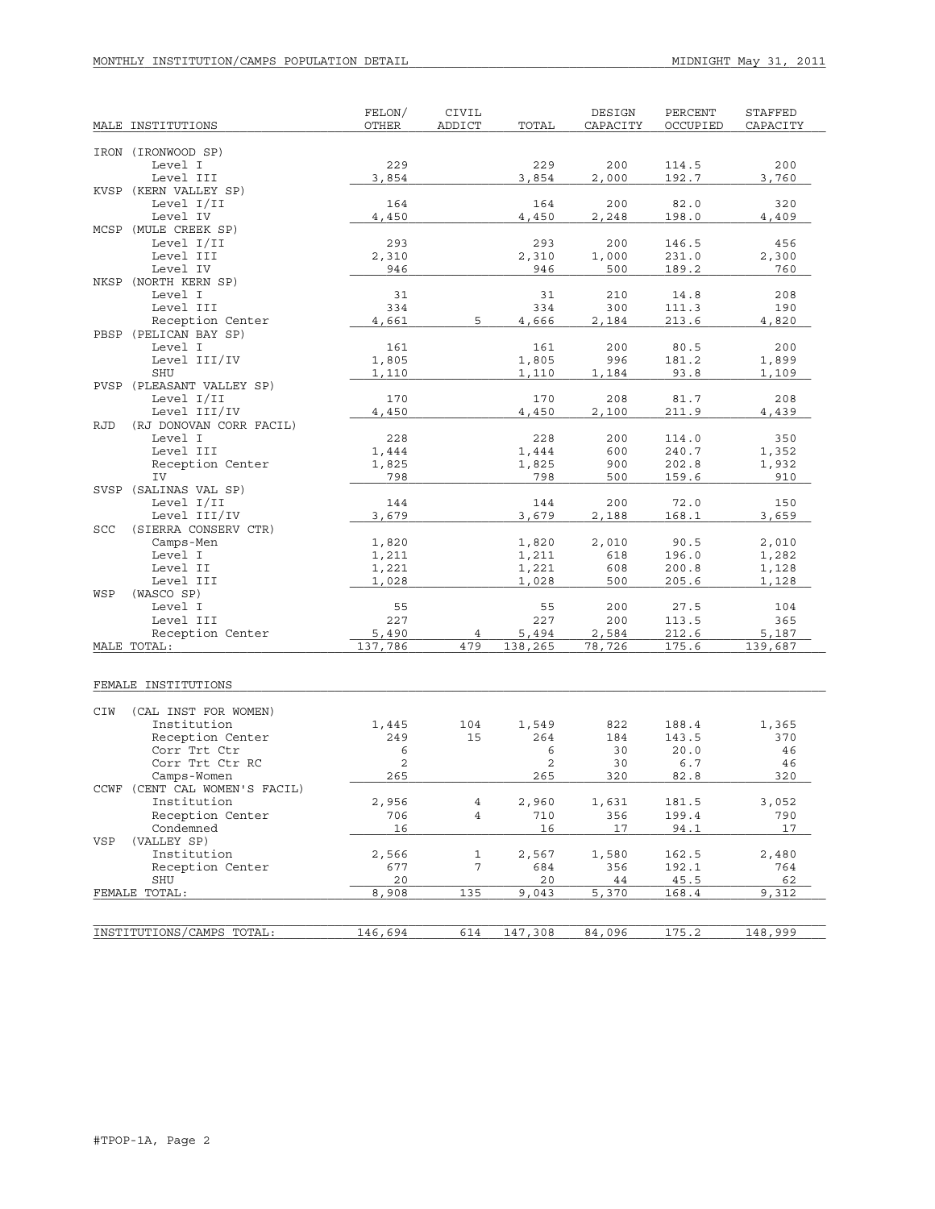MONTHLY INSTITUTION/CAMPS POPULATION DETAIL — MIDNIGHT May 31, 2011

| MALE INSTITUTIONS | FELON/ OTHER | CIVIL ADDICT | TOTAL | DESIGN CAPACITY | PERCENT OCCUPIED | STAFFED CAPACITY |
|---|---|---|---|---|---|---|
| IRON (IRONWOOD SP) | | | | | | |
| Level I | 229 | | 229 | 200 | 114.5 | 200 |
| Level III | 3,854 | | 3,854 | 2,000 | 192.7 | 3,760 |
| KVSP (KERN VALLEY SP) | | | | | | |
| Level I/II | 164 | | 164 | 200 | 82.0 | 320 |
| Level IV | 4,450 | | 4,450 | 2,248 | 198.0 | 4,409 |
| MCSP (MULE CREEK SP) | | | | | | |
| Level I/II | 293 | | 293 | 200 | 146.5 | 456 |
| Level III | 2,310 | | 2,310 | 1,000 | 231.0 | 2,300 |
| Level IV | 946 | | 946 | 500 | 189.2 | 760 |
| NKSP (NORTH KERN SP) | | | | | | |
| Level I | 31 | | 31 | 210 | 14.8 | 208 |
| Level III | 334 | | 334 | 300 | 111.3 | 190 |
| Reception Center | 4,661 | 5 | 4,666 | 2,184 | 213.6 | 4,820 |
| PBSP (PELICAN BAY SP) | | | | | | |
| Level I | 161 | | 161 | 200 | 80.5 | 200 |
| Level III/IV | 1,805 | | 1,805 | 996 | 181.2 | 1,899 |
| SHU | 1,110 | | 1,110 | 1,184 | 93.8 | 1,109 |
| PVSP (PLEASANT VALLEY SP) | | | | | | |
| Level I/II | 170 | | 170 | 208 | 81.7 | 208 |
| Level III/IV | 4,450 | | 4,450 | 2,100 | 211.9 | 4,439 |
| RJD (RJ DONOVAN CORR FACIL) | | | | | | |
| Level I | 228 | | 228 | 200 | 114.0 | 350 |
| Level III | 1,444 | | 1,444 | 600 | 240.7 | 1,352 |
| Reception Center | 1,825 | | 1,825 | 900 | 202.8 | 1,932 |
| IV | 798 | | 798 | 500 | 159.6 | 910 |
| SVSP (SALINAS VAL SP) | | | | | | |
| Level I/II | 144 | | 144 | 200 | 72.0 | 150 |
| Level III/IV | 3,679 | | 3,679 | 2,188 | 168.1 | 3,659 |
| SCC (SIERRA CONSERV CTR) | | | | | | |
| Camps-Men | 1,820 | | 1,820 | 2,010 | 90.5 | 2,010 |
| Level I | 1,211 | | 1,211 | 618 | 196.0 | 1,282 |
| Level II | 1,221 | | 1,221 | 608 | 200.8 | 1,128 |
| Level III | 1,028 | | 1,028 | 500 | 205.6 | 1,128 |
| WSP (WASCO SP) | | | | | | |
| Level I | 55 | | 55 | 200 | 27.5 | 104 |
| Level III | 227 | | 227 | 200 | 113.5 | 365 |
| Reception Center | 5,490 | 4 | 5,494 | 2,584 | 212.6 | 5,187 |
| MALE TOTAL: | 137,786 | 479 | 138,265 | 78,726 | 175.6 | 139,687 |

| FEMALE INSTITUTIONS | FELON/ OTHER | CIVIL ADDICT | TOTAL | DESIGN CAPACITY | PERCENT OCCUPIED | STAFFED CAPACITY |
|---|---|---|---|---|---|---|
| CIW (CAL INST FOR WOMEN) | | | | | | |
| Institution | 1,445 | 104 | 1,549 | 822 | 188.4 | 1,365 |
| Reception Center | 249 | 15 | 264 | 184 | 143.5 | 370 |
| Corr Trt Ctr | 6 | | 6 | 30 | 20.0 | 46 |
| Corr Trt Ctr RC | 2 | | 2 | 30 | 6.7 | 46 |
| Camps-Women | 265 | | 265 | 320 | 82.8 | 320 |
| CCWF (CENT CAL WOMEN'S FACIL) | | | | | | |
| Institution | 2,956 | 4 | 2,960 | 1,631 | 181.5 | 3,052 |
| Reception Center | 706 | 4 | 710 | 356 | 199.4 | 790 |
| Condemned | 16 | | 16 | 17 | 94.1 | 17 |
| VSP (VALLEY SP) | | | | | | |
| Institution | 2,566 | 1 | 2,567 | 1,580 | 162.5 | 2,480 |
| Reception Center | 677 | 7 | 684 | 356 | 192.1 | 764 |
| SHU | 20 | | 20 | 44 | 45.5 | 62 |
| FEMALE TOTAL: | 8,908 | 135 | 9,043 | 5,370 | 168.4 | 9,312 |

| | FELON/ OTHER | CIVIL ADDICT | TOTAL | DESIGN CAPACITY | PERCENT OCCUPIED | STAFFED CAPACITY |
|---|---|---|---|---|---|---|
| INSTITUTIONS/CAMPS TOTAL: | 146,694 | 614 | 147,308 | 84,096 | 175.2 | 148,999 |

#TPOP-1A, Page 2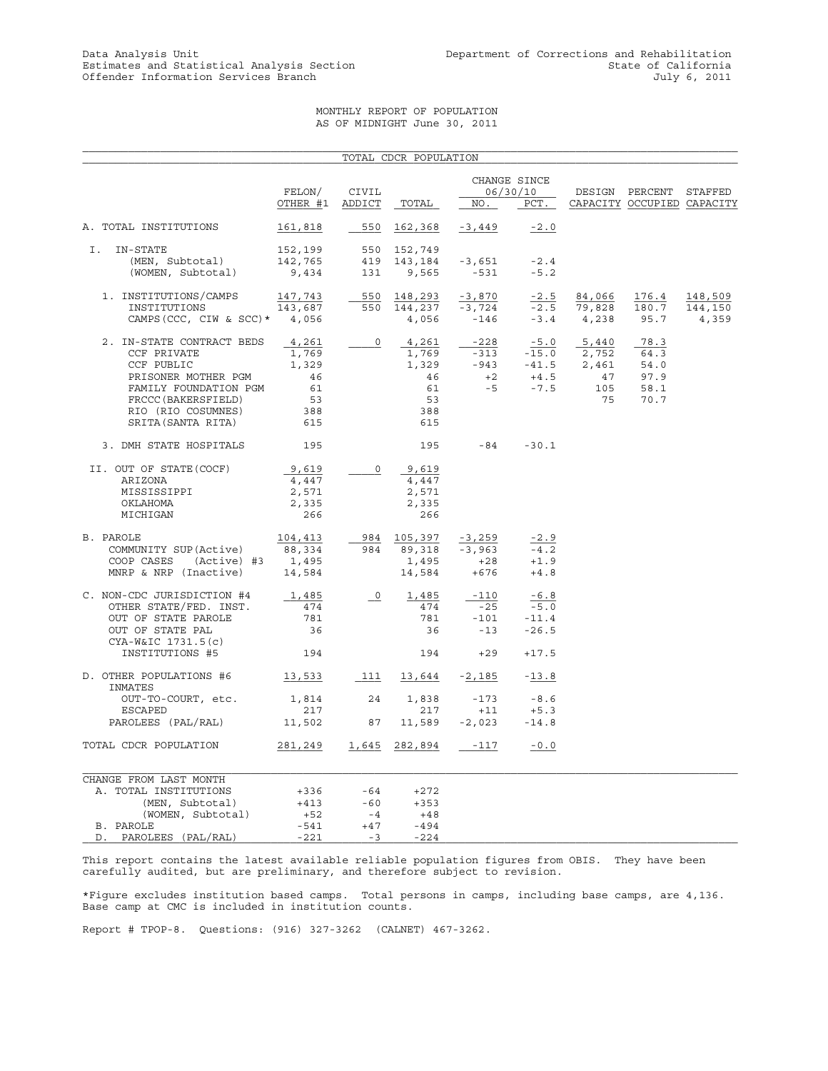Data Analysis Unit
Estimates and Statistical Analysis Section
Offender Information Services Branch

Department of Corrections and Rehabilitation
State of California
July 6, 2011

MONTHLY REPORT OF POPULATION
AS OF MIDNIGHT June 30, 2011

## TOTAL CDCR POPULATION

| | FELON/ OTHER #1 | CIVIL ADDICT | TOTAL | CHANGE SINCE 06/30/10 NO. | PCT. | DESIGN CAPACITY | PERCENT OCCUPIED | STAFFED CAPACITY |
|---|---|---|---|---|---|---|---|---|
| A. TOTAL INSTITUTIONS | 161,818 | 550 | 162,368 | -3,449 | -2.0 | | | |
| I. IN-STATE | 152,199 | 550 | 152,749 | | | | | |
| (MEN, Subtotal) | 142,765 | 419 | 143,184 | -3,651 | -2.4 | | | |
| (WOMEN, Subtotal) | 9,434 | 131 | 9,565 | -531 | -5.2 | | | |
| 1. INSTITUTIONS/CAMPS | 147,743 | 550 | 148,293 | -3,870 | -2.5 | 84,066 | 176.4 | 148,509 |
| INSTITUTIONS | 143,687 | 550 | 144,237 | -3,724 | -2.5 | 79,828 | 180.7 | 144,150 |
| CAMPS(CCC, CIW & SCC)* | 4,056 | | 4,056 | -146 | -3.4 | 4,238 | 95.7 | 4,359 |
| 2. IN-STATE CONTRACT BEDS | 4,261 | 0 | 4,261 | -228 | -5.0 | 5,440 | 78.3 | |
| CCF PRIVATE | 1,769 | | 1,769 | -313 | -15.0 | 2,752 | 64.3 | |
| CCF PUBLIC | 1,329 | | 1,329 | -943 | -41.5 | 2,461 | 54.0 | |
| PRISONER MOTHER PGM | 46 | | 46 | +2 | +4.5 | 47 | 97.9 | |
| FAMILY FOUNDATION PGM | 61 | | 61 | -5 | -7.5 | 105 | 58.1 | |
| FRCCC(BAKERSFIELD) | 53 | | 53 | | | 75 | 70.7 | |
| RIO (RIO COSUMNES) | 388 | | 388 | | | | | |
| SRITA(SANTA RITA) | 615 | | 615 | | | | | |
| 3. DMH STATE HOSPITALS | 195 | | 195 | -84 | -30.1 | | | |
| II. OUT OF STATE(COCF) | 9,619 | 0 | 9,619 | | | | | |
| ARIZONA | 4,447 | | 4,447 | | | | | |
| MISSISSIPPI | 2,571 | | 2,571 | | | | | |
| OKLAHOMA | 2,335 | | 2,335 | | | | | |
| MICHIGAN | 266 | | 266 | | | | | |
| B. PAROLE | 104,413 | 984 | 105,397 | -3,259 | -2.9 | | | |
| COMMUNITY SUP(Active) | 88,334 | 984 | 89,318 | -3,963 | -4.2 | | | |
| COOP CASES (Active) #3 | 1,495 | | 1,495 | +28 | +1.9 | | | |
| MNRP & NRP (Inactive) | 14,584 | | 14,584 | +676 | +4.8 | | | |
| C. NON-CDC JURISDICTION #4 | 1,485 | 0 | 1,485 | -110 | -6.8 | | | |
| OTHER STATE/FED. INST. | 474 | | 474 | -25 | -5.0 | | | |
| OUT OF STATE PAROLE | 781 | | 781 | -101 | -11.4 | | | |
| OUT OF STATE PAL | 36 | | 36 | -13 | -26.5 | | | |
| CYA-W&IC 1731.5(c) INSTITUTIONS #5 | 194 | | 194 | +29 | +17.5 | | | |
| D. OTHER POPULATIONS #6 | 13,533 | 111 | 13,644 | -2,185 | -13.8 | | | |
| INMATES OUT-TO-COURT, etc. | 1,814 | 24 | 1,838 | -173 | -8.6 | | | |
| ESCAPED | 217 | | 217 | +11 | +5.3 | | | |
| PAROLEES (PAL/RAL) | 11,502 | 87 | 11,589 | -2,023 | -14.8 | | | |
| TOTAL CDCR POPULATION | 281,249 | 1,645 | 282,894 | -117 | -0.0 | | | |

| CHANGE FROM LAST MONTH | | | |
|---|---|---|---|
| A. TOTAL INSTITUTIONS | +336 | -64 | +272 |
| (MEN, Subtotal) | +413 | -60 | +353 |
| (WOMEN, Subtotal) | +52 | -4 | +48 |
| B. PAROLE | -541 | +47 | -494 |
| D. PAROLEES (PAL/RAL) | -221 | -3 | -224 |

This report contains the latest available reliable population figures from OBIS. They have been carefully audited, but are preliminary, and therefore subject to revision.

*Figure excludes institution based camps. Total persons in camps, including base camps, are 4,136. Base camp at CMC is included in institution counts.

Report # TPOP-8. Questions: (916) 327-3262 (CALNET) 467-3262.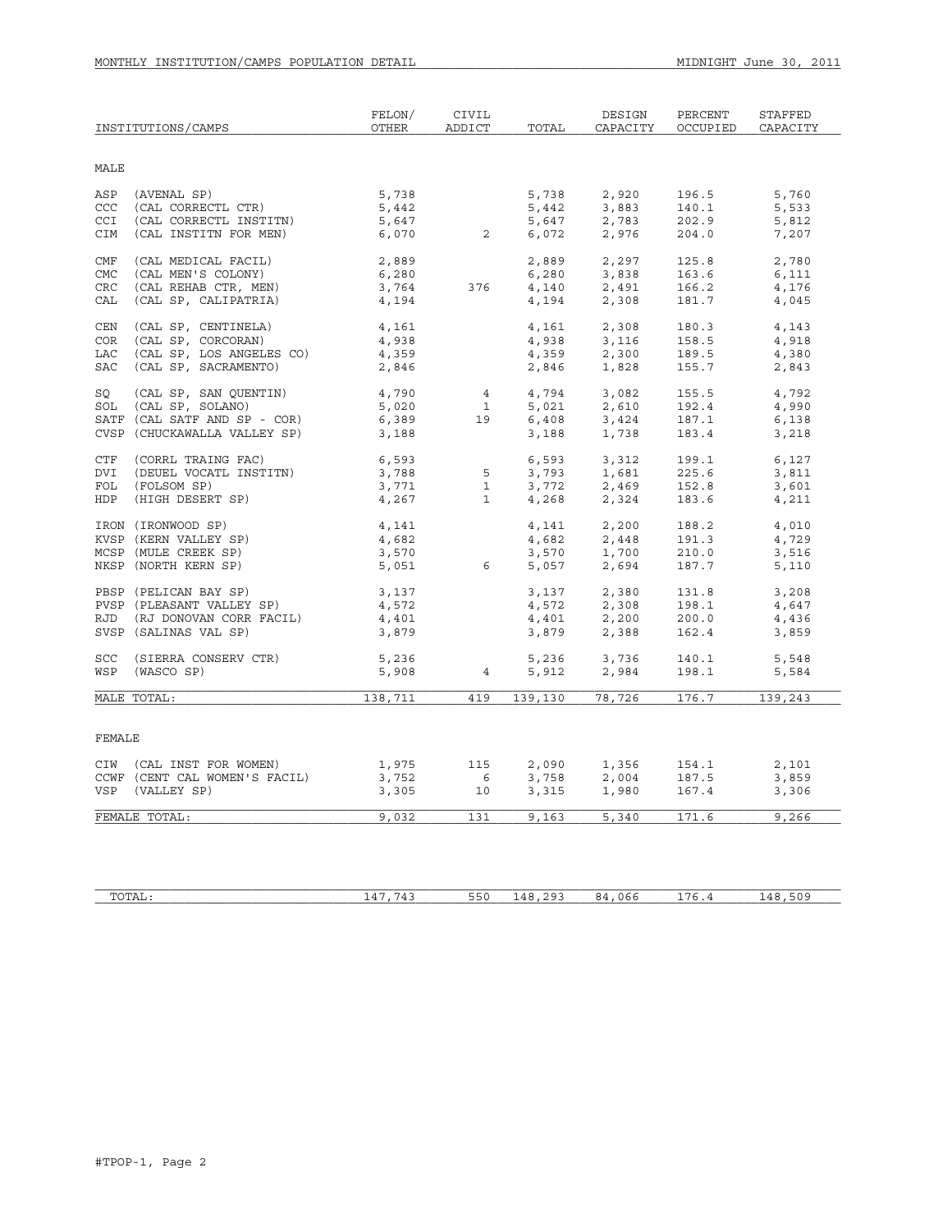MONTHLY INSTITUTION/CAMPS POPULATION DETAIL — MIDNIGHT June 30, 2011

| INSTITUTIONS/CAMPS | FELON/ OTHER | CIVIL ADDICT | TOTAL | DESIGN CAPACITY | PERCENT OCCUPIED | STAFFED CAPACITY |
|---|---|---|---|---|---|---|
| MALE | | | | | | |
| ASP (AVENAL SP) | 5,738 | | 5,738 | 2,920 | 196.5 | 5,760 |
| CCC (CAL CORRECTL CTR) | 5,442 | | 5,442 | 3,883 | 140.1 | 5,533 |
| CCI (CAL CORRECTL INSTITN) | 5,647 | | 5,647 | 2,783 | 202.9 | 5,812 |
| CIM (CAL INSTITN FOR MEN) | 6,070 | 2 | 6,072 | 2,976 | 204.0 | 7,207 |
| CMF (CAL MEDICAL FACIL) | 2,889 | | 2,889 | 2,297 | 125.8 | 2,780 |
| CMC (CAL MEN'S COLONY) | 6,280 | | 6,280 | 3,838 | 163.6 | 6,111 |
| CRC (CAL REHAB CTR, MEN) | 3,764 | 376 | 4,140 | 2,491 | 166.2 | 4,176 |
| CAL (CAL SP, CALIPATRIA) | 4,194 | | 4,194 | 2,308 | 181.7 | 4,045 |
| CEN (CAL SP, CENTINELA) | 4,161 | | 4,161 | 2,308 | 180.3 | 4,143 |
| COR (CAL SP, CORCORAN) | 4,938 | | 4,938 | 3,116 | 158.5 | 4,918 |
| LAC (CAL SP, LOS ANGELES CO) | 4,359 | | 4,359 | 2,300 | 189.5 | 4,380 |
| SAC (CAL SP, SACRAMENTO) | 2,846 | | 2,846 | 1,828 | 155.7 | 2,843 |
| SQ (CAL SP, SAN QUENTIN) | 4,790 | 4 | 4,794 | 3,082 | 155.5 | 4,792 |
| SOL (CAL SP, SOLANO) | 5,020 | 1 | 5,021 | 2,610 | 192.4 | 4,990 |
| SATF (CAL SATF AND SP - COR) | 6,389 | 19 | 6,408 | 3,424 | 187.1 | 6,138 |
| CVSP (CHUCKAWALLA VALLEY SP) | 3,188 | | 3,188 | 1,738 | 183.4 | 3,218 |
| CTF (CORRL TRAING FAC) | 6,593 | | 6,593 | 3,312 | 199.1 | 6,127 |
| DVI (DEUEL VOCATL INSTITN) | 3,788 | 5 | 3,793 | 1,681 | 225.6 | 3,811 |
| FOL (FOLSOM SP) | 3,771 | 1 | 3,772 | 2,469 | 152.8 | 3,601 |
| HDP (HIGH DESERT SP) | 4,267 | 1 | 4,268 | 2,324 | 183.6 | 4,211 |
| IRON (IRONWOOD SP) | 4,141 | | 4,141 | 2,200 | 188.2 | 4,010 |
| KVSP (KERN VALLEY SP) | 4,682 | | 4,682 | 2,448 | 191.3 | 4,729 |
| MCSP (MULE CREEK SP) | 3,570 | | 3,570 | 1,700 | 210.0 | 3,516 |
| NKSP (NORTH KERN SP) | 5,051 | 6 | 5,057 | 2,694 | 187.7 | 5,110 |
| PBSP (PELICAN BAY SP) | 3,137 | | 3,137 | 2,380 | 131.8 | 3,208 |
| PVSP (PLEASANT VALLEY SP) | 4,572 | | 4,572 | 2,308 | 198.1 | 4,647 |
| RJD (RJ DONOVAN CORR FACIL) | 4,401 | | 4,401 | 2,200 | 200.0 | 4,436 |
| SVSP (SALINAS VAL SP) | 3,879 | | 3,879 | 2,388 | 162.4 | 3,859 |
| SCC (SIERRA CONSERV CTR) | 5,236 | | 5,236 | 3,736 | 140.1 | 5,548 |
| WSP (WASCO SP) | 5,908 | 4 | 5,912 | 2,984 | 198.1 | 5,584 |
| MALE TOTAL: | 138,711 | 419 | 139,130 | 78,726 | 176.7 | 139,243 |
| FEMALE | | | | | | |
| CIW (CAL INST FOR WOMEN) | 1,975 | 115 | 2,090 | 1,356 | 154.1 | 2,101 |
| CCWF (CENT CAL WOMEN'S FACIL) | 3,752 | 6 | 3,758 | 2,004 | 187.5 | 3,859 |
| VSP (VALLEY SP) | 3,305 | 10 | 3,315 | 1,980 | 167.4 | 3,306 |
| FEMALE TOTAL: | 9,032 | 131 | 9,163 | 5,340 | 171.6 | 9,266 |
| TOTAL: | 147,743 | 550 | 148,293 | 84,066 | 176.4 | 148,509 |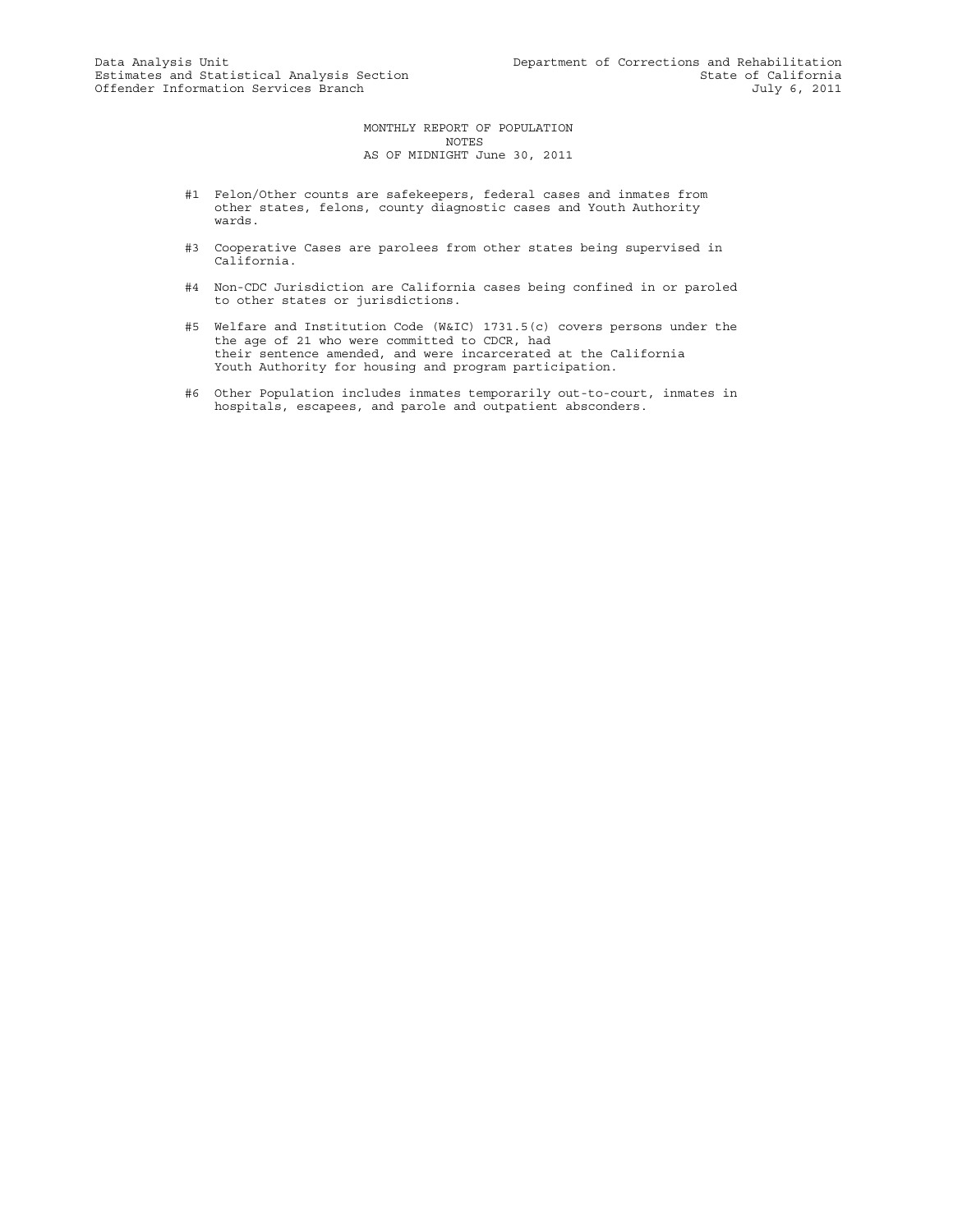Data Analysis Unit
Estimates and Statistical Analysis Section
Offender Information Services Branch

Department of Corrections and Rehabilitation
State of California
July 6, 2011

MONTHLY REPORT OF POPULATION
NOTES
AS OF MIDNIGHT June 30, 2011

#1 Felon/Other counts are safekeepers, federal cases and inmates from other states, felons, county diagnostic cases and Youth Authority wards.

#3 Cooperative Cases are parolees from other states being supervised in California.

#4 Non-CDC Jurisdiction are California cases being confined in or paroled to other states or jurisdictions.

#5 Welfare and Institution Code (W&IC) 1731.5(c) covers persons under the the age of 21 who were committed to CDCR, had their sentence amended, and were incarcerated at the California Youth Authority for housing and program participation.

#6 Other Population includes inmates temporarily out-to-court, inmates in hospitals, escapees, and parole and outpatient absconders.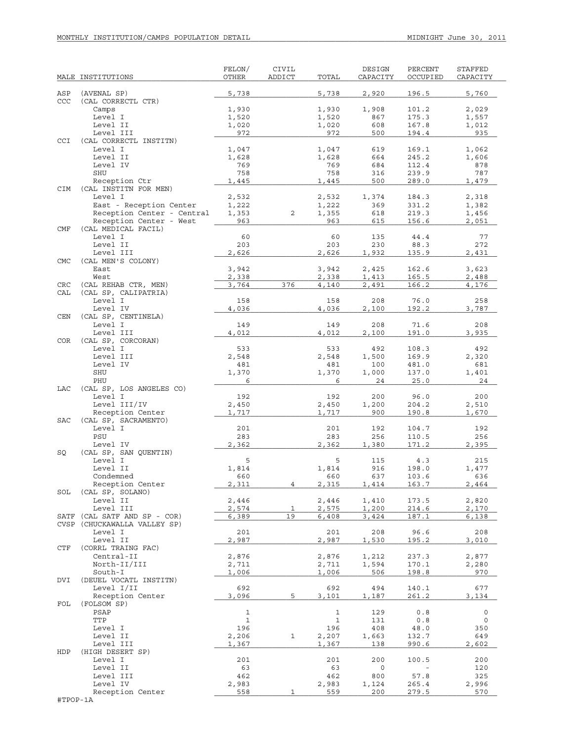MONTHLY INSTITUTION/CAMPS POPULATION DETAIL — MIDNIGHT June 30, 2011

| MALE INSTITUTIONS | | FELON/ OTHER | CIVIL ADDICT | TOTAL | DESIGN CAPACITY | PERCENT OCCUPIED | STAFFED CAPACITY |
|---|---|---|---|---|---|---|---|
| ASP | (AVENAL SP) | 5,738 | | 5,738 | 2,920 | 196.5 | 5,760 |
| CCC | (CAL CORRECTL CTR) | | | | | | |
| | Camps | 1,930 | | 1,930 | 1,908 | 101.2 | 2,029 |
| | Level I | 1,520 | | 1,520 | 867 | 175.3 | 1,557 |
| | Level II | 1,020 | | 1,020 | 608 | 167.8 | 1,012 |
| | Level III | 972 | | 972 | 500 | 194.4 | 935 |
| CCI | (CAL CORRECTL INSTITN) | | | | | | |
| | Level I | 1,047 | | 1,047 | 619 | 169.1 | 1,062 |
| | Level II | 1,628 | | 1,628 | 664 | 245.2 | 1,606 |
| | Level IV | 769 | | 769 | 684 | 112.4 | 878 |
| | SHU | 758 | | 758 | 316 | 239.9 | 787 |
| | Reception Ctr | 1,445 | | 1,445 | 500 | 289.0 | 1,479 |
| CIM | (CAL INSTITN FOR MEN) | | | | | | |
| | Level I | 2,532 | | 2,532 | 1,374 | 184.3 | 2,318 |
| | East - Reception Center | 1,222 | | 1,222 | 369 | 331.2 | 1,382 |
| | Reception Center - Central | 1,353 | 2 | 1,355 | 618 | 219.3 | 1,456 |
| | Reception Center - West | 963 | | 963 | 615 | 156.6 | 2,051 |
| CMF | (CAL MEDICAL FACIL) | | | | | | |
| | Level I | 60 | | 60 | 135 | 44.4 | 77 |
| | Level II | 203 | | 203 | 230 | 88.3 | 272 |
| | Level III | 2,626 | | 2,626 | 1,932 | 135.9 | 2,431 |
| CMC | (CAL MEN'S COLONY) | | | | | | |
| | East | 3,942 | | 3,942 | 2,425 | 162.6 | 3,623 |
| | West | 2,338 | | 2,338 | 1,413 | 165.5 | 2,488 |
| CRC | (CAL REHAB CTR, MEN) | 3,764 | 376 | 4,140 | 2,491 | 166.2 | 4,176 |
| CAL | (CAL SP, CALIPATRIA) | | | | | | |
| | Level I | 158 | | 158 | 208 | 76.0 | 258 |
| | Level IV | 4,036 | | 4,036 | 2,100 | 192.2 | 3,787 |
| CEN | (CAL SP, CENTINELA) | | | | | | |
| | Level I | 149 | | 149 | 208 | 71.6 | 208 |
| | Level III | 4,012 | | 4,012 | 2,100 | 191.0 | 3,935 |
| COR | (CAL SP, CORCORAN) | | | | | | |
| | Level I | 533 | | 533 | 492 | 108.3 | 492 |
| | Level III | 2,548 | | 2,548 | 1,500 | 169.9 | 2,320 |
| | Level IV | 481 | | 481 | 100 | 481.0 | 681 |
| | SHU | 1,370 | | 1,370 | 1,000 | 137.0 | 1,401 |
| | PHU | 6 | | 6 | 24 | 25.0 | 24 |
| LAC | (CAL SP, LOS ANGELES CO) | | | | | | |
| | Level I | 192 | | 192 | 200 | 96.0 | 200 |
| | Level III/IV | 2,450 | | 2,450 | 1,200 | 204.2 | 2,510 |
| | Reception Center | 1,717 | | 1,717 | 900 | 190.8 | 1,670 |
| SAC | (CAL SP, SACRAMENTO) | | | | | | |
| | Level I | 201 | | 201 | 192 | 104.7 | 192 |
| | PSU | 283 | | 283 | 256 | 110.5 | 256 |
| | Level IV | 2,362 | | 2,362 | 1,380 | 171.2 | 2,395 |
| SQ | (CAL SP, SAN QUENTIN) | | | | | | |
| | Level I | 5 | | 5 | 115 | 4.3 | 215 |
| | Level II | 1,814 | | 1,814 | 916 | 198.0 | 1,477 |
| | Condemned | 660 | | 660 | 637 | 103.6 | 636 |
| | Reception Center | 2,311 | 4 | 2,315 | 1,414 | 163.7 | 2,464 |
| SOL | (CAL SP, SOLANO) | | | | | | |
| | Level II | 2,446 | | 2,446 | 1,410 | 173.5 | 2,820 |
| | Level III | 2,574 | 1 | 2,575 | 1,200 | 214.6 | 2,170 |
| SATF | (CAL SATF AND SP - COR) | 6,389 | 19 | 6,408 | 3,424 | 187.1 | 6,138 |
| CVSP | (CHUCKAWALLA VALLEY SP) | | | | | | |
| | Level I | 201 | | 201 | 208 | 96.6 | 208 |
| | Level II | 2,987 | | 2,987 | 1,530 | 195.2 | 3,010 |
| CTF | (CORRL TRAING FAC) | | | | | | |
| | Central-II | 2,876 | | 2,876 | 1,212 | 237.3 | 2,877 |
| | North-II/III | 2,711 | | 2,711 | 1,594 | 170.1 | 2,280 |
| | South-I | 1,006 | | 1,006 | 506 | 198.8 | 970 |
| DVI | (DEUEL VOCATL INSTITN) | | | | | | |
| | Level I/II | 692 | | 692 | 494 | 140.1 | 677 |
| | Reception Center | 3,096 | 5 | 3,101 | 1,187 | 261.2 | 3,134 |
| FOL | (FOLSOM SP) | | | | | | |
| | PSAP | 1 | | 1 | 129 | 0.8 | 0 |
| | TTP | 1 | | 1 | 131 | 0.8 | 0 |
| | Level I | 196 | | 196 | 408 | 48.0 | 350 |
| | Level II | 2,206 | 1 | 2,207 | 1,663 | 132.7 | 649 |
| | Level III | 1,367 | | 1,367 | 138 | 990.6 | 2,602 |
| HDP | (HIGH DESERT SP) | | | | | | |
| | Level I | 201 | | 201 | 200 | 100.5 | 200 |
| | Level II | 63 | | 63 | 0 | - | 120 |
| | Level III | 462 | | 462 | 800 | 57.8 | 325 |
| | Level IV | 2,983 | | 2,983 | 1,124 | 265.4 | 2,996 |
| | Reception Center | 558 | 1 | 559 | 200 | 279.5 | 570 |

#TPOP-1A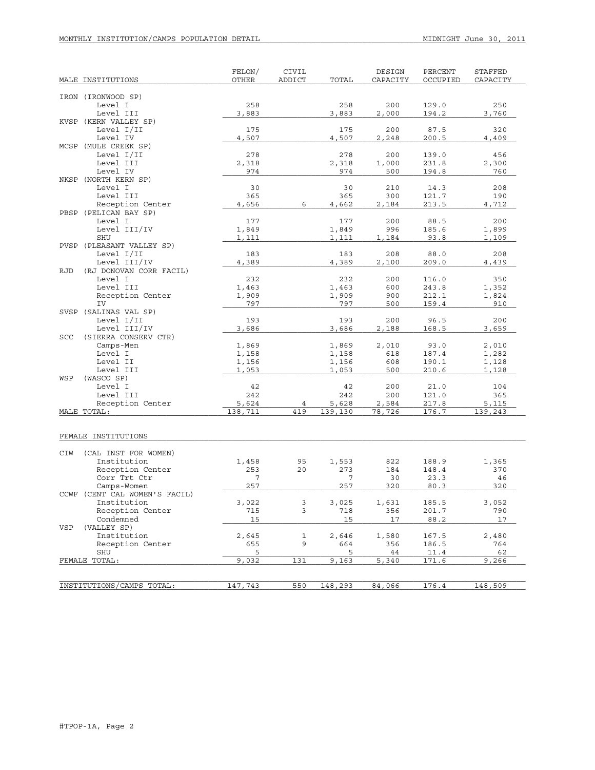MONTHLY INSTITUTION/CAMPS POPULATION DETAIL — MIDNIGHT June 30, 2011

| MALE INSTITUTIONS | FELON/ OTHER | CIVIL ADDICT | TOTAL | DESIGN CAPACITY | PERCENT OCCUPIED | STAFFED CAPACITY |
|---|---|---|---|---|---|---|
| IRON (IRONWOOD SP) | | | | | | |
| Level I | 258 | | 258 | 200 | 129.0 | 250 |
| Level III | 3,883 | | 3,883 | 2,000 | 194.2 | 3,760 |
| KVSP (KERN VALLEY SP) | | | | | | |
| Level I/II | 175 | | 175 | 200 | 87.5 | 320 |
| Level IV | 4,507 | | 4,507 | 2,248 | 200.5 | 4,409 |
| MCSP (MULE CREEK SP) | | | | | | |
| Level I/II | 278 | | 278 | 200 | 139.0 | 456 |
| Level III | 2,318 | | 2,318 | 1,000 | 231.8 | 2,300 |
| Level IV | 974 | | 974 | 500 | 194.8 | 760 |
| NKSP (NORTH KERN SP) | | | | | | |
| Level I | 30 | | 30 | 210 | 14.3 | 208 |
| Level III | 365 | | 365 | 300 | 121.7 | 190 |
| Reception Center | 4,656 | 6 | 4,662 | 2,184 | 213.5 | 4,712 |
| PBSP (PELICAN BAY SP) | | | | | | |
| Level I | 177 | | 177 | 200 | 88.5 | 200 |
| Level III/IV | 1,849 | | 1,849 | 996 | 185.6 | 1,899 |
| SHU | 1,111 | | 1,111 | 1,184 | 93.8 | 1,109 |
| PVSP (PLEASANT VALLEY SP) | | | | | | |
| Level I/II | 183 | | 183 | 208 | 88.0 | 208 |
| Level III/IV | 4,389 | | 4,389 | 2,100 | 209.0 | 4,439 |
| RJD (RJ DONOVAN CORR FACIL) | | | | | | |
| Level I | 232 | | 232 | 200 | 116.0 | 350 |
| Level III | 1,463 | | 1,463 | 600 | 243.8 | 1,352 |
| Reception Center | 1,909 | | 1,909 | 900 | 212.1 | 1,824 |
| IV | 797 | | 797 | 500 | 159.4 | 910 |
| SVSP (SALINAS VAL SP) | | | | | | |
| Level I/II | 193 | | 193 | 200 | 96.5 | 200 |
| Level III/IV | 3,686 | | 3,686 | 2,188 | 168.5 | 3,659 |
| SCC (SIERRA CONSERV CTR) | | | | | | |
| Camps-Men | 1,869 | | 1,869 | 2,010 | 93.0 | 2,010 |
| Level I | 1,158 | | 1,158 | 618 | 187.4 | 1,282 |
| Level II | 1,156 | | 1,156 | 608 | 190.1 | 1,128 |
| Level III | 1,053 | | 1,053 | 500 | 210.6 | 1,128 |
| WSP (WASCO SP) | | | | | | |
| Level I | 42 | | 42 | 200 | 21.0 | 104 |
| Level III | 242 | | 242 | 200 | 121.0 | 365 |
| Reception Center | 5,624 | 4 | 5,628 | 2,584 | 217.8 | 5,115 |
| MALE TOTAL: | 138,711 | 419 | 139,130 | 78,726 | 176.7 | 139,243 |

| FEMALE INSTITUTIONS | FELON/ OTHER | CIVIL ADDICT | TOTAL | DESIGN CAPACITY | PERCENT OCCUPIED | STAFFED CAPACITY |
|---|---|---|---|---|---|---|
| CIW (CAL INST FOR WOMEN) | | | | | | |
| Institution | 1,458 | 95 | 1,553 | 822 | 188.9 | 1,365 |
| Reception Center | 253 | 20 | 273 | 184 | 148.4 | 370 |
| Corr Trt Ctr | 7 | | 7 | 30 | 23.3 | 46 |
| Camps-Women | 257 | | 257 | 320 | 80.3 | 320 |
| CCWF (CENT CAL WOMEN'S FACIL) | | | | | | |
| Institution | 3,022 | 3 | 3,025 | 1,631 | 185.5 | 3,052 |
| Reception Center | 715 | 3 | 718 | 356 | 201.7 | 790 |
| Condemned | 15 | | 15 | 17 | 88.2 | 17 |
| VSP (VALLEY SP) | | | | | | |
| Institution | 2,645 | 1 | 2,646 | 1,580 | 167.5 | 2,480 |
| Reception Center | 655 | 9 | 664 | 356 | 186.5 | 764 |
| SHU | 5 | | 5 | 44 | 11.4 | 62 |
| FEMALE TOTAL: | 9,032 | 131 | 9,163 | 5,340 | 171.6 | 9,266 |

| | FELON/ OTHER | CIVIL ADDICT | TOTAL | DESIGN CAPACITY | PERCENT OCCUPIED | STAFFED CAPACITY |
|---|---|---|---|---|---|---|
| INSTITUTIONS/CAMPS TOTAL: | 147,743 | 550 | 148,293 | 84,066 | 176.4 | 148,509 |

#TPOP-1A, Page 2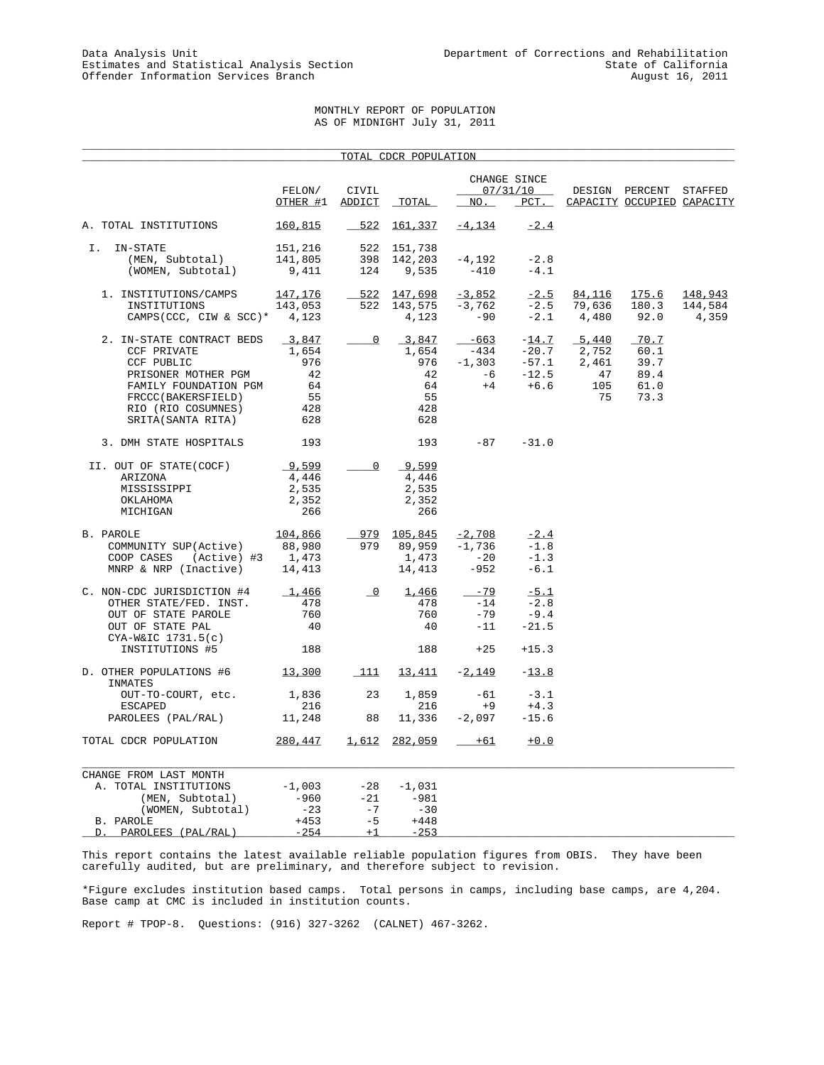Data Analysis Unit
Estimates and Statistical Analysis Section
Offender Information Services Branch

Department of Corrections and Rehabilitation
State of California
August 16, 2011

MONTHLY REPORT OF POPULATION
AS OF MIDNIGHT July 31, 2011

## TOTAL CDCR POPULATION

| | FELON/ OTHER #1 | CIVIL ADDICT | TOTAL | CHANGE SINCE 07/31/10 NO. | PCT. | DESIGN CAPACITY | PERCENT OCCUPIED | STAFFED CAPACITY |
|---|---|---|---|---|---|---|---|---|
| A. TOTAL INSTITUTIONS | 160,815 | 522 | 161,337 | -4,134 | -2.4 | | | |
| I. IN-STATE | 151,216 | 522 | 151,738 | | | | | |
| (MEN, Subtotal) | 141,805 | 398 | 142,203 | -4,192 | -2.8 | | | |
| (WOMEN, Subtotal) | 9,411 | 124 | 9,535 | -410 | -4.1 | | | |
| 1. INSTITUTIONS/CAMPS | 147,176 | 522 | 147,698 | -3,852 | -2.5 | 84,116 | 175.6 | 148,943 |
| INSTITUTIONS | 143,053 | 522 | 143,575 | -3,762 | -2.5 | 79,636 | 180.3 | 144,584 |
| CAMPS(CCC, CIW & SCC)* | 4,123 | | 4,123 | -90 | -2.1 | 4,480 | 92.0 | 4,359 |
| 2. IN-STATE CONTRACT BEDS | 3,847 | 0 | 3,847 | -663 | -14.7 | 5,440 | 70.7 | |
| CCF PRIVATE | 1,654 | | 1,654 | -434 | -20.7 | 2,752 | 60.1 | |
| CCF PUBLIC | 976 | | 976 | -1,303 | -57.1 | 2,461 | 39.7 | |
| PRISONER MOTHER PGM | 42 | | 42 | -6 | -12.5 | 47 | 89.4 | |
| FAMILY FOUNDATION PGM | 64 | | 64 | +4 | +6.6 | 105 | 61.0 | |
| FRCCC(BAKERSFIELD) | 55 | | 55 | | | 75 | 73.3 | |
| RIO (RIO COSUMNES) | 428 | | 428 | | | | | |
| SRITA(SANTA RITA) | 628 | | 628 | | | | | |
| 3. DMH STATE HOSPITALS | 193 | | 193 | -87 | -31.0 | | | |
| II. OUT OF STATE(COCF) | 9,599 | 0 | 9,599 | | | | | |
| ARIZONA | 4,446 | | 4,446 | | | | | |
| MISSISSIPPI | 2,535 | | 2,535 | | | | | |
| OKLAHOMA | 2,352 | | 2,352 | | | | | |
| MICHIGAN | 266 | | 266 | | | | | |
| B. PAROLE | 104,866 | 979 | 105,845 | -2,708 | -2.4 | | | |
| COMMUNITY SUP(Active) | 88,980 | 979 | 89,959 | -1,736 | -1.8 | | | |
| COOP CASES (Active) #3 | 1,473 | | 1,473 | -20 | -1.3 | | | |
| MNRP & NRP (Inactive) | 14,413 | | 14,413 | -952 | -6.1 | | | |
| C. NON-CDC JURISDICTION #4 | 1,466 | 0 | 1,466 | -79 | -5.1 | | | |
| OTHER STATE/FED. INST. | 478 | | 478 | -14 | -2.8 | | | |
| OUT OF STATE PAROLE | 760 | | 760 | -79 | -9.4 | | | |
| OUT OF STATE PAL | 40 | | 40 | -11 | -21.5 | | | |
| CYA-W&IC 1731.5(c) INSTITUTIONS #5 | 188 | | 188 | +25 | +15.3 | | | |
| D. OTHER POPULATIONS #6 | 13,300 | 111 | 13,411 | -2,149 | -13.8 | | | |
| INMATES OUT-TO-COURT, etc. | 1,836 | 23 | 1,859 | -61 | -3.1 | | | |
| ESCAPED | 216 | | 216 | +9 | +4.3 | | | |
| PAROLEES (PAL/RAL) | 11,248 | 88 | 11,336 | -2,097 | -15.6 | | | |
| TOTAL CDCR POPULATION | 280,447 | 1,612 | 282,059 | +61 | +0.0 | | | |

| CHANGE FROM LAST MONTH | | | |
|---|---|---|---|
| A. TOTAL INSTITUTIONS | -1,003 | -28 | -1,031 |
| (MEN, Subtotal) | -960 | -21 | -981 |
| (WOMEN, Subtotal) | -23 | -7 | -30 |
| B. PAROLE | +453 | -5 | +448 |
| D. PAROLEES (PAL/RAL) | -254 | +1 | -253 |

This report contains the latest available reliable population figures from OBIS. They have been carefully audited, but are preliminary, and therefore subject to revision.

*Figure excludes institution based camps. Total persons in camps, including base camps, are 4,204. Base camp at CMC is included in institution counts.

Report # TPOP-8. Questions: (916) 327-3262 (CALNET) 467-3262.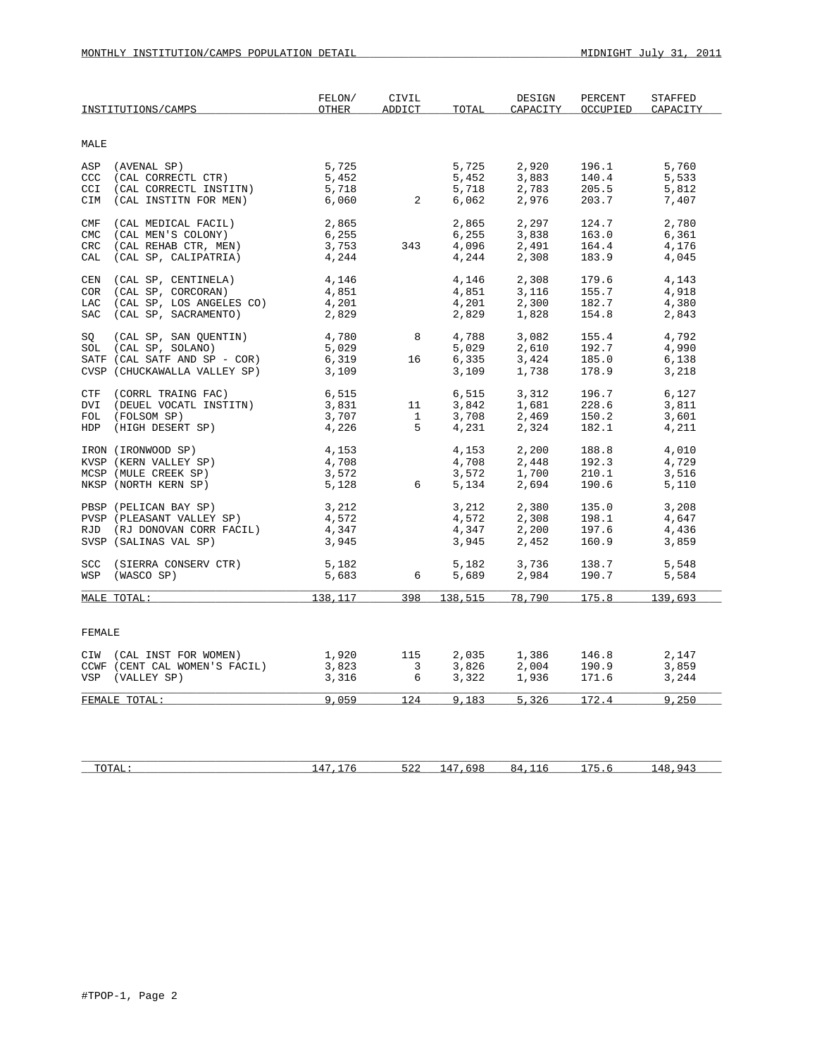MONTHLY INSTITUTION/CAMPS POPULATION DETAIL — MIDNIGHT July 31, 2011

| INSTITUTIONS/CAMPS | FELON/ OTHER | CIVIL ADDICT | TOTAL | DESIGN CAPACITY | PERCENT OCCUPIED | STAFFED CAPACITY |
|---|---|---|---|---|---|---|
| **MALE** | | | | | | |
| ASP (AVENAL SP) | 5,725 | | 5,725 | 2,920 | 196.1 | 5,760 |
| CCC (CAL CORRECTL CTR) | 5,452 | | 5,452 | 3,883 | 140.4 | 5,533 |
| CCI (CAL CORRECTL INSTITN) | 5,718 | | 5,718 | 2,783 | 205.5 | 5,812 |
| CIM (CAL INSTITN FOR MEN) | 6,060 | 2 | 6,062 | 2,976 | 203.7 | 7,407 |
| CMF (CAL MEDICAL FACIL) | 2,865 | | 2,865 | 2,297 | 124.7 | 2,780 |
| CMC (CAL MEN'S COLONY) | 6,255 | | 6,255 | 3,838 | 163.0 | 6,361 |
| CRC (CAL REHAB CTR, MEN) | 3,753 | 343 | 4,096 | 2,491 | 164.4 | 4,176 |
| CAL (CAL SP, CALIPATRIA) | 4,244 | | 4,244 | 2,308 | 183.9 | 4,045 |
| CEN (CAL SP, CENTINELA) | 4,146 | | 4,146 | 2,308 | 179.6 | 4,143 |
| COR (CAL SP, CORCORAN) | 4,851 | | 4,851 | 3,116 | 155.7 | 4,918 |
| LAC (CAL SP, LOS ANGELES CO) | 4,201 | | 4,201 | 2,300 | 182.7 | 4,380 |
| SAC (CAL SP, SACRAMENTO) | 2,829 | | 2,829 | 1,828 | 154.8 | 2,843 |
| SQ (CAL SP, SAN QUENTIN) | 4,780 | 8 | 4,788 | 3,082 | 155.4 | 4,792 |
| SOL (CAL SP, SOLANO) | 5,029 | | 5,029 | 2,610 | 192.7 | 4,990 |
| SATF (CAL SATF AND SP - COR) | 6,319 | 16 | 6,335 | 3,424 | 185.0 | 6,138 |
| CVSP (CHUCKAWALLA VALLEY SP) | 3,109 | | 3,109 | 1,738 | 178.9 | 3,218 |
| CTF (CORRL TRAING FAC) | 6,515 | | 6,515 | 3,312 | 196.7 | 6,127 |
| DVI (DEUEL VOCATL INSTITN) | 3,831 | 11 | 3,842 | 1,681 | 228.6 | 3,811 |
| FOL (FOLSOM SP) | 3,707 | 1 | 3,708 | 2,469 | 150.2 | 3,601 |
| HDP (HIGH DESERT SP) | 4,226 | 5 | 4,231 | 2,324 | 182.1 | 4,211 |
| IRON (IRONWOOD SP) | 4,153 | | 4,153 | 2,200 | 188.8 | 4,010 |
| KVSP (KERN VALLEY SP) | 4,708 | | 4,708 | 2,448 | 192.3 | 4,729 |
| MCSP (MULE CREEK SP) | 3,572 | | 3,572 | 1,700 | 210.1 | 3,516 |
| NKSP (NORTH KERN SP) | 5,128 | 6 | 5,134 | 2,694 | 190.6 | 5,110 |
| PBSP (PELICAN BAY SP) | 3,212 | | 3,212 | 2,380 | 135.0 | 3,208 |
| PVSP (PLEASANT VALLEY SP) | 4,572 | | 4,572 | 2,308 | 198.1 | 4,647 |
| RJD (RJ DONOVAN CORR FACIL) | 4,347 | | 4,347 | 2,200 | 197.6 | 4,436 |
| SVSP (SALINAS VAL SP) | 3,945 | | 3,945 | 2,452 | 160.9 | 3,859 |
| SCC (SIERRA CONSERV CTR) | 5,182 | | 5,182 | 3,736 | 138.7 | 5,548 |
| WSP (WASCO SP) | 5,683 | 6 | 5,689 | 2,984 | 190.7 | 5,584 |
| MALE TOTAL: | 138,117 | 398 | 138,515 | 78,790 | 175.8 | 139,693 |
| **FEMALE** | | | | | | |
| CIW (CAL INST FOR WOMEN) | 1,920 | 115 | 2,035 | 1,386 | 146.8 | 2,147 |
| CCWF (CENT CAL WOMEN'S FACIL) | 3,823 | 3 | 3,826 | 2,004 | 190.9 | 3,859 |
| VSP (VALLEY SP) | 3,316 | 6 | 3,322 | 1,936 | 171.6 | 3,244 |
| FEMALE TOTAL: | 9,059 | 124 | 9,183 | 5,326 | 172.4 | 9,250 |
| TOTAL: | 147,176 | 522 | 147,698 | 84,116 | 175.6 | 148,943 |

#TPOP-1, Page 2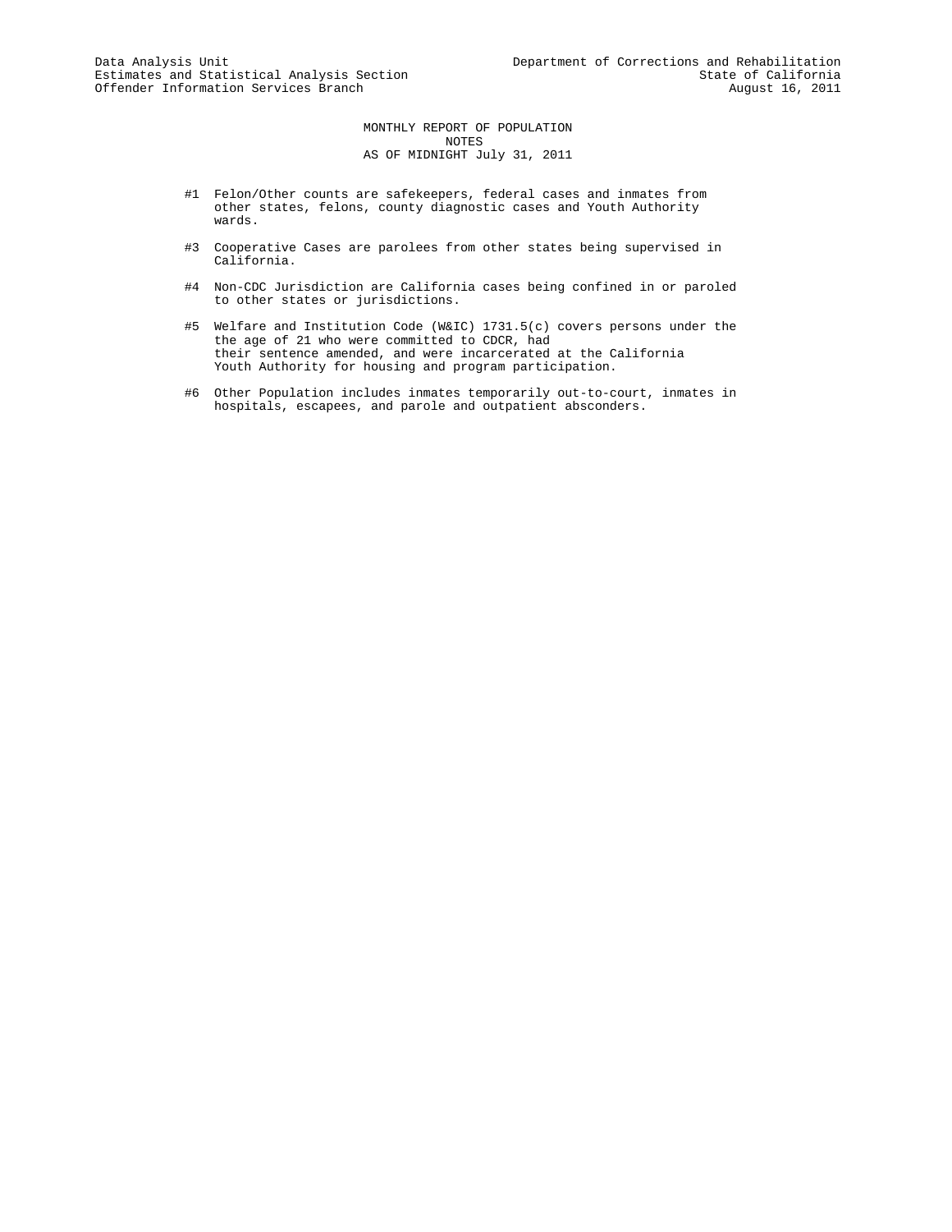Data Analysis Unit
Estimates and Statistical Analysis Section
Offender Information Services Branch

Department of Corrections and Rehabilitation
State of California
August 16, 2011

# MONTHLY REPORT OF POPULATION
## NOTES
## AS OF MIDNIGHT July 31, 2011

#1 Felon/Other counts are safekeepers, federal cases and inmates from other states, felons, county diagnostic cases and Youth Authority wards.

#3 Cooperative Cases are parolees from other states being supervised in California.

#4 Non-CDC Jurisdiction are California cases being confined in or paroled to other states or jurisdictions.

#5 Welfare and Institution Code (W&IC) 1731.5(c) covers persons under the the age of 21 who were committed to CDCR, had their sentence amended, and were incarcerated at the California Youth Authority for housing and program participation.

#6 Other Population includes inmates temporarily out-to-court, inmates in hospitals, escapees, and parole and outpatient absconders.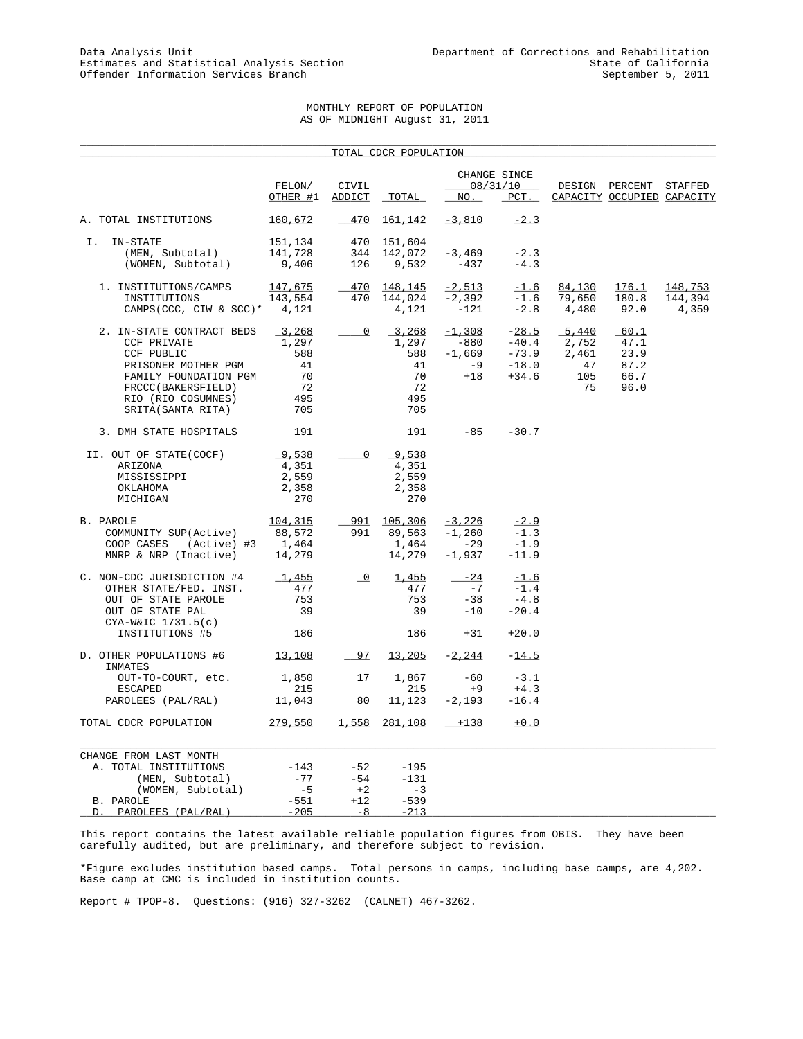Data Analysis Unit
Estimates and Statistical Analysis Section
Offender Information Services Branch

Department of Corrections and Rehabilitation
State of California
September 5, 2011

# MONTHLY REPORT OF POPULATION
## AS OF MIDNIGHT August 31, 2011

### TOTAL CDCR POPULATION

| | FELON/ OTHER #1 | CIVIL ADDICT | TOTAL | CHANGE SINCE 08/31/10 NO. | PCT. | DESIGN CAPACITY | PERCENT OCCUPIED | STAFFED CAPACITY |
|---|---|---|---|---|---|---|---|---|
| A. TOTAL INSTITUTIONS | 160,672 | 470 | 161,142 | -3,810 | -2.3 | | | |
| I. IN-STATE | 151,134 | 470 | 151,604 | | | | | |
| (MEN, Subtotal) | 141,728 | 344 | 142,072 | -3,469 | -2.3 | | | |
| (WOMEN, Subtotal) | 9,406 | 126 | 9,532 | -437 | -4.3 | | | |
| 1. INSTITUTIONS/CAMPS | 147,675 | 470 | 148,145 | -2,513 | -1.6 | 84,130 | 176.1 | 148,753 |
| INSTITUTIONS | 143,554 | 470 | 144,024 | -2,392 | -1.6 | 79,650 | 180.8 | 144,394 |
| CAMPS(CCC, CIW & SCC)* | 4,121 | | 4,121 | -121 | -2.8 | 4,480 | 92.0 | 4,359 |
| 2. IN-STATE CONTRACT BEDS | 3,268 | 0 | 3,268 | -1,308 | -28.5 | 5,440 | 60.1 | |
| CCF PRIVATE | 1,297 | | 1,297 | -880 | -40.4 | 2,752 | 47.1 | |
| CCF PUBLIC | 588 | | 588 | -1,669 | -73.9 | 2,461 | 23.9 | |
| PRISONER MOTHER PGM | 41 | | 41 | -9 | -18.0 | 47 | 87.2 | |
| FAMILY FOUNDATION PGM | 70 | | 70 | +18 | +34.6 | 105 | 66.7 | |
| FRCCC(BAKERSFIELD) | 72 | | 72 | | | 75 | 96.0 | |
| RIO (RIO COSUMNES) | 495 | | 495 | | | | | |
| SRITA(SANTA RITA) | 705 | | 705 | | | | | |
| 3. DMH STATE HOSPITALS | 191 | | 191 | -85 | -30.7 | | | |
| II. OUT OF STATE(COCF) | 9,538 | 0 | 9,538 | | | | | |
| ARIZONA | 4,351 | | 4,351 | | | | | |
| MISSISSIPPI | 2,559 | | 2,559 | | | | | |
| OKLAHOMA | 2,358 | | 2,358 | | | | | |
| MICHIGAN | 270 | | 270 | | | | | |
| B. PAROLE | 104,315 | 991 | 105,306 | -3,226 | -2.9 | | | |
| COMMUNITY SUP(Active) | 88,572 | 991 | 89,563 | -1,260 | -1.3 | | | |
| COOP CASES (Active) #3 | 1,464 | | 1,464 | -29 | -1.9 | | | |
| MNRP & NRP (Inactive) | 14,279 | | 14,279 | -1,937 | -11.9 | | | |
| C. NON-CDC JURISDICTION #4 | 1,455 | 0 | 1,455 | -24 | -1.6 | | | |
| OTHER STATE/FED. INST. | 477 | | 477 | -7 | -1.4 | | | |
| OUT OF STATE PAROLE | 753 | | 753 | -38 | -4.8 | | | |
| OUT OF STATE PAL | 39 | | 39 | -10 | -20.4 | | | |
| CYA-W&IC 1731.5(c) INSTITUTIONS #5 | 186 | | 186 | +31 | +20.0 | | | |
| D. OTHER POPULATIONS #6 | 13,108 | 97 | 13,205 | -2,244 | -14.5 | | | |
| INMATES OUT-TO-COURT, etc. | 1,850 | 17 | 1,867 | -60 | -3.1 | | | |
| ESCAPED | 215 | | 215 | +9 | +4.3 | | | |
| PAROLEES (PAL/RAL) | 11,043 | 80 | 11,123 | -2,193 | -16.4 | | | |
| TOTAL CDCR POPULATION | 279,550 | 1,558 | 281,108 | +138 | +0.0 | | | |

| CHANGE FROM LAST MONTH | FELON/ OTHER | CIVIL ADDICT | TOTAL |
|---|---|---|---|
| A. TOTAL INSTITUTIONS | -143 | -52 | -195 |
| (MEN, Subtotal) | -77 | -54 | -131 |
| (WOMEN, Subtotal) | -5 | +2 | -3 |
| B. PAROLE | -551 | +12 | -539 |
| D. PAROLEES (PAL/RAL) | -205 | -8 | -213 |

This report contains the latest available reliable population figures from OBIS. They have been carefully audited, but are preliminary, and therefore subject to revision.

*Figure excludes institution based camps. Total persons in camps, including base camps, are 4,202. Base camp at CMC is included in institution counts.

Report # TPOP-8. Questions: (916) 327-3262 (CALNET) 467-3262.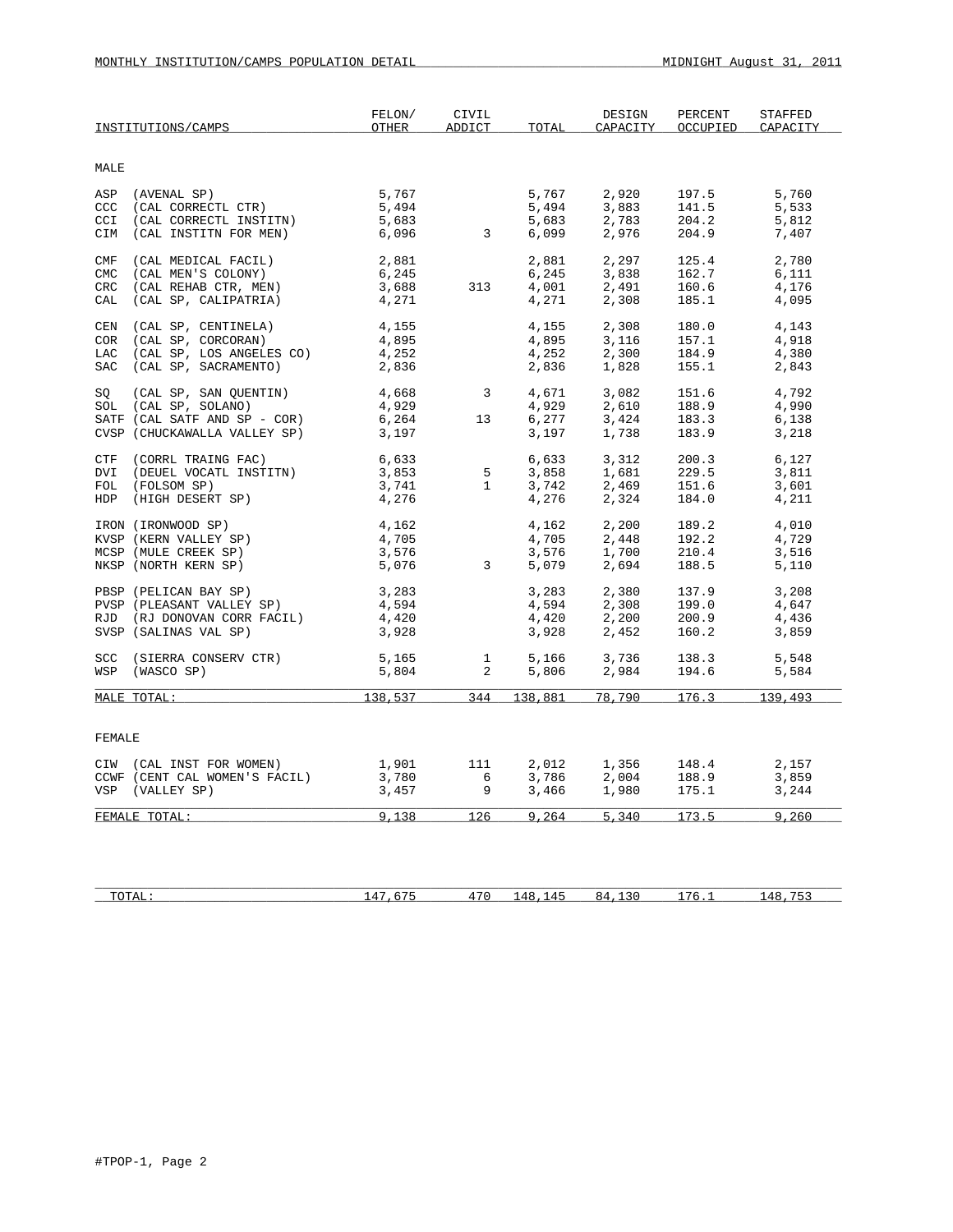MONTHLY INSTITUTION/CAMPS POPULATION DETAIL — MIDNIGHT August 31, 2011

| INSTITUTIONS/CAMPS | FELON/ OTHER | CIVIL ADDICT | TOTAL | DESIGN CAPACITY | PERCENT OCCUPIED | STAFFED CAPACITY |
|---|---|---|---|---|---|---|
| **MALE** | | | | | | |
| ASP (AVENAL SP) | 5,767 | | 5,767 | 2,920 | 197.5 | 5,760 |
| CCC (CAL CORRECTL CTR) | 5,494 | | 5,494 | 3,883 | 141.5 | 5,533 |
| CCI (CAL CORRECTL INSTITN) | 5,683 | | 5,683 | 2,783 | 204.2 | 5,812 |
| CIM (CAL INSTITN FOR MEN) | 6,096 | 3 | 6,099 | 2,976 | 204.9 | 7,407 |
| CMF (CAL MEDICAL FACIL) | 2,881 | | 2,881 | 2,297 | 125.4 | 2,780 |
| CMC (CAL MEN'S COLONY) | 6,245 | | 6,245 | 3,838 | 162.7 | 6,111 |
| CRC (CAL REHAB CTR, MEN) | 3,688 | 313 | 4,001 | 2,491 | 160.6 | 4,176 |
| CAL (CAL SP, CALIPATRIA) | 4,271 | | 4,271 | 2,308 | 185.1 | 4,095 |
| CEN (CAL SP, CENTINELA) | 4,155 | | 4,155 | 2,308 | 180.0 | 4,143 |
| COR (CAL SP, CORCORAN) | 4,895 | | 4,895 | 3,116 | 157.1 | 4,918 |
| LAC (CAL SP, LOS ANGELES CO) | 4,252 | | 4,252 | 2,300 | 184.9 | 4,380 |
| SAC (CAL SP, SACRAMENTO) | 2,836 | | 2,836 | 1,828 | 155.1 | 2,843 |
| SQ (CAL SP, SAN QUENTIN) | 4,668 | 3 | 4,671 | 3,082 | 151.6 | 4,792 |
| SOL (CAL SP, SOLANO) | 4,929 | | 4,929 | 2,610 | 188.9 | 4,990 |
| SATF (CAL SATF AND SP - COR) | 6,264 | 13 | 6,277 | 3,424 | 183.3 | 6,138 |
| CVSP (CHUCKAWALLA VALLEY SP) | 3,197 | | 3,197 | 1,738 | 183.9 | 3,218 |
| CTF (CORRL TRAING FAC) | 6,633 | | 6,633 | 3,312 | 200.3 | 6,127 |
| DVI (DEUEL VOCATL INSTITN) | 3,853 | 5 | 3,858 | 1,681 | 229.5 | 3,811 |
| FOL (FOLSOM SP) | 3,741 | 1 | 3,742 | 2,469 | 151.6 | 3,601 |
| HDP (HIGH DESERT SP) | 4,276 | | 4,276 | 2,324 | 184.0 | 4,211 |
| IRON (IRONWOOD SP) | 4,162 | | 4,162 | 2,200 | 189.2 | 4,010 |
| KVSP (KERN VALLEY SP) | 4,705 | | 4,705 | 2,448 | 192.2 | 4,729 |
| MCSP (MULE CREEK SP) | 3,576 | | 3,576 | 1,700 | 210.4 | 3,516 |
| NKSP (NORTH KERN SP) | 5,076 | 3 | 5,079 | 2,694 | 188.5 | 5,110 |
| PBSP (PELICAN BAY SP) | 3,283 | | 3,283 | 2,380 | 137.9 | 3,208 |
| PVSP (PLEASANT VALLEY SP) | 4,594 | | 4,594 | 2,308 | 199.0 | 4,647 |
| RJD (RJ DONOVAN CORR FACIL) | 4,420 | | 4,420 | 2,200 | 200.9 | 4,436 |
| SVSP (SALINAS VAL SP) | 3,928 | | 3,928 | 2,452 | 160.2 | 3,859 |
| SCC (SIERRA CONSERV CTR) | 5,165 | 1 | 5,166 | 3,736 | 138.3 | 5,548 |
| WSP (WASCO SP) | 5,804 | 2 | 5,806 | 2,984 | 194.6 | 5,584 |
| MALE TOTAL: | 138,537 | 344 | 138,881 | 78,790 | 176.3 | 139,493 |
| **FEMALE** | | | | | | |
| CIW (CAL INST FOR WOMEN) | 1,901 | 111 | 2,012 | 1,356 | 148.4 | 2,157 |
| CCWF (CENT CAL WOMEN'S FACIL) | 3,780 | 6 | 3,786 | 2,004 | 188.9 | 3,859 |
| VSP (VALLEY SP) | 3,457 | 9 | 3,466 | 1,980 | 175.1 | 3,244 |
| FEMALE TOTAL: | 9,138 | 126 | 9,264 | 5,340 | 173.5 | 9,260 |
| TOTAL: | 147,675 | 470 | 148,145 | 84,130 | 176.1 | 148,753 |

#TPOP-1, Page 2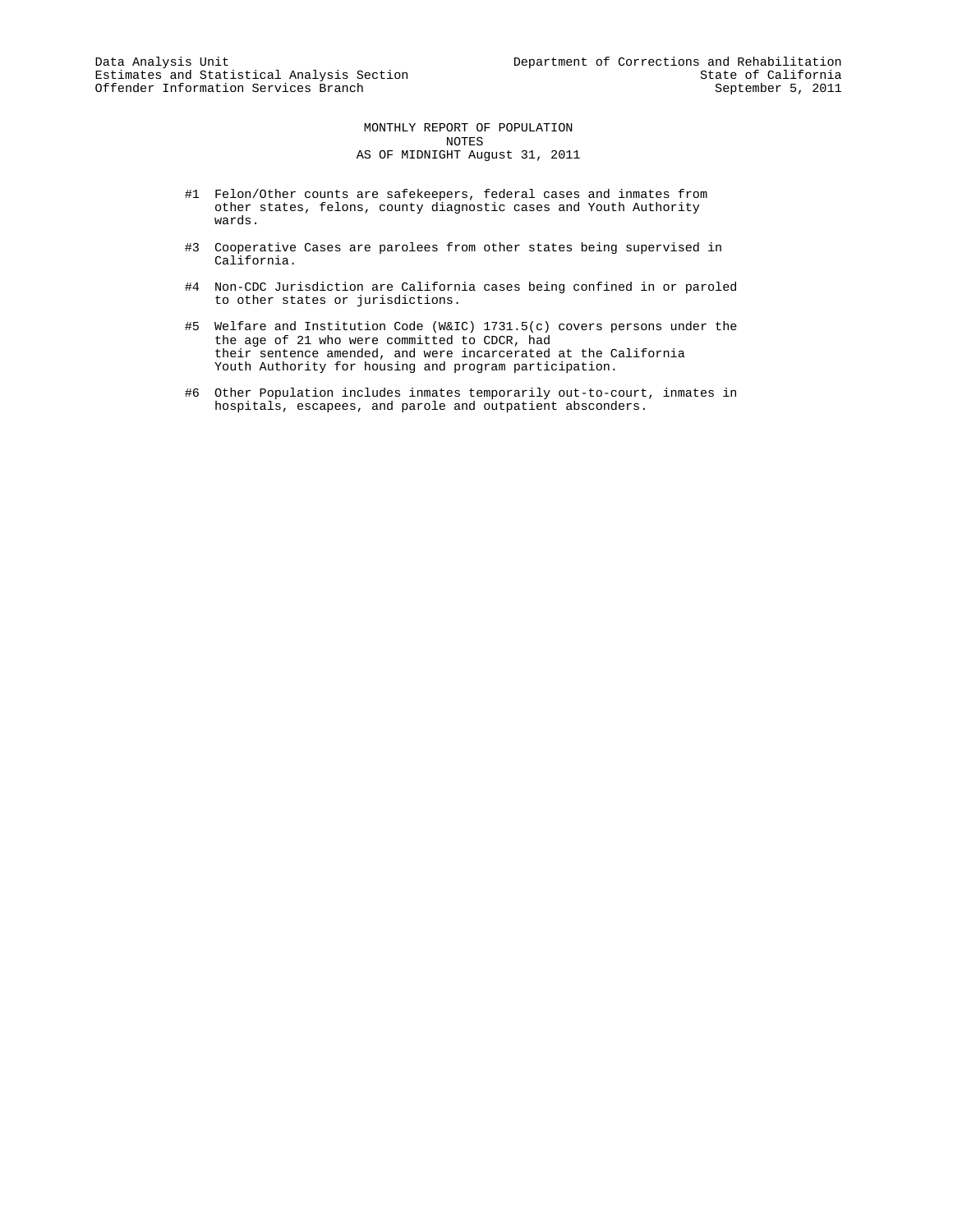Data Analysis Unit
Estimates and Statistical Analysis Section
Offender Information Services Branch

Department of Corrections and Rehabilitation
State of California
September 5, 2011

# MONTHLY REPORT OF POPULATION
## NOTES
## AS OF MIDNIGHT August 31, 2011

#1 Felon/Other counts are safekeepers, federal cases and inmates from other states, felons, county diagnostic cases and Youth Authority wards.

#3 Cooperative Cases are parolees from other states being supervised in California.

#4 Non-CDC Jurisdiction are California cases being confined in or paroled to other states or jurisdictions.

#5 Welfare and Institution Code (W&IC) 1731.5(c) covers persons under the the age of 21 who were committed to CDCR, had their sentence amended, and were incarcerated at the California Youth Authority for housing and program participation.

#6 Other Population includes inmates temporarily out-to-court, inmates in hospitals, escapees, and parole and outpatient absconders.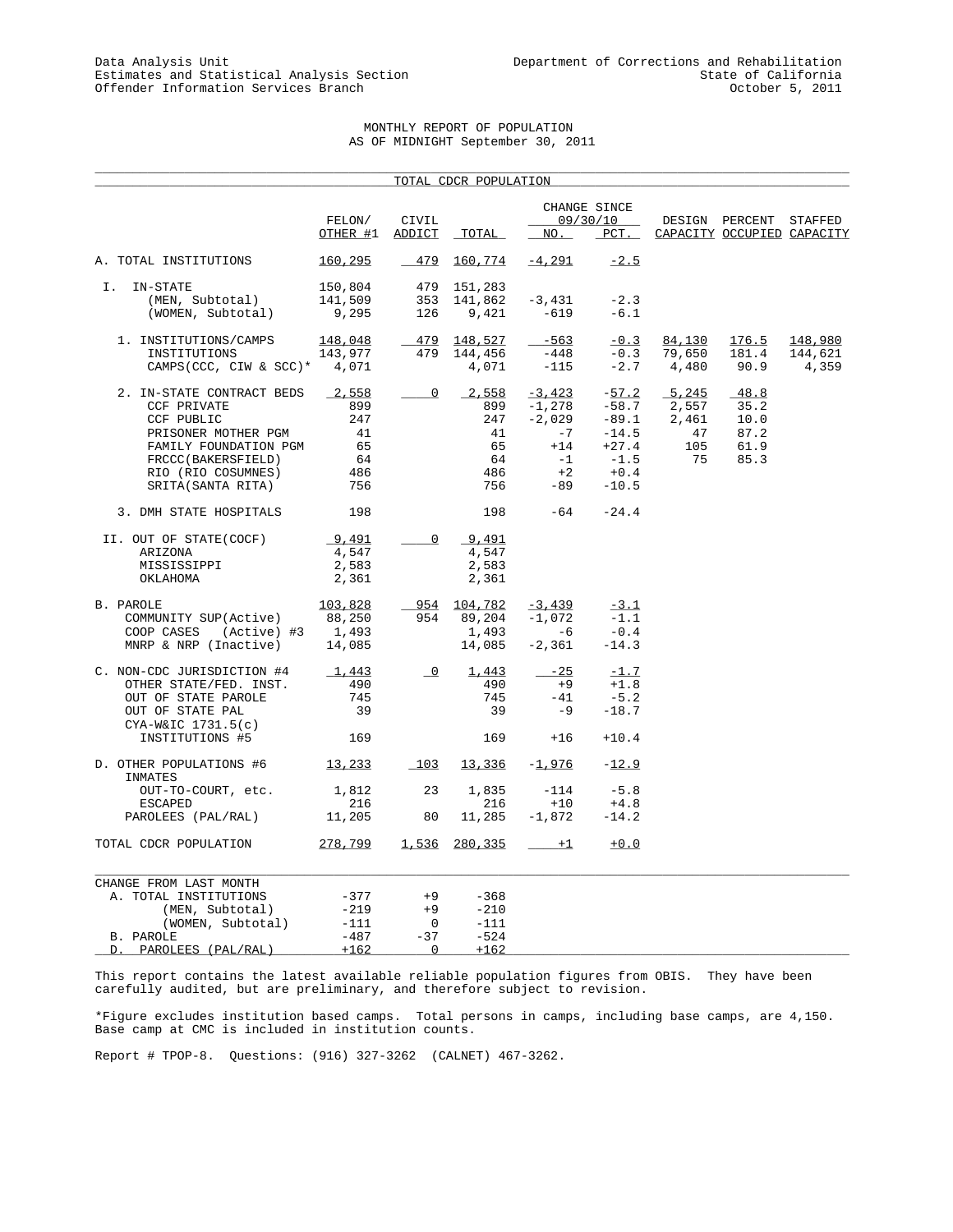Data Analysis Unit
Estimates and Statistical Analysis Section
Offender Information Services Branch

Department of Corrections and Rehabilitation
State of California
October 5, 2011

# MONTHLY REPORT OF POPULATION
## AS OF MIDNIGHT September 30, 2011

### TOTAL CDCR POPULATION

| | FELON/ OTHER #1 | CIVIL ADDICT | TOTAL | CHANGE SINCE 09/30/10 NO. | PCT. | DESIGN CAPACITY | PERCENT OCCUPIED | STAFFED CAPACITY |
|---|---|---|---|---|---|---|---|---|
| A. TOTAL INSTITUTIONS | 160,295 | 479 | 160,774 | -4,291 | -2.5 | | | |
| I. IN-STATE | 150,804 | 479 | 151,283 | | | | | |
| (MEN, Subtotal) | 141,509 | 353 | 141,862 | -3,431 | -2.3 | | | |
| (WOMEN, Subtotal) | 9,295 | 126 | 9,421 | -619 | -6.1 | | | |
| 1. INSTITUTIONS/CAMPS | 148,048 | 479 | 148,527 | -563 | -0.3 | 84,130 | 176.5 | 148,980 |
| INSTITUTIONS | 143,977 | 479 | 144,456 | -448 | -0.3 | 79,650 | 181.4 | 144,621 |
| CAMPS(CCC, CIW & SCC)* | 4,071 | | 4,071 | -115 | -2.7 | 4,480 | 90.9 | 4,359 |
| 2. IN-STATE CONTRACT BEDS | 2,558 | 0 | 2,558 | -3,423 | -57.2 | 5,245 | 48.8 | |
| CCF PRIVATE | 899 | | 899 | -1,278 | -58.7 | 2,557 | 35.2 | |
| CCF PUBLIC | 247 | | 247 | -2,029 | -89.1 | 2,461 | 10.0 | |
| PRISONER MOTHER PGM | 41 | | 41 | -7 | -14.5 | 47 | 87.2 | |
| FAMILY FOUNDATION PGM | 65 | | 65 | +14 | +27.4 | 105 | 61.9 | |
| FRCCC(BAKERSFIELD) | 64 | | 64 | -1 | -1.5 | 75 | 85.3 | |
| RIO (RIO COSUMNES) | 486 | | 486 | +2 | +0.4 | | | |
| SRITA(SANTA RITA) | 756 | | 756 | -89 | -10.5 | | | |
| 3. DMH STATE HOSPITALS | 198 | | 198 | -64 | -24.4 | | | |
| II. OUT OF STATE(COCF) | 9,491 | 0 | 9,491 | | | | | |
| ARIZONA | 4,547 | | 4,547 | | | | | |
| MISSISSIPPI | 2,583 | | 2,583 | | | | | |
| OKLAHOMA | 2,361 | | 2,361 | | | | | |
| B. PAROLE | 103,828 | 954 | 104,782 | -3,439 | -3.1 | | | |
| COMMUNITY SUP(Active) | 88,250 | 954 | 89,204 | -1,072 | -1.1 | | | |
| COOP CASES (Active) #3 | 1,493 | | 1,493 | -6 | -0.4 | | | |
| MNRP & NRP (Inactive) | 14,085 | | 14,085 | -2,361 | -14.3 | | | |
| C. NON-CDC JURISDICTION #4 | 1,443 | 0 | 1,443 | -25 | -1.7 | | | |
| OTHER STATE/FED. INST. | 490 | | 490 | +9 | +1.8 | | | |
| OUT OF STATE PAROLE | 745 | | 745 | -41 | -5.2 | | | |
| OUT OF STATE PAL | 39 | | 39 | -9 | -18.7 | | | |
| CYA-W&IC 1731.5(c) INSTITUTIONS #5 | 169 | | 169 | +16 | +10.4 | | | |
| D. OTHER POPULATIONS #6 | 13,233 | 103 | 13,336 | -1,976 | -12.9 | | | |
| INMATES OUT-TO-COURT, etc. | 1,812 | 23 | 1,835 | -114 | -5.8 | | | |
| ESCAPED | 216 | | 216 | +10 | +4.8 | | | |
| PAROLEES (PAL/RAL) | 11,205 | 80 | 11,285 | -1,872 | -14.2 | | | |
| TOTAL CDCR POPULATION | 278,799 | 1,536 | 280,335 | +1 | +0.0 | | | |

| CHANGE FROM LAST MONTH | FELON/ OTHER #1 | CIVIL ADDICT | TOTAL |
|---|---|---|---|
| A. TOTAL INSTITUTIONS | -377 | +9 | -368 |
| (MEN, Subtotal) | -219 | +9 | -210 |
| (WOMEN, Subtotal) | -111 | 0 | -111 |
| B. PAROLE | -487 | -37 | -524 |
| D. PAROLEES (PAL/RAL) | +162 | 0 | +162 |

This report contains the latest available reliable population figures from OBIS. They have been carefully audited, but are preliminary, and therefore subject to revision.

*Figure excludes institution based camps. Total persons in camps, including base camps, are 4,150. Base camp at CMC is included in institution counts.

Report # TPOP-8. Questions: (916) 327-3262 (CALNET) 467-3262.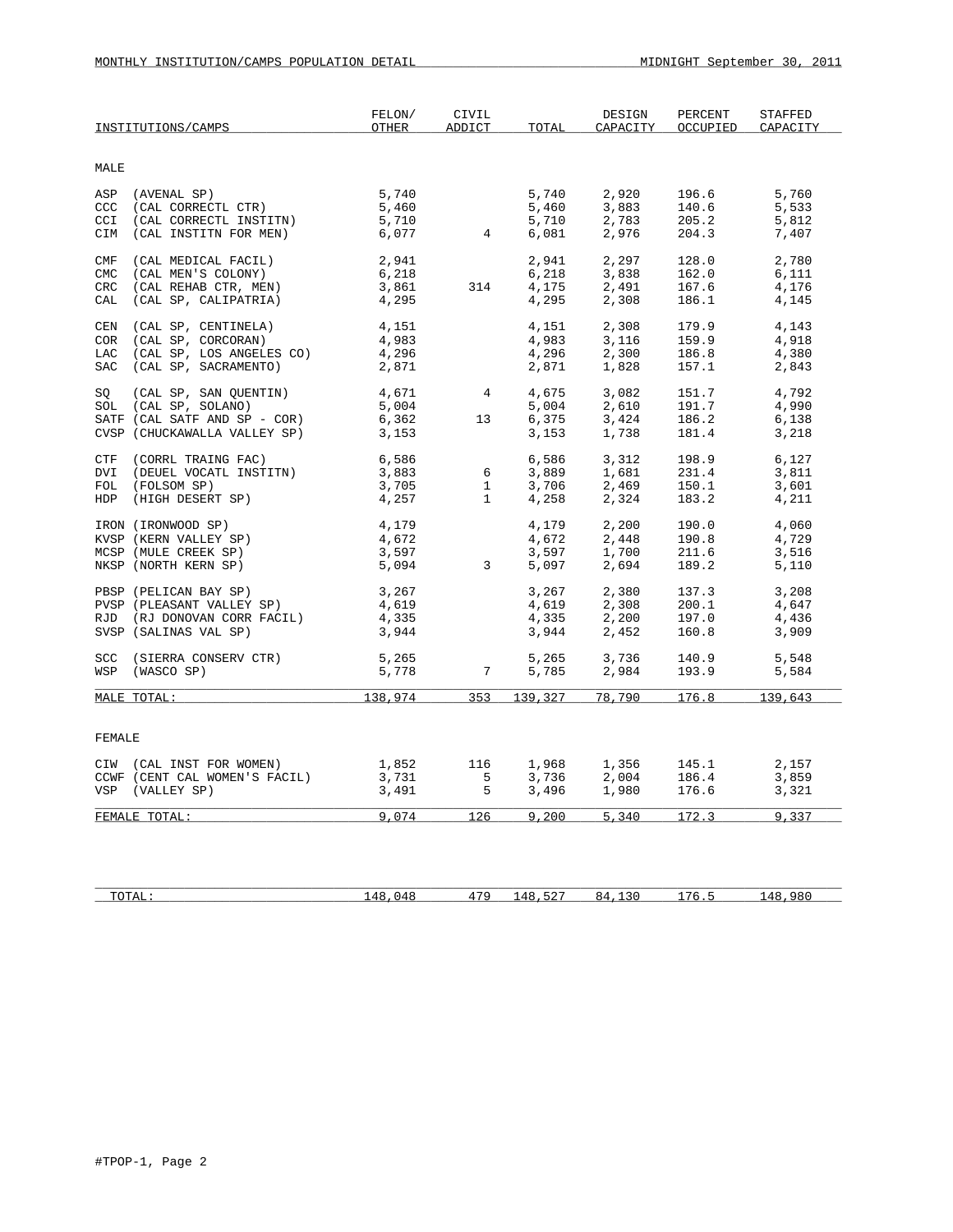MONTHLY INSTITUTION/CAMPS POPULATION DETAIL — MIDNIGHT September 30, 2011

| INSTITUTIONS/CAMPS | FELON/ OTHER | CIVIL ADDICT | TOTAL | DESIGN CAPACITY | PERCENT OCCUPIED | STAFFED CAPACITY |
|---|---|---|---|---|---|---|
| **MALE** | | | | | | |
| ASP (AVENAL SP) | 5,740 | | 5,740 | 2,920 | 196.6 | 5,760 |
| CCC (CAL CORRECTL CTR) | 5,460 | | 5,460 | 3,883 | 140.6 | 5,533 |
| CCI (CAL CORRECTL INSTITN) | 5,710 | | 5,710 | 2,783 | 205.2 | 5,812 |
| CIM (CAL INSTITN FOR MEN) | 6,077 | 4 | 6,081 | 2,976 | 204.3 | 7,407 |
| CMF (CAL MEDICAL FACIL) | 2,941 | | 2,941 | 2,297 | 128.0 | 2,780 |
| CMC (CAL MEN'S COLONY) | 6,218 | | 6,218 | 3,838 | 162.0 | 6,111 |
| CRC (CAL REHAB CTR, MEN) | 3,861 | 314 | 4,175 | 2,491 | 167.6 | 4,176 |
| CAL (CAL SP, CALIPATRIA) | 4,295 | | 4,295 | 2,308 | 186.1 | 4,145 |
| CEN (CAL SP, CENTINELA) | 4,151 | | 4,151 | 2,308 | 179.9 | 4,143 |
| COR (CAL SP, CORCORAN) | 4,983 | | 4,983 | 3,116 | 159.9 | 4,918 |
| LAC (CAL SP, LOS ANGELES CO) | 4,296 | | 4,296 | 2,300 | 186.8 | 4,380 |
| SAC (CAL SP, SACRAMENTO) | 2,871 | | 2,871 | 1,828 | 157.1 | 2,843 |
| SQ (CAL SP, SAN QUENTIN) | 4,671 | 4 | 4,675 | 3,082 | 151.7 | 4,792 |
| SOL (CAL SP, SOLANO) | 5,004 | | 5,004 | 2,610 | 191.7 | 4,990 |
| SATF (CAL SATF AND SP - COR) | 6,362 | 13 | 6,375 | 3,424 | 186.2 | 6,138 |
| CVSP (CHUCKAWALLA VALLEY SP) | 3,153 | | 3,153 | 1,738 | 181.4 | 3,218 |
| CTF (CORRL TRAING FAC) | 6,586 | | 6,586 | 3,312 | 198.9 | 6,127 |
| DVI (DEUEL VOCATL INSTITN) | 3,883 | 6 | 3,889 | 1,681 | 231.4 | 3,811 |
| FOL (FOLSOM SP) | 3,705 | 1 | 3,706 | 2,469 | 150.1 | 3,601 |
| HDP (HIGH DESERT SP) | 4,257 | 1 | 4,258 | 2,324 | 183.2 | 4,211 |
| IRON (IRONWOOD SP) | 4,179 | | 4,179 | 2,200 | 190.0 | 4,060 |
| KVSP (KERN VALLEY SP) | 4,672 | | 4,672 | 2,448 | 190.8 | 4,729 |
| MCSP (MULE CREEK SP) | 3,597 | | 3,597 | 1,700 | 211.6 | 3,516 |
| NKSP (NORTH KERN SP) | 5,094 | 3 | 5,097 | 2,694 | 189.2 | 5,110 |
| PBSP (PELICAN BAY SP) | 3,267 | | 3,267 | 2,380 | 137.3 | 3,208 |
| PVSP (PLEASANT VALLEY SP) | 4,619 | | 4,619 | 2,308 | 200.1 | 4,647 |
| RJD (RJ DONOVAN CORR FACIL) | 4,335 | | 4,335 | 2,200 | 197.0 | 4,436 |
| SVSP (SALINAS VAL SP) | 3,944 | | 3,944 | 2,452 | 160.8 | 3,909 |
| SCC (SIERRA CONSERV CTR) | 5,265 | | 5,265 | 3,736 | 140.9 | 5,548 |
| WSP (WASCO SP) | 5,778 | 7 | 5,785 | 2,984 | 193.9 | 5,584 |
| **MALE TOTAL:** | 138,974 | 353 | 139,327 | 78,790 | 176.8 | 139,643 |
| **FEMALE** | | | | | | |
| CIW (CAL INST FOR WOMEN) | 1,852 | 116 | 1,968 | 1,356 | 145.1 | 2,157 |
| CCWF (CENT CAL WOMEN'S FACIL) | 3,731 | 5 | 3,736 | 2,004 | 186.4 | 3,859 |
| VSP (VALLEY SP) | 3,491 | 5 | 3,496 | 1,980 | 176.6 | 3,321 |
| **FEMALE TOTAL:** | 9,074 | 126 | 9,200 | 5,340 | 172.3 | 9,337 |
| **TOTAL:** | 148,048 | 479 | 148,527 | 84,130 | 176.5 | 148,980 |

#TPOP-1, Page 2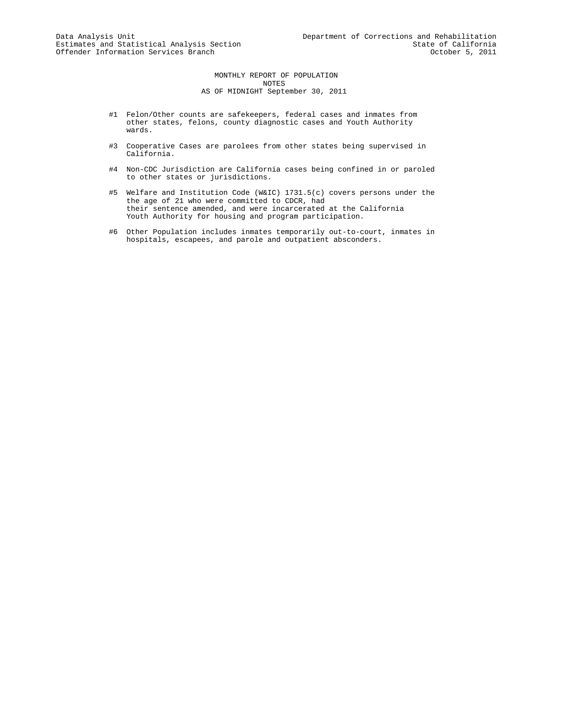Data Analysis Unit
Estimates and Statistical Analysis Section
Offender Information Services Branch

Department of Corrections and Rehabilitation
State of California
October 5, 2011

# MONTHLY REPORT OF POPULATION
## NOTES
## AS OF MIDNIGHT September 30, 2011

#1 Felon/Other counts are safekeepers, federal cases and inmates from other states, felons, county diagnostic cases and Youth Authority wards.

#3 Cooperative Cases are parolees from other states being supervised in California.

#4 Non-CDC Jurisdiction are California cases being confined in or paroled to other states or jurisdictions.

#5 Welfare and Institution Code (W&IC) 1731.5(c) covers persons under the the age of 21 who were committed to CDCR, had their sentence amended, and were incarcerated at the California Youth Authority for housing and program participation.

#6 Other Population includes inmates temporarily out-to-court, inmates in hospitals, escapees, and parole and outpatient absconders.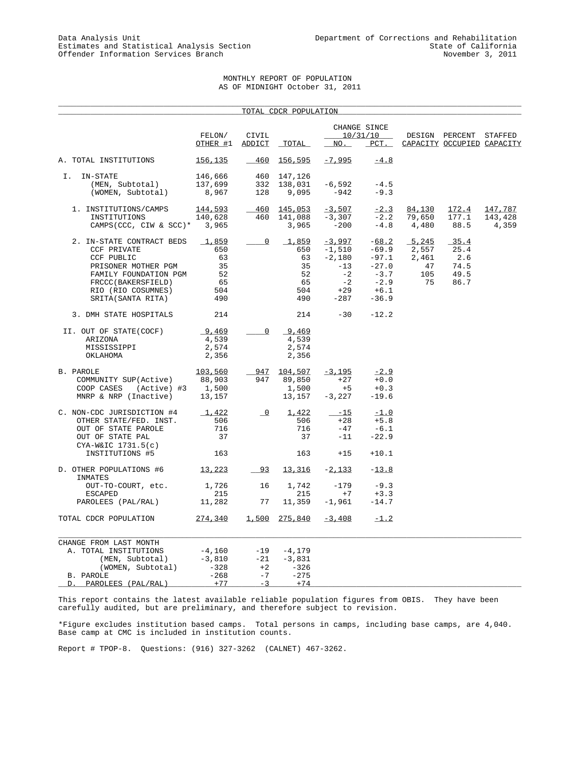Data Analysis Unit
Estimates and Statistical Analysis Section
Offender Information Services Branch

Department of Corrections and Rehabilitation
State of California
November 3, 2011

# MONTHLY REPORT OF POPULATION
## AS OF MIDNIGHT October 31, 2011

### TOTAL CDCR POPULATION

| | FELON/ OTHER #1 | CIVIL ADDICT | TOTAL | CHANGE SINCE 10/31/10 NO. | CHANGE SINCE 10/31/10 PCT. | DESIGN CAPACITY | PERCENT OCCUPIED | STAFFED CAPACITY |
|---|---|---|---|---|---|---|---|---|
| A. TOTAL INSTITUTIONS | 156,135 | 460 | 156,595 | -7,995 | -4.8 | | | |
| I. IN-STATE | 146,666 | 460 | 147,126 | | | | | |
| (MEN, Subtotal) | 137,699 | 332 | 138,031 | -6,592 | -4.5 | | | |
| (WOMEN, Subtotal) | 8,967 | 128 | 9,095 | -942 | -9.3 | | | |
| 1. INSTITUTIONS/CAMPS | 144,593 | 460 | 145,053 | -3,507 | -2.3 | 84,130 | 172.4 | 147,787 |
| INSTITUTIONS | 140,628 | 460 | 141,088 | -3,307 | -2.2 | 79,650 | 177.1 | 143,428 |
| CAMPS(CCC, CIW & SCC)* | 3,965 | | 3,965 | -200 | -4.8 | 4,480 | 88.5 | 4,359 |
| 2. IN-STATE CONTRACT BEDS | 1,859 | 0 | 1,859 | -3,997 | -68.2 | 5,245 | 35.4 | |
| CCF PRIVATE | 650 | | 650 | -1,510 | -69.9 | 2,557 | 25.4 | |
| CCF PUBLIC | 63 | | 63 | -2,180 | -97.1 | 2,461 | 2.6 | |
| PRISONER MOTHER PGM | 35 | | 35 | -13 | -27.0 | 47 | 74.5 | |
| FAMILY FOUNDATION PGM | 52 | | 52 | -2 | -3.7 | 105 | 49.5 | |
| FRCCC(BAKERSFIELD) | 65 | | 65 | -2 | -2.9 | 75 | 86.7 | |
| RIO (RIO COSUMNES) | 504 | | 504 | +29 | +6.1 | | | |
| SRITA(SANTA RITA) | 490 | | 490 | -287 | -36.9 | | | |
| 3. DMH STATE HOSPITALS | 214 | | 214 | -30 | -12.2 | | | |
| II. OUT OF STATE(COCF) | 9,469 | 0 | 9,469 | | | | | |
| ARIZONA | 4,539 | | 4,539 | | | | | |
| MISSISSIPPI | 2,574 | | 2,574 | | | | | |
| OKLAHOMA | 2,356 | | 2,356 | | | | | |
| B. PAROLE | 103,560 | 947 | 104,507 | -3,195 | -2.9 | | | |
| COMMUNITY SUP(Active) | 88,903 | 947 | 89,850 | +27 | +0.0 | | | |
| COOP CASES (Active) #3 | 1,500 | | 1,500 | +5 | +0.3 | | | |
| MNRP & NRP (Inactive) | 13,157 | | 13,157 | -3,227 | -19.6 | | | |
| C. NON-CDC JURISDICTION #4 | 1,422 | 0 | 1,422 | -15 | -1.0 | | | |
| OTHER STATE/FED. INST. | 506 | | 506 | +28 | +5.8 | | | |
| OUT OF STATE PAROLE | 716 | | 716 | -47 | -6.1 | | | |
| OUT OF STATE PAL | 37 | | 37 | -11 | -22.9 | | | |
| CYA-W&IC 1731.5(c) INSTITUTIONS #5 | 163 | | 163 | +15 | +10.1 | | | |
| D. OTHER POPULATIONS #6 | 13,223 | 93 | 13,316 | -2,133 | -13.8 | | | |
| INMATES OUT-TO-COURT, etc. | 1,726 | 16 | 1,742 | -179 | -9.3 | | | |
| ESCAPED | 215 | | 215 | +7 | +3.3 | | | |
| PAROLEES (PAL/RAL) | 11,282 | 77 | 11,359 | -1,961 | -14.7 | | | |
| TOTAL CDCR POPULATION | 274,340 | 1,500 | 275,840 | -3,408 | -1.2 | | | |

| CHANGE FROM LAST MONTH | FELON/ OTHER #1 | CIVIL ADDICT | TOTAL |
|---|---|---|---|
| A. TOTAL INSTITUTIONS | -4,160 | -19 | -4,179 |
| (MEN, Subtotal) | -3,810 | -21 | -3,831 |
| (WOMEN, Subtotal) | -328 | +2 | -326 |
| B. PAROLE | -268 | -7 | -275 |
| D. PAROLEES (PAL/RAL) | +77 | -3 | +74 |

This report contains the latest available reliable population figures from OBIS. They have been carefully audited, but are preliminary, and therefore subject to revision.

*Figure excludes institution based camps. Total persons in camps, including base camps, are 4,040. Base camp at CMC is included in institution counts.

Report # TPOP-8. Questions: (916) 327-3262 (CALNET) 467-3262.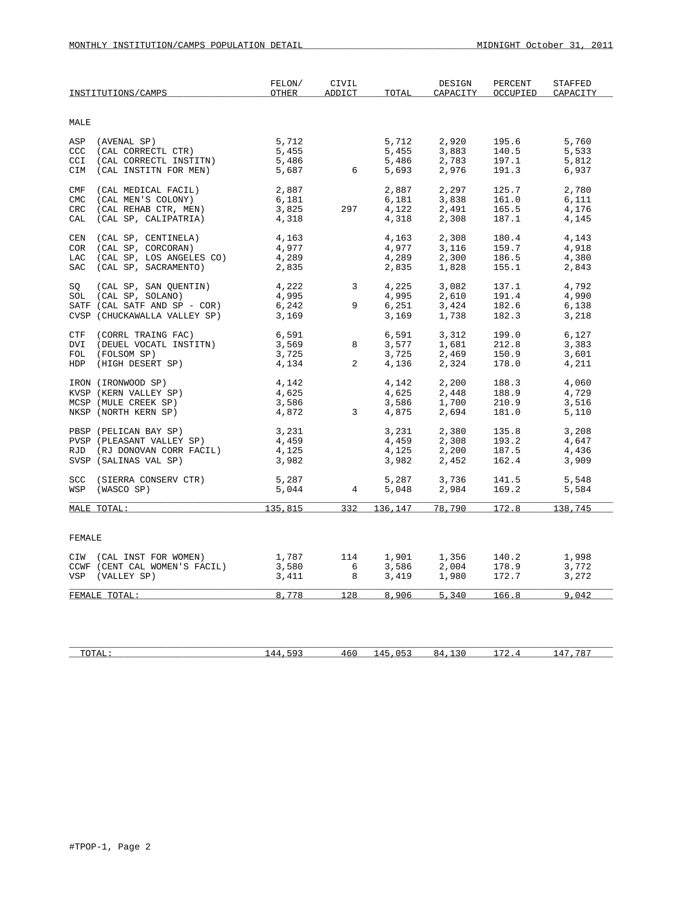MONTHLY INSTITUTION/CAMPS POPULATION DETAIL — MIDNIGHT October 31, 2011

| INSTITUTIONS/CAMPS | FELON/ OTHER | CIVIL ADDICT | TOTAL | DESIGN CAPACITY | PERCENT OCCUPIED | STAFFED CAPACITY |
|---|---|---|---|---|---|---|
| **MALE** | | | | | | |
| ASP (AVENAL SP) | 5,712 | | 5,712 | 2,920 | 195.6 | 5,760 |
| CCC (CAL CORRECTL CTR) | 5,455 | | 5,455 | 3,883 | 140.5 | 5,533 |
| CCI (CAL CORRECTL INSTITN) | 5,486 | | 5,486 | 2,783 | 197.1 | 5,812 |
| CIM (CAL INSTITN FOR MEN) | 5,687 | 6 | 5,693 | 2,976 | 191.3 | 6,937 |
| CMF (CAL MEDICAL FACIL) | 2,887 | | 2,887 | 2,297 | 125.7 | 2,780 |
| CMC (CAL MEN'S COLONY) | 6,181 | | 6,181 | 3,838 | 161.0 | 6,111 |
| CRC (CAL REHAB CTR, MEN) | 3,825 | 297 | 4,122 | 2,491 | 165.5 | 4,176 |
| CAL (CAL SP, CALIPATRIA) | 4,318 | | 4,318 | 2,308 | 187.1 | 4,145 |
| CEN (CAL SP, CENTINELA) | 4,163 | | 4,163 | 2,308 | 180.4 | 4,143 |
| COR (CAL SP, CORCORAN) | 4,977 | | 4,977 | 3,116 | 159.7 | 4,918 |
| LAC (CAL SP, LOS ANGELES CO) | 4,289 | | 4,289 | 2,300 | 186.5 | 4,380 |
| SAC (CAL SP, SACRAMENTO) | 2,835 | | 2,835 | 1,828 | 155.1 | 2,843 |
| SQ (CAL SP, SAN QUENTIN) | 4,222 | 3 | 4,225 | 3,082 | 137.1 | 4,792 |
| SOL (CAL SP, SOLANO) | 4,995 | | 4,995 | 2,610 | 191.4 | 4,990 |
| SATF (CAL SATF AND SP - COR) | 6,242 | 9 | 6,251 | 3,424 | 182.6 | 6,138 |
| CVSP (CHUCKAWALLA VALLEY SP) | 3,169 | | 3,169 | 1,738 | 182.3 | 3,218 |
| CTF (CORRL TRAING FAC) | 6,591 | | 6,591 | 3,312 | 199.0 | 6,127 |
| DVI (DEUEL VOCATL INSTITN) | 3,569 | 8 | 3,577 | 1,681 | 212.8 | 3,383 |
| FOL (FOLSOM SP) | 3,725 | | 3,725 | 2,469 | 150.9 | 3,601 |
| HDP (HIGH DESERT SP) | 4,134 | 2 | 4,136 | 2,324 | 178.0 | 4,211 |
| IRON (IRONWOOD SP) | 4,142 | | 4,142 | 2,200 | 188.3 | 4,060 |
| KVSP (KERN VALLEY SP) | 4,625 | | 4,625 | 2,448 | 188.9 | 4,729 |
| MCSP (MULE CREEK SP) | 3,586 | | 3,586 | 1,700 | 210.9 | 3,516 |
| NKSP (NORTH KERN SP) | 4,872 | 3 | 4,875 | 2,694 | 181.0 | 5,110 |
| PBSP (PELICAN BAY SP) | 3,231 | | 3,231 | 2,380 | 135.8 | 3,208 |
| PVSP (PLEASANT VALLEY SP) | 4,459 | | 4,459 | 2,308 | 193.2 | 4,647 |
| RJD (RJ DONOVAN CORR FACIL) | 4,125 | | 4,125 | 2,200 | 187.5 | 4,436 |
| SVSP (SALINAS VAL SP) | 3,982 | | 3,982 | 2,452 | 162.4 | 3,909 |
| SCC (SIERRA CONSERV CTR) | 5,287 | | 5,287 | 3,736 | 141.5 | 5,548 |
| WSP (WASCO SP) | 5,044 | 4 | 5,048 | 2,984 | 169.2 | 5,584 |
| MALE TOTAL: | 135,815 | 332 | 136,147 | 78,790 | 172.8 | 138,745 |
| **FEMALE** | | | | | | |
| CIW (CAL INST FOR WOMEN) | 1,787 | 114 | 1,901 | 1,356 | 140.2 | 1,998 |
| CCWF (CENT CAL WOMEN'S FACIL) | 3,580 | 6 | 3,586 | 2,004 | 178.9 | 3,772 |
| VSP (VALLEY SP) | 3,411 | 8 | 3,419 | 1,980 | 172.7 | 3,272 |
| FEMALE TOTAL: | 8,778 | 128 | 8,906 | 5,340 | 166.8 | 9,042 |
| TOTAL: | 144,593 | 460 | 145,053 | 84,130 | 172.4 | 147,787 |

#TPOP-1, Page 2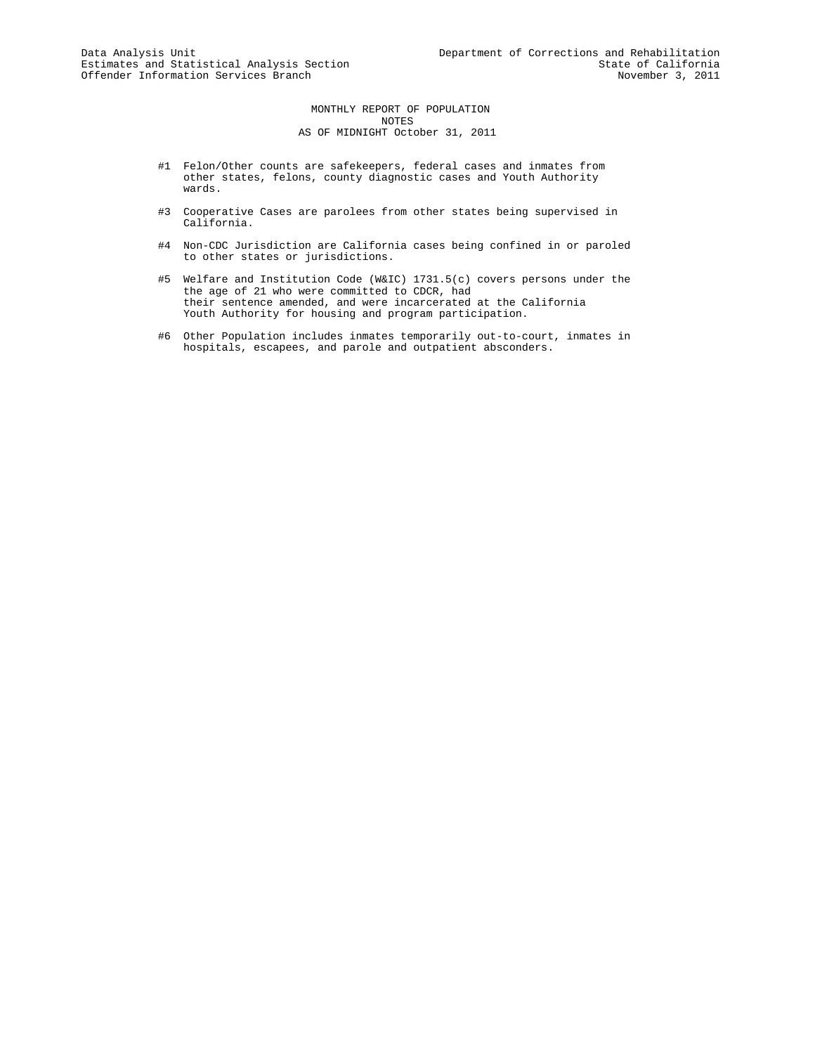Data Analysis Unit
Estimates and Statistical Analysis Section
Offender Information Services Branch

Department of Corrections and Rehabilitation
State of California
November 3, 2011

# MONTHLY REPORT OF POPULATION
## NOTES
## AS OF MIDNIGHT October 31, 2011

#1 Felon/Other counts are safekeepers, federal cases and inmates from other states, felons, county diagnostic cases and Youth Authority wards.

#3 Cooperative Cases are parolees from other states being supervised in California.

#4 Non-CDC Jurisdiction are California cases being confined in or paroled to other states or jurisdictions.

#5 Welfare and Institution Code (W&IC) 1731.5(c) covers persons under the the age of 21 who were committed to CDCR, had their sentence amended, and were incarcerated at the California Youth Authority for housing and program participation.

#6 Other Population includes inmates temporarily out-to-court, inmates in hospitals, escapees, and parole and outpatient absconders.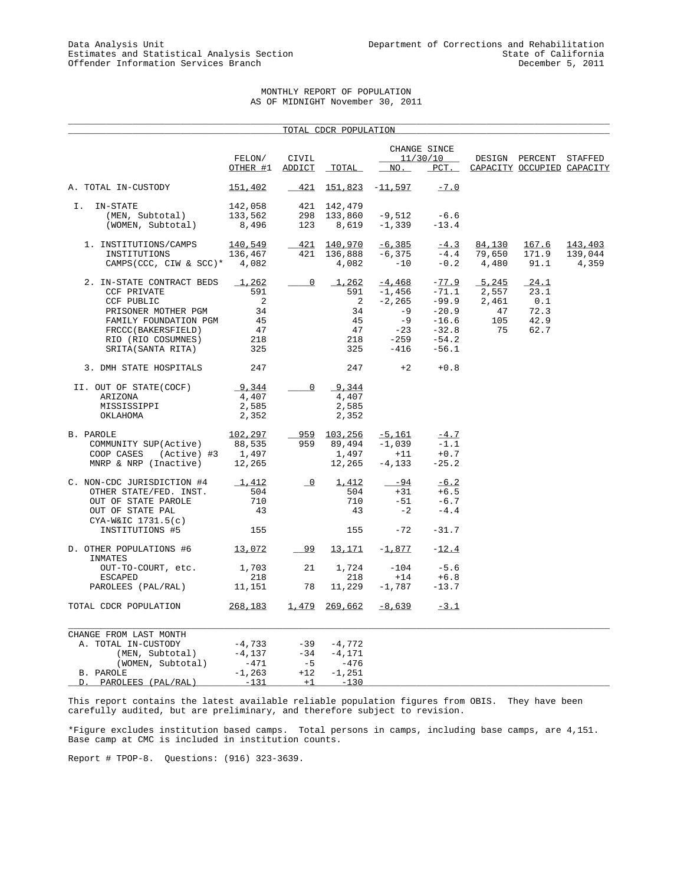Data Analysis Unit
Estimates and Statistical Analysis Section
Offender Information Services Branch

Department of Corrections and Rehabilitation
State of California
December 5, 2011

## MONTHLY REPORT OF POPULATION
### AS OF MIDNIGHT November 30, 2011

**TOTAL CDCR POPULATION**

| | FELON/ OTHER #1 | CIVIL ADDICT | TOTAL | CHANGE SINCE 11/30/10 NO. | PCT. | DESIGN CAPACITY | PERCENT OCCUPIED | STAFFED CAPACITY |
|---|---|---|---|---|---|---|---|---|
| A. TOTAL IN-CUSTODY | 151,402 | 421 | 151,823 | -11,597 | -7.0 | | | |
| I. IN-STATE | 142,058 | 421 | 142,479 | | | | | |
| (MEN, Subtotal) | 133,562 | 298 | 133,860 | -9,512 | -6.6 | | | |
| (WOMEN, Subtotal) | 8,496 | 123 | 8,619 | -1,339 | -13.4 | | | |
| 1. INSTITUTIONS/CAMPS | 140,549 | 421 | 140,970 | -6,385 | -4.3 | 84,130 | 167.6 | 143,403 |
| INSTITUTIONS | 136,467 | 421 | 136,888 | -6,375 | -4.4 | 79,650 | 171.9 | 139,044 |
| CAMPS(CCC, CIW & SCC)* | 4,082 | | 4,082 | -10 | -0.2 | 4,480 | 91.1 | 4,359 |
| 2. IN-STATE CONTRACT BEDS | 1,262 | 0 | 1,262 | -4,468 | -77.9 | 5,245 | 24.1 | |
| CCF PRIVATE | 591 | | 591 | -1,456 | -71.1 | 2,557 | 23.1 | |
| CCF PUBLIC | 2 | | 2 | -2,265 | -99.9 | 2,461 | 0.1 | |
| PRISONER MOTHER PGM | 34 | | 34 | -9 | -20.9 | 47 | 72.3 | |
| FAMILY FOUNDATION PGM | 45 | | 45 | -9 | -16.6 | 105 | 42.9 | |
| FRCCC(BAKERSFIELD) | 47 | | 47 | -23 | -32.8 | 75 | 62.7 | |
| RIO (RIO COSUMNES) | 218 | | 218 | -259 | -54.2 | | | |
| SRITA(SANTA RITA) | 325 | | 325 | -416 | -56.1 | | | |
| 3. DMH STATE HOSPITALS | 247 | | 247 | +2 | +0.8 | | | |
| II. OUT OF STATE(COCF) | 9,344 | 0 | 9,344 | | | | | |
| ARIZONA | 4,407 | | 4,407 | | | | | |
| MISSISSIPPI | 2,585 | | 2,585 | | | | | |
| OKLAHOMA | 2,352 | | 2,352 | | | | | |
| B. PAROLE | 102,297 | 959 | 103,256 | -5,161 | -4.7 | | | |
| COMMUNITY SUP(Active) | 88,535 | 959 | 89,494 | -1,039 | -1.1 | | | |
| COOP CASES (Active) #3 | 1,497 | | 1,497 | +11 | +0.7 | | | |
| MNRP & NRP (Inactive) | 12,265 | | 12,265 | -4,133 | -25.2 | | | |
| C. NON-CDC JURISDICTION #4 | 1,412 | 0 | 1,412 | -94 | -6.2 | | | |
| OTHER STATE/FED. INST. | 504 | | 504 | +31 | +6.5 | | | |
| OUT OF STATE PAROLE | 710 | | 710 | -51 | -6.7 | | | |
| OUT OF STATE PAL | 43 | | 43 | -2 | -4.4 | | | |
| CYA-W&IC 1731.5(c) INSTITUTIONS #5 | 155 | | 155 | -72 | -31.7 | | | |
| D. OTHER POPULATIONS #6 | 13,072 | 99 | 13,171 | -1,877 | -12.4 | | | |
| INMATES OUT-TO-COURT, etc. | 1,703 | 21 | 1,724 | -104 | -5.6 | | | |
| ESCAPED | 218 | | 218 | +14 | +6.8 | | | |
| PAROLEES (PAL/RAL) | 11,151 | 78 | 11,229 | -1,787 | -13.7 | | | |
| TOTAL CDCR POPULATION | 268,183 | 1,479 | 269,662 | -8,639 | -3.1 | | | |

| CHANGE FROM LAST MONTH | FELON/ OTHER #1 | CIVIL ADDICT | TOTAL |
|---|---|---|---|
| A. TOTAL IN-CUSTODY | -4,733 | -39 | -4,772 |
| (MEN, Subtotal) | -4,137 | -34 | -4,171 |
| (WOMEN, Subtotal) | -471 | -5 | -476 |
| B. PAROLE | -1,263 | +12 | -1,251 |
| D. PAROLEES (PAL/RAL) | -131 | +1 | -130 |

This report contains the latest available reliable population figures from OBIS. They have been carefully audited, but are preliminary, and therefore subject to revision.

*Figure excludes institution based camps. Total persons in camps, including base camps, are 4,151. Base camp at CMC is included in institution counts.

Report # TPOP-8. Questions: (916) 323-3639.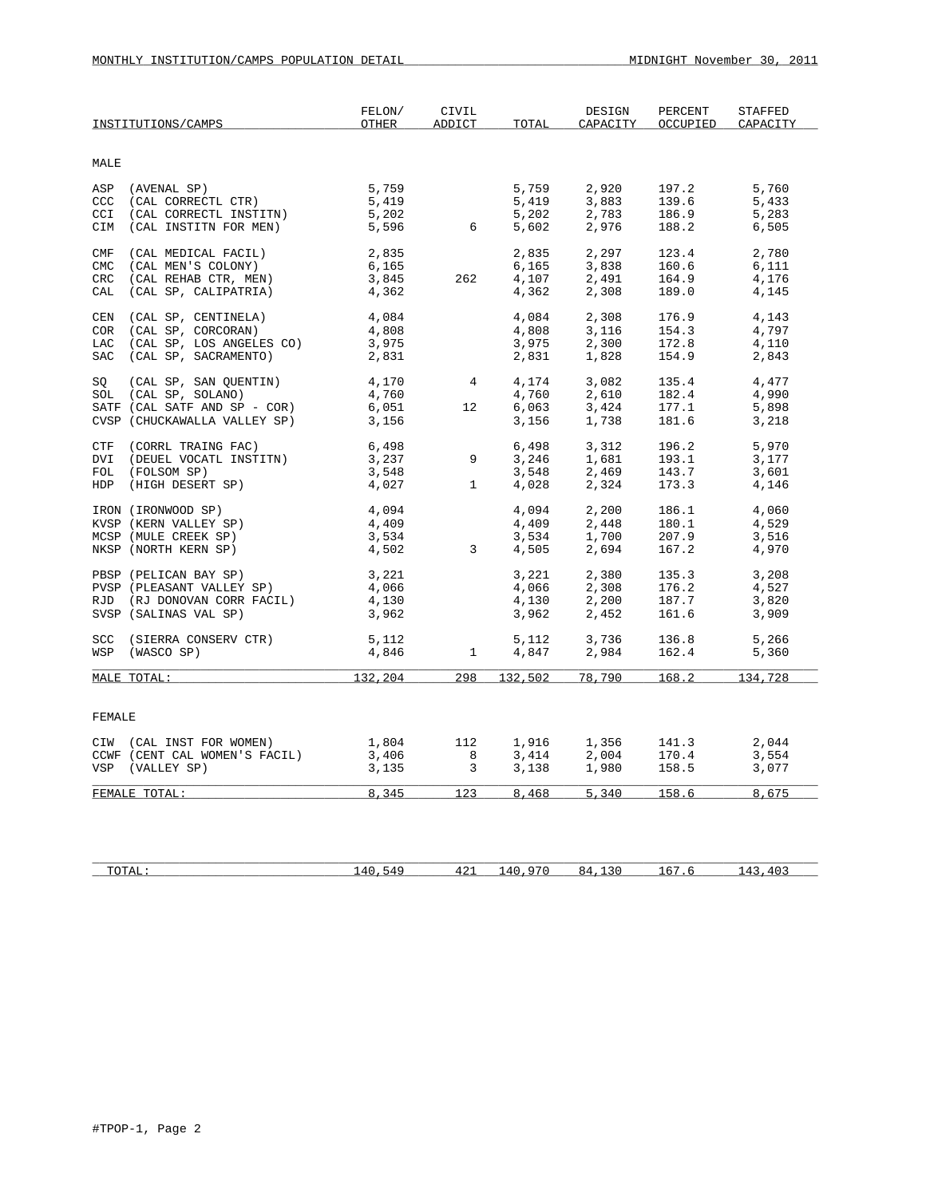MONTHLY INSTITUTION/CAMPS POPULATION DETAIL — MIDNIGHT November 30, 2011

| INSTITUTIONS/CAMPS | FELON/ OTHER | CIVIL ADDICT | TOTAL | DESIGN CAPACITY | PERCENT OCCUPIED | STAFFED CAPACITY |
|---|---|---|---|---|---|---|
| **MALE** | | | | | | |
| ASP (AVENAL SP) | 5,759 | | 5,759 | 2,920 | 197.2 | 5,760 |
| CCC (CAL CORRECTL CTR) | 5,419 | | 5,419 | 3,883 | 139.6 | 5,433 |
| CCI (CAL CORRECTL INSTITN) | 5,202 | | 5,202 | 2,783 | 186.9 | 5,283 |
| CIM (CAL INSTITN FOR MEN) | 5,596 | 6 | 5,602 | 2,976 | 188.2 | 6,505 |
| CMF (CAL MEDICAL FACIL) | 2,835 | | 2,835 | 2,297 | 123.4 | 2,780 |
| CMC (CAL MEN'S COLONY) | 6,165 | | 6,165 | 3,838 | 160.6 | 6,111 |
| CRC (CAL REHAB CTR, MEN) | 3,845 | 262 | 4,107 | 2,491 | 164.9 | 4,176 |
| CAL (CAL SP, CALIPATRIA) | 4,362 | | 4,362 | 2,308 | 189.0 | 4,145 |
| CEN (CAL SP, CENTINELA) | 4,084 | | 4,084 | 2,308 | 176.9 | 4,143 |
| COR (CAL SP, CORCORAN) | 4,808 | | 4,808 | 3,116 | 154.3 | 4,797 |
| LAC (CAL SP, LOS ANGELES CO) | 3,975 | | 3,975 | 2,300 | 172.8 | 4,110 |
| SAC (CAL SP, SACRAMENTO) | 2,831 | | 2,831 | 1,828 | 154.9 | 2,843 |
| SQ (CAL SP, SAN QUENTIN) | 4,170 | 4 | 4,174 | 3,082 | 135.4 | 4,477 |
| SOL (CAL SP, SOLANO) | 4,760 | | 4,760 | 2,610 | 182.4 | 4,990 |
| SATF (CAL SATF AND SP - COR) | 6,051 | 12 | 6,063 | 3,424 | 177.1 | 5,898 |
| CVSP (CHUCKAWALLA VALLEY SP) | 3,156 | | 3,156 | 1,738 | 181.6 | 3,218 |
| CTF (CORRL TRAING FAC) | 6,498 | | 6,498 | 3,312 | 196.2 | 5,970 |
| DVI (DEUEL VOCATL INSTITN) | 3,237 | 9 | 3,246 | 1,681 | 193.1 | 3,177 |
| FOL (FOLSOM SP) | 3,548 | | 3,548 | 2,469 | 143.7 | 3,601 |
| HDP (HIGH DESERT SP) | 4,027 | 1 | 4,028 | 2,324 | 173.3 | 4,146 |
| IRON (IRONWOOD SP) | 4,094 | | 4,094 | 2,200 | 186.1 | 4,060 |
| KVSP (KERN VALLEY SP) | 4,409 | | 4,409 | 2,448 | 180.1 | 4,529 |
| MCSP (MULE CREEK SP) | 3,534 | | 3,534 | 1,700 | 207.9 | 3,516 |
| NKSP (NORTH KERN SP) | 4,502 | 3 | 4,505 | 2,694 | 167.2 | 4,970 |
| PBSP (PELICAN BAY SP) | 3,221 | | 3,221 | 2,380 | 135.3 | 3,208 |
| PVSP (PLEASANT VALLEY SP) | 4,066 | | 4,066 | 2,308 | 176.2 | 4,527 |
| RJD (RJ DONOVAN CORR FACIL) | 4,130 | | 4,130 | 2,200 | 187.7 | 3,820 |
| SVSP (SALINAS VAL SP) | 3,962 | | 3,962 | 2,452 | 161.6 | 3,909 |
| SCC (SIERRA CONSERV CTR) | 5,112 | | 5,112 | 3,736 | 136.8 | 5,266 |
| WSP (WASCO SP) | 4,846 | 1 | 4,847 | 2,984 | 162.4 | 5,360 |
| MALE TOTAL: | 132,204 | 298 | 132,502 | 78,790 | 168.2 | 134,728 |
| **FEMALE** | | | | | | |
| CIW (CAL INST FOR WOMEN) | 1,804 | 112 | 1,916 | 1,356 | 141.3 | 2,044 |
| CCWF (CENT CAL WOMEN'S FACIL) | 3,406 | 8 | 3,414 | 2,004 | 170.4 | 3,554 |
| VSP (VALLEY SP) | 3,135 | 3 | 3,138 | 1,980 | 158.5 | 3,077 |
| FEMALE TOTAL: | 8,345 | 123 | 8,468 | 5,340 | 158.6 | 8,675 |
| TOTAL: | 140,549 | 421 | 140,970 | 84,130 | 167.6 | 143,403 |

#TPOP-1, Page 2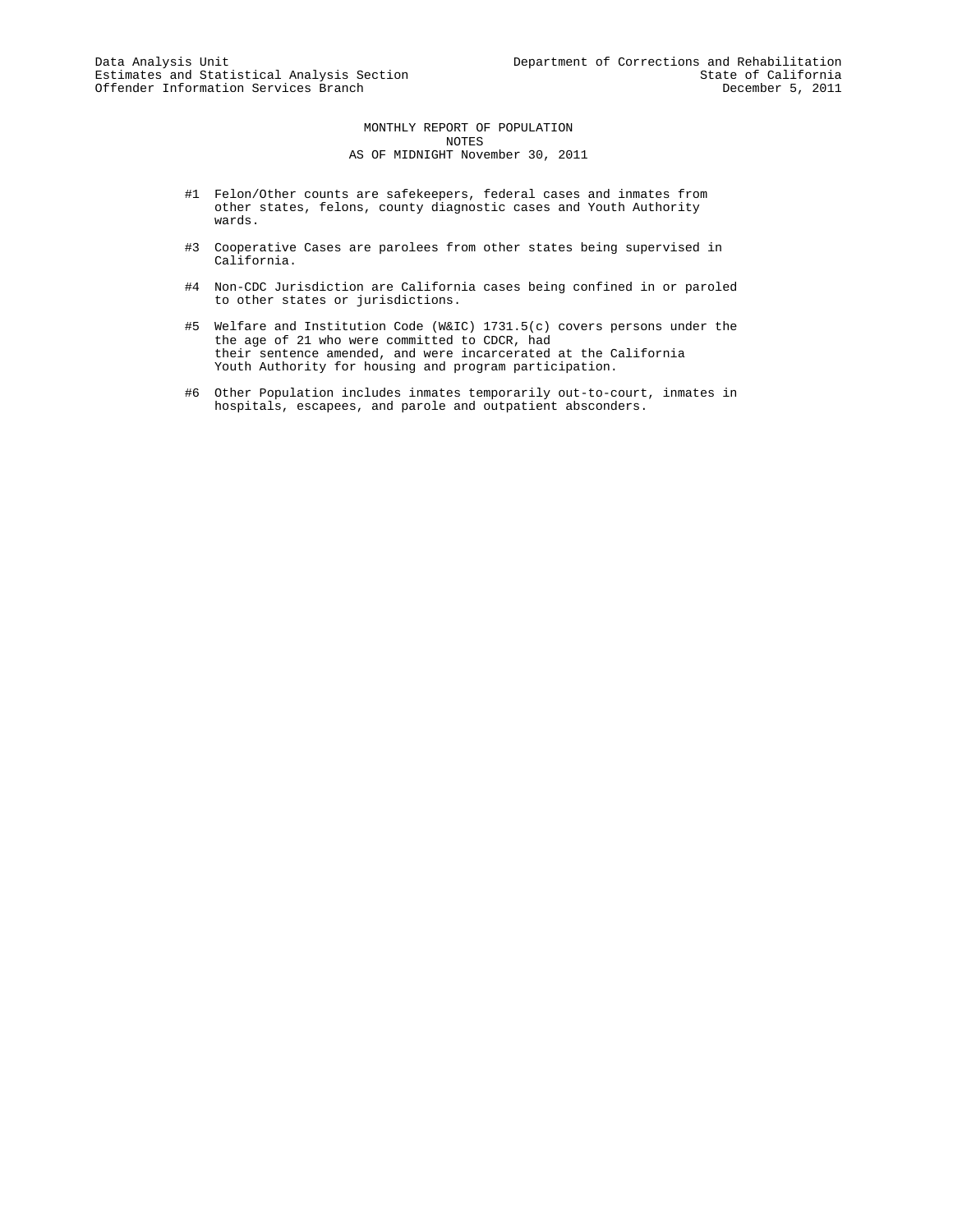Data Analysis Unit
Estimates and Statistical Analysis Section
Offender Information Services Branch

Department of Corrections and Rehabilitation
State of California
December 5, 2011

MONTHLY REPORT OF POPULATION
NOTES
AS OF MIDNIGHT November 30, 2011

#1 Felon/Other counts are safekeepers, federal cases and inmates from other states, felons, county diagnostic cases and Youth Authority wards.

#3 Cooperative Cases are parolees from other states being supervised in California.

#4 Non-CDC Jurisdiction are California cases being confined in or paroled to other states or jurisdictions.

#5 Welfare and Institution Code (W&IC) 1731.5(c) covers persons under the the age of 21 who were committed to CDCR, had their sentence amended, and were incarcerated at the California Youth Authority for housing and program participation.

#6 Other Population includes inmates temporarily out-to-court, inmates in hospitals, escapees, and parole and outpatient absconders.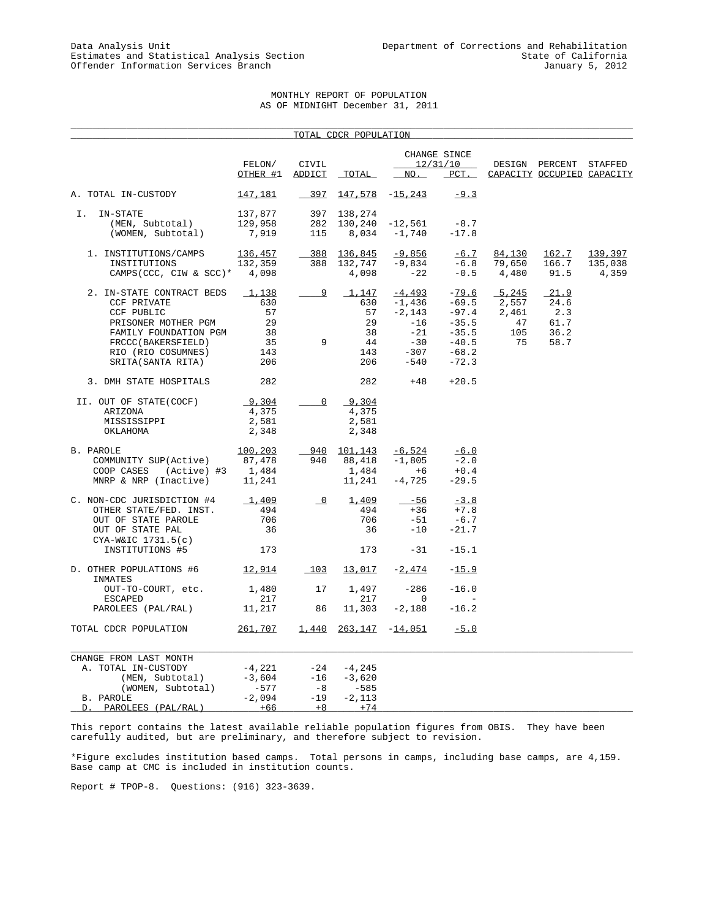Data Analysis Unit
Estimates and Statistical Analysis Section
Offender Information Services Branch

Department of Corrections and Rehabilitation
State of California
January 5, 2012

# MONTHLY REPORT OF POPULATION
## AS OF MIDNIGHT December 31, 2011

### TOTAL CDCR POPULATION

| | FELON/ OTHER #1 | CIVIL ADDICT | TOTAL | CHANGE SINCE 12/31/10 NO. | CHANGE SINCE 12/31/10 PCT. | DESIGN CAPACITY | PERCENT OCCUPIED | STAFFED CAPACITY |
|---|---|---|---|---|---|---|---|---|
| A. TOTAL IN-CUSTODY | 147,181 | 397 | 147,578 | -15,243 | -9.3 | | | |
| I. IN-STATE | 137,877 | 397 | 138,274 | | | | | |
| (MEN, Subtotal) | 129,958 | 282 | 130,240 | -12,561 | -8.7 | | | |
| (WOMEN, Subtotal) | 7,919 | 115 | 8,034 | -1,740 | -17.8 | | | |
| 1. INSTITUTIONS/CAMPS | 136,457 | 388 | 136,845 | -9,856 | -6.7 | 84,130 | 162.7 | 139,397 |
| INSTITUTIONS | 132,359 | 388 | 132,747 | -9,834 | -6.8 | 79,650 | 166.7 | 135,038 |
| CAMPS(CCC, CIW & SCC)* | 4,098 | | 4,098 | -22 | -0.5 | 4,480 | 91.5 | 4,359 |
| 2. IN-STATE CONTRACT BEDS | 1,138 | 9 | 1,147 | -4,493 | -79.6 | 5,245 | 21.9 | |
| CCF PRIVATE | 630 | | 630 | -1,436 | -69.5 | 2,557 | 24.6 | |
| CCF PUBLIC | 57 | | 57 | -2,143 | -97.4 | 2,461 | 2.3 | |
| PRISONER MOTHER PGM | 29 | | 29 | -16 | -35.5 | 47 | 61.7 | |
| FAMILY FOUNDATION PGM | 38 | | 38 | -21 | -35.5 | 105 | 36.2 | |
| FRCCC(BAKERSFIELD) | 35 | 9 | 44 | -30 | -40.5 | 75 | 58.7 | |
| RIO (RIO COSUMNES) | 143 | | 143 | -307 | -68.2 | | | |
| SRITA(SANTA RITA) | 206 | | 206 | -540 | -72.3 | | | |
| 3. DMH STATE HOSPITALS | 282 | | 282 | +48 | +20.5 | | | |
| II. OUT OF STATE(COCF) | 9,304 | 0 | 9,304 | | | | | |
| ARIZONA | 4,375 | | 4,375 | | | | | |
| MISSISSIPPI | 2,581 | | 2,581 | | | | | |
| OKLAHOMA | 2,348 | | 2,348 | | | | | |
| B. PAROLE | 100,203 | 940 | 101,143 | -6,524 | -6.0 | | | |
| COMMUNITY SUP(Active) | 87,478 | 940 | 88,418 | -1,805 | -2.0 | | | |
| COOP CASES (Active) #3 | 1,484 | | 1,484 | +6 | +0.4 | | | |
| MNRP & NRP (Inactive) | 11,241 | | 11,241 | -4,725 | -29.5 | | | |
| C. NON-CDC JURISDICTION #4 | 1,409 | 0 | 1,409 | -56 | -3.8 | | | |
| OTHER STATE/FED. INST. | 494 | | 494 | +36 | +7.8 | | | |
| OUT OF STATE PAROLE | 706 | | 706 | -51 | -6.7 | | | |
| OUT OF STATE PAL | 36 | | 36 | -10 | -21.7 | | | |
| CYA-W&IC 1731.5(c) INSTITUTIONS #5 | 173 | | 173 | -31 | -15.1 | | | |
| D. OTHER POPULATIONS #6 | 12,914 | 103 | 13,017 | -2,474 | -15.9 | | | |
| INMATES OUT-TO-COURT, etc. | 1,480 | 17 | 1,497 | -286 | -16.0 | | | |
| ESCAPED | 217 | | 217 | 0 | - | | | |
| PAROLEES (PAL/RAL) | 11,217 | 86 | 11,303 | -2,188 | -16.2 | | | |
| TOTAL CDCR POPULATION | 261,707 | 1,440 | 263,147 | -14,051 | -5.0 | | | |

| CHANGE FROM LAST MONTH | FELON/ OTHER #1 | CIVIL ADDICT | TOTAL |
|---|---|---|---|
| A. TOTAL IN-CUSTODY | -4,221 | -24 | -4,245 |
| (MEN, Subtotal) | -3,604 | -16 | -3,620 |
| (WOMEN, Subtotal) | -577 | -8 | -585 |
| B. PAROLE | -2,094 | -19 | -2,113 |
| D. PAROLEES (PAL/RAL) | +66 | +8 | +74 |

This report contains the latest available reliable population figures from OBIS. They have been carefully audited, but are preliminary, and therefore subject to revision.

*Figure excludes institution based camps. Total persons in camps, including base camps, are 4,159. Base camp at CMC is included in institution counts.

Report # TPOP-8. Questions: (916) 323-3639.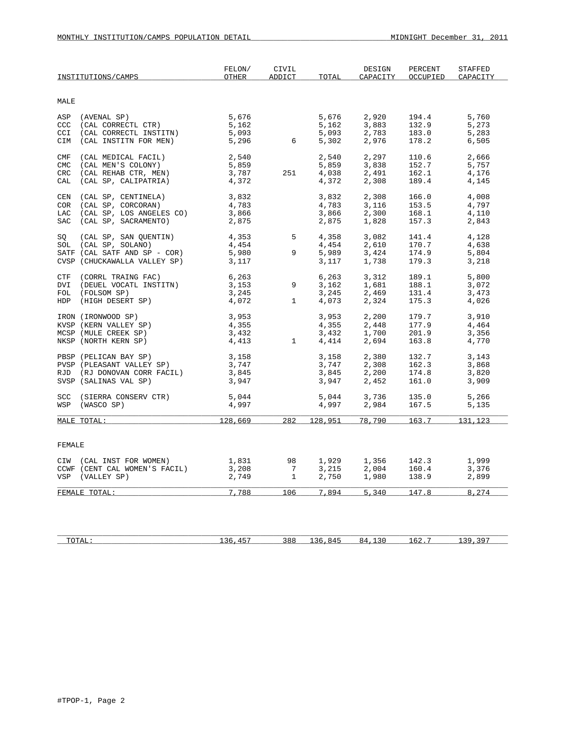MONTHLY INSTITUTION/CAMPS POPULATION DETAIL — MIDNIGHT December 31, 2011

| INSTITUTIONS/CAMPS | FELON/ OTHER | CIVIL ADDICT | TOTAL | DESIGN CAPACITY | PERCENT OCCUPIED | STAFFED CAPACITY |
|---|---|---|---|---|---|---|
| **MALE** | | | | | | |
| ASP (AVENAL SP) | 5,676 | | 5,676 | 2,920 | 194.4 | 5,760 |
| CCC (CAL CORRECTL CTR) | 5,162 | | 5,162 | 3,883 | 132.9 | 5,273 |
| CCI (CAL CORRECTL INSTITN) | 5,093 | | 5,093 | 2,783 | 183.0 | 5,283 |
| CIM (CAL INSTITN FOR MEN) | 5,296 | 6 | 5,302 | 2,976 | 178.2 | 6,505 |
| CMF (CAL MEDICAL FACIL) | 2,540 | | 2,540 | 2,297 | 110.6 | 2,666 |
| CMC (CAL MEN'S COLONY) | 5,859 | | 5,859 | 3,838 | 152.7 | 5,757 |
| CRC (CAL REHAB CTR, MEN) | 3,787 | 251 | 4,038 | 2,491 | 162.1 | 4,176 |
| CAL (CAL SP, CALIPATRIA) | 4,372 | | 4,372 | 2,308 | 189.4 | 4,145 |
| CEN (CAL SP, CENTINELA) | 3,832 | | 3,832 | 2,308 | 166.0 | 4,008 |
| COR (CAL SP, CORCORAN) | 4,783 | | 4,783 | 3,116 | 153.5 | 4,797 |
| LAC (CAL SP, LOS ANGELES CO) | 3,866 | | 3,866 | 2,300 | 168.1 | 4,110 |
| SAC (CAL SP, SACRAMENTO) | 2,875 | | 2,875 | 1,828 | 157.3 | 2,843 |
| SQ (CAL SP, SAN QUENTIN) | 4,353 | 5 | 4,358 | 3,082 | 141.4 | 4,128 |
| SOL (CAL SP, SOLANO) | 4,454 | | 4,454 | 2,610 | 170.7 | 4,638 |
| SATF (CAL SATF AND SP - COR) | 5,980 | 9 | 5,989 | 3,424 | 174.9 | 5,804 |
| CVSP (CHUCKAWALLA VALLEY SP) | 3,117 | | 3,117 | 1,738 | 179.3 | 3,218 |
| CTF (CORRL TRAING FAC) | 6,263 | | 6,263 | 3,312 | 189.1 | 5,800 |
| DVI (DEUEL VOCATL INSTITN) | 3,153 | 9 | 3,162 | 1,681 | 188.1 | 3,072 |
| FOL (FOLSOM SP) | 3,245 | | 3,245 | 2,469 | 131.4 | 3,473 |
| HDP (HIGH DESERT SP) | 4,072 | 1 | 4,073 | 2,324 | 175.3 | 4,026 |
| IRON (IRONWOOD SP) | 3,953 | | 3,953 | 2,200 | 179.7 | 3,910 |
| KVSP (KERN VALLEY SP) | 4,355 | | 4,355 | 2,448 | 177.9 | 4,464 |
| MCSP (MULE CREEK SP) | 3,432 | | 3,432 | 1,700 | 201.9 | 3,356 |
| NKSP (NORTH KERN SP) | 4,413 | 1 | 4,414 | 2,694 | 163.8 | 4,770 |
| PBSP (PELICAN BAY SP) | 3,158 | | 3,158 | 2,380 | 132.7 | 3,143 |
| PVSP (PLEASANT VALLEY SP) | 3,747 | | 3,747 | 2,308 | 162.3 | 3,868 |
| RJD (RJ DONOVAN CORR FACIL) | 3,845 | | 3,845 | 2,200 | 174.8 | 3,820 |
| SVSP (SALINAS VAL SP) | 3,947 | | 3,947 | 2,452 | 161.0 | 3,909 |
| SCC (SIERRA CONSERV CTR) | 5,044 | | 5,044 | 3,736 | 135.0 | 5,266 |
| WSP (WASCO SP) | 4,997 | | 4,997 | 2,984 | 167.5 | 5,135 |
| MALE TOTAL: | 128,669 | 282 | 128,951 | 78,790 | 163.7 | 131,123 |
| **FEMALE** | | | | | | |
| CIW (CAL INST FOR WOMEN) | 1,831 | 98 | 1,929 | 1,356 | 142.3 | 1,999 |
| CCWF (CENT CAL WOMEN'S FACIL) | 3,208 | 7 | 3,215 | 2,004 | 160.4 | 3,376 |
| VSP (VALLEY SP) | 2,749 | 1 | 2,750 | 1,980 | 138.9 | 2,899 |
| FEMALE TOTAL: | 7,788 | 106 | 7,894 | 5,340 | 147.8 | 8,274 |
| TOTAL: | 136,457 | 388 | 136,845 | 84,130 | 162.7 | 139,397 |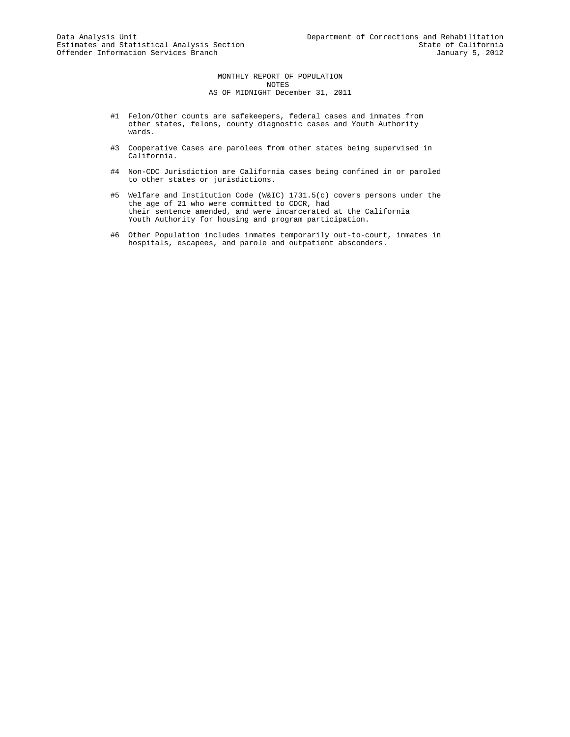Data Analysis Unit
Estimates and Statistical Analysis Section
Offender Information Services Branch

Department of Corrections and Rehabilitation
State of California
January 5, 2012

# MONTHLY REPORT OF POPULATION
## NOTES
### AS OF MIDNIGHT December 31, 2011

#1 Felon/Other counts are safekeepers, federal cases and inmates from other states, felons, county diagnostic cases and Youth Authority wards.

#3 Cooperative Cases are parolees from other states being supervised in California.

#4 Non-CDC Jurisdiction are California cases being confined in or paroled to other states or jurisdictions.

#5 Welfare and Institution Code (W&IC) 1731.5(c) covers persons under the the age of 21 who were committed to CDCR, had their sentence amended, and were incarcerated at the California Youth Authority for housing and program participation.

#6 Other Population includes inmates temporarily out-to-court, inmates in hospitals, escapees, and parole and outpatient absconders.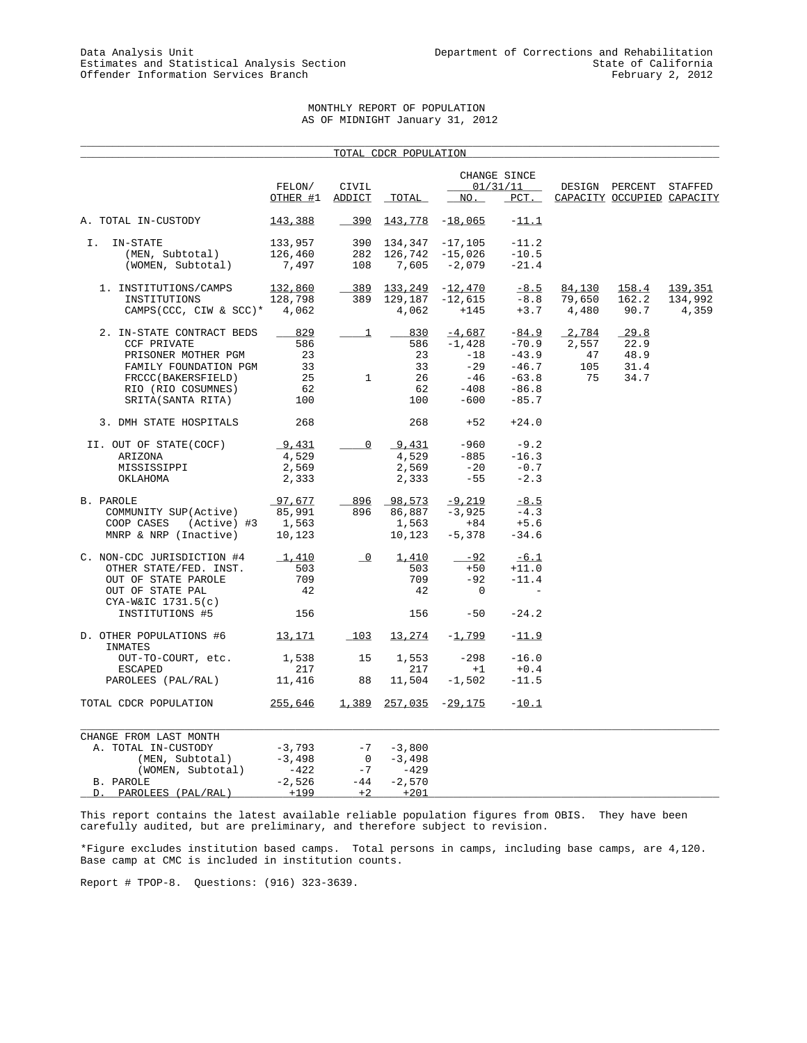Data Analysis Unit
Estimates and Statistical Analysis Section
Offender Information Services Branch

Department of Corrections and Rehabilitation
State of California
February 2, 2012

# MONTHLY REPORT OF POPULATION
## AS OF MIDNIGHT January 31, 2012

### TOTAL CDCR POPULATION

| | FELON/ OTHER #1 | CIVIL ADDICT | TOTAL | CHANGE SINCE 01/31/11 NO. | CHANGE SINCE 01/31/11 PCT. | DESIGN CAPACITY | PERCENT OCCUPIED | STAFFED CAPACITY |
|---|---|---|---|---|---|---|---|---|
| A. TOTAL IN-CUSTODY | 143,388 | 390 | 143,778 | -18,065 | -11.1 | | | |
| I. IN-STATE | 133,957 | 390 | 134,347 | -17,105 | -11.2 | | | |
| (MEN, Subtotal) | 126,460 | 282 | 126,742 | -15,026 | -10.5 | | | |
| (WOMEN, Subtotal) | 7,497 | 108 | 7,605 | -2,079 | -21.4 | | | |
| 1. INSTITUTIONS/CAMPS | 132,860 | 389 | 133,249 | -12,470 | -8.5 | 84,130 | 158.4 | 139,351 |
| INSTITUTIONS | 128,798 | 389 | 129,187 | -12,615 | -8.8 | 79,650 | 162.2 | 134,992 |
| CAMPS(CCC, CIW & SCC)* | 4,062 | | 4,062 | +145 | +3.7 | 4,480 | 90.7 | 4,359 |
| 2. IN-STATE CONTRACT BEDS | 829 | 1 | 830 | -4,687 | -84.9 | 2,784 | 29.8 | |
| CCF PRIVATE | 586 | | 586 | -1,428 | -70.9 | 2,557 | 22.9 | |
| PRISONER MOTHER PGM | 23 | | 23 | -18 | -43.9 | 47 | 48.9 | |
| FAMILY FOUNDATION PGM | 33 | | 33 | -29 | -46.7 | 105 | 31.4 | |
| FRCCC(BAKERSFIELD) | 25 | 1 | 26 | -46 | -63.8 | 75 | 34.7 | |
| RIO (RIO COSUMNES) | 62 | | 62 | -408 | -86.8 | | | |
| SRITA(SANTA RITA) | 100 | | 100 | -600 | -85.7 | | | |
| 3. DMH STATE HOSPITALS | 268 | | 268 | +52 | +24.0 | | | |
| II. OUT OF STATE(COCF) | 9,431 | 0 | 9,431 | -960 | -9.2 | | | |
| ARIZONA | 4,529 | | 4,529 | -885 | -16.3 | | | |
| MISSISSIPPI | 2,569 | | 2,569 | -20 | -0.7 | | | |
| OKLAHOMA | 2,333 | | 2,333 | -55 | -2.3 | | | |
| B. PAROLE | 97,677 | 896 | 98,573 | -9,219 | -8.5 | | | |
| COMMUNITY SUP(Active) | 85,991 | 896 | 86,887 | -3,925 | -4.3 | | | |
| COOP CASES (Active) #3 | 1,563 | | 1,563 | +84 | +5.6 | | | |
| MNRP & NRP (Inactive) | 10,123 | | 10,123 | -5,378 | -34.6 | | | |
| C. NON-CDC JURISDICTION #4 | 1,410 | 0 | 1,410 | -92 | -6.1 | | | |
| OTHER STATE/FED. INST. | 503 | | 503 | +50 | +11.0 | | | |
| OUT OF STATE PAROLE | 709 | | 709 | -92 | -11.4 | | | |
| OUT OF STATE PAL | 42 | | 42 | 0 | - | | | |
| CYA-W&IC 1731.5(c) INSTITUTIONS #5 | 156 | | 156 | -50 | -24.2 | | | |
| D. OTHER POPULATIONS #6 | 13,171 | 103 | 13,274 | -1,799 | -11.9 | | | |
| INMATES OUT-TO-COURT, etc. | 1,538 | 15 | 1,553 | -298 | -16.0 | | | |
| ESCAPED | 217 | | 217 | +1 | +0.4 | | | |
| PAROLEES (PAL/RAL) | 11,416 | 88 | 11,504 | -1,502 | -11.5 | | | |
| TOTAL CDCR POPULATION | 255,646 | 1,389 | 257,035 | -29,175 | -10.1 | | | |

| CHANGE FROM LAST MONTH | FELON/ OTHER #1 | CIVIL ADDICT | TOTAL |
|---|---|---|---|
| A. TOTAL IN-CUSTODY | -3,793 | -7 | -3,800 |
| (MEN, Subtotal) | -3,498 | 0 | -3,498 |
| (WOMEN, Subtotal) | -422 | -7 | -429 |
| B. PAROLE | -2,526 | -44 | -2,570 |
| D. PAROLEES (PAL/RAL) | +199 | +2 | +201 |

This report contains the latest available reliable population figures from OBIS. They have been carefully audited, but are preliminary, and therefore subject to revision.

*Figure excludes institution based camps. Total persons in camps, including base camps, are 4,120. Base camp at CMC is included in institution counts.

Report # TPOP-8. Questions: (916) 323-3639.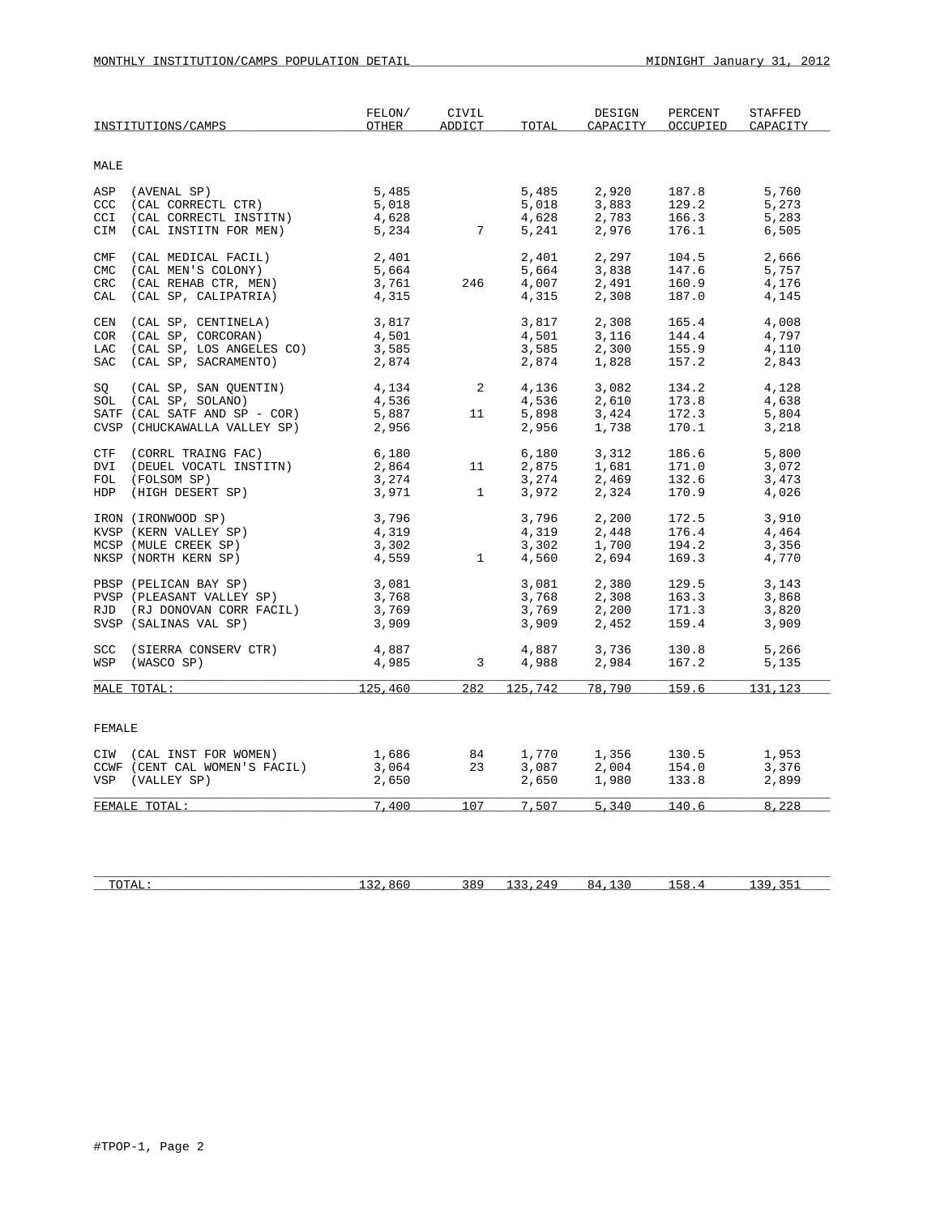MONTHLY INSTITUTION/CAMPS POPULATION DETAIL — MIDNIGHT January 31, 2012

| INSTITUTIONS/CAMPS | FELON/ OTHER | CIVIL ADDICT | TOTAL | DESIGN CAPACITY | PERCENT OCCUPIED | STAFFED CAPACITY |
|---|---|---|---|---|---|---|
| **MALE** | | | | | | |
| ASP (AVENAL SP) | 5,485 | | 5,485 | 2,920 | 187.8 | 5,760 |
| CCC (CAL CORRECTL CTR) | 5,018 | | 5,018 | 3,883 | 129.2 | 5,273 |
| CCI (CAL CORRECTL INSTITN) | 4,628 | | 4,628 | 2,783 | 166.3 | 5,283 |
| CIM (CAL INSTITN FOR MEN) | 5,234 | 7 | 5,241 | 2,976 | 176.1 | 6,505 |
| CMF (CAL MEDICAL FACIL) | 2,401 | | 2,401 | 2,297 | 104.5 | 2,666 |
| CMC (CAL MEN'S COLONY) | 5,664 | | 5,664 | 3,838 | 147.6 | 5,757 |
| CRC (CAL REHAB CTR, MEN) | 3,761 | 246 | 4,007 | 2,491 | 160.9 | 4,176 |
| CAL (CAL SP, CALIPATRIA) | 4,315 | | 4,315 | 2,308 | 187.0 | 4,145 |
| CEN (CAL SP, CENTINELA) | 3,817 | | 3,817 | 2,308 | 165.4 | 4,008 |
| COR (CAL SP, CORCORAN) | 4,501 | | 4,501 | 3,116 | 144.4 | 4,797 |
| LAC (CAL SP, LOS ANGELES CO) | 3,585 | | 3,585 | 2,300 | 155.9 | 4,110 |
| SAC (CAL SP, SACRAMENTO) | 2,874 | | 2,874 | 1,828 | 157.2 | 2,843 |
| SQ (CAL SP, SAN QUENTIN) | 4,134 | 2 | 4,136 | 3,082 | 134.2 | 4,128 |
| SOL (CAL SP, SOLANO) | 4,536 | | 4,536 | 2,610 | 173.8 | 4,638 |
| SATF (CAL SATF AND SP - COR) | 5,887 | 11 | 5,898 | 3,424 | 172.3 | 5,804 |
| CVSP (CHUCKAWALLA VALLEY SP) | 2,956 | | 2,956 | 1,738 | 170.1 | 3,218 |
| CTF (CORRL TRAING FAC) | 6,180 | | 6,180 | 3,312 | 186.6 | 5,800 |
| DVI (DEUEL VOCATL INSTITN) | 2,864 | 11 | 2,875 | 1,681 | 171.0 | 3,072 |
| FOL (FOLSOM SP) | 3,274 | | 3,274 | 2,469 | 132.6 | 3,473 |
| HDP (HIGH DESERT SP) | 3,971 | 1 | 3,972 | 2,324 | 170.9 | 4,026 |
| IRON (IRONWOOD SP) | 3,796 | | 3,796 | 2,200 | 172.5 | 3,910 |
| KVSP (KERN VALLEY SP) | 4,319 | | 4,319 | 2,448 | 176.4 | 4,464 |
| MCSP (MULE CREEK SP) | 3,302 | | 3,302 | 1,700 | 194.2 | 3,356 |
| NKSP (NORTH KERN SP) | 4,559 | 1 | 4,560 | 2,694 | 169.3 | 4,770 |
| PBSP (PELICAN BAY SP) | 3,081 | | 3,081 | 2,380 | 129.5 | 3,143 |
| PVSP (PLEASANT VALLEY SP) | 3,768 | | 3,768 | 2,308 | 163.3 | 3,868 |
| RJD (RJ DONOVAN CORR FACIL) | 3,769 | | 3,769 | 2,200 | 171.3 | 3,820 |
| SVSP (SALINAS VAL SP) | 3,909 | | 3,909 | 2,452 | 159.4 | 3,909 |
| SCC (SIERRA CONSERV CTR) | 4,887 | | 4,887 | 3,736 | 130.8 | 5,266 |
| WSP (WASCO SP) | 4,985 | 3 | 4,988 | 2,984 | 167.2 | 5,135 |
| MALE TOTAL: | 125,460 | 282 | 125,742 | 78,790 | 159.6 | 131,123 |
| **FEMALE** | | | | | | |
| CIW (CAL INST FOR WOMEN) | 1,686 | 84 | 1,770 | 1,356 | 130.5 | 1,953 |
| CCWF (CENT CAL WOMEN'S FACIL) | 3,064 | 23 | 3,087 | 2,004 | 154.0 | 3,376 |
| VSP (VALLEY SP) | 2,650 | | 2,650 | 1,980 | 133.8 | 2,899 |
| FEMALE TOTAL: | 7,400 | 107 | 7,507 | 5,340 | 140.6 | 8,228 |
| TOTAL: | 132,860 | 389 | 133,249 | 84,130 | 158.4 | 139,351 |

#TPOP-1, Page 2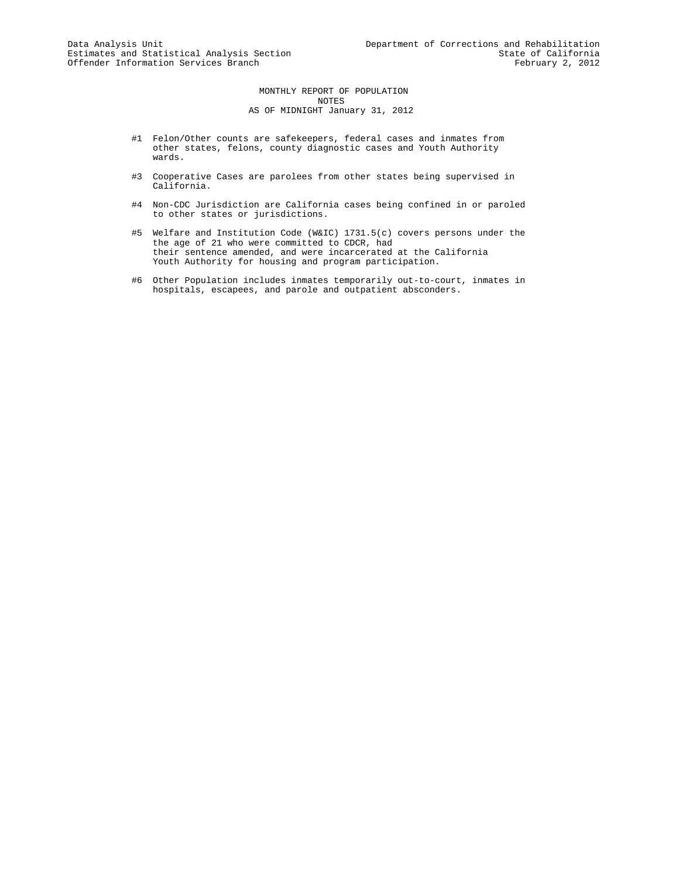Data Analysis Unit
Estimates and Statistical Analysis Section
Offender Information Services Branch

Department of Corrections and Rehabilitation
State of California
February 2, 2012

# MONTHLY REPORT OF POPULATION
## NOTES
### AS OF MIDNIGHT January 31, 2012

#1 Felon/Other counts are safekeepers, federal cases and inmates from other states, felons, county diagnostic cases and Youth Authority wards.

#3 Cooperative Cases are parolees from other states being supervised in California.

#4 Non-CDC Jurisdiction are California cases being confined in or paroled to other states or jurisdictions.

#5 Welfare and Institution Code (W&IC) 1731.5(c) covers persons under the the age of 21 who were committed to CDCR, had their sentence amended, and were incarcerated at the California Youth Authority for housing and program participation.

#6 Other Population includes inmates temporarily out-to-court, inmates in hospitals, escapees, and parole and outpatient absconders.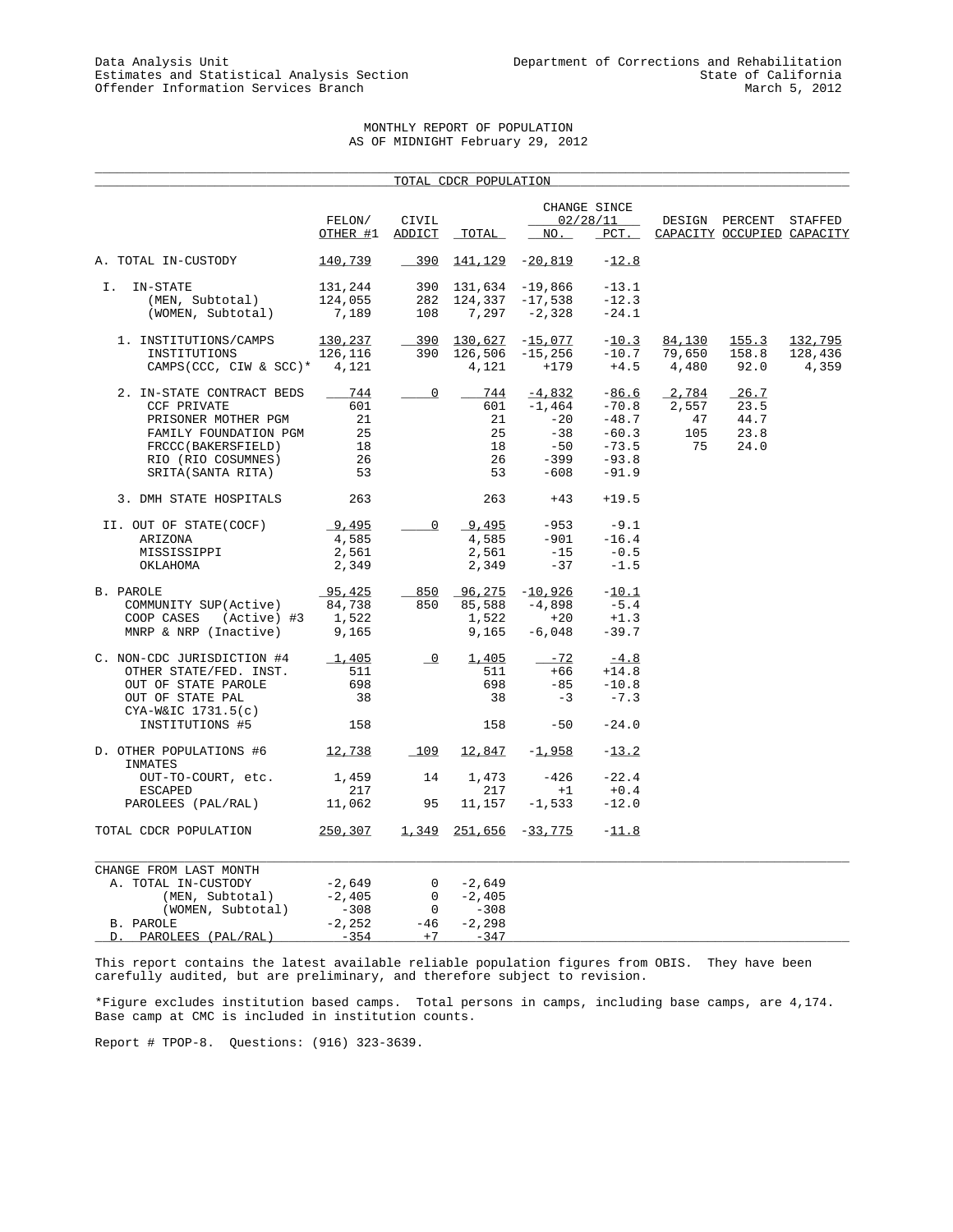Data Analysis Unit
Estimates and Statistical Analysis Section
Offender Information Services Branch

Department of Corrections and Rehabilitation
State of California
March 5, 2012

# MONTHLY REPORT OF POPULATION
## AS OF MIDNIGHT February 29, 2012

### TOTAL CDCR POPULATION

| | FELON/ OTHER #1 | CIVIL ADDICT | TOTAL | CHANGE SINCE 02/28/11 NO. | PCT. | DESIGN CAPACITY | PERCENT OCCUPIED | STAFFED CAPACITY |
|---|---|---|---|---|---|---|---|---|
| A. TOTAL IN-CUSTODY | 140,739 | 390 | 141,129 | -20,819 | -12.8 | | | |
| I. IN-STATE | 131,244 | 390 | 131,634 | -19,866 | -13.1 | | | |
| (MEN, Subtotal) | 124,055 | 282 | 124,337 | -17,538 | -12.3 | | | |
| (WOMEN, Subtotal) | 7,189 | 108 | 7,297 | -2,328 | -24.1 | | | |
| 1. INSTITUTIONS/CAMPS | 130,237 | 390 | 130,627 | -15,077 | -10.3 | 84,130 | 155.3 | 132,795 |
| INSTITUTIONS | 126,116 | 390 | 126,506 | -15,256 | -10.7 | 79,650 | 158.8 | 128,436 |
| CAMPS(CCC, CIW & SCC)* | 4,121 | | 4,121 | +179 | +4.5 | 4,480 | 92.0 | 4,359 |
| 2. IN-STATE CONTRACT BEDS | 744 | 0 | 744 | -4,832 | -86.6 | 2,784 | 26.7 | |
| CCF PRIVATE | 601 | | 601 | -1,464 | -70.8 | 2,557 | 23.5 | |
| PRISONER MOTHER PGM | 21 | | 21 | -20 | -48.7 | 47 | 44.7 | |
| FAMILY FOUNDATION PGM | 25 | | 25 | -38 | -60.3 | 105 | 23.8 | |
| FRCCC(BAKERSFIELD) | 18 | | 18 | -50 | -73.5 | 75 | 24.0 | |
| RIO (RIO COSUMNES) | 26 | | 26 | -399 | -93.8 | | | |
| SRITA(SANTA RITA) | 53 | | 53 | -608 | -91.9 | | | |
| 3. DMH STATE HOSPITALS | 263 | | 263 | +43 | +19.5 | | | |
| II. OUT OF STATE(COCF) | 9,495 | 0 | 9,495 | -953 | -9.1 | | | |
| ARIZONA | 4,585 | | 4,585 | -901 | -16.4 | | | |
| MISSISSIPPI | 2,561 | | 2,561 | -15 | -0.5 | | | |
| OKLAHOMA | 2,349 | | 2,349 | -37 | -1.5 | | | |
| B. PAROLE | 95,425 | 850 | 96,275 | -10,926 | -10.1 | | | |
| COMMUNITY SUP(Active) | 84,738 | 850 | 85,588 | -4,898 | -5.4 | | | |
| COOP CASES (Active) #3 | 1,522 | | 1,522 | +20 | +1.3 | | | |
| MNRP & NRP (Inactive) | 9,165 | | 9,165 | -6,048 | -39.7 | | | |
| C. NON-CDC JURISDICTION #4 | 1,405 | 0 | 1,405 | -72 | -4.8 | | | |
| OTHER STATE/FED. INST. | 511 | | 511 | +66 | +14.8 | | | |
| OUT OF STATE PAROLE | 698 | | 698 | -85 | -10.8 | | | |
| OUT OF STATE PAL | 38 | | 38 | -3 | -7.3 | | | |
| CYA-W&IC 1731.5(c) INSTITUTIONS #5 | 158 | | 158 | -50 | -24.0 | | | |
| D. OTHER POPULATIONS #6 | 12,738 | 109 | 12,847 | -1,958 | -13.2 | | | |
| INMATES OUT-TO-COURT, etc. | 1,459 | 14 | 1,473 | -426 | -22.4 | | | |
| ESCAPED | 217 | | 217 | +1 | +0.4 | | | |
| PAROLEES (PAL/RAL) | 11,062 | 95 | 11,157 | -1,533 | -12.0 | | | |
| TOTAL CDCR POPULATION | 250,307 | 1,349 | 251,656 | -33,775 | -11.8 | | | |

| CHANGE FROM LAST MONTH | FELON/ OTHER #1 | CIVIL ADDICT | TOTAL |
|---|---|---|---|
| A. TOTAL IN-CUSTODY | -2,649 | 0 | -2,649 |
| (MEN, Subtotal) | -2,405 | 0 | -2,405 |
| (WOMEN, Subtotal) | -308 | 0 | -308 |
| B. PAROLE | -2,252 | -46 | -2,298 |
| D. PAROLEES (PAL/RAL) | -354 | +7 | -347 |

This report contains the latest available reliable population figures from OBIS. They have been carefully audited, but are preliminary, and therefore subject to revision.

*Figure excludes institution based camps. Total persons in camps, including base camps, are 4,174. Base camp at CMC is included in institution counts.

Report # TPOP-8. Questions: (916) 323-3639.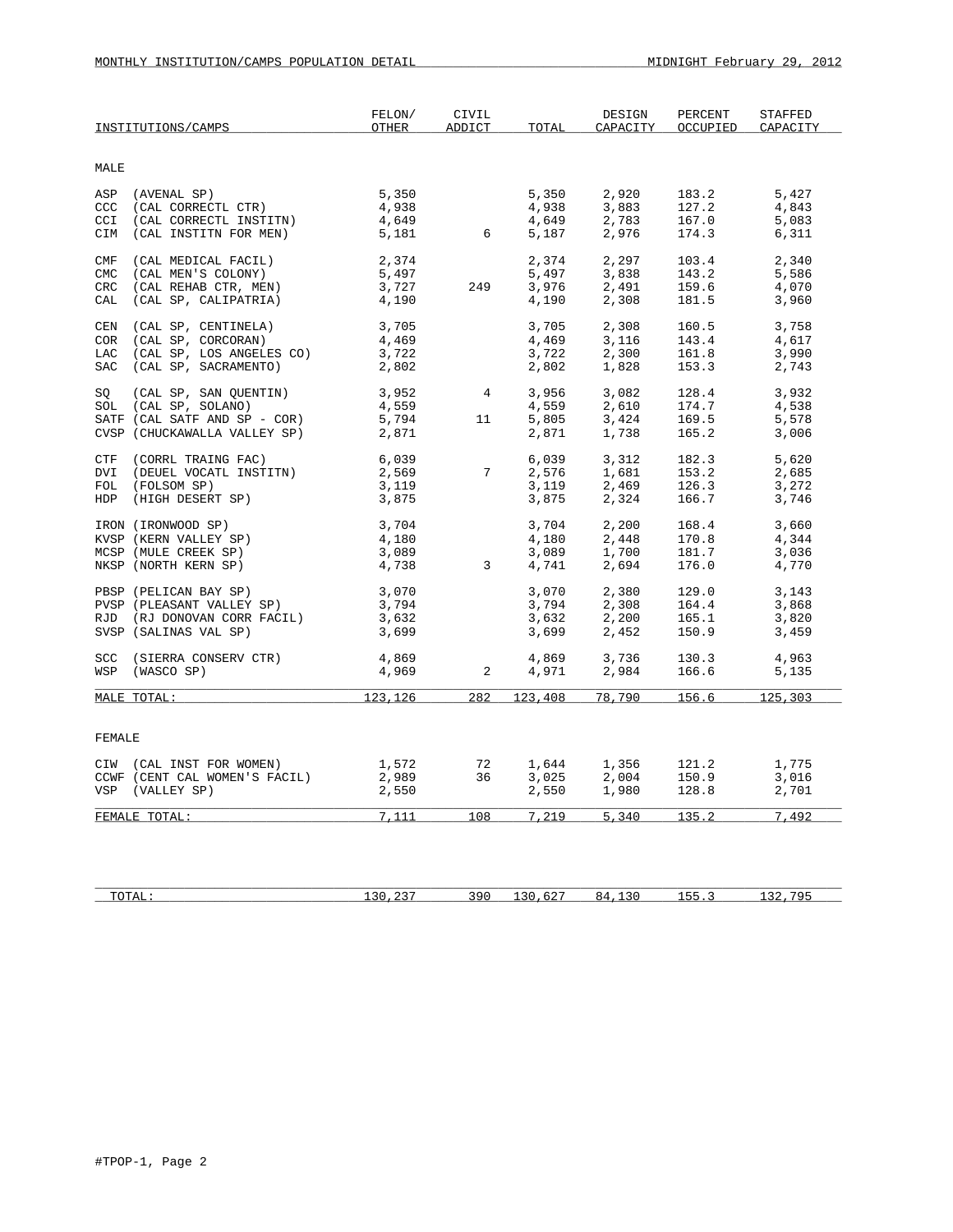MONTHLY INSTITUTION/CAMPS POPULATION DETAIL — MIDNIGHT February 29, 2012

| INSTITUTIONS/CAMPS | FELON/ OTHER | CIVIL ADDICT | TOTAL | DESIGN CAPACITY | PERCENT OCCUPIED | STAFFED CAPACITY |
|---|---|---|---|---|---|---|
| **MALE** | | | | | | |
| ASP (AVENAL SP) | 5,350 | | 5,350 | 2,920 | 183.2 | 5,427 |
| CCC (CAL CORRECTL CTR) | 4,938 | | 4,938 | 3,883 | 127.2 | 4,843 |
| CCI (CAL CORRECTL INSTITN) | 4,649 | | 4,649 | 2,783 | 167.0 | 5,083 |
| CIM (CAL INSTITN FOR MEN) | 5,181 | 6 | 5,187 | 2,976 | 174.3 | 6,311 |
| CMF (CAL MEDICAL FACIL) | 2,374 | | 2,374 | 2,297 | 103.4 | 2,340 |
| CMC (CAL MEN'S COLONY) | 5,497 | | 5,497 | 3,838 | 143.2 | 5,586 |
| CRC (CAL REHAB CTR, MEN) | 3,727 | 249 | 3,976 | 2,491 | 159.6 | 4,070 |
| CAL (CAL SP, CALIPATRIA) | 4,190 | | 4,190 | 2,308 | 181.5 | 3,960 |
| CEN (CAL SP, CENTINELA) | 3,705 | | 3,705 | 2,308 | 160.5 | 3,758 |
| COR (CAL SP, CORCORAN) | 4,469 | | 4,469 | 3,116 | 143.4 | 4,617 |
| LAC (CAL SP, LOS ANGELES CO) | 3,722 | | 3,722 | 2,300 | 161.8 | 3,990 |
| SAC (CAL SP, SACRAMENTO) | 2,802 | | 2,802 | 1,828 | 153.3 | 2,743 |
| SQ (CAL SP, SAN QUENTIN) | 3,952 | 4 | 3,956 | 3,082 | 128.4 | 3,932 |
| SOL (CAL SP, SOLANO) | 4,559 | | 4,559 | 2,610 | 174.7 | 4,538 |
| SATF (CAL SATF AND SP - COR) | 5,794 | 11 | 5,805 | 3,424 | 169.5 | 5,578 |
| CVSP (CHUCKAWALLA VALLEY SP) | 2,871 | | 2,871 | 1,738 | 165.2 | 3,006 |
| CTF (CORRL TRAING FAC) | 6,039 | | 6,039 | 3,312 | 182.3 | 5,620 |
| DVI (DEUEL VOCATL INSTITN) | 2,569 | 7 | 2,576 | 1,681 | 153.2 | 2,685 |
| FOL (FOLSOM SP) | 3,119 | | 3,119 | 2,469 | 126.3 | 3,272 |
| HDP (HIGH DESERT SP) | 3,875 | | 3,875 | 2,324 | 166.7 | 3,746 |
| IRON (IRONWOOD SP) | 3,704 | | 3,704 | 2,200 | 168.4 | 3,660 |
| KVSP (KERN VALLEY SP) | 4,180 | | 4,180 | 2,448 | 170.8 | 4,344 |
| MCSP (MULE CREEK SP) | 3,089 | | 3,089 | 1,700 | 181.7 | 3,036 |
| NKSP (NORTH KERN SP) | 4,738 | 3 | 4,741 | 2,694 | 176.0 | 4,770 |
| PBSP (PELICAN BAY SP) | 3,070 | | 3,070 | 2,380 | 129.0 | 3,143 |
| PVSP (PLEASANT VALLEY SP) | 3,794 | | 3,794 | 2,308 | 164.4 | 3,868 |
| RJD (RJ DONOVAN CORR FACIL) | 3,632 | | 3,632 | 2,200 | 165.1 | 3,820 |
| SVSP (SALINAS VAL SP) | 3,699 | | 3,699 | 2,452 | 150.9 | 3,459 |
| SCC (SIERRA CONSERV CTR) | 4,869 | | 4,869 | 3,736 | 130.3 | 4,963 |
| WSP (WASCO SP) | 4,969 | 2 | 4,971 | 2,984 | 166.6 | 5,135 |
| MALE TOTAL: | 123,126 | 282 | 123,408 | 78,790 | 156.6 | 125,303 |
| **FEMALE** | | | | | | |
| CIW (CAL INST FOR WOMEN) | 1,572 | 72 | 1,644 | 1,356 | 121.2 | 1,775 |
| CCWF (CENT CAL WOMEN'S FACIL) | 2,989 | 36 | 3,025 | 2,004 | 150.9 | 3,016 |
| VSP (VALLEY SP) | 2,550 | | 2,550 | 1,980 | 128.8 | 2,701 |
| FEMALE TOTAL: | 7,111 | 108 | 7,219 | 5,340 | 135.2 | 7,492 |
| TOTAL: | 130,237 | 390 | 130,627 | 84,130 | 155.3 | 132,795 |

#TPOP-1, Page 2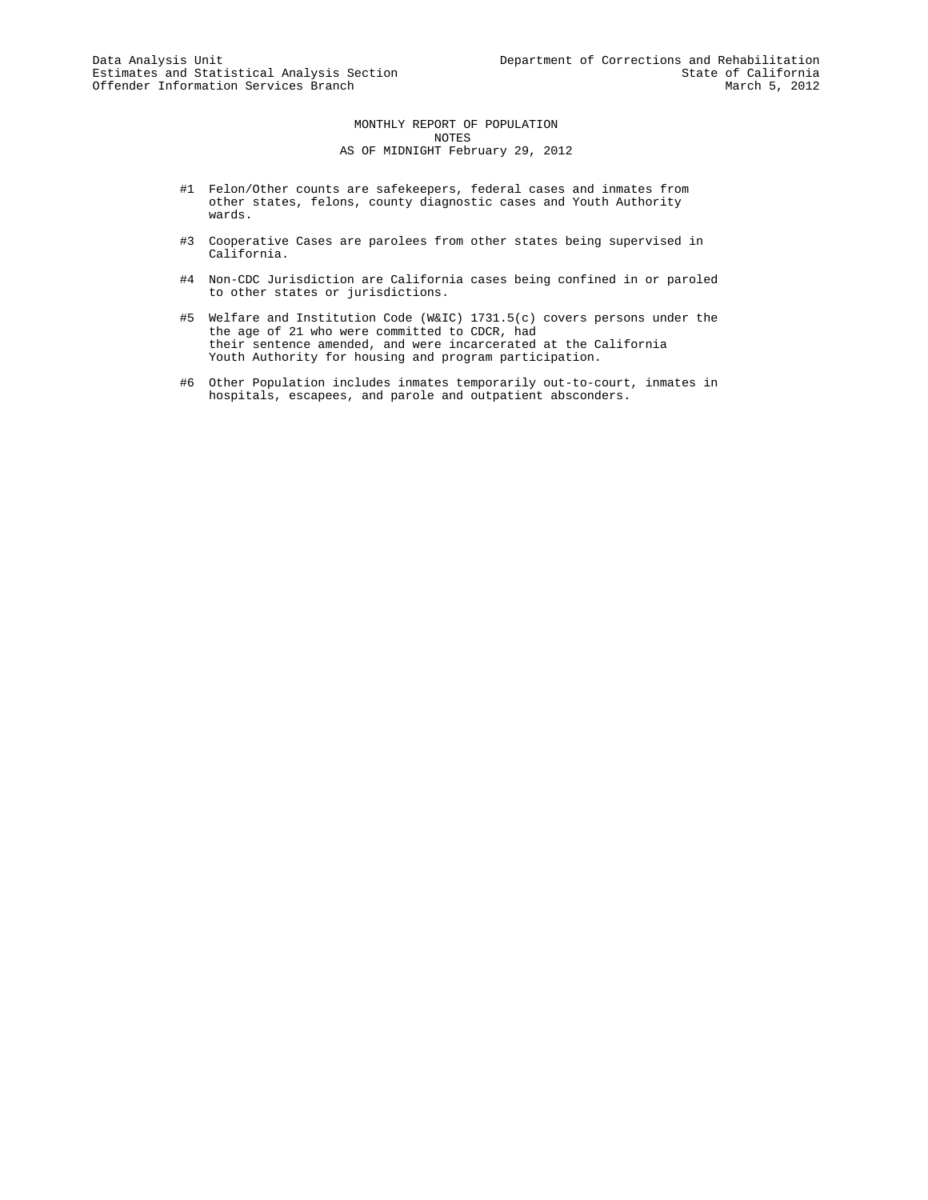Data Analysis Unit
Estimates and Statistical Analysis Section
Offender Information Services Branch

Department of Corrections and Rehabilitation
State of California
March 5, 2012

# MONTHLY REPORT OF POPULATION
## NOTES
## AS OF MIDNIGHT February 29, 2012

#1 Felon/Other counts are safekeepers, federal cases and inmates from other states, felons, county diagnostic cases and Youth Authority wards.

#3 Cooperative Cases are parolees from other states being supervised in California.

#4 Non-CDC Jurisdiction are California cases being confined in or paroled to other states or jurisdictions.

#5 Welfare and Institution Code (W&IC) 1731.5(c) covers persons under the the age of 21 who were committed to CDCR, had their sentence amended, and were incarcerated at the California Youth Authority for housing and program participation.

#6 Other Population includes inmates temporarily out-to-court, inmates in hospitals, escapees, and parole and outpatient absconders.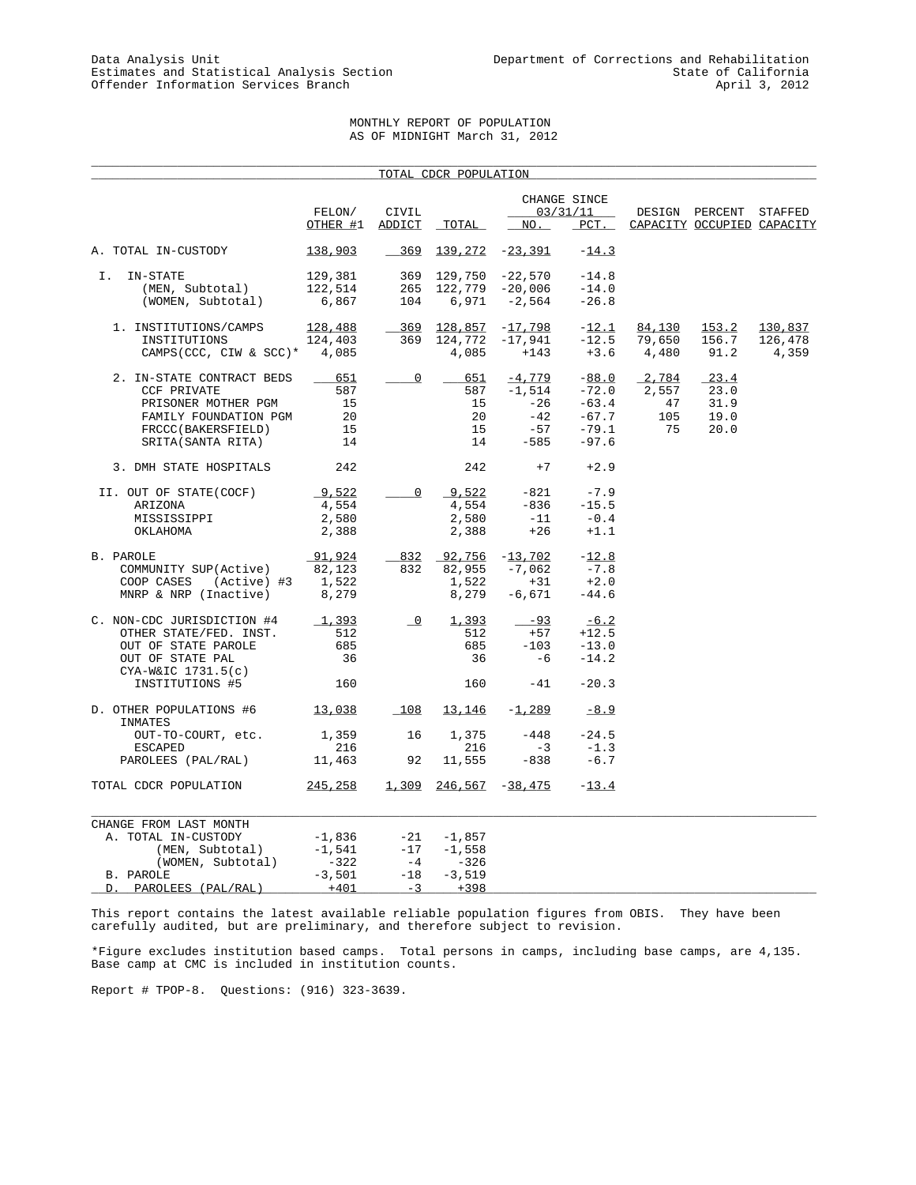Data Analysis Unit
Estimates and Statistical Analysis Section
Offender Information Services Branch

Department of Corrections and Rehabilitation
State of California
April 3, 2012

# MONTHLY REPORT OF POPULATION
## AS OF MIDNIGHT March 31, 2012

## TOTAL CDCR POPULATION

| | FELON/ OTHER #1 | CIVIL ADDICT | TOTAL | CHANGE SINCE 03/31/11 NO. | PCT. | DESIGN CAPACITY | PERCENT OCCUPIED | STAFFED CAPACITY |
|---|---|---|---|---|---|---|---|---|
| A. TOTAL IN-CUSTODY | 138,903 | 369 | 139,272 | -23,391 | -14.3 | | | |
| I. IN-STATE | 129,381 | 369 | 129,750 | -22,570 | -14.8 | | | |
| (MEN, Subtotal) | 122,514 | 265 | 122,779 | -20,006 | -14.0 | | | |
| (WOMEN, Subtotal) | 6,867 | 104 | 6,971 | -2,564 | -26.8 | | | |
| 1. INSTITUTIONS/CAMPS | 128,488 | 369 | 128,857 | -17,798 | -12.1 | 84,130 | 153.2 | 130,837 |
| INSTITUTIONS | 124,403 | 369 | 124,772 | -17,941 | -12.5 | 79,650 | 156.7 | 126,478 |
| CAMPS(CCC, CIW & SCC)* | 4,085 | | 4,085 | +143 | +3.6 | 4,480 | 91.2 | 4,359 |
| 2. IN-STATE CONTRACT BEDS | 651 | 0 | 651 | -4,779 | -88.0 | 2,784 | 23.4 | |
| CCF PRIVATE | 587 | | 587 | -1,514 | -72.0 | 2,557 | 23.0 | |
| PRISONER MOTHER PGM | 15 | | 15 | -26 | -63.4 | 47 | 31.9 | |
| FAMILY FOUNDATION PGM | 20 | | 20 | -42 | -67.7 | 105 | 19.0 | |
| FRCCC(BAKERSFIELD) | 15 | | 15 | -57 | -79.1 | 75 | 20.0 | |
| SRITA(SANTA RITA) | 14 | | 14 | -585 | -97.6 | | | |
| 3. DMH STATE HOSPITALS | 242 | | 242 | +7 | +2.9 | | | |
| II. OUT OF STATE(COCF) | 9,522 | 0 | 9,522 | -821 | -7.9 | | | |
| ARIZONA | 4,554 | | 4,554 | -836 | -15.5 | | | |
| MISSISSIPPI | 2,580 | | 2,580 | -11 | -0.4 | | | |
| OKLAHOMA | 2,388 | | 2,388 | +26 | +1.1 | | | |
| B. PAROLE | 91,924 | 832 | 92,756 | -13,702 | -12.8 | | | |
| COMMUNITY SUP(Active) | 82,123 | 832 | 82,955 | -7,062 | -7.8 | | | |
| COOP CASES (Active) #3 | 1,522 | | 1,522 | +31 | +2.0 | | | |
| MNRP & NRP (Inactive) | 8,279 | | 8,279 | -6,671 | -44.6 | | | |
| C. NON-CDC JURISDICTION #4 | 1,393 | 0 | 1,393 | -93 | -6.2 | | | |
| OTHER STATE/FED. INST. | 512 | | 512 | +57 | +12.5 | | | |
| OUT OF STATE PAROLE | 685 | | 685 | -103 | -13.0 | | | |
| OUT OF STATE PAL | 36 | | 36 | -6 | -14.2 | | | |
| CYA-W&IC 1731.5(c) INSTITUTIONS #5 | 160 | | 160 | -41 | -20.3 | | | |
| D. OTHER POPULATIONS #6 | 13,038 | 108 | 13,146 | -1,289 | -8.9 | | | |
| INMATES OUT-TO-COURT, etc. | 1,359 | 16 | 1,375 | -448 | -24.5 | | | |
| ESCAPED | 216 | | 216 | -3 | -1.3 | | | |
| PAROLEES (PAL/RAL) | 11,463 | 92 | 11,555 | -838 | -6.7 | | | |
| TOTAL CDCR POPULATION | 245,258 | 1,309 | 246,567 | -38,475 | -13.4 | | | |

| CHANGE FROM LAST MONTH | FELON/ OTHER #1 | CIVIL ADDICT | TOTAL |
|---|---|---|---|
| A. TOTAL IN-CUSTODY | -1,836 | -21 | -1,857 |
| (MEN, Subtotal) | -1,541 | -17 | -1,558 |
| (WOMEN, Subtotal) | -322 | -4 | -326 |
| B. PAROLE | -3,501 | -18 | -3,519 |
| D. PAROLEES (PAL/RAL) | +401 | -3 | +398 |

This report contains the latest available reliable population figures from OBIS. They have been carefully audited, but are preliminary, and therefore subject to revision.

*Figure excludes institution based camps. Total persons in camps, including base camps, are 4,135. Base camp at CMC is included in institution counts.

Report # TPOP-8. Questions: (916) 323-3639.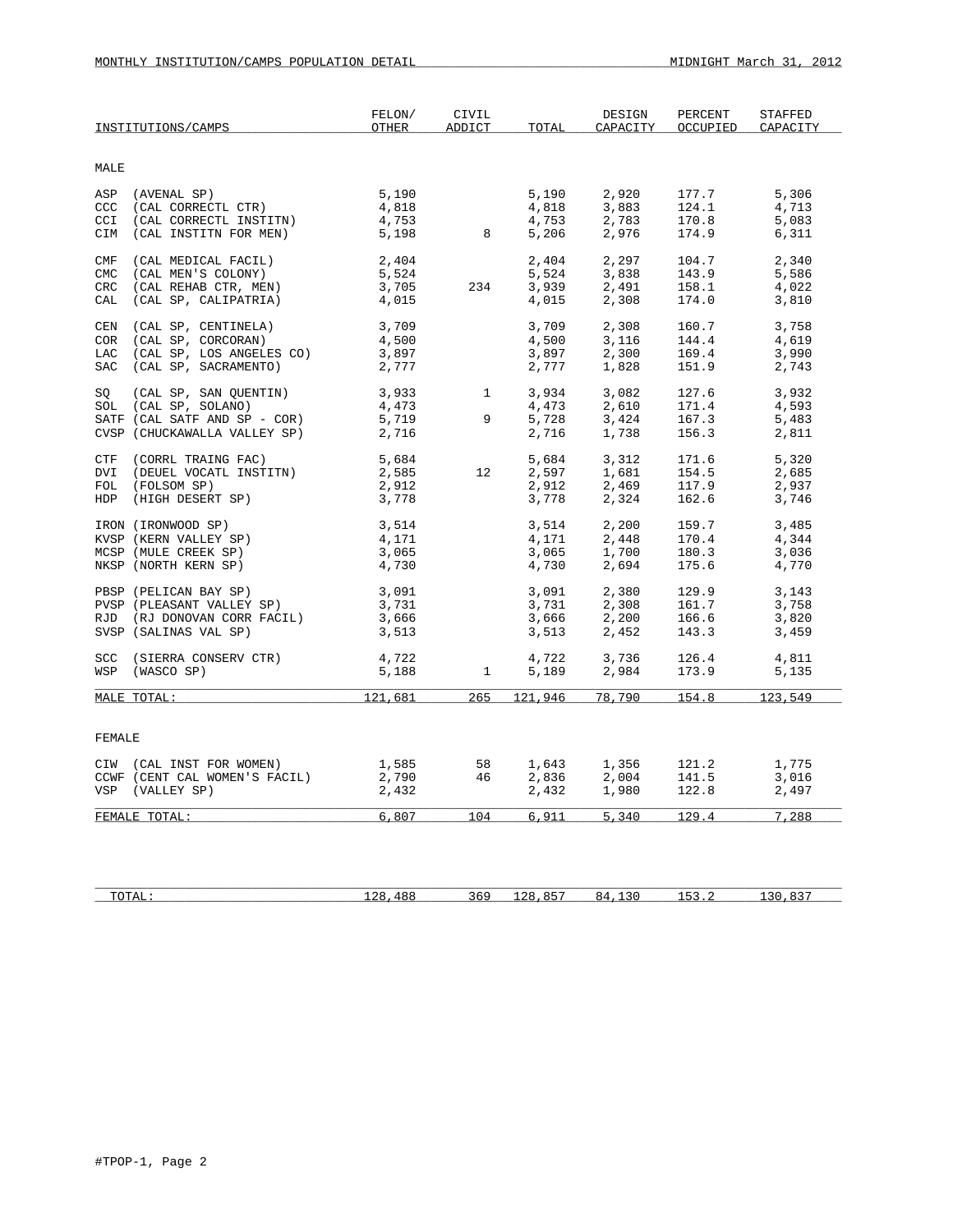MONTHLY INSTITUTION/CAMPS POPULATION DETAIL — MIDNIGHT March 31, 2012

| INSTITUTIONS/CAMPS | FELON/ OTHER | CIVIL ADDICT | TOTAL | DESIGN CAPACITY | PERCENT OCCUPIED | STAFFED CAPACITY |
|---|---|---|---|---|---|---|
| **MALE** | | | | | | |
| ASP (AVENAL SP) | 5,190 | | 5,190 | 2,920 | 177.7 | 5,306 |
| CCC (CAL CORRECTL CTR) | 4,818 | | 4,818 | 3,883 | 124.1 | 4,713 |
| CCI (CAL CORRECTL INSTITN) | 4,753 | | 4,753 | 2,783 | 170.8 | 5,083 |
| CIM (CAL INSTITN FOR MEN) | 5,198 | 8 | 5,206 | 2,976 | 174.9 | 6,311 |
| CMF (CAL MEDICAL FACIL) | 2,404 | | 2,404 | 2,297 | 104.7 | 2,340 |
| CMC (CAL MEN'S COLONY) | 5,524 | | 5,524 | 3,838 | 143.9 | 5,586 |
| CRC (CAL REHAB CTR, MEN) | 3,705 | 234 | 3,939 | 2,491 | 158.1 | 4,022 |
| CAL (CAL SP, CALIPATRIA) | 4,015 | | 4,015 | 2,308 | 174.0 | 3,810 |
| CEN (CAL SP, CENTINELA) | 3,709 | | 3,709 | 2,308 | 160.7 | 3,758 |
| COR (CAL SP, CORCORAN) | 4,500 | | 4,500 | 3,116 | 144.4 | 4,619 |
| LAC (CAL SP, LOS ANGELES CO) | 3,897 | | 3,897 | 2,300 | 169.4 | 3,990 |
| SAC (CAL SP, SACRAMENTO) | 2,777 | | 2,777 | 1,828 | 151.9 | 2,743 |
| SQ (CAL SP, SAN QUENTIN) | 3,933 | 1 | 3,934 | 3,082 | 127.6 | 3,932 |
| SOL (CAL SP, SOLANO) | 4,473 | | 4,473 | 2,610 | 171.4 | 4,593 |
| SATF (CAL SATF AND SP - COR) | 5,719 | 9 | 5,728 | 3,424 | 167.3 | 5,483 |
| CVSP (CHUCKAWALLA VALLEY SP) | 2,716 | | 2,716 | 1,738 | 156.3 | 2,811 |
| CTF (CORRL TRAING FAC) | 5,684 | | 5,684 | 3,312 | 171.6 | 5,320 |
| DVI (DEUEL VOCATL INSTITN) | 2,585 | 12 | 2,597 | 1,681 | 154.5 | 2,685 |
| FOL (FOLSOM SP) | 2,912 | | 2,912 | 2,469 | 117.9 | 2,937 |
| HDP (HIGH DESERT SP) | 3,778 | | 3,778 | 2,324 | 162.6 | 3,746 |
| IRON (IRONWOOD SP) | 3,514 | | 3,514 | 2,200 | 159.7 | 3,485 |
| KVSP (KERN VALLEY SP) | 4,171 | | 4,171 | 2,448 | 170.4 | 4,344 |
| MCSP (MULE CREEK SP) | 3,065 | | 3,065 | 1,700 | 180.3 | 3,036 |
| NKSP (NORTH KERN SP) | 4,730 | | 4,730 | 2,694 | 175.6 | 4,770 |
| PBSP (PELICAN BAY SP) | 3,091 | | 3,091 | 2,380 | 129.9 | 3,143 |
| PVSP (PLEASANT VALLEY SP) | 3,731 | | 3,731 | 2,308 | 161.7 | 3,758 |
| RJD (RJ DONOVAN CORR FACIL) | 3,666 | | 3,666 | 2,200 | 166.6 | 3,820 |
| SVSP (SALINAS VAL SP) | 3,513 | | 3,513 | 2,452 | 143.3 | 3,459 |
| SCC (SIERRA CONSERV CTR) | 4,722 | | 4,722 | 3,736 | 126.4 | 4,811 |
| WSP (WASCO SP) | 5,188 | 1 | 5,189 | 2,984 | 173.9 | 5,135 |
| MALE TOTAL: | 121,681 | 265 | 121,946 | 78,790 | 154.8 | 123,549 |
| **FEMALE** | | | | | | |
| CIW (CAL INST FOR WOMEN) | 1,585 | 58 | 1,643 | 1,356 | 121.2 | 1,775 |
| CCWF (CENT CAL WOMEN'S FACIL) | 2,790 | 46 | 2,836 | 2,004 | 141.5 | 3,016 |
| VSP (VALLEY SP) | 2,432 | | 2,432 | 1,980 | 122.8 | 2,497 |
| FEMALE TOTAL: | 6,807 | 104 | 6,911 | 5,340 | 129.4 | 7,288 |
| TOTAL: | 128,488 | 369 | 128,857 | 84,130 | 153.2 | 130,837 |

#TPOP-1, Page 2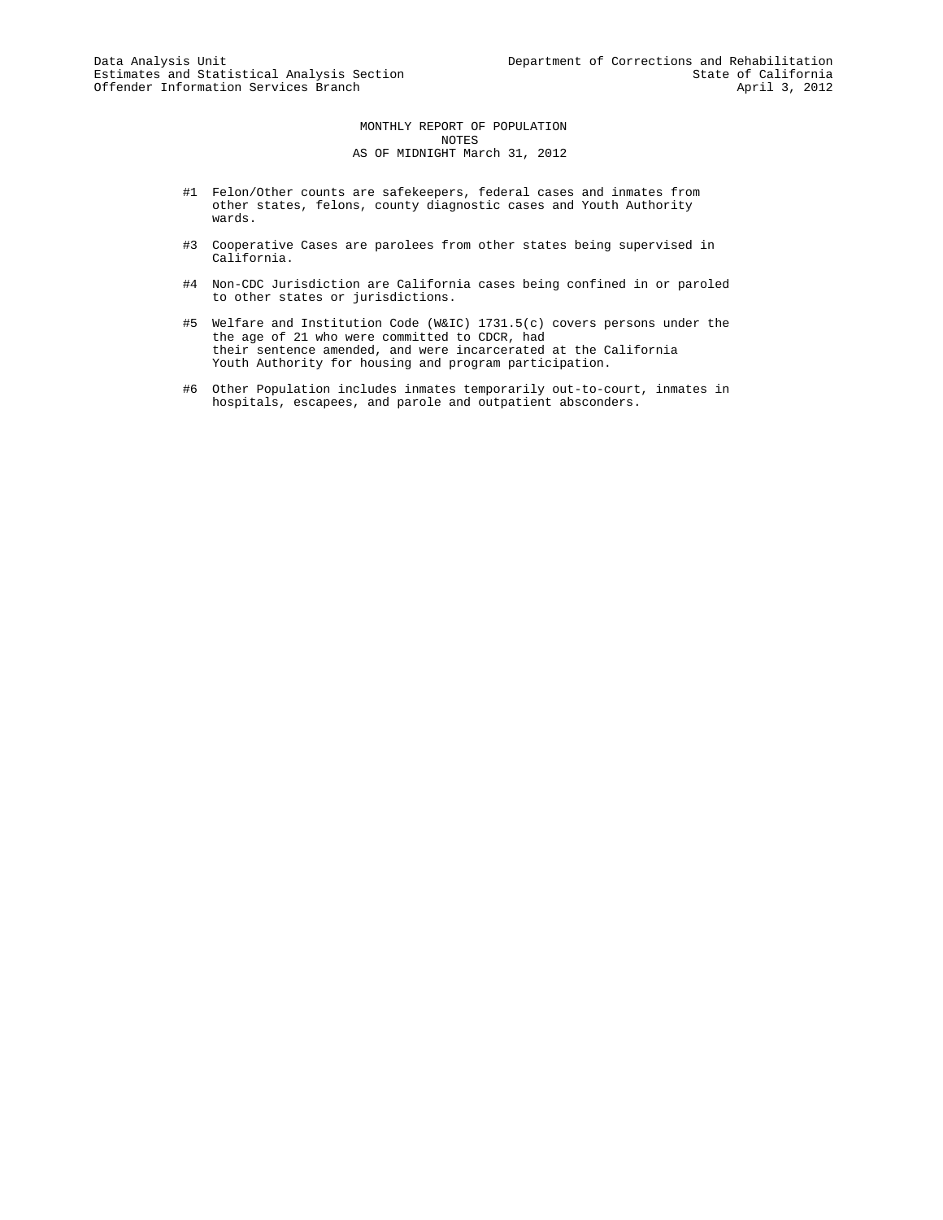Data Analysis Unit
Estimates and Statistical Analysis Section
Offender Information Services Branch

Department of Corrections and Rehabilitation
State of California
April 3, 2012

## MONTHLY REPORT OF POPULATION
## NOTES
## AS OF MIDNIGHT March 31, 2012

#1 Felon/Other counts are safekeepers, federal cases and inmates from other states, felons, county diagnostic cases and Youth Authority wards.

#3 Cooperative Cases are parolees from other states being supervised in California.

#4 Non-CDC Jurisdiction are California cases being confined in or paroled to other states or jurisdictions.

#5 Welfare and Institution Code (W&IC) 1731.5(c) covers persons under the the age of 21 who were committed to CDCR, had their sentence amended, and were incarcerated at the California Youth Authority for housing and program participation.

#6 Other Population includes inmates temporarily out-to-court, inmates in hospitals, escapees, and parole and outpatient absconders.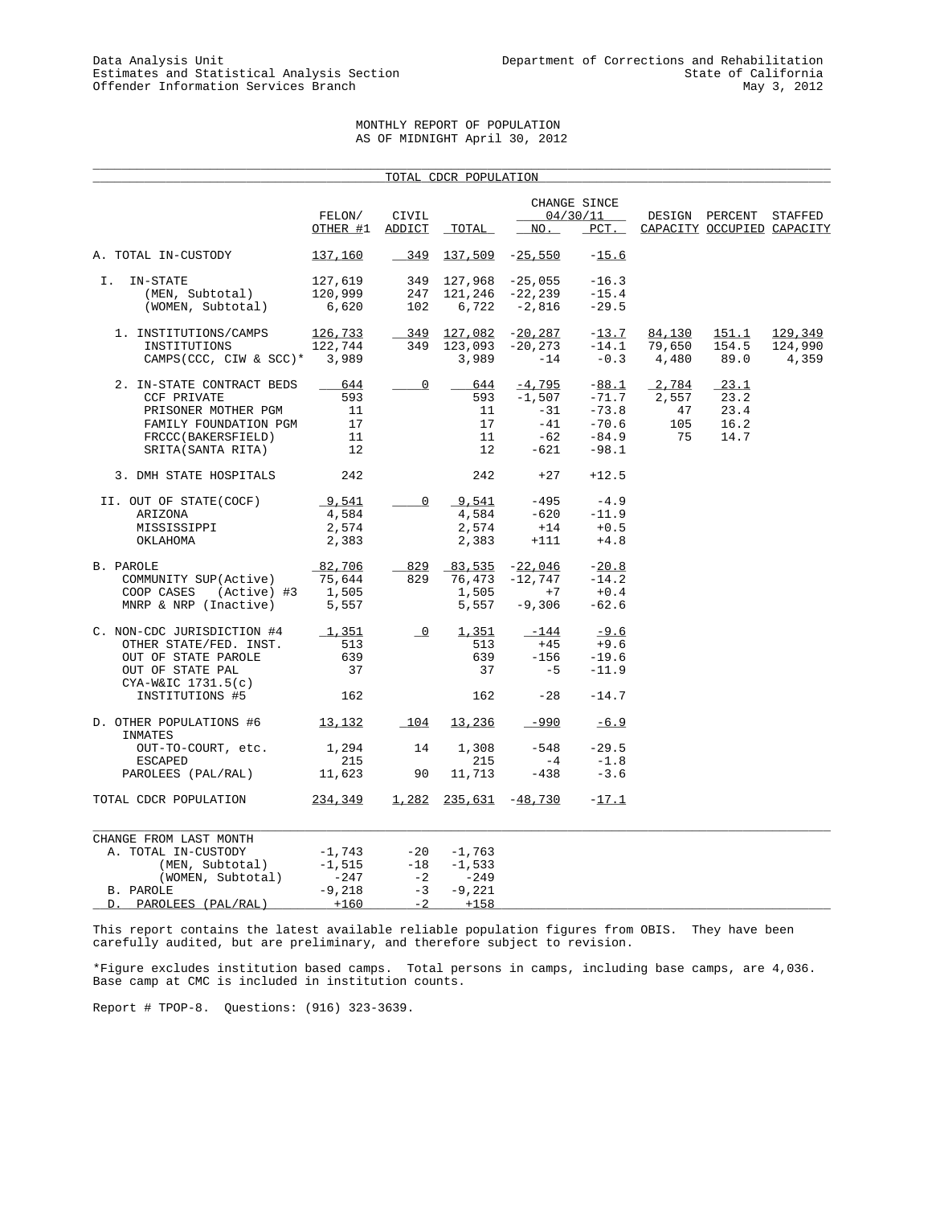Data Analysis Unit
Estimates and Statistical Analysis Section
Offender Information Services Branch

Department of Corrections and Rehabilitation
State of California
May 3, 2012

# MONTHLY REPORT OF POPULATION
## AS OF MIDNIGHT April 30, 2012

TOTAL CDCR POPULATION

| | FELON/ OTHER #1 | CIVIL ADDICT | TOTAL | CHANGE SINCE 04/30/11 NO. | PCT. | DESIGN CAPACITY | PERCENT OCCUPIED | STAFFED CAPACITY |
|---|---|---|---|---|---|---|---|---|
| A. TOTAL IN-CUSTODY | 137,160 | 349 | 137,509 | -25,550 | -15.6 | | | |
| I. IN-STATE | 127,619 | 349 | 127,968 | -25,055 | -16.3 | | | |
| (MEN, Subtotal) | 120,999 | 247 | 121,246 | -22,239 | -15.4 | | | |
| (WOMEN, Subtotal) | 6,620 | 102 | 6,722 | -2,816 | -29.5 | | | |
| 1. INSTITUTIONS/CAMPS | 126,733 | 349 | 127,082 | -20,287 | -13.7 | 84,130 | 151.1 | 129,349 |
| INSTITUTIONS | 122,744 | 349 | 123,093 | -20,273 | -14.1 | 79,650 | 154.5 | 124,990 |
| CAMPS(CCC, CIW & SCC)* | 3,989 | | 3,989 | -14 | -0.3 | 4,480 | 89.0 | 4,359 |
| 2. IN-STATE CONTRACT BEDS | 644 | 0 | 644 | -4,795 | -88.1 | 2,784 | 23.1 | |
| CCF PRIVATE | 593 | | 593 | -1,507 | -71.7 | 2,557 | 23.2 | |
| PRISONER MOTHER PGM | 11 | | 11 | -31 | -73.8 | 47 | 23.4 | |
| FAMILY FOUNDATION PGM | 17 | | 17 | -41 | -70.6 | 105 | 16.2 | |
| FRCCC(BAKERSFIELD) | 11 | | 11 | -62 | -84.9 | 75 | 14.7 | |
| SRITA(SANTA RITA) | 12 | | 12 | -621 | -98.1 | | | |
| 3. DMH STATE HOSPITALS | 242 | | 242 | +27 | +12.5 | | | |
| II. OUT OF STATE(COCF) | 9,541 | 0 | 9,541 | -495 | -4.9 | | | |
| ARIZONA | 4,584 | | 4,584 | -620 | -11.9 | | | |
| MISSISSIPPI | 2,574 | | 2,574 | +14 | +0.5 | | | |
| OKLAHOMA | 2,383 | | 2,383 | +111 | +4.8 | | | |
| B. PAROLE | 82,706 | 829 | 83,535 | -22,046 | -20.8 | | | |
| COMMUNITY SUP(Active) | 75,644 | 829 | 76,473 | -12,747 | -14.2 | | | |
| COOP CASES (Active) #3 | 1,505 | | 1,505 | +7 | +0.4 | | | |
| MNRP & NRP (Inactive) | 5,557 | | 5,557 | -9,306 | -62.6 | | | |
| C. NON-CDC JURISDICTION #4 | 1,351 | 0 | 1,351 | -144 | -9.6 | | | |
| OTHER STATE/FED. INST. | 513 | | 513 | +45 | +9.6 | | | |
| OUT OF STATE PAROLE | 639 | | 639 | -156 | -19.6 | | | |
| OUT OF STATE PAL | 37 | | 37 | -5 | -11.9 | | | |
| CYA-W&IC 1731.5(c) INSTITUTIONS #5 | 162 | | 162 | -28 | -14.7 | | | |
| D. OTHER POPULATIONS #6 | 13,132 | 104 | 13,236 | -990 | -6.9 | | | |
| INMATES OUT-TO-COURT, etc. | 1,294 | 14 | 1,308 | -548 | -29.5 | | | |
| ESCAPED | 215 | | 215 | -4 | -1.8 | | | |
| PAROLEES (PAL/RAL) | 11,623 | 90 | 11,713 | -438 | -3.6 | | | |
| TOTAL CDCR POPULATION | 234,349 | 1,282 | 235,631 | -48,730 | -17.1 | | | |

| CHANGE FROM LAST MONTH | FELON/ OTHER #1 | CIVIL ADDICT | TOTAL |
|---|---|---|---|
| A. TOTAL IN-CUSTODY | -1,743 | -20 | -1,763 |
| (MEN, Subtotal) | -1,515 | -18 | -1,533 |
| (WOMEN, Subtotal) | -247 | -2 | -249 |
| B. PAROLE | -9,218 | -3 | -9,221 |
| D. PAROLEES (PAL/RAL) | +160 | -2 | +158 |

This report contains the latest available reliable population figures from OBIS. They have been carefully audited, but are preliminary, and therefore subject to revision.

*Figure excludes institution based camps. Total persons in camps, including base camps, are 4,036. Base camp at CMC is included in institution counts.

Report # TPOP-8. Questions: (916) 323-3639.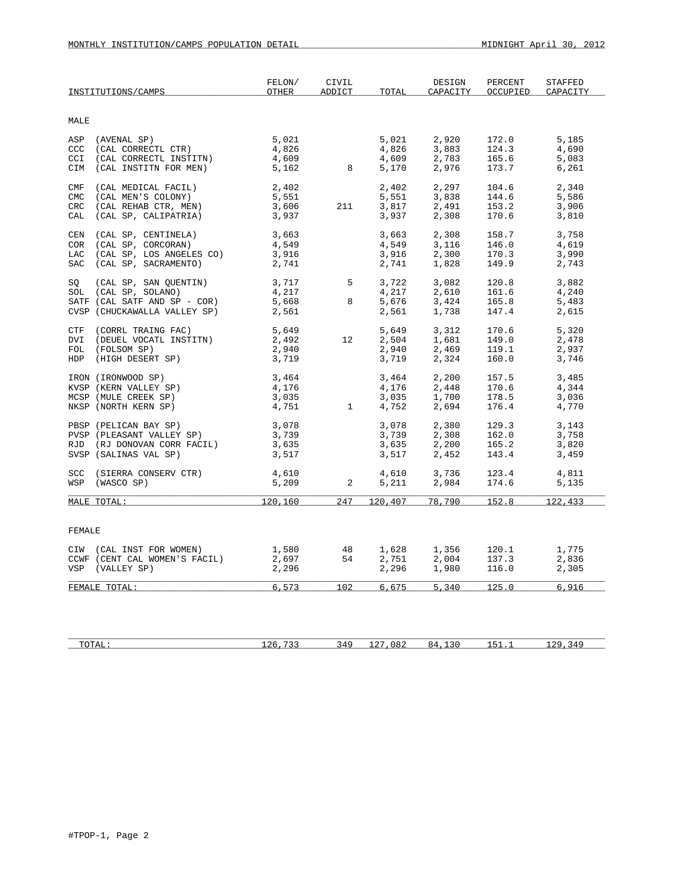MONTHLY INSTITUTION/CAMPS POPULATION DETAIL — MIDNIGHT April 30, 2012

| INSTITUTIONS/CAMPS | FELON/ OTHER | CIVIL ADDICT | TOTAL | DESIGN CAPACITY | PERCENT OCCUPIED | STAFFED CAPACITY |
|---|---|---|---|---|---|---|
| **MALE** | | | | | | |
| ASP (AVENAL SP) | 5,021 | | 5,021 | 2,920 | 172.0 | 5,185 |
| CCC (CAL CORRECTL CTR) | 4,826 | | 4,826 | 3,883 | 124.3 | 4,690 |
| CCI (CAL CORRECTL INSTITN) | 4,609 | | 4,609 | 2,783 | 165.6 | 5,083 |
| CIM (CAL INSTITN FOR MEN) | 5,162 | 8 | 5,170 | 2,976 | 173.7 | 6,261 |
| CMF (CAL MEDICAL FACIL) | 2,402 | | 2,402 | 2,297 | 104.6 | 2,340 |
| CMC (CAL MEN'S COLONY) | 5,551 | | 5,551 | 3,838 | 144.6 | 5,586 |
| CRC (CAL REHAB CTR, MEN) | 3,606 | 211 | 3,817 | 2,491 | 153.2 | 3,906 |
| CAL (CAL SP, CALIPATRIA) | 3,937 | | 3,937 | 2,308 | 170.6 | 3,810 |
| CEN (CAL SP, CENTINELA) | 3,663 | | 3,663 | 2,308 | 158.7 | 3,758 |
| COR (CAL SP, CORCORAN) | 4,549 | | 4,549 | 3,116 | 146.0 | 4,619 |
| LAC (CAL SP, LOS ANGELES CO) | 3,916 | | 3,916 | 2,300 | 170.3 | 3,990 |
| SAC (CAL SP, SACRAMENTO) | 2,741 | | 2,741 | 1,828 | 149.9 | 2,743 |
| SQ (CAL SP, SAN QUENTIN) | 3,717 | 5 | 3,722 | 3,082 | 120.8 | 3,882 |
| SOL (CAL SP, SOLANO) | 4,217 | | 4,217 | 2,610 | 161.6 | 4,240 |
| SATF (CAL SATF AND SP - COR) | 5,668 | 8 | 5,676 | 3,424 | 165.8 | 5,483 |
| CVSP (CHUCKAWALLA VALLEY SP) | 2,561 | | 2,561 | 1,738 | 147.4 | 2,615 |
| CTF (CORRL TRAING FAC) | 5,649 | | 5,649 | 3,312 | 170.6 | 5,320 |
| DVI (DEUEL VOCATL INSTITN) | 2,492 | 12 | 2,504 | 1,681 | 149.0 | 2,478 |
| FOL (FOLSOM SP) | 2,940 | | 2,940 | 2,469 | 119.1 | 2,937 |
| HDP (HIGH DESERT SP) | 3,719 | | 3,719 | 2,324 | 160.0 | 3,746 |
| IRON (IRONWOOD SP) | 3,464 | | 3,464 | 2,200 | 157.5 | 3,485 |
| KVSP (KERN VALLEY SP) | 4,176 | | 4,176 | 2,448 | 170.6 | 4,344 |
| MCSP (MULE CREEK SP) | 3,035 | | 3,035 | 1,700 | 178.5 | 3,036 |
| NKSP (NORTH KERN SP) | 4,751 | 1 | 4,752 | 2,694 | 176.4 | 4,770 |
| PBSP (PELICAN BAY SP) | 3,078 | | 3,078 | 2,380 | 129.3 | 3,143 |
| PVSP (PLEASANT VALLEY SP) | 3,739 | | 3,739 | 2,308 | 162.0 | 3,758 |
| RJD (RJ DONOVAN CORR FACIL) | 3,635 | | 3,635 | 2,200 | 165.2 | 3,820 |
| SVSP (SALINAS VAL SP) | 3,517 | | 3,517 | 2,452 | 143.4 | 3,459 |
| SCC (SIERRA CONSERV CTR) | 4,610 | | 4,610 | 3,736 | 123.4 | 4,811 |
| WSP (WASCO SP) | 5,209 | 2 | 5,211 | 2,984 | 174.6 | 5,135 |
| MALE TOTAL: | 120,160 | 247 | 120,407 | 78,790 | 152.8 | 122,433 |
| **FEMALE** | | | | | | |
| CIW (CAL INST FOR WOMEN) | 1,580 | 48 | 1,628 | 1,356 | 120.1 | 1,775 |
| CCWF (CENT CAL WOMEN'S FACIL) | 2,697 | 54 | 2,751 | 2,004 | 137.3 | 2,836 |
| VSP (VALLEY SP) | 2,296 | | 2,296 | 1,980 | 116.0 | 2,305 |
| FEMALE TOTAL: | 6,573 | 102 | 6,675 | 5,340 | 125.0 | 6,916 |
| TOTAL: | 126,733 | 349 | 127,082 | 84,130 | 151.1 | 129,349 |

#TPOP-1, Page 2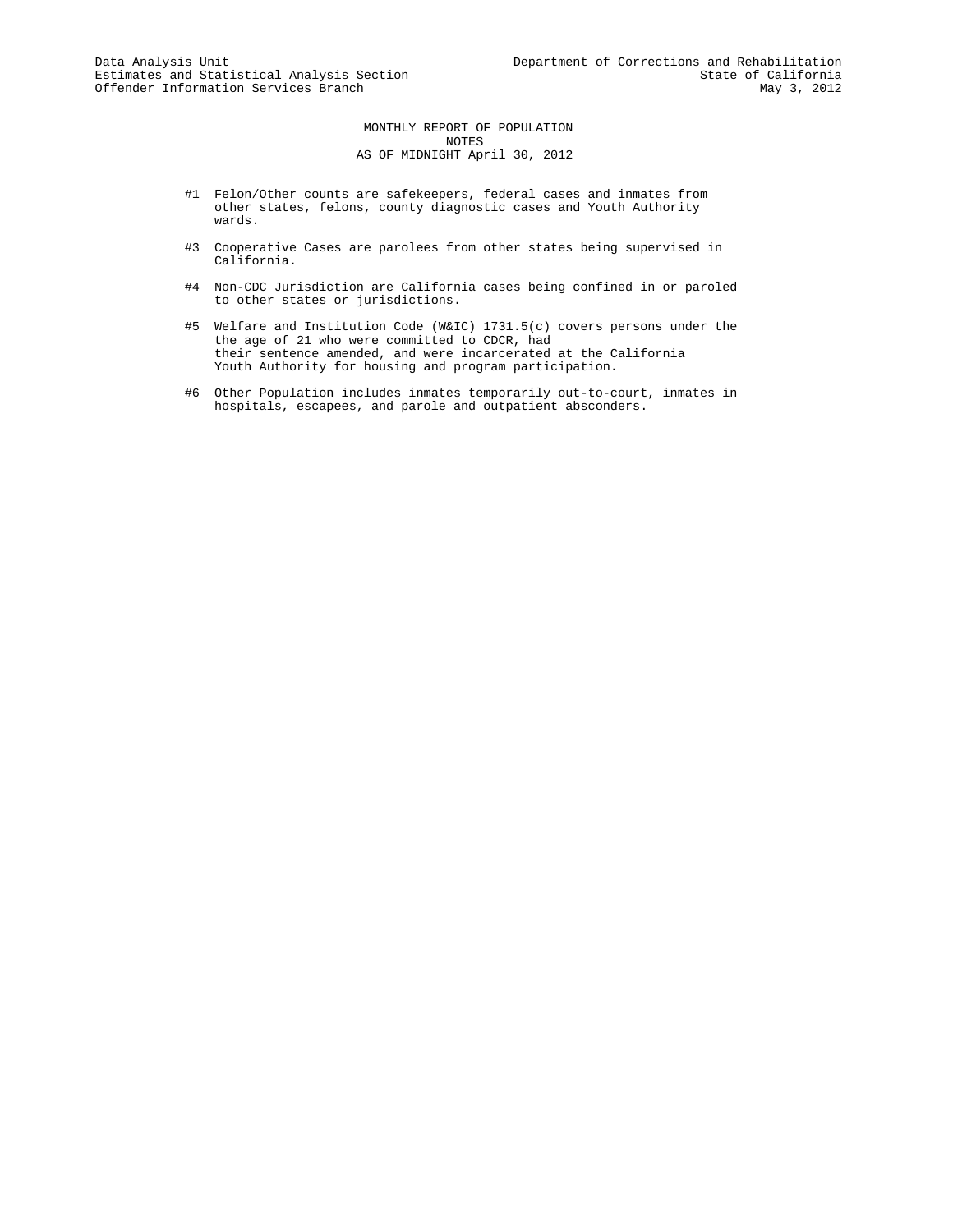Data Analysis Unit
Estimates and Statistical Analysis Section
Offender Information Services Branch

Department of Corrections and Rehabilitation
State of California
May 3, 2012

# MONTHLY REPORT OF POPULATION
## NOTES
### AS OF MIDNIGHT April 30, 2012

#1 Felon/Other counts are safekeepers, federal cases and inmates from other states, felons, county diagnostic cases and Youth Authority wards.

#3 Cooperative Cases are parolees from other states being supervised in California.

#4 Non-CDC Jurisdiction are California cases being confined in or paroled to other states or jurisdictions.

#5 Welfare and Institution Code (W&IC) 1731.5(c) covers persons under the the age of 21 who were committed to CDCR, had their sentence amended, and were incarcerated at the California Youth Authority for housing and program participation.

#6 Other Population includes inmates temporarily out-to-court, inmates in hospitals, escapees, and parole and outpatient absconders.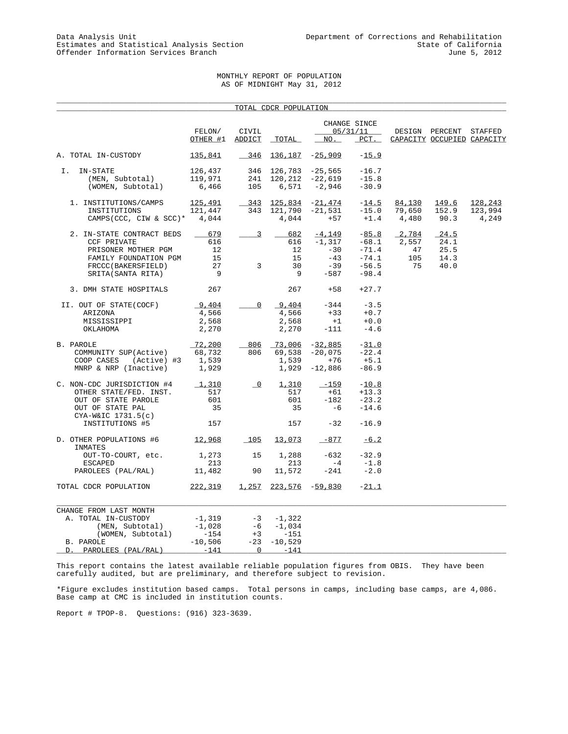Data Analysis Unit
Estimates and Statistical Analysis Section
Offender Information Services Branch

Department of Corrections and Rehabilitation
State of California
June 5, 2012

# MONTHLY REPORT OF POPULATION
## AS OF MIDNIGHT May 31, 2012

### TOTAL CDCR POPULATION

| | FELON/ OTHER #1 | CIVIL ADDICT | TOTAL | CHANGE SINCE 05/31/11 NO. | PCT. | DESIGN CAPACITY | PERCENT OCCUPIED | STAFFED CAPACITY |
|---|---|---|---|---|---|---|---|---|
| A. TOTAL IN-CUSTODY | 135,841 | 346 | 136,187 | -25,909 | -15.9 | | | |
| I. IN-STATE | 126,437 | 346 | 126,783 | -25,565 | -16.7 | | | |
| (MEN, Subtotal) | 119,971 | 241 | 120,212 | -22,619 | -15.8 | | | |
| (WOMEN, Subtotal) | 6,466 | 105 | 6,571 | -2,946 | -30.9 | | | |
| 1. INSTITUTIONS/CAMPS | 125,491 | 343 | 125,834 | -21,474 | -14.5 | 84,130 | 149.6 | 128,243 |
| INSTITUTIONS | 121,447 | 343 | 121,790 | -21,531 | -15.0 | 79,650 | 152.9 | 123,994 |
| CAMPS(CCC, CIW & SCC)* | 4,044 | | 4,044 | +57 | +1.4 | 4,480 | 90.3 | 4,249 |
| 2. IN-STATE CONTRACT BEDS | 679 | 3 | 682 | -4,149 | -85.8 | 2,784 | 24.5 | |
| CCF PRIVATE | 616 | | 616 | -1,317 | -68.1 | 2,557 | 24.1 | |
| PRISONER MOTHER PGM | 12 | | 12 | -30 | -71.4 | 47 | 25.5 | |
| FAMILY FOUNDATION PGM | 15 | | 15 | -43 | -74.1 | 105 | 14.3 | |
| FRCCC(BAKERSFIELD) | 27 | 3 | 30 | -39 | -56.5 | 75 | 40.0 | |
| SRITA(SANTA RITA) | 9 | | 9 | -587 | -98.4 | | | |
| 3. DMH STATE HOSPITALS | 267 | | 267 | +58 | +27.7 | | | |
| II. OUT OF STATE(COCF) | 9,404 | 0 | 9,404 | -344 | -3.5 | | | |
| ARIZONA | 4,566 | | 4,566 | +33 | +0.7 | | | |
| MISSISSIPPI | 2,568 | | 2,568 | +1 | +0.0 | | | |
| OKLAHOMA | 2,270 | | 2,270 | -111 | -4.6 | | | |
| B. PAROLE | 72,200 | 806 | 73,006 | -32,885 | -31.0 | | | |
| COMMUNITY SUP(Active) | 68,732 | 806 | 69,538 | -20,075 | -22.4 | | | |
| COOP CASES (Active) #3 | 1,539 | | 1,539 | +76 | +5.1 | | | |
| MNRP & NRP (Inactive) | 1,929 | | 1,929 | -12,886 | -86.9 | | | |
| C. NON-CDC JURISDICTION #4 | 1,310 | 0 | 1,310 | -159 | -10.8 | | | |
| OTHER STATE/FED. INST. | 517 | | 517 | +61 | +13.3 | | | |
| OUT OF STATE PAROLE | 601 | | 601 | -182 | -23.2 | | | |
| OUT OF STATE PAL | 35 | | 35 | -6 | -14.6 | | | |
| CYA-W&IC 1731.5(c) INSTITUTIONS #5 | 157 | | 157 | -32 | -16.9 | | | |
| D. OTHER POPULATIONS #6 | 12,968 | 105 | 13,073 | -877 | -6.2 | | | |
| INMATES OUT-TO-COURT, etc. | 1,273 | 15 | 1,288 | -632 | -32.9 | | | |
| ESCAPED | 213 | | 213 | -4 | -1.8 | | | |
| PAROLEES (PAL/RAL) | 11,482 | 90 | 11,572 | -241 | -2.0 | | | |
| TOTAL CDCR POPULATION | 222,319 | 1,257 | 223,576 | -59,830 | -21.1 | | | |

| CHANGE FROM LAST MONTH | FELON/ OTHER #1 | CIVIL ADDICT | TOTAL |
|---|---|---|---|
| A. TOTAL IN-CUSTODY | -1,319 | -3 | -1,322 |
| (MEN, Subtotal) | -1,028 | -6 | -1,034 |
| (WOMEN, Subtotal) | -154 | +3 | -151 |
| B. PAROLE | -10,506 | -23 | -10,529 |
| D. PAROLEES (PAL/RAL) | -141 | 0 | -141 |

This report contains the latest available reliable population figures from OBIS. They have been carefully audited, but are preliminary, and therefore subject to revision.

*Figure excludes institution based camps. Total persons in camps, including base camps, are 4,086. Base camp at CMC is included in institution counts.

Report # TPOP-8. Questions: (916) 323-3639.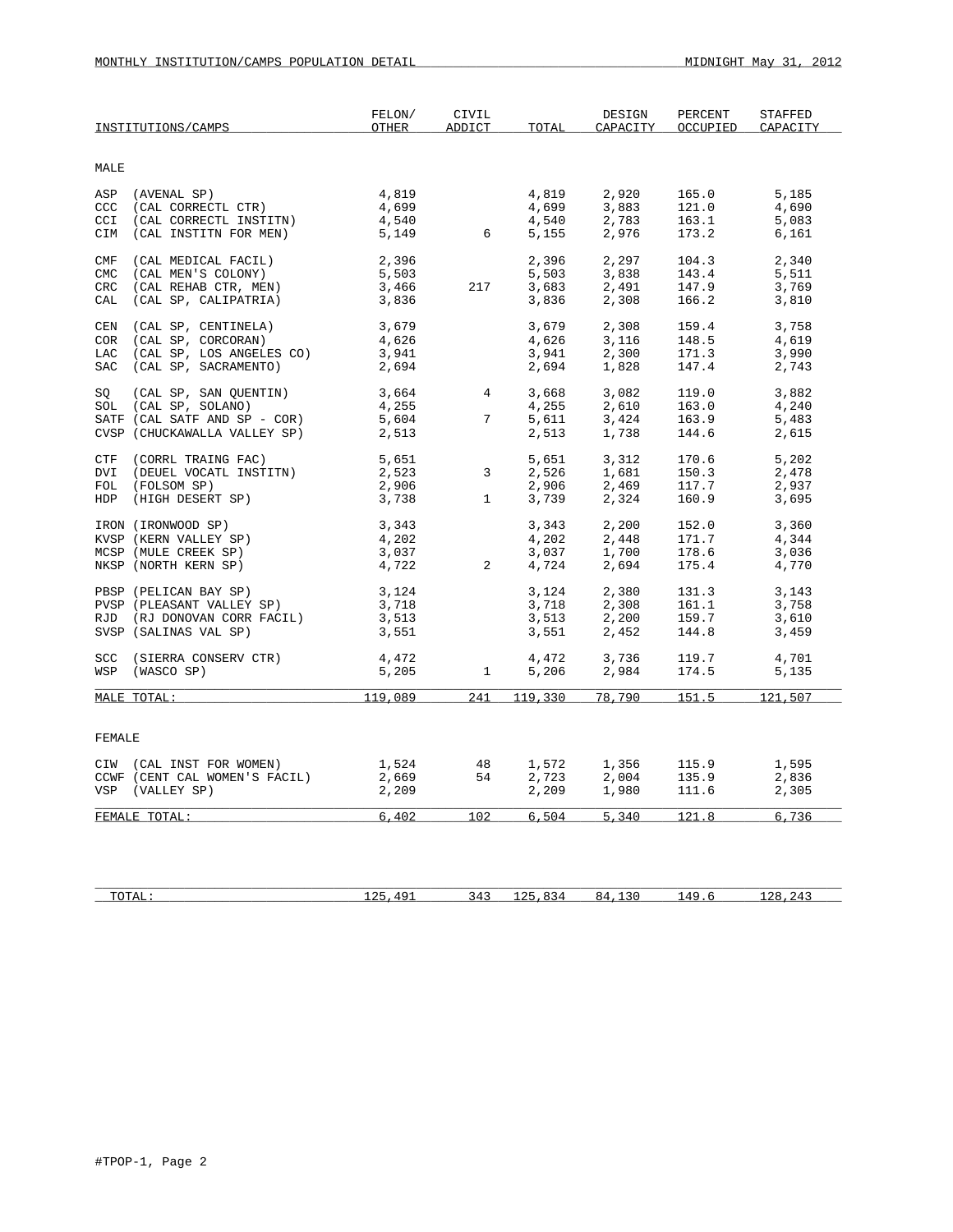MONTHLY INSTITUTION/CAMPS POPULATION DETAIL — MIDNIGHT May 31, 2012

| INSTITUTIONS/CAMPS | FELON/ OTHER | CIVIL ADDICT | TOTAL | DESIGN CAPACITY | PERCENT OCCUPIED | STAFFED CAPACITY |
|---|---|---|---|---|---|---|
| **MALE** | | | | | | |
| ASP (AVENAL SP) | 4,819 | | 4,819 | 2,920 | 165.0 | 5,185 |
| CCC (CAL CORRECTL CTR) | 4,699 | | 4,699 | 3,883 | 121.0 | 4,690 |
| CCI (CAL CORRECTL INSTITN) | 4,540 | | 4,540 | 2,783 | 163.1 | 5,083 |
| CIM (CAL INSTITN FOR MEN) | 5,149 | 6 | 5,155 | 2,976 | 173.2 | 6,161 |
| CMF (CAL MEDICAL FACIL) | 2,396 | | 2,396 | 2,297 | 104.3 | 2,340 |
| CMC (CAL MEN'S COLONY) | 5,503 | | 5,503 | 3,838 | 143.4 | 5,511 |
| CRC (CAL REHAB CTR, MEN) | 3,466 | 217 | 3,683 | 2,491 | 147.9 | 3,769 |
| CAL (CAL SP, CALIPATRIA) | 3,836 | | 3,836 | 2,308 | 166.2 | 3,810 |
| CEN (CAL SP, CENTINELA) | 3,679 | | 3,679 | 2,308 | 159.4 | 3,758 |
| COR (CAL SP, CORCORAN) | 4,626 | | 4,626 | 3,116 | 148.5 | 4,619 |
| LAC (CAL SP, LOS ANGELES CO) | 3,941 | | 3,941 | 2,300 | 171.3 | 3,990 |
| SAC (CAL SP, SACRAMENTO) | 2,694 | | 2,694 | 1,828 | 147.4 | 2,743 |
| SQ (CAL SP, SAN QUENTIN) | 3,664 | 4 | 3,668 | 3,082 | 119.0 | 3,882 |
| SOL (CAL SP, SOLANO) | 4,255 | | 4,255 | 2,610 | 163.0 | 4,240 |
| SATF (CAL SATF AND SP - COR) | 5,604 | 7 | 5,611 | 3,424 | 163.9 | 5,483 |
| CVSP (CHUCKAWALLA VALLEY SP) | 2,513 | | 2,513 | 1,738 | 144.6 | 2,615 |
| CTF (CORRL TRAING FAC) | 5,651 | | 5,651 | 3,312 | 170.6 | 5,202 |
| DVI (DEUEL VOCATL INSTITN) | 2,523 | 3 | 2,526 | 1,681 | 150.3 | 2,478 |
| FOL (FOLSOM SP) | 2,906 | | 2,906 | 2,469 | 117.7 | 2,937 |
| HDP (HIGH DESERT SP) | 3,738 | 1 | 3,739 | 2,324 | 160.9 | 3,695 |
| IRON (IRONWOOD SP) | 3,343 | | 3,343 | 2,200 | 152.0 | 3,360 |
| KVSP (KERN VALLEY SP) | 4,202 | | 4,202 | 2,448 | 171.7 | 4,344 |
| MCSP (MULE CREEK SP) | 3,037 | | 3,037 | 1,700 | 178.6 | 3,036 |
| NKSP (NORTH KERN SP) | 4,722 | 2 | 4,724 | 2,694 | 175.4 | 4,770 |
| PBSP (PELICAN BAY SP) | 3,124 | | 3,124 | 2,380 | 131.3 | 3,143 |
| PVSP (PLEASANT VALLEY SP) | 3,718 | | 3,718 | 2,308 | 161.1 | 3,758 |
| RJD (RJ DONOVAN CORR FACIL) | 3,513 | | 3,513 | 2,200 | 159.7 | 3,610 |
| SVSP (SALINAS VAL SP) | 3,551 | | 3,551 | 2,452 | 144.8 | 3,459 |
| SCC (SIERRA CONSERV CTR) | 4,472 | | 4,472 | 3,736 | 119.7 | 4,701 |
| WSP (WASCO SP) | 5,205 | 1 | 5,206 | 2,984 | 174.5 | 5,135 |
| MALE TOTAL: | 119,089 | 241 | 119,330 | 78,790 | 151.5 | 121,507 |
| **FEMALE** | | | | | | |
| CIW (CAL INST FOR WOMEN) | 1,524 | 48 | 1,572 | 1,356 | 115.9 | 1,595 |
| CCWF (CENT CAL WOMEN'S FACIL) | 2,669 | 54 | 2,723 | 2,004 | 135.9 | 2,836 |
| VSP (VALLEY SP) | 2,209 | | 2,209 | 1,980 | 111.6 | 2,305 |
| FEMALE TOTAL: | 6,402 | 102 | 6,504 | 5,340 | 121.8 | 6,736 |
| TOTAL: | 125,491 | 343 | 125,834 | 84,130 | 149.6 | 128,243 |

#TPOP-1, Page 2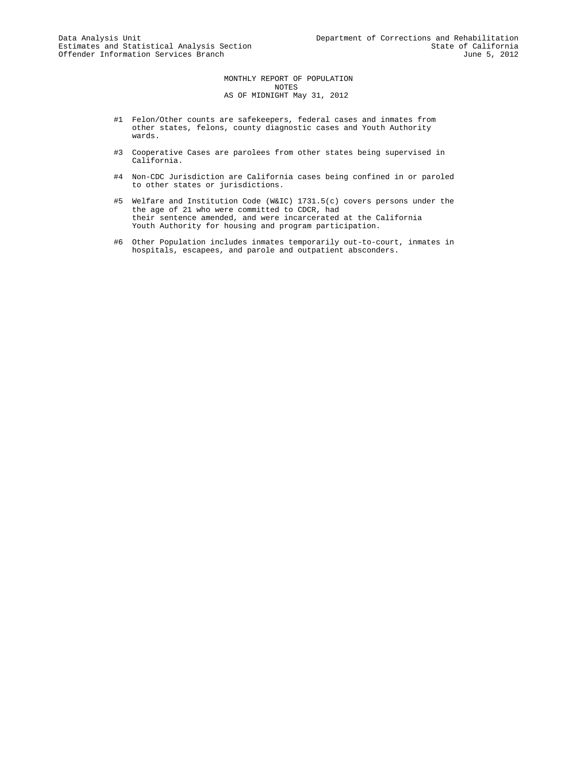Data Analysis Unit
Estimates and Statistical Analysis Section
Offender Information Services Branch

Department of Corrections and Rehabilitation
State of California
June 5, 2012

# MONTHLY REPORT OF POPULATION
## NOTES
## AS OF MIDNIGHT May 31, 2012

#1 Felon/Other counts are safekeepers, federal cases and inmates from other states, felons, county diagnostic cases and Youth Authority wards.

#3 Cooperative Cases are parolees from other states being supervised in California.

#4 Non-CDC Jurisdiction are California cases being confined in or paroled to other states or jurisdictions.

#5 Welfare and Institution Code (W&IC) 1731.5(c) covers persons under the the age of 21 who were committed to CDCR, had their sentence amended, and were incarcerated at the California Youth Authority for housing and program participation.

#6 Other Population includes inmates temporarily out-to-court, inmates in hospitals, escapees, and parole and outpatient absconders.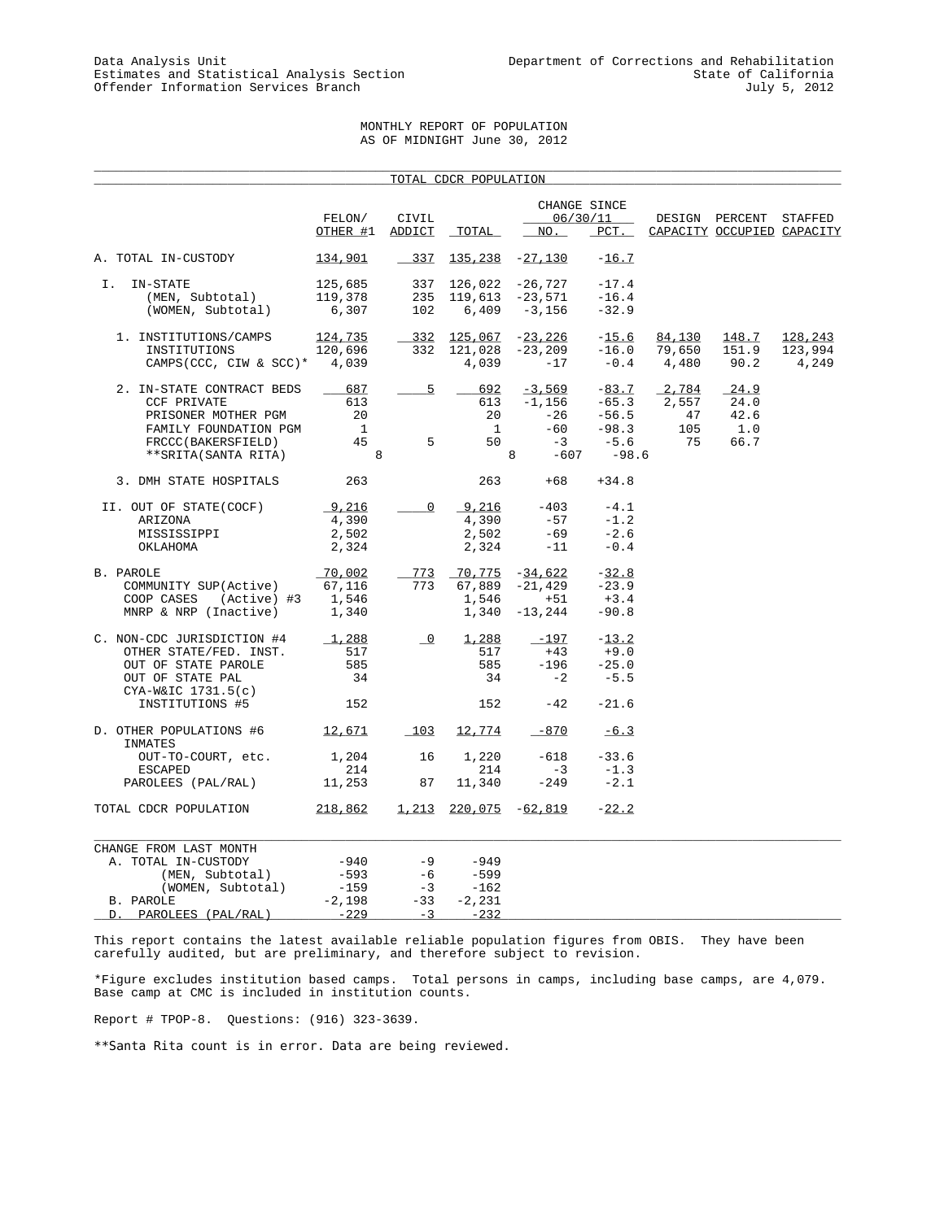Data Analysis Unit
Estimates and Statistical Analysis Section
Offender Information Services Branch

Department of Corrections and Rehabilitation
State of California
July 5, 2012

# MONTHLY REPORT OF POPULATION
## AS OF MIDNIGHT June 30, 2012

### TOTAL CDCR POPULATION

| | FELON/ OTHER #1 | CIVIL ADDICT | TOTAL | CHANGE SINCE 06/30/11 NO. | PCT. | DESIGN CAPACITY | PERCENT OCCUPIED | STAFFED CAPACITY |
|---|---|---|---|---|---|---|---|---|
| A. TOTAL IN-CUSTODY | 134,901 | 337 | 135,238 | -27,130 | -16.7 | | | |
| I. IN-STATE | 125,685 | 337 | 126,022 | -26,727 | -17.4 | | | |
| (MEN, Subtotal) | 119,378 | 235 | 119,613 | -23,571 | -16.4 | | | |
| (WOMEN, Subtotal) | 6,307 | 102 | 6,409 | -3,156 | -32.9 | | | |
| 1. INSTITUTIONS/CAMPS | 124,735 | 332 | 125,067 | -23,226 | -15.6 | 84,130 | 148.7 | 128,243 |
| INSTITUTIONS | 120,696 | 332 | 121,028 | -23,209 | -16.0 | 79,650 | 151.9 | 123,994 |
| CAMPS(CCC, CIW & SCC)* | 4,039 | | 4,039 | -17 | -0.4 | 4,480 | 90.2 | 4,249 |
| 2. IN-STATE CONTRACT BEDS | 687 | 5 | 692 | -3,569 | -83.7 | 2,784 | 24.9 | |
| CCF PRIVATE | 613 | | 613 | -1,156 | -65.3 | 2,557 | 24.0 | |
| PRISONER MOTHER PGM | 20 | | 20 | -26 | -56.5 | 47 | 42.6 | |
| FAMILY FOUNDATION PGM | 1 | | 1 | -60 | -98.3 | 105 | 1.0 | |
| FRCCC(BAKERSFIELD) | 45 | 5 | 50 | -3 | -5.6 | 75 | 66.7 | |
| **SRITA(SANTA RITA) | 8 | | 8 | -607 | -98.6 | | | |
| 3. DMH STATE HOSPITALS | 263 | | 263 | +68 | +34.8 | | | |
| II. OUT OF STATE(COCF) | 9,216 | 0 | 9,216 | -403 | -4.1 | | | |
| ARIZONA | 4,390 | | 4,390 | -57 | -1.2 | | | |
| MISSISSIPPI | 2,502 | | 2,502 | -69 | -2.6 | | | |
| OKLAHOMA | 2,324 | | 2,324 | -11 | -0.4 | | | |
| B. PAROLE | 70,002 | 773 | 70,775 | -34,622 | -32.8 | | | |
| COMMUNITY SUP(Active) | 67,116 | 773 | 67,889 | -21,429 | -23.9 | | | |
| COOP CASES (Active) #3 | 1,546 | | 1,546 | +51 | +3.4 | | | |
| MNRP & NRP (Inactive) | 1,340 | | 1,340 | -13,244 | -90.8 | | | |
| C. NON-CDC JURISDICTION #4 | 1,288 | 0 | 1,288 | -197 | -13.2 | | | |
| OTHER STATE/FED. INST. | 517 | | 517 | +43 | +9.0 | | | |
| OUT OF STATE PAROLE | 585 | | 585 | -196 | -25.0 | | | |
| OUT OF STATE PAL | 34 | | 34 | -2 | -5.5 | | | |
| CYA-W&IC 1731.5(c) INSTITUTIONS #5 | 152 | | 152 | -42 | -21.6 | | | |
| D. OTHER POPULATIONS #6 | 12,671 | 103 | 12,774 | -870 | -6.3 | | | |
| INMATES OUT-TO-COURT, etc. | 1,204 | 16 | 1,220 | -618 | -33.6 | | | |
| ESCAPED | 214 | | 214 | -3 | -1.3 | | | |
| PAROLEES (PAL/RAL) | 11,253 | 87 | 11,340 | -249 | -2.1 | | | |
| TOTAL CDCR POPULATION | 218,862 | 1,213 | 220,075 | -62,819 | -22.2 | | | |

| CHANGE FROM LAST MONTH | FELON/ OTHER | CIVIL ADDICT | TOTAL |
|---|---|---|---|
| A. TOTAL IN-CUSTODY | -940 | -9 | -949 |
| (MEN, Subtotal) | -593 | -6 | -599 |
| (WOMEN, Subtotal) | -159 | -3 | -162 |
| B. PAROLE | -2,198 | -33 | -2,231 |
| D. PAROLEES (PAL/RAL) | -229 | -3 | -232 |

This report contains the latest available reliable population figures from OBIS. They have been carefully audited, but are preliminary, and therefore subject to revision.

*Figure excludes institution based camps. Total persons in camps, including base camps, are 4,079. Base camp at CMC is included in institution counts.

Report # TPOP-8. Questions: (916) 323-3639.

**Santa Rita count is in error. Data are being reviewed.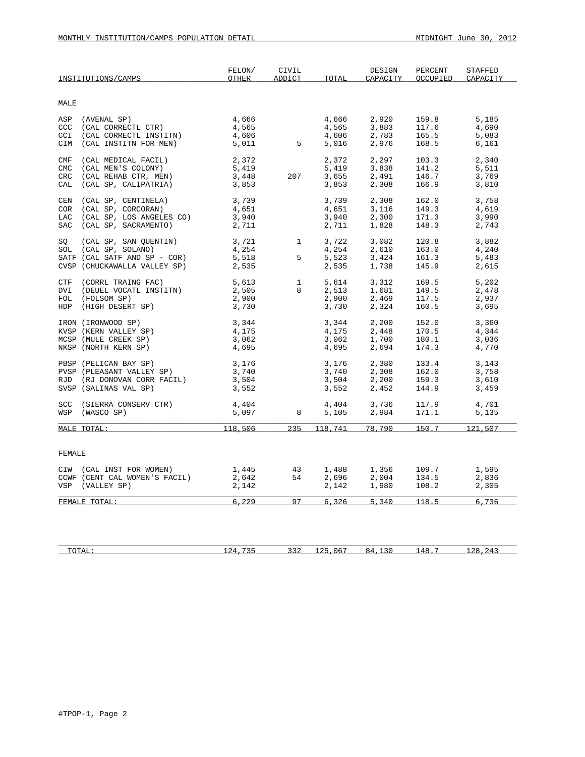MONTHLY INSTITUTION/CAMPS POPULATION DETAIL — MIDNIGHT June 30, 2012

| INSTITUTIONS/CAMPS | FELON/ OTHER | CIVIL ADDICT | TOTAL | DESIGN CAPACITY | PERCENT OCCUPIED | STAFFED CAPACITY |
|---|---|---|---|---|---|---|
| **MALE** | | | | | | |
| ASP (AVENAL SP) | 4,666 | | 4,666 | 2,920 | 159.8 | 5,185 |
| CCC (CAL CORRECTL CTR) | 4,565 | | 4,565 | 3,883 | 117.6 | 4,690 |
| CCI (CAL CORRECTL INSTITN) | 4,606 | | 4,606 | 2,783 | 165.5 | 5,083 |
| CIM (CAL INSTITN FOR MEN) | 5,011 | 5 | 5,016 | 2,976 | 168.5 | 6,161 |
| CMF (CAL MEDICAL FACIL) | 2,372 | | 2,372 | 2,297 | 103.3 | 2,340 |
| CMC (CAL MEN'S COLONY) | 5,419 | | 5,419 | 3,838 | 141.2 | 5,511 |
| CRC (CAL REHAB CTR, MEN) | 3,448 | 207 | 3,655 | 2,491 | 146.7 | 3,769 |
| CAL (CAL SP, CALIPATRIA) | 3,853 | | 3,853 | 2,308 | 166.9 | 3,810 |
| CEN (CAL SP, CENTINELA) | 3,739 | | 3,739 | 2,308 | 162.0 | 3,758 |
| COR (CAL SP, CORCORAN) | 4,651 | | 4,651 | 3,116 | 149.3 | 4,619 |
| LAC (CAL SP, LOS ANGELES CO) | 3,940 | | 3,940 | 2,300 | 171.3 | 3,990 |
| SAC (CAL SP, SACRAMENTO) | 2,711 | | 2,711 | 1,828 | 148.3 | 2,743 |
| SQ (CAL SP, SAN QUENTIN) | 3,721 | 1 | 3,722 | 3,082 | 120.8 | 3,882 |
| SOL (CAL SP, SOLANO) | 4,254 | | 4,254 | 2,610 | 163.0 | 4,240 |
| SATF (CAL SATF AND SP - COR) | 5,518 | 5 | 5,523 | 3,424 | 161.3 | 5,483 |
| CVSP (CHUCKAWALLA VALLEY SP) | 2,535 | | 2,535 | 1,738 | 145.9 | 2,615 |
| CTF (CORRL TRAING FAC) | 5,613 | 1 | 5,614 | 3,312 | 169.5 | 5,202 |
| DVI (DEUEL VOCATL INSTITN) | 2,505 | 8 | 2,513 | 1,681 | 149.5 | 2,478 |
| FOL (FOLSOM SP) | 2,900 | | 2,900 | 2,469 | 117.5 | 2,937 |
| HDP (HIGH DESERT SP) | 3,730 | | 3,730 | 2,324 | 160.5 | 3,695 |
| IRON (IRONWOOD SP) | 3,344 | | 3,344 | 2,200 | 152.0 | 3,360 |
| KVSP (KERN VALLEY SP) | 4,175 | | 4,175 | 2,448 | 170.5 | 4,344 |
| MCSP (MULE CREEK SP) | 3,062 | | 3,062 | 1,700 | 180.1 | 3,036 |
| NKSP (NORTH KERN SP) | 4,695 | | 4,695 | 2,694 | 174.3 | 4,770 |
| PBSP (PELICAN BAY SP) | 3,176 | | 3,176 | 2,380 | 133.4 | 3,143 |
| PVSP (PLEASANT VALLEY SP) | 3,740 | | 3,740 | 2,308 | 162.0 | 3,758 |
| RJD (RJ DONOVAN CORR FACIL) | 3,504 | | 3,504 | 2,200 | 159.3 | 3,610 |
| SVSP (SALINAS VAL SP) | 3,552 | | 3,552 | 2,452 | 144.9 | 3,459 |
| SCC (SIERRA CONSERV CTR) | 4,404 | | 4,404 | 3,736 | 117.9 | 4,701 |
| WSP (WASCO SP) | 5,097 | 8 | 5,105 | 2,984 | 171.1 | 5,135 |
| MALE TOTAL: | 118,506 | 235 | 118,741 | 78,790 | 150.7 | 121,507 |
| **FEMALE** | | | | | | |
| CIW (CAL INST FOR WOMEN) | 1,445 | 43 | 1,488 | 1,356 | 109.7 | 1,595 |
| CCWF (CENT CAL WOMEN'S FACIL) | 2,642 | 54 | 2,696 | 2,004 | 134.5 | 2,836 |
| VSP (VALLEY SP) | 2,142 | | 2,142 | 1,980 | 108.2 | 2,305 |
| FEMALE TOTAL: | 6,229 | 97 | 6,326 | 5,340 | 118.5 | 6,736 |
| TOTAL: | 124,735 | 332 | 125,067 | 84,130 | 148.7 | 128,243 |

#TPOP-1, Page 2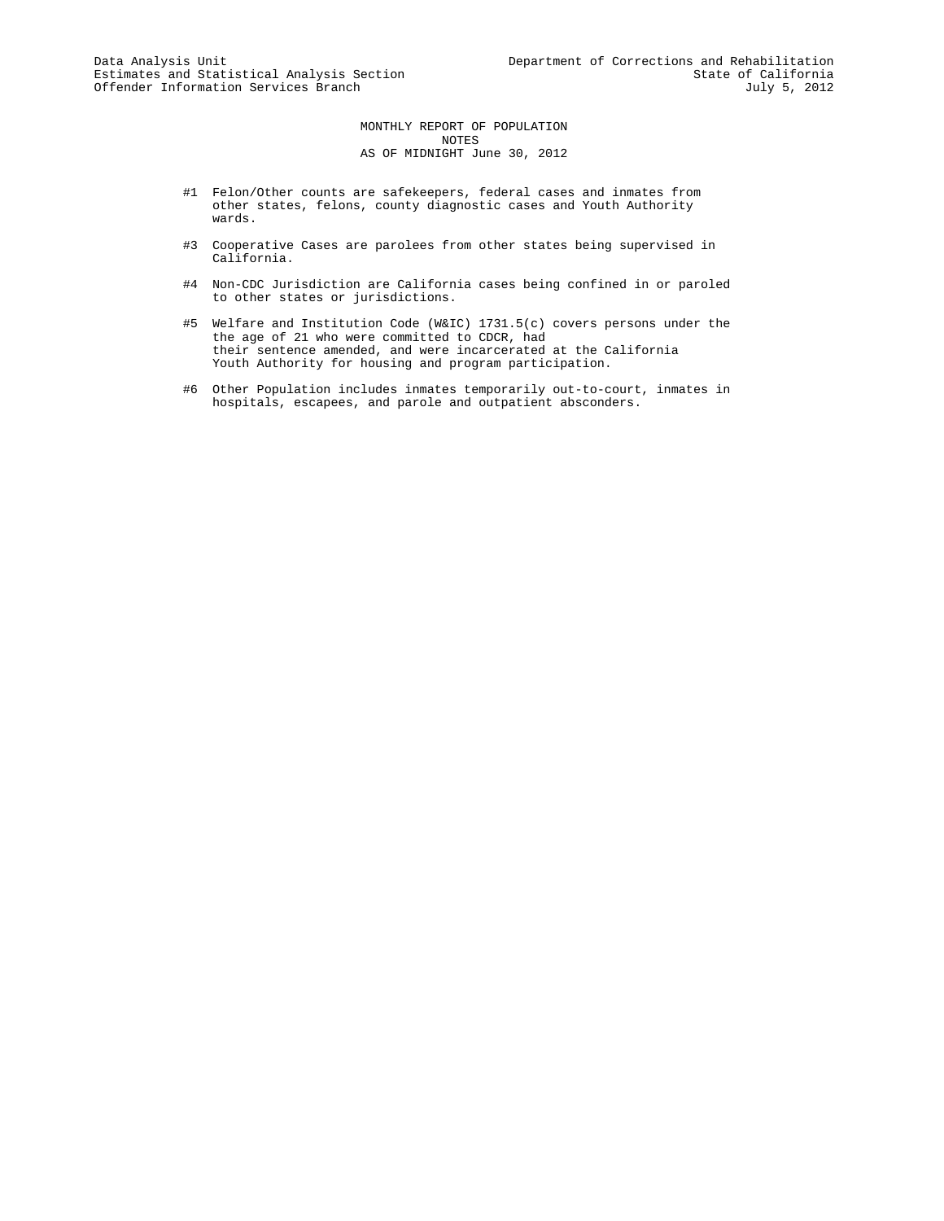Data Analysis Unit
Estimates and Statistical Analysis Section
Offender Information Services Branch

Department of Corrections and Rehabilitation
State of California
July 5, 2012

MONTHLY REPORT OF POPULATION
NOTES
AS OF MIDNIGHT June 30, 2012

#1 Felon/Other counts are safekeepers, federal cases and inmates from other states, felons, county diagnostic cases and Youth Authority wards.

#3 Cooperative Cases are parolees from other states being supervised in California.

#4 Non-CDC Jurisdiction are California cases being confined in or paroled to other states or jurisdictions.

#5 Welfare and Institution Code (W&IC) 1731.5(c) covers persons under the the age of 21 who were committed to CDCR, had their sentence amended, and were incarcerated at the California Youth Authority for housing and program participation.

#6 Other Population includes inmates temporarily out-to-court, inmates in hospitals, escapees, and parole and outpatient absconders.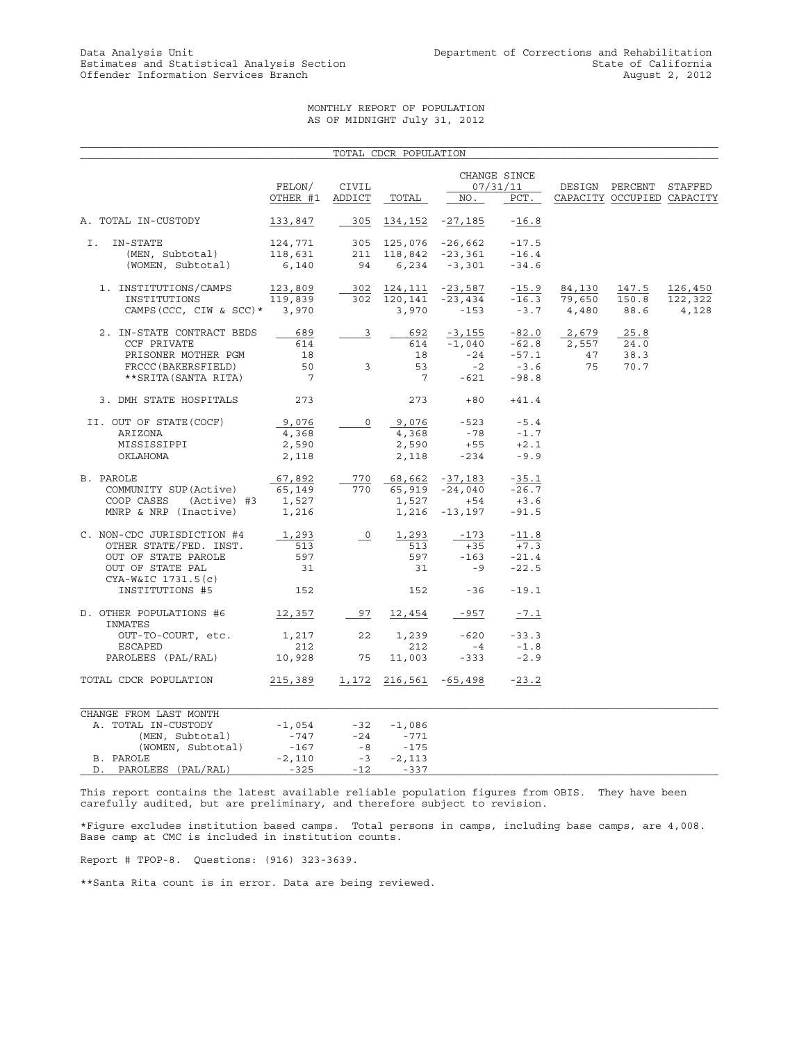Data Analysis Unit
Estimates and Statistical Analysis Section
Offender Information Services Branch

Department of Corrections and Rehabilitation
State of California
August 2, 2012

# MONTHLY REPORT OF POPULATION
## AS OF MIDNIGHT July 31, 2012

### TOTAL CDCR POPULATION

| | FELON/ OTHER #1 | CIVIL ADDICT | TOTAL | CHANGE SINCE 07/31/11 NO. | PCT. | DESIGN CAPACITY | PERCENT OCCUPIED | STAFFED CAPACITY |
|---|---|---|---|---|---|---|---|---|
| A. TOTAL IN-CUSTODY | 133,847 | 305 | 134,152 | -27,185 | -16.8 | | | |
| I. IN-STATE | 124,771 | 305 | 125,076 | -26,662 | -17.5 | | | |
| (MEN, Subtotal) | 118,631 | 211 | 118,842 | -23,361 | -16.4 | | | |
| (WOMEN, Subtotal) | 6,140 | 94 | 6,234 | -3,301 | -34.6 | | | |
| 1. INSTITUTIONS/CAMPS | 123,809 | 302 | 124,111 | -23,587 | -15.9 | 84,130 | 147.5 | 126,450 |
| INSTITUTIONS | 119,839 | 302 | 120,141 | -23,434 | -16.3 | 79,650 | 150.8 | 122,322 |
| CAMPS(CCC, CIW & SCC)* | 3,970 | | 3,970 | -153 | -3.7 | 4,480 | 88.6 | 4,128 |
| 2. IN-STATE CONTRACT BEDS | 689 | 3 | 692 | -3,155 | -82.0 | 2,679 | 25.8 | |
| CCF PRIVATE | 614 | | 614 | -1,040 | -62.8 | 2,557 | 24.0 | |
| PRISONER MOTHER PGM | 18 | | 18 | -24 | -57.1 | 47 | 38.3 | |
| FRCCC(BAKERSFIELD) | 50 | 3 | 53 | -2 | -3.6 | 75 | 70.7 | |
| **SRITA(SANTA RITA) | 7 | | 7 | -621 | -98.8 | | | |
| 3. DMH STATE HOSPITALS | 273 | | 273 | +80 | +41.4 | | | |
| II. OUT OF STATE(COCF) | 9,076 | 0 | 9,076 | -523 | -5.4 | | | |
| ARIZONA | 4,368 | | 4,368 | -78 | -1.7 | | | |
| MISSISSIPPI | 2,590 | | 2,590 | +55 | +2.1 | | | |
| OKLAHOMA | 2,118 | | 2,118 | -234 | -9.9 | | | |
| B. PAROLE | 67,892 | 770 | 68,662 | -37,183 | -35.1 | | | |
| COMMUNITY SUP(Active) | 65,149 | 770 | 65,919 | -24,040 | -26.7 | | | |
| COOP CASES (Active) #3 | 1,527 | | 1,527 | +54 | +3.6 | | | |
| MNRP & NRP (Inactive) | 1,216 | | 1,216 | -13,197 | -91.5 | | | |
| C. NON-CDC JURISDICTION #4 | 1,293 | 0 | 1,293 | -173 | -11.8 | | | |
| OTHER STATE/FED. INST. | 513 | | 513 | +35 | +7.3 | | | |
| OUT OF STATE PAROLE | 597 | | 597 | -163 | -21.4 | | | |
| OUT OF STATE PAL | 31 | | 31 | -9 | -22.5 | | | |
| CYA-W&IC 1731.5(c) INSTITUTIONS #5 | 152 | | 152 | -36 | -19.1 | | | |
| D. OTHER POPULATIONS #6 | 12,357 | 97 | 12,454 | -957 | -7.1 | | | |
| INMATES OUT-TO-COURT, etc. | 1,217 | 22 | 1,239 | -620 | -33.3 | | | |
| ESCAPED | 212 | | 212 | -4 | -1.8 | | | |
| PAROLEES (PAL/RAL) | 10,928 | 75 | 11,003 | -333 | -2.9 | | | |
| TOTAL CDCR POPULATION | 215,389 | 1,172 | 216,561 | -65,498 | -23.2 | | | |

| CHANGE FROM LAST MONTH | FELON/ OTHER #1 | CIVIL ADDICT | TOTAL |
|---|---|---|---|
| A. TOTAL IN-CUSTODY | -1,054 | -32 | -1,086 |
| (MEN, Subtotal) | -747 | -24 | -771 |
| (WOMEN, Subtotal) | -167 | -8 | -175 |
| B. PAROLE | -2,110 | -3 | -2,113 |
| D. PAROLEES (PAL/RAL) | -325 | -12 | -337 |

This report contains the latest available reliable population figures from OBIS. They have been carefully audited, but are preliminary, and therefore subject to revision.

*Figure excludes institution based camps. Total persons in camps, including base camps, are 4,008. Base camp at CMC is included in institution counts.

Report # TPOP-8. Questions: (916) 323-3639.

**Santa Rita count is in error. Data are being reviewed.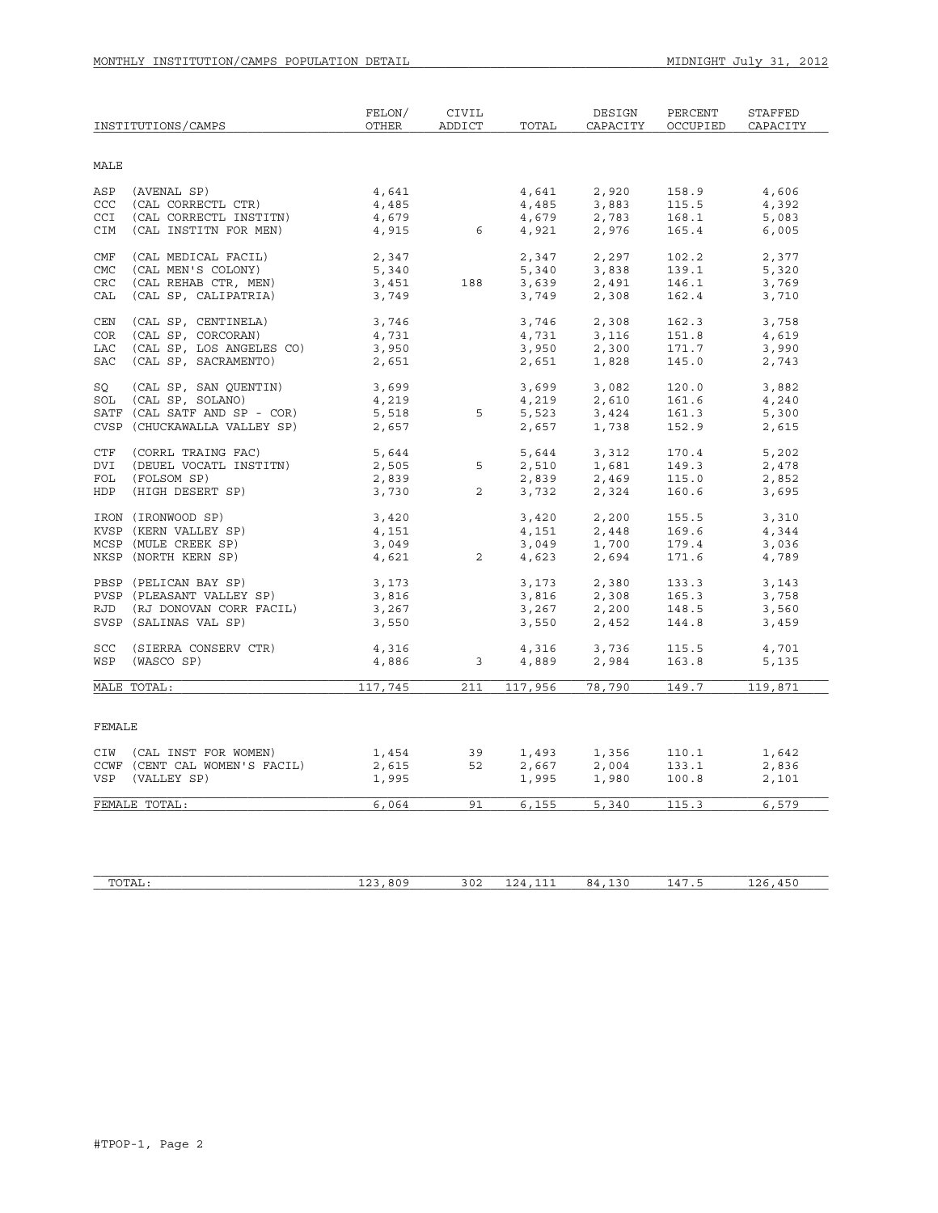MONTHLY INSTITUTION/CAMPS POPULATION DETAIL

MIDNIGHT July 31, 2012

| INSTITUTIONS/CAMPS | FELON/ OTHER | CIVIL ADDICT | TOTAL | DESIGN CAPACITY | PERCENT OCCUPIED | STAFFED CAPACITY |
|---|---|---|---|---|---|---|
| **MALE** | | | | | | |
| ASP (AVENAL SP) | 4,641 | | 4,641 | 2,920 | 158.9 | 4,606 |
| CCC (CAL CORRECTL CTR) | 4,485 | | 4,485 | 3,883 | 115.5 | 4,392 |
| CCI (CAL CORRECTL INSTITN) | 4,679 | | 4,679 | 2,783 | 168.1 | 5,083 |
| CIM (CAL INSTITN FOR MEN) | 4,915 | 6 | 4,921 | 2,976 | 165.4 | 6,005 |
| CMF (CAL MEDICAL FACIL) | 2,347 | | 2,347 | 2,297 | 102.2 | 2,377 |
| CMC (CAL MEN'S COLONY) | 5,340 | | 5,340 | 3,838 | 139.1 | 5,320 |
| CRC (CAL REHAB CTR, MEN) | 3,451 | 188 | 3,639 | 2,491 | 146.1 | 3,769 |
| CAL (CAL SP, CALIPATRIA) | 3,749 | | 3,749 | 2,308 | 162.4 | 3,710 |
| CEN (CAL SP, CENTINELA) | 3,746 | | 3,746 | 2,308 | 162.3 | 3,758 |
| COR (CAL SP, CORCORAN) | 4,731 | | 4,731 | 3,116 | 151.8 | 4,619 |
| LAC (CAL SP, LOS ANGELES CO) | 3,950 | | 3,950 | 2,300 | 171.7 | 3,990 |
| SAC (CAL SP, SACRAMENTO) | 2,651 | | 2,651 | 1,828 | 145.0 | 2,743 |
| SQ (CAL SP, SAN QUENTIN) | 3,699 | | 3,699 | 3,082 | 120.0 | 3,882 |
| SOL (CAL SP, SOLANO) | 4,219 | | 4,219 | 2,610 | 161.6 | 4,240 |
| SATF (CAL SATF AND SP - COR) | 5,518 | 5 | 5,523 | 3,424 | 161.3 | 5,300 |
| CVSP (CHUCKAWALLA VALLEY SP) | 2,657 | | 2,657 | 1,738 | 152.9 | 2,615 |
| CTF (CORRL TRAING FAC) | 5,644 | | 5,644 | 3,312 | 170.4 | 5,202 |
| DVI (DEUEL VOCATL INSTITN) | 2,505 | 5 | 2,510 | 1,681 | 149.3 | 2,478 |
| FOL (FOLSOM SP) | 2,839 | | 2,839 | 2,469 | 115.0 | 2,852 |
| HDP (HIGH DESERT SP) | 3,730 | 2 | 3,732 | 2,324 | 160.6 | 3,695 |
| IRON (IRONWOOD SP) | 3,420 | | 3,420 | 2,200 | 155.5 | 3,310 |
| KVSP (KERN VALLEY SP) | 4,151 | | 4,151 | 2,448 | 169.6 | 4,344 |
| MCSP (MULE CREEK SP) | 3,049 | | 3,049 | 1,700 | 179.4 | 3,036 |
| NKSP (NORTH KERN SP) | 4,621 | 2 | 4,623 | 2,694 | 171.6 | 4,789 |
| PBSP (PELICAN BAY SP) | 3,173 | | 3,173 | 2,380 | 133.3 | 3,143 |
| PVSP (PLEASANT VALLEY SP) | 3,816 | | 3,816 | 2,308 | 165.3 | 3,758 |
| RJD (RJ DONOVAN CORR FACIL) | 3,267 | | 3,267 | 2,200 | 148.5 | 3,560 |
| SVSP (SALINAS VAL SP) | 3,550 | | 3,550 | 2,452 | 144.8 | 3,459 |
| SCC (SIERRA CONSERV CTR) | 4,316 | | 4,316 | 3,736 | 115.5 | 4,701 |
| WSP (WASCO SP) | 4,886 | 3 | 4,889 | 2,984 | 163.8 | 5,135 |
| MALE TOTAL: | 117,745 | 211 | 117,956 | 78,790 | 149.7 | 119,871 |
| **FEMALE** | | | | | | |
| CIW (CAL INST FOR WOMEN) | 1,454 | 39 | 1,493 | 1,356 | 110.1 | 1,642 |
| CCWF (CENT CAL WOMEN'S FACIL) | 2,615 | 52 | 2,667 | 2,004 | 133.1 | 2,836 |
| VSP (VALLEY SP) | 1,995 | | 1,995 | 1,980 | 100.8 | 2,101 |
| FEMALE TOTAL: | 6,064 | 91 | 6,155 | 5,340 | 115.3 | 6,579 |
| TOTAL: | 123,809 | 302 | 124,111 | 84,130 | 147.5 | 126,450 |

#TPOP-1, Page 2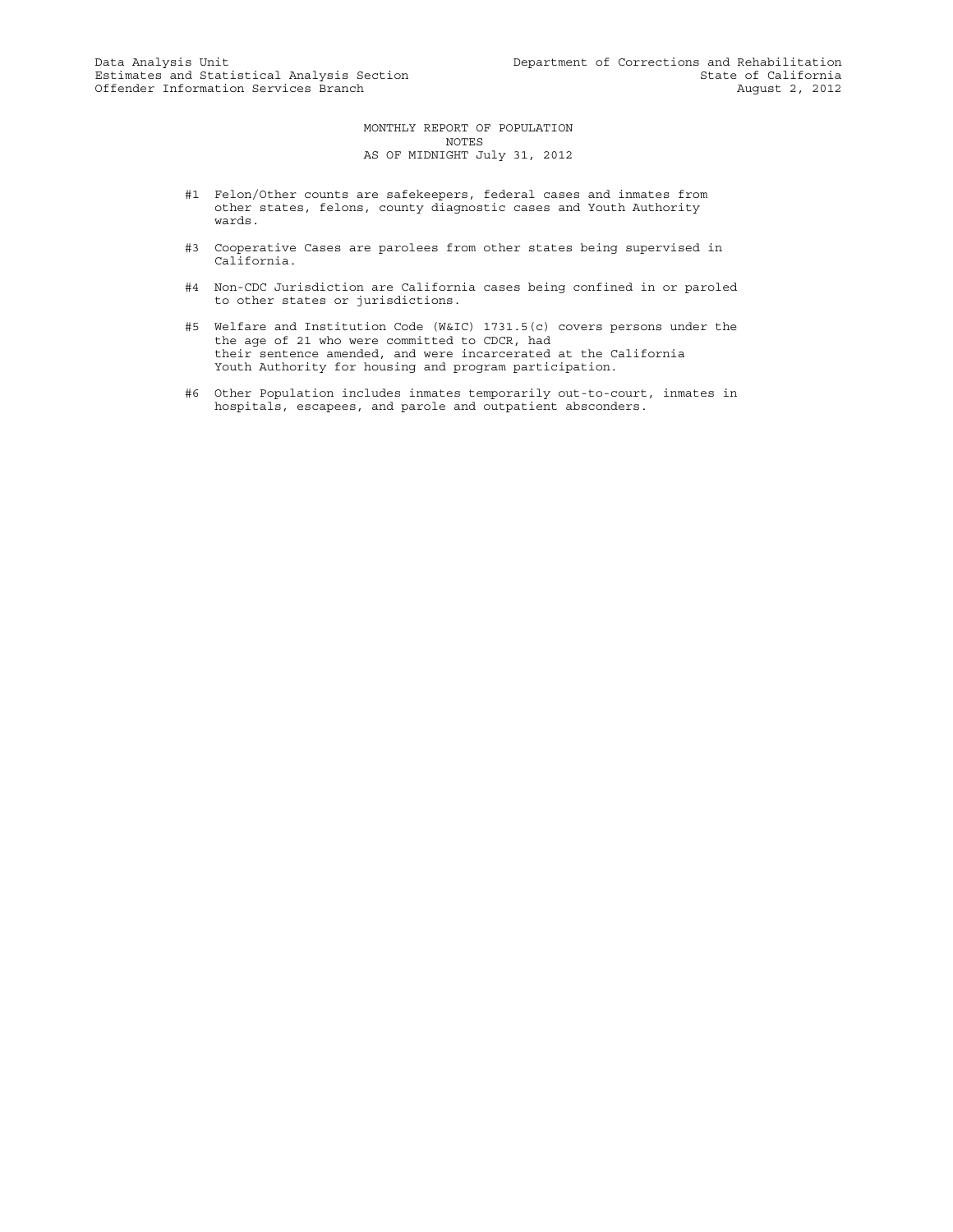Data Analysis Unit
Estimates and Statistical Analysis Section
Offender Information Services Branch

Department of Corrections and Rehabilitation
State of California
August 2, 2012

# MONTHLY REPORT OF POPULATION
## NOTES
## AS OF MIDNIGHT July 31, 2012

#1 Felon/Other counts are safekeepers, federal cases and inmates from other states, felons, county diagnostic cases and Youth Authority wards.

#3 Cooperative Cases are parolees from other states being supervised in California.

#4 Non-CDC Jurisdiction are California cases being confined in or paroled to other states or jurisdictions.

#5 Welfare and Institution Code (W&IC) 1731.5(c) covers persons under the the age of 21 who were committed to CDCR, had their sentence amended, and were incarcerated at the California Youth Authority for housing and program participation.

#6 Other Population includes inmates temporarily out-to-court, inmates in hospitals, escapees, and parole and outpatient absconders.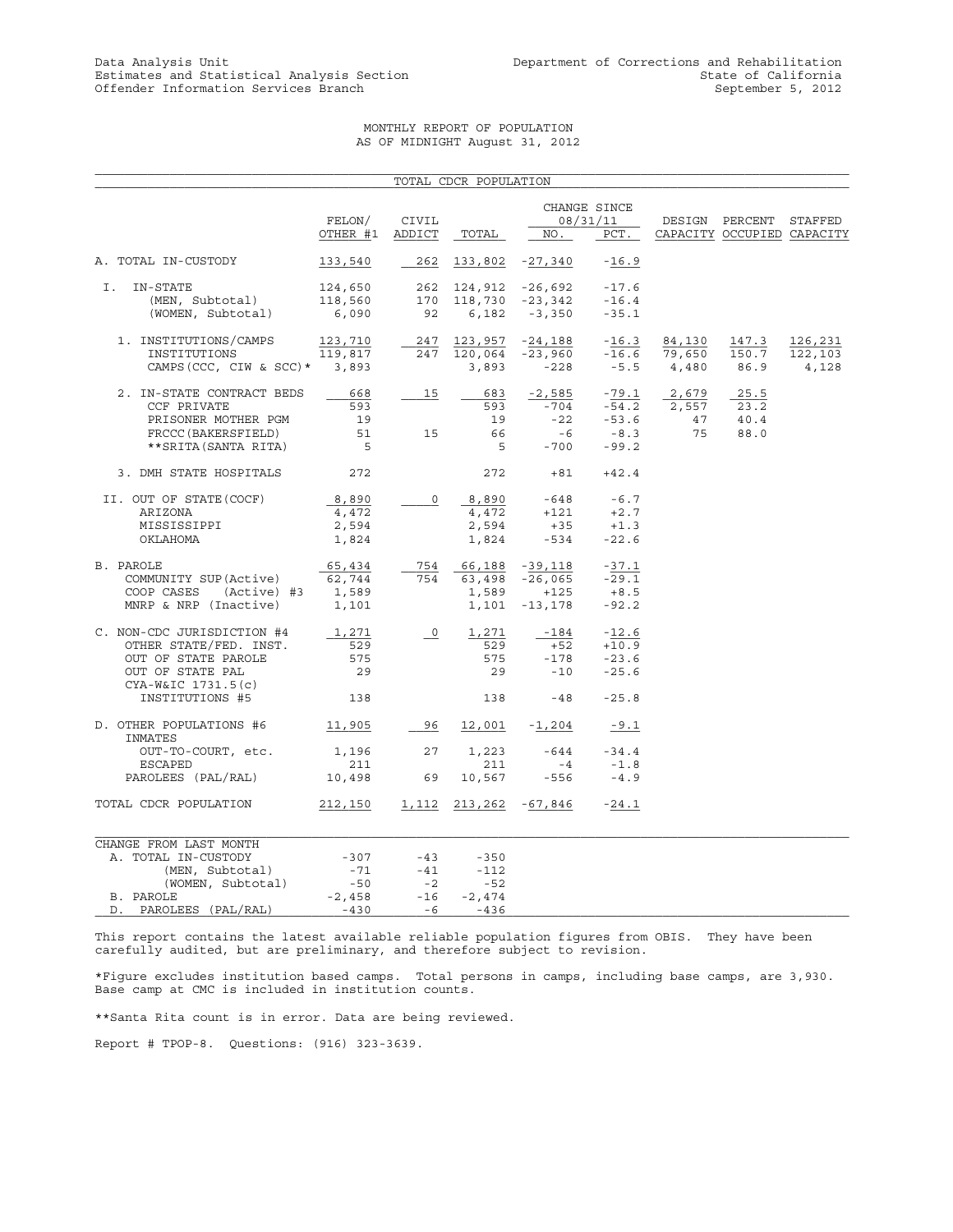Data Analysis Unit
Estimates and Statistical Analysis Section
Offender Information Services Branch

Department of Corrections and Rehabilitation
State of California
September 5, 2012

MONTHLY REPORT OF POPULATION
AS OF MIDNIGHT August 31, 2012

TOTAL CDCR POPULATION

| | FELON/ OTHER #1 | CIVIL ADDICT | TOTAL | CHANGE SINCE 08/31/11 NO. | PCT. | DESIGN CAPACITY | PERCENT OCCUPIED | STAFFED CAPACITY |
|---|---|---|---|---|---|---|---|---|
| A. TOTAL IN-CUSTODY | 133,540 | 262 | 133,802 | -27,340 | -16.9 | | | |
| I. IN-STATE | 124,650 | 262 | 124,912 | -26,692 | -17.6 | | | |
| (MEN, Subtotal) | 118,560 | 170 | 118,730 | -23,342 | -16.4 | | | |
| (WOMEN, Subtotal) | 6,090 | 92 | 6,182 | -3,350 | -35.1 | | | |
| 1. INSTITUTIONS/CAMPS | 123,710 | 247 | 123,957 | -24,188 | -16.3 | 84,130 | 147.3 | 126,231 |
| INSTITUTIONS | 119,817 | 247 | 120,064 | -23,960 | -16.6 | 79,650 | 150.7 | 122,103 |
| CAMPS(CCC, CIW & SCC)* | 3,893 | | 3,893 | -228 | -5.5 | 4,480 | 86.9 | 4,128 |
| 2. IN-STATE CONTRACT BEDS | 668 | 15 | 683 | -2,585 | -79.1 | 2,679 | 25.5 | |
| CCF PRIVATE | 593 | | 593 | -704 | -54.2 | 2,557 | 23.2 | |
| PRISONER MOTHER PGM | 19 | | 19 | -22 | -53.6 | 47 | 40.4 | |
| FRCCC(BAKERSFIELD) | 51 | 15 | 66 | -6 | -8.3 | 75 | 88.0 | |
| **SRITA(SANTA RITA) | 5 | | 5 | -700 | -99.2 | | | |
| 3. DMH STATE HOSPITALS | 272 | | 272 | +81 | +42.4 | | | |
| II. OUT OF STATE(COCF) | 8,890 | 0 | 8,890 | -648 | -6.7 | | | |
| ARIZONA | 4,472 | | 4,472 | +121 | +2.7 | | | |
| MISSISSIPPI | 2,594 | | 2,594 | +35 | +1.3 | | | |
| OKLAHOMA | 1,824 | | 1,824 | -534 | -22.6 | | | |
| B. PAROLE | 65,434 | 754 | 66,188 | -39,118 | -37.1 | | | |
| COMMUNITY SUP(Active) | 62,744 | 754 | 63,498 | -26,065 | -29.1 | | | |
| COOP CASES (Active) #3 | 1,589 | | 1,589 | +125 | +8.5 | | | |
| MNRP & NRP (Inactive) | 1,101 | | 1,101 | -13,178 | -92.2 | | | |
| C. NON-CDC JURISDICTION #4 | 1,271 | 0 | 1,271 | -184 | -12.6 | | | |
| OTHER STATE/FED. INST. | 529 | | 529 | +52 | +10.9 | | | |
| OUT OF STATE PAROLE | 575 | | 575 | -178 | -23.6 | | | |
| OUT OF STATE PAL | 29 | | 29 | -10 | -25.6 | | | |
| CYA-W&IC 1731.5(c) INSTITUTIONS #5 | 138 | | 138 | -48 | -25.8 | | | |
| D. OTHER POPULATIONS #6 | 11,905 | 96 | 12,001 | -1,204 | -9.1 | | | |
| INMATES | | | | | | | | |
| OUT-TO-COURT, etc. | 1,196 | 27 | 1,223 | -644 | -34.4 | | | |
| ESCAPED | 211 | | 211 | -4 | -1.8 | | | |
| PAROLEES (PAL/RAL) | 10,498 | 69 | 10,567 | -556 | -4.9 | | | |
| TOTAL CDCR POPULATION | 212,150 | 1,112 | 213,262 | -67,846 | -24.1 | | | |

| CHANGE FROM LAST MONTH | | | |
|---|---|---|---|
| A. TOTAL IN-CUSTODY | -307 | -43 | -350 |
| (MEN, Subtotal) | -71 | -41 | -112 |
| (WOMEN, Subtotal) | -50 | -2 | -52 |
| B. PAROLE | -2,458 | -16 | -2,474 |
| D. PAROLEES (PAL/RAL) | -430 | -6 | -436 |

This report contains the latest available reliable population figures from OBIS. They have been carefully audited, but are preliminary, and therefore subject to revision.

*Figure excludes institution based camps. Total persons in camps, including base camps, are 3,930. Base camp at CMC is included in institution counts.

**Santa Rita count is in error. Data are being reviewed.

Report # TPOP-8. Questions: (916) 323-3639.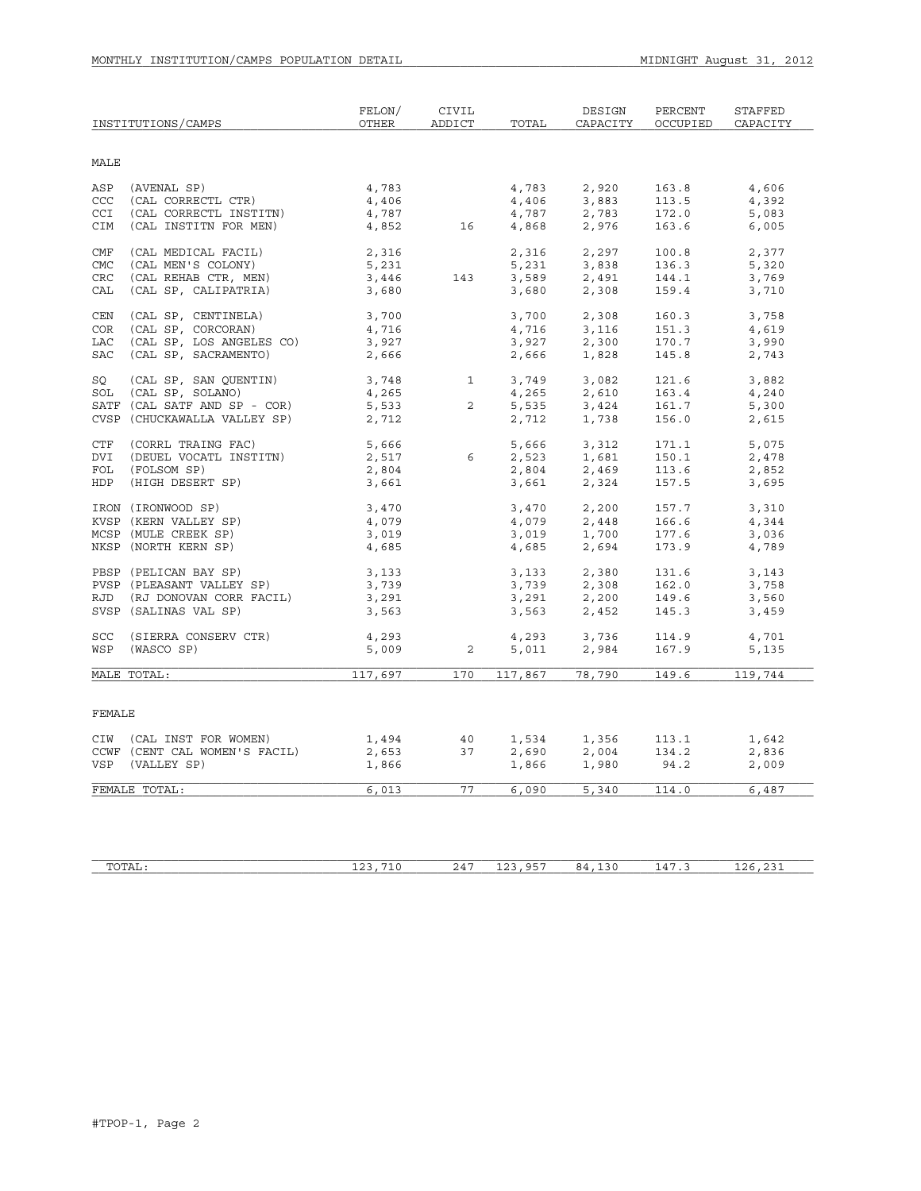MONTHLY INSTITUTION/CAMPS POPULATION DETAIL

MIDNIGHT August 31, 2012

| INSTITUTIONS/CAMPS | FELON/ OTHER | CIVIL ADDICT | TOTAL | DESIGN CAPACITY | PERCENT OCCUPIED | STAFFED CAPACITY |
|---|---|---|---|---|---|---|
| **MALE** | | | | | | |
| ASP (AVENAL SP) | 4,783 | | 4,783 | 2,920 | 163.8 | 4,606 |
| CCC (CAL CORRECTL CTR) | 4,406 | | 4,406 | 3,883 | 113.5 | 4,392 |
| CCI (CAL CORRECTL INSTITN) | 4,787 | | 4,787 | 2,783 | 172.0 | 5,083 |
| CIM (CAL INSTITN FOR MEN) | 4,852 | 16 | 4,868 | 2,976 | 163.6 | 6,005 |
| CMF (CAL MEDICAL FACIL) | 2,316 | | 2,316 | 2,297 | 100.8 | 2,377 |
| CMC (CAL MEN'S COLONY) | 5,231 | | 5,231 | 3,838 | 136.3 | 5,320 |
| CRC (CAL REHAB CTR, MEN) | 3,446 | 143 | 3,589 | 2,491 | 144.1 | 3,769 |
| CAL (CAL SP, CALIPATRIA) | 3,680 | | 3,680 | 2,308 | 159.4 | 3,710 |
| CEN (CAL SP, CENTINELA) | 3,700 | | 3,700 | 2,308 | 160.3 | 3,758 |
| COR (CAL SP, CORCORAN) | 4,716 | | 4,716 | 3,116 | 151.3 | 4,619 |
| LAC (CAL SP, LOS ANGELES CO) | 3,927 | | 3,927 | 2,300 | 170.7 | 3,990 |
| SAC (CAL SP, SACRAMENTO) | 2,666 | | 2,666 | 1,828 | 145.8 | 2,743 |
| SQ (CAL SP, SAN QUENTIN) | 3,748 | 1 | 3,749 | 3,082 | 121.6 | 3,882 |
| SOL (CAL SP, SOLANO) | 4,265 | | 4,265 | 2,610 | 163.4 | 4,240 |
| SATF (CAL SATF AND SP - COR) | 5,533 | 2 | 5,535 | 3,424 | 161.7 | 5,300 |
| CVSP (CHUCKAWALLA VALLEY SP) | 2,712 | | 2,712 | 1,738 | 156.0 | 2,615 |
| CTF (CORRL TRAING FAC) | 5,666 | | 5,666 | 3,312 | 171.1 | 5,075 |
| DVI (DEUEL VOCATL INSTITN) | 2,517 | 6 | 2,523 | 1,681 | 150.1 | 2,478 |
| FOL (FOLSOM SP) | 2,804 | | 2,804 | 2,469 | 113.6 | 2,852 |
| HDP (HIGH DESERT SP) | 3,661 | | 3,661 | 2,324 | 157.5 | 3,695 |
| IRON (IRONWOOD SP) | 3,470 | | 3,470 | 2,200 | 157.7 | 3,310 |
| KVSP (KERN VALLEY SP) | 4,079 | | 4,079 | 2,448 | 166.6 | 4,344 |
| MCSP (MULE CREEK SP) | 3,019 | | 3,019 | 1,700 | 177.6 | 3,036 |
| NKSP (NORTH KERN SP) | 4,685 | | 4,685 | 2,694 | 173.9 | 4,789 |
| PBSP (PELICAN BAY SP) | 3,133 | | 3,133 | 2,380 | 131.6 | 3,143 |
| PVSP (PLEASANT VALLEY SP) | 3,739 | | 3,739 | 2,308 | 162.0 | 3,758 |
| RJD (RJ DONOVAN CORR FACIL) | 3,291 | | 3,291 | 2,200 | 149.6 | 3,560 |
| SVSP (SALINAS VAL SP) | 3,563 | | 3,563 | 2,452 | 145.3 | 3,459 |
| SCC (SIERRA CONSERV CTR) | 4,293 | | 4,293 | 3,736 | 114.9 | 4,701 |
| WSP (WASCO SP) | 5,009 | 2 | 5,011 | 2,984 | 167.9 | 5,135 |
| MALE TOTAL: | 117,697 | 170 | 117,867 | 78,790 | 149.6 | 119,744 |
| **FEMALE** | | | | | | |
| CIW (CAL INST FOR WOMEN) | 1,494 | 40 | 1,534 | 1,356 | 113.1 | 1,642 |
| CCWF (CENT CAL WOMEN'S FACIL) | 2,653 | 37 | 2,690 | 2,004 | 134.2 | 2,836 |
| VSP (VALLEY SP) | 1,866 | | 1,866 | 1,980 | 94.2 | 2,009 |
| FEMALE TOTAL: | 6,013 | 77 | 6,090 | 5,340 | 114.0 | 6,487 |
| TOTAL: | 123,710 | 247 | 123,957 | 84,130 | 147.3 | 126,231 |

#TPOP-1, Page 2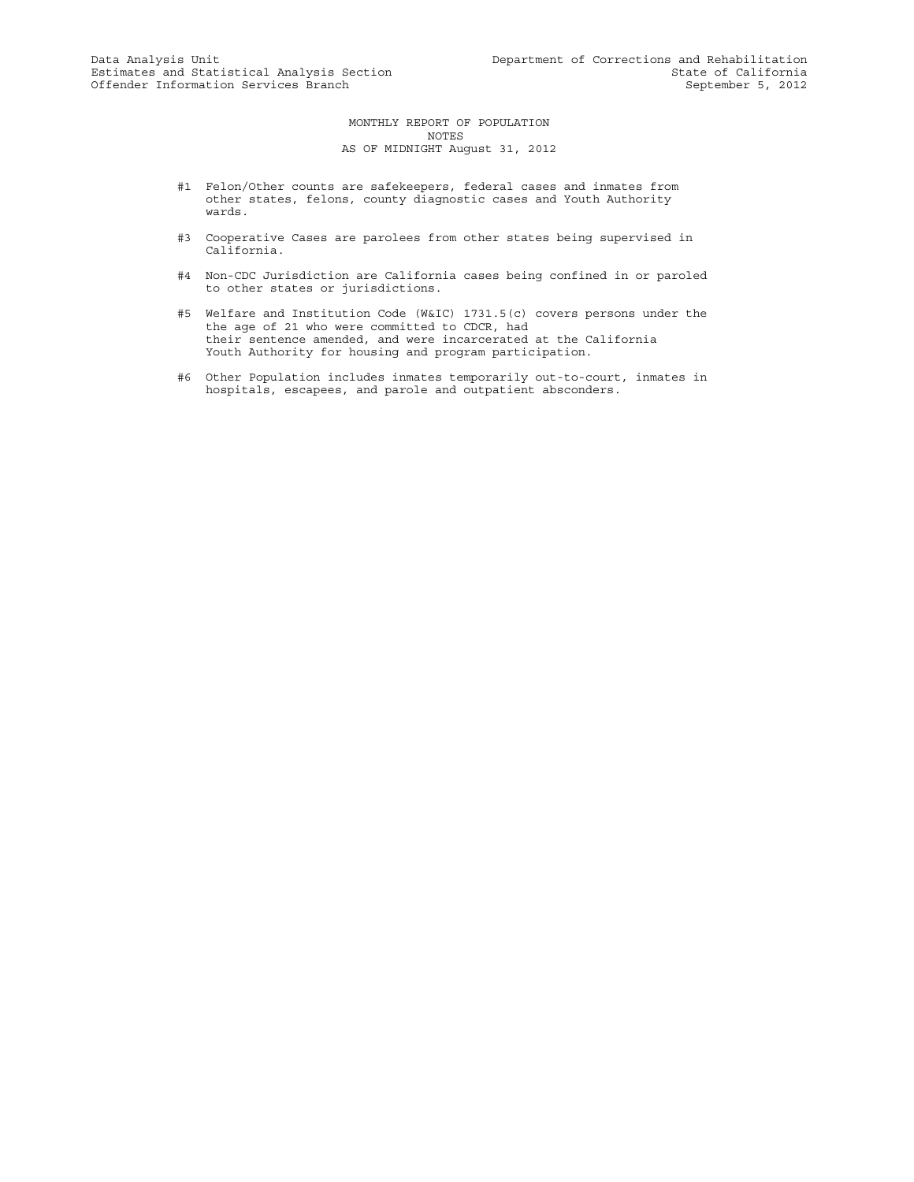Data Analysis Unit
Estimates and Statistical Analysis Section
Offender Information Services Branch

Department of Corrections and Rehabilitation
State of California
September 5, 2012

# MONTHLY REPORT OF POPULATION
## NOTES
### AS OF MIDNIGHT August 31, 2012

#1 Felon/Other counts are safekeepers, federal cases and inmates from other states, felons, county diagnostic cases and Youth Authority wards.

#3 Cooperative Cases are parolees from other states being supervised in California.

#4 Non-CDC Jurisdiction are California cases being confined in or paroled to other states or jurisdictions.

#5 Welfare and Institution Code (W&IC) 1731.5(c) covers persons under the the age of 21 who were committed to CDCR, had their sentence amended, and were incarcerated at the California Youth Authority for housing and program participation.

#6 Other Population includes inmates temporarily out-to-court, inmates in hospitals, escapees, and parole and outpatient absconders.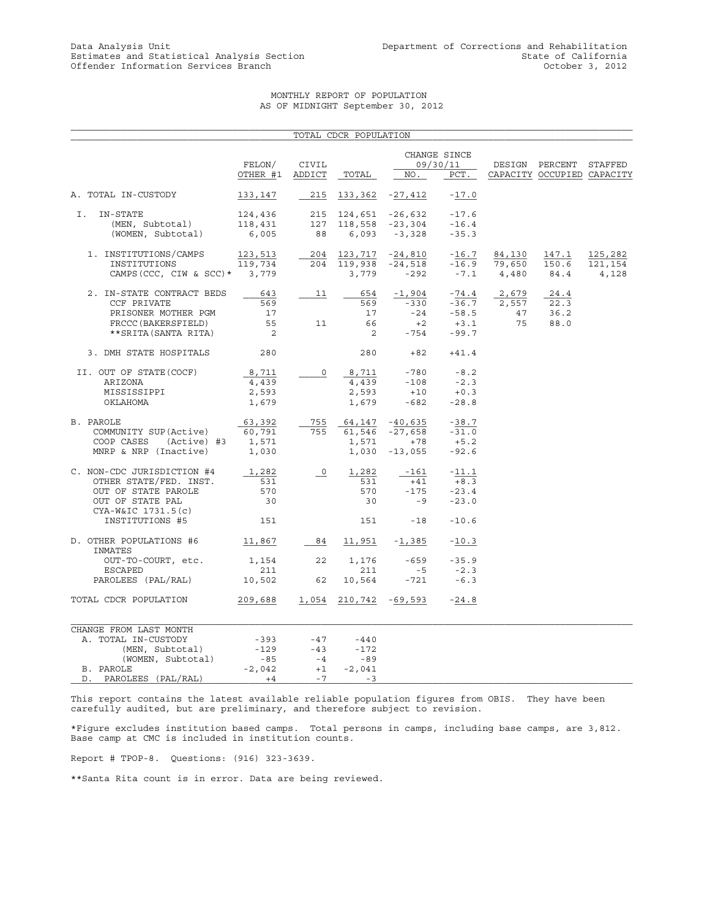Data Analysis Unit
Estimates and Statistical Analysis Section
Offender Information Services Branch

Department of Corrections and Rehabilitation
State of California
October 3, 2012

# MONTHLY REPORT OF POPULATION
## AS OF MIDNIGHT September 30, 2012

### TOTAL CDCR POPULATION

| | FELON/ OTHER #1 | CIVIL ADDICT | TOTAL | CHANGE SINCE 09/30/11 NO. | PCT. | DESIGN CAPACITY | PERCENT OCCUPIED | STAFFED CAPACITY |
|---|---|---|---|---|---|---|---|---|
| A. TOTAL IN-CUSTODY | 133,147 | 215 | 133,362 | -27,412 | -17.0 | | | |
| I. IN-STATE | 124,436 | 215 | 124,651 | -26,632 | -17.6 | | | |
| (MEN, Subtotal) | 118,431 | 127 | 118,558 | -23,304 | -16.4 | | | |
| (WOMEN, Subtotal) | 6,005 | 88 | 6,093 | -3,328 | -35.3 | | | |
| 1. INSTITUTIONS/CAMPS | 123,513 | 204 | 123,717 | -24,810 | -16.7 | 84,130 | 147.1 | 125,282 |
| INSTITUTIONS | 119,734 | 204 | 119,938 | -24,518 | -16.9 | 79,650 | 150.6 | 121,154 |
| CAMPS(CCC, CIW & SCC)* | 3,779 | | 3,779 | -292 | -7.1 | 4,480 | 84.4 | 4,128 |
| 2. IN-STATE CONTRACT BEDS | 643 | 11 | 654 | -1,904 | -74.4 | 2,679 | 24.4 | |
| CCF PRIVATE | 569 | | 569 | -330 | -36.7 | 2,557 | 22.3 | |
| PRISONER MOTHER PGM | 17 | | 17 | -24 | -58.5 | 47 | 36.2 | |
| FRCCC(BAKERSFIELD) | 55 | 11 | 66 | +2 | +3.1 | 75 | 88.0 | |
| **SRITA(SANTA RITA) | 2 | | 2 | -754 | -99.7 | | | |
| 3. DMH STATE HOSPITALS | 280 | | 280 | +82 | +41.4 | | | |
| II. OUT OF STATE(COCF) | 8,711 | 0 | 8,711 | -780 | -8.2 | | | |
| ARIZONA | 4,439 | | 4,439 | -108 | -2.3 | | | |
| MISSISSIPPI | 2,593 | | 2,593 | +10 | +0.3 | | | |
| OKLAHOMA | 1,679 | | 1,679 | -682 | -28.8 | | | |
| B. PAROLE | 63,392 | 755 | 64,147 | -40,635 | -38.7 | | | |
| COMMUNITY SUP(Active) | 60,791 | 755 | 61,546 | -27,658 | -31.0 | | | |
| COOP CASES (Active) #3 | 1,571 | | 1,571 | +78 | +5.2 | | | |
| MNRP & NRP (Inactive) | 1,030 | | 1,030 | -13,055 | -92.6 | | | |
| C. NON-CDC JURISDICTION #4 | 1,282 | 0 | 1,282 | -161 | -11.1 | | | |
| OTHER STATE/FED. INST. | 531 | | 531 | +41 | +8.3 | | | |
| OUT OF STATE PAROLE | 570 | | 570 | -175 | -23.4 | | | |
| OUT OF STATE PAL | 30 | | 30 | -9 | -23.0 | | | |
| CYA-W&IC 1731.5(c) INSTITUTIONS #5 | 151 | | 151 | -18 | -10.6 | | | |
| D. OTHER POPULATIONS #6 | 11,867 | 84 | 11,951 | -1,385 | -10.3 | | | |
| INMATES OUT-TO-COURT, etc. | 1,154 | 22 | 1,176 | -659 | -35.9 | | | |
| ESCAPED | 211 | | 211 | -5 | -2.3 | | | |
| PAROLEES (PAL/RAL) | 10,502 | 62 | 10,564 | -721 | -6.3 | | | |
| TOTAL CDCR POPULATION | 209,688 | 1,054 | 210,742 | -69,593 | -24.8 | | | |

| CHANGE FROM LAST MONTH | | | |
|---|---|---|---|
| A. TOTAL IN-CUSTODY | -393 | -47 | -440 |
| (MEN, Subtotal) | -129 | -43 | -172 |
| (WOMEN, Subtotal) | -85 | -4 | -89 |
| B. PAROLE | -2,042 | +1 | -2,041 |
| D. PAROLEES (PAL/RAL) | +4 | -7 | -3 |

This report contains the latest available reliable population figures from OBIS. They have been carefully audited, but are preliminary, and therefore subject to revision.

*Figure excludes institution based camps. Total persons in camps, including base camps, are 3,812. Base camp at CMC is included in institution counts.

Report # TPOP-8. Questions: (916) 323-3639.

**Santa Rita count is in error. Data are being reviewed.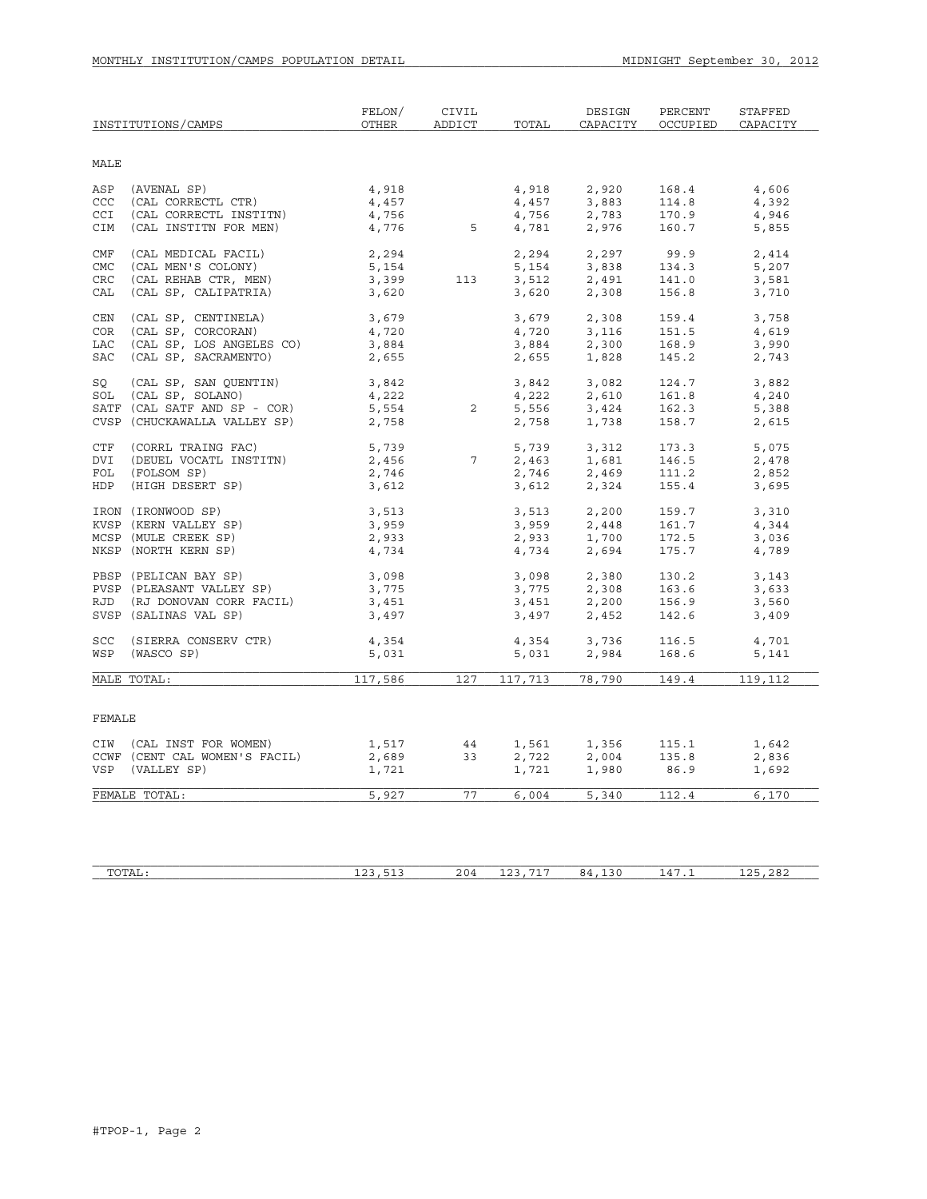MONTHLY INSTITUTION/CAMPS POPULATION DETAIL — MIDNIGHT September 30, 2012

| INSTITUTIONS/CAMPS | FELON/ OTHER | CIVIL ADDICT | TOTAL | DESIGN CAPACITY | PERCENT OCCUPIED | STAFFED CAPACITY |
|---|---|---|---|---|---|---|
| **MALE** | | | | | | |
| ASP (AVENAL SP) | 4,918 | | 4,918 | 2,920 | 168.4 | 4,606 |
| CCC (CAL CORRECTL CTR) | 4,457 | | 4,457 | 3,883 | 114.8 | 4,392 |
| CCI (CAL CORRECTL INSTITN) | 4,756 | | 4,756 | 2,783 | 170.9 | 4,946 |
| CIM (CAL INSTITN FOR MEN) | 4,776 | 5 | 4,781 | 2,976 | 160.7 | 5,855 |
| CMF (CAL MEDICAL FACIL) | 2,294 | | 2,294 | 2,297 | 99.9 | 2,414 |
| CMC (CAL MEN'S COLONY) | 5,154 | | 5,154 | 3,838 | 134.3 | 5,207 |
| CRC (CAL REHAB CTR, MEN) | 3,399 | 113 | 3,512 | 2,491 | 141.0 | 3,581 |
| CAL (CAL SP, CALIPATRIA) | 3,620 | | 3,620 | 2,308 | 156.8 | 3,710 |
| CEN (CAL SP, CENTINELA) | 3,679 | | 3,679 | 2,308 | 159.4 | 3,758 |
| COR (CAL SP, CORCORAN) | 4,720 | | 4,720 | 3,116 | 151.5 | 4,619 |
| LAC (CAL SP, LOS ANGELES CO) | 3,884 | | 3,884 | 2,300 | 168.9 | 3,990 |
| SAC (CAL SP, SACRAMENTO) | 2,655 | | 2,655 | 1,828 | 145.2 | 2,743 |
| SQ (CAL SP, SAN QUENTIN) | 3,842 | | 3,842 | 3,082 | 124.7 | 3,882 |
| SOL (CAL SP, SOLANO) | 4,222 | | 4,222 | 2,610 | 161.8 | 4,240 |
| SATF (CAL SATF AND SP - COR) | 5,554 | 2 | 5,556 | 3,424 | 162.3 | 5,388 |
| CVSP (CHUCKAWALLA VALLEY SP) | 2,758 | | 2,758 | 1,738 | 158.7 | 2,615 |
| CTF (CORRL TRAING FAC) | 5,739 | | 5,739 | 3,312 | 173.3 | 5,075 |
| DVI (DEUEL VOCATL INSTITN) | 2,456 | 7 | 2,463 | 1,681 | 146.5 | 2,478 |
| FOL (FOLSOM SP) | 2,746 | | 2,746 | 2,469 | 111.2 | 2,852 |
| HDP (HIGH DESERT SP) | 3,612 | | 3,612 | 2,324 | 155.4 | 3,695 |
| IRON (IRONWOOD SP) | 3,513 | | 3,513 | 2,200 | 159.7 | 3,310 |
| KVSP (KERN VALLEY SP) | 3,959 | | 3,959 | 2,448 | 161.7 | 4,344 |
| MCSP (MULE CREEK SP) | 2,933 | | 2,933 | 1,700 | 172.5 | 3,036 |
| NKSP (NORTH KERN SP) | 4,734 | | 4,734 | 2,694 | 175.7 | 4,789 |
| PBSP (PELICAN BAY SP) | 3,098 | | 3,098 | 2,380 | 130.2 | 3,143 |
| PVSP (PLEASANT VALLEY SP) | 3,775 | | 3,775 | 2,308 | 163.6 | 3,633 |
| RJD (RJ DONOVAN CORR FACIL) | 3,451 | | 3,451 | 2,200 | 156.9 | 3,560 |
| SVSP (SALINAS VAL SP) | 3,497 | | 3,497 | 2,452 | 142.6 | 3,409 |
| SCC (SIERRA CONSERV CTR) | 4,354 | | 4,354 | 3,736 | 116.5 | 4,701 |
| WSP (WASCO SP) | 5,031 | | 5,031 | 2,984 | 168.6 | 5,141 |
| MALE TOTAL: | 117,586 | 127 | 117,713 | 78,790 | 149.4 | 119,112 |
| **FEMALE** | | | | | | |
| CIW (CAL INST FOR WOMEN) | 1,517 | 44 | 1,561 | 1,356 | 115.1 | 1,642 |
| CCWF (CENT CAL WOMEN'S FACIL) | 2,689 | 33 | 2,722 | 2,004 | 135.8 | 2,836 |
| VSP (VALLEY SP) | 1,721 | | 1,721 | 1,980 | 86.9 | 1,692 |
| FEMALE TOTAL: | 5,927 | 77 | 6,004 | 5,340 | 112.4 | 6,170 |
| TOTAL: | 123,513 | 204 | 123,717 | 84,130 | 147.1 | 125,282 |

#TPOP-1, Page 2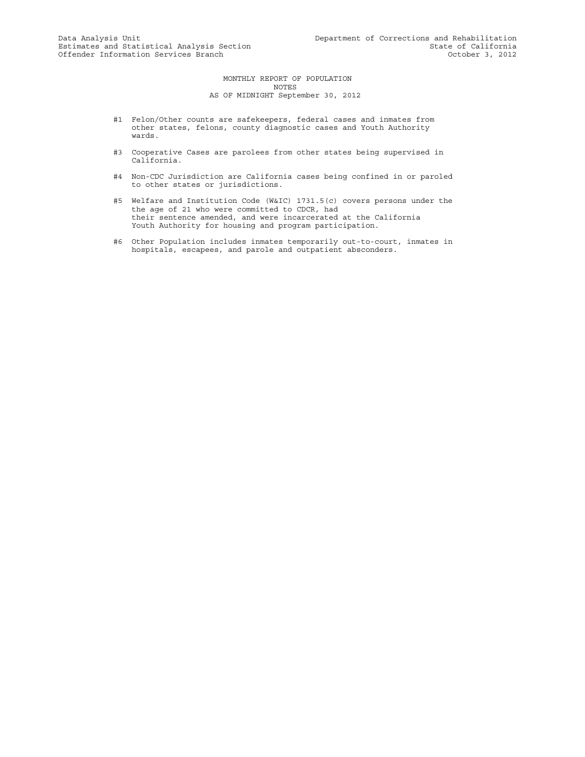Data Analysis Unit
Estimates and Statistical Analysis Section
Offender Information Services Branch

Department of Corrections and Rehabilitation
State of California
October 3, 2012

# MONTHLY REPORT OF POPULATION
## NOTES
### AS OF MIDNIGHT September 30, 2012

#1 Felon/Other counts are safekeepers, federal cases and inmates from other states, felons, county diagnostic cases and Youth Authority wards.

#3 Cooperative Cases are parolees from other states being supervised in California.

#4 Non-CDC Jurisdiction are California cases being confined in or paroled to other states or jurisdictions.

#5 Welfare and Institution Code (W&IC) 1731.5(c) covers persons under the the age of 21 who were committed to CDCR, had their sentence amended, and were incarcerated at the California Youth Authority for housing and program participation.

#6 Other Population includes inmates temporarily out-to-court, inmates in hospitals, escapees, and parole and outpatient absconders.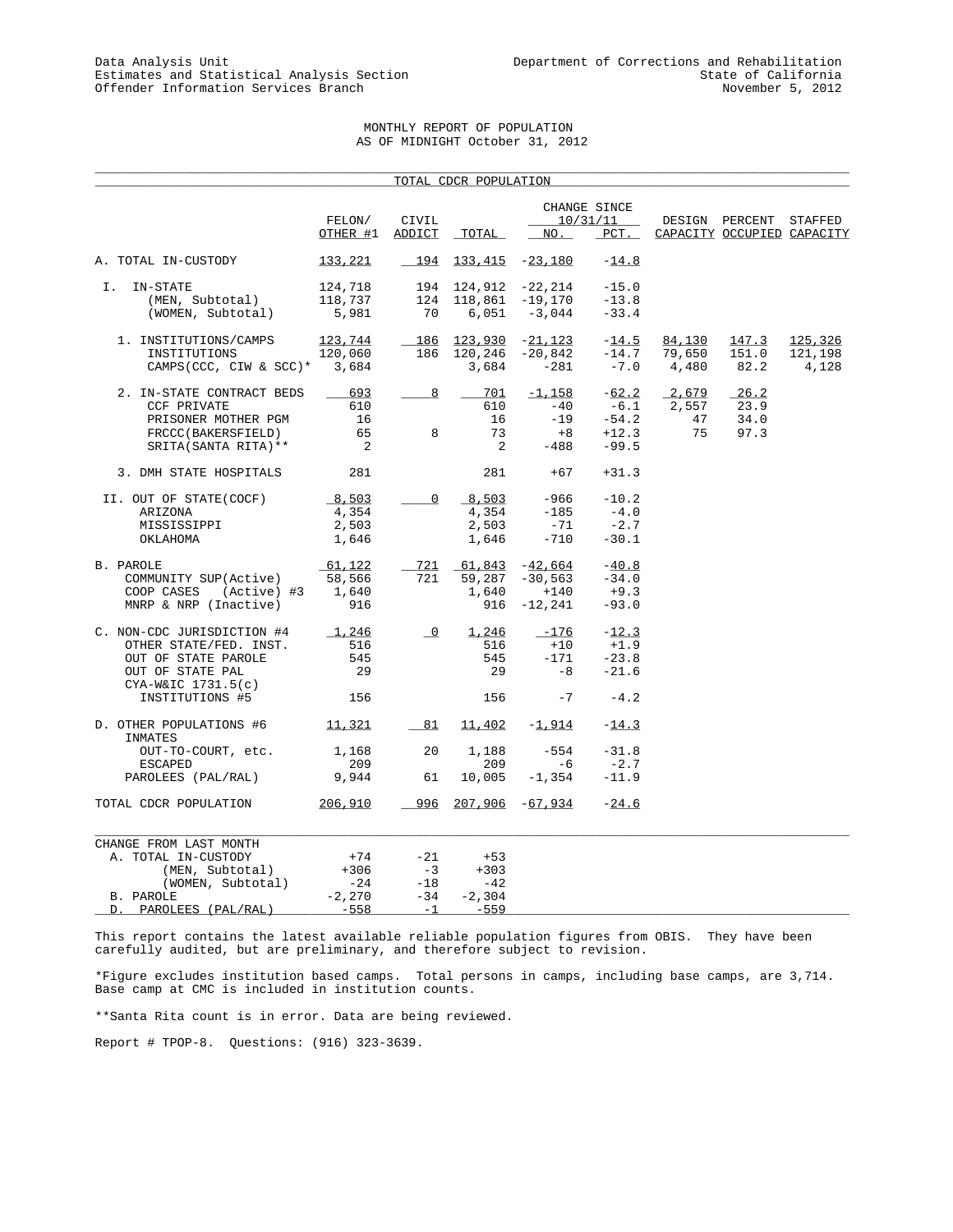Data Analysis Unit
Estimates and Statistical Analysis Section
Offender Information Services Branch

Department of Corrections and Rehabilitation
State of California
November 5, 2012

# MONTHLY REPORT OF POPULATION
## AS OF MIDNIGHT October 31, 2012

### TOTAL CDCR POPULATION

| | FELON/ OTHER #1 | CIVIL ADDICT | TOTAL | CHANGE SINCE 10/31/11 NO. | CHANGE SINCE 10/31/11 PCT. | DESIGN CAPACITY | PERCENT OCCUPIED | STAFFED CAPACITY |
|---|---|---|---|---|---|---|---|---|
| A. TOTAL IN-CUSTODY | 133,221 | 194 | 133,415 | -23,180 | -14.8 | | | |
| I. IN-STATE | 124,718 | 194 | 124,912 | -22,214 | -15.0 | | | |
| (MEN, Subtotal) | 118,737 | 124 | 118,861 | -19,170 | -13.8 | | | |
| (WOMEN, Subtotal) | 5,981 | 70 | 6,051 | -3,044 | -33.4 | | | |
| 1. INSTITUTIONS/CAMPS | 123,744 | 186 | 123,930 | -21,123 | -14.5 | 84,130 | 147.3 | 125,326 |
| INSTITUTIONS | 120,060 | 186 | 120,246 | -20,842 | -14.7 | 79,650 | 151.0 | 121,198 |
| CAMPS(CCC, CIW & SCC)* | 3,684 | | 3,684 | -281 | -7.0 | 4,480 | 82.2 | 4,128 |
| 2. IN-STATE CONTRACT BEDS | 693 | 8 | 701 | -1,158 | -62.2 | 2,679 | 26.2 | |
| CCF PRIVATE | 610 | | 610 | -40 | -6.1 | 2,557 | 23.9 | |
| PRISONER MOTHER PGM | 16 | | 16 | -19 | -54.2 | 47 | 34.0 | |
| FRCCC(BAKERSFIELD) | 65 | 8 | 73 | +8 | +12.3 | 75 | 97.3 | |
| SRITA(SANTA RITA)** | 2 | | 2 | -488 | -99.5 | | | |
| 3. DMH STATE HOSPITALS | 281 | | 281 | +67 | +31.3 | | | |
| II. OUT OF STATE(COCF) | 8,503 | 0 | 8,503 | -966 | -10.2 | | | |
| ARIZONA | 4,354 | | 4,354 | -185 | -4.0 | | | |
| MISSISSIPPI | 2,503 | | 2,503 | -71 | -2.7 | | | |
| OKLAHOMA | 1,646 | | 1,646 | -710 | -30.1 | | | |
| B. PAROLE | 61,122 | 721 | 61,843 | -42,664 | -40.8 | | | |
| COMMUNITY SUP(Active) | 58,566 | 721 | 59,287 | -30,563 | -34.0 | | | |
| COOP CASES (Active) #3 | 1,640 | | 1,640 | +140 | +9.3 | | | |
| MNRP & NRP (Inactive) | 916 | | 916 | -12,241 | -93.0 | | | |
| C. NON-CDC JURISDICTION #4 | 1,246 | 0 | 1,246 | -176 | -12.3 | | | |
| OTHER STATE/FED. INST. | 516 | | 516 | +10 | +1.9 | | | |
| OUT OF STATE PAROLE | 545 | | 545 | -171 | -23.8 | | | |
| OUT OF STATE PAL | 29 | | 29 | -8 | -21.6 | | | |
| CYA-W&IC 1731.5(c) INSTITUTIONS #5 | 156 | | 156 | -7 | -4.2 | | | |
| D. OTHER POPULATIONS #6 | 11,321 | 81 | 11,402 | -1,914 | -14.3 | | | |
| INMATES | | | | | | | | |
| OUT-TO-COURT, etc. | 1,168 | 20 | 1,188 | -554 | -31.8 | | | |
| ESCAPED | 209 | | 209 | -6 | -2.7 | | | |
| PAROLEES (PAL/RAL) | 9,944 | 61 | 10,005 | -1,354 | -11.9 | | | |
| TOTAL CDCR POPULATION | 206,910 | 996 | 207,906 | -67,934 | -24.6 | | | |

| CHANGE FROM LAST MONTH | FELON/ OTHER #1 | CIVIL ADDICT | TOTAL |
|---|---|---|---|
| A. TOTAL IN-CUSTODY | +74 | -21 | +53 |
| (MEN, Subtotal) | +306 | -3 | +303 |
| (WOMEN, Subtotal) | -24 | -18 | -42 |
| B. PAROLE | -2,270 | -34 | -2,304 |
| D. PAROLEES (PAL/RAL) | -558 | -1 | -559 |

This report contains the latest available reliable population figures from OBIS. They have been carefully audited, but are preliminary, and therefore subject to revision.

*Figure excludes institution based camps. Total persons in camps, including base camps, are 3,714. Base camp at CMC is included in institution counts.

**Santa Rita count is in error. Data are being reviewed.

Report # TPOP-8. Questions: (916) 323-3639.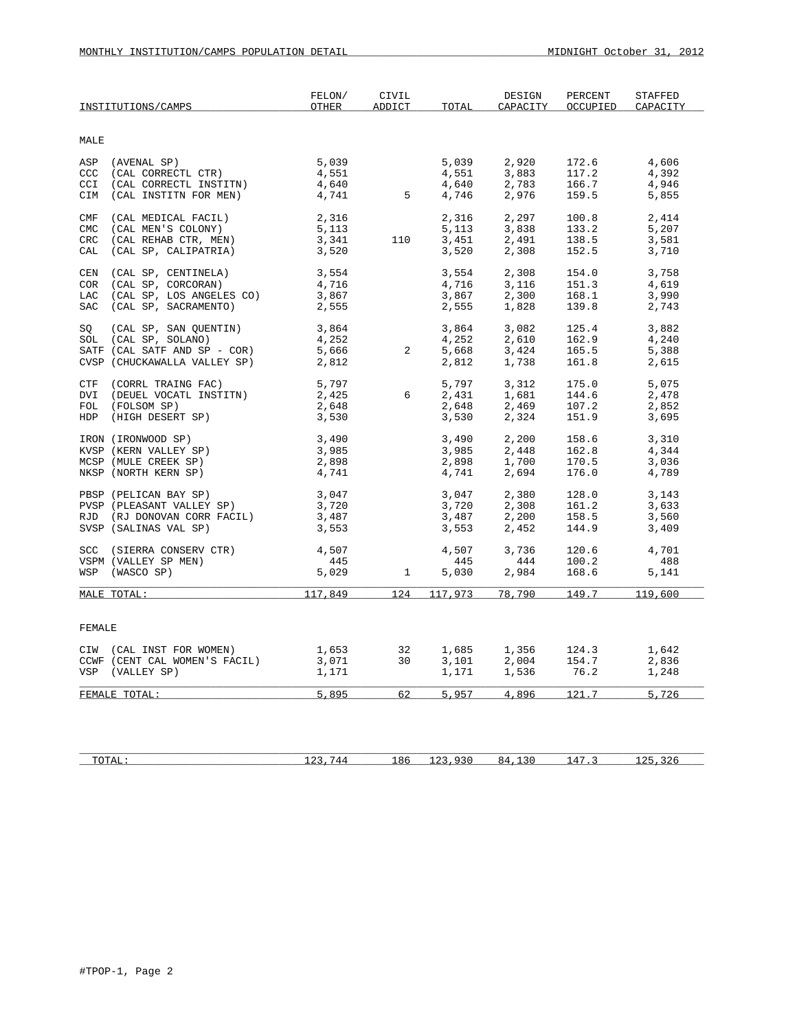MONTHLY INSTITUTION/CAMPS POPULATION DETAIL — MIDNIGHT October 31, 2012

| INSTITUTIONS/CAMPS | FELON/ OTHER | CIVIL ADDICT | TOTAL | DESIGN CAPACITY | PERCENT OCCUPIED | STAFFED CAPACITY |
|---|---|---|---|---|---|---|
| **MALE** | | | | | | |
| ASP (AVENAL SP) | 5,039 | | 5,039 | 2,920 | 172.6 | 4,606 |
| CCC (CAL CORRECTL CTR) | 4,551 | | 4,551 | 3,883 | 117.2 | 4,392 |
| CCI (CAL CORRECTL INSTITN) | 4,640 | | 4,640 | 2,783 | 166.7 | 4,946 |
| CIM (CAL INSTITN FOR MEN) | 4,741 | 5 | 4,746 | 2,976 | 159.5 | 5,855 |
| CMF (CAL MEDICAL FACIL) | 2,316 | | 2,316 | 2,297 | 100.8 | 2,414 |
| CMC (CAL MEN'S COLONY) | 5,113 | | 5,113 | 3,838 | 133.2 | 5,207 |
| CRC (CAL REHAB CTR, MEN) | 3,341 | 110 | 3,451 | 2,491 | 138.5 | 3,581 |
| CAL (CAL SP, CALIPATRIA) | 3,520 | | 3,520 | 2,308 | 152.5 | 3,710 |
| CEN (CAL SP, CENTINELA) | 3,554 | | 3,554 | 2,308 | 154.0 | 3,758 |
| COR (CAL SP, CORCORAN) | 4,716 | | 4,716 | 3,116 | 151.3 | 4,619 |
| LAC (CAL SP, LOS ANGELES CO) | 3,867 | | 3,867 | 2,300 | 168.1 | 3,990 |
| SAC (CAL SP, SACRAMENTO) | 2,555 | | 2,555 | 1,828 | 139.8 | 2,743 |
| SQ (CAL SP, SAN QUENTIN) | 3,864 | | 3,864 | 3,082 | 125.4 | 3,882 |
| SOL (CAL SP, SOLANO) | 4,252 | | 4,252 | 2,610 | 162.9 | 4,240 |
| SATF (CAL SATF AND SP - COR) | 5,666 | 2 | 5,668 | 3,424 | 165.5 | 5,388 |
| CVSP (CHUCKAWALLA VALLEY SP) | 2,812 | | 2,812 | 1,738 | 161.8 | 2,615 |
| CTF (CORRL TRAING FAC) | 5,797 | | 5,797 | 3,312 | 175.0 | 5,075 |
| DVI (DEUEL VOCATL INSTITN) | 2,425 | 6 | 2,431 | 1,681 | 144.6 | 2,478 |
| FOL (FOLSOM SP) | 2,648 | | 2,648 | 2,469 | 107.2 | 2,852 |
| HDP (HIGH DESERT SP) | 3,530 | | 3,530 | 2,324 | 151.9 | 3,695 |
| IRON (IRONWOOD SP) | 3,490 | | 3,490 | 2,200 | 158.6 | 3,310 |
| KVSP (KERN VALLEY SP) | 3,985 | | 3,985 | 2,448 | 162.8 | 4,344 |
| MCSP (MULE CREEK SP) | 2,898 | | 2,898 | 1,700 | 170.5 | 3,036 |
| NKSP (NORTH KERN SP) | 4,741 | | 4,741 | 2,694 | 176.0 | 4,789 |
| PBSP (PELICAN BAY SP) | 3,047 | | 3,047 | 2,380 | 128.0 | 3,143 |
| PVSP (PLEASANT VALLEY SP) | 3,720 | | 3,720 | 2,308 | 161.2 | 3,633 |
| RJD (RJ DONOVAN CORR FACIL) | 3,487 | | 3,487 | 2,200 | 158.5 | 3,560 |
| SVSP (SALINAS VAL SP) | 3,553 | | 3,553 | 2,452 | 144.9 | 3,409 |
| SCC (SIERRA CONSERV CTR) | 4,507 | | 4,507 | 3,736 | 120.6 | 4,701 |
| VSPM (VALLEY SP MEN) | 445 | | 445 | 444 | 100.2 | 488 |
| WSP (WASCO SP) | 5,029 | 1 | 5,030 | 2,984 | 168.6 | 5,141 |
| MALE TOTAL: | 117,849 | 124 | 117,973 | 78,790 | 149.7 | 119,600 |
| **FEMALE** | | | | | | |
| CIW (CAL INST FOR WOMEN) | 1,653 | 32 | 1,685 | 1,356 | 124.3 | 1,642 |
| CCWF (CENT CAL WOMEN'S FACIL) | 3,071 | 30 | 3,101 | 2,004 | 154.7 | 2,836 |
| VSP (VALLEY SP) | 1,171 | | 1,171 | 1,536 | 76.2 | 1,248 |
| FEMALE TOTAL: | 5,895 | 62 | 5,957 | 4,896 | 121.7 | 5,726 |
| TOTAL: | 123,744 | 186 | 123,930 | 84,130 | 147.3 | 125,326 |

#TPOP-1, Page 2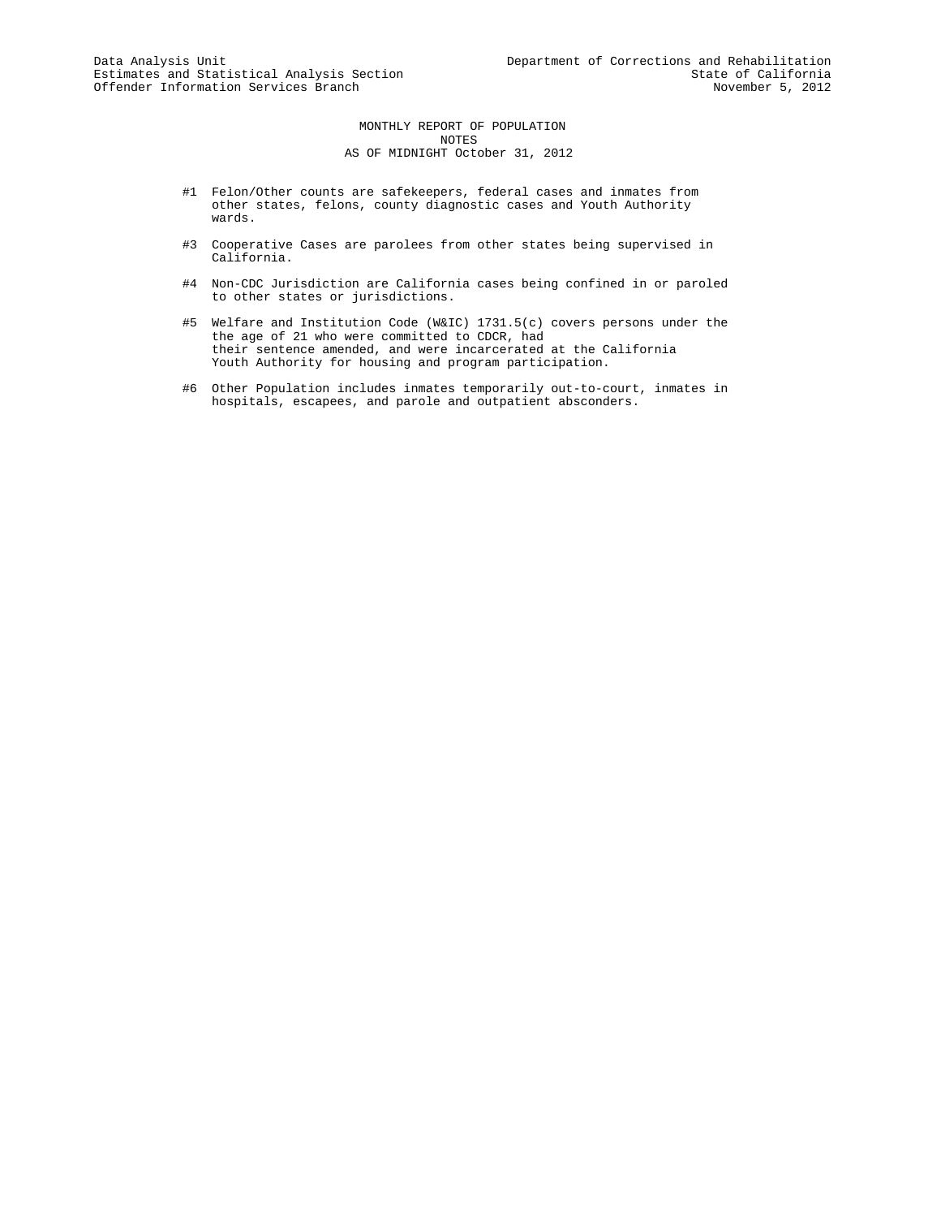Data Analysis Unit
Estimates and Statistical Analysis Section
Offender Information Services Branch

Department of Corrections and Rehabilitation
State of California
November 5, 2012

# MONTHLY REPORT OF POPULATION
## NOTES
## AS OF MIDNIGHT October 31, 2012

#1 Felon/Other counts are safekeepers, federal cases and inmates from other states, felons, county diagnostic cases and Youth Authority wards.

#3 Cooperative Cases are parolees from other states being supervised in California.

#4 Non-CDC Jurisdiction are California cases being confined in or paroled to other states or jurisdictions.

#5 Welfare and Institution Code (W&IC) 1731.5(c) covers persons under the the age of 21 who were committed to CDCR, had their sentence amended, and were incarcerated at the California Youth Authority for housing and program participation.

#6 Other Population includes inmates temporarily out-to-court, inmates in hospitals, escapees, and parole and outpatient absconders.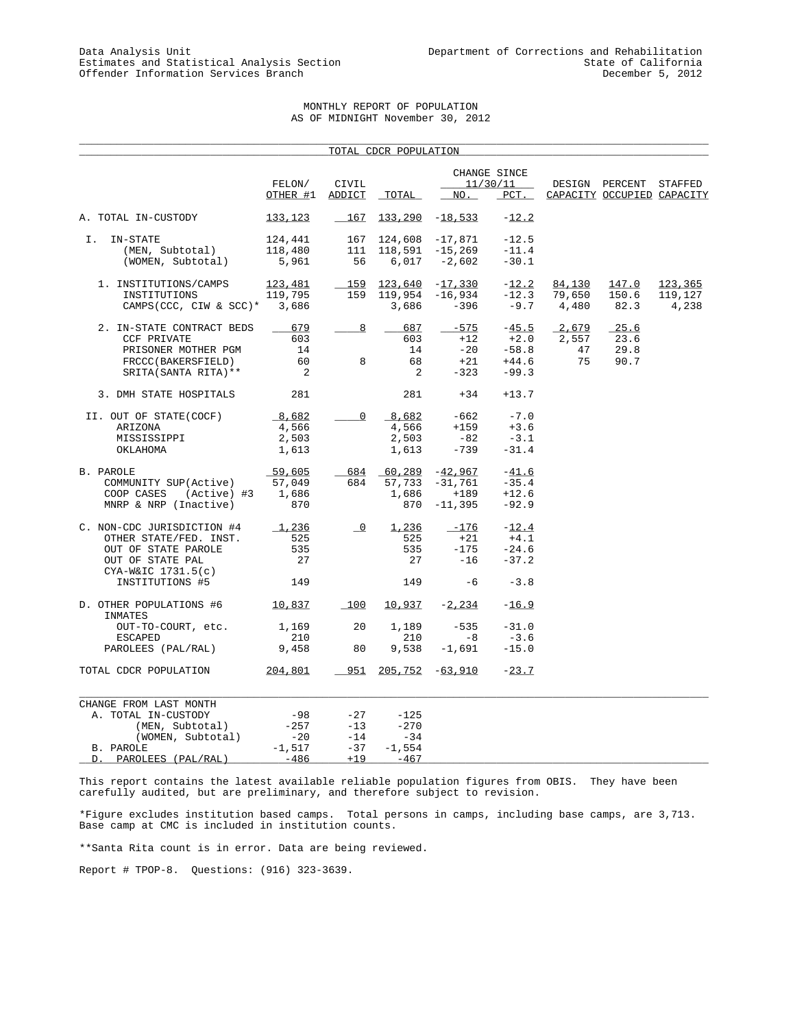Data Analysis Unit
Estimates and Statistical Analysis Section
Offender Information Services Branch

Department of Corrections and Rehabilitation
State of California
December 5, 2012

# MONTHLY REPORT OF POPULATION
## AS OF MIDNIGHT November 30, 2012

### TOTAL CDCR POPULATION

| | FELON/ OTHER #1 | CIVIL ADDICT | TOTAL | CHANGE SINCE 11/30/11 NO. | PCT. | DESIGN CAPACITY | PERCENT OCCUPIED | STAFFED CAPACITY |
|---|---|---|---|---|---|---|---|---|
| A. TOTAL IN-CUSTODY | 133,123 | 167 | 133,290 | -18,533 | -12.2 | | | |
| I. IN-STATE | 124,441 | 167 | 124,608 | -17,871 | -12.5 | | | |
| (MEN, Subtotal) | 118,480 | 111 | 118,591 | -15,269 | -11.4 | | | |
| (WOMEN, Subtotal) | 5,961 | 56 | 6,017 | -2,602 | -30.1 | | | |
| 1. INSTITUTIONS/CAMPS | 123,481 | 159 | 123,640 | -17,330 | -12.2 | 84,130 | 147.0 | 123,365 |
| INSTITUTIONS | 119,795 | 159 | 119,954 | -16,934 | -12.3 | 79,650 | 150.6 | 119,127 |
| CAMPS(CCC, CIW & SCC)* | 3,686 | | 3,686 | -396 | -9.7 | 4,480 | 82.3 | 4,238 |
| 2. IN-STATE CONTRACT BEDS | 679 | 8 | 687 | -575 | -45.5 | 2,679 | 25.6 | |
| CCF PRIVATE | 603 | | 603 | +12 | +2.0 | 2,557 | 23.6 | |
| PRISONER MOTHER PGM | 14 | | 14 | -20 | -58.8 | 47 | 29.8 | |
| FRCCC(BAKERSFIELD) | 60 | 8 | 68 | +21 | +44.6 | 75 | 90.7 | |
| SRITA(SANTA RITA)** | 2 | | 2 | -323 | -99.3 | | | |
| 3. DMH STATE HOSPITALS | 281 | | 281 | +34 | +13.7 | | | |
| II. OUT OF STATE(COCF) | 8,682 | 0 | 8,682 | -662 | -7.0 | | | |
| ARIZONA | 4,566 | | 4,566 | +159 | +3.6 | | | |
| MISSISSIPPI | 2,503 | | 2,503 | -82 | -3.1 | | | |
| OKLAHOMA | 1,613 | | 1,613 | -739 | -31.4 | | | |
| B. PAROLE | 59,605 | 684 | 60,289 | -42,967 | -41.6 | | | |
| COMMUNITY SUP(Active) | 57,049 | 684 | 57,733 | -31,761 | -35.4 | | | |
| COOP CASES (Active) #3 | 1,686 | | 1,686 | +189 | +12.6 | | | |
| MNRP & NRP (Inactive) | 870 | | 870 | -11,395 | -92.9 | | | |
| C. NON-CDC JURISDICTION #4 | 1,236 | 0 | 1,236 | -176 | -12.4 | | | |
| OTHER STATE/FED. INST. | 525 | | 525 | +21 | +4.1 | | | |
| OUT OF STATE PAROLE | 535 | | 535 | -175 | -24.6 | | | |
| OUT OF STATE PAL | 27 | | 27 | -16 | -37.2 | | | |
| CYA-W&IC 1731.5(c) INSTITUTIONS #5 | 149 | | 149 | -6 | -3.8 | | | |
| D. OTHER POPULATIONS #6 | 10,837 | 100 | 10,937 | -2,234 | -16.9 | | | |
| INMATES OUT-TO-COURT, etc. | 1,169 | 20 | 1,189 | -535 | -31.0 | | | |
| ESCAPED | 210 | | 210 | -8 | -3.6 | | | |
| PAROLEES (PAL/RAL) | 9,458 | 80 | 9,538 | -1,691 | -15.0 | | | |
| TOTAL CDCR POPULATION | 204,801 | 951 | 205,752 | -63,910 | -23.7 | | | |

| CHANGE FROM LAST MONTH | FELON/ OTHER #1 | CIVIL ADDICT | TOTAL |
|---|---|---|---|
| A. TOTAL IN-CUSTODY | -98 | -27 | -125 |
| (MEN, Subtotal) | -257 | -13 | -270 |
| (WOMEN, Subtotal) | -20 | -14 | -34 |
| B. PAROLE | -1,517 | -37 | -1,554 |
| D. PAROLEES (PAL/RAL) | -486 | +19 | -467 |

This report contains the latest available reliable population figures from OBIS. They have been carefully audited, but are preliminary, and therefore subject to revision.

*Figure excludes institution based camps. Total persons in camps, including base camps, are 3,713. Base camp at CMC is included in institution counts.

**Santa Rita count is in error. Data are being reviewed.

Report # TPOP-8. Questions: (916) 323-3639.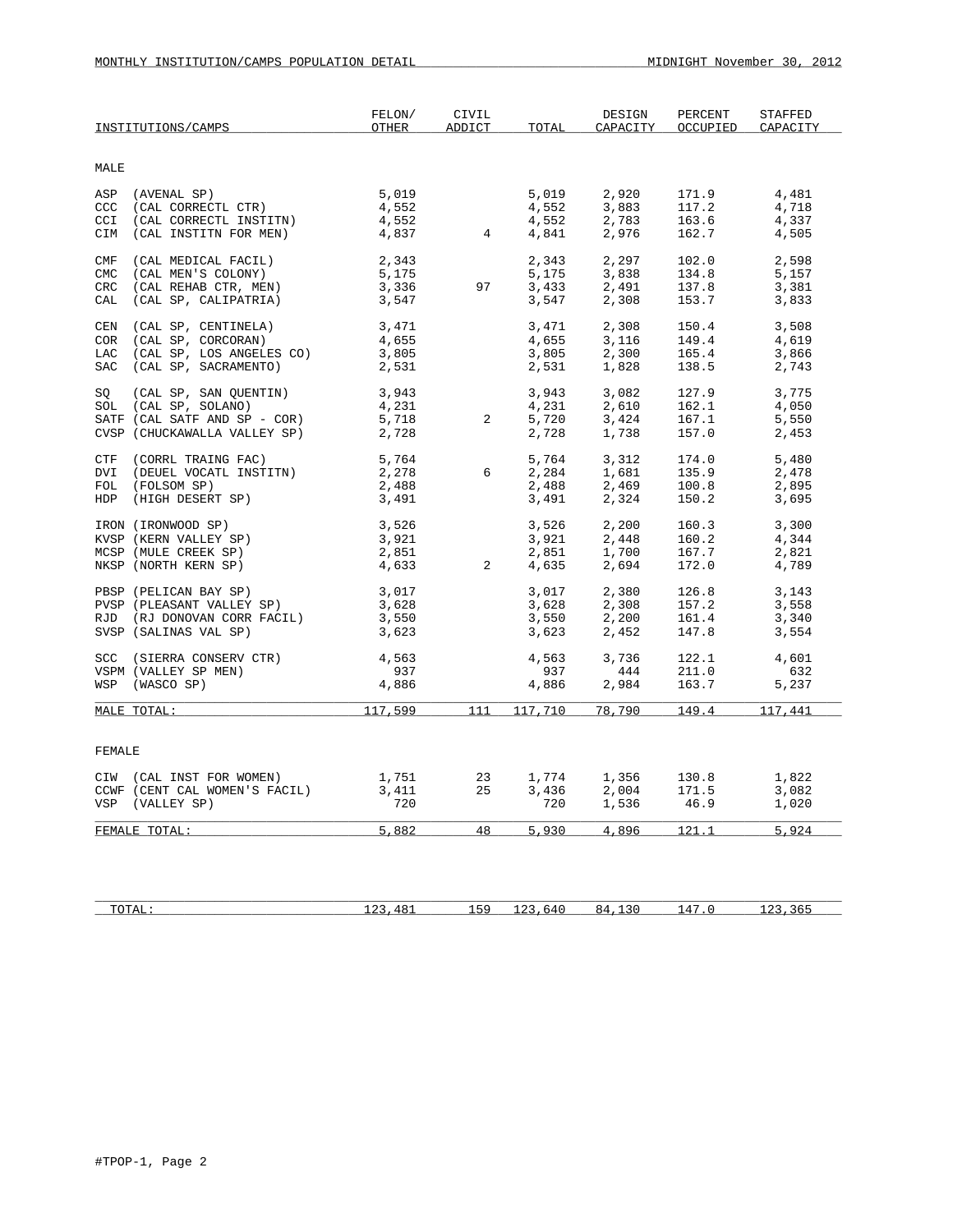MONTHLY INSTITUTION/CAMPS POPULATION DETAIL — MIDNIGHT November 30, 2012

| INSTITUTIONS/CAMPS | FELON/ OTHER | CIVIL ADDICT | TOTAL | DESIGN CAPACITY | PERCENT OCCUPIED | STAFFED CAPACITY |
|---|---|---|---|---|---|---|
| **MALE** | | | | | | |
| ASP (AVENAL SP) | 5,019 | | 5,019 | 2,920 | 171.9 | 4,481 |
| CCC (CAL CORRECTL CTR) | 4,552 | | 4,552 | 3,883 | 117.2 | 4,718 |
| CCI (CAL CORRECTL INSTITN) | 4,552 | | 4,552 | 2,783 | 163.6 | 4,337 |
| CIM (CAL INSTITN FOR MEN) | 4,837 | 4 | 4,841 | 2,976 | 162.7 | 4,505 |
| CMF (CAL MEDICAL FACIL) | 2,343 | | 2,343 | 2,297 | 102.0 | 2,598 |
| CMC (CAL MEN'S COLONY) | 5,175 | | 5,175 | 3,838 | 134.8 | 5,157 |
| CRC (CAL REHAB CTR, MEN) | 3,336 | 97 | 3,433 | 2,491 | 137.8 | 3,381 |
| CAL (CAL SP, CALIPATRIA) | 3,547 | | 3,547 | 2,308 | 153.7 | 3,833 |
| CEN (CAL SP, CENTINELA) | 3,471 | | 3,471 | 2,308 | 150.4 | 3,508 |
| COR (CAL SP, CORCORAN) | 4,655 | | 4,655 | 3,116 | 149.4 | 4,619 |
| LAC (CAL SP, LOS ANGELES CO) | 3,805 | | 3,805 | 2,300 | 165.4 | 3,866 |
| SAC (CAL SP, SACRAMENTO) | 2,531 | | 2,531 | 1,828 | 138.5 | 2,743 |
| SQ (CAL SP, SAN QUENTIN) | 3,943 | | 3,943 | 3,082 | 127.9 | 3,775 |
| SOL (CAL SP, SOLANO) | 4,231 | | 4,231 | 2,610 | 162.1 | 4,050 |
| SATF (CAL SATF AND SP - COR) | 5,718 | 2 | 5,720 | 3,424 | 167.1 | 5,550 |
| CVSP (CHUCKAWALLA VALLEY SP) | 2,728 | | 2,728 | 1,738 | 157.0 | 2,453 |
| CTF (CORRL TRAING FAC) | 5,764 | | 5,764 | 3,312 | 174.0 | 5,480 |
| DVI (DEUEL VOCATL INSTITN) | 2,278 | 6 | 2,284 | 1,681 | 135.9 | 2,478 |
| FOL (FOLSOM SP) | 2,488 | | 2,488 | 2,469 | 100.8 | 2,895 |
| HDP (HIGH DESERT SP) | 3,491 | | 3,491 | 2,324 | 150.2 | 3,695 |
| IRON (IRONWOOD SP) | 3,526 | | 3,526 | 2,200 | 160.3 | 3,300 |
| KVSP (KERN VALLEY SP) | 3,921 | | 3,921 | 2,448 | 160.2 | 4,344 |
| MCSP (MULE CREEK SP) | 2,851 | | 2,851 | 1,700 | 167.7 | 2,821 |
| NKSP (NORTH KERN SP) | 4,633 | 2 | 4,635 | 2,694 | 172.0 | 4,789 |
| PBSP (PELICAN BAY SP) | 3,017 | | 3,017 | 2,380 | 126.8 | 3,143 |
| PVSP (PLEASANT VALLEY SP) | 3,628 | | 3,628 | 2,308 | 157.2 | 3,558 |
| RJD (RJ DONOVAN CORR FACIL) | 3,550 | | 3,550 | 2,200 | 161.4 | 3,340 |
| SVSP (SALINAS VAL SP) | 3,623 | | 3,623 | 2,452 | 147.8 | 3,554 |
| SCC (SIERRA CONSERV CTR) | 4,563 | | 4,563 | 3,736 | 122.1 | 4,601 |
| VSPM (VALLEY SP MEN) | 937 | | 937 | 444 | 211.0 | 632 |
| WSP (WASCO SP) | 4,886 | | 4,886 | 2,984 | 163.7 | 5,237 |
| MALE TOTAL: | 117,599 | 111 | 117,710 | 78,790 | 149.4 | 117,441 |
| **FEMALE** | | | | | | |
| CIW (CAL INST FOR WOMEN) | 1,751 | 23 | 1,774 | 1,356 | 130.8 | 1,822 |
| CCWF (CENT CAL WOMEN'S FACIL) | 3,411 | 25 | 3,436 | 2,004 | 171.5 | 3,082 |
| VSP (VALLEY SP) | 720 | | 720 | 1,536 | 46.9 | 1,020 |
| FEMALE TOTAL: | 5,882 | 48 | 5,930 | 4,896 | 121.1 | 5,924 |
| TOTAL: | 123,481 | 159 | 123,640 | 84,130 | 147.0 | 123,365 |

#TPOP-1, Page 2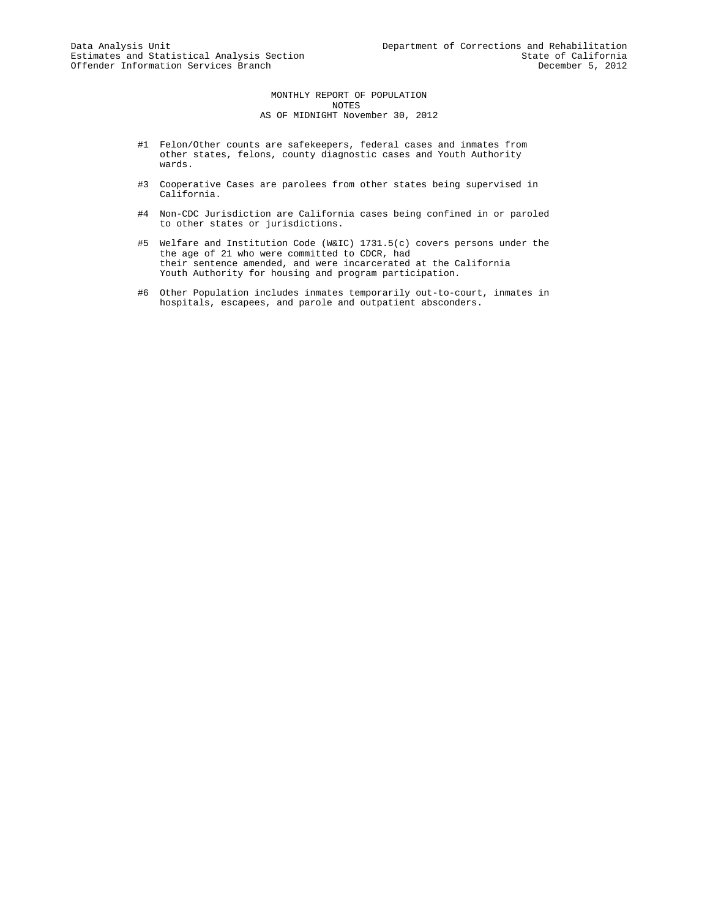Data Analysis Unit
Estimates and Statistical Analysis Section
Offender Information Services Branch

Department of Corrections and Rehabilitation
State of California
December 5, 2012

# MONTHLY REPORT OF POPULATION
## NOTES
## AS OF MIDNIGHT November 30, 2012

#1 Felon/Other counts are safekeepers, federal cases and inmates from other states, felons, county diagnostic cases and Youth Authority wards.

#3 Cooperative Cases are parolees from other states being supervised in California.

#4 Non-CDC Jurisdiction are California cases being confined in or paroled to other states or jurisdictions.

#5 Welfare and Institution Code (W&IC) 1731.5(c) covers persons under the the age of 21 who were committed to CDCR, had their sentence amended, and were incarcerated at the California Youth Authority for housing and program participation.

#6 Other Population includes inmates temporarily out-to-court, inmates in hospitals, escapees, and parole and outpatient absconders.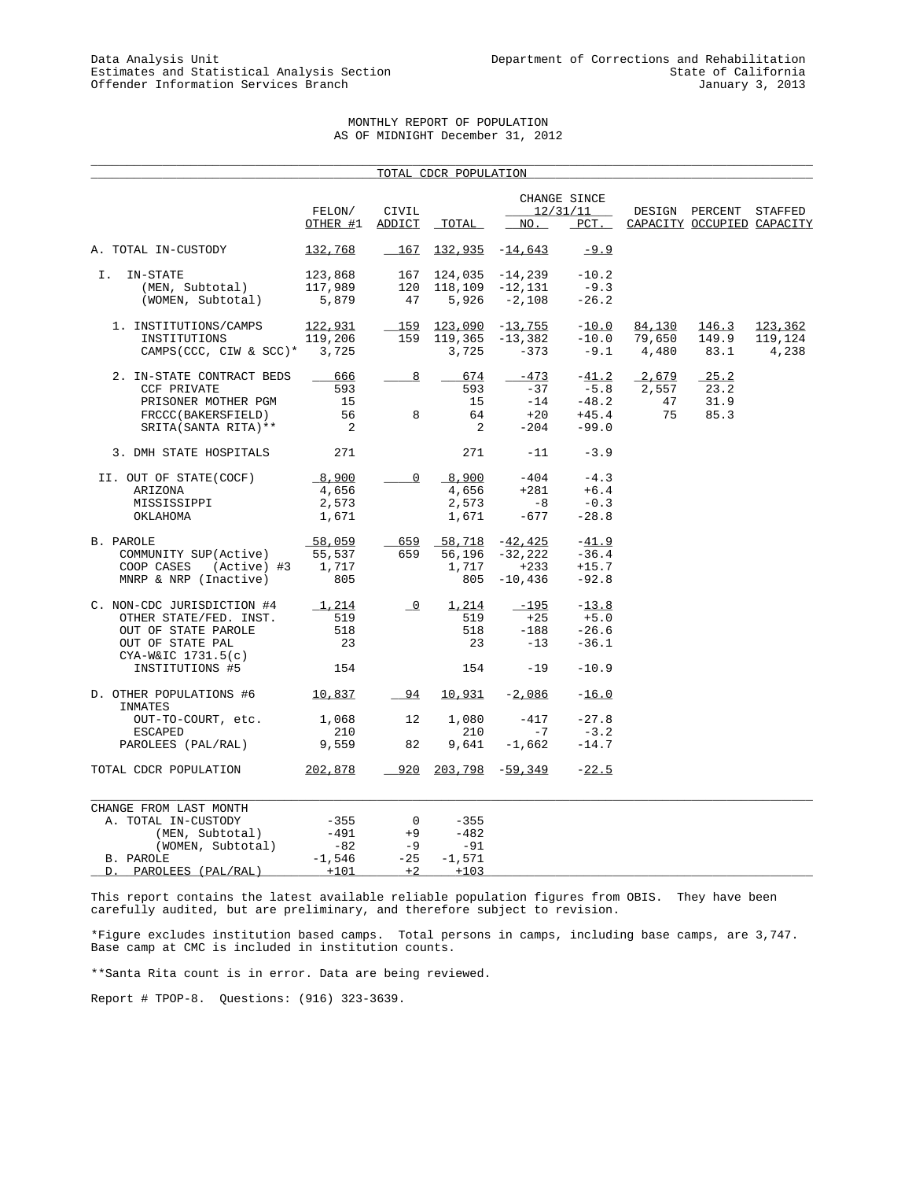Data Analysis Unit
Estimates and Statistical Analysis Section
Offender Information Services Branch

Department of Corrections and Rehabilitation
State of California
January 3, 2013

# MONTHLY REPORT OF POPULATION
## AS OF MIDNIGHT December 31, 2012

| TOTAL CDCR POPULATION | FELON/ OTHER #1 | CIVIL ADDICT | TOTAL | CHANGE SINCE 12/31/11 NO. | PCT. | DESIGN CAPACITY | PERCENT OCCUPIED | STAFFED CAPACITY |
|---|---|---|---|---|---|---|---|---|
| A. TOTAL IN-CUSTODY | 132,768 | 167 | 132,935 | -14,643 | -9.9 | | | |
| I. IN-STATE | 123,868 | 167 | 124,035 | -14,239 | -10.2 | | | |
| (MEN, Subtotal) | 117,989 | 120 | 118,109 | -12,131 | -9.3 | | | |
| (WOMEN, Subtotal) | 5,879 | 47 | 5,926 | -2,108 | -26.2 | | | |
| 1. INSTITUTIONS/CAMPS | 122,931 | 159 | 123,090 | -13,755 | -10.0 | 84,130 | 146.3 | 123,362 |
| INSTITUTIONS | 119,206 | 159 | 119,365 | -13,382 | -10.0 | 79,650 | 149.9 | 119,124 |
| CAMPS(CCC, CIW & SCC)* | 3,725 | | 3,725 | -373 | -9.1 | 4,480 | 83.1 | 4,238 |
| 2. IN-STATE CONTRACT BEDS | 666 | 8 | 674 | -473 | -41.2 | 2,679 | 25.2 | |
| CCF PRIVATE | 593 | | 593 | -37 | -5.8 | 2,557 | 23.2 | |
| PRISONER MOTHER PGM | 15 | | 15 | -14 | -48.2 | 47 | 31.9 | |
| FRCCC(BAKERSFIELD) | 56 | 8 | 64 | +20 | +45.4 | 75 | 85.3 | |
| SRITA(SANTA RITA)** | 2 | | 2 | -204 | -99.0 | | | |
| 3. DMH STATE HOSPITALS | 271 | | 271 | -11 | -3.9 | | | |
| II. OUT OF STATE(COCF) | 8,900 | 0 | 8,900 | -404 | -4.3 | | | |
| ARIZONA | 4,656 | | 4,656 | +281 | +6.4 | | | |
| MISSISSIPPI | 2,573 | | 2,573 | -8 | -0.3 | | | |
| OKLAHOMA | 1,671 | | 1,671 | -677 | -28.8 | | | |
| B. PAROLE | 58,059 | 659 | 58,718 | -42,425 | -41.9 | | | |
| COMMUNITY SUP(Active) | 55,537 | 659 | 56,196 | -32,222 | -36.4 | | | |
| COOP CASES (Active) #3 | 1,717 | | 1,717 | +233 | +15.7 | | | |
| MNRP & NRP (Inactive) | 805 | | 805 | -10,436 | -92.8 | | | |
| C. NON-CDC JURISDICTION #4 | 1,214 | 0 | 1,214 | -195 | -13.8 | | | |
| OTHER STATE/FED. INST. | 519 | | 519 | +25 | +5.0 | | | |
| OUT OF STATE PAROLE | 518 | | 518 | -188 | -26.6 | | | |
| OUT OF STATE PAL | 23 | | 23 | -13 | -36.1 | | | |
| CYA-W&IC 1731.5(c) INSTITUTIONS #5 | 154 | | 154 | -19 | -10.9 | | | |
| D. OTHER POPULATIONS #6 | 10,837 | 94 | 10,931 | -2,086 | -16.0 | | | |
| INMATES OUT-TO-COURT, etc. | 1,068 | 12 | 1,080 | -417 | -27.8 | | | |
| ESCAPED | 210 | | 210 | -7 | -3.2 | | | |
| PAROLEES (PAL/RAL) | 9,559 | 82 | 9,641 | -1,662 | -14.7 | | | |
| TOTAL CDCR POPULATION | 202,878 | 920 | 203,798 | -59,349 | -22.5 | | | |

| CHANGE FROM LAST MONTH | FELON/ OTHER #1 | CIVIL ADDICT | TOTAL |
|---|---|---|---|
| A. TOTAL IN-CUSTODY | -355 | 0 | -355 |
| (MEN, Subtotal) | -491 | +9 | -482 |
| (WOMEN, Subtotal) | -82 | -9 | -91 |
| B. PAROLE | -1,546 | -25 | -1,571 |
| D. PAROLEES (PAL/RAL) | +101 | +2 | +103 |

This report contains the latest available reliable population figures from OBIS. They have been carefully audited, but are preliminary, and therefore subject to revision.

*Figure excludes institution based camps. Total persons in camps, including base camps, are 3,747. Base camp at CMC is included in institution counts.

**Santa Rita count is in error. Data are being reviewed.

Report # TPOP-8. Questions: (916) 323-3639.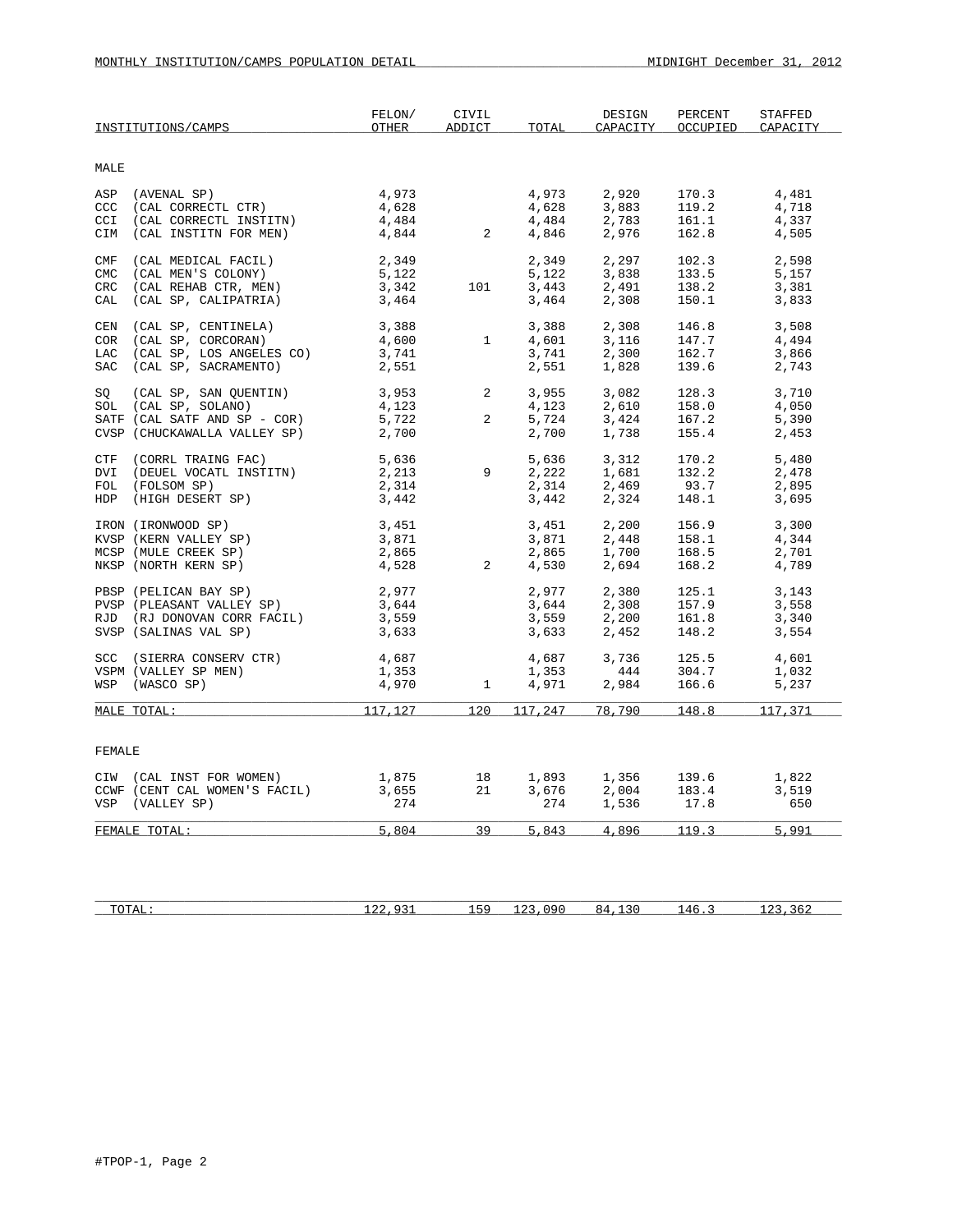MONTHLY INSTITUTION/CAMPS POPULATION DETAIL — MIDNIGHT December 31, 2012

| INSTITUTIONS/CAMPS | FELON/ OTHER | CIVIL ADDICT | TOTAL | DESIGN CAPACITY | PERCENT OCCUPIED | STAFFED CAPACITY |
|---|---|---|---|---|---|---|
| **MALE** | | | | | | |
| ASP (AVENAL SP) | 4,973 | | 4,973 | 2,920 | 170.3 | 4,481 |
| CCC (CAL CORRECTL CTR) | 4,628 | | 4,628 | 3,883 | 119.2 | 4,718 |
| CCI (CAL CORRECTL INSTITN) | 4,484 | | 4,484 | 2,783 | 161.1 | 4,337 |
| CIM (CAL INSTITN FOR MEN) | 4,844 | 2 | 4,846 | 2,976 | 162.8 | 4,505 |
| CMF (CAL MEDICAL FACIL) | 2,349 | | 2,349 | 2,297 | 102.3 | 2,598 |
| CMC (CAL MEN'S COLONY) | 5,122 | | 5,122 | 3,838 | 133.5 | 5,157 |
| CRC (CAL REHAB CTR, MEN) | 3,342 | 101 | 3,443 | 2,491 | 138.2 | 3,381 |
| CAL (CAL SP, CALIPATRIA) | 3,464 | | 3,464 | 2,308 | 150.1 | 3,833 |
| CEN (CAL SP, CENTINELA) | 3,388 | | 3,388 | 2,308 | 146.8 | 3,508 |
| COR (CAL SP, CORCORAN) | 4,600 | 1 | 4,601 | 3,116 | 147.7 | 4,494 |
| LAC (CAL SP, LOS ANGELES CO) | 3,741 | | 3,741 | 2,300 | 162.7 | 3,866 |
| SAC (CAL SP, SACRAMENTO) | 2,551 | | 2,551 | 1,828 | 139.6 | 2,743 |
| SQ (CAL SP, SAN QUENTIN) | 3,953 | 2 | 3,955 | 3,082 | 128.3 | 3,710 |
| SOL (CAL SP, SOLANO) | 4,123 | | 4,123 | 2,610 | 158.0 | 4,050 |
| SATF (CAL SATF AND SP - COR) | 5,722 | 2 | 5,724 | 3,424 | 167.2 | 5,390 |
| CVSP (CHUCKAWALLA VALLEY SP) | 2,700 | | 2,700 | 1,738 | 155.4 | 2,453 |
| CTF (CORRL TRAING FAC) | 5,636 | | 5,636 | 3,312 | 170.2 | 5,480 |
| DVI (DEUEL VOCATL INSTITN) | 2,213 | 9 | 2,222 | 1,681 | 132.2 | 2,478 |
| FOL (FOLSOM SP) | 2,314 | | 2,314 | 2,469 | 93.7 | 2,895 |
| HDP (HIGH DESERT SP) | 3,442 | | 3,442 | 2,324 | 148.1 | 3,695 |
| IRON (IRONWOOD SP) | 3,451 | | 3,451 | 2,200 | 156.9 | 3,300 |
| KVSP (KERN VALLEY SP) | 3,871 | | 3,871 | 2,448 | 158.1 | 4,344 |
| MCSP (MULE CREEK SP) | 2,865 | | 2,865 | 1,700 | 168.5 | 2,701 |
| NKSP (NORTH KERN SP) | 4,528 | 2 | 4,530 | 2,694 | 168.2 | 4,789 |
| PBSP (PELICAN BAY SP) | 2,977 | | 2,977 | 2,380 | 125.1 | 3,143 |
| PVSP (PLEASANT VALLEY SP) | 3,644 | | 3,644 | 2,308 | 157.9 | 3,558 |
| RJD (RJ DONOVAN CORR FACIL) | 3,559 | | 3,559 | 2,200 | 161.8 | 3,340 |
| SVSP (SALINAS VAL SP) | 3,633 | | 3,633 | 2,452 | 148.2 | 3,554 |
| SCC (SIERRA CONSERV CTR) | 4,687 | | 4,687 | 3,736 | 125.5 | 4,601 |
| VSPM (VALLEY SP MEN) | 1,353 | | 1,353 | 444 | 304.7 | 1,032 |
| WSP (WASCO SP) | 4,970 | 1 | 4,971 | 2,984 | 166.6 | 5,237 |
| MALE TOTAL: | 117,127 | 120 | 117,247 | 78,790 | 148.8 | 117,371 |
| **FEMALE** | | | | | | |
| CIW (CAL INST FOR WOMEN) | 1,875 | 18 | 1,893 | 1,356 | 139.6 | 1,822 |
| CCWF (CENT CAL WOMEN'S FACIL) | 3,655 | 21 | 3,676 | 2,004 | 183.4 | 3,519 |
| VSP (VALLEY SP) | 274 | | 274 | 1,536 | 17.8 | 650 |
| FEMALE TOTAL: | 5,804 | 39 | 5,843 | 4,896 | 119.3 | 5,991 |
| TOTAL: | 122,931 | 159 | 123,090 | 84,130 | 146.3 | 123,362 |

#TPOP-1, Page 2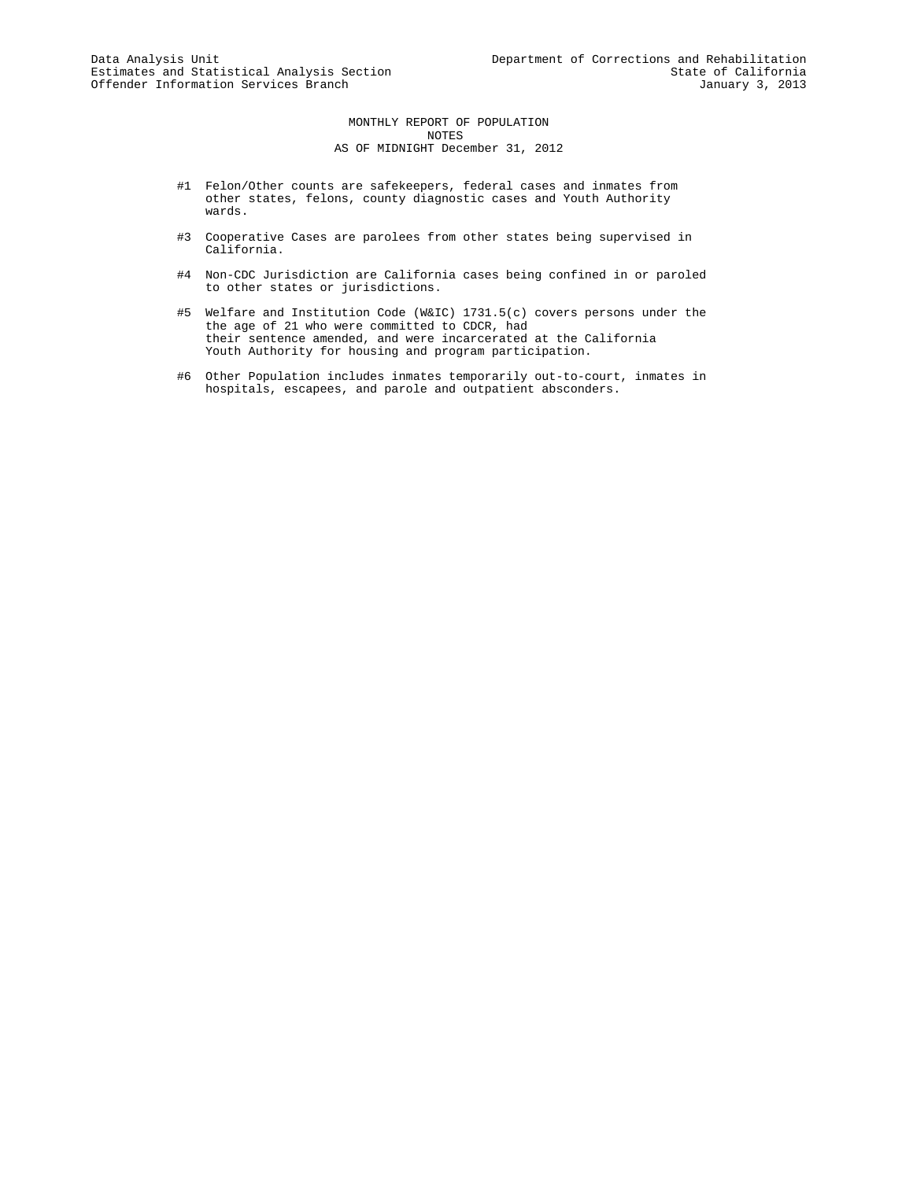Data Analysis Unit
Estimates and Statistical Analysis Section
Offender Information Services Branch

Department of Corrections and Rehabilitation
State of California
January 3, 2013

# MONTHLY REPORT OF POPULATION
## NOTES
## AS OF MIDNIGHT December 31, 2012

#1 Felon/Other counts are safekeepers, federal cases and inmates from other states, felons, county diagnostic cases and Youth Authority wards.

#3 Cooperative Cases are parolees from other states being supervised in California.

#4 Non-CDC Jurisdiction are California cases being confined in or paroled to other states or jurisdictions.

#5 Welfare and Institution Code (W&IC) 1731.5(c) covers persons under the the age of 21 who were committed to CDCR, had their sentence amended, and were incarcerated at the California Youth Authority for housing and program participation.

#6 Other Population includes inmates temporarily out-to-court, inmates in hospitals, escapees, and parole and outpatient absconders.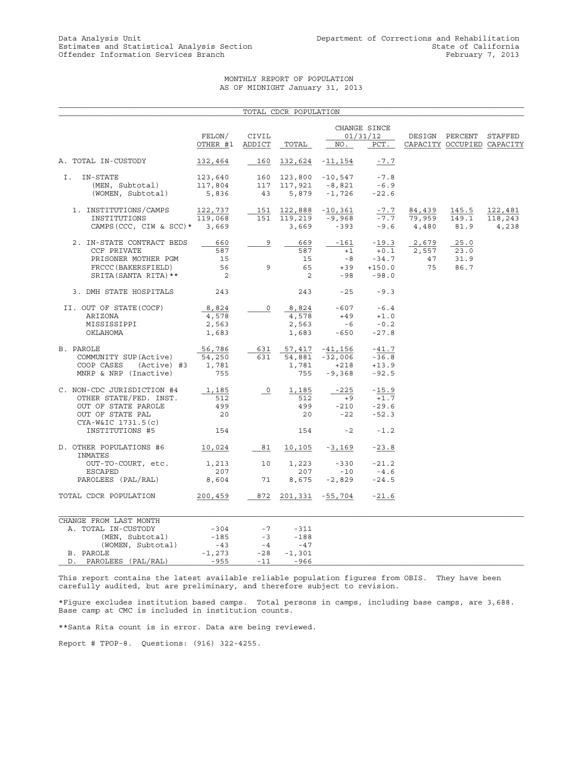Data Analysis Unit
Estimates and Statistical Analysis Section
Offender Information Services Branch

Department of Corrections and Rehabilitation
State of California
February 7, 2013

MONTHLY REPORT OF POPULATION
AS OF MIDNIGHT January 31, 2013

TOTAL CDCR POPULATION

| | FELON/ OTHER #1 | CIVIL ADDICT | TOTAL | CHANGE SINCE 01/31/12 NO. | PCT. | DESIGN CAPACITY | PERCENT OCCUPIED | STAFFED CAPACITY |
|---|---|---|---|---|---|---|---|---|
| A. TOTAL IN-CUSTODY | 132,464 | 160 | 132,624 | -11,154 | -7.7 | | | |
| I. IN-STATE | 123,640 | 160 | 123,800 | -10,547 | -7.8 | | | |
| (MEN, Subtotal) | 117,804 | 117 | 117,921 | -8,821 | -6.9 | | | |
| (WOMEN, Subtotal) | 5,836 | 43 | 5,879 | -1,726 | -22.6 | | | |
| 1. INSTITUTIONS/CAMPS | 122,737 | 151 | 122,888 | -10,361 | -7.7 | 84,439 | 145.5 | 122,481 |
| INSTITUTIONS | 119,068 | 151 | 119,219 | -9,968 | -7.7 | 79,959 | 149.1 | 118,243 |
| CAMPS(CCC, CIW & SCC)* | 3,669 | | 3,669 | -393 | -9.6 | 4,480 | 81.9 | 4,238 |
| 2. IN-STATE CONTRACT BEDS | 660 | 9 | 669 | -161 | -19.3 | 2,679 | 25.0 | |
| CCF PRIVATE | 587 | | 587 | +1 | +0.1 | 2,557 | 23.0 | |
| PRISONER MOTHER PGM | 15 | | 15 | -8 | -34.7 | 47 | 31.9 | |
| FRCCC(BAKERSFIELD) | 56 | 9 | 65 | +39 | +150.0 | 75 | 86.7 | |
| SRITA(SANTA RITA)** | 2 | | 2 | -98 | -98.0 | | | |
| 3. DMH STATE HOSPITALS | 243 | | 243 | -25 | -9.3 | | | |
| II. OUT OF STATE(COCF) | 8,824 | 0 | 8,824 | -607 | -6.4 | | | |
| ARIZONA | 4,578 | | 4,578 | +49 | +1.0 | | | |
| MISSISSIPPI | 2,563 | | 2,563 | -6 | -0.2 | | | |
| OKLAHOMA | 1,683 | | 1,683 | -650 | -27.8 | | | |
| B. PAROLE | 56,786 | 631 | 57,417 | -41,156 | -41.7 | | | |
| COMMUNITY SUP(Active) | 54,250 | 631 | 54,881 | -32,006 | -36.8 | | | |
| COOP CASES (Active) #3 | 1,781 | | 1,781 | +218 | +13.9 | | | |
| MNRP & NRP (Inactive) | 755 | | 755 | -9,368 | -92.5 | | | |
| C. NON-CDC JURISDICTION #4 | 1,185 | 0 | 1,185 | -225 | -15.9 | | | |
| OTHER STATE/FED. INST. | 512 | | 512 | +9 | +1.7 | | | |
| OUT OF STATE PAROLE | 499 | | 499 | -210 | -29.6 | | | |
| OUT OF STATE PAL | 20 | | 20 | -22 | -52.3 | | | |
| CYA-W&IC 1731.5(c) INSTITUTIONS #5 | 154 | | 154 | -2 | -1.2 | | | |
| D. OTHER POPULATIONS #6 | 10,024 | 81 | 10,105 | -3,169 | -23.8 | | | |
| INMATES | | | | | | | | |
| OUT-TO-COURT, etc. | 1,213 | 10 | 1,223 | -330 | -21.2 | | | |
| ESCAPED | 207 | | 207 | -10 | -4.6 | | | |
| PAROLEES (PAL/RAL) | 8,604 | 71 | 8,675 | -2,829 | -24.5 | | | |
| TOTAL CDCR POPULATION | 200,459 | 872 | 201,331 | -55,704 | -21.6 | | | |

| CHANGE FROM LAST MONTH | FELON/ OTHER #1 | CIVIL ADDICT | TOTAL |
|---|---|---|---|
| A. TOTAL IN-CUSTODY | -304 | -7 | -311 |
| (MEN, Subtotal) | -185 | -3 | -188 |
| (WOMEN, Subtotal) | -43 | -4 | -47 |
| B. PAROLE | -1,273 | -28 | -1,301 |
| D. PAROLEES (PAL/RAL) | -955 | -11 | -966 |

This report contains the latest available reliable population figures from OBIS. They have been carefully audited, but are preliminary, and therefore subject to revision.

*Figure excludes institution based camps. Total persons in camps, including base camps, are 3,688. Base camp at CMC is included in institution counts.

**Santa Rita count is in error. Data are being reviewed.

Report # TPOP-8. Questions: (916) 322-4255.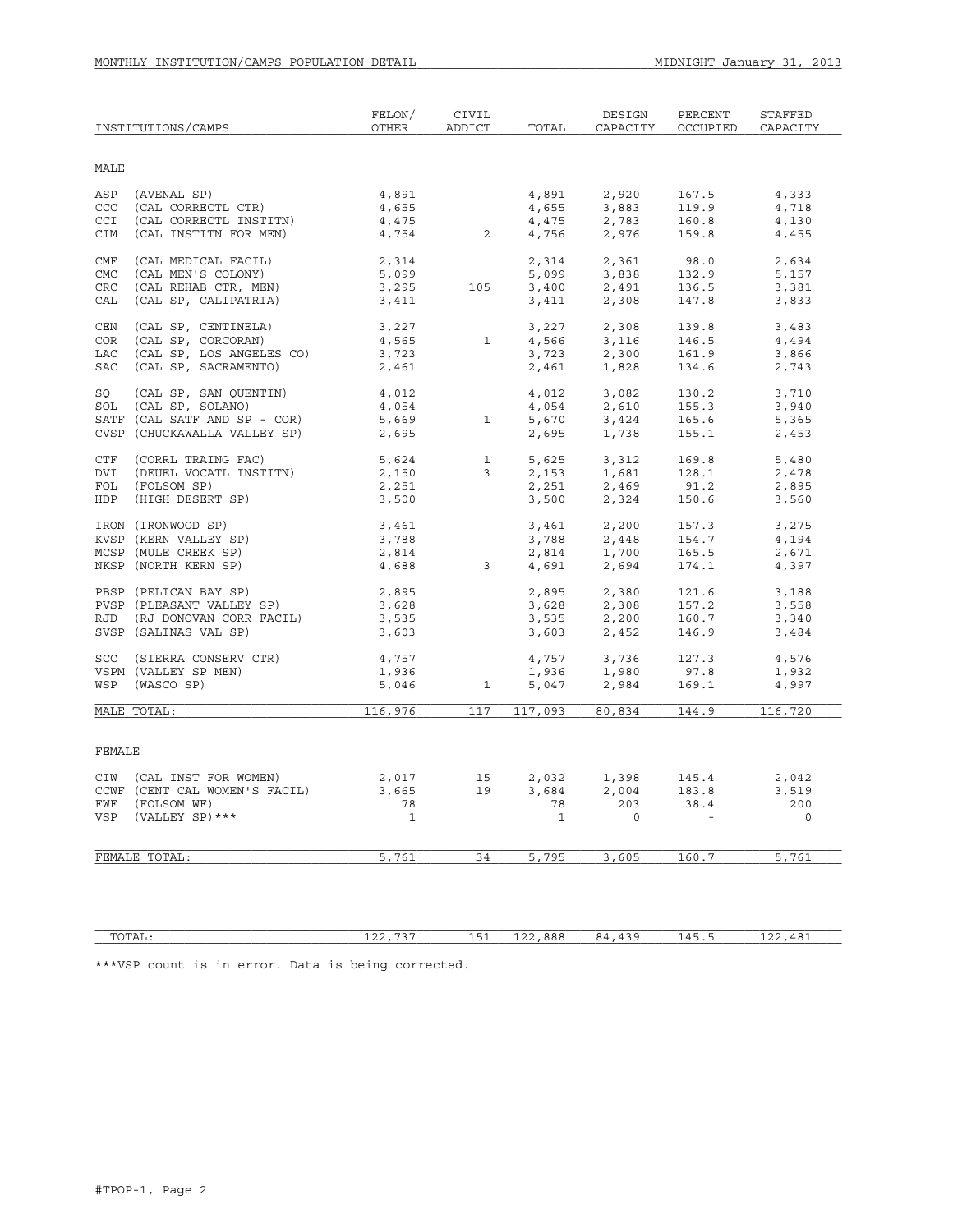MONTHLY INSTITUTION/CAMPS POPULATION DETAIL — MIDNIGHT January 31, 2013

| INSTITUTIONS/CAMPS | FELON/ OTHER | CIVIL ADDICT | TOTAL | DESIGN CAPACITY | PERCENT OCCUPIED | STAFFED CAPACITY |
|---|---|---|---|---|---|---|
| **MALE** | | | | | | |
| ASP (AVENAL SP) | 4,891 | | 4,891 | 2,920 | 167.5 | 4,333 |
| CCC (CAL CORRECTL CTR) | 4,655 | | 4,655 | 3,883 | 119.9 | 4,718 |
| CCI (CAL CORRECTL INSTITN) | 4,475 | | 4,475 | 2,783 | 160.8 | 4,130 |
| CIM (CAL INSTITN FOR MEN) | 4,754 | 2 | 4,756 | 2,976 | 159.8 | 4,455 |
| CMF (CAL MEDICAL FACIL) | 2,314 | | 2,314 | 2,361 | 98.0 | 2,634 |
| CMC (CAL MEN'S COLONY) | 5,099 | | 5,099 | 3,838 | 132.9 | 5,157 |
| CRC (CAL REHAB CTR, MEN) | 3,295 | 105 | 3,400 | 2,491 | 136.5 | 3,381 |
| CAL (CAL SP, CALIPATRIA) | 3,411 | | 3,411 | 2,308 | 147.8 | 3,833 |
| CEN (CAL SP, CENTINELA) | 3,227 | | 3,227 | 2,308 | 139.8 | 3,483 |
| COR (CAL SP, CORCORAN) | 4,565 | 1 | 4,566 | 3,116 | 146.5 | 4,494 |
| LAC (CAL SP, LOS ANGELES CO) | 3,723 | | 3,723 | 2,300 | 161.9 | 3,866 |
| SAC (CAL SP, SACRAMENTO) | 2,461 | | 2,461 | 1,828 | 134.6 | 2,743 |
| SQ (CAL SP, SAN QUENTIN) | 4,012 | | 4,012 | 3,082 | 130.2 | 3,710 |
| SOL (CAL SP, SOLANO) | 4,054 | | 4,054 | 2,610 | 155.3 | 3,940 |
| SATF (CAL SATF AND SP - COR) | 5,669 | 1 | 5,670 | 3,424 | 165.6 | 5,365 |
| CVSP (CHUCKAWALLA VALLEY SP) | 2,695 | | 2,695 | 1,738 | 155.1 | 2,453 |
| CTF (CORRL TRAING FAC) | 5,624 | 1 | 5,625 | 3,312 | 169.8 | 5,480 |
| DVI (DEUEL VOCATL INSTITN) | 2,150 | 3 | 2,153 | 1,681 | 128.1 | 2,478 |
| FOL (FOLSOM SP) | 2,251 | | 2,251 | 2,469 | 91.2 | 2,895 |
| HDP (HIGH DESERT SP) | 3,500 | | 3,500 | 2,324 | 150.6 | 3,560 |
| IRON (IRONWOOD SP) | 3,461 | | 3,461 | 2,200 | 157.3 | 3,275 |
| KVSP (KERN VALLEY SP) | 3,788 | | 3,788 | 2,448 | 154.7 | 4,194 |
| MCSP (MULE CREEK SP) | 2,814 | | 2,814 | 1,700 | 165.5 | 2,671 |
| NKSP (NORTH KERN SP) | 4,688 | 3 | 4,691 | 2,694 | 174.1 | 4,397 |
| PBSP (PELICAN BAY SP) | 2,895 | | 2,895 | 2,380 | 121.6 | 3,188 |
| PVSP (PLEASANT VALLEY SP) | 3,628 | | 3,628 | 2,308 | 157.2 | 3,558 |
| RJD (RJ DONOVAN CORR FACIL) | 3,535 | | 3,535 | 2,200 | 160.7 | 3,340 |
| SVSP (SALINAS VAL SP) | 3,603 | | 3,603 | 2,452 | 146.9 | 3,484 |
| SCC (SIERRA CONSERV CTR) | 4,757 | | 4,757 | 3,736 | 127.3 | 4,576 |
| VSPM (VALLEY SP MEN) | 1,936 | | 1,936 | 1,980 | 97.8 | 1,932 |
| WSP (WASCO SP) | 5,046 | 1 | 5,047 | 2,984 | 169.1 | 4,997 |
| MALE TOTAL: | 116,976 | 117 | 117,093 | 80,834 | 144.9 | 116,720 |
| **FEMALE** | | | | | | |
| CIW (CAL INST FOR WOMEN) | 2,017 | 15 | 2,032 | 1,398 | 145.4 | 2,042 |
| CCWF (CENT CAL WOMEN'S FACIL) | 3,665 | 19 | 3,684 | 2,004 | 183.8 | 3,519 |
| FWF (FOLSOM WF) | 78 | | 78 | 203 | 38.4 | 200 |
| VSP (VALLEY SP)*** | 1 | | 1 | 0 | - | 0 |
| FEMALE TOTAL: | 5,761 | 34 | 5,795 | 3,605 | 160.7 | 5,761 |
| TOTAL: | 122,737 | 151 | 122,888 | 84,439 | 145.5 | 122,481 |

***VSP count is in error. Data is being corrected.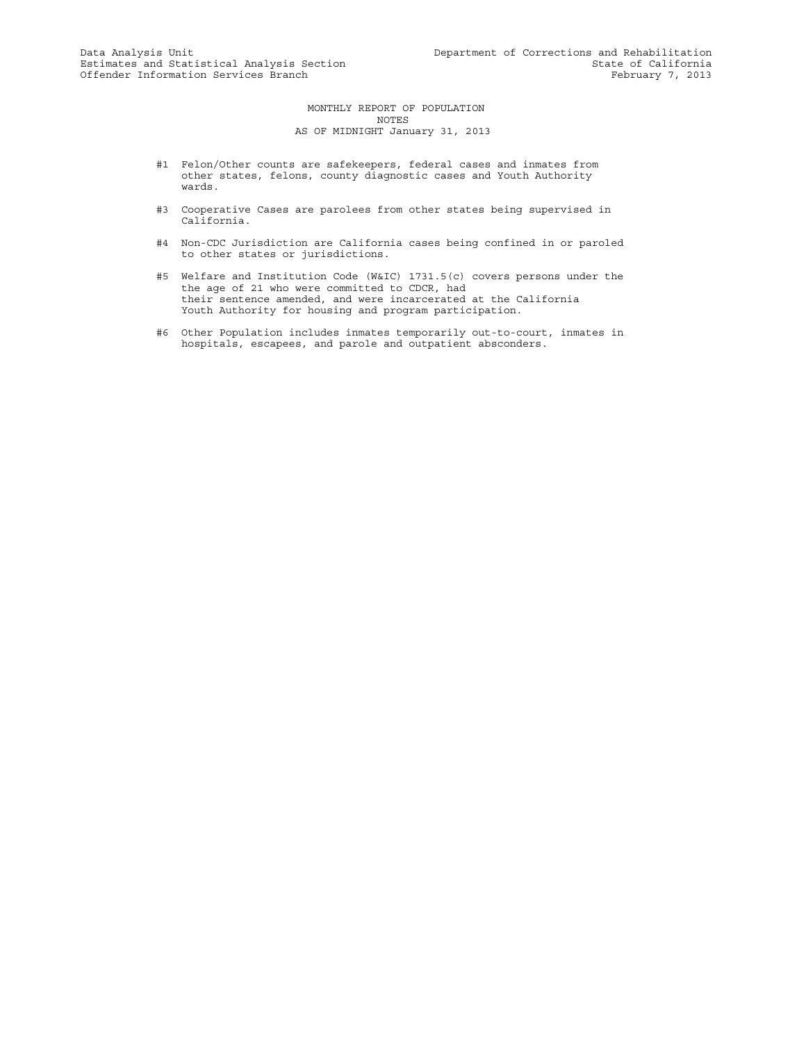Data Analysis Unit
Estimates and Statistical Analysis Section
Offender Information Services Branch

Department of Corrections and Rehabilitation
State of California
February 7, 2013

MONTHLY REPORT OF POPULATION
NOTES
AS OF MIDNIGHT January 31, 2013

#1 Felon/Other counts are safekeepers, federal cases and inmates from other states, felons, county diagnostic cases and Youth Authority wards.

#3 Cooperative Cases are parolees from other states being supervised in California.

#4 Non-CDC Jurisdiction are California cases being confined in or paroled to other states or jurisdictions.

#5 Welfare and Institution Code (W&IC) 1731.5(c) covers persons under the the age of 21 who were committed to CDCR, had their sentence amended, and were incarcerated at the California Youth Authority for housing and program participation.

#6 Other Population includes inmates temporarily out-to-court, inmates in hospitals, escapees, and parole and outpatient absconders.